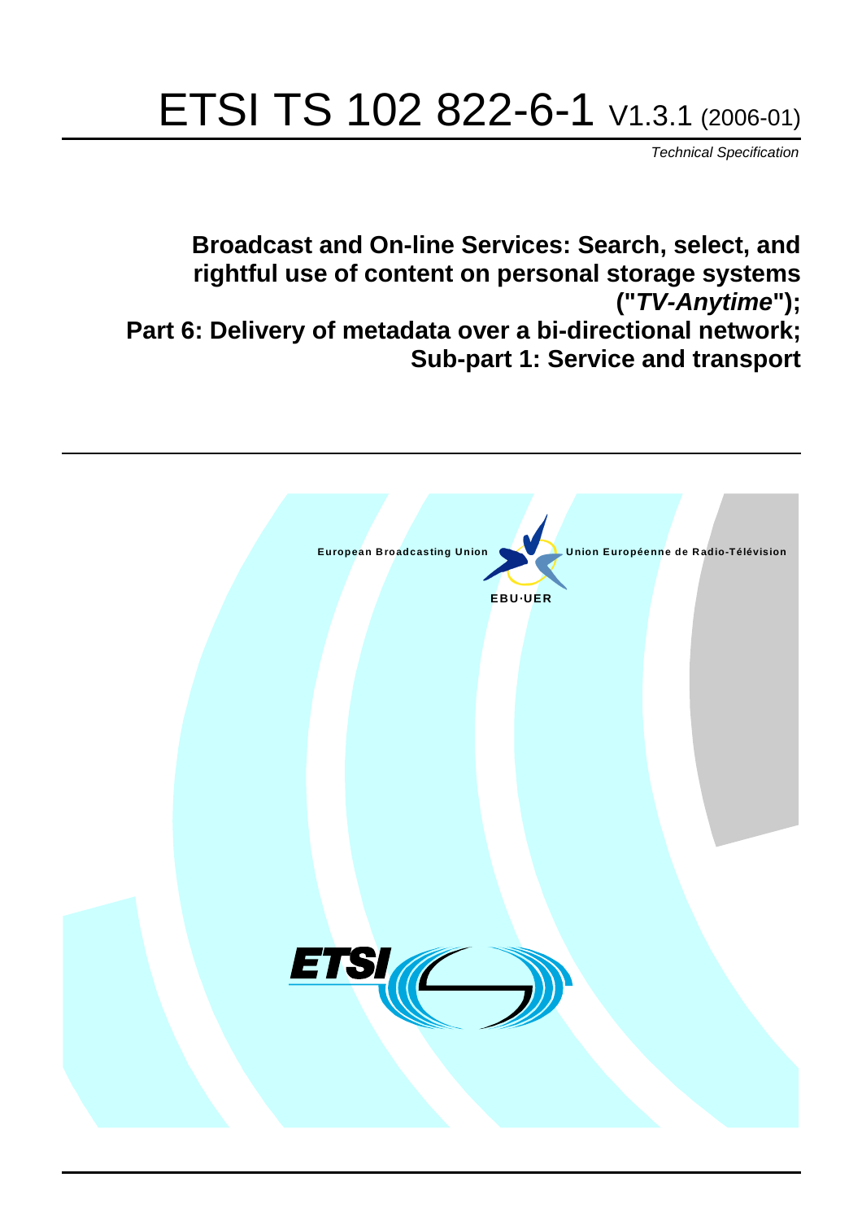# ETSI TS 102 822-6-1 V1.3.1 (2006-01)

*Technical Specification*

**Broadcast and On-line Services: Search, select, and rightful use of content on personal storage systems ("*TV-Anytime*"); Part 6: Delivery of metadata over a bi-directional network; Sub-part 1: Service and transport**

European Broadcasting Union

Union Européenne de Radio-Télévision

EBU·UER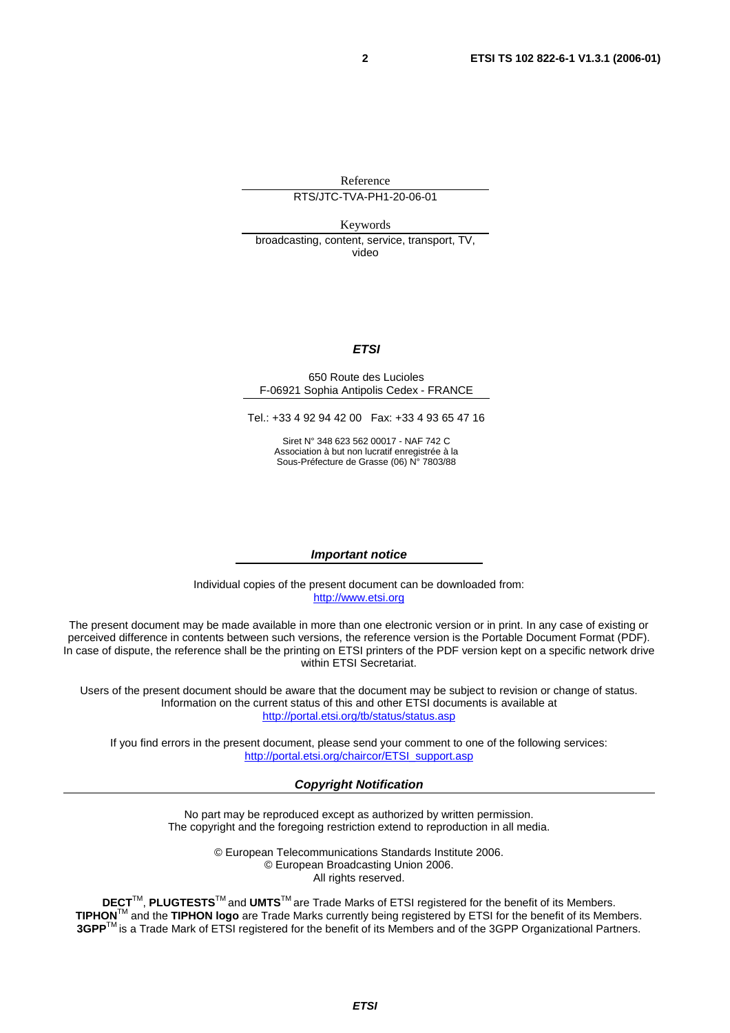Reference

RTS/JTC-TVA-PH1-20-06-01

Keywords

broadcasting, content, service, transport, TV, video

***ETSI***

650 Route des Lucioles
F-06921 Sophia Antipolis Cedex - FRANCE

Tel.: +33 4 92 94 42 00 Fax: +33 4 93 65 47 16

Siret N° 348 623 562 00017 - NAF 742 C
Association à but non lucratif enregistrée à la
Sous-Préfecture de Grasse (06) N° 7803/88

***Important notice***

Individual copies of the present document can be downloaded from:
http://www.etsi.org

The present document may be made available in more than one electronic version or in print. In any case of existing or perceived difference in contents between such versions, the reference version is the Portable Document Format (PDF). In case of dispute, the reference shall be the printing on ETSI printers of the PDF version kept on a specific network drive within ETSI Secretariat.

Users of the present document should be aware that the document may be subject to revision or change of status. Information on the current status of this and other ETSI documents is available at
http://portal.etsi.org/tb/status/status.asp

If you find errors in the present document, please send your comment to one of the following services:
http://portal.etsi.org/chaircor/ETSI_support.asp

***Copyright Notification***

No part may be reproduced except as authorized by written permission.
The copyright and the foregoing restriction extend to reproduction in all media.

© European Telecommunications Standards Institute 2006.
© European Broadcasting Union 2006.
All rights reserved.

**DECT**TM, **PLUGTESTS**TM and **UMTS**TM are Trade Marks of ETSI registered for the benefit of its Members.
**TIPHON**TM and the **TIPHON logo** are Trade Marks currently being registered by ETSI for the benefit of its Members.
**3GPP**TM is a Trade Mark of ETSI registered for the benefit of its Members and of the 3GPP Organizational Partners.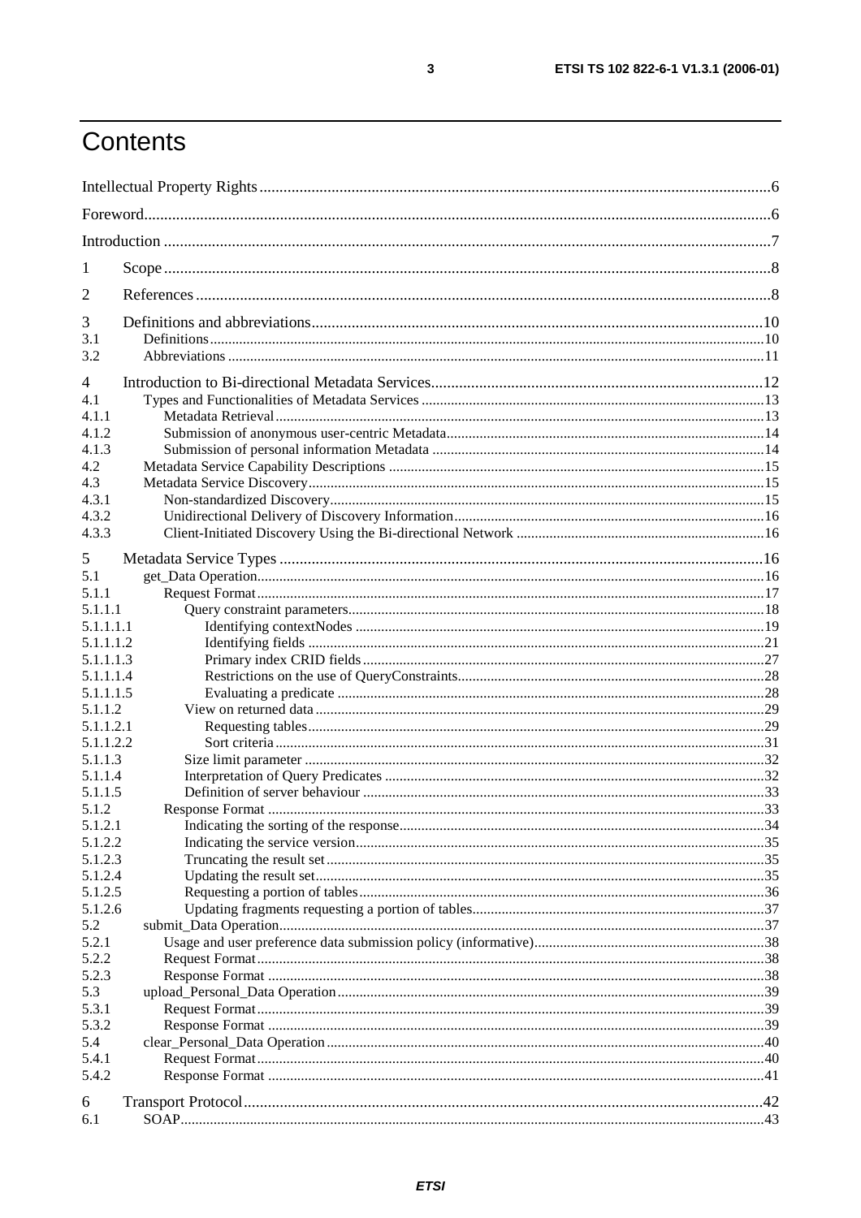# Contents

Intellectual Property Rights ....................................................................................................................6

Foreword....................................................................................................................................................6

Introduction ..............................................................................................................................................7

1 Scope ......................................................................................................................................................8

2 References ..............................................................................................................................................8

3 Definitions and abbreviations...............................................................................................................10
3.1 Definitions..........................................................................................................................................10
3.2 Abbreviations ......................................................................................................................................11

4 Introduction to Bi-directional Metadata Services.................................................................................12
4.1 Types and Functionalities of Metadata Services ...............................................................................13
4.1.1 Metadata Retrieval ..........................................................................................................................13
4.1.2 Submission of anonymous user-centric Metadata..........................................................................14
4.1.3 Submission of personal information Metadata ..............................................................................14
4.2 Metadata Service Capability Descriptions ........................................................................................15
4.3 Metadata Service Discovery...............................................................................................................15
4.3.1 Non-standardized Discovery............................................................................................................15
4.3.2 Unidirectional Delivery of Discovery Information..........................................................................16
4.3.3 Client-Initiated Discovery Using the Bi-directional Network .........................................................16

5 Metadata Service Types ........................................................................................................................16
5.1 get_Data Operation.............................................................................................................................16
5.1.1 Request Format...............................................................................................................................17
5.1.1.1 Query constraint parameters.......................................................................................................18
5.1.1.1.1 Identifying contextNodes ........................................................................................................19
5.1.1.1.2 Identifying fields .....................................................................................................................21
5.1.1.1.3 Primary index CRID fields ......................................................................................................27
5.1.1.1.4 Restrictions on the use of QueryConstraints...........................................................................28
5.1.1.1.5 Evaluating a predicate .............................................................................................................28
5.1.1.2 View on returned data .................................................................................................................29
5.1.1.2.1 Requesting tables.....................................................................................................................29
5.1.1.2.2 Sort criteria ..............................................................................................................................31
5.1.1.3 Size limit parameter ....................................................................................................................32
5.1.1.4 Interpretation of Query Predicates ..............................................................................................32
5.1.1.5 Definition of server behaviour .....................................................................................................33
5.1.2 Response Format .............................................................................................................................33
5.1.2.1 Indicating the sorting of the response..........................................................................................34
5.1.2.2 Indicating the service version......................................................................................................35
5.1.2.3 Truncating the result set ..............................................................................................................35
5.1.2.4 Updating the result set.................................................................................................................35
5.1.2.5 Requesting a portion of tables.....................................................................................................36
5.1.2.6 Updating fragments requesting a portion of tables......................................................................37
5.2 submit_Data Operation.......................................................................................................................37
5.2.1 Usage and user preference data submission policy (informative)...................................................38
5.2.2 Request Format...............................................................................................................................38
5.2.3 Response Format .............................................................................................................................38
5.3 upload_Personal_Data Operation.......................................................................................................39
5.3.1 Request Format...............................................................................................................................39
5.3.2 Response Format .............................................................................................................................39
5.4 clear_Personal_Data Operation ..........................................................................................................40
5.4.1 Request Format...............................................................................................................................40
5.4.2 Response Format .............................................................................................................................41

6 Transport Protocol..................................................................................................................................42
6.1 SOAP...................................................................................................................................................43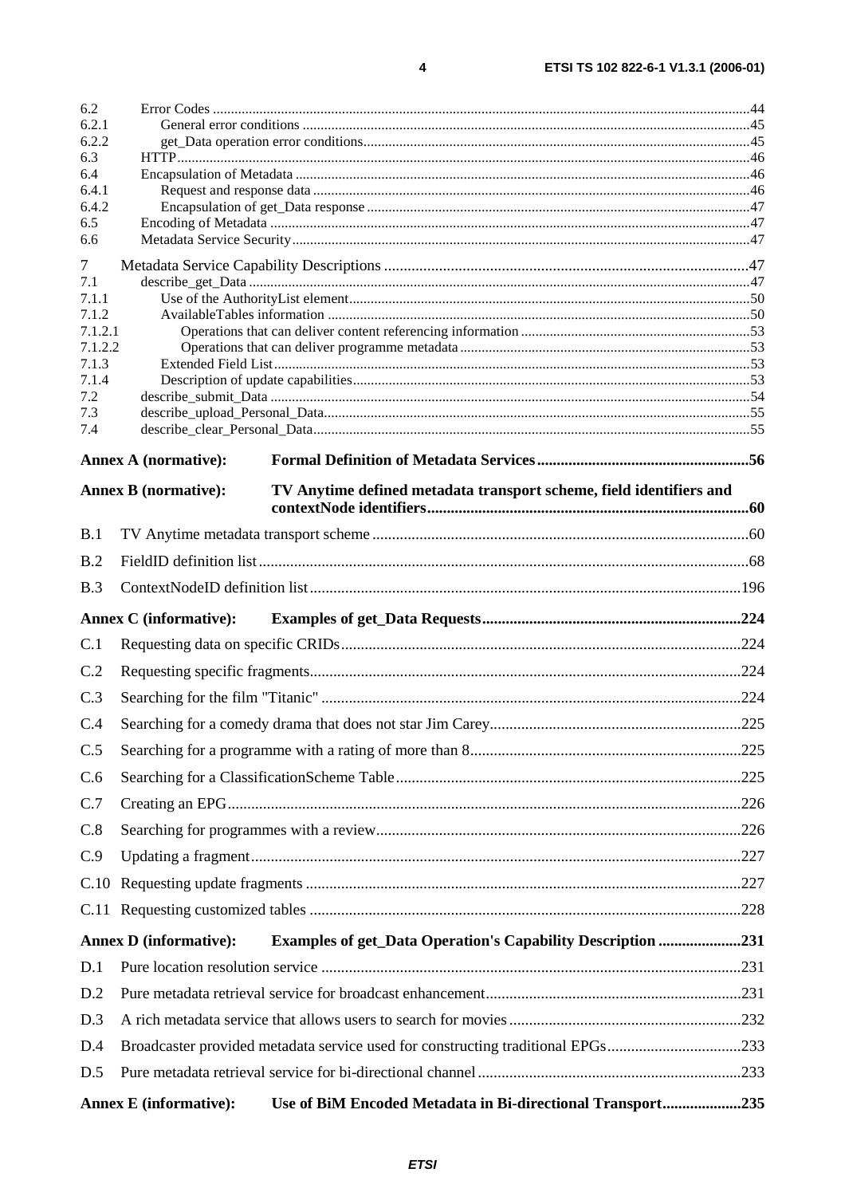6.2 Error Codes ....................................................................................................................................................44
6.2.1 General error conditions ...........................................................................................................................45
6.2.2 get_Data operation error conditions..........................................................................................................45
6.3 HTTP.............................................................................................................................................................46
6.4 Encapsulation of Metadata ............................................................................................................................46
6.4.1 Request and response data ........................................................................................................................46
6.4.2 Encapsulation of get_Data response ..........................................................................................................47
6.5 Encoding of Metadata ....................................................................................................................................47
6.6 Metadata Service Security..............................................................................................................................47

7 Metadata Service Capability Descriptions ............................................................................................47
7.1 describe_get_Data ..........................................................................................................................................47
7.1.1 Use of the AuthorityList element...............................................................................................................50
7.1.2 AvailableTables information .....................................................................................................................50
7.1.2.1 Operations that can deliver content referencing information ................................................................53
7.1.2.2 Operations that can deliver programme metadata ................................................................................53
7.1.3 Extended Field List....................................................................................................................................53
7.1.4 Description of update capabilities.............................................................................................................53
7.2 describe_submit_Data .....................................................................................................................................54
7.3 describe_upload_Personal_Data......................................................................................................................55
7.4 describe_clear_Personal_Data.........................................................................................................................55

**Annex A (normative): Formal Definition of Metadata Services......................................................56**

**Annex B (normative): TV Anytime defined metadata transport scheme, field identifiers and contextNode identifiers..................................................................................60**

B.1 TV Anytime metadata transport scheme ...............................................................................................60

B.2 FieldID definition list............................................................................................................................68

B.3 ContextNodeID definition list.............................................................................................................196

**Annex C (informative): Examples of get_Data Requests.................................................................224**

C.1 Requesting data on specific CRIDs.....................................................................................................224

C.2 Requesting specific fragments.............................................................................................................224

C.3 Searching for the film "Titanic" ..........................................................................................................224

C.4 Searching for a comedy drama that does not star Jim Carey................................................................225

C.5 Searching for a programme with a rating of more than 8.....................................................................225

C.6 Searching for a ClassificationScheme Table........................................................................................225

C.7 Creating an EPG..................................................................................................................................226

C.8 Searching for programmes with a review............................................................................................226

C.9 Updating a fragment............................................................................................................................227

C.10 Requesting update fragments ..............................................................................................................227

C.11 Requesting customized tables .............................................................................................................228

**Annex D (informative): Examples of get_Data Operation's Capability Description .....................231**

D.1 Pure location resolution service ..........................................................................................................231

D.2 Pure metadata retrieval service for broadcast enhancement................................................................231

D.3 A rich metadata service that allows users to search for movies...........................................................232

D.4 Broadcaster provided metadata service used for constructing traditional EPGs..................................233

D.5 Pure metadata retrieval service for bi-directional channel...................................................................233

**Annex E (informative): Use of BiM Encoded Metadata in Bi-directional Transport....................235**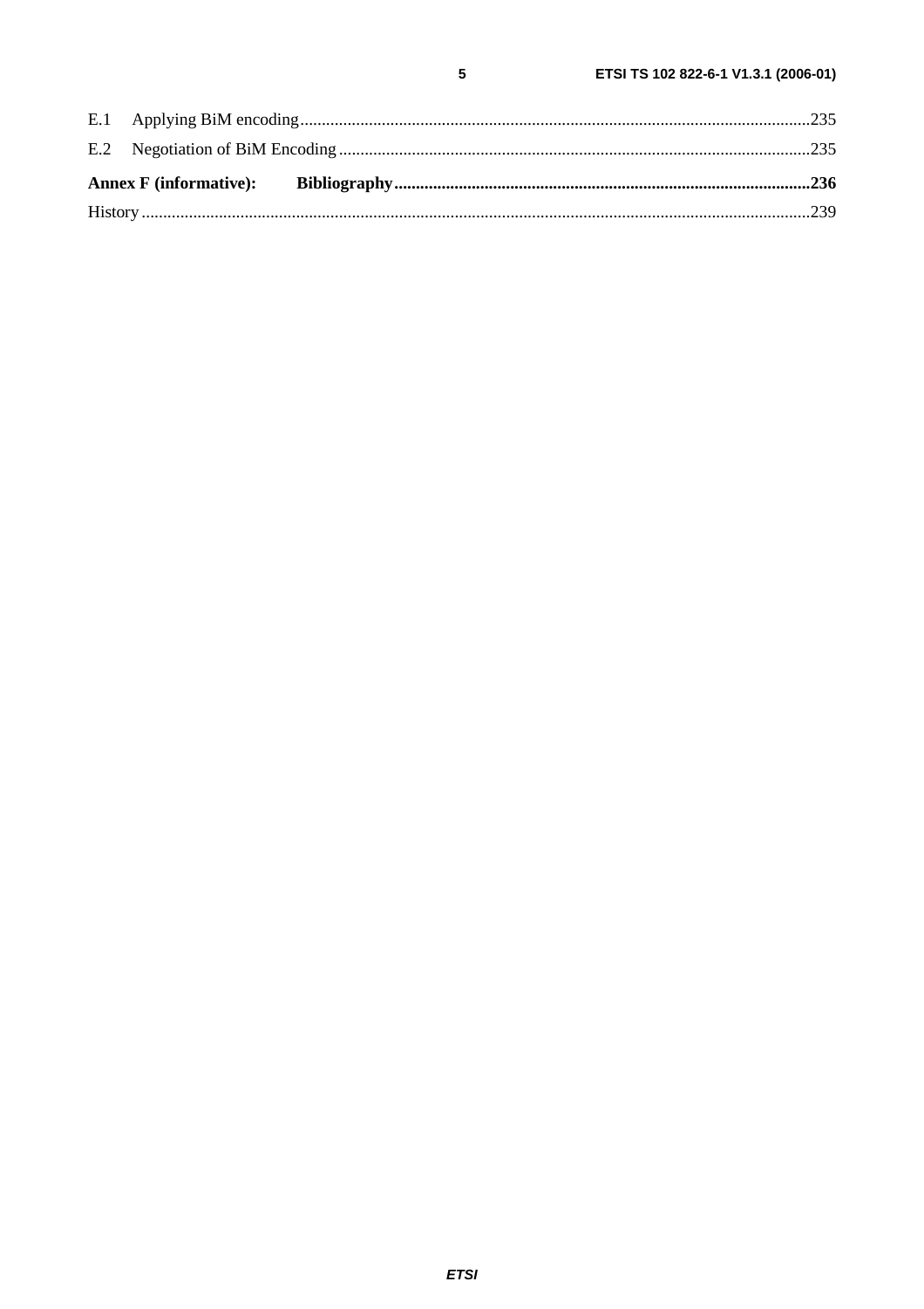E.1 Applying BiM encoding......................................................................................................................235

E.2 Negotiation of BiM Encoding ..............................................................................................................235

**Annex F (informative): Bibliography.................................................................................................236**

History ............................................................................................................................................................239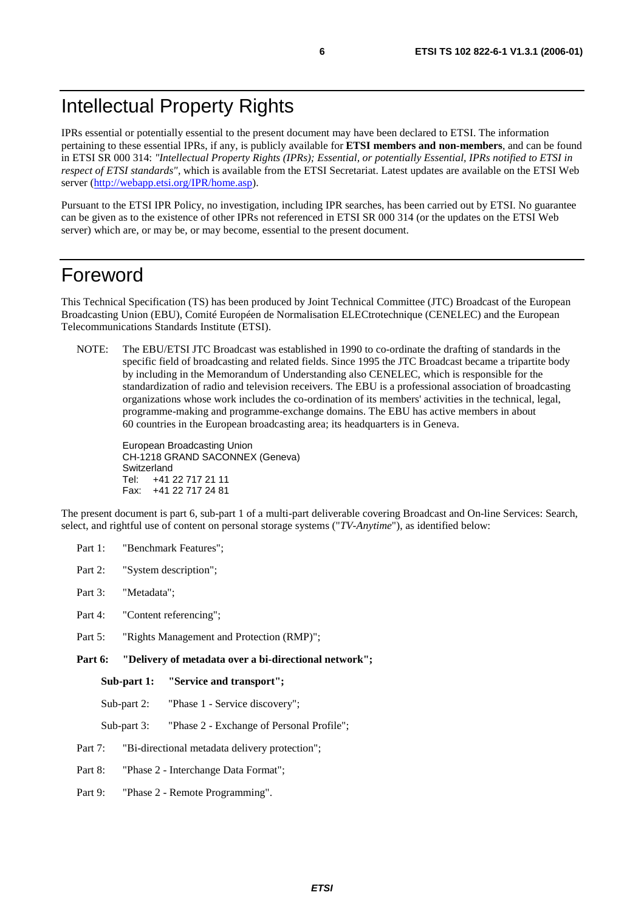# Intellectual Property Rights

IPRs essential or potentially essential to the present document may have been declared to ETSI. The information pertaining to these essential IPRs, if any, is publicly available for **ETSI members and non-members**, and can be found in ETSI SR 000 314: *"Intellectual Property Rights (IPRs); Essential, or potentially Essential, IPRs notified to ETSI in respect of ETSI standards"*, which is available from the ETSI Secretariat. Latest updates are available on the ETSI Web server (http://webapp.etsi.org/IPR/home.asp).

Pursuant to the ETSI IPR Policy, no investigation, including IPR searches, has been carried out by ETSI. No guarantee can be given as to the existence of other IPRs not referenced in ETSI SR 000 314 (or the updates on the ETSI Web server) which are, or may be, or may become, essential to the present document.

# Foreword

This Technical Specification (TS) has been produced by Joint Technical Committee (JTC) Broadcast of the European Broadcasting Union (EBU), Comité Européen de Normalisation ELECtrotechnique (CENELEC) and the European Telecommunications Standards Institute (ETSI).

NOTE: The EBU/ETSI JTC Broadcast was established in 1990 to co-ordinate the drafting of standards in the specific field of broadcasting and related fields. Since 1995 the JTC Broadcast became a tripartite body by including in the Memorandum of Understanding also CENELEC, which is responsible for the standardization of radio and television receivers. The EBU is a professional association of broadcasting organizations whose work includes the co-ordination of its members' activities in the technical, legal, programme-making and programme-exchange domains. The EBU has active members in about 60 countries in the European broadcasting area; its headquarters is in Geneva.

European Broadcasting Union
CH-1218 GRAND SACONNEX (Geneva)
Switzerland
Tel: +41 22 717 21 11
Fax: +41 22 717 24 81

The present document is part 6, sub-part 1 of a multi-part deliverable covering Broadcast and On-line Services: Search, select, and rightful use of content on personal storage systems ("*TV-Anytime*"), as identified below:

Part 1: "Benchmark Features";

Part 2: "System description";

Part 3: "Metadata";

Part 4: "Content referencing";

Part 5: "Rights Management and Protection (RMP)";

**Part 6: "Delivery of metadata over a bi-directional network";**

- **Sub-part 1: "Service and transport";**
- Sub-part 2: "Phase 1 - Service discovery";
- Sub-part 3: "Phase 2 - Exchange of Personal Profile";

Part 7: "Bi-directional metadata delivery protection";

Part 8: "Phase 2 - Interchange Data Format";

Part 9: "Phase 2 - Remote Programming".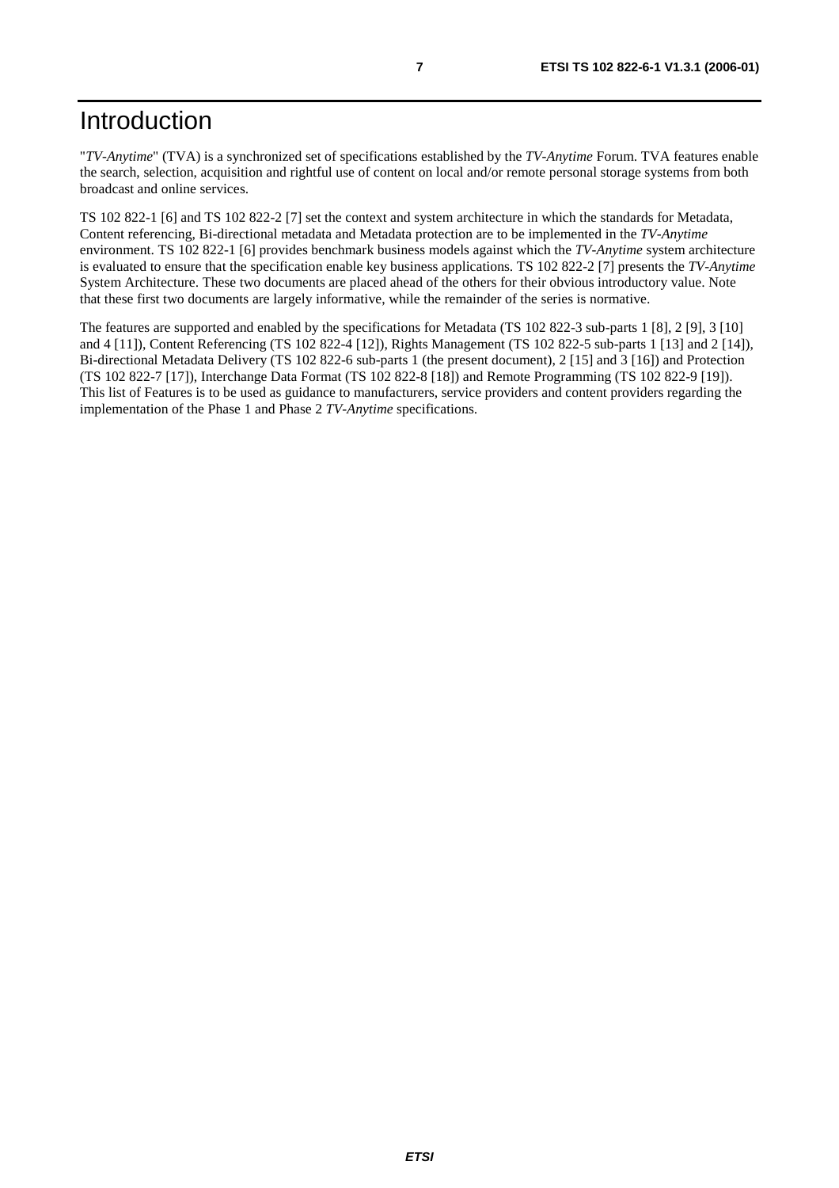# Introduction

"*TV-Anytime*" (TVA) is a synchronized set of specifications established by the *TV-Anytime* Forum. TVA features enable the search, selection, acquisition and rightful use of content on local and/or remote personal storage systems from both broadcast and online services.

TS 102 822-1 [6] and TS 102 822-2 [7] set the context and system architecture in which the standards for Metadata, Content referencing, Bi-directional metadata and Metadata protection are to be implemented in the *TV-Anytime* environment. TS 102 822-1 [6] provides benchmark business models against which the *TV-Anytime* system architecture is evaluated to ensure that the specification enable key business applications. TS 102 822-2 [7] presents the *TV-Anytime* System Architecture. These two documents are placed ahead of the others for their obvious introductory value. Note that these first two documents are largely informative, while the remainder of the series is normative.

The features are supported and enabled by the specifications for Metadata (TS 102 822-3 sub-parts 1 [8], 2 [9], 3 [10] and 4 [11]), Content Referencing (TS 102 822-4 [12]), Rights Management (TS 102 822-5 sub-parts 1 [13] and 2 [14]), Bi-directional Metadata Delivery (TS 102 822-6 sub-parts 1 (the present document), 2 [15] and 3 [16]) and Protection (TS 102 822-7 [17]), Interchange Data Format (TS 102 822-8 [18]) and Remote Programming (TS 102 822-9 [19]). This list of Features is to be used as guidance to manufacturers, service providers and content providers regarding the implementation of the Phase 1 and Phase 2 *TV-Anytime* specifications.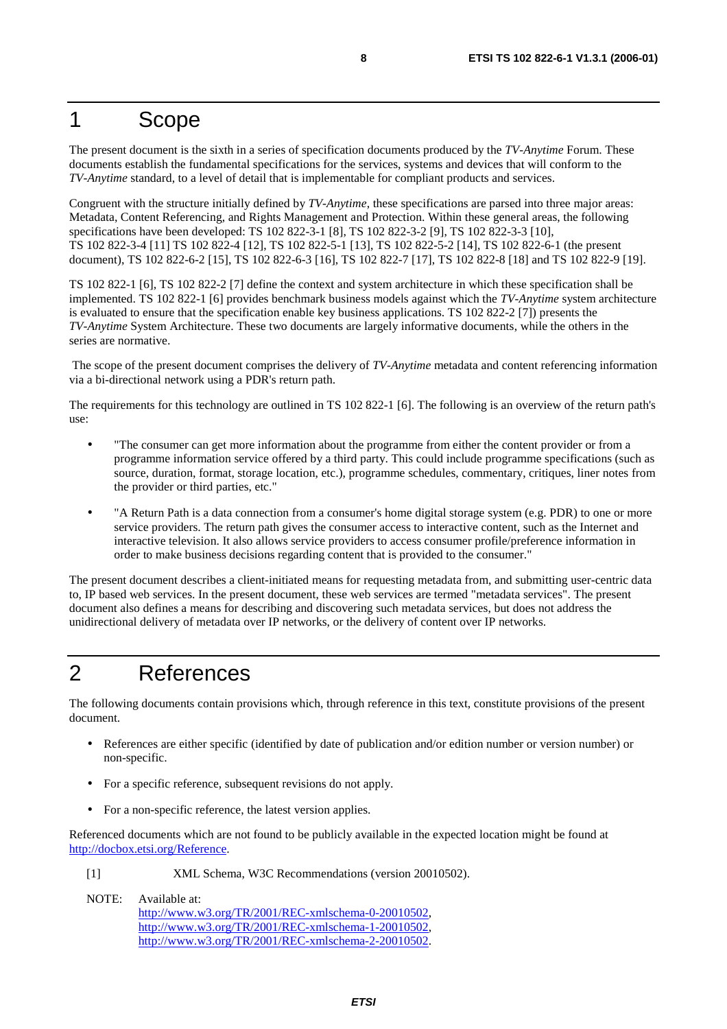# 1 Scope

The present document is the sixth in a series of specification documents produced by the *TV-Anytime* Forum. These documents establish the fundamental specifications for the services, systems and devices that will conform to the *TV-Anytime* standard, to a level of detail that is implementable for compliant products and services.

Congruent with the structure initially defined by *TV-Anytime*, these specifications are parsed into three major areas: Metadata, Content Referencing, and Rights Management and Protection. Within these general areas, the following specifications have been developed: TS 102 822-3-1 [8], TS 102 822-3-2 [9], TS 102 822-3-3 [10], TS 102 822-3-4 [11] TS 102 822-4 [12], TS 102 822-5-1 [13], TS 102 822-5-2 [14], TS 102 822-6-1 (the present document), TS 102 822-6-2 [15], TS 102 822-6-3 [16], TS 102 822-7 [17], TS 102 822-8 [18] and TS 102 822-9 [19].

TS 102 822-1 [6], TS 102 822-2 [7] define the context and system architecture in which these specification shall be implemented. TS 102 822-1 [6] provides benchmark business models against which the *TV-Anytime* system architecture is evaluated to ensure that the specification enable key business applications. TS 102 822-2 [7]) presents the *TV-Anytime* System Architecture. These two documents are largely informative documents, while the others in the series are normative.

The scope of the present document comprises the delivery of *TV-Anytime* metadata and content referencing information via a bi-directional network using a PDR's return path.

The requirements for this technology are outlined in TS 102 822-1 [6]. The following is an overview of the return path's use:

- "The consumer can get more information about the programme from either the content provider or from a programme information service offered by a third party. This could include programme specifications (such as source, duration, format, storage location, etc.), programme schedules, commentary, critiques, liner notes from the provider or third parties, etc."
- "A Return Path is a data connection from a consumer's home digital storage system (e.g. PDR) to one or more service providers. The return path gives the consumer access to interactive content, such as the Internet and interactive television. It also allows service providers to access consumer profile/preference information in order to make business decisions regarding content that is provided to the consumer."

The present document describes a client-initiated means for requesting metadata from, and submitting user-centric data to, IP based web services. In the present document, these web services are termed "metadata services". The present document also defines a means for describing and discovering such metadata services, but does not address the unidirectional delivery of metadata over IP networks, or the delivery of content over IP networks.

# 2 References

The following documents contain provisions which, through reference in this text, constitute provisions of the present document.

- References are either specific (identified by date of publication and/or edition number or version number) or non-specific.
- For a specific reference, subsequent revisions do not apply.
- For a non-specific reference, the latest version applies.

Referenced documents which are not found to be publicly available in the expected location might be found at http://docbox.etsi.org/Reference.

[1] XML Schema, W3C Recommendations (version 20010502).

NOTE: Available at:
http://www.w3.org/TR/2001/REC-xmlschema-0-20010502,
http://www.w3.org/TR/2001/REC-xmlschema-1-20010502,
http://www.w3.org/TR/2001/REC-xmlschema-2-20010502.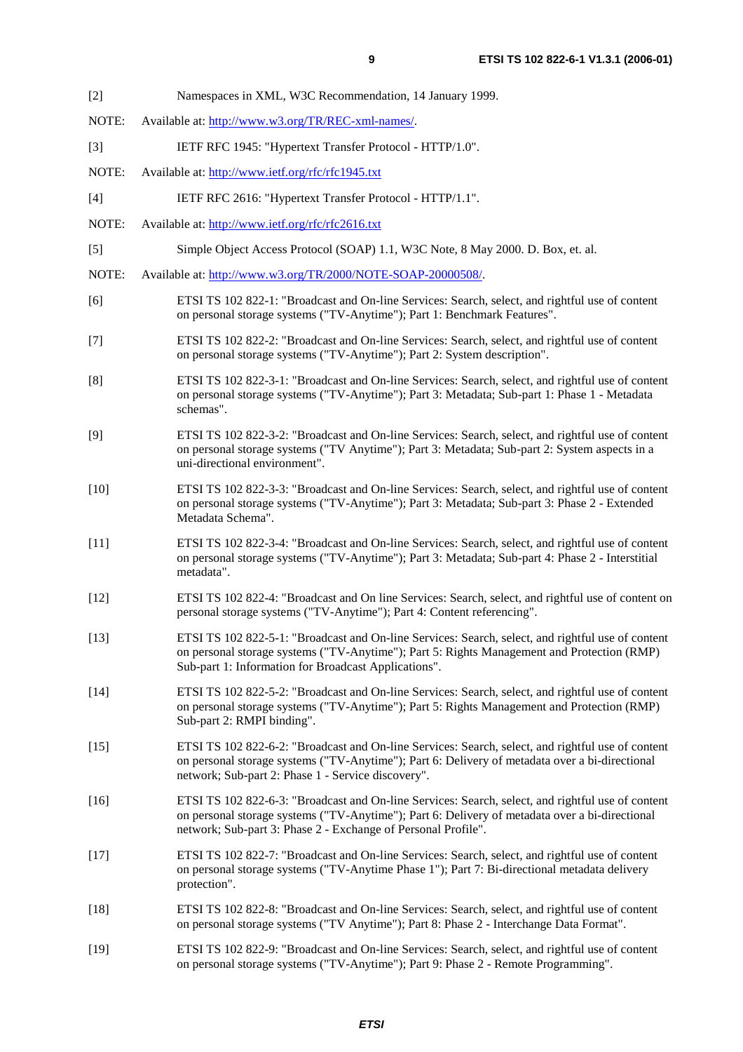[2] Namespaces in XML, W3C Recommendation, 14 January 1999.

NOTE: Available at: http://www.w3.org/TR/REC-xml-names/.

[3] IETF RFC 1945: "Hypertext Transfer Protocol - HTTP/1.0".

NOTE: Available at: http://www.ietf.org/rfc/rfc1945.txt

[4] IETF RFC 2616: "Hypertext Transfer Protocol - HTTP/1.1".

NOTE: Available at: http://www.ietf.org/rfc/rfc2616.txt

[5] Simple Object Access Protocol (SOAP) 1.1, W3C Note, 8 May 2000. D. Box, et. al.

NOTE: Available at: http://www.w3.org/TR/2000/NOTE-SOAP-20000508/.

[6] ETSI TS 102 822-1: "Broadcast and On-line Services: Search, select, and rightful use of content on personal storage systems ("TV-Anytime"); Part 1: Benchmark Features".

[7] ETSI TS 102 822-2: "Broadcast and On-line Services: Search, select, and rightful use of content on personal storage systems ("TV-Anytime"); Part 2: System description".

[8] ETSI TS 102 822-3-1: "Broadcast and On-line Services: Search, select, and rightful use of content on personal storage systems ("TV-Anytime"); Part 3: Metadata; Sub-part 1: Phase 1 - Metadata schemas".

[9] ETSI TS 102 822-3-2: "Broadcast and On-line Services: Search, select, and rightful use of content on personal storage systems ("TV Anytime"); Part 3: Metadata; Sub-part 2: System aspects in a uni-directional environment".

[10] ETSI TS 102 822-3-3: "Broadcast and On-line Services: Search, select, and rightful use of content on personal storage systems ("TV-Anytime"); Part 3: Metadata; Sub-part 3: Phase 2 - Extended Metadata Schema".

[11] ETSI TS 102 822-3-4: "Broadcast and On-line Services: Search, select, and rightful use of content on personal storage systems ("TV-Anytime"); Part 3: Metadata; Sub-part 4: Phase 2 - Interstitial metadata".

[12] ETSI TS 102 822-4: "Broadcast and On line Services: Search, select, and rightful use of content on personal storage systems ("TV-Anytime"); Part 4: Content referencing".

[13] ETSI TS 102 822-5-1: "Broadcast and On-line Services: Search, select, and rightful use of content on personal storage systems ("TV-Anytime"); Part 5: Rights Management and Protection (RMP) Sub-part 1: Information for Broadcast Applications".

[14] ETSI TS 102 822-5-2: "Broadcast and On-line Services: Search, select, and rightful use of content on personal storage systems ("TV-Anytime"); Part 5: Rights Management and Protection (RMP) Sub-part 2: RMPI binding".

[15] ETSI TS 102 822-6-2: "Broadcast and On-line Services: Search, select, and rightful use of content on personal storage systems ("TV-Anytime"); Part 6: Delivery of metadata over a bi-directional network; Sub-part 2: Phase 1 - Service discovery".

[16] ETSI TS 102 822-6-3: "Broadcast and On-line Services: Search, select, and rightful use of content on personal storage systems ("TV-Anytime"); Part 6: Delivery of metadata over a bi-directional network; Sub-part 3: Phase 2 - Exchange of Personal Profile".

[17] ETSI TS 102 822-7: "Broadcast and On-line Services: Search, select, and rightful use of content on personal storage systems ("TV-Anytime Phase 1"); Part 7: Bi-directional metadata delivery protection".

[18] ETSI TS 102 822-8: "Broadcast and On-line Services: Search, select, and rightful use of content on personal storage systems ("TV Anytime"); Part 8: Phase 2 - Interchange Data Format".

[19] ETSI TS 102 822-9: "Broadcast and On-line Services: Search, select, and rightful use of content on personal storage systems ("TV-Anytime"); Part 9: Phase 2 - Remote Programming".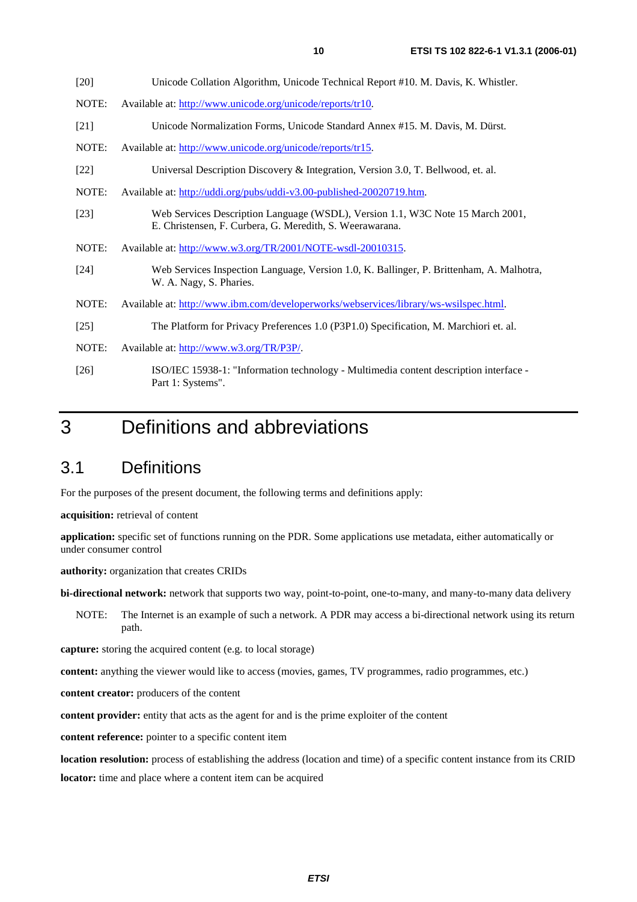[20] Unicode Collation Algorithm, Unicode Technical Report #10. M. Davis, K. Whistler.

NOTE: Available at: http://www.unicode.org/unicode/reports/tr10.

[21] Unicode Normalization Forms, Unicode Standard Annex #15. M. Davis, M. Dürst.

NOTE: Available at: http://www.unicode.org/unicode/reports/tr15.

[22] Universal Description Discovery & Integration, Version 3.0, T. Bellwood, et. al.

NOTE: Available at: http://uddi.org/pubs/uddi-v3.00-published-20020719.htm.

[23] Web Services Description Language (WSDL), Version 1.1, W3C Note 15 March 2001, E. Christensen, F. Curbera, G. Meredith, S. Weerawarana.

NOTE: Available at: http://www.w3.org/TR/2001/NOTE-wsdl-20010315.

[24] Web Services Inspection Language, Version 1.0, K. Ballinger, P. Brittenham, A. Malhotra, W. A. Nagy, S. Pharies.

NOTE: Available at: http://www.ibm.com/developerworks/webservices/library/ws-wsilspec.html.

[25] The Platform for Privacy Preferences 1.0 (P3P1.0) Specification, M. Marchiori et. al.

NOTE: Available at: http://www.w3.org/TR/P3P/.

[26] ISO/IEC 15938-1: "Information technology - Multimedia content description interface - Part 1: Systems".

# 3 Definitions and abbreviations

## 3.1 Definitions

For the purposes of the present document, the following terms and definitions apply:

**acquisition:** retrieval of content

**application:** specific set of functions running on the PDR. Some applications use metadata, either automatically or under consumer control

**authority:** organization that creates CRIDs

**bi-directional network:** network that supports two way, point-to-point, one-to-many, and many-to-many data delivery

NOTE: The Internet is an example of such a network. A PDR may access a bi-directional network using its return path.

**capture:** storing the acquired content (e.g. to local storage)

**content:** anything the viewer would like to access (movies, games, TV programmes, radio programmes, etc.)

**content creator:** producers of the content

**content provider:** entity that acts as the agent for and is the prime exploiter of the content

**content reference:** pointer to a specific content item

**location resolution:** process of establishing the address (location and time) of a specific content instance from its CRID

**locator:** time and place where a content item can be acquired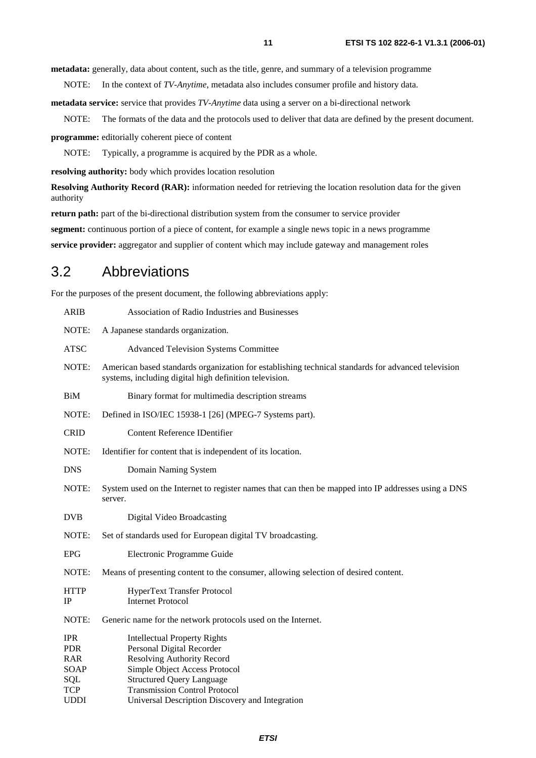**metadata:** generally, data about content, such as the title, genre, and summary of a television programme

NOTE: In the context of *TV-Anytime*, metadata also includes consumer profile and history data.

**metadata service:** service that provides *TV-Anytime* data using a server on a bi-directional network

NOTE: The formats of the data and the protocols used to deliver that data are defined by the present document.

**programme:** editorially coherent piece of content

NOTE: Typically, a programme is acquired by the PDR as a whole.

**resolving authority:** body which provides location resolution

**Resolving Authority Record (RAR):** information needed for retrieving the location resolution data for the given authority

**return path:** part of the bi-directional distribution system from the consumer to service provider

**segment:** continuous portion of a piece of content, for example a single news topic in a news programme

**service provider:** aggregator and supplier of content which may include gateway and management roles

## 3.2 Abbreviations

For the purposes of the present document, the following abbreviations apply:

ARIB Association of Radio Industries and Businesses

NOTE: A Japanese standards organization.

ATSC Advanced Television Systems Committee

NOTE: American based standards organization for establishing technical standards for advanced television systems, including digital high definition television.

BiM Binary format for multimedia description streams

NOTE: Defined in ISO/IEC 15938-1 [26] (MPEG-7 Systems part).

CRID Content Reference IDentifier

NOTE: Identifier for content that is independent of its location.

DNS Domain Naming System

NOTE: System used on the Internet to register names that can then be mapped into IP addresses using a DNS server.

DVB Digital Video Broadcasting

NOTE: Set of standards used for European digital TV broadcasting.

EPG Electronic Programme Guide

NOTE: Means of presenting content to the consumer, allowing selection of desired content.

HTTP HyperText Transfer Protocol
IP Internet Protocol

NOTE: Generic name for the network protocols used on the Internet.

IPR Intellectual Property Rights
PDR Personal Digital Recorder
RAR Resolving Authority Record
SOAP Simple Object Access Protocol
SQL Structured Query Language
TCP Transmission Control Protocol
UDDI Universal Description Discovery and Integration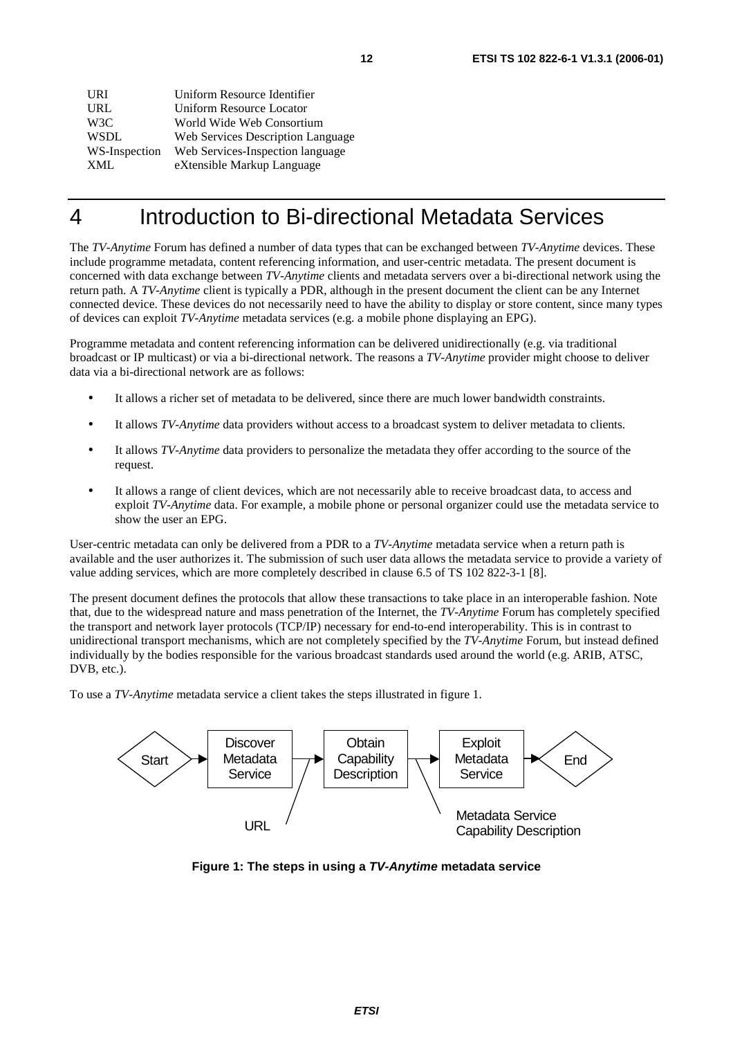| | |
|---|---|
| URI | Uniform Resource Identifier |
| URL | Uniform Resource Locator |
| W3C | World Wide Web Consortium |
| WSDL | Web Services Description Language |
| WS-Inspection | Web Services-Inspection language |
| XML | eXtensible Markup Language |

# 4 Introduction to Bi-directional Metadata Services

The *TV-Anytime* Forum has defined a number of data types that can be exchanged between *TV-Anytime* devices. These include programme metadata, content referencing information, and user-centric metadata. The present document is concerned with data exchange between *TV-Anytime* clients and metadata servers over a bi-directional network using the return path. A *TV-Anytime* client is typically a PDR, although in the present document the client can be any Internet connected device. These devices do not necessarily need to have the ability to display or store content, since many types of devices can exploit *TV-Anytime* metadata services (e.g. a mobile phone displaying an EPG).

Programme metadata and content referencing information can be delivered unidirectionally (e.g. via traditional broadcast or IP multicast) or via a bi-directional network. The reasons a *TV-Anytime* provider might choose to deliver data via a bi-directional network are as follows:

- It allows a richer set of metadata to be delivered, since there are much lower bandwidth constraints.
- It allows *TV-Anytime* data providers without access to a broadcast system to deliver metadata to clients.
- It allows *TV-Anytime* data providers to personalize the metadata they offer according to the source of the request.
- It allows a range of client devices, which are not necessarily able to receive broadcast data, to access and exploit *TV-Anytime* data. For example, a mobile phone or personal organizer could use the metadata service to show the user an EPG.

User-centric metadata can only be delivered from a PDR to a *TV-Anytime* metadata service when a return path is available and the user authorizes it. The submission of such user data allows the metadata service to provide a variety of value adding services, which are more completely described in clause 6.5 of TS 102 822-3-1 [8].

The present document defines the protocols that allow these transactions to take place in an interoperable fashion. Note that, due to the widespread nature and mass penetration of the Internet, the *TV-Anytime* Forum has completely specified the transport and network layer protocols (TCP/IP) necessary for end-to-end interoperability. This is in contrast to unidirectional transport mechanisms, which are not completely specified by the *TV-Anytime* Forum, but instead defined individually by the bodies responsible for the various broadcast standards used around the world (e.g. ARIB, ATSC, DVB, etc.).

To use a *TV-Anytime* metadata service a client takes the steps illustrated in figure 1.

Start
Discover Metadata Service
Obtain Capability Description
Exploit Metadata Service
End
URL
Metadata Service Capability Description

**Figure 1: The steps in using a *TV-Anytime* metadata service**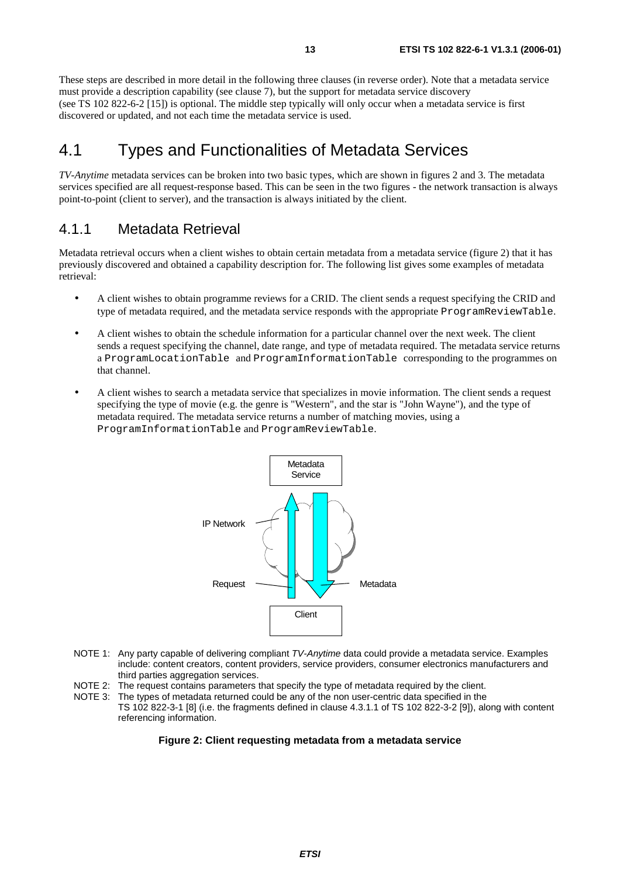These steps are described in more detail in the following three clauses (in reverse order). Note that a metadata service must provide a description capability (see clause 7), but the support for metadata service discovery (see TS 102 822-6-2 [15]) is optional. The middle step typically will only occur when a metadata service is first discovered or updated, and not each time the metadata service is used.

## 4.1 Types and Functionalities of Metadata Services

*TV-Anytime* metadata services can be broken into two basic types, which are shown in figures 2 and 3. The metadata services specified are all request-response based. This can be seen in the two figures - the network transaction is always point-to-point (client to server), and the transaction is always initiated by the client.

### 4.1.1 Metadata Retrieval

Metadata retrieval occurs when a client wishes to obtain certain metadata from a metadata service (figure 2) that it has previously discovered and obtained a capability description for. The following list gives some examples of metadata retrieval:

- A client wishes to obtain programme reviews for a CRID. The client sends a request specifying the CRID and type of metadata required, and the metadata service responds with the appropriate `ProgramReviewTable`.
- A client wishes to obtain the schedule information for a particular channel over the next week. The client sends a request specifying the channel, date range, and type of metadata required. The metadata service returns a `ProgramLocationTable` and `ProgramInformationTable` corresponding to the programmes on that channel.
- A client wishes to search a metadata service that specializes in movie information. The client sends a request specifying the type of movie (e.g. the genre is "Western", and the star is "John Wayne"), and the type of metadata required. The metadata service returns a number of matching movies, using a `ProgramInformationTable` and `ProgramReviewTable`.

Metadata Service

IP Network

Request

Metadata

Client

NOTE 1: Any party capable of delivering compliant *TV-Anytime* data could provide a metadata service. Examples include: content creators, content providers, service providers, consumer electronics manufacturers and third parties aggregation services.

NOTE 2: The request contains parameters that specify the type of metadata required by the client.

NOTE 3: The types of metadata returned could be any of the non user-centric data specified in the TS 102 822-3-1 [8] (i.e. the fragments defined in clause 4.3.1.1 of TS 102 822-3-2 [9]), along with content referencing information.

**Figure 2: Client requesting metadata from a metadata service**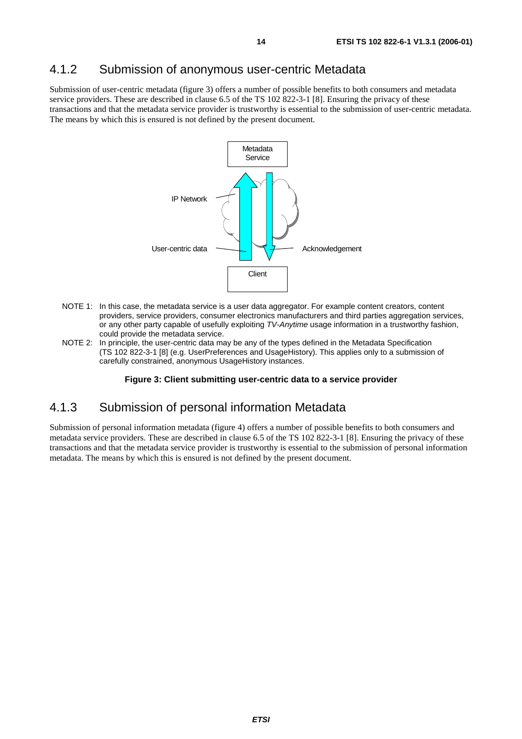### 4.1.2 Submission of anonymous user-centric Metadata

Submission of user-centric metadata (figure 3) offers a number of possible benefits to both consumers and metadata service providers. These are described in clause 6.5 of the TS 102 822-3-1 [8]. Ensuring the privacy of these transactions and that the metadata service provider is trustworthy is essential to the submission of user-centric metadata. The means by which this is ensured is not defined by the present document.

Metadata Service

IP Network

User-centric data

Acknowledgement

Client

NOTE 1: In this case, the metadata service is a user data aggregator. For example content creators, content providers, service providers, consumer electronics manufacturers and third parties aggregation services, or any other party capable of usefully exploiting *TV-Anytime* usage information in a trustworthy fashion, could provide the metadata service.

NOTE 2: In principle, the user-centric data may be any of the types defined in the Metadata Specification (TS 102 822-3-1 [8] (e.g. UserPreferences and UsageHistory). This applies only to a submission of carefully constrained, anonymous UsageHistory instances.

**Figure 3: Client submitting user-centric data to a service provider**

### 4.1.3 Submission of personal information Metadata

Submission of personal information metadata (figure 4) offers a number of possible benefits to both consumers and metadata service providers. These are described in clause 6.5 of the TS 102 822-3-1 [8]. Ensuring the privacy of these transactions and that the metadata service provider is trustworthy is essential to the submission of personal information metadata. The means by which this is ensured is not defined by the present document.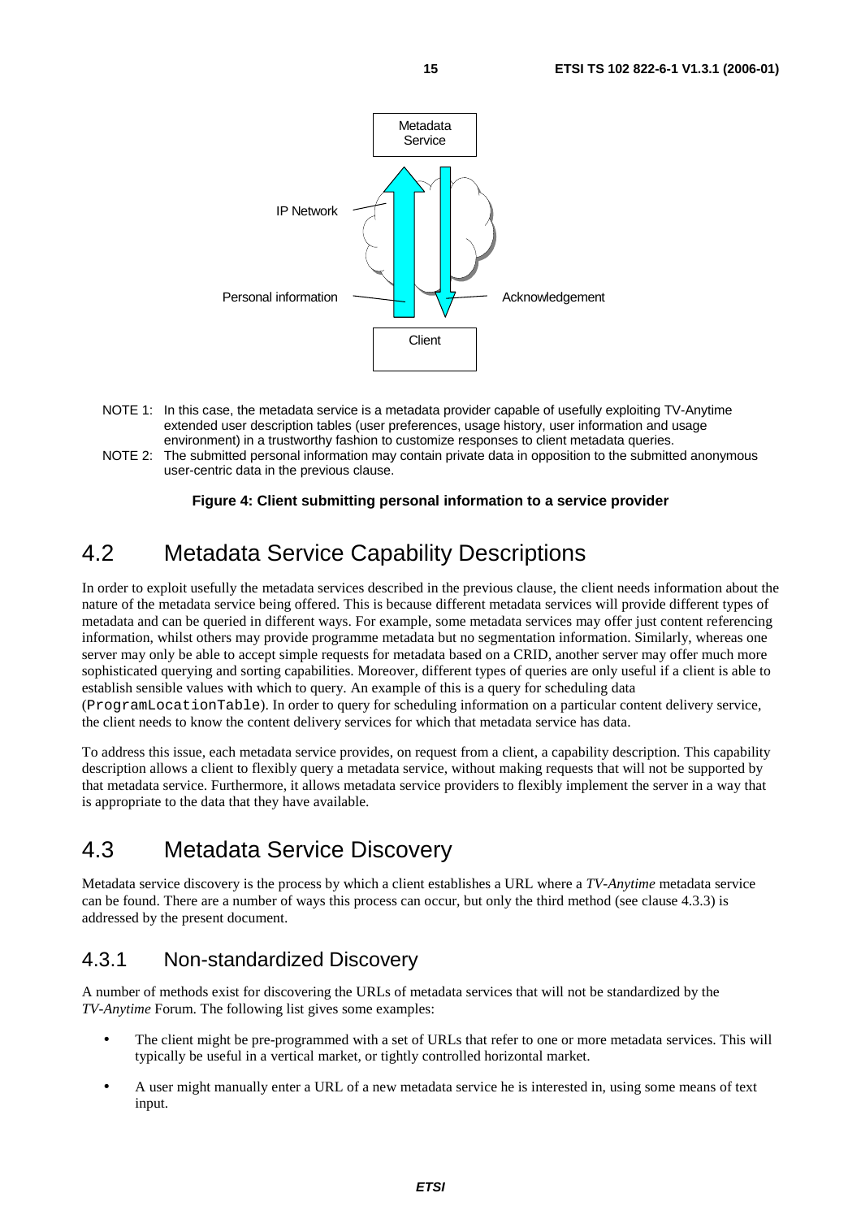Metadata Service

IP Network

Personal information

Acknowledgement

Client

NOTE 1: In this case, the metadata service is a metadata provider capable of usefully exploiting TV-Anytime extended user description tables (user preferences, usage history, user information and usage environment) in a trustworthy fashion to customize responses to client metadata queries.

NOTE 2: The submitted personal information may contain private data in opposition to the submitted anonymous user-centric data in the previous clause.

**Figure 4: Client submitting personal information to a service provider**

## 4.2 Metadata Service Capability Descriptions

In order to exploit usefully the metadata services described in the previous clause, the client needs information about the nature of the metadata service being offered. This is because different metadata services will provide different types of metadata and can be queried in different ways. For example, some metadata services may offer just content referencing information, whilst others may provide programme metadata but no segmentation information. Similarly, whereas one server may only be able to accept simple requests for metadata based on a CRID, another server may offer much more sophisticated querying and sorting capabilities. Moreover, different types of queries are only useful if a client is able to establish sensible values with which to query. An example of this is a query for scheduling data (`ProgramLocationTable`). In order to query for scheduling information on a particular content delivery service, the client needs to know the content delivery services for which that metadata service has data.

To address this issue, each metadata service provides, on request from a client, a capability description. This capability description allows a client to flexibly query a metadata service, without making requests that will not be supported by that metadata service. Furthermore, it allows metadata service providers to flexibly implement the server in a way that is appropriate to the data that they have available.

## 4.3 Metadata Service Discovery

Metadata service discovery is the process by which a client establishes a URL where a *TV-Anytime* metadata service can be found. There are a number of ways this process can occur, but only the third method (see clause 4.3.3) is addressed by the present document.

### 4.3.1 Non-standardized Discovery

A number of methods exist for discovering the URLs of metadata services that will not be standardized by the *TV-Anytime* Forum. The following list gives some examples:

- The client might be pre-programmed with a set of URLs that refer to one or more metadata services. This will typically be useful in a vertical market, or tightly controlled horizontal market.
- A user might manually enter a URL of a new metadata service he is interested in, using some means of text input.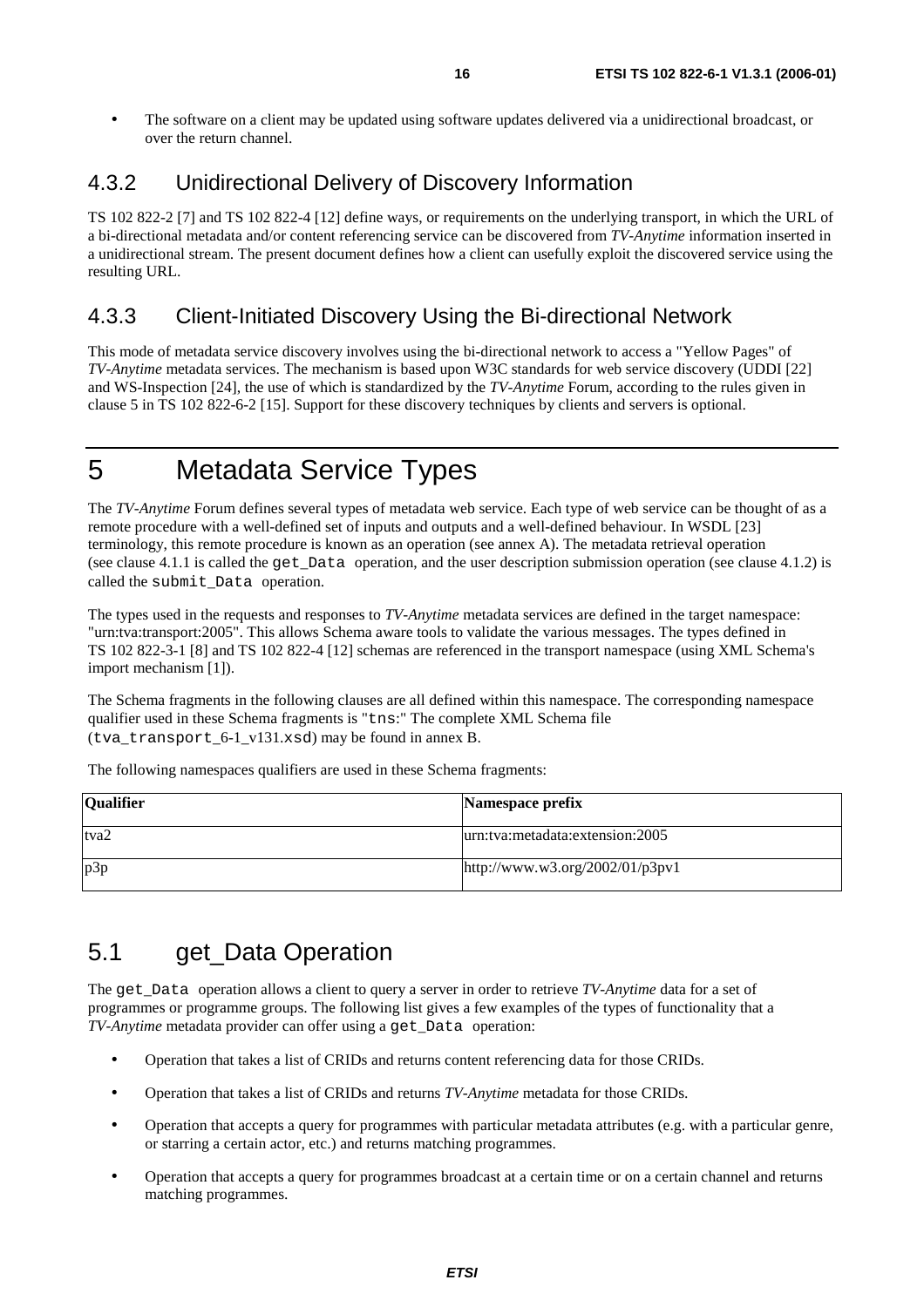- The software on a client may be updated using software updates delivered via a unidirectional broadcast, or over the return channel.

### 4.3.2 Unidirectional Delivery of Discovery Information

TS 102 822-2 [7] and TS 102 822-4 [12] define ways, or requirements on the underlying transport, in which the URL of a bi-directional metadata and/or content referencing service can be discovered from *TV-Anytime* information inserted in a unidirectional stream. The present document defines how a client can usefully exploit the discovered service using the resulting URL.

### 4.3.3 Client-Initiated Discovery Using the Bi-directional Network

This mode of metadata service discovery involves using the bi-directional network to access a "Yellow Pages" of *TV-Anytime* metadata services. The mechanism is based upon W3C standards for web service discovery (UDDI [22] and WS-Inspection [24], the use of which is standardized by the *TV-Anytime* Forum, according to the rules given in clause 5 in TS 102 822-6-2 [15]. Support for these discovery techniques by clients and servers is optional.

# 5 Metadata Service Types

The *TV-Anytime* Forum defines several types of metadata web service. Each type of web service can be thought of as a remote procedure with a well-defined set of inputs and outputs and a well-defined behaviour. In WSDL [23] terminology, this remote procedure is known as an operation (see annex A). The metadata retrieval operation (see clause 4.1.1 is called the `get_Data` operation, and the user description submission operation (see clause 4.1.2) is called the `submit_Data` operation.

The types used in the requests and responses to *TV-Anytime* metadata services are defined in the target namespace: "urn:tva:transport:2005". This allows Schema aware tools to validate the various messages. The types defined in TS 102 822-3-1 [8] and TS 102 822-4 [12] schemas are referenced in the transport namespace (using XML Schema's import mechanism [1]).

The Schema fragments in the following clauses are all defined within this namespace. The corresponding namespace qualifier used in these Schema fragments is "`tns`:" The complete XML Schema file (`tva_transport`_6-1_v131.`xsd`) may be found in annex B.

The following namespaces qualifiers are used in these Schema fragments:

| Qualifier | Namespace prefix |
|---|---|
| tva2 | urn:tva:metadata:extension:2005 |
| p3p | http://www.w3.org/2002/01/p3pv1 |

## 5.1 get_Data Operation

The `get_Data` operation allows a client to query a server in order to retrieve *TV-Anytime* data for a set of programmes or programme groups. The following list gives a few examples of the types of functionality that a *TV-Anytime* metadata provider can offer using a `get_Data` operation:

- Operation that takes a list of CRIDs and returns content referencing data for those CRIDs.
- Operation that takes a list of CRIDs and returns *TV-Anytime* metadata for those CRIDs.
- Operation that accepts a query for programmes with particular metadata attributes (e.g. with a particular genre, or starring a certain actor, etc.) and returns matching programmes.
- Operation that accepts a query for programmes broadcast at a certain time or on a certain channel and returns matching programmes.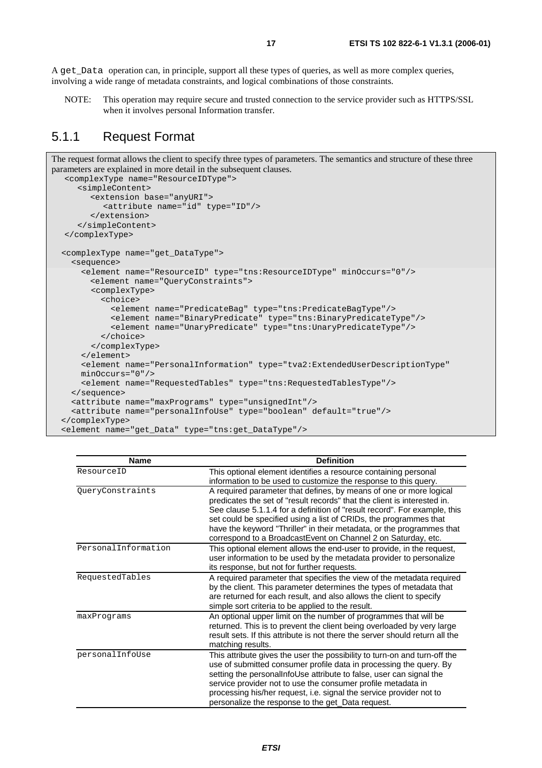A get_Data operation can, in principle, support all these types of queries, as well as more complex queries, involving a wide range of metadata constraints, and logical combinations of those constraints.

NOTE: This operation may require secure and trusted connection to the service provider such as HTTPS/SSL when it involves personal Information transfer.

## 5.1.1 Request Format

The request format allows the client to specify three types of parameters. The semantics and structure of these three parameters are explained in more detail in the subsequent clauses.

```
   <complexType name="ResourceIDType">
     <simpleContent>
        <extension base="anyURI">
          <attribute name="id" type="ID"/>
        </extension>
     </simpleContent>
   </complexType>

  <complexType name="get_DataType">
    <sequence>
      <element name="ResourceID" type="tns:ResourceIDType" minOccurs="0"/>
        <element name="QueryConstraints">
        <complexType>
          <choice>
            <element name="PredicateBag" type="tns:PredicateBagType"/>
            <element name="BinaryPredicate" type="tns:BinaryPredicateType"/>
            <element name="UnaryPredicate" type="tns:UnaryPredicateType"/>
          </choice>
        </complexType>
      </element>
      <element name="PersonalInformation" type="tva2:ExtendedUserDescriptionType"
      minOccurs="0"/>
      <element name="RequestedTables" type="tns:RequestedTablesType"/>
    </sequence>
    <attribute name="maxPrograms" type="unsignedInt"/>
    <attribute name="personalInfoUse" type="boolean" default="true"/>
  </complexType>
  <element name="get_Data" type="tns:get_DataType"/>
```

| Name | Definition |
|---|---|
| ResourceID | This optional element identifies a resource containing personal information to be used to customize the response to this query. |
| QueryConstraints | A required parameter that defines, by means of one or more logical predicates the set of "result records" that the client is interested in. See clause 5.1.1.4 for a definition of "result record". For example, this set could be specified using a list of CRIDs, the programmes that have the keyword "Thriller" in their metadata, or the programmes that correspond to a BroadcastEvent on Channel 2 on Saturday, etc. |
| PersonalInformation | This optional element allows the end-user to provide, in the request, user information to be used by the metadata provider to personalize its response, but not for further requests. |
| RequestedTables | A required parameter that specifies the view of the metadata required by the client. This parameter determines the types of metadata that are returned for each result, and also allows the client to specify simple sort criteria to be applied to the result. |
| maxPrograms | An optional upper limit on the number of programmes that will be returned. This is to prevent the client being overloaded by very large result sets. If this attribute is not there the server should return all the matching results. |
| personalInfoUse | This attribute gives the user the possibility to turn-on and turn-off the use of submitted consumer profile data in processing the query. By setting the personalInfoUse attribute to false, user can signal the service provider not to use the consumer profile metadata in processing his/her request, i.e. signal the service provider not to personalize the response to the get_Data request. |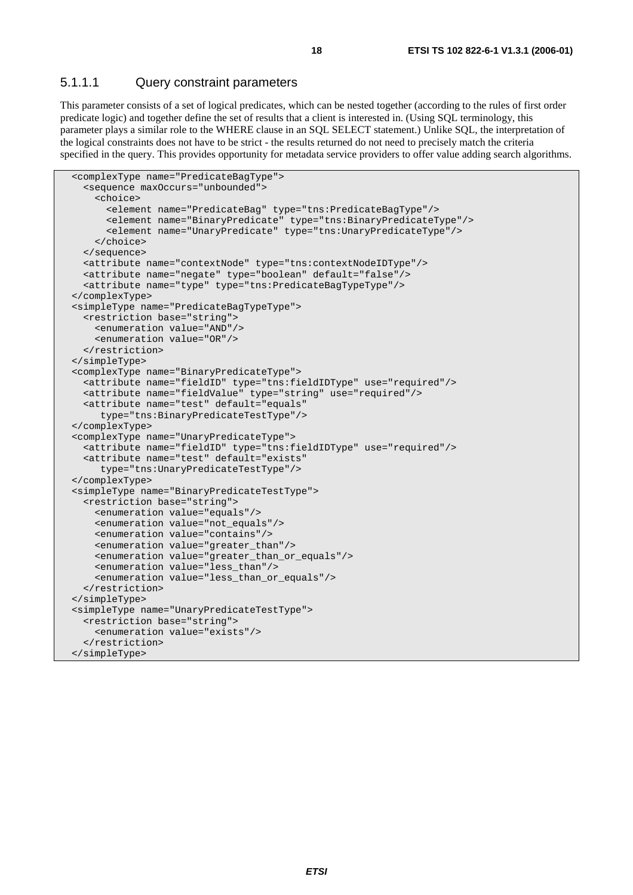#### 5.1.1.1 Query constraint parameters

This parameter consists of a set of logical predicates, which can be nested together (according to the rules of first order predicate logic) and together define the set of results that a client is interested in. (Using SQL terminology, this parameter plays a similar role to the WHERE clause in an SQL SELECT statement.) Unlike SQL, the interpretation of the logical constraints does not have to be strict - the results returned do not need to precisely match the criteria specified in the query. This provides opportunity for metadata service providers to offer value adding search algorithms.

```
<complexType name="PredicateBagType">
  <sequence maxOccurs="unbounded">
    <choice>
      <element name="PredicateBag" type="tns:PredicateBagType"/>
      <element name="BinaryPredicate" type="tns:BinaryPredicateType"/>
      <element name="UnaryPredicate" type="tns:UnaryPredicateType"/>
    </choice>
  </sequence>
  <attribute name="contextNode" type="tns:contextNodeIDType"/>
  <attribute name="negate" type="boolean" default="false"/>
  <attribute name="type" type="tns:PredicateBagTypeType"/>
</complexType>
<simpleType name="PredicateBagTypeType">
  <restriction base="string">
    <enumeration value="AND"/>
    <enumeration value="OR"/>
  </restriction>
</simpleType>
<complexType name="BinaryPredicateType">
  <attribute name="fieldID" type="tns:fieldIDType" use="required"/>
  <attribute name="fieldValue" type="string" use="required"/>
  <attribute name="test" default="equals"
     type="tns:BinaryPredicateTestType"/>
</complexType>
<complexType name="UnaryPredicateType">
  <attribute name="fieldID" type="tns:fieldIDType" use="required"/>
  <attribute name="test" default="exists"
     type="tns:UnaryPredicateTestType"/>
</complexType>
<simpleType name="BinaryPredicateTestType">
  <restriction base="string">
    <enumeration value="equals"/>
    <enumeration value="not_equals"/>
    <enumeration value="contains"/>
    <enumeration value="greater_than"/>
    <enumeration value="greater_than_or_equals"/>
    <enumeration value="less_than"/>
    <enumeration value="less_than_or_equals"/>
  </restriction>
</simpleType>
<simpleType name="UnaryPredicateTestType">
  <restriction base="string">
    <enumeration value="exists"/>
  </restriction>
</simpleType>
```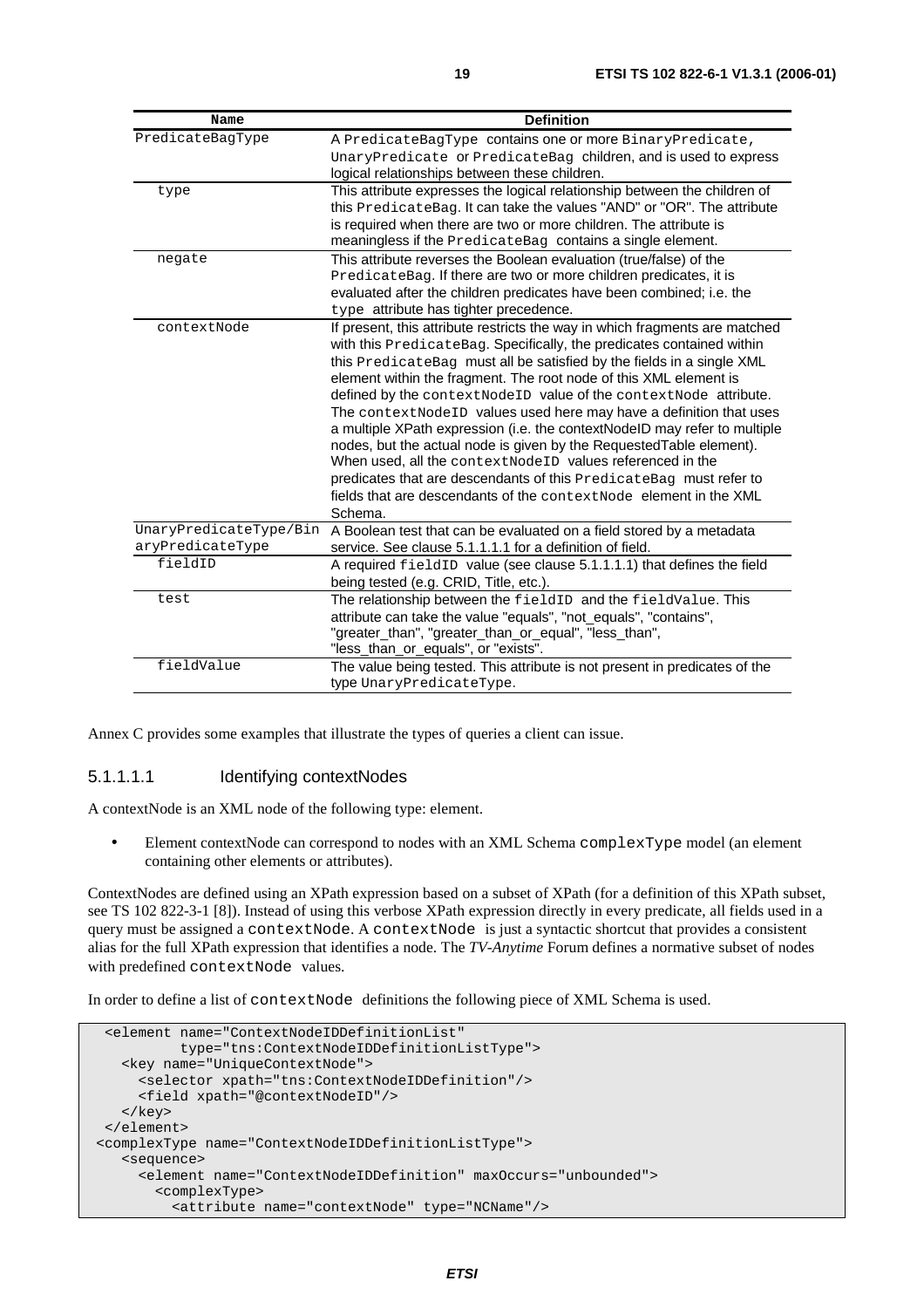| Name | Definition |
|---|---|
| PredicateBagType | A PredicateBagType contains one or more BinaryPredicate, UnaryPredicate or PredicateBag children, and is used to express logical relationships between these children. |
| type | This attribute expresses the logical relationship between the children of this PredicateBag. It can take the values "AND" or "OR". The attribute is required when there are two or more children. The attribute is meaningless if the PredicateBag contains a single element. |
| negate | This attribute reverses the Boolean evaluation (true/false) of the PredicateBag. If there are two or more children predicates, it is evaluated after the children predicates have been combined; i.e. the type attribute has tighter precedence. |
| contextNode | If present, this attribute restricts the way in which fragments are matched with this PredicateBag. Specifically, the predicates contained within this PredicateBag must all be satisfied by the fields in a single XML element within the fragment. The root node of this XML element is defined by the contextNodeID value of the contextNode attribute. The contextNodeID values used here may have a definition that uses a multiple XPath expression (i.e. the contextNodeID may refer to multiple nodes, but the actual node is given by the RequestedTable element). When used, all the contextNodeID values referenced in the predicates that are descendants of this PredicateBag must refer to fields that are descendants of the contextNode element in the XML Schema. |
| UnaryPredicateType/BinaryPredicateType | A Boolean test that can be evaluated on a field stored by a metadata service. See clause 5.1.1.1.1 for a definition of field. |
| fieldID | A required fieldID value (see clause 5.1.1.1.1) that defines the field being tested (e.g. CRID, Title, etc.). |
| test | The relationship between the fieldID and the fieldValue. This attribute can take the value "equals", "not_equals", "contains", "greater_than", "greater_than_or_equal", "less_than", "less_than_or_equals", or "exists". |
| fieldValue | The value being tested. This attribute is not present in predicates of the type UnaryPredicateType. |

Annex C provides some examples that illustrate the types of queries a client can issue.

#### 5.1.1.1.1 Identifying contextNodes

A contextNode is an XML node of the following type: element.

- Element contextNode can correspond to nodes with an XML Schema complexType model (an element containing other elements or attributes).

ContextNodes are defined using an XPath expression based on a subset of XPath (for a definition of this XPath subset, see TS 102 822-3-1 [8]). Instead of using this verbose XPath expression directly in every predicate, all fields used in a query must be assigned a contextNode. A contextNode is just a syntactic shortcut that provides a consistent alias for the full XPath expression that identifies a node. The *TV-Anytime* Forum defines a normative subset of nodes with predefined contextNode values.

In order to define a list of contextNode definitions the following piece of XML Schema is used.

```
  <element name="ContextNodeIDDefinitionList"
          type="tns:ContextNodeIDDefinitionListType">
    <key name="UniqueContextNode">
      <selector xpath="tns:ContextNodeIDDefinition"/>
      <field xpath="@contextNodeID"/>
    </key>
  </element>
 <complexType name="ContextNodeIDDefinitionListType">
    <sequence>
      <element name="ContextNodeIDDefinition" maxOccurs="unbounded">
        <complexType>
          <attribute name="contextNode" type="NCName"/>
```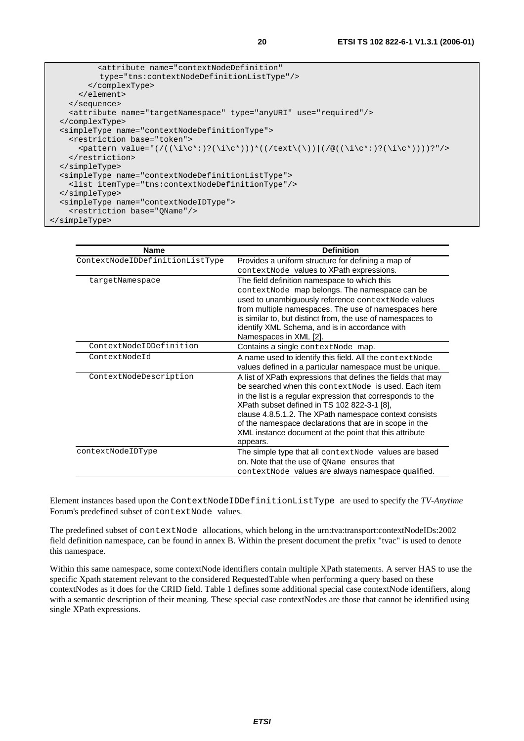```
          <attribute name="contextNodeDefinition"
           type="tns:contextNodeDefinitionListType"/>
        </complexType>
      </element>
    </sequence>
    <attribute name="targetNamespace" type="anyURI" use="required"/>
  </complexType>
  <simpleType name="contextNodeDefinitionType">
    <restriction base="token">
      <pattern value="(/((\i\c*:)?(\i\c*)))*((/text\(\))|(/@((\i\c*:)?(\i\c*))))?"/>
    </restriction>
  </simpleType>
  <simpleType name="contextNodeDefinitionListType">
    <list itemType="tns:contextNodeDefinitionType"/>
  </simpleType>
  <simpleType name="contextNodeIDType">
    <restriction base="QName"/>
</simpleType>
```

| Name | Definition |
|---|---|
| ContextNodeIDDefinitionListType | Provides a uniform structure for defining a map of contextNode values to XPath expressions. |
| targetNamespace | The field definition namespace to which this contextNode map belongs. The namespace can be used to unambiguously reference contextNode values from multiple namespaces. The use of namespaces here is similar to, but distinct from, the use of namespaces to identify XML Schema, and is in accordance with Namespaces in XML [2]. |
| ContextNodeIDDefinition | Contains a single contextNode map. |
| ContextNodeId | A name used to identify this field. All the contextNode values defined in a particular namespace must be unique. |
| ContextNodeDescription | A list of XPath expressions that defines the fields that may be searched when this contextNode is used. Each item in the list is a regular expression that corresponds to the XPath subset defined in TS 102 822-3-1 [8], clause 4.8.5.1.2. The XPath namespace context consists of the namespace declarations that are in scope in the XML instance document at the point that this attribute appears. |
| contextNodeIDType | The simple type that all contextNode values are based on. Note that the use of QName ensures that contextNode values are always namespace qualified. |

Element instances based upon the ContextNodeIDDefinitionListType are used to specify the *TV-Anytime* Forum's predefined subset of contextNode values.

The predefined subset of contextNode allocations, which belong in the urn:tva:transport:contextNodeIDs:2002 field definition namespace, can be found in annex B. Within the present document the prefix "tvac" is used to denote this namespace.

Within this same namespace, some contextNode identifiers contain multiple XPath statements. A server HAS to use the specific Xpath statement relevant to the considered RequestedTable when performing a query based on these contextNodes as it does for the CRID field. Table 1 defines some additional special case contextNode identifiers, along with a semantic description of their meaning. These special case contextNodes are those that cannot be identified using single XPath expressions.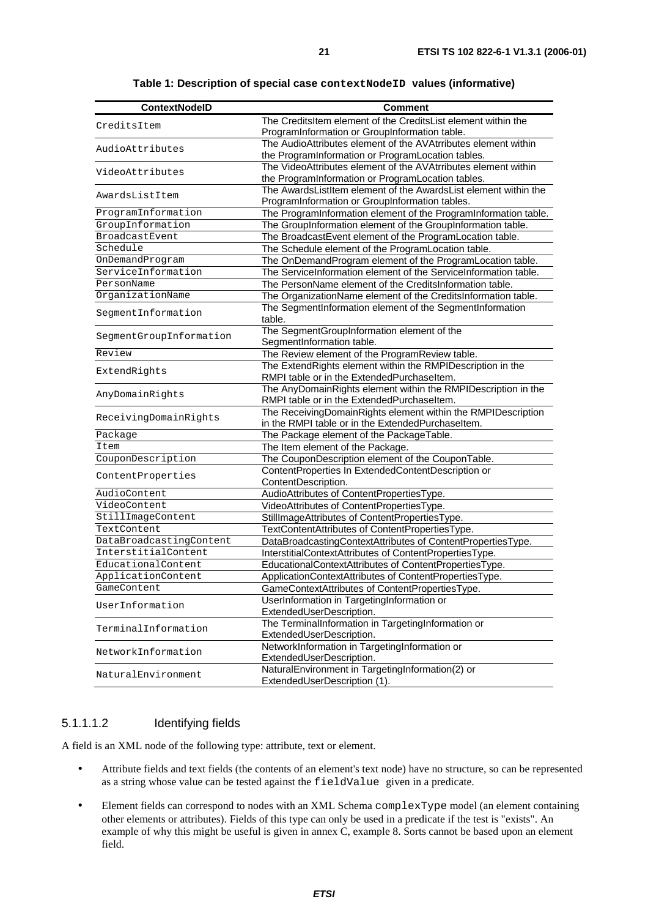**Table 1: Description of special case `contextNodeID` values (informative)**

| ContextNodeID | Comment |
|---|---|
| `CreditsItem` | The CreditsItem element of the CreditsList element within the ProgramInformation or GroupInformation table. |
| `AudioAttributes` | The AudioAttributes element of the AVAtrributes element within the ProgramInformation or ProgramLocation tables. |
| `VideoAttributes` | The VideoAttributes element of the AVAtrributes element within the ProgramInformation or ProgramLocation tables. |
| `AwardsListItem` | The AwardsListItem element of the AwardsList element within the ProgramInformation or GroupInformation tables. |
| `ProgramInformation` | The ProgramInformation element of the ProgramInformation table. |
| `GroupInformation` | The GroupInformation element of the GroupInformation table. |
| `BroadcastEvent` | The BroadcastEvent element of the ProgramLocation table. |
| `Schedule` | The Schedule element of the ProgramLocation table. |
| `OnDemandProgram` | The OnDemandProgram element of the ProgramLocation table. |
| `ServiceInformation` | The ServiceInformation element of the ServiceInformation table. |
| `PersonName` | The PersonName element of the CreditsInformation table. |
| `OrganizationName` | The OrganizationName element of the CreditsInformation table. |
| `SegmentInformation` | The SegmentInformation element of the SegmentInformation table. |
| `SegmentGroupInformation` | The SegmentGroupInformation element of the SegmentInformation table. |
| `Review` | The Review element of the ProgramReview table. |
| `ExtendRights` | The ExtendRights element within the RMPIDescription in the RMPI table or in the ExtendedPurchaseItem. |
| `AnyDomainRights` | The AnyDomainRights element within the RMPIDescription in the RMPI table or in the ExtendedPurchaseItem. |
| `ReceivingDomainRights` | The ReceivingDomainRights element within the RMPIDescription in the RMPI table or in the ExtendedPurchaseItem. |
| `Package` | The Package element of the PackageTable. |
| `Item` | The Item element of the Package. |
| `CouponDescription` | The CouponDescription element of the CouponTable. |
| `ContentProperties` | ContentProperties In ExtendedContentDescription or ContentDescription. |
| `AudioContent` | AudioAttributes of ContentPropertiesType. |
| `VideoContent` | VideoAttributes of ContentPropertiesType. |
| `StillImageContent` | StillImageAttributes of ContentPropertiesType. |
| `TextContent` | TextContentAttributes of ContentPropertiesType. |
| `DataBroadcastingContent` | DataBroadcastingContextAttributes of ContentPropertiesType. |
| `InterstitialContent` | InterstitialContextAttributes of ContentPropertiesType. |
| `EducationalContent` | EducationalContextAttributes of ContentPropertiesType. |
| `ApplicationContent` | ApplicationContextAttributes of ContentPropertiesType. |
| `GameContent` | GameContextAttributes of ContentPropertiesType. |
| `UserInformation` | UserInformation in TargetingInformation or ExtendedUserDescription. |
| `TerminalInformation` | The TerminalInformation in TargetingInformation or ExtendedUserDescription. |
| `NetworkInformation` | NetworkInformation in TargetingInformation or ExtendedUserDescription. |
| `NaturalEnvironment` | NaturalEnvironment in TargetingInformation(2) or ExtendedUserDescription (1). |

#### 5.1.1.1.2 Identifying fields

A field is an XML node of the following type: attribute, text or element.

- Attribute fields and text fields (the contents of an element's text node) have no structure, so can be represented as a string whose value can be tested against the `fieldValue` given in a predicate.
- Element fields can correspond to nodes with an XML Schema `complexType` model (an element containing other elements or attributes). Fields of this type can only be used in a predicate if the test is "exists". An example of why this might be useful is given in annex C, example 8. Sorts cannot be based upon an element field.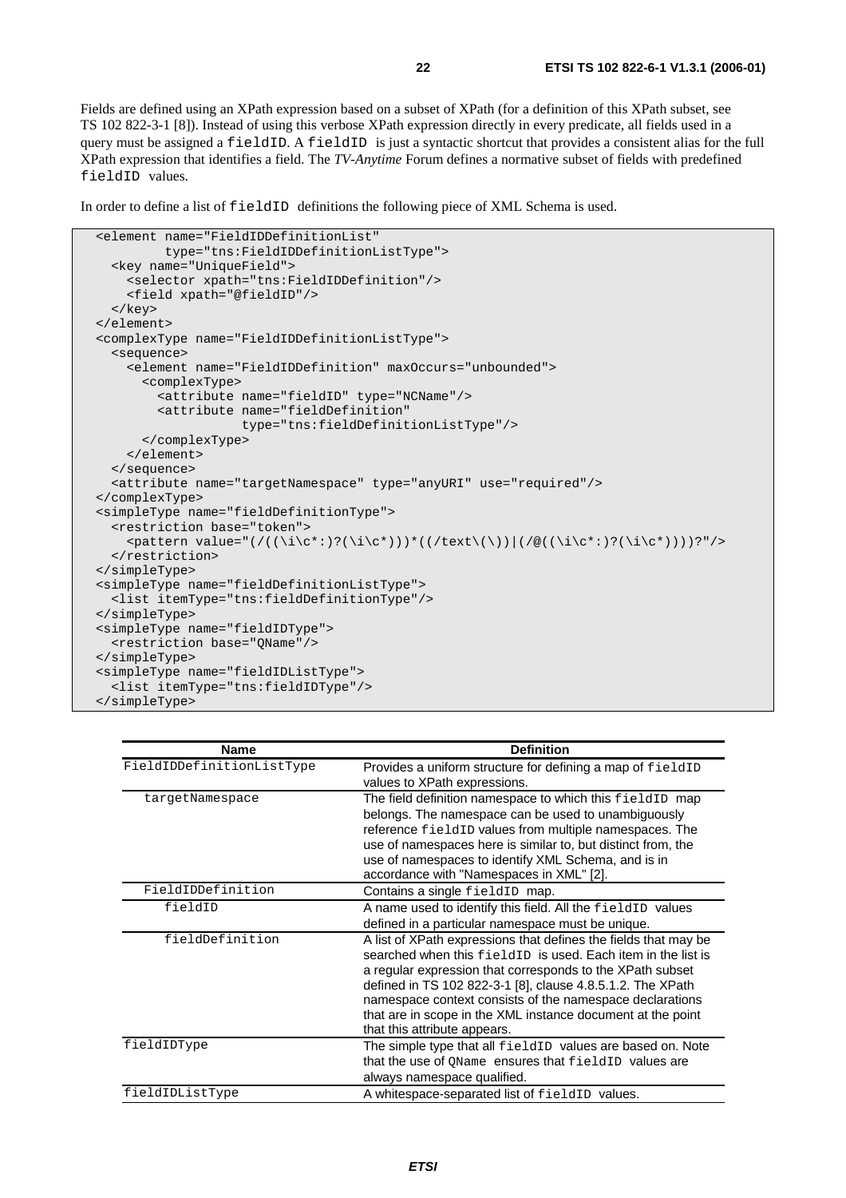Fields are defined using an XPath expression based on a subset of XPath (for a definition of this XPath subset, see TS 102 822-3-1 [8]). Instead of using this verbose XPath expression directly in every predicate, all fields used in a query must be assigned a `fieldID`. A `fieldID` is just a syntactic shortcut that provides a consistent alias for the full XPath expression that identifies a field. The *TV-Anytime* Forum defines a normative subset of fields with predefined `fieldID` values.

In order to define a list of `fieldID` definitions the following piece of XML Schema is used.

```
<element name="FieldIDDefinitionList"
         type="tns:FieldIDDefinitionListType">
  <key name="UniqueField">
    <selector xpath="tns:FieldIDDefinition"/>
    <field xpath="@fieldID"/>
  </key>
</element>
<complexType name="FieldIDDefinitionListType">
  <sequence>
    <element name="FieldIDDefinition" maxOccurs="unbounded">
      <complexType>
        <attribute name="fieldID" type="NCName"/>
        <attribute name="fieldDefinition"
                   type="tns:fieldDefinitionListType"/>
      </complexType>
    </element>
  </sequence>
  <attribute name="targetNamespace" type="anyURI" use="required"/>
</complexType>
<simpleType name="fieldDefinitionType">
  <restriction base="token">
    <pattern value="(/((\i\c*:)?(\i\c*)))*((/text\(\))|(/@((\i\c*:)?(\i\c*))))?"/>
  </restriction>
</simpleType>
<simpleType name="fieldDefinitionListType">
  <list itemType="tns:fieldDefinitionType"/>
</simpleType>
<simpleType name="fieldIDType">
  <restriction base="QName"/>
</simpleType>
<simpleType name="fieldIDListType">
  <list itemType="tns:fieldIDType"/>
</simpleType>
```

| Name | Definition |
|---|---|
| `FieldIDDefinitionListType` | Provides a uniform structure for defining a map of `fieldID` values to XPath expressions. |
| `targetNamespace` | The field definition namespace to which this `fieldID` map belongs. The namespace can be used to unambiguously reference `fieldID` values from multiple namespaces. The use of namespaces here is similar to, but distinct from, the use of namespaces to identify XML Schema, and is in accordance with "Namespaces in XML" [2]. |
| `FieldIDDefinition` | Contains a single `fieldID` map. |
| `fieldID` | A name used to identify this field. All the `fieldID` values defined in a particular namespace must be unique. |
| `fieldDefinition` | A list of XPath expressions that defines the fields that may be searched when this `fieldID` is used. Each item in the list is a regular expression that corresponds to the XPath subset defined in TS 102 822-3-1 [8], clause 4.8.5.1.2. The XPath namespace context consists of the namespace declarations that are in scope in the XML instance document at the point that this attribute appears. |
| `fieldIDType` | The simple type that all `fieldID` values are based on. Note that the use of `QName` ensures that `fieldID` values are always namespace qualified. |
| `fieldIDListType` | A whitespace-separated list of `fieldID` values. |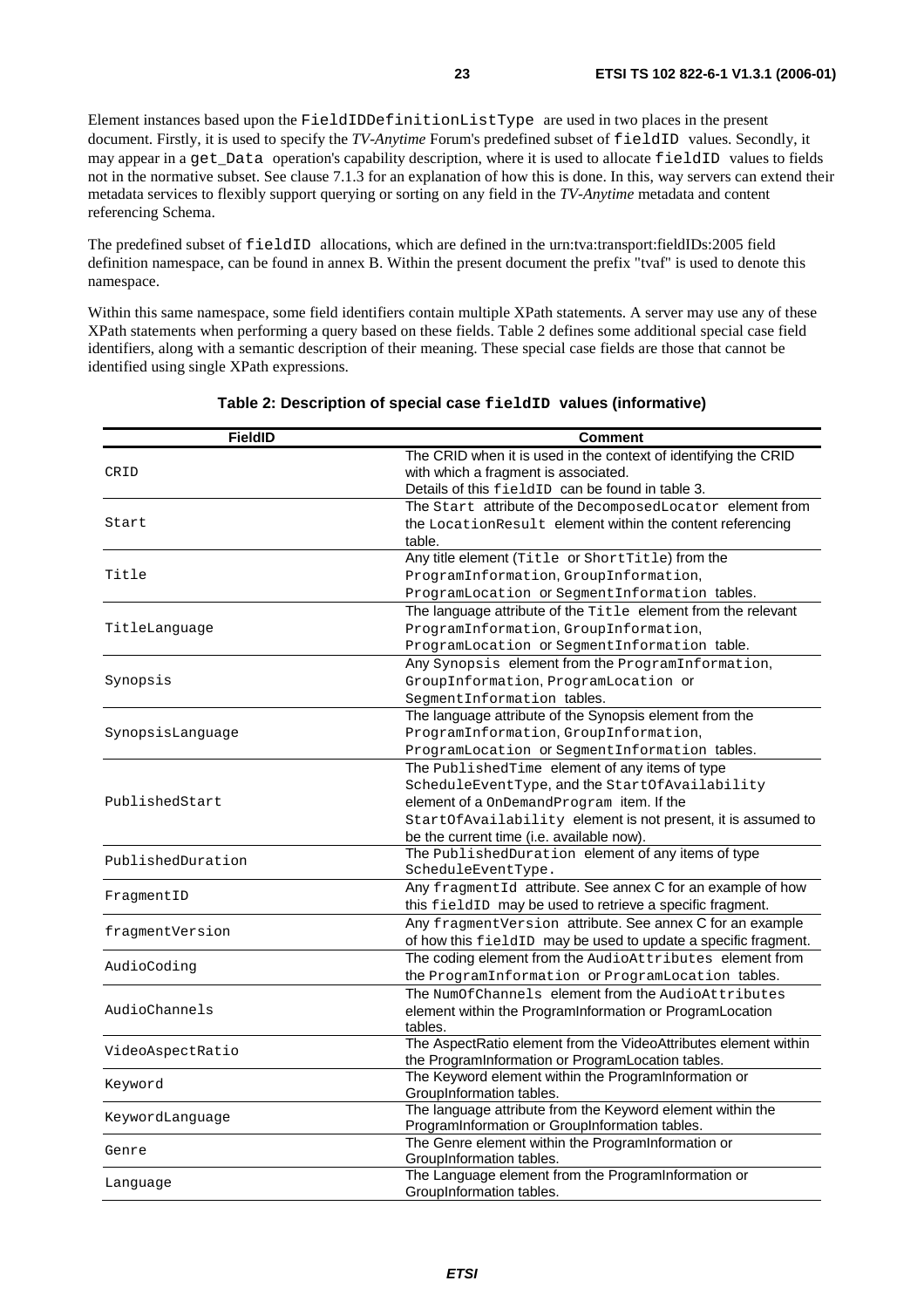Element instances based upon the FieldIDDefinitionListType are used in two places in the present document. Firstly, it is used to specify the *TV-Anytime* Forum's predefined subset of fieldID values. Secondly, it may appear in a get_Data operation's capability description, where it is used to allocate fieldID values to fields not in the normative subset. See clause 7.1.3 for an explanation of how this is done. In this, way servers can extend their metadata services to flexibly support querying or sorting on any field in the *TV-Anytime* metadata and content referencing Schema.

The predefined subset of fieldID allocations, which are defined in the urn:tva:transport:fieldIDs:2005 field definition namespace, can be found in annex B. Within the present document the prefix "tvaf" is used to denote this namespace.

Within this same namespace, some field identifiers contain multiple XPath statements. A server may use any of these XPath statements when performing a query based on these fields. Table 2 defines some additional special case field identifiers, along with a semantic description of their meaning. These special case fields are those that cannot be identified using single XPath expressions.

**Table 2: Description of special case fieldID values (informative)**

| FieldID | Comment |
|---|---|
| CRID | The CRID when it is used in the context of identifying the CRID with which a fragment is associated. Details of this fieldID can be found in table 3. |
| Start | The Start attribute of the DecomposedLocator element from the LocationResult element within the content referencing table. |
| Title | Any title element (Title or ShortTitle) from the ProgramInformation, GroupInformation, ProgramLocation or SegmentInformation tables. |
| TitleLanguage | The language attribute of the Title element from the relevant ProgramInformation, GroupInformation, ProgramLocation or SegmentInformation table. |
| Synopsis | Any Synopsis element from the ProgramInformation, GroupInformation, ProgramLocation or SegmentInformation tables. |
| SynopsisLanguage | The language attribute of the Synopsis element from the ProgramInformation, GroupInformation, ProgramLocation or SegmentInformation tables. |
| PublishedStart | The PublishedTime element of any items of type ScheduleEventType, and the StartOfAvailability element of a OnDemandProgram item. If the StartOfAvailability element is not present, it is assumed to be the current time (i.e. available now). |
| PublishedDuration | The PublishedDuration element of any items of type ScheduleEventType. |
| FragmentID | Any fragmentId attribute. See annex C for an example of how this fieldID may be used to retrieve a specific fragment. |
| fragmentVersion | Any fragmentVersion attribute. See annex C for an example of how this fieldID may be used to update a specific fragment. |
| AudioCoding | The coding element from the AudioAttributes element from the ProgramInformation or ProgramLocation tables. |
| AudioChannels | The NumOfChannels element from the AudioAttributes element within the ProgramInformation or ProgramLocation tables. |
| VideoAspectRatio | The AspectRatio element from the VideoAttributes element within the ProgramInformation or ProgramLocation tables. |
| Keyword | The Keyword element within the ProgramInformation or GroupInformation tables. |
| KeywordLanguage | The language attribute from the Keyword element within the ProgramInformation or GroupInformation tables. |
| Genre | The Genre element within the ProgramInformation or GroupInformation tables. |
| Language | The Language element from the ProgramInformation or GroupInformation tables. |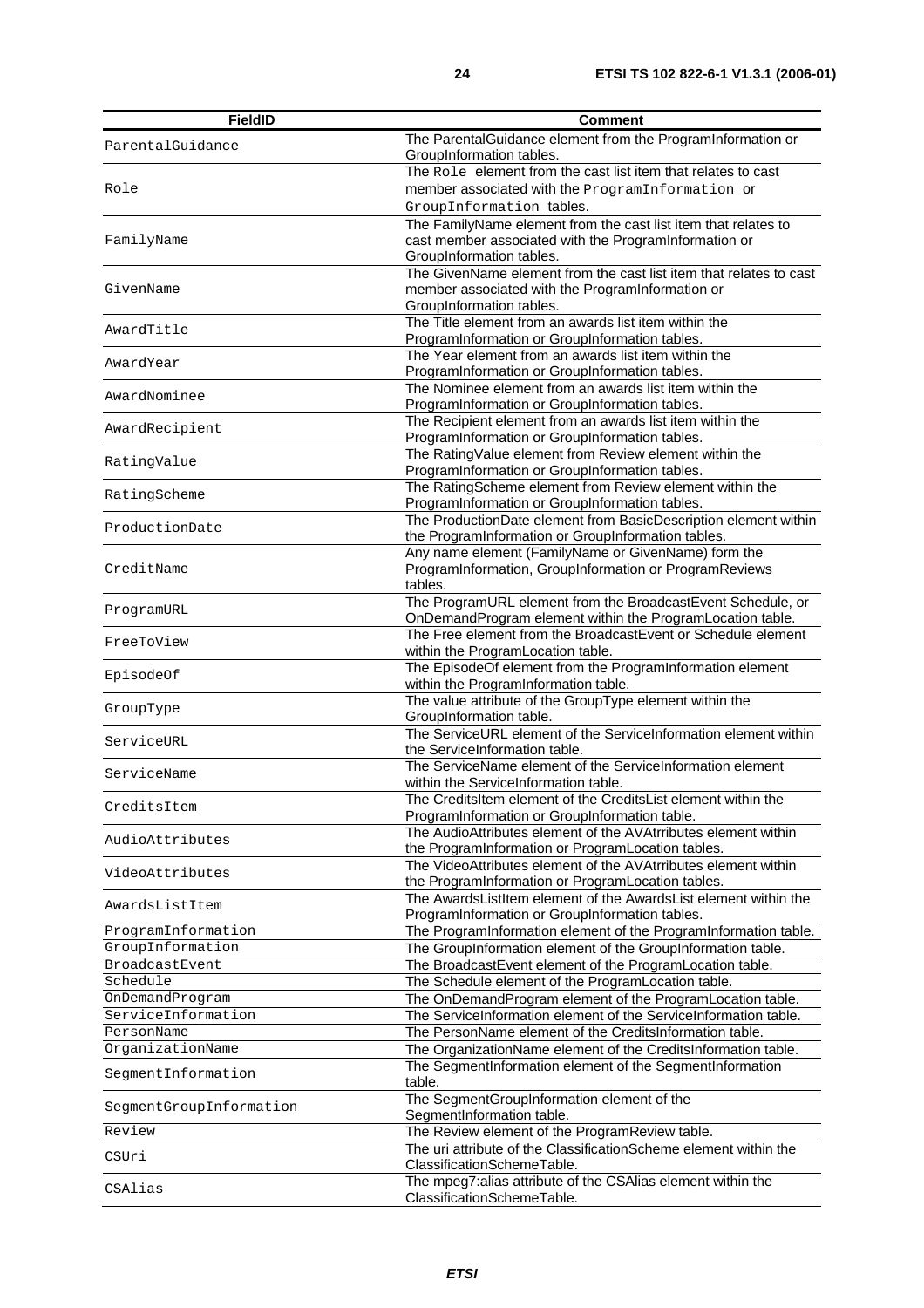| FieldID | Comment |
|---|---|
| ParentalGuidance | The ParentalGuidance element from the ProgramInformation or GroupInformation tables. |
| Role | The Role element from the cast list item that relates to cast member associated with the ProgramInformation or GroupInformation tables. |
| FamilyName | The FamilyName element from the cast list item that relates to cast member associated with the ProgramInformation or GroupInformation tables. |
| GivenName | The GivenName element from the cast list item that relates to cast member associated with the ProgramInformation or GroupInformation tables. |
| AwardTitle | The Title element from an awards list item within the ProgramInformation or GroupInformation tables. |
| AwardYear | The Year element from an awards list item within the ProgramInformation or GroupInformation tables. |
| AwardNominee | The Nominee element from an awards list item within the ProgramInformation or GroupInformation tables. |
| AwardRecipient | The Recipient element from an awards list item within the ProgramInformation or GroupInformation tables. |
| RatingValue | The RatingValue element from Review element within the ProgramInformation or GroupInformation tables. |
| RatingScheme | The RatingScheme element from Review element within the ProgramInformation or GroupInformation tables. |
| ProductionDate | The ProductionDate element from BasicDescription element within the ProgramInformation or GroupInformation tables. |
| CreditName | Any name element (FamilyName or GivenName) form the ProgramInformation, GroupInformation or ProgramReviews tables. |
| ProgramURL | The ProgramURL element from the BroadcastEvent Schedule, or OnDemandProgram element within the ProgramLocation table. |
| FreeToView | The Free element from the BroadcastEvent or Schedule element within the ProgramLocation table. |
| EpisodeOf | The EpisodeOf element from the ProgramInformation element within the ProgramInformation table. |
| GroupType | The value attribute of the GroupType element within the GroupInformation table. |
| ServiceURL | The ServiceURL element of the ServiceInformation element within the ServiceInformation table. |
| ServiceName | The ServiceName element of the ServiceInformation element within the ServiceInformation table. |
| CreditsItem | The CreditsItem element of the CreditsList element within the ProgramInformation or GroupInformation table. |
| AudioAttributes | The AudioAttributes element of the AVAtrributes element within the ProgramInformation or ProgramLocation tables. |
| VideoAttributes | The VideoAttributes element of the AVAtrributes element within the ProgramInformation or ProgramLocation tables. |
| AwardsListItem | The AwardsListItem element of the AwardsList element within the ProgramInformation or GroupInformation tables. |
| ProgramInformation | The ProgramInformation element of the ProgramInformation table. |
| GroupInformation | The GroupInformation element of the GroupInformation table. |
| BroadcastEvent | The BroadcastEvent element of the ProgramLocation table. |
| Schedule | The Schedule element of the ProgramLocation table. |
| OnDemandProgram | The OnDemandProgram element of the ProgramLocation table. |
| ServiceInformation | The ServiceInformation element of the ServiceInformation table. |
| PersonName | The PersonName element of the CreditsInformation table. |
| OrganizationName | The OrganizationName element of the CreditsInformation table. |
| SegmentInformation | The SegmentInformation element of the SegmentInformation table. |
| SegmentGroupInformation | The SegmentGroupInformation element of the SegmentInformation table. |
| Review | The Review element of the ProgramReview table. |
| CSUri | The uri attribute of the ClassificationScheme element within the ClassificationSchemeTable. |
| CSAlias | The mpeg7:alias attribute of the CSAlias element within the ClassificationSchemeTable. |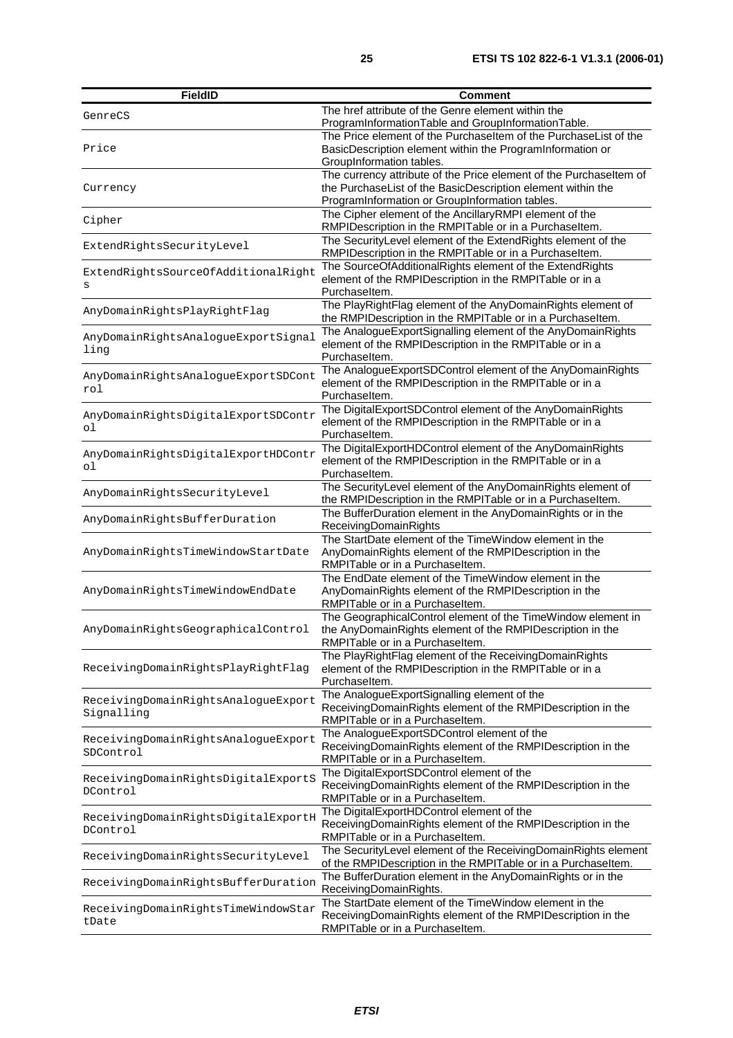| FieldID | Comment |
|---|---|
| GenreCS | The href attribute of the Genre element within the ProgramInformationTable and GroupInformationTable. |
| Price | The Price element of the PurchaseItem of the PurchaseList of the BasicDescription element within the ProgramInformation or GroupInformation tables. |
| Currency | The currency attribute of the Price element of the PurchaseItem of the PurchaseList of the BasicDescription element within the ProgramInformation or GroupInformation tables. |
| Cipher | The Cipher element of the AncillaryRMPI element of the RMPIDescription in the RMPITable or in a PurchaseItem. |
| ExtendRightsSecurityLevel | The SecurityLevel element of the ExtendRights element of the RMPIDescription in the RMPITable or in a PurchaseItem. |
| ExtendRightsSourceOfAdditionalRights | The SourceOfAdditionalRights element of the ExtendRights element of the RMPIDescription in the RMPITable or in a PurchaseItem. |
| AnyDomainRightsPlayRightFlag | The PlayRightFlag element of the AnyDomainRights element of the RMPIDescription in the RMPITable or in a PurchaseItem. |
| AnyDomainRightsAnalogueExportSignalling | The AnalogueExportSignalling element of the AnyDomainRights element of the RMPIDescription in the RMPITable or in a PurchaseItem. |
| AnyDomainRightsAnalogueExportSDControl | The AnalogueExportSDControl element of the AnyDomainRights element of the RMPIDescription in the RMPITable or in a PurchaseItem. |
| AnyDomainRightsDigitalExportSDControl | The DigitalExportSDControl element of the AnyDomainRights element of the RMPIDescription in the RMPITable or in a PurchaseItem. |
| AnyDomainRightsDigitalExportHDControl | The DigitalExportHDControl element of the AnyDomainRights element of the RMPIDescription in the RMPITable or in a PurchaseItem. |
| AnyDomainRightsSecurityLevel | The SecurityLevel element of the AnyDomainRights element of the RMPIDescription in the RMPITable or in a PurchaseItem. |
| AnyDomainRightsBufferDuration | The BufferDuration element in the AnyDomainRights or in the ReceivingDomainRights |
| AnyDomainRightsTimeWindowStartDate | The StartDate element of the TimeWindow element in the AnyDomainRights element of the RMPIDescription in the RMPITable or in a PurchaseItem. |
| AnyDomainRightsTimeWindowEndDate | The EndDate element of the TimeWindow element in the AnyDomainRights element of the RMPIDescription in the RMPITable or in a PurchaseItem. |
| AnyDomainRightsGeographicalControl | The GeographicalControl element of the TimeWindow element in the AnyDomainRights element of the RMPIDescription in the RMPITable or in a PurchaseItem. |
| ReceivingDomainRightsPlayRightFlag | The PlayRightFlag element of the ReceivingDomainRights element of the RMPIDescription in the RMPITable or in a PurchaseItem. |
| ReceivingDomainRightsAnalogueExportSignalling | The AnalogueExportSignalling element of the ReceivingDomainRights element of the RMPIDescription in the RMPITable or in a PurchaseItem. |
| ReceivingDomainRightsAnalogueExportSDControl | The AnalogueExportSDControl element of the ReceivingDomainRights element of the RMPIDescription in the RMPITable or in a PurchaseItem. |
| ReceivingDomainRightsDigitalExportSDControl | The DigitalExportSDControl element of the ReceivingDomainRights element of the RMPIDescription in the RMPITable or in a PurchaseItem. |
| ReceivingDomainRightsDigitalExportHDControl | The DigitalExportHDControl element of the ReceivingDomainRights element of the RMPIDescription in the RMPITable or in a PurchaseItem. |
| ReceivingDomainRightsSecurityLevel | The SecurityLevel element of the ReceivingDomainRights element of the RMPIDescription in the RMPITable or in a PurchaseItem. |
| ReceivingDomainRightsBufferDuration | The BufferDuration element in the AnyDomainRights or in the ReceivingDomainRights. |
| ReceivingDomainRightsTimeWindowStartDate | The StartDate element of the TimeWindow element in the ReceivingDomainRights element of the RMPIDescription in the RMPITable or in a PurchaseItem. |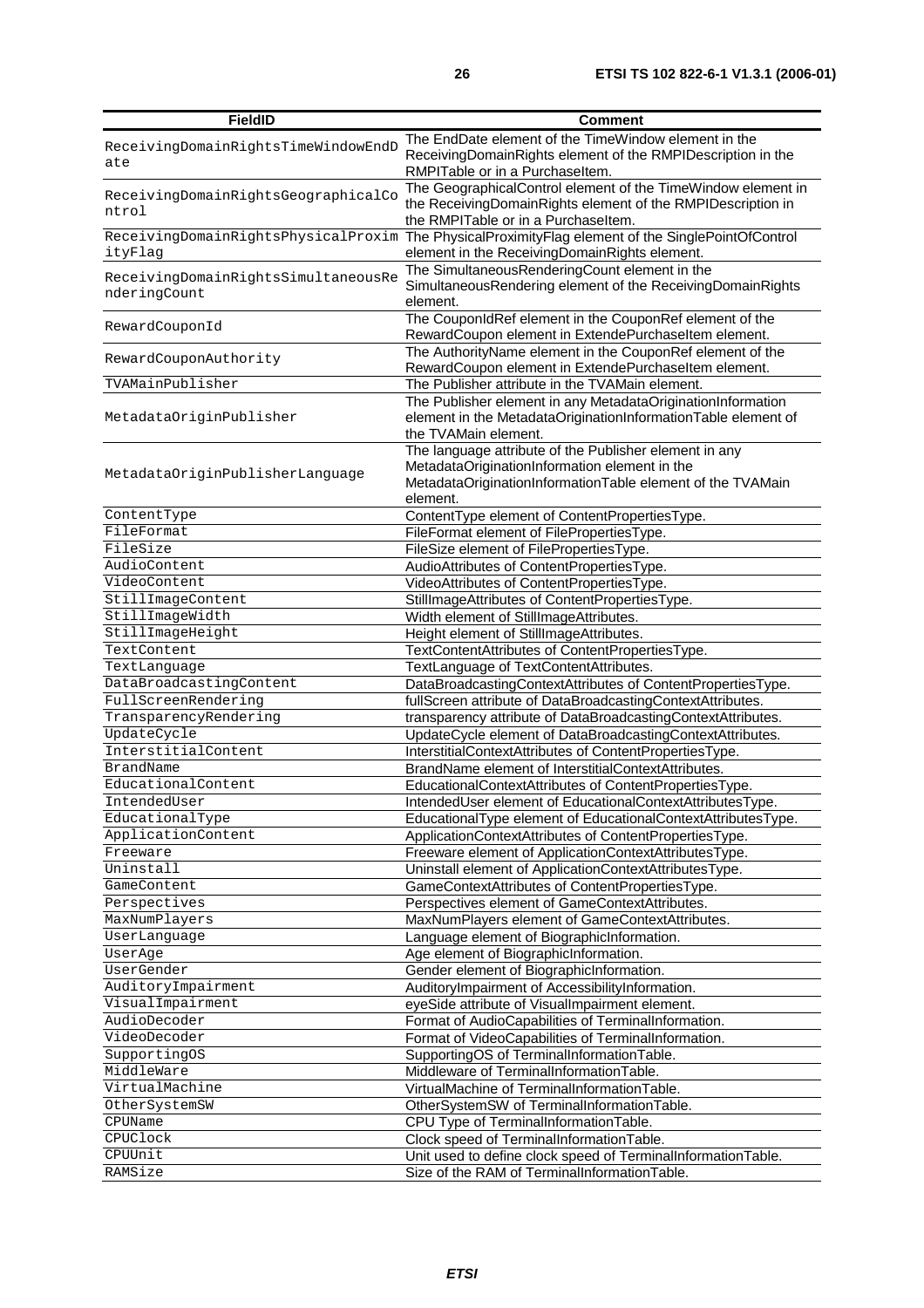| FieldID | Comment |
|---|---|
| ReceivingDomainRightsTimeWindowEndDate | The EndDate element of the TimeWindow element in the ReceivingDomainRights element of the RMPIDescription in the RMPITable or in a PurchaseItem. |
| ReceivingDomainRightsGeographicalControl | The GeographicalControl element of the TimeWindow element in the ReceivingDomainRights element of the RMPIDescription in the RMPITable or in a PurchaseItem. |
| ReceivingDomainRightsPhysicalProximityFlag | The PhysicalProximityFlag element of the SinglePointOfControl element in the ReceivingDomainRights element. |
| ReceivingDomainRightsSimultaneousRenderingCount | The SimultaneousRenderingCount element in the SimultaneousRendering element of the ReceivingDomainRights element. |
| RewardCouponId | The CouponIdRef element in the CouponRef element of the RewardCoupon element in ExtendePurchaseItem element. |
| RewardCouponAuthority | The AuthorityName element in the CouponRef element of the RewardCoupon element in ExtendePurchaseItem element. |
| TVAMainPublisher | The Publisher attribute in the TVAMain element. |
| MetadataOriginPublisher | The Publisher element in any MetadataOriginationInformation element in the MetadataOriginationInformationTable element of the TVAMain element. |
| MetadataOriginPublisherLanguage | The language attribute of the Publisher element in any MetadataOriginationInformation element in the MetadataOriginationInformationTable element of the TVAMain element. |
| ContentType | ContentType element of ContentPropertiesType. |
| FileFormat | FileFormat element of FilePropertiesType. |
| FileSize | FileSize element of FilePropertiesType. |
| AudioContent | AudioAttributes of ContentPropertiesType. |
| VideoContent | VideoAttributes of ContentPropertiesType. |
| StillImageContent | StillImageAttributes of ContentPropertiesType. |
| StillImageWidth | Width element of StillImageAttributes. |
| StillImageHeight | Height element of StillImageAttributes. |
| TextContent | TextContentAttributes of ContentPropertiesType. |
| TextLanguage | TextLanguage of TextContentAttributes. |
| DataBroadcastingContent | DataBroadcastingContextAttributes of ContentPropertiesType. |
| FullScreenRendering | fullScreen attribute of DataBroadcastingContextAttributes. |
| TransparencyRendering | transparency attribute of DataBroadcastingContextAttributes. |
| UpdateCycle | UpdateCycle element of DataBroadcastingContextAttributes. |
| InterstitialContent | InterstitialContextAttributes of ContentPropertiesType. |
| BrandName | BrandName element of InterstitialContextAttributes. |
| EducationalContent | EducationalContextAttributes of ContentPropertiesType. |
| IntendedUser | IntendedUser element of EducationalContextAttributesType. |
| EducationalType | EducationalType element of EducationalContextAttributesType. |
| ApplicationContent | ApplicationContextAttributes of ContentPropertiesType. |
| Freeware | Freeware element of ApplicationContextAttributesType. |
| Uninstall | Uninstall element of ApplicationContextAttributesType. |
| GameContent | GameContextAttributes of ContentPropertiesType. |
| Perspectives | Perspectives element of GameContextAttributes. |
| MaxNumPlayers | MaxNumPlayers element of GameContextAttributes. |
| UserLanguage | Language element of BiographicInformation. |
| UserAge | Age element of BiographicInformation. |
| UserGender | Gender element of BiographicInformation. |
| AuditoryImpairment | AuditoryImpairment of AccessibilityInformation. |
| VisualImpairment | eyeSide attribute of VisualImpairment element. |
| AudioDecoder | Format of AudioCapabilities of TerminalInformation. |
| VideoDecoder | Format of VideoCapabilities of TerminalInformation. |
| SupportingOS | SupportingOS of TerminalInformationTable. |
| MiddleWare | Middleware of TerminalInformationTable. |
| VirtualMachine | VirtualMachine of TerminalInformationTable. |
| OtherSystemSW | OtherSystemSW of TerminalInformationTable. |
| CPUName | CPU Type of TerminalInformationTable. |
| CPUClock | Clock speed of TerminalInformationTable. |
| CPUUnit | Unit used to define clock speed of TerminalInformationTable. |
| RAMSize | Size of the RAM of TerminalInformationTable. |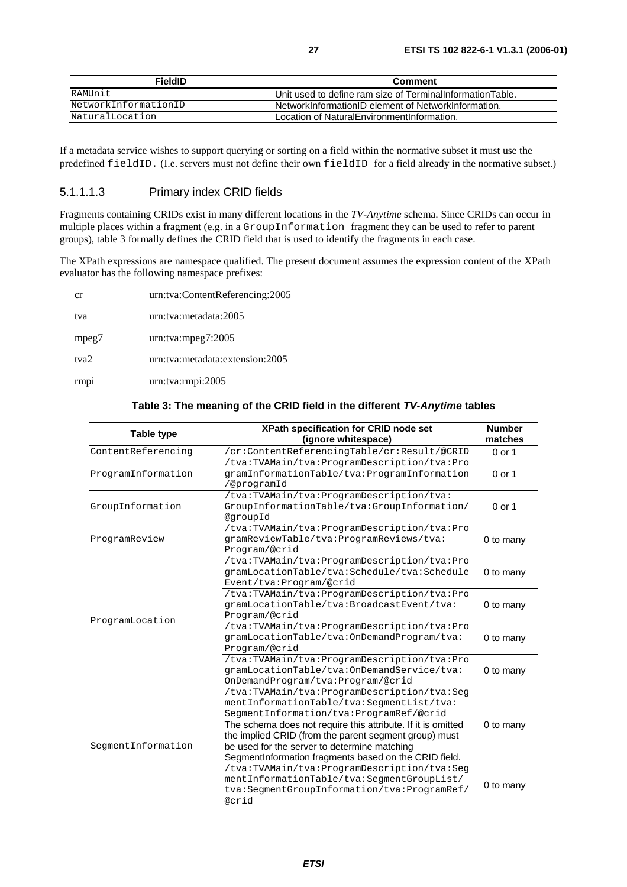| FieldID | Comment |
| --- | --- |
| RAMUnit | Unit used to define ram size of TerminalInformationTable. |
| NetworkInformationID | NetworkInformationID element of NetworkInformation. |
| NaturalLocation | Location of NaturalEnvironmentInformation. |

If a metadata service wishes to support querying or sorting on a field within the normative subset it must use the predefined fieldID. (I.e. servers must not define their own fieldID for a field already in the normative subset.)

#### 5.1.1.1.3 Primary index CRID fields

Fragments containing CRIDs exist in many different locations in the *TV-Anytime* schema. Since CRIDs can occur in multiple places within a fragment (e.g. in a GroupInformation fragment they can be used to refer to parent groups), table 3 formally defines the CRID field that is used to identify the fragments in each case.

The XPath expressions are namespace qualified. The present document assumes the expression content of the XPath evaluator has the following namespace prefixes:

cr urn:tva:ContentReferencing:2005

tva urn:tva:metadata:2005

mpeg7 urn:tva:mpeg7:2005

tva2 urn:tva:metadata:extension:2005

rmpi urn:tva:rmpi:2005

**Table 3: The meaning of the CRID field in the different *TV-Anytime* tables**

| Table type | XPath specification for CRID node set (ignore whitespace) | Number matches |
| --- | --- | --- |
| ContentReferencing | /cr:ContentReferencingTable/cr:Result/@CRID | 0 or 1 |
| ProgramInformation | /tva:TVAMain/tva:ProgramDescription/tva:ProgramInformationTable/tva:ProgramInformation/@programId | 0 or 1 |
| GroupInformation | /tva:TVAMain/tva:ProgramDescription/tva:GroupInformationTable/tva:GroupInformation/@groupId | 0 or 1 |
| ProgramReview | /tva:TVAMain/tva:ProgramDescription/tva:ProgramReviewTable/tva:ProgramReviews/tva:Program/@crid | 0 to many |
| ProgramLocation | /tva:TVAMain/tva:ProgramDescription/tva:ProgramLocationTable/tva:Schedule/tva:ScheduleEvent/tva:Program/@crid | 0 to many |
| | /tva:TVAMain/tva:ProgramDescription/tva:ProgramLocationTable/tva:BroadcastEvent/tva:Program/@crid | 0 to many |
| | /tva:TVAMain/tva:ProgramDescription/tva:ProgramLocationTable/tva:OnDemandProgram/tva:Program/@crid | 0 to many |
| | /tva:TVAMain/tva:ProgramDescription/tva:ProgramLocationTable/tva:OnDemandService/tva:OnDemandProgram/tva:Program/@crid | 0 to many |
| SegmentInformation | /tva:TVAMain/tva:ProgramDescription/tva:SegmentInformationTable/tva:SegmentList/tva:SegmentInformation/tva:ProgramRef/@crid The schema does not require this attribute. If it is omitted the implied CRID (from the parent segment group) must be used for the server to determine matching SegmentInformation fragments based on the CRID field. | 0 to many |
| | /tva:TVAMain/tva:ProgramDescription/tva:SegmentInformationTable/tva:SegmentGroupList/tva:SegmentGroupInformation/tva:ProgramRef/@crid | 0 to many |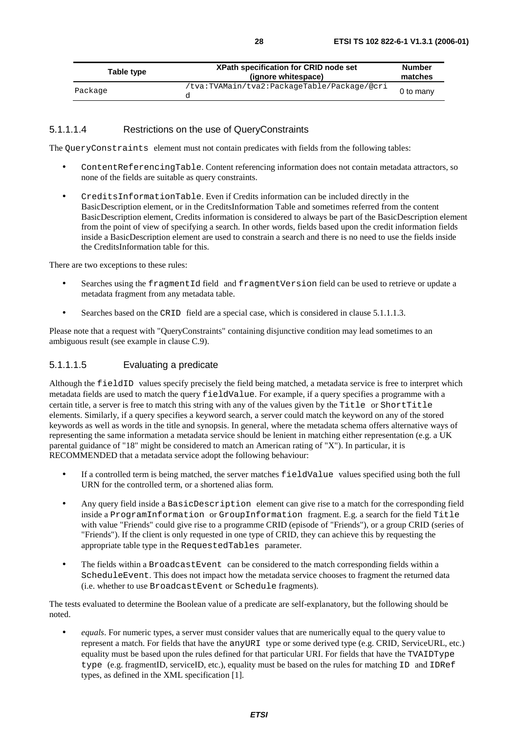| Table type | XPath specification for CRID node set (ignore whitespace) | Number matches |
|---|---|---|
| Package | /tva:TVAMain/tva2:PackageTable/Package/@crid | 0 to many |

#### 5.1.1.1.4 Restrictions on the use of QueryConstraints

The QueryConstraints element must not contain predicates with fields from the following tables:

- ContentReferencingTable. Content referencing information does not contain metadata attractors, so none of the fields are suitable as query constraints.
- CreditsInformationTable. Even if Credits information can be included directly in the BasicDescription element, or in the CreditsInformation Table and sometimes referred from the content BasicDescription element, Credits information is considered to always be part of the BasicDescription element from the point of view of specifying a search. In other words, fields based upon the credit information fields inside a BasicDescription element are used to constrain a search and there is no need to use the fields inside the CreditsInformation table for this.

There are two exceptions to these rules:

- Searches using the fragmentId field and fragmentVersion field can be used to retrieve or update a metadata fragment from any metadata table.
- Searches based on the CRID field are a special case, which is considered in clause 5.1.1.1.3.

Please note that a request with "QueryConstraints" containing disjunctive condition may lead sometimes to an ambiguous result (see example in clause C.9).

#### 5.1.1.1.5 Evaluating a predicate

Although the fieldID values specify precisely the field being matched, a metadata service is free to interpret which metadata fields are used to match the query fieldValue. For example, if a query specifies a programme with a certain title, a server is free to match this string with any of the values given by the Title or ShortTitle elements. Similarly, if a query specifies a keyword search, a server could match the keyword on any of the stored keywords as well as words in the title and synopsis. In general, where the metadata schema offers alternative ways of representing the same information a metadata service should be lenient in matching either representation (e.g. a UK parental guidance of "18" might be considered to match an American rating of "X"). In particular, it is RECOMMENDED that a metadata service adopt the following behaviour:

- If a controlled term is being matched, the server matches fieldValue values specified using both the full URN for the controlled term, or a shortened alias form.
- Any query field inside a BasicDescription element can give rise to a match for the corresponding field inside a ProgramInformation or GroupInformation fragment. E.g. a search for the field Title with value "Friends" could give rise to a programme CRID (episode of "Friends"), or a group CRID (series of "Friends"). If the client is only requested in one type of CRID, they can achieve this by requesting the appropriate table type in the RequestedTables parameter.
- The fields within a BroadcastEvent can be considered to the match corresponding fields within a ScheduleEvent. This does not impact how the metadata service chooses to fragment the returned data (i.e. whether to use BroadcastEvent or Schedule fragments).

The tests evaluated to determine the Boolean value of a predicate are self-explanatory, but the following should be noted.

- *equals*. For numeric types, a server must consider values that are numerically equal to the query value to represent a match. For fields that have the anyURI type or some derived type (e.g. CRID, ServiceURL, etc.) equality must be based upon the rules defined for that particular URI. For fields that have the TVAIDType type (e.g. fragmentID, serviceID, etc.), equality must be based on the rules for matching ID and IDRef types, as defined in the XML specification [1].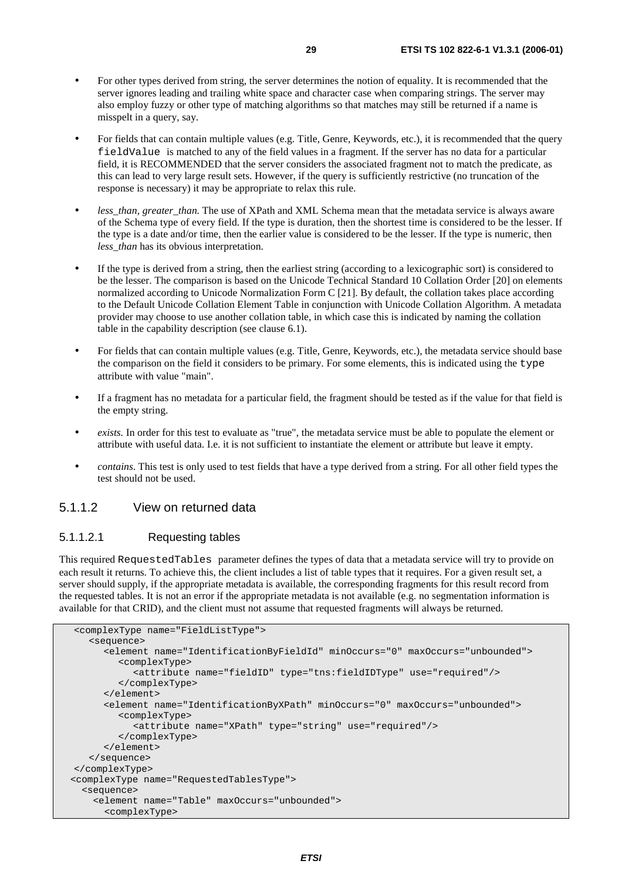- For other types derived from string, the server determines the notion of equality. It is recommended that the server ignores leading and trailing white space and character case when comparing strings. The server may also employ fuzzy or other type of matching algorithms so that matches may still be returned if a name is misspelt in a query, say.
- For fields that can contain multiple values (e.g. Title, Genre, Keywords, etc.), it is recommended that the query `fieldValue` is matched to any of the field values in a fragment. If the server has no data for a particular field, it is RECOMMENDED that the server considers the associated fragment not to match the predicate, as this can lead to very large result sets. However, if the query is sufficiently restrictive (no truncation of the response is necessary) it may be appropriate to relax this rule.
- *less_than, greater_than.* The use of XPath and XML Schema mean that the metadata service is always aware of the Schema type of every field. If the type is duration, then the shortest time is considered to be the lesser. If the type is a date and/or time, then the earlier value is considered to be the lesser. If the type is numeric, then *less_than* has its obvious interpretation.
- If the type is derived from a string, then the earliest string (according to a lexicographic sort) is considered to be the lesser. The comparison is based on the Unicode Technical Standard 10 Collation Order [20] on elements normalized according to Unicode Normalization Form C [21]. By default, the collation takes place according to the Default Unicode Collation Element Table in conjunction with Unicode Collation Algorithm. A metadata provider may choose to use another collation table, in which case this is indicated by naming the collation table in the capability description (see clause 6.1).
- For fields that can contain multiple values (e.g. Title, Genre, Keywords, etc.), the metadata service should base the comparison on the field it considers to be primary. For some elements, this is indicated using the `type` attribute with value "main".
- If a fragment has no metadata for a particular field, the fragment should be tested as if the value for that field is the empty string.
- *exists.* In order for this test to evaluate as "true", the metadata service must be able to populate the element or attribute with useful data. I.e. it is not sufficient to instantiate the element or attribute but leave it empty.
- *contains.* This test is only used to test fields that have a type derived from a string. For all other field types the test should not be used.

### 5.1.1.2 View on returned data

#### 5.1.1.2.1 Requesting tables

This required `RequestedTables` parameter defines the types of data that a metadata service will try to provide on each result it returns. To achieve this, the client includes a list of table types that it requires. For a given result set, a server should supply, if the appropriate metadata is available, the corresponding fragments for this result record from the requested tables. It is not an error if the appropriate metadata is not available (e.g. no segmentation information is available for that CRID), and the client must not assume that requested fragments will always be returned.

```
  <complexType name="FieldListType">
     <sequence>
        <element name="IdentificationByFieldId" minOccurs="0" maxOccurs="unbounded">
           <complexType>
              <attribute name="fieldID" type="tns:fieldIDType" use="required"/>
           </complexType>
        </element>
        <element name="IdentificationByXPath" minOccurs="0" maxOccurs="unbounded">
           <complexType>
              <attribute name="XPath" type="string" use="required"/>
           </complexType>
        </element>
     </sequence>
  </complexType>
 <complexType name="RequestedTablesType">
   <sequence>
     <element name="Table" maxOccurs="unbounded">
       <complexType>
```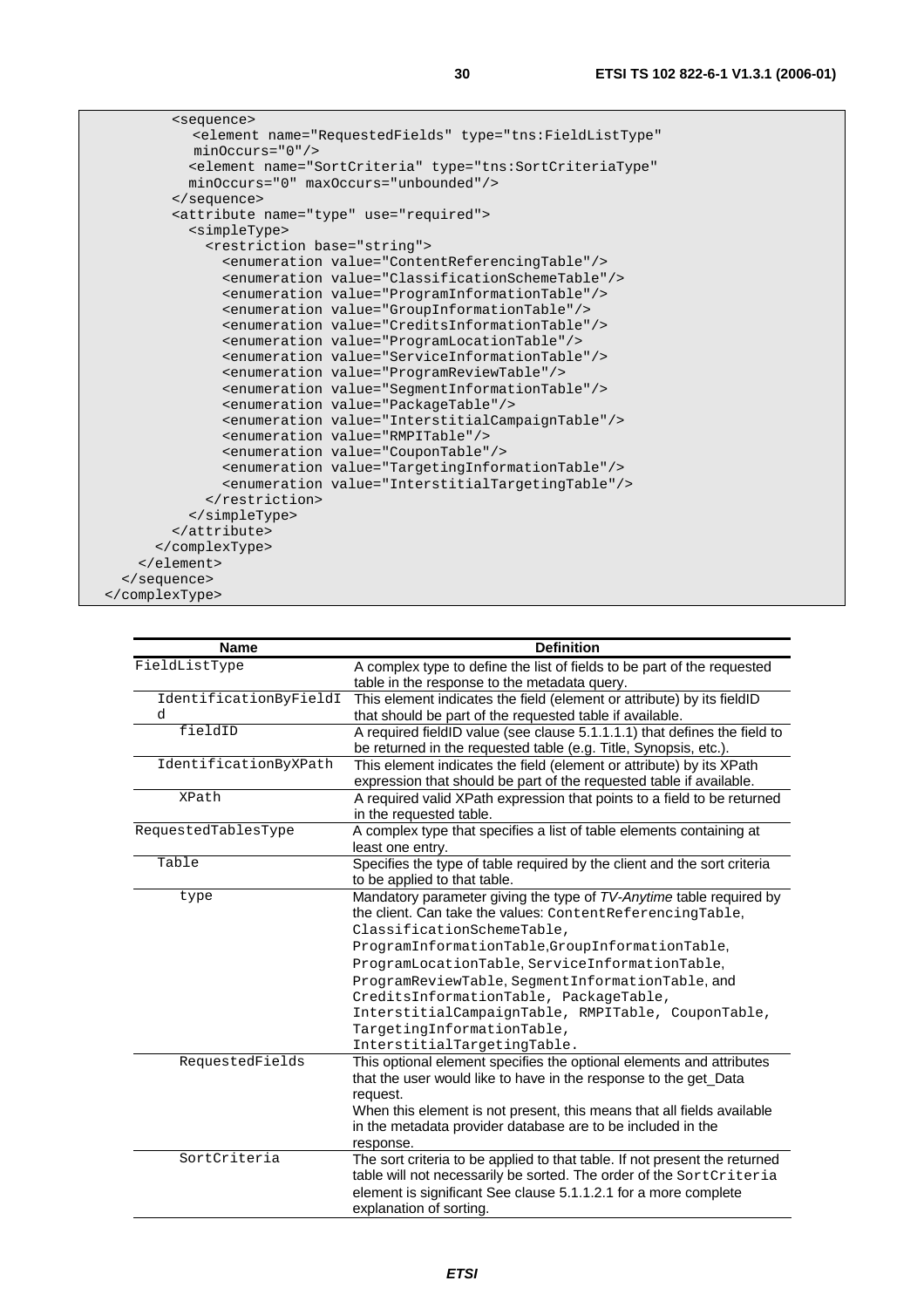```
        <sequence>
          <element name="RequestedFields" type="tns:FieldListType"
          minOccurs="0"/>
          <element name="SortCriteria" type="tns:SortCriteriaType"
          minOccurs="0" maxOccurs="unbounded"/>
        </sequence>
        <attribute name="type" use="required">
          <simpleType>
            <restriction base="string">
              <enumeration value="ContentReferencingTable"/>
              <enumeration value="ClassificationSchemeTable"/>
              <enumeration value="ProgramInformationTable"/>
              <enumeration value="GroupInformationTable"/>
              <enumeration value="CreditsInformationTable"/>
              <enumeration value="ProgramLocationTable"/>
              <enumeration value="ServiceInformationTable"/>
              <enumeration value="ProgramReviewTable"/>
              <enumeration value="SegmentInformationTable"/>
              <enumeration value="PackageTable"/>
              <enumeration value="InterstitialCampaignTable"/>
              <enumeration value="RMPITable"/>
              <enumeration value="CouponTable"/>
              <enumeration value="TargetingInformationTable"/>
              <enumeration value="InterstitialTargetingTable"/>
            </restriction>
          </simpleType>
        </attribute>
      </complexType>
    </element>
  </sequence>
</complexType>
```

| Name | Definition |
|---|---|
| FieldListType | A complex type to define the list of fields to be part of the requested table in the response to the metadata query. |
| IdentificationByFieldId | This element indicates the field (element or attribute) by its fieldID that should be part of the requested table if available. |
| fieldID | A required fieldID value (see clause 5.1.1.1.1) that defines the field to be returned in the requested table (e.g. Title, Synopsis, etc.). |
| IdentificationByXPath | This element indicates the field (element or attribute) by its XPath expression that should be part of the requested table if available. |
| XPath | A required valid XPath expression that points to a field to be returned in the requested table. |
| RequestedTablesType | A complex type that specifies a list of table elements containing at least one entry. |
| Table | Specifies the type of table required by the client and the sort criteria to be applied to that table. |
| type | Mandatory parameter giving the type of *TV-Anytime* table required by the client. Can take the values: ContentReferencingTable, ClassificationSchemeTable, ProgramInformationTable,GroupInformationTable, ProgramLocationTable, ServiceInformationTable, ProgramReviewTable, SegmentInformationTable, and CreditsInformationTable, PackageTable, InterstitialCampaignTable, RMPITable, CouponTable, TargetingInformationTable, InterstitialTargetingTable. |
| RequestedFields | This optional element specifies the optional elements and attributes that the user would like to have in the response to the get_Data request.<br>When this element is not present, this means that all fields available in the metadata provider database are to be included in the response. |
| SortCriteria | The sort criteria to be applied to that table. If not present the returned table will not necessarily be sorted. The order of the SortCriteria element is significant See clause 5.1.1.2.1 for a more complete explanation of sorting. |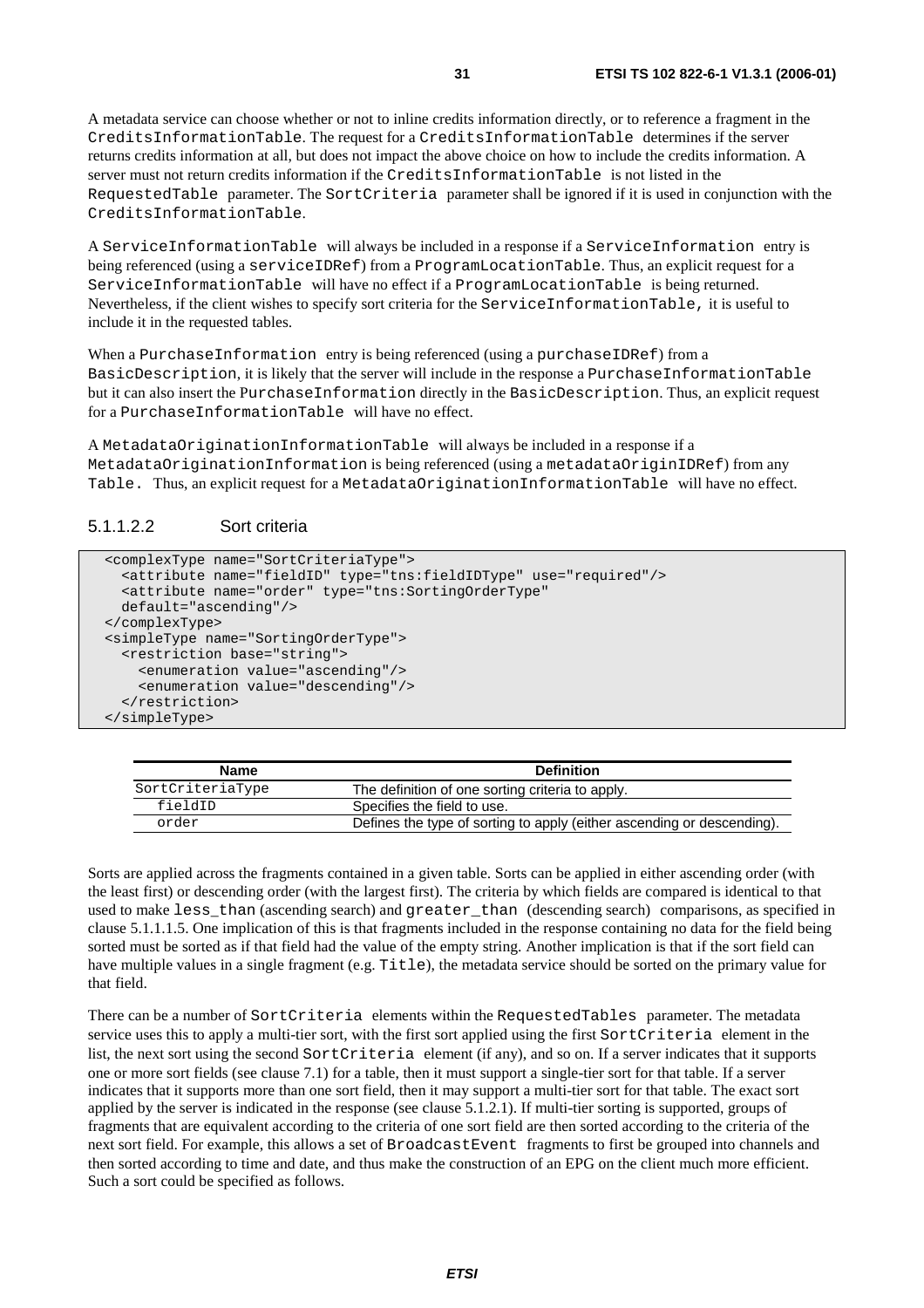A metadata service can choose whether or not to inline credits information directly, or to reference a fragment in the `CreditsInformationTable`. The request for a `CreditsInformationTable` determines if the server returns credits information at all, but does not impact the above choice on how to include the credits information. A server must not return credits information if the `CreditsInformationTable` is not listed in the `RequestedTable` parameter. The `SortCriteria` parameter shall be ignored if it is used in conjunction with the `CreditsInformationTable`.

A `ServiceInformationTable` will always be included in a response if a `ServiceInformation` entry is being referenced (using a `serviceIDRef`) from a `ProgramLocationTable`. Thus, an explicit request for a `ServiceInformationTable` will have no effect if a `ProgramLocationTable` is being returned. Nevertheless, if the client wishes to specify sort criteria for the `ServiceInformationTable`, it is useful to include it in the requested tables.

When a `PurchaseInformation` entry is being referenced (using a `purchaseIDRef`) from a `BasicDescription`, it is likely that the server will include in the response a `PurchaseInformationTable` but it can also insert the `PurchaseInformation` directly in the `BasicDescription`. Thus, an explicit request for a `PurchaseInformationTable` will have no effect.

A `MetadataOriginationInformationTable` will always be included in a response if a `MetadataOriginationInformation` is being referenced (using a `metadataOriginIDRef`) from any `Table`. Thus, an explicit request for a `MetadataOriginationInformationTable` will have no effect.

#### 5.1.1.2.2 Sort criteria

```
<complexType name="SortCriteriaType">
  <attribute name="fieldID" type="tns:fieldIDType" use="required"/>
  <attribute name="order" type="tns:SortingOrderType"
  default="ascending"/>
</complexType>
<simpleType name="SortingOrderType">
  <restriction base="string">
    <enumeration value="ascending"/>
    <enumeration value="descending"/>
  </restriction>
</simpleType>
```

| Name | Definition |
|---|---|
| `SortCriteriaType` | The definition of one sorting criteria to apply. |
| `fieldID` | Specifies the field to use. |
| `order` | Defines the type of sorting to apply (either ascending or descending). |

Sorts are applied across the fragments contained in a given table. Sorts can be applied in either ascending order (with the least first) or descending order (with the largest first). The criteria by which fields are compared is identical to that used to make `less_than` (ascending search) and `greater_than` (descending search) comparisons, as specified in clause 5.1.1.1.5. One implication of this is that fragments included in the response containing no data for the field being sorted must be sorted as if that field had the value of the empty string. Another implication is that if the sort field can have multiple values in a single fragment (e.g. `Title`), the metadata service should be sorted on the primary value for that field.

There can be a number of `SortCriteria` elements within the `RequestedTables` parameter. The metadata service uses this to apply a multi-tier sort, with the first sort applied using the first `SortCriteria` element in the list, the next sort using the second `SortCriteria` element (if any), and so on. If a server indicates that it supports one or more sort fields (see clause 7.1) for a table, then it must support a single-tier sort for that table. If a server indicates that it supports more than one sort field, then it may support a multi-tier sort for that table. The exact sort applied by the server is indicated in the response (see clause 5.1.2.1). If multi-tier sorting is supported, groups of fragments that are equivalent according to the criteria of one sort field are then sorted according to the criteria of the next sort field. For example, this allows a set of `BroadcastEvent` fragments to first be grouped into channels and then sorted according to time and date, and thus make the construction of an EPG on the client much more efficient. Such a sort could be specified as follows.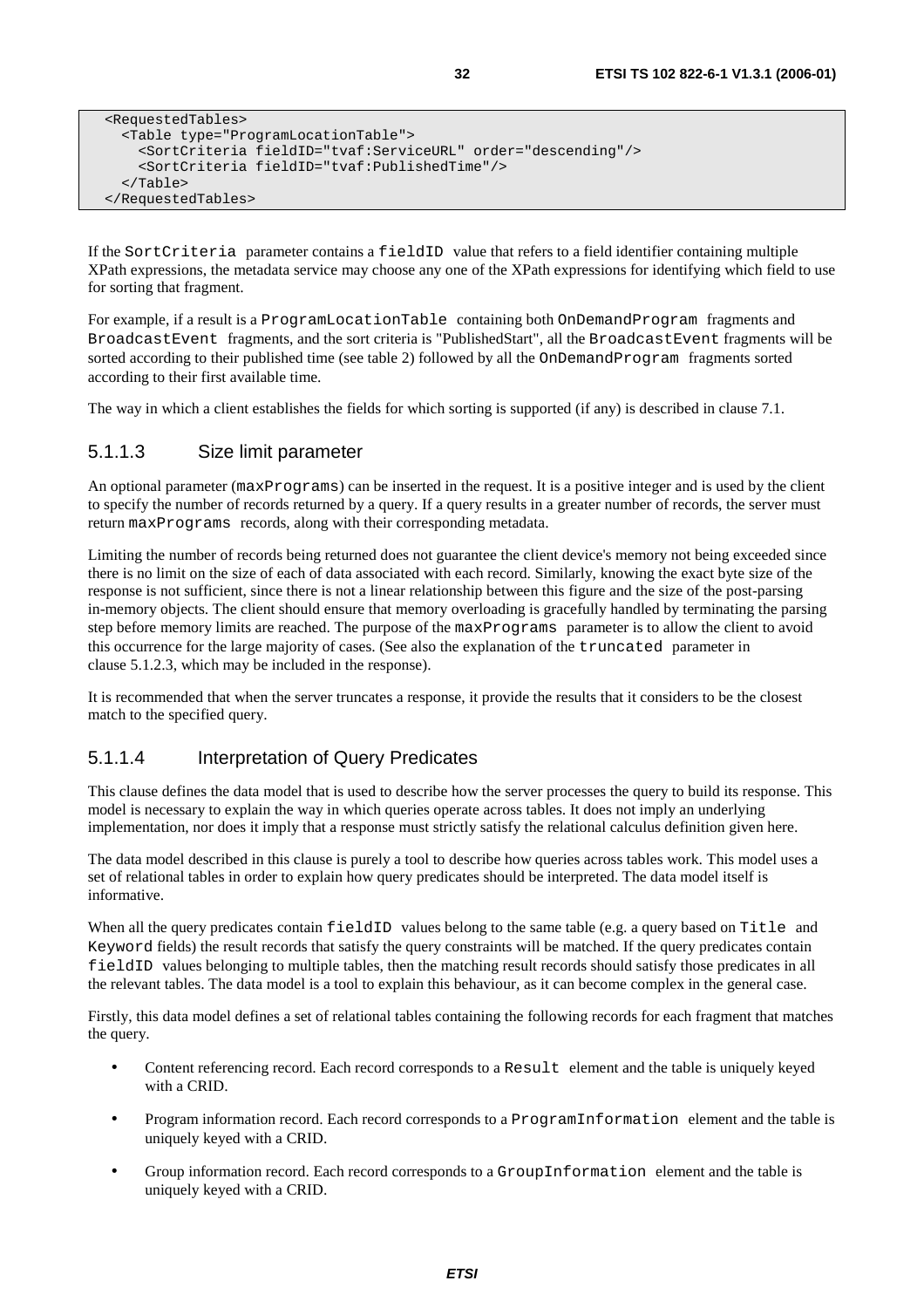```
<RequestedTables>
  <Table type="ProgramLocationTable">
    <SortCriteria fieldID="tvaf:ServiceURL" order="descending"/>
    <SortCriteria fieldID="tvaf:PublishedTime"/>
  </Table>
</RequestedTables>
```

If the `SortCriteria` parameter contains a `fieldID` value that refers to a field identifier containing multiple XPath expressions, the metadata service may choose any one of the XPath expressions for identifying which field to use for sorting that fragment.

For example, if a result is a `ProgramLocationTable` containing both `OnDemandProgram` fragments and `BroadcastEvent` fragments, and the sort criteria is "PublishedStart", all the `BroadcastEvent` fragments will be sorted according to their published time (see table 2) followed by all the `OnDemandProgram` fragments sorted according to their first available time.

The way in which a client establishes the fields for which sorting is supported (if any) is described in clause 7.1.

### 5.1.1.3 Size limit parameter

An optional parameter (`maxPrograms`) can be inserted in the request. It is a positive integer and is used by the client to specify the number of records returned by a query. If a query results in a greater number of records, the server must return `maxPrograms` records, along with their corresponding metadata.

Limiting the number of records being returned does not guarantee the client device's memory not being exceeded since there is no limit on the size of each of data associated with each record. Similarly, knowing the exact byte size of the response is not sufficient, since there is not a linear relationship between this figure and the size of the post-parsing in-memory objects. The client should ensure that memory overloading is gracefully handled by terminating the parsing step before memory limits are reached. The purpose of the `maxPrograms` parameter is to allow the client to avoid this occurrence for the large majority of cases. (See also the explanation of the `truncated` parameter in clause 5.1.2.3, which may be included in the response).

It is recommended that when the server truncates a response, it provide the results that it considers to be the closest match to the specified query.

### 5.1.1.4 Interpretation of Query Predicates

This clause defines the data model that is used to describe how the server processes the query to build its response. This model is necessary to explain the way in which queries operate across tables. It does not imply an underlying implementation, nor does it imply that a response must strictly satisfy the relational calculus definition given here.

The data model described in this clause is purely a tool to describe how queries across tables work. This model uses a set of relational tables in order to explain how query predicates should be interpreted. The data model itself is informative.

When all the query predicates contain `fieldID` values belong to the same table (e.g. a query based on `Title` and `Keyword` fields) the result records that satisfy the query constraints will be matched. If the query predicates contain `fieldID` values belonging to multiple tables, then the matching result records should satisfy those predicates in all the relevant tables. The data model is a tool to explain this behaviour, as it can become complex in the general case.

Firstly, this data model defines a set of relational tables containing the following records for each fragment that matches the query.

- Content referencing record. Each record corresponds to a `Result` element and the table is uniquely keyed with a CRID.
- Program information record. Each record corresponds to a `ProgramInformation` element and the table is uniquely keyed with a CRID.
- Group information record. Each record corresponds to a `GroupInformation` element and the table is uniquely keyed with a CRID.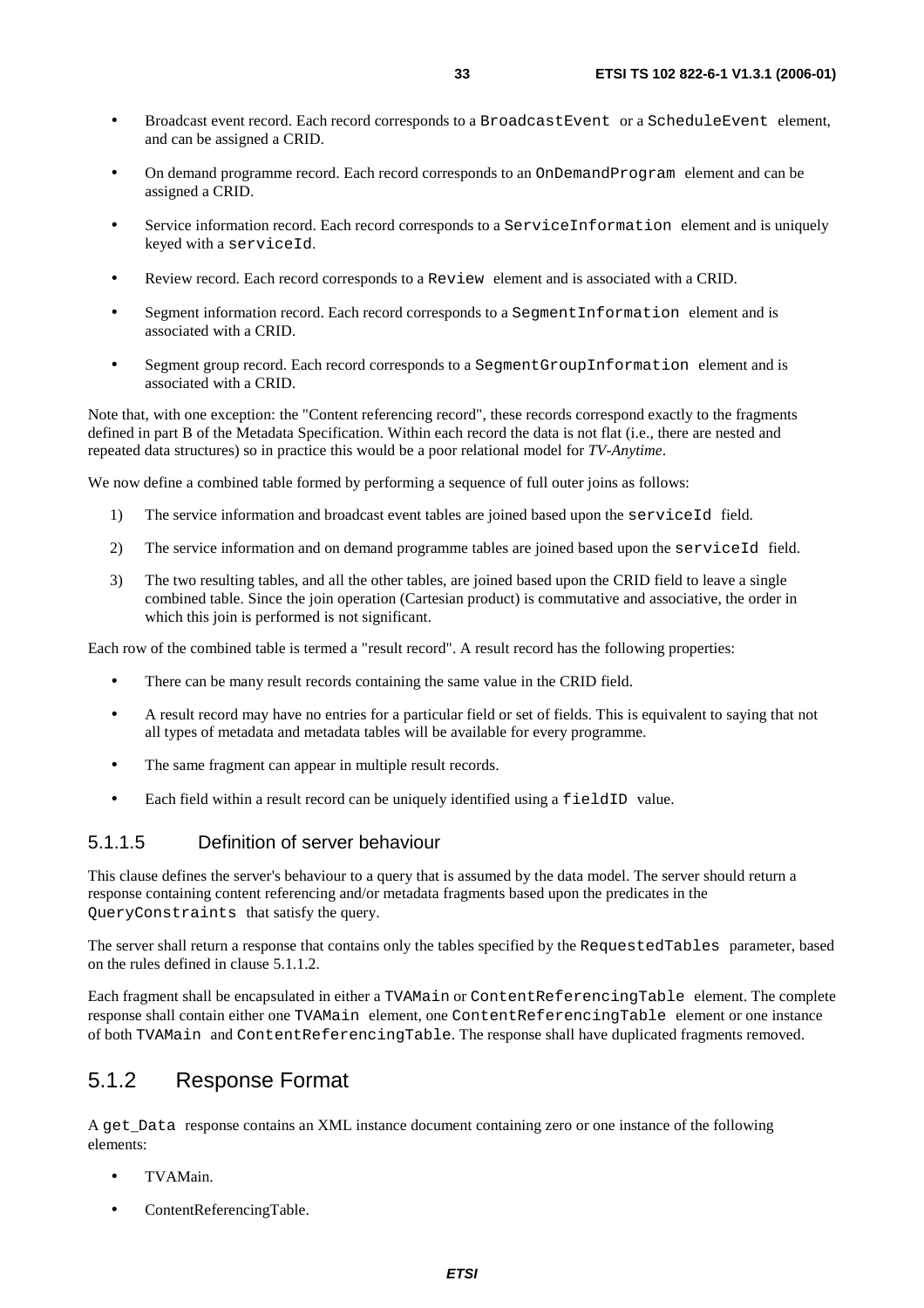- Broadcast event record. Each record corresponds to a `BroadcastEvent` or a `ScheduleEvent` element, and can be assigned a CRID.
- On demand programme record. Each record corresponds to an `OnDemandProgram` element and can be assigned a CRID.
- Service information record. Each record corresponds to a `ServiceInformation` element and is uniquely keyed with a `serviceId`.
- Review record. Each record corresponds to a `Review` element and is associated with a CRID.
- Segment information record. Each record corresponds to a `SegmentInformation` element and is associated with a CRID.
- Segment group record. Each record corresponds to a `SegmentGroupInformation` element and is associated with a CRID.

Note that, with one exception: the "Content referencing record", these records correspond exactly to the fragments defined in part B of the Metadata Specification. Within each record the data is not flat (i.e., there are nested and repeated data structures) so in practice this would be a poor relational model for *TV-Anytime*.

We now define a combined table formed by performing a sequence of full outer joins as follows:

1) The service information and broadcast event tables are joined based upon the `serviceId` field.
2) The service information and on demand programme tables are joined based upon the `serviceId` field.
3) The two resulting tables, and all the other tables, are joined based upon the CRID field to leave a single combined table. Since the join operation (Cartesian product) is commutative and associative, the order in which this join is performed is not significant.

Each row of the combined table is termed a "result record". A result record has the following properties:

- There can be many result records containing the same value in the CRID field.
- A result record may have no entries for a particular field or set of fields. This is equivalent to saying that not all types of metadata and metadata tables will be available for every programme.
- The same fragment can appear in multiple result records.
- Each field within a result record can be uniquely identified using a `fieldID` value.

#### 5.1.1.5 Definition of server behaviour

This clause defines the server's behaviour to a query that is assumed by the data model. The server should return a response containing content referencing and/or metadata fragments based upon the predicates in the `QueryConstraints` that satisfy the query.

The server shall return a response that contains only the tables specified by the `RequestedTables` parameter, based on the rules defined in clause 5.1.1.2.

Each fragment shall be encapsulated in either a `TVAMain` or `ContentReferencingTable` element. The complete response shall contain either one `TVAMain` element, one `ContentReferencingTable` element or one instance of both `TVAMain` and `ContentReferencingTable`. The response shall have duplicated fragments removed.

### 5.1.2 Response Format

A `get_Data` response contains an XML instance document containing zero or one instance of the following elements:

- TVAMain.
- ContentReferencingTable.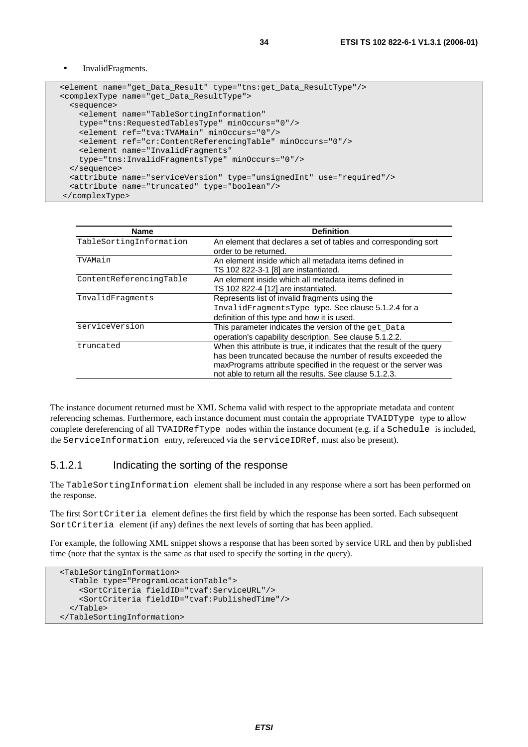- InvalidFragments.

```
<element name="get_Data_Result" type="tns:get_Data_ResultType"/>
<complexType name="get_Data_ResultType">
  <sequence>
    <element name="TableSortingInformation"
    type="tns:RequestedTablesType" minOccurs="0"/>
    <element ref="tva:TVAMain" minOccurs="0"/>
    <element ref="cr:ContentReferencingTable" minOccurs="0"/>
    <element name="InvalidFragments"
    type="tns:InvalidFragmentsType" minOccurs="0"/>
  </sequence>
  <attribute name="serviceVersion" type="unsignedInt" use="required"/>
  <attribute name="truncated" type="boolean"/>
 </complexType>
```

| Name | Definition |
|---|---|
| TableSortingInformation | An element that declares a set of tables and corresponding sort order to be returned. |
| TVAMain | An element inside which all metadata items defined in TS 102 822-3-1 [8] are instantiated. |
| ContentReferencingTable | An element inside which all metadata items defined in TS 102 822-4 [12] are instantiated. |
| InvalidFragments | Represents list of invalid fragments using the InvalidFragmentsType type. See clause 5.1.2.4 for a definition of this type and how it is used. |
| serviceVersion | This parameter indicates the version of the get_Data operation's capability description. See clause 5.1.2.2. |
| truncated | When this attribute is true, it indicates that the result of the query has been truncated because the number of results exceeded the maxPrograms attribute specified in the request or the server was not able to return all the results. See clause 5.1.2.3. |

The instance document returned must be XML Schema valid with respect to the appropriate metadata and content referencing schemas. Furthermore, each instance document must contain the appropriate TVAIDType type to allow complete dereferencing of all TVAIDRefType nodes within the instance document (e.g. if a Schedule is included, the ServiceInformation entry, referenced via the serviceIDRef, must also be present).

### 5.1.2.1 Indicating the sorting of the response

The TableSortingInformation element shall be included in any response where a sort has been performed on the response.

The first SortCriteria element defines the first field by which the response has been sorted. Each subsequent SortCriteria element (if any) defines the next levels of sorting that has been applied.

For example, the following XML snippet shows a response that has been sorted by service URL and then by published time (note that the syntax is the same as that used to specify the sorting in the query).

```
<TableSortingInformation>
  <Table type="ProgramLocationTable">
    <SortCriteria fieldID="tvaf:ServiceURL"/>
    <SortCriteria fieldID="tvaf:PublishedTime"/>
  </Table>
</TableSortingInformation>
```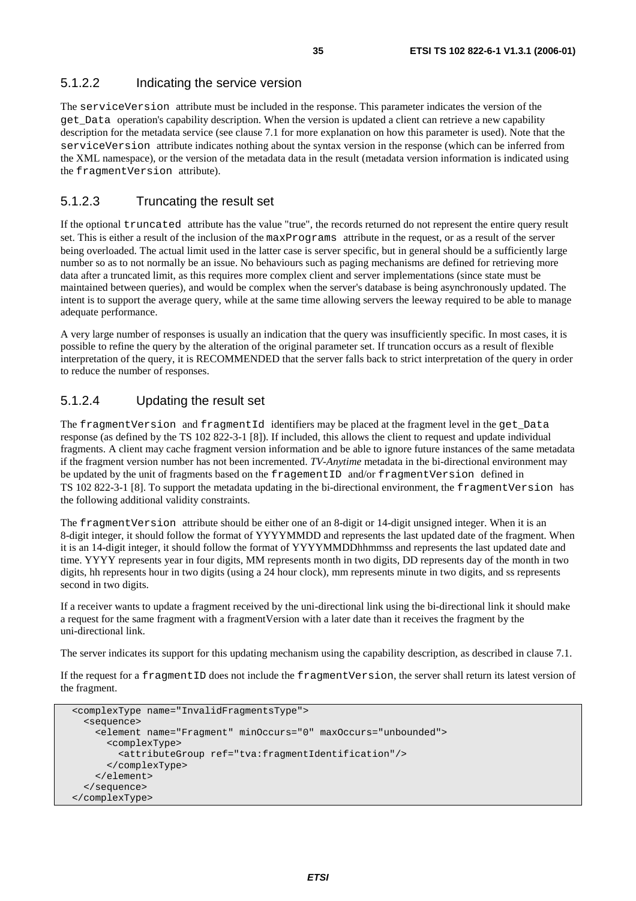### 5.1.2.2 Indicating the service version

The `serviceVersion` attribute must be included in the response. This parameter indicates the version of the `get_Data` operation's capability description. When the version is updated a client can retrieve a new capability description for the metadata service (see clause 7.1 for more explanation on how this parameter is used). Note that the `serviceVersion` attribute indicates nothing about the syntax version in the response (which can be inferred from the XML namespace), or the version of the metadata data in the result (metadata version information is indicated using the `fragmentVersion` attribute).

### 5.1.2.3 Truncating the result set

If the optional `truncated` attribute has the value "true", the records returned do not represent the entire query result set. This is either a result of the inclusion of the `maxPrograms` attribute in the request, or as a result of the server being overloaded. The actual limit used in the latter case is server specific, but in general should be a sufficiently large number so as to not normally be an issue. No behaviours such as paging mechanisms are defined for retrieving more data after a truncated limit, as this requires more complex client and server implementations (since state must be maintained between queries), and would be complex when the server's database is being asynchronously updated. The intent is to support the average query, while at the same time allowing servers the leeway required to be able to manage adequate performance.

A very large number of responses is usually an indication that the query was insufficiently specific. In most cases, it is possible to refine the query by the alteration of the original parameter set. If truncation occurs as a result of flexible interpretation of the query, it is RECOMMENDED that the server falls back to strict interpretation of the query in order to reduce the number of responses.

### 5.1.2.4 Updating the result set

The `fragmentVersion` and `fragmentId` identifiers may be placed at the fragment level in the `get_Data` response (as defined by the TS 102 822-3-1 [8]). If included, this allows the client to request and update individual fragments. A client may cache fragment version information and be able to ignore future instances of the same metadata if the fragment version number has not been incremented. *TV-Anytime* metadata in the bi-directional environment may be updated by the unit of fragments based on the `fragementID` and/or `fragmentVersion` defined in TS 102 822-3-1 [8]. To support the metadata updating in the bi-directional environment, the `fragmentVersion` has the following additional validity constraints.

The `fragmentVersion` attribute should be either one of an 8-digit or 14-digit unsigned integer. When it is an 8-digit integer, it should follow the format of YYYYMMDD and represents the last updated date of the fragment. When it is an 14-digit integer, it should follow the format of YYYYMMDDhhmmss and represents the last updated date and time. YYYY represents year in four digits, MM represents month in two digits, DD represents day of the month in two digits, hh represents hour in two digits (using a 24 hour clock), mm represents minute in two digits, and ss represents second in two digits.

If a receiver wants to update a fragment received by the uni-directional link using the bi-directional link it should make a request for the same fragment with a fragmentVersion with a later date than it receives the fragment by the uni-directional link.

The server indicates its support for this updating mechanism using the capability description, as described in clause 7.1.

If the request for a `fragmentID` does not include the `fragmentVersion`, the server shall return its latest version of the fragment.

```
<complexType name="InvalidFragmentsType">
  <sequence>
    <element name="Fragment" minOccurs="0" maxOccurs="unbounded">
      <complexType>
        <attributeGroup ref="tva:fragmentIdentification"/>
      </complexType>
    </element>
  </sequence>
</complexType>
```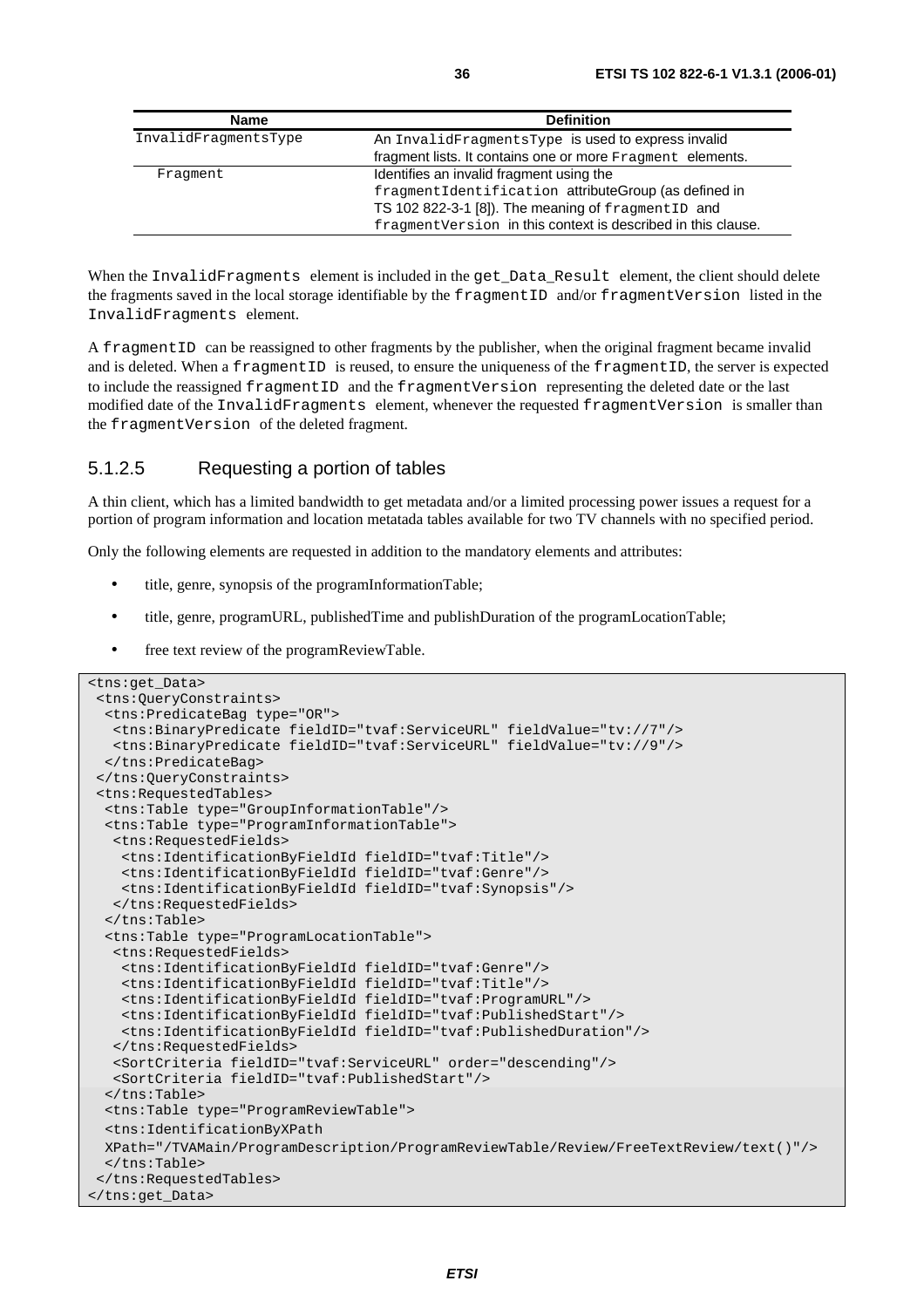| Name | Definition |
|---|---|
| InvalidFragmentsType | An InvalidFragmentsType is used to express invalid fragment lists. It contains one or more Fragment elements. |
| Fragment | Identifies an invalid fragment using the fragmentIdentification attributeGroup (as defined in TS 102 822-3-1 [8]). The meaning of fragmentID and fragmentVersion in this context is described in this clause. |

When the InvalidFragments element is included in the get_Data_Result element, the client should delete the fragments saved in the local storage identifiable by the fragmentID and/or fragmentVersion listed in the InvalidFragments element.

A fragmentID can be reassigned to other fragments by the publisher, when the original fragment became invalid and is deleted. When a fragmentID is reused, to ensure the uniqueness of the fragmentID, the server is expected to include the reassigned fragmentID and the fragmentVersion representing the deleted date or the last modified date of the InvalidFragments element, whenever the requested fragmentVersion is smaller than the fragmentVersion of the deleted fragment.

#### 5.1.2.5 Requesting a portion of tables

A thin client, which has a limited bandwidth to get metadata and/or a limited processing power issues a request for a portion of program information and location metatada tables available for two TV channels with no specified period.

Only the following elements are requested in addition to the mandatory elements and attributes:

- title, genre, synopsis of the programInformationTable;
- title, genre, programURL, publishedTime and publishDuration of the programLocationTable;
- free text review of the programReviewTable.

```
<tns:get_Data>
 <tns:QueryConstraints>
  <tns:PredicateBag type="OR">
   <tns:BinaryPredicate fieldID="tvaf:ServiceURL" fieldValue="tv://7"/>
   <tns:BinaryPredicate fieldID="tvaf:ServiceURL" fieldValue="tv://9"/>
  </tns:PredicateBag>
 </tns:QueryConstraints>
 <tns:RequestedTables>
  <tns:Table type="GroupInformationTable"/>
  <tns:Table type="ProgramInformationTable">
   <tns:RequestedFields>
    <tns:IdentificationByFieldId fieldID="tvaf:Title"/>
    <tns:IdentificationByFieldId fieldID="tvaf:Genre"/>
    <tns:IdentificationByFieldId fieldID="tvaf:Synopsis"/>
   </tns:RequestedFields>
  </tns:Table>
  <tns:Table type="ProgramLocationTable">
   <tns:RequestedFields>
    <tns:IdentificationByFieldId fieldID="tvaf:Genre"/>
    <tns:IdentificationByFieldId fieldID="tvaf:Title"/>
    <tns:IdentificationByFieldId fieldID="tvaf:ProgramURL"/>
    <tns:IdentificationByFieldId fieldID="tvaf:PublishedStart"/>
    <tns:IdentificationByFieldId fieldID="tvaf:PublishedDuration"/>
   </tns:RequestedFields>
   <SortCriteria fieldID="tvaf:ServiceURL" order="descending"/>
   <SortCriteria fieldID="tvaf:PublishedStart"/>
  </tns:Table>
  <tns:Table type="ProgramReviewTable">
  <tns:IdentificationByXPath
  XPath="/TVAMain/ProgramDescription/ProgramReviewTable/Review/FreeTextReview/text()"/>
  </tns:Table>
 </tns:RequestedTables>
</tns:get_Data>
```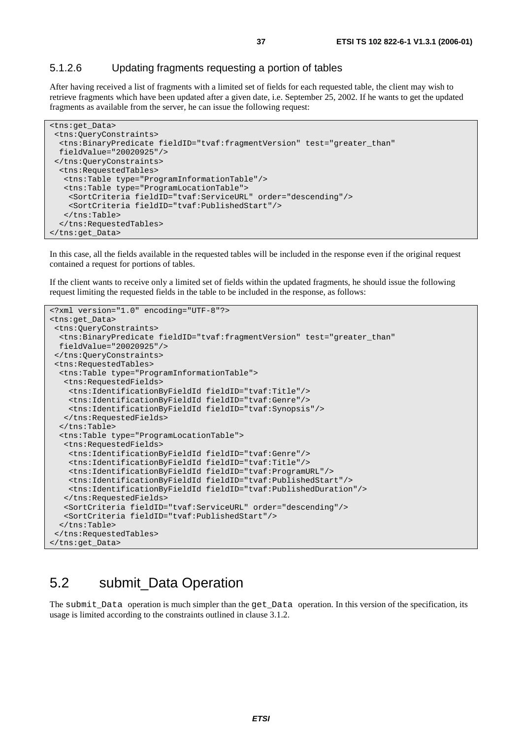#### 5.1.2.6 Updating fragments requesting a portion of tables

After having received a list of fragments with a limited set of fields for each requested table, the client may wish to retrieve fragments which have been updated after a given date, i.e. September 25, 2002. If he wants to get the updated fragments as available from the server, he can issue the following request:

```
<tns:get_Data>
 <tns:QueryConstraints>
  <tns:BinaryPredicate fieldID="tvaf:fragmentVersion" test="greater_than"
  fieldValue="20020925"/>
 </tns:QueryConstraints>
  <tns:RequestedTables>
   <tns:Table type="ProgramInformationTable"/>
   <tns:Table type="ProgramLocationTable">
    <SortCriteria fieldID="tvaf:ServiceURL" order="descending"/>
    <SortCriteria fieldID="tvaf:PublishedStart"/>
   </tns:Table>
  </tns:RequestedTables>
</tns:get_Data>
```

In this case, all the fields available in the requested tables will be included in the response even if the original request contained a request for portions of tables.

If the client wants to receive only a limited set of fields within the updated fragments, he should issue the following request limiting the requested fields in the table to be included in the response, as follows:

```
<?xml version="1.0" encoding="UTF-8"?>
<tns:get_Data>
 <tns:QueryConstraints>
  <tns:BinaryPredicate fieldID="tvaf:fragmentVersion" test="greater_than"
  fieldValue="20020925"/>
 </tns:QueryConstraints>
 <tns:RequestedTables>
  <tns:Table type="ProgramInformationTable">
   <tns:RequestedFields>
    <tns:IdentificationByFieldId fieldID="tvaf:Title"/>
    <tns:IdentificationByFieldId fieldID="tvaf:Genre"/>
    <tns:IdentificationByFieldId fieldID="tvaf:Synopsis"/>
   </tns:RequestedFields>
  </tns:Table>
  <tns:Table type="ProgramLocationTable">
   <tns:RequestedFields>
    <tns:IdentificationByFieldId fieldID="tvaf:Genre"/>
    <tns:IdentificationByFieldId fieldID="tvaf:Title"/>
    <tns:IdentificationByFieldId fieldID="tvaf:ProgramURL"/>
    <tns:IdentificationByFieldId fieldID="tvaf:PublishedStart"/>
    <tns:IdentificationByFieldId fieldID="tvaf:PublishedDuration"/>
   </tns:RequestedFields>
   <SortCriteria fieldID="tvaf:ServiceURL" order="descending"/>
   <SortCriteria fieldID="tvaf:PublishedStart"/>
  </tns:Table>
 </tns:RequestedTables>
</tns:get_Data>
```

## 5.2 submit_Data Operation

The submit_Data operation is much simpler than the get_Data operation. In this version of the specification, its usage is limited according to the constraints outlined in clause 3.1.2.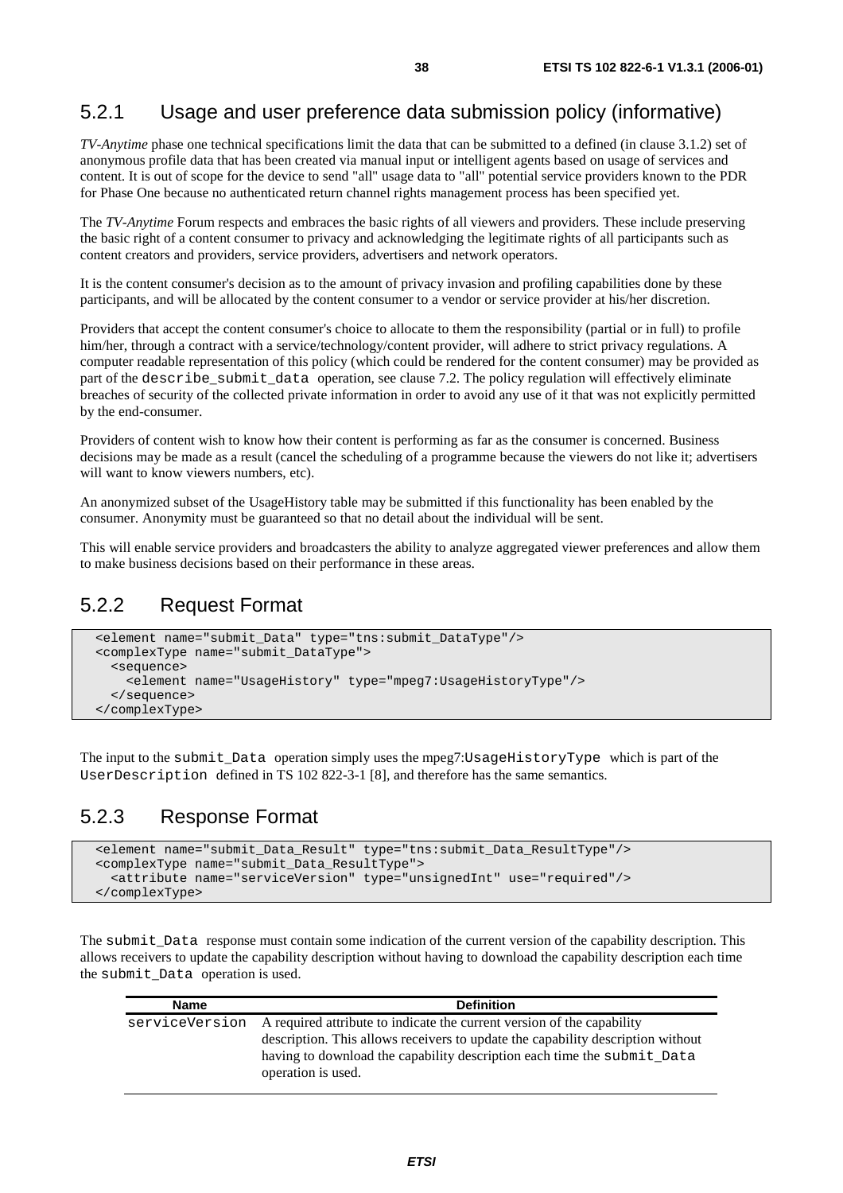## 5.2.1 Usage and user preference data submission policy (informative)

*TV-Anytime* phase one technical specifications limit the data that can be submitted to a defined (in clause 3.1.2) set of anonymous profile data that has been created via manual input or intelligent agents based on usage of services and content. It is out of scope for the device to send "all" usage data to "all" potential service providers known to the PDR for Phase One because no authenticated return channel rights management process has been specified yet.

The *TV-Anytime* Forum respects and embraces the basic rights of all viewers and providers. These include preserving the basic right of a content consumer to privacy and acknowledging the legitimate rights of all participants such as content creators and providers, service providers, advertisers and network operators.

It is the content consumer's decision as to the amount of privacy invasion and profiling capabilities done by these participants, and will be allocated by the content consumer to a vendor or service provider at his/her discretion.

Providers that accept the content consumer's choice to allocate to them the responsibility (partial or in full) to profile him/her, through a contract with a service/technology/content provider, will adhere to strict privacy regulations. A computer readable representation of this policy (which could be rendered for the content consumer) may be provided as part of the `describe_submit_data` operation, see clause 7.2. The policy regulation will effectively eliminate breaches of security of the collected private information in order to avoid any use of it that was not explicitly permitted by the end-consumer.

Providers of content wish to know how their content is performing as far as the consumer is concerned. Business decisions may be made as a result (cancel the scheduling of a programme because the viewers do not like it; advertisers will want to know viewers numbers, etc).

An anonymized subset of the UsageHistory table may be submitted if this functionality has been enabled by the consumer. Anonymity must be guaranteed so that no detail about the individual will be sent.

This will enable service providers and broadcasters the ability to analyze aggregated viewer preferences and allow them to make business decisions based on their performance in these areas.

## 5.2.2 Request Format

```
<element name="submit_Data" type="tns:submit_DataType"/>
<complexType name="submit_DataType">
  <sequence>
    <element name="UsageHistory" type="mpeg7:UsageHistoryType"/>
  </sequence>
</complexType>
```

The input to the `submit_Data` operation simply uses the mpeg7:`UsageHistoryType` which is part of the `UserDescription` defined in TS 102 822-3-1 [8], and therefore has the same semantics.

## 5.2.3 Response Format

```
<element name="submit_Data_Result" type="tns:submit_Data_ResultType"/>
<complexType name="submit_Data_ResultType">
  <attribute name="serviceVersion" type="unsignedInt" use="required"/>
</complexType>
```

The `submit_Data` response must contain some indication of the current version of the capability description. This allows receivers to update the capability description without having to download the capability description each time the `submit_Data` operation is used.

| Name | Definition |
|---|---|
| `serviceVersion` | A required attribute to indicate the current version of the capability description. This allows receivers to update the capability description without having to download the capability description each time the `submit_Data` operation is used. |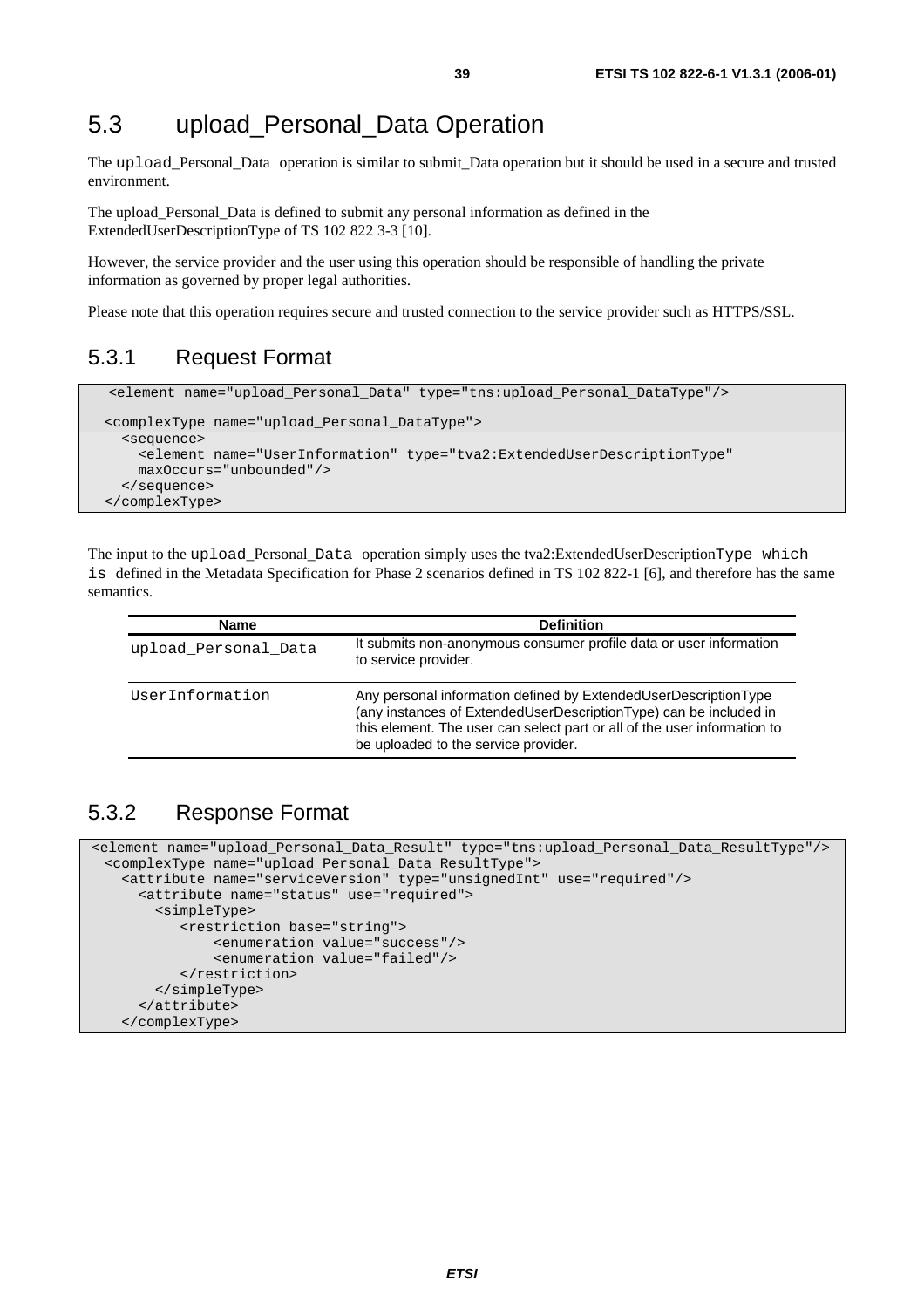## 5.3 upload_Personal_Data Operation

The upload_Personal_Data operation is similar to submit_Data operation but it should be used in a secure and trusted environment.

The upload_Personal_Data is defined to submit any personal information as defined in the ExtendedUserDescriptionType of TS 102 822 3-3 [10].

However, the service provider and the user using this operation should be responsible of handling the private information as governed by proper legal authorities.

Please note that this operation requires secure and trusted connection to the service provider such as HTTPS/SSL.

### 5.3.1 Request Format

```
 <element name="upload_Personal_Data" type="tns:upload_Personal_DataType"/>

<complexType name="upload_Personal_DataType">
  <sequence>
    <element name="UserInformation" type="tva2:ExtendedUserDescriptionType"
    maxOccurs="unbounded"/>
  </sequence>
</complexType>
```

The input to the upload_Personal_Data operation simply uses the tva2:ExtendedUserDescriptionType which is defined in the Metadata Specification for Phase 2 scenarios defined in TS 102 822-1 [6], and therefore has the same semantics.

| Name | Definition |
|---|---|
| upload_Personal_Data | It submits non-anonymous consumer profile data or user information to service provider. |
| UserInformation | Any personal information defined by ExtendedUserDescriptionType (any instances of ExtendedUserDescriptionType) can be included in this element. The user can select part or all of the user information to be uploaded to the service provider. |

### 5.3.2 Response Format

```
<element name="upload_Personal_Data_Result" type="tns:upload_Personal_Data_ResultType"/>
 <complexType name="upload_Personal_Data_ResultType">
   <attribute name="serviceVersion" type="unsignedInt" use="required"/>
     <attribute name="status" use="required">
       <simpleType>
          <restriction base="string">
              <enumeration value="success"/>
              <enumeration value="failed"/>
          </restriction>
       </simpleType>
     </attribute>
   </complexType>
```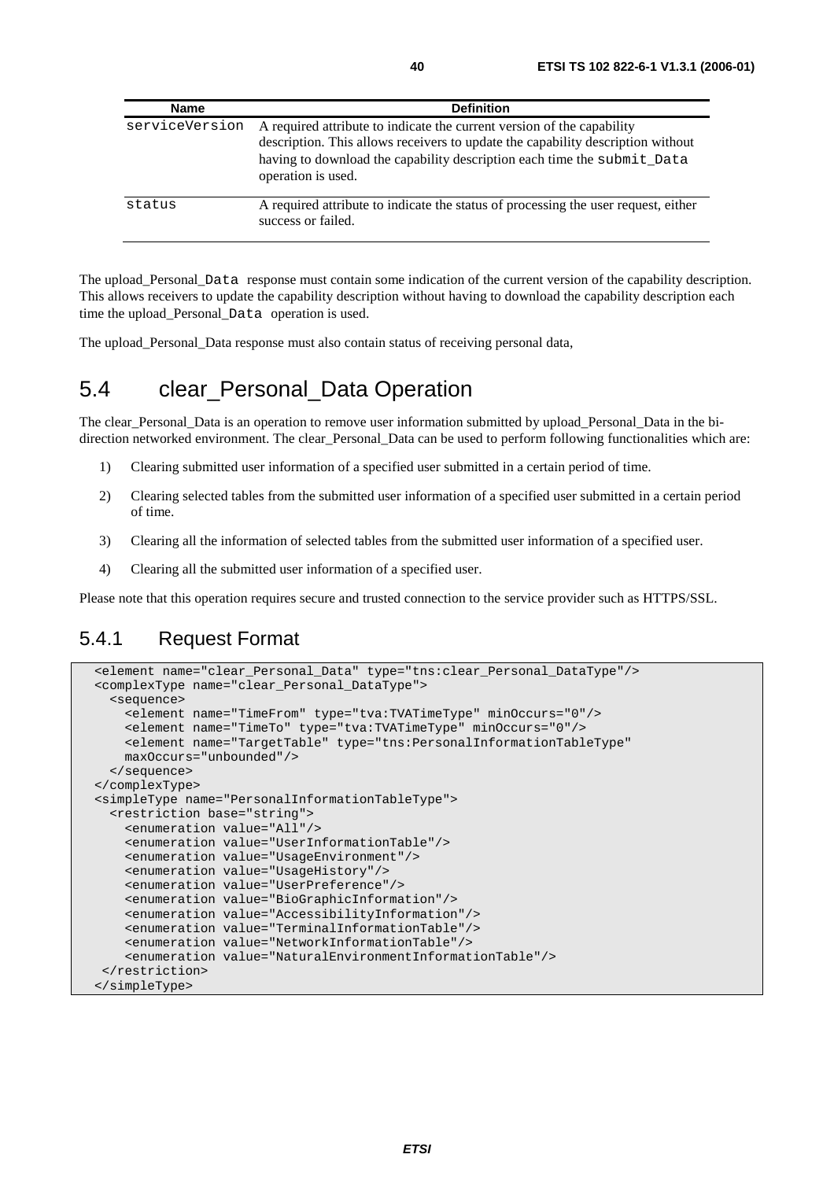| Name | Definition |
| --- | --- |
| serviceVersion | A required attribute to indicate the current version of the capability description. This allows receivers to update the capability description without having to download the capability description each time the submit_Data operation is used. |
| status | A required attribute to indicate the status of processing the user request, either success or failed. |

The upload_Personal_Data response must contain some indication of the current version of the capability description. This allows receivers to update the capability description without having to download the capability description each time the upload_Personal_Data operation is used.

The upload_Personal_Data response must also contain status of receiving personal data,

## 5.4 clear_Personal_Data Operation

The clear_Personal_Data is an operation to remove user information submitted by upload_Personal_Data in the bi-direction networked environment. The clear_Personal_Data can be used to perform following functionalities which are:

1) Clearing submitted user information of a specified user submitted in a certain period of time.
2) Clearing selected tables from the submitted user information of a specified user submitted in a certain period of time.
3) Clearing all the information of selected tables from the submitted user information of a specified user.
4) Clearing all the submitted user information of a specified user.

Please note that this operation requires secure and trusted connection to the service provider such as HTTPS/SSL.

### 5.4.1 Request Format

```
<element name="clear_Personal_Data" type="tns:clear_Personal_DataType"/>
<complexType name="clear_Personal_DataType">
  <sequence>
    <element name="TimeFrom" type="tva:TVATimeType" minOccurs="0"/>
    <element name="TimeTo" type="tva:TVATimeType" minOccurs="0"/>
    <element name="TargetTable" type="tns:PersonalInformationTableType"
    maxOccurs="unbounded"/>
  </sequence>
</complexType>
<simpleType name="PersonalInformationTableType">
  <restriction base="string">
    <enumeration value="All"/>
    <enumeration value="UserInformationTable"/>
    <enumeration value="UsageEnvironment"/>
    <enumeration value="UsageHistory"/>
    <enumeration value="UserPreference"/>
    <enumeration value="BioGraphicInformation"/>
    <enumeration value="AccessibilityInformation"/>
    <enumeration value="TerminalInformationTable"/>
    <enumeration value="NetworkInformationTable"/>
    <enumeration value="NaturalEnvironmentInformationTable"/>
 </restriction>
</simpleType>
```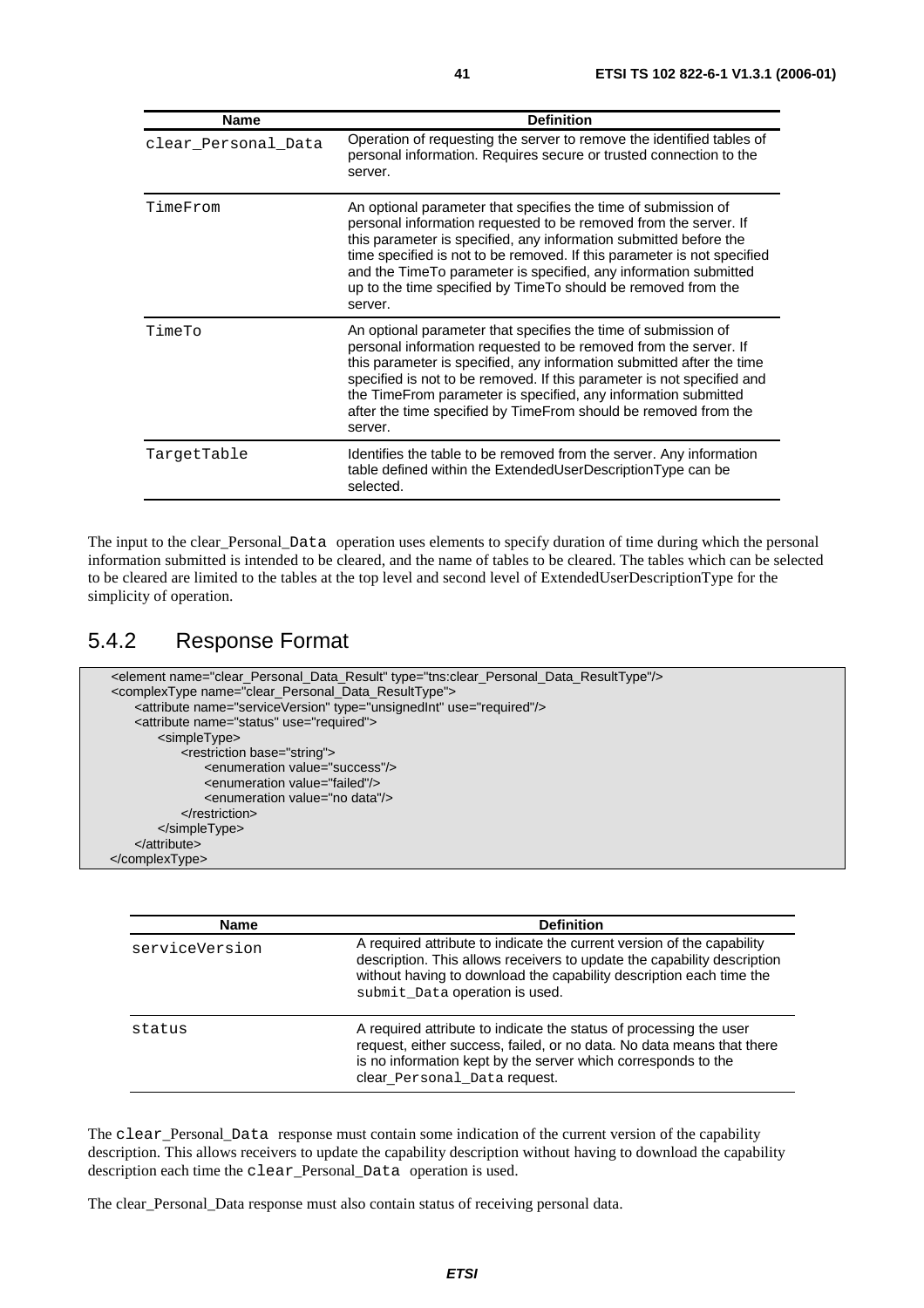| Name | Definition |
| --- | --- |
| clear_Personal_Data | Operation of requesting the server to remove the identified tables of personal information. Requires secure or trusted connection to the server. |
| TimeFrom | An optional parameter that specifies the time of submission of personal information requested to be removed from the server. If this parameter is specified, any information submitted before the time specified is not to be removed. If this parameter is not specified and the TimeTo parameter is specified, any information submitted up to the time specified by TimeTo should be removed from the server. |
| TimeTo | An optional parameter that specifies the time of submission of personal information requested to be removed from the server. If this parameter is specified, any information submitted after the time specified is not to be removed. If this parameter is not specified and the TimeFrom parameter is specified, any information submitted after the time specified by TimeFrom should be removed from the server. |
| TargetTable | Identifies the table to be removed from the server. Any information table defined within the ExtendedUserDescriptionType can be selected. |

The input to the clear_Personal_Data operation uses elements to specify duration of time during which the personal information submitted is intended to be cleared, and the name of tables to be cleared. The tables which can be selected to be cleared are limited to the tables at the top level and second level of ExtendedUserDescriptionType for the simplicity of operation.

## 5.4.2 Response Format

```
<element name="clear_Personal_Data_Result" type="tns:clear_Personal_Data_ResultType"/>
<complexType name="clear_Personal_Data_ResultType">
    <attribute name="serviceVersion" type="unsignedInt" use="required"/>
    <attribute name="status" use="required">
        <simpleType>
            <restriction base="string">
                <enumeration value="success"/>
                <enumeration value="failed"/>
                <enumeration value="no data"/>
            </restriction>
        </simpleType>
    </attribute>
</complexType>
```

| Name | Definition |
| --- | --- |
| serviceVersion | A required attribute to indicate the current version of the capability description. This allows receivers to update the capability description without having to download the capability description each time the submit_Data operation is used. |
| status | A required attribute to indicate the status of processing the user request, either success, failed, or no data. No data means that there is no information kept by the server which corresponds to the clear_Personal_Data request. |

The clear_Personal_Data response must contain some indication of the current version of the capability description. This allows receivers to update the capability description without having to download the capability description each time the clear_Personal_Data operation is used.

The clear_Personal_Data response must also contain status of receiving personal data.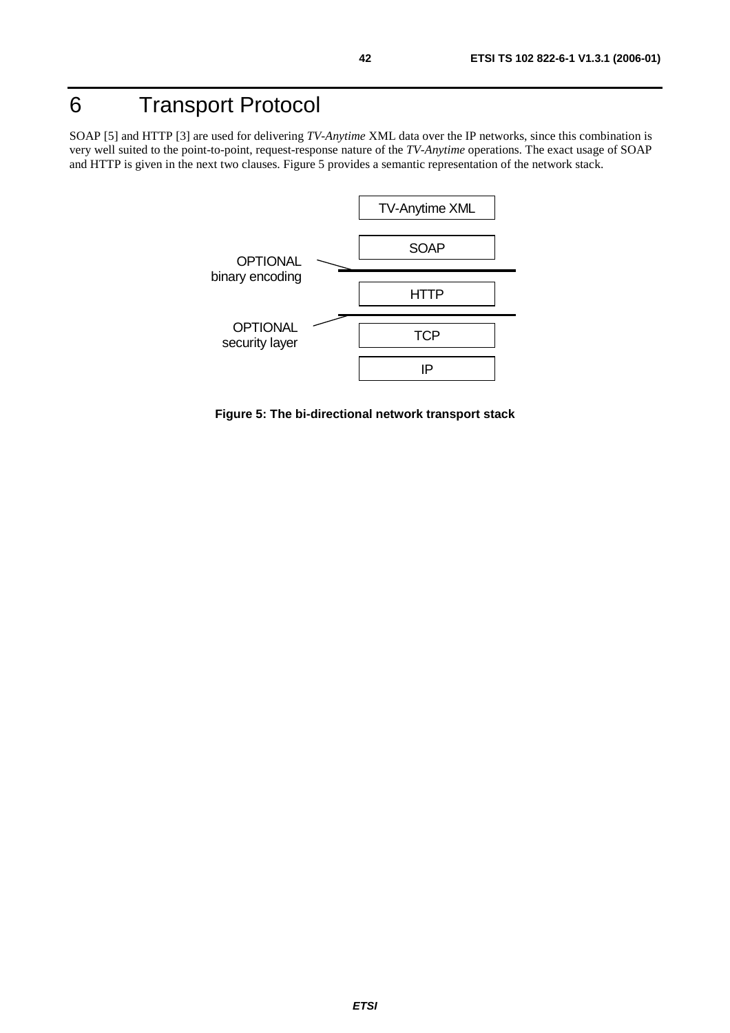# 6 Transport Protocol

SOAP [5] and HTTP [3] are used for delivering *TV-Anytime* XML data over the IP networks, since this combination is very well suited to the point-to-point, request-response nature of the *TV-Anytime* operations. The exact usage of SOAP and HTTP is given in the next two clauses. Figure 5 provides a semantic representation of the network stack.

TV-Anytime XML

SOAP

OPTIONAL
binary encoding

HTTP

OPTIONAL
security layer

TCP

IP

**Figure 5: The bi-directional network transport stack**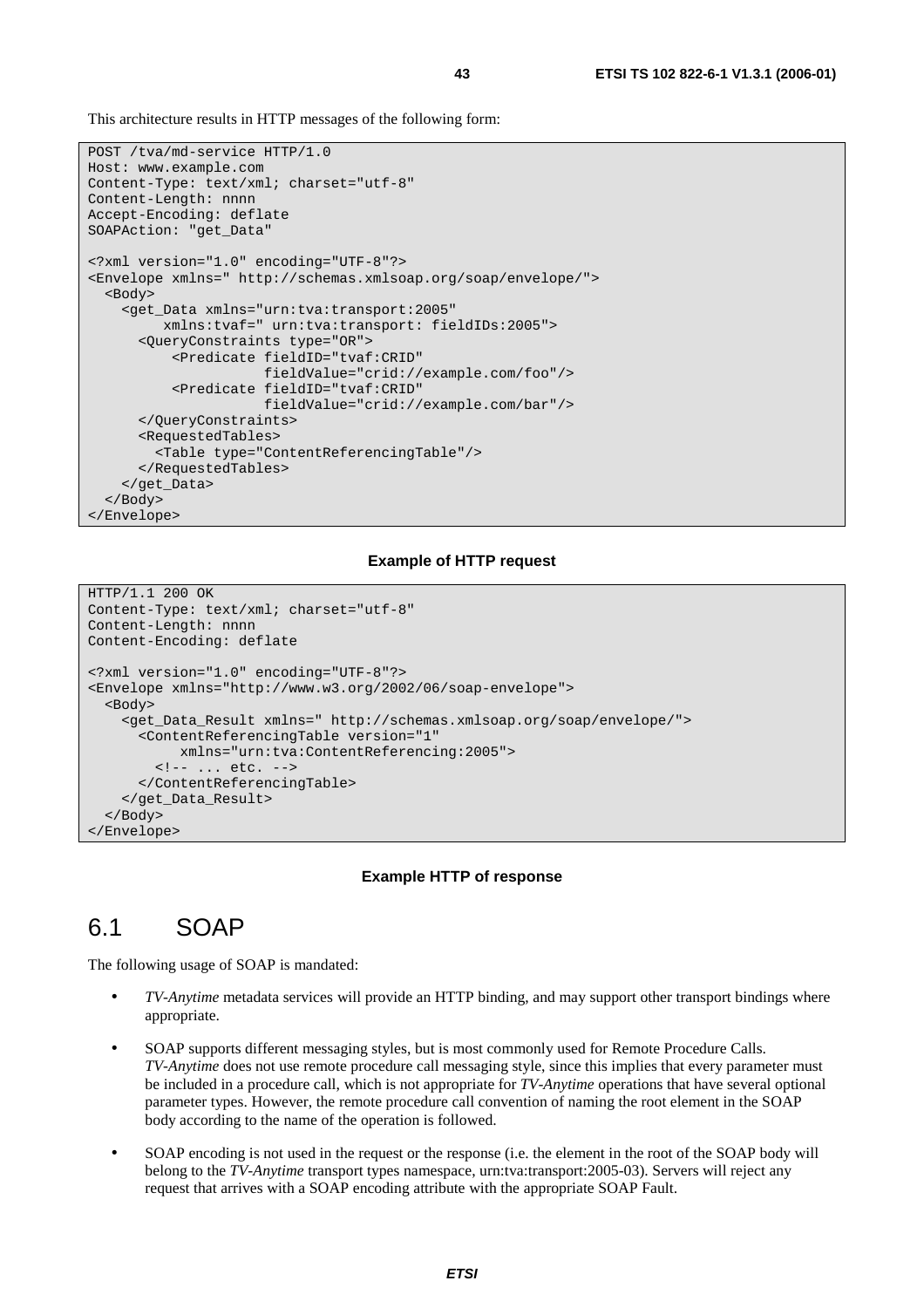This architecture results in HTTP messages of the following form:

```
POST /tva/md-service HTTP/1.0
Host: www.example.com
Content-Type: text/xml; charset="utf-8"
Content-Length: nnnn
Accept-Encoding: deflate
SOAPAction: "get_Data"

<?xml version="1.0" encoding="UTF-8"?>
<Envelope xmlns=" http://schemas.xmlsoap.org/soap/envelope/">
  <Body>
    <get_Data xmlns="urn:tva:transport:2005"
         xmlns:tvaf=" urn:tva:transport: fieldIDs:2005">
      <QueryConstraints type="OR">
          <Predicate fieldID="tvaf:CRID"
                     fieldValue="crid://example.com/foo"/>
          <Predicate fieldID="tvaf:CRID"
                     fieldValue="crid://example.com/bar"/>
      </QueryConstraints>
      <RequestedTables>
        <Table type="ContentReferencingTable"/>
      </RequestedTables>
    </get_Data>
  </Body>
</Envelope>
```

**Example of HTTP request**

```
HTTP/1.1 200 OK
Content-Type: text/xml; charset="utf-8"
Content-Length: nnnn
Content-Encoding: deflate

<?xml version="1.0" encoding="UTF-8"?>
<Envelope xmlns="http://www.w3.org/2002/06/soap-envelope">
  <Body>
    <get_Data_Result xmlns=" http://schemas.xmlsoap.org/soap/envelope/">
      <ContentReferencingTable version="1"
           xmlns="urn:tva:ContentReferencing:2005">
        <!-- ... etc. -->
      </ContentReferencingTable>
    </get_Data_Result>
  </Body>
</Envelope>
```

**Example HTTP of response**

## 6.1 SOAP

The following usage of SOAP is mandated:

- *TV-Anytime* metadata services will provide an HTTP binding, and may support other transport bindings where appropriate.
- SOAP supports different messaging styles, but is most commonly used for Remote Procedure Calls. *TV-Anytime* does not use remote procedure call messaging style, since this implies that every parameter must be included in a procedure call, which is not appropriate for *TV-Anytime* operations that have several optional parameter types. However, the remote procedure call convention of naming the root element in the SOAP body according to the name of the operation is followed.
- SOAP encoding is not used in the request or the response (i.e. the element in the root of the SOAP body will belong to the *TV-Anytime* transport types namespace, urn:tva:transport:2005-03). Servers will reject any request that arrives with a SOAP encoding attribute with the appropriate SOAP Fault.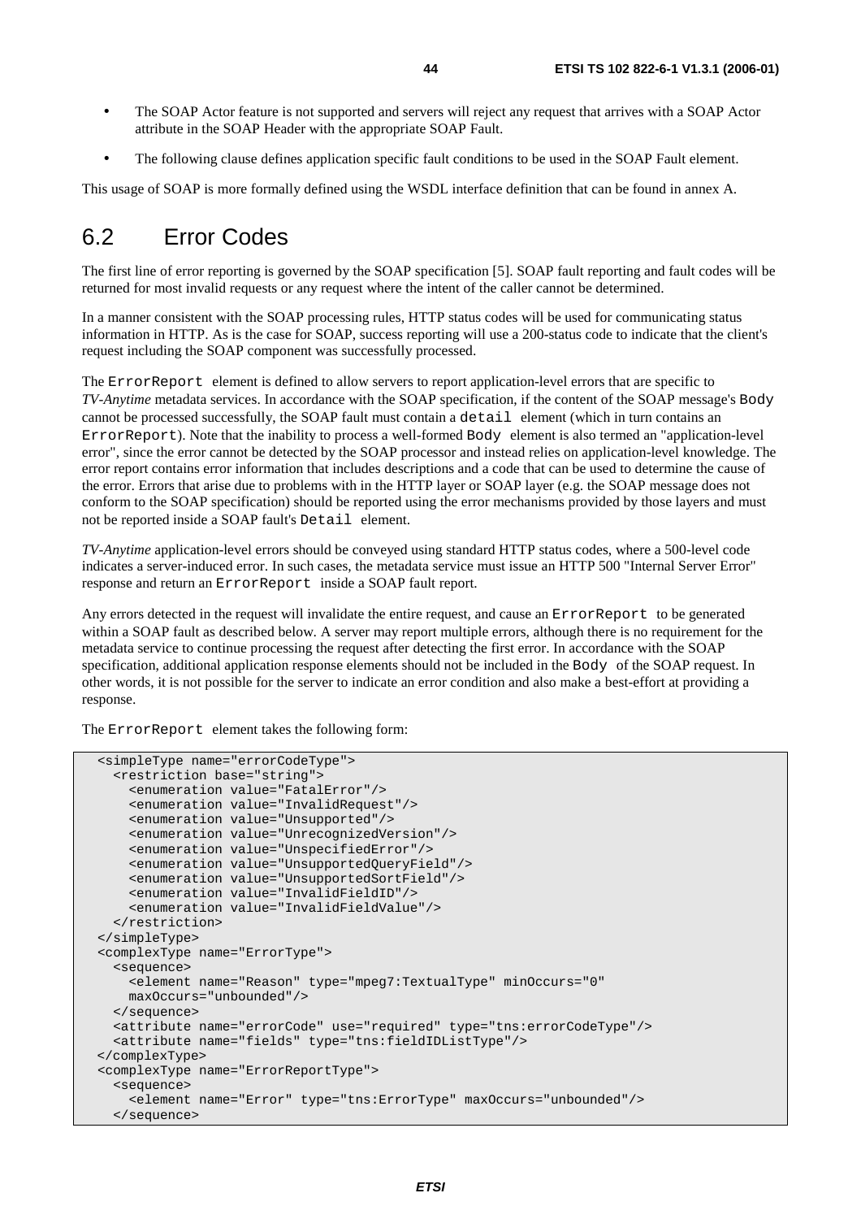- The SOAP Actor feature is not supported and servers will reject any request that arrives with a SOAP Actor attribute in the SOAP Header with the appropriate SOAP Fault.
- The following clause defines application specific fault conditions to be used in the SOAP Fault element.

This usage of SOAP is more formally defined using the WSDL interface definition that can be found in annex A.

## 6.2 Error Codes

The first line of error reporting is governed by the SOAP specification [5]. SOAP fault reporting and fault codes will be returned for most invalid requests or any request where the intent of the caller cannot be determined.

In a manner consistent with the SOAP processing rules, HTTP status codes will be used for communicating status information in HTTP. As is the case for SOAP, success reporting will use a 200-status code to indicate that the client's request including the SOAP component was successfully processed.

The `ErrorReport` element is defined to allow servers to report application-level errors that are specific to *TV-Anytime* metadata services. In accordance with the SOAP specification, if the content of the SOAP message's `Body` cannot be processed successfully, the SOAP fault must contain a `detail` element (which in turn contains an `ErrorReport`). Note that the inability to process a well-formed `Body` element is also termed an "application-level error", since the error cannot be detected by the SOAP processor and instead relies on application-level knowledge. The error report contains error information that includes descriptions and a code that can be used to determine the cause of the error. Errors that arise due to problems with in the HTTP layer or SOAP layer (e.g. the SOAP message does not conform to the SOAP specification) should be reported using the error mechanisms provided by those layers and must not be reported inside a SOAP fault's `Detail` element.

*TV-Anytime* application-level errors should be conveyed using standard HTTP status codes, where a 500-level code indicates a server-induced error. In such cases, the metadata service must issue an HTTP 500 "Internal Server Error" response and return an `ErrorReport` inside a SOAP fault report.

Any errors detected in the request will invalidate the entire request, and cause an `ErrorReport` to be generated within a SOAP fault as described below. A server may report multiple errors, although there is no requirement for the metadata service to continue processing the request after detecting the first error. In accordance with the SOAP specification, additional application response elements should not be included in the `Body` of the SOAP request. In other words, it is not possible for the server to indicate an error condition and also make a best-effort at providing a response.

The `ErrorReport` element takes the following form:

```
<simpleType name="errorCodeType">
  <restriction base="string">
    <enumeration value="FatalError"/>
    <enumeration value="InvalidRequest"/>
    <enumeration value="Unsupported"/>
    <enumeration value="UnrecognizedVersion"/>
    <enumeration value="UnspecifiedError"/>
    <enumeration value="UnsupportedQueryField"/>
    <enumeration value="UnsupportedSortField"/>
    <enumeration value="InvalidFieldID"/>
    <enumeration value="InvalidFieldValue"/>
  </restriction>
</simpleType>
<complexType name="ErrorType">
  <sequence>
    <element name="Reason" type="mpeg7:TextualType" minOccurs="0"
    maxOccurs="unbounded"/>
  </sequence>
  <attribute name="errorCode" use="required" type="tns:errorCodeType"/>
  <attribute name="fields" type="tns:fieldIDListType"/>
</complexType>
<complexType name="ErrorReportType">
  <sequence>
    <element name="Error" type="tns:ErrorType" maxOccurs="unbounded"/>
  </sequence>
```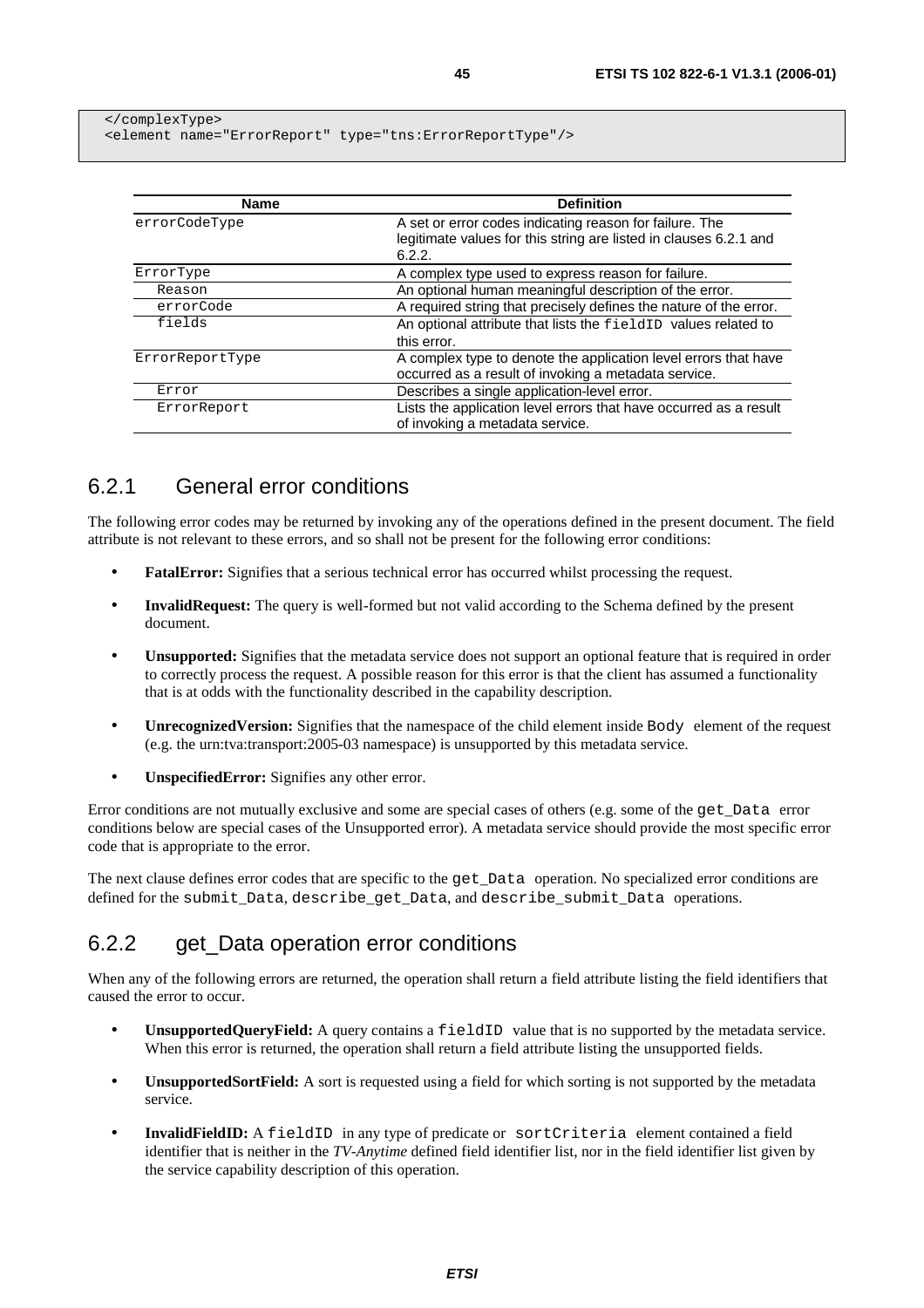```
</complexType>
<element name="ErrorReport" type="tns:ErrorReportType"/>
```

| Name | Definition |
| --- | --- |
| errorCodeType | A set or error codes indicating reason for failure. The legitimate values for this string are listed in clauses 6.2.1 and 6.2.2. |
| ErrorType | A complex type used to express reason for failure. |
| Reason | An optional human meaningful description of the error. |
| errorCode | A required string that precisely defines the nature of the error. |
| fields | An optional attribute that lists the fieldID values related to this error. |
| ErrorReportType | A complex type to denote the application level errors that have occurred as a result of invoking a metadata service. |
| Error | Describes a single application-level error. |
| ErrorReport | Lists the application level errors that have occurred as a result of invoking a metadata service. |

## 6.2.1 General error conditions

The following error codes may be returned by invoking any of the operations defined in the present document. The field attribute is not relevant to these errors, and so shall not be present for the following error conditions:

- **FatalError:** Signifies that a serious technical error has occurred whilst processing the request.
- **InvalidRequest:** The query is well-formed but not valid according to the Schema defined by the present document.
- **Unsupported:** Signifies that the metadata service does not support an optional feature that is required in order to correctly process the request. A possible reason for this error is that the client has assumed a functionality that is at odds with the functionality described in the capability description.
- **UnrecognizedVersion:** Signifies that the namespace of the child element inside `Body` element of the request (e.g. the urn:tva:transport:2005-03 namespace) is unsupported by this metadata service.
- **UnspecifiedError:** Signifies any other error.

Error conditions are not mutually exclusive and some are special cases of others (e.g. some of the `get_Data` error conditions below are special cases of the Unsupported error). A metadata service should provide the most specific error code that is appropriate to the error.

The next clause defines error codes that are specific to the `get_Data` operation. No specialized error conditions are defined for the `submit_Data`, `describe_get_Data`, and `describe_submit_Data` operations.

## 6.2.2 get_Data operation error conditions

When any of the following errors are returned, the operation shall return a field attribute listing the field identifiers that caused the error to occur.

- **UnsupportedQueryField:** A query contains a `fieldID` value that is no supported by the metadata service. When this error is returned, the operation shall return a field attribute listing the unsupported fields.
- **UnsupportedSortField:** A sort is requested using a field for which sorting is not supported by the metadata service.
- **InvalidFieldID:** A `fieldID` in any type of predicate or `sortCriteria` element contained a field identifier that is neither in the *TV-Anytime* defined field identifier list, nor in the field identifier list given by the service capability description of this operation.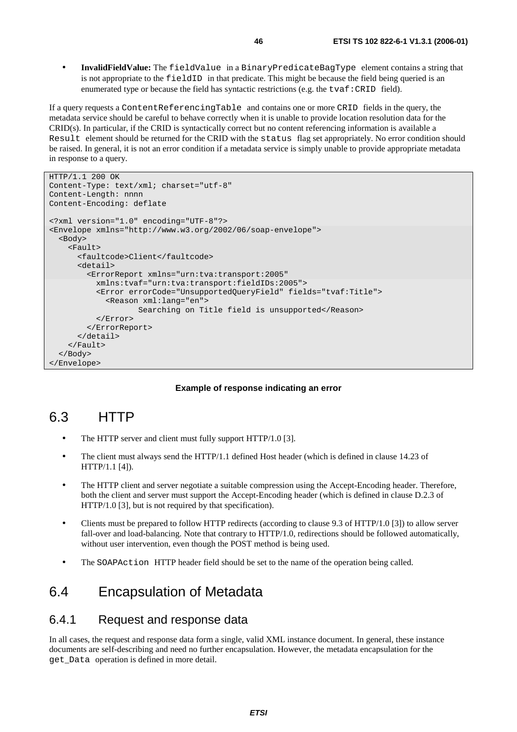- **InvalidFieldValue:** The `fieldValue` in a `BinaryPredicateBagType` element contains a string that is not appropriate to the `fieldID` in that predicate. This might be because the field being queried is an enumerated type or because the field has syntactic restrictions (e.g. the `tvaf:CRID` field).

If a query requests a `ContentReferencingTable` and contains one or more `CRID` fields in the query, the metadata service should be careful to behave correctly when it is unable to provide location resolution data for the CRID(s). In particular, if the CRID is syntactically correct but no content referencing information is available a `Result` element should be returned for the CRID with the `status` flag set appropriately. No error condition should be raised. In general, it is not an error condition if a metadata service is simply unable to provide appropriate metadata in response to a query.

```
HTTP/1.1 200 OK
Content-Type: text/xml; charset="utf-8"
Content-Length: nnnn
Content-Encoding: deflate

<?xml version="1.0" encoding="UTF-8"?>
<Envelope xmlns="http://www.w3.org/2002/06/soap-envelope">
  <Body>
    <Fault>
      <faultcode>Client</faultcode>
      <detail>
        <ErrorReport xmlns="urn:tva:transport:2005"
          xmlns:tvaf="urn:tva:transport:fieldIDs:2005">
          <Error errorCode="UnsupportedQueryField" fields="tvaf:Title">
            <Reason xml:lang="en">
                   Searching on Title field is unsupported</Reason>
          </Error>
        </ErrorReport>
      </detail>
    </Fault>
  </Body>
</Envelope>
```

**Example of response indicating an error**

## 6.3 HTTP

- The HTTP server and client must fully support HTTP/1.0 [3].
- The client must always send the HTTP/1.1 defined Host header (which is defined in clause 14.23 of HTTP/1.1 [4]).
- The HTTP client and server negotiate a suitable compression using the Accept-Encoding header. Therefore, both the client and server must support the Accept-Encoding header (which is defined in clause D.2.3 of HTTP/1.0 [3], but is not required by that specification).
- Clients must be prepared to follow HTTP redirects (according to clause 9.3 of HTTP/1.0 [3]) to allow server fall-over and load-balancing. Note that contrary to HTTP/1.0, redirections should be followed automatically, without user intervention, even though the POST method is being used.
- The `SOAPAction` HTTP header field should be set to the name of the operation being called.

## 6.4 Encapsulation of Metadata

### 6.4.1 Request and response data

In all cases, the request and response data form a single, valid XML instance document. In general, these instance documents are self-describing and need no further encapsulation. However, the metadata encapsulation for the `get_Data` operation is defined in more detail.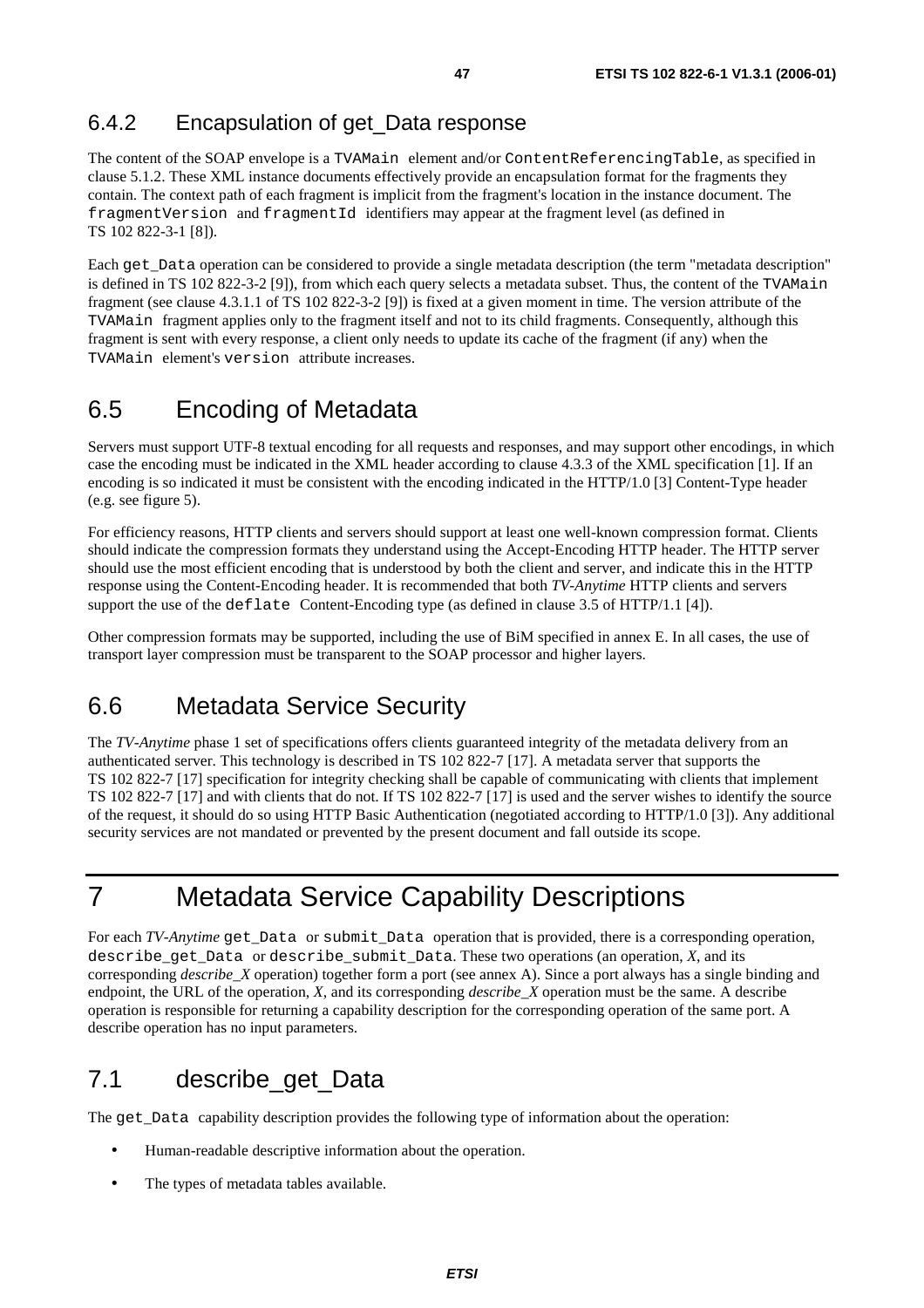### 6.4.2 Encapsulation of get_Data response

The content of the SOAP envelope is a `TVAMain` element and/or `ContentReferencingTable`, as specified in clause 5.1.2. These XML instance documents effectively provide an encapsulation format for the fragments they contain. The context path of each fragment is implicit from the fragment's location in the instance document. The `fragmentVersion` and `fragmentId` identifiers may appear at the fragment level (as defined in TS 102 822-3-1 [8]).

Each `get_Data` operation can be considered to provide a single metadata description (the term "metadata description" is defined in TS 102 822-3-2 [9]), from which each query selects a metadata subset. Thus, the content of the `TVAMain` fragment (see clause 4.3.1.1 of TS 102 822-3-2 [9]) is fixed at a given moment in time. The version attribute of the `TVAMain` fragment applies only to the fragment itself and not to its child fragments. Consequently, although this fragment is sent with every response, a client only needs to update its cache of the fragment (if any) when the `TVAMain` element's `version` attribute increases.

## 6.5 Encoding of Metadata

Servers must support UTF-8 textual encoding for all requests and responses, and may support other encodings, in which case the encoding must be indicated in the XML header according to clause 4.3.3 of the XML specification [1]. If an encoding is so indicated it must be consistent with the encoding indicated in the HTTP/1.0 [3] Content-Type header (e.g. see figure 5).

For efficiency reasons, HTTP clients and servers should support at least one well-known compression format. Clients should indicate the compression formats they understand using the Accept-Encoding HTTP header. The HTTP server should use the most efficient encoding that is understood by both the client and server, and indicate this in the HTTP response using the Content-Encoding header. It is recommended that both *TV-Anytime* HTTP clients and servers support the use of the `deflate` Content-Encoding type (as defined in clause 3.5 of HTTP/1.1 [4]).

Other compression formats may be supported, including the use of BiM specified in annex E. In all cases, the use of transport layer compression must be transparent to the SOAP processor and higher layers.

## 6.6 Metadata Service Security

The *TV-Anytime* phase 1 set of specifications offers clients guaranteed integrity of the metadata delivery from an authenticated server. This technology is described in TS 102 822-7 [17]. A metadata server that supports the TS 102 822-7 [17] specification for integrity checking shall be capable of communicating with clients that implement TS 102 822-7 [17] and with clients that do not. If TS 102 822-7 [17] is used and the server wishes to identify the source of the request, it should do so using HTTP Basic Authentication (negotiated according to HTTP/1.0 [3]). Any additional security services are not mandated or prevented by the present document and fall outside its scope.

# 7 Metadata Service Capability Descriptions

For each *TV-Anytime* `get_Data` or `submit_Data` operation that is provided, there is a corresponding operation, `describe_get_Data` or `describe_submit_Data`. These two operations (an operation, *X*, and its corresponding *describe_X* operation) together form a port (see annex A). Since a port always has a single binding and endpoint, the URL of the operation, *X*, and its corresponding *describe_X* operation must be the same. A describe operation is responsible for returning a capability description for the corresponding operation of the same port. A describe operation has no input parameters.

## 7.1 describe_get_Data

The `get_Data` capability description provides the following type of information about the operation:

- Human-readable descriptive information about the operation.
- The types of metadata tables available.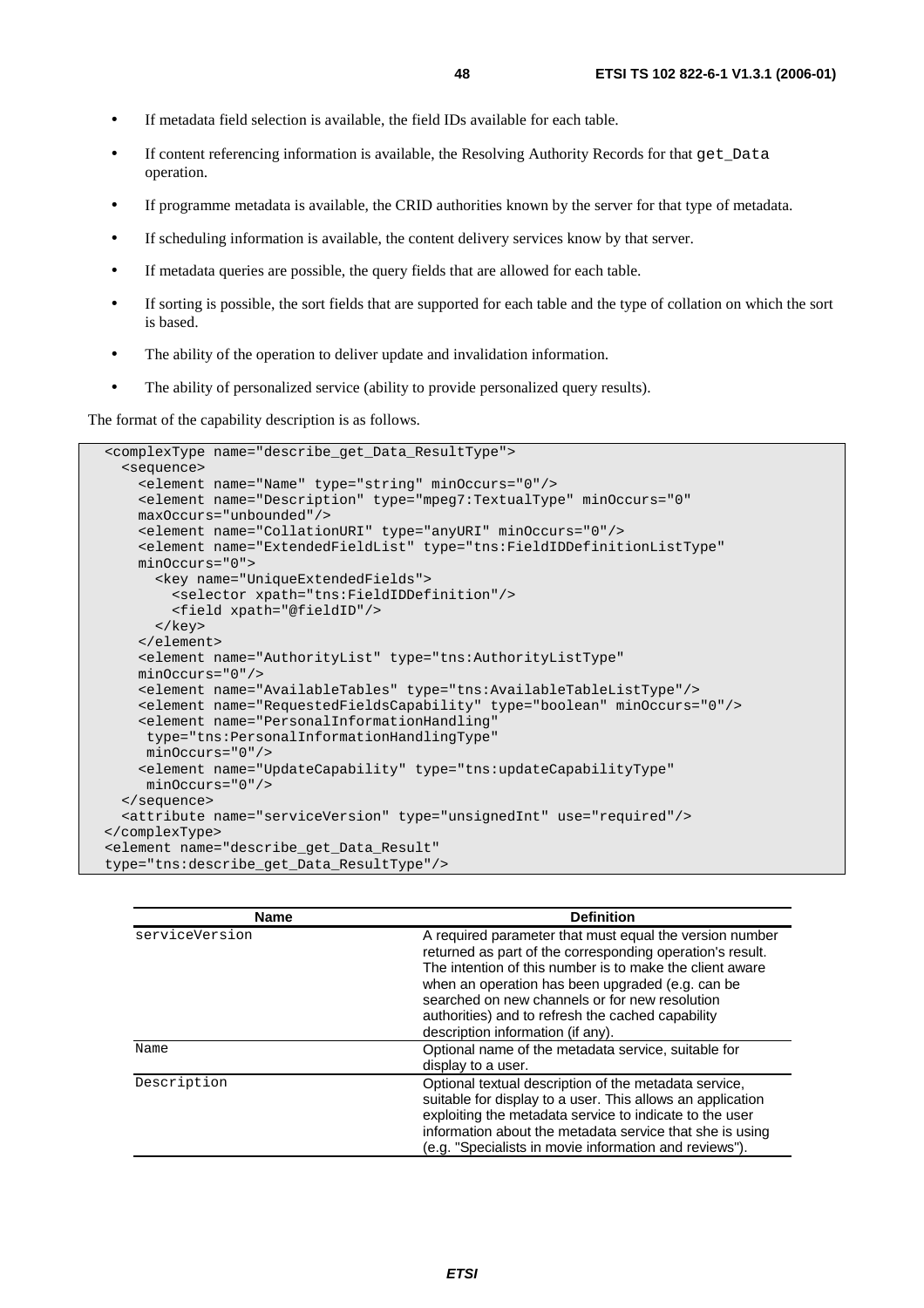- If metadata field selection is available, the field IDs available for each table.
- If content referencing information is available, the Resolving Authority Records for that get_Data operation.
- If programme metadata is available, the CRID authorities known by the server for that type of metadata.
- If scheduling information is available, the content delivery services know by that server.
- If metadata queries are possible, the query fields that are allowed for each table.
- If sorting is possible, the sort fields that are supported for each table and the type of collation on which the sort is based.
- The ability of the operation to deliver update and invalidation information.
- The ability of personalized service (ability to provide personalized query results).

The format of the capability description is as follows.

```
<complexType name="describe_get_Data_ResultType">
  <sequence>
    <element name="Name" type="string" minOccurs="0"/>
    <element name="Description" type="mpeg7:TextualType" minOccurs="0"
    maxOccurs="unbounded"/>
    <element name="CollationURI" type="anyURI" minOccurs="0"/>
    <element name="ExtendedFieldList" type="tns:FieldIDDefinitionListType"
    minOccurs="0">
      <key name="UniqueExtendedFields">
        <selector xpath="tns:FieldIDDefinition"/>
        <field xpath="@fieldID"/>
      </key>
    </element>
    <element name="AuthorityList" type="tns:AuthorityListType"
    minOccurs="0"/>
    <element name="AvailableTables" type="tns:AvailableTableListType"/>
    <element name="RequestedFieldsCapability" type="boolean" minOccurs="0"/>
    <element name="PersonalInformationHandling"
     type="tns:PersonalInformationHandlingType"
     minOccurs="0"/>
    <element name="UpdateCapability" type="tns:updateCapabilityType"
     minOccurs="0"/>
  </sequence>
  <attribute name="serviceVersion" type="unsignedInt" use="required"/>
</complexType>
<element name="describe_get_Data_Result"
type="tns:describe_get_Data_ResultType"/>
```

| Name | Definition |
|---|---|
| serviceVersion | A required parameter that must equal the version number returned as part of the corresponding operation's result. The intention of this number is to make the client aware when an operation has been upgraded (e.g. can be searched on new channels or for new resolution authorities) and to refresh the cached capability description information (if any). |
| Name | Optional name of the metadata service, suitable for display to a user. |
| Description | Optional textual description of the metadata service, suitable for display to a user. This allows an application exploiting the metadata service to indicate to the user information about the metadata service that she is using (e.g. "Specialists in movie information and reviews"). |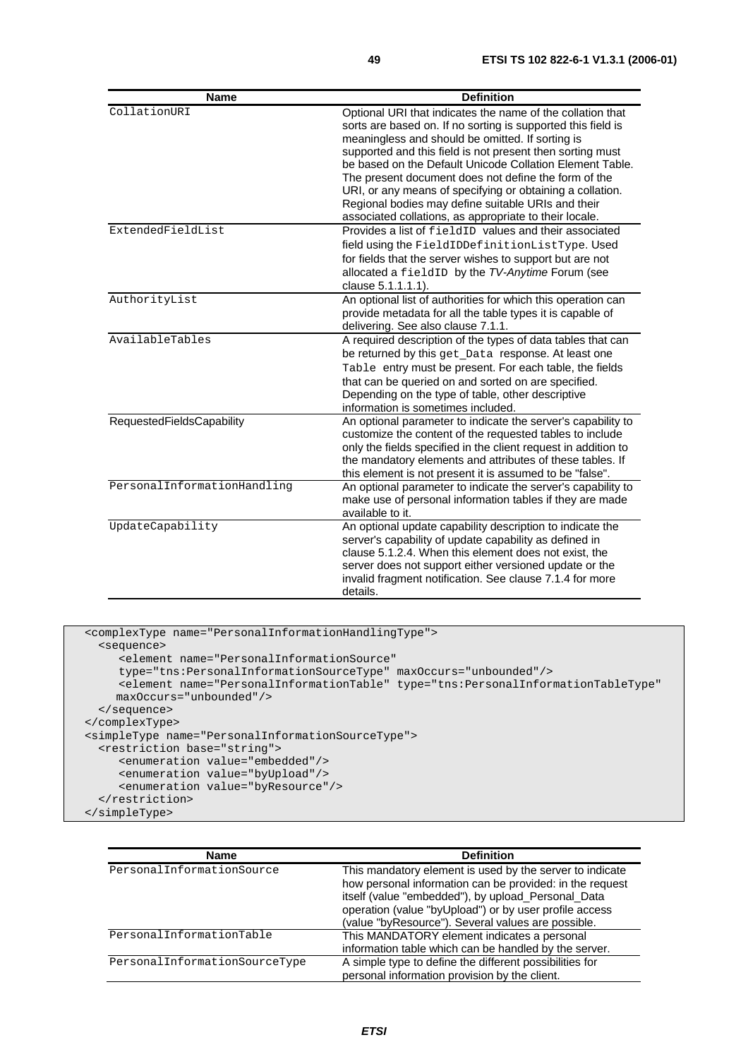| Name | Definition |
|---|---|
| CollationURI | Optional URI that indicates the name of the collation that sorts are based on. If no sorting is supported this field is meaningless and should be omitted. If sorting is supported and this field is not present then sorting must be based on the Default Unicode Collation Element Table. The present document does not define the form of the URI, or any means of specifying or obtaining a collation. Regional bodies may define suitable URIs and their associated collations, as appropriate to their locale. |
| ExtendedFieldList | Provides a list of fieldID values and their associated field using the FieldIDDefinitionListType. Used for fields that the server wishes to support but are not allocated a fieldID by the *TV-Anytime* Forum (see clause 5.1.1.1.1). |
| AuthorityList | An optional list of authorities for which this operation can provide metadata for all the table types it is capable of delivering. See also clause 7.1.1. |
| AvailableTables | A required description of the types of data tables that can be returned by this get_Data response. At least one Table entry must be present. For each table, the fields that can be queried on and sorted on are specified. Depending on the type of table, other descriptive information is sometimes included. |
| RequestedFieldsCapability | An optional parameter to indicate the server's capability to customize the content of the requested tables to include only the fields specified in the client request in addition to the mandatory elements and attributes of these tables. If this element is not present it is assumed to be "false". |
| PersonalInformationHandling | An optional parameter to indicate the server's capability to make use of personal information tables if they are made available to it. |
| UpdateCapability | An optional update capability description to indicate the server's capability of update capability as defined in clause 5.1.2.4. When this element does not exist, the server does not support either versioned update or the invalid fragment notification. See clause 7.1.4 for more details. |

```
<complexType name="PersonalInformationHandlingType">
  <sequence>
    <element name="PersonalInformationSource"
    type="tns:PersonalInformationSourceType" maxOccurs="unbounded"/>
    <element name="PersonalInformationTable" type="tns:PersonalInformationTableType"
    maxOccurs="unbounded"/>
  </sequence>
</complexType>
<simpleType name="PersonalInformationSourceType">
  <restriction base="string">
    <enumeration value="embedded"/>
    <enumeration value="byUpload"/>
    <enumeration value="byResource"/>
  </restriction>
</simpleType>
```

| Name | Definition |
|---|---|
| PersonalInformationSource | This mandatory element is used by the server to indicate how personal information can be provided: in the request itself (value "embedded"), by upload_Personal_Data operation (value "byUpload") or by user profile access (value "byResource"). Several values are possible. |
| PersonalInformationTable | This MANDATORY element indicates a personal information table which can be handled by the server. |
| PersonalInformationSourceType | A simple type to define the different possibilities for personal information provision by the client. |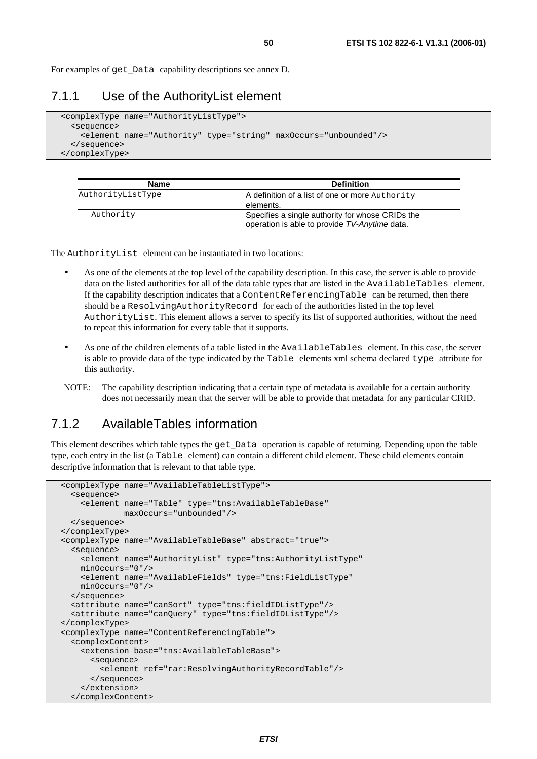For examples of `get_Data` capability descriptions see annex D.

### 7.1.1 Use of the AuthorityList element

```
<complexType name="AuthorityListType">
  <sequence>
    <element name="Authority" type="string" maxOccurs="unbounded"/>
  </sequence>
</complexType>
```

| Name | Definition |
|---|---|
| `AuthorityListType` | A definition of a list of one or more `Authority` elements. |
| `Authority` | Specifies a single authority for whose CRIDs the operation is able to provide *TV-Anytime* data. |

The `AuthorityList` element can be instantiated in two locations:

- As one of the elements at the top level of the capability description. In this case, the server is able to provide data on the listed authorities for all of the data table types that are listed in the `AvailableTables` element. If the capability description indicates that a `ContentReferencingTable` can be returned, then there should be a `ResolvingAuthorityRecord` for each of the authorities listed in the top level `AuthorityList`. This element allows a server to specify its list of supported authorities, without the need to repeat this information for every table that it supports.
- As one of the children elements of a table listed in the `AvailableTables` element. In this case, the server is able to provide data of the type indicated by the `Table` elements xml schema declared `type` attribute for this authority.

NOTE: The capability description indicating that a certain type of metadata is available for a certain authority does not necessarily mean that the server will be able to provide that metadata for any particular CRID.

### 7.1.2 AvailableTables information

This element describes which table types the `get_Data` operation is capable of returning. Depending upon the table type, each entry in the list (a `Table` element) can contain a different child element. These child elements contain descriptive information that is relevant to that table type.

```
<complexType name="AvailableTableListType">
  <sequence>
    <element name="Table" type="tns:AvailableTableBase"
             maxOccurs="unbounded"/>
  </sequence>
</complexType>
<complexType name="AvailableTableBase" abstract="true">
  <sequence>
    <element name="AuthorityList" type="tns:AuthorityListType"
    minOccurs="0"/>
    <element name="AvailableFields" type="tns:FieldListType"
    minOccurs="0"/>
  </sequence>
  <attribute name="canSort" type="tns:fieldIDListType"/>
  <attribute name="canQuery" type="tns:fieldIDListType"/>
</complexType>
<complexType name="ContentReferencingTable">
  <complexContent>
    <extension base="tns:AvailableTableBase">
      <sequence>
        <element ref="rar:ResolvingAuthorityRecordTable"/>
      </sequence>
    </extension>
  </complexContent>
```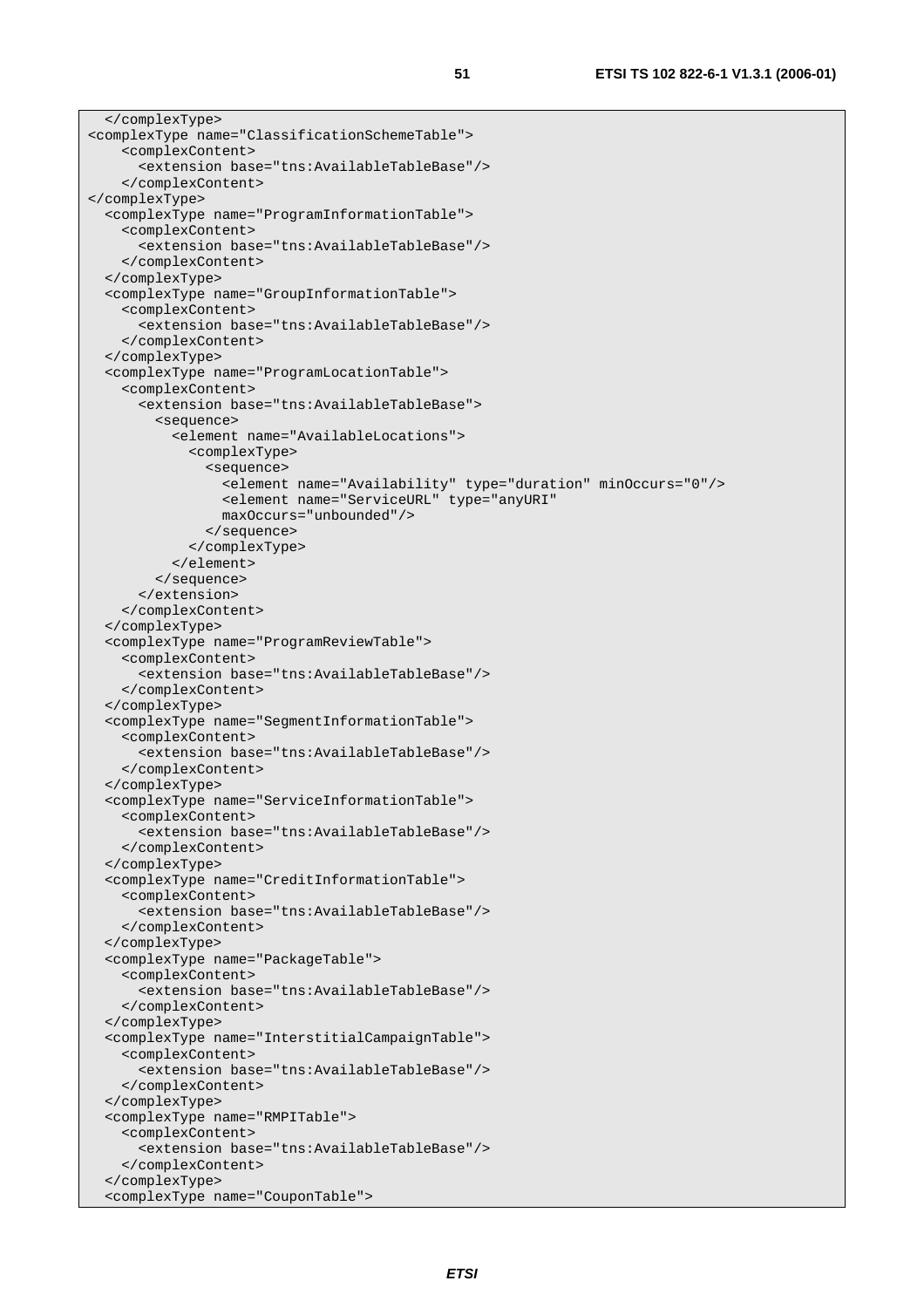```
  </complexType>
<complexType name="ClassificationSchemeTable">
    <complexContent>
      <extension base="tns:AvailableTableBase"/>
    </complexContent>
</complexType>
  <complexType name="ProgramInformationTable">
    <complexContent>
      <extension base="tns:AvailableTableBase"/>
    </complexContent>
  </complexType>
  <complexType name="GroupInformationTable">
    <complexContent>
      <extension base="tns:AvailableTableBase"/>
    </complexContent>
  </complexType>
  <complexType name="ProgramLocationTable">
    <complexContent>
      <extension base="tns:AvailableTableBase">
        <sequence>
          <element name="AvailableLocations">
            <complexType>
              <sequence>
                <element name="Availability" type="duration" minOccurs="0"/>
                <element name="ServiceURL" type="anyURI"
                maxOccurs="unbounded"/>
              </sequence>
            </complexType>
          </element>
        </sequence>
      </extension>
    </complexContent>
  </complexType>
  <complexType name="ProgramReviewTable">
    <complexContent>
      <extension base="tns:AvailableTableBase"/>
    </complexContent>
  </complexType>
  <complexType name="SegmentInformationTable">
    <complexContent>
      <extension base="tns:AvailableTableBase"/>
    </complexContent>
  </complexType>
  <complexType name="ServiceInformationTable">
    <complexContent>
      <extension base="tns:AvailableTableBase"/>
    </complexContent>
  </complexType>
  <complexType name="CreditInformationTable">
    <complexContent>
      <extension base="tns:AvailableTableBase"/>
    </complexContent>
  </complexType>
  <complexType name="PackageTable">
    <complexContent>
      <extension base="tns:AvailableTableBase"/>
    </complexContent>
  </complexType>
  <complexType name="InterstitialCampaignTable">
    <complexContent>
      <extension base="tns:AvailableTableBase"/>
    </complexContent>
  </complexType>
  <complexType name="RMPITable">
    <complexContent>
      <extension base="tns:AvailableTableBase"/>
    </complexContent>
  </complexType>
  <complexType name="CouponTable">
```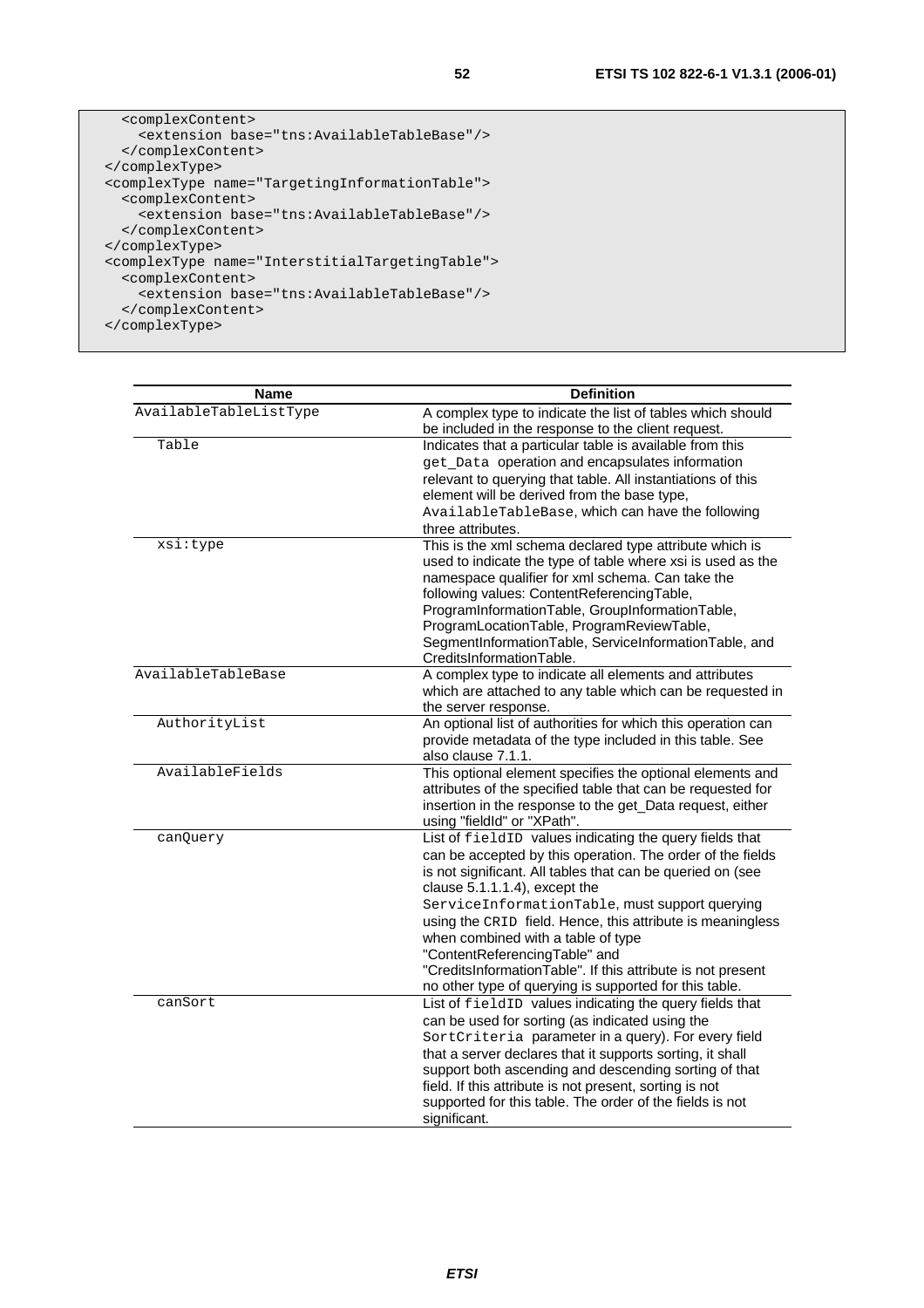```
    <complexContent>
      <extension base="tns:AvailableTableBase"/>
    </complexContent>
  </complexType>
  <complexType name="TargetingInformationTable">
    <complexContent>
      <extension base="tns:AvailableTableBase"/>
    </complexContent>
  </complexType>
  <complexType name="InterstitialTargetingTable">
    <complexContent>
      <extension base="tns:AvailableTableBase"/>
    </complexContent>
  </complexType>
```

| Name | Definition |
|---|---|
| AvailableTableListType | A complex type to indicate the list of tables which should be included in the response to the client request. |
| Table | Indicates that a particular table is available from this `get_Data` operation and encapsulates information relevant to querying that table. All instantiations of this element will be derived from the base type, `AvailableTableBase`, which can have the following three attributes. |
| xsi:type | This is the xml schema declared type attribute which is used to indicate the type of table where xsi is used as the namespace qualifier for xml schema. Can take the following values: ContentReferencingTable, ProgramInformationTable, GroupInformationTable, ProgramLocationTable, ProgramReviewTable, SegmentInformationTable, ServiceInformationTable, and CreditsInformationTable. |
| AvailableTableBase | A complex type to indicate all elements and attributes which are attached to any table which can be requested in the server response. |
| AuthorityList | An optional list of authorities for which this operation can provide metadata of the type included in this table. See also clause 7.1.1. |
| AvailableFields | This optional element specifies the optional elements and attributes of the specified table that can be requested for insertion in the response to the get_Data request, either using "fieldId" or "XPath". |
| canQuery | List of `fieldID` values indicating the query fields that can be accepted by this operation. The order of the fields is not significant. All tables that can be queried on (see clause 5.1.1.1.4), except the `ServiceInformationTable`, must support querying using the `CRID` field. Hence, this attribute is meaningless when combined with a table of type "ContentReferencingTable" and "CreditsInformationTable". If this attribute is not present no other type of querying is supported for this table. |
| canSort | List of `fieldID` values indicating the query fields that can be used for sorting (as indicated using the `SortCriteria` parameter in a query). For every field that a server declares that it supports sorting, it shall support both ascending and descending sorting of that field. If this attribute is not present, sorting is not supported for this table. The order of the fields is not significant. |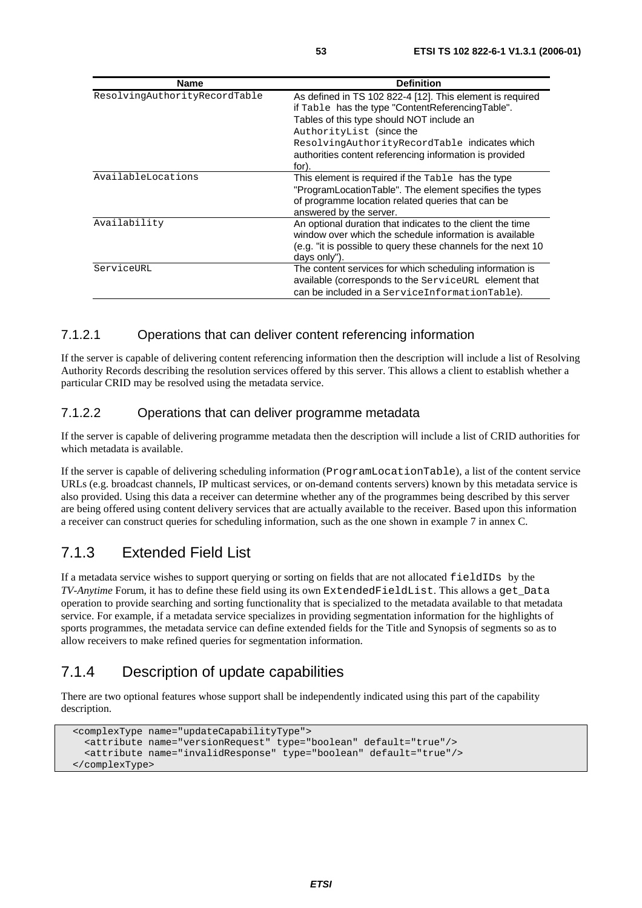| Name | Definition |
| --- | --- |
| ResolvingAuthorityRecordTable | As defined in TS 102 822-4 [12]. This element is required if Table has the type "ContentReferencingTable". Tables of this type should NOT include an AuthorityList (since the ResolvingAuthorityRecordTable indicates which authorities content referencing information is provided for). |
| AvailableLocations | This element is required if the Table has the type "ProgramLocationTable". The element specifies the types of programme location related queries that can be answered by the server. |
| Availability | An optional duration that indicates to the client the time window over which the schedule information is available (e.g. "it is possible to query these channels for the next 10 days only"). |
| ServiceURL | The content services for which scheduling information is available (corresponds to the ServiceURL element that can be included in a ServiceInformationTable). |

#### 7.1.2.1 Operations that can deliver content referencing information

If the server is capable of delivering content referencing information then the description will include a list of Resolving Authority Records describing the resolution services offered by this server. This allows a client to establish whether a particular CRID may be resolved using the metadata service.

#### 7.1.2.2 Operations that can deliver programme metadata

If the server is capable of delivering programme metadata then the description will include a list of CRID authorities for which metadata is available.

If the server is capable of delivering scheduling information (ProgramLocationTable), a list of the content service URLs (e.g. broadcast channels, IP multicast services, or on-demand contents servers) known by this metadata service is also provided. Using this data a receiver can determine whether any of the programmes being described by this server are being offered using content delivery services that are actually available to the receiver. Based upon this information a receiver can construct queries for scheduling information, such as the one shown in example 7 in annex C.

### 7.1.3 Extended Field List

If a metadata service wishes to support querying or sorting on fields that are not allocated fieldIDs by the *TV-Anytime* Forum, it has to define these field using its own ExtendedFieldList. This allows a get_Data operation to provide searching and sorting functionality that is specialized to the metadata available to that metadata service. For example, if a metadata service specializes in providing segmentation information for the highlights of sports programmes, the metadata service can define extended fields for the Title and Synopsis of segments so as to allow receivers to make refined queries for segmentation information.

### 7.1.4 Description of update capabilities

There are two optional features whose support shall be independently indicated using this part of the capability description.

```
<complexType name="updateCapabilityType">
  <attribute name="versionRequest" type="boolean" default="true"/>
  <attribute name="invalidResponse" type="boolean" default="true"/>
</complexType>
```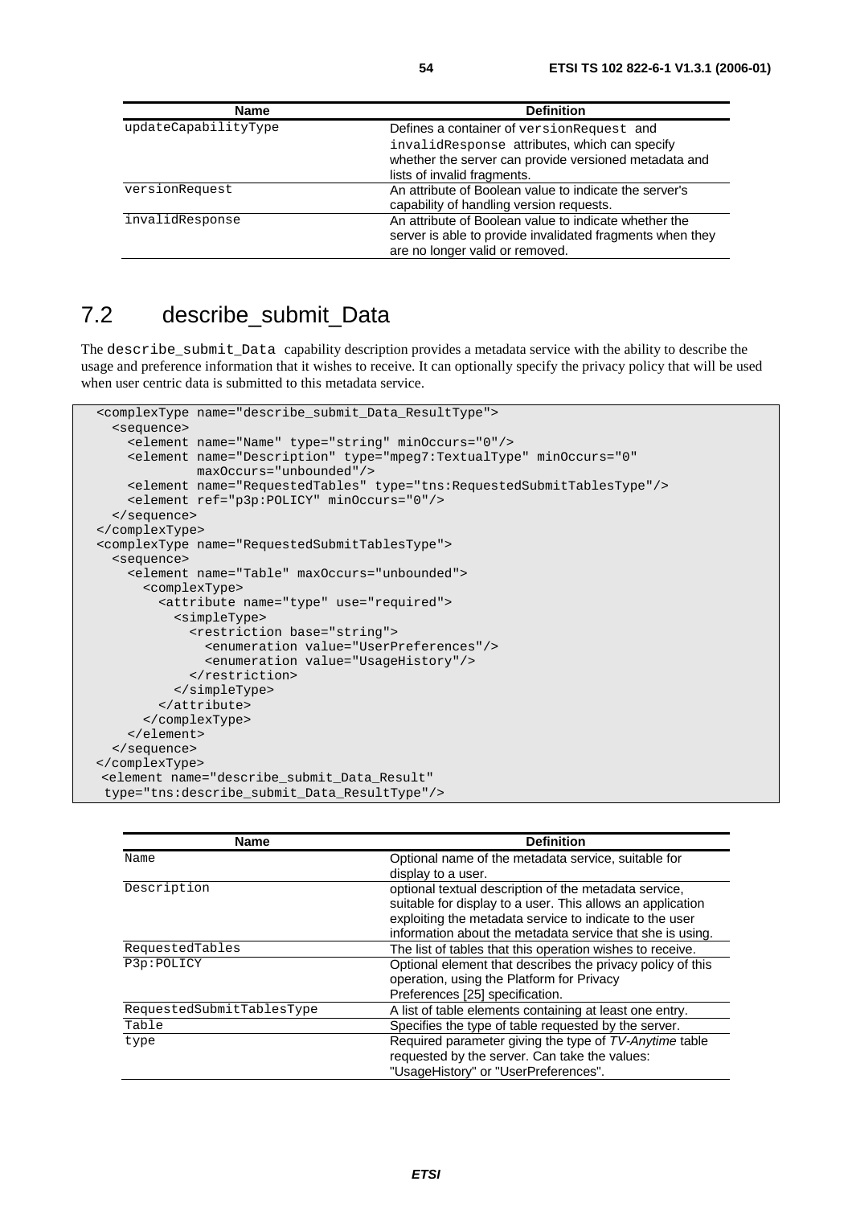| Name | Definition |
| --- | --- |
| updateCapabilityType | Defines a container of versionRequest and invalidResponse attributes, which can specify whether the server can provide versioned metadata and lists of invalid fragments. |
| versionRequest | An attribute of Boolean value to indicate the server's capability of handling version requests. |
| invalidResponse | An attribute of Boolean value to indicate whether the server is able to provide invalidated fragments when they are no longer valid or removed. |

## 7.2 describe_submit_Data

The describe_submit_Data capability description provides a metadata service with the ability to describe the usage and preference information that it wishes to receive. It can optionally specify the privacy policy that will be used when user centric data is submitted to this metadata service.

```
<complexType name="describe_submit_Data_ResultType">
  <sequence>
    <element name="Name" type="string" minOccurs="0"/>
    <element name="Description" type="mpeg7:TextualType" minOccurs="0"
             maxOccurs="unbounded"/>
    <element name="RequestedTables" type="tns:RequestedSubmitTablesType"/>
    <element ref="p3p:POLICY" minOccurs="0"/>
  </sequence>
</complexType>
<complexType name="RequestedSubmitTablesType">
  <sequence>
    <element name="Table" maxOccurs="unbounded">
      <complexType>
        <attribute name="type" use="required">
          <simpleType>
            <restriction base="string">
              <enumeration value="UserPreferences"/>
              <enumeration value="UsageHistory"/>
            </restriction>
          </simpleType>
        </attribute>
      </complexType>
    </element>
  </sequence>
</complexType>
 <element name="describe_submit_Data_Result"
 type="tns:describe_submit_Data_ResultType"/>
```

| Name | Definition |
| --- | --- |
| Name | Optional name of the metadata service, suitable for display to a user. |
| Description | optional textual description of the metadata service, suitable for display to a user. This allows an application exploiting the metadata service to indicate to the user information about the metadata service that she is using. |
| RequestedTables | The list of tables that this operation wishes to receive. |
| P3p:POLICY | Optional element that describes the privacy policy of this operation, using the Platform for Privacy Preferences [25] specification. |
| RequestedSubmitTablesType | A list of table elements containing at least one entry. |
| Table | Specifies the type of table requested by the server. |
| type | Required parameter giving the type of *TV-Anytime* table requested by the server. Can take the values: "UsageHistory" or "UserPreferences". |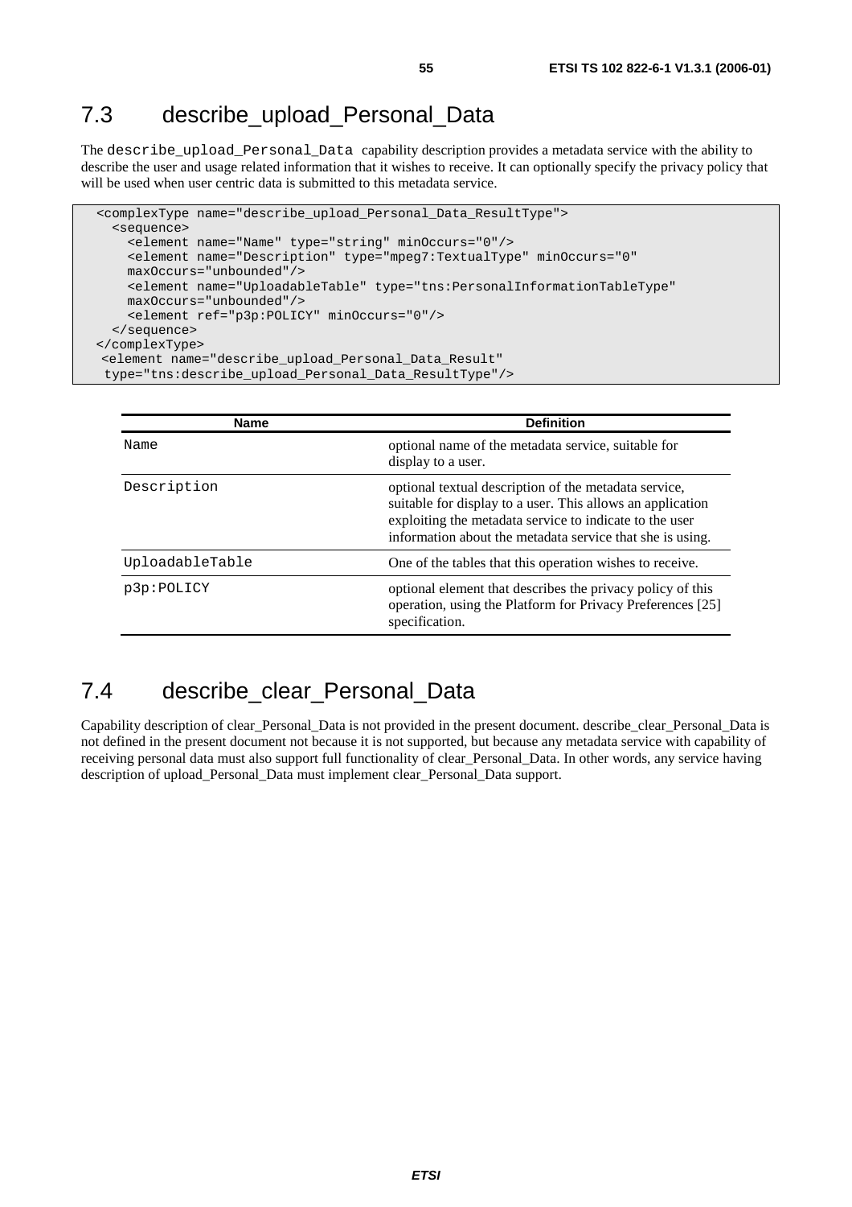## 7.3 describe_upload_Personal_Data

The `describe_upload_Personal_Data` capability description provides a metadata service with the ability to describe the user and usage related information that it wishes to receive. It can optionally specify the privacy policy that will be used when user centric data is submitted to this metadata service.

```
<complexType name="describe_upload_Personal_Data_ResultType">
  <sequence>
    <element name="Name" type="string" minOccurs="0"/>
    <element name="Description" type="mpeg7:TextualType" minOccurs="0"
    maxOccurs="unbounded"/>
    <element name="UploadableTable" type="tns:PersonalInformationTableType"
    maxOccurs="unbounded"/>
    <element ref="p3p:POLICY" minOccurs="0"/>
  </sequence>
</complexType>
 <element name="describe_upload_Personal_Data_Result"
 type="tns:describe_upload_Personal_Data_ResultType"/>
```

| Name | Definition |
|---|---|
| `Name` | optional name of the metadata service, suitable for display to a user. |
| `Description` | optional textual description of the metadata service, suitable for display to a user. This allows an application exploiting the metadata service to indicate to the user information about the metadata service that she is using. |
| `UploadableTable` | One of the tables that this operation wishes to receive. |
| `p3p:POLICY` | optional element that describes the privacy policy of this operation, using the Platform for Privacy Preferences [25] specification. |

## 7.4 describe_clear_Personal_Data

Capability description of clear_Personal_Data is not provided in the present document. describe_clear_Personal_Data is not defined in the present document not because it is not supported, but because any metadata service with capability of receiving personal data must also support full functionality of clear_Personal_Data. In other words, any service having description of upload_Personal_Data must implement clear_Personal_Data support.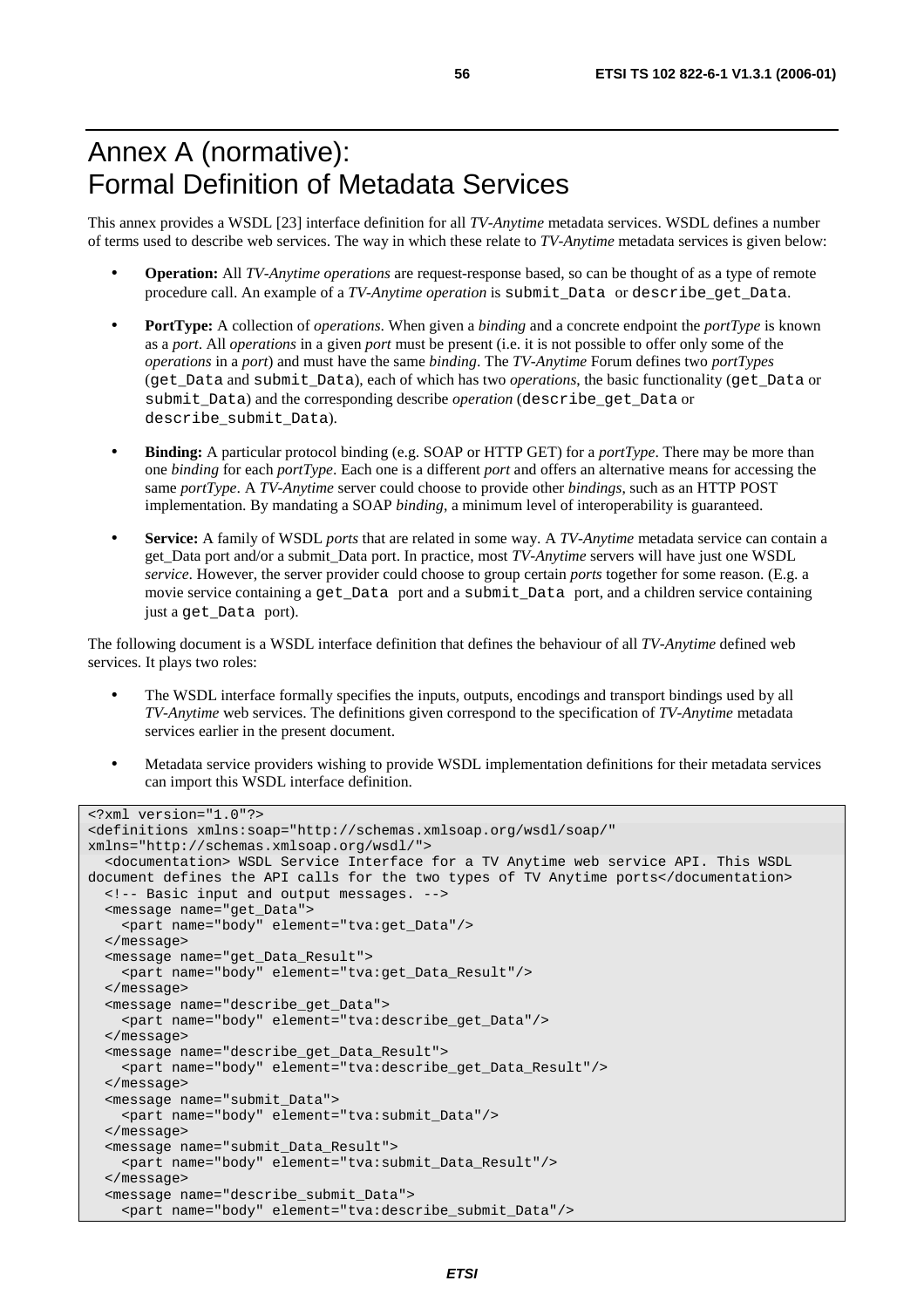# Annex A (normative): Formal Definition of Metadata Services

This annex provides a WSDL [23] interface definition for all *TV-Anytime* metadata services. WSDL defines a number of terms used to describe web services. The way in which these relate to *TV-Anytime* metadata services is given below:

- **Operation:** All *TV-Anytime operations* are request-response based, so can be thought of as a type of remote procedure call. An example of a *TV-Anytime operation* is `submit_Data` or `describe_get_Data`.
- **PortType:** A collection of *operations*. When given a *binding* and a concrete endpoint the *portType* is known as a *port*. All *operations* in a given *port* must be present (i.e. it is not possible to offer only some of the *operations* in a *port*) and must have the same *binding*. The *TV-Anytime* Forum defines two *portTypes* (`get_Data` and `submit_Data`), each of which has two *operations*, the basic functionality (`get_Data` or `submit_Data`) and the corresponding describe *operation* (`describe_get_Data` or `describe_submit_Data`).
- **Binding:** A particular protocol binding (e.g. SOAP or HTTP GET) for a *portType*. There may be more than one *binding* for each *portType*. Each one is a different *port* and offers an alternative means for accessing the same *portType*. A *TV-Anytime* server could choose to provide other *bindings*, such as an HTTP POST implementation. By mandating a SOAP *binding*, a minimum level of interoperability is guaranteed.
- **Service:** A family of WSDL *ports* that are related in some way. A *TV-Anytime* metadata service can contain a get_Data port and/or a submit_Data port. In practice, most *TV-Anytime* servers will have just one WSDL *service*. However, the server provider could choose to group certain *ports* together for some reason. (E.g. a movie service containing a `get_Data` port and a `submit_Data` port, and a children service containing just a `get_Data` port).

The following document is a WSDL interface definition that defines the behaviour of all *TV-Anytime* defined web services. It plays two roles:

- The WSDL interface formally specifies the inputs, outputs, encodings and transport bindings used by all *TV-Anytime* web services. The definitions given correspond to the specification of *TV-Anytime* metadata services earlier in the present document.
- Metadata service providers wishing to provide WSDL implementation definitions for their metadata services can import this WSDL interface definition.

```
<?xml version="1.0"?>
<definitions xmlns:soap="http://schemas.xmlsoap.org/wsdl/soap/"
xmlns="http://schemas.xmlsoap.org/wsdl/">
  <documentation> WSDL Service Interface for a TV Anytime web service API. This WSDL
document defines the API calls for the two types of TV Anytime ports</documentation>
  <!-- Basic input and output messages. -->
  <message name="get_Data">
    <part name="body" element="tva:get_Data"/>
  </message>
  <message name="get_Data_Result">
    <part name="body" element="tva:get_Data_Result"/>
  </message>
  <message name="describe_get_Data">
    <part name="body" element="tva:describe_get_Data"/>
  </message>
  <message name="describe_get_Data_Result">
    <part name="body" element="tva:describe_get_Data_Result"/>
  </message>
  <message name="submit_Data">
    <part name="body" element="tva:submit_Data"/>
  </message>
  <message name="submit_Data_Result">
    <part name="body" element="tva:submit_Data_Result"/>
  </message>
  <message name="describe_submit_Data">
    <part name="body" element="tva:describe_submit_Data"/>
```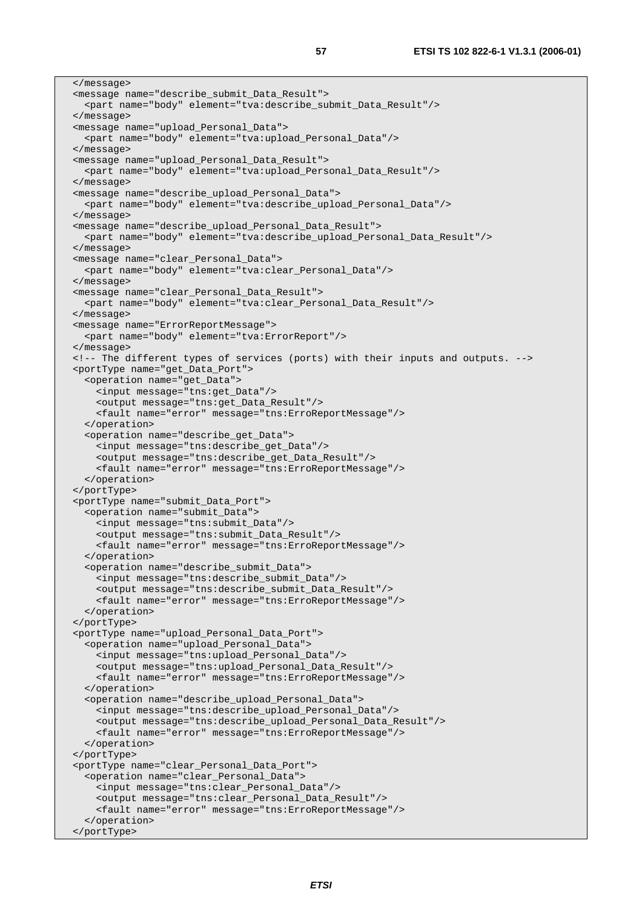```
  </message>
  <message name="describe_submit_Data_Result">
    <part name="body" element="tva:describe_submit_Data_Result"/>
  </message>
  <message name="upload_Personal_Data">
    <part name="body" element="tva:upload_Personal_Data"/>
  </message>
  <message name="upload_Personal_Data_Result">
    <part name="body" element="tva:upload_Personal_Data_Result"/>
  </message>
  <message name="describe_upload_Personal_Data">
    <part name="body" element="tva:describe_upload_Personal_Data"/>
  </message>
  <message name="describe_upload_Personal_Data_Result">
    <part name="body" element="tva:describe_upload_Personal_Data_Result"/>
  </message>
  <message name="clear_Personal_Data">
    <part name="body" element="tva:clear_Personal_Data"/>
  </message>
  <message name="clear_Personal_Data_Result">
    <part name="body" element="tva:clear_Personal_Data_Result"/>
  </message>
  <message name="ErrorReportMessage">
    <part name="body" element="tva:ErrorReport"/>
  </message>
  <!-- The different types of services (ports) with their inputs and outputs. -->
  <portType name="get_Data_Port">
    <operation name="get_Data">
      <input message="tns:get_Data"/>
      <output message="tns:get_Data_Result"/>
      <fault name="error" message="tns:ErroReportMessage"/>
    </operation>
    <operation name="describe_get_Data">
      <input message="tns:describe_get_Data"/>
      <output message="tns:describe_get_Data_Result"/>
      <fault name="error" message="tns:ErroReportMessage"/>
    </operation>
  </portType>
  <portType name="submit_Data_Port">
    <operation name="submit_Data">
      <input message="tns:submit_Data"/>
      <output message="tns:submit_Data_Result"/>
      <fault name="error" message="tns:ErroReportMessage"/>
    </operation>
    <operation name="describe_submit_Data">
      <input message="tns:describe_submit_Data"/>
      <output message="tns:describe_submit_Data_Result"/>
      <fault name="error" message="tns:ErroReportMessage"/>
    </operation>
  </portType>
  <portType name="upload_Personal_Data_Port">
    <operation name="upload_Personal_Data">
      <input message="tns:upload_Personal_Data"/>
      <output message="tns:upload_Personal_Data_Result"/>
      <fault name="error" message="tns:ErroReportMessage"/>
    </operation>
    <operation name="describe_upload_Personal_Data">
      <input message="tns:describe_upload_Personal_Data"/>
      <output message="tns:describe_upload_Personal_Data_Result"/>
      <fault name="error" message="tns:ErroReportMessage"/>
    </operation>
  </portType>
  <portType name="clear_Personal_Data_Port">
    <operation name="clear_Personal_Data">
      <input message="tns:clear_Personal_Data"/>
      <output message="tns:clear_Personal_Data_Result"/>
      <fault name="error" message="tns:ErroReportMessage"/>
    </operation>
  </portType>
```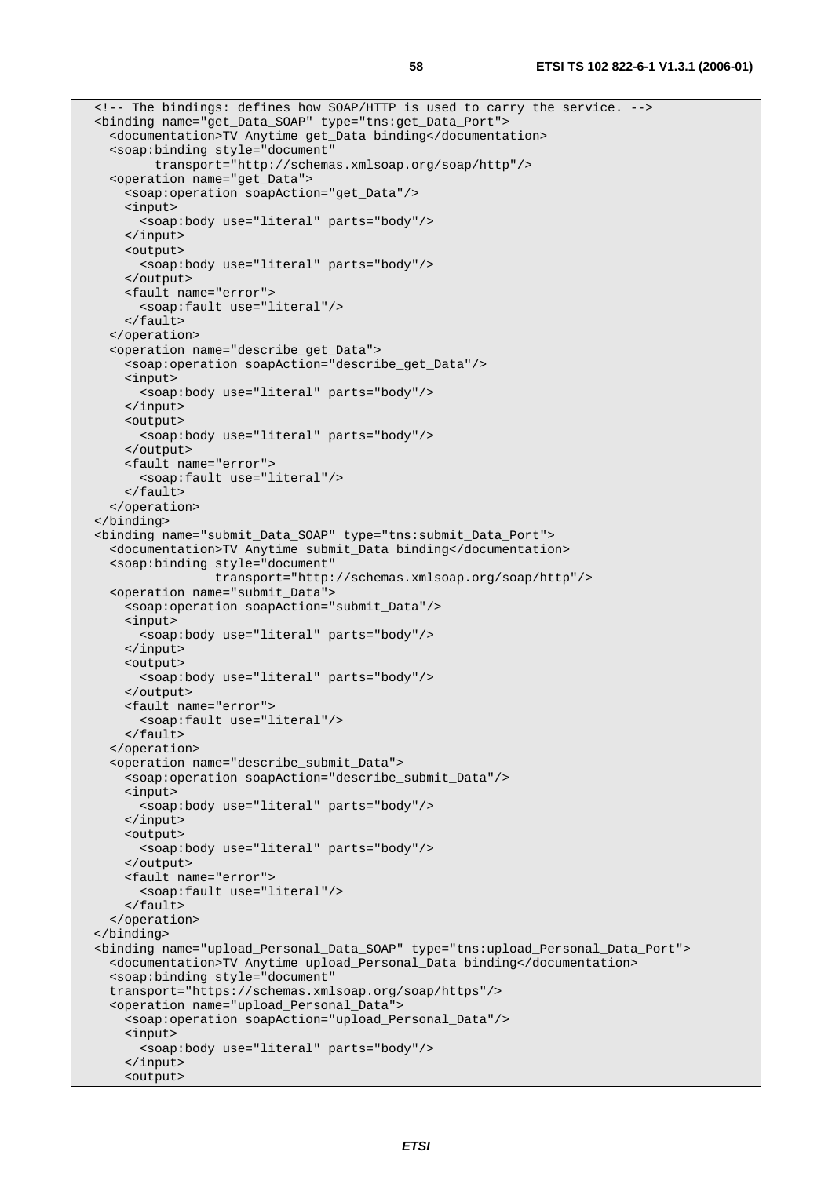```
<!-- The bindings: defines how SOAP/HTTP is used to carry the service. -->
<binding name="get_Data_SOAP" type="tns:get_Data_Port">
  <documentation>TV Anytime get_Data binding</documentation>
  <soap:binding style="document"
        transport="http://schemas.xmlsoap.org/soap/http"/>
  <operation name="get_Data">
    <soap:operation soapAction="get_Data"/>
    <input>
      <soap:body use="literal" parts="body"/>
    </input>
    <output>
      <soap:body use="literal" parts="body"/>
    </output>
    <fault name="error">
      <soap:fault use="literal"/>
    </fault>
  </operation>
  <operation name="describe_get_Data">
    <soap:operation soapAction="describe_get_Data"/>
    <input>
      <soap:body use="literal" parts="body"/>
    </input>
    <output>
      <soap:body use="literal" parts="body"/>
    </output>
    <fault name="error">
      <soap:fault use="literal"/>
    </fault>
  </operation>
</binding>
<binding name="submit_Data_SOAP" type="tns:submit_Data_Port">
  <documentation>TV Anytime submit_Data binding</documentation>
  <soap:binding style="document"
              transport="http://schemas.xmlsoap.org/soap/http"/>
  <operation name="submit_Data">
    <soap:operation soapAction="submit_Data"/>
    <input>
      <soap:body use="literal" parts="body"/>
    </input>
    <output>
      <soap:body use="literal" parts="body"/>
    </output>
    <fault name="error">
      <soap:fault use="literal"/>
    </fault>
  </operation>
  <operation name="describe_submit_Data">
    <soap:operation soapAction="describe_submit_Data"/>
    <input>
      <soap:body use="literal" parts="body"/>
    </input>
    <output>
      <soap:body use="literal" parts="body"/>
    </output>
    <fault name="error">
      <soap:fault use="literal"/>
    </fault>
  </operation>
</binding>
<binding name="upload_Personal_Data_SOAP" type="tns:upload_Personal_Data_Port">
  <documentation>TV Anytime upload_Personal_Data binding</documentation>
  <soap:binding style="document"
  transport="https://schemas.xmlsoap.org/soap/https"/>
  <operation name="upload_Personal_Data">
    <soap:operation soapAction="upload_Personal_Data"/>
    <input>
      <soap:body use="literal" parts="body"/>
    </input>
    <output>
```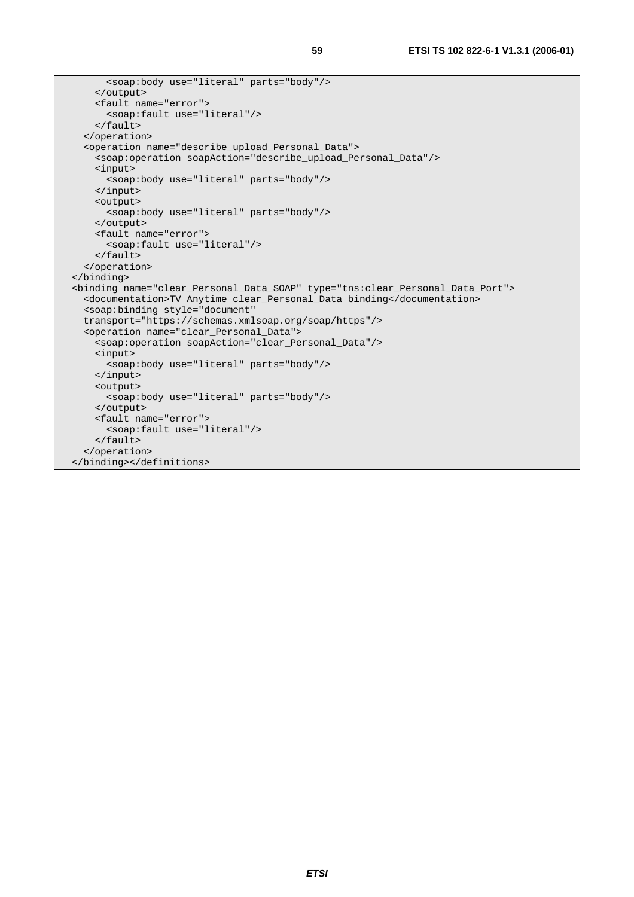```
        <soap:body use="literal" parts="body"/>
      </output>
      <fault name="error">
        <soap:fault use="literal"/>
      </fault>
    </operation>
    <operation name="describe_upload_Personal_Data">
      <soap:operation soapAction="describe_upload_Personal_Data"/>
      <input>
        <soap:body use="literal" parts="body"/>
      </input>
      <output>
        <soap:body use="literal" parts="body"/>
      </output>
      <fault name="error">
        <soap:fault use="literal"/>
      </fault>
    </operation>
  </binding>
  <binding name="clear_Personal_Data_SOAP" type="tns:clear_Personal_Data_Port">
    <documentation>TV Anytime clear_Personal_Data binding</documentation>
    <soap:binding style="document"
    transport="https://schemas.xmlsoap.org/soap/https"/>
    <operation name="clear_Personal_Data">
      <soap:operation soapAction="clear_Personal_Data"/>
      <input>
        <soap:body use="literal" parts="body"/>
      </input>
      <output>
        <soap:body use="literal" parts="body"/>
      </output>
      <fault name="error">
        <soap:fault use="literal"/>
      </fault>
    </operation>
  </binding></definitions>
```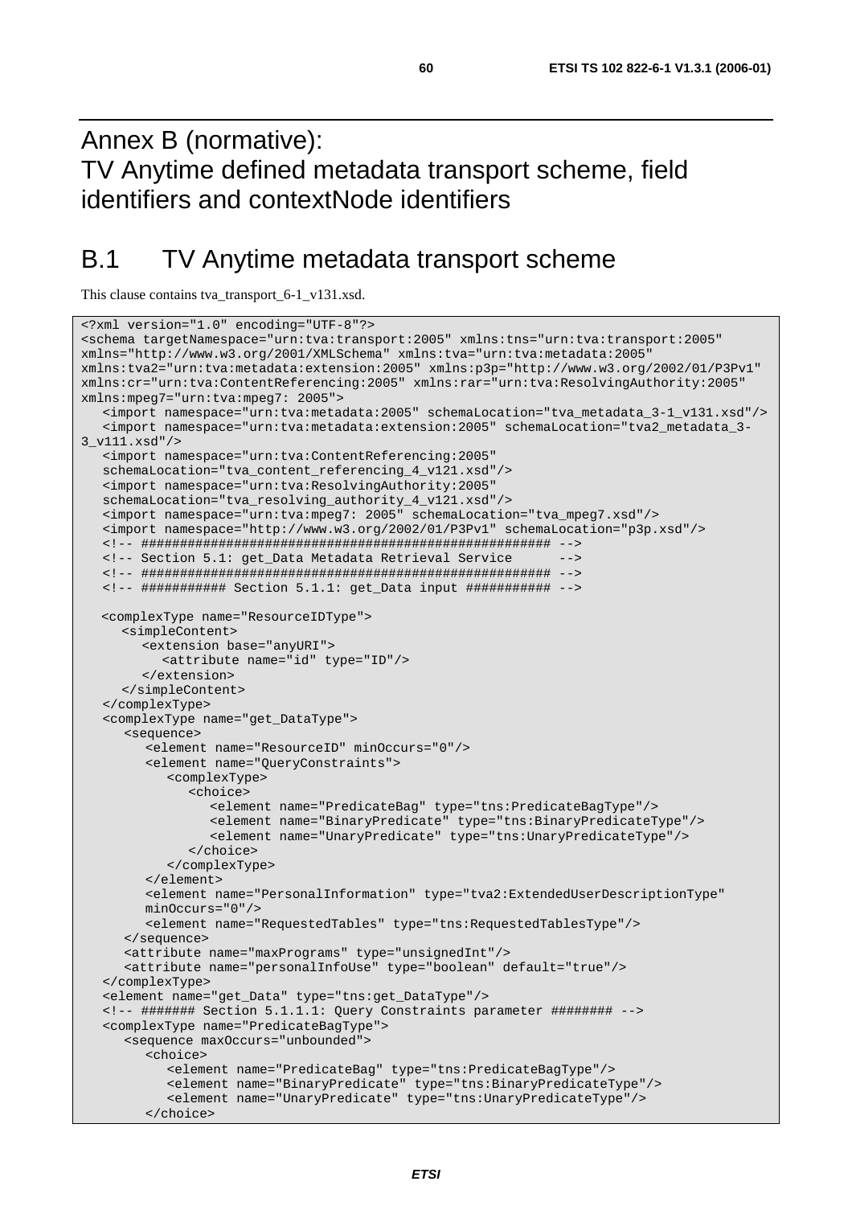# Annex B (normative): TV Anytime defined metadata transport scheme, field identifiers and contextNode identifiers

## B.1 TV Anytime metadata transport scheme

This clause contains tva_transport_6-1_v131.xsd.

```
<?xml version="1.0" encoding="UTF-8"?>
<schema targetNamespace="urn:tva:transport:2005" xmlns:tns="urn:tva:transport:2005"
xmlns="http://www.w3.org/2001/XMLSchema" xmlns:tva="urn:tva:metadata:2005"
xmlns:tva2="urn:tva:metadata:extension:2005" xmlns:p3p="http://www.w3.org/2002/01/P3Pv1"
xmlns:cr="urn:tva:ContentReferencing:2005" xmlns:rar="urn:tva:ResolvingAuthority:2005"
xmlns:mpeg7="urn:tva:mpeg7: 2005">
   <import namespace="urn:tva:metadata:2005" schemaLocation="tva_metadata_3-1_v131.xsd"/>
   <import namespace="urn:tva:metadata:extension:2005" schemaLocation="tva2_metadata_3-
3_v111.xsd"/>
   <import namespace="urn:tva:ContentReferencing:2005"
   schemaLocation="tva_content_referencing_4_v121.xsd"/>
   <import namespace="urn:tva:ResolvingAuthority:2005"
   schemaLocation="tva_resolving_authority_4_v121.xsd"/>
   <import namespace="urn:tva:mpeg7: 2005" schemaLocation="tva_mpeg7.xsd"/>
   <import namespace="http://www.w3.org/2002/01/P3Pv1" schemaLocation="p3p.xsd"/>
   <!-- ##################################################### -->
   <!-- Section 5.1: get_Data Metadata Retrieval Service      -->
   <!-- ##################################################### -->
   <!-- ########### Section 5.1.1: get_Data input ########### -->

   <complexType name="ResourceIDType">
      <simpleContent>
         <extension base="anyURI">
            <attribute name="id" type="ID"/>
         </extension>
      </simpleContent>
   </complexType>
   <complexType name="get_DataType">
      <sequence>
         <element name="ResourceID" minOccurs="0"/>
         <element name="QueryConstraints">
            <complexType>
               <choice>
                  <element name="PredicateBag" type="tns:PredicateBagType"/>
                  <element name="BinaryPredicate" type="tns:BinaryPredicateType"/>
                  <element name="UnaryPredicate" type="tns:UnaryPredicateType"/>
               </choice>
            </complexType>
         </element>
         <element name="PersonalInformation" type="tva2:ExtendedUserDescriptionType"
         minOccurs="0"/>
         <element name="RequestedTables" type="tns:RequestedTablesType"/>
      </sequence>
      <attribute name="maxPrograms" type="unsignedInt"/>
      <attribute name="personalInfoUse" type="boolean" default="true"/>
   </complexType>
   <element name="get_Data" type="tns:get_DataType"/>
   <!-- ####### Section 5.1.1.1: Query Constraints parameter ######## -->
   <complexType name="PredicateBagType">
      <sequence maxOccurs="unbounded">
         <choice>
            <element name="PredicateBag" type="tns:PredicateBagType"/>
            <element name="BinaryPredicate" type="tns:BinaryPredicateType"/>
            <element name="UnaryPredicate" type="tns:UnaryPredicateType"/>
         </choice>
```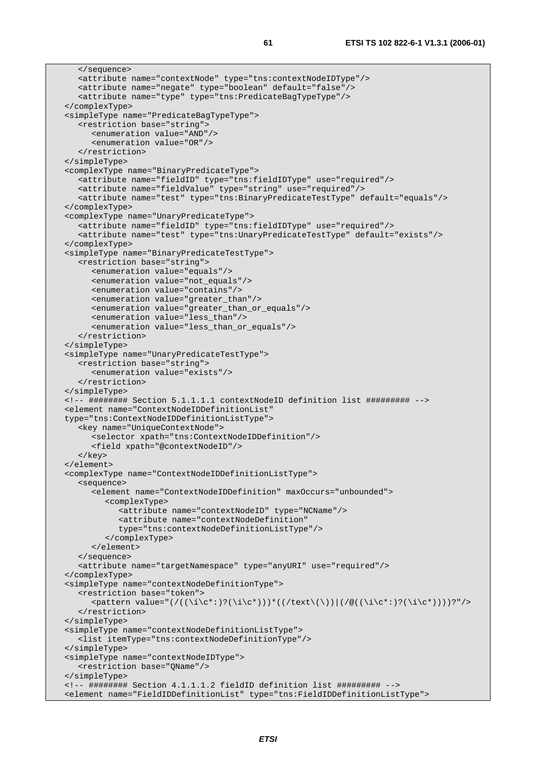```
      </sequence>
      <attribute name="contextNode" type="tns:contextNodeIDType"/>
      <attribute name="negate" type="boolean" default="false"/>
      <attribute name="type" type="tns:PredicateBagTypeType"/>
   </complexType>
   <simpleType name="PredicateBagTypeType">
      <restriction base="string">
         <enumeration value="AND"/>
         <enumeration value="OR"/>
      </restriction>
   </simpleType>
   <complexType name="BinaryPredicateType">
      <attribute name="fieldID" type="tns:fieldIDType" use="required"/>
      <attribute name="fieldValue" type="string" use="required"/>
      <attribute name="test" type="tns:BinaryPredicateTestType" default="equals"/>
   </complexType>
   <complexType name="UnaryPredicateType">
      <attribute name="fieldID" type="tns:fieldIDType" use="required"/>
      <attribute name="test" type="tns:UnaryPredicateTestType" default="exists"/>
   </complexType>
   <simpleType name="BinaryPredicateTestType">
      <restriction base="string">
         <enumeration value="equals"/>
         <enumeration value="not_equals"/>
         <enumeration value="contains"/>
         <enumeration value="greater_than"/>
         <enumeration value="greater_than_or_equals"/>
         <enumeration value="less_than"/>
         <enumeration value="less_than_or_equals"/>
      </restriction>
   </simpleType>
   <simpleType name="UnaryPredicateTestType">
      <restriction base="string">
         <enumeration value="exists"/>
      </restriction>
   </simpleType>
   <!-- ######## Section 5.1.1.1.1 contextNodeID definition list ######### -->
   <element name="ContextNodeIDDefinitionList"
   type="tns:ContextNodeIDDefinitionListType">
      <key name="UniqueContextNode">
         <selector xpath="tns:ContextNodeIDDefinition"/>
         <field xpath="@contextNodeID"/>
      </key>
   </element>
   <complexType name="ContextNodeIDDefinitionListType">
      <sequence>
         <element name="ContextNodeIDDefinition" maxOccurs="unbounded">
            <complexType>
               <attribute name="contextNodeID" type="NCName"/>
               <attribute name="contextNodeDefinition"
               type="tns:contextNodeDefinitionListType"/>
            </complexType>
         </element>
      </sequence>
      <attribute name="targetNamespace" type="anyURI" use="required"/>
   </complexType>
   <simpleType name="contextNodeDefinitionType">
      <restriction base="token">
         <pattern value="(/((\i\c*:)?(\i\c*)))*((/text\(\))|(/@((\i\c*:)?(\i\c*))))?"/>
      </restriction>
   </simpleType>
   <simpleType name="contextNodeDefinitionListType">
      <list itemType="tns:contextNodeDefinitionType"/>
   </simpleType>
   <simpleType name="contextNodeIDType">
      <restriction base="QName"/>
   </simpleType>
   <!-- ######## Section 4.1.1.1.2 fieldID definition list ######### -->
   <element name="FieldIDDefinitionList" type="tns:FieldIDDefinitionListType">
```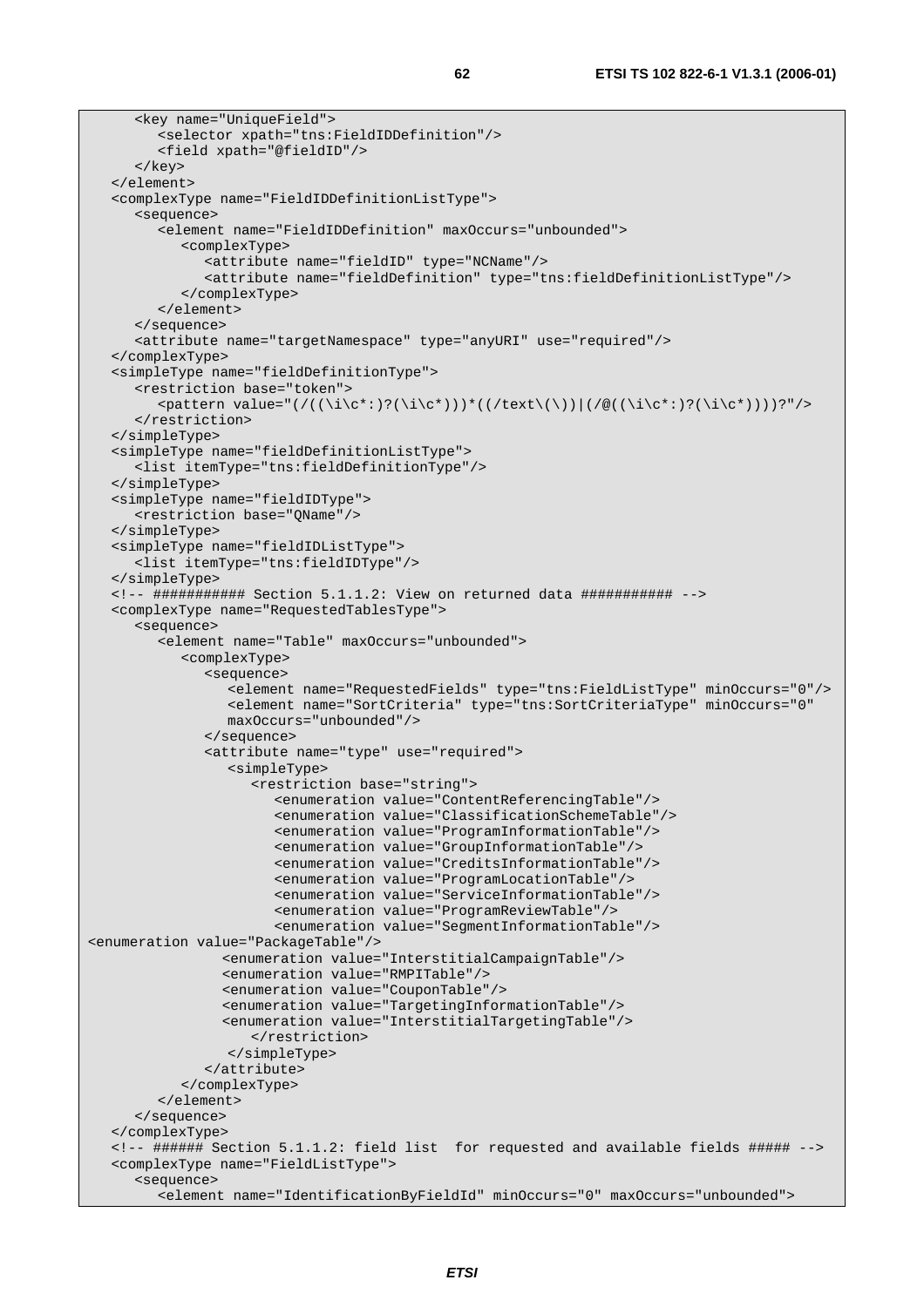```
      <key name="UniqueField">
         <selector xpath="tns:FieldIDDefinition"/>
         <field xpath="@fieldID"/>
      </key>
   </element>
   <complexType name="FieldIDDefinitionListType">
      <sequence>
         <element name="FieldIDDefinition" maxOccurs="unbounded">
            <complexType>
               <attribute name="fieldID" type="NCName"/>
               <attribute name="fieldDefinition" type="tns:fieldDefinitionListType"/>
            </complexType>
         </element>
      </sequence>
      <attribute name="targetNamespace" type="anyURI" use="required"/>
   </complexType>
   <simpleType name="fieldDefinitionType">
      <restriction base="token">
         <pattern value="(/((\i\c*:)?(\i\c*)))*((/text\(\))|(/@((\i\c*:)?(\i\c*))))?"/>
      </restriction>
   </simpleType>
   <simpleType name="fieldDefinitionListType">
      <list itemType="tns:fieldDefinitionType"/>
   </simpleType>
   <simpleType name="fieldIDType">
      <restriction base="QName"/>
   </simpleType>
   <simpleType name="fieldIDListType">
      <list itemType="tns:fieldIDType"/>
   </simpleType>
   <!-- ########### Section 5.1.1.2: View on returned data ########### -->
   <complexType name="RequestedTablesType">
      <sequence>
         <element name="Table" maxOccurs="unbounded">
            <complexType>
               <sequence>
                  <element name="RequestedFields" type="tns:FieldListType" minOccurs="0"/>
                  <element name="SortCriteria" type="tns:SortCriteriaType" minOccurs="0"
                  maxOccurs="unbounded"/>
               </sequence>
               <attribute name="type" use="required">
                  <simpleType>
                     <restriction base="string">
                        <enumeration value="ContentReferencingTable"/>
                        <enumeration value="ClassificationSchemeTable"/>
                        <enumeration value="ProgramInformationTable"/>
                        <enumeration value="GroupInformationTable"/>
                        <enumeration value="CreditsInformationTable"/>
                        <enumeration value="ProgramLocationTable"/>
                        <enumeration value="ServiceInformationTable"/>
                        <enumeration value="ProgramReviewTable"/>
                        <enumeration value="SegmentInformationTable"/>
<enumeration value="PackageTable"/>
                <enumeration value="InterstitialCampaignTable"/>
                <enumeration value="RMPITable"/>
                <enumeration value="CouponTable"/>
                <enumeration value="TargetingInformationTable"/>
                <enumeration value="InterstitialTargetingTable"/>
                     </restriction>
                  </simpleType>
               </attribute>
            </complexType>
         </element>
      </sequence>
   </complexType>
   <!-- ###### Section 5.1.1.2: field list  for requested and available fields ##### -->
   <complexType name="FieldListType">
      <sequence>
         <element name="IdentificationByFieldId" minOccurs="0" maxOccurs="unbounded">
```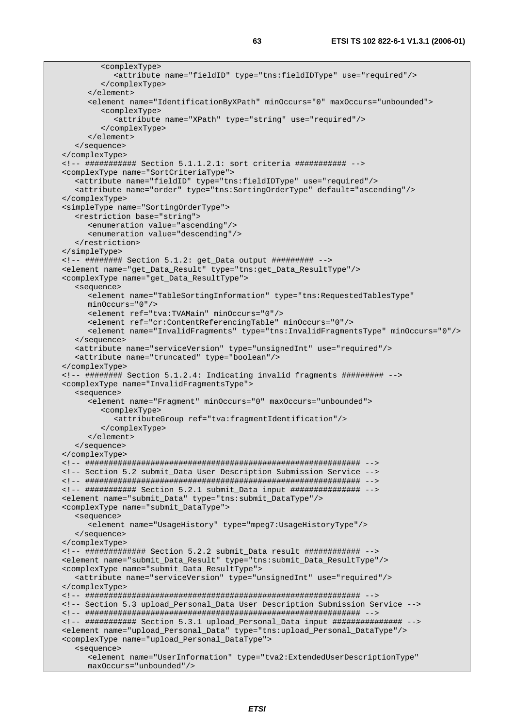```
         <complexType>
            <attribute name="fieldID" type="tns:fieldIDType" use="required"/>
         </complexType>
      </element>
      <element name="IdentificationByXPath" minOccurs="0" maxOccurs="unbounded">
         <complexType>
            <attribute name="XPath" type="string" use="required"/>
         </complexType>
      </element>
   </sequence>
</complexType>
<!-- ########### Section 5.1.1.2.1: sort criteria ########### -->
<complexType name="SortCriteriaType">
   <attribute name="fieldID" type="tns:fieldIDType" use="required"/>
   <attribute name="order" type="tns:SortingOrderType" default="ascending"/>
</complexType>
<simpleType name="SortingOrderType">
   <restriction base="string">
      <enumeration value="ascending"/>
      <enumeration value="descending"/>
   </restriction>
</simpleType>
<!-- ######## Section 5.1.2: get_Data output ######### -->
<element name="get_Data_Result" type="tns:get_Data_ResultType"/>
<complexType name="get_Data_ResultType">
   <sequence>
      <element name="TableSortingInformation" type="tns:RequestedTablesType"
      minOccurs="0"/>
      <element ref="tva:TVAMain" minOccurs="0"/>
      <element ref="cr:ContentReferencingTable" minOccurs="0"/>
      <element name="InvalidFragments" type="tns:InvalidFragmentsType" minOccurs="0"/>
   </sequence>
   <attribute name="serviceVersion" type="unsignedInt" use="required"/>
   <attribute name="truncated" type="boolean"/>
</complexType>
<!-- ######## Section 5.1.2.4: Indicating invalid fragments ######### -->
<complexType name="InvalidFragmentsType">
   <sequence>
      <element name="Fragment" minOccurs="0" maxOccurs="unbounded">
         <complexType>
            <attributeGroup ref="tva:fragmentIdentification"/>
         </complexType>
      </element>
   </sequence>
</complexType>
<!-- ############################################################## -->
<!-- Section 5.2 submit_Data User Description Submission Service -->
<!-- ############################################################## -->
<!-- ########### Section 5.2.1 submit_Data input ############### -->
<element name="submit_Data" type="tns:submit_DataType"/>
<complexType name="submit_DataType">
   <sequence>
      <element name="UsageHistory" type="mpeg7:UsageHistoryType"/>
   </sequence>
</complexType>
<!-- ############# Section 5.2.2 submit_Data result ############ -->
<element name="submit_Data_Result" type="tns:submit_Data_ResultType"/>
<complexType name="submit_Data_ResultType">
   <attribute name="serviceVersion" type="unsignedInt" use="required"/>
</complexType>
<!-- ############################################################## -->
<!-- Section 5.3 upload_Personal_Data User Description Submission Service -->
<!-- ############################################################## -->
<!-- ########### Section 5.3.1 upload_Personal_Data input ############### -->
<element name="upload_Personal_Data" type="tns:upload_Personal_DataType"/>
<complexType name="upload_Personal_DataType">
   <sequence>
      <element name="UserInformation" type="tva2:ExtendedUserDescriptionType"
      maxOccurs="unbounded"/>
```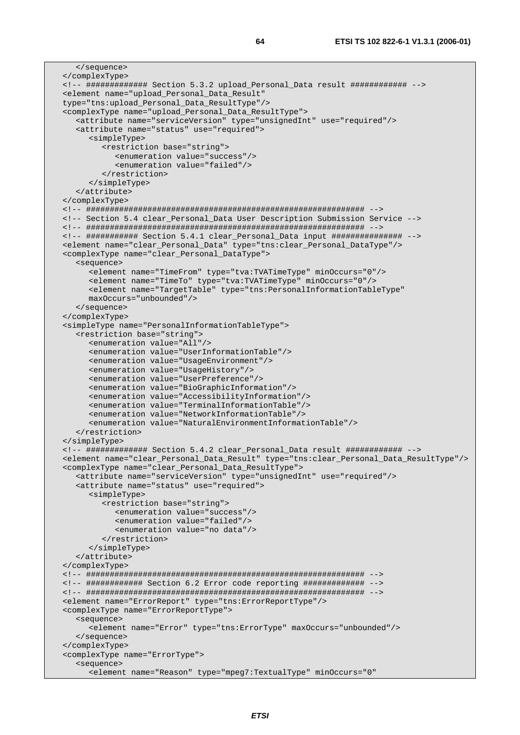```
      </sequence>
   </complexType>
   <!-- ############# Section 5.3.2 upload_Personal_Data result ############ -->
   <element name="upload_Personal_Data_Result"
   type="tns:upload_Personal_Data_ResultType"/>
   <complexType name="upload_Personal_Data_ResultType">
      <attribute name="serviceVersion" type="unsignedInt" use="required"/>
      <attribute name="status" use="required">
         <simpleType>
            <restriction base="string">
               <enumeration value="success"/>
               <enumeration value="failed"/>
            </restriction>
         </simpleType>
      </attribute>
   </complexType>
   <!-- ############################################################## -->
   <!-- Section 5.4 clear_Personal_Data User Description Submission Service -->
   <!-- ############################################################## -->
   <!-- ########### Section 5.4.1 clear_Personal_Data input ############### -->
   <element name="clear_Personal_Data" type="tns:clear_Personal_DataType"/>
   <complexType name="clear_Personal_DataType">
      <sequence>
         <element name="TimeFrom" type="tva:TVATimeType" minOccurs="0"/>
         <element name="TimeTo" type="tva:TVATimeType" minOccurs="0"/>
         <element name="TargetTable" type="tns:PersonalInformationTableType"
         maxOccurs="unbounded"/>
      </sequence>
   </complexType>
   <simpleType name="PersonalInformationTableType">
      <restriction base="string">
         <enumeration value="All"/>
         <enumeration value="UserInformationTable"/>
         <enumeration value="UsageEnvironment"/>
         <enumeration value="UsageHistory"/>
         <enumeration value="UserPreference"/>
         <enumeration value="BioGraphicInformation"/>
         <enumeration value="AccessibilityInformation"/>
         <enumeration value="TerminalInformationTable"/>
         <enumeration value="NetworkInformationTable"/>
         <enumeration value="NaturalEnvironmentInformationTable"/>
      </restriction>
   </simpleType>
   <!-- ############# Section 5.4.2 clear_Personal_Data result ############ -->
   <element name="clear_Personal_Data_Result" type="tns:clear_Personal_Data_ResultType"/>
   <complexType name="clear_Personal_Data_ResultType">
      <attribute name="serviceVersion" type="unsignedInt" use="required"/>
      <attribute name="status" use="required">
         <simpleType>
            <restriction base="string">
               <enumeration value="success"/>
               <enumeration value="failed"/>
               <enumeration value="no data"/>
            </restriction>
         </simpleType>
      </attribute>
   </complexType>
   <!-- ############################################################## -->
   <!-- ############ Section 6.2 Error code reporting ############# -->
   <!-- ############################################################## -->
   <element name="ErrorReport" type="tns:ErrorReportType"/>
   <complexType name="ErrorReportType">
      <sequence>
         <element name="Error" type="tns:ErrorType" maxOccurs="unbounded"/>
      </sequence>
   </complexType>
   <complexType name="ErrorType">
      <sequence>
         <element name="Reason" type="mpeg7:TextualType" minOccurs="0"
```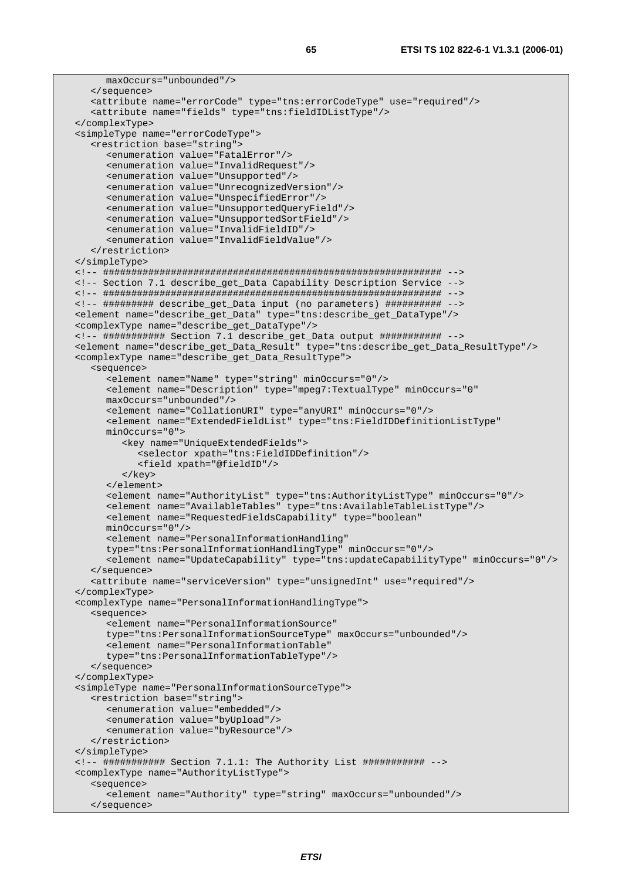```
            maxOccurs="unbounded"/>
        </sequence>
        <attribute name="errorCode" type="tns:errorCodeType" use="required"/>
        <attribute name="fields" type="tns:fieldIDListType"/>
    </complexType>
    <simpleType name="errorCodeType">
        <restriction base="string">
            <enumeration value="FatalError"/>
            <enumeration value="InvalidRequest"/>
            <enumeration value="Unsupported"/>
            <enumeration value="UnrecognizedVersion"/>
            <enumeration value="UnspecifiedError"/>
            <enumeration value="UnsupportedQueryField"/>
            <enumeration value="UnsupportedSortField"/>
            <enumeration value="InvalidFieldID"/>
            <enumeration value="InvalidFieldValue"/>
        </restriction>
    </simpleType>
    <!-- ############################################################## -->
    <!-- Section 7.1 describe_get_Data Capability Description Service -->
    <!-- ############################################################## -->
    <!-- ######### describe_get_Data input (no parameters) ########## -->
    <element name="describe_get_Data" type="tns:describe_get_DataType"/>
    <complexType name="describe_get_DataType"/>
    <!-- ########### Section 7.1 describe_get_Data output ########### -->
    <element name="describe_get_Data_Result" type="tns:describe_get_Data_ResultType"/>
    <complexType name="describe_get_Data_ResultType">
        <sequence>
            <element name="Name" type="string" minOccurs="0"/>
            <element name="Description" type="mpeg7:TextualType" minOccurs="0"
            maxOccurs="unbounded"/>
            <element name="CollationURI" type="anyURI" minOccurs="0"/>
            <element name="ExtendedFieldList" type="tns:FieldIDDefinitionListType"
            minOccurs="0">
                <key name="UniqueExtendedFields">
                    <selector xpath="tns:FieldIDDefinition"/>
                    <field xpath="@fieldID"/>
                </key>
            </element>
            <element name="AuthorityList" type="tns:AuthorityListType" minOccurs="0"/>
            <element name="AvailableTables" type="tns:AvailableTableListType"/>
            <element name="RequestedFieldsCapability" type="boolean"
            minOccurs="0"/>
            <element name="PersonalInformationHandling"
            type="tns:PersonalInformationHandlingType" minOccurs="0"/>
            <element name="UpdateCapability" type="tns:updateCapabilityType" minOccurs="0"/>
        </sequence>
        <attribute name="serviceVersion" type="unsignedInt" use="required"/>
    </complexType>
    <complexType name="PersonalInformationHandlingType">
        <sequence>
            <element name="PersonalInformationSource"
            type="tns:PersonalInformationSourceType" maxOccurs="unbounded"/>
            <element name="PersonalInformationTable"
            type="tns:PersonalInformationTableType"/>
        </sequence>
    </complexType>
    <simpleType name="PersonalInformationSourceType">
        <restriction base="string">
            <enumeration value="embedded"/>
            <enumeration value="byUpload"/>
            <enumeration value="byResource"/>
        </restriction>
    </simpleType>
    <!-- ########### Section 7.1.1: The Authority List ########### -->
    <complexType name="AuthorityListType">
        <sequence>
            <element name="Authority" type="string" maxOccurs="unbounded"/>
        </sequence>
```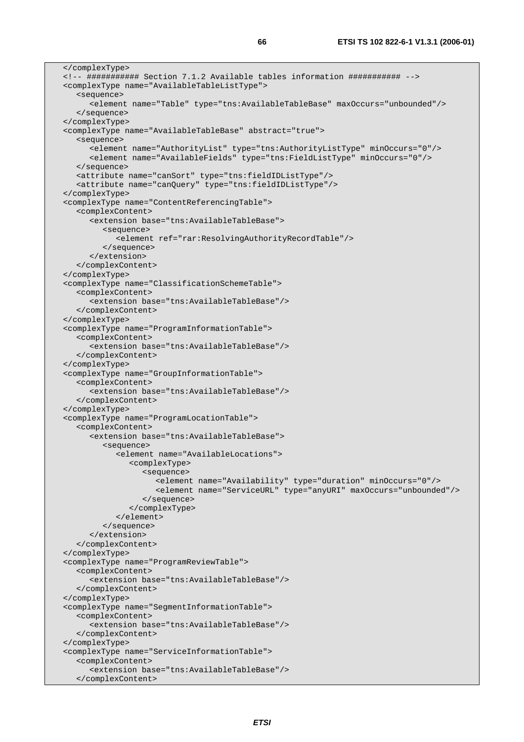```
   </complexType>
   <!-- ########### Section 7.1.2 Available tables information ########### -->
   <complexType name="AvailableTableListType">
      <sequence>
         <element name="Table" type="tns:AvailableTableBase" maxOccurs="unbounded"/>
      </sequence>
   </complexType>
   <complexType name="AvailableTableBase" abstract="true">
      <sequence>
         <element name="AuthorityList" type="tns:AuthorityListType" minOccurs="0"/>
         <element name="AvailableFields" type="tns:FieldListType" minOccurs="0"/>
      </sequence>
      <attribute name="canSort" type="tns:fieldIDListType"/>
      <attribute name="canQuery" type="tns:fieldIDListType"/>
   </complexType>
   <complexType name="ContentReferencingTable">
      <complexContent>
         <extension base="tns:AvailableTableBase">
            <sequence>
               <element ref="rar:ResolvingAuthorityRecordTable"/>
            </sequence>
         </extension>
      </complexContent>
   </complexType>
   <complexType name="ClassificationSchemeTable">
      <complexContent>
         <extension base="tns:AvailableTableBase"/>
      </complexContent>
   </complexType>
   <complexType name="ProgramInformationTable">
      <complexContent>
         <extension base="tns:AvailableTableBase"/>
      </complexContent>
   </complexType>
   <complexType name="GroupInformationTable">
      <complexContent>
         <extension base="tns:AvailableTableBase"/>
      </complexContent>
   </complexType>
   <complexType name="ProgramLocationTable">
      <complexContent>
         <extension base="tns:AvailableTableBase">
            <sequence>
               <element name="AvailableLocations">
                  <complexType>
                     <sequence>
                        <element name="Availability" type="duration" minOccurs="0"/>
                        <element name="ServiceURL" type="anyURI" maxOccurs="unbounded"/>
                     </sequence>
                  </complexType>
               </element>
            </sequence>
         </extension>
      </complexContent>
   </complexType>
   <complexType name="ProgramReviewTable">
      <complexContent>
         <extension base="tns:AvailableTableBase"/>
      </complexContent>
   </complexType>
   <complexType name="SegmentInformationTable">
      <complexContent>
         <extension base="tns:AvailableTableBase"/>
      </complexContent>
   </complexType>
   <complexType name="ServiceInformationTable">
      <complexContent>
         <extension base="tns:AvailableTableBase"/>
      </complexContent>
```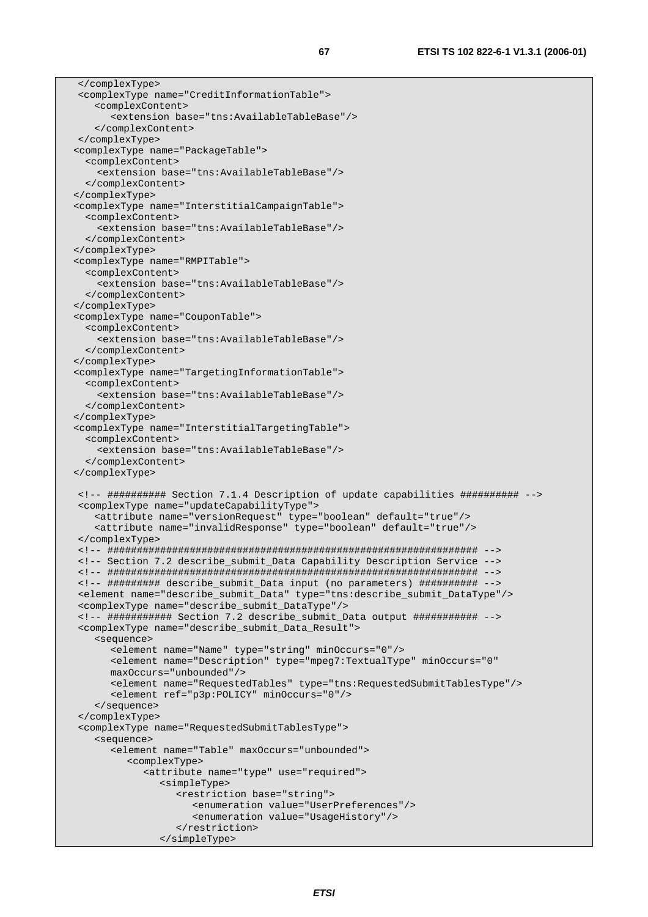```
  </complexType>
  <complexType name="CreditInformationTable">
     <complexContent>
        <extension base="tns:AvailableTableBase"/>
     </complexContent>
  </complexType>
 <complexType name="PackageTable">
   <complexContent>
     <extension base="tns:AvailableTableBase"/>
   </complexContent>
 </complexType>
 <complexType name="InterstitialCampaignTable">
   <complexContent>
     <extension base="tns:AvailableTableBase"/>
   </complexContent>
 </complexType>
 <complexType name="RMPITable">
   <complexContent>
     <extension base="tns:AvailableTableBase"/>
   </complexContent>
 </complexType>
 <complexType name="CouponTable">
   <complexContent>
     <extension base="tns:AvailableTableBase"/>
   </complexContent>
 </complexType>
 <complexType name="TargetingInformationTable">
   <complexContent>
     <extension base="tns:AvailableTableBase"/>
   </complexContent>
 </complexType>
 <complexType name="InterstitialTargetingTable">
   <complexContent>
     <extension base="tns:AvailableTableBase"/>
   </complexContent>
 </complexType>

  <!-- ########## Section 7.1.4 Description of update capabilities ########## -->
  <complexType name="updateCapabilityType">
     <attribute name="versionRequest" type="boolean" default="true"/>
     <attribute name="invalidResponse" type="boolean" default="true"/>
  </complexType>
  <!-- ################################################################ -->
  <!-- Section 7.2 describe_submit_Data Capability Description Service -->
  <!-- ################################################################ -->
  <!-- ######### describe_submit_Data input (no parameters) ########## -->
  <element name="describe_submit_Data" type="tns:describe_submit_DataType"/>
  <complexType name="describe_submit_DataType"/>
  <!-- ########### Section 7.2 describe_submit_Data output ########### -->
  <complexType name="describe_submit_Data_Result">
     <sequence>
        <element name="Name" type="string" minOccurs="0"/>
        <element name="Description" type="mpeg7:TextualType" minOccurs="0"
        maxOccurs="unbounded"/>
        <element name="RequestedTables" type="tns:RequestedSubmitTablesType"/>
        <element ref="p3p:POLICY" minOccurs="0"/>
     </sequence>
  </complexType>
  <complexType name="RequestedSubmitTablesType">
     <sequence>
        <element name="Table" maxOccurs="unbounded">
           <complexType>
              <attribute name="type" use="required">
                 <simpleType>
                    <restriction base="string">
                       <enumeration value="UserPreferences"/>
                       <enumeration value="UsageHistory"/>
                    </restriction>
                 </simpleType>
```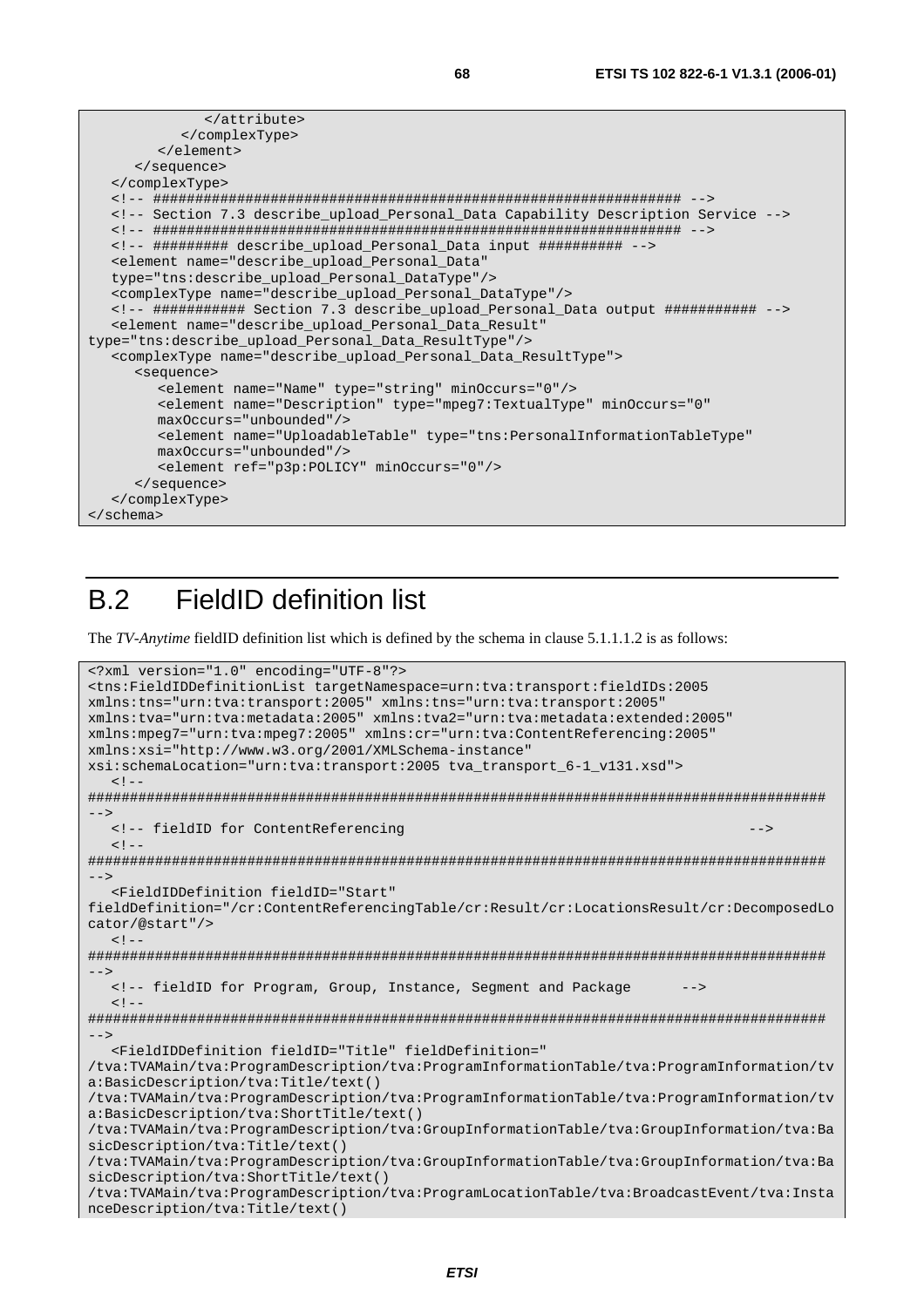```
            </attribute>
          </complexType>
        </element>
      </sequence>
   </complexType>
   <!-- ################################################################ -->
   <!-- Section 7.3 describe_upload_Personal_Data Capability Description Service -->
   <!-- ################################################################ -->
   <!-- ######### describe_upload_Personal_Data input ########## -->
   <element name="describe_upload_Personal_Data"
   type="tns:describe_upload_Personal_DataType"/>
   <complexType name="describe_upload_Personal_DataType"/>
   <!-- ########### Section 7.3 describe_upload_Personal_Data output ########### -->
   <element name="describe_upload_Personal_Data_Result"
type="tns:describe_upload_Personal_Data_ResultType"/>
   <complexType name="describe_upload_Personal_Data_ResultType">
      <sequence>
         <element name="Name" type="string" minOccurs="0"/>
         <element name="Description" type="mpeg7:TextualType" minOccurs="0"
         maxOccurs="unbounded"/>
         <element name="UploadableTable" type="tns:PersonalInformationTableType"
         maxOccurs="unbounded"/>
         <element ref="p3p:POLICY" minOccurs="0"/>
      </sequence>
   </complexType>
</schema>
```

# B.2 FieldID definition list

The *TV-Anytime* fieldID definition list which is defined by the schema in clause 5.1.1.1.2 is as follows:

```
<?xml version="1.0" encoding="UTF-8"?>
<tns:FieldIDDefinitionList targetNamespace=urn:tva:transport:fieldIDs:2005
xmlns:tns="urn:tva:transport:2005" xmlns:tns="urn:tva:transport:2005"
xmlns:tva="urn:tva:metadata:2005" xmlns:tva2="urn:tva:metadata:extended:2005"
xmlns:mpeg7="urn:tva:mpeg7:2005" xmlns:cr="urn:tva:ContentReferencing:2005"
xmlns:xsi="http://www.w3.org/2001/XMLSchema-instance"
xsi:schemaLocation="urn:tva:transport:2005 tva_transport_6-1_v131.xsd">
   <!--
##########################################################################################
-->
   <!-- fieldID for ContentReferencing                                               -->
   <!--
##########################################################################################
-->
   <FieldIDDefinition fieldID="Start"
fieldDefinition="/cr:ContentReferencingTable/cr:Result/cr:LocationsResult/cr:DecomposedLo
cator/@start"/>
   <!--
##########################################################################################
-->
   <!-- fieldID for Program, Group, Instance, Segment and Package      -->
   <!--
##########################################################################################
-->
   <FieldIDDefinition fieldID="Title" fieldDefinition="
/tva:TVAMain/tva:ProgramDescription/tva:ProgramInformationTable/tva:ProgramInformation/tv
a:BasicDescription/tva:Title/text()
/tva:TVAMain/tva:ProgramDescription/tva:ProgramInformationTable/tva:ProgramInformation/tv
a:BasicDescription/tva:ShortTitle/text()
/tva:TVAMain/tva:ProgramDescription/tva:GroupInformationTable/tva:GroupInformation/tva:Ba
sicDescription/tva:Title/text()
/tva:TVAMain/tva:ProgramDescription/tva:GroupInformationTable/tva:GroupInformation/tva:Ba
sicDescription/tva:ShortTitle/text()
/tva:TVAMain/tva:ProgramDescription/tva:ProgramLocationTable/tva:BroadcastEvent/tva:Insta
nceDescription/tva:Title/text()
```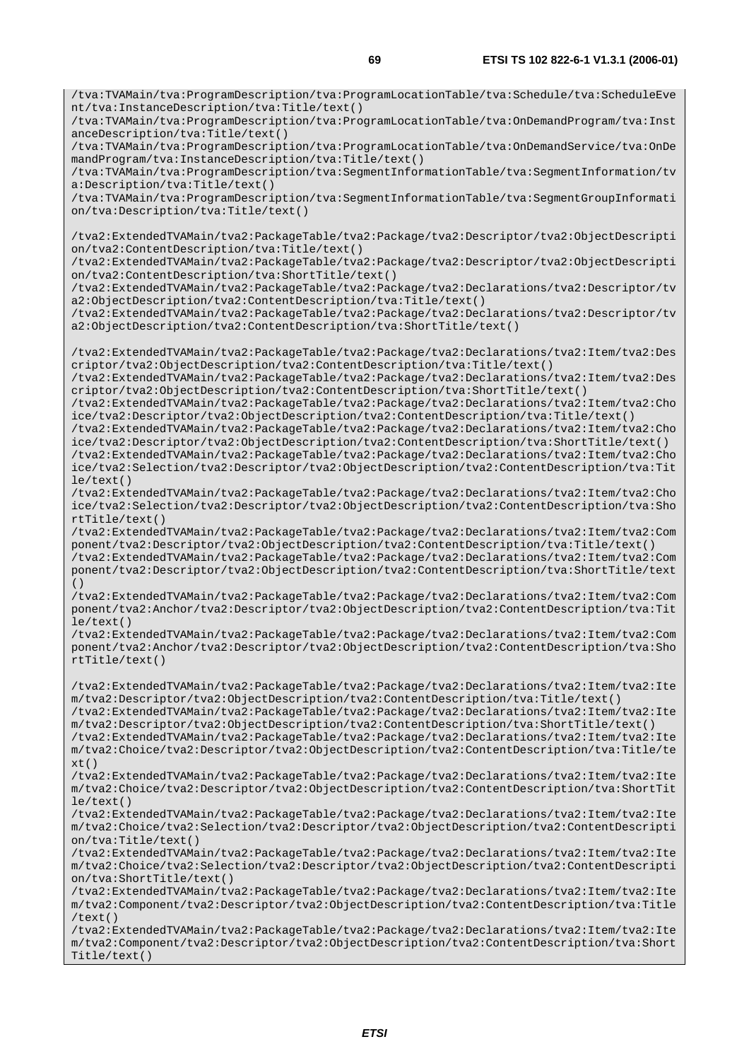```
/tva:TVAMain/tva:ProgramDescription/tva:ProgramLocationTable/tva:Schedule/tva:ScheduleEvent/tva:InstanceDescription/tva:Title/text()
/tva:TVAMain/tva:ProgramDescription/tva:ProgramLocationTable/tva:OnDemandProgram/tva:InstanceDescription/tva:Title/text()
/tva:TVAMain/tva:ProgramDescription/tva:ProgramLocationTable/tva:OnDemandService/tva:OnDemandProgram/tva:InstanceDescription/tva:Title/text()
/tva:TVAMain/tva:ProgramDescription/tva:SegmentInformationTable/tva:SegmentInformation/tva:Description/tva:Title/text()
/tva:TVAMain/tva:ProgramDescription/tva:SegmentInformationTable/tva:SegmentGroupInformation/tva:Description/tva:Title/text()

/tva2:ExtendedTVAMain/tva2:PackageTable/tva2:Package/tva2:Descriptor/tva2:ObjectDescription/tva2:ContentDescription/tva:Title/text()
/tva2:ExtendedTVAMain/tva2:PackageTable/tva2:Package/tva2:Descriptor/tva2:ObjectDescription/tva2:ContentDescription/tva:ShortTitle/text()
/tva2:ExtendedTVAMain/tva2:PackageTable/tva2:Package/tva2:Declarations/tva2:Descriptor/tva2:ObjectDescription/tva2:ContentDescription/tva:Title/text()
/tva2:ExtendedTVAMain/tva2:PackageTable/tva2:Package/tva2:Declarations/tva2:Descriptor/tva2:ObjectDescription/tva2:ContentDescription/tva:ShortTitle/text()

/tva2:ExtendedTVAMain/tva2:PackageTable/tva2:Package/tva2:Declarations/tva2:Item/tva2:Descriptor/tva2:ObjectDescription/tva2:ContentDescription/tva:Title/text()
/tva2:ExtendedTVAMain/tva2:PackageTable/tva2:Package/tva2:Declarations/tva2:Item/tva2:Descriptor/tva2:ObjectDescription/tva2:ContentDescription/tva:ShortTitle/text()
/tva2:ExtendedTVAMain/tva2:PackageTable/tva2:Package/tva2:Declarations/tva2:Item/tva2:Choice/tva2:Descriptor/tva2:ObjectDescription/tva2:ContentDescription/tva:Title/text()
/tva2:ExtendedTVAMain/tva2:PackageTable/tva2:Package/tva2:Declarations/tva2:Item/tva2:Choice/tva2:Descriptor/tva2:ObjectDescription/tva2:ContentDescription/tva:ShortTitle/text()
/tva2:ExtendedTVAMain/tva2:PackageTable/tva2:Package/tva2:Declarations/tva2:Item/tva2:Choice/tva2:Selection/tva2:Descriptor/tva2:ObjectDescription/tva2:ContentDescription/tva:Title/text()
/tva2:ExtendedTVAMain/tva2:PackageTable/tva2:Package/tva2:Declarations/tva2:Item/tva2:Choice/tva2:Selection/tva2:Descriptor/tva2:ObjectDescription/tva2:ContentDescription/tva:ShortTitle/text()
/tva2:ExtendedTVAMain/tva2:PackageTable/tva2:Package/tva2:Declarations/tva2:Item/tva2:Component/tva2:Descriptor/tva2:ObjectDescription/tva2:ContentDescription/tva:Title/text()
/tva2:ExtendedTVAMain/tva2:PackageTable/tva2:Package/tva2:Declarations/tva2:Item/tva2:Component/tva2:Descriptor/tva2:ObjectDescription/tva2:ContentDescription/tva:ShortTitle/text()
/tva2:ExtendedTVAMain/tva2:PackageTable/tva2:Package/tva2:Declarations/tva2:Item/tva2:Component/tva2:Anchor/tva2:Descriptor/tva2:ObjectDescription/tva2:ContentDescription/tva:Title/text()
/tva2:ExtendedTVAMain/tva2:PackageTable/tva2:Package/tva2:Declarations/tva2:Item/tva2:Component/tva2:Anchor/tva2:Descriptor/tva2:ObjectDescription/tva2:ContentDescription/tva:ShortTitle/text()

/tva2:ExtendedTVAMain/tva2:PackageTable/tva2:Package/tva2:Declarations/tva2:Item/tva2:Item/tva2:Descriptor/tva2:ObjectDescription/tva2:ContentDescription/tva:Title/text()
/tva2:ExtendedTVAMain/tva2:PackageTable/tva2:Package/tva2:Declarations/tva2:Item/tva2:Item/tva2:Descriptor/tva2:ObjectDescription/tva2:ContentDescription/tva:ShortTitle/text()
/tva2:ExtendedTVAMain/tva2:PackageTable/tva2:Package/tva2:Declarations/tva2:Item/tva2:Item/tva2:Choice/tva2:Descriptor/tva2:ObjectDescription/tva2:ContentDescription/tva:Title/text()
/tva2:ExtendedTVAMain/tva2:PackageTable/tva2:Package/tva2:Declarations/tva2:Item/tva2:Item/tva2:Choice/tva2:Descriptor/tva2:ObjectDescription/tva2:ContentDescription/tva:ShortTitle/text()
/tva2:ExtendedTVAMain/tva2:PackageTable/tva2:Package/tva2:Declarations/tva2:Item/tva2:Item/tva2:Choice/tva2:Selection/tva2:Descriptor/tva2:ObjectDescription/tva2:ContentDescription/tva:Title/text()
/tva2:ExtendedTVAMain/tva2:PackageTable/tva2:Package/tva2:Declarations/tva2:Item/tva2:Item/tva2:Choice/tva2:Selection/tva2:Descriptor/tva2:ObjectDescription/tva2:ContentDescription/tva:ShortTitle/text()
/tva2:ExtendedTVAMain/tva2:PackageTable/tva2:Package/tva2:Declarations/tva2:Item/tva2:Item/tva2:Component/tva2:Descriptor/tva2:ObjectDescription/tva2:ContentDescription/tva:Title/text()
/tva2:ExtendedTVAMain/tva2:PackageTable/tva2:Package/tva2:Declarations/tva2:Item/tva2:Item/tva2:Component/tva2:Descriptor/tva2:ObjectDescription/tva2:ContentDescription/tva:ShortTitle/text()
```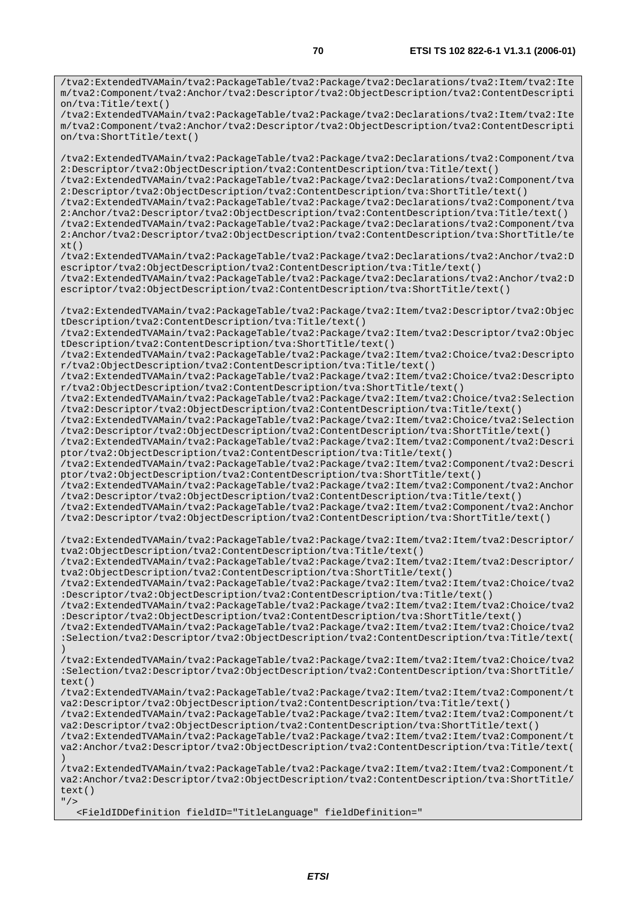```
/tva2:ExtendedTVAMain/tva2:PackageTable/tva2:Package/tva2:Declarations/tva2:Item/tva2:Item/tva2:Component/tva2:Anchor/tva2:Descriptor/tva2:ObjectDescription/tva2:ContentDescription/tva:Title/text()
/tva2:ExtendedTVAMain/tva2:PackageTable/tva2:Package/tva2:Declarations/tva2:Item/tva2:Item/tva2:Component/tva2:Anchor/tva2:Descriptor/tva2:ObjectDescription/tva2:ContentDescription/tva:ShortTitle/text()

/tva2:ExtendedTVAMain/tva2:PackageTable/tva2:Package/tva2:Declarations/tva2:Component/tva2:Descriptor/tva2:ObjectDescription/tva2:ContentDescription/tva:Title/text()
/tva2:ExtendedTVAMain/tva2:PackageTable/tva2:Package/tva2:Declarations/tva2:Component/tva2:Descriptor/tva2:ObjectDescription/tva2:ContentDescription/tva:ShortTitle/text()
/tva2:ExtendedTVAMain/tva2:PackageTable/tva2:Package/tva2:Declarations/tva2:Component/tva2:Anchor/tva2:Descriptor/tva2:ObjectDescription/tva2:ContentDescription/tva:Title/text()
/tva2:ExtendedTVAMain/tva2:PackageTable/tva2:Package/tva2:Declarations/tva2:Component/tva2:Anchor/tva2:Descriptor/tva2:ObjectDescription/tva2:ContentDescription/tva:ShortTitle/text()
/tva2:ExtendedTVAMain/tva2:PackageTable/tva2:Package/tva2:Declarations/tva2:Anchor/tva2:Descriptor/tva2:ObjectDescription/tva2:ContentDescription/tva:Title/text()
/tva2:ExtendedTVAMain/tva2:PackageTable/tva2:Package/tva2:Declarations/tva2:Anchor/tva2:Descriptor/tva2:ObjectDescription/tva2:ContentDescription/tva:ShortTitle/text()

/tva2:ExtendedTVAMain/tva2:PackageTable/tva2:Package/tva2:Item/tva2:Descriptor/tva2:ObjectDescription/tva2:ContentDescription/tva:Title/text()
/tva2:ExtendedTVAMain/tva2:PackageTable/tva2:Package/tva2:Item/tva2:Descriptor/tva2:ObjectDescription/tva2:ContentDescription/tva:ShortTitle/text()
/tva2:ExtendedTVAMain/tva2:PackageTable/tva2:Package/tva2:Item/tva2:Choice/tva2:Descriptor/tva2:ObjectDescription/tva2:ContentDescription/tva:Title/text()
/tva2:ExtendedTVAMain/tva2:PackageTable/tva2:Package/tva2:Item/tva2:Choice/tva2:Descriptor/tva2:ObjectDescription/tva2:ContentDescription/tva:ShortTitle/text()
/tva2:ExtendedTVAMain/tva2:PackageTable/tva2:Package/tva2:Item/tva2:Choice/tva2:Selection/tva2:Descriptor/tva2:ObjectDescription/tva2:ContentDescription/tva:Title/text()
/tva2:ExtendedTVAMain/tva2:PackageTable/tva2:Package/tva2:Item/tva2:Choice/tva2:Selection/tva2:Descriptor/tva2:ObjectDescription/tva2:ContentDescription/tva:ShortTitle/text()
/tva2:ExtendedTVAMain/tva2:PackageTable/tva2:Package/tva2:Item/tva2:Component/tva2:Descriptor/tva2:ObjectDescription/tva2:ContentDescription/tva:Title/text()
/tva2:ExtendedTVAMain/tva2:PackageTable/tva2:Package/tva2:Item/tva2:Component/tva2:Descriptor/tva2:ObjectDescription/tva2:ContentDescription/tva:ShortTitle/text()
/tva2:ExtendedTVAMain/tva2:PackageTable/tva2:Package/tva2:Item/tva2:Component/tva2:Anchor/tva2:Descriptor/tva2:ObjectDescription/tva2:ContentDescription/tva:Title/text()
/tva2:ExtendedTVAMain/tva2:PackageTable/tva2:Package/tva2:Item/tva2:Component/tva2:Anchor/tva2:Descriptor/tva2:ObjectDescription/tva2:ContentDescription/tva:ShortTitle/text()

/tva2:ExtendedTVAMain/tva2:PackageTable/tva2:Package/tva2:Item/tva2:Item/tva2:Descriptor/tva2:ObjectDescription/tva2:ContentDescription/tva:Title/text()
/tva2:ExtendedTVAMain/tva2:PackageTable/tva2:Package/tva2:Item/tva2:Item/tva2:Descriptor/tva2:ObjectDescription/tva2:ContentDescription/tva:ShortTitle/text()
/tva2:ExtendedTVAMain/tva2:PackageTable/tva2:Package/tva2:Item/tva2:Item/tva2:Choice/tva2:Descriptor/tva2:ObjectDescription/tva2:ContentDescription/tva:Title/text()
/tva2:ExtendedTVAMain/tva2:PackageTable/tva2:Package/tva2:Item/tva2:Item/tva2:Choice/tva2:Descriptor/tva2:ObjectDescription/tva2:ContentDescription/tva:ShortTitle/text()
/tva2:ExtendedTVAMain/tva2:PackageTable/tva2:Package/tva2:Item/tva2:Item/tva2:Choice/tva2:Selection/tva2:Descriptor/tva2:ObjectDescription/tva2:ContentDescription/tva:Title/text()
/tva2:ExtendedTVAMain/tva2:PackageTable/tva2:Package/tva2:Item/tva2:Item/tva2:Choice/tva2:Selection/tva2:Descriptor/tva2:ObjectDescription/tva2:ContentDescription/tva:ShortTitle/text()
/tva2:ExtendedTVAMain/tva2:PackageTable/tva2:Package/tva2:Item/tva2:Item/tva2:Component/tva2:Descriptor/tva2:ObjectDescription/tva2:ContentDescription/tva:Title/text()
/tva2:ExtendedTVAMain/tva2:PackageTable/tva2:Package/tva2:Item/tva2:Item/tva2:Component/tva2:Descriptor/tva2:ObjectDescription/tva2:ContentDescription/tva:ShortTitle/text()
/tva2:ExtendedTVAMain/tva2:PackageTable/tva2:Package/tva2:Item/tva2:Item/tva2:Component/tva2:Anchor/tva2:Descriptor/tva2:ObjectDescription/tva2:ContentDescription/tva:Title/text()
/tva2:ExtendedTVAMain/tva2:PackageTable/tva2:Package/tva2:Item/tva2:Item/tva2:Component/tva2:Anchor/tva2:Descriptor/tva2:ObjectDescription/tva2:ContentDescription/tva:ShortTitle/text()
"/>
   <FieldIDDefinition fieldID="TitleLanguage" fieldDefinition="
```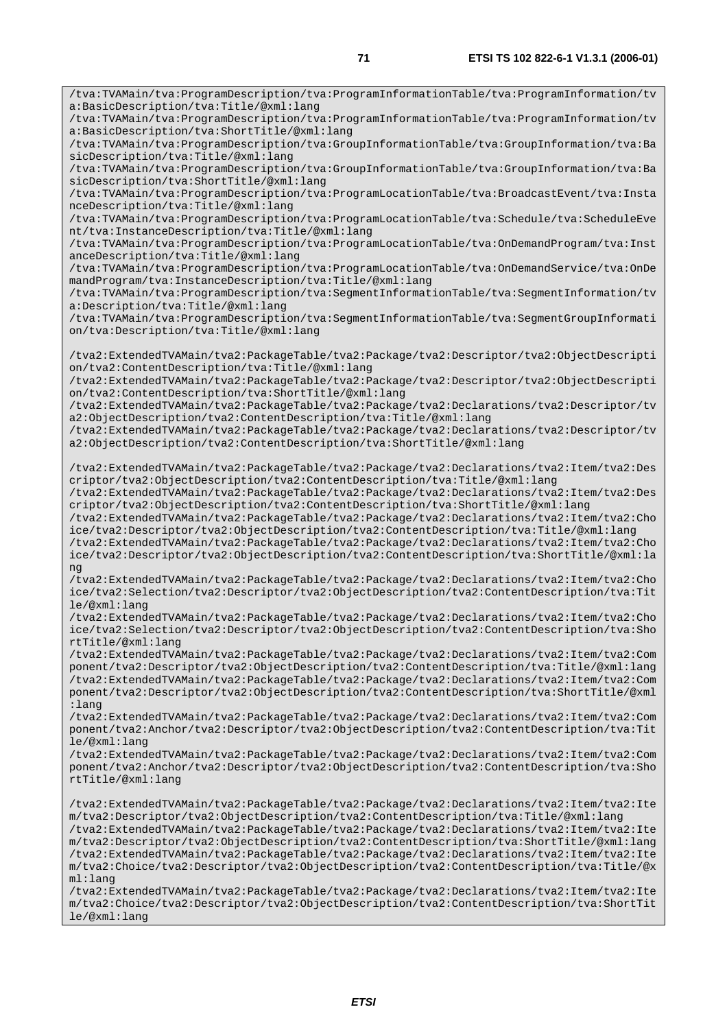```
/tva:TVAMain/tva:ProgramDescription/tva:ProgramInformationTable/tva:ProgramInformation/tva:BasicDescription/tva:Title/@xml:lang
/tva:TVAMain/tva:ProgramDescription/tva:ProgramInformationTable/tva:ProgramInformation/tva:BasicDescription/tva:ShortTitle/@xml:lang
/tva:TVAMain/tva:ProgramDescription/tva:GroupInformationTable/tva:GroupInformation/tva:BasicDescription/tva:Title/@xml:lang
/tva:TVAMain/tva:ProgramDescription/tva:GroupInformationTable/tva:GroupInformation/tva:BasicDescription/tva:ShortTitle/@xml:lang
/tva:TVAMain/tva:ProgramDescription/tva:ProgramLocationTable/tva:BroadcastEvent/tva:InstanceDescription/tva:Title/@xml:lang
/tva:TVAMain/tva:ProgramDescription/tva:ProgramLocationTable/tva:Schedule/tva:ScheduleEvent/tva:InstanceDescription/tva:Title/@xml:lang
/tva:TVAMain/tva:ProgramDescription/tva:ProgramLocationTable/tva:OnDemandProgram/tva:InstanceDescription/tva:Title/@xml:lang
/tva:TVAMain/tva:ProgramDescription/tva:ProgramLocationTable/tva:OnDemandService/tva:OnDemandProgram/tva:InstanceDescription/tva:Title/@xml:lang
/tva:TVAMain/tva:ProgramDescription/tva:SegmentInformationTable/tva:SegmentInformation/tva:Description/tva:Title/@xml:lang
/tva:TVAMain/tva:ProgramDescription/tva:SegmentInformationTable/tva:SegmentGroupInformation/tva:Description/tva:Title/@xml:lang

/tva2:ExtendedTVAMain/tva2:PackageTable/tva2:Package/tva2:Descriptor/tva2:ObjectDescription/tva2:ContentDescription/tva:Title/@xml:lang
/tva2:ExtendedTVAMain/tva2:PackageTable/tva2:Package/tva2:Descriptor/tva2:ObjectDescription/tva2:ContentDescription/tva:ShortTitle/@xml:lang
/tva2:ExtendedTVAMain/tva2:PackageTable/tva2:Package/tva2:Declarations/tva2:Descriptor/tva2:ObjectDescription/tva2:ContentDescription/tva:Title/@xml:lang
/tva2:ExtendedTVAMain/tva2:PackageTable/tva2:Package/tva2:Declarations/tva2:Descriptor/tva2:ObjectDescription/tva2:ContentDescription/tva:ShortTitle/@xml:lang

/tva2:ExtendedTVAMain/tva2:PackageTable/tva2:Package/tva2:Declarations/tva2:Item/tva2:Descriptor/tva2:ObjectDescription/tva2:ContentDescription/tva:Title/@xml:lang
/tva2:ExtendedTVAMain/tva2:PackageTable/tva2:Package/tva2:Declarations/tva2:Item/tva2:Descriptor/tva2:ObjectDescription/tva2:ContentDescription/tva:ShortTitle/@xml:lang
/tva2:ExtendedTVAMain/tva2:PackageTable/tva2:Package/tva2:Declarations/tva2:Item/tva2:Choice/tva2:Descriptor/tva2:ObjectDescription/tva2:ContentDescription/tva:Title/@xml:lang
/tva2:ExtendedTVAMain/tva2:PackageTable/tva2:Package/tva2:Declarations/tva2:Item/tva2:Choice/tva2:Descriptor/tva2:ObjectDescription/tva2:ContentDescription/tva:ShortTitle/@xml:lang
/tva2:ExtendedTVAMain/tva2:PackageTable/tva2:Package/tva2:Declarations/tva2:Item/tva2:Choice/tva2:Selection/tva2:Descriptor/tva2:ObjectDescription/tva2:ContentDescription/tva:Title/@xml:lang
/tva2:ExtendedTVAMain/tva2:PackageTable/tva2:Package/tva2:Declarations/tva2:Item/tva2:Choice/tva2:Selection/tva2:Descriptor/tva2:ObjectDescription/tva2:ContentDescription/tva:ShortTitle/@xml:lang
/tva2:ExtendedTVAMain/tva2:PackageTable/tva2:Package/tva2:Declarations/tva2:Item/tva2:Component/tva2:Descriptor/tva2:ObjectDescription/tva2:ContentDescription/tva:Title/@xml:lang
/tva2:ExtendedTVAMain/tva2:PackageTable/tva2:Package/tva2:Declarations/tva2:Item/tva2:Component/tva2:Descriptor/tva2:ObjectDescription/tva2:ContentDescription/tva:ShortTitle/@xml:lang
/tva2:ExtendedTVAMain/tva2:PackageTable/tva2:Package/tva2:Declarations/tva2:Item/tva2:Component/tva2:Anchor/tva2:Descriptor/tva2:ObjectDescription/tva2:ContentDescription/tva:Title/@xml:lang
/tva2:ExtendedTVAMain/tva2:PackageTable/tva2:Package/tva2:Declarations/tva2:Item/tva2:Component/tva2:Anchor/tva2:Descriptor/tva2:ObjectDescription/tva2:ContentDescription/tva:ShortTitle/@xml:lang

/tva2:ExtendedTVAMain/tva2:PackageTable/tva2:Package/tva2:Declarations/tva2:Item/tva2:Item/tva2:Descriptor/tva2:ObjectDescription/tva2:ContentDescription/tva:Title/@xml:lang
/tva2:ExtendedTVAMain/tva2:PackageTable/tva2:Package/tva2:Declarations/tva2:Item/tva2:Item/tva2:Descriptor/tva2:ObjectDescription/tva2:ContentDescription/tva:ShortTitle/@xml:lang
/tva2:ExtendedTVAMain/tva2:PackageTable/tva2:Package/tva2:Declarations/tva2:Item/tva2:Item/tva2:Choice/tva2:Descriptor/tva2:ObjectDescription/tva2:ContentDescription/tva:Title/@xml:lang
/tva2:ExtendedTVAMain/tva2:PackageTable/tva2:Package/tva2:Declarations/tva2:Item/tva2:Item/tva2:Choice/tva2:Descriptor/tva2:ObjectDescription/tva2:ContentDescription/tva:ShortTitle/@xml:lang
```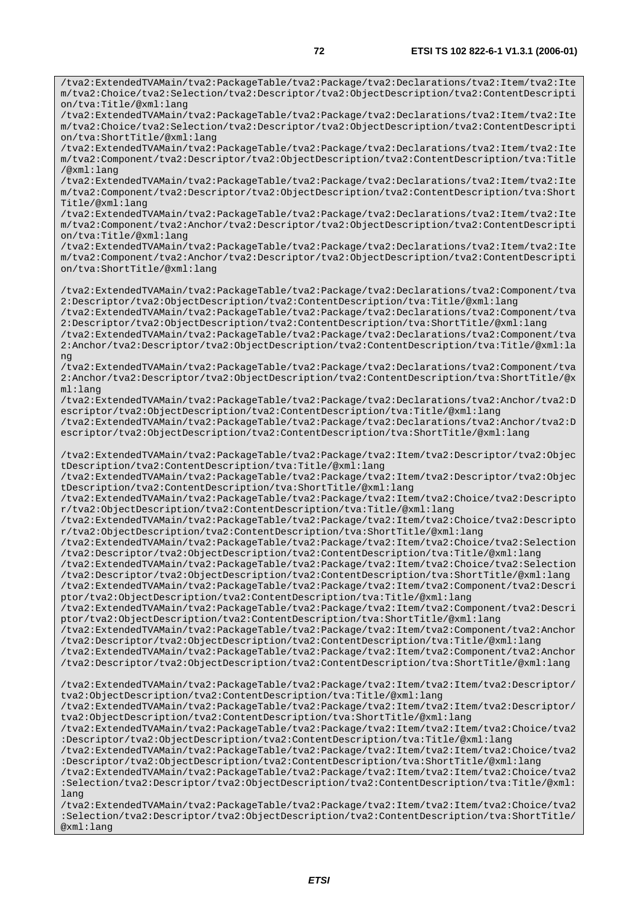```
/tva2:ExtendedTVAMain/tva2:PackageTable/tva2:Package/tva2:Declarations/tva2:Item/tva2:Item/tva2:Choice/tva2:Selection/tva2:Descriptor/tva2:ObjectDescription/tva2:ContentDescription/tva:Title/@xml:lang
/tva2:ExtendedTVAMain/tva2:PackageTable/tva2:Package/tva2:Declarations/tva2:Item/tva2:Item/tva2:Choice/tva2:Selection/tva2:Descriptor/tva2:ObjectDescription/tva2:ContentDescription/tva:ShortTitle/@xml:lang
/tva2:ExtendedTVAMain/tva2:PackageTable/tva2:Package/tva2:Declarations/tva2:Item/tva2:Item/tva2:Component/tva2:Descriptor/tva2:ObjectDescription/tva2:ContentDescription/tva:Title/@xml:lang
/tva2:ExtendedTVAMain/tva2:PackageTable/tva2:Package/tva2:Declarations/tva2:Item/tva2:Item/tva2:Component/tva2:Descriptor/tva2:ObjectDescription/tva2:ContentDescription/tva:ShortTitle/@xml:lang
/tva2:ExtendedTVAMain/tva2:PackageTable/tva2:Package/tva2:Declarations/tva2:Item/tva2:Item/tva2:Component/tva2:Anchor/tva2:Descriptor/tva2:ObjectDescription/tva2:ContentDescription/tva:Title/@xml:lang
/tva2:ExtendedTVAMain/tva2:PackageTable/tva2:Package/tva2:Declarations/tva2:Item/tva2:Item/tva2:Component/tva2:Anchor/tva2:Descriptor/tva2:ObjectDescription/tva2:ContentDescription/tva:ShortTitle/@xml:lang

/tva2:ExtendedTVAMain/tva2:PackageTable/tva2:Package/tva2:Declarations/tva2:Component/tva2:Descriptor/tva2:ObjectDescription/tva2:ContentDescription/tva:Title/@xml:lang
/tva2:ExtendedTVAMain/tva2:PackageTable/tva2:Package/tva2:Declarations/tva2:Component/tva2:Descriptor/tva2:ObjectDescription/tva2:ContentDescription/tva:ShortTitle/@xml:lang
/tva2:ExtendedTVAMain/tva2:PackageTable/tva2:Package/tva2:Declarations/tva2:Component/tva2:Anchor/tva2:Descriptor/tva2:ObjectDescription/tva2:ContentDescription/tva:Title/@xml:lang
/tva2:ExtendedTVAMain/tva2:PackageTable/tva2:Package/tva2:Declarations/tva2:Component/tva2:Anchor/tva2:Descriptor/tva2:ObjectDescription/tva2:ContentDescription/tva:ShortTitle/@xml:lang
/tva2:ExtendedTVAMain/tva2:PackageTable/tva2:Package/tva2:Declarations/tva2:Anchor/tva2:Descriptor/tva2:ObjectDescription/tva2:ContentDescription/tva:Title/@xml:lang
/tva2:ExtendedTVAMain/tva2:PackageTable/tva2:Package/tva2:Declarations/tva2:Anchor/tva2:Descriptor/tva2:ObjectDescription/tva2:ContentDescription/tva:ShortTitle/@xml:lang

/tva2:ExtendedTVAMain/tva2:PackageTable/tva2:Package/tva2:Item/tva2:Descriptor/tva2:ObjectDescription/tva2:ContentDescription/tva:Title/@xml:lang
/tva2:ExtendedTVAMain/tva2:PackageTable/tva2:Package/tva2:Item/tva2:Descriptor/tva2:ObjectDescription/tva2:ContentDescription/tva:ShortTitle/@xml:lang
/tva2:ExtendedTVAMain/tva2:PackageTable/tva2:Package/tva2:Item/tva2:Choice/tva2:Descriptor/tva2:ObjectDescription/tva2:ContentDescription/tva:Title/@xml:lang
/tva2:ExtendedTVAMain/tva2:PackageTable/tva2:Package/tva2:Item/tva2:Choice/tva2:Descriptor/tva2:ObjectDescription/tva2:ContentDescription/tva:ShortTitle/@xml:lang
/tva2:ExtendedTVAMain/tva2:PackageTable/tva2:Package/tva2:Item/tva2:Choice/tva2:Selection/tva2:Descriptor/tva2:ObjectDescription/tva2:ContentDescription/tva:Title/@xml:lang
/tva2:ExtendedTVAMain/tva2:PackageTable/tva2:Package/tva2:Item/tva2:Choice/tva2:Selection/tva2:Descriptor/tva2:ObjectDescription/tva2:ContentDescription/tva:ShortTitle/@xml:lang
/tva2:ExtendedTVAMain/tva2:PackageTable/tva2:Package/tva2:Item/tva2:Component/tva2:Descriptor/tva2:ObjectDescription/tva2:ContentDescription/tva:Title/@xml:lang
/tva2:ExtendedTVAMain/tva2:PackageTable/tva2:Package/tva2:Item/tva2:Component/tva2:Descriptor/tva2:ObjectDescription/tva2:ContentDescription/tva:ShortTitle/@xml:lang
/tva2:ExtendedTVAMain/tva2:PackageTable/tva2:Package/tva2:Item/tva2:Component/tva2:Anchor/tva2:Descriptor/tva2:ObjectDescription/tva2:ContentDescription/tva:Title/@xml:lang
/tva2:ExtendedTVAMain/tva2:PackageTable/tva2:Package/tva2:Item/tva2:Component/tva2:Anchor/tva2:Descriptor/tva2:ObjectDescription/tva2:ContentDescription/tva:ShortTitle/@xml:lang

/tva2:ExtendedTVAMain/tva2:PackageTable/tva2:Package/tva2:Item/tva2:Item/tva2:Descriptor/tva2:ObjectDescription/tva2:ContentDescription/tva:Title/@xml:lang
/tva2:ExtendedTVAMain/tva2:PackageTable/tva2:Package/tva2:Item/tva2:Item/tva2:Descriptor/tva2:ObjectDescription/tva2:ContentDescription/tva:ShortTitle/@xml:lang
/tva2:ExtendedTVAMain/tva2:PackageTable/tva2:Package/tva2:Item/tva2:Item/tva2:Choice/tva2:Descriptor/tva2:ObjectDescription/tva2:ContentDescription/tva:Title/@xml:lang
/tva2:ExtendedTVAMain/tva2:PackageTable/tva2:Package/tva2:Item/tva2:Item/tva2:Choice/tva2:Descriptor/tva2:ObjectDescription/tva2:ContentDescription/tva:ShortTitle/@xml:lang
/tva2:ExtendedTVAMain/tva2:PackageTable/tva2:Package/tva2:Item/tva2:Item/tva2:Choice/tva2:Selection/tva2:Descriptor/tva2:ObjectDescription/tva2:ContentDescription/tva:Title/@xml:lang
/tva2:ExtendedTVAMain/tva2:PackageTable/tva2:Package/tva2:Item/tva2:Item/tva2:Choice/tva2:Selection/tva2:Descriptor/tva2:ObjectDescription/tva2:ContentDescription/tva:ShortTitle/@xml:lang
```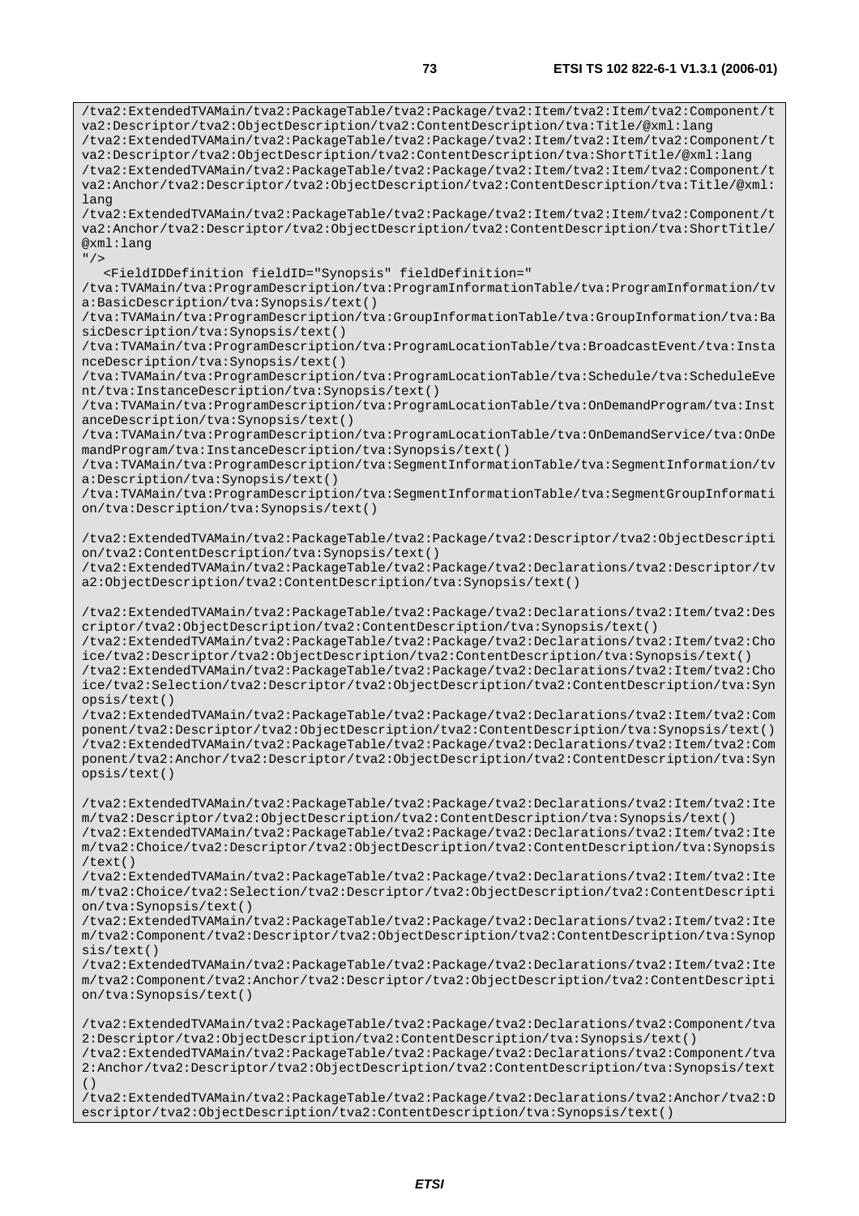```
/tva2:ExtendedTVAMain/tva2:PackageTable/tva2:Package/tva2:Item/tva2:Item/tva2:Component/t
va2:Descriptor/tva2:ObjectDescription/tva2:ContentDescription/tva:Title/@xml:lang
/tva2:ExtendedTVAMain/tva2:PackageTable/tva2:Package/tva2:Item/tva2:Item/tva2:Component/t
va2:Descriptor/tva2:ObjectDescription/tva2:ContentDescription/tva:ShortTitle/@xml:lang
/tva2:ExtendedTVAMain/tva2:PackageTable/tva2:Package/tva2:Item/tva2:Item/tva2:Component/t
va2:Anchor/tva2:Descriptor/tva2:ObjectDescription/tva2:ContentDescription/tva:Title/@xml:
lang
/tva2:ExtendedTVAMain/tva2:PackageTable/tva2:Package/tva2:Item/tva2:Item/tva2:Component/t
va2:Anchor/tva2:Descriptor/tva2:ObjectDescription/tva2:ContentDescription/tva:ShortTitle/
@xml:lang
"/>
   <FieldIDDefinition fieldID="Synopsis" fieldDefinition="
/tva:TVAMain/tva:ProgramDescription/tva:ProgramInformationTable/tva:ProgramInformation/tv
a:BasicDescription/tva:Synopsis/text()
/tva:TVAMain/tva:ProgramDescription/tva:GroupInformationTable/tva:GroupInformation/tva:Ba
sicDescription/tva:Synopsis/text()
/tva:TVAMain/tva:ProgramDescription/tva:ProgramLocationTable/tva:BroadcastEvent/tva:Insta
nceDescription/tva:Synopsis/text()
/tva:TVAMain/tva:ProgramDescription/tva:ProgramLocationTable/tva:Schedule/tva:ScheduleEve
nt/tva:InstanceDescription/tva:Synopsis/text()
/tva:TVAMain/tva:ProgramDescription/tva:ProgramLocationTable/tva:OnDemandProgram/tva:Inst
anceDescription/tva:Synopsis/text()
/tva:TVAMain/tva:ProgramDescription/tva:ProgramLocationTable/tva:OnDemandService/tva:OnDe
mandProgram/tva:InstanceDescription/tva:Synopsis/text()
/tva:TVAMain/tva:ProgramDescription/tva:SegmentInformationTable/tva:SegmentInformation/tv
a:Description/tva:Synopsis/text()
/tva:TVAMain/tva:ProgramDescription/tva:SegmentInformationTable/tva:SegmentGroupInformati
on/tva:Description/tva:Synopsis/text()

/tva2:ExtendedTVAMain/tva2:PackageTable/tva2:Package/tva2:Descriptor/tva2:ObjectDescripti
on/tva2:ContentDescription/tva:Synopsis/text()
/tva2:ExtendedTVAMain/tva2:PackageTable/tva2:Package/tva2:Declarations/tva2:Descriptor/tv
a2:ObjectDescription/tva2:ContentDescription/tva:Synopsis/text()

/tva2:ExtendedTVAMain/tva2:PackageTable/tva2:Package/tva2:Declarations/tva2:Item/tva2:Des
criptor/tva2:ObjectDescription/tva2:ContentDescription/tva:Synopsis/text()
/tva2:ExtendedTVAMain/tva2:PackageTable/tva2:Package/tva2:Declarations/tva2:Item/tva2:Cho
ice/tva2:Descriptor/tva2:ObjectDescription/tva2:ContentDescription/tva:Synopsis/text()
/tva2:ExtendedTVAMain/tva2:PackageTable/tva2:Package/tva2:Declarations/tva2:Item/tva2:Cho
ice/tva2:Selection/tva2:Descriptor/tva2:ObjectDescription/tva2:ContentDescription/tva:Syn
opsis/text()
/tva2:ExtendedTVAMain/tva2:PackageTable/tva2:Package/tva2:Declarations/tva2:Item/tva2:Com
ponent/tva2:Descriptor/tva2:ObjectDescription/tva2:ContentDescription/tva:Synopsis/text()
/tva2:ExtendedTVAMain/tva2:PackageTable/tva2:Package/tva2:Declarations/tva2:Item/tva2:Com
ponent/tva2:Anchor/tva2:Descriptor/tva2:ObjectDescription/tva2:ContentDescription/tva:Syn
opsis/text()

/tva2:ExtendedTVAMain/tva2:PackageTable/tva2:Package/tva2:Declarations/tva2:Item/tva2:Ite
m/tva2:Descriptor/tva2:ObjectDescription/tva2:ContentDescription/tva:Synopsis/text()
/tva2:ExtendedTVAMain/tva2:PackageTable/tva2:Package/tva2:Declarations/tva2:Item/tva2:Ite
m/tva2:Choice/tva2:Descriptor/tva2:ObjectDescription/tva2:ContentDescription/tva:Synopsis
/text()
/tva2:ExtendedTVAMain/tva2:PackageTable/tva2:Package/tva2:Declarations/tva2:Item/tva2:Ite
m/tva2:Choice/tva2:Selection/tva2:Descriptor/tva2:ObjectDescription/tva2:ContentDescripti
on/tva:Synopsis/text()
/tva2:ExtendedTVAMain/tva2:PackageTable/tva2:Package/tva2:Declarations/tva2:Item/tva2:Ite
m/tva2:Component/tva2:Descriptor/tva2:ObjectDescription/tva2:ContentDescription/tva:Synop
sis/text()
/tva2:ExtendedTVAMain/tva2:PackageTable/tva2:Package/tva2:Declarations/tva2:Item/tva2:Ite
m/tva2:Component/tva2:Anchor/tva2:Descriptor/tva2:ObjectDescription/tva2:ContentDescripti
on/tva:Synopsis/text()

/tva2:ExtendedTVAMain/tva2:PackageTable/tva2:Package/tva2:Declarations/tva2:Component/tva
2:Descriptor/tva2:ObjectDescription/tva2:ContentDescription/tva:Synopsis/text()
/tva2:ExtendedTVAMain/tva2:PackageTable/tva2:Package/tva2:Declarations/tva2:Component/tva
2:Anchor/tva2:Descriptor/tva2:ObjectDescription/tva2:ContentDescription/tva:Synopsis/text
()
/tva2:ExtendedTVAMain/tva2:PackageTable/tva2:Package/tva2:Declarations/tva2:Anchor/tva2:D
escriptor/tva2:ObjectDescription/tva2:ContentDescription/tva:Synopsis/text()
```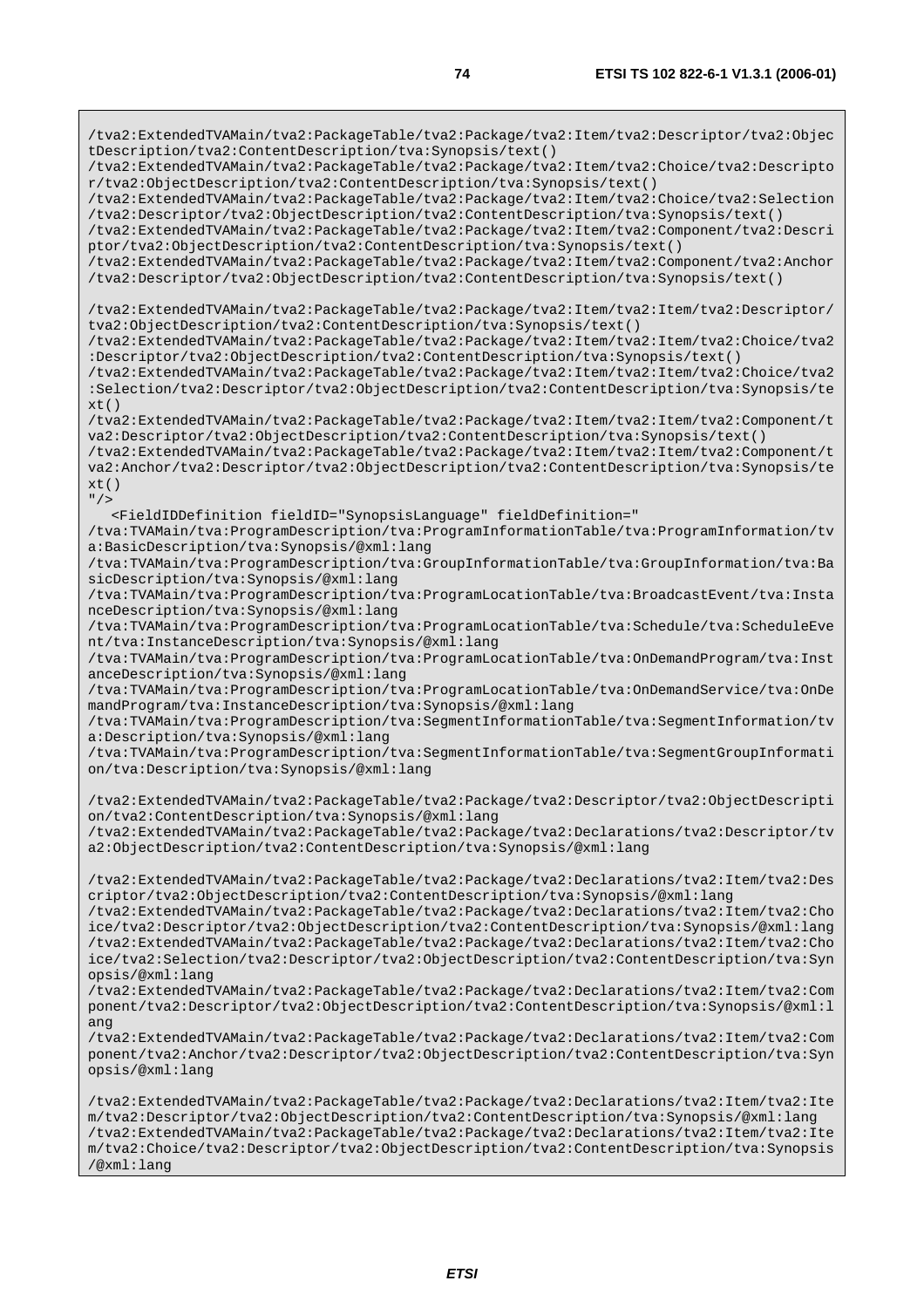```
/tva2:ExtendedTVAMain/tva2:PackageTable/tva2:Package/tva2:Item/tva2:Descriptor/tva2:ObjectDescription/tva2:ContentDescription/tva:Synopsis/text()
/tva2:ExtendedTVAMain/tva2:PackageTable/tva2:Package/tva2:Item/tva2:Choice/tva2:Descriptor/tva2:ObjectDescription/tva2:ContentDescription/tva:Synopsis/text()
/tva2:ExtendedTVAMain/tva2:PackageTable/tva2:Package/tva2:Item/tva2:Choice/tva2:Selection/tva2:Descriptor/tva2:ObjectDescription/tva2:ContentDescription/tva:Synopsis/text()
/tva2:ExtendedTVAMain/tva2:PackageTable/tva2:Package/tva2:Item/tva2:Component/tva2:Descriptor/tva2:ObjectDescription/tva2:ContentDescription/tva:Synopsis/text()
/tva2:ExtendedTVAMain/tva2:PackageTable/tva2:Package/tva2:Item/tva2:Component/tva2:Anchor/tva2:Descriptor/tva2:ObjectDescription/tva2:ContentDescription/tva:Synopsis/text()

/tva2:ExtendedTVAMain/tva2:PackageTable/tva2:Package/tva2:Item/tva2:Item/tva2:Descriptor/tva2:ObjectDescription/tva2:ContentDescription/tva:Synopsis/text()
/tva2:ExtendedTVAMain/tva2:PackageTable/tva2:Package/tva2:Item/tva2:Item/tva2:Choice/tva2:Descriptor/tva2:ObjectDescription/tva2:ContentDescription/tva:Synopsis/text()
/tva2:ExtendedTVAMain/tva2:PackageTable/tva2:Package/tva2:Item/tva2:Item/tva2:Choice/tva2:Selection/tva2:Descriptor/tva2:ObjectDescription/tva2:ContentDescription/tva:Synopsis/text()
/tva2:ExtendedTVAMain/tva2:PackageTable/tva2:Package/tva2:Item/tva2:Item/tva2:Component/tva2:Descriptor/tva2:ObjectDescription/tva2:ContentDescription/tva:Synopsis/text()
/tva2:ExtendedTVAMain/tva2:PackageTable/tva2:Package/tva2:Item/tva2:Item/tva2:Component/tva2:Anchor/tva2:Descriptor/tva2:ObjectDescription/tva2:ContentDescription/tva:Synopsis/text()
"/>
   <FieldIDDefinition fieldID="SynopsisLanguage" fieldDefinition="
/tva:TVAMain/tva:ProgramDescription/tva:ProgramInformationTable/tva:ProgramInformation/tva:BasicDescription/tva:Synopsis/@xml:lang
/tva:TVAMain/tva:ProgramDescription/tva:GroupInformationTable/tva:GroupInformation/tva:BasicDescription/tva:Synopsis/@xml:lang
/tva:TVAMain/tva:ProgramDescription/tva:ProgramLocationTable/tva:BroadcastEvent/tva:InstanceDescription/tva:Synopsis/@xml:lang
/tva:TVAMain/tva:ProgramDescription/tva:ProgramLocationTable/tva:Schedule/tva:ScheduleEvent/tva:InstanceDescription/tva:Synopsis/@xml:lang
/tva:TVAMain/tva:ProgramDescription/tva:ProgramLocationTable/tva:OnDemandProgram/tva:InstanceDescription/tva:Synopsis/@xml:lang
/tva:TVAMain/tva:ProgramDescription/tva:ProgramLocationTable/tva:OnDemandService/tva:OnDemandProgram/tva:InstanceDescription/tva:Synopsis/@xml:lang
/tva:TVAMain/tva:ProgramDescription/tva:SegmentInformationTable/tva:SegmentInformation/tva:Description/tva:Synopsis/@xml:lang
/tva:TVAMain/tva:ProgramDescription/tva:SegmentInformationTable/tva:SegmentGroupInformation/tva:Description/tva:Synopsis/@xml:lang

/tva2:ExtendedTVAMain/tva2:PackageTable/tva2:Package/tva2:Descriptor/tva2:ObjectDescription/tva2:ContentDescription/tva:Synopsis/@xml:lang
/tva2:ExtendedTVAMain/tva2:PackageTable/tva2:Package/tva2:Declarations/tva2:Descriptor/tva2:ObjectDescription/tva2:ContentDescription/tva:Synopsis/@xml:lang

/tva2:ExtendedTVAMain/tva2:PackageTable/tva2:Package/tva2:Declarations/tva2:Item/tva2:Descriptor/tva2:ObjectDescription/tva2:ContentDescription/tva:Synopsis/@xml:lang
/tva2:ExtendedTVAMain/tva2:PackageTable/tva2:Package/tva2:Declarations/tva2:Item/tva2:Choice/tva2:Descriptor/tva2:ObjectDescription/tva2:ContentDescription/tva:Synopsis/@xml:lang
/tva2:ExtendedTVAMain/tva2:PackageTable/tva2:Package/tva2:Declarations/tva2:Item/tva2:Choice/tva2:Selection/tva2:Descriptor/tva2:ObjectDescription/tva2:ContentDescription/tva:Synopsis/@xml:lang
/tva2:ExtendedTVAMain/tva2:PackageTable/tva2:Package/tva2:Declarations/tva2:Item/tva2:Component/tva2:Descriptor/tva2:ObjectDescription/tva2:ContentDescription/tva:Synopsis/@xml:lang
/tva2:ExtendedTVAMain/tva2:PackageTable/tva2:Package/tva2:Declarations/tva2:Item/tva2:Component/tva2:Anchor/tva2:Descriptor/tva2:ObjectDescription/tva2:ContentDescription/tva:Synopsis/@xml:lang

/tva2:ExtendedTVAMain/tva2:PackageTable/tva2:Package/tva2:Declarations/tva2:Item/tva2:Item/tva2:Descriptor/tva2:ObjectDescription/tva2:ContentDescription/tva:Synopsis/@xml:lang
/tva2:ExtendedTVAMain/tva2:PackageTable/tva2:Package/tva2:Declarations/tva2:Item/tva2:Item/tva2:Choice/tva2:Descriptor/tva2:ObjectDescription/tva2:ContentDescription/tva:Synopsis/@xml:lang
```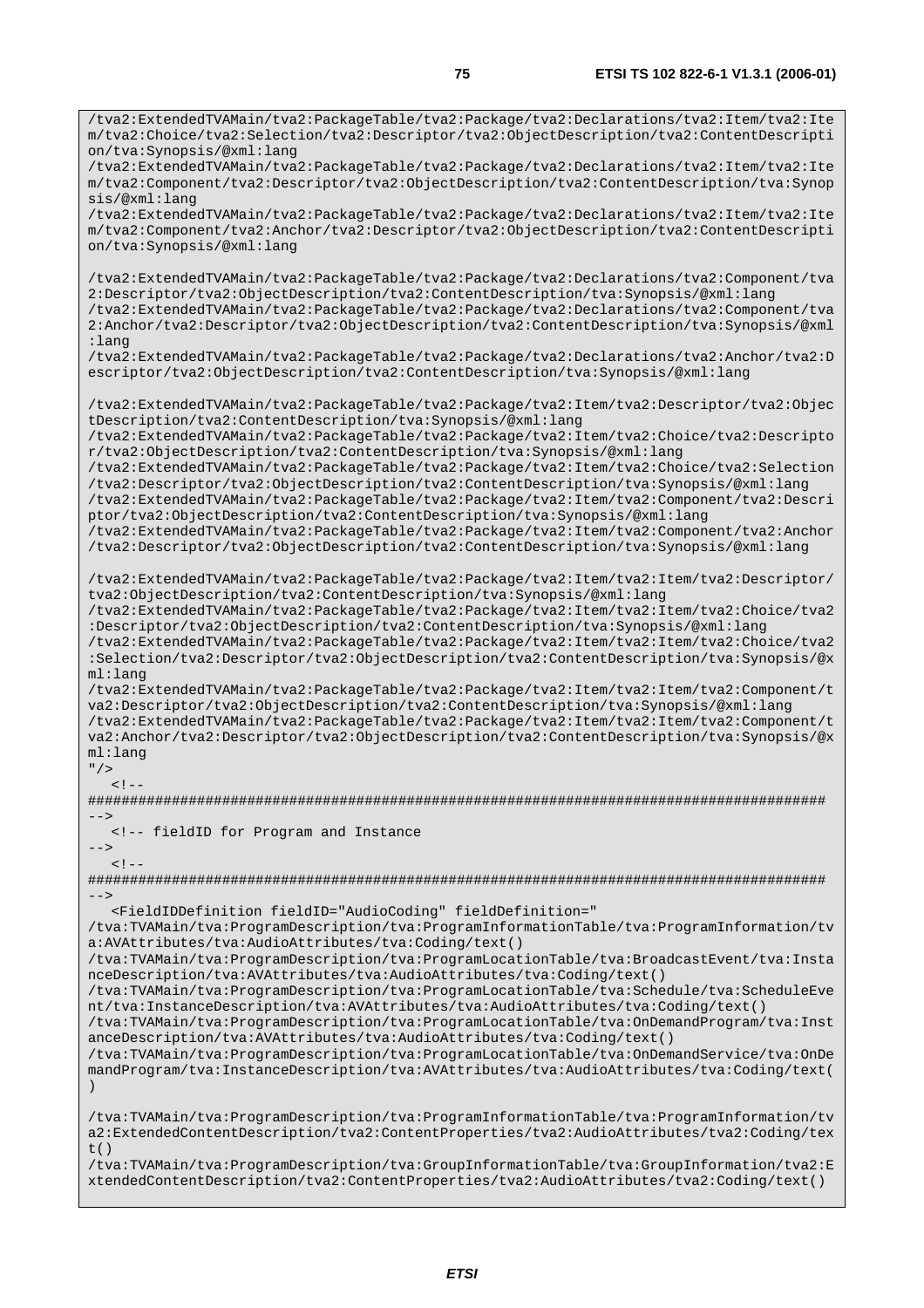```
/tva2:ExtendedTVAMain/tva2:PackageTable/tva2:Package/tva2:Declarations/tva2:Item/tva2:Item/tva2:Choice/tva2:Selection/tva2:Descriptor/tva2:ObjectDescription/tva2:ContentDescription/tva:Synopsis/@xml:lang
/tva2:ExtendedTVAMain/tva2:PackageTable/tva2:Package/tva2:Declarations/tva2:Item/tva2:Item/tva2:Component/tva2:Descriptor/tva2:ObjectDescription/tva2:ContentDescription/tva:Synopsis/@xml:lang
/tva2:ExtendedTVAMain/tva2:PackageTable/tva2:Package/tva2:Declarations/tva2:Item/tva2:Item/tva2:Component/tva2:Anchor/tva2:Descriptor/tva2:ObjectDescription/tva2:ContentDescription/tva:Synopsis/@xml:lang

/tva2:ExtendedTVAMain/tva2:PackageTable/tva2:Package/tva2:Declarations/tva2:Component/tva2:Descriptor/tva2:ObjectDescription/tva2:ContentDescription/tva:Synopsis/@xml:lang
/tva2:ExtendedTVAMain/tva2:PackageTable/tva2:Package/tva2:Declarations/tva2:Component/tva2:Anchor/tva2:Descriptor/tva2:ObjectDescription/tva2:ContentDescription/tva:Synopsis/@xml:lang
/tva2:ExtendedTVAMain/tva2:PackageTable/tva2:Package/tva2:Declarations/tva2:Anchor/tva2:Descriptor/tva2:ObjectDescription/tva2:ContentDescription/tva:Synopsis/@xml:lang

/tva2:ExtendedTVAMain/tva2:PackageTable/tva2:Package/tva2:Item/tva2:Descriptor/tva2:ObjectDescription/tva2:ContentDescription/tva:Synopsis/@xml:lang
/tva2:ExtendedTVAMain/tva2:PackageTable/tva2:Package/tva2:Item/tva2:Choice/tva2:Descriptor/tva2:ObjectDescription/tva2:ContentDescription/tva:Synopsis/@xml:lang
/tva2:ExtendedTVAMain/tva2:PackageTable/tva2:Package/tva2:Item/tva2:Choice/tva2:Selection/tva2:Descriptor/tva2:ObjectDescription/tva2:ContentDescription/tva:Synopsis/@xml:lang
/tva2:ExtendedTVAMain/tva2:PackageTable/tva2:Package/tva2:Item/tva2:Component/tva2:Descriptor/tva2:ObjectDescription/tva2:ContentDescription/tva:Synopsis/@xml:lang
/tva2:ExtendedTVAMain/tva2:PackageTable/tva2:Package/tva2:Item/tva2:Component/tva2:Anchor/tva2:Descriptor/tva2:ObjectDescription/tva2:ContentDescription/tva:Synopsis/@xml:lang

/tva2:ExtendedTVAMain/tva2:PackageTable/tva2:Package/tva2:Item/tva2:Item/tva2:Descriptor/tva2:ObjectDescription/tva2:ContentDescription/tva:Synopsis/@xml:lang
/tva2:ExtendedTVAMain/tva2:PackageTable/tva2:Package/tva2:Item/tva2:Item/tva2:Choice/tva2:Descriptor/tva2:ObjectDescription/tva2:ContentDescription/tva:Synopsis/@xml:lang
/tva2:ExtendedTVAMain/tva2:PackageTable/tva2:Package/tva2:Item/tva2:Item/tva2:Choice/tva2:Selection/tva2:Descriptor/tva2:ObjectDescription/tva2:ContentDescription/tva:Synopsis/@xml:lang
/tva2:ExtendedTVAMain/tva2:PackageTable/tva2:Package/tva2:Item/tva2:Item/tva2:Component/tva2:Descriptor/tva2:ObjectDescription/tva2:ContentDescription/tva:Synopsis/@xml:lang
/tva2:ExtendedTVAMain/tva2:PackageTable/tva2:Package/tva2:Item/tva2:Item/tva2:Component/tva2:Anchor/tva2:Descriptor/tva2:ObjectDescription/tva2:ContentDescription/tva:Synopsis/@xml:lang
"/>
   <!--
##########################################################################################
-->
   <!-- fieldID for Program and Instance
-->
   <!--
##########################################################################################
-->
   <FieldIDDefinition fieldID="AudioCoding" fieldDefinition="
/tva:TVAMain/tva:ProgramDescription/tva:ProgramInformationTable/tva:ProgramInformation/tva:AVAttributes/tva:AudioAttributes/tva:Coding/text()
/tva:TVAMain/tva:ProgramDescription/tva:ProgramLocationTable/tva:BroadcastEvent/tva:InstanceDescription/tva:AVAttributes/tva:AudioAttributes/tva:Coding/text()
/tva:TVAMain/tva:ProgramDescription/tva:ProgramLocationTable/tva:Schedule/tva:ScheduleEvent/tva:InstanceDescription/tva:AVAttributes/tva:AudioAttributes/tva:Coding/text()
/tva:TVAMain/tva:ProgramDescription/tva:ProgramLocationTable/tva:OnDemandProgram/tva:InstanceDescription/tva:AVAttributes/tva:AudioAttributes/tva:Coding/text()
/tva:TVAMain/tva:ProgramDescription/tva:ProgramLocationTable/tva:OnDemandService/tva:OnDemandProgram/tva:InstanceDescription/tva:AVAttributes/tva:AudioAttributes/tva:Coding/text()

/tva:TVAMain/tva:ProgramDescription/tva:ProgramInformationTable/tva:ProgramInformation/tva2:ExtendedContentDescription/tva2:ContentProperties/tva2:AudioAttributes/tva2:Coding/text()
/tva:TVAMain/tva:ProgramDescription/tva:GroupInformationTable/tva:GroupInformation/tva2:ExtendedContentDescription/tva2:ContentProperties/tva2:AudioAttributes/tva2:Coding/text()
```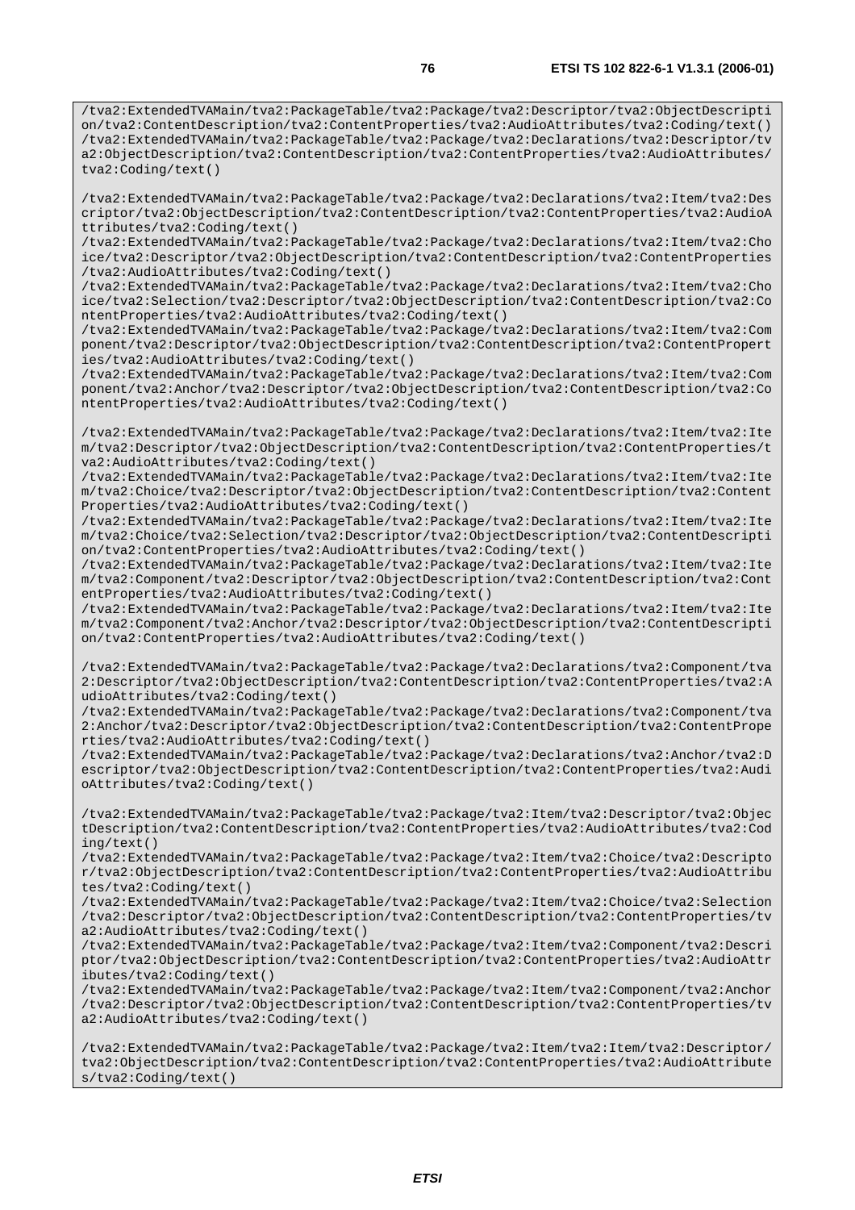```
/tva2:ExtendedTVAMain/tva2:PackageTable/tva2:Package/tva2:Descriptor/tva2:ObjectDescription/tva2:ContentDescription/tva2:ContentProperties/tva2:AudioAttributes/tva2:Coding/text()
/tva2:ExtendedTVAMain/tva2:PackageTable/tva2:Package/tva2:Declarations/tva2:Descriptor/tva2:ObjectDescription/tva2:ContentDescription/tva2:ContentProperties/tva2:AudioAttributes/tva2:Coding/text()

/tva2:ExtendedTVAMain/tva2:PackageTable/tva2:Package/tva2:Declarations/tva2:Item/tva2:Descriptor/tva2:ObjectDescription/tva2:ContentDescription/tva2:ContentProperties/tva2:AudioAttributes/tva2:Coding/text()
/tva2:ExtendedTVAMain/tva2:PackageTable/tva2:Package/tva2:Declarations/tva2:Item/tva2:Choice/tva2:Descriptor/tva2:ObjectDescription/tva2:ContentDescription/tva2:ContentProperties/tva2:AudioAttributes/tva2:Coding/text()
/tva2:ExtendedTVAMain/tva2:PackageTable/tva2:Package/tva2:Declarations/tva2:Item/tva2:Choice/tva2:Selection/tva2:Descriptor/tva2:ObjectDescription/tva2:ContentDescription/tva2:ContentProperties/tva2:AudioAttributes/tva2:Coding/text()
/tva2:ExtendedTVAMain/tva2:PackageTable/tva2:Package/tva2:Declarations/tva2:Item/tva2:Component/tva2:Descriptor/tva2:ObjectDescription/tva2:ContentDescription/tva2:ContentProperties/tva2:AudioAttributes/tva2:Coding/text()
/tva2:ExtendedTVAMain/tva2:PackageTable/tva2:Package/tva2:Declarations/tva2:Item/tva2:Component/tva2:Anchor/tva2:Descriptor/tva2:ObjectDescription/tva2:ContentDescription/tva2:ContentProperties/tva2:AudioAttributes/tva2:Coding/text()

/tva2:ExtendedTVAMain/tva2:PackageTable/tva2:Package/tva2:Declarations/tva2:Item/tva2:Item/tva2:Descriptor/tva2:ObjectDescription/tva2:ContentDescription/tva2:ContentProperties/tva2:AudioAttributes/tva2:Coding/text()
/tva2:ExtendedTVAMain/tva2:PackageTable/tva2:Package/tva2:Declarations/tva2:Item/tva2:Item/tva2:Choice/tva2:Descriptor/tva2:ObjectDescription/tva2:ContentDescription/tva2:ContentProperties/tva2:AudioAttributes/tva2:Coding/text()
/tva2:ExtendedTVAMain/tva2:PackageTable/tva2:Package/tva2:Declarations/tva2:Item/tva2:Item/tva2:Choice/tva2:Selection/tva2:Descriptor/tva2:ObjectDescription/tva2:ContentDescription/tva2:ContentProperties/tva2:AudioAttributes/tva2:Coding/text()
/tva2:ExtendedTVAMain/tva2:PackageTable/tva2:Package/tva2:Declarations/tva2:Item/tva2:Item/tva2:Component/tva2:Descriptor/tva2:ObjectDescription/tva2:ContentDescription/tva2:ContentProperties/tva2:AudioAttributes/tva2:Coding/text()
/tva2:ExtendedTVAMain/tva2:PackageTable/tva2:Package/tva2:Declarations/tva2:Item/tva2:Item/tva2:Component/tva2:Anchor/tva2:Descriptor/tva2:ObjectDescription/tva2:ContentDescription/tva2:ContentProperties/tva2:AudioAttributes/tva2:Coding/text()

/tva2:ExtendedTVAMain/tva2:PackageTable/tva2:Package/tva2:Declarations/tva2:Component/tva2:Descriptor/tva2:ObjectDescription/tva2:ContentDescription/tva2:ContentProperties/tva2:AudioAttributes/tva2:Coding/text()
/tva2:ExtendedTVAMain/tva2:PackageTable/tva2:Package/tva2:Declarations/tva2:Component/tva2:Anchor/tva2:Descriptor/tva2:ObjectDescription/tva2:ContentDescription/tva2:ContentProperties/tva2:AudioAttributes/tva2:Coding/text()
/tva2:ExtendedTVAMain/tva2:PackageTable/tva2:Package/tva2:Declarations/tva2:Anchor/tva2:Descriptor/tva2:ObjectDescription/tva2:ContentDescription/tva2:ContentProperties/tva2:AudioAttributes/tva2:Coding/text()

/tva2:ExtendedTVAMain/tva2:PackageTable/tva2:Package/tva2:Item/tva2:Descriptor/tva2:ObjectDescription/tva2:ContentDescription/tva2:ContentProperties/tva2:AudioAttributes/tva2:Coding/text()
/tva2:ExtendedTVAMain/tva2:PackageTable/tva2:Package/tva2:Item/tva2:Choice/tva2:Descriptor/tva2:ObjectDescription/tva2:ContentDescription/tva2:ContentProperties/tva2:AudioAttributes/tva2:Coding/text()
/tva2:ExtendedTVAMain/tva2:PackageTable/tva2:Package/tva2:Item/tva2:Choice/tva2:Selection/tva2:Descriptor/tva2:ObjectDescription/tva2:ContentDescription/tva2:ContentProperties/tva2:AudioAttributes/tva2:Coding/text()
/tva2:ExtendedTVAMain/tva2:PackageTable/tva2:Package/tva2:Item/tva2:Component/tva2:Descriptor/tva2:ObjectDescription/tva2:ContentDescription/tva2:ContentProperties/tva2:AudioAttributes/tva2:Coding/text()
/tva2:ExtendedTVAMain/tva2:PackageTable/tva2:Package/tva2:Item/tva2:Component/tva2:Anchor/tva2:Descriptor/tva2:ObjectDescription/tva2:ContentDescription/tva2:ContentProperties/tva2:AudioAttributes/tva2:Coding/text()

/tva2:ExtendedTVAMain/tva2:PackageTable/tva2:Package/tva2:Item/tva2:Item/tva2:Descriptor/tva2:ObjectDescription/tva2:ContentDescription/tva2:ContentProperties/tva2:AudioAttributes/tva2:Coding/text()
```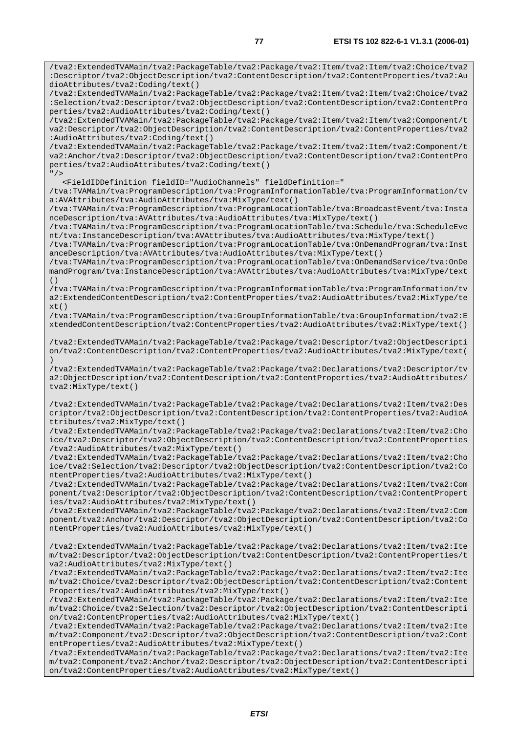```
/tva2:ExtendedTVAMain/tva2:PackageTable/tva2:Package/tva2:Item/tva2:Item/tva2:Choice/tva2
:Descriptor/tva2:ObjectDescription/tva2:ContentDescription/tva2:ContentProperties/tva2:Au
dioAttributes/tva2:Coding/text()
/tva2:ExtendedTVAMain/tva2:PackageTable/tva2:Package/tva2:Item/tva2:Item/tva2:Choice/tva2
:Selection/tva2:Descriptor/tva2:ObjectDescription/tva2:ContentDescription/tva2:ContentPro
perties/tva2:AudioAttributes/tva2:Coding/text()
/tva2:ExtendedTVAMain/tva2:PackageTable/tva2:Package/tva2:Item/tva2:Item/tva2:Component/t
va2:Descriptor/tva2:ObjectDescription/tva2:ContentDescription/tva2:ContentProperties/tva2
:AudioAttributes/tva2:Coding/text()
/tva2:ExtendedTVAMain/tva2:PackageTable/tva2:Package/tva2:Item/tva2:Item/tva2:Component/t
va2:Anchor/tva2:Descriptor/tva2:ObjectDescription/tva2:ContentDescription/tva2:ContentPro
perties/tva2:AudioAttributes/tva2:Coding/text()
"/>
   <FieldIDDefinition fieldID="AudioChannels" fieldDefinition="
/tva:TVAMain/tva:ProgramDescription/tva:ProgramInformationTable/tva:ProgramInformation/tv
a:AVAttributes/tva:AudioAttributes/tva:MixType/text()
/tva:TVAMain/tva:ProgramDescription/tva:ProgramLocationTable/tva:BroadcastEvent/tva:Insta
nceDescription/tva:AVAttributes/tva:AudioAttributes/tva:MixType/text()
/tva:TVAMain/tva:ProgramDescription/tva:ProgramLocationTable/tva:Schedule/tva:ScheduleEve
nt/tva:InstanceDescription/tva:AVAttributes/tva:AudioAttributes/tva:MixType/text()
/tva:TVAMain/tva:ProgramDescription/tva:ProgramLocationTable/tva:OnDemandProgram/tva:Inst
anceDescription/tva:AVAttributes/tva:AudioAttributes/tva:MixType/text()
/tva:TVAMain/tva:ProgramDescription/tva:ProgramLocationTable/tva:OnDemandService/tva:OnDe
mandProgram/tva:InstanceDescription/tva:AVAttributes/tva:AudioAttributes/tva:MixType/text
()
/tva:TVAMain/tva:ProgramDescription/tva:ProgramInformationTable/tva:ProgramInformation/tv
a2:ExtendedContentDescription/tva2:ContentProperties/tva2:AudioAttributes/tva2:MixType/te
xt()
/tva:TVAMain/tva:ProgramDescription/tva:GroupInformationTable/tva:GroupInformation/tva2:E
xtendedContentDescription/tva2:ContentProperties/tva2:AudioAttributes/tva2:MixType/text()

/tva2:ExtendedTVAMain/tva2:PackageTable/tva2:Package/tva2:Descriptor/tva2:ObjectDescripti
on/tva2:ContentDescription/tva2:ContentProperties/tva2:AudioAttributes/tva2:MixType/text(
)
/tva2:ExtendedTVAMain/tva2:PackageTable/tva2:Package/tva2:Declarations/tva2:Descriptor/tv
a2:ObjectDescription/tva2:ContentDescription/tva2:ContentProperties/tva2:AudioAttributes/
tva2:MixType/text()

/tva2:ExtendedTVAMain/tva2:PackageTable/tva2:Package/tva2:Declarations/tva2:Item/tva2:Des
criptor/tva2:ObjectDescription/tva2:ContentDescription/tva2:ContentProperties/tva2:AudioA
ttributes/tva2:MixType/text()
/tva2:ExtendedTVAMain/tva2:PackageTable/tva2:Package/tva2:Declarations/tva2:Item/tva2:Cho
ice/tva2:Descriptor/tva2:ObjectDescription/tva2:ContentDescription/tva2:ContentProperties
/tva2:AudioAttributes/tva2:MixType/text()
/tva2:ExtendedTVAMain/tva2:PackageTable/tva2:Package/tva2:Declarations/tva2:Item/tva2:Cho
ice/tva2:Selection/tva2:Descriptor/tva2:ObjectDescription/tva2:ContentDescription/tva2:Co
ntentProperties/tva2:AudioAttributes/tva2:MixType/text()
/tva2:ExtendedTVAMain/tva2:PackageTable/tva2:Package/tva2:Declarations/tva2:Item/tva2:Com
ponent/tva2:Descriptor/tva2:ObjectDescription/tva2:ContentDescription/tva2:ContentPropert
ies/tva2:AudioAttributes/tva2:MixType/text()
/tva2:ExtendedTVAMain/tva2:PackageTable/tva2:Package/tva2:Declarations/tva2:Item/tva2:Com
ponent/tva2:Anchor/tva2:Descriptor/tva2:ObjectDescription/tva2:ContentDescription/tva2:Co
ntentProperties/tva2:AudioAttributes/tva2:MixType/text()

/tva2:ExtendedTVAMain/tva2:PackageTable/tva2:Package/tva2:Declarations/tva2:Item/tva2:Ite
m/tva2:Descriptor/tva2:ObjectDescription/tva2:ContentDescription/tva2:ContentProperties/t
va2:AudioAttributes/tva2:MixType/text()
/tva2:ExtendedTVAMain/tva2:PackageTable/tva2:Package/tva2:Declarations/tva2:Item/tva2:Ite
m/tva2:Choice/tva2:Descriptor/tva2:ObjectDescription/tva2:ContentDescription/tva2:Content
Properties/tva2:AudioAttributes/tva2:MixType/text()
/tva2:ExtendedTVAMain/tva2:PackageTable/tva2:Package/tva2:Declarations/tva2:Item/tva2:Ite
m/tva2:Choice/tva2:Selection/tva2:Descriptor/tva2:ObjectDescription/tva2:ContentDescripti
on/tva2:ContentProperties/tva2:AudioAttributes/tva2:MixType/text()
/tva2:ExtendedTVAMain/tva2:PackageTable/tva2:Package/tva2:Declarations/tva2:Item/tva2:Ite
m/tva2:Component/tva2:Descriptor/tva2:ObjectDescription/tva2:ContentDescription/tva2:Cont
entProperties/tva2:AudioAttributes/tva2:MixType/text()
/tva2:ExtendedTVAMain/tva2:PackageTable/tva2:Package/tva2:Declarations/tva2:Item/tva2:Ite
m/tva2:Component/tva2:Anchor/tva2:Descriptor/tva2:ObjectDescription/tva2:ContentDescripti
on/tva2:ContentProperties/tva2:AudioAttributes/tva2:MixType/text()
```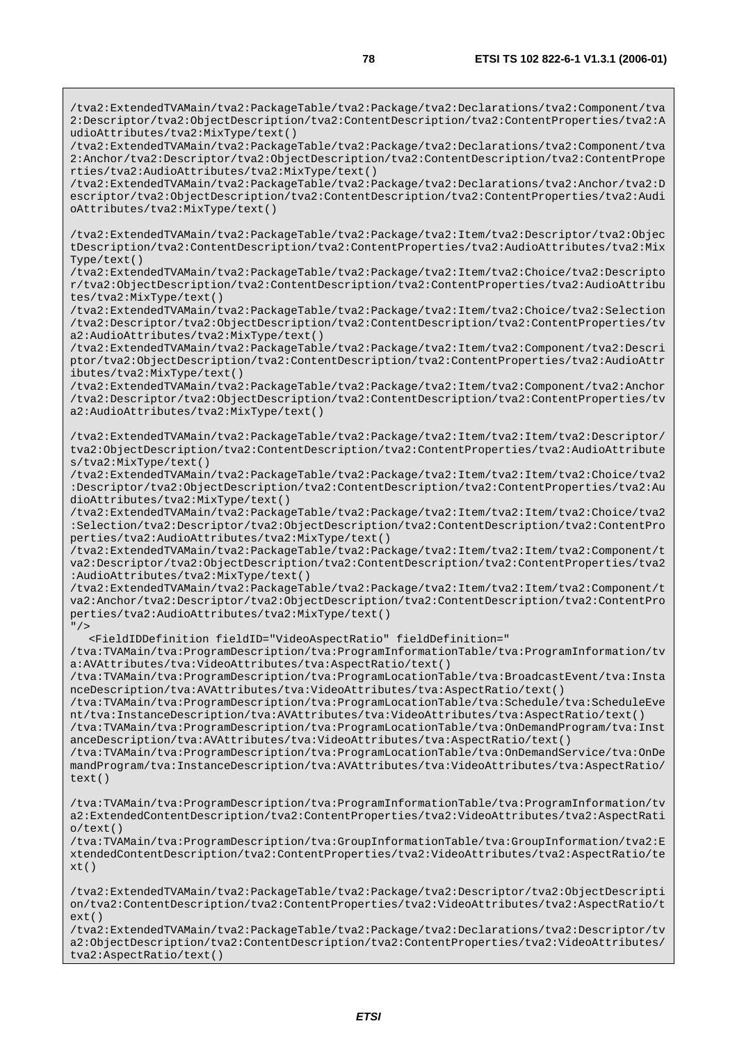```
/tva2:ExtendedTVAMain/tva2:PackageTable/tva2:Package/tva2:Declarations/tva2:Component/tva2:Descriptor/tva2:ObjectDescription/tva2:ContentDescription/tva2:ContentProperties/tva2:AudioAttributes/tva2:MixType/text()
/tva2:ExtendedTVAMain/tva2:PackageTable/tva2:Package/tva2:Declarations/tva2:Component/tva2:Anchor/tva2:Descriptor/tva2:ObjectDescription/tva2:ContentDescription/tva2:ContentProperties/tva2:AudioAttributes/tva2:MixType/text()
/tva2:ExtendedTVAMain/tva2:PackageTable/tva2:Package/tva2:Declarations/tva2:Anchor/tva2:Descriptor/tva2:ObjectDescription/tva2:ContentDescription/tva2:ContentProperties/tva2:AudioAttributes/tva2:MixType/text()

/tva2:ExtendedTVAMain/tva2:PackageTable/tva2:Package/tva2:Item/tva2:Descriptor/tva2:ObjectDescription/tva2:ContentDescription/tva2:ContentProperties/tva2:AudioAttributes/tva2:MixType/text()
/tva2:ExtendedTVAMain/tva2:PackageTable/tva2:Package/tva2:Item/tva2:Choice/tva2:Descriptor/tva2:ObjectDescription/tva2:ContentDescription/tva2:ContentProperties/tva2:AudioAttributes/tva2:MixType/text()
/tva2:ExtendedTVAMain/tva2:PackageTable/tva2:Package/tva2:Item/tva2:Choice/tva2:Selection/tva2:Descriptor/tva2:ObjectDescription/tva2:ContentDescription/tva2:ContentProperties/tva2:AudioAttributes/tva2:MixType/text()
/tva2:ExtendedTVAMain/tva2:PackageTable/tva2:Package/tva2:Item/tva2:Component/tva2:Descriptor/tva2:ObjectDescription/tva2:ContentDescription/tva2:ContentProperties/tva2:AudioAttributes/tva2:MixType/text()
/tva2:ExtendedTVAMain/tva2:PackageTable/tva2:Package/tva2:Item/tva2:Component/tva2:Anchor/tva2:Descriptor/tva2:ObjectDescription/tva2:ContentDescription/tva2:ContentProperties/tva2:AudioAttributes/tva2:MixType/text()

/tva2:ExtendedTVAMain/tva2:PackageTable/tva2:Package/tva2:Item/tva2:Item/tva2:Descriptor/tva2:ObjectDescription/tva2:ContentDescription/tva2:ContentProperties/tva2:AudioAttributes/tva2:MixType/text()
/tva2:ExtendedTVAMain/tva2:PackageTable/tva2:Package/tva2:Item/tva2:Item/tva2:Choice/tva2:Descriptor/tva2:ObjectDescription/tva2:ContentDescription/tva2:ContentProperties/tva2:AudioAttributes/tva2:MixType/text()
/tva2:ExtendedTVAMain/tva2:PackageTable/tva2:Package/tva2:Item/tva2:Item/tva2:Choice/tva2:Selection/tva2:Descriptor/tva2:ObjectDescription/tva2:ContentDescription/tva2:ContentProperties/tva2:AudioAttributes/tva2:MixType/text()
/tva2:ExtendedTVAMain/tva2:PackageTable/tva2:Package/tva2:Item/tva2:Item/tva2:Component/tva2:Descriptor/tva2:ObjectDescription/tva2:ContentDescription/tva2:ContentProperties/tva2:AudioAttributes/tva2:MixType/text()
/tva2:ExtendedTVAMain/tva2:PackageTable/tva2:Package/tva2:Item/tva2:Item/tva2:Component/tva2:Anchor/tva2:Descriptor/tva2:ObjectDescription/tva2:ContentDescription/tva2:ContentProperties/tva2:AudioAttributes/tva2:MixType/text()
"/>
   <FieldIDDefinition fieldID="VideoAspectRatio" fieldDefinition="
/tva:TVAMain/tva:ProgramDescription/tva:ProgramInformationTable/tva:ProgramInformation/tva:AVAttributes/tva:VideoAttributes/tva:AspectRatio/text()
/tva:TVAMain/tva:ProgramDescription/tva:ProgramLocationTable/tva:BroadcastEvent/tva:InstanceDescription/tva:AVAttributes/tva:VideoAttributes/tva:AspectRatio/text()
/tva:TVAMain/tva:ProgramDescription/tva:ProgramLocationTable/tva:Schedule/tva:ScheduleEvent/tva:InstanceDescription/tva:AVAttributes/tva:VideoAttributes/tva:AspectRatio/text()
/tva:TVAMain/tva:ProgramDescription/tva:ProgramLocationTable/tva:OnDemandProgram/tva:InstanceDescription/tva:AVAttributes/tva:VideoAttributes/tva:AspectRatio/text()
/tva:TVAMain/tva:ProgramDescription/tva:ProgramLocationTable/tva:OnDemandService/tva:OnDemandProgram/tva:InstanceDescription/tva:AVAttributes/tva:VideoAttributes/tva:AspectRatio/text()

/tva:TVAMain/tva:ProgramDescription/tva:ProgramInformationTable/tva:ProgramInformation/tva2:ExtendedContentDescription/tva2:ContentProperties/tva2:VideoAttributes/tva2:AspectRatio/text()
/tva:TVAMain/tva:ProgramDescription/tva:GroupInformationTable/tva:GroupInformation/tva2:ExtendedContentDescription/tva2:ContentProperties/tva2:VideoAttributes/tva2:AspectRatio/text()

/tva2:ExtendedTVAMain/tva2:PackageTable/tva2:Package/tva2:Descriptor/tva2:ObjectDescription/tva2:ContentDescription/tva2:ContentProperties/tva2:VideoAttributes/tva2:AspectRatio/text()
/tva2:ExtendedTVAMain/tva2:PackageTable/tva2:Package/tva2:Declarations/tva2:Descriptor/tva2:ObjectDescription/tva2:ContentDescription/tva2:ContentProperties/tva2:VideoAttributes/tva2:AspectRatio/text()
```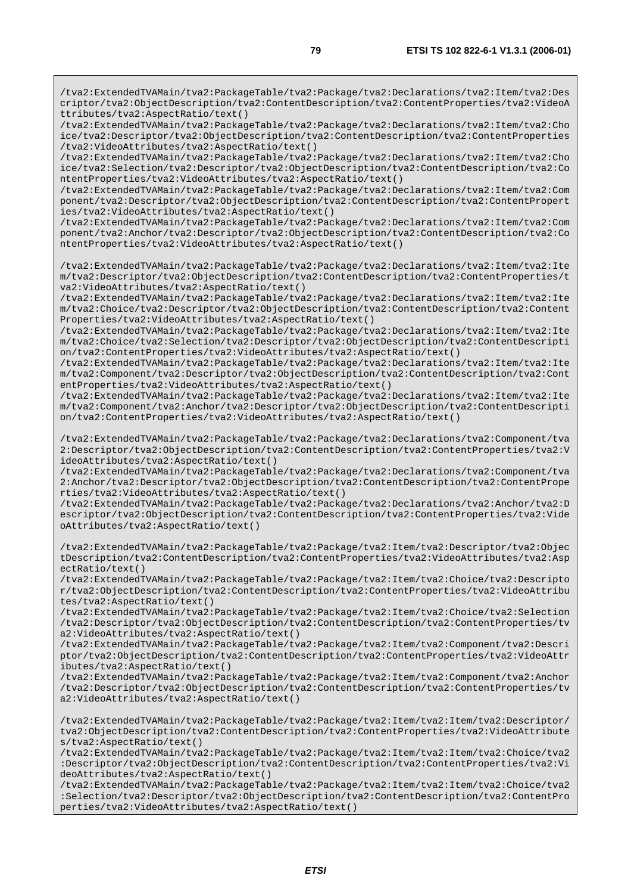```
/tva2:ExtendedTVAMain/tva2:PackageTable/tva2:Package/tva2:Declarations/tva2:Item/tva2:Descriptor/tva2:ObjectDescription/tva2:ContentDescription/tva2:ContentProperties/tva2:VideoAttributes/tva2:AspectRatio/text()
/tva2:ExtendedTVAMain/tva2:PackageTable/tva2:Package/tva2:Declarations/tva2:Item/tva2:Choice/tva2:Descriptor/tva2:ObjectDescription/tva2:ContentDescription/tva2:ContentProperties/tva2:VideoAttributes/tva2:AspectRatio/text()
/tva2:ExtendedTVAMain/tva2:PackageTable/tva2:Package/tva2:Declarations/tva2:Item/tva2:Choice/tva2:Selection/tva2:Descriptor/tva2:ObjectDescription/tva2:ContentDescription/tva2:ContentProperties/tva2:VideoAttributes/tva2:AspectRatio/text()
/tva2:ExtendedTVAMain/tva2:PackageTable/tva2:Package/tva2:Declarations/tva2:Item/tva2:Component/tva2:Descriptor/tva2:ObjectDescription/tva2:ContentDescription/tva2:ContentProperties/tva2:VideoAttributes/tva2:AspectRatio/text()
/tva2:ExtendedTVAMain/tva2:PackageTable/tva2:Package/tva2:Declarations/tva2:Item/tva2:Component/tva2:Anchor/tva2:Descriptor/tva2:ObjectDescription/tva2:ContentDescription/tva2:ContentProperties/tva2:VideoAttributes/tva2:AspectRatio/text()

/tva2:ExtendedTVAMain/tva2:PackageTable/tva2:Package/tva2:Declarations/tva2:Item/tva2:Item/tva2:Descriptor/tva2:ObjectDescription/tva2:ContentDescription/tva2:ContentProperties/tva2:VideoAttributes/tva2:AspectRatio/text()
/tva2:ExtendedTVAMain/tva2:PackageTable/tva2:Package/tva2:Declarations/tva2:Item/tva2:Item/tva2:Choice/tva2:Descriptor/tva2:ObjectDescription/tva2:ContentDescription/tva2:ContentProperties/tva2:VideoAttributes/tva2:AspectRatio/text()
/tva2:ExtendedTVAMain/tva2:PackageTable/tva2:Package/tva2:Declarations/tva2:Item/tva2:Item/tva2:Choice/tva2:Selection/tva2:Descriptor/tva2:ObjectDescription/tva2:ContentDescription/tva2:ContentProperties/tva2:VideoAttributes/tva2:AspectRatio/text()
/tva2:ExtendedTVAMain/tva2:PackageTable/tva2:Package/tva2:Declarations/tva2:Item/tva2:Item/tva2:Component/tva2:Descriptor/tva2:ObjectDescription/tva2:ContentDescription/tva2:ContentProperties/tva2:VideoAttributes/tva2:AspectRatio/text()
/tva2:ExtendedTVAMain/tva2:PackageTable/tva2:Package/tva2:Declarations/tva2:Item/tva2:Item/tva2:Component/tva2:Anchor/tva2:Descriptor/tva2:ObjectDescription/tva2:ContentDescription/tva2:ContentProperties/tva2:VideoAttributes/tva2:AspectRatio/text()

/tva2:ExtendedTVAMain/tva2:PackageTable/tva2:Package/tva2:Declarations/tva2:Component/tva2:Descriptor/tva2:ObjectDescription/tva2:ContentDescription/tva2:ContentProperties/tva2:VideoAttributes/tva2:AspectRatio/text()
/tva2:ExtendedTVAMain/tva2:PackageTable/tva2:Package/tva2:Declarations/tva2:Component/tva2:Anchor/tva2:Descriptor/tva2:ObjectDescription/tva2:ContentDescription/tva2:ContentProperties/tva2:VideoAttributes/tva2:AspectRatio/text()
/tva2:ExtendedTVAMain/tva2:PackageTable/tva2:Package/tva2:Declarations/tva2:Anchor/tva2:Descriptor/tva2:ObjectDescription/tva2:ContentDescription/tva2:ContentProperties/tva2:VideoAttributes/tva2:AspectRatio/text()

/tva2:ExtendedTVAMain/tva2:PackageTable/tva2:Package/tva2:Item/tva2:Descriptor/tva2:ObjectDescription/tva2:ContentDescription/tva2:ContentProperties/tva2:VideoAttributes/tva2:AspectRatio/text()
/tva2:ExtendedTVAMain/tva2:PackageTable/tva2:Package/tva2:Item/tva2:Choice/tva2:Descriptor/tva2:ObjectDescription/tva2:ContentDescription/tva2:ContentProperties/tva2:VideoAttributes/tva2:AspectRatio/text()
/tva2:ExtendedTVAMain/tva2:PackageTable/tva2:Package/tva2:Item/tva2:Choice/tva2:Selection/tva2:Descriptor/tva2:ObjectDescription/tva2:ContentDescription/tva2:ContentProperties/tva2:VideoAttributes/tva2:AspectRatio/text()
/tva2:ExtendedTVAMain/tva2:PackageTable/tva2:Package/tva2:Item/tva2:Component/tva2:Descriptor/tva2:ObjectDescription/tva2:ContentDescription/tva2:ContentProperties/tva2:VideoAttributes/tva2:AspectRatio/text()
/tva2:ExtendedTVAMain/tva2:PackageTable/tva2:Package/tva2:Item/tva2:Component/tva2:Anchor/tva2:Descriptor/tva2:ObjectDescription/tva2:ContentDescription/tva2:ContentProperties/tva2:VideoAttributes/tva2:AspectRatio/text()

/tva2:ExtendedTVAMain/tva2:PackageTable/tva2:Package/tva2:Item/tva2:Item/tva2:Descriptor/tva2:ObjectDescription/tva2:ContentDescription/tva2:ContentProperties/tva2:VideoAttributes/tva2:AspectRatio/text()
/tva2:ExtendedTVAMain/tva2:PackageTable/tva2:Package/tva2:Item/tva2:Item/tva2:Choice/tva2:Descriptor/tva2:ObjectDescription/tva2:ContentDescription/tva2:ContentProperties/tva2:VideoAttributes/tva2:AspectRatio/text()
/tva2:ExtendedTVAMain/tva2:PackageTable/tva2:Package/tva2:Item/tva2:Item/tva2:Choice/tva2:Selection/tva2:Descriptor/tva2:ObjectDescription/tva2:ContentDescription/tva2:ContentProperties/tva2:VideoAttributes/tva2:AspectRatio/text()
```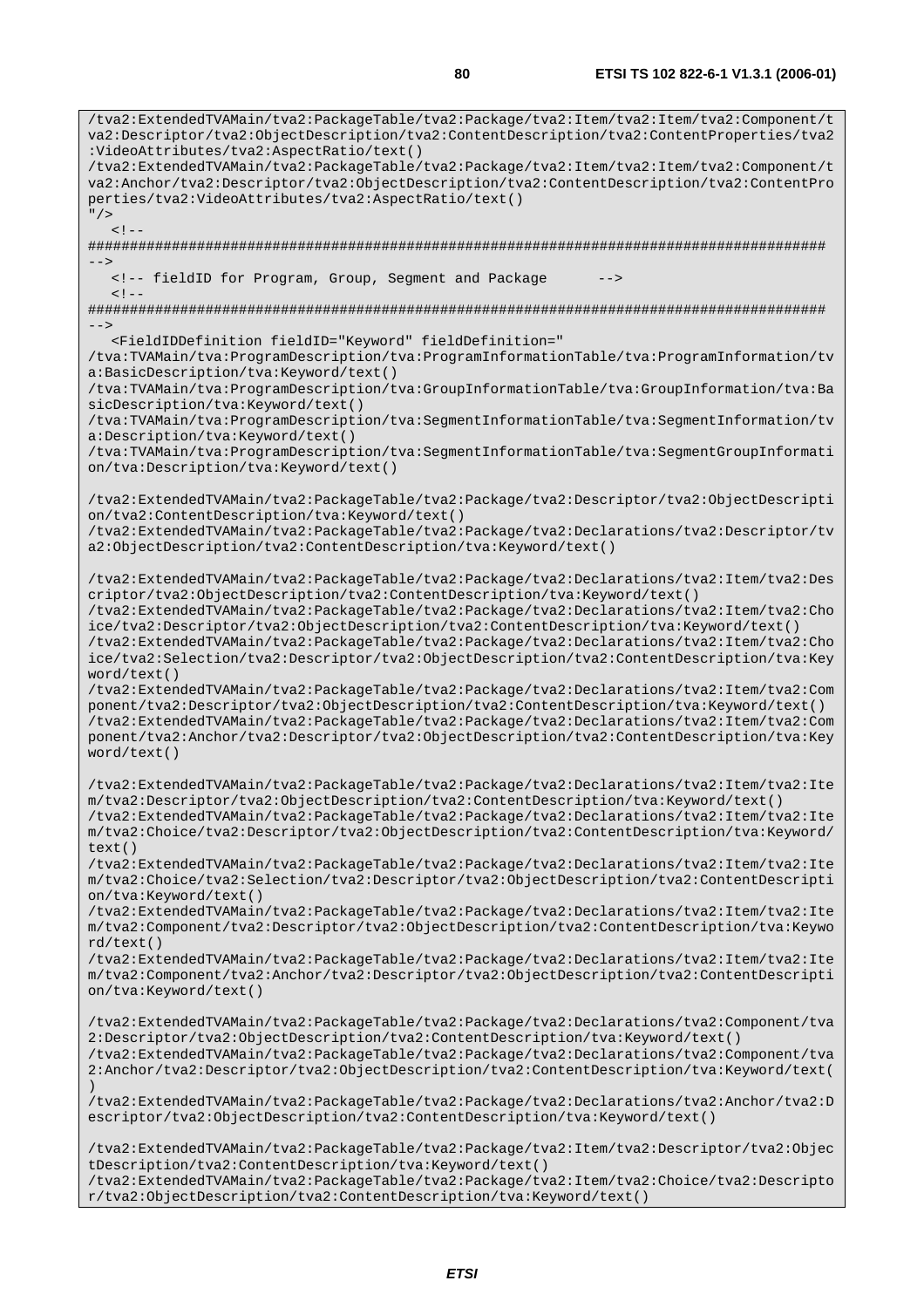```
/tva2:ExtendedTVAMain/tva2:PackageTable/tva2:Package/tva2:Item/tva2:Item/tva2:Component/t
va2:Descriptor/tva2:ObjectDescription/tva2:ContentDescription/tva2:ContentProperties/tva2
:VideoAttributes/tva2:AspectRatio/text()
/tva2:ExtendedTVAMain/tva2:PackageTable/tva2:Package/tva2:Item/tva2:Item/tva2:Component/t
va2:Anchor/tva2:Descriptor/tva2:ObjectDescription/tva2:ContentDescription/tva2:ContentPro
perties/tva2:VideoAttributes/tva2:AspectRatio/text()
"/>
   <!--
########################################################################################
-->
   <!-- fieldID for Program, Group, Segment and Package      -->
   <!--
########################################################################################
-->
   <FieldIDDefinition fieldID="Keyword" fieldDefinition="
/tva:TVAMain/tva:ProgramDescription/tva:ProgramInformationTable/tva:ProgramInformation/tv
a:BasicDescription/tva:Keyword/text()
/tva:TVAMain/tva:ProgramDescription/tva:GroupInformationTable/tva:GroupInformation/tva:Ba
sicDescription/tva:Keyword/text()
/tva:TVAMain/tva:ProgramDescription/tva:SegmentInformationTable/tva:SegmentInformation/tv
a:Description/tva:Keyword/text()
/tva:TVAMain/tva:ProgramDescription/tva:SegmentInformationTable/tva:SegmentGroupInformati
on/tva:Description/tva:Keyword/text()

/tva2:ExtendedTVAMain/tva2:PackageTable/tva2:Package/tva2:Descriptor/tva2:ObjectDescripti
on/tva2:ContentDescription/tva:Keyword/text()
/tva2:ExtendedTVAMain/tva2:PackageTable/tva2:Package/tva2:Declarations/tva2:Descriptor/tv
a2:ObjectDescription/tva2:ContentDescription/tva:Keyword/text()

/tva2:ExtendedTVAMain/tva2:PackageTable/tva2:Package/tva2:Declarations/tva2:Item/tva2:Des
criptor/tva2:ObjectDescription/tva2:ContentDescription/tva:Keyword/text()
/tva2:ExtendedTVAMain/tva2:PackageTable/tva2:Package/tva2:Declarations/tva2:Item/tva2:Cho
ice/tva2:Descriptor/tva2:ObjectDescription/tva2:ContentDescription/tva:Keyword/text()
/tva2:ExtendedTVAMain/tva2:PackageTable/tva2:Package/tva2:Declarations/tva2:Item/tva2:Cho
ice/tva2:Selection/tva2:Descriptor/tva2:ObjectDescription/tva2:ContentDescription/tva:Key
word/text()
/tva2:ExtendedTVAMain/tva2:PackageTable/tva2:Package/tva2:Declarations/tva2:Item/tva2:Com
ponent/tva2:Descriptor/tva2:ObjectDescription/tva2:ContentDescription/tva:Keyword/text()
/tva2:ExtendedTVAMain/tva2:PackageTable/tva2:Package/tva2:Declarations/tva2:Item/tva2:Com
ponent/tva2:Anchor/tva2:Descriptor/tva2:ObjectDescription/tva2:ContentDescription/tva:Key
word/text()

/tva2:ExtendedTVAMain/tva2:PackageTable/tva2:Package/tva2:Declarations/tva2:Item/tva2:Ite
m/tva2:Descriptor/tva2:ObjectDescription/tva2:ContentDescription/tva:Keyword/text()
/tva2:ExtendedTVAMain/tva2:PackageTable/tva2:Package/tva2:Declarations/tva2:Item/tva2:Ite
m/tva2:Choice/tva2:Descriptor/tva2:ObjectDescription/tva2:ContentDescription/tva:Keyword/
text()
/tva2:ExtendedTVAMain/tva2:PackageTable/tva2:Package/tva2:Declarations/tva2:Item/tva2:Ite
m/tva2:Choice/tva2:Selection/tva2:Descriptor/tva2:ObjectDescription/tva2:ContentDescripti
on/tva:Keyword/text()
/tva2:ExtendedTVAMain/tva2:PackageTable/tva2:Package/tva2:Declarations/tva2:Item/tva2:Ite
m/tva2:Component/tva2:Descriptor/tva2:ObjectDescription/tva2:ContentDescription/tva:Keywo
rd/text()
/tva2:ExtendedTVAMain/tva2:PackageTable/tva2:Package/tva2:Declarations/tva2:Item/tva2:Ite
m/tva2:Component/tva2:Anchor/tva2:Descriptor/tva2:ObjectDescription/tva2:ContentDescripti
on/tva:Keyword/text()

/tva2:ExtendedTVAMain/tva2:PackageTable/tva2:Package/tva2:Declarations/tva2:Component/tva
2:Descriptor/tva2:ObjectDescription/tva2:ContentDescription/tva:Keyword/text()
/tva2:ExtendedTVAMain/tva2:PackageTable/tva2:Package/tva2:Declarations/tva2:Component/tva
2:Anchor/tva2:Descriptor/tva2:ObjectDescription/tva2:ContentDescription/tva:Keyword/text(
)
/tva2:ExtendedTVAMain/tva2:PackageTable/tva2:Package/tva2:Declarations/tva2:Anchor/tva2:D
escriptor/tva2:ObjectDescription/tva2:ContentDescription/tva:Keyword/text()

/tva2:ExtendedTVAMain/tva2:PackageTable/tva2:Package/tva2:Item/tva2:Descriptor/tva2:Objec
tDescription/tva2:ContentDescription/tva:Keyword/text()
/tva2:ExtendedTVAMain/tva2:PackageTable/tva2:Package/tva2:Item/tva2:Choice/tva2:Descripto
r/tva2:ObjectDescription/tva2:ContentDescription/tva:Keyword/text()
```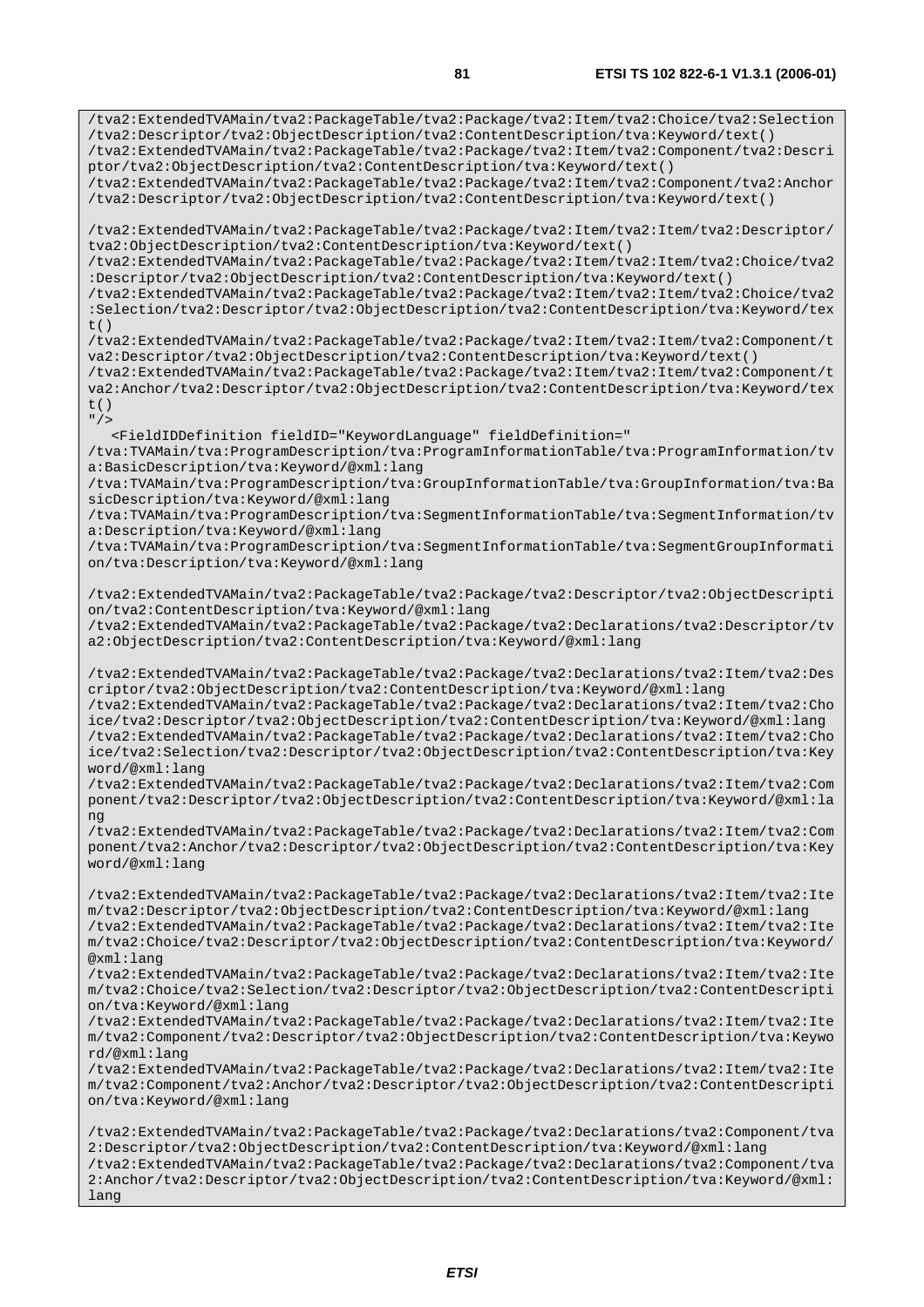```
/tva2:ExtendedTVAMain/tva2:PackageTable/tva2:Package/tva2:Item/tva2:Choice/tva2:Selection
/tva2:Descriptor/tva2:ObjectDescription/tva2:ContentDescription/tva:Keyword/text()
/tva2:ExtendedTVAMain/tva2:PackageTable/tva2:Package/tva2:Item/tva2:Component/tva2:Descri
ptor/tva2:ObjectDescription/tva2:ContentDescription/tva:Keyword/text()
/tva2:ExtendedTVAMain/tva2:PackageTable/tva2:Package/tva2:Item/tva2:Component/tva2:Anchor
/tva2:Descriptor/tva2:ObjectDescription/tva2:ContentDescription/tva:Keyword/text()

/tva2:ExtendedTVAMain/tva2:PackageTable/tva2:Package/tva2:Item/tva2:Item/tva2:Descriptor/
tva2:ObjectDescription/tva2:ContentDescription/tva:Keyword/text()
/tva2:ExtendedTVAMain/tva2:PackageTable/tva2:Package/tva2:Item/tva2:Item/tva2:Choice/tva2
:Descriptor/tva2:ObjectDescription/tva2:ContentDescription/tva:Keyword/text()
/tva2:ExtendedTVAMain/tva2:PackageTable/tva2:Package/tva2:Item/tva2:Item/tva2:Choice/tva2
:Selection/tva2:Descriptor/tva2:ObjectDescription/tva2:ContentDescription/tva:Keyword/tex
t()
/tva2:ExtendedTVAMain/tva2:PackageTable/tva2:Package/tva2:Item/tva2:Item/tva2:Component/t
va2:Descriptor/tva2:ObjectDescription/tva2:ContentDescription/tva:Keyword/text()
/tva2:ExtendedTVAMain/tva2:PackageTable/tva2:Package/tva2:Item/tva2:Item/tva2:Component/t
va2:Anchor/tva2:Descriptor/tva2:ObjectDescription/tva2:ContentDescription/tva:Keyword/tex
t()
"/>
   <FieldIDDefinition fieldID="KeywordLanguage" fieldDefinition="
/tva:TVAMain/tva:ProgramDescription/tva:ProgramInformationTable/tva:ProgramInformation/tv
a:BasicDescription/tva:Keyword/@xml:lang
/tva:TVAMain/tva:ProgramDescription/tva:GroupInformationTable/tva:GroupInformation/tva:Ba
sicDescription/tva:Keyword/@xml:lang
/tva:TVAMain/tva:ProgramDescription/tva:SegmentInformationTable/tva:SegmentInformation/tv
a:Description/tva:Keyword/@xml:lang
/tva:TVAMain/tva:ProgramDescription/tva:SegmentInformationTable/tva:SegmentGroupInformati
on/tva:Description/tva:Keyword/@xml:lang

/tva2:ExtendedTVAMain/tva2:PackageTable/tva2:Package/tva2:Descriptor/tva2:ObjectDescripti
on/tva2:ContentDescription/tva:Keyword/@xml:lang
/tva2:ExtendedTVAMain/tva2:PackageTable/tva2:Package/tva2:Declarations/tva2:Descriptor/tv
a2:ObjectDescription/tva2:ContentDescription/tva:Keyword/@xml:lang

/tva2:ExtendedTVAMain/tva2:PackageTable/tva2:Package/tva2:Declarations/tva2:Item/tva2:Des
criptor/tva2:ObjectDescription/tva2:ContentDescription/tva:Keyword/@xml:lang
/tva2:ExtendedTVAMain/tva2:PackageTable/tva2:Package/tva2:Declarations/tva2:Item/tva2:Cho
ice/tva2:Descriptor/tva2:ObjectDescription/tva2:ContentDescription/tva:Keyword/@xml:lang
/tva2:ExtendedTVAMain/tva2:PackageTable/tva2:Package/tva2:Declarations/tva2:Item/tva2:Cho
ice/tva2:Selection/tva2:Descriptor/tva2:ObjectDescription/tva2:ContentDescription/tva:Key
word/@xml:lang
/tva2:ExtendedTVAMain/tva2:PackageTable/tva2:Package/tva2:Declarations/tva2:Item/tva2:Com
ponent/tva2:Descriptor/tva2:ObjectDescription/tva2:ContentDescription/tva:Keyword/@xml:la
ng
/tva2:ExtendedTVAMain/tva2:PackageTable/tva2:Package/tva2:Declarations/tva2:Item/tva2:Com
ponent/tva2:Anchor/tva2:Descriptor/tva2:ObjectDescription/tva2:ContentDescription/tva:Key
word/@xml:lang

/tva2:ExtendedTVAMain/tva2:PackageTable/tva2:Package/tva2:Declarations/tva2:Item/tva2:Ite
m/tva2:Descriptor/tva2:ObjectDescription/tva2:ContentDescription/tva:Keyword/@xml:lang
/tva2:ExtendedTVAMain/tva2:PackageTable/tva2:Package/tva2:Declarations/tva2:Item/tva2:Ite
m/tva2:Choice/tva2:Descriptor/tva2:ObjectDescription/tva2:ContentDescription/tva:Keyword/
@xml:lang
/tva2:ExtendedTVAMain/tva2:PackageTable/tva2:Package/tva2:Declarations/tva2:Item/tva2:Ite
m/tva2:Choice/tva2:Selection/tva2:Descriptor/tva2:ObjectDescription/tva2:ContentDescripti
on/tva:Keyword/@xml:lang
/tva2:ExtendedTVAMain/tva2:PackageTable/tva2:Package/tva2:Declarations/tva2:Item/tva2:Ite
m/tva2:Component/tva2:Descriptor/tva2:ObjectDescription/tva2:ContentDescription/tva:Keywo
rd/@xml:lang
/tva2:ExtendedTVAMain/tva2:PackageTable/tva2:Package/tva2:Declarations/tva2:Item/tva2:Ite
m/tva2:Component/tva2:Anchor/tva2:Descriptor/tva2:ObjectDescription/tva2:ContentDescripti
on/tva:Keyword/@xml:lang

/tva2:ExtendedTVAMain/tva2:PackageTable/tva2:Package/tva2:Declarations/tva2:Component/tva
2:Descriptor/tva2:ObjectDescription/tva2:ContentDescription/tva:Keyword/@xml:lang
/tva2:ExtendedTVAMain/tva2:PackageTable/tva2:Package/tva2:Declarations/tva2:Component/tva
2:Anchor/tva2:Descriptor/tva2:ObjectDescription/tva2:ContentDescription/tva:Keyword/@xml:
lang
```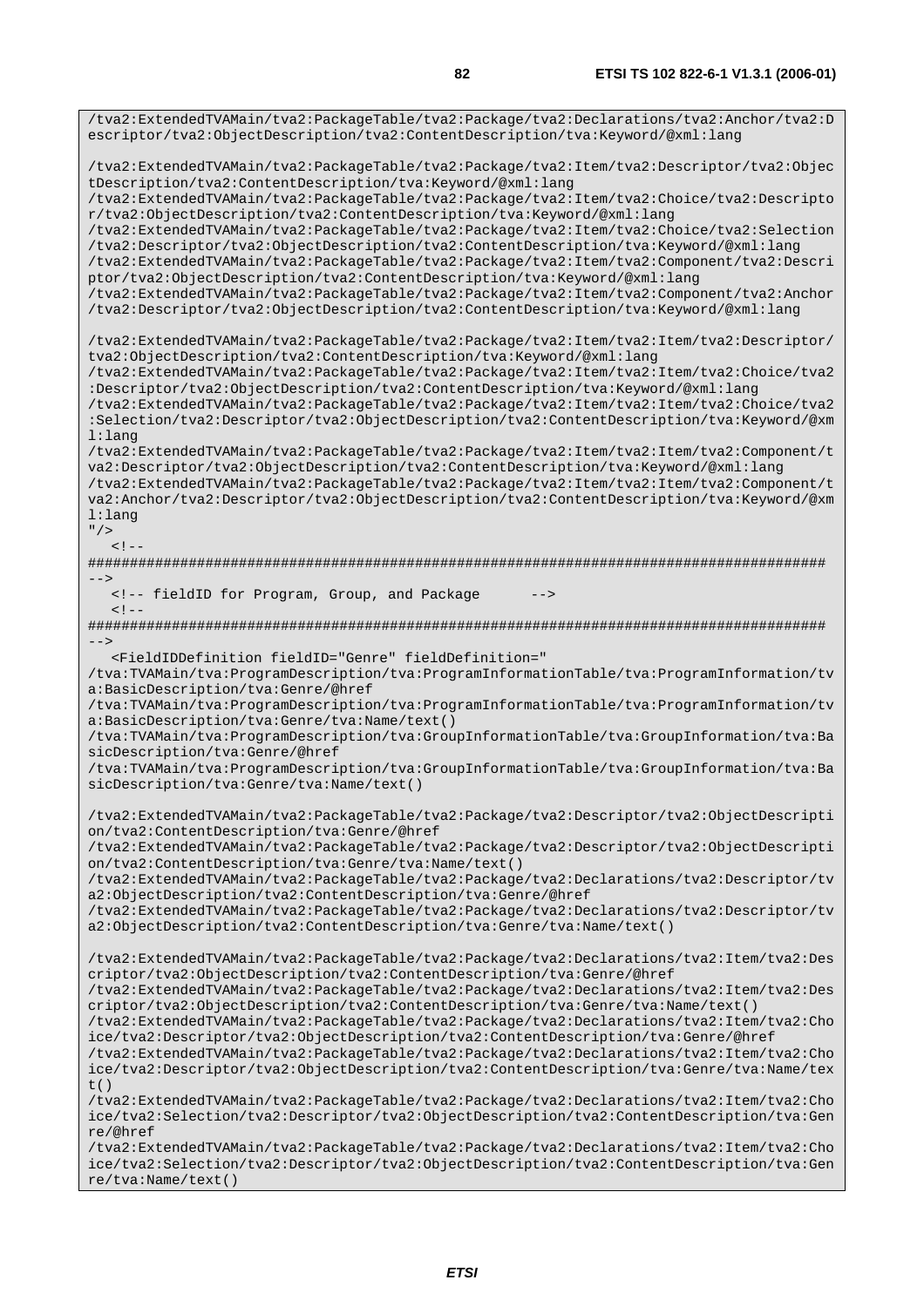```
/tva2:ExtendedTVAMain/tva2:PackageTable/tva2:Package/tva2:Declarations/tva2:Anchor/tva2:D
escriptor/tva2:ObjectDescription/tva2:ContentDescription/tva:Keyword/@xml:lang

/tva2:ExtendedTVAMain/tva2:PackageTable/tva2:Package/tva2:Item/tva2:Descriptor/tva2:Objec
tDescription/tva2:ContentDescription/tva:Keyword/@xml:lang
/tva2:ExtendedTVAMain/tva2:PackageTable/tva2:Package/tva2:Item/tva2:Choice/tva2:Descripto
r/tva2:ObjectDescription/tva2:ContentDescription/tva:Keyword/@xml:lang
/tva2:ExtendedTVAMain/tva2:PackageTable/tva2:Package/tva2:Item/tva2:Choice/tva2:Selection
/tva2:Descriptor/tva2:ObjectDescription/tva2:ContentDescription/tva:Keyword/@xml:lang
/tva2:ExtendedTVAMain/tva2:PackageTable/tva2:Package/tva2:Item/tva2:Component/tva2:Descri
ptor/tva2:ObjectDescription/tva2:ContentDescription/tva:Keyword/@xml:lang
/tva2:ExtendedTVAMain/tva2:PackageTable/tva2:Package/tva2:Item/tva2:Component/tva2:Anchor
/tva2:Descriptor/tva2:ObjectDescription/tva2:ContentDescription/tva:Keyword/@xml:lang

/tva2:ExtendedTVAMain/tva2:PackageTable/tva2:Package/tva2:Item/tva2:Item/tva2:Descriptor/
tva2:ObjectDescription/tva2:ContentDescription/tva:Keyword/@xml:lang
/tva2:ExtendedTVAMain/tva2:PackageTable/tva2:Package/tva2:Item/tva2:Item/tva2:Choice/tva2
:Descriptor/tva2:ObjectDescription/tva2:ContentDescription/tva:Keyword/@xml:lang
/tva2:ExtendedTVAMain/tva2:PackageTable/tva2:Package/tva2:Item/tva2:Item/tva2:Choice/tva2
:Selection/tva2:Descriptor/tva2:ObjectDescription/tva2:ContentDescription/tva:Keyword/@xm
l:lang
/tva2:ExtendedTVAMain/tva2:PackageTable/tva2:Package/tva2:Item/tva2:Item/tva2:Component/t
va2:Descriptor/tva2:ObjectDescription/tva2:ContentDescription/tva:Keyword/@xml:lang
/tva2:ExtendedTVAMain/tva2:PackageTable/tva2:Package/tva2:Item/tva2:Item/tva2:Component/t
va2:Anchor/tva2:Descriptor/tva2:ObjectDescription/tva2:ContentDescription/tva:Keyword/@xm
l:lang
"/>
   <!--
##########################################################################################
-->
   <!-- fieldID for Program, Group, and Package      -->
   <!--
##########################################################################################
-->
   <FieldIDDefinition fieldID="Genre" fieldDefinition="
/tva:TVAMain/tva:ProgramDescription/tva:ProgramInformationTable/tva:ProgramInformation/tv
a:BasicDescription/tva:Genre/@href
/tva:TVAMain/tva:ProgramDescription/tva:ProgramInformationTable/tva:ProgramInformation/tv
a:BasicDescription/tva:Genre/tva:Name/text()
/tva:TVAMain/tva:ProgramDescription/tva:GroupInformationTable/tva:GroupInformation/tva:Ba
sicDescription/tva:Genre/@href
/tva:TVAMain/tva:ProgramDescription/tva:GroupInformationTable/tva:GroupInformation/tva:Ba
sicDescription/tva:Genre/tva:Name/text()

/tva2:ExtendedTVAMain/tva2:PackageTable/tva2:Package/tva2:Descriptor/tva2:ObjectDescripti
on/tva2:ContentDescription/tva:Genre/@href
/tva2:ExtendedTVAMain/tva2:PackageTable/tva2:Package/tva2:Descriptor/tva2:ObjectDescripti
on/tva2:ContentDescription/tva:Genre/tva:Name/text()
/tva2:ExtendedTVAMain/tva2:PackageTable/tva2:Package/tva2:Declarations/tva2:Descriptor/tv
a2:ObjectDescription/tva2:ContentDescription/tva:Genre/@href
/tva2:ExtendedTVAMain/tva2:PackageTable/tva2:Package/tva2:Declarations/tva2:Descriptor/tv
a2:ObjectDescription/tva2:ContentDescription/tva:Genre/tva:Name/text()

/tva2:ExtendedTVAMain/tva2:PackageTable/tva2:Package/tva2:Declarations/tva2:Item/tva2:Des
criptor/tva2:ObjectDescription/tva2:ContentDescription/tva:Genre/@href
/tva2:ExtendedTVAMain/tva2:PackageTable/tva2:Package/tva2:Declarations/tva2:Item/tva2:Des
criptor/tva2:ObjectDescription/tva2:ContentDescription/tva:Genre/tva:Name/text()
/tva2:ExtendedTVAMain/tva2:PackageTable/tva2:Package/tva2:Declarations/tva2:Item/tva2:Cho
ice/tva2:Descriptor/tva2:ObjectDescription/tva2:ContentDescription/tva:Genre/@href
/tva2:ExtendedTVAMain/tva2:PackageTable/tva2:Package/tva2:Declarations/tva2:Item/tva2:Cho
ice/tva2:Descriptor/tva2:ObjectDescription/tva2:ContentDescription/tva:Genre/tva:Name/tex
t()
/tva2:ExtendedTVAMain/tva2:PackageTable/tva2:Package/tva2:Declarations/tva2:Item/tva2:Cho
ice/tva2:Selection/tva2:Descriptor/tva2:ObjectDescription/tva2:ContentDescription/tva:Gen
re/@href
/tva2:ExtendedTVAMain/tva2:PackageTable/tva2:Package/tva2:Declarations/tva2:Item/tva2:Cho
ice/tva2:Selection/tva2:Descriptor/tva2:ObjectDescription/tva2:ContentDescription/tva:Gen
re/tva:Name/text()
```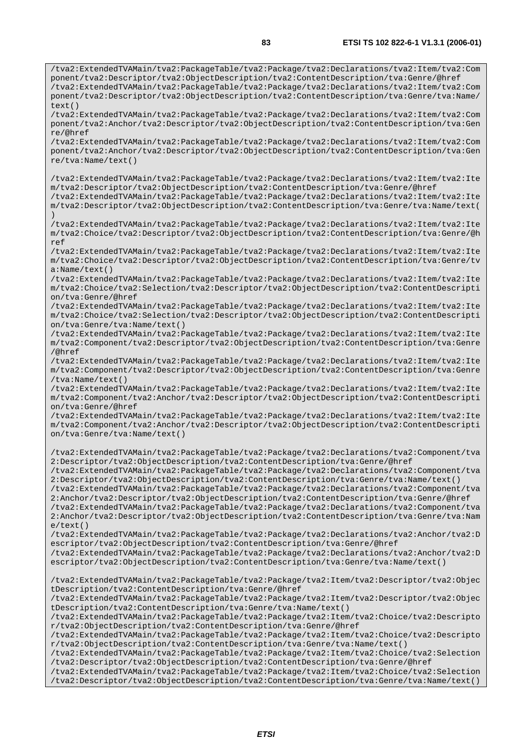```
/tva2:ExtendedTVAMain/tva2:PackageTable/tva2:Package/tva2:Declarations/tva2:Item/tva2:Component/tva2:Descriptor/tva2:ObjectDescription/tva2:ContentDescription/tva:Genre/@href
/tva2:ExtendedTVAMain/tva2:PackageTable/tva2:Package/tva2:Declarations/tva2:Item/tva2:Component/tva2:Descriptor/tva2:ObjectDescription/tva2:ContentDescription/tva:Genre/tva:Name/text()
/tva2:ExtendedTVAMain/tva2:PackageTable/tva2:Package/tva2:Declarations/tva2:Item/tva2:Component/tva2:Anchor/tva2:Descriptor/tva2:ObjectDescription/tva2:ContentDescription/tva:Genre/@href
/tva2:ExtendedTVAMain/tva2:PackageTable/tva2:Package/tva2:Declarations/tva2:Item/tva2:Component/tva2:Anchor/tva2:Descriptor/tva2:ObjectDescription/tva2:ContentDescription/tva:Genre/tva:Name/text()

/tva2:ExtendedTVAMain/tva2:PackageTable/tva2:Package/tva2:Declarations/tva2:Item/tva2:Item/tva2:Descriptor/tva2:ObjectDescription/tva2:ContentDescription/tva:Genre/@href
/tva2:ExtendedTVAMain/tva2:PackageTable/tva2:Package/tva2:Declarations/tva2:Item/tva2:Item/tva2:Descriptor/tva2:ObjectDescription/tva2:ContentDescription/tva:Genre/tva:Name/text()
/tva2:ExtendedTVAMain/tva2:PackageTable/tva2:Package/tva2:Declarations/tva2:Item/tva2:Item/tva2:Choice/tva2:Descriptor/tva2:ObjectDescription/tva2:ContentDescription/tva:Genre/@href
/tva2:ExtendedTVAMain/tva2:PackageTable/tva2:Package/tva2:Declarations/tva2:Item/tva2:Item/tva2:Choice/tva2:Descriptor/tva2:ObjectDescription/tva2:ContentDescription/tva:Genre/tva:Name/text()
/tva2:ExtendedTVAMain/tva2:PackageTable/tva2:Package/tva2:Declarations/tva2:Item/tva2:Item/tva2:Choice/tva2:Selection/tva2:Descriptor/tva2:ObjectDescription/tva2:ContentDescription/tva:Genre/@href
/tva2:ExtendedTVAMain/tva2:PackageTable/tva2:Package/tva2:Declarations/tva2:Item/tva2:Item/tva2:Choice/tva2:Selection/tva2:Descriptor/tva2:ObjectDescription/tva2:ContentDescription/tva:Genre/tva:Name/text()
/tva2:ExtendedTVAMain/tva2:PackageTable/tva2:Package/tva2:Declarations/tva2:Item/tva2:Item/tva2:Component/tva2:Descriptor/tva2:ObjectDescription/tva2:ContentDescription/tva:Genre/@href
/tva2:ExtendedTVAMain/tva2:PackageTable/tva2:Package/tva2:Declarations/tva2:Item/tva2:Item/tva2:Component/tva2:Descriptor/tva2:ObjectDescription/tva2:ContentDescription/tva:Genre/tva:Name/text()
/tva2:ExtendedTVAMain/tva2:PackageTable/tva2:Package/tva2:Declarations/tva2:Item/tva2:Item/tva2:Component/tva2:Anchor/tva2:Descriptor/tva2:ObjectDescription/tva2:ContentDescription/tva:Genre/@href
/tva2:ExtendedTVAMain/tva2:PackageTable/tva2:Package/tva2:Declarations/tva2:Item/tva2:Item/tva2:Component/tva2:Anchor/tva2:Descriptor/tva2:ObjectDescription/tva2:ContentDescription/tva:Genre/tva:Name/text()

/tva2:ExtendedTVAMain/tva2:PackageTable/tva2:Package/tva2:Declarations/tva2:Component/tva2:Descriptor/tva2:ObjectDescription/tva2:ContentDescription/tva:Genre/@href
/tva2:ExtendedTVAMain/tva2:PackageTable/tva2:Package/tva2:Declarations/tva2:Component/tva2:Descriptor/tva2:ObjectDescription/tva2:ContentDescription/tva:Genre/tva:Name/text()
/tva2:ExtendedTVAMain/tva2:PackageTable/tva2:Package/tva2:Declarations/tva2:Component/tva2:Anchor/tva2:Descriptor/tva2:ObjectDescription/tva2:ContentDescription/tva:Genre/@href
/tva2:ExtendedTVAMain/tva2:PackageTable/tva2:Package/tva2:Declarations/tva2:Component/tva2:Anchor/tva2:Descriptor/tva2:ObjectDescription/tva2:ContentDescription/tva:Genre/tva:Name/text()
/tva2:ExtendedTVAMain/tva2:PackageTable/tva2:Package/tva2:Declarations/tva2:Anchor/tva2:Descriptor/tva2:ObjectDescription/tva2:ContentDescription/tva:Genre/@href
/tva2:ExtendedTVAMain/tva2:PackageTable/tva2:Package/tva2:Declarations/tva2:Anchor/tva2:Descriptor/tva2:ObjectDescription/tva2:ContentDescription/tva:Genre/tva:Name/text()

/tva2:ExtendedTVAMain/tva2:PackageTable/tva2:Package/tva2:Item/tva2:Descriptor/tva2:ObjectDescription/tva2:ContentDescription/tva:Genre/@href
/tva2:ExtendedTVAMain/tva2:PackageTable/tva2:Package/tva2:Item/tva2:Descriptor/tva2:ObjectDescription/tva2:ContentDescription/tva:Genre/tva:Name/text()
/tva2:ExtendedTVAMain/tva2:PackageTable/tva2:Package/tva2:Item/tva2:Choice/tva2:Descriptor/tva2:ObjectDescription/tva2:ContentDescription/tva:Genre/@href
/tva2:ExtendedTVAMain/tva2:PackageTable/tva2:Package/tva2:Item/tva2:Choice/tva2:Descriptor/tva2:ObjectDescription/tva2:ContentDescription/tva:Genre/tva:Name/text()
/tva2:ExtendedTVAMain/tva2:PackageTable/tva2:Package/tva2:Item/tva2:Choice/tva2:Selection/tva2:Descriptor/tva2:ObjectDescription/tva2:ContentDescription/tva:Genre/@href
/tva2:ExtendedTVAMain/tva2:PackageTable/tva2:Package/tva2:Item/tva2:Choice/tva2:Selection/tva2:Descriptor/tva2:ObjectDescription/tva2:ContentDescription/tva:Genre/tva:Name/text()
```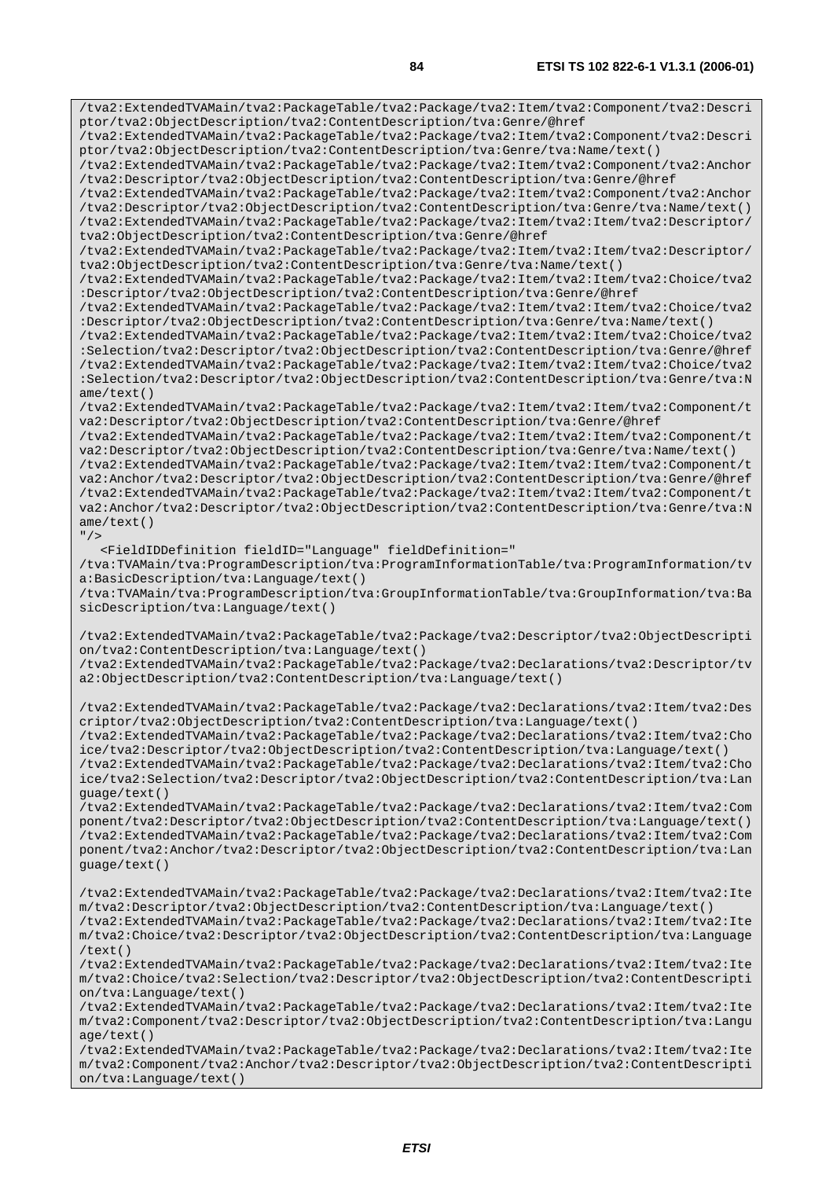```
/tva2:ExtendedTVAMain/tva2:PackageTable/tva2:Package/tva2:Item/tva2:Component/tva2:Descri
ptor/tva2:ObjectDescription/tva2:ContentDescription/tva:Genre/@href
/tva2:ExtendedTVAMain/tva2:PackageTable/tva2:Package/tva2:Item/tva2:Component/tva2:Descri
ptor/tva2:ObjectDescription/tva2:ContentDescription/tva:Genre/tva:Name/text()
/tva2:ExtendedTVAMain/tva2:PackageTable/tva2:Package/tva2:Item/tva2:Component/tva2:Anchor
/tva2:Descriptor/tva2:ObjectDescription/tva2:ContentDescription/tva:Genre/@href
/tva2:ExtendedTVAMain/tva2:PackageTable/tva2:Package/tva2:Item/tva2:Component/tva2:Anchor
/tva2:Descriptor/tva2:ObjectDescription/tva2:ContentDescription/tva:Genre/tva:Name/text()
/tva2:ExtendedTVAMain/tva2:PackageTable/tva2:Package/tva2:Item/tva2:Item/tva2:Descriptor/
tva2:ObjectDescription/tva2:ContentDescription/tva:Genre/@href
/tva2:ExtendedTVAMain/tva2:PackageTable/tva2:Package/tva2:Item/tva2:Item/tva2:Descriptor/
tva2:ObjectDescription/tva2:ContentDescription/tva:Genre/tva:Name/text()
/tva2:ExtendedTVAMain/tva2:PackageTable/tva2:Package/tva2:Item/tva2:Item/tva2:Choice/tva2
:Descriptor/tva2:ObjectDescription/tva2:ContentDescription/tva:Genre/@href
/tva2:ExtendedTVAMain/tva2:PackageTable/tva2:Package/tva2:Item/tva2:Item/tva2:Choice/tva2
:Descriptor/tva2:ObjectDescription/tva2:ContentDescription/tva:Genre/tva:Name/text()
/tva2:ExtendedTVAMain/tva2:PackageTable/tva2:Package/tva2:Item/tva2:Item/tva2:Choice/tva2
:Selection/tva2:Descriptor/tva2:ObjectDescription/tva2:ContentDescription/tva:Genre/@href
/tva2:ExtendedTVAMain/tva2:PackageTable/tva2:Package/tva2:Item/tva2:Item/tva2:Choice/tva2
:Selection/tva2:Descriptor/tva2:ObjectDescription/tva2:ContentDescription/tva:Genre/tva:N
ame/text()
/tva2:ExtendedTVAMain/tva2:PackageTable/tva2:Package/tva2:Item/tva2:Item/tva2:Component/t
va2:Descriptor/tva2:ObjectDescription/tva2:ContentDescription/tva:Genre/@href
/tva2:ExtendedTVAMain/tva2:PackageTable/tva2:Package/tva2:Item/tva2:Item/tva2:Component/t
va2:Descriptor/tva2:ObjectDescription/tva2:ContentDescription/tva:Genre/tva:Name/text()
/tva2:ExtendedTVAMain/tva2:PackageTable/tva2:Package/tva2:Item/tva2:Item/tva2:Component/t
va2:Anchor/tva2:Descriptor/tva2:ObjectDescription/tva2:ContentDescription/tva:Genre/@href
/tva2:ExtendedTVAMain/tva2:PackageTable/tva2:Package/tva2:Item/tva2:Item/tva2:Component/t
va2:Anchor/tva2:Descriptor/tva2:ObjectDescription/tva2:ContentDescription/tva:Genre/tva:N
ame/text()
"/>
   <FieldIDDefinition fieldID="Language" fieldDefinition="
/tva:TVAMain/tva:ProgramDescription/tva:ProgramInformationTable/tva:ProgramInformation/tv
a:BasicDescription/tva:Language/text()
/tva:TVAMain/tva:ProgramDescription/tva:GroupInformationTable/tva:GroupInformation/tva:Ba
sicDescription/tva:Language/text()

/tva2:ExtendedTVAMain/tva2:PackageTable/tva2:Package/tva2:Descriptor/tva2:ObjectDescripti
on/tva2:ContentDescription/tva:Language/text()
/tva2:ExtendedTVAMain/tva2:PackageTable/tva2:Package/tva2:Declarations/tva2:Descriptor/tv
a2:ObjectDescription/tva2:ContentDescription/tva:Language/text()

/tva2:ExtendedTVAMain/tva2:PackageTable/tva2:Package/tva2:Declarations/tva2:Item/tva2:Des
criptor/tva2:ObjectDescription/tva2:ContentDescription/tva:Language/text()
/tva2:ExtendedTVAMain/tva2:PackageTable/tva2:Package/tva2:Declarations/tva2:Item/tva2:Cho
ice/tva2:Descriptor/tva2:ObjectDescription/tva2:ContentDescription/tva:Language/text()
/tva2:ExtendedTVAMain/tva2:PackageTable/tva2:Package/tva2:Declarations/tva2:Item/tva2:Cho
ice/tva2:Selection/tva2:Descriptor/tva2:ObjectDescription/tva2:ContentDescription/tva:Lan
guage/text()
/tva2:ExtendedTVAMain/tva2:PackageTable/tva2:Package/tva2:Declarations/tva2:Item/tva2:Com
ponent/tva2:Descriptor/tva2:ObjectDescription/tva2:ContentDescription/tva:Language/text()
/tva2:ExtendedTVAMain/tva2:PackageTable/tva2:Package/tva2:Declarations/tva2:Item/tva2:Com
ponent/tva2:Anchor/tva2:Descriptor/tva2:ObjectDescription/tva2:ContentDescription/tva:Lan
guage/text()

/tva2:ExtendedTVAMain/tva2:PackageTable/tva2:Package/tva2:Declarations/tva2:Item/tva2:Ite
m/tva2:Descriptor/tva2:ObjectDescription/tva2:ContentDescription/tva:Language/text()
/tva2:ExtendedTVAMain/tva2:PackageTable/tva2:Package/tva2:Declarations/tva2:Item/tva2:Ite
m/tva2:Choice/tva2:Descriptor/tva2:ObjectDescription/tva2:ContentDescription/tva:Language
/text()
/tva2:ExtendedTVAMain/tva2:PackageTable/tva2:Package/tva2:Declarations/tva2:Item/tva2:Ite
m/tva2:Choice/tva2:Selection/tva2:Descriptor/tva2:ObjectDescription/tva2:ContentDescripti
on/tva:Language/text()
/tva2:ExtendedTVAMain/tva2:PackageTable/tva2:Package/tva2:Declarations/tva2:Item/tva2:Ite
m/tva2:Component/tva2:Descriptor/tva2:ObjectDescription/tva2:ContentDescription/tva:Langu
age/text()
/tva2:ExtendedTVAMain/tva2:PackageTable/tva2:Package/tva2:Declarations/tva2:Item/tva2:Ite
m/tva2:Component/tva2:Anchor/tva2:Descriptor/tva2:ObjectDescription/tva2:ContentDescripti
on/tva:Language/text()
```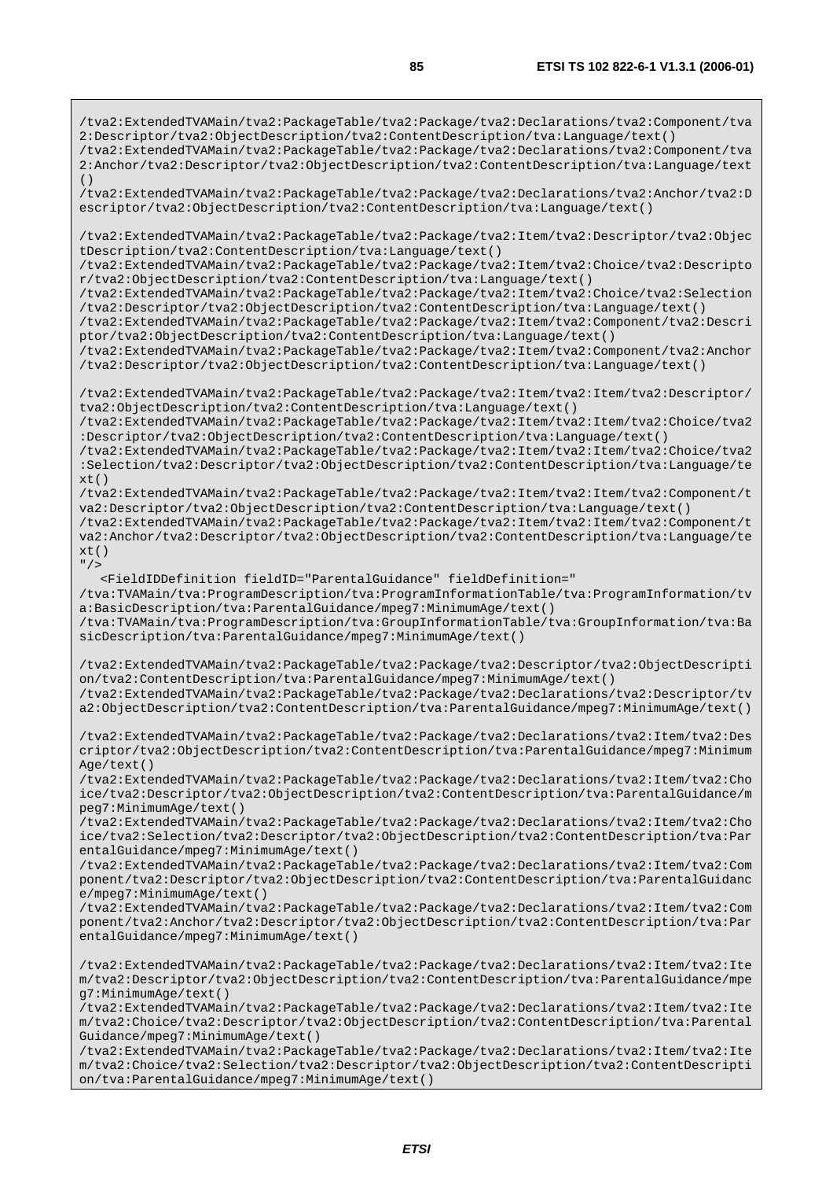```
/tva2:ExtendedTVAMain/tva2:PackageTable/tva2:Package/tva2:Declarations/tva2:Component/tva
2:Descriptor/tva2:ObjectDescription/tva2:ContentDescription/tva:Language/text()
/tva2:ExtendedTVAMain/tva2:PackageTable/tva2:Package/tva2:Declarations/tva2:Component/tva
2:Anchor/tva2:Descriptor/tva2:ObjectDescription/tva2:ContentDescription/tva:Language/text
()
/tva2:ExtendedTVAMain/tva2:PackageTable/tva2:Package/tva2:Declarations/tva2:Anchor/tva2:D
escriptor/tva2:ObjectDescription/tva2:ContentDescription/tva:Language/text()

/tva2:ExtendedTVAMain/tva2:PackageTable/tva2:Package/tva2:Item/tva2:Descriptor/tva2:Objec
tDescription/tva2:ContentDescription/tva:Language/text()
/tva2:ExtendedTVAMain/tva2:PackageTable/tva2:Package/tva2:Item/tva2:Choice/tva2:Descripto
r/tva2:ObjectDescription/tva2:ContentDescription/tva:Language/text()
/tva2:ExtendedTVAMain/tva2:PackageTable/tva2:Package/tva2:Item/tva2:Choice/tva2:Selection
/tva2:Descriptor/tva2:ObjectDescription/tva2:ContentDescription/tva:Language/text()
/tva2:ExtendedTVAMain/tva2:PackageTable/tva2:Package/tva2:Item/tva2:Component/tva2:Descri
ptor/tva2:ObjectDescription/tva2:ContentDescription/tva:Language/text()
/tva2:ExtendedTVAMain/tva2:PackageTable/tva2:Package/tva2:Item/tva2:Component/tva2:Anchor
/tva2:Descriptor/tva2:ObjectDescription/tva2:ContentDescription/tva:Language/text()

/tva2:ExtendedTVAMain/tva2:PackageTable/tva2:Package/tva2:Item/tva2:Item/tva2:Descriptor/
tva2:ObjectDescription/tva2:ContentDescription/tva:Language/text()
/tva2:ExtendedTVAMain/tva2:PackageTable/tva2:Package/tva2:Item/tva2:Item/tva2:Choice/tva2
:Descriptor/tva2:ObjectDescription/tva2:ContentDescription/tva:Language/text()
/tva2:ExtendedTVAMain/tva2:PackageTable/tva2:Package/tva2:Item/tva2:Item/tva2:Choice/tva2
:Selection/tva2:Descriptor/tva2:ObjectDescription/tva2:ContentDescription/tva:Language/te
xt()
/tva2:ExtendedTVAMain/tva2:PackageTable/tva2:Package/tva2:Item/tva2:Item/tva2:Component/t
va2:Descriptor/tva2:ObjectDescription/tva2:ContentDescription/tva:Language/text()
/tva2:ExtendedTVAMain/tva2:PackageTable/tva2:Package/tva2:Item/tva2:Item/tva2:Component/t
va2:Anchor/tva2:Descriptor/tva2:ObjectDescription/tva2:ContentDescription/tva:Language/te
xt()
"/>
   <FieldIDDefinition fieldID="ParentalGuidance" fieldDefinition="
/tva:TVAMain/tva:ProgramDescription/tva:ProgramInformationTable/tva:ProgramInformation/tv
a:BasicDescription/tva:ParentalGuidance/mpeg7:MinimumAge/text()
/tva:TVAMain/tva:ProgramDescription/tva:GroupInformationTable/tva:GroupInformation/tva:Ba
sicDescription/tva:ParentalGuidance/mpeg7:MinimumAge/text()

/tva2:ExtendedTVAMain/tva2:PackageTable/tva2:Package/tva2:Descriptor/tva2:ObjectDescripti
on/tva2:ContentDescription/tva:ParentalGuidance/mpeg7:MinimumAge/text()
/tva2:ExtendedTVAMain/tva2:PackageTable/tva2:Package/tva2:Declarations/tva2:Descriptor/tv
a2:ObjectDescription/tva2:ContentDescription/tva:ParentalGuidance/mpeg7:MinimumAge/text()

/tva2:ExtendedTVAMain/tva2:PackageTable/tva2:Package/tva2:Declarations/tva2:Item/tva2:Des
criptor/tva2:ObjectDescription/tva2:ContentDescription/tva:ParentalGuidance/mpeg7:Minimum
Age/text()
/tva2:ExtendedTVAMain/tva2:PackageTable/tva2:Package/tva2:Declarations/tva2:Item/tva2:Cho
ice/tva2:Descriptor/tva2:ObjectDescription/tva2:ContentDescription/tva:ParentalGuidance/m
peg7:MinimumAge/text()
/tva2:ExtendedTVAMain/tva2:PackageTable/tva2:Package/tva2:Declarations/tva2:Item/tva2:Cho
ice/tva2:Selection/tva2:Descriptor/tva2:ObjectDescription/tva2:ContentDescription/tva:Par
entalGuidance/mpeg7:MinimumAge/text()
/tva2:ExtendedTVAMain/tva2:PackageTable/tva2:Package/tva2:Declarations/tva2:Item/tva2:Com
ponent/tva2:Descriptor/tva2:ObjectDescription/tva2:ContentDescription/tva:ParentalGuidanc
e/mpeg7:MinimumAge/text()
/tva2:ExtendedTVAMain/tva2:PackageTable/tva2:Package/tva2:Declarations/tva2:Item/tva2:Com
ponent/tva2:Anchor/tva2:Descriptor/tva2:ObjectDescription/tva2:ContentDescription/tva:Par
entalGuidance/mpeg7:MinimumAge/text()

/tva2:ExtendedTVAMain/tva2:PackageTable/tva2:Package/tva2:Declarations/tva2:Item/tva2:Ite
m/tva2:Descriptor/tva2:ObjectDescription/tva2:ContentDescription/tva:ParentalGuidance/mpe
g7:MinimumAge/text()
/tva2:ExtendedTVAMain/tva2:PackageTable/tva2:Package/tva2:Declarations/tva2:Item/tva2:Ite
m/tva2:Choice/tva2:Descriptor/tva2:ObjectDescription/tva2:ContentDescription/tva:Parental
Guidance/mpeg7:MinimumAge/text()
/tva2:ExtendedTVAMain/tva2:PackageTable/tva2:Package/tva2:Declarations/tva2:Item/tva2:Ite
m/tva2:Choice/tva2:Selection/tva2:Descriptor/tva2:ObjectDescription/tva2:ContentDescripti
on/tva:ParentalGuidance/mpeg7:MinimumAge/text()
```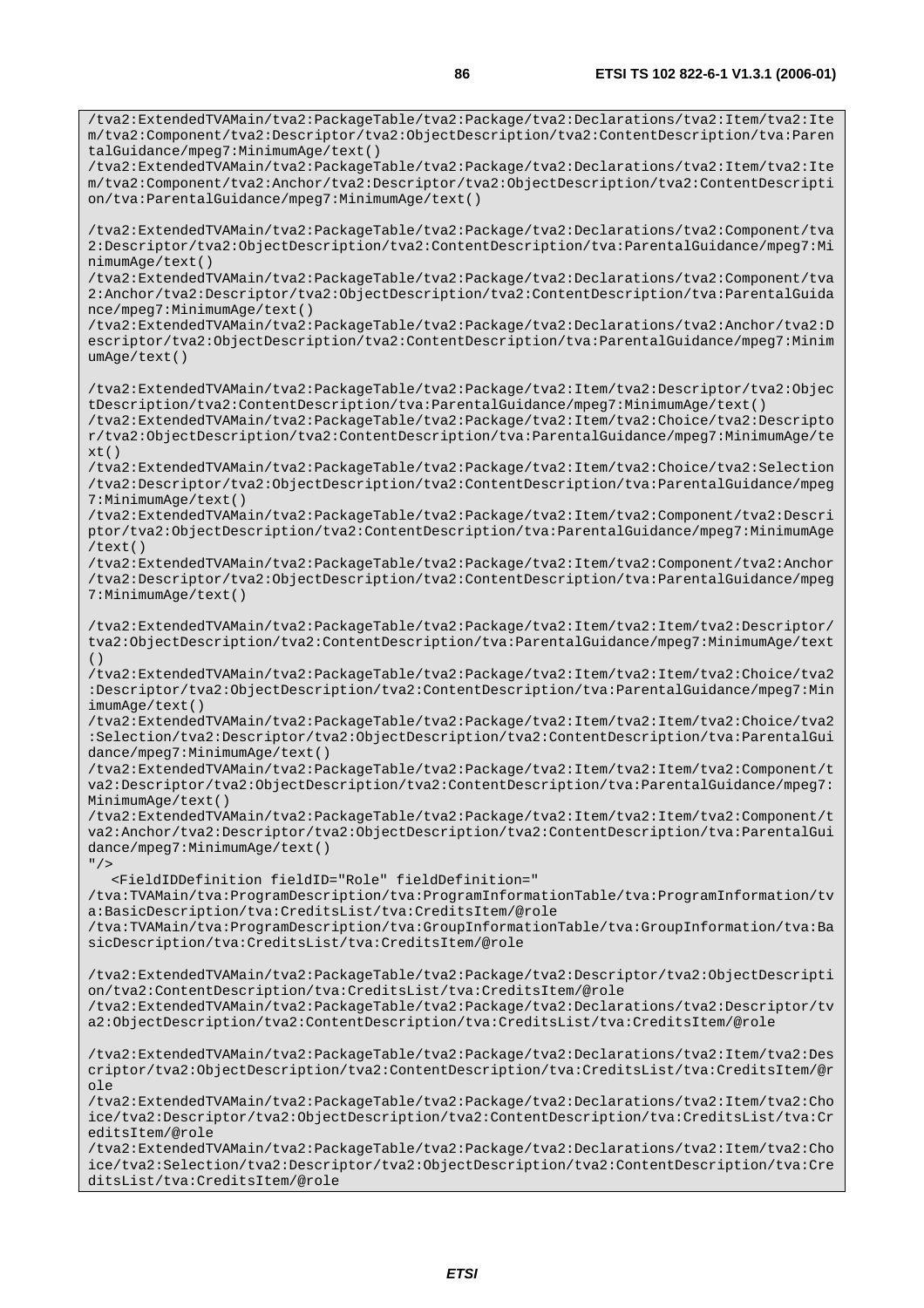```
/tva2:ExtendedTVAMain/tva2:PackageTable/tva2:Package/tva2:Declarations/tva2:Item/tva2:Item/tva2:Component/tva2:Descriptor/tva2:ObjectDescription/tva2:ContentDescription/tva:ParentalGuidance/mpeg7:MinimumAge/text()
/tva2:ExtendedTVAMain/tva2:PackageTable/tva2:Package/tva2:Declarations/tva2:Item/tva2:Item/tva2:Component/tva2:Anchor/tva2:Descriptor/tva2:ObjectDescription/tva2:ContentDescription/tva:ParentalGuidance/mpeg7:MinimumAge/text()

/tva2:ExtendedTVAMain/tva2:PackageTable/tva2:Package/tva2:Declarations/tva2:Component/tva2:Descriptor/tva2:ObjectDescription/tva2:ContentDescription/tva:ParentalGuidance/mpeg7:MinimumAge/text()
/tva2:ExtendedTVAMain/tva2:PackageTable/tva2:Package/tva2:Declarations/tva2:Component/tva2:Anchor/tva2:Descriptor/tva2:ObjectDescription/tva2:ContentDescription/tva:ParentalGuidance/mpeg7:MinimumAge/text()
/tva2:ExtendedTVAMain/tva2:PackageTable/tva2:Package/tva2:Declarations/tva2:Anchor/tva2:Descriptor/tva2:ObjectDescription/tva2:ContentDescription/tva:ParentalGuidance/mpeg7:MinimumAge/text()

/tva2:ExtendedTVAMain/tva2:PackageTable/tva2:Package/tva2:Item/tva2:Descriptor/tva2:ObjectDescription/tva2:ContentDescription/tva:ParentalGuidance/mpeg7:MinimumAge/text()
/tva2:ExtendedTVAMain/tva2:PackageTable/tva2:Package/tva2:Item/tva2:Choice/tva2:Descriptor/tva2:ObjectDescription/tva2:ContentDescription/tva:ParentalGuidance/mpeg7:MinimumAge/text()
/tva2:ExtendedTVAMain/tva2:PackageTable/tva2:Package/tva2:Item/tva2:Choice/tva2:Selection/tva2:Descriptor/tva2:ObjectDescription/tva2:ContentDescription/tva:ParentalGuidance/mpeg7:MinimumAge/text()
/tva2:ExtendedTVAMain/tva2:PackageTable/tva2:Package/tva2:Item/tva2:Component/tva2:Descriptor/tva2:ObjectDescription/tva2:ContentDescription/tva:ParentalGuidance/mpeg7:MinimumAge/text()
/tva2:ExtendedTVAMain/tva2:PackageTable/tva2:Package/tva2:Item/tva2:Component/tva2:Anchor/tva2:Descriptor/tva2:ObjectDescription/tva2:ContentDescription/tva:ParentalGuidance/mpeg7:MinimumAge/text()

/tva2:ExtendedTVAMain/tva2:PackageTable/tva2:Package/tva2:Item/tva2:Item/tva2:Descriptor/tva2:ObjectDescription/tva2:ContentDescription/tva:ParentalGuidance/mpeg7:MinimumAge/text()
/tva2:ExtendedTVAMain/tva2:PackageTable/tva2:Package/tva2:Item/tva2:Item/tva2:Choice/tva2:Descriptor/tva2:ObjectDescription/tva2:ContentDescription/tva:ParentalGuidance/mpeg7:MinimumAge/text()
/tva2:ExtendedTVAMain/tva2:PackageTable/tva2:Package/tva2:Item/tva2:Item/tva2:Choice/tva2:Selection/tva2:Descriptor/tva2:ObjectDescription/tva2:ContentDescription/tva:ParentalGuidance/mpeg7:MinimumAge/text()
/tva2:ExtendedTVAMain/tva2:PackageTable/tva2:Package/tva2:Item/tva2:Item/tva2:Component/tva2:Descriptor/tva2:ObjectDescription/tva2:ContentDescription/tva:ParentalGuidance/mpeg7:MinimumAge/text()
/tva2:ExtendedTVAMain/tva2:PackageTable/tva2:Package/tva2:Item/tva2:Item/tva2:Component/tva2:Anchor/tva2:Descriptor/tva2:ObjectDescription/tva2:ContentDescription/tva:ParentalGuidance/mpeg7:MinimumAge/text()
"/>
   <FieldIDDefinition fieldID="Role" fieldDefinition="
/tva:TVAMain/tva:ProgramDescription/tva:ProgramInformationTable/tva:ProgramInformation/tva:BasicDescription/tva:CreditsList/tva:CreditsItem/@role
/tva:TVAMain/tva:ProgramDescription/tva:GroupInformationTable/tva:GroupInformation/tva:BasicDescription/tva:CreditsList/tva:CreditsItem/@role

/tva2:ExtendedTVAMain/tva2:PackageTable/tva2:Package/tva2:Descriptor/tva2:ObjectDescription/tva2:ContentDescription/tva:CreditsList/tva:CreditsItem/@role
/tva2:ExtendedTVAMain/tva2:PackageTable/tva2:Package/tva2:Declarations/tva2:Descriptor/tva2:ObjectDescription/tva2:ContentDescription/tva:CreditsList/tva:CreditsItem/@role

/tva2:ExtendedTVAMain/tva2:PackageTable/tva2:Package/tva2:Declarations/tva2:Item/tva2:Descriptor/tva2:ObjectDescription/tva2:ContentDescription/tva:CreditsList/tva:CreditsItem/@role
/tva2:ExtendedTVAMain/tva2:PackageTable/tva2:Package/tva2:Declarations/tva2:Item/tva2:Choice/tva2:Descriptor/tva2:ObjectDescription/tva2:ContentDescription/tva:CreditsList/tva:CreditsItem/@role
/tva2:ExtendedTVAMain/tva2:PackageTable/tva2:Package/tva2:Declarations/tva2:Item/tva2:Choice/tva2:Selection/tva2:Descriptor/tva2:ObjectDescription/tva2:ContentDescription/tva:CreditsList/tva:CreditsItem/@role
```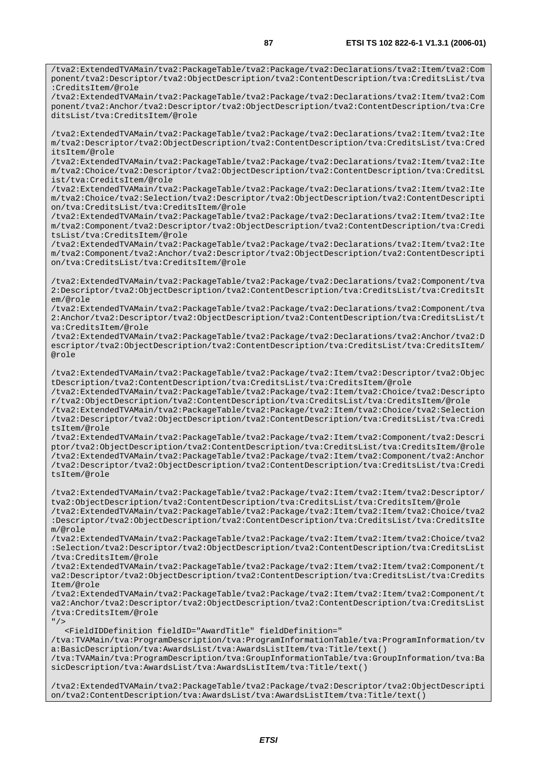```
/tva2:ExtendedTVAMain/tva2:PackageTable/tva2:Package/tva2:Declarations/tva2:Item/tva2:Component/tva2:Descriptor/tva2:ObjectDescription/tva2:ContentDescription/tva:CreditsList/tva:CreditsItem/@role
/tva2:ExtendedTVAMain/tva2:PackageTable/tva2:Package/tva2:Declarations/tva2:Item/tva2:Component/tva2:Anchor/tva2:Descriptor/tva2:ObjectDescription/tva2:ContentDescription/tva:CreditsList/tva:CreditsItem/@role

/tva2:ExtendedTVAMain/tva2:PackageTable/tva2:Package/tva2:Declarations/tva2:Item/tva2:Item/tva2:Descriptor/tva2:ObjectDescription/tva2:ContentDescription/tva:CreditsList/tva:CreditsItem/@role
/tva2:ExtendedTVAMain/tva2:PackageTable/tva2:Package/tva2:Declarations/tva2:Item/tva2:Item/tva2:Choice/tva2:Descriptor/tva2:ObjectDescription/tva2:ContentDescription/tva:CreditsList/tva:CreditsItem/@role
/tva2:ExtendedTVAMain/tva2:PackageTable/tva2:Package/tva2:Declarations/tva2:Item/tva2:Item/tva2:Choice/tva2:Selection/tva2:Descriptor/tva2:ObjectDescription/tva2:ContentDescription/tva:CreditsList/tva:CreditsItem/@role
/tva2:ExtendedTVAMain/tva2:PackageTable/tva2:Package/tva2:Declarations/tva2:Item/tva2:Item/tva2:Component/tva2:Descriptor/tva2:ObjectDescription/tva2:ContentDescription/tva:CreditsList/tva:CreditsItem/@role
/tva2:ExtendedTVAMain/tva2:PackageTable/tva2:Package/tva2:Declarations/tva2:Item/tva2:Item/tva2:Component/tva2:Anchor/tva2:Descriptor/tva2:ObjectDescription/tva2:ContentDescription/tva:CreditsList/tva:CreditsItem/@role

/tva2:ExtendedTVAMain/tva2:PackageTable/tva2:Package/tva2:Declarations/tva2:Component/tva2:Descriptor/tva2:ObjectDescription/tva2:ContentDescription/tva:CreditsList/tva:CreditsItem/@role
/tva2:ExtendedTVAMain/tva2:PackageTable/tva2:Package/tva2:Declarations/tva2:Component/tva2:Anchor/tva2:Descriptor/tva2:ObjectDescription/tva2:ContentDescription/tva:CreditsList/tva:CreditsItem/@role
/tva2:ExtendedTVAMain/tva2:PackageTable/tva2:Package/tva2:Declarations/tva2:Anchor/tva2:Descriptor/tva2:ObjectDescription/tva2:ContentDescription/tva:CreditsList/tva:CreditsItem/@role

/tva2:ExtendedTVAMain/tva2:PackageTable/tva2:Package/tva2:Item/tva2:Descriptor/tva2:ObjectDescription/tva2:ContentDescription/tva:CreditsList/tva:CreditsItem/@role
/tva2:ExtendedTVAMain/tva2:PackageTable/tva2:Package/tva2:Item/tva2:Choice/tva2:Descriptor/tva2:ObjectDescription/tva2:ContentDescription/tva:CreditsList/tva:CreditsItem/@role
/tva2:ExtendedTVAMain/tva2:PackageTable/tva2:Package/tva2:Item/tva2:Choice/tva2:Selection/tva2:Descriptor/tva2:ObjectDescription/tva2:ContentDescription/tva:CreditsList/tva:CreditsItem/@role
/tva2:ExtendedTVAMain/tva2:PackageTable/tva2:Package/tva2:Item/tva2:Component/tva2:Descriptor/tva2:ObjectDescription/tva2:ContentDescription/tva:CreditsList/tva:CreditsItem/@role
/tva2:ExtendedTVAMain/tva2:PackageTable/tva2:Package/tva2:Item/tva2:Component/tva2:Anchor/tva2:Descriptor/tva2:ObjectDescription/tva2:ContentDescription/tva:CreditsList/tva:CreditsItem/@role

/tva2:ExtendedTVAMain/tva2:PackageTable/tva2:Package/tva2:Item/tva2:Item/tva2:Descriptor/tva2:ObjectDescription/tva2:ContentDescription/tva:CreditsList/tva:CreditsItem/@role
/tva2:ExtendedTVAMain/tva2:PackageTable/tva2:Package/tva2:Item/tva2:Item/tva2:Choice/tva2:Descriptor/tva2:ObjectDescription/tva2:ContentDescription/tva:CreditsList/tva:CreditsItem/@role
/tva2:ExtendedTVAMain/tva2:PackageTable/tva2:Package/tva2:Item/tva2:Item/tva2:Choice/tva2:Selection/tva2:Descriptor/tva2:ObjectDescription/tva2:ContentDescription/tva:CreditsList/tva:CreditsItem/@role
/tva2:ExtendedTVAMain/tva2:PackageTable/tva2:Package/tva2:Item/tva2:Item/tva2:Component/tva2:Descriptor/tva2:ObjectDescription/tva2:ContentDescription/tva:CreditsList/tva:CreditsItem/@role
/tva2:ExtendedTVAMain/tva2:PackageTable/tva2:Package/tva2:Item/tva2:Item/tva2:Component/tva2:Anchor/tva2:Descriptor/tva2:ObjectDescription/tva2:ContentDescription/tva:CreditsList/tva:CreditsItem/@role
"/>
   <FieldIDDefinition fieldID="AwardTitle" fieldDefinition="
/tva:TVAMain/tva:ProgramDescription/tva:ProgramInformationTable/tva:ProgramInformation/tva:BasicDescription/tva:AwardsList/tva:AwardsListItem/tva:Title/text()
/tva:TVAMain/tva:ProgramDescription/tva:GroupInformationTable/tva:GroupInformation/tva:BasicDescription/tva:AwardsList/tva:AwardsListItem/tva:Title/text()

/tva2:ExtendedTVAMain/tva2:PackageTable/tva2:Package/tva2:Descriptor/tva2:ObjectDescription/tva2:ContentDescription/tva:AwardsList/tva:AwardsListItem/tva:Title/text()
```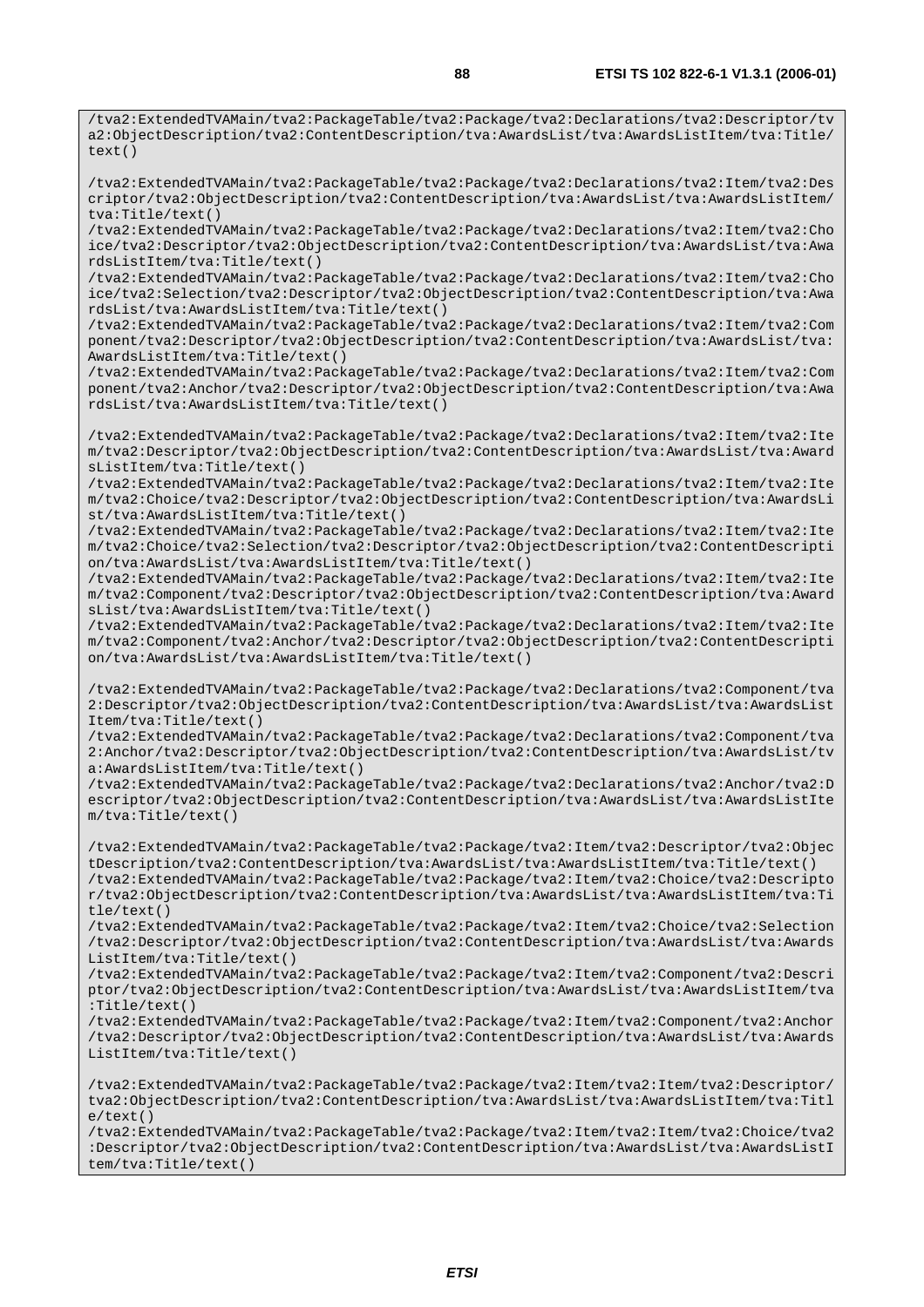```
/tva2:ExtendedTVAMain/tva2:PackageTable/tva2:Package/tva2:Declarations/tva2:Descriptor/tva2:ObjectDescription/tva2:ContentDescription/tva:AwardsList/tva:AwardsListItem/tva:Title/text()

/tva2:ExtendedTVAMain/tva2:PackageTable/tva2:Package/tva2:Declarations/tva2:Item/tva2:Descriptor/tva2:ObjectDescription/tva2:ContentDescription/tva:AwardsList/tva:AwardsListItem/tva:Title/text()
/tva2:ExtendedTVAMain/tva2:PackageTable/tva2:Package/tva2:Declarations/tva2:Item/tva2:Choice/tva2:Descriptor/tva2:ObjectDescription/tva2:ContentDescription/tva:AwardsList/tva:AwardsListItem/tva:Title/text()
/tva2:ExtendedTVAMain/tva2:PackageTable/tva2:Package/tva2:Declarations/tva2:Item/tva2:Choice/tva2:Selection/tva2:Descriptor/tva2:ObjectDescription/tva2:ContentDescription/tva:AwardsList/tva:AwardsListItem/tva:Title/text()
/tva2:ExtendedTVAMain/tva2:PackageTable/tva2:Package/tva2:Declarations/tva2:Item/tva2:Component/tva2:Descriptor/tva2:ObjectDescription/tva2:ContentDescription/tva:AwardsList/tva:AwardsListItem/tva:Title/text()
/tva2:ExtendedTVAMain/tva2:PackageTable/tva2:Package/tva2:Declarations/tva2:Item/tva2:Component/tva2:Anchor/tva2:Descriptor/tva2:ObjectDescription/tva2:ContentDescription/tva:AwardsList/tva:AwardsListItem/tva:Title/text()

/tva2:ExtendedTVAMain/tva2:PackageTable/tva2:Package/tva2:Declarations/tva2:Item/tva2:Item/tva2:Descriptor/tva2:ObjectDescription/tva2:ContentDescription/tva:AwardsList/tva:AwardsListItem/tva:Title/text()
/tva2:ExtendedTVAMain/tva2:PackageTable/tva2:Package/tva2:Declarations/tva2:Item/tva2:Item/tva2:Choice/tva2:Descriptor/tva2:ObjectDescription/tva2:ContentDescription/tva:AwardsList/tva:AwardsListItem/tva:Title/text()
/tva2:ExtendedTVAMain/tva2:PackageTable/tva2:Package/tva2:Declarations/tva2:Item/tva2:Item/tva2:Choice/tva2:Selection/tva2:Descriptor/tva2:ObjectDescription/tva2:ContentDescription/tva:AwardsList/tva:AwardsListItem/tva:Title/text()
/tva2:ExtendedTVAMain/tva2:PackageTable/tva2:Package/tva2:Declarations/tva2:Item/tva2:Item/tva2:Component/tva2:Descriptor/tva2:ObjectDescription/tva2:ContentDescription/tva:AwardsList/tva:AwardsListItem/tva:Title/text()
/tva2:ExtendedTVAMain/tva2:PackageTable/tva2:Package/tva2:Declarations/tva2:Item/tva2:Item/tva2:Component/tva2:Anchor/tva2:Descriptor/tva2:ObjectDescription/tva2:ContentDescription/tva:AwardsList/tva:AwardsListItem/tva:Title/text()

/tva2:ExtendedTVAMain/tva2:PackageTable/tva2:Package/tva2:Declarations/tva2:Component/tva2:Descriptor/tva2:ObjectDescription/tva2:ContentDescription/tva:AwardsList/tva:AwardsListItem/tva:Title/text()
/tva2:ExtendedTVAMain/tva2:PackageTable/tva2:Package/tva2:Declarations/tva2:Component/tva2:Anchor/tva2:Descriptor/tva2:ObjectDescription/tva2:ContentDescription/tva:AwardsList/tva:AwardsListItem/tva:Title/text()
/tva2:ExtendedTVAMain/tva2:PackageTable/tva2:Package/tva2:Declarations/tva2:Anchor/tva2:Descriptor/tva2:ObjectDescription/tva2:ContentDescription/tva:AwardsList/tva:AwardsListItem/tva:Title/text()

/tva2:ExtendedTVAMain/tva2:PackageTable/tva2:Package/tva2:Item/tva2:Descriptor/tva2:ObjectDescription/tva2:ContentDescription/tva:AwardsList/tva:AwardsListItem/tva:Title/text()
/tva2:ExtendedTVAMain/tva2:PackageTable/tva2:Package/tva2:Item/tva2:Choice/tva2:Descriptor/tva2:ObjectDescription/tva2:ContentDescription/tva:AwardsList/tva:AwardsListItem/tva:Title/text()
/tva2:ExtendedTVAMain/tva2:PackageTable/tva2:Package/tva2:Item/tva2:Choice/tva2:Selection/tva2:Descriptor/tva2:ObjectDescription/tva2:ContentDescription/tva:AwardsList/tva:AwardsListItem/tva:Title/text()
/tva2:ExtendedTVAMain/tva2:PackageTable/tva2:Package/tva2:Item/tva2:Component/tva2:Descriptor/tva2:ObjectDescription/tva2:ContentDescription/tva:AwardsList/tva:AwardsListItem/tva:Title/text()
/tva2:ExtendedTVAMain/tva2:PackageTable/tva2:Package/tva2:Item/tva2:Component/tva2:Anchor/tva2:Descriptor/tva2:ObjectDescription/tva2:ContentDescription/tva:AwardsList/tva:AwardsListItem/tva:Title/text()

/tva2:ExtendedTVAMain/tva2:PackageTable/tva2:Package/tva2:Item/tva2:Item/tva2:Descriptor/tva2:ObjectDescription/tva2:ContentDescription/tva:AwardsList/tva:AwardsListItem/tva:Title/text()
/tva2:ExtendedTVAMain/tva2:PackageTable/tva2:Package/tva2:Item/tva2:Item/tva2:Choice/tva2:Descriptor/tva2:ObjectDescription/tva2:ContentDescription/tva:AwardsList/tva:AwardsListItem/tva:Title/text()
```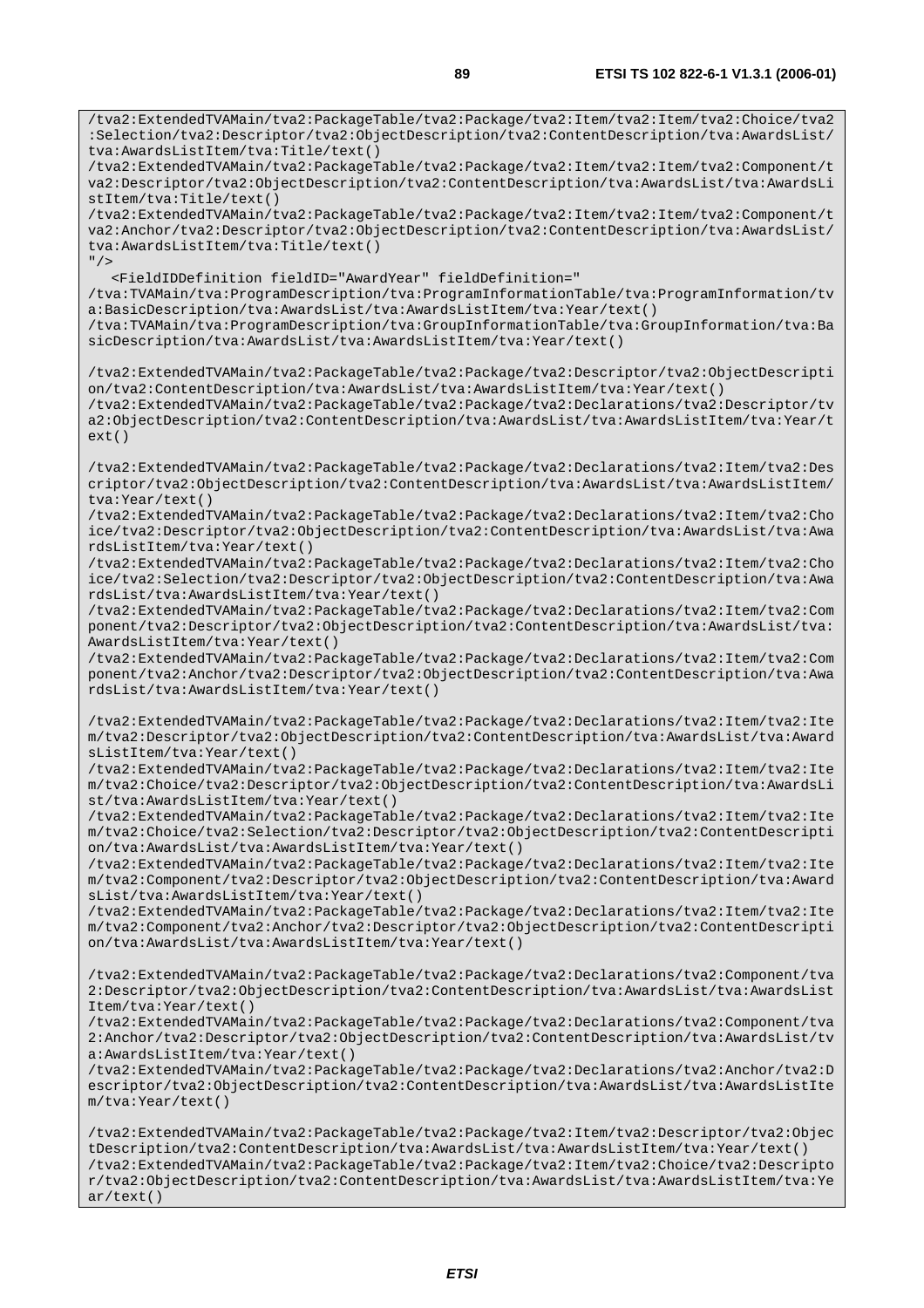```
/tva2:ExtendedTVAMain/tva2:PackageTable/tva2:Package/tva2:Item/tva2:Item/tva2:Choice/tva2
:Selection/tva2:Descriptor/tva2:ObjectDescription/tva2:ContentDescription/tva:AwardsList/
tva:AwardsListItem/tva:Title/text()
/tva2:ExtendedTVAMain/tva2:PackageTable/tva2:Package/tva2:Item/tva2:Item/tva2:Component/t
va2:Descriptor/tva2:ObjectDescription/tva2:ContentDescription/tva:AwardsList/tva:AwardsLi
stItem/tva:Title/text()
/tva2:ExtendedTVAMain/tva2:PackageTable/tva2:Package/tva2:Item/tva2:Item/tva2:Component/t
va2:Anchor/tva2:Descriptor/tva2:ObjectDescription/tva2:ContentDescription/tva:AwardsList/
tva:AwardsListItem/tva:Title/text()
"/>
   <FieldIDDefinition fieldID="AwardYear" fieldDefinition="
/tva:TVAMain/tva:ProgramDescription/tva:ProgramInformationTable/tva:ProgramInformation/tv
a:BasicDescription/tva:AwardsList/tva:AwardsListItem/tva:Year/text()
/tva:TVAMain/tva:ProgramDescription/tva:GroupInformationTable/tva:GroupInformation/tva:Ba
sicDescription/tva:AwardsList/tva:AwardsListItem/tva:Year/text()

/tva2:ExtendedTVAMain/tva2:PackageTable/tva2:Package/tva2:Descriptor/tva2:ObjectDescripti
on/tva2:ContentDescription/tva:AwardsList/tva:AwardsListItem/tva:Year/text()
/tva2:ExtendedTVAMain/tva2:PackageTable/tva2:Package/tva2:Declarations/tva2:Descriptor/tv
a2:ObjectDescription/tva2:ContentDescription/tva:AwardsList/tva:AwardsListItem/tva:Year/t
ext()

/tva2:ExtendedTVAMain/tva2:PackageTable/tva2:Package/tva2:Declarations/tva2:Item/tva2:Des
criptor/tva2:ObjectDescription/tva2:ContentDescription/tva:AwardsList/tva:AwardsListItem/
tva:Year/text()
/tva2:ExtendedTVAMain/tva2:PackageTable/tva2:Package/tva2:Declarations/tva2:Item/tva2:Cho
ice/tva2:Descriptor/tva2:ObjectDescription/tva2:ContentDescription/tva:AwardsList/tva:Awa
rdsListItem/tva:Year/text()
/tva2:ExtendedTVAMain/tva2:PackageTable/tva2:Package/tva2:Declarations/tva2:Item/tva2:Cho
ice/tva2:Selection/tva2:Descriptor/tva2:ObjectDescription/tva2:ContentDescription/tva:Awa
rdsList/tva:AwardsListItem/tva:Year/text()
/tva2:ExtendedTVAMain/tva2:PackageTable/tva2:Package/tva2:Declarations/tva2:Item/tva2:Com
ponent/tva2:Descriptor/tva2:ObjectDescription/tva2:ContentDescription/tva:AwardsList/tva:
AwardsListItem/tva:Year/text()
/tva2:ExtendedTVAMain/tva2:PackageTable/tva2:Package/tva2:Declarations/tva2:Item/tva2:Com
ponent/tva2:Anchor/tva2:Descriptor/tva2:ObjectDescription/tva2:ContentDescription/tva:Awa
rdsList/tva:AwardsListItem/tva:Year/text()

/tva2:ExtendedTVAMain/tva2:PackageTable/tva2:Package/tva2:Declarations/tva2:Item/tva2:Ite
m/tva2:Descriptor/tva2:ObjectDescription/tva2:ContentDescription/tva:AwardsList/tva:Award
sListItem/tva:Year/text()
/tva2:ExtendedTVAMain/tva2:PackageTable/tva2:Package/tva2:Declarations/tva2:Item/tva2:Ite
m/tva2:Choice/tva2:Descriptor/tva2:ObjectDescription/tva2:ContentDescription/tva:AwardsLi
st/tva:AwardsListItem/tva:Year/text()
/tva2:ExtendedTVAMain/tva2:PackageTable/tva2:Package/tva2:Declarations/tva2:Item/tva2:Ite
m/tva2:Choice/tva2:Selection/tva2:Descriptor/tva2:ObjectDescription/tva2:ContentDescripti
on/tva:AwardsList/tva:AwardsListItem/tva:Year/text()
/tva2:ExtendedTVAMain/tva2:PackageTable/tva2:Package/tva2:Declarations/tva2:Item/tva2:Ite
m/tva2:Component/tva2:Descriptor/tva2:ObjectDescription/tva2:ContentDescription/tva:Award
sList/tva:AwardsListItem/tva:Year/text()
/tva2:ExtendedTVAMain/tva2:PackageTable/tva2:Package/tva2:Declarations/tva2:Item/tva2:Ite
m/tva2:Component/tva2:Anchor/tva2:Descriptor/tva2:ObjectDescription/tva2:ContentDescripti
on/tva:AwardsList/tva:AwardsListItem/tva:Year/text()

/tva2:ExtendedTVAMain/tva2:PackageTable/tva2:Package/tva2:Declarations/tva2:Component/tva
2:Descriptor/tva2:ObjectDescription/tva2:ContentDescription/tva:AwardsList/tva:AwardsList
Item/tva:Year/text()
/tva2:ExtendedTVAMain/tva2:PackageTable/tva2:Package/tva2:Declarations/tva2:Component/tva
2:Anchor/tva2:Descriptor/tva2:ObjectDescription/tva2:ContentDescription/tva:AwardsList/tv
a:AwardsListItem/tva:Year/text()
/tva2:ExtendedTVAMain/tva2:PackageTable/tva2:Package/tva2:Declarations/tva2:Anchor/tva2:D
escriptor/tva2:ObjectDescription/tva2:ContentDescription/tva:AwardsList/tva:AwardsListIte
m/tva:Year/text()

/tva2:ExtendedTVAMain/tva2:PackageTable/tva2:Package/tva2:Item/tva2:Descriptor/tva2:Objec
tDescription/tva2:ContentDescription/tva:AwardsList/tva:AwardsListItem/tva:Year/text()
/tva2:ExtendedTVAMain/tva2:PackageTable/tva2:Package/tva2:Item/tva2:Choice/tva2:Descripto
r/tva2:ObjectDescription/tva2:ContentDescription/tva:AwardsList/tva:AwardsListItem/tva:Ye
ar/text()
```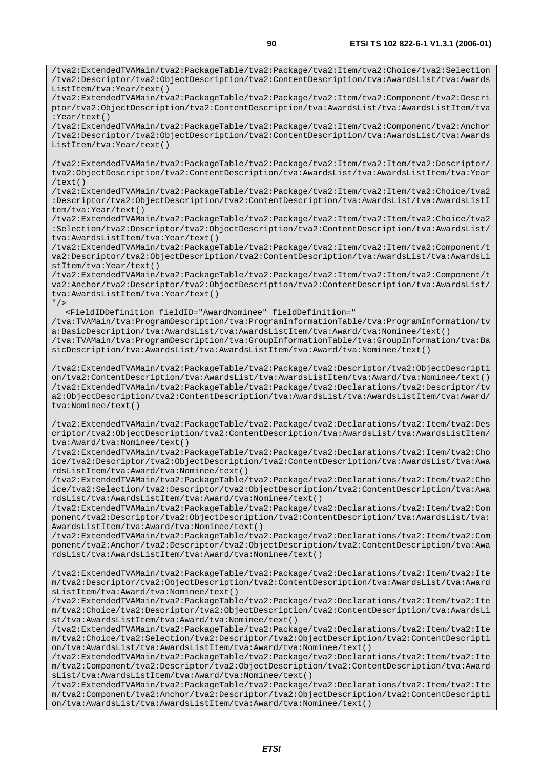```
/tva2:ExtendedTVAMain/tva2:PackageTable/tva2:Package/tva2:Item/tva2:Choice/tva2:Selection
/tva2:Descriptor/tva2:ObjectDescription/tva2:ContentDescription/tva:AwardsList/tva:Awards
ListItem/tva:Year/text()
/tva2:ExtendedTVAMain/tva2:PackageTable/tva2:Package/tva2:Item/tva2:Component/tva2:Descri
ptor/tva2:ObjectDescription/tva2:ContentDescription/tva:AwardsList/tva:AwardsListItem/tva
:Year/text()
/tva2:ExtendedTVAMain/tva2:PackageTable/tva2:Package/tva2:Item/tva2:Component/tva2:Anchor
/tva2:Descriptor/tva2:ObjectDescription/tva2:ContentDescription/tva:AwardsList/tva:Awards
ListItem/tva:Year/text()

/tva2:ExtendedTVAMain/tva2:PackageTable/tva2:Package/tva2:Item/tva2:Item/tva2:Descriptor/
tva2:ObjectDescription/tva2:ContentDescription/tva:AwardsList/tva:AwardsListItem/tva:Year
/text()
/tva2:ExtendedTVAMain/tva2:PackageTable/tva2:Package/tva2:Item/tva2:Item/tva2:Choice/tva2
:Descriptor/tva2:ObjectDescription/tva2:ContentDescription/tva:AwardsList/tva:AwardsListI
tem/tva:Year/text()
/tva2:ExtendedTVAMain/tva2:PackageTable/tva2:Package/tva2:Item/tva2:Item/tva2:Choice/tva2
:Selection/tva2:Descriptor/tva2:ObjectDescription/tva2:ContentDescription/tva:AwardsList/
tva:AwardsListItem/tva:Year/text()
/tva2:ExtendedTVAMain/tva2:PackageTable/tva2:Package/tva2:Item/tva2:Item/tva2:Component/t
va2:Descriptor/tva2:ObjectDescription/tva2:ContentDescription/tva:AwardsList/tva:AwardsLi
stItem/tva:Year/text()
/tva2:ExtendedTVAMain/tva2:PackageTable/tva2:Package/tva2:Item/tva2:Item/tva2:Component/t
va2:Anchor/tva2:Descriptor/tva2:ObjectDescription/tva2:ContentDescription/tva:AwardsList/
tva:AwardsListItem/tva:Year/text()
"/>
   <FieldIDDefinition fieldID="AwardNominee" fieldDefinition="
/tva:TVAMain/tva:ProgramDescription/tva:ProgramInformationTable/tva:ProgramInformation/tv
a:BasicDescription/tva:AwardsList/tva:AwardsListItem/tva:Award/tva:Nominee/text()
/tva:TVAMain/tva:ProgramDescription/tva:GroupInformationTable/tva:GroupInformation/tva:Ba
sicDescription/tva:AwardsList/tva:AwardsListItem/tva:Award/tva:Nominee/text()

/tva2:ExtendedTVAMain/tva2:PackageTable/tva2:Package/tva2:Descriptor/tva2:ObjectDescripti
on/tva2:ContentDescription/tva:AwardsList/tva:AwardsListItem/tva:Award/tva:Nominee/text()
/tva2:ExtendedTVAMain/tva2:PackageTable/tva2:Package/tva2:Declarations/tva2:Descriptor/tv
a2:ObjectDescription/tva2:ContentDescription/tva:AwardsList/tva:AwardsListItem/tva:Award/
tva:Nominee/text()

/tva2:ExtendedTVAMain/tva2:PackageTable/tva2:Package/tva2:Declarations/tva2:Item/tva2:Des
criptor/tva2:ObjectDescription/tva2:ContentDescription/tva:AwardsList/tva:AwardsListItem/
tva:Award/tva:Nominee/text()
/tva2:ExtendedTVAMain/tva2:PackageTable/tva2:Package/tva2:Declarations/tva2:Item/tva2:Cho
ice/tva2:Descriptor/tva2:ObjectDescription/tva2:ContentDescription/tva:AwardsList/tva:Awa
rdsListItem/tva:Award/tva:Nominee/text()
/tva2:ExtendedTVAMain/tva2:PackageTable/tva2:Package/tva2:Declarations/tva2:Item/tva2:Cho
ice/tva2:Selection/tva2:Descriptor/tva2:ObjectDescription/tva2:ContentDescription/tva:Awa
rdsList/tva:AwardsListItem/tva:Award/tva:Nominee/text()
/tva2:ExtendedTVAMain/tva2:PackageTable/tva2:Package/tva2:Declarations/tva2:Item/tva2:Com
ponent/tva2:Descriptor/tva2:ObjectDescription/tva2:ContentDescription/tva:AwardsList/tva:
AwardsListItem/tva:Award/tva:Nominee/text()
/tva2:ExtendedTVAMain/tva2:PackageTable/tva2:Package/tva2:Declarations/tva2:Item/tva2:Com
ponent/tva2:Anchor/tva2:Descriptor/tva2:ObjectDescription/tva2:ContentDescription/tva:Awa
rdsList/tva:AwardsListItem/tva:Award/tva:Nominee/text()

/tva2:ExtendedTVAMain/tva2:PackageTable/tva2:Package/tva2:Declarations/tva2:Item/tva2:Ite
m/tva2:Descriptor/tva2:ObjectDescription/tva2:ContentDescription/tva:AwardsList/tva:Award
sListItem/tva:Award/tva:Nominee/text()
/tva2:ExtendedTVAMain/tva2:PackageTable/tva2:Package/tva2:Declarations/tva2:Item/tva2:Ite
m/tva2:Choice/tva2:Descriptor/tva2:ObjectDescription/tva2:ContentDescription/tva:AwardsLi
st/tva:AwardsListItem/tva:Award/tva:Nominee/text()
/tva2:ExtendedTVAMain/tva2:PackageTable/tva2:Package/tva2:Declarations/tva2:Item/tva2:Ite
m/tva2:Choice/tva2:Selection/tva2:Descriptor/tva2:ObjectDescription/tva2:ContentDescripti
on/tva:AwardsList/tva:AwardsListItem/tva:Award/tva:Nominee/text()
/tva2:ExtendedTVAMain/tva2:PackageTable/tva2:Package/tva2:Declarations/tva2:Item/tva2:Ite
m/tva2:Component/tva2:Descriptor/tva2:ObjectDescription/tva2:ContentDescription/tva:Award
sList/tva:AwardsListItem/tva:Award/tva:Nominee/text()
/tva2:ExtendedTVAMain/tva2:PackageTable/tva2:Package/tva2:Declarations/tva2:Item/tva2:Ite
m/tva2:Component/tva2:Anchor/tva2:Descriptor/tva2:ObjectDescription/tva2:ContentDescripti
on/tva:AwardsList/tva:AwardsListItem/tva:Award/tva:Nominee/text()
```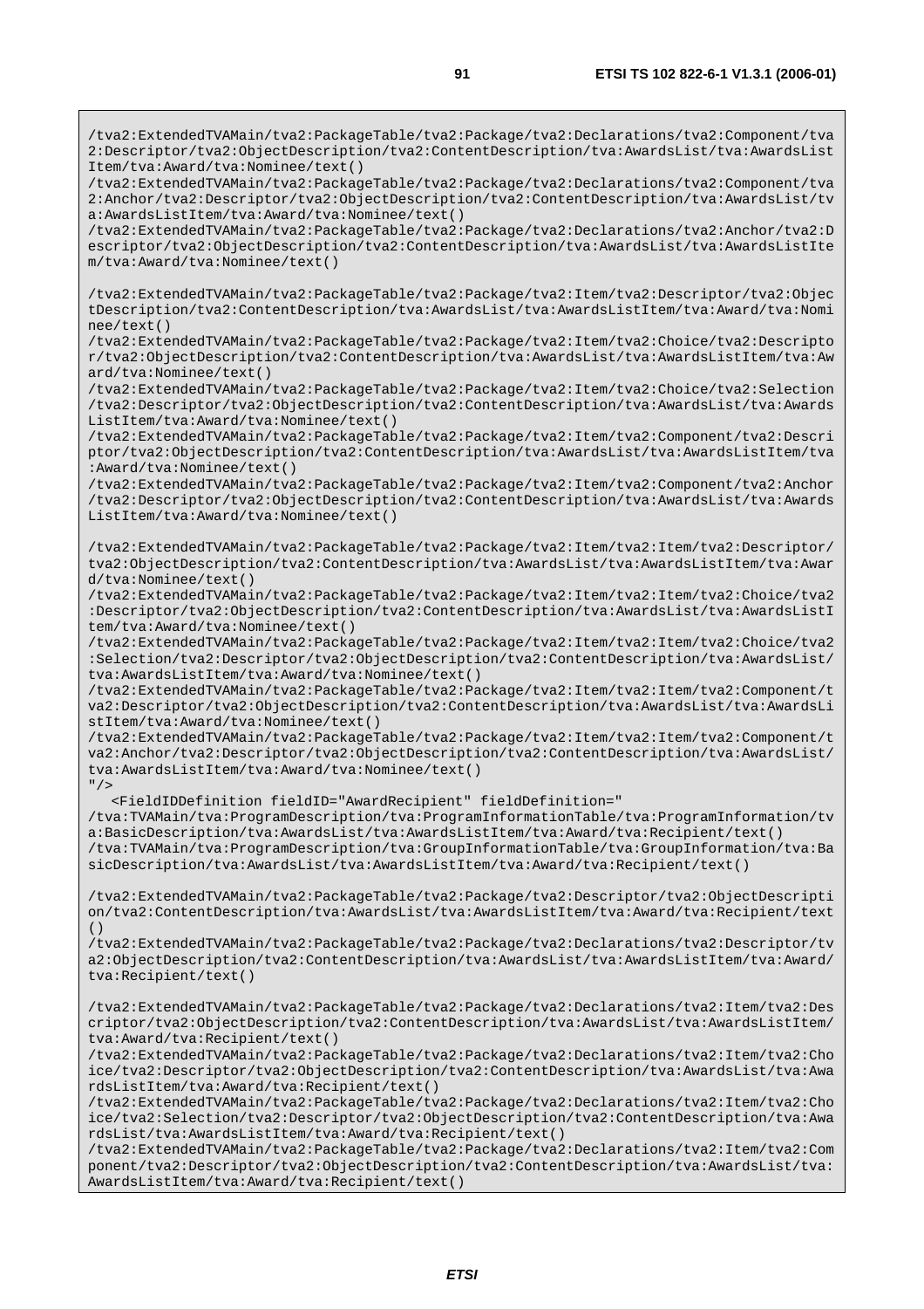```
/tva2:ExtendedTVAMain/tva2:PackageTable/tva2:Package/tva2:Declarations/tva2:Component/tva2:Descriptor/tva2:ObjectDescription/tva2:ContentDescription/tva:AwardsList/tva:AwardsListItem/tva:Award/tva:Nominee/text()
/tva2:ExtendedTVAMain/tva2:PackageTable/tva2:Package/tva2:Declarations/tva2:Component/tva2:Anchor/tva2:Descriptor/tva2:ObjectDescription/tva2:ContentDescription/tva:AwardsList/tva:AwardsListItem/tva:Award/tva:Nominee/text()
/tva2:ExtendedTVAMain/tva2:PackageTable/tva2:Package/tva2:Declarations/tva2:Anchor/tva2:Descriptor/tva2:ObjectDescription/tva2:ContentDescription/tva:AwardsList/tva:AwardsListItem/tva:Award/tva:Nominee/text()

/tva2:ExtendedTVAMain/tva2:PackageTable/tva2:Package/tva2:Item/tva2:Descriptor/tva2:ObjectDescription/tva2:ContentDescription/tva:AwardsList/tva:AwardsListItem/tva:Award/tva:Nominee/text()
/tva2:ExtendedTVAMain/tva2:PackageTable/tva2:Package/tva2:Item/tva2:Choice/tva2:Descriptor/tva2:ObjectDescription/tva2:ContentDescription/tva:AwardsList/tva:AwardsListItem/tva:Award/tva:Nominee/text()
/tva2:ExtendedTVAMain/tva2:PackageTable/tva2:Package/tva2:Item/tva2:Choice/tva2:Selection/tva2:Descriptor/tva2:ObjectDescription/tva2:ContentDescription/tva:AwardsList/tva:AwardsListItem/tva:Award/tva:Nominee/text()
/tva2:ExtendedTVAMain/tva2:PackageTable/tva2:Package/tva2:Item/tva2:Component/tva2:Descriptor/tva2:ObjectDescription/tva2:ContentDescription/tva:AwardsList/tva:AwardsListItem/tva:Award/tva:Nominee/text()
/tva2:ExtendedTVAMain/tva2:PackageTable/tva2:Package/tva2:Item/tva2:Component/tva2:Anchor/tva2:Descriptor/tva2:ObjectDescription/tva2:ContentDescription/tva:AwardsList/tva:AwardsListItem/tva:Award/tva:Nominee/text()

/tva2:ExtendedTVAMain/tva2:PackageTable/tva2:Package/tva2:Item/tva2:Item/tva2:Descriptor/tva2:ObjectDescription/tva2:ContentDescription/tva:AwardsList/tva:AwardsListItem/tva:Award/tva:Nominee/text()
/tva2:ExtendedTVAMain/tva2:PackageTable/tva2:Package/tva2:Item/tva2:Item/tva2:Choice/tva2:Descriptor/tva2:ObjectDescription/tva2:ContentDescription/tva:AwardsList/tva:AwardsListItem/tva:Award/tva:Nominee/text()
/tva2:ExtendedTVAMain/tva2:PackageTable/tva2:Package/tva2:Item/tva2:Item/tva2:Choice/tva2:Selection/tva2:Descriptor/tva2:ObjectDescription/tva2:ContentDescription/tva:AwardsList/tva:AwardsListItem/tva:Award/tva:Nominee/text()
/tva2:ExtendedTVAMain/tva2:PackageTable/tva2:Package/tva2:Item/tva2:Item/tva2:Component/tva2:Descriptor/tva2:ObjectDescription/tva2:ContentDescription/tva:AwardsList/tva:AwardsListItem/tva:Award/tva:Nominee/text()
/tva2:ExtendedTVAMain/tva2:PackageTable/tva2:Package/tva2:Item/tva2:Item/tva2:Component/tva2:Anchor/tva2:Descriptor/tva2:ObjectDescription/tva2:ContentDescription/tva:AwardsList/tva:AwardsListItem/tva:Award/tva:Nominee/text()
"/>
   <FieldIDDefinition fieldID="AwardRecipient" fieldDefinition="
/tva:TVAMain/tva:ProgramDescription/tva:ProgramInformationTable/tva:ProgramInformation/tva:BasicDescription/tva:AwardsList/tva:AwardsListItem/tva:Award/tva:Recipient/text()
/tva:TVAMain/tva:ProgramDescription/tva:GroupInformationTable/tva:GroupInformation/tva:BasicDescription/tva:AwardsList/tva:AwardsListItem/tva:Award/tva:Recipient/text()

/tva2:ExtendedTVAMain/tva2:PackageTable/tva2:Package/tva2:Descriptor/tva2:ObjectDescription/tva2:ContentDescription/tva:AwardsList/tva:AwardsListItem/tva:Award/tva:Recipient/text()
/tva2:ExtendedTVAMain/tva2:PackageTable/tva2:Package/tva2:Declarations/tva2:Descriptor/tva2:ObjectDescription/tva2:ContentDescription/tva:AwardsList/tva:AwardsListItem/tva:Award/tva:Recipient/text()

/tva2:ExtendedTVAMain/tva2:PackageTable/tva2:Package/tva2:Declarations/tva2:Item/tva2:Descriptor/tva2:ObjectDescription/tva2:ContentDescription/tva:AwardsList/tva:AwardsListItem/tva:Award/tva:Recipient/text()
/tva2:ExtendedTVAMain/tva2:PackageTable/tva2:Package/tva2:Declarations/tva2:Item/tva2:Choice/tva2:Descriptor/tva2:ObjectDescription/tva2:ContentDescription/tva:AwardsList/tva:AwardsListItem/tva:Award/tva:Recipient/text()
/tva2:ExtendedTVAMain/tva2:PackageTable/tva2:Package/tva2:Declarations/tva2:Item/tva2:Choice/tva2:Selection/tva2:Descriptor/tva2:ObjectDescription/tva2:ContentDescription/tva:AwardsList/tva:AwardsListItem/tva:Award/tva:Recipient/text()
/tva2:ExtendedTVAMain/tva2:PackageTable/tva2:Package/tva2:Declarations/tva2:Item/tva2:Component/tva2:Descriptor/tva2:ObjectDescription/tva2:ContentDescription/tva:AwardsList/tva:AwardsListItem/tva:Award/tva:Recipient/text()
```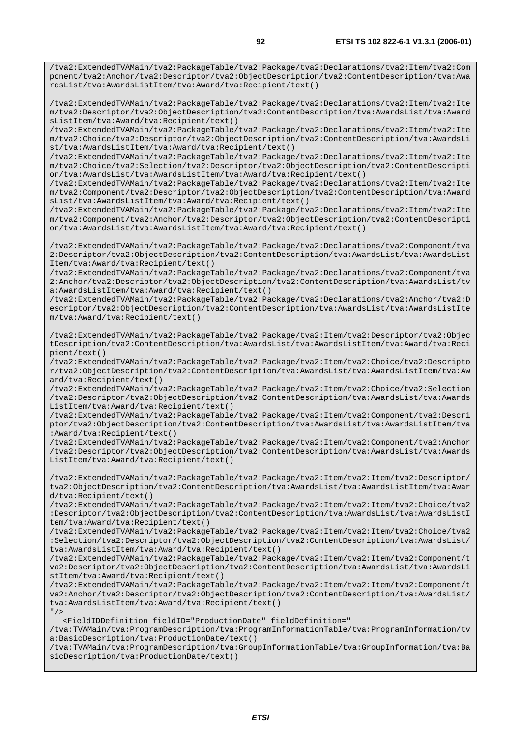```
/tva2:ExtendedTVAMain/tva2:PackageTable/tva2:Package/tva2:Declarations/tva2:Item/tva2:Component/tva2:Anchor/tva2:Descriptor/tva2:ObjectDescription/tva2:ContentDescription/tva:AwardsList/tva:AwardsListItem/tva:Award/tva:Recipient/text()

/tva2:ExtendedTVAMain/tva2:PackageTable/tva2:Package/tva2:Declarations/tva2:Item/tva2:Item/tva2:Descriptor/tva2:ObjectDescription/tva2:ContentDescription/tva:AwardsList/tva:AwardsListItem/tva:Award/tva:Recipient/text()
/tva2:ExtendedTVAMain/tva2:PackageTable/tva2:Package/tva2:Declarations/tva2:Item/tva2:Item/tva2:Choice/tva2:Descriptor/tva2:ObjectDescription/tva2:ContentDescription/tva:AwardsList/tva:AwardsListItem/tva:Award/tva:Recipient/text()
/tva2:ExtendedTVAMain/tva2:PackageTable/tva2:Package/tva2:Declarations/tva2:Item/tva2:Item/tva2:Choice/tva2:Selection/tva2:Descriptor/tva2:ObjectDescription/tva2:ContentDescription/tva:AwardsList/tva:AwardsListItem/tva:Award/tva:Recipient/text()
/tva2:ExtendedTVAMain/tva2:PackageTable/tva2:Package/tva2:Declarations/tva2:Item/tva2:Item/tva2:Component/tva2:Descriptor/tva2:ObjectDescription/tva2:ContentDescription/tva:AwardsList/tva:AwardsListItem/tva:Award/tva:Recipient/text()
/tva2:ExtendedTVAMain/tva2:PackageTable/tva2:Package/tva2:Declarations/tva2:Item/tva2:Item/tva2:Component/tva2:Anchor/tva2:Descriptor/tva2:ObjectDescription/tva2:ContentDescription/tva:AwardsList/tva:AwardsListItem/tva:Award/tva:Recipient/text()

/tva2:ExtendedTVAMain/tva2:PackageTable/tva2:Package/tva2:Declarations/tva2:Component/tva2:Descriptor/tva2:ObjectDescription/tva2:ContentDescription/tva:AwardsList/tva:AwardsListItem/tva:Award/tva:Recipient/text()
/tva2:ExtendedTVAMain/tva2:PackageTable/tva2:Package/tva2:Declarations/tva2:Component/tva2:Anchor/tva2:Descriptor/tva2:ObjectDescription/tva2:ContentDescription/tva:AwardsList/tva:AwardsListItem/tva:Award/tva:Recipient/text()
/tva2:ExtendedTVAMain/tva2:PackageTable/tva2:Package/tva2:Declarations/tva2:Anchor/tva2:Descriptor/tva2:ObjectDescription/tva2:ContentDescription/tva:AwardsList/tva:AwardsListItem/tva:Award/tva:Recipient/text()

/tva2:ExtendedTVAMain/tva2:PackageTable/tva2:Package/tva2:Item/tva2:Descriptor/tva2:ObjectDescription/tva2:ContentDescription/tva:AwardsList/tva:AwardsListItem/tva:Award/tva:Recipient/text()
/tva2:ExtendedTVAMain/tva2:PackageTable/tva2:Package/tva2:Item/tva2:Choice/tva2:Descriptor/tva2:ObjectDescription/tva2:ContentDescription/tva:AwardsList/tva:AwardsListItem/tva:Award/tva:Recipient/text()
/tva2:ExtendedTVAMain/tva2:PackageTable/tva2:Package/tva2:Item/tva2:Choice/tva2:Selection/tva2:Descriptor/tva2:ObjectDescription/tva2:ContentDescription/tva:AwardsList/tva:AwardsListItem/tva:Award/tva:Recipient/text()
/tva2:ExtendedTVAMain/tva2:PackageTable/tva2:Package/tva2:Item/tva2:Component/tva2:Descriptor/tva2:ObjectDescription/tva2:ContentDescription/tva:AwardsList/tva:AwardsListItem/tva:Award/tva:Recipient/text()
/tva2:ExtendedTVAMain/tva2:PackageTable/tva2:Package/tva2:Item/tva2:Component/tva2:Anchor/tva2:Descriptor/tva2:ObjectDescription/tva2:ContentDescription/tva:AwardsList/tva:AwardsListItem/tva:Award/tva:Recipient/text()

/tva2:ExtendedTVAMain/tva2:PackageTable/tva2:Package/tva2:Item/tva2:Item/tva2:Descriptor/tva2:ObjectDescription/tva2:ContentDescription/tva:AwardsList/tva:AwardsListItem/tva:Award/tva:Recipient/text()
/tva2:ExtendedTVAMain/tva2:PackageTable/tva2:Package/tva2:Item/tva2:Item/tva2:Choice/tva2:Descriptor/tva2:ObjectDescription/tva2:ContentDescription/tva:AwardsList/tva:AwardsListItem/tva:Award/tva:Recipient/text()
/tva2:ExtendedTVAMain/tva2:PackageTable/tva2:Package/tva2:Item/tva2:Item/tva2:Choice/tva2:Selection/tva2:Descriptor/tva2:ObjectDescription/tva2:ContentDescription/tva:AwardsList/tva:AwardsListItem/tva:Award/tva:Recipient/text()
/tva2:ExtendedTVAMain/tva2:PackageTable/tva2:Package/tva2:Item/tva2:Item/tva2:Component/tva2:Descriptor/tva2:ObjectDescription/tva2:ContentDescription/tva:AwardsList/tva:AwardsListItem/tva:Award/tva:Recipient/text()
/tva2:ExtendedTVAMain/tva2:PackageTable/tva2:Package/tva2:Item/tva2:Item/tva2:Component/tva2:Anchor/tva2:Descriptor/tva2:ObjectDescription/tva2:ContentDescription/tva:AwardsList/tva:AwardsListItem/tva:Award/tva:Recipient/text()
"/>
   <FieldIDDefinition fieldID="ProductionDate" fieldDefinition="
/tva:TVAMain/tva:ProgramDescription/tva:ProgramInformationTable/tva:ProgramInformation/tva:BasicDescription/tva:ProductionDate/text()
/tva:TVAMain/tva:ProgramDescription/tva:GroupInformationTable/tva:GroupInformation/tva:BasicDescription/tva:ProductionDate/text()
```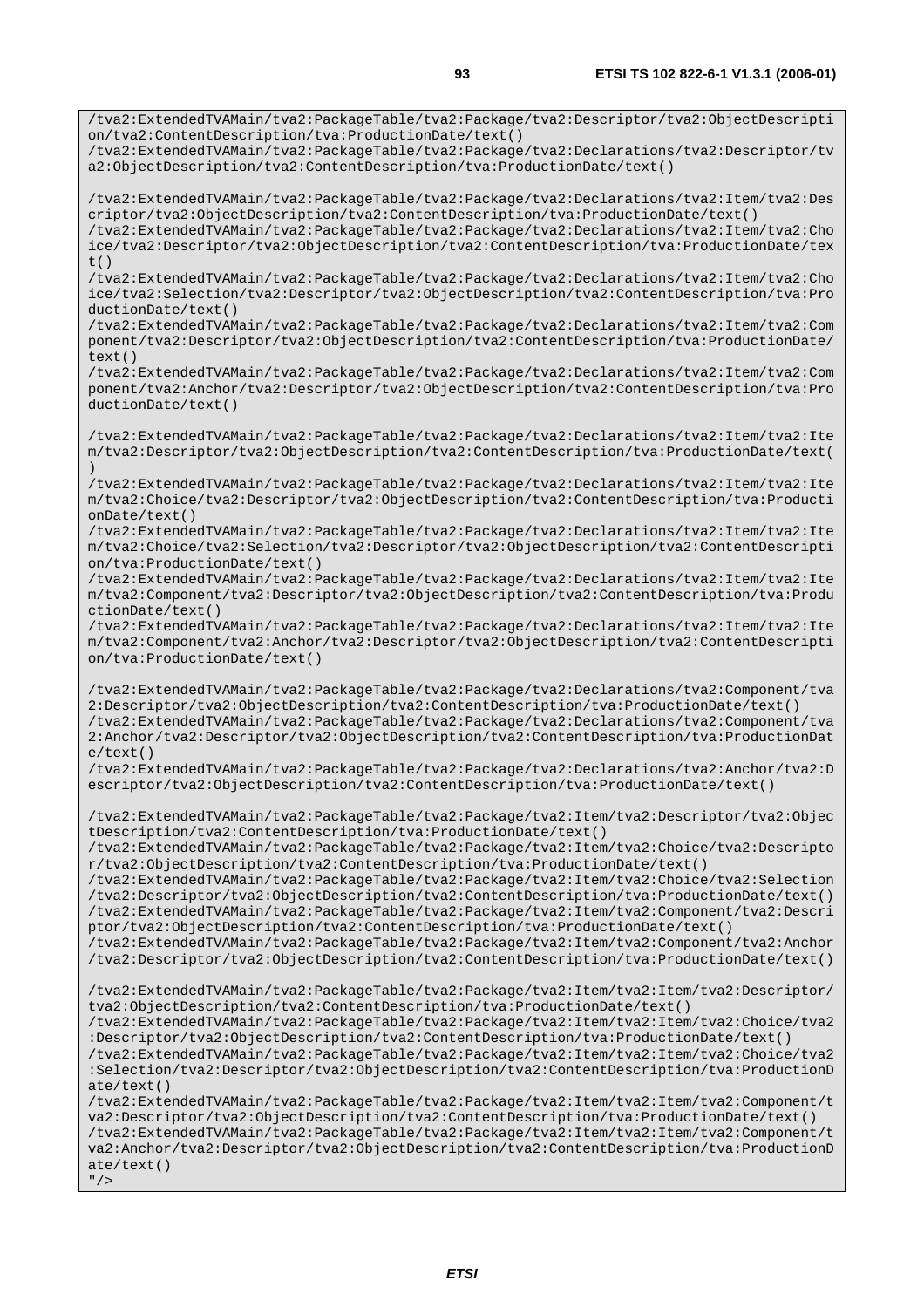```
/tva2:ExtendedTVAMain/tva2:PackageTable/tva2:Package/tva2:Descriptor/tva2:ObjectDescripti
on/tva2:ContentDescription/tva:ProductionDate/text()
/tva2:ExtendedTVAMain/tva2:PackageTable/tva2:Package/tva2:Declarations/tva2:Descriptor/tv
a2:ObjectDescription/tva2:ContentDescription/tva:ProductionDate/text()

/tva2:ExtendedTVAMain/tva2:PackageTable/tva2:Package/tva2:Declarations/tva2:Item/tva2:Des
criptor/tva2:ObjectDescription/tva2:ContentDescription/tva:ProductionDate/text()
/tva2:ExtendedTVAMain/tva2:PackageTable/tva2:Package/tva2:Declarations/tva2:Item/tva2:Cho
ice/tva2:Descriptor/tva2:ObjectDescription/tva2:ContentDescription/tva:ProductionDate/tex
t()
/tva2:ExtendedTVAMain/tva2:PackageTable/tva2:Package/tva2:Declarations/tva2:Item/tva2:Cho
ice/tva2:Selection/tva2:Descriptor/tva2:ObjectDescription/tva2:ContentDescription/tva:Pro
ductionDate/text()
/tva2:ExtendedTVAMain/tva2:PackageTable/tva2:Package/tva2:Declarations/tva2:Item/tva2:Com
ponent/tva2:Descriptor/tva2:ObjectDescription/tva2:ContentDescription/tva:ProductionDate/
text()
/tva2:ExtendedTVAMain/tva2:PackageTable/tva2:Package/tva2:Declarations/tva2:Item/tva2:Com
ponent/tva2:Anchor/tva2:Descriptor/tva2:ObjectDescription/tva2:ContentDescription/tva:Pro
ductionDate/text()

/tva2:ExtendedTVAMain/tva2:PackageTable/tva2:Package/tva2:Declarations/tva2:Item/tva2:Ite
m/tva2:Descriptor/tva2:ObjectDescription/tva2:ContentDescription/tva:ProductionDate/text(
)
/tva2:ExtendedTVAMain/tva2:PackageTable/tva2:Package/tva2:Declarations/tva2:Item/tva2:Ite
m/tva2:Choice/tva2:Descriptor/tva2:ObjectDescription/tva2:ContentDescription/tva:Producti
onDate/text()
/tva2:ExtendedTVAMain/tva2:PackageTable/tva2:Package/tva2:Declarations/tva2:Item/tva2:Ite
m/tva2:Choice/tva2:Selection/tva2:Descriptor/tva2:ObjectDescription/tva2:ContentDescripti
on/tva:ProductionDate/text()
/tva2:ExtendedTVAMain/tva2:PackageTable/tva2:Package/tva2:Declarations/tva2:Item/tva2:Ite
m/tva2:Component/tva2:Descriptor/tva2:ObjectDescription/tva2:ContentDescription/tva:Produ
ctionDate/text()
/tva2:ExtendedTVAMain/tva2:PackageTable/tva2:Package/tva2:Declarations/tva2:Item/tva2:Ite
m/tva2:Component/tva2:Anchor/tva2:Descriptor/tva2:ObjectDescription/tva2:ContentDescripti
on/tva:ProductionDate/text()

/tva2:ExtendedTVAMain/tva2:PackageTable/tva2:Package/tva2:Declarations/tva2:Component/tva
2:Descriptor/tva2:ObjectDescription/tva2:ContentDescription/tva:ProductionDate/text()
/tva2:ExtendedTVAMain/tva2:PackageTable/tva2:Package/tva2:Declarations/tva2:Component/tva
2:Anchor/tva2:Descriptor/tva2:ObjectDescription/tva2:ContentDescription/tva:ProductionDat
e/text()
/tva2:ExtendedTVAMain/tva2:PackageTable/tva2:Package/tva2:Declarations/tva2:Anchor/tva2:D
escriptor/tva2:ObjectDescription/tva2:ContentDescription/tva:ProductionDate/text()

/tva2:ExtendedTVAMain/tva2:PackageTable/tva2:Package/tva2:Item/tva2:Descriptor/tva2:Objec
tDescription/tva2:ContentDescription/tva:ProductionDate/text()
/tva2:ExtendedTVAMain/tva2:PackageTable/tva2:Package/tva2:Item/tva2:Choice/tva2:Descripto
r/tva2:ObjectDescription/tva2:ContentDescription/tva:ProductionDate/text()
/tva2:ExtendedTVAMain/tva2:PackageTable/tva2:Package/tva2:Item/tva2:Choice/tva2:Selection
/tva2:Descriptor/tva2:ObjectDescription/tva2:ContentDescription/tva:ProductionDate/text()
/tva2:ExtendedTVAMain/tva2:PackageTable/tva2:Package/tva2:Item/tva2:Component/tva2:Descri
ptor/tva2:ObjectDescription/tva2:ContentDescription/tva:ProductionDate/text()
/tva2:ExtendedTVAMain/tva2:PackageTable/tva2:Package/tva2:Item/tva2:Component/tva2:Anchor
/tva2:Descriptor/tva2:ObjectDescription/tva2:ContentDescription/tva:ProductionDate/text()

/tva2:ExtendedTVAMain/tva2:PackageTable/tva2:Package/tva2:Item/tva2:Item/tva2:Descriptor/
tva2:ObjectDescription/tva2:ContentDescription/tva:ProductionDate/text()
/tva2:ExtendedTVAMain/tva2:PackageTable/tva2:Package/tva2:Item/tva2:Item/tva2:Choice/tva2
:Descriptor/tva2:ObjectDescription/tva2:ContentDescription/tva:ProductionDate/text()
/tva2:ExtendedTVAMain/tva2:PackageTable/tva2:Package/tva2:Item/tva2:Item/tva2:Choice/tva2
:Selection/tva2:Descriptor/tva2:ObjectDescription/tva2:ContentDescription/tva:ProductionD
ate/text()
/tva2:ExtendedTVAMain/tva2:PackageTable/tva2:Package/tva2:Item/tva2:Item/tva2:Component/t
va2:Descriptor/tva2:ObjectDescription/tva2:ContentDescription/tva:ProductionDate/text()
/tva2:ExtendedTVAMain/tva2:PackageTable/tva2:Package/tva2:Item/tva2:Item/tva2:Component/t
va2:Anchor/tva2:Descriptor/tva2:ObjectDescription/tva2:ContentDescription/tva:ProductionD
ate/text()
"/>
```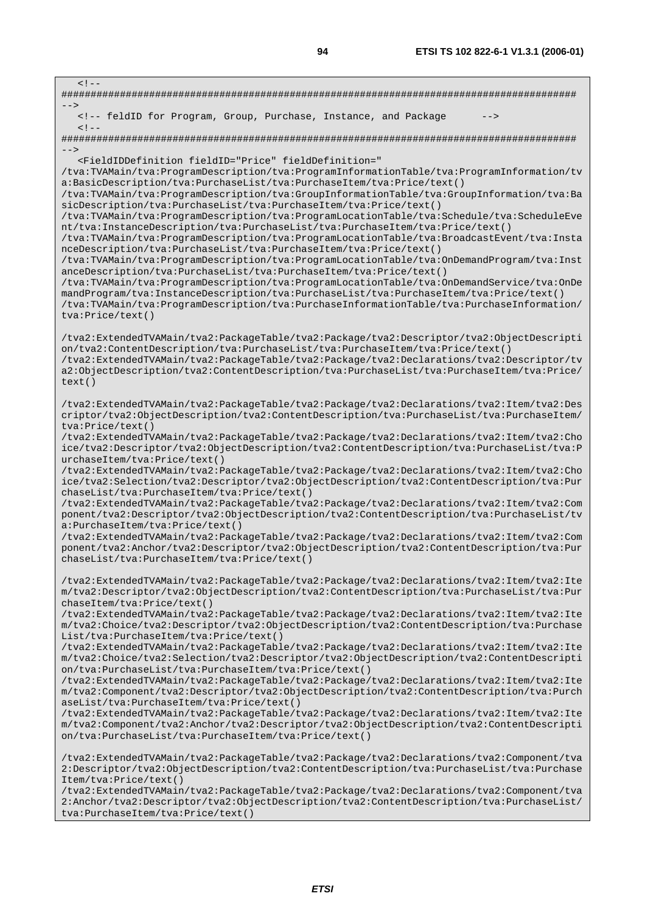```
  <!--
#########################################################################################
-->
  <!-- feldID for Program, Group, Purchase, Instance, and Package      -->
  <!--
#########################################################################################
-->
  <FieldIDDefinition fieldID="Price" fieldDefinition="
/tva:TVAMain/tva:ProgramDescription/tva:ProgramInformationTable/tva:ProgramInformation/tva:BasicDescription/tva:PurchaseList/tva:PurchaseItem/tva:Price/text()
/tva:TVAMain/tva:ProgramDescription/tva:GroupInformationTable/tva:GroupInformation/tva:BasicDescription/tva:PurchaseList/tva:PurchaseItem/tva:Price/text()
/tva:TVAMain/tva:ProgramDescription/tva:ProgramLocationTable/tva:Schedule/tva:ScheduleEvent/tva:InstanceDescription/tva:PurchaseList/tva:PurchaseItem/tva:Price/text()
/tva:TVAMain/tva:ProgramDescription/tva:ProgramLocationTable/tva:BroadcastEvent/tva:InstanceDescription/tva:PurchaseList/tva:PurchaseItem/tva:Price/text()
/tva:TVAMain/tva:ProgramDescription/tva:ProgramLocationTable/tva:OnDemandProgram/tva:InstanceDescription/tva:PurchaseList/tva:PurchaseItem/tva:Price/text()
/tva:TVAMain/tva:ProgramDescription/tva:ProgramLocationTable/tva:OnDemandService/tva:OnDemandProgram/tva:InstanceDescription/tva:PurchaseList/tva:PurchaseItem/tva:Price/text()
/tva:TVAMain/tva:ProgramDescription/tva:PurchaseInformationTable/tva:PurchaseInformation/tva:Price/text()

/tva2:ExtendedTVAMain/tva2:PackageTable/tva2:Package/tva2:Descriptor/tva2:ObjectDescription/tva2:ContentDescription/tva:PurchaseList/tva:PurchaseItem/tva:Price/text()
/tva2:ExtendedTVAMain/tva2:PackageTable/tva2:Package/tva2:Declarations/tva2:Descriptor/tva2:ObjectDescription/tva2:ContentDescription/tva:PurchaseList/tva:PurchaseItem/tva:Price/text()

/tva2:ExtendedTVAMain/tva2:PackageTable/tva2:Package/tva2:Declarations/tva2:Item/tva2:Descriptor/tva2:ObjectDescription/tva2:ContentDescription/tva:PurchaseList/tva:PurchaseItem/tva:Price/text()
/tva2:ExtendedTVAMain/tva2:PackageTable/tva2:Package/tva2:Declarations/tva2:Item/tva2:Choice/tva2:Descriptor/tva2:ObjectDescription/tva2:ContentDescription/tva:PurchaseList/tva:PurchaseItem/tva:Price/text()
/tva2:ExtendedTVAMain/tva2:PackageTable/tva2:Package/tva2:Declarations/tva2:Item/tva2:Choice/tva2:Selection/tva2:Descriptor/tva2:ObjectDescription/tva2:ContentDescription/tva:PurchaseList/tva:PurchaseItem/tva:Price/text()
/tva2:ExtendedTVAMain/tva2:PackageTable/tva2:Package/tva2:Declarations/tva2:Item/tva2:Component/tva2:Descriptor/tva2:ObjectDescription/tva2:ContentDescription/tva:PurchaseList/tva:PurchaseItem/tva:Price/text()
/tva2:ExtendedTVAMain/tva2:PackageTable/tva2:Package/tva2:Declarations/tva2:Item/tva2:Component/tva2:Anchor/tva2:Descriptor/tva2:ObjectDescription/tva2:ContentDescription/tva:PurchaseList/tva:PurchaseItem/tva:Price/text()

/tva2:ExtendedTVAMain/tva2:PackageTable/tva2:Package/tva2:Declarations/tva2:Item/tva2:Item/tva2:Descriptor/tva2:ObjectDescription/tva2:ContentDescription/tva:PurchaseList/tva:PurchaseItem/tva:Price/text()
/tva2:ExtendedTVAMain/tva2:PackageTable/tva2:Package/tva2:Declarations/tva2:Item/tva2:Item/tva2:Choice/tva2:Descriptor/tva2:ObjectDescription/tva2:ContentDescription/tva:PurchaseList/tva:PurchaseItem/tva:Price/text()
/tva2:ExtendedTVAMain/tva2:PackageTable/tva2:Package/tva2:Declarations/tva2:Item/tva2:Item/tva2:Choice/tva2:Selection/tva2:Descriptor/tva2:ObjectDescription/tva2:ContentDescription/tva:PurchaseList/tva:PurchaseItem/tva:Price/text()
/tva2:ExtendedTVAMain/tva2:PackageTable/tva2:Package/tva2:Declarations/tva2:Item/tva2:Item/tva2:Component/tva2:Descriptor/tva2:ObjectDescription/tva2:ContentDescription/tva:PurchaseList/tva:PurchaseItem/tva:Price/text()
/tva2:ExtendedTVAMain/tva2:PackageTable/tva2:Package/tva2:Declarations/tva2:Item/tva2:Item/tva2:Component/tva2:Anchor/tva2:Descriptor/tva2:ObjectDescription/tva2:ContentDescription/tva:PurchaseList/tva:PurchaseItem/tva:Price/text()

/tva2:ExtendedTVAMain/tva2:PackageTable/tva2:Package/tva2:Declarations/tva2:Component/tva2:Descriptor/tva2:ObjectDescription/tva2:ContentDescription/tva:PurchaseList/tva:PurchaseItem/tva:Price/text()
/tva2:ExtendedTVAMain/tva2:PackageTable/tva2:Package/tva2:Declarations/tva2:Component/tva2:Anchor/tva2:Descriptor/tva2:ObjectDescription/tva2:ContentDescription/tva:PurchaseList/tva:PurchaseItem/tva:Price/text()
```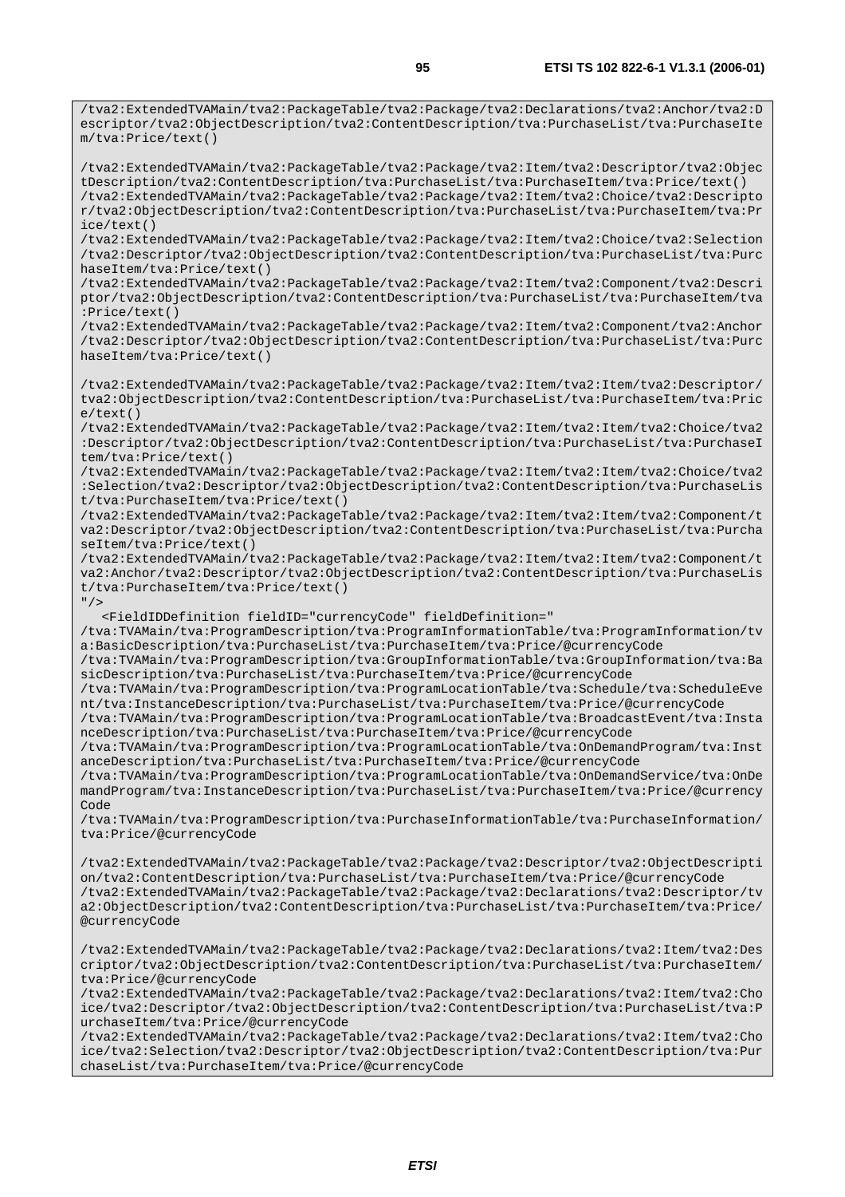```
/tva2:ExtendedTVAMain/tva2:PackageTable/tva2:Package/tva2:Declarations/tva2:Anchor/tva2:Descriptor/tva2:ObjectDescription/tva2:ContentDescription/tva:PurchaseList/tva:PurchaseItem/tva:Price/text()

/tva2:ExtendedTVAMain/tva2:PackageTable/tva2:Package/tva2:Item/tva2:Descriptor/tva2:ObjectDescription/tva2:ContentDescription/tva:PurchaseList/tva:PurchaseItem/tva:Price/text()
/tva2:ExtendedTVAMain/tva2:PackageTable/tva2:Package/tva2:Item/tva2:Choice/tva2:Descriptor/tva2:ObjectDescription/tva2:ContentDescription/tva:PurchaseList/tva:PurchaseItem/tva:Price/text()
/tva2:ExtendedTVAMain/tva2:PackageTable/tva2:Package/tva2:Item/tva2:Choice/tva2:Selection/tva2:Descriptor/tva2:ObjectDescription/tva2:ContentDescription/tva:PurchaseList/tva:PurchaseItem/tva:Price/text()
/tva2:ExtendedTVAMain/tva2:PackageTable/tva2:Package/tva2:Item/tva2:Component/tva2:Descriptor/tva2:ObjectDescription/tva2:ContentDescription/tva:PurchaseList/tva:PurchaseItem/tva:Price/text()
/tva2:ExtendedTVAMain/tva2:PackageTable/tva2:Package/tva2:Item/tva2:Component/tva2:Anchor/tva2:Descriptor/tva2:ObjectDescription/tva2:ContentDescription/tva:PurchaseList/tva:PurchaseItem/tva:Price/text()

/tva2:ExtendedTVAMain/tva2:PackageTable/tva2:Package/tva2:Item/tva2:Item/tva2:Descriptor/tva2:ObjectDescription/tva2:ContentDescription/tva:PurchaseList/tva:PurchaseItem/tva:Price/text()
/tva2:ExtendedTVAMain/tva2:PackageTable/tva2:Package/tva2:Item/tva2:Item/tva2:Choice/tva2:Descriptor/tva2:ObjectDescription/tva2:ContentDescription/tva:PurchaseList/tva:PurchaseItem/tva:Price/text()
/tva2:ExtendedTVAMain/tva2:PackageTable/tva2:Package/tva2:Item/tva2:Item/tva2:Choice/tva2:Selection/tva2:Descriptor/tva2:ObjectDescription/tva2:ContentDescription/tva:PurchaseList/tva:PurchaseItem/tva:Price/text()
/tva2:ExtendedTVAMain/tva2:PackageTable/tva2:Package/tva2:Item/tva2:Item/tva2:Component/tva2:Descriptor/tva2:ObjectDescription/tva2:ContentDescription/tva:PurchaseList/tva:PurchaseItem/tva:Price/text()
/tva2:ExtendedTVAMain/tva2:PackageTable/tva2:Package/tva2:Item/tva2:Item/tva2:Component/tva2:Anchor/tva2:Descriptor/tva2:ObjectDescription/tva2:ContentDescription/tva:PurchaseList/tva:PurchaseItem/tva:Price/text()
"/>
   <FieldIDDefinition fieldID="currencyCode" fieldDefinition="
/tva:TVAMain/tva:ProgramDescription/tva:ProgramInformationTable/tva:ProgramInformation/tva:BasicDescription/tva:PurchaseList/tva:PurchaseItem/tva:Price/@currencyCode
/tva:TVAMain/tva:ProgramDescription/tva:GroupInformationTable/tva:GroupInformation/tva:BasicDescription/tva:PurchaseList/tva:PurchaseItem/tva:Price/@currencyCode
/tva:TVAMain/tva:ProgramDescription/tva:ProgramLocationTable/tva:Schedule/tva:ScheduleEvent/tva:InstanceDescription/tva:PurchaseList/tva:PurchaseItem/tva:Price/@currencyCode
/tva:TVAMain/tva:ProgramDescription/tva:ProgramLocationTable/tva:BroadcastEvent/tva:InstanceDescription/tva:PurchaseList/tva:PurchaseItem/tva:Price/@currencyCode
/tva:TVAMain/tva:ProgramDescription/tva:ProgramLocationTable/tva:OnDemandProgram/tva:InstanceDescription/tva:PurchaseList/tva:PurchaseItem/tva:Price/@currencyCode
/tva:TVAMain/tva:ProgramDescription/tva:ProgramLocationTable/tva:OnDemandService/tva:OnDemandProgram/tva:InstanceDescription/tva:PurchaseList/tva:PurchaseItem/tva:Price/@currencyCode
/tva:TVAMain/tva:ProgramDescription/tva:PurchaseInformationTable/tva:PurchaseInformation/tva:Price/@currencyCode

/tva2:ExtendedTVAMain/tva2:PackageTable/tva2:Package/tva2:Descriptor/tva2:ObjectDescription/tva2:ContentDescription/tva:PurchaseList/tva:PurchaseItem/tva:Price/@currencyCode
/tva2:ExtendedTVAMain/tva2:PackageTable/tva2:Package/tva2:Declarations/tva2:Descriptor/tva2:ObjectDescription/tva2:ContentDescription/tva:PurchaseList/tva:PurchaseItem/tva:Price/@currencyCode

/tva2:ExtendedTVAMain/tva2:PackageTable/tva2:Package/tva2:Declarations/tva2:Item/tva2:Descriptor/tva2:ObjectDescription/tva2:ContentDescription/tva:PurchaseList/tva:PurchaseItem/tva:Price/@currencyCode
/tva2:ExtendedTVAMain/tva2:PackageTable/tva2:Package/tva2:Declarations/tva2:Item/tva2:Choice/tva2:Descriptor/tva2:ObjectDescription/tva2:ContentDescription/tva:PurchaseList/tva:PurchaseItem/tva:Price/@currencyCode
/tva2:ExtendedTVAMain/tva2:PackageTable/tva2:Package/tva2:Declarations/tva2:Item/tva2:Choice/tva2:Selection/tva2:Descriptor/tva2:ObjectDescription/tva2:ContentDescription/tva:PurchaseList/tva:PurchaseItem/tva:Price/@currencyCode
```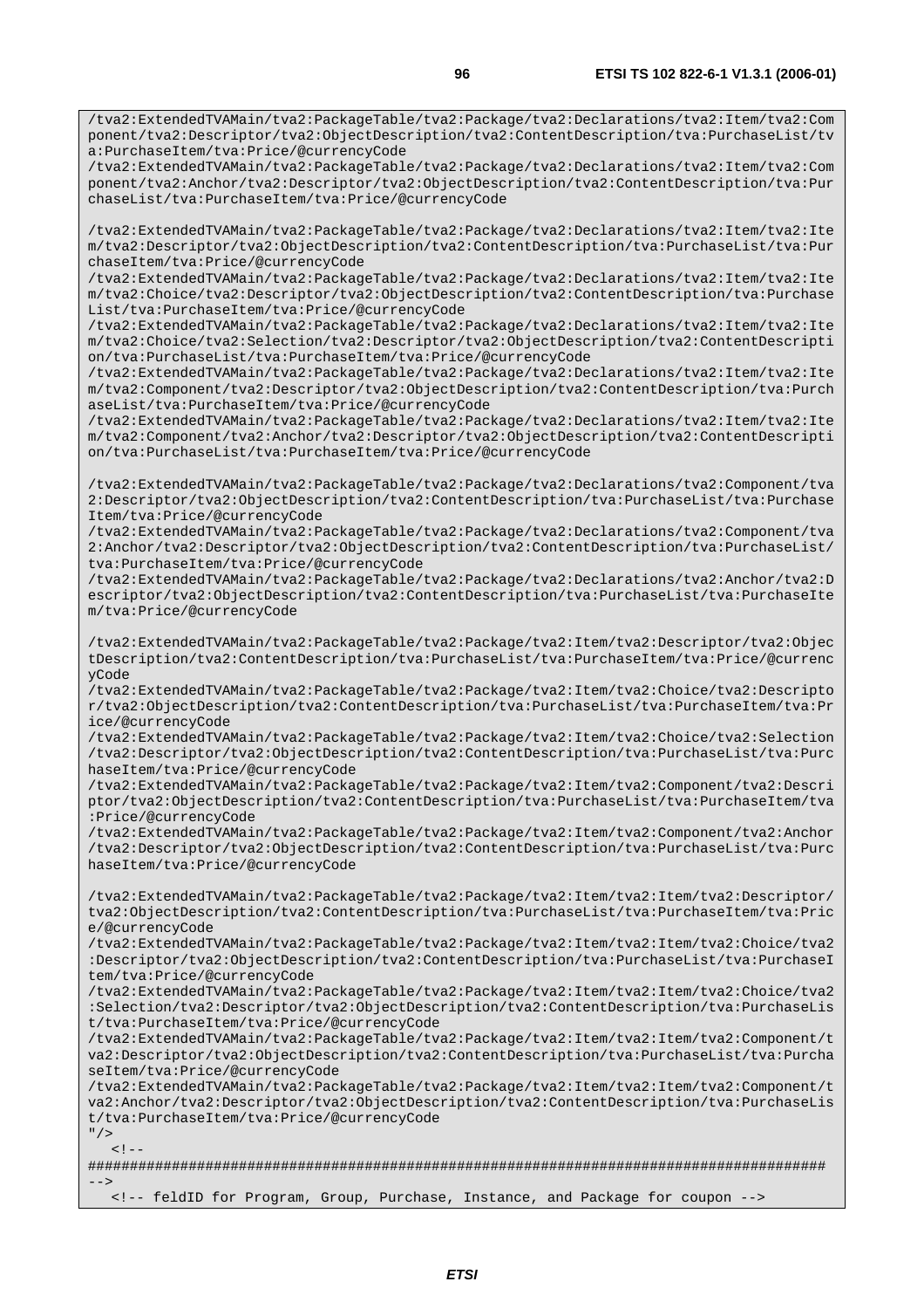```
/tva2:ExtendedTVAMain/tva2:PackageTable/tva2:Package/tva2:Declarations/tva2:Item/tva2:Component/tva2:Descriptor/tva2:ObjectDescription/tva2:ContentDescription/tva:PurchaseList/tva:PurchaseItem/tva:Price/@currencyCode
/tva2:ExtendedTVAMain/tva2:PackageTable/tva2:Package/tva2:Declarations/tva2:Item/tva2:Component/tva2:Anchor/tva2:Descriptor/tva2:ObjectDescription/tva2:ContentDescription/tva:PurchaseList/tva:PurchaseItem/tva:Price/@currencyCode

/tva2:ExtendedTVAMain/tva2:PackageTable/tva2:Package/tva2:Declarations/tva2:Item/tva2:Item/tva2:Descriptor/tva2:ObjectDescription/tva2:ContentDescription/tva:PurchaseList/tva:PurchaseItem/tva:Price/@currencyCode
/tva2:ExtendedTVAMain/tva2:PackageTable/tva2:Package/tva2:Declarations/tva2:Item/tva2:Item/tva2:Choice/tva2:Descriptor/tva2:ObjectDescription/tva2:ContentDescription/tva:PurchaseList/tva:PurchaseItem/tva:Price/@currencyCode
/tva2:ExtendedTVAMain/tva2:PackageTable/tva2:Package/tva2:Declarations/tva2:Item/tva2:Item/tva2:Choice/tva2:Selection/tva2:Descriptor/tva2:ObjectDescription/tva2:ContentDescription/tva:PurchaseList/tva:PurchaseItem/tva:Price/@currencyCode
/tva2:ExtendedTVAMain/tva2:PackageTable/tva2:Package/tva2:Declarations/tva2:Item/tva2:Item/tva2:Component/tva2:Descriptor/tva2:ObjectDescription/tva2:ContentDescription/tva:PurchaseList/tva:PurchaseItem/tva:Price/@currencyCode
/tva2:ExtendedTVAMain/tva2:PackageTable/tva2:Package/tva2:Declarations/tva2:Item/tva2:Item/tva2:Component/tva2:Anchor/tva2:Descriptor/tva2:ObjectDescription/tva2:ContentDescription/tva:PurchaseList/tva:PurchaseItem/tva:Price/@currencyCode

/tva2:ExtendedTVAMain/tva2:PackageTable/tva2:Package/tva2:Declarations/tva2:Component/tva2:Descriptor/tva2:ObjectDescription/tva2:ContentDescription/tva:PurchaseList/tva:PurchaseItem/tva:Price/@currencyCode
/tva2:ExtendedTVAMain/tva2:PackageTable/tva2:Package/tva2:Declarations/tva2:Component/tva2:Anchor/tva2:Descriptor/tva2:ObjectDescription/tva2:ContentDescription/tva:PurchaseList/tva:PurchaseItem/tva:Price/@currencyCode
/tva2:ExtendedTVAMain/tva2:PackageTable/tva2:Package/tva2:Declarations/tva2:Anchor/tva2:Descriptor/tva2:ObjectDescription/tva2:ContentDescription/tva:PurchaseList/tva:PurchaseItem/tva:Price/@currencyCode

/tva2:ExtendedTVAMain/tva2:PackageTable/tva2:Package/tva2:Item/tva2:Descriptor/tva2:ObjectDescription/tva2:ContentDescription/tva:PurchaseList/tva:PurchaseItem/tva:Price/@currencyCode
/tva2:ExtendedTVAMain/tva2:PackageTable/tva2:Package/tva2:Item/tva2:Choice/tva2:Descriptor/tva2:ObjectDescription/tva2:ContentDescription/tva:PurchaseList/tva:PurchaseItem/tva:Price/@currencyCode
/tva2:ExtendedTVAMain/tva2:PackageTable/tva2:Package/tva2:Item/tva2:Choice/tva2:Selection/tva2:Descriptor/tva2:ObjectDescription/tva2:ContentDescription/tva:PurchaseList/tva:PurchaseItem/tva:Price/@currencyCode
/tva2:ExtendedTVAMain/tva2:PackageTable/tva2:Package/tva2:Item/tva2:Component/tva2:Descriptor/tva2:ObjectDescription/tva2:ContentDescription/tva:PurchaseList/tva:PurchaseItem/tva:Price/@currencyCode
/tva2:ExtendedTVAMain/tva2:PackageTable/tva2:Package/tva2:Item/tva2:Component/tva2:Anchor/tva2:Descriptor/tva2:ObjectDescription/tva2:ContentDescription/tva:PurchaseList/tva:PurchaseItem/tva:Price/@currencyCode

/tva2:ExtendedTVAMain/tva2:PackageTable/tva2:Package/tva2:Item/tva2:Item/tva2:Descriptor/tva2:ObjectDescription/tva2:ContentDescription/tva:PurchaseList/tva:PurchaseItem/tva:Price/@currencyCode
/tva2:ExtendedTVAMain/tva2:PackageTable/tva2:Package/tva2:Item/tva2:Item/tva2:Choice/tva2:Descriptor/tva2:ObjectDescription/tva2:ContentDescription/tva:PurchaseList/tva:PurchaseItem/tva:Price/@currencyCode
/tva2:ExtendedTVAMain/tva2:PackageTable/tva2:Package/tva2:Item/tva2:Item/tva2:Choice/tva2:Selection/tva2:Descriptor/tva2:ObjectDescription/tva2:ContentDescription/tva:PurchaseList/tva:PurchaseItem/tva:Price/@currencyCode
/tva2:ExtendedTVAMain/tva2:PackageTable/tva2:Package/tva2:Item/tva2:Item/tva2:Component/tva2:Descriptor/tva2:ObjectDescription/tva2:ContentDescription/tva:PurchaseList/tva:PurchaseItem/tva:Price/@currencyCode
/tva2:ExtendedTVAMain/tva2:PackageTable/tva2:Package/tva2:Item/tva2:Item/tva2:Component/tva2:Anchor/tva2:Descriptor/tva2:ObjectDescription/tva2:ContentDescription/tva:PurchaseList/tva:PurchaseItem/tva:Price/@currencyCode
"/>
   <!--
##########################################################################################
-->
   <!-- feldID for Program, Group, Purchase, Instance, and Package for coupon -->
```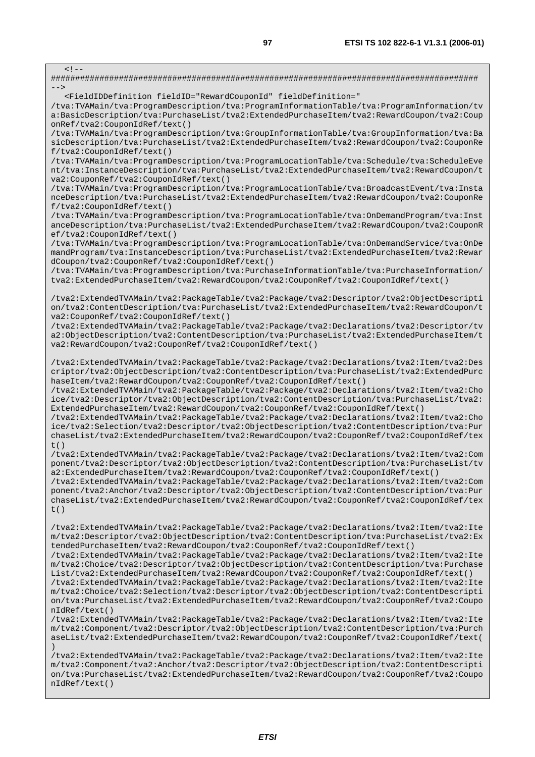```
  <!--
#######################################################################################
-->
   <FieldIDDefinition fieldID="RewardCouponId" fieldDefinition="
/tva:TVAMain/tva:ProgramDescription/tva:ProgramInformationTable/tva:ProgramInformation/tva:BasicDescription/tva:PurchaseList/tva2:ExtendedPurchaseItem/tva2:RewardCoupon/tva2:CouponRef/tva2:CouponIdRef/text()
/tva:TVAMain/tva:ProgramDescription/tva:GroupInformationTable/tva:GroupInformation/tva:BasicDescription/tva:PurchaseList/tva2:ExtendedPurchaseItem/tva2:RewardCoupon/tva2:CouponRef/tva2:CouponIdRef/text()
/tva:TVAMain/tva:ProgramDescription/tva:ProgramLocationTable/tva:Schedule/tva:ScheduleEvent/tva:InstanceDescription/tva:PurchaseList/tva2:ExtendedPurchaseItem/tva2:RewardCoupon/tva2:CouponRef/tva2:CouponIdRef/text()
/tva:TVAMain/tva:ProgramDescription/tva:ProgramLocationTable/tva:BroadcastEvent/tva:InstanceDescription/tva:PurchaseList/tva2:ExtendedPurchaseItem/tva2:RewardCoupon/tva2:CouponRef/tva2:CouponIdRef/text()
/tva:TVAMain/tva:ProgramDescription/tva:ProgramLocationTable/tva:OnDemandProgram/tva:InstanceDescription/tva:PurchaseList/tva2:ExtendedPurchaseItem/tva2:RewardCoupon/tva2:CouponRef/tva2:CouponIdRef/text()
/tva:TVAMain/tva:ProgramDescription/tva:ProgramLocationTable/tva:OnDemandService/tva:OnDemandProgram/tva:InstanceDescription/tva:PurchaseList/tva2:ExtendedPurchaseItem/tva2:RewardCoupon/tva2:CouponRef/tva2:CouponIdRef/text()
/tva:TVAMain/tva:ProgramDescription/tva:PurchaseInformationTable/tva:PurchaseInformation/tva2:ExtendedPurchaseItem/tva2:RewardCoupon/tva2:CouponRef/tva2:CouponIdRef/text()

/tva2:ExtendedTVAMain/tva2:PackageTable/tva2:Package/tva2:Descriptor/tva2:ObjectDescription/tva2:ContentDescription/tva:PurchaseList/tva2:ExtendedPurchaseItem/tva2:RewardCoupon/tva2:CouponRef/tva2:CouponIdRef/text()
/tva2:ExtendedTVAMain/tva2:PackageTable/tva2:Package/tva2:Declarations/tva2:Descriptor/tva2:ObjectDescription/tva2:ContentDescription/tva:PurchaseList/tva2:ExtendedPurchaseItem/tva2:RewardCoupon/tva2:CouponRef/tva2:CouponIdRef/text()

/tva2:ExtendedTVAMain/tva2:PackageTable/tva2:Package/tva2:Declarations/tva2:Item/tva2:Descriptor/tva2:ObjectDescription/tva2:ContentDescription/tva:PurchaseList/tva2:ExtendedPurchaseItem/tva2:RewardCoupon/tva2:CouponRef/tva2:CouponIdRef/text()
/tva2:ExtendedTVAMain/tva2:PackageTable/tva2:Package/tva2:Declarations/tva2:Item/tva2:Choice/tva2:Descriptor/tva2:ObjectDescription/tva2:ContentDescription/tva:PurchaseList/tva2:ExtendedPurchaseItem/tva2:RewardCoupon/tva2:CouponRef/tva2:CouponIdRef/text()
/tva2:ExtendedTVAMain/tva2:PackageTable/tva2:Package/tva2:Declarations/tva2:Item/tva2:Choice/tva2:Selection/tva2:Descriptor/tva2:ObjectDescription/tva2:ContentDescription/tva:PurchaseList/tva2:ExtendedPurchaseItem/tva2:RewardCoupon/tva2:CouponRef/tva2:CouponIdRef/text()
/tva2:ExtendedTVAMain/tva2:PackageTable/tva2:Package/tva2:Declarations/tva2:Item/tva2:Component/tva2:Descriptor/tva2:ObjectDescription/tva2:ContentDescription/tva:PurchaseList/tva2:ExtendedPurchaseItem/tva2:RewardCoupon/tva2:CouponRef/tva2:CouponIdRef/text()
/tva2:ExtendedTVAMain/tva2:PackageTable/tva2:Package/tva2:Declarations/tva2:Item/tva2:Component/tva2:Anchor/tva2:Descriptor/tva2:ObjectDescription/tva2:ContentDescription/tva:PurchaseList/tva2:ExtendedPurchaseItem/tva2:RewardCoupon/tva2:CouponRef/tva2:CouponIdRef/text()

/tva2:ExtendedTVAMain/tva2:PackageTable/tva2:Package/tva2:Declarations/tva2:Item/tva2:Item/tva2:Descriptor/tva2:ObjectDescription/tva2:ContentDescription/tva:PurchaseList/tva2:ExtendedPurchaseItem/tva2:RewardCoupon/tva2:CouponRef/tva2:CouponIdRef/text()
/tva2:ExtendedTVAMain/tva2:PackageTable/tva2:Package/tva2:Declarations/tva2:Item/tva2:Item/tva2:Choice/tva2:Descriptor/tva2:ObjectDescription/tva2:ContentDescription/tva:PurchaseList/tva2:ExtendedPurchaseItem/tva2:RewardCoupon/tva2:CouponRef/tva2:CouponIdRef/text()
/tva2:ExtendedTVAMain/tva2:PackageTable/tva2:Package/tva2:Declarations/tva2:Item/tva2:Item/tva2:Choice/tva2:Selection/tva2:Descriptor/tva2:ObjectDescription/tva2:ContentDescription/tva:PurchaseList/tva2:ExtendedPurchaseItem/tva2:RewardCoupon/tva2:CouponRef/tva2:CouponIdRef/text()
/tva2:ExtendedTVAMain/tva2:PackageTable/tva2:Package/tva2:Declarations/tva2:Item/tva2:Item/tva2:Component/tva2:Descriptor/tva2:ObjectDescription/tva2:ContentDescription/tva:PurchaseList/tva2:ExtendedPurchaseItem/tva2:RewardCoupon/tva2:CouponRef/tva2:CouponIdRef/text()
/tva2:ExtendedTVAMain/tva2:PackageTable/tva2:Package/tva2:Declarations/tva2:Item/tva2:Item/tva2:Component/tva2:Anchor/tva2:Descriptor/tva2:ObjectDescription/tva2:ContentDescription/tva:PurchaseList/tva2:ExtendedPurchaseItem/tva2:RewardCoupon/tva2:CouponRef/tva2:CouponIdRef/text()
```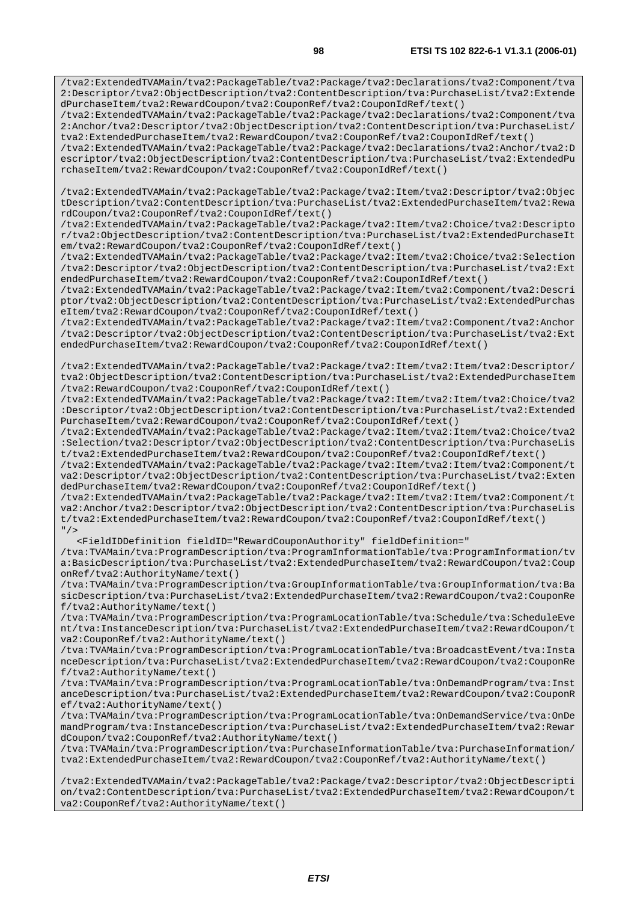```
/tva2:ExtendedTVAMain/tva2:PackageTable/tva2:Package/tva2:Declarations/tva2:Component/tva2:Descriptor/tva2:ObjectDescription/tva2:ContentDescription/tva:PurchaseList/tva2:ExtendedPurchaseItem/tva2:RewardCoupon/tva2:CouponRef/tva2:CouponIdRef/text()
/tva2:ExtendedTVAMain/tva2:PackageTable/tva2:Package/tva2:Declarations/tva2:Component/tva2:Anchor/tva2:Descriptor/tva2:ObjectDescription/tva2:ContentDescription/tva:PurchaseList/tva2:ExtendedPurchaseItem/tva2:RewardCoupon/tva2:CouponRef/tva2:CouponIdRef/text()
/tva2:ExtendedTVAMain/tva2:PackageTable/tva2:Package/tva2:Declarations/tva2:Anchor/tva2:Descriptor/tva2:ObjectDescription/tva2:ContentDescription/tva:PurchaseList/tva2:ExtendedPurchaseItem/tva2:RewardCoupon/tva2:CouponRef/tva2:CouponIdRef/text()

/tva2:ExtendedTVAMain/tva2:PackageTable/tva2:Package/tva2:Item/tva2:Descriptor/tva2:ObjectDescription/tva2:ContentDescription/tva:PurchaseList/tva2:ExtendedPurchaseItem/tva2:RewardCoupon/tva2:CouponRef/tva2:CouponIdRef/text()
/tva2:ExtendedTVAMain/tva2:PackageTable/tva2:Package/tva2:Item/tva2:Choice/tva2:Descriptor/tva2:ObjectDescription/tva2:ContentDescription/tva:PurchaseList/tva2:ExtendedPurchaseItem/tva2:RewardCoupon/tva2:CouponRef/tva2:CouponIdRef/text()
/tva2:ExtendedTVAMain/tva2:PackageTable/tva2:Package/tva2:Item/tva2:Choice/tva2:Selection/tva2:Descriptor/tva2:ObjectDescription/tva2:ContentDescription/tva:PurchaseList/tva2:ExtendedPurchaseItem/tva2:RewardCoupon/tva2:CouponRef/tva2:CouponIdRef/text()
/tva2:ExtendedTVAMain/tva2:PackageTable/tva2:Package/tva2:Item/tva2:Component/tva2:Descriptor/tva2:ObjectDescription/tva2:ContentDescription/tva:PurchaseList/tva2:ExtendedPurchaseItem/tva2:RewardCoupon/tva2:CouponRef/tva2:CouponIdRef/text()
/tva2:ExtendedTVAMain/tva2:PackageTable/tva2:Package/tva2:Item/tva2:Component/tva2:Anchor/tva2:Descriptor/tva2:ObjectDescription/tva2:ContentDescription/tva:PurchaseList/tva2:ExtendedPurchaseItem/tva2:RewardCoupon/tva2:CouponRef/tva2:CouponIdRef/text()

/tva2:ExtendedTVAMain/tva2:PackageTable/tva2:Package/tva2:Item/tva2:Item/tva2:Descriptor/tva2:ObjectDescription/tva2:ContentDescription/tva:PurchaseList/tva2:ExtendedPurchaseItem/tva2:RewardCoupon/tva2:CouponRef/tva2:CouponIdRef/text()
/tva2:ExtendedTVAMain/tva2:PackageTable/tva2:Package/tva2:Item/tva2:Item/tva2:Choice/tva2:Descriptor/tva2:ObjectDescription/tva2:ContentDescription/tva:PurchaseList/tva2:ExtendedPurchaseItem/tva2:RewardCoupon/tva2:CouponRef/tva2:CouponIdRef/text()
/tva2:ExtendedTVAMain/tva2:PackageTable/tva2:Package/tva2:Item/tva2:Item/tva2:Choice/tva2:Selection/tva2:Descriptor/tva2:ObjectDescription/tva2:ContentDescription/tva:PurchaseList/tva2:ExtendedPurchaseItem/tva2:RewardCoupon/tva2:CouponRef/tva2:CouponIdRef/text()
/tva2:ExtendedTVAMain/tva2:PackageTable/tva2:Package/tva2:Item/tva2:Item/tva2:Component/tva2:Descriptor/tva2:ObjectDescription/tva2:ContentDescription/tva:PurchaseList/tva2:ExtendedPurchaseItem/tva2:RewardCoupon/tva2:CouponRef/tva2:CouponIdRef/text()
/tva2:ExtendedTVAMain/tva2:PackageTable/tva2:Package/tva2:Item/tva2:Item/tva2:Component/tva2:Anchor/tva2:Descriptor/tva2:ObjectDescription/tva2:ContentDescription/tva:PurchaseList/tva2:ExtendedPurchaseItem/tva2:RewardCoupon/tva2:CouponRef/tva2:CouponIdRef/text()
"/>
   <FieldIDDefinition fieldID="RewardCouponAuthority" fieldDefinition="
/tva:TVAMain/tva:ProgramDescription/tva:ProgramInformationTable/tva:ProgramInformation/tva:BasicDescription/tva:PurchaseList/tva2:ExtendedPurchaseItem/tva2:RewardCoupon/tva2:CouponRef/tva2:AuthorityName/text()
/tva:TVAMain/tva:ProgramDescription/tva:GroupInformationTable/tva:GroupInformation/tva:BasicDescription/tva:PurchaseList/tva2:ExtendedPurchaseItem/tva2:RewardCoupon/tva2:CouponRef/tva2:AuthorityName/text()
/tva:TVAMain/tva:ProgramDescription/tva:ProgramLocationTable/tva:Schedule/tva:ScheduleEvent/tva:InstanceDescription/tva:PurchaseList/tva2:ExtendedPurchaseItem/tva2:RewardCoupon/tva2:CouponRef/tva2:AuthorityName/text()
/tva:TVAMain/tva:ProgramDescription/tva:ProgramLocationTable/tva:BroadcastEvent/tva:InstanceDescription/tva:PurchaseList/tva2:ExtendedPurchaseItem/tva2:RewardCoupon/tva2:CouponRef/tva2:AuthorityName/text()
/tva:TVAMain/tva:ProgramDescription/tva:ProgramLocationTable/tva:OnDemandProgram/tva:InstanceDescription/tva:PurchaseList/tva2:ExtendedPurchaseItem/tva2:RewardCoupon/tva2:CouponRef/tva2:AuthorityName/text()
/tva:TVAMain/tva:ProgramDescription/tva:ProgramLocationTable/tva:OnDemandService/tva:OnDemandProgram/tva:InstanceDescription/tva:PurchaseList/tva2:ExtendedPurchaseItem/tva2:RewardCoupon/tva2:CouponRef/tva2:AuthorityName/text()
/tva:TVAMain/tva:ProgramDescription/tva:PurchaseInformationTable/tva:PurchaseInformation/tva2:ExtendedPurchaseItem/tva2:RewardCoupon/tva2:CouponRef/tva2:AuthorityName/text()

/tva2:ExtendedTVAMain/tva2:PackageTable/tva2:Package/tva2:Descriptor/tva2:ObjectDescription/tva2:ContentDescription/tva:PurchaseList/tva2:ExtendedPurchaseItem/tva2:RewardCoupon/tva2:CouponRef/tva2:AuthorityName/text()
```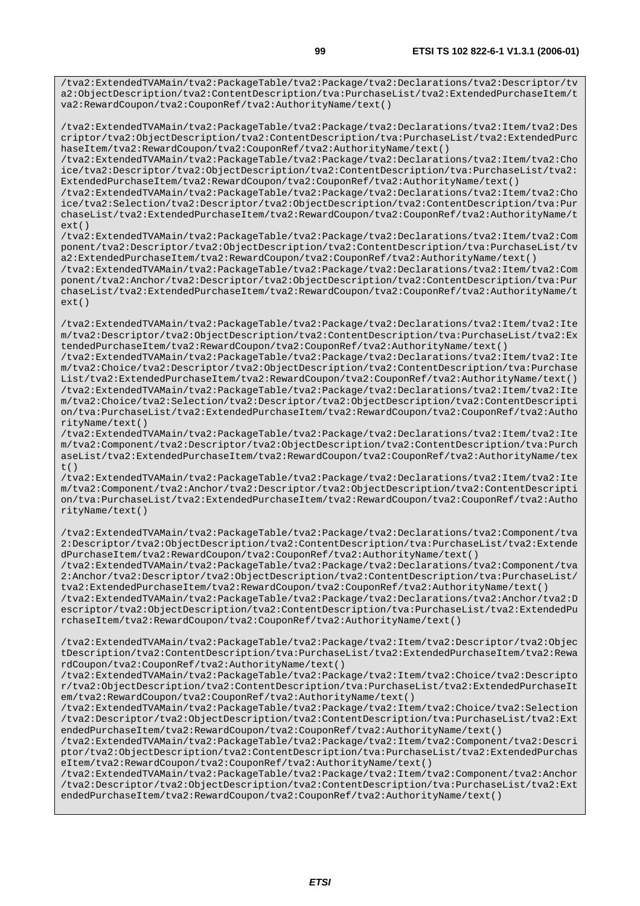```
/tva2:ExtendedTVAMain/tva2:PackageTable/tva2:Package/tva2:Declarations/tva2:Descriptor/tva2:ObjectDescription/tva2:ContentDescription/tva:PurchaseList/tva2:ExtendedPurchaseItem/tva2:RewardCoupon/tva2:CouponRef/tva2:AuthorityName/text()

/tva2:ExtendedTVAMain/tva2:PackageTable/tva2:Package/tva2:Declarations/tva2:Item/tva2:Descriptor/tva2:ObjectDescription/tva2:ContentDescription/tva:PurchaseList/tva2:ExtendedPurchaseItem/tva2:RewardCoupon/tva2:CouponRef/tva2:AuthorityName/text()
/tva2:ExtendedTVAMain/tva2:PackageTable/tva2:Package/tva2:Declarations/tva2:Item/tva2:Choice/tva2:Descriptor/tva2:ObjectDescription/tva2:ContentDescription/tva:PurchaseList/tva2:ExtendedPurchaseItem/tva2:RewardCoupon/tva2:CouponRef/tva2:AuthorityName/text()
/tva2:ExtendedTVAMain/tva2:PackageTable/tva2:Package/tva2:Declarations/tva2:Item/tva2:Choice/tva2:Selection/tva2:Descriptor/tva2:ObjectDescription/tva2:ContentDescription/tva:PurchaseList/tva2:ExtendedPurchaseItem/tva2:RewardCoupon/tva2:CouponRef/tva2:AuthorityName/text()
/tva2:ExtendedTVAMain/tva2:PackageTable/tva2:Package/tva2:Declarations/tva2:Item/tva2:Component/tva2:Descriptor/tva2:ObjectDescription/tva2:ContentDescription/tva:PurchaseList/tva2:ExtendedPurchaseItem/tva2:RewardCoupon/tva2:CouponRef/tva2:AuthorityName/text()
/tva2:ExtendedTVAMain/tva2:PackageTable/tva2:Package/tva2:Declarations/tva2:Item/tva2:Component/tva2:Anchor/tva2:Descriptor/tva2:ObjectDescription/tva2:ContentDescription/tva:PurchaseList/tva2:ExtendedPurchaseItem/tva2:RewardCoupon/tva2:CouponRef/tva2:AuthorityName/text()

/tva2:ExtendedTVAMain/tva2:PackageTable/tva2:Package/tva2:Declarations/tva2:Item/tva2:Item/tva2:Descriptor/tva2:ObjectDescription/tva2:ContentDescription/tva:PurchaseList/tva2:ExtendedPurchaseItem/tva2:RewardCoupon/tva2:CouponRef/tva2:AuthorityName/text()
/tva2:ExtendedTVAMain/tva2:PackageTable/tva2:Package/tva2:Declarations/tva2:Item/tva2:Item/tva2:Choice/tva2:Descriptor/tva2:ObjectDescription/tva2:ContentDescription/tva:PurchaseList/tva2:ExtendedPurchaseItem/tva2:RewardCoupon/tva2:CouponRef/tva2:AuthorityName/text()
/tva2:ExtendedTVAMain/tva2:PackageTable/tva2:Package/tva2:Declarations/tva2:Item/tva2:Item/tva2:Choice/tva2:Selection/tva2:Descriptor/tva2:ObjectDescription/tva2:ContentDescription/tva:PurchaseList/tva2:ExtendedPurchaseItem/tva2:RewardCoupon/tva2:CouponRef/tva2:AuthorityName/text()
/tva2:ExtendedTVAMain/tva2:PackageTable/tva2:Package/tva2:Declarations/tva2:Item/tva2:Item/tva2:Component/tva2:Descriptor/tva2:ObjectDescription/tva2:ContentDescription/tva:PurchaseList/tva2:ExtendedPurchaseItem/tva2:RewardCoupon/tva2:CouponRef/tva2:AuthorityName/text()
/tva2:ExtendedTVAMain/tva2:PackageTable/tva2:Package/tva2:Declarations/tva2:Item/tva2:Item/tva2:Component/tva2:Anchor/tva2:Descriptor/tva2:ObjectDescription/tva2:ContentDescription/tva:PurchaseList/tva2:ExtendedPurchaseItem/tva2:RewardCoupon/tva2:CouponRef/tva2:AuthorityName/text()

/tva2:ExtendedTVAMain/tva2:PackageTable/tva2:Package/tva2:Declarations/tva2:Component/tva2:Descriptor/tva2:ObjectDescription/tva2:ContentDescription/tva:PurchaseList/tva2:ExtendedPurchaseItem/tva2:RewardCoupon/tva2:CouponRef/tva2:AuthorityName/text()
/tva2:ExtendedTVAMain/tva2:PackageTable/tva2:Package/tva2:Declarations/tva2:Component/tva2:Anchor/tva2:Descriptor/tva2:ObjectDescription/tva2:ContentDescription/tva:PurchaseList/tva2:ExtendedPurchaseItem/tva2:RewardCoupon/tva2:CouponRef/tva2:AuthorityName/text()
/tva2:ExtendedTVAMain/tva2:PackageTable/tva2:Package/tva2:Declarations/tva2:Anchor/tva2:Descriptor/tva2:ObjectDescription/tva2:ContentDescription/tva:PurchaseList/tva2:ExtendedPurchaseItem/tva2:RewardCoupon/tva2:CouponRef/tva2:AuthorityName/text()

/tva2:ExtendedTVAMain/tva2:PackageTable/tva2:Package/tva2:Item/tva2:Descriptor/tva2:ObjectDescription/tva2:ContentDescription/tva:PurchaseList/tva2:ExtendedPurchaseItem/tva2:RewardCoupon/tva2:CouponRef/tva2:AuthorityName/text()
/tva2:ExtendedTVAMain/tva2:PackageTable/tva2:Package/tva2:Item/tva2:Choice/tva2:Descriptor/tva2:ObjectDescription/tva2:ContentDescription/tva:PurchaseList/tva2:ExtendedPurchaseItem/tva2:RewardCoupon/tva2:CouponRef/tva2:AuthorityName/text()
/tva2:ExtendedTVAMain/tva2:PackageTable/tva2:Package/tva2:Item/tva2:Choice/tva2:Selection/tva2:Descriptor/tva2:ObjectDescription/tva2:ContentDescription/tva:PurchaseList/tva2:ExtendedPurchaseItem/tva2:RewardCoupon/tva2:CouponRef/tva2:AuthorityName/text()
/tva2:ExtendedTVAMain/tva2:PackageTable/tva2:Package/tva2:Item/tva2:Component/tva2:Descriptor/tva2:ObjectDescription/tva2:ContentDescription/tva:PurchaseList/tva2:ExtendedPurchaseItem/tva2:RewardCoupon/tva2:CouponRef/tva2:AuthorityName/text()
/tva2:ExtendedTVAMain/tva2:PackageTable/tva2:Package/tva2:Item/tva2:Component/tva2:Anchor/tva2:Descriptor/tva2:ObjectDescription/tva2:ContentDescription/tva:PurchaseList/tva2:ExtendedPurchaseItem/tva2:RewardCoupon/tva2:CouponRef/tva2:AuthorityName/text()
```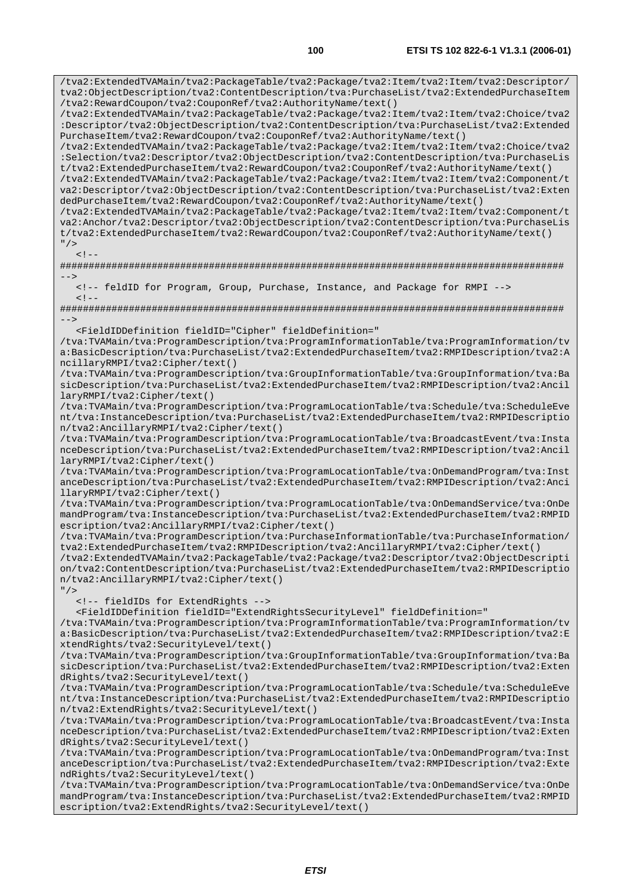```
/tva2:ExtendedTVAMain/tva2:PackageTable/tva2:Package/tva2:Item/tva2:Item/tva2:Descriptor/tva2:ObjectDescription/tva2:ContentDescription/tva:PurchaseList/tva2:ExtendedPurchaseItem/tva2:RewardCoupon/tva2:CouponRef/tva2:AuthorityName/text()
/tva2:ExtendedTVAMain/tva2:PackageTable/tva2:Package/tva2:Item/tva2:Item/tva2:Choice/tva2:Descriptor/tva2:ObjectDescription/tva2:ContentDescription/tva:PurchaseList/tva2:ExtendedPurchaseItem/tva2:RewardCoupon/tva2:CouponRef/tva2:AuthorityName/text()
/tva2:ExtendedTVAMain/tva2:PackageTable/tva2:Package/tva2:Item/tva2:Item/tva2:Choice/tva2:Selection/tva2:Descriptor/tva2:ObjectDescription/tva2:ContentDescription/tva:PurchaseList/tva2:ExtendedPurchaseItem/tva2:RewardCoupon/tva2:CouponRef/tva2:AuthorityName/text()
/tva2:ExtendedTVAMain/tva2:PackageTable/tva2:Package/tva2:Item/tva2:Item/tva2:Component/tva2:Descriptor/tva2:ObjectDescription/tva2:ContentDescription/tva:PurchaseList/tva2:ExtendedPurchaseItem/tva2:RewardCoupon/tva2:CouponRef/tva2:AuthorityName/text()
/tva2:ExtendedTVAMain/tva2:PackageTable/tva2:Package/tva2:Item/tva2:Item/tva2:Component/tva2:Anchor/tva2:Descriptor/tva2:ObjectDescription/tva2:ContentDescription/tva:PurchaseList/tva2:ExtendedPurchaseItem/tva2:RewardCoupon/tva2:CouponRef/tva2:AuthorityName/text()
"/>
   <!--
########################################################################################
-->
   <!-- feldID for Program, Group, Purchase, Instance, and Package for RMPI -->
   <!--
########################################################################################
-->
   <FieldIDDefinition fieldID="Cipher" fieldDefinition="
/tva:TVAMain/tva:ProgramDescription/tva:ProgramInformationTable/tva:ProgramInformation/tva:BasicDescription/tva:PurchaseList/tva2:ExtendedPurchaseItem/tva2:RMPIDescription/tva2:AncillaryRMPI/tva2:Cipher/text()
/tva:TVAMain/tva:ProgramDescription/tva:GroupInformationTable/tva:GroupInformation/tva:BasicDescription/tva:PurchaseList/tva2:ExtendedPurchaseItem/tva2:RMPIDescription/tva2:AncillaryRMPI/tva2:Cipher/text()
/tva:TVAMain/tva:ProgramDescription/tva:ProgramLocationTable/tva:Schedule/tva:ScheduleEvent/tva:InstanceDescription/tva:PurchaseList/tva2:ExtendedPurchaseItem/tva2:RMPIDescription/tva2:AncillaryRMPI/tva2:Cipher/text()
/tva:TVAMain/tva:ProgramDescription/tva:ProgramLocationTable/tva:BroadcastEvent/tva:InstanceDescription/tva:PurchaseList/tva2:ExtendedPurchaseItem/tva2:RMPIDescription/tva2:AncillaryRMPI/tva2:Cipher/text()
/tva:TVAMain/tva:ProgramDescription/tva:ProgramLocationTable/tva:OnDemandProgram/tva:InstanceDescription/tva:PurchaseList/tva2:ExtendedPurchaseItem/tva2:RMPIDescription/tva2:AncillaryRMPI/tva2:Cipher/text()
/tva:TVAMain/tva:ProgramDescription/tva:ProgramLocationTable/tva:OnDemandService/tva:OnDemandProgram/tva:InstanceDescription/tva:PurchaseList/tva2:ExtendedPurchaseItem/tva2:RMPIDescription/tva2:AncillaryRMPI/tva2:Cipher/text()
/tva:TVAMain/tva:ProgramDescription/tva:PurchaseInformationTable/tva:PurchaseInformation/tva2:ExtendedPurchaseItem/tva2:RMPIDescription/tva2:AncillaryRMPI/tva2:Cipher/text()
/tva2:ExtendedTVAMain/tva2:PackageTable/tva2:Package/tva2:Descriptor/tva2:ObjectDescription/tva2:ContentDescription/tva:PurchaseList/tva2:ExtendedPurchaseItem/tva2:RMPIDescription/tva2:AncillaryRMPI/tva2:Cipher/text()
"/>
   <!-- fieldIDs for ExtendRights -->
   <FieldIDDefinition fieldID="ExtendRightsSecurityLevel" fieldDefinition="
/tva:TVAMain/tva:ProgramDescription/tva:ProgramInformationTable/tva:ProgramInformation/tva:BasicDescription/tva:PurchaseList/tva2:ExtendedPurchaseItem/tva2:RMPIDescription/tva2:ExtendRights/tva2:SecurityLevel/text()
/tva:TVAMain/tva:ProgramDescription/tva:GroupInformationTable/tva:GroupInformation/tva:BasicDescription/tva:PurchaseList/tva2:ExtendedPurchaseItem/tva2:RMPIDescription/tva2:ExtendRights/tva2:SecurityLevel/text()
/tva:TVAMain/tva:ProgramDescription/tva:ProgramLocationTable/tva:Schedule/tva:ScheduleEvent/tva:InstanceDescription/tva:PurchaseList/tva2:ExtendedPurchaseItem/tva2:RMPIDescription/tva2:ExtendRights/tva2:SecurityLevel/text()
/tva:TVAMain/tva:ProgramDescription/tva:ProgramLocationTable/tva:BroadcastEvent/tva:InstanceDescription/tva:PurchaseList/tva2:ExtendedPurchaseItem/tva2:RMPIDescription/tva2:ExtendRights/tva2:SecurityLevel/text()
/tva:TVAMain/tva:ProgramDescription/tva:ProgramLocationTable/tva:OnDemandProgram/tva:InstanceDescription/tva:PurchaseList/tva2:ExtendedPurchaseItem/tva2:RMPIDescription/tva2:ExtendRights/tva2:SecurityLevel/text()
/tva:TVAMain/tva:ProgramDescription/tva:ProgramLocationTable/tva:OnDemandService/tva:OnDemandProgram/tva:InstanceDescription/tva:PurchaseList/tva2:ExtendedPurchaseItem/tva2:RMPIDescription/tva2:ExtendRights/tva2:SecurityLevel/text()
```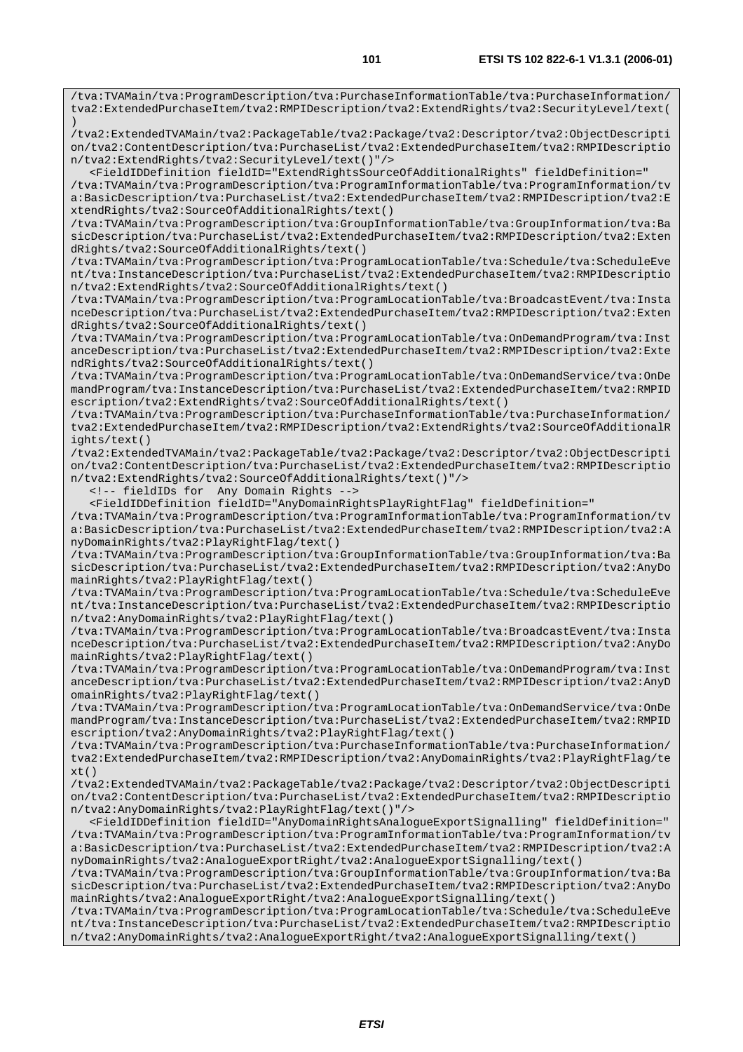```
/tva:TVAMain/tva:ProgramDescription/tva:PurchaseInformationTable/tva:PurchaseInformation/
tva2:ExtendedPurchaseItem/tva2:RMPIDescription/tva2:ExtendRights/tva2:SecurityLevel/text(
)
/tva2:ExtendedTVAMain/tva2:PackageTable/tva2:Package/tva2:Descriptor/tva2:ObjectDescripti
on/tva2:ContentDescription/tva:PurchaseList/tva2:ExtendedPurchaseItem/tva2:RMPIDescriptio
n/tva2:ExtendRights/tva2:SecurityLevel/text()"/>
   <FieldIDDefinition fieldID="ExtendRightsSourceOfAdditionalRights" fieldDefinition="
/tva:TVAMain/tva:ProgramDescription/tva:ProgramInformationTable/tva:ProgramInformation/tv
a:BasicDescription/tva:PurchaseList/tva2:ExtendedPurchaseItem/tva2:RMPIDescription/tva2:E
xtendRights/tva2:SourceOfAdditionalRights/text()
/tva:TVAMain/tva:ProgramDescription/tva:GroupInformationTable/tva:GroupInformation/tva:Ba
sicDescription/tva:PurchaseList/tva2:ExtendedPurchaseItem/tva2:RMPIDescription/tva2:Exten
dRights/tva2:SourceOfAdditionalRights/text()
/tva:TVAMain/tva:ProgramDescription/tva:ProgramLocationTable/tva:Schedule/tva:ScheduleEve
nt/tva:InstanceDescription/tva:PurchaseList/tva2:ExtendedPurchaseItem/tva2:RMPIDescriptio
n/tva2:ExtendRights/tva2:SourceOfAdditionalRights/text()
/tva:TVAMain/tva:ProgramDescription/tva:ProgramLocationTable/tva:BroadcastEvent/tva:Insta
nceDescription/tva:PurchaseList/tva2:ExtendedPurchaseItem/tva2:RMPIDescription/tva2:Exten
dRights/tva2:SourceOfAdditionalRights/text()
/tva:TVAMain/tva:ProgramDescription/tva:ProgramLocationTable/tva:OnDemandProgram/tva:Inst
anceDescription/tva:PurchaseList/tva2:ExtendedPurchaseItem/tva2:RMPIDescription/tva2:Exte
ndRights/tva2:SourceOfAdditionalRights/text()
/tva:TVAMain/tva:ProgramDescription/tva:ProgramLocationTable/tva:OnDemandService/tva:OnDe
mandProgram/tva:InstanceDescription/tva:PurchaseList/tva2:ExtendedPurchaseItem/tva2:RMPID
escription/tva2:ExtendRights/tva2:SourceOfAdditionalRights/text()
/tva:TVAMain/tva:ProgramDescription/tva:PurchaseInformationTable/tva:PurchaseInformation/
tva2:ExtendedPurchaseItem/tva2:RMPIDescription/tva2:ExtendRights/tva2:SourceOfAdditionalR
ights/text()
/tva2:ExtendedTVAMain/tva2:PackageTable/tva2:Package/tva2:Descriptor/tva2:ObjectDescripti
on/tva2:ContentDescription/tva:PurchaseList/tva2:ExtendedPurchaseItem/tva2:RMPIDescriptio
n/tva2:ExtendRights/tva2:SourceOfAdditionalRights/text()"/>
   <!-- fieldIDs for  Any Domain Rights -->
   <FieldIDDefinition fieldID="AnyDomainRightsPlayRightFlag" fieldDefinition="
/tva:TVAMain/tva:ProgramDescription/tva:ProgramInformationTable/tva:ProgramInformation/tv
a:BasicDescription/tva:PurchaseList/tva2:ExtendedPurchaseItem/tva2:RMPIDescription/tva2:A
nyDomainRights/tva2:PlayRightFlag/text()
/tva:TVAMain/tva:ProgramDescription/tva:GroupInformationTable/tva:GroupInformation/tva:Ba
sicDescription/tva:PurchaseList/tva2:ExtendedPurchaseItem/tva2:RMPIDescription/tva2:AnyDo
mainRights/tva2:PlayRightFlag/text()
/tva:TVAMain/tva:ProgramDescription/tva:ProgramLocationTable/tva:Schedule/tva:ScheduleEve
nt/tva:InstanceDescription/tva:PurchaseList/tva2:ExtendedPurchaseItem/tva2:RMPIDescriptio
n/tva2:AnyDomainRights/tva2:PlayRightFlag/text()
/tva:TVAMain/tva:ProgramDescription/tva:ProgramLocationTable/tva:BroadcastEvent/tva:Insta
nceDescription/tva:PurchaseList/tva2:ExtendedPurchaseItem/tva2:RMPIDescription/tva2:AnyDo
mainRights/tva2:PlayRightFlag/text()
/tva:TVAMain/tva:ProgramDescription/tva:ProgramLocationTable/tva:OnDemandProgram/tva:Inst
anceDescription/tva:PurchaseList/tva2:ExtendedPurchaseItem/tva2:RMPIDescription/tva2:AnyD
omainRights/tva2:PlayRightFlag/text()
/tva:TVAMain/tva:ProgramDescription/tva:ProgramLocationTable/tva:OnDemandService/tva:OnDe
mandProgram/tva:InstanceDescription/tva:PurchaseList/tva2:ExtendedPurchaseItem/tva2:RMPID
escription/tva2:AnyDomainRights/tva2:PlayRightFlag/text()
/tva:TVAMain/tva:ProgramDescription/tva:PurchaseInformationTable/tva:PurchaseInformation/
tva2:ExtendedPurchaseItem/tva2:RMPIDescription/tva2:AnyDomainRights/tva2:PlayRightFlag/te
xt()
/tva2:ExtendedTVAMain/tva2:PackageTable/tva2:Package/tva2:Descriptor/tva2:ObjectDescripti
on/tva2:ContentDescription/tva:PurchaseList/tva2:ExtendedPurchaseItem/tva2:RMPIDescriptio
n/tva2:AnyDomainRights/tva2:PlayRightFlag/text()"/>
   <FieldIDDefinition fieldID="AnyDomainRightsAnalogueExportSignalling" fieldDefinition="
/tva:TVAMain/tva:ProgramDescription/tva:ProgramInformationTable/tva:ProgramInformation/tv
a:BasicDescription/tva:PurchaseList/tva2:ExtendedPurchaseItem/tva2:RMPIDescription/tva2:A
nyDomainRights/tva2:AnalogueExportRight/tva2:AnalogueExportSignalling/text()
/tva:TVAMain/tva:ProgramDescription/tva:GroupInformationTable/tva:GroupInformation/tva:Ba
sicDescription/tva:PurchaseList/tva2:ExtendedPurchaseItem/tva2:RMPIDescription/tva2:AnyDo
mainRights/tva2:AnalogueExportRight/tva2:AnalogueExportSignalling/text()
/tva:TVAMain/tva:ProgramDescription/tva:ProgramLocationTable/tva:Schedule/tva:ScheduleEve
nt/tva:InstanceDescription/tva:PurchaseList/tva2:ExtendedPurchaseItem/tva2:RMPIDescriptio
n/tva2:AnyDomainRights/tva2:AnalogueExportRight/tva2:AnalogueExportSignalling/text()
```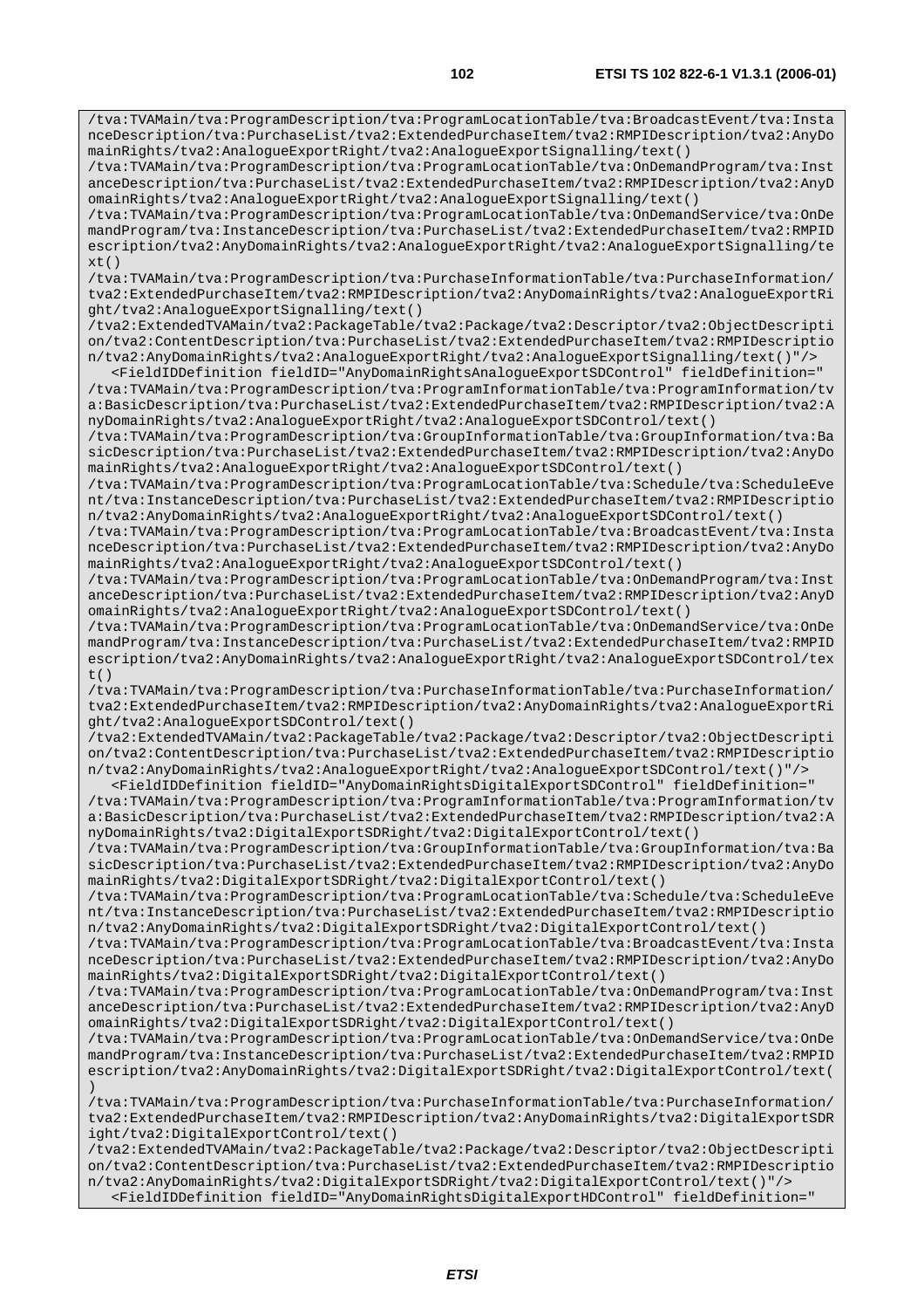```
/tva:TVAMain/tva:ProgramDescription/tva:ProgramLocationTable/tva:BroadcastEvent/tva:InstanceDescription/tva:PurchaseList/tva2:ExtendedPurchaseItem/tva2:RMPIDescription/tva2:AnyDomainRights/tva2:AnalogueExportRight/tva2:AnalogueExportSignalling/text()
/tva:TVAMain/tva:ProgramDescription/tva:ProgramLocationTable/tva:OnDemandProgram/tva:InstanceDescription/tva:PurchaseList/tva2:ExtendedPurchaseItem/tva2:RMPIDescription/tva2:AnyDomainRights/tva2:AnalogueExportRight/tva2:AnalogueExportSignalling/text()
/tva:TVAMain/tva:ProgramDescription/tva:ProgramLocationTable/tva:OnDemandService/tva:OnDemandProgram/tva:InstanceDescription/tva:PurchaseList/tva2:ExtendedPurchaseItem/tva2:RMPIDescription/tva2:AnyDomainRights/tva2:AnalogueExportRight/tva2:AnalogueExportSignalling/text()
/tva:TVAMain/tva:ProgramDescription/tva:PurchaseInformationTable/tva:PurchaseInformation/tva2:ExtendedPurchaseItem/tva2:RMPIDescription/tva2:AnyDomainRights/tva2:AnalogueExportRight/tva2:AnalogueExportSignalling/text()
/tva2:ExtendedTVAMain/tva2:PackageTable/tva2:Package/tva2:Descriptor/tva2:ObjectDescription/tva2:ContentDescription/tva:PurchaseList/tva2:ExtendedPurchaseItem/tva2:RMPIDescription/tva2:AnyDomainRights/tva2:AnalogueExportRight/tva2:AnalogueExportSignalling/text()"/>
   <FieldIDDefinition fieldID="AnyDomainRightsAnalogueExportSDControl" fieldDefinition="
/tva:TVAMain/tva:ProgramDescription/tva:ProgramInformationTable/tva:ProgramInformation/tva:BasicDescription/tva:PurchaseList/tva2:ExtendedPurchaseItem/tva2:RMPIDescription/tva2:AnyDomainRights/tva2:AnalogueExportRight/tva2:AnalogueExportSDControl/text()
/tva:TVAMain/tva:ProgramDescription/tva:GroupInformationTable/tva:GroupInformation/tva:BasicDescription/tva:PurchaseList/tva2:ExtendedPurchaseItem/tva2:RMPIDescription/tva2:AnyDomainRights/tva2:AnalogueExportRight/tva2:AnalogueExportSDControl/text()
/tva:TVAMain/tva:ProgramDescription/tva:ProgramLocationTable/tva:Schedule/tva:ScheduleEvent/tva:InstanceDescription/tva:PurchaseList/tva2:ExtendedPurchaseItem/tva2:RMPIDescription/tva2:AnyDomainRights/tva2:AnalogueExportRight/tva2:AnalogueExportSDControl/text()
/tva:TVAMain/tva:ProgramDescription/tva:ProgramLocationTable/tva:BroadcastEvent/tva:InstanceDescription/tva:PurchaseList/tva2:ExtendedPurchaseItem/tva2:RMPIDescription/tva2:AnyDomainRights/tva2:AnalogueExportRight/tva2:AnalogueExportSDControl/text()
/tva:TVAMain/tva:ProgramDescription/tva:ProgramLocationTable/tva:OnDemandProgram/tva:InstanceDescription/tva:PurchaseList/tva2:ExtendedPurchaseItem/tva2:RMPIDescription/tva2:AnyDomainRights/tva2:AnalogueExportRight/tva2:AnalogueExportSDControl/text()
/tva:TVAMain/tva:ProgramDescription/tva:ProgramLocationTable/tva:OnDemandService/tva:OnDemandProgram/tva:InstanceDescription/tva:PurchaseList/tva2:ExtendedPurchaseItem/tva2:RMPIDescription/tva2:AnyDomainRights/tva2:AnalogueExportRight/tva2:AnalogueExportSDControl/text()
/tva:TVAMain/tva:ProgramDescription/tva:PurchaseInformationTable/tva:PurchaseInformation/tva2:ExtendedPurchaseItem/tva2:RMPIDescription/tva2:AnyDomainRights/tva2:AnalogueExportRight/tva2:AnalogueExportSDControl/text()
/tva2:ExtendedTVAMain/tva2:PackageTable/tva2:Package/tva2:Descriptor/tva2:ObjectDescription/tva2:ContentDescription/tva:PurchaseList/tva2:ExtendedPurchaseItem/tva2:RMPIDescription/tva2:AnyDomainRights/tva2:AnalogueExportRight/tva2:AnalogueExportSDControl/text()"/>
   <FieldIDDefinition fieldID="AnyDomainRightsDigitalExportSDControl" fieldDefinition="
/tva:TVAMain/tva:ProgramDescription/tva:ProgramInformationTable/tva:ProgramInformation/tva:BasicDescription/tva:PurchaseList/tva2:ExtendedPurchaseItem/tva2:RMPIDescription/tva2:AnyDomainRights/tva2:DigitalExportSDRight/tva2:DigitalExportControl/text()
/tva:TVAMain/tva:ProgramDescription/tva:GroupInformationTable/tva:GroupInformation/tva:BasicDescription/tva:PurchaseList/tva2:ExtendedPurchaseItem/tva2:RMPIDescription/tva2:AnyDomainRights/tva2:DigitalExportSDRight/tva2:DigitalExportControl/text()
/tva:TVAMain/tva:ProgramDescription/tva:ProgramLocationTable/tva:Schedule/tva:ScheduleEvent/tva:InstanceDescription/tva:PurchaseList/tva2:ExtendedPurchaseItem/tva2:RMPIDescription/tva2:AnyDomainRights/tva2:DigitalExportSDRight/tva2:DigitalExportControl/text()
/tva:TVAMain/tva:ProgramDescription/tva:ProgramLocationTable/tva:BroadcastEvent/tva:InstanceDescription/tva:PurchaseList/tva2:ExtendedPurchaseItem/tva2:RMPIDescription/tva2:AnyDomainRights/tva2:DigitalExportSDRight/tva2:DigitalExportControl/text()
/tva:TVAMain/tva:ProgramDescription/tva:ProgramLocationTable/tva:OnDemandProgram/tva:InstanceDescription/tva:PurchaseList/tva2:ExtendedPurchaseItem/tva2:RMPIDescription/tva2:AnyDomainRights/tva2:DigitalExportSDRight/tva2:DigitalExportControl/text()
/tva:TVAMain/tva:ProgramDescription/tva:ProgramLocationTable/tva:OnDemandService/tva:OnDemandProgram/tva:InstanceDescription/tva:PurchaseList/tva2:ExtendedPurchaseItem/tva2:RMPIDescription/tva2:AnyDomainRights/tva2:DigitalExportSDRight/tva2:DigitalExportControl/text()
/tva:TVAMain/tva:ProgramDescription/tva:PurchaseInformationTable/tva:PurchaseInformation/tva2:ExtendedPurchaseItem/tva2:RMPIDescription/tva2:AnyDomainRights/tva2:DigitalExportSDRight/tva2:DigitalExportControl/text()
/tva2:ExtendedTVAMain/tva2:PackageTable/tva2:Package/tva2:Descriptor/tva2:ObjectDescription/tva2:ContentDescription/tva:PurchaseList/tva2:ExtendedPurchaseItem/tva2:RMPIDescription/tva2:AnyDomainRights/tva2:DigitalExportSDRight/tva2:DigitalExportControl/text()"/>
   <FieldIDDefinition fieldID="AnyDomainRightsDigitalExportHDControl" fieldDefinition="
```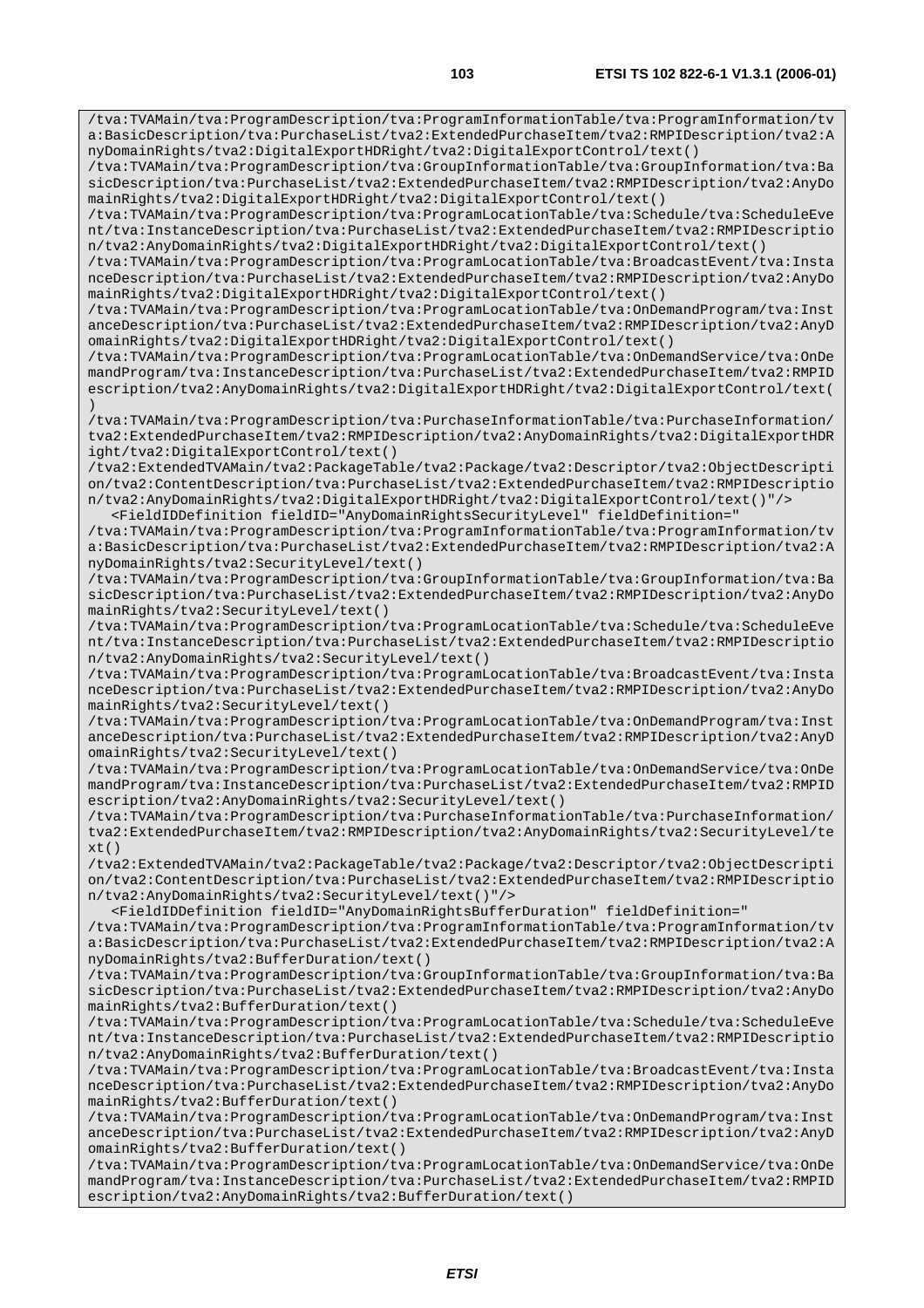```
/tva:TVAMain/tva:ProgramDescription/tva:ProgramInformationTable/tva:ProgramInformation/tva:BasicDescription/tva:PurchaseList/tva2:ExtendedPurchaseItem/tva2:RMPIDescription/tva2:AnyDomainRights/tva2:DigitalExportHDRight/tva2:DigitalExportControl/text()
/tva:TVAMain/tva:ProgramDescription/tva:GroupInformationTable/tva:GroupInformation/tva:BasicDescription/tva:PurchaseList/tva2:ExtendedPurchaseItem/tva2:RMPIDescription/tva2:AnyDomainRights/tva2:DigitalExportHDRight/tva2:DigitalExportControl/text()
/tva:TVAMain/tva:ProgramDescription/tva:ProgramLocationTable/tva:Schedule/tva:ScheduleEvent/tva:InstanceDescription/tva:PurchaseList/tva2:ExtendedPurchaseItem/tva2:RMPIDescription/tva2:AnyDomainRights/tva2:DigitalExportHDRight/tva2:DigitalExportControl/text()
/tva:TVAMain/tva:ProgramDescription/tva:ProgramLocationTable/tva:BroadcastEvent/tva:InstanceDescription/tva:PurchaseList/tva2:ExtendedPurchaseItem/tva2:RMPIDescription/tva2:AnyDomainRights/tva2:DigitalExportHDRight/tva2:DigitalExportControl/text()
/tva:TVAMain/tva:ProgramDescription/tva:ProgramLocationTable/tva:OnDemandProgram/tva:InstanceDescription/tva:PurchaseList/tva2:ExtendedPurchaseItem/tva2:RMPIDescription/tva2:AnyDomainRights/tva2:DigitalExportHDRight/tva2:DigitalExportControl/text()
/tva:TVAMain/tva:ProgramDescription/tva:ProgramLocationTable/tva:OnDemandService/tva:OnDemandProgram/tva:InstanceDescription/tva:PurchaseList/tva2:ExtendedPurchaseItem/tva2:RMPIDescription/tva2:AnyDomainRights/tva2:DigitalExportHDRight/tva2:DigitalExportControl/text()
/tva:TVAMain/tva:ProgramDescription/tva:PurchaseInformationTable/tva:PurchaseInformation/tva2:ExtendedPurchaseItem/tva2:RMPIDescription/tva2:AnyDomainRights/tva2:DigitalExportHDRight/tva2:DigitalExportControl/text()
/tva2:ExtendedTVAMain/tva2:PackageTable/tva2:Package/tva2:Descriptor/tva2:ObjectDescription/tva2:ContentDescription/tva:PurchaseList/tva2:ExtendedPurchaseItem/tva2:RMPIDescription/tva2:AnyDomainRights/tva2:DigitalExportHDRight/tva2:DigitalExportControl/text()"/>
   <FieldIDDefinition fieldID="AnyDomainRightsSecurityLevel" fieldDefinition="
/tva:TVAMain/tva:ProgramDescription/tva:ProgramInformationTable/tva:ProgramInformation/tva:BasicDescription/tva:PurchaseList/tva2:ExtendedPurchaseItem/tva2:RMPIDescription/tva2:AnyDomainRights/tva2:SecurityLevel/text()
/tva:TVAMain/tva:ProgramDescription/tva:GroupInformationTable/tva:GroupInformation/tva:BasicDescription/tva:PurchaseList/tva2:ExtendedPurchaseItem/tva2:RMPIDescription/tva2:AnyDomainRights/tva2:SecurityLevel/text()
/tva:TVAMain/tva:ProgramDescription/tva:ProgramLocationTable/tva:Schedule/tva:ScheduleEvent/tva:InstanceDescription/tva:PurchaseList/tva2:ExtendedPurchaseItem/tva2:RMPIDescription/tva2:AnyDomainRights/tva2:SecurityLevel/text()
/tva:TVAMain/tva:ProgramDescription/tva:ProgramLocationTable/tva:BroadcastEvent/tva:InstanceDescription/tva:PurchaseList/tva2:ExtendedPurchaseItem/tva2:RMPIDescription/tva2:AnyDomainRights/tva2:SecurityLevel/text()
/tva:TVAMain/tva:ProgramDescription/tva:ProgramLocationTable/tva:OnDemandProgram/tva:InstanceDescription/tva:PurchaseList/tva2:ExtendedPurchaseItem/tva2:RMPIDescription/tva2:AnyDomainRights/tva2:SecurityLevel/text()
/tva:TVAMain/tva:ProgramDescription/tva:ProgramLocationTable/tva:OnDemandService/tva:OnDemandProgram/tva:InstanceDescription/tva:PurchaseList/tva2:ExtendedPurchaseItem/tva2:RMPIDescription/tva2:AnyDomainRights/tva2:SecurityLevel/text()
/tva:TVAMain/tva:ProgramDescription/tva:PurchaseInformationTable/tva:PurchaseInformation/tva2:ExtendedPurchaseItem/tva2:RMPIDescription/tva2:AnyDomainRights/tva2:SecurityLevel/text()
/tva2:ExtendedTVAMain/tva2:PackageTable/tva2:Package/tva2:Descriptor/tva2:ObjectDescription/tva2:ContentDescription/tva:PurchaseList/tva2:ExtendedPurchaseItem/tva2:RMPIDescription/tva2:AnyDomainRights/tva2:SecurityLevel/text()"/>
   <FieldIDDefinition fieldID="AnyDomainRightsBufferDuration" fieldDefinition="
/tva:TVAMain/tva:ProgramDescription/tva:ProgramInformationTable/tva:ProgramInformation/tva:BasicDescription/tva:PurchaseList/tva2:ExtendedPurchaseItem/tva2:RMPIDescription/tva2:AnyDomainRights/tva2:BufferDuration/text()
/tva:TVAMain/tva:ProgramDescription/tva:GroupInformationTable/tva:GroupInformation/tva:BasicDescription/tva:PurchaseList/tva2:ExtendedPurchaseItem/tva2:RMPIDescription/tva2:AnyDomainRights/tva2:BufferDuration/text()
/tva:TVAMain/tva:ProgramDescription/tva:ProgramLocationTable/tva:Schedule/tva:ScheduleEvent/tva:InstanceDescription/tva:PurchaseList/tva2:ExtendedPurchaseItem/tva2:RMPIDescription/tva2:AnyDomainRights/tva2:BufferDuration/text()
/tva:TVAMain/tva:ProgramDescription/tva:ProgramLocationTable/tva:BroadcastEvent/tva:InstanceDescription/tva:PurchaseList/tva2:ExtendedPurchaseItem/tva2:RMPIDescription/tva2:AnyDomainRights/tva2:BufferDuration/text()
/tva:TVAMain/tva:ProgramDescription/tva:ProgramLocationTable/tva:OnDemandProgram/tva:InstanceDescription/tva:PurchaseList/tva2:ExtendedPurchaseItem/tva2:RMPIDescription/tva2:AnyDomainRights/tva2:BufferDuration/text()
/tva:TVAMain/tva:ProgramDescription/tva:ProgramLocationTable/tva:OnDemandService/tva:OnDemandProgram/tva:InstanceDescription/tva:PurchaseList/tva2:ExtendedPurchaseItem/tva2:RMPIDescription/tva2:AnyDomainRights/tva2:BufferDuration/text()
```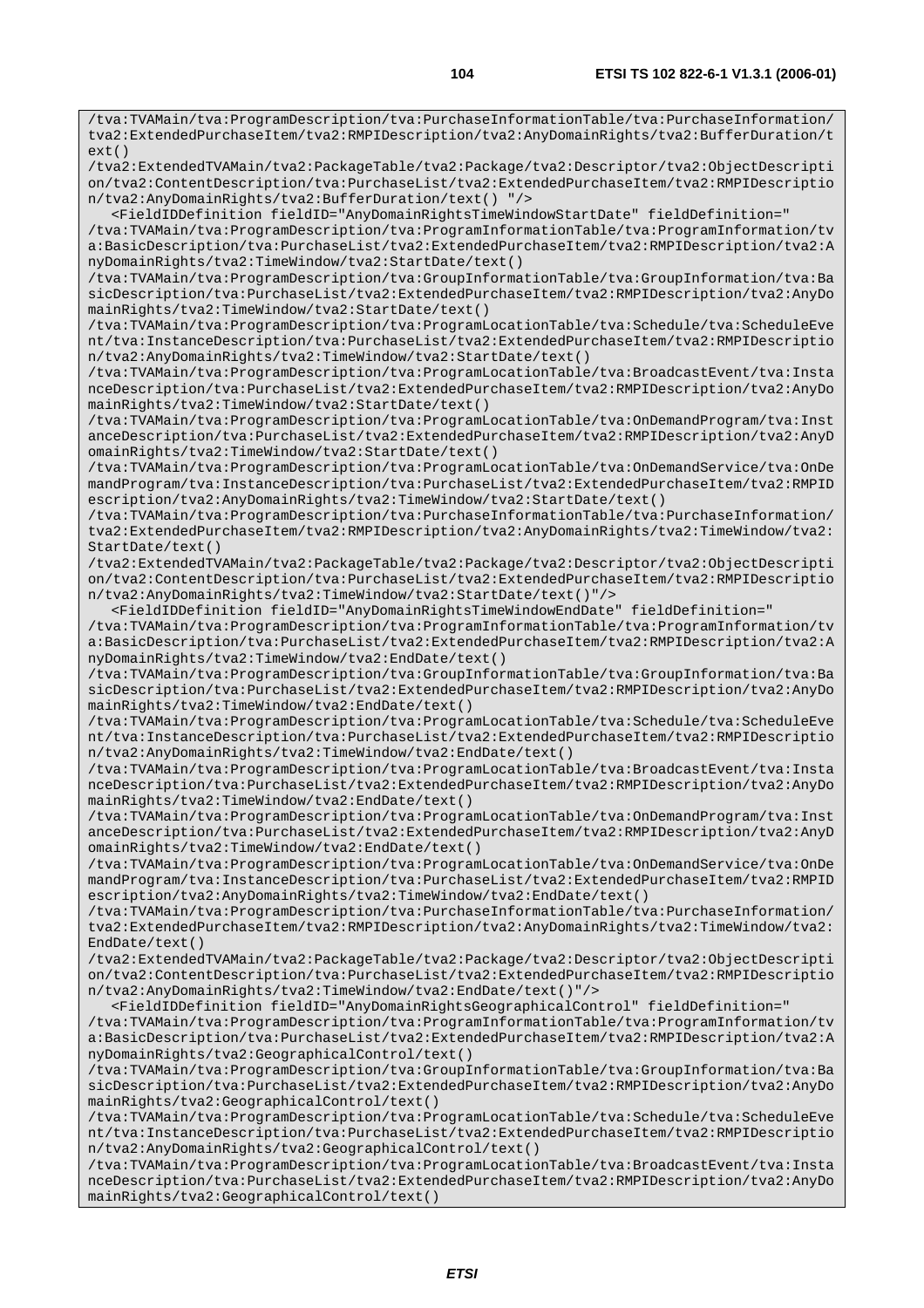```
/tva:TVAMain/tva:ProgramDescription/tva:PurchaseInformationTable/tva:PurchaseInformation/
tva2:ExtendedPurchaseItem/tva2:RMPIDescription/tva2:AnyDomainRights/tva2:BufferDuration/t
ext()
/tva2:ExtendedTVAMain/tva2:PackageTable/tva2:Package/tva2:Descriptor/tva2:ObjectDescripti
on/tva2:ContentDescription/tva:PurchaseList/tva2:ExtendedPurchaseItem/tva2:RMPIDescriptio
n/tva2:AnyDomainRights/tva2:BufferDuration/text() "/>
   <FieldIDDefinition fieldID="AnyDomainRightsTimeWindowStartDate" fieldDefinition="
/tva:TVAMain/tva:ProgramDescription/tva:ProgramInformationTable/tva:ProgramInformation/tv
a:BasicDescription/tva:PurchaseList/tva2:ExtendedPurchaseItem/tva2:RMPIDescription/tva2:A
nyDomainRights/tva2:TimeWindow/tva2:StartDate/text()
/tva:TVAMain/tva:ProgramDescription/tva:GroupInformationTable/tva:GroupInformation/tva:Ba
sicDescription/tva:PurchaseList/tva2:ExtendedPurchaseItem/tva2:RMPIDescription/tva2:AnyDo
mainRights/tva2:TimeWindow/tva2:StartDate/text()
/tva:TVAMain/tva:ProgramDescription/tva:ProgramLocationTable/tva:Schedule/tva:ScheduleEve
nt/tva:InstanceDescription/tva:PurchaseList/tva2:ExtendedPurchaseItem/tva2:RMPIDescriptio
n/tva2:AnyDomainRights/tva2:TimeWindow/tva2:StartDate/text()
/tva:TVAMain/tva:ProgramDescription/tva:ProgramLocationTable/tva:BroadcastEvent/tva:Insta
nceDescription/tva:PurchaseList/tva2:ExtendedPurchaseItem/tva2:RMPIDescription/tva2:AnyDo
mainRights/tva2:TimeWindow/tva2:StartDate/text()
/tva:TVAMain/tva:ProgramDescription/tva:ProgramLocationTable/tva:OnDemandProgram/tva:Inst
anceDescription/tva:PurchaseList/tva2:ExtendedPurchaseItem/tva2:RMPIDescription/tva2:AnyD
omainRights/tva2:TimeWindow/tva2:StartDate/text()
/tva:TVAMain/tva:ProgramDescription/tva:ProgramLocationTable/tva:OnDemandService/tva:OnDe
mandProgram/tva:InstanceDescription/tva:PurchaseList/tva2:ExtendedPurchaseItem/tva2:RMPID
escription/tva2:AnyDomainRights/tva2:TimeWindow/tva2:StartDate/text()
/tva:TVAMain/tva:ProgramDescription/tva:PurchaseInformationTable/tva:PurchaseInformation/
tva2:ExtendedPurchaseItem/tva2:RMPIDescription/tva2:AnyDomainRights/tva2:TimeWindow/tva2:
StartDate/text()
/tva2:ExtendedTVAMain/tva2:PackageTable/tva2:Package/tva2:Descriptor/tva2:ObjectDescripti
on/tva2:ContentDescription/tva:PurchaseList/tva2:ExtendedPurchaseItem/tva2:RMPIDescriptio
n/tva2:AnyDomainRights/tva2:TimeWindow/tva2:StartDate/text()"/>
   <FieldIDDefinition fieldID="AnyDomainRightsTimeWindowEndDate" fieldDefinition="
/tva:TVAMain/tva:ProgramDescription/tva:ProgramInformationTable/tva:ProgramInformation/tv
a:BasicDescription/tva:PurchaseList/tva2:ExtendedPurchaseItem/tva2:RMPIDescription/tva2:A
nyDomainRights/tva2:TimeWindow/tva2:EndDate/text()
/tva:TVAMain/tva:ProgramDescription/tva:GroupInformationTable/tva:GroupInformation/tva:Ba
sicDescription/tva:PurchaseList/tva2:ExtendedPurchaseItem/tva2:RMPIDescription/tva2:AnyDo
mainRights/tva2:TimeWindow/tva2:EndDate/text()
/tva:TVAMain/tva:ProgramDescription/tva:ProgramLocationTable/tva:Schedule/tva:ScheduleEve
nt/tva:InstanceDescription/tva:PurchaseList/tva2:ExtendedPurchaseItem/tva2:RMPIDescriptio
n/tva2:AnyDomainRights/tva2:TimeWindow/tva2:EndDate/text()
/tva:TVAMain/tva:ProgramDescription/tva:ProgramLocationTable/tva:BroadcastEvent/tva:Insta
nceDescription/tva:PurchaseList/tva2:ExtendedPurchaseItem/tva2:RMPIDescription/tva2:AnyDo
mainRights/tva2:TimeWindow/tva2:EndDate/text()
/tva:TVAMain/tva:ProgramDescription/tva:ProgramLocationTable/tva:OnDemandProgram/tva:Inst
anceDescription/tva:PurchaseList/tva2:ExtendedPurchaseItem/tva2:RMPIDescription/tva2:AnyD
omainRights/tva2:TimeWindow/tva2:EndDate/text()
/tva:TVAMain/tva:ProgramDescription/tva:ProgramLocationTable/tva:OnDemandService/tva:OnDe
mandProgram/tva:InstanceDescription/tva:PurchaseList/tva2:ExtendedPurchaseItem/tva2:RMPID
escription/tva2:AnyDomainRights/tva2:TimeWindow/tva2:EndDate/text()
/tva:TVAMain/tva:ProgramDescription/tva:PurchaseInformationTable/tva:PurchaseInformation/
tva2:ExtendedPurchaseItem/tva2:RMPIDescription/tva2:AnyDomainRights/tva2:TimeWindow/tva2:
EndDate/text()
/tva2:ExtendedTVAMain/tva2:PackageTable/tva2:Package/tva2:Descriptor/tva2:ObjectDescripti
on/tva2:ContentDescription/tva:PurchaseList/tva2:ExtendedPurchaseItem/tva2:RMPIDescriptio
n/tva2:AnyDomainRights/tva2:TimeWindow/tva2:EndDate/text()"/>
   <FieldIDDefinition fieldID="AnyDomainRightsGeographicalControl" fieldDefinition="
/tva:TVAMain/tva:ProgramDescription/tva:ProgramInformationTable/tva:ProgramInformation/tv
a:BasicDescription/tva:PurchaseList/tva2:ExtendedPurchaseItem/tva2:RMPIDescription/tva2:A
nyDomainRights/tva2:GeographicalControl/text()
/tva:TVAMain/tva:ProgramDescription/tva:GroupInformationTable/tva:GroupInformation/tva:Ba
sicDescription/tva:PurchaseList/tva2:ExtendedPurchaseItem/tva2:RMPIDescription/tva2:AnyDo
mainRights/tva2:GeographicalControl/text()
/tva:TVAMain/tva:ProgramDescription/tva:ProgramLocationTable/tva:Schedule/tva:ScheduleEve
nt/tva:InstanceDescription/tva:PurchaseList/tva2:ExtendedPurchaseItem/tva2:RMPIDescriptio
n/tva2:AnyDomainRights/tva2:GeographicalControl/text()
/tva:TVAMain/tva:ProgramDescription/tva:ProgramLocationTable/tva:BroadcastEvent/tva:Insta
nceDescription/tva:PurchaseList/tva2:ExtendedPurchaseItem/tva2:RMPIDescription/tva2:AnyDo
mainRights/tva2:GeographicalControl/text()
```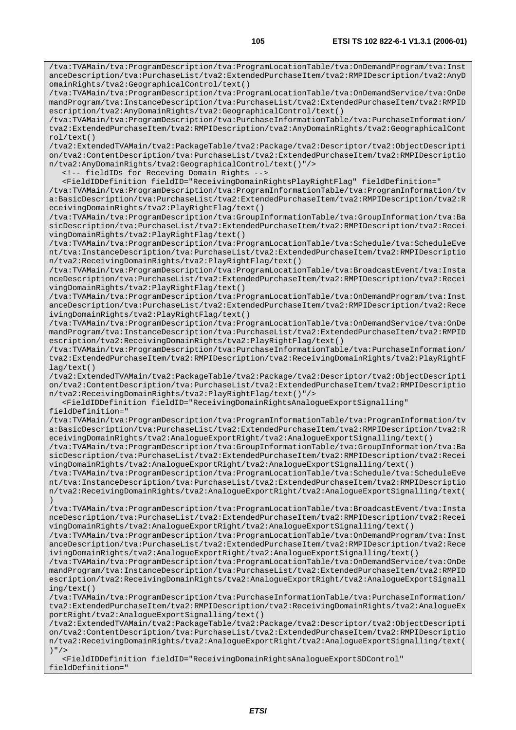```
/tva:TVAMain/tva:ProgramDescription/tva:ProgramLocationTable/tva:OnDemandProgram/tva:InstanceDescription/tva:PurchaseList/tva2:ExtendedPurchaseItem/tva2:RMPIDescription/tva2:AnyDomainRights/tva2:GeographicalControl/text()
/tva:TVAMain/tva:ProgramDescription/tva:ProgramLocationTable/tva:OnDemandService/tva:OnDemandProgram/tva:InstanceDescription/tva:PurchaseList/tva2:ExtendedPurchaseItem/tva2:RMPIDescription/tva2:AnyDomainRights/tva2:GeographicalControl/text()
/tva:TVAMain/tva:ProgramDescription/tva:PurchaseInformationTable/tva:PurchaseInformation/tva2:ExtendedPurchaseItem/tva2:RMPIDescription/tva2:AnyDomainRights/tva2:GeographicalControl/text()
/tva2:ExtendedTVAMain/tva2:PackageTable/tva2:Package/tva2:Descriptor/tva2:ObjectDescription/tva2:ContentDescription/tva:PurchaseList/tva2:ExtendedPurchaseItem/tva2:RMPIDescription/tva2:AnyDomainRights/tva2:GeographicalControl/text()"/>
   <!-- fieldIDs for Receving Domain Rights -->
   <FieldIDDefinition fieldID="ReceivingDomainRightsPlayRightFlag" fieldDefinition="
/tva:TVAMain/tva:ProgramDescription/tva:ProgramInformationTable/tva:ProgramInformation/tva:BasicDescription/tva:PurchaseList/tva2:ExtendedPurchaseItem/tva2:RMPIDescription/tva2:ReceivingDomainRights/tva2:PlayRightFlag/text()
/tva:TVAMain/tva:ProgramDescription/tva:GroupInformationTable/tva:GroupInformation/tva:BasicDescription/tva:PurchaseList/tva2:ExtendedPurchaseItem/tva2:RMPIDescription/tva2:ReceivingDomainRights/tva2:PlayRightFlag/text()
/tva:TVAMain/tva:ProgramDescription/tva:ProgramLocationTable/tva:Schedule/tva:ScheduleEvent/tva:InstanceDescription/tva:PurchaseList/tva2:ExtendedPurchaseItem/tva2:RMPIDescription/tva2:ReceivingDomainRights/tva2:PlayRightFlag/text()
/tva:TVAMain/tva:ProgramDescription/tva:ProgramLocationTable/tva:BroadcastEvent/tva:InstanceDescription/tva:PurchaseList/tva2:ExtendedPurchaseItem/tva2:RMPIDescription/tva2:ReceivingDomainRights/tva2:PlayRightFlag/text()
/tva:TVAMain/tva:ProgramDescription/tva:ProgramLocationTable/tva:OnDemandProgram/tva:InstanceDescription/tva:PurchaseList/tva2:ExtendedPurchaseItem/tva2:RMPIDescription/tva2:ReceivingDomainRights/tva2:PlayRightFlag/text()
/tva:TVAMain/tva:ProgramDescription/tva:ProgramLocationTable/tva:OnDemandService/tva:OnDemandProgram/tva:InstanceDescription/tva:PurchaseList/tva2:ExtendedPurchaseItem/tva2:RMPIDescription/tva2:ReceivingDomainRights/tva2:PlayRightFlag/text()
/tva:TVAMain/tva:ProgramDescription/tva:PurchaseInformationTable/tva:PurchaseInformation/tva2:ExtendedPurchaseItem/tva2:RMPIDescription/tva2:ReceivingDomainRights/tva2:PlayRightFlag/text()
/tva2:ExtendedTVAMain/tva2:PackageTable/tva2:Package/tva2:Descriptor/tva2:ObjectDescription/tva2:ContentDescription/tva:PurchaseList/tva2:ExtendedPurchaseItem/tva2:RMPIDescription/tva2:ReceivingDomainRights/tva2:PlayRightFlag/text()"/>
   <FieldIDDefinition fieldID="ReceivingDomainRightsAnalogueExportSignalling"
fieldDefinition="
/tva:TVAMain/tva:ProgramDescription/tva:ProgramInformationTable/tva:ProgramInformation/tva:BasicDescription/tva:PurchaseList/tva2:ExtendedPurchaseItem/tva2:RMPIDescription/tva2:ReceivingDomainRights/tva2:AnalogueExportRight/tva2:AnalogueExportSignalling/text()
/tva:TVAMain/tva:ProgramDescription/tva:GroupInformationTable/tva:GroupInformation/tva:BasicDescription/tva:PurchaseList/tva2:ExtendedPurchaseItem/tva2:RMPIDescription/tva2:ReceivingDomainRights/tva2:AnalogueExportRight/tva2:AnalogueExportSignalling/text()
/tva:TVAMain/tva:ProgramDescription/tva:ProgramLocationTable/tva:Schedule/tva:ScheduleEvent/tva:InstanceDescription/tva:PurchaseList/tva2:ExtendedPurchaseItem/tva2:RMPIDescription/tva2:ReceivingDomainRights/tva2:AnalogueExportRight/tva2:AnalogueExportSignalling/text()
/tva:TVAMain/tva:ProgramDescription/tva:ProgramLocationTable/tva:BroadcastEvent/tva:InstanceDescription/tva:PurchaseList/tva2:ExtendedPurchaseItem/tva2:RMPIDescription/tva2:ReceivingDomainRights/tva2:AnalogueExportRight/tva2:AnalogueExportSignalling/text()
/tva:TVAMain/tva:ProgramDescription/tva:ProgramLocationTable/tva:OnDemandProgram/tva:InstanceDescription/tva:PurchaseList/tva2:ExtendedPurchaseItem/tva2:RMPIDescription/tva2:ReceivingDomainRights/tva2:AnalogueExportRight/tva2:AnalogueExportSignalling/text()
/tva:TVAMain/tva:ProgramDescription/tva:ProgramLocationTable/tva:OnDemandService/tva:OnDemandProgram/tva:InstanceDescription/tva:PurchaseList/tva2:ExtendedPurchaseItem/tva2:RMPIDescription/tva2:ReceivingDomainRights/tva2:AnalogueExportRight/tva2:AnalogueExportSignalling/text()
/tva:TVAMain/tva:ProgramDescription/tva:PurchaseInformationTable/tva:PurchaseInformation/tva2:ExtendedPurchaseItem/tva2:RMPIDescription/tva2:ReceivingDomainRights/tva2:AnalogueExportRight/tva2:AnalogueExportSignalling/text()
/tva2:ExtendedTVAMain/tva2:PackageTable/tva2:Package/tva2:Descriptor/tva2:ObjectDescription/tva2:ContentDescription/tva:PurchaseList/tva2:ExtendedPurchaseItem/tva2:RMPIDescription/tva2:ReceivingDomainRights/tva2:AnalogueExportRight/tva2:AnalogueExportSignalling/text()"/>
   <FieldIDDefinition fieldID="ReceivingDomainRightsAnalogueExportSDControl"
fieldDefinition="
```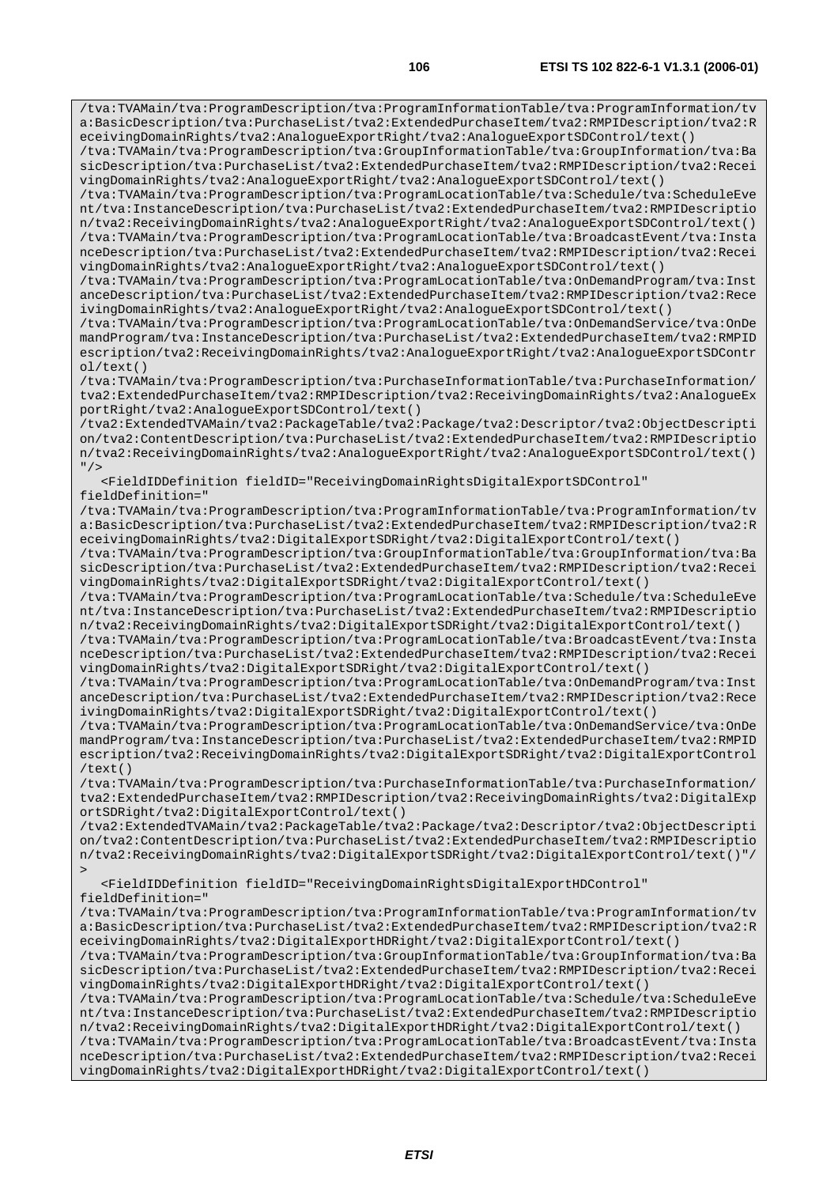```
/tva:TVAMain/tva:ProgramDescription/tva:ProgramInformationTable/tva:ProgramInformation/tva:BasicDescription/tva:PurchaseList/tva2:ExtendedPurchaseItem/tva2:RMPIDescription/tva2:ReceivingDomainRights/tva2:AnalogueExportRight/tva2:AnalogueExportSDControl/text()
/tva:TVAMain/tva:ProgramDescription/tva:GroupInformationTable/tva:GroupInformation/tva:BasicDescription/tva:PurchaseList/tva2:ExtendedPurchaseItem/tva2:RMPIDescription/tva2:ReceivingDomainRights/tva2:AnalogueExportRight/tva2:AnalogueExportSDControl/text()
/tva:TVAMain/tva:ProgramDescription/tva:ProgramLocationTable/tva:Schedule/tva:ScheduleEvent/tva:InstanceDescription/tva:PurchaseList/tva2:ExtendedPurchaseItem/tva2:RMPIDescription/tva2:ReceivingDomainRights/tva2:AnalogueExportRight/tva2:AnalogueExportSDControl/text()
/tva:TVAMain/tva:ProgramDescription/tva:ProgramLocationTable/tva:BroadcastEvent/tva:InstanceDescription/tva:PurchaseList/tva2:ExtendedPurchaseItem/tva2:RMPIDescription/tva2:ReceivingDomainRights/tva2:AnalogueExportRight/tva2:AnalogueExportSDControl/text()
/tva:TVAMain/tva:ProgramDescription/tva:ProgramLocationTable/tva:OnDemandProgram/tva:InstanceDescription/tva:PurchaseList/tva2:ExtendedPurchaseItem/tva2:RMPIDescription/tva2:ReceivingDomainRights/tva2:AnalogueExportRight/tva2:AnalogueExportSDControl/text()
/tva:TVAMain/tva:ProgramDescription/tva:ProgramLocationTable/tva:OnDemandService/tva:OnDemandProgram/tva:InstanceDescription/tva:PurchaseList/tva2:ExtendedPurchaseItem/tva2:RMPIDescription/tva2:ReceivingDomainRights/tva2:AnalogueExportRight/tva2:AnalogueExportSDControl/text()
/tva:TVAMain/tva:ProgramDescription/tva:PurchaseInformationTable/tva:PurchaseInformation/tva2:ExtendedPurchaseItem/tva2:RMPIDescription/tva2:ReceivingDomainRights/tva2:AnalogueExportRight/tva2:AnalogueExportSDControl/text()
/tva2:ExtendedTVAMain/tva2:PackageTable/tva2:Package/tva2:Descriptor/tva2:ObjectDescription/tva2:ContentDescription/tva:PurchaseList/tva2:ExtendedPurchaseItem/tva2:RMPIDescription/tva2:ReceivingDomainRights/tva2:AnalogueExportRight/tva2:AnalogueExportSDControl/text()
"/>
   <FieldIDDefinition fieldID="ReceivingDomainRightsDigitalExportSDControl"
fieldDefinition="
/tva:TVAMain/tva:ProgramDescription/tva:ProgramInformationTable/tva:ProgramInformation/tva:BasicDescription/tva:PurchaseList/tva2:ExtendedPurchaseItem/tva2:RMPIDescription/tva2:ReceivingDomainRights/tva2:DigitalExportSDRight/tva2:DigitalExportControl/text()
/tva:TVAMain/tva:ProgramDescription/tva:GroupInformationTable/tva:GroupInformation/tva:BasicDescription/tva:PurchaseList/tva2:ExtendedPurchaseItem/tva2:RMPIDescription/tva2:ReceivingDomainRights/tva2:DigitalExportSDRight/tva2:DigitalExportControl/text()
/tva:TVAMain/tva:ProgramDescription/tva:ProgramLocationTable/tva:Schedule/tva:ScheduleEvent/tva:InstanceDescription/tva:PurchaseList/tva2:ExtendedPurchaseItem/tva2:RMPIDescription/tva2:ReceivingDomainRights/tva2:DigitalExportSDRight/tva2:DigitalExportControl/text()
/tva:TVAMain/tva:ProgramDescription/tva:ProgramLocationTable/tva:BroadcastEvent/tva:InstanceDescription/tva:PurchaseList/tva2:ExtendedPurchaseItem/tva2:RMPIDescription/tva2:ReceivingDomainRights/tva2:DigitalExportSDRight/tva2:DigitalExportControl/text()
/tva:TVAMain/tva:ProgramDescription/tva:ProgramLocationTable/tva:OnDemandProgram/tva:InstanceDescription/tva:PurchaseList/tva2:ExtendedPurchaseItem/tva2:RMPIDescription/tva2:ReceivingDomainRights/tva2:DigitalExportSDRight/tva2:DigitalExportControl/text()
/tva:TVAMain/tva:ProgramDescription/tva:ProgramLocationTable/tva:OnDemandService/tva:OnDemandProgram/tva:InstanceDescription/tva:PurchaseList/tva2:ExtendedPurchaseItem/tva2:RMPIDescription/tva2:ReceivingDomainRights/tva2:DigitalExportSDRight/tva2:DigitalExportControl/text()
/tva:TVAMain/tva:ProgramDescription/tva:PurchaseInformationTable/tva:PurchaseInformation/tva2:ExtendedPurchaseItem/tva2:RMPIDescription/tva2:ReceivingDomainRights/tva2:DigitalExportSDRight/tva2:DigitalExportControl/text()
/tva2:ExtendedTVAMain/tva2:PackageTable/tva2:Package/tva2:Descriptor/tva2:ObjectDescription/tva2:ContentDescription/tva:PurchaseList/tva2:ExtendedPurchaseItem/tva2:RMPIDescription/tva2:ReceivingDomainRights/tva2:DigitalExportSDRight/tva2:DigitalExportControl/text()"/>
   <FieldIDDefinition fieldID="ReceivingDomainRightsDigitalExportHDControl"
fieldDefinition="
/tva:TVAMain/tva:ProgramDescription/tva:ProgramInformationTable/tva:ProgramInformation/tva:BasicDescription/tva:PurchaseList/tva2:ExtendedPurchaseItem/tva2:RMPIDescription/tva2:ReceivingDomainRights/tva2:DigitalExportHDRight/tva2:DigitalExportControl/text()
/tva:TVAMain/tva:ProgramDescription/tva:GroupInformationTable/tva:GroupInformation/tva:BasicDescription/tva:PurchaseList/tva2:ExtendedPurchaseItem/tva2:RMPIDescription/tva2:ReceivingDomainRights/tva2:DigitalExportHDRight/tva2:DigitalExportControl/text()
/tva:TVAMain/tva:ProgramDescription/tva:ProgramLocationTable/tva:Schedule/tva:ScheduleEvent/tva:InstanceDescription/tva:PurchaseList/tva2:ExtendedPurchaseItem/tva2:RMPIDescription/tva2:ReceivingDomainRights/tva2:DigitalExportHDRight/tva2:DigitalExportControl/text()
/tva:TVAMain/tva:ProgramDescription/tva:ProgramLocationTable/tva:BroadcastEvent/tva:InstanceDescription/tva:PurchaseList/tva2:ExtendedPurchaseItem/tva2:RMPIDescription/tva2:ReceivingDomainRights/tva2:DigitalExportHDRight/tva2:DigitalExportControl/text()
```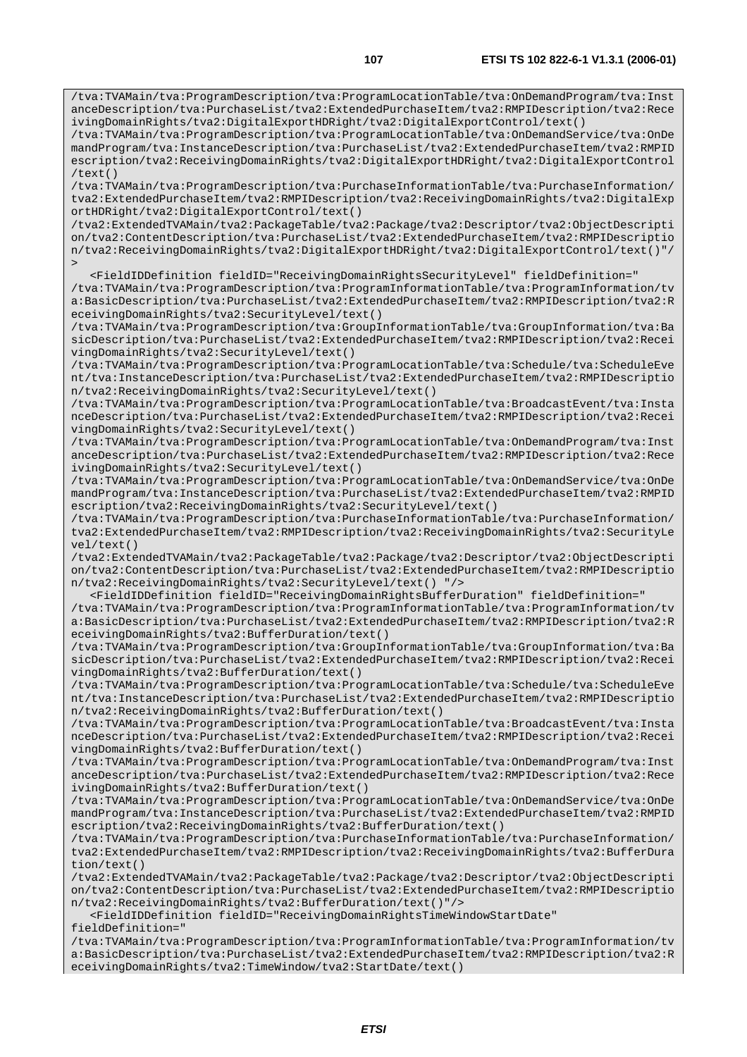```
/tva:TVAMain/tva:ProgramDescription/tva:ProgramLocationTable/tva:OnDemandProgram/tva:InstanceDescription/tva:PurchaseList/tva2:ExtendedPurchaseItem/tva2:RMPIDescription/tva2:ReceivingDomainRights/tva2:DigitalExportHDRight/tva2:DigitalExportControl/text()
/tva:TVAMain/tva:ProgramDescription/tva:ProgramLocationTable/tva:OnDemandService/tva:OnDemandProgram/tva:InstanceDescription/tva:PurchaseList/tva2:ExtendedPurchaseItem/tva2:RMPIDescription/tva2:ReceivingDomainRights/tva2:DigitalExportHDRight/tva2:DigitalExportControl/text()
/tva:TVAMain/tva:ProgramDescription/tva:PurchaseInformationTable/tva:PurchaseInformation/tva2:ExtendedPurchaseItem/tva2:RMPIDescription/tva2:ReceivingDomainRights/tva2:DigitalExportHDRight/tva2:DigitalExportControl/text()
/tva2:ExtendedTVAMain/tva2:PackageTable/tva2:Package/tva2:Descriptor/tva2:ObjectDescription/tva2:ContentDescription/tva:PurchaseList/tva2:ExtendedPurchaseItem/tva2:RMPIDescription/tva2:ReceivingDomainRights/tva2:DigitalExportHDRight/tva2:DigitalExportControl/text()"/>
   <FieldIDDefinition fieldID="ReceivingDomainRightsSecurityLevel" fieldDefinition="
/tva:TVAMain/tva:ProgramDescription/tva:ProgramInformationTable/tva:ProgramInformation/tva:BasicDescription/tva:PurchaseList/tva2:ExtendedPurchaseItem/tva2:RMPIDescription/tva2:ReceivingDomainRights/tva2:SecurityLevel/text()
/tva:TVAMain/tva:ProgramDescription/tva:GroupInformationTable/tva:GroupInformation/tva:BasicDescription/tva:PurchaseList/tva2:ExtendedPurchaseItem/tva2:RMPIDescription/tva2:ReceivingDomainRights/tva2:SecurityLevel/text()
/tva:TVAMain/tva:ProgramDescription/tva:ProgramLocationTable/tva:Schedule/tva:ScheduleEvent/tva:InstanceDescription/tva:PurchaseList/tva2:ExtendedPurchaseItem/tva2:RMPIDescription/tva2:ReceivingDomainRights/tva2:SecurityLevel/text()
/tva:TVAMain/tva:ProgramDescription/tva:ProgramLocationTable/tva:BroadcastEvent/tva:InstanceDescription/tva:PurchaseList/tva2:ExtendedPurchaseItem/tva2:RMPIDescription/tva2:ReceivingDomainRights/tva2:SecurityLevel/text()
/tva:TVAMain/tva:ProgramDescription/tva:ProgramLocationTable/tva:OnDemandProgram/tva:InstanceDescription/tva:PurchaseList/tva2:ExtendedPurchaseItem/tva2:RMPIDescription/tva2:ReceivingDomainRights/tva2:SecurityLevel/text()
/tva:TVAMain/tva:ProgramDescription/tva:ProgramLocationTable/tva:OnDemandService/tva:OnDemandProgram/tva:InstanceDescription/tva:PurchaseList/tva2:ExtendedPurchaseItem/tva2:RMPIDescription/tva2:ReceivingDomainRights/tva2:SecurityLevel/text()
/tva:TVAMain/tva:ProgramDescription/tva:PurchaseInformationTable/tva:PurchaseInformation/tva2:ExtendedPurchaseItem/tva2:RMPIDescription/tva2:ReceivingDomainRights/tva2:SecurityLevel/text()
/tva2:ExtendedTVAMain/tva2:PackageTable/tva2:Package/tva2:Descriptor/tva2:ObjectDescription/tva2:ContentDescription/tva:PurchaseList/tva2:ExtendedPurchaseItem/tva2:RMPIDescription/tva2:ReceivingDomainRights/tva2:SecurityLevel/text() "/>
   <FieldIDDefinition fieldID="ReceivingDomainRightsBufferDuration" fieldDefinition="
/tva:TVAMain/tva:ProgramDescription/tva:ProgramInformationTable/tva:ProgramInformation/tva:BasicDescription/tva:PurchaseList/tva2:ExtendedPurchaseItem/tva2:RMPIDescription/tva2:ReceivingDomainRights/tva2:BufferDuration/text()
/tva:TVAMain/tva:ProgramDescription/tva:GroupInformationTable/tva:GroupInformation/tva:BasicDescription/tva:PurchaseList/tva2:ExtendedPurchaseItem/tva2:RMPIDescription/tva2:ReceivingDomainRights/tva2:BufferDuration/text()
/tva:TVAMain/tva:ProgramDescription/tva:ProgramLocationTable/tva:Schedule/tva:ScheduleEvent/tva:InstanceDescription/tva:PurchaseList/tva2:ExtendedPurchaseItem/tva2:RMPIDescription/tva2:ReceivingDomainRights/tva2:BufferDuration/text()
/tva:TVAMain/tva:ProgramDescription/tva:ProgramLocationTable/tva:BroadcastEvent/tva:InstanceDescription/tva:PurchaseList/tva2:ExtendedPurchaseItem/tva2:RMPIDescription/tva2:ReceivingDomainRights/tva2:BufferDuration/text()
/tva:TVAMain/tva:ProgramDescription/tva:ProgramLocationTable/tva:OnDemandProgram/tva:InstanceDescription/tva:PurchaseList/tva2:ExtendedPurchaseItem/tva2:RMPIDescription/tva2:ReceivingDomainRights/tva2:BufferDuration/text()
/tva:TVAMain/tva:ProgramDescription/tva:ProgramLocationTable/tva:OnDemandService/tva:OnDemandProgram/tva:InstanceDescription/tva:PurchaseList/tva2:ExtendedPurchaseItem/tva2:RMPIDescription/tva2:ReceivingDomainRights/tva2:BufferDuration/text()
/tva:TVAMain/tva:ProgramDescription/tva:PurchaseInformationTable/tva:PurchaseInformation/tva2:ExtendedPurchaseItem/tva2:RMPIDescription/tva2:ReceivingDomainRights/tva2:BufferDuration/text()
/tva2:ExtendedTVAMain/tva2:PackageTable/tva2:Package/tva2:Descriptor/tva2:ObjectDescription/tva2:ContentDescription/tva:PurchaseList/tva2:ExtendedPurchaseItem/tva2:RMPIDescription/tva2:ReceivingDomainRights/tva2:BufferDuration/text()"/>
   <FieldIDDefinition fieldID="ReceivingDomainRightsTimeWindowStartDate"
fieldDefinition="
/tva:TVAMain/tva:ProgramDescription/tva:ProgramInformationTable/tva:ProgramInformation/tva:BasicDescription/tva:PurchaseList/tva2:ExtendedPurchaseItem/tva2:RMPIDescription/tva2:ReceivingDomainRights/tva2:TimeWindow/tva2:StartDate/text()
```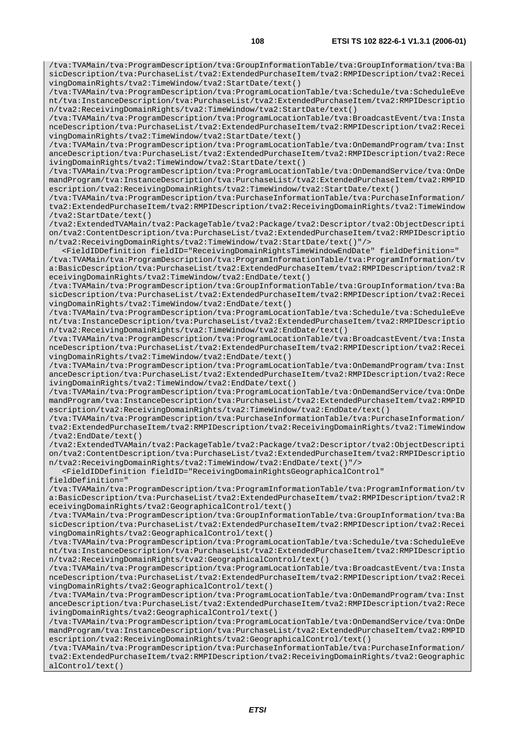```
/tva:TVAMain/tva:ProgramDescription/tva:GroupInformationTable/tva:GroupInformation/tva:BasicDescription/tva:PurchaseList/tva2:ExtendedPurchaseItem/tva2:RMPIDescription/tva2:ReceivingDomainRights/tva2:TimeWindow/tva2:StartDate/text()
/tva:TVAMain/tva:ProgramDescription/tva:ProgramLocationTable/tva:Schedule/tva:ScheduleEvent/tva:InstanceDescription/tva:PurchaseList/tva2:ExtendedPurchaseItem/tva2:RMPIDescription/tva2:ReceivingDomainRights/tva2:TimeWindow/tva2:StartDate/text()
/tva:TVAMain/tva:ProgramDescription/tva:ProgramLocationTable/tva:BroadcastEvent/tva:InstanceDescription/tva:PurchaseList/tva2:ExtendedPurchaseItem/tva2:RMPIDescription/tva2:ReceivingDomainRights/tva2:TimeWindow/tva2:StartDate/text()
/tva:TVAMain/tva:ProgramDescription/tva:ProgramLocationTable/tva:OnDemandProgram/tva:InstanceDescription/tva:PurchaseList/tva2:ExtendedPurchaseItem/tva2:RMPIDescription/tva2:ReceivingDomainRights/tva2:TimeWindow/tva2:StartDate/text()
/tva:TVAMain/tva:ProgramDescription/tva:ProgramLocationTable/tva:OnDemandService/tva:OnDemandProgram/tva:InstanceDescription/tva:PurchaseList/tva2:ExtendedPurchaseItem/tva2:RMPIDescription/tva2:ReceivingDomainRights/tva2:TimeWindow/tva2:StartDate/text()
/tva:TVAMain/tva:ProgramDescription/tva:PurchaseInformationTable/tva:PurchaseInformation/tva2:ExtendedPurchaseItem/tva2:RMPIDescription/tva2:ReceivingDomainRights/tva2:TimeWindow/tva2:StartDate/text()
/tva2:ExtendedTVAMain/tva2:PackageTable/tva2:Package/tva2:Descriptor/tva2:ObjectDescription/tva2:ContentDescription/tva:PurchaseList/tva2:ExtendedPurchaseItem/tva2:RMPIDescription/tva2:ReceivingDomainRights/tva2:TimeWindow/tva2:StartDate/text()"/>
   <FieldIDDefinition fieldID="ReceivingDomainRightsTimeWindowEndDate" fieldDefinition="
/tva:TVAMain/tva:ProgramDescription/tva:ProgramInformationTable/tva:ProgramInformation/tva:BasicDescription/tva:PurchaseList/tva2:ExtendedPurchaseItem/tva2:RMPIDescription/tva2:ReceivingDomainRights/tva2:TimeWindow/tva2:EndDate/text()
/tva:TVAMain/tva:ProgramDescription/tva:GroupInformationTable/tva:GroupInformation/tva:BasicDescription/tva:PurchaseList/tva2:ExtendedPurchaseItem/tva2:RMPIDescription/tva2:ReceivingDomainRights/tva2:TimeWindow/tva2:EndDate/text()
/tva:TVAMain/tva:ProgramDescription/tva:ProgramLocationTable/tva:Schedule/tva:ScheduleEvent/tva:InstanceDescription/tva:PurchaseList/tva2:ExtendedPurchaseItem/tva2:RMPIDescription/tva2:ReceivingDomainRights/tva2:TimeWindow/tva2:EndDate/text()
/tva:TVAMain/tva:ProgramDescription/tva:ProgramLocationTable/tva:BroadcastEvent/tva:InstanceDescription/tva:PurchaseList/tva2:ExtendedPurchaseItem/tva2:RMPIDescription/tva2:ReceivingDomainRights/tva2:TimeWindow/tva2:EndDate/text()
/tva:TVAMain/tva:ProgramDescription/tva:ProgramLocationTable/tva:OnDemandProgram/tva:InstanceDescription/tva:PurchaseList/tva2:ExtendedPurchaseItem/tva2:RMPIDescription/tva2:ReceivingDomainRights/tva2:TimeWindow/tva2:EndDate/text()
/tva:TVAMain/tva:ProgramDescription/tva:ProgramLocationTable/tva:OnDemandService/tva:OnDemandProgram/tva:InstanceDescription/tva:PurchaseList/tva2:ExtendedPurchaseItem/tva2:RMPIDescription/tva2:ReceivingDomainRights/tva2:TimeWindow/tva2:EndDate/text()
/tva:TVAMain/tva:ProgramDescription/tva:PurchaseInformationTable/tva:PurchaseInformation/tva2:ExtendedPurchaseItem/tva2:RMPIDescription/tva2:ReceivingDomainRights/tva2:TimeWindow/tva2:EndDate/text()
/tva2:ExtendedTVAMain/tva2:PackageTable/tva2:Package/tva2:Descriptor/tva2:ObjectDescription/tva2:ContentDescription/tva:PurchaseList/tva2:ExtendedPurchaseItem/tva2:RMPIDescription/tva2:ReceivingDomainRights/tva2:TimeWindow/tva2:EndDate/text()"/>
   <FieldIDDefinition fieldID="ReceivingDomainRightsGeographicalControl"
fieldDefinition="
/tva:TVAMain/tva:ProgramDescription/tva:ProgramInformationTable/tva:ProgramInformation/tva:BasicDescription/tva:PurchaseList/tva2:ExtendedPurchaseItem/tva2:RMPIDescription/tva2:ReceivingDomainRights/tva2:GeographicalControl/text()
/tva:TVAMain/tva:ProgramDescription/tva:GroupInformationTable/tva:GroupInformation/tva:BasicDescription/tva:PurchaseList/tva2:ExtendedPurchaseItem/tva2:RMPIDescription/tva2:ReceivingDomainRights/tva2:GeographicalControl/text()
/tva:TVAMain/tva:ProgramDescription/tva:ProgramLocationTable/tva:Schedule/tva:ScheduleEvent/tva:InstanceDescription/tva:PurchaseList/tva2:ExtendedPurchaseItem/tva2:RMPIDescription/tva2:ReceivingDomainRights/tva2:GeographicalControl/text()
/tva:TVAMain/tva:ProgramDescription/tva:ProgramLocationTable/tva:BroadcastEvent/tva:InstanceDescription/tva:PurchaseList/tva2:ExtendedPurchaseItem/tva2:RMPIDescription/tva2:ReceivingDomainRights/tva2:GeographicalControl/text()
/tva:TVAMain/tva:ProgramDescription/tva:ProgramLocationTable/tva:OnDemandProgram/tva:InstanceDescription/tva:PurchaseList/tva2:ExtendedPurchaseItem/tva2:RMPIDescription/tva2:ReceivingDomainRights/tva2:GeographicalControl/text()
/tva:TVAMain/tva:ProgramDescription/tva:ProgramLocationTable/tva:OnDemandService/tva:OnDemandProgram/tva:InstanceDescription/tva:PurchaseList/tva2:ExtendedPurchaseItem/tva2:RMPIDescription/tva2:ReceivingDomainRights/tva2:GeographicalControl/text()
/tva:TVAMain/tva:ProgramDescription/tva:PurchaseInformationTable/tva:PurchaseInformation/tva2:ExtendedPurchaseItem/tva2:RMPIDescription/tva2:ReceivingDomainRights/tva2:GeographicalControl/text()
```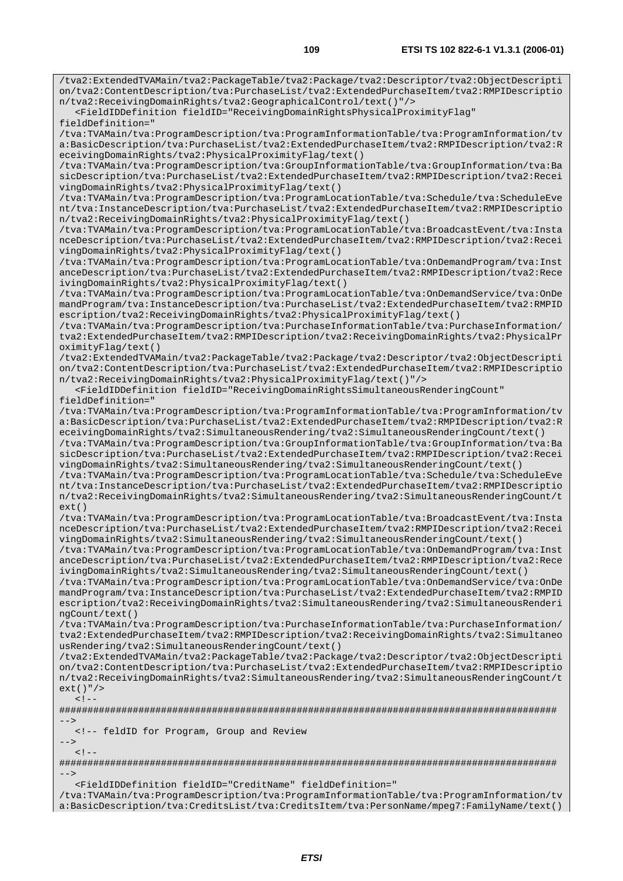```
/tva2:ExtendedTVAMain/tva2:PackageTable/tva2:Package/tva2:Descriptor/tva2:ObjectDescripti
on/tva2:ContentDescription/tva:PurchaseList/tva2:ExtendedPurchaseItem/tva2:RMPIDescriptio
n/tva2:ReceivingDomainRights/tva2:GeographicalControl/text()"/>
   <FieldIDDefinition fieldID="ReceivingDomainRightsPhysicalProximityFlag"
fieldDefinition="
/tva:TVAMain/tva:ProgramDescription/tva:ProgramInformationTable/tva:ProgramInformation/tv
a:BasicDescription/tva:PurchaseList/tva2:ExtendedPurchaseItem/tva2:RMPIDescription/tva2:R
eceivingDomainRights/tva2:PhysicalProximityFlag/text()
/tva:TVAMain/tva:ProgramDescription/tva:GroupInformationTable/tva:GroupInformation/tva:Ba
sicDescription/tva:PurchaseList/tva2:ExtendedPurchaseItem/tva2:RMPIDescription/tva2:Recei
vingDomainRights/tva2:PhysicalProximityFlag/text()
/tva:TVAMain/tva:ProgramDescription/tva:ProgramLocationTable/tva:Schedule/tva:ScheduleEve
nt/tva:InstanceDescription/tva:PurchaseList/tva2:ExtendedPurchaseItem/tva2:RMPIDescriptio
n/tva2:ReceivingDomainRights/tva2:PhysicalProximityFlag/text()
/tva:TVAMain/tva:ProgramDescription/tva:ProgramLocationTable/tva:BroadcastEvent/tva:Insta
nceDescription/tva:PurchaseList/tva2:ExtendedPurchaseItem/tva2:RMPIDescription/tva2:Recei
vingDomainRights/tva2:PhysicalProximityFlag/text()
/tva:TVAMain/tva:ProgramDescription/tva:ProgramLocationTable/tva:OnDemandProgram/tva:Inst
anceDescription/tva:PurchaseList/tva2:ExtendedPurchaseItem/tva2:RMPIDescription/tva2:Rece
ivingDomainRights/tva2:PhysicalProximityFlag/text()
/tva:TVAMain/tva:ProgramDescription/tva:ProgramLocationTable/tva:OnDemandService/tva:OnDe
mandProgram/tva:InstanceDescription/tva:PurchaseList/tva2:ExtendedPurchaseItem/tva2:RMPID
escription/tva2:ReceivingDomainRights/tva2:PhysicalProximityFlag/text()
/tva:TVAMain/tva:ProgramDescription/tva:PurchaseInformationTable/tva:PurchaseInformation/
tva2:ExtendedPurchaseItem/tva2:RMPIDescription/tva2:ReceivingDomainRights/tva2:PhysicalPr
oximityFlag/text()
/tva2:ExtendedTVAMain/tva2:PackageTable/tva2:Package/tva2:Descriptor/tva2:ObjectDescripti
on/tva2:ContentDescription/tva:PurchaseList/tva2:ExtendedPurchaseItem/tva2:RMPIDescriptio
n/tva2:ReceivingDomainRights/tva2:PhysicalProximityFlag/text()"/>
   <FieldIDDefinition fieldID="ReceivingDomainRightsSimultaneousRenderingCount"
fieldDefinition="
/tva:TVAMain/tva:ProgramDescription/tva:ProgramInformationTable/tva:ProgramInformation/tv
a:BasicDescription/tva:PurchaseList/tva2:ExtendedPurchaseItem/tva2:RMPIDescription/tva2:R
eceivingDomainRights/tva2:SimultaneousRendering/tva2:SimultaneousRenderingCount/text()
/tva:TVAMain/tva:ProgramDescription/tva:GroupInformationTable/tva:GroupInformation/tva:Ba
sicDescription/tva:PurchaseList/tva2:ExtendedPurchaseItem/tva2:RMPIDescription/tva2:Recei
vingDomainRights/tva2:SimultaneousRendering/tva2:SimultaneousRenderingCount/text()
/tva:TVAMain/tva:ProgramDescription/tva:ProgramLocationTable/tva:Schedule/tva:ScheduleEve
nt/tva:InstanceDescription/tva:PurchaseList/tva2:ExtendedPurchaseItem/tva2:RMPIDescriptio
n/tva2:ReceivingDomainRights/tva2:SimultaneousRendering/tva2:SimultaneousRenderingCount/t
ext()
/tva:TVAMain/tva:ProgramDescription/tva:ProgramLocationTable/tva:BroadcastEvent/tva:Insta
nceDescription/tva:PurchaseList/tva2:ExtendedPurchaseItem/tva2:RMPIDescription/tva2:Recei
vingDomainRights/tva2:SimultaneousRendering/tva2:SimultaneousRenderingCount/text()
/tva:TVAMain/tva:ProgramDescription/tva:ProgramLocationTable/tva:OnDemandProgram/tva:Inst
anceDescription/tva:PurchaseList/tva2:ExtendedPurchaseItem/tva2:RMPIDescription/tva2:Rece
ivingDomainRights/tva2:SimultaneousRendering/tva2:SimultaneousRenderingCount/text()
/tva:TVAMain/tva:ProgramDescription/tva:ProgramLocationTable/tva:OnDemandService/tva:OnDe
mandProgram/tva:InstanceDescription/tva:PurchaseList/tva2:ExtendedPurchaseItem/tva2:RMPID
escription/tva2:ReceivingDomainRights/tva2:SimultaneousRendering/tva2:SimultaneousRenderi
ngCount/text()
/tva:TVAMain/tva:ProgramDescription/tva:PurchaseInformationTable/tva:PurchaseInformation/
tva2:ExtendedPurchaseItem/tva2:RMPIDescription/tva2:ReceivingDomainRights/tva2:Simultaneo
usRendering/tva2:SimultaneousRenderingCount/text()
/tva2:ExtendedTVAMain/tva2:PackageTable/tva2:Package/tva2:Descriptor/tva2:ObjectDescripti
on/tva2:ContentDescription/tva:PurchaseList/tva2:ExtendedPurchaseItem/tva2:RMPIDescriptio
n/tva2:ReceivingDomainRights/tva2:SimultaneousRendering/tva2:SimultaneousRenderingCount/t
ext()"/>
   <!--
##########################################################################################
-->
   <!-- feldID for Program, Group and Review
-->
   <!--
##########################################################################################
-->
   <FieldIDDefinition fieldID="CreditName" fieldDefinition="
/tva:TVAMain/tva:ProgramDescription/tva:ProgramInformationTable/tva:ProgramInformation/tv
a:BasicDescription/tva:CreditsList/tva:CreditsItem/tva:PersonName/mpeg7:FamilyName/text()
```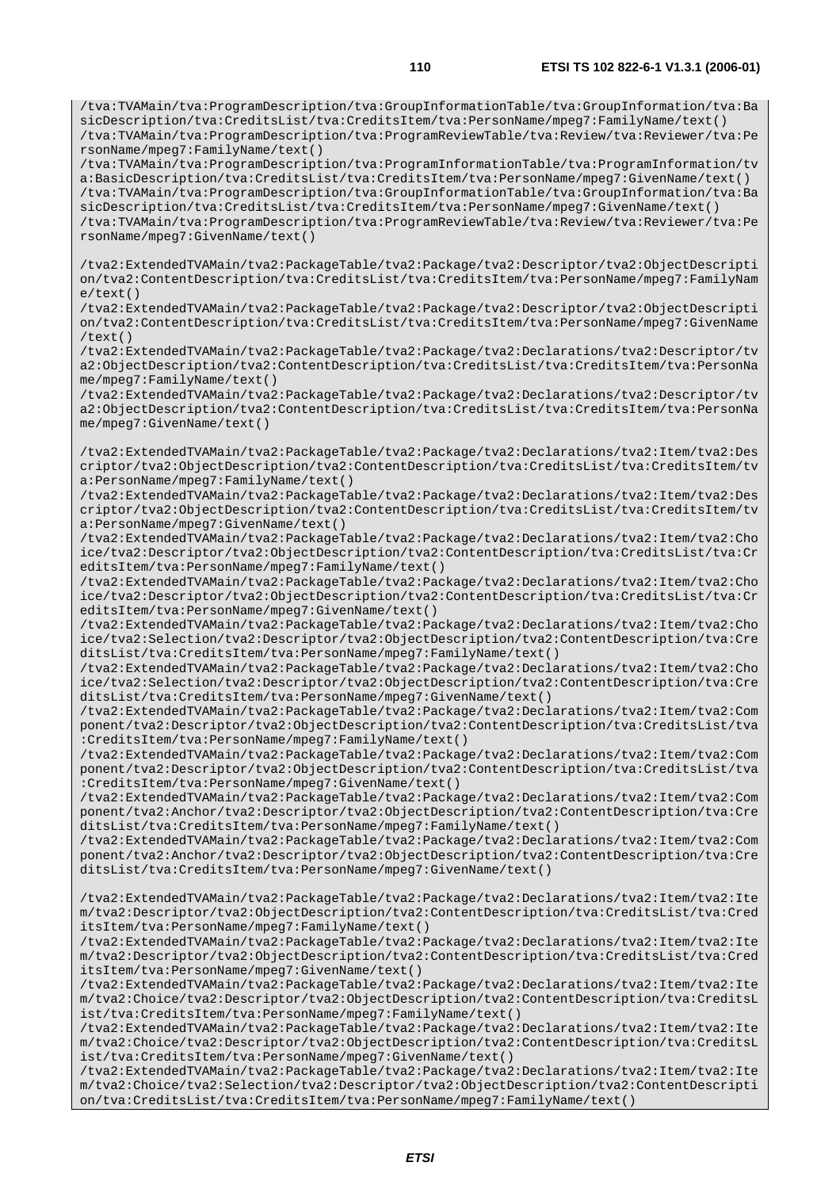```
/tva:TVAMain/tva:ProgramDescription/tva:GroupInformationTable/tva:GroupInformation/tva:BasicDescription/tva:CreditsList/tva:CreditsItem/tva:PersonName/mpeg7:FamilyName/text()
/tva:TVAMain/tva:ProgramDescription/tva:ProgramReviewTable/tva:Review/tva:Reviewer/tva:PersonName/mpeg7:FamilyName/text()
/tva:TVAMain/tva:ProgramDescription/tva:ProgramInformationTable/tva:ProgramInformation/tva:BasicDescription/tva:CreditsList/tva:CreditsItem/tva:PersonName/mpeg7:GivenName/text()
/tva:TVAMain/tva:ProgramDescription/tva:GroupInformationTable/tva:GroupInformation/tva:BasicDescription/tva:CreditsList/tva:CreditsItem/tva:PersonName/mpeg7:GivenName/text()
/tva:TVAMain/tva:ProgramDescription/tva:ProgramReviewTable/tva:Review/tva:Reviewer/tva:PersonName/mpeg7:GivenName/text()

/tva2:ExtendedTVAMain/tva2:PackageTable/tva2:Package/tva2:Descriptor/tva2:ObjectDescription/tva2:ContentDescription/tva:CreditsList/tva:CreditsItem/tva:PersonName/mpeg7:FamilyName/text()
/tva2:ExtendedTVAMain/tva2:PackageTable/tva2:Package/tva2:Descriptor/tva2:ObjectDescription/tva2:ContentDescription/tva:CreditsList/tva:CreditsItem/tva:PersonName/mpeg7:GivenName/text()
/tva2:ExtendedTVAMain/tva2:PackageTable/tva2:Package/tva2:Declarations/tva2:Descriptor/tva2:ObjectDescription/tva2:ContentDescription/tva:CreditsList/tva:CreditsItem/tva:PersonName/mpeg7:FamilyName/text()
/tva2:ExtendedTVAMain/tva2:PackageTable/tva2:Package/tva2:Declarations/tva2:Descriptor/tva2:ObjectDescription/tva2:ContentDescription/tva:CreditsList/tva:CreditsItem/tva:PersonName/mpeg7:GivenName/text()

/tva2:ExtendedTVAMain/tva2:PackageTable/tva2:Package/tva2:Declarations/tva2:Item/tva2:Descriptor/tva2:ObjectDescription/tva2:ContentDescription/tva:CreditsList/tva:CreditsItem/tva:PersonName/mpeg7:FamilyName/text()
/tva2:ExtendedTVAMain/tva2:PackageTable/tva2:Package/tva2:Declarations/tva2:Item/tva2:Descriptor/tva2:ObjectDescription/tva2:ContentDescription/tva:CreditsList/tva:CreditsItem/tva:PersonName/mpeg7:GivenName/text()
/tva2:ExtendedTVAMain/tva2:PackageTable/tva2:Package/tva2:Declarations/tva2:Item/tva2:Choice/tva2:Descriptor/tva2:ObjectDescription/tva2:ContentDescription/tva:CreditsList/tva:CreditsItem/tva:PersonName/mpeg7:FamilyName/text()
/tva2:ExtendedTVAMain/tva2:PackageTable/tva2:Package/tva2:Declarations/tva2:Item/tva2:Choice/tva2:Descriptor/tva2:ObjectDescription/tva2:ContentDescription/tva:CreditsList/tva:CreditsItem/tva:PersonName/mpeg7:GivenName/text()
/tva2:ExtendedTVAMain/tva2:PackageTable/tva2:Package/tva2:Declarations/tva2:Item/tva2:Choice/tva2:Selection/tva2:Descriptor/tva2:ObjectDescription/tva2:ContentDescription/tva:CreditsList/tva:CreditsItem/tva:PersonName/mpeg7:FamilyName/text()
/tva2:ExtendedTVAMain/tva2:PackageTable/tva2:Package/tva2:Declarations/tva2:Item/tva2:Choice/tva2:Selection/tva2:Descriptor/tva2:ObjectDescription/tva2:ContentDescription/tva:CreditsList/tva:CreditsItem/tva:PersonName/mpeg7:GivenName/text()
/tva2:ExtendedTVAMain/tva2:PackageTable/tva2:Package/tva2:Declarations/tva2:Item/tva2:Component/tva2:Descriptor/tva2:ObjectDescription/tva2:ContentDescription/tva:CreditsList/tva:CreditsItem/tva:PersonName/mpeg7:FamilyName/text()
/tva2:ExtendedTVAMain/tva2:PackageTable/tva2:Package/tva2:Declarations/tva2:Item/tva2:Component/tva2:Descriptor/tva2:ObjectDescription/tva2:ContentDescription/tva:CreditsList/tva:CreditsItem/tva:PersonName/mpeg7:GivenName/text()
/tva2:ExtendedTVAMain/tva2:PackageTable/tva2:Package/tva2:Declarations/tva2:Item/tva2:Component/tva2:Anchor/tva2:Descriptor/tva2:ObjectDescription/tva2:ContentDescription/tva:CreditsList/tva:CreditsItem/tva:PersonName/mpeg7:FamilyName/text()
/tva2:ExtendedTVAMain/tva2:PackageTable/tva2:Package/tva2:Declarations/tva2:Item/tva2:Component/tva2:Anchor/tva2:Descriptor/tva2:ObjectDescription/tva2:ContentDescription/tva:CreditsList/tva:CreditsItem/tva:PersonName/mpeg7:GivenName/text()

/tva2:ExtendedTVAMain/tva2:PackageTable/tva2:Package/tva2:Declarations/tva2:Item/tva2:Item/tva2:Descriptor/tva2:ObjectDescription/tva2:ContentDescription/tva:CreditsList/tva:CreditsItem/tva:PersonName/mpeg7:FamilyName/text()
/tva2:ExtendedTVAMain/tva2:PackageTable/tva2:Package/tva2:Declarations/tva2:Item/tva2:Item/tva2:Descriptor/tva2:ObjectDescription/tva2:ContentDescription/tva:CreditsList/tva:CreditsItem/tva:PersonName/mpeg7:GivenName/text()
/tva2:ExtendedTVAMain/tva2:PackageTable/tva2:Package/tva2:Declarations/tva2:Item/tva2:Item/tva2:Choice/tva2:Descriptor/tva2:ObjectDescription/tva2:ContentDescription/tva:CreditsList/tva:CreditsItem/tva:PersonName/mpeg7:FamilyName/text()
/tva2:ExtendedTVAMain/tva2:PackageTable/tva2:Package/tva2:Declarations/tva2:Item/tva2:Item/tva2:Choice/tva2:Descriptor/tva2:ObjectDescription/tva2:ContentDescription/tva:CreditsList/tva:CreditsItem/tva:PersonName/mpeg7:GivenName/text()
/tva2:ExtendedTVAMain/tva2:PackageTable/tva2:Package/tva2:Declarations/tva2:Item/tva2:Item/tva2:Choice/tva2:Selection/tva2:Descriptor/tva2:ObjectDescription/tva2:ContentDescription/tva:CreditsList/tva:CreditsItem/tva:PersonName/mpeg7:FamilyName/text()
```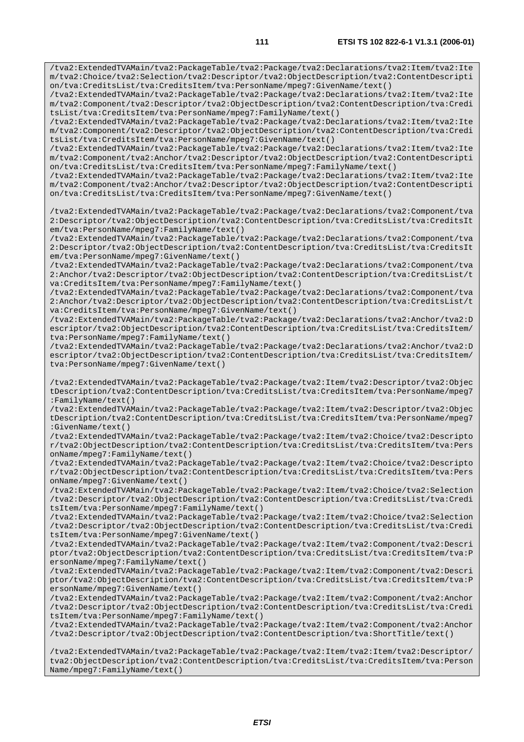```
/tva2:ExtendedTVAMain/tva2:PackageTable/tva2:Package/tva2:Declarations/tva2:Item/tva2:Item/tva2:Choice/tva2:Selection/tva2:Descriptor/tva2:ObjectDescription/tva2:ContentDescription/tva:CreditsList/tva:CreditsItem/tva:PersonName/mpeg7:GivenName/text()
/tva2:ExtendedTVAMain/tva2:PackageTable/tva2:Package/tva2:Declarations/tva2:Item/tva2:Item/tva2:Component/tva2:Descriptor/tva2:ObjectDescription/tva2:ContentDescription/tva:CreditsList/tva:CreditsItem/tva:PersonName/mpeg7:FamilyName/text()
/tva2:ExtendedTVAMain/tva2:PackageTable/tva2:Package/tva2:Declarations/tva2:Item/tva2:Item/tva2:Component/tva2:Descriptor/tva2:ObjectDescription/tva2:ContentDescription/tva:CreditsList/tva:CreditsItem/tva:PersonName/mpeg7:GivenName/text()
/tva2:ExtendedTVAMain/tva2:PackageTable/tva2:Package/tva2:Declarations/tva2:Item/tva2:Item/tva2:Component/tva2:Anchor/tva2:Descriptor/tva2:ObjectDescription/tva2:ContentDescription/tva:CreditsList/tva:CreditsItem/tva:PersonName/mpeg7:FamilyName/text()
/tva2:ExtendedTVAMain/tva2:PackageTable/tva2:Package/tva2:Declarations/tva2:Item/tva2:Item/tva2:Component/tva2:Anchor/tva2:Descriptor/tva2:ObjectDescription/tva2:ContentDescription/tva:CreditsList/tva:CreditsItem/tva:PersonName/mpeg7:GivenName/text()

/tva2:ExtendedTVAMain/tva2:PackageTable/tva2:Package/tva2:Declarations/tva2:Component/tva2:Descriptor/tva2:ObjectDescription/tva2:ContentDescription/tva:CreditsList/tva:CreditsItem/tva:PersonName/mpeg7:FamilyName/text()
/tva2:ExtendedTVAMain/tva2:PackageTable/tva2:Package/tva2:Declarations/tva2:Component/tva2:Descriptor/tva2:ObjectDescription/tva2:ContentDescription/tva:CreditsList/tva:CreditsItem/tva:PersonName/mpeg7:GivenName/text()
/tva2:ExtendedTVAMain/tva2:PackageTable/tva2:Package/tva2:Declarations/tva2:Component/tva2:Anchor/tva2:Descriptor/tva2:ObjectDescription/tva2:ContentDescription/tva:CreditsList/tva:CreditsItem/tva:PersonName/mpeg7:FamilyName/text()
/tva2:ExtendedTVAMain/tva2:PackageTable/tva2:Package/tva2:Declarations/tva2:Component/tva2:Anchor/tva2:Descriptor/tva2:ObjectDescription/tva2:ContentDescription/tva:CreditsList/tva:CreditsItem/tva:PersonName/mpeg7:GivenName/text()
/tva2:ExtendedTVAMain/tva2:PackageTable/tva2:Package/tva2:Declarations/tva2:Anchor/tva2:Descriptor/tva2:ObjectDescription/tva2:ContentDescription/tva:CreditsList/tva:CreditsItem/tva:PersonName/mpeg7:FamilyName/text()
/tva2:ExtendedTVAMain/tva2:PackageTable/tva2:Package/tva2:Declarations/tva2:Anchor/tva2:Descriptor/tva2:ObjectDescription/tva2:ContentDescription/tva:CreditsList/tva:CreditsItem/tva:PersonName/mpeg7:GivenName/text()

/tva2:ExtendedTVAMain/tva2:PackageTable/tva2:Package/tva2:Item/tva2:Descriptor/tva2:ObjectDescription/tva2:ContentDescription/tva:CreditsList/tva:CreditsItem/tva:PersonName/mpeg7:FamilyName/text()
/tva2:ExtendedTVAMain/tva2:PackageTable/tva2:Package/tva2:Item/tva2:Descriptor/tva2:ObjectDescription/tva2:ContentDescription/tva:CreditsList/tva:CreditsItem/tva:PersonName/mpeg7:GivenName/text()
/tva2:ExtendedTVAMain/tva2:PackageTable/tva2:Package/tva2:Item/tva2:Choice/tva2:Descriptor/tva2:ObjectDescription/tva2:ContentDescription/tva:CreditsList/tva:CreditsItem/tva:PersonName/mpeg7:FamilyName/text()
/tva2:ExtendedTVAMain/tva2:PackageTable/tva2:Package/tva2:Item/tva2:Choice/tva2:Descriptor/tva2:ObjectDescription/tva2:ContentDescription/tva:CreditsList/tva:CreditsItem/tva:PersonName/mpeg7:GivenName/text()
/tva2:ExtendedTVAMain/tva2:PackageTable/tva2:Package/tva2:Item/tva2:Choice/tva2:Selection/tva2:Descriptor/tva2:ObjectDescription/tva2:ContentDescription/tva:CreditsList/tva:CreditsItem/tva:PersonName/mpeg7:FamilyName/text()
/tva2:ExtendedTVAMain/tva2:PackageTable/tva2:Package/tva2:Item/tva2:Choice/tva2:Selection/tva2:Descriptor/tva2:ObjectDescription/tva2:ContentDescription/tva:CreditsList/tva:CreditsItem/tva:PersonName/mpeg7:GivenName/text()
/tva2:ExtendedTVAMain/tva2:PackageTable/tva2:Package/tva2:Item/tva2:Component/tva2:Descriptor/tva2:ObjectDescription/tva2:ContentDescription/tva:CreditsList/tva:CreditsItem/tva:PersonName/mpeg7:FamilyName/text()
/tva2:ExtendedTVAMain/tva2:PackageTable/tva2:Package/tva2:Item/tva2:Component/tva2:Descriptor/tva2:ObjectDescription/tva2:ContentDescription/tva:CreditsList/tva:CreditsItem/tva:PersonName/mpeg7:GivenName/text()
/tva2:ExtendedTVAMain/tva2:PackageTable/tva2:Package/tva2:Item/tva2:Component/tva2:Anchor/tva2:Descriptor/tva2:ObjectDescription/tva2:ContentDescription/tva:CreditsList/tva:CreditsItem/tva:PersonName/mpeg7:FamilyName/text()
/tva2:ExtendedTVAMain/tva2:PackageTable/tva2:Package/tva2:Item/tva2:Component/tva2:Anchor/tva2:Descriptor/tva2:ObjectDescription/tva2:ContentDescription/tva:ShortTitle/text()

/tva2:ExtendedTVAMain/tva2:PackageTable/tva2:Package/tva2:Item/tva2:Item/tva2:Descriptor/tva2:ObjectDescription/tva2:ContentDescription/tva:CreditsList/tva:CreditsItem/tva:PersonName/mpeg7:FamilyName/text()
```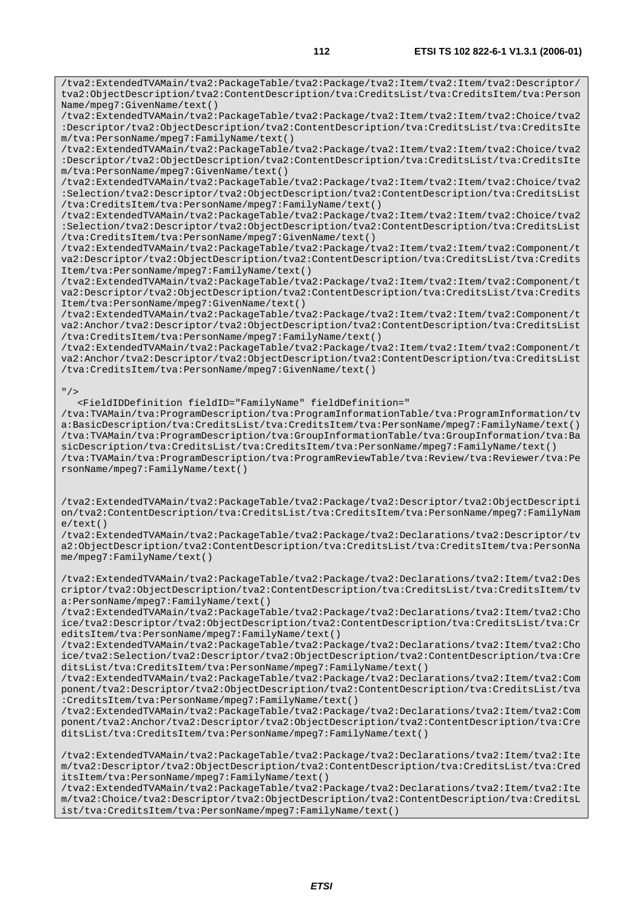```
/tva2:ExtendedTVAMain/tva2:PackageTable/tva2:Package/tva2:Item/tva2:Item/tva2:Descriptor/
tva2:ObjectDescription/tva2:ContentDescription/tva:CreditsList/tva:CreditsItem/tva:Person
Name/mpeg7:GivenName/text()
/tva2:ExtendedTVAMain/tva2:PackageTable/tva2:Package/tva2:Item/tva2:Item/tva2:Choice/tva2
:Descriptor/tva2:ObjectDescription/tva2:ContentDescription/tva:CreditsList/tva:CreditsIte
m/tva:PersonName/mpeg7:FamilyName/text()
/tva2:ExtendedTVAMain/tva2:PackageTable/tva2:Package/tva2:Item/tva2:Item/tva2:Choice/tva2
:Descriptor/tva2:ObjectDescription/tva2:ContentDescription/tva:CreditsList/tva:CreditsIte
m/tva:PersonName/mpeg7:GivenName/text()
/tva2:ExtendedTVAMain/tva2:PackageTable/tva2:Package/tva2:Item/tva2:Item/tva2:Choice/tva2
:Selection/tva2:Descriptor/tva2:ObjectDescription/tva2:ContentDescription/tva:CreditsList
/tva:CreditsItem/tva:PersonName/mpeg7:FamilyName/text()
/tva2:ExtendedTVAMain/tva2:PackageTable/tva2:Package/tva2:Item/tva2:Item/tva2:Choice/tva2
:Selection/tva2:Descriptor/tva2:ObjectDescription/tva2:ContentDescription/tva:CreditsList
/tva:CreditsItem/tva:PersonName/mpeg7:GivenName/text()
/tva2:ExtendedTVAMain/tva2:PackageTable/tva2:Package/tva2:Item/tva2:Item/tva2:Component/t
va2:Descriptor/tva2:ObjectDescription/tva2:ContentDescription/tva:CreditsList/tva:Credits
Item/tva:PersonName/mpeg7:FamilyName/text()
/tva2:ExtendedTVAMain/tva2:PackageTable/tva2:Package/tva2:Item/tva2:Item/tva2:Component/t
va2:Descriptor/tva2:ObjectDescription/tva2:ContentDescription/tva:CreditsList/tva:Credits
Item/tva:PersonName/mpeg7:GivenName/text()
/tva2:ExtendedTVAMain/tva2:PackageTable/tva2:Package/tva2:Item/tva2:Item/tva2:Component/t
va2:Anchor/tva2:Descriptor/tva2:ObjectDescription/tva2:ContentDescription/tva:CreditsList
/tva:CreditsItem/tva:PersonName/mpeg7:FamilyName/text()
/tva2:ExtendedTVAMain/tva2:PackageTable/tva2:Package/tva2:Item/tva2:Item/tva2:Component/t
va2:Anchor/tva2:Descriptor/tva2:ObjectDescription/tva2:ContentDescription/tva:CreditsList
/tva:CreditsItem/tva:PersonName/mpeg7:GivenName/text()

"/>
   <FieldIDDefinition fieldID="FamilyName" fieldDefinition="
/tva:TVAMain/tva:ProgramDescription/tva:ProgramInformationTable/tva:ProgramInformation/tv
a:BasicDescription/tva:CreditsList/tva:CreditsItem/tva:PersonName/mpeg7:FamilyName/text()
/tva:TVAMain/tva:ProgramDescription/tva:GroupInformationTable/tva:GroupInformation/tva:Ba
sicDescription/tva:CreditsList/tva:CreditsItem/tva:PersonName/mpeg7:FamilyName/text()
/tva:TVAMain/tva:ProgramDescription/tva:ProgramReviewTable/tva:Review/tva:Reviewer/tva:Pe
rsonName/mpeg7:FamilyName/text()


/tva2:ExtendedTVAMain/tva2:PackageTable/tva2:Package/tva2:Descriptor/tva2:ObjectDescripti
on/tva2:ContentDescription/tva:CreditsList/tva:CreditsItem/tva:PersonName/mpeg7:FamilyNam
e/text()
/tva2:ExtendedTVAMain/tva2:PackageTable/tva2:Package/tva2:Declarations/tva2:Descriptor/tv
a2:ObjectDescription/tva2:ContentDescription/tva:CreditsList/tva:CreditsItem/tva:PersonNa
me/mpeg7:FamilyName/text()

/tva2:ExtendedTVAMain/tva2:PackageTable/tva2:Package/tva2:Declarations/tva2:Item/tva2:Des
criptor/tva2:ObjectDescription/tva2:ContentDescription/tva:CreditsList/tva:CreditsItem/tv
a:PersonName/mpeg7:FamilyName/text()
/tva2:ExtendedTVAMain/tva2:PackageTable/tva2:Package/tva2:Declarations/tva2:Item/tva2:Cho
ice/tva2:Descriptor/tva2:ObjectDescription/tva2:ContentDescription/tva:CreditsList/tva:Cr
editsItem/tva:PersonName/mpeg7:FamilyName/text()
/tva2:ExtendedTVAMain/tva2:PackageTable/tva2:Package/tva2:Declarations/tva2:Item/tva2:Cho
ice/tva2:Selection/tva2:Descriptor/tva2:ObjectDescription/tva2:ContentDescription/tva:Cre
ditsList/tva:CreditsItem/tva:PersonName/mpeg7:FamilyName/text()
/tva2:ExtendedTVAMain/tva2:PackageTable/tva2:Package/tva2:Declarations/tva2:Item/tva2:Com
ponent/tva2:Descriptor/tva2:ObjectDescription/tva2:ContentDescription/tva:CreditsList/tva
:CreditsItem/tva:PersonName/mpeg7:FamilyName/text()
/tva2:ExtendedTVAMain/tva2:PackageTable/tva2:Package/tva2:Declarations/tva2:Item/tva2:Com
ponent/tva2:Anchor/tva2:Descriptor/tva2:ObjectDescription/tva2:ContentDescription/tva:Cre
ditsList/tva:CreditsItem/tva:PersonName/mpeg7:FamilyName/text()

/tva2:ExtendedTVAMain/tva2:PackageTable/tva2:Package/tva2:Declarations/tva2:Item/tva2:Ite
m/tva2:Descriptor/tva2:ObjectDescription/tva2:ContentDescription/tva:CreditsList/tva:Cred
itsItem/tva:PersonName/mpeg7:FamilyName/text()
/tva2:ExtendedTVAMain/tva2:PackageTable/tva2:Package/tva2:Declarations/tva2:Item/tva2:Ite
m/tva2:Choice/tva2:Descriptor/tva2:ObjectDescription/tva2:ContentDescription/tva:CreditsL
ist/tva:CreditsItem/tva:PersonName/mpeg7:FamilyName/text()
```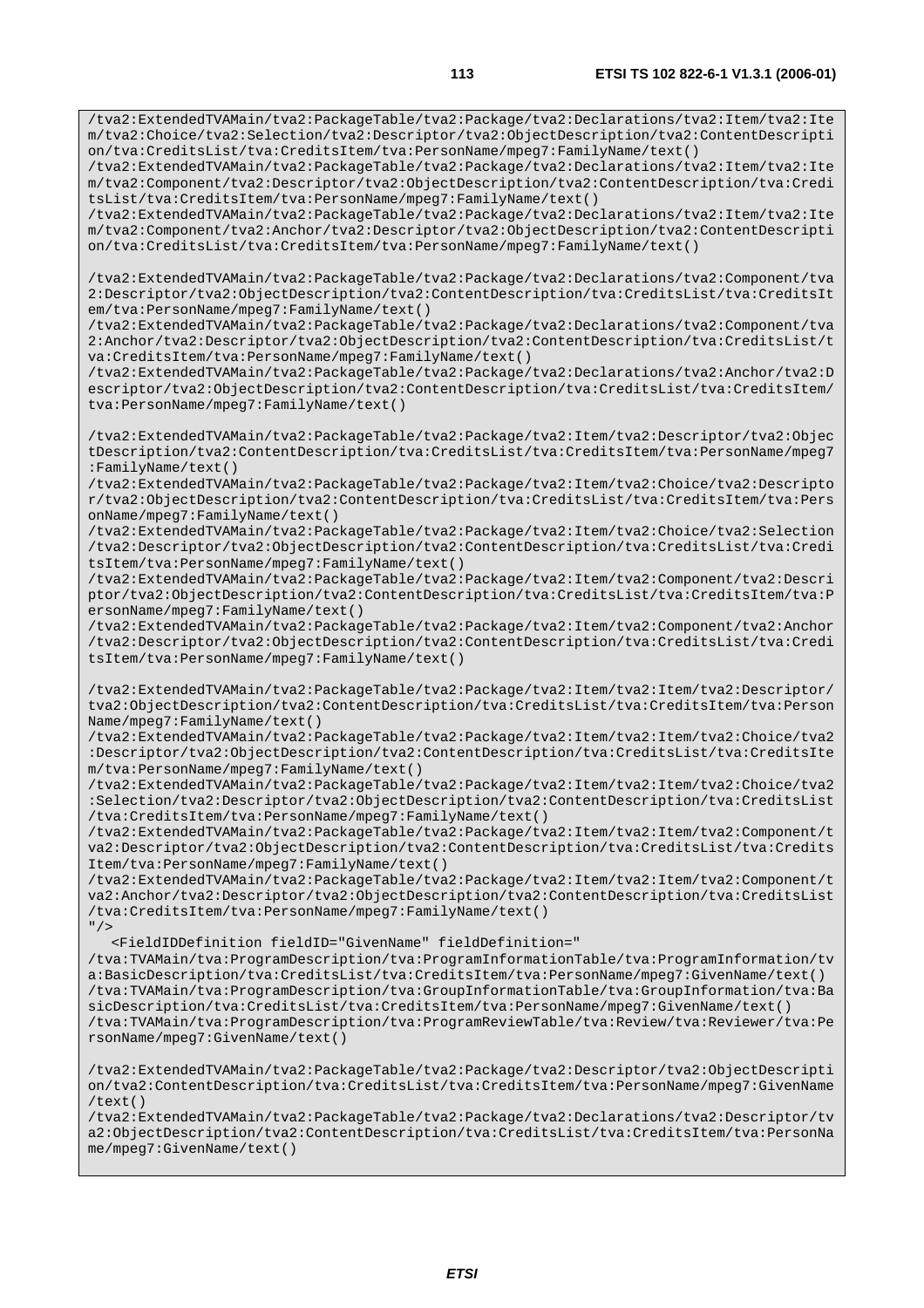```
/tva2:ExtendedTVAMain/tva2:PackageTable/tva2:Package/tva2:Declarations/tva2:Item/tva2:Item/tva2:Choice/tva2:Selection/tva2:Descriptor/tva2:ObjectDescription/tva2:ContentDescription/tva:CreditsList/tva:CreditsItem/tva:PersonName/mpeg7:FamilyName/text()
/tva2:ExtendedTVAMain/tva2:PackageTable/tva2:Package/tva2:Declarations/tva2:Item/tva2:Item/tva2:Component/tva2:Descriptor/tva2:ObjectDescription/tva2:ContentDescription/tva:CreditsList/tva:CreditsItem/tva:PersonName/mpeg7:FamilyName/text()
/tva2:ExtendedTVAMain/tva2:PackageTable/tva2:Package/tva2:Declarations/tva2:Item/tva2:Item/tva2:Component/tva2:Anchor/tva2:Descriptor/tva2:ObjectDescription/tva2:ContentDescription/tva:CreditsList/tva:CreditsItem/tva:PersonName/mpeg7:FamilyName/text()

/tva2:ExtendedTVAMain/tva2:PackageTable/tva2:Package/tva2:Declarations/tva2:Component/tva2:Descriptor/tva2:ObjectDescription/tva2:ContentDescription/tva:CreditsList/tva:CreditsItem/tva:PersonName/mpeg7:FamilyName/text()
/tva2:ExtendedTVAMain/tva2:PackageTable/tva2:Package/tva2:Declarations/tva2:Component/tva2:Anchor/tva2:Descriptor/tva2:ObjectDescription/tva2:ContentDescription/tva:CreditsList/tva:CreditsItem/tva:PersonName/mpeg7:FamilyName/text()
/tva2:ExtendedTVAMain/tva2:PackageTable/tva2:Package/tva2:Declarations/tva2:Anchor/tva2:Descriptor/tva2:ObjectDescription/tva2:ContentDescription/tva:CreditsList/tva:CreditsItem/tva:PersonName/mpeg7:FamilyName/text()

/tva2:ExtendedTVAMain/tva2:PackageTable/tva2:Package/tva2:Item/tva2:Descriptor/tva2:ObjectDescription/tva2:ContentDescription/tva:CreditsList/tva:CreditsItem/tva:PersonName/mpeg7:FamilyName/text()
/tva2:ExtendedTVAMain/tva2:PackageTable/tva2:Package/tva2:Item/tva2:Choice/tva2:Descriptor/tva2:ObjectDescription/tva2:ContentDescription/tva:CreditsList/tva:CreditsItem/tva:PersonName/mpeg7:FamilyName/text()
/tva2:ExtendedTVAMain/tva2:PackageTable/tva2:Package/tva2:Item/tva2:Choice/tva2:Selection/tva2:Descriptor/tva2:ObjectDescription/tva2:ContentDescription/tva:CreditsList/tva:CreditsItem/tva:PersonName/mpeg7:FamilyName/text()
/tva2:ExtendedTVAMain/tva2:PackageTable/tva2:Package/tva2:Item/tva2:Component/tva2:Descriptor/tva2:ObjectDescription/tva2:ContentDescription/tva:CreditsList/tva:CreditsItem/tva:PersonName/mpeg7:FamilyName/text()
/tva2:ExtendedTVAMain/tva2:PackageTable/tva2:Package/tva2:Item/tva2:Component/tva2:Anchor/tva2:Descriptor/tva2:ObjectDescription/tva2:ContentDescription/tva:CreditsList/tva:CreditsItem/tva:PersonName/mpeg7:FamilyName/text()

/tva2:ExtendedTVAMain/tva2:PackageTable/tva2:Package/tva2:Item/tva2:Item/tva2:Descriptor/tva2:ObjectDescription/tva2:ContentDescription/tva:CreditsList/tva:CreditsItem/tva:PersonName/mpeg7:FamilyName/text()
/tva2:ExtendedTVAMain/tva2:PackageTable/tva2:Package/tva2:Item/tva2:Item/tva2:Choice/tva2:Descriptor/tva2:ObjectDescription/tva2:ContentDescription/tva:CreditsList/tva:CreditsItem/tva:PersonName/mpeg7:FamilyName/text()
/tva2:ExtendedTVAMain/tva2:PackageTable/tva2:Package/tva2:Item/tva2:Item/tva2:Choice/tva2:Selection/tva2:Descriptor/tva2:ObjectDescription/tva2:ContentDescription/tva:CreditsList/tva:CreditsItem/tva:PersonName/mpeg7:FamilyName/text()
/tva2:ExtendedTVAMain/tva2:PackageTable/tva2:Package/tva2:Item/tva2:Item/tva2:Component/tva2:Descriptor/tva2:ObjectDescription/tva2:ContentDescription/tva:CreditsList/tva:CreditsItem/tva:PersonName/mpeg7:FamilyName/text()
/tva2:ExtendedTVAMain/tva2:PackageTable/tva2:Package/tva2:Item/tva2:Item/tva2:Component/tva2:Anchor/tva2:Descriptor/tva2:ObjectDescription/tva2:ContentDescription/tva:CreditsList/tva:CreditsItem/tva:PersonName/mpeg7:FamilyName/text()
"/>
   <FieldIDDefinition fieldID="GivenName" fieldDefinition="
/tva:TVAMain/tva:ProgramDescription/tva:ProgramInformationTable/tva:ProgramInformation/tva:BasicDescription/tva:CreditsList/tva:CreditsItem/tva:PersonName/mpeg7:GivenName/text()
/tva:TVAMain/tva:ProgramDescription/tva:GroupInformationTable/tva:GroupInformation/tva:BasicDescription/tva:CreditsList/tva:CreditsItem/tva:PersonName/mpeg7:GivenName/text()
/tva:TVAMain/tva:ProgramDescription/tva:ProgramReviewTable/tva:Review/tva:Reviewer/tva:PersonName/mpeg7:GivenName/text()

/tva2:ExtendedTVAMain/tva2:PackageTable/tva2:Package/tva2:Descriptor/tva2:ObjectDescription/tva2:ContentDescription/tva:CreditsList/tva:CreditsItem/tva:PersonName/mpeg7:GivenName/text()
/tva2:ExtendedTVAMain/tva2:PackageTable/tva2:Package/tva2:Declarations/tva2:Descriptor/tva2:ObjectDescription/tva2:ContentDescription/tva:CreditsList/tva:CreditsItem/tva:PersonName/mpeg7:GivenName/text()
```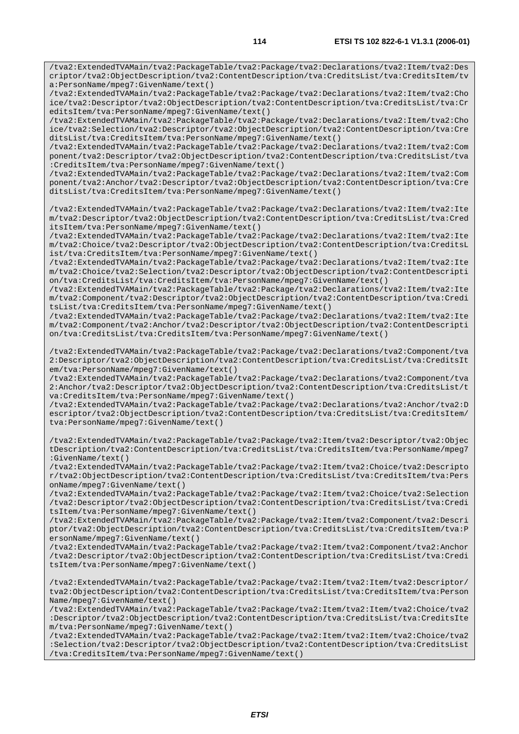```
/tva2:ExtendedTVAMain/tva2:PackageTable/tva2:Package/tva2:Declarations/tva2:Item/tva2:Descriptor/tva2:ObjectDescription/tva2:ContentDescription/tva:CreditsList/tva:CreditsItem/tva:PersonName/mpeg7:GivenName/text()
/tva2:ExtendedTVAMain/tva2:PackageTable/tva2:Package/tva2:Declarations/tva2:Item/tva2:Choice/tva2:Descriptor/tva2:ObjectDescription/tva2:ContentDescription/tva:CreditsList/tva:CreditsItem/tva:PersonName/mpeg7:GivenName/text()
/tva2:ExtendedTVAMain/tva2:PackageTable/tva2:Package/tva2:Declarations/tva2:Item/tva2:Choice/tva2:Selection/tva2:Descriptor/tva2:ObjectDescription/tva2:ContentDescription/tva:CreditsList/tva:CreditsItem/tva:PersonName/mpeg7:GivenName/text()
/tva2:ExtendedTVAMain/tva2:PackageTable/tva2:Package/tva2:Declarations/tva2:Item/tva2:Component/tva2:Descriptor/tva2:ObjectDescription/tva2:ContentDescription/tva:CreditsList/tva:CreditsItem/tva:PersonName/mpeg7:GivenName/text()
/tva2:ExtendedTVAMain/tva2:PackageTable/tva2:Package/tva2:Declarations/tva2:Item/tva2:Component/tva2:Anchor/tva2:Descriptor/tva2:ObjectDescription/tva2:ContentDescription/tva:CreditsList/tva:CreditsItem/tva:PersonName/mpeg7:GivenName/text()

/tva2:ExtendedTVAMain/tva2:PackageTable/tva2:Package/tva2:Declarations/tva2:Item/tva2:Item/tva2:Descriptor/tva2:ObjectDescription/tva2:ContentDescription/tva:CreditsList/tva:CreditsItem/tva:PersonName/mpeg7:GivenName/text()
/tva2:ExtendedTVAMain/tva2:PackageTable/tva2:Package/tva2:Declarations/tva2:Item/tva2:Item/tva2:Choice/tva2:Descriptor/tva2:ObjectDescription/tva2:ContentDescription/tva:CreditsList/tva:CreditsItem/tva:PersonName/mpeg7:GivenName/text()
/tva2:ExtendedTVAMain/tva2:PackageTable/tva2:Package/tva2:Declarations/tva2:Item/tva2:Item/tva2:Choice/tva2:Selection/tva2:Descriptor/tva2:ObjectDescription/tva2:ContentDescription/tva:CreditsList/tva:CreditsItem/tva:PersonName/mpeg7:GivenName/text()
/tva2:ExtendedTVAMain/tva2:PackageTable/tva2:Package/tva2:Declarations/tva2:Item/tva2:Item/tva2:Component/tva2:Descriptor/tva2:ObjectDescription/tva2:ContentDescription/tva:CreditsList/tva:CreditsItem/tva:PersonName/mpeg7:GivenName/text()
/tva2:ExtendedTVAMain/tva2:PackageTable/tva2:Package/tva2:Declarations/tva2:Item/tva2:Item/tva2:Component/tva2:Anchor/tva2:Descriptor/tva2:ObjectDescription/tva2:ContentDescription/tva:CreditsList/tva:CreditsItem/tva:PersonName/mpeg7:GivenName/text()

/tva2:ExtendedTVAMain/tva2:PackageTable/tva2:Package/tva2:Declarations/tva2:Component/tva2:Descriptor/tva2:ObjectDescription/tva2:ContentDescription/tva:CreditsList/tva:CreditsItem/tva:PersonName/mpeg7:GivenName/text()
/tva2:ExtendedTVAMain/tva2:PackageTable/tva2:Package/tva2:Declarations/tva2:Component/tva2:Anchor/tva2:Descriptor/tva2:ObjectDescription/tva2:ContentDescription/tva:CreditsList/tva:CreditsItem/tva:PersonName/mpeg7:GivenName/text()
/tva2:ExtendedTVAMain/tva2:PackageTable/tva2:Package/tva2:Declarations/tva2:Anchor/tva2:Descriptor/tva2:ObjectDescription/tva2:ContentDescription/tva:CreditsList/tva:CreditsItem/tva:PersonName/mpeg7:GivenName/text()

/tva2:ExtendedTVAMain/tva2:PackageTable/tva2:Package/tva2:Item/tva2:Descriptor/tva2:ObjectDescription/tva2:ContentDescription/tva:CreditsList/tva:CreditsItem/tva:PersonName/mpeg7:GivenName/text()
/tva2:ExtendedTVAMain/tva2:PackageTable/tva2:Package/tva2:Item/tva2:Choice/tva2:Descriptor/tva2:ObjectDescription/tva2:ContentDescription/tva:CreditsList/tva:CreditsItem/tva:PersonName/mpeg7:GivenName/text()
/tva2:ExtendedTVAMain/tva2:PackageTable/tva2:Package/tva2:Item/tva2:Choice/tva2:Selection/tva2:Descriptor/tva2:ObjectDescription/tva2:ContentDescription/tva:CreditsList/tva:CreditsItem/tva:PersonName/mpeg7:GivenName/text()
/tva2:ExtendedTVAMain/tva2:PackageTable/tva2:Package/tva2:Item/tva2:Component/tva2:Descriptor/tva2:ObjectDescription/tva2:ContentDescription/tva:CreditsList/tva:CreditsItem/tva:PersonName/mpeg7:GivenName/text()
/tva2:ExtendedTVAMain/tva2:PackageTable/tva2:Package/tva2:Item/tva2:Component/tva2:Anchor/tva2:Descriptor/tva2:ObjectDescription/tva2:ContentDescription/tva:CreditsList/tva:CreditsItem/tva:PersonName/mpeg7:GivenName/text()

/tva2:ExtendedTVAMain/tva2:PackageTable/tva2:Package/tva2:Item/tva2:Item/tva2:Descriptor/tva2:ObjectDescription/tva2:ContentDescription/tva:CreditsList/tva:CreditsItem/tva:PersonName/mpeg7:GivenName/text()
/tva2:ExtendedTVAMain/tva2:PackageTable/tva2:Package/tva2:Item/tva2:Item/tva2:Choice/tva2:Descriptor/tva2:ObjectDescription/tva2:ContentDescription/tva:CreditsList/tva:CreditsItem/tva:PersonName/mpeg7:GivenName/text()
/tva2:ExtendedTVAMain/tva2:PackageTable/tva2:Package/tva2:Item/tva2:Item/tva2:Choice/tva2:Selection/tva2:Descriptor/tva2:ObjectDescription/tva2:ContentDescription/tva:CreditsList/tva:CreditsItem/tva:PersonName/mpeg7:GivenName/text()
```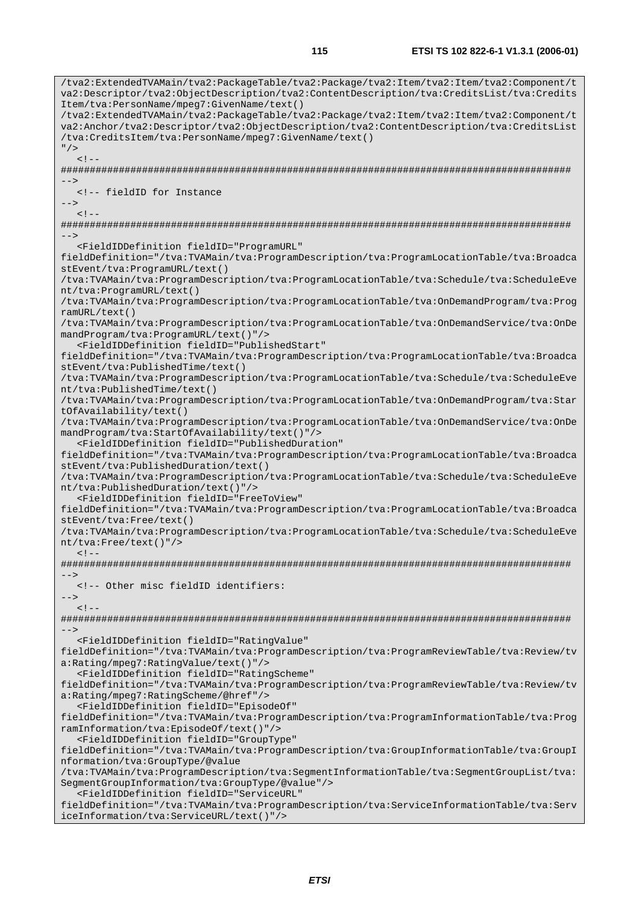```
/tva2:ExtendedTVAMain/tva2:PackageTable/tva2:Package/tva2:Item/tva2:Item/tva2:Component/t
va2:Descriptor/tva2:ObjectDescription/tva2:ContentDescription/tva:CreditsList/tva:Credits
Item/tva:PersonName/mpeg7:GivenName/text()
/tva2:ExtendedTVAMain/tva2:PackageTable/tva2:Package/tva2:Item/tva2:Item/tva2:Component/t
va2:Anchor/tva2:Descriptor/tva2:ObjectDescription/tva2:ContentDescription/tva:CreditsList
/tva:CreditsItem/tva:PersonName/mpeg7:GivenName/text()
"/>
   <!--
##########################################################################################
-->
   <!-- fieldID for Instance
-->
   <!--
##########################################################################################
-->
   <FieldIDDefinition fieldID="ProgramURL"
fieldDefinition="/tva:TVAMain/tva:ProgramDescription/tva:ProgramLocationTable/tva:Broadca
stEvent/tva:ProgramURL/text()
/tva:TVAMain/tva:ProgramDescription/tva:ProgramLocationTable/tva:Schedule/tva:ScheduleEve
nt/tva:ProgramURL/text()
/tva:TVAMain/tva:ProgramDescription/tva:ProgramLocationTable/tva:OnDemandProgram/tva:Prog
ramURL/text()
/tva:TVAMain/tva:ProgramDescription/tva:ProgramLocationTable/tva:OnDemandService/tva:OnDe
mandProgram/tva:ProgramURL/text()"/>
   <FieldIDDefinition fieldID="PublishedStart"
fieldDefinition="/tva:TVAMain/tva:ProgramDescription/tva:ProgramLocationTable/tva:Broadca
stEvent/tva:PublishedTime/text()
/tva:TVAMain/tva:ProgramDescription/tva:ProgramLocationTable/tva:Schedule/tva:ScheduleEve
nt/tva:PublishedTime/text()
/tva:TVAMain/tva:ProgramDescription/tva:ProgramLocationTable/tva:OnDemandProgram/tva:Star
tOfAvailability/text()
/tva:TVAMain/tva:ProgramDescription/tva:ProgramLocationTable/tva:OnDemandService/tva:OnDe
mandProgram/tva:StartOfAvailability/text()"/>
   <FieldIDDefinition fieldID="PublishedDuration"
fieldDefinition="/tva:TVAMain/tva:ProgramDescription/tva:ProgramLocationTable/tva:Broadca
stEvent/tva:PublishedDuration/text()
/tva:TVAMain/tva:ProgramDescription/tva:ProgramLocationTable/tva:Schedule/tva:ScheduleEve
nt/tva:PublishedDuration/text()"/>
   <FieldIDDefinition fieldID="FreeToView"
fieldDefinition="/tva:TVAMain/tva:ProgramDescription/tva:ProgramLocationTable/tva:Broadca
stEvent/tva:Free/text()
/tva:TVAMain/tva:ProgramDescription/tva:ProgramLocationTable/tva:Schedule/tva:ScheduleEve
nt/tva:Free/text()"/>
   <!--
##########################################################################################
-->
   <!-- Other misc fieldID identifiers:
-->
   <!--
##########################################################################################
-->
   <FieldIDDefinition fieldID="RatingValue"
fieldDefinition="/tva:TVAMain/tva:ProgramDescription/tva:ProgramReviewTable/tva:Review/tv
a:Rating/mpeg7:RatingValue/text()"/>
   <FieldIDDefinition fieldID="RatingScheme"
fieldDefinition="/tva:TVAMain/tva:ProgramDescription/tva:ProgramReviewTable/tva:Review/tv
a:Rating/mpeg7:RatingScheme/@href"/>
   <FieldIDDefinition fieldID="EpisodeOf"
fieldDefinition="/tva:TVAMain/tva:ProgramDescription/tva:ProgramInformationTable/tva:Prog
ramInformation/tva:EpisodeOf/text()"/>
   <FieldIDDefinition fieldID="GroupType"
fieldDefinition="/tva:TVAMain/tva:ProgramDescription/tva:GroupInformationTable/tva:GroupI
nformation/tva:GroupType/@value
/tva:TVAMain/tva:ProgramDescription/tva:SegmentInformationTable/tva:SegmentGroupList/tva:
SegmentGroupInformation/tva:GroupType/@value"/>
   <FieldIDDefinition fieldID="ServiceURL"
fieldDefinition="/tva:TVAMain/tva:ProgramDescription/tva:ServiceInformationTable/tva:Serv
iceInformation/tva:ServiceURL/text()"/>
```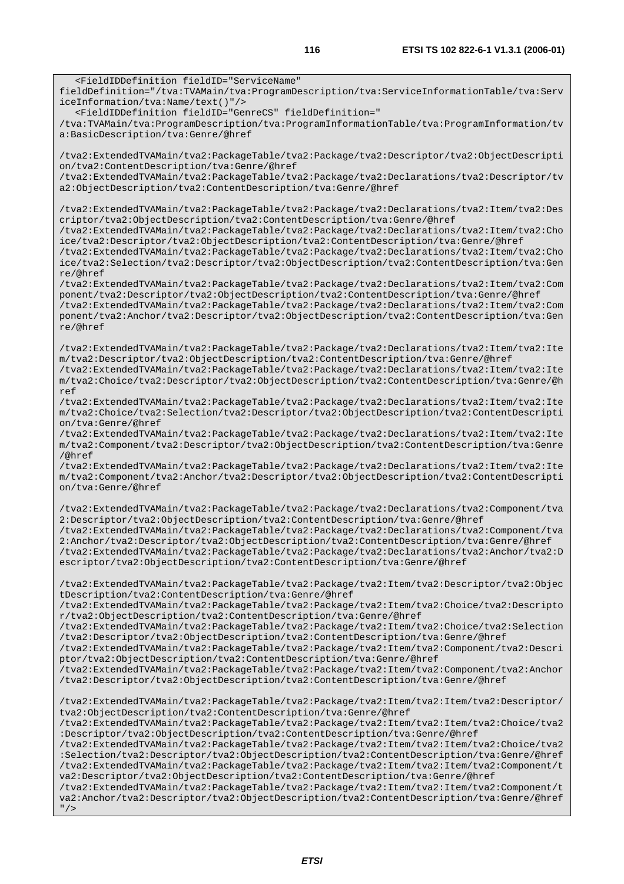```
   <FieldIDDefinition fieldID="ServiceName"
fieldDefinition="/tva:TVAMain/tva:ProgramDescription/tva:ServiceInformationTable/tva:ServiceInformation/tva:Name/text()"/>
   <FieldIDDefinition fieldID="GenreCS" fieldDefinition="
/tva:TVAMain/tva:ProgramDescription/tva:ProgramInformationTable/tva:ProgramInformation/tva:BasicDescription/tva:Genre/@href

/tva2:ExtendedTVAMain/tva2:PackageTable/tva2:Package/tva2:Descriptor/tva2:ObjectDescription/tva2:ContentDescription/tva:Genre/@href
/tva2:ExtendedTVAMain/tva2:PackageTable/tva2:Package/tva2:Declarations/tva2:Descriptor/tva2:ObjectDescription/tva2:ContentDescription/tva:Genre/@href

/tva2:ExtendedTVAMain/tva2:PackageTable/tva2:Package/tva2:Declarations/tva2:Item/tva2:Descriptor/tva2:ObjectDescription/tva2:ContentDescription/tva:Genre/@href
/tva2:ExtendedTVAMain/tva2:PackageTable/tva2:Package/tva2:Declarations/tva2:Item/tva2:Choice/tva2:Descriptor/tva2:ObjectDescription/tva2:ContentDescription/tva:Genre/@href
/tva2:ExtendedTVAMain/tva2:PackageTable/tva2:Package/tva2:Declarations/tva2:Item/tva2:Choice/tva2:Selection/tva2:Descriptor/tva2:ObjectDescription/tva2:ContentDescription/tva:Genre/@href
/tva2:ExtendedTVAMain/tva2:PackageTable/tva2:Package/tva2:Declarations/tva2:Item/tva2:Component/tva2:Descriptor/tva2:ObjectDescription/tva2:ContentDescription/tva:Genre/@href
/tva2:ExtendedTVAMain/tva2:PackageTable/tva2:Package/tva2:Declarations/tva2:Item/tva2:Component/tva2:Anchor/tva2:Descriptor/tva2:ObjectDescription/tva2:ContentDescription/tva:Genre/@href

/tva2:ExtendedTVAMain/tva2:PackageTable/tva2:Package/tva2:Declarations/tva2:Item/tva2:Item/tva2:Descriptor/tva2:ObjectDescription/tva2:ContentDescription/tva:Genre/@href
/tva2:ExtendedTVAMain/tva2:PackageTable/tva2:Package/tva2:Declarations/tva2:Item/tva2:Item/tva2:Choice/tva2:Descriptor/tva2:ObjectDescription/tva2:ContentDescription/tva:Genre/@href
/tva2:ExtendedTVAMain/tva2:PackageTable/tva2:Package/tva2:Declarations/tva2:Item/tva2:Item/tva2:Choice/tva2:Selection/tva2:Descriptor/tva2:ObjectDescription/tva2:ContentDescription/tva:Genre/@href
/tva2:ExtendedTVAMain/tva2:PackageTable/tva2:Package/tva2:Declarations/tva2:Item/tva2:Item/tva2:Component/tva2:Descriptor/tva2:ObjectDescription/tva2:ContentDescription/tva:Genre/@href
/tva2:ExtendedTVAMain/tva2:PackageTable/tva2:Package/tva2:Declarations/tva2:Item/tva2:Item/tva2:Component/tva2:Anchor/tva2:Descriptor/tva2:ObjectDescription/tva2:ContentDescription/tva:Genre/@href

/tva2:ExtendedTVAMain/tva2:PackageTable/tva2:Package/tva2:Declarations/tva2:Component/tva2:Descriptor/tva2:ObjectDescription/tva2:ContentDescription/tva:Genre/@href
/tva2:ExtendedTVAMain/tva2:PackageTable/tva2:Package/tva2:Declarations/tva2:Component/tva2:Anchor/tva2:Descriptor/tva2:ObjectDescription/tva2:ContentDescription/tva:Genre/@href
/tva2:ExtendedTVAMain/tva2:PackageTable/tva2:Package/tva2:Declarations/tva2:Anchor/tva2:Descriptor/tva2:ObjectDescription/tva2:ContentDescription/tva:Genre/@href

/tva2:ExtendedTVAMain/tva2:PackageTable/tva2:Package/tva2:Item/tva2:Descriptor/tva2:ObjectDescription/tva2:ContentDescription/tva:Genre/@href
/tva2:ExtendedTVAMain/tva2:PackageTable/tva2:Package/tva2:Item/tva2:Choice/tva2:Descriptor/tva2:ObjectDescription/tva2:ContentDescription/tva:Genre/@href
/tva2:ExtendedTVAMain/tva2:PackageTable/tva2:Package/tva2:Item/tva2:Choice/tva2:Selection/tva2:Descriptor/tva2:ObjectDescription/tva2:ContentDescription/tva:Genre/@href
/tva2:ExtendedTVAMain/tva2:PackageTable/tva2:Package/tva2:Item/tva2:Component/tva2:Descriptor/tva2:ObjectDescription/tva2:ContentDescription/tva:Genre/@href
/tva2:ExtendedTVAMain/tva2:PackageTable/tva2:Package/tva2:Item/tva2:Component/tva2:Anchor/tva2:Descriptor/tva2:ObjectDescription/tva2:ContentDescription/tva:Genre/@href

/tva2:ExtendedTVAMain/tva2:PackageTable/tva2:Package/tva2:Item/tva2:Item/tva2:Descriptor/tva2:ObjectDescription/tva2:ContentDescription/tva:Genre/@href
/tva2:ExtendedTVAMain/tva2:PackageTable/tva2:Package/tva2:Item/tva2:Item/tva2:Choice/tva2:Descriptor/tva2:ObjectDescription/tva2:ContentDescription/tva:Genre/@href
/tva2:ExtendedTVAMain/tva2:PackageTable/tva2:Package/tva2:Item/tva2:Item/tva2:Choice/tva2:Selection/tva2:Descriptor/tva2:ObjectDescription/tva2:ContentDescription/tva:Genre/@href
/tva2:ExtendedTVAMain/tva2:PackageTable/tva2:Package/tva2:Item/tva2:Item/tva2:Component/tva2:Descriptor/tva2:ObjectDescription/tva2:ContentDescription/tva:Genre/@href
/tva2:ExtendedTVAMain/tva2:PackageTable/tva2:Package/tva2:Item/tva2:Item/tva2:Component/tva2:Anchor/tva2:Descriptor/tva2:ObjectDescription/tva2:ContentDescription/tva:Genre/@href
"/>
```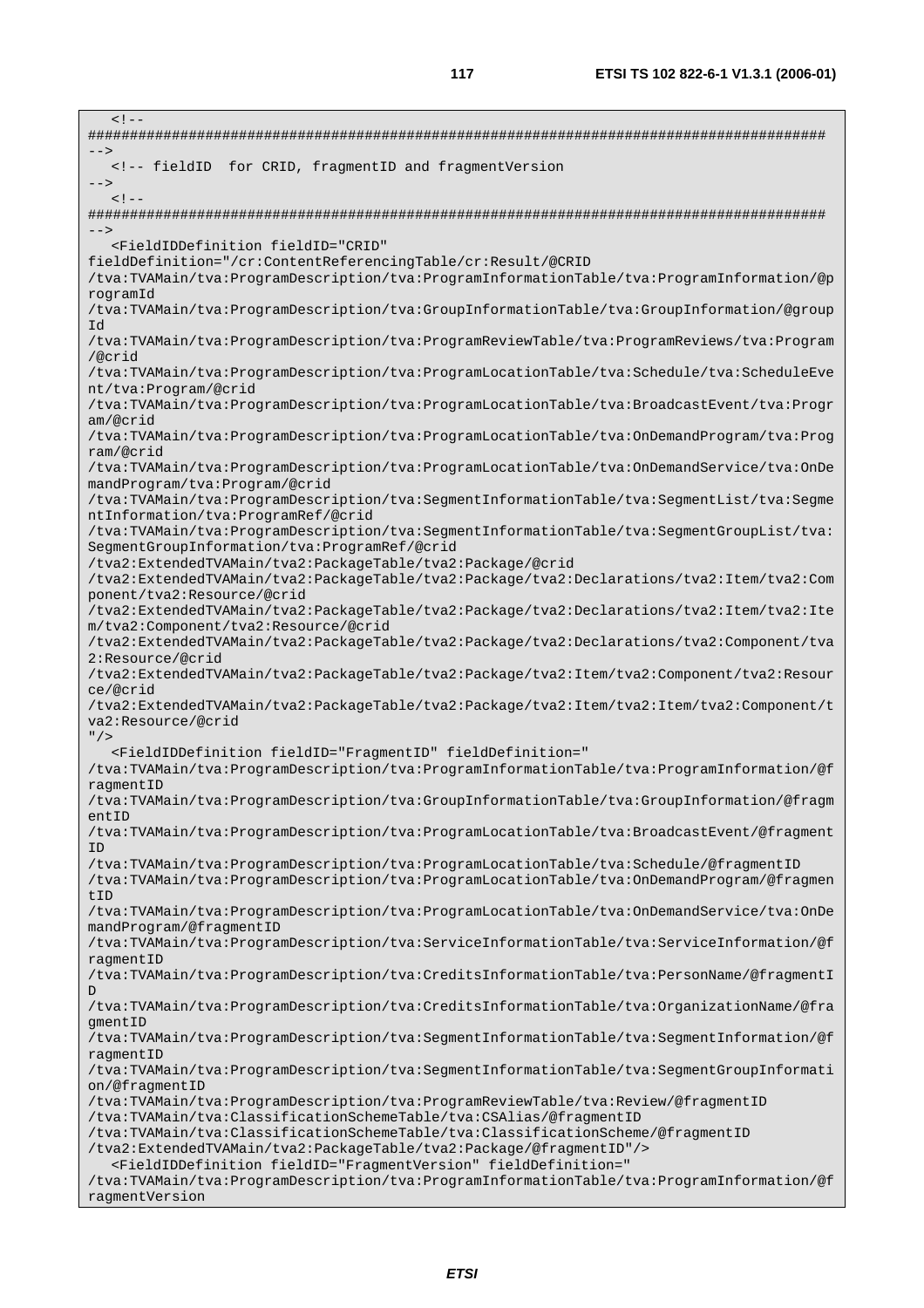```
   <!--
########################################################################################
-->
   <!-- fieldID  for CRID, fragmentID and fragmentVersion
-->
   <!--
########################################################################################
-->
   <FieldIDDefinition fieldID="CRID"
fieldDefinition="/cr:ContentReferencingTable/cr:Result/@CRID
/tva:TVAMain/tva:ProgramDescription/tva:ProgramInformationTable/tva:ProgramInformation/@programId
/tva:TVAMain/tva:ProgramDescription/tva:GroupInformationTable/tva:GroupInformation/@groupId
/tva:TVAMain/tva:ProgramDescription/tva:ProgramReviewTable/tva:ProgramReviews/tva:Program/@crid
/tva:TVAMain/tva:ProgramDescription/tva:ProgramLocationTable/tva:Schedule/tva:ScheduleEvent/tva:Program/@crid
/tva:TVAMain/tva:ProgramDescription/tva:ProgramLocationTable/tva:BroadcastEvent/tva:Program/@crid
/tva:TVAMain/tva:ProgramDescription/tva:ProgramLocationTable/tva:OnDemandProgram/tva:Program/@crid
/tva:TVAMain/tva:ProgramDescription/tva:ProgramLocationTable/tva:OnDemandService/tva:OnDemandProgram/tva:Program/@crid
/tva:TVAMain/tva:ProgramDescription/tva:SegmentInformationTable/tva:SegmentList/tva:SegmentInformation/tva:ProgramRef/@crid
/tva:TVAMain/tva:ProgramDescription/tva:SegmentInformationTable/tva:SegmentGroupList/tva:SegmentGroupInformation/tva:ProgramRef/@crid
/tva2:ExtendedTVAMain/tva2:PackageTable/tva2:Package/@crid
/tva2:ExtendedTVAMain/tva2:PackageTable/tva2:Package/tva2:Declarations/tva2:Item/tva2:Component/tva2:Resource/@crid
/tva2:ExtendedTVAMain/tva2:PackageTable/tva2:Package/tva2:Declarations/tva2:Item/tva2:Item/tva2:Component/tva2:Resource/@crid
/tva2:ExtendedTVAMain/tva2:PackageTable/tva2:Package/tva2:Declarations/tva2:Component/tva2:Resource/@crid
/tva2:ExtendedTVAMain/tva2:PackageTable/tva2:Package/tva2:Item/tva2:Component/tva2:Resource/@crid
/tva2:ExtendedTVAMain/tva2:PackageTable/tva2:Package/tva2:Item/tva2:Item/tva2:Component/tva2:Resource/@crid
"/>
   <FieldIDDefinition fieldID="FragmentID" fieldDefinition="
/tva:TVAMain/tva:ProgramDescription/tva:ProgramInformationTable/tva:ProgramInformation/@fragmentID
/tva:TVAMain/tva:ProgramDescription/tva:GroupInformationTable/tva:GroupInformation/@fragmentID
/tva:TVAMain/tva:ProgramDescription/tva:ProgramLocationTable/tva:BroadcastEvent/@fragmentID
/tva:TVAMain/tva:ProgramDescription/tva:ProgramLocationTable/tva:Schedule/@fragmentID
/tva:TVAMain/tva:ProgramDescription/tva:ProgramLocationTable/tva:OnDemandProgram/@fragmentID
/tva:TVAMain/tva:ProgramDescription/tva:ProgramLocationTable/tva:OnDemandService/tva:OnDemandProgram/@fragmentID
/tva:TVAMain/tva:ProgramDescription/tva:ServiceInformationTable/tva:ServiceInformation/@fragmentID
/tva:TVAMain/tva:ProgramDescription/tva:CreditsInformationTable/tva:PersonName/@fragmentID
/tva:TVAMain/tva:ProgramDescription/tva:CreditsInformationTable/tva:OrganizationName/@fragmentID
/tva:TVAMain/tva:ProgramDescription/tva:SegmentInformationTable/tva:SegmentInformation/@fragmentID
/tva:TVAMain/tva:ProgramDescription/tva:SegmentInformationTable/tva:SegmentGroupInformation/@fragmentID
/tva:TVAMain/tva:ProgramDescription/tva:ProgramReviewTable/tva:Review/@fragmentID
/tva:TVAMain/tva:ClassificationSchemeTable/tva:CSAlias/@fragmentID
/tva:TVAMain/tva:ClassificationSchemeTable/tva:ClassificationScheme/@fragmentID
/tva2:ExtendedTVAMain/tva2:PackageTable/tva2:Package/@fragmentID"/>
   <FieldIDDefinition fieldID="FragmentVersion" fieldDefinition="
/tva:TVAMain/tva:ProgramDescription/tva:ProgramInformationTable/tva:ProgramInformation/@fragmentVersion
```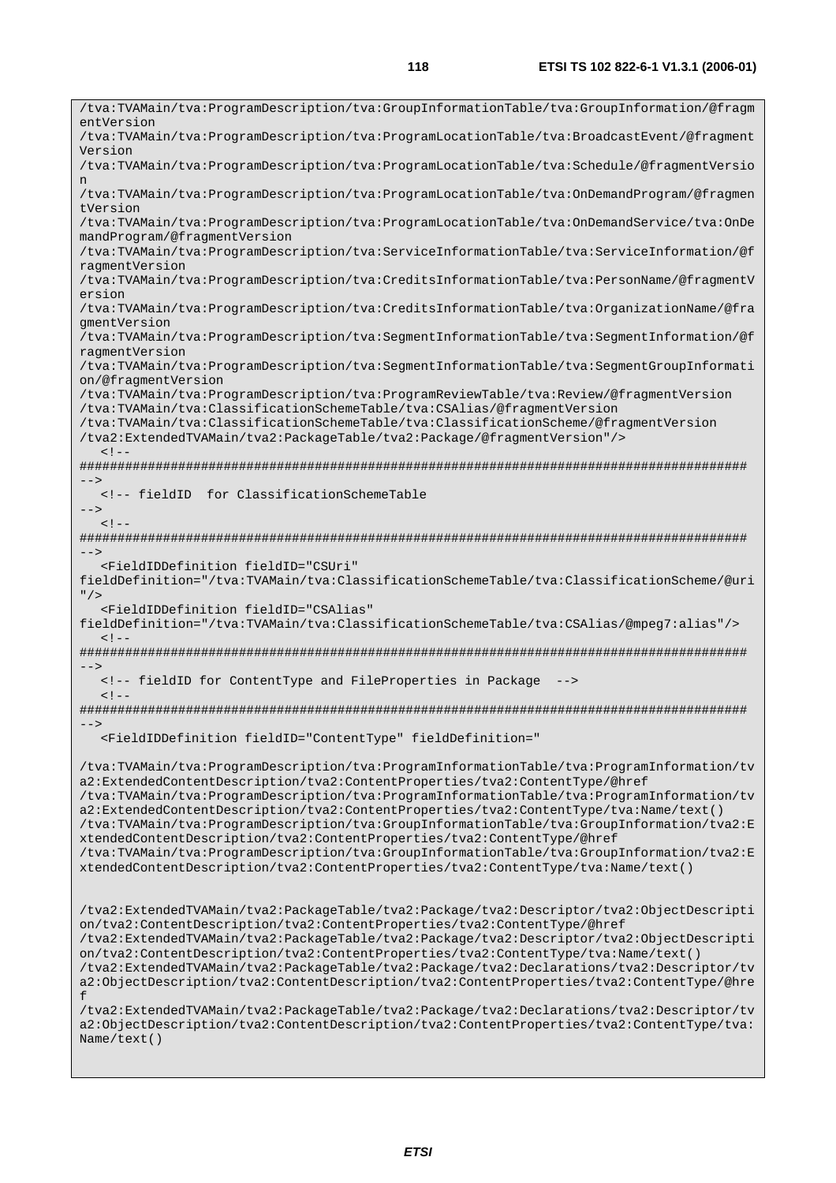```
/tva:TVAMain/tva:ProgramDescription/tva:GroupInformationTable/tva:GroupInformation/@fragmentVersion
/tva:TVAMain/tva:ProgramDescription/tva:ProgramLocationTable/tva:BroadcastEvent/@fragmentVersion
/tva:TVAMain/tva:ProgramDescription/tva:ProgramLocationTable/tva:Schedule/@fragmentVersion
/tva:TVAMain/tva:ProgramDescription/tva:ProgramLocationTable/tva:OnDemandProgram/@fragmentVersion
/tva:TVAMain/tva:ProgramDescription/tva:ProgramLocationTable/tva:OnDemandService/tva:OnDemandProgram/@fragmentVersion
/tva:TVAMain/tva:ProgramDescription/tva:ServiceInformationTable/tva:ServiceInformation/@fragmentVersion
/tva:TVAMain/tva:ProgramDescription/tva:CreditsInformationTable/tva:PersonName/@fragmentVersion
/tva:TVAMain/tva:ProgramDescription/tva:CreditsInformationTable/tva:OrganizationName/@fragmentVersion
/tva:TVAMain/tva:ProgramDescription/tva:SegmentInformationTable/tva:SegmentInformation/@fragmentVersion
/tva:TVAMain/tva:ProgramDescription/tva:SegmentInformationTable/tva:SegmentGroupInformation/@fragmentVersion
/tva:TVAMain/tva:ProgramDescription/tva:ProgramReviewTable/tva:Review/@fragmentVersion
/tva:TVAMain/tva:ClassificationSchemeTable/tva:CSAlias/@fragmentVersion
/tva:TVAMain/tva:ClassificationSchemeTable/tva:ClassificationScheme/@fragmentVersion
/tva2:ExtendedTVAMain/tva2:PackageTable/tva2:Package/@fragmentVersion"/>
   <!--
#########################################################################################
-->
   <!-- fieldID  for ClassificationSchemeTable
-->
   <!--
#########################################################################################
-->
   <FieldIDDefinition fieldID="CSUri"
fieldDefinition="/tva:TVAMain/tva:ClassificationSchemeTable/tva:ClassificationScheme/@uri"/>
   <FieldIDDefinition fieldID="CSAlias"
fieldDefinition="/tva:TVAMain/tva:ClassificationSchemeTable/tva:CSAlias/@mpeg7:alias"/>
   <!--
#########################################################################################
-->
   <!-- fieldID for ContentType and FileProperties in Package  -->
   <!--
#########################################################################################
-->
   <FieldIDDefinition fieldID="ContentType" fieldDefinition="

/tva:TVAMain/tva:ProgramDescription/tva:ProgramInformationTable/tva:ProgramInformation/tva2:ExtendedContentDescription/tva2:ContentProperties/tva2:ContentType/@href
/tva:TVAMain/tva:ProgramDescription/tva:ProgramInformationTable/tva:ProgramInformation/tva2:ExtendedContentDescription/tva2:ContentProperties/tva2:ContentType/tva:Name/text()
/tva:TVAMain/tva:ProgramDescription/tva:GroupInformationTable/tva:GroupInformation/tva2:ExtendedContentDescription/tva2:ContentProperties/tva2:ContentType/@href
/tva:TVAMain/tva:ProgramDescription/tva:GroupInformationTable/tva:GroupInformation/tva2:ExtendedContentDescription/tva2:ContentProperties/tva2:ContentType/tva:Name/text()


/tva2:ExtendedTVAMain/tva2:PackageTable/tva2:Package/tva2:Descriptor/tva2:ObjectDescription/tva2:ContentDescription/tva2:ContentProperties/tva2:ContentType/@href
/tva2:ExtendedTVAMain/tva2:PackageTable/tva2:Package/tva2:Descriptor/tva2:ObjectDescription/tva2:ContentDescription/tva2:ContentProperties/tva2:ContentType/tva:Name/text()
/tva2:ExtendedTVAMain/tva2:PackageTable/tva2:Package/tva2:Declarations/tva2:Descriptor/tva2:ObjectDescription/tva2:ContentDescription/tva2:ContentProperties/tva2:ContentType/@href
/tva2:ExtendedTVAMain/tva2:PackageTable/tva2:Package/tva2:Declarations/tva2:Descriptor/tva2:ObjectDescription/tva2:ContentDescription/tva2:ContentProperties/tva2:ContentType/tva:Name/text()
```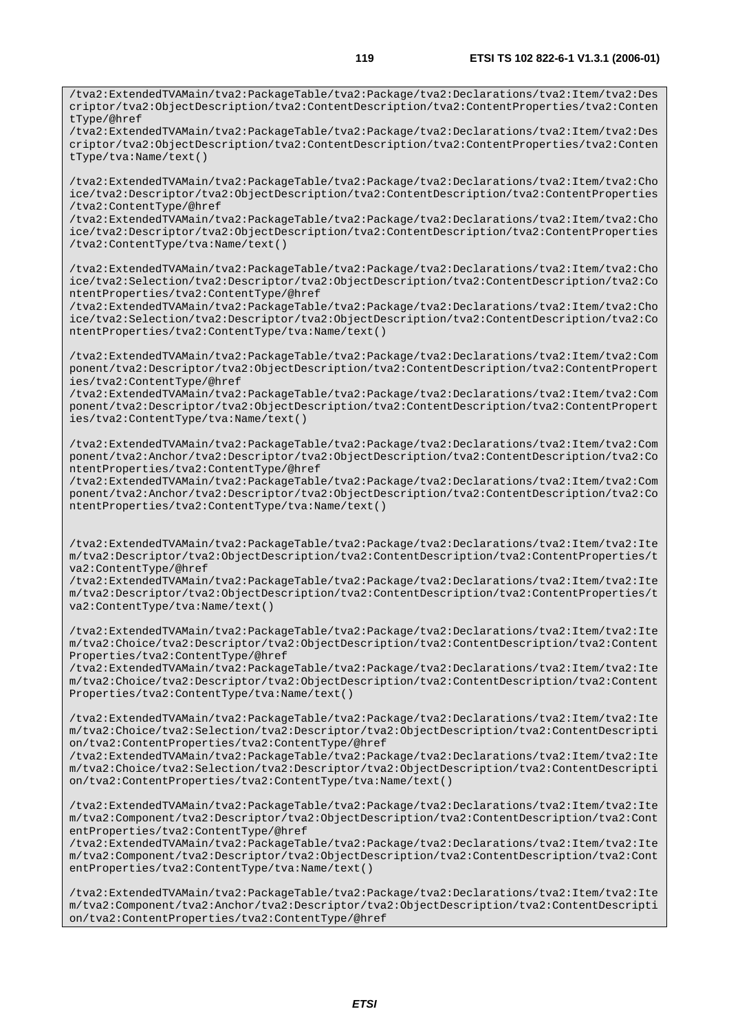```
/tva2:ExtendedTVAMain/tva2:PackageTable/tva2:Package/tva2:Declarations/tva2:Item/tva2:Descriptor/tva2:ObjectDescription/tva2:ContentDescription/tva2:ContentProperties/tva2:ContentType/@href
/tva2:ExtendedTVAMain/tva2:PackageTable/tva2:Package/tva2:Declarations/tva2:Item/tva2:Descriptor/tva2:ObjectDescription/tva2:ContentDescription/tva2:ContentProperties/tva2:ContentType/tva:Name/text()

/tva2:ExtendedTVAMain/tva2:PackageTable/tva2:Package/tva2:Declarations/tva2:Item/tva2:Choice/tva2:Descriptor/tva2:ObjectDescription/tva2:ContentDescription/tva2:ContentProperties/tva2:ContentType/@href
/tva2:ExtendedTVAMain/tva2:PackageTable/tva2:Package/tva2:Declarations/tva2:Item/tva2:Choice/tva2:Descriptor/tva2:ObjectDescription/tva2:ContentDescription/tva2:ContentProperties/tva2:ContentType/tva:Name/text()

/tva2:ExtendedTVAMain/tva2:PackageTable/tva2:Package/tva2:Declarations/tva2:Item/tva2:Choice/tva2:Selection/tva2:Descriptor/tva2:ObjectDescription/tva2:ContentDescription/tva2:ContentProperties/tva2:ContentType/@href
/tva2:ExtendedTVAMain/tva2:PackageTable/tva2:Package/tva2:Declarations/tva2:Item/tva2:Choice/tva2:Selection/tva2:Descriptor/tva2:ObjectDescription/tva2:ContentDescription/tva2:ContentProperties/tva2:ContentType/tva:Name/text()

/tva2:ExtendedTVAMain/tva2:PackageTable/tva2:Package/tva2:Declarations/tva2:Item/tva2:Component/tva2:Descriptor/tva2:ObjectDescription/tva2:ContentDescription/tva2:ContentProperties/tva2:ContentType/@href
/tva2:ExtendedTVAMain/tva2:PackageTable/tva2:Package/tva2:Declarations/tva2:Item/tva2:Component/tva2:Descriptor/tva2:ObjectDescription/tva2:ContentDescription/tva2:ContentProperties/tva2:ContentType/tva:Name/text()

/tva2:ExtendedTVAMain/tva2:PackageTable/tva2:Package/tva2:Declarations/tva2:Item/tva2:Component/tva2:Anchor/tva2:Descriptor/tva2:ObjectDescription/tva2:ContentDescription/tva2:ContentProperties/tva2:ContentType/@href
/tva2:ExtendedTVAMain/tva2:PackageTable/tva2:Package/tva2:Declarations/tva2:Item/tva2:Component/tva2:Anchor/tva2:Descriptor/tva2:ObjectDescription/tva2:ContentDescription/tva2:ContentProperties/tva2:ContentType/tva:Name/text()


/tva2:ExtendedTVAMain/tva2:PackageTable/tva2:Package/tva2:Declarations/tva2:Item/tva2:Item/tva2:Descriptor/tva2:ObjectDescription/tva2:ContentDescription/tva2:ContentProperties/tva2:ContentType/@href
/tva2:ExtendedTVAMain/tva2:PackageTable/tva2:Package/tva2:Declarations/tva2:Item/tva2:Item/tva2:Descriptor/tva2:ObjectDescription/tva2:ContentDescription/tva2:ContentProperties/tva2:ContentType/tva:Name/text()

/tva2:ExtendedTVAMain/tva2:PackageTable/tva2:Package/tva2:Declarations/tva2:Item/tva2:Item/tva2:Choice/tva2:Descriptor/tva2:ObjectDescription/tva2:ContentDescription/tva2:ContentProperties/tva2:ContentType/@href
/tva2:ExtendedTVAMain/tva2:PackageTable/tva2:Package/tva2:Declarations/tva2:Item/tva2:Item/tva2:Choice/tva2:Descriptor/tva2:ObjectDescription/tva2:ContentDescription/tva2:ContentProperties/tva2:ContentType/tva:Name/text()

/tva2:ExtendedTVAMain/tva2:PackageTable/tva2:Package/tva2:Declarations/tva2:Item/tva2:Item/tva2:Choice/tva2:Selection/tva2:Descriptor/tva2:ObjectDescription/tva2:ContentDescription/tva2:ContentProperties/tva2:ContentType/@href
/tva2:ExtendedTVAMain/tva2:PackageTable/tva2:Package/tva2:Declarations/tva2:Item/tva2:Item/tva2:Choice/tva2:Selection/tva2:Descriptor/tva2:ObjectDescription/tva2:ContentDescription/tva2:ContentProperties/tva2:ContentType/tva:Name/text()

/tva2:ExtendedTVAMain/tva2:PackageTable/tva2:Package/tva2:Declarations/tva2:Item/tva2:Item/tva2:Component/tva2:Descriptor/tva2:ObjectDescription/tva2:ContentDescription/tva2:ContentProperties/tva2:ContentType/@href
/tva2:ExtendedTVAMain/tva2:PackageTable/tva2:Package/tva2:Declarations/tva2:Item/tva2:Item/tva2:Component/tva2:Descriptor/tva2:ObjectDescription/tva2:ContentDescription/tva2:ContentProperties/tva2:ContentType/tva:Name/text()

/tva2:ExtendedTVAMain/tva2:PackageTable/tva2:Package/tva2:Declarations/tva2:Item/tva2:Item/tva2:Component/tva2:Anchor/tva2:Descriptor/tva2:ObjectDescription/tva2:ContentDescription/tva2:ContentProperties/tva2:ContentType/@href
```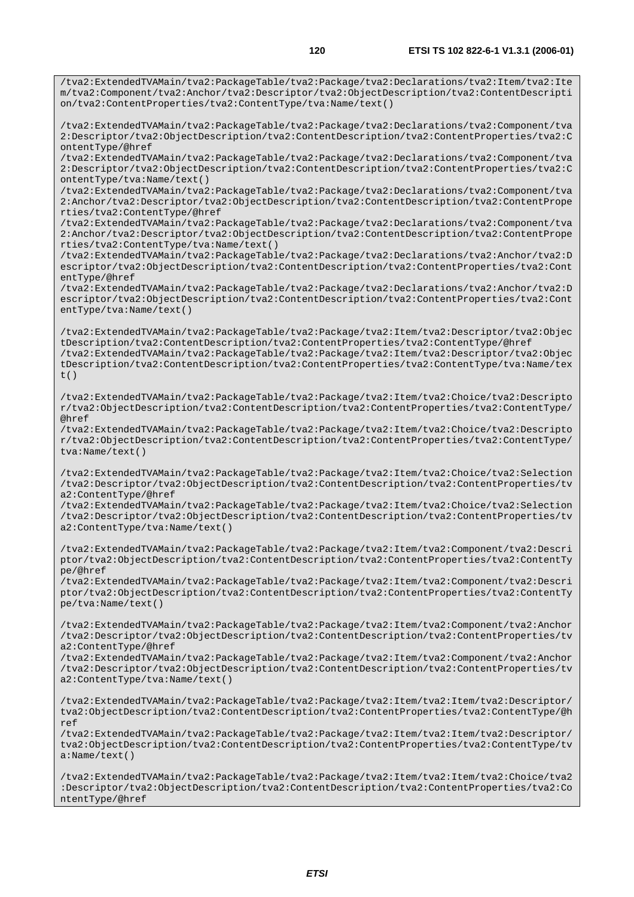```
/tva2:ExtendedTVAMain/tva2:PackageTable/tva2:Package/tva2:Declarations/tva2:Item/tva2:Item/tva2:Component/tva2:Anchor/tva2:Descriptor/tva2:ObjectDescription/tva2:ContentDescription/tva2:ContentProperties/tva2:ContentType/tva:Name/text()

/tva2:ExtendedTVAMain/tva2:PackageTable/tva2:Package/tva2:Declarations/tva2:Component/tva2:Descriptor/tva2:ObjectDescription/tva2:ContentDescription/tva2:ContentProperties/tva2:ContentType/@href
/tva2:ExtendedTVAMain/tva2:PackageTable/tva2:Package/tva2:Declarations/tva2:Component/tva2:Descriptor/tva2:ObjectDescription/tva2:ContentDescription/tva2:ContentProperties/tva2:ContentType/tva:Name/text()
/tva2:ExtendedTVAMain/tva2:PackageTable/tva2:Package/tva2:Declarations/tva2:Component/tva2:Anchor/tva2:Descriptor/tva2:ObjectDescription/tva2:ContentDescription/tva2:ContentProperties/tva2:ContentType/@href
/tva2:ExtendedTVAMain/tva2:PackageTable/tva2:Package/tva2:Declarations/tva2:Component/tva2:Anchor/tva2:Descriptor/tva2:ObjectDescription/tva2:ContentDescription/tva2:ContentProperties/tva2:ContentType/tva:Name/text()
/tva2:ExtendedTVAMain/tva2:PackageTable/tva2:Package/tva2:Declarations/tva2:Anchor/tva2:Descriptor/tva2:ObjectDescription/tva2:ContentDescription/tva2:ContentProperties/tva2:ContentType/@href
/tva2:ExtendedTVAMain/tva2:PackageTable/tva2:Package/tva2:Declarations/tva2:Anchor/tva2:Descriptor/tva2:ObjectDescription/tva2:ContentDescription/tva2:ContentProperties/tva2:ContentType/tva:Name/text()

/tva2:ExtendedTVAMain/tva2:PackageTable/tva2:Package/tva2:Item/tva2:Descriptor/tva2:ObjectDescription/tva2:ContentDescription/tva2:ContentProperties/tva2:ContentType/@href
/tva2:ExtendedTVAMain/tva2:PackageTable/tva2:Package/tva2:Item/tva2:Descriptor/tva2:ObjectDescription/tva2:ContentDescription/tva2:ContentProperties/tva2:ContentType/tva:Name/text()

/tva2:ExtendedTVAMain/tva2:PackageTable/tva2:Package/tva2:Item/tva2:Choice/tva2:Descriptor/tva2:ObjectDescription/tva2:ContentDescription/tva2:ContentProperties/tva2:ContentType/@href
/tva2:ExtendedTVAMain/tva2:PackageTable/tva2:Package/tva2:Item/tva2:Choice/tva2:Descriptor/tva2:ObjectDescription/tva2:ContentDescription/tva2:ContentProperties/tva2:ContentType/tva:Name/text()

/tva2:ExtendedTVAMain/tva2:PackageTable/tva2:Package/tva2:Item/tva2:Choice/tva2:Selection/tva2:Descriptor/tva2:ObjectDescription/tva2:ContentDescription/tva2:ContentProperties/tva2:ContentType/@href
/tva2:ExtendedTVAMain/tva2:PackageTable/tva2:Package/tva2:Item/tva2:Choice/tva2:Selection/tva2:Descriptor/tva2:ObjectDescription/tva2:ContentDescription/tva2:ContentProperties/tva2:ContentType/tva:Name/text()

/tva2:ExtendedTVAMain/tva2:PackageTable/tva2:Package/tva2:Item/tva2:Component/tva2:Descriptor/tva2:ObjectDescription/tva2:ContentDescription/tva2:ContentProperties/tva2:ContentType/@href
/tva2:ExtendedTVAMain/tva2:PackageTable/tva2:Package/tva2:Item/tva2:Component/tva2:Descriptor/tva2:ObjectDescription/tva2:ContentDescription/tva2:ContentProperties/tva2:ContentType/tva:Name/text()

/tva2:ExtendedTVAMain/tva2:PackageTable/tva2:Package/tva2:Item/tva2:Component/tva2:Anchor/tva2:Descriptor/tva2:ObjectDescription/tva2:ContentDescription/tva2:ContentProperties/tva2:ContentType/@href
/tva2:ExtendedTVAMain/tva2:PackageTable/tva2:Package/tva2:Item/tva2:Component/tva2:Anchor/tva2:Descriptor/tva2:ObjectDescription/tva2:ContentDescription/tva2:ContentProperties/tva2:ContentType/tva:Name/text()

/tva2:ExtendedTVAMain/tva2:PackageTable/tva2:Package/tva2:Item/tva2:Item/tva2:Descriptor/tva2:ObjectDescription/tva2:ContentDescription/tva2:ContentProperties/tva2:ContentType/@href
/tva2:ExtendedTVAMain/tva2:PackageTable/tva2:Package/tva2:Item/tva2:Item/tva2:Descriptor/tva2:ObjectDescription/tva2:ContentDescription/tva2:ContentProperties/tva2:ContentType/tva:Name/text()

/tva2:ExtendedTVAMain/tva2:PackageTable/tva2:Package/tva2:Item/tva2:Item/tva2:Choice/tva2:Descriptor/tva2:ObjectDescription/tva2:ContentDescription/tva2:ContentProperties/tva2:ContentType/@href
```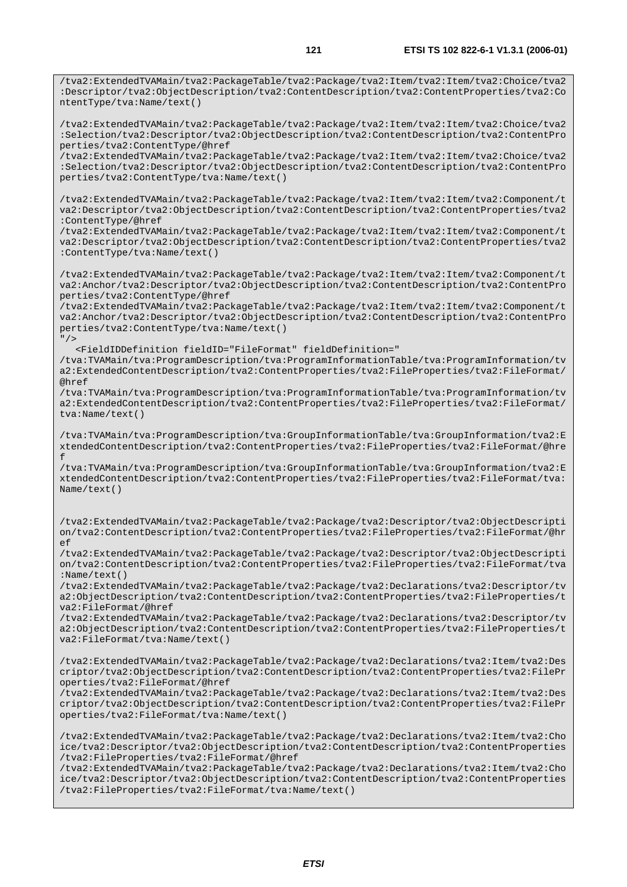```
/tva2:ExtendedTVAMain/tva2:PackageTable/tva2:Package/tva2:Item/tva2:Item/tva2:Choice/tva2
:Descriptor/tva2:ObjectDescription/tva2:ContentDescription/tva2:ContentProperties/tva2:Co
ntentType/tva:Name/text()

/tva2:ExtendedTVAMain/tva2:PackageTable/tva2:Package/tva2:Item/tva2:Item/tva2:Choice/tva2
:Selection/tva2:Descriptor/tva2:ObjectDescription/tva2:ContentDescription/tva2:ContentPro
perties/tva2:ContentType/@href
/tva2:ExtendedTVAMain/tva2:PackageTable/tva2:Package/tva2:Item/tva2:Item/tva2:Choice/tva2
:Selection/tva2:Descriptor/tva2:ObjectDescription/tva2:ContentDescription/tva2:ContentPro
perties/tva2:ContentType/tva:Name/text()

/tva2:ExtendedTVAMain/tva2:PackageTable/tva2:Package/tva2:Item/tva2:Item/tva2:Component/t
va2:Descriptor/tva2:ObjectDescription/tva2:ContentDescription/tva2:ContentProperties/tva2
:ContentType/@href
/tva2:ExtendedTVAMain/tva2:PackageTable/tva2:Package/tva2:Item/tva2:Item/tva2:Component/t
va2:Descriptor/tva2:ObjectDescription/tva2:ContentDescription/tva2:ContentProperties/tva2
:ContentType/tva:Name/text()

/tva2:ExtendedTVAMain/tva2:PackageTable/tva2:Package/tva2:Item/tva2:Item/tva2:Component/t
va2:Anchor/tva2:Descriptor/tva2:ObjectDescription/tva2:ContentDescription/tva2:ContentPro
perties/tva2:ContentType/@href
/tva2:ExtendedTVAMain/tva2:PackageTable/tva2:Package/tva2:Item/tva2:Item/tva2:Component/t
va2:Anchor/tva2:Descriptor/tva2:ObjectDescription/tva2:ContentDescription/tva2:ContentPro
perties/tva2:ContentType/tva:Name/text()
"/>
   <FieldIDDefinition fieldID="FileFormat" fieldDefinition="
/tva:TVAMain/tva:ProgramDescription/tva:ProgramInformationTable/tva:ProgramInformation/tv
a2:ExtendedContentDescription/tva2:ContentProperties/tva2:FileProperties/tva2:FileFormat/
@href
/tva:TVAMain/tva:ProgramDescription/tva:ProgramInformationTable/tva:ProgramInformation/tv
a2:ExtendedContentDescription/tva2:ContentProperties/tva2:FileProperties/tva2:FileFormat/
tva:Name/text()

/tva:TVAMain/tva:ProgramDescription/tva:GroupInformationTable/tva:GroupInformation/tva2:E
xtendedContentDescription/tva2:ContentProperties/tva2:FileProperties/tva2:FileFormat/@hre
f
/tva:TVAMain/tva:ProgramDescription/tva:GroupInformationTable/tva:GroupInformation/tva2:E
xtendedContentDescription/tva2:ContentProperties/tva2:FileProperties/tva2:FileFormat/tva:
Name/text()


/tva2:ExtendedTVAMain/tva2:PackageTable/tva2:Package/tva2:Descriptor/tva2:ObjectDescripti
on/tva2:ContentDescription/tva2:ContentProperties/tva2:FileProperties/tva2:FileFormat/@hr
ef
/tva2:ExtendedTVAMain/tva2:PackageTable/tva2:Package/tva2:Descriptor/tva2:ObjectDescripti
on/tva2:ContentDescription/tva2:ContentProperties/tva2:FileProperties/tva2:FileFormat/tva
:Name/text()
/tva2:ExtendedTVAMain/tva2:PackageTable/tva2:Package/tva2:Declarations/tva2:Descriptor/tv
a2:ObjectDescription/tva2:ContentDescription/tva2:ContentProperties/tva2:FileProperties/t
va2:FileFormat/@href
/tva2:ExtendedTVAMain/tva2:PackageTable/tva2:Package/tva2:Declarations/tva2:Descriptor/tv
a2:ObjectDescription/tva2:ContentDescription/tva2:ContentProperties/tva2:FileProperties/t
va2:FileFormat/tva:Name/text()

/tva2:ExtendedTVAMain/tva2:PackageTable/tva2:Package/tva2:Declarations/tva2:Item/tva2:Des
criptor/tva2:ObjectDescription/tva2:ContentDescription/tva2:ContentProperties/tva2:FilePr
operties/tva2:FileFormat/@href
/tva2:ExtendedTVAMain/tva2:PackageTable/tva2:Package/tva2:Declarations/tva2:Item/tva2:Des
criptor/tva2:ObjectDescription/tva2:ContentDescription/tva2:ContentProperties/tva2:FilePr
operties/tva2:FileFormat/tva:Name/text()

/tva2:ExtendedTVAMain/tva2:PackageTable/tva2:Package/tva2:Declarations/tva2:Item/tva2:Cho
ice/tva2:Descriptor/tva2:ObjectDescription/tva2:ContentDescription/tva2:ContentProperties
/tva2:FileProperties/tva2:FileFormat/@href
/tva2:ExtendedTVAMain/tva2:PackageTable/tva2:Package/tva2:Declarations/tva2:Item/tva2:Cho
ice/tva2:Descriptor/tva2:ObjectDescription/tva2:ContentDescription/tva2:ContentProperties
/tva2:FileProperties/tva2:FileFormat/tva:Name/text()
```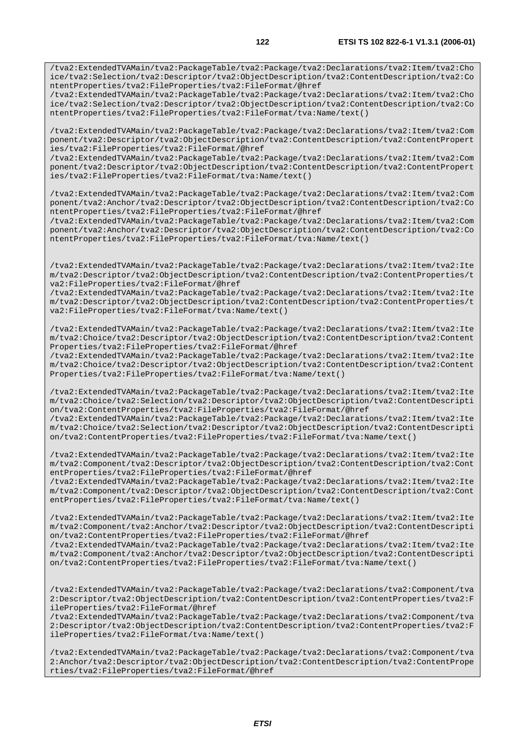```
/tva2:ExtendedTVAMain/tva2:PackageTable/tva2:Package/tva2:Declarations/tva2:Item/tva2:Choice/tva2:Selection/tva2:Descriptor/tva2:ObjectDescription/tva2:ContentDescription/tva2:ContentProperties/tva2:FileProperties/tva2:FileFormat/@href
/tva2:ExtendedTVAMain/tva2:PackageTable/tva2:Package/tva2:Declarations/tva2:Item/tva2:Choice/tva2:Selection/tva2:Descriptor/tva2:ObjectDescription/tva2:ContentDescription/tva2:ContentProperties/tva2:FileProperties/tva2:FileFormat/tva:Name/text()

/tva2:ExtendedTVAMain/tva2:PackageTable/tva2:Package/tva2:Declarations/tva2:Item/tva2:Component/tva2:Descriptor/tva2:ObjectDescription/tva2:ContentDescription/tva2:ContentProperties/tva2:FileProperties/tva2:FileFormat/@href
/tva2:ExtendedTVAMain/tva2:PackageTable/tva2:Package/tva2:Declarations/tva2:Item/tva2:Component/tva2:Descriptor/tva2:ObjectDescription/tva2:ContentDescription/tva2:ContentProperties/tva2:FileProperties/tva2:FileFormat/tva:Name/text()

/tva2:ExtendedTVAMain/tva2:PackageTable/tva2:Package/tva2:Declarations/tva2:Item/tva2:Component/tva2:Anchor/tva2:Descriptor/tva2:ObjectDescription/tva2:ContentDescription/tva2:ContentProperties/tva2:FileProperties/tva2:FileFormat/@href
/tva2:ExtendedTVAMain/tva2:PackageTable/tva2:Package/tva2:Declarations/tva2:Item/tva2:Component/tva2:Anchor/tva2:Descriptor/tva2:ObjectDescription/tva2:ContentDescription/tva2:ContentProperties/tva2:FileProperties/tva2:FileFormat/tva:Name/text()


/tva2:ExtendedTVAMain/tva2:PackageTable/tva2:Package/tva2:Declarations/tva2:Item/tva2:Item/tva2:Descriptor/tva2:ObjectDescription/tva2:ContentDescription/tva2:ContentProperties/tva2:FileProperties/tva2:FileFormat/@href
/tva2:ExtendedTVAMain/tva2:PackageTable/tva2:Package/tva2:Declarations/tva2:Item/tva2:Item/tva2:Descriptor/tva2:ObjectDescription/tva2:ContentDescription/tva2:ContentProperties/tva2:FileProperties/tva2:FileFormat/tva:Name/text()

/tva2:ExtendedTVAMain/tva2:PackageTable/tva2:Package/tva2:Declarations/tva2:Item/tva2:Item/tva2:Choice/tva2:Descriptor/tva2:ObjectDescription/tva2:ContentDescription/tva2:ContentProperties/tva2:FileProperties/tva2:FileFormat/@href
/tva2:ExtendedTVAMain/tva2:PackageTable/tva2:Package/tva2:Declarations/tva2:Item/tva2:Item/tva2:Choice/tva2:Descriptor/tva2:ObjectDescription/tva2:ContentDescription/tva2:ContentProperties/tva2:FileProperties/tva2:FileFormat/tva:Name/text()

/tva2:ExtendedTVAMain/tva2:PackageTable/tva2:Package/tva2:Declarations/tva2:Item/tva2:Item/tva2:Choice/tva2:Selection/tva2:Descriptor/tva2:ObjectDescription/tva2:ContentDescription/tva2:ContentProperties/tva2:FileProperties/tva2:FileFormat/@href
/tva2:ExtendedTVAMain/tva2:PackageTable/tva2:Package/tva2:Declarations/tva2:Item/tva2:Item/tva2:Choice/tva2:Selection/tva2:Descriptor/tva2:ObjectDescription/tva2:ContentDescription/tva2:ContentProperties/tva2:FileProperties/tva2:FileFormat/tva:Name/text()

/tva2:ExtendedTVAMain/tva2:PackageTable/tva2:Package/tva2:Declarations/tva2:Item/tva2:Item/tva2:Component/tva2:Descriptor/tva2:ObjectDescription/tva2:ContentDescription/tva2:ContentProperties/tva2:FileProperties/tva2:FileFormat/@href
/tva2:ExtendedTVAMain/tva2:PackageTable/tva2:Package/tva2:Declarations/tva2:Item/tva2:Item/tva2:Component/tva2:Descriptor/tva2:ObjectDescription/tva2:ContentDescription/tva2:ContentProperties/tva2:FileProperties/tva2:FileFormat/tva:Name/text()

/tva2:ExtendedTVAMain/tva2:PackageTable/tva2:Package/tva2:Declarations/tva2:Item/tva2:Item/tva2:Component/tva2:Anchor/tva2:Descriptor/tva2:ObjectDescription/tva2:ContentDescription/tva2:ContentProperties/tva2:FileProperties/tva2:FileFormat/@href
/tva2:ExtendedTVAMain/tva2:PackageTable/tva2:Package/tva2:Declarations/tva2:Item/tva2:Item/tva2:Component/tva2:Anchor/tva2:Descriptor/tva2:ObjectDescription/tva2:ContentDescription/tva2:ContentProperties/tva2:FileProperties/tva2:FileFormat/tva:Name/text()


/tva2:ExtendedTVAMain/tva2:PackageTable/tva2:Package/tva2:Declarations/tva2:Component/tva2:Descriptor/tva2:ObjectDescription/tva2:ContentDescription/tva2:ContentProperties/tva2:FileProperties/tva2:FileFormat/@href
/tva2:ExtendedTVAMain/tva2:PackageTable/tva2:Package/tva2:Declarations/tva2:Component/tva2:Descriptor/tva2:ObjectDescription/tva2:ContentDescription/tva2:ContentProperties/tva2:FileProperties/tva2:FileFormat/tva:Name/text()

/tva2:ExtendedTVAMain/tva2:PackageTable/tva2:Package/tva2:Declarations/tva2:Component/tva2:Anchor/tva2:Descriptor/tva2:ObjectDescription/tva2:ContentDescription/tva2:ContentProperties/tva2:FileProperties/tva2:FileFormat/@href
```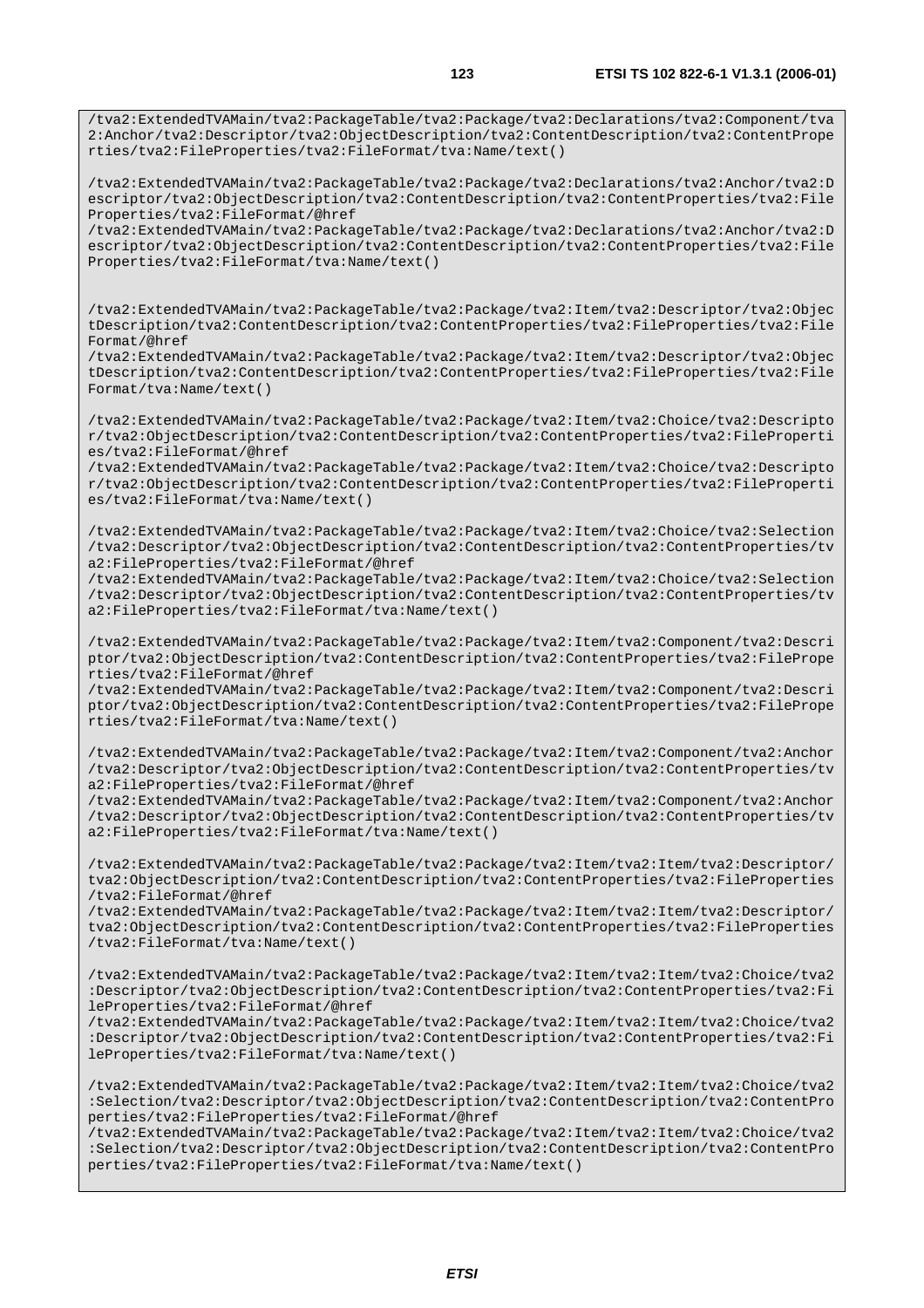```
/tva2:ExtendedTVAMain/tva2:PackageTable/tva2:Package/tva2:Declarations/tva2:Component/tva2:Anchor/tva2:Descriptor/tva2:ObjectDescription/tva2:ContentDescription/tva2:ContentProperties/tva2:FileProperties/tva2:FileFormat/tva:Name/text()

/tva2:ExtendedTVAMain/tva2:PackageTable/tva2:Package/tva2:Declarations/tva2:Anchor/tva2:Descriptor/tva2:ObjectDescription/tva2:ContentDescription/tva2:ContentProperties/tva2:FileProperties/tva2:FileFormat/@href
/tva2:ExtendedTVAMain/tva2:PackageTable/tva2:Package/tva2:Declarations/tva2:Anchor/tva2:Descriptor/tva2:ObjectDescription/tva2:ContentDescription/tva2:ContentProperties/tva2:FileProperties/tva2:FileFormat/tva:Name/text()


/tva2:ExtendedTVAMain/tva2:PackageTable/tva2:Package/tva2:Item/tva2:Descriptor/tva2:ObjectDescription/tva2:ContentDescription/tva2:ContentProperties/tva2:FileProperties/tva2:FileFormat/@href
/tva2:ExtendedTVAMain/tva2:PackageTable/tva2:Package/tva2:Item/tva2:Descriptor/tva2:ObjectDescription/tva2:ContentDescription/tva2:ContentProperties/tva2:FileProperties/tva2:FileFormat/tva:Name/text()

/tva2:ExtendedTVAMain/tva2:PackageTable/tva2:Package/tva2:Item/tva2:Choice/tva2:Descriptor/tva2:ObjectDescription/tva2:ContentDescription/tva2:ContentProperties/tva2:FileProperties/tva2:FileFormat/@href
/tva2:ExtendedTVAMain/tva2:PackageTable/tva2:Package/tva2:Item/tva2:Choice/tva2:Descriptor/tva2:ObjectDescription/tva2:ContentDescription/tva2:ContentProperties/tva2:FileProperties/tva2:FileFormat/tva:Name/text()

/tva2:ExtendedTVAMain/tva2:PackageTable/tva2:Package/tva2:Item/tva2:Choice/tva2:Selection/tva2:Descriptor/tva2:ObjectDescription/tva2:ContentDescription/tva2:ContentProperties/tva2:FileProperties/tva2:FileFormat/@href
/tva2:ExtendedTVAMain/tva2:PackageTable/tva2:Package/tva2:Item/tva2:Choice/tva2:Selection/tva2:Descriptor/tva2:ObjectDescription/tva2:ContentDescription/tva2:ContentProperties/tva2:FileProperties/tva2:FileFormat/tva:Name/text()

/tva2:ExtendedTVAMain/tva2:PackageTable/tva2:Package/tva2:Item/tva2:Component/tva2:Descriptor/tva2:ObjectDescription/tva2:ContentDescription/tva2:ContentProperties/tva2:FileProperties/tva2:FileFormat/@href
/tva2:ExtendedTVAMain/tva2:PackageTable/tva2:Package/tva2:Item/tva2:Component/tva2:Descriptor/tva2:ObjectDescription/tva2:ContentDescription/tva2:ContentProperties/tva2:FileProperties/tva2:FileFormat/tva:Name/text()

/tva2:ExtendedTVAMain/tva2:PackageTable/tva2:Package/tva2:Item/tva2:Component/tva2:Anchor/tva2:Descriptor/tva2:ObjectDescription/tva2:ContentDescription/tva2:ContentProperties/tva2:FileProperties/tva2:FileFormat/@href
/tva2:ExtendedTVAMain/tva2:PackageTable/tva2:Package/tva2:Item/tva2:Component/tva2:Anchor/tva2:Descriptor/tva2:ObjectDescription/tva2:ContentDescription/tva2:ContentProperties/tva2:FileProperties/tva2:FileFormat/tva:Name/text()

/tva2:ExtendedTVAMain/tva2:PackageTable/tva2:Package/tva2:Item/tva2:Item/tva2:Descriptor/tva2:ObjectDescription/tva2:ContentDescription/tva2:ContentProperties/tva2:FileProperties/tva2:FileFormat/@href
/tva2:ExtendedTVAMain/tva2:PackageTable/tva2:Package/tva2:Item/tva2:Item/tva2:Descriptor/tva2:ObjectDescription/tva2:ContentDescription/tva2:ContentProperties/tva2:FileProperties/tva2:FileFormat/tva:Name/text()

/tva2:ExtendedTVAMain/tva2:PackageTable/tva2:Package/tva2:Item/tva2:Item/tva2:Choice/tva2:Descriptor/tva2:ObjectDescription/tva2:ContentDescription/tva2:ContentProperties/tva2:FileProperties/tva2:FileFormat/@href
/tva2:ExtendedTVAMain/tva2:PackageTable/tva2:Package/tva2:Item/tva2:Item/tva2:Choice/tva2:Descriptor/tva2:ObjectDescription/tva2:ContentDescription/tva2:ContentProperties/tva2:FileProperties/tva2:FileFormat/tva:Name/text()

/tva2:ExtendedTVAMain/tva2:PackageTable/tva2:Package/tva2:Item/tva2:Item/tva2:Choice/tva2:Selection/tva2:Descriptor/tva2:ObjectDescription/tva2:ContentDescription/tva2:ContentProperties/tva2:FileProperties/tva2:FileFormat/@href
/tva2:ExtendedTVAMain/tva2:PackageTable/tva2:Package/tva2:Item/tva2:Item/tva2:Choice/tva2:Selection/tva2:Descriptor/tva2:ObjectDescription/tva2:ContentDescription/tva2:ContentProperties/tva2:FileProperties/tva2:FileFormat/tva:Name/text()
```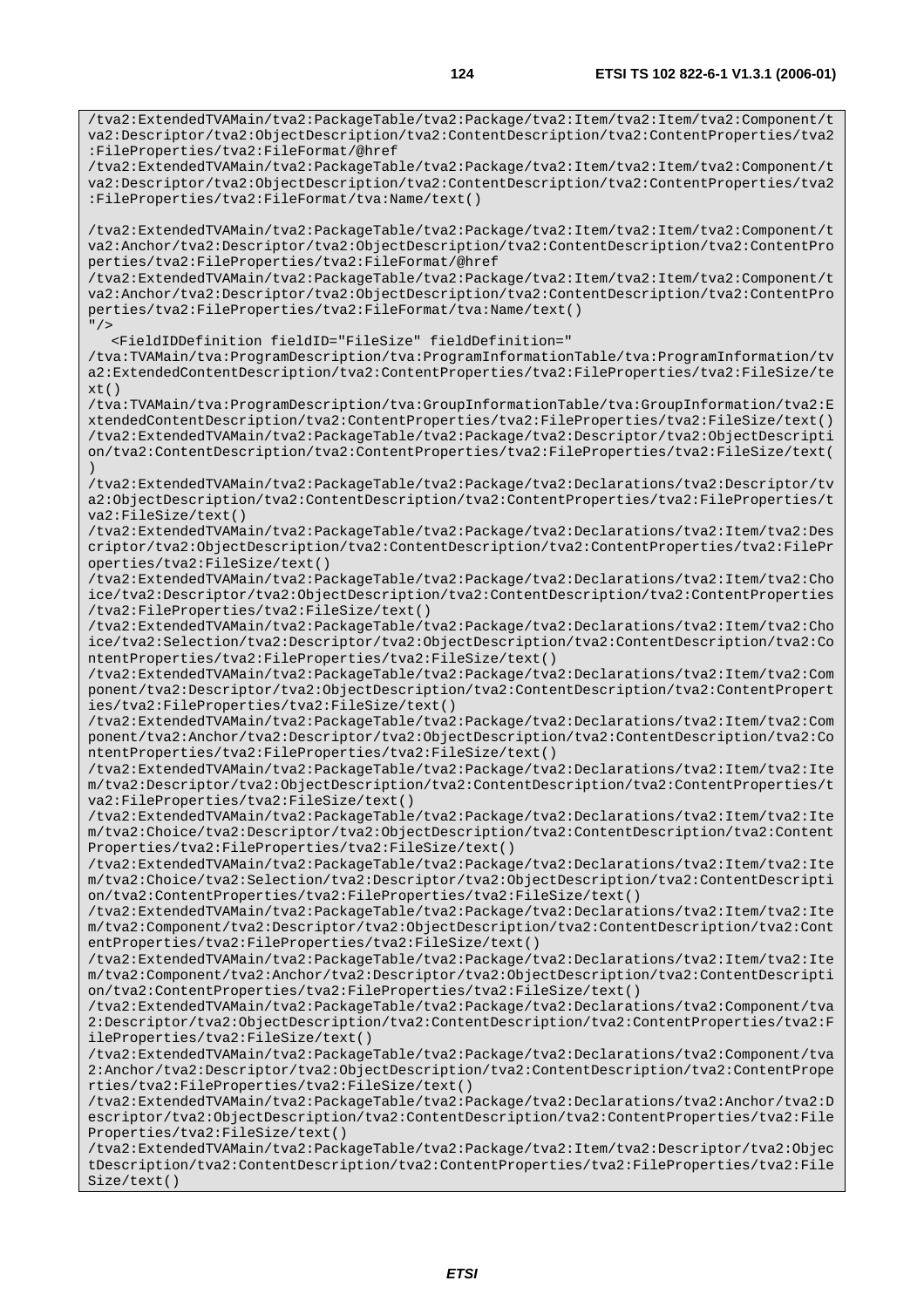```
/tva2:ExtendedTVAMain/tva2:PackageTable/tva2:Package/tva2:Item/tva2:Item/tva2:Component/t
va2:Descriptor/tva2:ObjectDescription/tva2:ContentDescription/tva2:ContentProperties/tva2
:FileProperties/tva2:FileFormat/@href
/tva2:ExtendedTVAMain/tva2:PackageTable/tva2:Package/tva2:Item/tva2:Item/tva2:Component/t
va2:Descriptor/tva2:ObjectDescription/tva2:ContentDescription/tva2:ContentProperties/tva2
:FileProperties/tva2:FileFormat/tva:Name/text()

/tva2:ExtendedTVAMain/tva2:PackageTable/tva2:Package/tva2:Item/tva2:Item/tva2:Component/t
va2:Anchor/tva2:Descriptor/tva2:ObjectDescription/tva2:ContentDescription/tva2:ContentPro
perties/tva2:FileProperties/tva2:FileFormat/@href
/tva2:ExtendedTVAMain/tva2:PackageTable/tva2:Package/tva2:Item/tva2:Item/tva2:Component/t
va2:Anchor/tva2:Descriptor/tva2:ObjectDescription/tva2:ContentDescription/tva2:ContentPro
perties/tva2:FileProperties/tva2:FileFormat/tva:Name/text()
"/>
   <FieldIDDefinition fieldID="FileSize" fieldDefinition="
/tva:TVAMain/tva:ProgramDescription/tva:ProgramInformationTable/tva:ProgramInformation/tv
a2:ExtendedContentDescription/tva2:ContentProperties/tva2:FileProperties/tva2:FileSize/te
xt()
/tva:TVAMain/tva:ProgramDescription/tva:GroupInformationTable/tva:GroupInformation/tva2:E
xtendedContentDescription/tva2:ContentProperties/tva2:FileProperties/tva2:FileSize/text()
/tva2:ExtendedTVAMain/tva2:PackageTable/tva2:Package/tva2:Descriptor/tva2:ObjectDescripti
on/tva2:ContentDescription/tva2:ContentProperties/tva2:FileProperties/tva2:FileSize/text(
)
/tva2:ExtendedTVAMain/tva2:PackageTable/tva2:Package/tva2:Declarations/tva2:Descriptor/tv
a2:ObjectDescription/tva2:ContentDescription/tva2:ContentProperties/tva2:FileProperties/t
va2:FileSize/text()
/tva2:ExtendedTVAMain/tva2:PackageTable/tva2:Package/tva2:Declarations/tva2:Item/tva2:Des
criptor/tva2:ObjectDescription/tva2:ContentDescription/tva2:ContentProperties/tva2:FilePr
operties/tva2:FileSize/text()
/tva2:ExtendedTVAMain/tva2:PackageTable/tva2:Package/tva2:Declarations/tva2:Item/tva2:Cho
ice/tva2:Descriptor/tva2:ObjectDescription/tva2:ContentDescription/tva2:ContentProperties
/tva2:FileProperties/tva2:FileSize/text()
/tva2:ExtendedTVAMain/tva2:PackageTable/tva2:Package/tva2:Declarations/tva2:Item/tva2:Cho
ice/tva2:Selection/tva2:Descriptor/tva2:ObjectDescription/tva2:ContentDescription/tva2:Co
ntentProperties/tva2:FileProperties/tva2:FileSize/text()
/tva2:ExtendedTVAMain/tva2:PackageTable/tva2:Package/tva2:Declarations/tva2:Item/tva2:Com
ponent/tva2:Descriptor/tva2:ObjectDescription/tva2:ContentDescription/tva2:ContentPropert
ies/tva2:FileProperties/tva2:FileSize/text()
/tva2:ExtendedTVAMain/tva2:PackageTable/tva2:Package/tva2:Declarations/tva2:Item/tva2:Com
ponent/tva2:Anchor/tva2:Descriptor/tva2:ObjectDescription/tva2:ContentDescription/tva2:Co
ntentProperties/tva2:FileProperties/tva2:FileSize/text()
/tva2:ExtendedTVAMain/tva2:PackageTable/tva2:Package/tva2:Declarations/tva2:Item/tva2:Ite
m/tva2:Descriptor/tva2:ObjectDescription/tva2:ContentDescription/tva2:ContentProperties/t
va2:FileProperties/tva2:FileSize/text()
/tva2:ExtendedTVAMain/tva2:PackageTable/tva2:Package/tva2:Declarations/tva2:Item/tva2:Ite
m/tva2:Choice/tva2:Descriptor/tva2:ObjectDescription/tva2:ContentDescription/tva2:Content
Properties/tva2:FileProperties/tva2:FileSize/text()
/tva2:ExtendedTVAMain/tva2:PackageTable/tva2:Package/tva2:Declarations/tva2:Item/tva2:Ite
m/tva2:Choice/tva2:Selection/tva2:Descriptor/tva2:ObjectDescription/tva2:ContentDescripti
on/tva2:ContentProperties/tva2:FileProperties/tva2:FileSize/text()
/tva2:ExtendedTVAMain/tva2:PackageTable/tva2:Package/tva2:Declarations/tva2:Item/tva2:Ite
m/tva2:Component/tva2:Descriptor/tva2:ObjectDescription/tva2:ContentDescription/tva2:Cont
entProperties/tva2:FileProperties/tva2:FileSize/text()
/tva2:ExtendedTVAMain/tva2:PackageTable/tva2:Package/tva2:Declarations/tva2:Item/tva2:Ite
m/tva2:Component/tva2:Anchor/tva2:Descriptor/tva2:ObjectDescription/tva2:ContentDescripti
on/tva2:ContentProperties/tva2:FileProperties/tva2:FileSize/text()
/tva2:ExtendedTVAMain/tva2:PackageTable/tva2:Package/tva2:Declarations/tva2:Component/tva
2:Descriptor/tva2:ObjectDescription/tva2:ContentDescription/tva2:ContentProperties/tva2:F
ileProperties/tva2:FileSize/text()
/tva2:ExtendedTVAMain/tva2:PackageTable/tva2:Package/tva2:Declarations/tva2:Component/tva
2:Anchor/tva2:Descriptor/tva2:ObjectDescription/tva2:ContentDescription/tva2:ContentPrope
rties/tva2:FileProperties/tva2:FileSize/text()
/tva2:ExtendedTVAMain/tva2:PackageTable/tva2:Package/tva2:Declarations/tva2:Anchor/tva2:D
escriptor/tva2:ObjectDescription/tva2:ContentDescription/tva2:ContentProperties/tva2:File
Properties/tva2:FileSize/text()
/tva2:ExtendedTVAMain/tva2:PackageTable/tva2:Package/tva2:Item/tva2:Descriptor/tva2:Objec
tDescription/tva2:ContentDescription/tva2:ContentProperties/tva2:FileProperties/tva2:File
Size/text()
```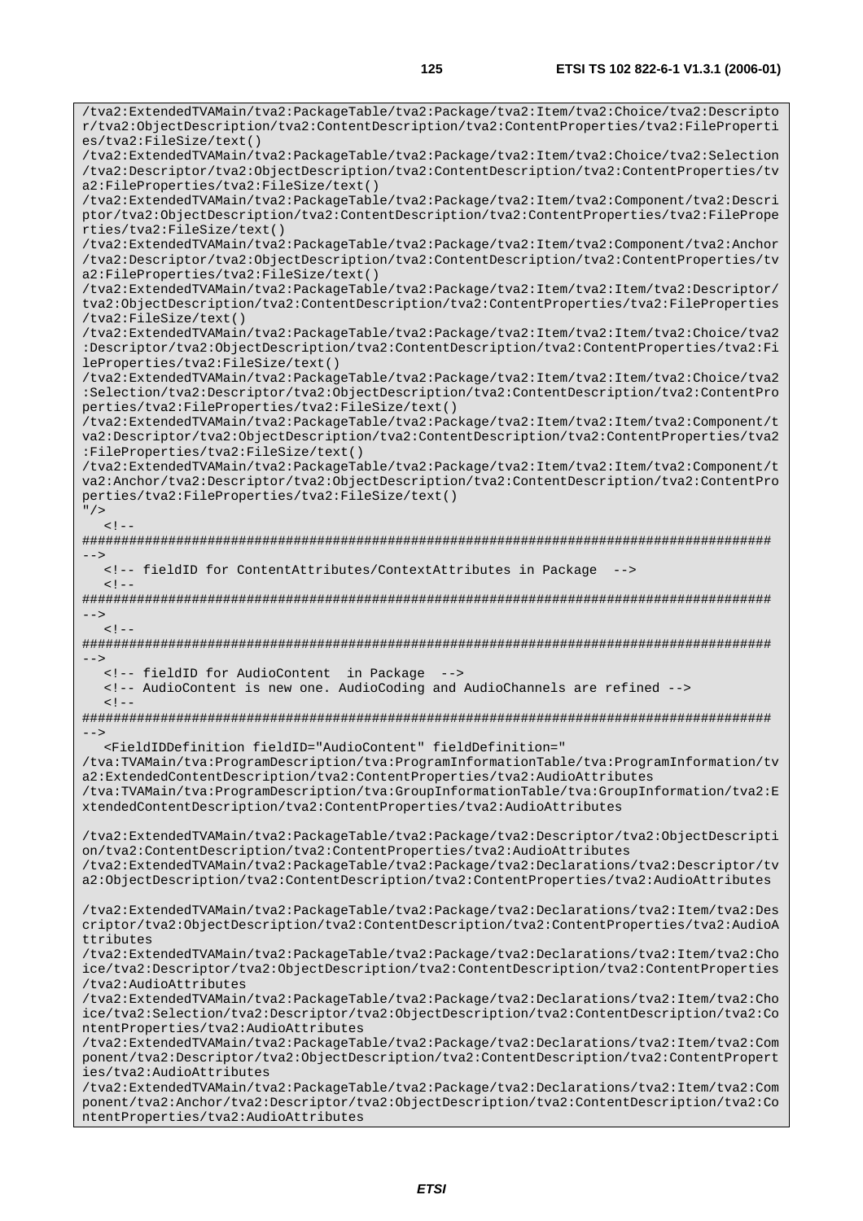```
/tva2:ExtendedTVAMain/tva2:PackageTable/tva2:Package/tva2:Item/tva2:Choice/tva2:Descripto
r/tva2:ObjectDescription/tva2:ContentDescription/tva2:ContentProperties/tva2:FileProperti
es/tva2:FileSize/text()
/tva2:ExtendedTVAMain/tva2:PackageTable/tva2:Package/tva2:Item/tva2:Choice/tva2:Selection
/tva2:Descriptor/tva2:ObjectDescription/tva2:ContentDescription/tva2:ContentProperties/tv
a2:FileProperties/tva2:FileSize/text()
/tva2:ExtendedTVAMain/tva2:PackageTable/tva2:Package/tva2:Item/tva2:Component/tva2:Descri
ptor/tva2:ObjectDescription/tva2:ContentDescription/tva2:ContentProperties/tva2:FilePrope
rties/tva2:FileSize/text()
/tva2:ExtendedTVAMain/tva2:PackageTable/tva2:Package/tva2:Item/tva2:Component/tva2:Anchor
/tva2:Descriptor/tva2:ObjectDescription/tva2:ContentDescription/tva2:ContentProperties/tv
a2:FileProperties/tva2:FileSize/text()
/tva2:ExtendedTVAMain/tva2:PackageTable/tva2:Package/tva2:Item/tva2:Item/tva2:Descriptor/
tva2:ObjectDescription/tva2:ContentDescription/tva2:ContentProperties/tva2:FileProperties
/tva2:FileSize/text()
/tva2:ExtendedTVAMain/tva2:PackageTable/tva2:Package/tva2:Item/tva2:Item/tva2:Choice/tva2
:Descriptor/tva2:ObjectDescription/tva2:ContentDescription/tva2:ContentProperties/tva2:Fi
leProperties/tva2:FileSize/text()
/tva2:ExtendedTVAMain/tva2:PackageTable/tva2:Package/tva2:Item/tva2:Item/tva2:Choice/tva2
:Selection/tva2:Descriptor/tva2:ObjectDescription/tva2:ContentDescription/tva2:ContentPro
perties/tva2:FileProperties/tva2:FileSize/text()
/tva2:ExtendedTVAMain/tva2:PackageTable/tva2:Package/tva2:Item/tva2:Item/tva2:Component/t
va2:Descriptor/tva2:ObjectDescription/tva2:ContentDescription/tva2:ContentProperties/tva2
:FileProperties/tva2:FileSize/text()
/tva2:ExtendedTVAMain/tva2:PackageTable/tva2:Package/tva2:Item/tva2:Item/tva2:Component/t
va2:Anchor/tva2:Descriptor/tva2:ObjectDescription/tva2:ContentDescription/tva2:ContentPro
perties/tva2:FileProperties/tva2:FileSize/text()
"/>
   <!--
#########################################################################################
-->
   <!-- fieldID for ContentAttributes/ContextAttributes in Package  -->
   <!--
#########################################################################################
-->
   <!--
#########################################################################################
-->
   <!-- fieldID for AudioContent  in Package  -->
   <!-- AudioContent is new one. AudioCoding and AudioChannels are refined -->
   <!--
#########################################################################################
-->
   <FieldIDDefinition fieldID="AudioContent" fieldDefinition="
/tva:TVAMain/tva:ProgramDescription/tva:ProgramInformationTable/tva:ProgramInformation/tv
a2:ExtendedContentDescription/tva2:ContentProperties/tva2:AudioAttributes
/tva:TVAMain/tva:ProgramDescription/tva:GroupInformationTable/tva:GroupInformation/tva2:E
xtendedContentDescription/tva2:ContentProperties/tva2:AudioAttributes

/tva2:ExtendedTVAMain/tva2:PackageTable/tva2:Package/tva2:Descriptor/tva2:ObjectDescripti
on/tva2:ContentDescription/tva2:ContentProperties/tva2:AudioAttributes
/tva2:ExtendedTVAMain/tva2:PackageTable/tva2:Package/tva2:Declarations/tva2:Descriptor/tv
a2:ObjectDescription/tva2:ContentDescription/tva2:ContentProperties/tva2:AudioAttributes

/tva2:ExtendedTVAMain/tva2:PackageTable/tva2:Package/tva2:Declarations/tva2:Item/tva2:Des
criptor/tva2:ObjectDescription/tva2:ContentDescription/tva2:ContentProperties/tva2:AudioA
ttributes
/tva2:ExtendedTVAMain/tva2:PackageTable/tva2:Package/tva2:Declarations/tva2:Item/tva2:Cho
ice/tva2:Descriptor/tva2:ObjectDescription/tva2:ContentDescription/tva2:ContentProperties
/tva2:AudioAttributes
/tva2:ExtendedTVAMain/tva2:PackageTable/tva2:Package/tva2:Declarations/tva2:Item/tva2:Cho
ice/tva2:Selection/tva2:Descriptor/tva2:ObjectDescription/tva2:ContentDescription/tva2:Co
ntentProperties/tva2:AudioAttributes
/tva2:ExtendedTVAMain/tva2:PackageTable/tva2:Package/tva2:Declarations/tva2:Item/tva2:Com
ponent/tva2:Descriptor/tva2:ObjectDescription/tva2:ContentDescription/tva2:ContentPropert
ies/tva2:AudioAttributes
/tva2:ExtendedTVAMain/tva2:PackageTable/tva2:Package/tva2:Declarations/tva2:Item/tva2:Com
ponent/tva2:Anchor/tva2:Descriptor/tva2:ObjectDescription/tva2:ContentDescription/tva2:Co
ntentProperties/tva2:AudioAttributes
```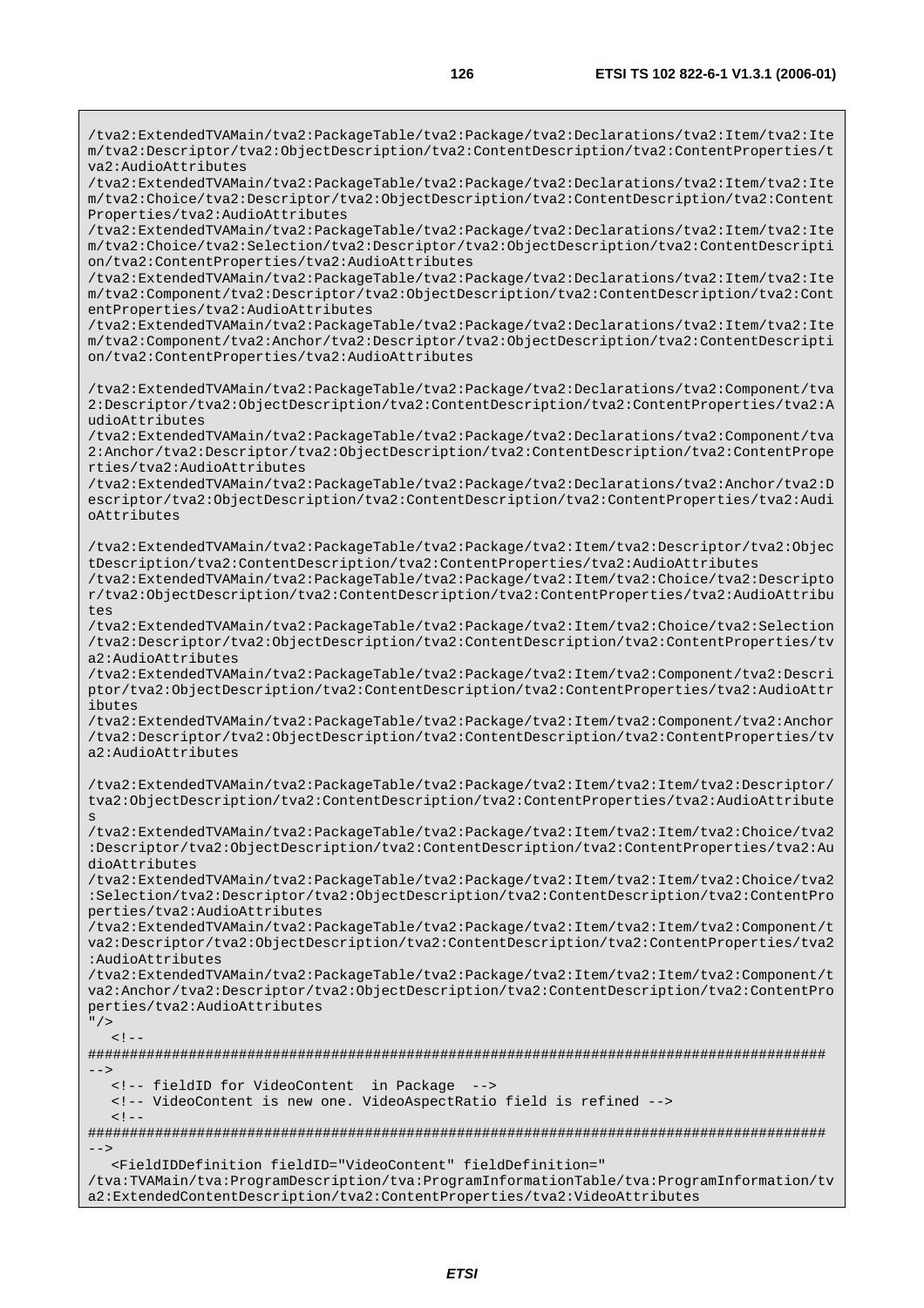```
/tva2:ExtendedTVAMain/tva2:PackageTable/tva2:Package/tva2:Declarations/tva2:Item/tva2:Ite
m/tva2:Descriptor/tva2:ObjectDescription/tva2:ContentDescription/tva2:ContentProperties/t
va2:AudioAttributes
/tva2:ExtendedTVAMain/tva2:PackageTable/tva2:Package/tva2:Declarations/tva2:Item/tva2:Ite
m/tva2:Choice/tva2:Descriptor/tva2:ObjectDescription/tva2:ContentDescription/tva2:Content
Properties/tva2:AudioAttributes
/tva2:ExtendedTVAMain/tva2:PackageTable/tva2:Package/tva2:Declarations/tva2:Item/tva2:Ite
m/tva2:Choice/tva2:Selection/tva2:Descriptor/tva2:ObjectDescription/tva2:ContentDescripti
on/tva2:ContentProperties/tva2:AudioAttributes
/tva2:ExtendedTVAMain/tva2:PackageTable/tva2:Package/tva2:Declarations/tva2:Item/tva2:Ite
m/tva2:Component/tva2:Descriptor/tva2:ObjectDescription/tva2:ContentDescription/tva2:Cont
entProperties/tva2:AudioAttributes
/tva2:ExtendedTVAMain/tva2:PackageTable/tva2:Package/tva2:Declarations/tva2:Item/tva2:Ite
m/tva2:Component/tva2:Anchor/tva2:Descriptor/tva2:ObjectDescription/tva2:ContentDescripti
on/tva2:ContentProperties/tva2:AudioAttributes

/tva2:ExtendedTVAMain/tva2:PackageTable/tva2:Package/tva2:Declarations/tva2:Component/tva
2:Descriptor/tva2:ObjectDescription/tva2:ContentDescription/tva2:ContentProperties/tva2:A
udioAttributes
/tva2:ExtendedTVAMain/tva2:PackageTable/tva2:Package/tva2:Declarations/tva2:Component/tva
2:Anchor/tva2:Descriptor/tva2:ObjectDescription/tva2:ContentDescription/tva2:ContentPrope
rties/tva2:AudioAttributes
/tva2:ExtendedTVAMain/tva2:PackageTable/tva2:Package/tva2:Declarations/tva2:Anchor/tva2:D
escriptor/tva2:ObjectDescription/tva2:ContentDescription/tva2:ContentProperties/tva2:Audi
oAttributes

/tva2:ExtendedTVAMain/tva2:PackageTable/tva2:Package/tva2:Item/tva2:Descriptor/tva2:Objec
tDescription/tva2:ContentDescription/tva2:ContentProperties/tva2:AudioAttributes
/tva2:ExtendedTVAMain/tva2:PackageTable/tva2:Package/tva2:Item/tva2:Choice/tva2:Descripto
r/tva2:ObjectDescription/tva2:ContentDescription/tva2:ContentProperties/tva2:AudioAttribu
tes
/tva2:ExtendedTVAMain/tva2:PackageTable/tva2:Package/tva2:Item/tva2:Choice/tva2:Selection
/tva2:Descriptor/tva2:ObjectDescription/tva2:ContentDescription/tva2:ContentProperties/tv
a2:AudioAttributes
/tva2:ExtendedTVAMain/tva2:PackageTable/tva2:Package/tva2:Item/tva2:Component/tva2:Descri
ptor/tva2:ObjectDescription/tva2:ContentDescription/tva2:ContentProperties/tva2:AudioAttr
ibutes
/tva2:ExtendedTVAMain/tva2:PackageTable/tva2:Package/tva2:Item/tva2:Component/tva2:Anchor
/tva2:Descriptor/tva2:ObjectDescription/tva2:ContentDescription/tva2:ContentProperties/tv
a2:AudioAttributes

/tva2:ExtendedTVAMain/tva2:PackageTable/tva2:Package/tva2:Item/tva2:Item/tva2:Descriptor/
tva2:ObjectDescription/tva2:ContentDescription/tva2:ContentProperties/tva2:AudioAttribute
s
/tva2:ExtendedTVAMain/tva2:PackageTable/tva2:Package/tva2:Item/tva2:Item/tva2:Choice/tva2
:Descriptor/tva2:ObjectDescription/tva2:ContentDescription/tva2:ContentProperties/tva2:Au
dioAttributes
/tva2:ExtendedTVAMain/tva2:PackageTable/tva2:Package/tva2:Item/tva2:Item/tva2:Choice/tva2
:Selection/tva2:Descriptor/tva2:ObjectDescription/tva2:ContentDescription/tva2:ContentPro
perties/tva2:AudioAttributes
/tva2:ExtendedTVAMain/tva2:PackageTable/tva2:Package/tva2:Item/tva2:Item/tva2:Component/t
va2:Descriptor/tva2:ObjectDescription/tva2:ContentDescription/tva2:ContentProperties/tva2
:AudioAttributes
/tva2:ExtendedTVAMain/tva2:PackageTable/tva2:Package/tva2:Item/tva2:Item/tva2:Component/t
va2:Anchor/tva2:Descriptor/tva2:ObjectDescription/tva2:ContentDescription/tva2:ContentPro
perties/tva2:AudioAttributes
"/>
   <!--
##########################################################################################
-->
   <!-- fieldID for VideoContent  in Package  -->
   <!-- VideoContent is new one. VideoAspectRatio field is refined -->
   <!--
##########################################################################################
-->
   <FieldIDDefinition fieldID="VideoContent" fieldDefinition="
/tva:TVAMain/tva:ProgramDescription/tva:ProgramInformationTable/tva:ProgramInformation/tv
a2:ExtendedContentDescription/tva2:ContentProperties/tva2:VideoAttributes
```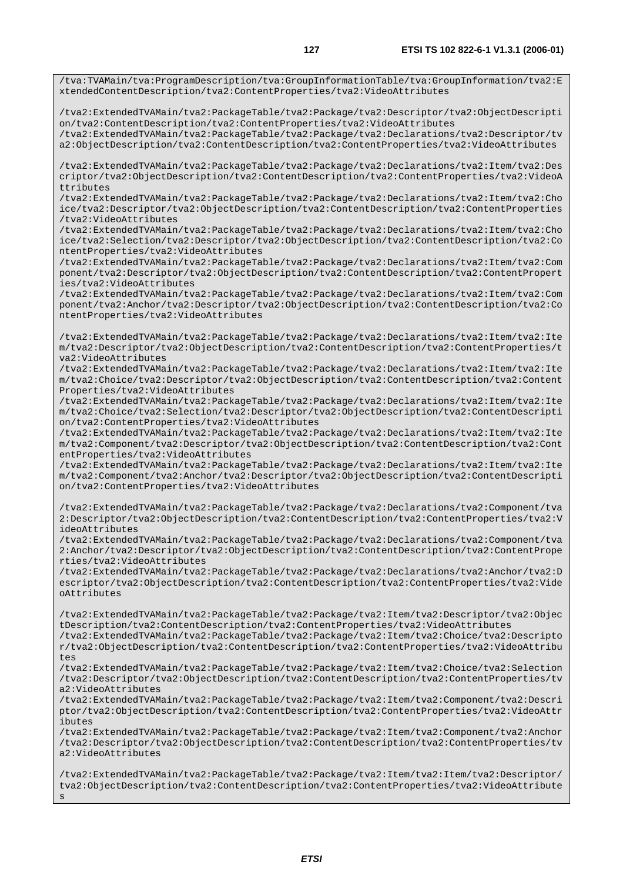```
/tva:TVAMain/tva:ProgramDescription/tva:GroupInformationTable/tva:GroupInformation/tva2:ExtendedContentDescription/tva2:ContentProperties/tva2:VideoAttributes

/tva2:ExtendedTVAMain/tva2:PackageTable/tva2:Package/tva2:Descriptor/tva2:ObjectDescription/tva2:ContentDescription/tva2:ContentProperties/tva2:VideoAttributes
/tva2:ExtendedTVAMain/tva2:PackageTable/tva2:Package/tva2:Declarations/tva2:Descriptor/tva2:ObjectDescription/tva2:ContentDescription/tva2:ContentProperties/tva2:VideoAttributes

/tva2:ExtendedTVAMain/tva2:PackageTable/tva2:Package/tva2:Declarations/tva2:Item/tva2:Descriptor/tva2:ObjectDescription/tva2:ContentDescription/tva2:ContentProperties/tva2:VideoAttributes
/tva2:ExtendedTVAMain/tva2:PackageTable/tva2:Package/tva2:Declarations/tva2:Item/tva2:Choice/tva2:Descriptor/tva2:ObjectDescription/tva2:ContentDescription/tva2:ContentProperties/tva2:VideoAttributes
/tva2:ExtendedTVAMain/tva2:PackageTable/tva2:Package/tva2:Declarations/tva2:Item/tva2:Choice/tva2:Selection/tva2:Descriptor/tva2:ObjectDescription/tva2:ContentDescription/tva2:ContentProperties/tva2:VideoAttributes
/tva2:ExtendedTVAMain/tva2:PackageTable/tva2:Package/tva2:Declarations/tva2:Item/tva2:Component/tva2:Descriptor/tva2:ObjectDescription/tva2:ContentDescription/tva2:ContentProperties/tva2:VideoAttributes
/tva2:ExtendedTVAMain/tva2:PackageTable/tva2:Package/tva2:Declarations/tva2:Item/tva2:Component/tva2:Anchor/tva2:Descriptor/tva2:ObjectDescription/tva2:ContentDescription/tva2:ContentProperties/tva2:VideoAttributes

/tva2:ExtendedTVAMain/tva2:PackageTable/tva2:Package/tva2:Declarations/tva2:Item/tva2:Item/tva2:Descriptor/tva2:ObjectDescription/tva2:ContentDescription/tva2:ContentProperties/tva2:VideoAttributes
/tva2:ExtendedTVAMain/tva2:PackageTable/tva2:Package/tva2:Declarations/tva2:Item/tva2:Item/tva2:Choice/tva2:Descriptor/tva2:ObjectDescription/tva2:ContentDescription/tva2:ContentProperties/tva2:VideoAttributes
/tva2:ExtendedTVAMain/tva2:PackageTable/tva2:Package/tva2:Declarations/tva2:Item/tva2:Item/tva2:Choice/tva2:Selection/tva2:Descriptor/tva2:ObjectDescription/tva2:ContentDescription/tva2:ContentProperties/tva2:VideoAttributes
/tva2:ExtendedTVAMain/tva2:PackageTable/tva2:Package/tva2:Declarations/tva2:Item/tva2:Item/tva2:Component/tva2:Descriptor/tva2:ObjectDescription/tva2:ContentDescription/tva2:ContentProperties/tva2:VideoAttributes
/tva2:ExtendedTVAMain/tva2:PackageTable/tva2:Package/tva2:Declarations/tva2:Item/tva2:Item/tva2:Component/tva2:Anchor/tva2:Descriptor/tva2:ObjectDescription/tva2:ContentDescription/tva2:ContentProperties/tva2:VideoAttributes

/tva2:ExtendedTVAMain/tva2:PackageTable/tva2:Package/tva2:Declarations/tva2:Component/tva2:Descriptor/tva2:ObjectDescription/tva2:ContentDescription/tva2:ContentProperties/tva2:VideoAttributes
/tva2:ExtendedTVAMain/tva2:PackageTable/tva2:Package/tva2:Declarations/tva2:Component/tva2:Anchor/tva2:Descriptor/tva2:ObjectDescription/tva2:ContentDescription/tva2:ContentProperties/tva2:VideoAttributes
/tva2:ExtendedTVAMain/tva2:PackageTable/tva2:Package/tva2:Declarations/tva2:Anchor/tva2:Descriptor/tva2:ObjectDescription/tva2:ContentDescription/tva2:ContentProperties/tva2:VideoAttributes

/tva2:ExtendedTVAMain/tva2:PackageTable/tva2:Package/tva2:Item/tva2:Descriptor/tva2:ObjectDescription/tva2:ContentDescription/tva2:ContentProperties/tva2:VideoAttributes
/tva2:ExtendedTVAMain/tva2:PackageTable/tva2:Package/tva2:Item/tva2:Choice/tva2:Descriptor/tva2:ObjectDescription/tva2:ContentDescription/tva2:ContentProperties/tva2:VideoAttributes
/tva2:ExtendedTVAMain/tva2:PackageTable/tva2:Package/tva2:Item/tva2:Choice/tva2:Selection/tva2:Descriptor/tva2:ObjectDescription/tva2:ContentDescription/tva2:ContentProperties/tva2:VideoAttributes
/tva2:ExtendedTVAMain/tva2:PackageTable/tva2:Package/tva2:Item/tva2:Component/tva2:Descriptor/tva2:ObjectDescription/tva2:ContentDescription/tva2:ContentProperties/tva2:VideoAttributes
/tva2:ExtendedTVAMain/tva2:PackageTable/tva2:Package/tva2:Item/tva2:Component/tva2:Anchor/tva2:Descriptor/tva2:ObjectDescription/tva2:ContentDescription/tva2:ContentProperties/tva2:VideoAttributes

/tva2:ExtendedTVAMain/tva2:PackageTable/tva2:Package/tva2:Item/tva2:Item/tva2:Descriptor/tva2:ObjectDescription/tva2:ContentDescription/tva2:ContentProperties/tva2:VideoAttributes
```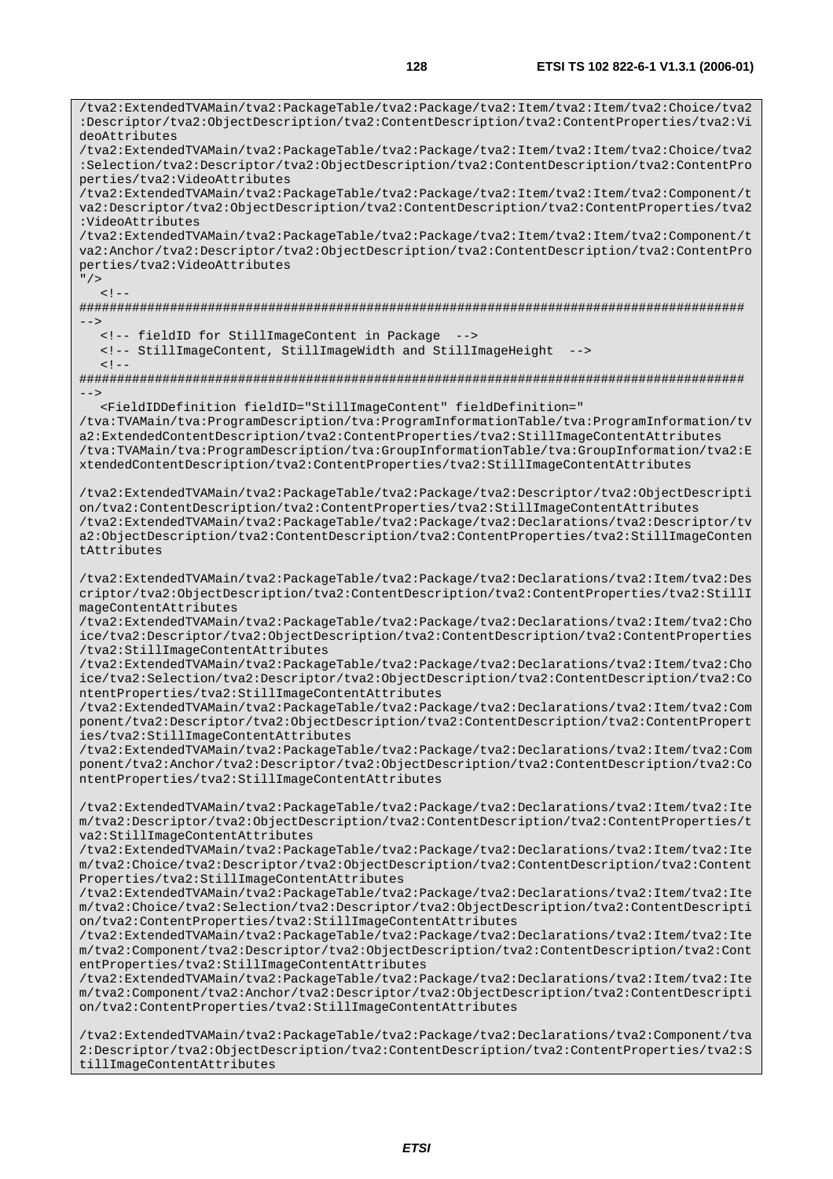```
/tva2:ExtendedTVAMain/tva2:PackageTable/tva2:Package/tva2:Item/tva2:Item/tva2:Choice/tva2
:Descriptor/tva2:ObjectDescription/tva2:ContentDescription/tva2:ContentProperties/tva2:Vi
deoAttributes
/tva2:ExtendedTVAMain/tva2:PackageTable/tva2:Package/tva2:Item/tva2:Item/tva2:Choice/tva2
:Selection/tva2:Descriptor/tva2:ObjectDescription/tva2:ContentDescription/tva2:ContentPro
perties/tva2:VideoAttributes
/tva2:ExtendedTVAMain/tva2:PackageTable/tva2:Package/tva2:Item/tva2:Item/tva2:Component/t
va2:Descriptor/tva2:ObjectDescription/tva2:ContentDescription/tva2:ContentProperties/tva2
:VideoAttributes
/tva2:ExtendedTVAMain/tva2:PackageTable/tva2:Package/tva2:Item/tva2:Item/tva2:Component/t
va2:Anchor/tva2:Descriptor/tva2:ObjectDescription/tva2:ContentDescription/tva2:ContentPro
perties/tva2:VideoAttributes
"/>
   <!--
########################################################################################
-->
   <!-- fieldID for StillImageContent in Package  -->
   <!-- StillImageContent, StillImageWidth and StillImageHeight  -->
   <!--
########################################################################################
-->
   <FieldIDDefinition fieldID="StillImageContent" fieldDefinition="
/tva:TVAMain/tva:ProgramDescription/tva:ProgramInformationTable/tva:ProgramInformation/tv
a2:ExtendedContentDescription/tva2:ContentProperties/tva2:StillImageContentAttributes
/tva:TVAMain/tva:ProgramDescription/tva:GroupInformationTable/tva:GroupInformation/tva2:E
xtendedContentDescription/tva2:ContentProperties/tva2:StillImageContentAttributes

/tva2:ExtendedTVAMain/tva2:PackageTable/tva2:Package/tva2:Descriptor/tva2:ObjectDescripti
on/tva2:ContentDescription/tva2:ContentProperties/tva2:StillImageContentAttributes
/tva2:ExtendedTVAMain/tva2:PackageTable/tva2:Package/tva2:Declarations/tva2:Descriptor/tv
a2:ObjectDescription/tva2:ContentDescription/tva2:ContentProperties/tva2:StillImageConten
tAttributes

/tva2:ExtendedTVAMain/tva2:PackageTable/tva2:Package/tva2:Declarations/tva2:Item/tva2:Des
criptor/tva2:ObjectDescription/tva2:ContentDescription/tva2:ContentProperties/tva2:StillI
mageContentAttributes
/tva2:ExtendedTVAMain/tva2:PackageTable/tva2:Package/tva2:Declarations/tva2:Item/tva2:Cho
ice/tva2:Descriptor/tva2:ObjectDescription/tva2:ContentDescription/tva2:ContentProperties
/tva2:StillImageContentAttributes
/tva2:ExtendedTVAMain/tva2:PackageTable/tva2:Package/tva2:Declarations/tva2:Item/tva2:Cho
ice/tva2:Selection/tva2:Descriptor/tva2:ObjectDescription/tva2:ContentDescription/tva2:Co
ntentProperties/tva2:StillImageContentAttributes
/tva2:ExtendedTVAMain/tva2:PackageTable/tva2:Package/tva2:Declarations/tva2:Item/tva2:Com
ponent/tva2:Descriptor/tva2:ObjectDescription/tva2:ContentDescription/tva2:ContentPropert
ies/tva2:StillImageContentAttributes
/tva2:ExtendedTVAMain/tva2:PackageTable/tva2:Package/tva2:Declarations/tva2:Item/tva2:Com
ponent/tva2:Anchor/tva2:Descriptor/tva2:ObjectDescription/tva2:ContentDescription/tva2:Co
ntentProperties/tva2:StillImageContentAttributes

/tva2:ExtendedTVAMain/tva2:PackageTable/tva2:Package/tva2:Declarations/tva2:Item/tva2:Ite
m/tva2:Descriptor/tva2:ObjectDescription/tva2:ContentDescription/tva2:ContentProperties/t
va2:StillImageContentAttributes
/tva2:ExtendedTVAMain/tva2:PackageTable/tva2:Package/tva2:Declarations/tva2:Item/tva2:Ite
m/tva2:Choice/tva2:Descriptor/tva2:ObjectDescription/tva2:ContentDescription/tva2:Content
Properties/tva2:StillImageContentAttributes
/tva2:ExtendedTVAMain/tva2:PackageTable/tva2:Package/tva2:Declarations/tva2:Item/tva2:Ite
m/tva2:Choice/tva2:Selection/tva2:Descriptor/tva2:ObjectDescription/tva2:ContentDescripti
on/tva2:ContentProperties/tva2:StillImageContentAttributes
/tva2:ExtendedTVAMain/tva2:PackageTable/tva2:Package/tva2:Declarations/tva2:Item/tva2:Ite
m/tva2:Component/tva2:Descriptor/tva2:ObjectDescription/tva2:ContentDescription/tva2:Cont
entProperties/tva2:StillImageContentAttributes
/tva2:ExtendedTVAMain/tva2:PackageTable/tva2:Package/tva2:Declarations/tva2:Item/tva2:Ite
m/tva2:Component/tva2:Anchor/tva2:Descriptor/tva2:ObjectDescription/tva2:ContentDescripti
on/tva2:ContentProperties/tva2:StillImageContentAttributes

/tva2:ExtendedTVAMain/tva2:PackageTable/tva2:Package/tva2:Declarations/tva2:Component/tva
2:Descriptor/tva2:ObjectDescription/tva2:ContentDescription/tva2:ContentProperties/tva2:S
tillImageContentAttributes
```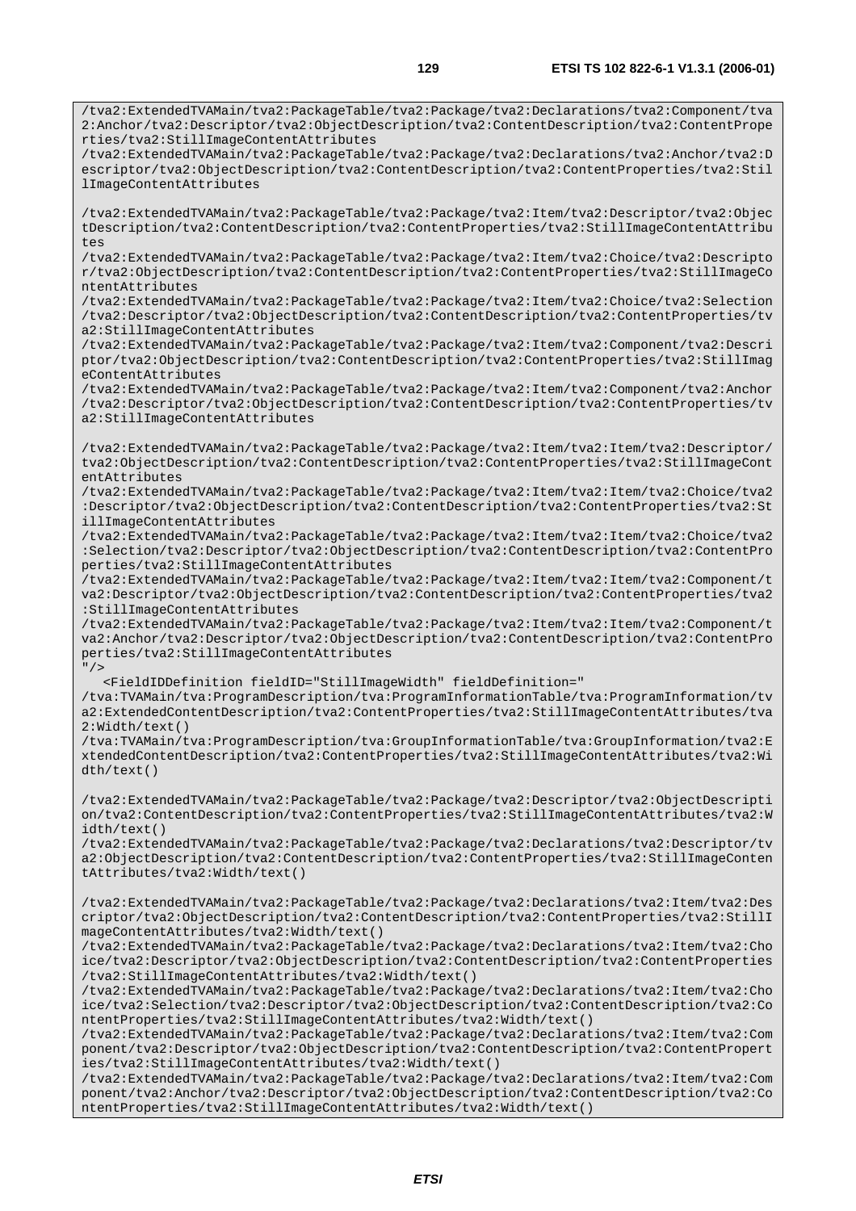```
/tva2:ExtendedTVAMain/tva2:PackageTable/tva2:Package/tva2:Declarations/tva2:Component/tva2:Anchor/tva2:Descriptor/tva2:ObjectDescription/tva2:ContentDescription/tva2:ContentProperties/tva2:StillImageContentAttributes
/tva2:ExtendedTVAMain/tva2:PackageTable/tva2:Package/tva2:Declarations/tva2:Anchor/tva2:Descriptor/tva2:ObjectDescription/tva2:ContentDescription/tva2:ContentProperties/tva2:StillImageContentAttributes

/tva2:ExtendedTVAMain/tva2:PackageTable/tva2:Package/tva2:Item/tva2:Descriptor/tva2:ObjectDescription/tva2:ContentDescription/tva2:ContentProperties/tva2:StillImageContentAttributes
/tva2:ExtendedTVAMain/tva2:PackageTable/tva2:Package/tva2:Item/tva2:Choice/tva2:Descriptor/tva2:ObjectDescription/tva2:ContentDescription/tva2:ContentProperties/tva2:StillImageContentAttributes
/tva2:ExtendedTVAMain/tva2:PackageTable/tva2:Package/tva2:Item/tva2:Choice/tva2:Selection/tva2:Descriptor/tva2:ObjectDescription/tva2:ContentDescription/tva2:ContentProperties/tva2:StillImageContentAttributes
/tva2:ExtendedTVAMain/tva2:PackageTable/tva2:Package/tva2:Item/tva2:Component/tva2:Descriptor/tva2:ObjectDescription/tva2:ContentDescription/tva2:ContentProperties/tva2:StillImageContentAttributes
/tva2:ExtendedTVAMain/tva2:PackageTable/tva2:Package/tva2:Item/tva2:Component/tva2:Anchor/tva2:Descriptor/tva2:ObjectDescription/tva2:ContentDescription/tva2:ContentProperties/tva2:StillImageContentAttributes

/tva2:ExtendedTVAMain/tva2:PackageTable/tva2:Package/tva2:Item/tva2:Item/tva2:Descriptor/tva2:ObjectDescription/tva2:ContentDescription/tva2:ContentProperties/tva2:StillImageContentAttributes
/tva2:ExtendedTVAMain/tva2:PackageTable/tva2:Package/tva2:Item/tva2:Item/tva2:Choice/tva2:Descriptor/tva2:ObjectDescription/tva2:ContentDescription/tva2:ContentProperties/tva2:StillImageContentAttributes
/tva2:ExtendedTVAMain/tva2:PackageTable/tva2:Package/tva2:Item/tva2:Item/tva2:Choice/tva2:Selection/tva2:Descriptor/tva2:ObjectDescription/tva2:ContentDescription/tva2:ContentProperties/tva2:StillImageContentAttributes
/tva2:ExtendedTVAMain/tva2:PackageTable/tva2:Package/tva2:Item/tva2:Item/tva2:Component/tva2:Descriptor/tva2:ObjectDescription/tva2:ContentDescription/tva2:ContentProperties/tva2:StillImageContentAttributes
/tva2:ExtendedTVAMain/tva2:PackageTable/tva2:Package/tva2:Item/tva2:Item/tva2:Component/tva2:Anchor/tva2:Descriptor/tva2:ObjectDescription/tva2:ContentDescription/tva2:ContentProperties/tva2:StillImageContentAttributes
"/>
   <FieldIDDefinition fieldID="StillImageWidth" fieldDefinition="
/tva:TVAMain/tva:ProgramDescription/tva:ProgramInformationTable/tva:ProgramInformation/tva2:ExtendedContentDescription/tva2:ContentProperties/tva2:StillImageContentAttributes/tva2:Width/text()
/tva:TVAMain/tva:ProgramDescription/tva:GroupInformationTable/tva:GroupInformation/tva2:ExtendedContentDescription/tva2:ContentProperties/tva2:StillImageContentAttributes/tva2:Width/text()

/tva2:ExtendedTVAMain/tva2:PackageTable/tva2:Package/tva2:Descriptor/tva2:ObjectDescription/tva2:ContentDescription/tva2:ContentProperties/tva2:StillImageContentAttributes/tva2:Width/text()
/tva2:ExtendedTVAMain/tva2:PackageTable/tva2:Package/tva2:Declarations/tva2:Descriptor/tva2:ObjectDescription/tva2:ContentDescription/tva2:ContentProperties/tva2:StillImageContentAttributes/tva2:Width/text()

/tva2:ExtendedTVAMain/tva2:PackageTable/tva2:Package/tva2:Declarations/tva2:Item/tva2:Descriptor/tva2:ObjectDescription/tva2:ContentDescription/tva2:ContentProperties/tva2:StillImageContentAttributes/tva2:Width/text()
/tva2:ExtendedTVAMain/tva2:PackageTable/tva2:Package/tva2:Declarations/tva2:Item/tva2:Choice/tva2:Descriptor/tva2:ObjectDescription/tva2:ContentDescription/tva2:ContentProperties/tva2:StillImageContentAttributes/tva2:Width/text()
/tva2:ExtendedTVAMain/tva2:PackageTable/tva2:Package/tva2:Declarations/tva2:Item/tva2:Choice/tva2:Selection/tva2:Descriptor/tva2:ObjectDescription/tva2:ContentDescription/tva2:ContentProperties/tva2:StillImageContentAttributes/tva2:Width/text()
/tva2:ExtendedTVAMain/tva2:PackageTable/tva2:Package/tva2:Declarations/tva2:Item/tva2:Component/tva2:Descriptor/tva2:ObjectDescription/tva2:ContentDescription/tva2:ContentProperties/tva2:StillImageContentAttributes/tva2:Width/text()
/tva2:ExtendedTVAMain/tva2:PackageTable/tva2:Package/tva2:Declarations/tva2:Item/tva2:Component/tva2:Anchor/tva2:Descriptor/tva2:ObjectDescription/tva2:ContentDescription/tva2:ContentProperties/tva2:StillImageContentAttributes/tva2:Width/text()
```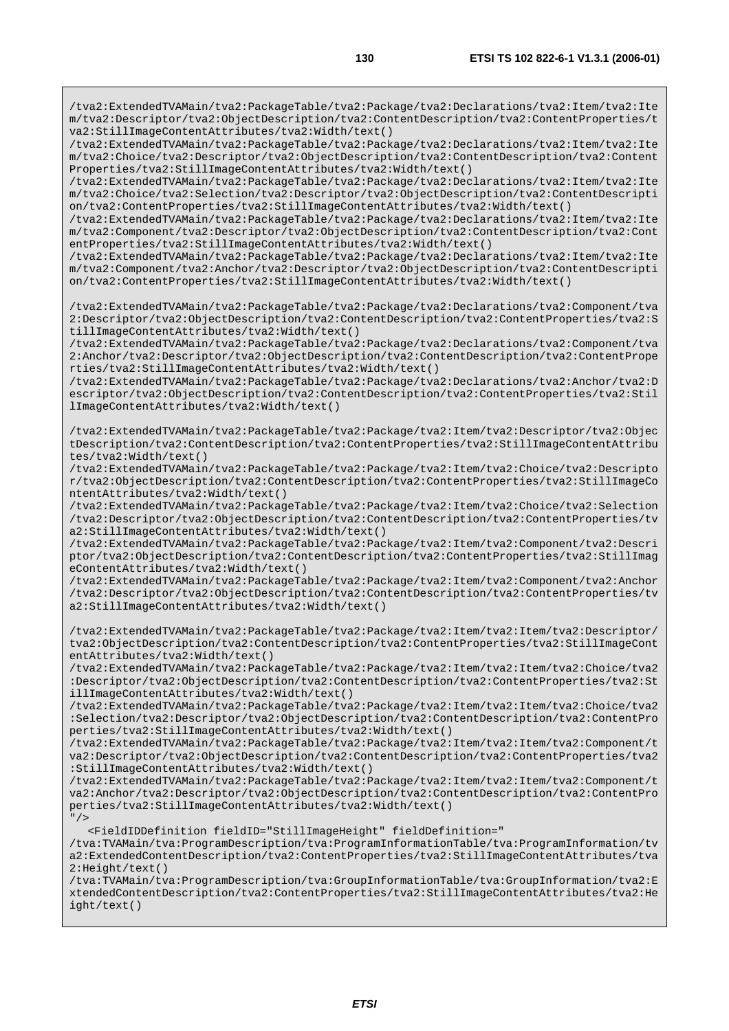```
/tva2:ExtendedTVAMain/tva2:PackageTable/tva2:Package/tva2:Declarations/tva2:Item/tva2:Item/tva2:Descriptor/tva2:ObjectDescription/tva2:ContentDescription/tva2:ContentProperties/tva2:StillImageContentAttributes/tva2:Width/text()
/tva2:ExtendedTVAMain/tva2:PackageTable/tva2:Package/tva2:Declarations/tva2:Item/tva2:Item/tva2:Choice/tva2:Descriptor/tva2:ObjectDescription/tva2:ContentDescription/tva2:ContentProperties/tva2:StillImageContentAttributes/tva2:Width/text()
/tva2:ExtendedTVAMain/tva2:PackageTable/tva2:Package/tva2:Declarations/tva2:Item/tva2:Item/tva2:Choice/tva2:Selection/tva2:Descriptor/tva2:ObjectDescription/tva2:ContentDescription/tva2:ContentProperties/tva2:StillImageContentAttributes/tva2:Width/text()
/tva2:ExtendedTVAMain/tva2:PackageTable/tva2:Package/tva2:Declarations/tva2:Item/tva2:Item/tva2:Component/tva2:Descriptor/tva2:ObjectDescription/tva2:ContentDescription/tva2:ContentProperties/tva2:StillImageContentAttributes/tva2:Width/text()
/tva2:ExtendedTVAMain/tva2:PackageTable/tva2:Package/tva2:Declarations/tva2:Item/tva2:Item/tva2:Component/tva2:Anchor/tva2:Descriptor/tva2:ObjectDescription/tva2:ContentDescription/tva2:ContentProperties/tva2:StillImageContentAttributes/tva2:Width/text()

/tva2:ExtendedTVAMain/tva2:PackageTable/tva2:Package/tva2:Declarations/tva2:Component/tva2:Descriptor/tva2:ObjectDescription/tva2:ContentDescription/tva2:ContentProperties/tva2:StillImageContentAttributes/tva2:Width/text()
/tva2:ExtendedTVAMain/tva2:PackageTable/tva2:Package/tva2:Declarations/tva2:Component/tva2:Anchor/tva2:Descriptor/tva2:ObjectDescription/tva2:ContentDescription/tva2:ContentProperties/tva2:StillImageContentAttributes/tva2:Width/text()
/tva2:ExtendedTVAMain/tva2:PackageTable/tva2:Package/tva2:Declarations/tva2:Anchor/tva2:Descriptor/tva2:ObjectDescription/tva2:ContentDescription/tva2:ContentProperties/tva2:StillImageContentAttributes/tva2:Width/text()

/tva2:ExtendedTVAMain/tva2:PackageTable/tva2:Package/tva2:Item/tva2:Descriptor/tva2:ObjectDescription/tva2:ContentDescription/tva2:ContentProperties/tva2:StillImageContentAttributes/tva2:Width/text()
/tva2:ExtendedTVAMain/tva2:PackageTable/tva2:Package/tva2:Item/tva2:Choice/tva2:Descriptor/tva2:ObjectDescription/tva2:ContentDescription/tva2:ContentProperties/tva2:StillImageContentAttributes/tva2:Width/text()
/tva2:ExtendedTVAMain/tva2:PackageTable/tva2:Package/tva2:Item/tva2:Choice/tva2:Selection/tva2:Descriptor/tva2:ObjectDescription/tva2:ContentDescription/tva2:ContentProperties/tva2:StillImageContentAttributes/tva2:Width/text()
/tva2:ExtendedTVAMain/tva2:PackageTable/tva2:Package/tva2:Item/tva2:Component/tva2:Descriptor/tva2:ObjectDescription/tva2:ContentDescription/tva2:ContentProperties/tva2:StillImageContentAttributes/tva2:Width/text()
/tva2:ExtendedTVAMain/tva2:PackageTable/tva2:Package/tva2:Item/tva2:Component/tva2:Anchor/tva2:Descriptor/tva2:ObjectDescription/tva2:ContentDescription/tva2:ContentProperties/tva2:StillImageContentAttributes/tva2:Width/text()

/tva2:ExtendedTVAMain/tva2:PackageTable/tva2:Package/tva2:Item/tva2:Item/tva2:Descriptor/tva2:ObjectDescription/tva2:ContentDescription/tva2:ContentProperties/tva2:StillImageContentAttributes/tva2:Width/text()
/tva2:ExtendedTVAMain/tva2:PackageTable/tva2:Package/tva2:Item/tva2:Item/tva2:Choice/tva2:Descriptor/tva2:ObjectDescription/tva2:ContentDescription/tva2:ContentProperties/tva2:StillImageContentAttributes/tva2:Width/text()
/tva2:ExtendedTVAMain/tva2:PackageTable/tva2:Package/tva2:Item/tva2:Item/tva2:Choice/tva2:Selection/tva2:Descriptor/tva2:ObjectDescription/tva2:ContentDescription/tva2:ContentProperties/tva2:StillImageContentAttributes/tva2:Width/text()
/tva2:ExtendedTVAMain/tva2:PackageTable/tva2:Package/tva2:Item/tva2:Item/tva2:Component/tva2:Descriptor/tva2:ObjectDescription/tva2:ContentDescription/tva2:ContentProperties/tva2:StillImageContentAttributes/tva2:Width/text()
/tva2:ExtendedTVAMain/tva2:PackageTable/tva2:Package/tva2:Item/tva2:Item/tva2:Component/tva2:Anchor/tva2:Descriptor/tva2:ObjectDescription/tva2:ContentDescription/tva2:ContentProperties/tva2:StillImageContentAttributes/tva2:Width/text()
"/>
   <FieldIDDefinition fieldID="StillImageHeight" fieldDefinition="
/tva:TVAMain/tva:ProgramDescription/tva:ProgramInformationTable/tva:ProgramInformation/tva2:ExtendedContentDescription/tva2:ContentProperties/tva2:StillImageContentAttributes/tva2:Height/text()
/tva:TVAMain/tva:ProgramDescription/tva:GroupInformationTable/tva:GroupInformation/tva2:ExtendedContentDescription/tva2:ContentProperties/tva2:StillImageContentAttributes/tva2:Height/text()
```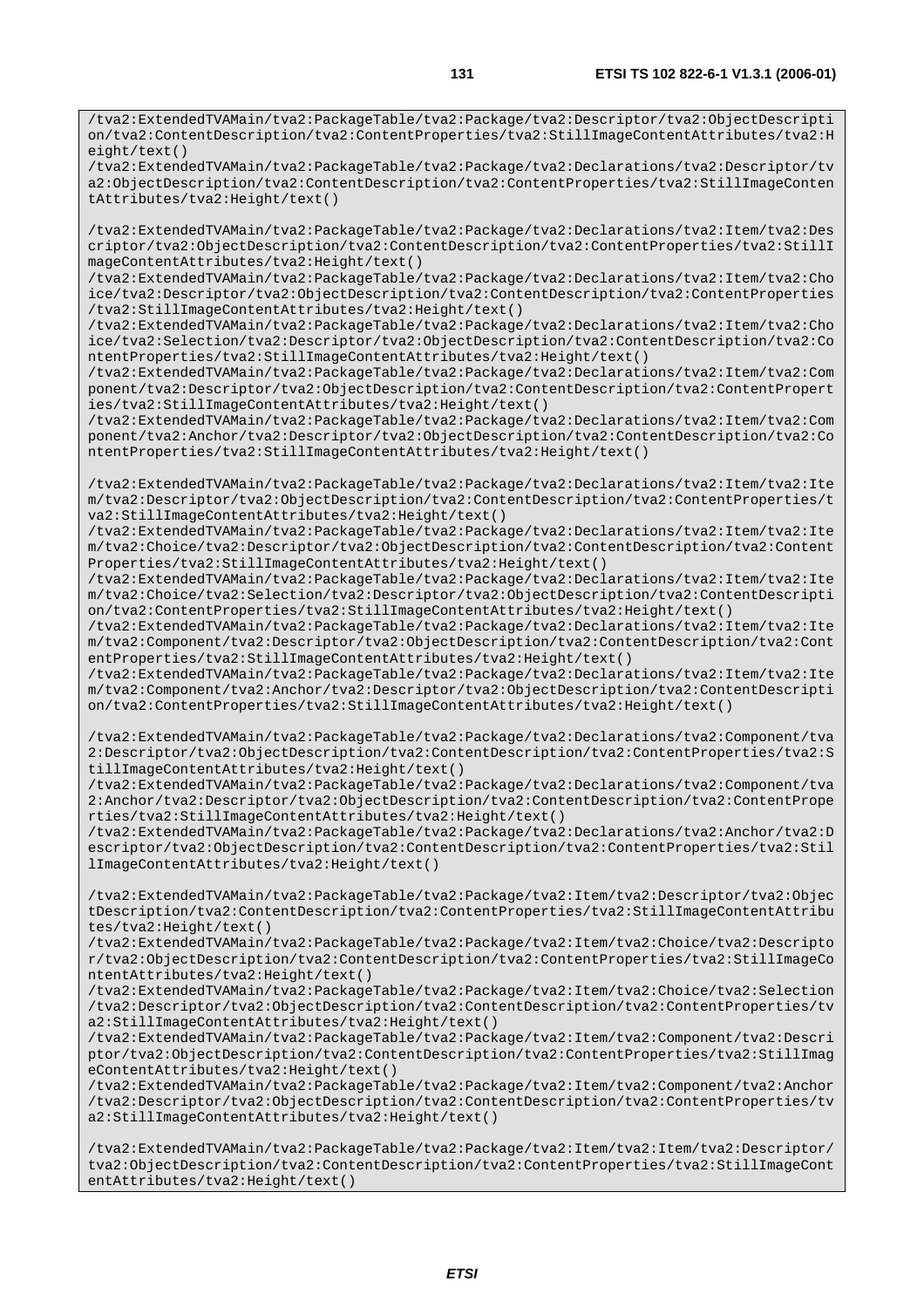```
/tva2:ExtendedTVAMain/tva2:PackageTable/tva2:Package/tva2:Descriptor/tva2:ObjectDescription/tva2:ContentDescription/tva2:ContentProperties/tva2:StillImageContentAttributes/tva2:Height/text()
/tva2:ExtendedTVAMain/tva2:PackageTable/tva2:Package/tva2:Declarations/tva2:Descriptor/tva2:ObjectDescription/tva2:ContentDescription/tva2:ContentProperties/tva2:StillImageContentAttributes/tva2:Height/text()

/tva2:ExtendedTVAMain/tva2:PackageTable/tva2:Package/tva2:Declarations/tva2:Item/tva2:Descriptor/tva2:ObjectDescription/tva2:ContentDescription/tva2:ContentProperties/tva2:StillImageContentAttributes/tva2:Height/text()
/tva2:ExtendedTVAMain/tva2:PackageTable/tva2:Package/tva2:Declarations/tva2:Item/tva2:Choice/tva2:Descriptor/tva2:ObjectDescription/tva2:ContentDescription/tva2:ContentProperties/tva2:StillImageContentAttributes/tva2:Height/text()
/tva2:ExtendedTVAMain/tva2:PackageTable/tva2:Package/tva2:Declarations/tva2:Item/tva2:Choice/tva2:Selection/tva2:Descriptor/tva2:ObjectDescription/tva2:ContentDescription/tva2:ContentProperties/tva2:StillImageContentAttributes/tva2:Height/text()
/tva2:ExtendedTVAMain/tva2:PackageTable/tva2:Package/tva2:Declarations/tva2:Item/tva2:Component/tva2:Descriptor/tva2:ObjectDescription/tva2:ContentDescription/tva2:ContentProperties/tva2:StillImageContentAttributes/tva2:Height/text()
/tva2:ExtendedTVAMain/tva2:PackageTable/tva2:Package/tva2:Declarations/tva2:Item/tva2:Component/tva2:Anchor/tva2:Descriptor/tva2:ObjectDescription/tva2:ContentDescription/tva2:ContentProperties/tva2:StillImageContentAttributes/tva2:Height/text()

/tva2:ExtendedTVAMain/tva2:PackageTable/tva2:Package/tva2:Declarations/tva2:Item/tva2:Item/tva2:Descriptor/tva2:ObjectDescription/tva2:ContentDescription/tva2:ContentProperties/tva2:StillImageContentAttributes/tva2:Height/text()
/tva2:ExtendedTVAMain/tva2:PackageTable/tva2:Package/tva2:Declarations/tva2:Item/tva2:Item/tva2:Choice/tva2:Descriptor/tva2:ObjectDescription/tva2:ContentDescription/tva2:ContentProperties/tva2:StillImageContentAttributes/tva2:Height/text()
/tva2:ExtendedTVAMain/tva2:PackageTable/tva2:Package/tva2:Declarations/tva2:Item/tva2:Item/tva2:Choice/tva2:Selection/tva2:Descriptor/tva2:ObjectDescription/tva2:ContentDescription/tva2:ContentProperties/tva2:StillImageContentAttributes/tva2:Height/text()
/tva2:ExtendedTVAMain/tva2:PackageTable/tva2:Package/tva2:Declarations/tva2:Item/tva2:Item/tva2:Component/tva2:Descriptor/tva2:ObjectDescription/tva2:ContentDescription/tva2:ContentProperties/tva2:StillImageContentAttributes/tva2:Height/text()
/tva2:ExtendedTVAMain/tva2:PackageTable/tva2:Package/tva2:Declarations/tva2:Item/tva2:Item/tva2:Component/tva2:Anchor/tva2:Descriptor/tva2:ObjectDescription/tva2:ContentDescription/tva2:ContentProperties/tva2:StillImageContentAttributes/tva2:Height/text()

/tva2:ExtendedTVAMain/tva2:PackageTable/tva2:Package/tva2:Declarations/tva2:Component/tva2:Descriptor/tva2:ObjectDescription/tva2:ContentDescription/tva2:ContentProperties/tva2:StillImageContentAttributes/tva2:Height/text()
/tva2:ExtendedTVAMain/tva2:PackageTable/tva2:Package/tva2:Declarations/tva2:Component/tva2:Anchor/tva2:Descriptor/tva2:ObjectDescription/tva2:ContentDescription/tva2:ContentProperties/tva2:StillImageContentAttributes/tva2:Height/text()
/tva2:ExtendedTVAMain/tva2:PackageTable/tva2:Package/tva2:Declarations/tva2:Anchor/tva2:Descriptor/tva2:ObjectDescription/tva2:ContentDescription/tva2:ContentProperties/tva2:StillImageContentAttributes/tva2:Height/text()

/tva2:ExtendedTVAMain/tva2:PackageTable/tva2:Package/tva2:Item/tva2:Descriptor/tva2:ObjectDescription/tva2:ContentDescription/tva2:ContentProperties/tva2:StillImageContentAttributes/tva2:Height/text()
/tva2:ExtendedTVAMain/tva2:PackageTable/tva2:Package/tva2:Item/tva2:Choice/tva2:Descriptor/tva2:ObjectDescription/tva2:ContentDescription/tva2:ContentProperties/tva2:StillImageContentAttributes/tva2:Height/text()
/tva2:ExtendedTVAMain/tva2:PackageTable/tva2:Package/tva2:Item/tva2:Choice/tva2:Selection/tva2:Descriptor/tva2:ObjectDescription/tva2:ContentDescription/tva2:ContentProperties/tva2:StillImageContentAttributes/tva2:Height/text()
/tva2:ExtendedTVAMain/tva2:PackageTable/tva2:Package/tva2:Item/tva2:Component/tva2:Descriptor/tva2:ObjectDescription/tva2:ContentDescription/tva2:ContentProperties/tva2:StillImageContentAttributes/tva2:Height/text()
/tva2:ExtendedTVAMain/tva2:PackageTable/tva2:Package/tva2:Item/tva2:Component/tva2:Anchor/tva2:Descriptor/tva2:ObjectDescription/tva2:ContentDescription/tva2:ContentProperties/tva2:StillImageContentAttributes/tva2:Height/text()

/tva2:ExtendedTVAMain/tva2:PackageTable/tva2:Package/tva2:Item/tva2:Item/tva2:Descriptor/tva2:ObjectDescription/tva2:ContentDescription/tva2:ContentProperties/tva2:StillImageContentAttributes/tva2:Height/text()
```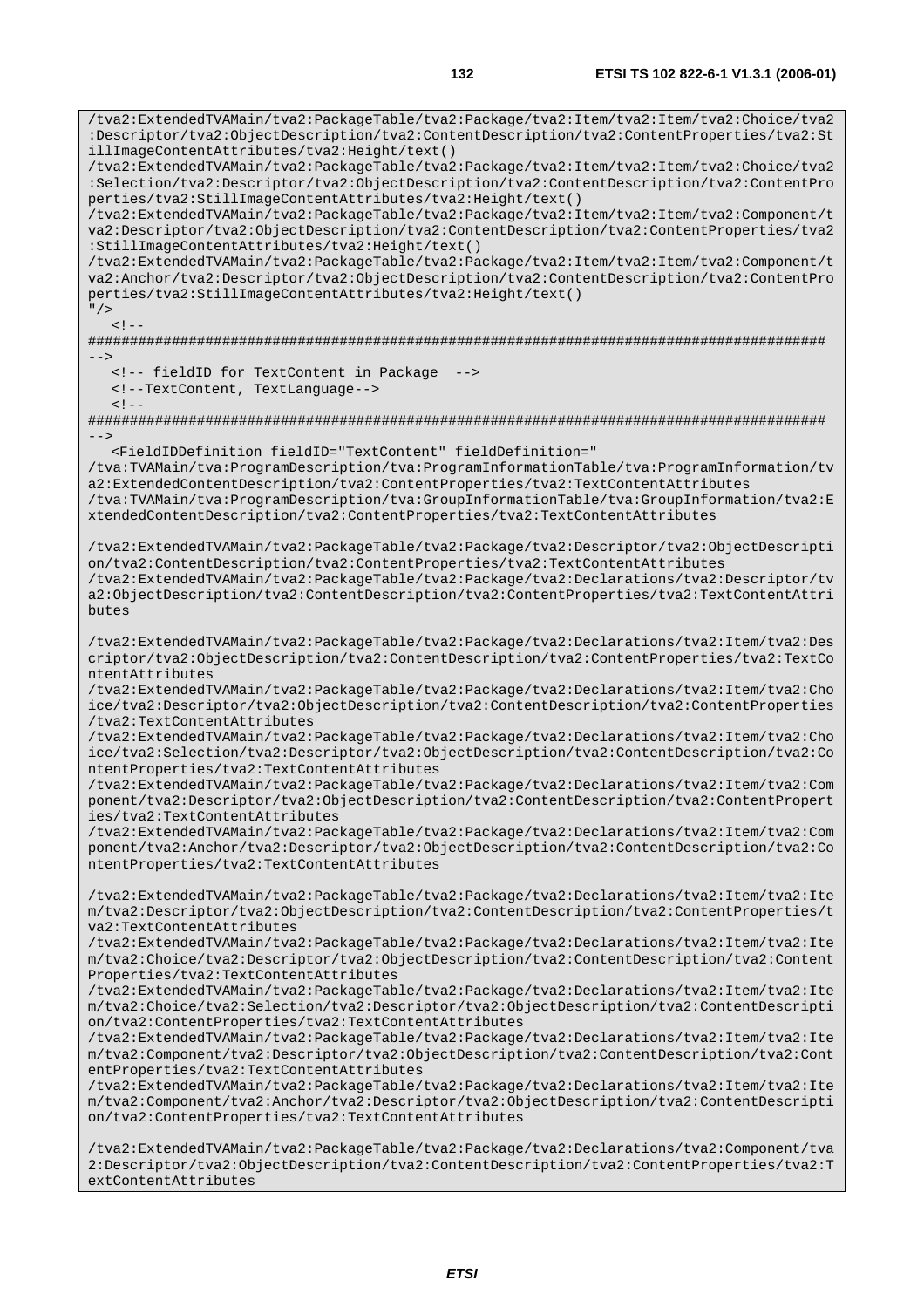```
/tva2:ExtendedTVAMain/tva2:PackageTable/tva2:Package/tva2:Item/tva2:Item/tva2:Choice/tva2
:Descriptor/tva2:ObjectDescription/tva2:ContentDescription/tva2:ContentProperties/tva2:St
illImageContentAttributes/tva2:Height/text()
/tva2:ExtendedTVAMain/tva2:PackageTable/tva2:Package/tva2:Item/tva2:Item/tva2:Choice/tva2
:Selection/tva2:Descriptor/tva2:ObjectDescription/tva2:ContentDescription/tva2:ContentPro
perties/tva2:StillImageContentAttributes/tva2:Height/text()
/tva2:ExtendedTVAMain/tva2:PackageTable/tva2:Package/tva2:Item/tva2:Item/tva2:Component/t
va2:Descriptor/tva2:ObjectDescription/tva2:ContentDescription/tva2:ContentProperties/tva2
:StillImageContentAttributes/tva2:Height/text()
/tva2:ExtendedTVAMain/tva2:PackageTable/tva2:Package/tva2:Item/tva2:Item/tva2:Component/t
va2:Anchor/tva2:Descriptor/tva2:ObjectDescription/tva2:ContentDescription/tva2:ContentPro
perties/tva2:StillImageContentAttributes/tva2:Height/text()
"/>
   <!--
########################################################################################
-->
   <!-- fieldID for TextContent in Package  -->
   <!--TextContent, TextLanguage-->
   <!--
########################################################################################
-->
   <FieldIDDefinition fieldID="TextContent" fieldDefinition="
/tva:TVAMain/tva:ProgramDescription/tva:ProgramInformationTable/tva:ProgramInformation/tv
a2:ExtendedContentDescription/tva2:ContentProperties/tva2:TextContentAttributes
/tva:TVAMain/tva:ProgramDescription/tva:GroupInformationTable/tva:GroupInformation/tva2:E
xtendedContentDescription/tva2:ContentProperties/tva2:TextContentAttributes

/tva2:ExtendedTVAMain/tva2:PackageTable/tva2:Package/tva2:Descriptor/tva2:ObjectDescripti
on/tva2:ContentDescription/tva2:ContentProperties/tva2:TextContentAttributes
/tva2:ExtendedTVAMain/tva2:PackageTable/tva2:Package/tva2:Declarations/tva2:Descriptor/tv
a2:ObjectDescription/tva2:ContentDescription/tva2:ContentProperties/tva2:TextContentAttri
butes

/tva2:ExtendedTVAMain/tva2:PackageTable/tva2:Package/tva2:Declarations/tva2:Item/tva2:Des
criptor/tva2:ObjectDescription/tva2:ContentDescription/tva2:ContentProperties/tva2:TextCo
ntentAttributes
/tva2:ExtendedTVAMain/tva2:PackageTable/tva2:Package/tva2:Declarations/tva2:Item/tva2:Cho
ice/tva2:Descriptor/tva2:ObjectDescription/tva2:ContentDescription/tva2:ContentProperties
/tva2:TextContentAttributes
/tva2:ExtendedTVAMain/tva2:PackageTable/tva2:Package/tva2:Declarations/tva2:Item/tva2:Cho
ice/tva2:Selection/tva2:Descriptor/tva2:ObjectDescription/tva2:ContentDescription/tva2:Co
ntentProperties/tva2:TextContentAttributes
/tva2:ExtendedTVAMain/tva2:PackageTable/tva2:Package/tva2:Declarations/tva2:Item/tva2:Com
ponent/tva2:Descriptor/tva2:ObjectDescription/tva2:ContentDescription/tva2:ContentPropert
ies/tva2:TextContentAttributes
/tva2:ExtendedTVAMain/tva2:PackageTable/tva2:Package/tva2:Declarations/tva2:Item/tva2:Com
ponent/tva2:Anchor/tva2:Descriptor/tva2:ObjectDescription/tva2:ContentDescription/tva2:Co
ntentProperties/tva2:TextContentAttributes

/tva2:ExtendedTVAMain/tva2:PackageTable/tva2:Package/tva2:Declarations/tva2:Item/tva2:Ite
m/tva2:Descriptor/tva2:ObjectDescription/tva2:ContentDescription/tva2:ContentProperties/t
va2:TextContentAttributes
/tva2:ExtendedTVAMain/tva2:PackageTable/tva2:Package/tva2:Declarations/tva2:Item/tva2:Ite
m/tva2:Choice/tva2:Descriptor/tva2:ObjectDescription/tva2:ContentDescription/tva2:Content
Properties/tva2:TextContentAttributes
/tva2:ExtendedTVAMain/tva2:PackageTable/tva2:Package/tva2:Declarations/tva2:Item/tva2:Ite
m/tva2:Choice/tva2:Selection/tva2:Descriptor/tva2:ObjectDescription/tva2:ContentDescripti
on/tva2:ContentProperties/tva2:TextContentAttributes
/tva2:ExtendedTVAMain/tva2:PackageTable/tva2:Package/tva2:Declarations/tva2:Item/tva2:Ite
m/tva2:Component/tva2:Descriptor/tva2:ObjectDescription/tva2:ContentDescription/tva2:Cont
entProperties/tva2:TextContentAttributes
/tva2:ExtendedTVAMain/tva2:PackageTable/tva2:Package/tva2:Declarations/tva2:Item/tva2:Ite
m/tva2:Component/tva2:Anchor/tva2:Descriptor/tva2:ObjectDescription/tva2:ContentDescripti
on/tva2:ContentProperties/tva2:TextContentAttributes

/tva2:ExtendedTVAMain/tva2:PackageTable/tva2:Package/tva2:Declarations/tva2:Component/tva
2:Descriptor/tva2:ObjectDescription/tva2:ContentDescription/tva2:ContentProperties/tva2:T
extContentAttributes
```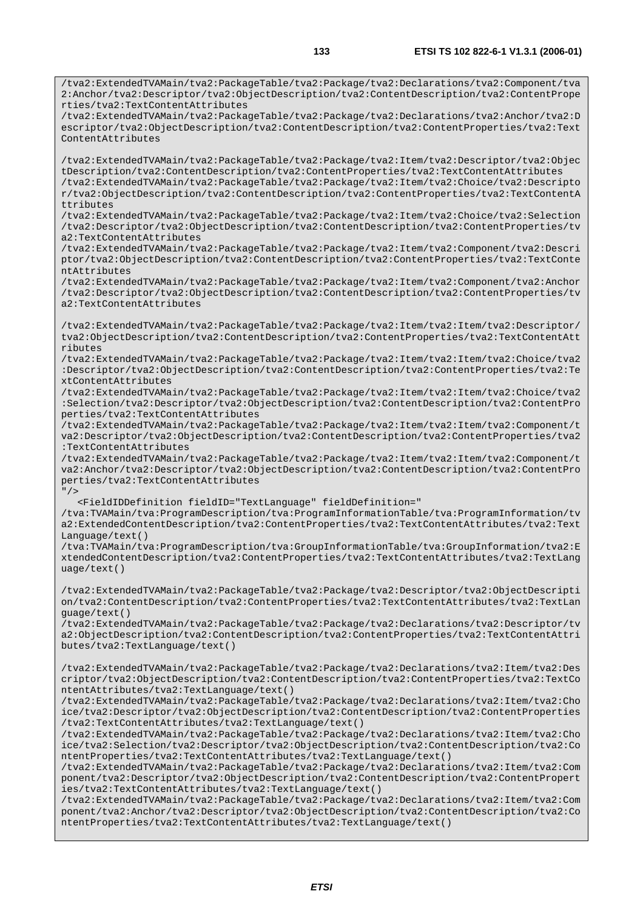```
/tva2:ExtendedTVAMain/tva2:PackageTable/tva2:Package/tva2:Declarations/tva2:Component/tva2:Anchor/tva2:Descriptor/tva2:ObjectDescription/tva2:ContentDescription/tva2:ContentProperties/tva2:TextContentAttributes
/tva2:ExtendedTVAMain/tva2:PackageTable/tva2:Package/tva2:Declarations/tva2:Anchor/tva2:Descriptor/tva2:ObjectDescription/tva2:ContentDescription/tva2:ContentProperties/tva2:TextContentAttributes

/tva2:ExtendedTVAMain/tva2:PackageTable/tva2:Package/tva2:Item/tva2:Descriptor/tva2:ObjectDescription/tva2:ContentDescription/tva2:ContentProperties/tva2:TextContentAttributes
/tva2:ExtendedTVAMain/tva2:PackageTable/tva2:Package/tva2:Item/tva2:Choice/tva2:Descriptor/tva2:ObjectDescription/tva2:ContentDescription/tva2:ContentProperties/tva2:TextContentAttributes
/tva2:ExtendedTVAMain/tva2:PackageTable/tva2:Package/tva2:Item/tva2:Choice/tva2:Selection/tva2:Descriptor/tva2:ObjectDescription/tva2:ContentDescription/tva2:ContentProperties/tva2:TextContentAttributes
/tva2:ExtendedTVAMain/tva2:PackageTable/tva2:Package/tva2:Item/tva2:Component/tva2:Descriptor/tva2:ObjectDescription/tva2:ContentDescription/tva2:ContentProperties/tva2:TextContentAttributes
/tva2:ExtendedTVAMain/tva2:PackageTable/tva2:Package/tva2:Item/tva2:Component/tva2:Anchor/tva2:Descriptor/tva2:ObjectDescription/tva2:ContentDescription/tva2:ContentProperties/tva2:TextContentAttributes

/tva2:ExtendedTVAMain/tva2:PackageTable/tva2:Package/tva2:Item/tva2:Item/tva2:Descriptor/tva2:ObjectDescription/tva2:ContentDescription/tva2:ContentProperties/tva2:TextContentAttributes
/tva2:ExtendedTVAMain/tva2:PackageTable/tva2:Package/tva2:Item/tva2:Item/tva2:Choice/tva2:Descriptor/tva2:ObjectDescription/tva2:ContentDescription/tva2:ContentProperties/tva2:TextContentAttributes
/tva2:ExtendedTVAMain/tva2:PackageTable/tva2:Package/tva2:Item/tva2:Item/tva2:Choice/tva2:Selection/tva2:Descriptor/tva2:ObjectDescription/tva2:ContentDescription/tva2:ContentProperties/tva2:TextContentAttributes
/tva2:ExtendedTVAMain/tva2:PackageTable/tva2:Package/tva2:Item/tva2:Item/tva2:Component/tva2:Descriptor/tva2:ObjectDescription/tva2:ContentDescription/tva2:ContentProperties/tva2:TextContentAttributes
/tva2:ExtendedTVAMain/tva2:PackageTable/tva2:Package/tva2:Item/tva2:Item/tva2:Component/tva2:Anchor/tva2:Descriptor/tva2:ObjectDescription/tva2:ContentDescription/tva2:ContentProperties/tva2:TextContentAttributes
"/>
   <FieldIDDefinition fieldID="TextLanguage" fieldDefinition="
/tva:TVAMain/tva:ProgramDescription/tva:ProgramInformationTable/tva:ProgramInformation/tva2:ExtendedContentDescription/tva2:ContentProperties/tva2:TextContentAttributes/tva2:TextLanguage/text()
/tva:TVAMain/tva:ProgramDescription/tva:GroupInformationTable/tva:GroupInformation/tva2:ExtendedContentDescription/tva2:ContentProperties/tva2:TextContentAttributes/tva2:TextLanguage/text()

/tva2:ExtendedTVAMain/tva2:PackageTable/tva2:Package/tva2:Descriptor/tva2:ObjectDescription/tva2:ContentDescription/tva2:ContentProperties/tva2:TextContentAttributes/tva2:TextLanguage/text()
/tva2:ExtendedTVAMain/tva2:PackageTable/tva2:Package/tva2:Declarations/tva2:Descriptor/tva2:ObjectDescription/tva2:ContentDescription/tva2:ContentProperties/tva2:TextContentAttributes/tva2:TextLanguage/text()

/tva2:ExtendedTVAMain/tva2:PackageTable/tva2:Package/tva2:Declarations/tva2:Item/tva2:Descriptor/tva2:ObjectDescription/tva2:ContentDescription/tva2:ContentProperties/tva2:TextContentAttributes/tva2:TextLanguage/text()
/tva2:ExtendedTVAMain/tva2:PackageTable/tva2:Package/tva2:Declarations/tva2:Item/tva2:Choice/tva2:Descriptor/tva2:ObjectDescription/tva2:ContentDescription/tva2:ContentProperties/tva2:TextContentAttributes/tva2:TextLanguage/text()
/tva2:ExtendedTVAMain/tva2:PackageTable/tva2:Package/tva2:Declarations/tva2:Item/tva2:Choice/tva2:Selection/tva2:Descriptor/tva2:ObjectDescription/tva2:ContentDescription/tva2:ContentProperties/tva2:TextContentAttributes/tva2:TextLanguage/text()
/tva2:ExtendedTVAMain/tva2:PackageTable/tva2:Package/tva2:Declarations/tva2:Item/tva2:Component/tva2:Descriptor/tva2:ObjectDescription/tva2:ContentDescription/tva2:ContentProperties/tva2:TextContentAttributes/tva2:TextLanguage/text()
/tva2:ExtendedTVAMain/tva2:PackageTable/tva2:Package/tva2:Declarations/tva2:Item/tva2:Component/tva2:Anchor/tva2:Descriptor/tva2:ObjectDescription/tva2:ContentDescription/tva2:ContentProperties/tva2:TextContentAttributes/tva2:TextLanguage/text()
```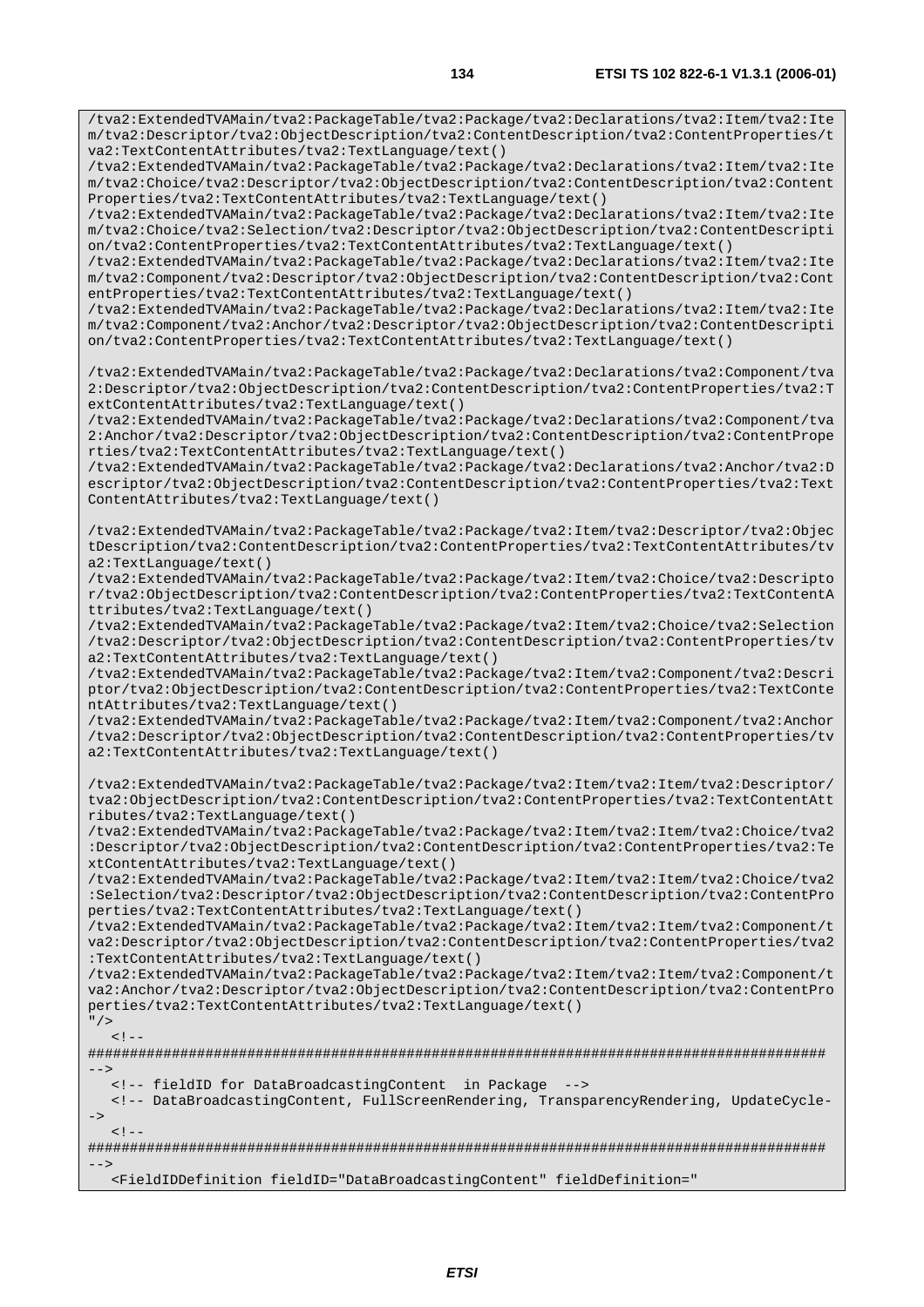```
/tva2:ExtendedTVAMain/tva2:PackageTable/tva2:Package/tva2:Declarations/tva2:Item/tva2:Item/tva2:Descriptor/tva2:ObjectDescription/tva2:ContentDescription/tva2:ContentProperties/tva2:TextContentAttributes/tva2:TextLanguage/text()
/tva2:ExtendedTVAMain/tva2:PackageTable/tva2:Package/tva2:Declarations/tva2:Item/tva2:Item/tva2:Choice/tva2:Descriptor/tva2:ObjectDescription/tva2:ContentDescription/tva2:ContentProperties/tva2:TextContentAttributes/tva2:TextLanguage/text()
/tva2:ExtendedTVAMain/tva2:PackageTable/tva2:Package/tva2:Declarations/tva2:Item/tva2:Item/tva2:Choice/tva2:Selection/tva2:Descriptor/tva2:ObjectDescription/tva2:ContentDescription/tva2:ContentProperties/tva2:TextContentAttributes/tva2:TextLanguage/text()
/tva2:ExtendedTVAMain/tva2:PackageTable/tva2:Package/tva2:Declarations/tva2:Item/tva2:Item/tva2:Component/tva2:Descriptor/tva2:ObjectDescription/tva2:ContentDescription/tva2:ContentProperties/tva2:TextContentAttributes/tva2:TextLanguage/text()
/tva2:ExtendedTVAMain/tva2:PackageTable/tva2:Package/tva2:Declarations/tva2:Item/tva2:Item/tva2:Component/tva2:Anchor/tva2:Descriptor/tva2:ObjectDescription/tva2:ContentDescription/tva2:ContentProperties/tva2:TextContentAttributes/tva2:TextLanguage/text()

/tva2:ExtendedTVAMain/tva2:PackageTable/tva2:Package/tva2:Declarations/tva2:Component/tva2:Descriptor/tva2:ObjectDescription/tva2:ContentDescription/tva2:ContentProperties/tva2:TextContentAttributes/tva2:TextLanguage/text()
/tva2:ExtendedTVAMain/tva2:PackageTable/tva2:Package/tva2:Declarations/tva2:Component/tva2:Anchor/tva2:Descriptor/tva2:ObjectDescription/tva2:ContentDescription/tva2:ContentProperties/tva2:TextContentAttributes/tva2:TextLanguage/text()
/tva2:ExtendedTVAMain/tva2:PackageTable/tva2:Package/tva2:Declarations/tva2:Anchor/tva2:Descriptor/tva2:ObjectDescription/tva2:ContentDescription/tva2:ContentProperties/tva2:TextContentAttributes/tva2:TextLanguage/text()

/tva2:ExtendedTVAMain/tva2:PackageTable/tva2:Package/tva2:Item/tva2:Descriptor/tva2:ObjectDescription/tva2:ContentDescription/tva2:ContentProperties/tva2:TextContentAttributes/tva2:TextLanguage/text()
/tva2:ExtendedTVAMain/tva2:PackageTable/tva2:Package/tva2:Item/tva2:Choice/tva2:Descriptor/tva2:ObjectDescription/tva2:ContentDescription/tva2:ContentProperties/tva2:TextContentAttributes/tva2:TextLanguage/text()
/tva2:ExtendedTVAMain/tva2:PackageTable/tva2:Package/tva2:Item/tva2:Choice/tva2:Selection/tva2:Descriptor/tva2:ObjectDescription/tva2:ContentDescription/tva2:ContentProperties/tva2:TextContentAttributes/tva2:TextLanguage/text()
/tva2:ExtendedTVAMain/tva2:PackageTable/tva2:Package/tva2:Item/tva2:Component/tva2:Descriptor/tva2:ObjectDescription/tva2:ContentDescription/tva2:ContentProperties/tva2:TextContentAttributes/tva2:TextLanguage/text()
/tva2:ExtendedTVAMain/tva2:PackageTable/tva2:Package/tva2:Item/tva2:Component/tva2:Anchor/tva2:Descriptor/tva2:ObjectDescription/tva2:ContentDescription/tva2:ContentProperties/tva2:TextContentAttributes/tva2:TextLanguage/text()

/tva2:ExtendedTVAMain/tva2:PackageTable/tva2:Package/tva2:Item/tva2:Item/tva2:Descriptor/tva2:ObjectDescription/tva2:ContentDescription/tva2:ContentProperties/tva2:TextContentAttributes/tva2:TextLanguage/text()
/tva2:ExtendedTVAMain/tva2:PackageTable/tva2:Package/tva2:Item/tva2:Item/tva2:Choice/tva2:Descriptor/tva2:ObjectDescription/tva2:ContentDescription/tva2:ContentProperties/tva2:TextContentAttributes/tva2:TextLanguage/text()
/tva2:ExtendedTVAMain/tva2:PackageTable/tva2:Package/tva2:Item/tva2:Item/tva2:Choice/tva2:Selection/tva2:Descriptor/tva2:ObjectDescription/tva2:ContentDescription/tva2:ContentProperties/tva2:TextContentAttributes/tva2:TextLanguage/text()
/tva2:ExtendedTVAMain/tva2:PackageTable/tva2:Package/tva2:Item/tva2:Item/tva2:Component/tva2:Descriptor/tva2:ObjectDescription/tva2:ContentDescription/tva2:ContentProperties/tva2:TextContentAttributes/tva2:TextLanguage/text()
/tva2:ExtendedTVAMain/tva2:PackageTable/tva2:Package/tva2:Item/tva2:Item/tva2:Component/tva2:Anchor/tva2:Descriptor/tva2:ObjectDescription/tva2:ContentDescription/tva2:ContentProperties/tva2:TextContentAttributes/tva2:TextLanguage/text()
"/>
   <!--
#########################################################################################
-->
   <!-- fieldID for DataBroadcastingContent  in Package  -->
   <!-- DataBroadcastingContent, FullScreenRendering, TransparencyRendering, UpdateCycle-->
   <!--
#########################################################################################
-->
   <FieldIDDefinition fieldID="DataBroadcastingContent" fieldDefinition="
```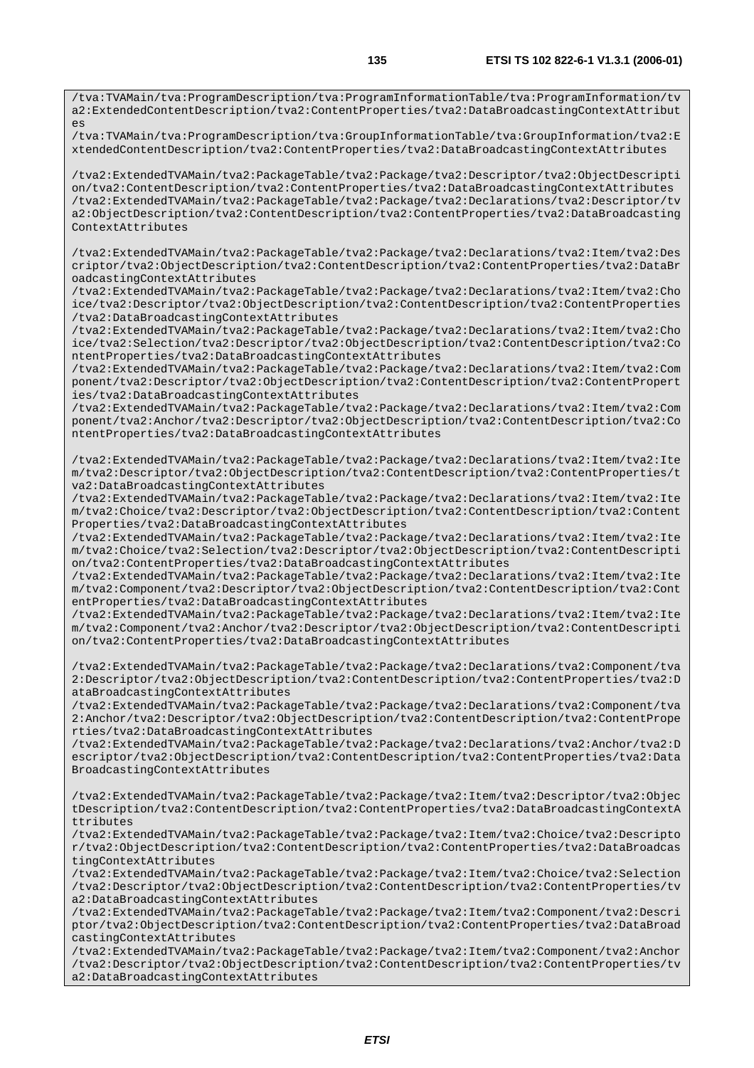```
/tva:TVAMain/tva:ProgramDescription/tva:ProgramInformationTable/tva:ProgramInformation/tva2:ExtendedContentDescription/tva2:ContentProperties/tva2:DataBroadcastingContextAttributes
/tva:TVAMain/tva:ProgramDescription/tva:GroupInformationTable/tva:GroupInformation/tva2:ExtendedContentDescription/tva2:ContentProperties/tva2:DataBroadcastingContextAttributes

/tva2:ExtendedTVAMain/tva2:PackageTable/tva2:Package/tva2:Descriptor/tva2:ObjectDescription/tva2:ContentDescription/tva2:ContentProperties/tva2:DataBroadcastingContextAttributes
/tva2:ExtendedTVAMain/tva2:PackageTable/tva2:Package/tva2:Declarations/tva2:Descriptor/tva2:ObjectDescription/tva2:ContentDescription/tva2:ContentProperties/tva2:DataBroadcastingContextAttributes

/tva2:ExtendedTVAMain/tva2:PackageTable/tva2:Package/tva2:Declarations/tva2:Item/tva2:Descriptor/tva2:ObjectDescription/tva2:ContentDescription/tva2:ContentProperties/tva2:DataBroadcastingContextAttributes
/tva2:ExtendedTVAMain/tva2:PackageTable/tva2:Package/tva2:Declarations/tva2:Item/tva2:Choice/tva2:Descriptor/tva2:ObjectDescription/tva2:ContentDescription/tva2:ContentProperties/tva2:DataBroadcastingContextAttributes
/tva2:ExtendedTVAMain/tva2:PackageTable/tva2:Package/tva2:Declarations/tva2:Item/tva2:Choice/tva2:Selection/tva2:Descriptor/tva2:ObjectDescription/tva2:ContentDescription/tva2:ContentProperties/tva2:DataBroadcastingContextAttributes
/tva2:ExtendedTVAMain/tva2:PackageTable/tva2:Package/tva2:Declarations/tva2:Item/tva2:Component/tva2:Descriptor/tva2:ObjectDescription/tva2:ContentDescription/tva2:ContentProperties/tva2:DataBroadcastingContextAttributes
/tva2:ExtendedTVAMain/tva2:PackageTable/tva2:Package/tva2:Declarations/tva2:Item/tva2:Component/tva2:Anchor/tva2:Descriptor/tva2:ObjectDescription/tva2:ContentDescription/tva2:ContentProperties/tva2:DataBroadcastingContextAttributes

/tva2:ExtendedTVAMain/tva2:PackageTable/tva2:Package/tva2:Declarations/tva2:Item/tva2:Item/tva2:Descriptor/tva2:ObjectDescription/tva2:ContentDescription/tva2:ContentProperties/tva2:DataBroadcastingContextAttributes
/tva2:ExtendedTVAMain/tva2:PackageTable/tva2:Package/tva2:Declarations/tva2:Item/tva2:Item/tva2:Choice/tva2:Descriptor/tva2:ObjectDescription/tva2:ContentDescription/tva2:ContentProperties/tva2:DataBroadcastingContextAttributes
/tva2:ExtendedTVAMain/tva2:PackageTable/tva2:Package/tva2:Declarations/tva2:Item/tva2:Item/tva2:Choice/tva2:Selection/tva2:Descriptor/tva2:ObjectDescription/tva2:ContentDescription/tva2:ContentProperties/tva2:DataBroadcastingContextAttributes
/tva2:ExtendedTVAMain/tva2:PackageTable/tva2:Package/tva2:Declarations/tva2:Item/tva2:Item/tva2:Component/tva2:Descriptor/tva2:ObjectDescription/tva2:ContentDescription/tva2:ContentProperties/tva2:DataBroadcastingContextAttributes
/tva2:ExtendedTVAMain/tva2:PackageTable/tva2:Package/tva2:Declarations/tva2:Item/tva2:Item/tva2:Component/tva2:Anchor/tva2:Descriptor/tva2:ObjectDescription/tva2:ContentDescription/tva2:ContentProperties/tva2:DataBroadcastingContextAttributes

/tva2:ExtendedTVAMain/tva2:PackageTable/tva2:Package/tva2:Declarations/tva2:Component/tva2:Descriptor/tva2:ObjectDescription/tva2:ContentDescription/tva2:ContentProperties/tva2:DataBroadcastingContextAttributes
/tva2:ExtendedTVAMain/tva2:PackageTable/tva2:Package/tva2:Declarations/tva2:Component/tva2:Anchor/tva2:Descriptor/tva2:ObjectDescription/tva2:ContentDescription/tva2:ContentProperties/tva2:DataBroadcastingContextAttributes
/tva2:ExtendedTVAMain/tva2:PackageTable/tva2:Package/tva2:Declarations/tva2:Anchor/tva2:Descriptor/tva2:ObjectDescription/tva2:ContentDescription/tva2:ContentProperties/tva2:DataBroadcastingContextAttributes

/tva2:ExtendedTVAMain/tva2:PackageTable/tva2:Package/tva2:Item/tva2:Descriptor/tva2:ObjectDescription/tva2:ContentDescription/tva2:ContentProperties/tva2:DataBroadcastingContextAttributes
/tva2:ExtendedTVAMain/tva2:PackageTable/tva2:Package/tva2:Item/tva2:Choice/tva2:Descriptor/tva2:ObjectDescription/tva2:ContentDescription/tva2:ContentProperties/tva2:DataBroadcastingContextAttributes
/tva2:ExtendedTVAMain/tva2:PackageTable/tva2:Package/tva2:Item/tva2:Choice/tva2:Selection/tva2:Descriptor/tva2:ObjectDescription/tva2:ContentDescription/tva2:ContentProperties/tva2:DataBroadcastingContextAttributes
/tva2:ExtendedTVAMain/tva2:PackageTable/tva2:Package/tva2:Item/tva2:Component/tva2:Descriptor/tva2:ObjectDescription/tva2:ContentDescription/tva2:ContentProperties/tva2:DataBroadcastingContextAttributes
/tva2:ExtendedTVAMain/tva2:PackageTable/tva2:Package/tva2:Item/tva2:Component/tva2:Anchor/tva2:Descriptor/tva2:ObjectDescription/tva2:ContentDescription/tva2:ContentProperties/tva2:DataBroadcastingContextAttributes
```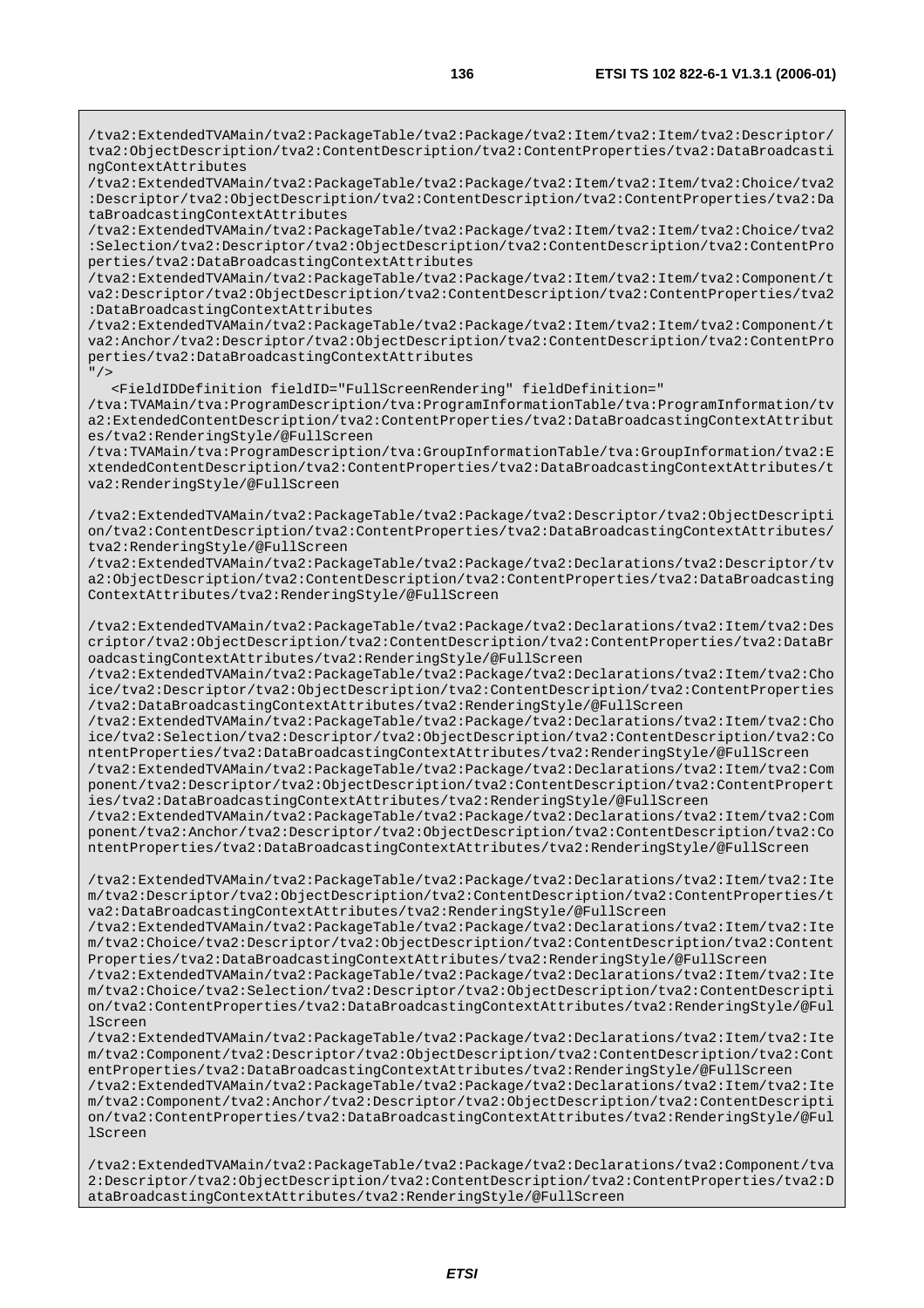```
/tva2:ExtendedTVAMain/tva2:PackageTable/tva2:Package/tva2:Item/tva2:Item/tva2:Descriptor/
tva2:ObjectDescription/tva2:ContentDescription/tva2:ContentProperties/tva2:DataBroadcasti
ngContextAttributes
/tva2:ExtendedTVAMain/tva2:PackageTable/tva2:Package/tva2:Item/tva2:Item/tva2:Choice/tva2
:Descriptor/tva2:ObjectDescription/tva2:ContentDescription/tva2:ContentProperties/tva2:Da
taBroadcastingContextAttributes
/tva2:ExtendedTVAMain/tva2:PackageTable/tva2:Package/tva2:Item/tva2:Item/tva2:Choice/tva2
:Selection/tva2:Descriptor/tva2:ObjectDescription/tva2:ContentDescription/tva2:ContentPro
perties/tva2:DataBroadcastingContextAttributes
/tva2:ExtendedTVAMain/tva2:PackageTable/tva2:Package/tva2:Item/tva2:Item/tva2:Component/t
va2:Descriptor/tva2:ObjectDescription/tva2:ContentDescription/tva2:ContentProperties/tva2
:DataBroadcastingContextAttributes
/tva2:ExtendedTVAMain/tva2:PackageTable/tva2:Package/tva2:Item/tva2:Item/tva2:Component/t
va2:Anchor/tva2:Descriptor/tva2:ObjectDescription/tva2:ContentDescription/tva2:ContentPro
perties/tva2:DataBroadcastingContextAttributes
"/>
   <FieldIDDefinition fieldID="FullScreenRendering" fieldDefinition="
/tva:TVAMain/tva:ProgramDescription/tva:ProgramInformationTable/tva:ProgramInformation/tv
a2:ExtendedContentDescription/tva2:ContentProperties/tva2:DataBroadcastingContextAttribut
es/tva2:RenderingStyle/@FullScreen
/tva:TVAMain/tva:ProgramDescription/tva:GroupInformationTable/tva:GroupInformation/tva2:E
xtendedContentDescription/tva2:ContentProperties/tva2:DataBroadcastingContextAttributes/t
va2:RenderingStyle/@FullScreen

/tva2:ExtendedTVAMain/tva2:PackageTable/tva2:Package/tva2:Descriptor/tva2:ObjectDescripti
on/tva2:ContentDescription/tva2:ContentProperties/tva2:DataBroadcastingContextAttributes/
tva2:RenderingStyle/@FullScreen
/tva2:ExtendedTVAMain/tva2:PackageTable/tva2:Package/tva2:Declarations/tva2:Descriptor/tv
a2:ObjectDescription/tva2:ContentDescription/tva2:ContentProperties/tva2:DataBroadcasting
ContextAttributes/tva2:RenderingStyle/@FullScreen

/tva2:ExtendedTVAMain/tva2:PackageTable/tva2:Package/tva2:Declarations/tva2:Item/tva2:Des
criptor/tva2:ObjectDescription/tva2:ContentDescription/tva2:ContentProperties/tva2:DataBr
oadcastingContextAttributes/tva2:RenderingStyle/@FullScreen
/tva2:ExtendedTVAMain/tva2:PackageTable/tva2:Package/tva2:Declarations/tva2:Item/tva2:Cho
ice/tva2:Descriptor/tva2:ObjectDescription/tva2:ContentDescription/tva2:ContentProperties
/tva2:DataBroadcastingContextAttributes/tva2:RenderingStyle/@FullScreen
/tva2:ExtendedTVAMain/tva2:PackageTable/tva2:Package/tva2:Declarations/tva2:Item/tva2:Cho
ice/tva2:Selection/tva2:Descriptor/tva2:ObjectDescription/tva2:ContentDescription/tva2:Co
ntentProperties/tva2:DataBroadcastingContextAttributes/tva2:RenderingStyle/@FullScreen
/tva2:ExtendedTVAMain/tva2:PackageTable/tva2:Package/tva2:Declarations/tva2:Item/tva2:Com
ponent/tva2:Descriptor/tva2:ObjectDescription/tva2:ContentDescription/tva2:ContentPropert
ies/tva2:DataBroadcastingContextAttributes/tva2:RenderingStyle/@FullScreen
/tva2:ExtendedTVAMain/tva2:PackageTable/tva2:Package/tva2:Declarations/tva2:Item/tva2:Com
ponent/tva2:Anchor/tva2:Descriptor/tva2:ObjectDescription/tva2:ContentDescription/tva2:Co
ntentProperties/tva2:DataBroadcastingContextAttributes/tva2:RenderingStyle/@FullScreen

/tva2:ExtendedTVAMain/tva2:PackageTable/tva2:Package/tva2:Declarations/tva2:Item/tva2:Ite
m/tva2:Descriptor/tva2:ObjectDescription/tva2:ContentDescription/tva2:ContentProperties/t
va2:DataBroadcastingContextAttributes/tva2:RenderingStyle/@FullScreen
/tva2:ExtendedTVAMain/tva2:PackageTable/tva2:Package/tva2:Declarations/tva2:Item/tva2:Ite
m/tva2:Choice/tva2:Descriptor/tva2:ObjectDescription/tva2:ContentDescription/tva2:Content
Properties/tva2:DataBroadcastingContextAttributes/tva2:RenderingStyle/@FullScreen
/tva2:ExtendedTVAMain/tva2:PackageTable/tva2:Package/tva2:Declarations/tva2:Item/tva2:Ite
m/tva2:Choice/tva2:Selection/tva2:Descriptor/tva2:ObjectDescription/tva2:ContentDescripti
on/tva2:ContentProperties/tva2:DataBroadcastingContextAttributes/tva2:RenderingStyle/@Ful
lScreen
/tva2:ExtendedTVAMain/tva2:PackageTable/tva2:Package/tva2:Declarations/tva2:Item/tva2:Ite
m/tva2:Component/tva2:Descriptor/tva2:ObjectDescription/tva2:ContentDescription/tva2:Cont
entProperties/tva2:DataBroadcastingContextAttributes/tva2:RenderingStyle/@FullScreen
/tva2:ExtendedTVAMain/tva2:PackageTable/tva2:Package/tva2:Declarations/tva2:Item/tva2:Ite
m/tva2:Component/tva2:Anchor/tva2:Descriptor/tva2:ObjectDescription/tva2:ContentDescripti
on/tva2:ContentProperties/tva2:DataBroadcastingContextAttributes/tva2:RenderingStyle/@Ful
lScreen

/tva2:ExtendedTVAMain/tva2:PackageTable/tva2:Package/tva2:Declarations/tva2:Component/tva
2:Descriptor/tva2:ObjectDescription/tva2:ContentDescription/tva2:ContentProperties/tva2:D
ataBroadcastingContextAttributes/tva2:RenderingStyle/@FullScreen
```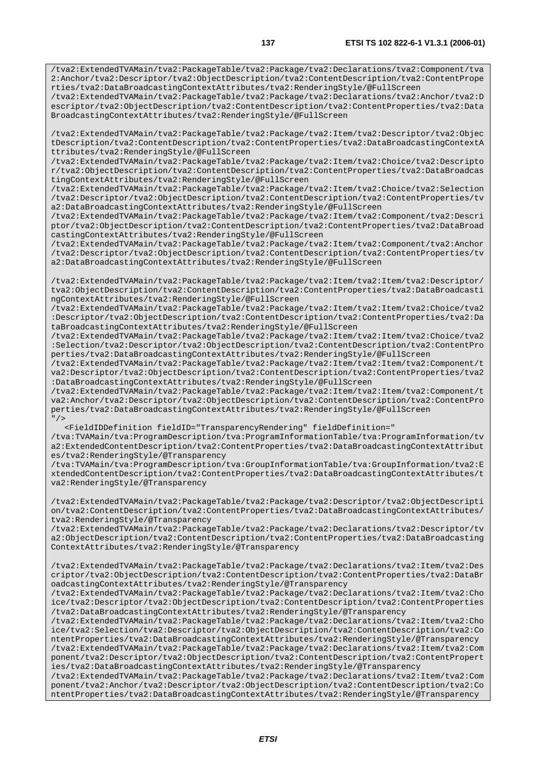```
/tva2:ExtendedTVAMain/tva2:PackageTable/tva2:Package/tva2:Declarations/tva2:Component/tva
2:Anchor/tva2:Descriptor/tva2:ObjectDescription/tva2:ContentDescription/tva2:ContentPrope
rties/tva2:DataBroadcastingContextAttributes/tva2:RenderingStyle/@FullScreen
/tva2:ExtendedTVAMain/tva2:PackageTable/tva2:Package/tva2:Declarations/tva2:Anchor/tva2:D
escriptor/tva2:ObjectDescription/tva2:ContentDescription/tva2:ContentProperties/tva2:Data
BroadcastingContextAttributes/tva2:RenderingStyle/@FullScreen

/tva2:ExtendedTVAMain/tva2:PackageTable/tva2:Package/tva2:Item/tva2:Descriptor/tva2:Objec
tDescription/tva2:ContentDescription/tva2:ContentProperties/tva2:DataBroadcastingContextA
ttributes/tva2:RenderingStyle/@FullScreen
/tva2:ExtendedTVAMain/tva2:PackageTable/tva2:Package/tva2:Item/tva2:Choice/tva2:Descripto
r/tva2:ObjectDescription/tva2:ContentDescription/tva2:ContentProperties/tva2:DataBroadcas
tingContextAttributes/tva2:RenderingStyle/@FullScreen
/tva2:ExtendedTVAMain/tva2:PackageTable/tva2:Package/tva2:Item/tva2:Choice/tva2:Selection
/tva2:Descriptor/tva2:ObjectDescription/tva2:ContentDescription/tva2:ContentProperties/tv
a2:DataBroadcastingContextAttributes/tva2:RenderingStyle/@FullScreen
/tva2:ExtendedTVAMain/tva2:PackageTable/tva2:Package/tva2:Item/tva2:Component/tva2:Descri
ptor/tva2:ObjectDescription/tva2:ContentDescription/tva2:ContentProperties/tva2:DataBroad
castingContextAttributes/tva2:RenderingStyle/@FullScreen
/tva2:ExtendedTVAMain/tva2:PackageTable/tva2:Package/tva2:Item/tva2:Component/tva2:Anchor
/tva2:Descriptor/tva2:ObjectDescription/tva2:ContentDescription/tva2:ContentProperties/tv
a2:DataBroadcastingContextAttributes/tva2:RenderingStyle/@FullScreen

/tva2:ExtendedTVAMain/tva2:PackageTable/tva2:Package/tva2:Item/tva2:Item/tva2:Descriptor/
tva2:ObjectDescription/tva2:ContentDescription/tva2:ContentProperties/tva2:DataBroadcasti
ngContextAttributes/tva2:RenderingStyle/@FullScreen
/tva2:ExtendedTVAMain/tva2:PackageTable/tva2:Package/tva2:Item/tva2:Item/tva2:Choice/tva2
:Descriptor/tva2:ObjectDescription/tva2:ContentDescription/tva2:ContentProperties/tva2:Da
taBroadcastingContextAttributes/tva2:RenderingStyle/@FullScreen
/tva2:ExtendedTVAMain/tva2:PackageTable/tva2:Package/tva2:Item/tva2:Item/tva2:Choice/tva2
:Selection/tva2:Descriptor/tva2:ObjectDescription/tva2:ContentDescription/tva2:ContentPro
perties/tva2:DataBroadcastingContextAttributes/tva2:RenderingStyle/@FullScreen
/tva2:ExtendedTVAMain/tva2:PackageTable/tva2:Package/tva2:Item/tva2:Item/tva2:Component/t
va2:Descriptor/tva2:ObjectDescription/tva2:ContentDescription/tva2:ContentProperties/tva2
:DataBroadcastingContextAttributes/tva2:RenderingStyle/@FullScreen
/tva2:ExtendedTVAMain/tva2:PackageTable/tva2:Package/tva2:Item/tva2:Item/tva2:Component/t
va2:Anchor/tva2:Descriptor/tva2:ObjectDescription/tva2:ContentDescription/tva2:ContentPro
perties/tva2:DataBroadcastingContextAttributes/tva2:RenderingStyle/@FullScreen
"/>
   <FieldIDDefinition fieldID="TransparencyRendering" fieldDefinition="
/tva:TVAMain/tva:ProgramDescription/tva:ProgramInformationTable/tva:ProgramInformation/tv
a2:ExtendedContentDescription/tva2:ContentProperties/tva2:DataBroadcastingContextAttribut
es/tva2:RenderingStyle/@Transparency
/tva:TVAMain/tva:ProgramDescription/tva:GroupInformationTable/tva:GroupInformation/tva2:E
xtendedContentDescription/tva2:ContentProperties/tva2:DataBroadcastingContextAttributes/t
va2:RenderingStyle/@Transparency

/tva2:ExtendedTVAMain/tva2:PackageTable/tva2:Package/tva2:Descriptor/tva2:ObjectDescripti
on/tva2:ContentDescription/tva2:ContentProperties/tva2:DataBroadcastingContextAttributes/
tva2:RenderingStyle/@Transparency
/tva2:ExtendedTVAMain/tva2:PackageTable/tva2:Package/tva2:Declarations/tva2:Descriptor/tv
a2:ObjectDescription/tva2:ContentDescription/tva2:ContentProperties/tva2:DataBroadcasting
ContextAttributes/tva2:RenderingStyle/@Transparency

/tva2:ExtendedTVAMain/tva2:PackageTable/tva2:Package/tva2:Declarations/tva2:Item/tva2:Des
criptor/tva2:ObjectDescription/tva2:ContentDescription/tva2:ContentProperties/tva2:DataBr
oadcastingContextAttributes/tva2:RenderingStyle/@Transparency
/tva2:ExtendedTVAMain/tva2:PackageTable/tva2:Package/tva2:Declarations/tva2:Item/tva2:Cho
ice/tva2:Descriptor/tva2:ObjectDescription/tva2:ContentDescription/tva2:ContentProperties
/tva2:DataBroadcastingContextAttributes/tva2:RenderingStyle/@Transparency
/tva2:ExtendedTVAMain/tva2:PackageTable/tva2:Package/tva2:Declarations/tva2:Item/tva2:Cho
ice/tva2:Selection/tva2:Descriptor/tva2:ObjectDescription/tva2:ContentDescription/tva2:Co
ntentProperties/tva2:DataBroadcastingContextAttributes/tva2:RenderingStyle/@Transparency
/tva2:ExtendedTVAMain/tva2:PackageTable/tva2:Package/tva2:Declarations/tva2:Item/tva2:Com
ponent/tva2:Descriptor/tva2:ObjectDescription/tva2:ContentDescription/tva2:ContentPropert
ies/tva2:DataBroadcastingContextAttributes/tva2:RenderingStyle/@Transparency
/tva2:ExtendedTVAMain/tva2:PackageTable/tva2:Package/tva2:Declarations/tva2:Item/tva2:Com
ponent/tva2:Anchor/tva2:Descriptor/tva2:ObjectDescription/tva2:ContentDescription/tva2:Co
ntentProperties/tva2:DataBroadcastingContextAttributes/tva2:RenderingStyle/@Transparency
```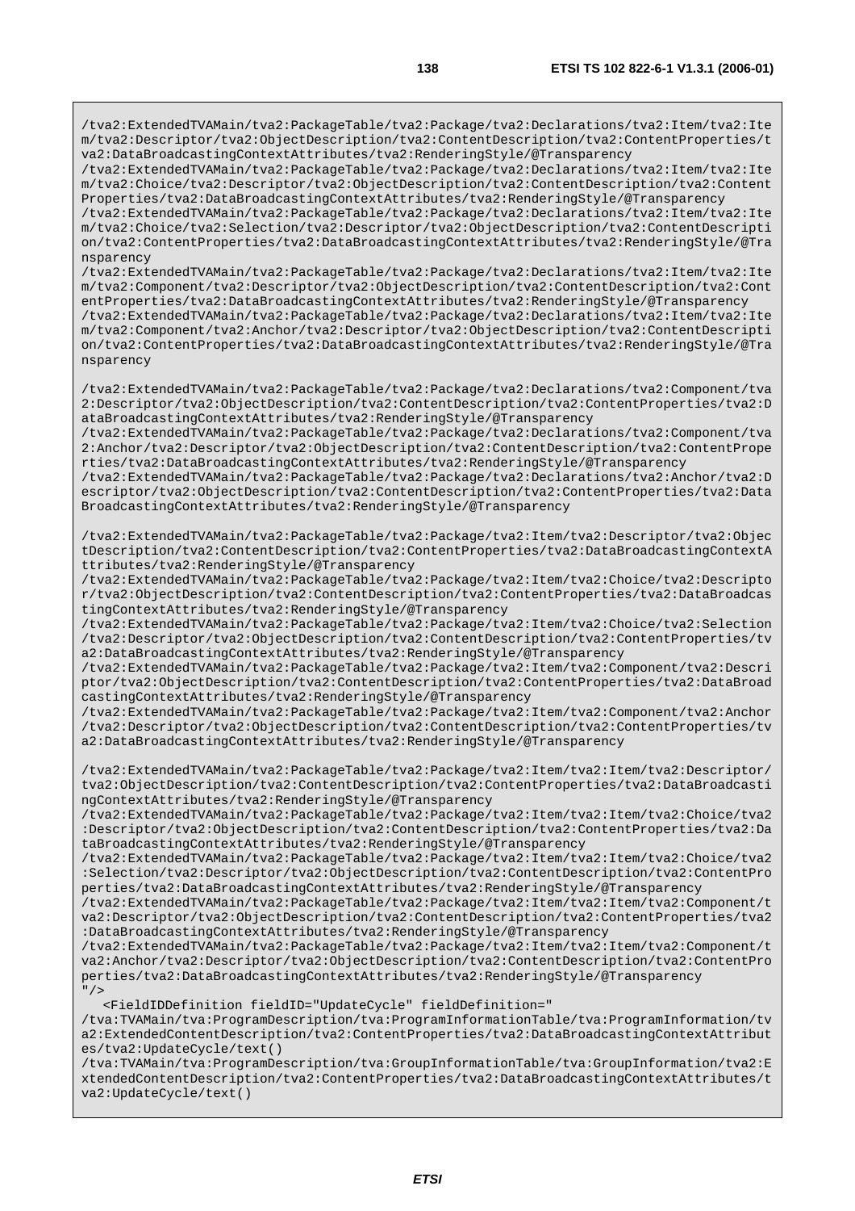```
/tva2:ExtendedTVAMain/tva2:PackageTable/tva2:Package/tva2:Declarations/tva2:Item/tva2:Item/tva2:Descriptor/tva2:ObjectDescription/tva2:ContentDescription/tva2:ContentProperties/tva2:DataBroadcastingContextAttributes/tva2:RenderingStyle/@Transparency
/tva2:ExtendedTVAMain/tva2:PackageTable/tva2:Package/tva2:Declarations/tva2:Item/tva2:Item/tva2:Choice/tva2:Descriptor/tva2:ObjectDescription/tva2:ContentDescription/tva2:ContentProperties/tva2:DataBroadcastingContextAttributes/tva2:RenderingStyle/@Transparency
/tva2:ExtendedTVAMain/tva2:PackageTable/tva2:Package/tva2:Declarations/tva2:Item/tva2:Item/tva2:Choice/tva2:Selection/tva2:Descriptor/tva2:ObjectDescription/tva2:ContentDescription/tva2:ContentProperties/tva2:DataBroadcastingContextAttributes/tva2:RenderingStyle/@Transparency
/tva2:ExtendedTVAMain/tva2:PackageTable/tva2:Package/tva2:Declarations/tva2:Item/tva2:Item/tva2:Component/tva2:Descriptor/tva2:ObjectDescription/tva2:ContentDescription/tva2:ContentProperties/tva2:DataBroadcastingContextAttributes/tva2:RenderingStyle/@Transparency
/tva2:ExtendedTVAMain/tva2:PackageTable/tva2:Package/tva2:Declarations/tva2:Item/tva2:Item/tva2:Component/tva2:Anchor/tva2:Descriptor/tva2:ObjectDescription/tva2:ContentDescription/tva2:ContentProperties/tva2:DataBroadcastingContextAttributes/tva2:RenderingStyle/@Transparency

/tva2:ExtendedTVAMain/tva2:PackageTable/tva2:Package/tva2:Declarations/tva2:Component/tva2:Descriptor/tva2:ObjectDescription/tva2:ContentDescription/tva2:ContentProperties/tva2:DataBroadcastingContextAttributes/tva2:RenderingStyle/@Transparency
/tva2:ExtendedTVAMain/tva2:PackageTable/tva2:Package/tva2:Declarations/tva2:Component/tva2:Anchor/tva2:Descriptor/tva2:ObjectDescription/tva2:ContentDescription/tva2:ContentProperties/tva2:DataBroadcastingContextAttributes/tva2:RenderingStyle/@Transparency
/tva2:ExtendedTVAMain/tva2:PackageTable/tva2:Package/tva2:Declarations/tva2:Anchor/tva2:Descriptor/tva2:ObjectDescription/tva2:ContentDescription/tva2:ContentProperties/tva2:DataBroadcastingContextAttributes/tva2:RenderingStyle/@Transparency

/tva2:ExtendedTVAMain/tva2:PackageTable/tva2:Package/tva2:Item/tva2:Descriptor/tva2:ObjectDescription/tva2:ContentDescription/tva2:ContentProperties/tva2:DataBroadcastingContextAttributes/tva2:RenderingStyle/@Transparency
/tva2:ExtendedTVAMain/tva2:PackageTable/tva2:Package/tva2:Item/tva2:Choice/tva2:Descriptor/tva2:ObjectDescription/tva2:ContentDescription/tva2:ContentProperties/tva2:DataBroadcastingContextAttributes/tva2:RenderingStyle/@Transparency
/tva2:ExtendedTVAMain/tva2:PackageTable/tva2:Package/tva2:Item/tva2:Choice/tva2:Selection/tva2:Descriptor/tva2:ObjectDescription/tva2:ContentDescription/tva2:ContentProperties/tva2:DataBroadcastingContextAttributes/tva2:RenderingStyle/@Transparency
/tva2:ExtendedTVAMain/tva2:PackageTable/tva2:Package/tva2:Item/tva2:Component/tva2:Descriptor/tva2:ObjectDescription/tva2:ContentDescription/tva2:ContentProperties/tva2:DataBroadcastingContextAttributes/tva2:RenderingStyle/@Transparency
/tva2:ExtendedTVAMain/tva2:PackageTable/tva2:Package/tva2:Item/tva2:Component/tva2:Anchor/tva2:Descriptor/tva2:ObjectDescription/tva2:ContentDescription/tva2:ContentProperties/tva2:DataBroadcastingContextAttributes/tva2:RenderingStyle/@Transparency

/tva2:ExtendedTVAMain/tva2:PackageTable/tva2:Package/tva2:Item/tva2:Item/tva2:Descriptor/tva2:ObjectDescription/tva2:ContentDescription/tva2:ContentProperties/tva2:DataBroadcastingContextAttributes/tva2:RenderingStyle/@Transparency
/tva2:ExtendedTVAMain/tva2:PackageTable/tva2:Package/tva2:Item/tva2:Item/tva2:Choice/tva2:Descriptor/tva2:ObjectDescription/tva2:ContentDescription/tva2:ContentProperties/tva2:DataBroadcastingContextAttributes/tva2:RenderingStyle/@Transparency
/tva2:ExtendedTVAMain/tva2:PackageTable/tva2:Package/tva2:Item/tva2:Item/tva2:Choice/tva2:Selection/tva2:Descriptor/tva2:ObjectDescription/tva2:ContentDescription/tva2:ContentProperties/tva2:DataBroadcastingContextAttributes/tva2:RenderingStyle/@Transparency
/tva2:ExtendedTVAMain/tva2:PackageTable/tva2:Package/tva2:Item/tva2:Item/tva2:Component/tva2:Descriptor/tva2:ObjectDescription/tva2:ContentDescription/tva2:ContentProperties/tva2:DataBroadcastingContextAttributes/tva2:RenderingStyle/@Transparency
/tva2:ExtendedTVAMain/tva2:PackageTable/tva2:Package/tva2:Item/tva2:Item/tva2:Component/tva2:Anchor/tva2:Descriptor/tva2:ObjectDescription/tva2:ContentDescription/tva2:ContentProperties/tva2:DataBroadcastingContextAttributes/tva2:RenderingStyle/@Transparency
"/>
   <FieldIDDefinition fieldID="UpdateCycle" fieldDefinition="
/tva:TVAMain/tva:ProgramDescription/tva:ProgramInformationTable/tva:ProgramInformation/tva2:ExtendedContentDescription/tva2:ContentProperties/tva2:DataBroadcastingContextAttributes/tva2:UpdateCycle/text()
/tva:TVAMain/tva:ProgramDescription/tva:GroupInformationTable/tva:GroupInformation/tva2:ExtendedContentDescription/tva2:ContentProperties/tva2:DataBroadcastingContextAttributes/tva2:UpdateCycle/text()
```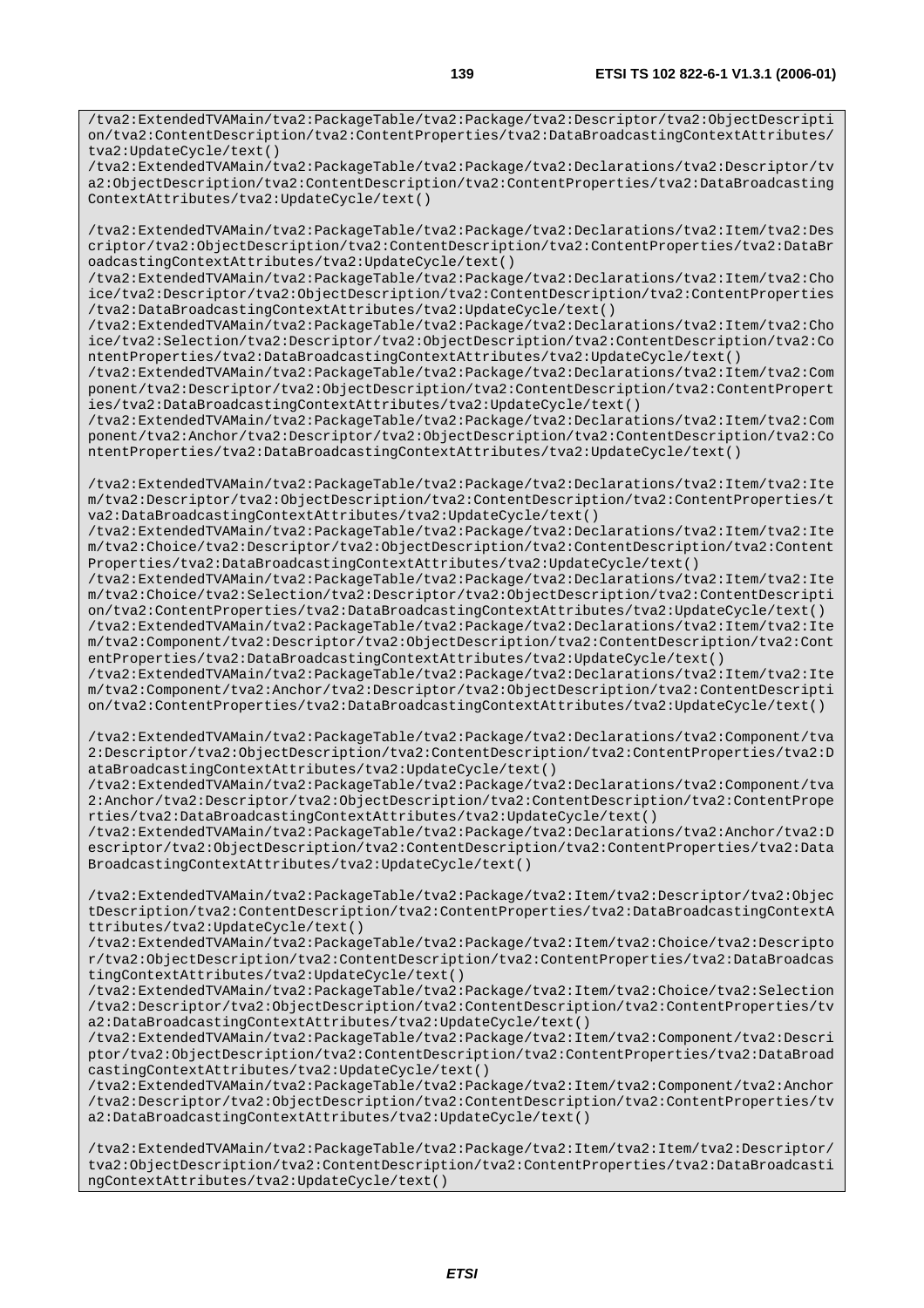```
/tva2:ExtendedTVAMain/tva2:PackageTable/tva2:Package/tva2:Descriptor/tva2:ObjectDescription/tva2:ContentDescription/tva2:ContentProperties/tva2:DataBroadcastingContextAttributes/tva2:UpdateCycle/text()
/tva2:ExtendedTVAMain/tva2:PackageTable/tva2:Package/tva2:Declarations/tva2:Descriptor/tva2:ObjectDescription/tva2:ContentDescription/tva2:ContentProperties/tva2:DataBroadcastingContextAttributes/tva2:UpdateCycle/text()

/tva2:ExtendedTVAMain/tva2:PackageTable/tva2:Package/tva2:Declarations/tva2:Item/tva2:Descriptor/tva2:ObjectDescription/tva2:ContentDescription/tva2:ContentProperties/tva2:DataBroadcastingContextAttributes/tva2:UpdateCycle/text()
/tva2:ExtendedTVAMain/tva2:PackageTable/tva2:Package/tva2:Declarations/tva2:Item/tva2:Choice/tva2:Descriptor/tva2:ObjectDescription/tva2:ContentDescription/tva2:ContentProperties/tva2:DataBroadcastingContextAttributes/tva2:UpdateCycle/text()
/tva2:ExtendedTVAMain/tva2:PackageTable/tva2:Package/tva2:Declarations/tva2:Item/tva2:Choice/tva2:Selection/tva2:Descriptor/tva2:ObjectDescription/tva2:ContentDescription/tva2:ContentProperties/tva2:DataBroadcastingContextAttributes/tva2:UpdateCycle/text()
/tva2:ExtendedTVAMain/tva2:PackageTable/tva2:Package/tva2:Declarations/tva2:Item/tva2:Component/tva2:Descriptor/tva2:ObjectDescription/tva2:ContentDescription/tva2:ContentProperties/tva2:DataBroadcastingContextAttributes/tva2:UpdateCycle/text()
/tva2:ExtendedTVAMain/tva2:PackageTable/tva2:Package/tva2:Declarations/tva2:Item/tva2:Component/tva2:Anchor/tva2:Descriptor/tva2:ObjectDescription/tva2:ContentDescription/tva2:ContentProperties/tva2:DataBroadcastingContextAttributes/tva2:UpdateCycle/text()

/tva2:ExtendedTVAMain/tva2:PackageTable/tva2:Package/tva2:Declarations/tva2:Item/tva2:Item/tva2:Descriptor/tva2:ObjectDescription/tva2:ContentDescription/tva2:ContentProperties/tva2:DataBroadcastingContextAttributes/tva2:UpdateCycle/text()
/tva2:ExtendedTVAMain/tva2:PackageTable/tva2:Package/tva2:Declarations/tva2:Item/tva2:Item/tva2:Choice/tva2:Descriptor/tva2:ObjectDescription/tva2:ContentDescription/tva2:ContentProperties/tva2:DataBroadcastingContextAttributes/tva2:UpdateCycle/text()
/tva2:ExtendedTVAMain/tva2:PackageTable/tva2:Package/tva2:Declarations/tva2:Item/tva2:Item/tva2:Choice/tva2:Selection/tva2:Descriptor/tva2:ObjectDescription/tva2:ContentDescription/tva2:ContentProperties/tva2:DataBroadcastingContextAttributes/tva2:UpdateCycle/text()
/tva2:ExtendedTVAMain/tva2:PackageTable/tva2:Package/tva2:Declarations/tva2:Item/tva2:Item/tva2:Component/tva2:Descriptor/tva2:ObjectDescription/tva2:ContentDescription/tva2:ContentProperties/tva2:DataBroadcastingContextAttributes/tva2:UpdateCycle/text()
/tva2:ExtendedTVAMain/tva2:PackageTable/tva2:Package/tva2:Declarations/tva2:Item/tva2:Item/tva2:Component/tva2:Anchor/tva2:Descriptor/tva2:ObjectDescription/tva2:ContentDescription/tva2:ContentProperties/tva2:DataBroadcastingContextAttributes/tva2:UpdateCycle/text()

/tva2:ExtendedTVAMain/tva2:PackageTable/tva2:Package/tva2:Declarations/tva2:Component/tva2:Descriptor/tva2:ObjectDescription/tva2:ContentDescription/tva2:ContentProperties/tva2:DataBroadcastingContextAttributes/tva2:UpdateCycle/text()
/tva2:ExtendedTVAMain/tva2:PackageTable/tva2:Package/tva2:Declarations/tva2:Component/tva2:Anchor/tva2:Descriptor/tva2:ObjectDescription/tva2:ContentDescription/tva2:ContentProperties/tva2:DataBroadcastingContextAttributes/tva2:UpdateCycle/text()
/tva2:ExtendedTVAMain/tva2:PackageTable/tva2:Package/tva2:Declarations/tva2:Anchor/tva2:Descriptor/tva2:ObjectDescription/tva2:ContentDescription/tva2:ContentProperties/tva2:DataBroadcastingContextAttributes/tva2:UpdateCycle/text()

/tva2:ExtendedTVAMain/tva2:PackageTable/tva2:Package/tva2:Item/tva2:Descriptor/tva2:ObjectDescription/tva2:ContentDescription/tva2:ContentProperties/tva2:DataBroadcastingContextAttributes/tva2:UpdateCycle/text()
/tva2:ExtendedTVAMain/tva2:PackageTable/tva2:Package/tva2:Item/tva2:Choice/tva2:Descriptor/tva2:ObjectDescription/tva2:ContentDescription/tva2:ContentProperties/tva2:DataBroadcastingContextAttributes/tva2:UpdateCycle/text()
/tva2:ExtendedTVAMain/tva2:PackageTable/tva2:Package/tva2:Item/tva2:Choice/tva2:Selection/tva2:Descriptor/tva2:ObjectDescription/tva2:ContentDescription/tva2:ContentProperties/tva2:DataBroadcastingContextAttributes/tva2:UpdateCycle/text()
/tva2:ExtendedTVAMain/tva2:PackageTable/tva2:Package/tva2:Item/tva2:Component/tva2:Descriptor/tva2:ObjectDescription/tva2:ContentDescription/tva2:ContentProperties/tva2:DataBroadcastingContextAttributes/tva2:UpdateCycle/text()
/tva2:ExtendedTVAMain/tva2:PackageTable/tva2:Package/tva2:Item/tva2:Component/tva2:Anchor/tva2:Descriptor/tva2:ObjectDescription/tva2:ContentDescription/tva2:ContentProperties/tva2:DataBroadcastingContextAttributes/tva2:UpdateCycle/text()

/tva2:ExtendedTVAMain/tva2:PackageTable/tva2:Package/tva2:Item/tva2:Item/tva2:Descriptor/tva2:ObjectDescription/tva2:ContentDescription/tva2:ContentProperties/tva2:DataBroadcastingContextAttributes/tva2:UpdateCycle/text()
```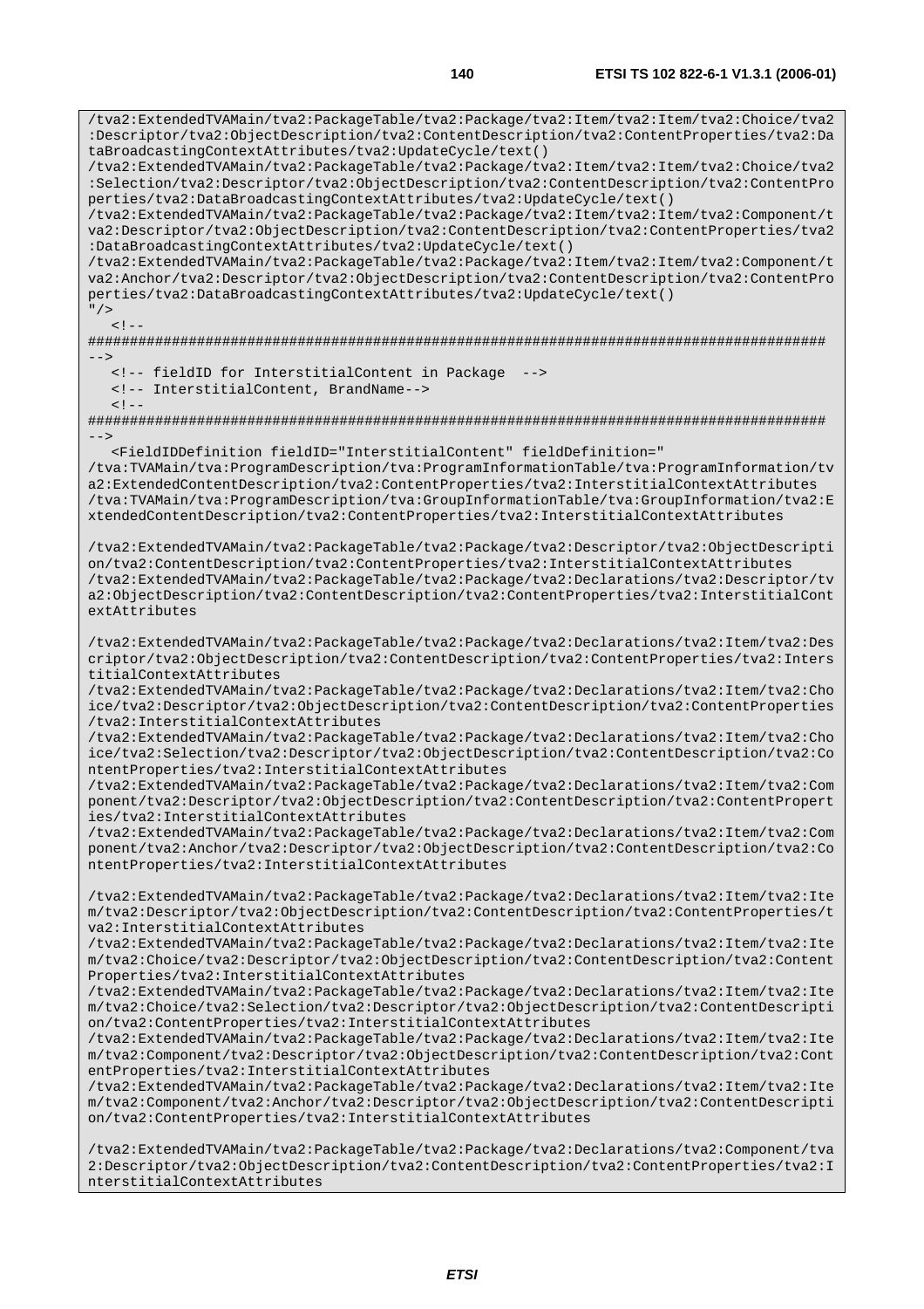```
/tva2:ExtendedTVAMain/tva2:PackageTable/tva2:Package/tva2:Item/tva2:Item/tva2:Choice/tva2
:Descriptor/tva2:ObjectDescription/tva2:ContentDescription/tva2:ContentProperties/tva2:Da
taBroadcastingContextAttributes/tva2:UpdateCycle/text()
/tva2:ExtendedTVAMain/tva2:PackageTable/tva2:Package/tva2:Item/tva2:Item/tva2:Choice/tva2
:Selection/tva2:Descriptor/tva2:ObjectDescription/tva2:ContentDescription/tva2:ContentPro
perties/tva2:DataBroadcastingContextAttributes/tva2:UpdateCycle/text()
/tva2:ExtendedTVAMain/tva2:PackageTable/tva2:Package/tva2:Item/tva2:Item/tva2:Component/t
va2:Descriptor/tva2:ObjectDescription/tva2:ContentDescription/tva2:ContentProperties/tva2
:DataBroadcastingContextAttributes/tva2:UpdateCycle/text()
/tva2:ExtendedTVAMain/tva2:PackageTable/tva2:Package/tva2:Item/tva2:Item/tva2:Component/t
va2:Anchor/tva2:Descriptor/tva2:ObjectDescription/tva2:ContentDescription/tva2:ContentPro
perties/tva2:DataBroadcastingContextAttributes/tva2:UpdateCycle/text()
"/>
   <!--
##########################################################################################
-->
   <!-- fieldID for InterstitialContent in Package  -->
   <!-- InterstitialContent, BrandName-->
   <!--
##########################################################################################
-->
   <FieldIDDefinition fieldID="InterstitialContent" fieldDefinition="
/tva:TVAMain/tva:ProgramDescription/tva:ProgramInformationTable/tva:ProgramInformation/tv
a2:ExtendedContentDescription/tva2:ContentProperties/tva2:InterstitialContextAttributes
/tva:TVAMain/tva:ProgramDescription/tva:GroupInformationTable/tva:GroupInformation/tva2:E
xtendedContentDescription/tva2:ContentProperties/tva2:InterstitialContextAttributes

/tva2:ExtendedTVAMain/tva2:PackageTable/tva2:Package/tva2:Descriptor/tva2:ObjectDescripti
on/tva2:ContentDescription/tva2:ContentProperties/tva2:InterstitialContextAttributes
/tva2:ExtendedTVAMain/tva2:PackageTable/tva2:Package/tva2:Declarations/tva2:Descriptor/tv
a2:ObjectDescription/tva2:ContentDescription/tva2:ContentProperties/tva2:InterstitialCont
extAttributes

/tva2:ExtendedTVAMain/tva2:PackageTable/tva2:Package/tva2:Declarations/tva2:Item/tva2:Des
criptor/tva2:ObjectDescription/tva2:ContentDescription/tva2:ContentProperties/tva2:Inters
titialContextAttributes
/tva2:ExtendedTVAMain/tva2:PackageTable/tva2:Package/tva2:Declarations/tva2:Item/tva2:Cho
ice/tva2:Descriptor/tva2:ObjectDescription/tva2:ContentDescription/tva2:ContentProperties
/tva2:InterstitialContextAttributes
/tva2:ExtendedTVAMain/tva2:PackageTable/tva2:Package/tva2:Declarations/tva2:Item/tva2:Cho
ice/tva2:Selection/tva2:Descriptor/tva2:ObjectDescription/tva2:ContentDescription/tva2:Co
ntentProperties/tva2:InterstitialContextAttributes
/tva2:ExtendedTVAMain/tva2:PackageTable/tva2:Package/tva2:Declarations/tva2:Item/tva2:Com
ponent/tva2:Descriptor/tva2:ObjectDescription/tva2:ContentDescription/tva2:ContentPropert
ies/tva2:InterstitialContextAttributes
/tva2:ExtendedTVAMain/tva2:PackageTable/tva2:Package/tva2:Declarations/tva2:Item/tva2:Com
ponent/tva2:Anchor/tva2:Descriptor/tva2:ObjectDescription/tva2:ContentDescription/tva2:Co
ntentProperties/tva2:InterstitialContextAttributes

/tva2:ExtendedTVAMain/tva2:PackageTable/tva2:Package/tva2:Declarations/tva2:Item/tva2:Ite
m/tva2:Descriptor/tva2:ObjectDescription/tva2:ContentDescription/tva2:ContentProperties/t
va2:InterstitialContextAttributes
/tva2:ExtendedTVAMain/tva2:PackageTable/tva2:Package/tva2:Declarations/tva2:Item/tva2:Ite
m/tva2:Choice/tva2:Descriptor/tva2:ObjectDescription/tva2:ContentDescription/tva2:Content
Properties/tva2:InterstitialContextAttributes
/tva2:ExtendedTVAMain/tva2:PackageTable/tva2:Package/tva2:Declarations/tva2:Item/tva2:Ite
m/tva2:Choice/tva2:Selection/tva2:Descriptor/tva2:ObjectDescription/tva2:ContentDescripti
on/tva2:ContentProperties/tva2:InterstitialContextAttributes
/tva2:ExtendedTVAMain/tva2:PackageTable/tva2:Package/tva2:Declarations/tva2:Item/tva2:Ite
m/tva2:Component/tva2:Descriptor/tva2:ObjectDescription/tva2:ContentDescription/tva2:Cont
entProperties/tva2:InterstitialContextAttributes
/tva2:ExtendedTVAMain/tva2:PackageTable/tva2:Package/tva2:Declarations/tva2:Item/tva2:Ite
m/tva2:Component/tva2:Anchor/tva2:Descriptor/tva2:ObjectDescription/tva2:ContentDescripti
on/tva2:ContentProperties/tva2:InterstitialContextAttributes

/tva2:ExtendedTVAMain/tva2:PackageTable/tva2:Package/tva2:Declarations/tva2:Component/tva
2:Descriptor/tva2:ObjectDescription/tva2:ContentDescription/tva2:ContentProperties/tva2:I
nterstitialContextAttributes
```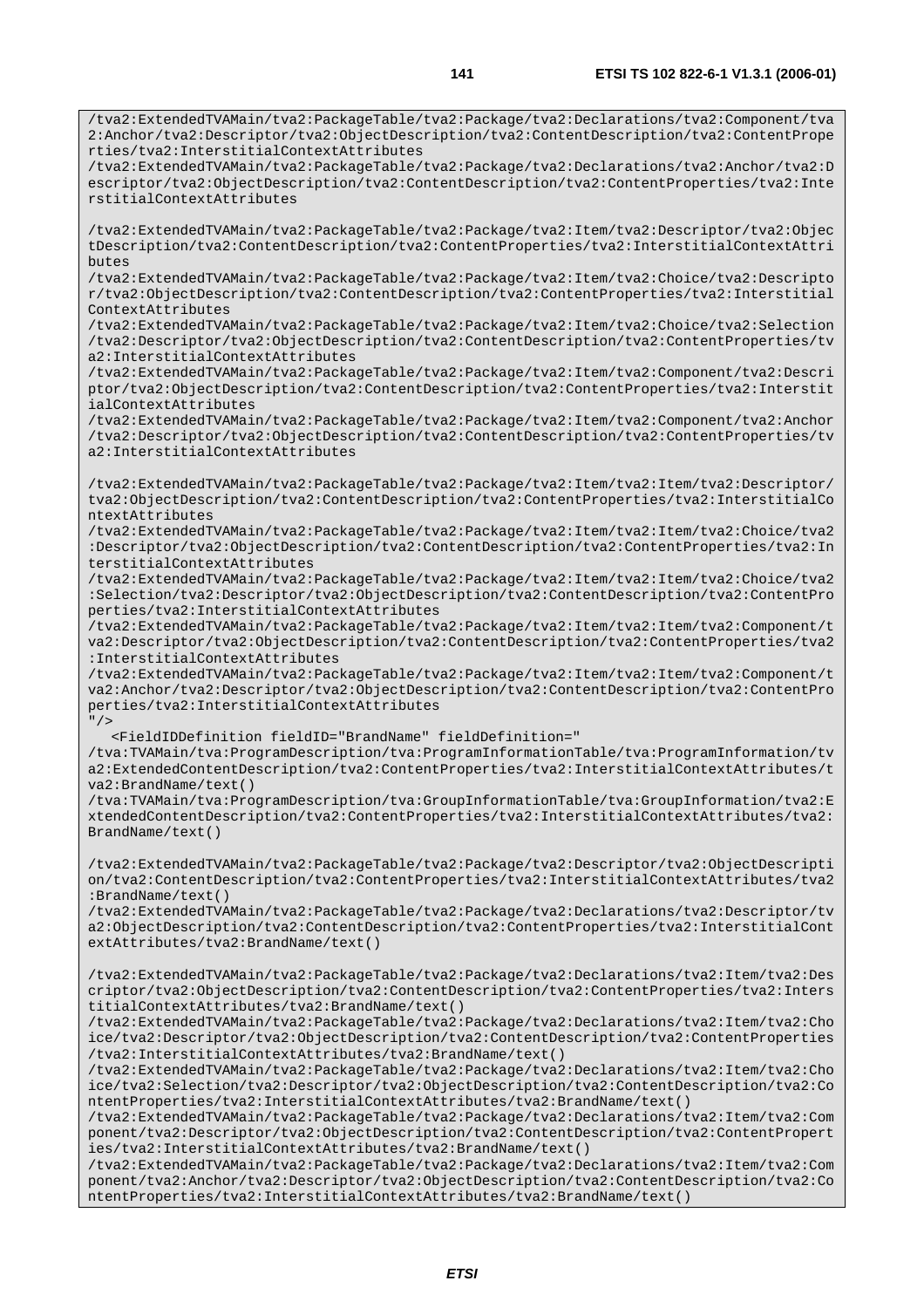```
/tva2:ExtendedTVAMain/tva2:PackageTable/tva2:Package/tva2:Declarations/tva2:Component/tva2:Anchor/tva2:Descriptor/tva2:ObjectDescription/tva2:ContentDescription/tva2:ContentProperties/tva2:InterstitialContextAttributes
/tva2:ExtendedTVAMain/tva2:PackageTable/tva2:Package/tva2:Declarations/tva2:Anchor/tva2:Descriptor/tva2:ObjectDescription/tva2:ContentDescription/tva2:ContentProperties/tva2:InterstitialContextAttributes

/tva2:ExtendedTVAMain/tva2:PackageTable/tva2:Package/tva2:Item/tva2:Descriptor/tva2:ObjectDescription/tva2:ContentDescription/tva2:ContentProperties/tva2:InterstitialContextAttributes
/tva2:ExtendedTVAMain/tva2:PackageTable/tva2:Package/tva2:Item/tva2:Choice/tva2:Descriptor/tva2:ObjectDescription/tva2:ContentDescription/tva2:ContentProperties/tva2:InterstitialContextAttributes
/tva2:ExtendedTVAMain/tva2:PackageTable/tva2:Package/tva2:Item/tva2:Choice/tva2:Selection/tva2:Descriptor/tva2:ObjectDescription/tva2:ContentDescription/tva2:ContentProperties/tva2:InterstitialContextAttributes
/tva2:ExtendedTVAMain/tva2:PackageTable/tva2:Package/tva2:Item/tva2:Component/tva2:Descriptor/tva2:ObjectDescription/tva2:ContentDescription/tva2:ContentProperties/tva2:InterstitialContextAttributes
/tva2:ExtendedTVAMain/tva2:PackageTable/tva2:Package/tva2:Item/tva2:Component/tva2:Anchor/tva2:Descriptor/tva2:ObjectDescription/tva2:ContentDescription/tva2:ContentProperties/tva2:InterstitialContextAttributes

/tva2:ExtendedTVAMain/tva2:PackageTable/tva2:Package/tva2:Item/tva2:Item/tva2:Descriptor/tva2:ObjectDescription/tva2:ContentDescription/tva2:ContentProperties/tva2:InterstitialContextAttributes
/tva2:ExtendedTVAMain/tva2:PackageTable/tva2:Package/tva2:Item/tva2:Item/tva2:Choice/tva2:Descriptor/tva2:ObjectDescription/tva2:ContentDescription/tva2:ContentProperties/tva2:InterstitialContextAttributes
/tva2:ExtendedTVAMain/tva2:PackageTable/tva2:Package/tva2:Item/tva2:Item/tva2:Choice/tva2:Selection/tva2:Descriptor/tva2:ObjectDescription/tva2:ContentDescription/tva2:ContentProperties/tva2:InterstitialContextAttributes
/tva2:ExtendedTVAMain/tva2:PackageTable/tva2:Package/tva2:Item/tva2:Item/tva2:Component/tva2:Descriptor/tva2:ObjectDescription/tva2:ContentDescription/tva2:ContentProperties/tva2:InterstitialContextAttributes
/tva2:ExtendedTVAMain/tva2:PackageTable/tva2:Package/tva2:Item/tva2:Item/tva2:Component/tva2:Anchor/tva2:Descriptor/tva2:ObjectDescription/tva2:ContentDescription/tva2:ContentProperties/tva2:InterstitialContextAttributes
"/>
   <FieldIDDefinition fieldID="BrandName" fieldDefinition="
/tva:TVAMain/tva:ProgramDescription/tva:ProgramInformationTable/tva:ProgramInformation/tva2:ExtendedContentDescription/tva2:ContentProperties/tva2:InterstitialContextAttributes/tva2:BrandName/text()
/tva:TVAMain/tva:ProgramDescription/tva:GroupInformationTable/tva:GroupInformation/tva2:ExtendedContentDescription/tva2:ContentProperties/tva2:InterstitialContextAttributes/tva2:BrandName/text()

/tva2:ExtendedTVAMain/tva2:PackageTable/tva2:Package/tva2:Descriptor/tva2:ObjectDescription/tva2:ContentDescription/tva2:ContentProperties/tva2:InterstitialContextAttributes/tva2:BrandName/text()
/tva2:ExtendedTVAMain/tva2:PackageTable/tva2:Package/tva2:Declarations/tva2:Descriptor/tva2:ObjectDescription/tva2:ContentDescription/tva2:ContentProperties/tva2:InterstitialContextAttributes/tva2:BrandName/text()

/tva2:ExtendedTVAMain/tva2:PackageTable/tva2:Package/tva2:Declarations/tva2:Item/tva2:Descriptor/tva2:ObjectDescription/tva2:ContentDescription/tva2:ContentProperties/tva2:InterstitialContextAttributes/tva2:BrandName/text()
/tva2:ExtendedTVAMain/tva2:PackageTable/tva2:Package/tva2:Declarations/tva2:Item/tva2:Choice/tva2:Descriptor/tva2:ObjectDescription/tva2:ContentDescription/tva2:ContentProperties/tva2:InterstitialContextAttributes/tva2:BrandName/text()
/tva2:ExtendedTVAMain/tva2:PackageTable/tva2:Package/tva2:Declarations/tva2:Item/tva2:Choice/tva2:Selection/tva2:Descriptor/tva2:ObjectDescription/tva2:ContentDescription/tva2:ContentProperties/tva2:InterstitialContextAttributes/tva2:BrandName/text()
/tva2:ExtendedTVAMain/tva2:PackageTable/tva2:Package/tva2:Declarations/tva2:Item/tva2:Component/tva2:Descriptor/tva2:ObjectDescription/tva2:ContentDescription/tva2:ContentProperties/tva2:InterstitialContextAttributes/tva2:BrandName/text()
/tva2:ExtendedTVAMain/tva2:PackageTable/tva2:Package/tva2:Declarations/tva2:Item/tva2:Component/tva2:Anchor/tva2:Descriptor/tva2:ObjectDescription/tva2:ContentDescription/tva2:ContentProperties/tva2:InterstitialContextAttributes/tva2:BrandName/text()
```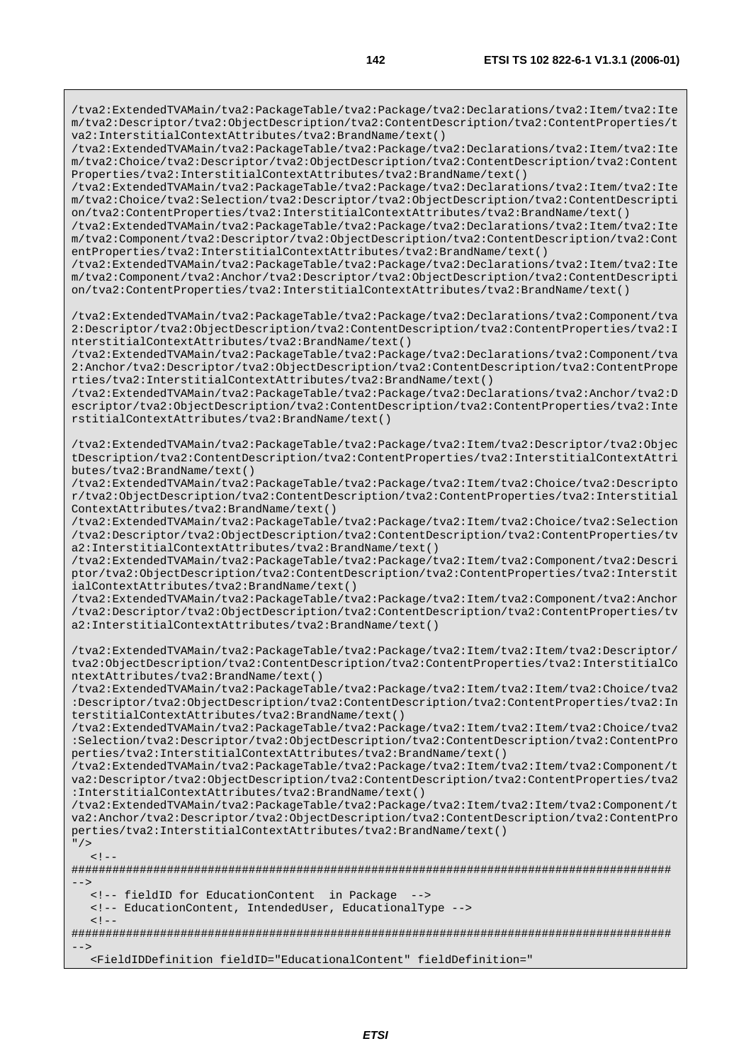```
/tva2:ExtendedTVAMain/tva2:PackageTable/tva2:Package/tva2:Declarations/tva2:Item/tva2:Item/tva2:Descriptor/tva2:ObjectDescription/tva2:ContentDescription/tva2:ContentProperties/tva2:InterstitialContextAttributes/tva2:BrandName/text()
/tva2:ExtendedTVAMain/tva2:PackageTable/tva2:Package/tva2:Declarations/tva2:Item/tva2:Item/tva2:Choice/tva2:Descriptor/tva2:ObjectDescription/tva2:ContentDescription/tva2:ContentProperties/tva2:InterstitialContextAttributes/tva2:BrandName/text()
/tva2:ExtendedTVAMain/tva2:PackageTable/tva2:Package/tva2:Declarations/tva2:Item/tva2:Item/tva2:Choice/tva2:Selection/tva2:Descriptor/tva2:ObjectDescription/tva2:ContentDescription/tva2:ContentProperties/tva2:InterstitialContextAttributes/tva2:BrandName/text()
/tva2:ExtendedTVAMain/tva2:PackageTable/tva2:Package/tva2:Declarations/tva2:Item/tva2:Item/tva2:Component/tva2:Descriptor/tva2:ObjectDescription/tva2:ContentDescription/tva2:ContentProperties/tva2:InterstitialContextAttributes/tva2:BrandName/text()
/tva2:ExtendedTVAMain/tva2:PackageTable/tva2:Package/tva2:Declarations/tva2:Item/tva2:Item/tva2:Component/tva2:Anchor/tva2:Descriptor/tva2:ObjectDescription/tva2:ContentDescription/tva2:ContentProperties/tva2:InterstitialContextAttributes/tva2:BrandName/text()

/tva2:ExtendedTVAMain/tva2:PackageTable/tva2:Package/tva2:Declarations/tva2:Component/tva2:Descriptor/tva2:ObjectDescription/tva2:ContentDescription/tva2:ContentProperties/tva2:InterstitialContextAttributes/tva2:BrandName/text()
/tva2:ExtendedTVAMain/tva2:PackageTable/tva2:Package/tva2:Declarations/tva2:Component/tva2:Anchor/tva2:Descriptor/tva2:ObjectDescription/tva2:ContentDescription/tva2:ContentProperties/tva2:InterstitialContextAttributes/tva2:BrandName/text()
/tva2:ExtendedTVAMain/tva2:PackageTable/tva2:Package/tva2:Declarations/tva2:Anchor/tva2:Descriptor/tva2:ObjectDescription/tva2:ContentDescription/tva2:ContentProperties/tva2:InterstitialContextAttributes/tva2:BrandName/text()

/tva2:ExtendedTVAMain/tva2:PackageTable/tva2:Package/tva2:Item/tva2:Descriptor/tva2:ObjectDescription/tva2:ContentDescription/tva2:ContentProperties/tva2:InterstitialContextAttributes/tva2:BrandName/text()
/tva2:ExtendedTVAMain/tva2:PackageTable/tva2:Package/tva2:Item/tva2:Choice/tva2:Descriptor/tva2:ObjectDescription/tva2:ContentDescription/tva2:ContentProperties/tva2:InterstitialContextAttributes/tva2:BrandName/text()
/tva2:ExtendedTVAMain/tva2:PackageTable/tva2:Package/tva2:Item/tva2:Choice/tva2:Selection/tva2:Descriptor/tva2:ObjectDescription/tva2:ContentDescription/tva2:ContentProperties/tva2:InterstitialContextAttributes/tva2:BrandName/text()
/tva2:ExtendedTVAMain/tva2:PackageTable/tva2:Package/tva2:Item/tva2:Component/tva2:Descriptor/tva2:ObjectDescription/tva2:ContentDescription/tva2:ContentProperties/tva2:InterstitialContextAttributes/tva2:BrandName/text()
/tva2:ExtendedTVAMain/tva2:PackageTable/tva2:Package/tva2:Item/tva2:Component/tva2:Anchor/tva2:Descriptor/tva2:ObjectDescription/tva2:ContentDescription/tva2:ContentProperties/tva2:InterstitialContextAttributes/tva2:BrandName/text()

/tva2:ExtendedTVAMain/tva2:PackageTable/tva2:Package/tva2:Item/tva2:Item/tva2:Descriptor/tva2:ObjectDescription/tva2:ContentDescription/tva2:ContentProperties/tva2:InterstitialContextAttributes/tva2:BrandName/text()
/tva2:ExtendedTVAMain/tva2:PackageTable/tva2:Package/tva2:Item/tva2:Item/tva2:Choice/tva2:Descriptor/tva2:ObjectDescription/tva2:ContentDescription/tva2:ContentProperties/tva2:InterstitialContextAttributes/tva2:BrandName/text()
/tva2:ExtendedTVAMain/tva2:PackageTable/tva2:Package/tva2:Item/tva2:Item/tva2:Choice/tva2:Selection/tva2:Descriptor/tva2:ObjectDescription/tva2:ContentDescription/tva2:ContentProperties/tva2:InterstitialContextAttributes/tva2:BrandName/text()
/tva2:ExtendedTVAMain/tva2:PackageTable/tva2:Package/tva2:Item/tva2:Item/tva2:Component/tva2:Descriptor/tva2:ObjectDescription/tva2:ContentDescription/tva2:ContentProperties/tva2:InterstitialContextAttributes/tva2:BrandName/text()
/tva2:ExtendedTVAMain/tva2:PackageTable/tva2:Package/tva2:Item/tva2:Item/tva2:Component/tva2:Anchor/tva2:Descriptor/tva2:ObjectDescription/tva2:ContentDescription/tva2:ContentProperties/tva2:InterstitialContextAttributes/tva2:BrandName/text()
"/>
   <!--
########################################################################################
-->
   <!-- fieldID for EducationContent  in Package  -->
   <!-- EducationContent, IntendedUser, EducationalType -->
   <!--
########################################################################################
-->
   <FieldIDDefinition fieldID="EducationalContent" fieldDefinition="
```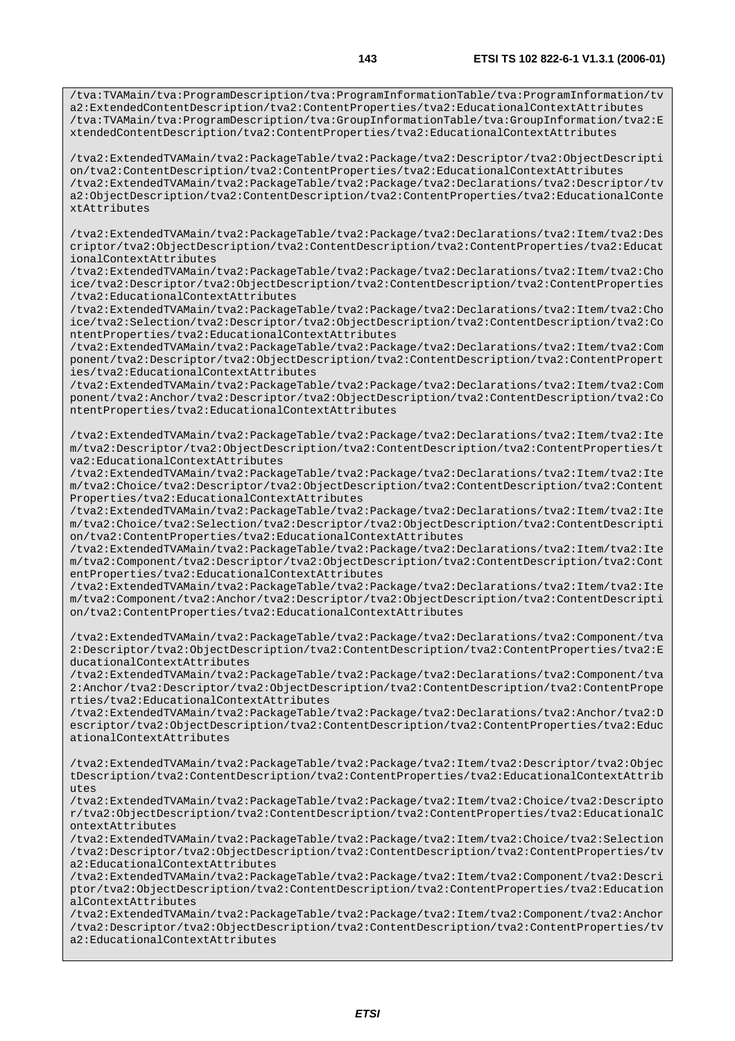```
/tva:TVAMain/tva:ProgramDescription/tva:ProgramInformationTable/tva:ProgramInformation/tva2:ExtendedContentDescription/tva2:ContentProperties/tva2:EducationalContextAttributes
/tva:TVAMain/tva:ProgramDescription/tva:GroupInformationTable/tva:GroupInformation/tva2:ExtendedContentDescription/tva2:ContentProperties/tva2:EducationalContextAttributes

/tva2:ExtendedTVAMain/tva2:PackageTable/tva2:Package/tva2:Descriptor/tva2:ObjectDescription/tva2:ContentDescription/tva2:ContentProperties/tva2:EducationalContextAttributes
/tva2:ExtendedTVAMain/tva2:PackageTable/tva2:Package/tva2:Declarations/tva2:Descriptor/tva2:ObjectDescription/tva2:ContentDescription/tva2:ContentProperties/tva2:EducationalContextAttributes

/tva2:ExtendedTVAMain/tva2:PackageTable/tva2:Package/tva2:Declarations/tva2:Item/tva2:Descriptor/tva2:ObjectDescription/tva2:ContentDescription/tva2:ContentProperties/tva2:EducationalContextAttributes
/tva2:ExtendedTVAMain/tva2:PackageTable/tva2:Package/tva2:Declarations/tva2:Item/tva2:Choice/tva2:Descriptor/tva2:ObjectDescription/tva2:ContentDescription/tva2:ContentProperties/tva2:EducationalContextAttributes
/tva2:ExtendedTVAMain/tva2:PackageTable/tva2:Package/tva2:Declarations/tva2:Item/tva2:Choice/tva2:Selection/tva2:Descriptor/tva2:ObjectDescription/tva2:ContentDescription/tva2:ContentProperties/tva2:EducationalContextAttributes
/tva2:ExtendedTVAMain/tva2:PackageTable/tva2:Package/tva2:Declarations/tva2:Item/tva2:Component/tva2:Descriptor/tva2:ObjectDescription/tva2:ContentDescription/tva2:ContentProperties/tva2:EducationalContextAttributes
/tva2:ExtendedTVAMain/tva2:PackageTable/tva2:Package/tva2:Declarations/tva2:Item/tva2:Component/tva2:Anchor/tva2:Descriptor/tva2:ObjectDescription/tva2:ContentDescription/tva2:ContentProperties/tva2:EducationalContextAttributes

/tva2:ExtendedTVAMain/tva2:PackageTable/tva2:Package/tva2:Declarations/tva2:Item/tva2:Item/tva2:Descriptor/tva2:ObjectDescription/tva2:ContentDescription/tva2:ContentProperties/tva2:EducationalContextAttributes
/tva2:ExtendedTVAMain/tva2:PackageTable/tva2:Package/tva2:Declarations/tva2:Item/tva2:Item/tva2:Choice/tva2:Descriptor/tva2:ObjectDescription/tva2:ContentDescription/tva2:ContentProperties/tva2:EducationalContextAttributes
/tva2:ExtendedTVAMain/tva2:PackageTable/tva2:Package/tva2:Declarations/tva2:Item/tva2:Item/tva2:Choice/tva2:Selection/tva2:Descriptor/tva2:ObjectDescription/tva2:ContentDescription/tva2:ContentProperties/tva2:EducationalContextAttributes
/tva2:ExtendedTVAMain/tva2:PackageTable/tva2:Package/tva2:Declarations/tva2:Item/tva2:Item/tva2:Component/tva2:Descriptor/tva2:ObjectDescription/tva2:ContentDescription/tva2:ContentProperties/tva2:EducationalContextAttributes
/tva2:ExtendedTVAMain/tva2:PackageTable/tva2:Package/tva2:Declarations/tva2:Item/tva2:Item/tva2:Component/tva2:Anchor/tva2:Descriptor/tva2:ObjectDescription/tva2:ContentDescription/tva2:ContentProperties/tva2:EducationalContextAttributes

/tva2:ExtendedTVAMain/tva2:PackageTable/tva2:Package/tva2:Declarations/tva2:Component/tva2:Descriptor/tva2:ObjectDescription/tva2:ContentDescription/tva2:ContentProperties/tva2:EducationalContextAttributes
/tva2:ExtendedTVAMain/tva2:PackageTable/tva2:Package/tva2:Declarations/tva2:Component/tva2:Anchor/tva2:Descriptor/tva2:ObjectDescription/tva2:ContentDescription/tva2:ContentProperties/tva2:EducationalContextAttributes
/tva2:ExtendedTVAMain/tva2:PackageTable/tva2:Package/tva2:Declarations/tva2:Anchor/tva2:Descriptor/tva2:ObjectDescription/tva2:ContentDescription/tva2:ContentProperties/tva2:EducationalContextAttributes

/tva2:ExtendedTVAMain/tva2:PackageTable/tva2:Package/tva2:Item/tva2:Descriptor/tva2:ObjectDescription/tva2:ContentDescription/tva2:ContentProperties/tva2:EducationalContextAttributes
/tva2:ExtendedTVAMain/tva2:PackageTable/tva2:Package/tva2:Item/tva2:Choice/tva2:Descriptor/tva2:ObjectDescription/tva2:ContentDescription/tva2:ContentProperties/tva2:EducationalContextAttributes
/tva2:ExtendedTVAMain/tva2:PackageTable/tva2:Package/tva2:Item/tva2:Choice/tva2:Selection/tva2:Descriptor/tva2:ObjectDescription/tva2:ContentDescription/tva2:ContentProperties/tva2:EducationalContextAttributes
/tva2:ExtendedTVAMain/tva2:PackageTable/tva2:Package/tva2:Item/tva2:Component/tva2:Descriptor/tva2:ObjectDescription/tva2:ContentDescription/tva2:ContentProperties/tva2:EducationalContextAttributes
/tva2:ExtendedTVAMain/tva2:PackageTable/tva2:Package/tva2:Item/tva2:Component/tva2:Anchor/tva2:Descriptor/tva2:ObjectDescription/tva2:ContentDescription/tva2:ContentProperties/tva2:EducationalContextAttributes
```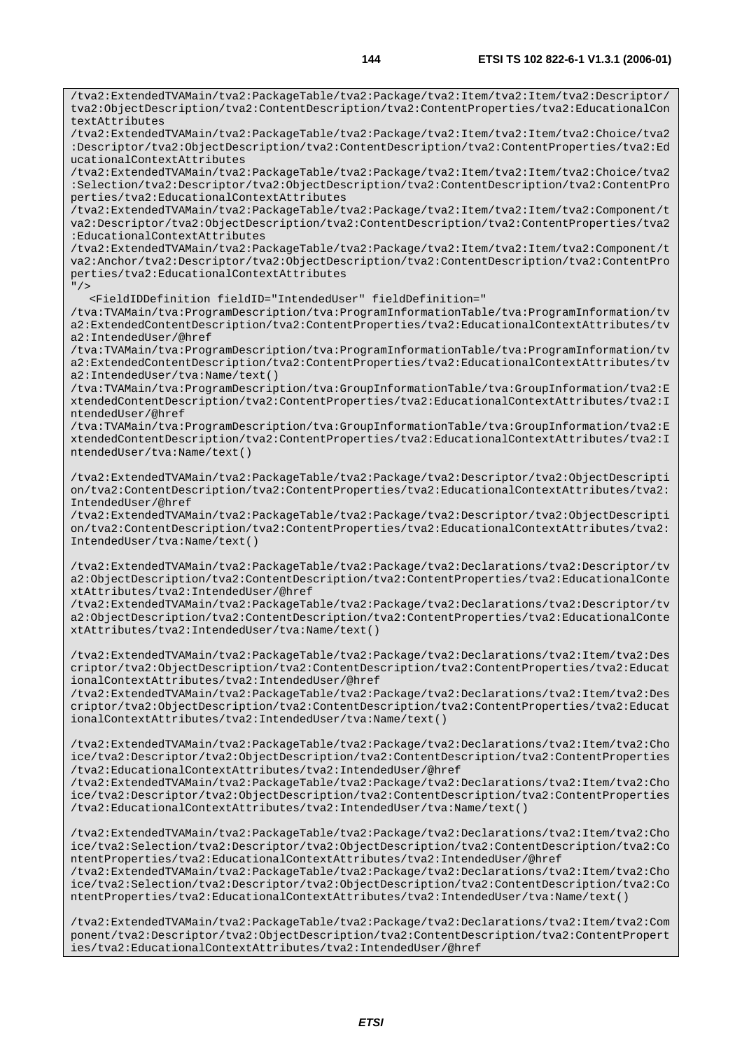```
/tva2:ExtendedTVAMain/tva2:PackageTable/tva2:Package/tva2:Item/tva2:Item/tva2:Descriptor/tva2:ObjectDescription/tva2:ContentDescription/tva2:ContentProperties/tva2:EducationalContextAttributes
/tva2:ExtendedTVAMain/tva2:PackageTable/tva2:Package/tva2:Item/tva2:Item/tva2:Choice/tva2:Descriptor/tva2:ObjectDescription/tva2:ContentDescription/tva2:ContentProperties/tva2:EducationalContextAttributes
/tva2:ExtendedTVAMain/tva2:PackageTable/tva2:Package/tva2:Item/tva2:Item/tva2:Choice/tva2:Selection/tva2:Descriptor/tva2:ObjectDescription/tva2:ContentDescription/tva2:ContentProperties/tva2:EducationalContextAttributes
/tva2:ExtendedTVAMain/tva2:PackageTable/tva2:Package/tva2:Item/tva2:Item/tva2:Component/tva2:Descriptor/tva2:ObjectDescription/tva2:ContentDescription/tva2:ContentProperties/tva2:EducationalContextAttributes
/tva2:ExtendedTVAMain/tva2:PackageTable/tva2:Package/tva2:Item/tva2:Item/tva2:Component/tva2:Anchor/tva2:Descriptor/tva2:ObjectDescription/tva2:ContentDescription/tva2:ContentProperties/tva2:EducationalContextAttributes
"/>
   <FieldIDDefinition fieldID="IntendedUser" fieldDefinition="
/tva:TVAMain/tva:ProgramDescription/tva:ProgramInformationTable/tva:ProgramInformation/tva2:ExtendedContentDescription/tva2:ContentProperties/tva2:EducationalContextAttributes/tva2:IntendedUser/@href
/tva:TVAMain/tva:ProgramDescription/tva:ProgramInformationTable/tva:ProgramInformation/tva2:ExtendedContentDescription/tva2:ContentProperties/tva2:EducationalContextAttributes/tva2:IntendedUser/tva:Name/text()
/tva:TVAMain/tva:ProgramDescription/tva:GroupInformationTable/tva:GroupInformation/tva2:ExtendedContentDescription/tva2:ContentProperties/tva2:EducationalContextAttributes/tva2:IntendedUser/@href
/tva:TVAMain/tva:ProgramDescription/tva:GroupInformationTable/tva:GroupInformation/tva2:ExtendedContentDescription/tva2:ContentProperties/tva2:EducationalContextAttributes/tva2:IntendedUser/tva:Name/text()

/tva2:ExtendedTVAMain/tva2:PackageTable/tva2:Package/tva2:Descriptor/tva2:ObjectDescription/tva2:ContentDescription/tva2:ContentProperties/tva2:EducationalContextAttributes/tva2:IntendedUser/@href
/tva2:ExtendedTVAMain/tva2:PackageTable/tva2:Package/tva2:Descriptor/tva2:ObjectDescription/tva2:ContentDescription/tva2:ContentProperties/tva2:EducationalContextAttributes/tva2:IntendedUser/tva:Name/text()

/tva2:ExtendedTVAMain/tva2:PackageTable/tva2:Package/tva2:Declarations/tva2:Descriptor/tva2:ObjectDescription/tva2:ContentDescription/tva2:ContentProperties/tva2:EducationalContextAttributes/tva2:IntendedUser/@href
/tva2:ExtendedTVAMain/tva2:PackageTable/tva2:Package/tva2:Declarations/tva2:Descriptor/tva2:ObjectDescription/tva2:ContentDescription/tva2:ContentProperties/tva2:EducationalContextAttributes/tva2:IntendedUser/tva:Name/text()

/tva2:ExtendedTVAMain/tva2:PackageTable/tva2:Package/tva2:Declarations/tva2:Item/tva2:Descriptor/tva2:ObjectDescription/tva2:ContentDescription/tva2:ContentProperties/tva2:EducationalContextAttributes/tva2:IntendedUser/@href
/tva2:ExtendedTVAMain/tva2:PackageTable/tva2:Package/tva2:Declarations/tva2:Item/tva2:Descriptor/tva2:ObjectDescription/tva2:ContentDescription/tva2:ContentProperties/tva2:EducationalContextAttributes/tva2:IntendedUser/tva:Name/text()

/tva2:ExtendedTVAMain/tva2:PackageTable/tva2:Package/tva2:Declarations/tva2:Item/tva2:Choice/tva2:Descriptor/tva2:ObjectDescription/tva2:ContentDescription/tva2:ContentProperties/tva2:EducationalContextAttributes/tva2:IntendedUser/@href
/tva2:ExtendedTVAMain/tva2:PackageTable/tva2:Package/tva2:Declarations/tva2:Item/tva2:Choice/tva2:Descriptor/tva2:ObjectDescription/tva2:ContentDescription/tva2:ContentProperties/tva2:EducationalContextAttributes/tva2:IntendedUser/tva:Name/text()

/tva2:ExtendedTVAMain/tva2:PackageTable/tva2:Package/tva2:Declarations/tva2:Item/tva2:Choice/tva2:Selection/tva2:Descriptor/tva2:ObjectDescription/tva2:ContentDescription/tva2:ContentProperties/tva2:EducationalContextAttributes/tva2:IntendedUser/@href
/tva2:ExtendedTVAMain/tva2:PackageTable/tva2:Package/tva2:Declarations/tva2:Item/tva2:Choice/tva2:Selection/tva2:Descriptor/tva2:ObjectDescription/tva2:ContentDescription/tva2:ContentProperties/tva2:EducationalContextAttributes/tva2:IntendedUser/tva:Name/text()

/tva2:ExtendedTVAMain/tva2:PackageTable/tva2:Package/tva2:Declarations/tva2:Item/tva2:Component/tva2:Descriptor/tva2:ObjectDescription/tva2:ContentDescription/tva2:ContentProperties/tva2:EducationalContextAttributes/tva2:IntendedUser/@href
```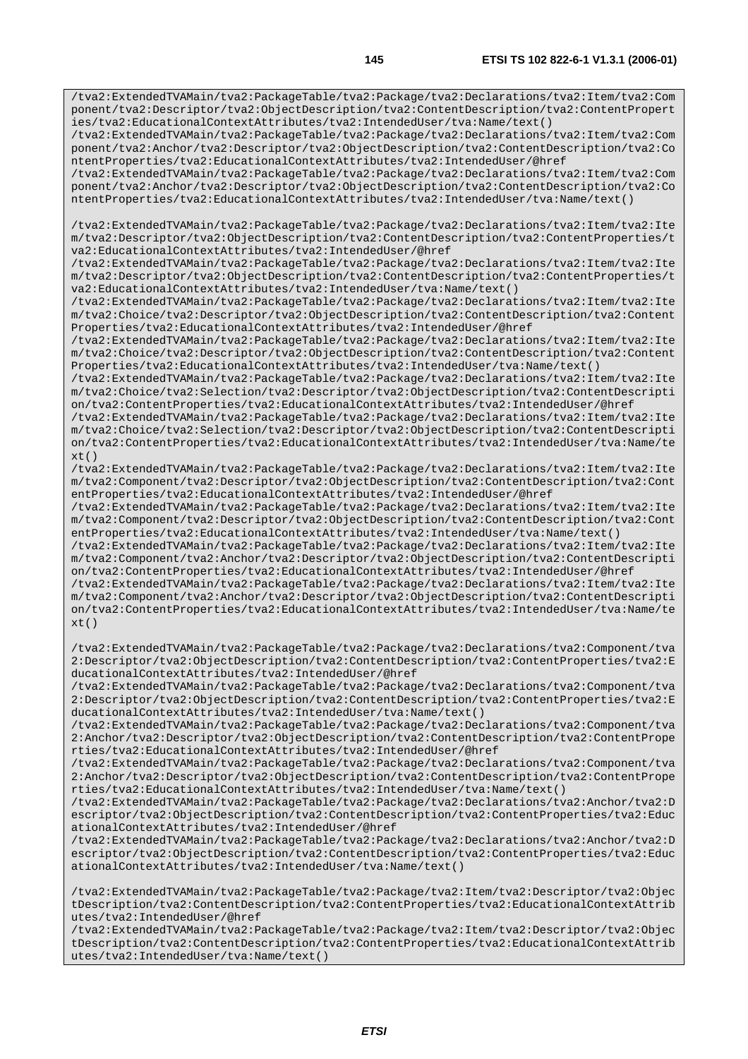```
/tva2:ExtendedTVAMain/tva2:PackageTable/tva2:Package/tva2:Declarations/tva2:Item/tva2:Component/tva2:Descriptor/tva2:ObjectDescription/tva2:ContentDescription/tva2:ContentProperties/tva2:EducationalContextAttributes/tva2:IntendedUser/tva:Name/text()
/tva2:ExtendedTVAMain/tva2:PackageTable/tva2:Package/tva2:Declarations/tva2:Item/tva2:Component/tva2:Anchor/tva2:Descriptor/tva2:ObjectDescription/tva2:ContentDescription/tva2:ContentProperties/tva2:EducationalContextAttributes/tva2:IntendedUser/@href
/tva2:ExtendedTVAMain/tva2:PackageTable/tva2:Package/tva2:Declarations/tva2:Item/tva2:Component/tva2:Anchor/tva2:Descriptor/tva2:ObjectDescription/tva2:ContentDescription/tva2:ContentProperties/tva2:EducationalContextAttributes/tva2:IntendedUser/tva:Name/text()

/tva2:ExtendedTVAMain/tva2:PackageTable/tva2:Package/tva2:Declarations/tva2:Item/tva2:Item/tva2:Descriptor/tva2:ObjectDescription/tva2:ContentDescription/tva2:ContentProperties/tva2:EducationalContextAttributes/tva2:IntendedUser/@href
/tva2:ExtendedTVAMain/tva2:PackageTable/tva2:Package/tva2:Declarations/tva2:Item/tva2:Item/tva2:Descriptor/tva2:ObjectDescription/tva2:ContentDescription/tva2:ContentProperties/tva2:EducationalContextAttributes/tva2:IntendedUser/tva:Name/text()
/tva2:ExtendedTVAMain/tva2:PackageTable/tva2:Package/tva2:Declarations/tva2:Item/tva2:Item/tva2:Choice/tva2:Descriptor/tva2:ObjectDescription/tva2:ContentDescription/tva2:ContentProperties/tva2:EducationalContextAttributes/tva2:IntendedUser/@href
/tva2:ExtendedTVAMain/tva2:PackageTable/tva2:Package/tva2:Declarations/tva2:Item/tva2:Item/tva2:Choice/tva2:Descriptor/tva2:ObjectDescription/tva2:ContentDescription/tva2:ContentProperties/tva2:EducationalContextAttributes/tva2:IntendedUser/tva:Name/text()
/tva2:ExtendedTVAMain/tva2:PackageTable/tva2:Package/tva2:Declarations/tva2:Item/tva2:Item/tva2:Choice/tva2:Selection/tva2:Descriptor/tva2:ObjectDescription/tva2:ContentDescription/tva2:ContentProperties/tva2:EducationalContextAttributes/tva2:IntendedUser/@href
/tva2:ExtendedTVAMain/tva2:PackageTable/tva2:Package/tva2:Declarations/tva2:Item/tva2:Item/tva2:Choice/tva2:Selection/tva2:Descriptor/tva2:ObjectDescription/tva2:ContentDescription/tva2:ContentProperties/tva2:EducationalContextAttributes/tva2:IntendedUser/tva:Name/text()
/tva2:ExtendedTVAMain/tva2:PackageTable/tva2:Package/tva2:Declarations/tva2:Item/tva2:Item/tva2:Component/tva2:Descriptor/tva2:ObjectDescription/tva2:ContentDescription/tva2:ContentProperties/tva2:EducationalContextAttributes/tva2:IntendedUser/@href
/tva2:ExtendedTVAMain/tva2:PackageTable/tva2:Package/tva2:Declarations/tva2:Item/tva2:Item/tva2:Component/tva2:Descriptor/tva2:ObjectDescription/tva2:ContentDescription/tva2:ContentProperties/tva2:EducationalContextAttributes/tva2:IntendedUser/tva:Name/text()
/tva2:ExtendedTVAMain/tva2:PackageTable/tva2:Package/tva2:Declarations/tva2:Item/tva2:Item/tva2:Component/tva2:Anchor/tva2:Descriptor/tva2:ObjectDescription/tva2:ContentDescription/tva2:ContentProperties/tva2:EducationalContextAttributes/tva2:IntendedUser/@href
/tva2:ExtendedTVAMain/tva2:PackageTable/tva2:Package/tva2:Declarations/tva2:Item/tva2:Item/tva2:Component/tva2:Anchor/tva2:Descriptor/tva2:ObjectDescription/tva2:ContentDescription/tva2:ContentProperties/tva2:EducationalContextAttributes/tva2:IntendedUser/tva:Name/text()

/tva2:ExtendedTVAMain/tva2:PackageTable/tva2:Package/tva2:Declarations/tva2:Component/tva2:Descriptor/tva2:ObjectDescription/tva2:ContentDescription/tva2:ContentProperties/tva2:EducationalContextAttributes/tva2:IntendedUser/@href
/tva2:ExtendedTVAMain/tva2:PackageTable/tva2:Package/tva2:Declarations/tva2:Component/tva2:Descriptor/tva2:ObjectDescription/tva2:ContentDescription/tva2:ContentProperties/tva2:EducationalContextAttributes/tva2:IntendedUser/tva:Name/text()
/tva2:ExtendedTVAMain/tva2:PackageTable/tva2:Package/tva2:Declarations/tva2:Component/tva2:Anchor/tva2:Descriptor/tva2:ObjectDescription/tva2:ContentDescription/tva2:ContentProperties/tva2:EducationalContextAttributes/tva2:IntendedUser/@href
/tva2:ExtendedTVAMain/tva2:PackageTable/tva2:Package/tva2:Declarations/tva2:Component/tva2:Anchor/tva2:Descriptor/tva2:ObjectDescription/tva2:ContentDescription/tva2:ContentProperties/tva2:EducationalContextAttributes/tva2:IntendedUser/tva:Name/text()
/tva2:ExtendedTVAMain/tva2:PackageTable/tva2:Package/tva2:Declarations/tva2:Anchor/tva2:Descriptor/tva2:ObjectDescription/tva2:ContentDescription/tva2:ContentProperties/tva2:EducationalContextAttributes/tva2:IntendedUser/@href
/tva2:ExtendedTVAMain/tva2:PackageTable/tva2:Package/tva2:Declarations/tva2:Anchor/tva2:Descriptor/tva2:ObjectDescription/tva2:ContentDescription/tva2:ContentProperties/tva2:EducationalContextAttributes/tva2:IntendedUser/tva:Name/text()

/tva2:ExtendedTVAMain/tva2:PackageTable/tva2:Package/tva2:Item/tva2:Descriptor/tva2:ObjectDescription/tva2:ContentDescription/tva2:ContentProperties/tva2:EducationalContextAttributes/tva2:IntendedUser/@href
/tva2:ExtendedTVAMain/tva2:PackageTable/tva2:Package/tva2:Item/tva2:Descriptor/tva2:ObjectDescription/tva2:ContentDescription/tva2:ContentProperties/tva2:EducationalContextAttributes/tva2:IntendedUser/tva:Name/text()
```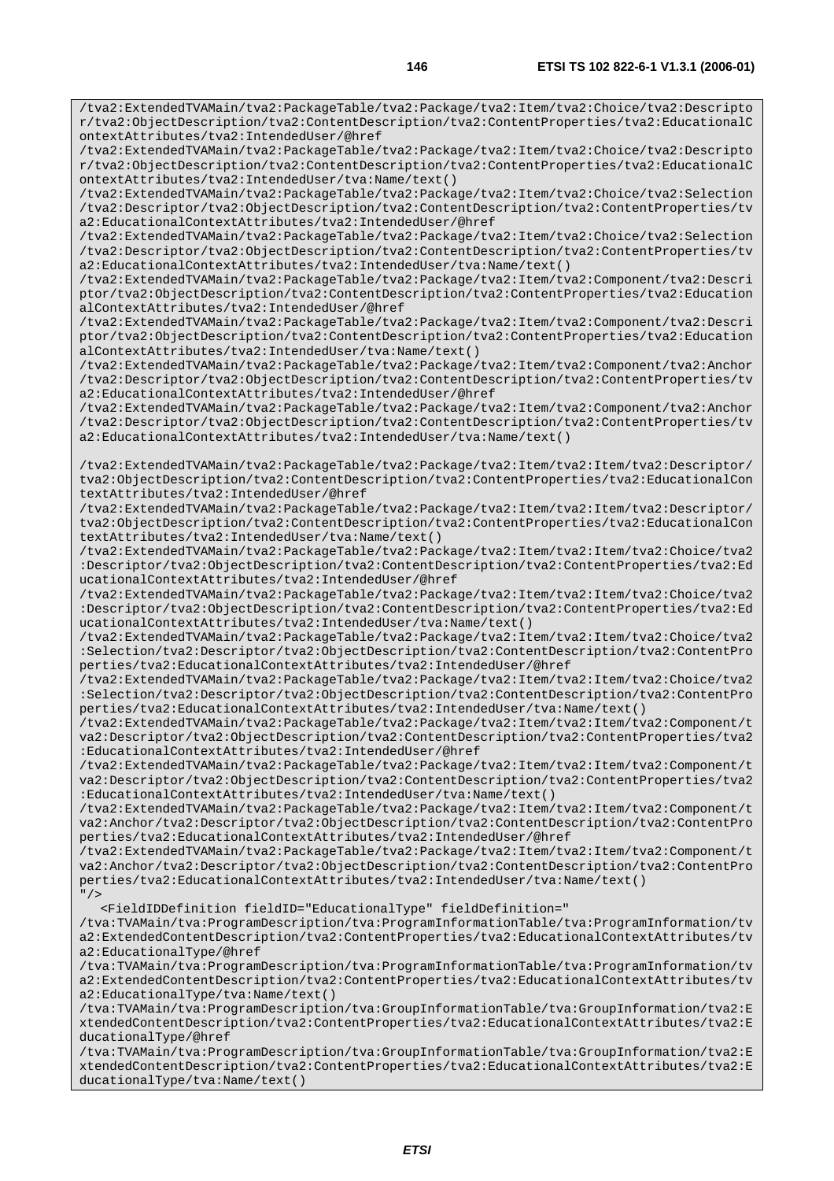```
/tva2:ExtendedTVAMain/tva2:PackageTable/tva2:Package/tva2:Item/tva2:Choice/tva2:Descriptor/tva2:ObjectDescription/tva2:ContentDescription/tva2:ContentProperties/tva2:EducationalContextAttributes/tva2:IntendedUser/@href
/tva2:ExtendedTVAMain/tva2:PackageTable/tva2:Package/tva2:Item/tva2:Choice/tva2:Descriptor/tva2:ObjectDescription/tva2:ContentDescription/tva2:ContentProperties/tva2:EducationalContextAttributes/tva2:IntendedUser/tva:Name/text()
/tva2:ExtendedTVAMain/tva2:PackageTable/tva2:Package/tva2:Item/tva2:Choice/tva2:Selection/tva2:Descriptor/tva2:ObjectDescription/tva2:ContentDescription/tva2:ContentProperties/tva2:EducationalContextAttributes/tva2:IntendedUser/@href
/tva2:ExtendedTVAMain/tva2:PackageTable/tva2:Package/tva2:Item/tva2:Choice/tva2:Selection/tva2:Descriptor/tva2:ObjectDescription/tva2:ContentDescription/tva2:ContentProperties/tva2:EducationalContextAttributes/tva2:IntendedUser/tva:Name/text()
/tva2:ExtendedTVAMain/tva2:PackageTable/tva2:Package/tva2:Item/tva2:Component/tva2:Descriptor/tva2:ObjectDescription/tva2:ContentDescription/tva2:ContentProperties/tva2:EducationalContextAttributes/tva2:IntendedUser/@href
/tva2:ExtendedTVAMain/tva2:PackageTable/tva2:Package/tva2:Item/tva2:Component/tva2:Descriptor/tva2:ObjectDescription/tva2:ContentDescription/tva2:ContentProperties/tva2:EducationalContextAttributes/tva2:IntendedUser/tva:Name/text()
/tva2:ExtendedTVAMain/tva2:PackageTable/tva2:Package/tva2:Item/tva2:Component/tva2:Anchor/tva2:Descriptor/tva2:ObjectDescription/tva2:ContentDescription/tva2:ContentProperties/tva2:EducationalContextAttributes/tva2:IntendedUser/@href
/tva2:ExtendedTVAMain/tva2:PackageTable/tva2:Package/tva2:Item/tva2:Component/tva2:Anchor/tva2:Descriptor/tva2:ObjectDescription/tva2:ContentDescription/tva2:ContentProperties/tva2:EducationalContextAttributes/tva2:IntendedUser/tva:Name/text()

/tva2:ExtendedTVAMain/tva2:PackageTable/tva2:Package/tva2:Item/tva2:Item/tva2:Descriptor/tva2:ObjectDescription/tva2:ContentDescription/tva2:ContentProperties/tva2:EducationalContextAttributes/tva2:IntendedUser/@href
/tva2:ExtendedTVAMain/tva2:PackageTable/tva2:Package/tva2:Item/tva2:Item/tva2:Descriptor/tva2:ObjectDescription/tva2:ContentDescription/tva2:ContentProperties/tva2:EducationalContextAttributes/tva2:IntendedUser/tva:Name/text()
/tva2:ExtendedTVAMain/tva2:PackageTable/tva2:Package/tva2:Item/tva2:Item/tva2:Choice/tva2:Descriptor/tva2:ObjectDescription/tva2:ContentDescription/tva2:ContentProperties/tva2:EducationalContextAttributes/tva2:IntendedUser/@href
/tva2:ExtendedTVAMain/tva2:PackageTable/tva2:Package/tva2:Item/tva2:Item/tva2:Choice/tva2:Descriptor/tva2:ObjectDescription/tva2:ContentDescription/tva2:ContentProperties/tva2:EducationalContextAttributes/tva2:IntendedUser/tva:Name/text()
/tva2:ExtendedTVAMain/tva2:PackageTable/tva2:Package/tva2:Item/tva2:Item/tva2:Choice/tva2:Selection/tva2:Descriptor/tva2:ObjectDescription/tva2:ContentDescription/tva2:ContentProperties/tva2:EducationalContextAttributes/tva2:IntendedUser/@href
/tva2:ExtendedTVAMain/tva2:PackageTable/tva2:Package/tva2:Item/tva2:Item/tva2:Choice/tva2:Selection/tva2:Descriptor/tva2:ObjectDescription/tva2:ContentDescription/tva2:ContentProperties/tva2:EducationalContextAttributes/tva2:IntendedUser/tva:Name/text()
/tva2:ExtendedTVAMain/tva2:PackageTable/tva2:Package/tva2:Item/tva2:Item/tva2:Component/tva2:Descriptor/tva2:ObjectDescription/tva2:ContentDescription/tva2:ContentProperties/tva2:EducationalContextAttributes/tva2:IntendedUser/@href
/tva2:ExtendedTVAMain/tva2:PackageTable/tva2:Package/tva2:Item/tva2:Item/tva2:Component/tva2:Descriptor/tva2:ObjectDescription/tva2:ContentDescription/tva2:ContentProperties/tva2:EducationalContextAttributes/tva2:IntendedUser/tva:Name/text()
/tva2:ExtendedTVAMain/tva2:PackageTable/tva2:Package/tva2:Item/tva2:Item/tva2:Component/tva2:Anchor/tva2:Descriptor/tva2:ObjectDescription/tva2:ContentDescription/tva2:ContentProperties/tva2:EducationalContextAttributes/tva2:IntendedUser/@href
/tva2:ExtendedTVAMain/tva2:PackageTable/tva2:Package/tva2:Item/tva2:Item/tva2:Component/tva2:Anchor/tva2:Descriptor/tva2:ObjectDescription/tva2:ContentDescription/tva2:ContentProperties/tva2:EducationalContextAttributes/tva2:IntendedUser/tva:Name/text()
"/>
   <FieldIDDefinition fieldID="EducationalType" fieldDefinition="
/tva:TVAMain/tva:ProgramDescription/tva:ProgramInformationTable/tva:ProgramInformation/tva2:ExtendedContentDescription/tva2:ContentProperties/tva2:EducationalContextAttributes/tva2:EducationalType/@href
/tva:TVAMain/tva:ProgramDescription/tva:ProgramInformationTable/tva:ProgramInformation/tva2:ExtendedContentDescription/tva2:ContentProperties/tva2:EducationalContextAttributes/tva2:EducationalType/tva:Name/text()
/tva:TVAMain/tva:ProgramDescription/tva:GroupInformationTable/tva:GroupInformation/tva2:ExtendedContentDescription/tva2:ContentProperties/tva2:EducationalContextAttributes/tva2:EducationalType/@href
/tva:TVAMain/tva:ProgramDescription/tva:GroupInformationTable/tva:GroupInformation/tva2:ExtendedContentDescription/tva2:ContentProperties/tva2:EducationalContextAttributes/tva2:EducationalType/tva:Name/text()
```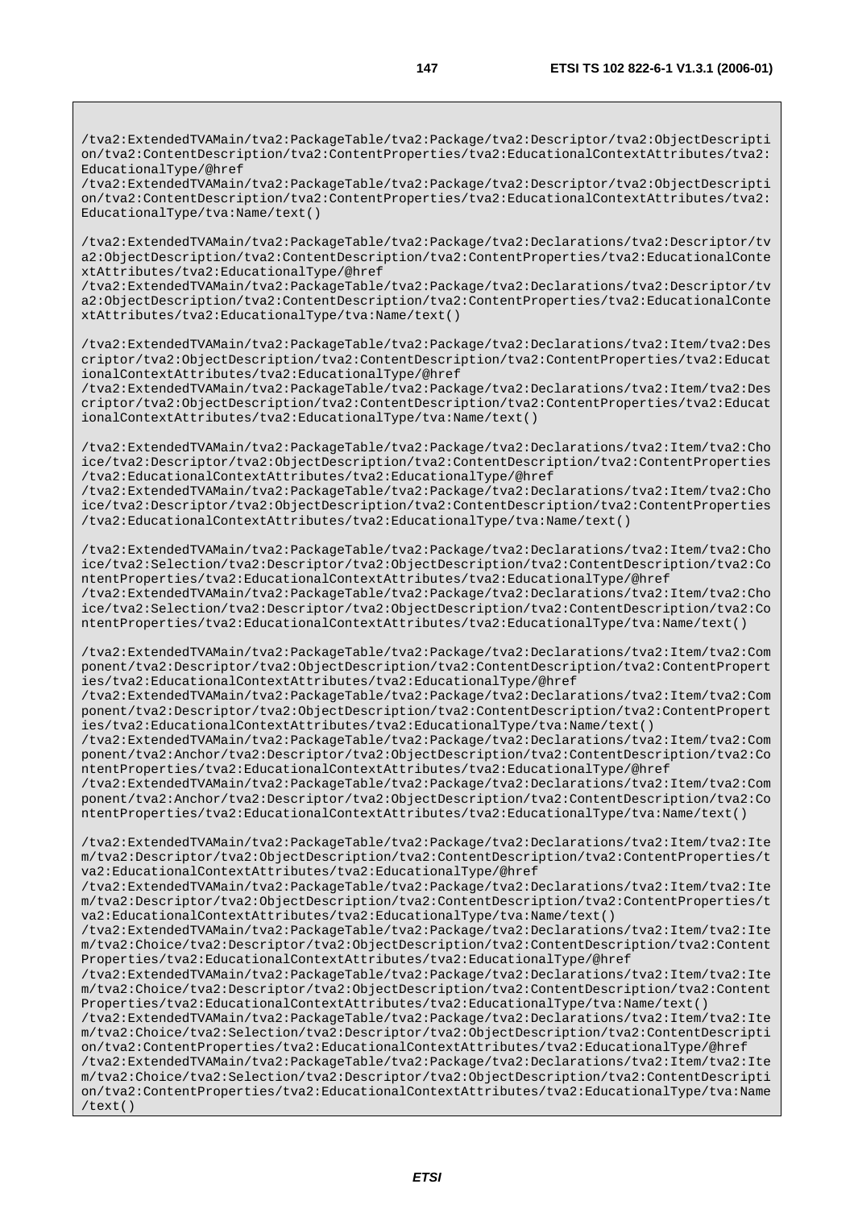```
/tva2:ExtendedTVAMain/tva2:PackageTable/tva2:Package/tva2:Descriptor/tva2:ObjectDescription/tva2:ContentDescription/tva2:ContentProperties/tva2:EducationalContextAttributes/tva2:EducationalType/@href
/tva2:ExtendedTVAMain/tva2:PackageTable/tva2:Package/tva2:Descriptor/tva2:ObjectDescription/tva2:ContentDescription/tva2:ContentProperties/tva2:EducationalContextAttributes/tva2:EducationalType/tva:Name/text()

/tva2:ExtendedTVAMain/tva2:PackageTable/tva2:Package/tva2:Declarations/tva2:Descriptor/tva2:ObjectDescription/tva2:ContentDescription/tva2:ContentProperties/tva2:EducationalContextAttributes/tva2:EducationalType/@href
/tva2:ExtendedTVAMain/tva2:PackageTable/tva2:Package/tva2:Declarations/tva2:Descriptor/tva2:ObjectDescription/tva2:ContentDescription/tva2:ContentProperties/tva2:EducationalContextAttributes/tva2:EducationalType/tva:Name/text()

/tva2:ExtendedTVAMain/tva2:PackageTable/tva2:Package/tva2:Declarations/tva2:Item/tva2:Descriptor/tva2:ObjectDescription/tva2:ContentDescription/tva2:ContentProperties/tva2:EducationalContextAttributes/tva2:EducationalType/@href
/tva2:ExtendedTVAMain/tva2:PackageTable/tva2:Package/tva2:Declarations/tva2:Item/tva2:Descriptor/tva2:ObjectDescription/tva2:ContentDescription/tva2:ContentProperties/tva2:EducationalContextAttributes/tva2:EducationalType/tva:Name/text()

/tva2:ExtendedTVAMain/tva2:PackageTable/tva2:Package/tva2:Declarations/tva2:Item/tva2:Choice/tva2:Descriptor/tva2:ObjectDescription/tva2:ContentDescription/tva2:ContentProperties/tva2:EducationalContextAttributes/tva2:EducationalType/@href
/tva2:ExtendedTVAMain/tva2:PackageTable/tva2:Package/tva2:Declarations/tva2:Item/tva2:Choice/tva2:Descriptor/tva2:ObjectDescription/tva2:ContentDescription/tva2:ContentProperties/tva2:EducationalContextAttributes/tva2:EducationalType/tva:Name/text()

/tva2:ExtendedTVAMain/tva2:PackageTable/tva2:Package/tva2:Declarations/tva2:Item/tva2:Choice/tva2:Selection/tva2:Descriptor/tva2:ObjectDescription/tva2:ContentDescription/tva2:ContentProperties/tva2:EducationalContextAttributes/tva2:EducationalType/@href
/tva2:ExtendedTVAMain/tva2:PackageTable/tva2:Package/tva2:Declarations/tva2:Item/tva2:Choice/tva2:Selection/tva2:Descriptor/tva2:ObjectDescription/tva2:ContentDescription/tva2:ContentProperties/tva2:EducationalContextAttributes/tva2:EducationalType/tva:Name/text()

/tva2:ExtendedTVAMain/tva2:PackageTable/tva2:Package/tva2:Declarations/tva2:Item/tva2:Component/tva2:Descriptor/tva2:ObjectDescription/tva2:ContentDescription/tva2:ContentProperties/tva2:EducationalContextAttributes/tva2:EducationalType/@href
/tva2:ExtendedTVAMain/tva2:PackageTable/tva2:Package/tva2:Declarations/tva2:Item/tva2:Component/tva2:Descriptor/tva2:ObjectDescription/tva2:ContentDescription/tva2:ContentProperties/tva2:EducationalContextAttributes/tva2:EducationalType/tva:Name/text()
/tva2:ExtendedTVAMain/tva2:PackageTable/tva2:Package/tva2:Declarations/tva2:Item/tva2:Component/tva2:Anchor/tva2:Descriptor/tva2:ObjectDescription/tva2:ContentDescription/tva2:ContentProperties/tva2:EducationalContextAttributes/tva2:EducationalType/@href
/tva2:ExtendedTVAMain/tva2:PackageTable/tva2:Package/tva2:Declarations/tva2:Item/tva2:Component/tva2:Anchor/tva2:Descriptor/tva2:ObjectDescription/tva2:ContentDescription/tva2:ContentProperties/tva2:EducationalContextAttributes/tva2:EducationalType/tva:Name/text()

/tva2:ExtendedTVAMain/tva2:PackageTable/tva2:Package/tva2:Declarations/tva2:Item/tva2:Item/tva2:Descriptor/tva2:ObjectDescription/tva2:ContentDescription/tva2:ContentProperties/tva2:EducationalContextAttributes/tva2:EducationalType/@href
/tva2:ExtendedTVAMain/tva2:PackageTable/tva2:Package/tva2:Declarations/tva2:Item/tva2:Item/tva2:Descriptor/tva2:ObjectDescription/tva2:ContentDescription/tva2:ContentProperties/tva2:EducationalContextAttributes/tva2:EducationalType/tva:Name/text()
/tva2:ExtendedTVAMain/tva2:PackageTable/tva2:Package/tva2:Declarations/tva2:Item/tva2:Item/tva2:Choice/tva2:Descriptor/tva2:ObjectDescription/tva2:ContentDescription/tva2:ContentProperties/tva2:EducationalContextAttributes/tva2:EducationalType/@href
/tva2:ExtendedTVAMain/tva2:PackageTable/tva2:Package/tva2:Declarations/tva2:Item/tva2:Item/tva2:Choice/tva2:Descriptor/tva2:ObjectDescription/tva2:ContentDescription/tva2:ContentProperties/tva2:EducationalContextAttributes/tva2:EducationalType/tva:Name/text()
/tva2:ExtendedTVAMain/tva2:PackageTable/tva2:Package/tva2:Declarations/tva2:Item/tva2:Item/tva2:Choice/tva2:Selection/tva2:Descriptor/tva2:ObjectDescription/tva2:ContentDescription/tva2:ContentProperties/tva2:EducationalContextAttributes/tva2:EducationalType/@href
/tva2:ExtendedTVAMain/tva2:PackageTable/tva2:Package/tva2:Declarations/tva2:Item/tva2:Item/tva2:Choice/tva2:Selection/tva2:Descriptor/tva2:ObjectDescription/tva2:ContentDescription/tva2:ContentProperties/tva2:EducationalContextAttributes/tva2:EducationalType/tva:Name/text()
```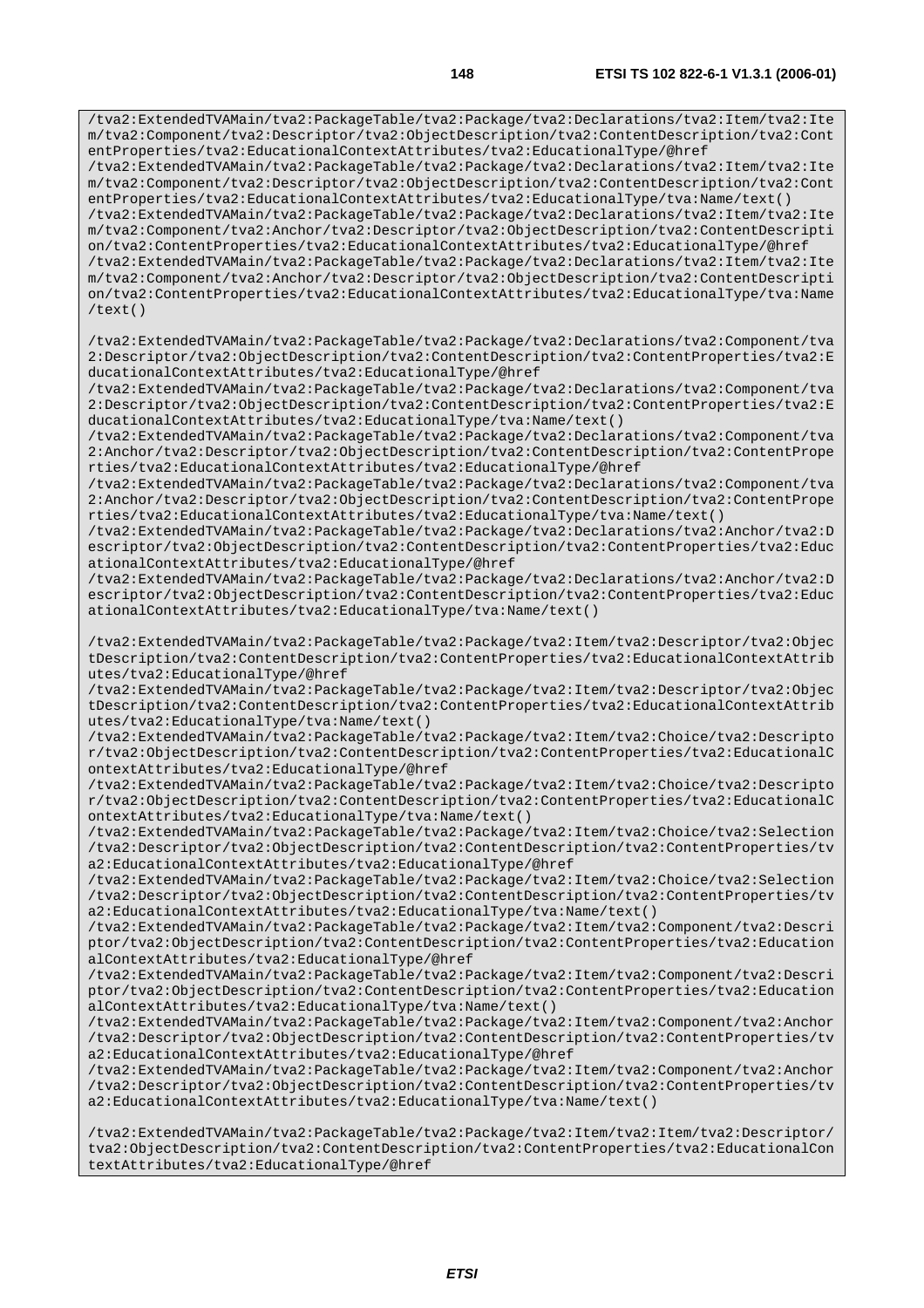```
/tva2:ExtendedTVAMain/tva2:PackageTable/tva2:Package/tva2:Declarations/tva2:Item/tva2:Item/tva2:Component/tva2:Descriptor/tva2:ObjectDescription/tva2:ContentDescription/tva2:ContentProperties/tva2:EducationalContextAttributes/tva2:EducationalType/@href
/tva2:ExtendedTVAMain/tva2:PackageTable/tva2:Package/tva2:Declarations/tva2:Item/tva2:Item/tva2:Component/tva2:Descriptor/tva2:ObjectDescription/tva2:ContentDescription/tva2:ContentProperties/tva2:EducationalContextAttributes/tva2:EducationalType/tva:Name/text()
/tva2:ExtendedTVAMain/tva2:PackageTable/tva2:Package/tva2:Declarations/tva2:Item/tva2:Item/tva2:Component/tva2:Anchor/tva2:Descriptor/tva2:ObjectDescription/tva2:ContentDescription/tva2:ContentProperties/tva2:EducationalContextAttributes/tva2:EducationalType/@href
/tva2:ExtendedTVAMain/tva2:PackageTable/tva2:Package/tva2:Declarations/tva2:Item/tva2:Item/tva2:Component/tva2:Anchor/tva2:Descriptor/tva2:ObjectDescription/tva2:ContentDescription/tva2:ContentProperties/tva2:EducationalContextAttributes/tva2:EducationalType/tva:Name/text()

/tva2:ExtendedTVAMain/tva2:PackageTable/tva2:Package/tva2:Declarations/tva2:Component/tva2:Descriptor/tva2:ObjectDescription/tva2:ContentDescription/tva2:ContentProperties/tva2:EducationalContextAttributes/tva2:EducationalType/@href
/tva2:ExtendedTVAMain/tva2:PackageTable/tva2:Package/tva2:Declarations/tva2:Component/tva2:Descriptor/tva2:ObjectDescription/tva2:ContentDescription/tva2:ContentProperties/tva2:EducationalContextAttributes/tva2:EducationalType/tva:Name/text()
/tva2:ExtendedTVAMain/tva2:PackageTable/tva2:Package/tva2:Declarations/tva2:Component/tva2:Anchor/tva2:Descriptor/tva2:ObjectDescription/tva2:ContentDescription/tva2:ContentProperties/tva2:EducationalContextAttributes/tva2:EducationalType/@href
/tva2:ExtendedTVAMain/tva2:PackageTable/tva2:Package/tva2:Declarations/tva2:Component/tva2:Anchor/tva2:Descriptor/tva2:ObjectDescription/tva2:ContentDescription/tva2:ContentProperties/tva2:EducationalContextAttributes/tva2:EducationalType/tva:Name/text()
/tva2:ExtendedTVAMain/tva2:PackageTable/tva2:Package/tva2:Declarations/tva2:Anchor/tva2:Descriptor/tva2:ObjectDescription/tva2:ContentDescription/tva2:ContentProperties/tva2:EducationalContextAttributes/tva2:EducationalType/@href
/tva2:ExtendedTVAMain/tva2:PackageTable/tva2:Package/tva2:Declarations/tva2:Anchor/tva2:Descriptor/tva2:ObjectDescription/tva2:ContentDescription/tva2:ContentProperties/tva2:EducationalContextAttributes/tva2:EducationalType/tva:Name/text()

/tva2:ExtendedTVAMain/tva2:PackageTable/tva2:Package/tva2:Item/tva2:Descriptor/tva2:ObjectDescription/tva2:ContentDescription/tva2:ContentProperties/tva2:EducationalContextAttributes/tva2:EducationalType/@href
/tva2:ExtendedTVAMain/tva2:PackageTable/tva2:Package/tva2:Item/tva2:Descriptor/tva2:ObjectDescription/tva2:ContentDescription/tva2:ContentProperties/tva2:EducationalContextAttributes/tva2:EducationalType/tva:Name/text()
/tva2:ExtendedTVAMain/tva2:PackageTable/tva2:Package/tva2:Item/tva2:Choice/tva2:Descriptor/tva2:ObjectDescription/tva2:ContentDescription/tva2:ContentProperties/tva2:EducationalContextAttributes/tva2:EducationalType/@href
/tva2:ExtendedTVAMain/tva2:PackageTable/tva2:Package/tva2:Item/tva2:Choice/tva2:Descriptor/tva2:ObjectDescription/tva2:ContentDescription/tva2:ContentProperties/tva2:EducationalContextAttributes/tva2:EducationalType/tva:Name/text()
/tva2:ExtendedTVAMain/tva2:PackageTable/tva2:Package/tva2:Item/tva2:Choice/tva2:Selection/tva2:Descriptor/tva2:ObjectDescription/tva2:ContentDescription/tva2:ContentProperties/tva2:EducationalContextAttributes/tva2:EducationalType/@href
/tva2:ExtendedTVAMain/tva2:PackageTable/tva2:Package/tva2:Item/tva2:Choice/tva2:Selection/tva2:Descriptor/tva2:ObjectDescription/tva2:ContentDescription/tva2:ContentProperties/tva2:EducationalContextAttributes/tva2:EducationalType/tva:Name/text()
/tva2:ExtendedTVAMain/tva2:PackageTable/tva2:Package/tva2:Item/tva2:Component/tva2:Descriptor/tva2:ObjectDescription/tva2:ContentDescription/tva2:ContentProperties/tva2:EducationalContextAttributes/tva2:EducationalType/@href
/tva2:ExtendedTVAMain/tva2:PackageTable/tva2:Package/tva2:Item/tva2:Component/tva2:Descriptor/tva2:ObjectDescription/tva2:ContentDescription/tva2:ContentProperties/tva2:EducationalContextAttributes/tva2:EducationalType/tva:Name/text()
/tva2:ExtendedTVAMain/tva2:PackageTable/tva2:Package/tva2:Item/tva2:Component/tva2:Anchor/tva2:Descriptor/tva2:ObjectDescription/tva2:ContentDescription/tva2:ContentProperties/tva2:EducationalContextAttributes/tva2:EducationalType/@href
/tva2:ExtendedTVAMain/tva2:PackageTable/tva2:Package/tva2:Item/tva2:Component/tva2:Anchor/tva2:Descriptor/tva2:ObjectDescription/tva2:ContentDescription/tva2:ContentProperties/tva2:EducationalContextAttributes/tva2:EducationalType/tva:Name/text()

/tva2:ExtendedTVAMain/tva2:PackageTable/tva2:Package/tva2:Item/tva2:Item/tva2:Descriptor/tva2:ObjectDescription/tva2:ContentDescription/tva2:ContentProperties/tva2:EducationalContextAttributes/tva2:EducationalType/@href
```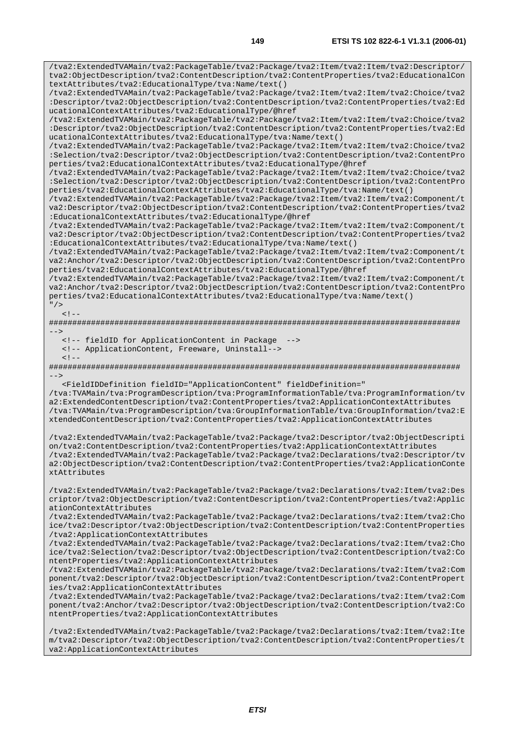```
/tva2:ExtendedTVAMain/tva2:PackageTable/tva2:Package/tva2:Item/tva2:Item/tva2:Descriptor/tva2:ObjectDescription/tva2:ContentDescription/tva2:ContentProperties/tva2:EducationalContextAttributes/tva2:EducationalType/tva:Name/text()
/tva2:ExtendedTVAMain/tva2:PackageTable/tva2:Package/tva2:Item/tva2:Item/tva2:Choice/tva2:Descriptor/tva2:ObjectDescription/tva2:ContentDescription/tva2:ContentProperties/tva2:EducationalContextAttributes/tva2:EducationalType/@href
/tva2:ExtendedTVAMain/tva2:PackageTable/tva2:Package/tva2:Item/tva2:Item/tva2:Choice/tva2:Descriptor/tva2:ObjectDescription/tva2:ContentDescription/tva2:ContentProperties/tva2:EducationalContextAttributes/tva2:EducationalType/tva:Name/text()
/tva2:ExtendedTVAMain/tva2:PackageTable/tva2:Package/tva2:Item/tva2:Item/tva2:Choice/tva2:Selection/tva2:Descriptor/tva2:ObjectDescription/tva2:ContentDescription/tva2:ContentProperties/tva2:EducationalContextAttributes/tva2:EducationalType/@href
/tva2:ExtendedTVAMain/tva2:PackageTable/tva2:Package/tva2:Item/tva2:Item/tva2:Choice/tva2:Selection/tva2:Descriptor/tva2:ObjectDescription/tva2:ContentDescription/tva2:ContentProperties/tva2:EducationalContextAttributes/tva2:EducationalType/tva:Name/text()
/tva2:ExtendedTVAMain/tva2:PackageTable/tva2:Package/tva2:Item/tva2:Item/tva2:Component/tva2:Descriptor/tva2:ObjectDescription/tva2:ContentDescription/tva2:ContentProperties/tva2:EducationalContextAttributes/tva2:EducationalType/@href
/tva2:ExtendedTVAMain/tva2:PackageTable/tva2:Package/tva2:Item/tva2:Item/tva2:Component/tva2:Descriptor/tva2:ObjectDescription/tva2:ContentDescription/tva2:ContentProperties/tva2:EducationalContextAttributes/tva2:EducationalType/tva:Name/text()
/tva2:ExtendedTVAMain/tva2:PackageTable/tva2:Package/tva2:Item/tva2:Item/tva2:Component/tva2:Anchor/tva2:Descriptor/tva2:ObjectDescription/tva2:ContentDescription/tva2:ContentProperties/tva2:EducationalContextAttributes/tva2:EducationalType/@href
/tva2:ExtendedTVAMain/tva2:PackageTable/tva2:Package/tva2:Item/tva2:Item/tva2:Component/tva2:Anchor/tva2:Descriptor/tva2:ObjectDescription/tva2:ContentDescription/tva2:ContentProperties/tva2:EducationalContextAttributes/tva2:EducationalType/tva:Name/text()
"/>
   <!--
#########################################################################################
-->
   <!-- fieldID for ApplicationContent in Package  -->
   <!-- ApplicationContent, Freeware, Uninstall-->
   <!--
#########################################################################################
-->
   <FieldIDDefinition fieldID="ApplicationContent" fieldDefinition="
/tva:TVAMain/tva:ProgramDescription/tva:ProgramInformationTable/tva:ProgramInformation/tva2:ExtendedContentDescription/tva2:ContentProperties/tva2:ApplicationContextAttributes
/tva:TVAMain/tva:ProgramDescription/tva:GroupInformationTable/tva:GroupInformation/tva2:ExtendedContentDescription/tva2:ContentProperties/tva2:ApplicationContextAttributes

/tva2:ExtendedTVAMain/tva2:PackageTable/tva2:Package/tva2:Descriptor/tva2:ObjectDescription/tva2:ContentDescription/tva2:ContentProperties/tva2:ApplicationContextAttributes
/tva2:ExtendedTVAMain/tva2:PackageTable/tva2:Package/tva2:Declarations/tva2:Descriptor/tva2:ObjectDescription/tva2:ContentDescription/tva2:ContentProperties/tva2:ApplicationContextAttributes

/tva2:ExtendedTVAMain/tva2:PackageTable/tva2:Package/tva2:Declarations/tva2:Item/tva2:Descriptor/tva2:ObjectDescription/tva2:ContentDescription/tva2:ContentProperties/tva2:ApplicationContextAttributes
/tva2:ExtendedTVAMain/tva2:PackageTable/tva2:Package/tva2:Declarations/tva2:Item/tva2:Choice/tva2:Descriptor/tva2:ObjectDescription/tva2:ContentDescription/tva2:ContentProperties/tva2:ApplicationContextAttributes
/tva2:ExtendedTVAMain/tva2:PackageTable/tva2:Package/tva2:Declarations/tva2:Item/tva2:Choice/tva2:Selection/tva2:Descriptor/tva2:ObjectDescription/tva2:ContentDescription/tva2:ContentProperties/tva2:ApplicationContextAttributes
/tva2:ExtendedTVAMain/tva2:PackageTable/tva2:Package/tva2:Declarations/tva2:Item/tva2:Component/tva2:Descriptor/tva2:ObjectDescription/tva2:ContentDescription/tva2:ContentProperties/tva2:ApplicationContextAttributes
/tva2:ExtendedTVAMain/tva2:PackageTable/tva2:Package/tva2:Declarations/tva2:Item/tva2:Component/tva2:Anchor/tva2:Descriptor/tva2:ObjectDescription/tva2:ContentDescription/tva2:ContentProperties/tva2:ApplicationContextAttributes

/tva2:ExtendedTVAMain/tva2:PackageTable/tva2:Package/tva2:Declarations/tva2:Item/tva2:Item/tva2:Descriptor/tva2:ObjectDescription/tva2:ContentDescription/tva2:ContentProperties/tva2:ApplicationContextAttributes
```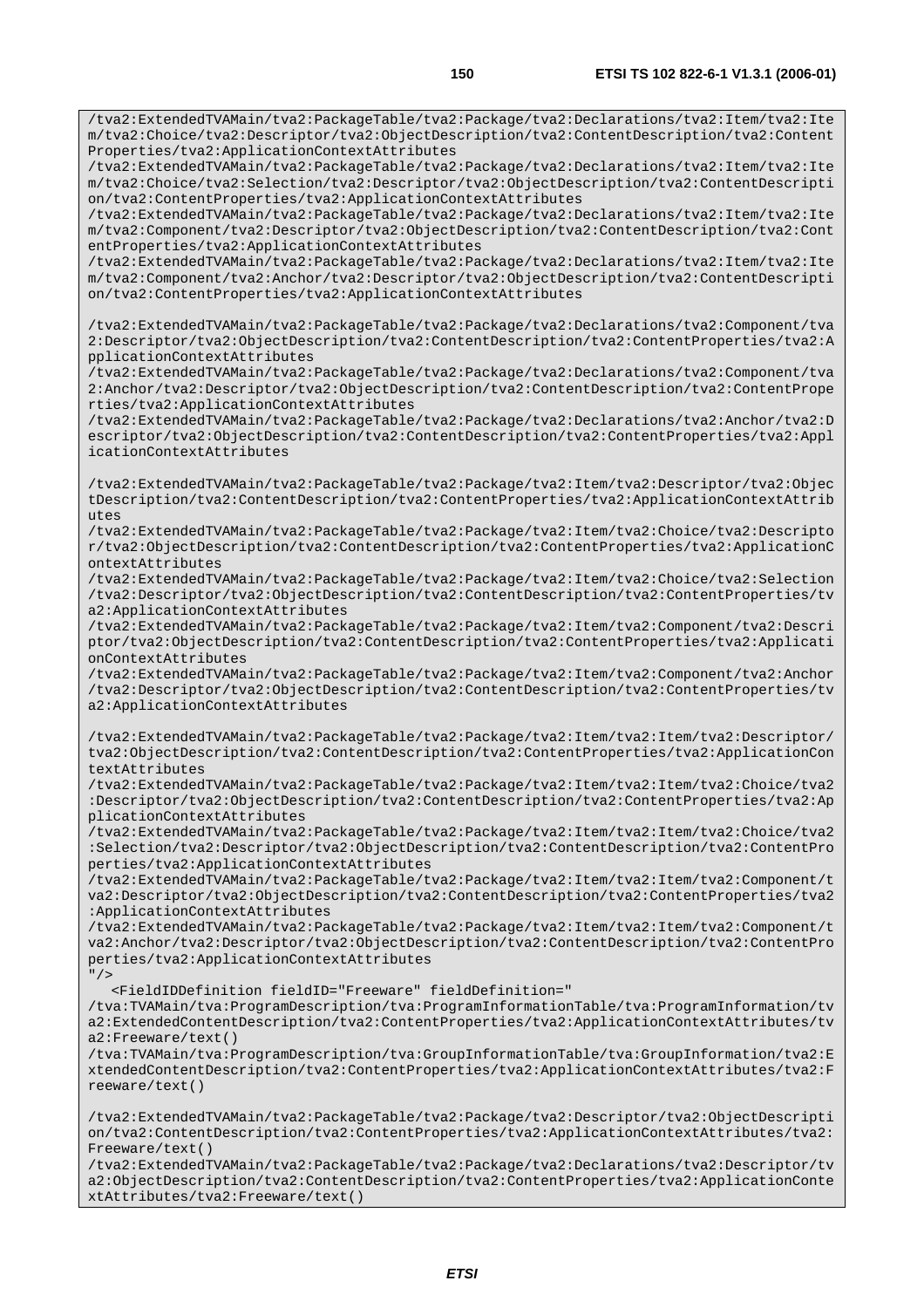```
/tva2:ExtendedTVAMain/tva2:PackageTable/tva2:Package/tva2:Declarations/tva2:Item/tva2:Item/tva2:Choice/tva2:Descriptor/tva2:ObjectDescription/tva2:ContentDescription/tva2:ContentProperties/tva2:ApplicationContextAttributes
/tva2:ExtendedTVAMain/tva2:PackageTable/tva2:Package/tva2:Declarations/tva2:Item/tva2:Item/tva2:Choice/tva2:Selection/tva2:Descriptor/tva2:ObjectDescription/tva2:ContentDescription/tva2:ContentProperties/tva2:ApplicationContextAttributes
/tva2:ExtendedTVAMain/tva2:PackageTable/tva2:Package/tva2:Declarations/tva2:Item/tva2:Item/tva2:Component/tva2:Descriptor/tva2:ObjectDescription/tva2:ContentDescription/tva2:ContentProperties/tva2:ApplicationContextAttributes
/tva2:ExtendedTVAMain/tva2:PackageTable/tva2:Package/tva2:Declarations/tva2:Item/tva2:Item/tva2:Component/tva2:Anchor/tva2:Descriptor/tva2:ObjectDescription/tva2:ContentDescription/tva2:ContentProperties/tva2:ApplicationContextAttributes

/tva2:ExtendedTVAMain/tva2:PackageTable/tva2:Package/tva2:Declarations/tva2:Component/tva2:Descriptor/tva2:ObjectDescription/tva2:ContentDescription/tva2:ContentProperties/tva2:ApplicationContextAttributes
/tva2:ExtendedTVAMain/tva2:PackageTable/tva2:Package/tva2:Declarations/tva2:Component/tva2:Anchor/tva2:Descriptor/tva2:ObjectDescription/tva2:ContentDescription/tva2:ContentProperties/tva2:ApplicationContextAttributes
/tva2:ExtendedTVAMain/tva2:PackageTable/tva2:Package/tva2:Declarations/tva2:Anchor/tva2:Descriptor/tva2:ObjectDescription/tva2:ContentDescription/tva2:ContentProperties/tva2:ApplicationContextAttributes

/tva2:ExtendedTVAMain/tva2:PackageTable/tva2:Package/tva2:Item/tva2:Descriptor/tva2:ObjectDescription/tva2:ContentDescription/tva2:ContentProperties/tva2:ApplicationContextAttributes
/tva2:ExtendedTVAMain/tva2:PackageTable/tva2:Package/tva2:Item/tva2:Choice/tva2:Descriptor/tva2:ObjectDescription/tva2:ContentDescription/tva2:ContentProperties/tva2:ApplicationContextAttributes
/tva2:ExtendedTVAMain/tva2:PackageTable/tva2:Package/tva2:Item/tva2:Choice/tva2:Selection/tva2:Descriptor/tva2:ObjectDescription/tva2:ContentDescription/tva2:ContentProperties/tva2:ApplicationContextAttributes
/tva2:ExtendedTVAMain/tva2:PackageTable/tva2:Package/tva2:Item/tva2:Component/tva2:Descriptor/tva2:ObjectDescription/tva2:ContentDescription/tva2:ContentProperties/tva2:ApplicationContextAttributes
/tva2:ExtendedTVAMain/tva2:PackageTable/tva2:Package/tva2:Item/tva2:Component/tva2:Anchor/tva2:Descriptor/tva2:ObjectDescription/tva2:ContentDescription/tva2:ContentProperties/tva2:ApplicationContextAttributes

/tva2:ExtendedTVAMain/tva2:PackageTable/tva2:Package/tva2:Item/tva2:Item/tva2:Descriptor/tva2:ObjectDescription/tva2:ContentDescription/tva2:ContentProperties/tva2:ApplicationContextAttributes
/tva2:ExtendedTVAMain/tva2:PackageTable/tva2:Package/tva2:Item/tva2:Item/tva2:Choice/tva2:Descriptor/tva2:ObjectDescription/tva2:ContentDescription/tva2:ContentProperties/tva2:ApplicationContextAttributes
/tva2:ExtendedTVAMain/tva2:PackageTable/tva2:Package/tva2:Item/tva2:Item/tva2:Choice/tva2:Selection/tva2:Descriptor/tva2:ObjectDescription/tva2:ContentDescription/tva2:ContentProperties/tva2:ApplicationContextAttributes
/tva2:ExtendedTVAMain/tva2:PackageTable/tva2:Package/tva2:Item/tva2:Item/tva2:Component/tva2:Descriptor/tva2:ObjectDescription/tva2:ContentDescription/tva2:ContentProperties/tva2:ApplicationContextAttributes
/tva2:ExtendedTVAMain/tva2:PackageTable/tva2:Package/tva2:Item/tva2:Item/tva2:Component/tva2:Anchor/tva2:Descriptor/tva2:ObjectDescription/tva2:ContentDescription/tva2:ContentProperties/tva2:ApplicationContextAttributes
"/>
   <FieldIDDefinition fieldID="Freeware" fieldDefinition="
/tva:TVAMain/tva:ProgramDescription/tva:ProgramInformationTable/tva:ProgramInformation/tva2:ExtendedContentDescription/tva2:ContentProperties/tva2:ApplicationContextAttributes/tva2:Freeware/text()
/tva:TVAMain/tva:ProgramDescription/tva:GroupInformationTable/tva:GroupInformation/tva2:ExtendedContentDescription/tva2:ContentProperties/tva2:ApplicationContextAttributes/tva2:Freeware/text()

/tva2:ExtendedTVAMain/tva2:PackageTable/tva2:Package/tva2:Descriptor/tva2:ObjectDescription/tva2:ContentDescription/tva2:ContentProperties/tva2:ApplicationContextAttributes/tva2:Freeware/text()
/tva2:ExtendedTVAMain/tva2:PackageTable/tva2:Package/tva2:Declarations/tva2:Descriptor/tva2:ObjectDescription/tva2:ContentDescription/tva2:ContentProperties/tva2:ApplicationContextAttributes/tva2:Freeware/text()
```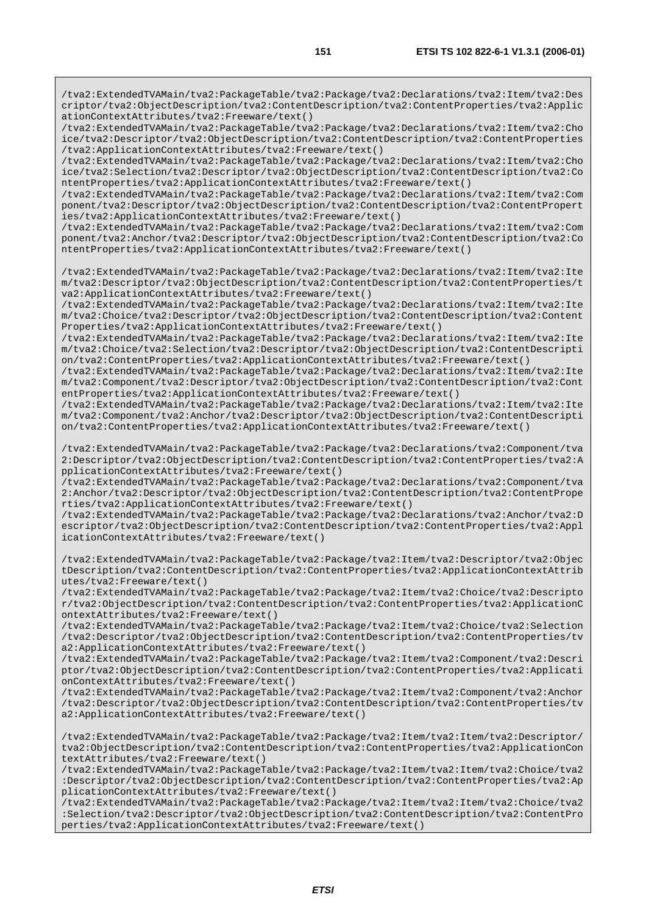```
/tva2:ExtendedTVAMain/tva2:PackageTable/tva2:Package/tva2:Declarations/tva2:Item/tva2:Descriptor/tva2:ObjectDescription/tva2:ContentDescription/tva2:ContentProperties/tva2:ApplicationContextAttributes/tva2:Freeware/text()
/tva2:ExtendedTVAMain/tva2:PackageTable/tva2:Package/tva2:Declarations/tva2:Item/tva2:Choice/tva2:Descriptor/tva2:ObjectDescription/tva2:ContentDescription/tva2:ContentProperties/tva2:ApplicationContextAttributes/tva2:Freeware/text()
/tva2:ExtendedTVAMain/tva2:PackageTable/tva2:Package/tva2:Declarations/tva2:Item/tva2:Choice/tva2:Selection/tva2:Descriptor/tva2:ObjectDescription/tva2:ContentDescription/tva2:ContentProperties/tva2:ApplicationContextAttributes/tva2:Freeware/text()
/tva2:ExtendedTVAMain/tva2:PackageTable/tva2:Package/tva2:Declarations/tva2:Item/tva2:Component/tva2:Descriptor/tva2:ObjectDescription/tva2:ContentDescription/tva2:ContentProperties/tva2:ApplicationContextAttributes/tva2:Freeware/text()
/tva2:ExtendedTVAMain/tva2:PackageTable/tva2:Package/tva2:Declarations/tva2:Item/tva2:Component/tva2:Anchor/tva2:Descriptor/tva2:ObjectDescription/tva2:ContentDescription/tva2:ContentProperties/tva2:ApplicationContextAttributes/tva2:Freeware/text()

/tva2:ExtendedTVAMain/tva2:PackageTable/tva2:Package/tva2:Declarations/tva2:Item/tva2:Item/tva2:Descriptor/tva2:ObjectDescription/tva2:ContentDescription/tva2:ContentProperties/tva2:ApplicationContextAttributes/tva2:Freeware/text()
/tva2:ExtendedTVAMain/tva2:PackageTable/tva2:Package/tva2:Declarations/tva2:Item/tva2:Item/tva2:Choice/tva2:Descriptor/tva2:ObjectDescription/tva2:ContentDescription/tva2:ContentProperties/tva2:ApplicationContextAttributes/tva2:Freeware/text()
/tva2:ExtendedTVAMain/tva2:PackageTable/tva2:Package/tva2:Declarations/tva2:Item/tva2:Item/tva2:Choice/tva2:Selection/tva2:Descriptor/tva2:ObjectDescription/tva2:ContentDescription/tva2:ContentProperties/tva2:ApplicationContextAttributes/tva2:Freeware/text()
/tva2:ExtendedTVAMain/tva2:PackageTable/tva2:Package/tva2:Declarations/tva2:Item/tva2:Item/tva2:Component/tva2:Descriptor/tva2:ObjectDescription/tva2:ContentDescription/tva2:ContentProperties/tva2:ApplicationContextAttributes/tva2:Freeware/text()
/tva2:ExtendedTVAMain/tva2:PackageTable/tva2:Package/tva2:Declarations/tva2:Item/tva2:Item/tva2:Component/tva2:Anchor/tva2:Descriptor/tva2:ObjectDescription/tva2:ContentDescription/tva2:ContentProperties/tva2:ApplicationContextAttributes/tva2:Freeware/text()

/tva2:ExtendedTVAMain/tva2:PackageTable/tva2:Package/tva2:Declarations/tva2:Component/tva2:Descriptor/tva2:ObjectDescription/tva2:ContentDescription/tva2:ContentProperties/tva2:ApplicationContextAttributes/tva2:Freeware/text()
/tva2:ExtendedTVAMain/tva2:PackageTable/tva2:Package/tva2:Declarations/tva2:Component/tva2:Anchor/tva2:Descriptor/tva2:ObjectDescription/tva2:ContentDescription/tva2:ContentProperties/tva2:ApplicationContextAttributes/tva2:Freeware/text()
/tva2:ExtendedTVAMain/tva2:PackageTable/tva2:Package/tva2:Declarations/tva2:Anchor/tva2:Descriptor/tva2:ObjectDescription/tva2:ContentDescription/tva2:ContentProperties/tva2:ApplicationContextAttributes/tva2:Freeware/text()

/tva2:ExtendedTVAMain/tva2:PackageTable/tva2:Package/tva2:Item/tva2:Descriptor/tva2:ObjectDescription/tva2:ContentDescription/tva2:ContentProperties/tva2:ApplicationContextAttributes/tva2:Freeware/text()
/tva2:ExtendedTVAMain/tva2:PackageTable/tva2:Package/tva2:Item/tva2:Choice/tva2:Descriptor/tva2:ObjectDescription/tva2:ContentDescription/tva2:ContentProperties/tva2:ApplicationContextAttributes/tva2:Freeware/text()
/tva2:ExtendedTVAMain/tva2:PackageTable/tva2:Package/tva2:Item/tva2:Choice/tva2:Selection/tva2:Descriptor/tva2:ObjectDescription/tva2:ContentDescription/tva2:ContentProperties/tva2:ApplicationContextAttributes/tva2:Freeware/text()
/tva2:ExtendedTVAMain/tva2:PackageTable/tva2:Package/tva2:Item/tva2:Component/tva2:Descriptor/tva2:ObjectDescription/tva2:ContentDescription/tva2:ContentProperties/tva2:ApplicationContextAttributes/tva2:Freeware/text()
/tva2:ExtendedTVAMain/tva2:PackageTable/tva2:Package/tva2:Item/tva2:Component/tva2:Anchor/tva2:Descriptor/tva2:ObjectDescription/tva2:ContentDescription/tva2:ContentProperties/tva2:ApplicationContextAttributes/tva2:Freeware/text()

/tva2:ExtendedTVAMain/tva2:PackageTable/tva2:Package/tva2:Item/tva2:Item/tva2:Descriptor/tva2:ObjectDescription/tva2:ContentDescription/tva2:ContentProperties/tva2:ApplicationContextAttributes/tva2:Freeware/text()
/tva2:ExtendedTVAMain/tva2:PackageTable/tva2:Package/tva2:Item/tva2:Item/tva2:Choice/tva2:Descriptor/tva2:ObjectDescription/tva2:ContentDescription/tva2:ContentProperties/tva2:ApplicationContextAttributes/tva2:Freeware/text()
/tva2:ExtendedTVAMain/tva2:PackageTable/tva2:Package/tva2:Item/tva2:Item/tva2:Choice/tva2:Selection/tva2:Descriptor/tva2:ObjectDescription/tva2:ContentDescription/tva2:ContentProperties/tva2:ApplicationContextAttributes/tva2:Freeware/text()
```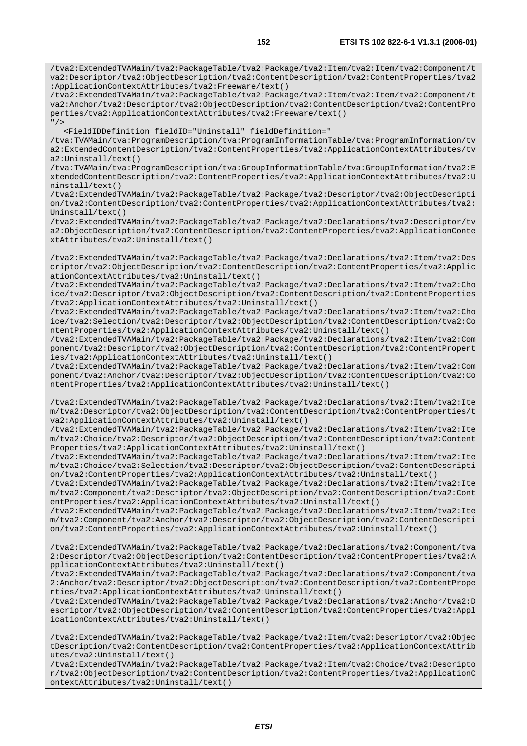```
/tva2:ExtendedTVAMain/tva2:PackageTable/tva2:Package/tva2:Item/tva2:Item/tva2:Component/tva2:Descriptor/tva2:ObjectDescription/tva2:ContentDescription/tva2:ContentProperties/tva2:ApplicationContextAttributes/tva2:Freeware/text()
/tva2:ExtendedTVAMain/tva2:PackageTable/tva2:Package/tva2:Item/tva2:Item/tva2:Component/tva2:Anchor/tva2:Descriptor/tva2:ObjectDescription/tva2:ContentDescription/tva2:ContentProperties/tva2:ApplicationContextAttributes/tva2:Freeware/text()
"/>
   <FieldIDDefinition fieldID="Uninstall" fieldDefinition="
/tva:TVAMain/tva:ProgramDescription/tva:ProgramInformationTable/tva:ProgramInformation/tva2:ExtendedContentDescription/tva2:ContentProperties/tva2:ApplicationContextAttributes/tva2:Uninstall/text()
/tva:TVAMain/tva:ProgramDescription/tva:GroupInformationTable/tva:GroupInformation/tva2:ExtendedContentDescription/tva2:ContentProperties/tva2:ApplicationContextAttributes/tva2:Uninstall/text()
/tva2:ExtendedTVAMain/tva2:PackageTable/tva2:Package/tva2:Descriptor/tva2:ObjectDescription/tva2:ContentDescription/tva2:ContentProperties/tva2:ApplicationContextAttributes/tva2:Uninstall/text()
/tva2:ExtendedTVAMain/tva2:PackageTable/tva2:Package/tva2:Declarations/tva2:Descriptor/tva2:ObjectDescription/tva2:ContentDescription/tva2:ContentProperties/tva2:ApplicationContextAttributes/tva2:Uninstall/text()

/tva2:ExtendedTVAMain/tva2:PackageTable/tva2:Package/tva2:Declarations/tva2:Item/tva2:Descriptor/tva2:ObjectDescription/tva2:ContentDescription/tva2:ContentProperties/tva2:ApplicationContextAttributes/tva2:Uninstall/text()
/tva2:ExtendedTVAMain/tva2:PackageTable/tva2:Package/tva2:Declarations/tva2:Item/tva2:Choice/tva2:Descriptor/tva2:ObjectDescription/tva2:ContentDescription/tva2:ContentProperties/tva2:ApplicationContextAttributes/tva2:Uninstall/text()
/tva2:ExtendedTVAMain/tva2:PackageTable/tva2:Package/tva2:Declarations/tva2:Item/tva2:Choice/tva2:Selection/tva2:Descriptor/tva2:ObjectDescription/tva2:ContentDescription/tva2:ContentProperties/tva2:ApplicationContextAttributes/tva2:Uninstall/text()
/tva2:ExtendedTVAMain/tva2:PackageTable/tva2:Package/tva2:Declarations/tva2:Item/tva2:Component/tva2:Descriptor/tva2:ObjectDescription/tva2:ContentDescription/tva2:ContentProperties/tva2:ApplicationContextAttributes/tva2:Uninstall/text()
/tva2:ExtendedTVAMain/tva2:PackageTable/tva2:Package/tva2:Declarations/tva2:Item/tva2:Component/tva2:Anchor/tva2:Descriptor/tva2:ObjectDescription/tva2:ContentDescription/tva2:ContentProperties/tva2:ApplicationContextAttributes/tva2:Uninstall/text()

/tva2:ExtendedTVAMain/tva2:PackageTable/tva2:Package/tva2:Declarations/tva2:Item/tva2:Item/tva2:Descriptor/tva2:ObjectDescription/tva2:ContentDescription/tva2:ContentProperties/tva2:ApplicationContextAttributes/tva2:Uninstall/text()
/tva2:ExtendedTVAMain/tva2:PackageTable/tva2:Package/tva2:Declarations/tva2:Item/tva2:Item/tva2:Choice/tva2:Descriptor/tva2:ObjectDescription/tva2:ContentDescription/tva2:ContentProperties/tva2:ApplicationContextAttributes/tva2:Uninstall/text()
/tva2:ExtendedTVAMain/tva2:PackageTable/tva2:Package/tva2:Declarations/tva2:Item/tva2:Item/tva2:Choice/tva2:Selection/tva2:Descriptor/tva2:ObjectDescription/tva2:ContentDescription/tva2:ContentProperties/tva2:ApplicationContextAttributes/tva2:Uninstall/text()
/tva2:ExtendedTVAMain/tva2:PackageTable/tva2:Package/tva2:Declarations/tva2:Item/tva2:Item/tva2:Component/tva2:Descriptor/tva2:ObjectDescription/tva2:ContentDescription/tva2:ContentProperties/tva2:ApplicationContextAttributes/tva2:Uninstall/text()
/tva2:ExtendedTVAMain/tva2:PackageTable/tva2:Package/tva2:Declarations/tva2:Item/tva2:Item/tva2:Component/tva2:Anchor/tva2:Descriptor/tva2:ObjectDescription/tva2:ContentDescription/tva2:ContentProperties/tva2:ApplicationContextAttributes/tva2:Uninstall/text()

/tva2:ExtendedTVAMain/tva2:PackageTable/tva2:Package/tva2:Declarations/tva2:Component/tva2:Descriptor/tva2:ObjectDescription/tva2:ContentDescription/tva2:ContentProperties/tva2:ApplicationContextAttributes/tva2:Uninstall/text()
/tva2:ExtendedTVAMain/tva2:PackageTable/tva2:Package/tva2:Declarations/tva2:Component/tva2:Anchor/tva2:Descriptor/tva2:ObjectDescription/tva2:ContentDescription/tva2:ContentProperties/tva2:ApplicationContextAttributes/tva2:Uninstall/text()
/tva2:ExtendedTVAMain/tva2:PackageTable/tva2:Package/tva2:Declarations/tva2:Anchor/tva2:Descriptor/tva2:ObjectDescription/tva2:ContentDescription/tva2:ContentProperties/tva2:ApplicationContextAttributes/tva2:Uninstall/text()

/tva2:ExtendedTVAMain/tva2:PackageTable/tva2:Package/tva2:Item/tva2:Descriptor/tva2:ObjectDescription/tva2:ContentDescription/tva2:ContentProperties/tva2:ApplicationContextAttributes/tva2:Uninstall/text()
/tva2:ExtendedTVAMain/tva2:PackageTable/tva2:Package/tva2:Item/tva2:Choice/tva2:Descriptor/tva2:ObjectDescription/tva2:ContentDescription/tva2:ContentProperties/tva2:ApplicationContextAttributes/tva2:Uninstall/text()
```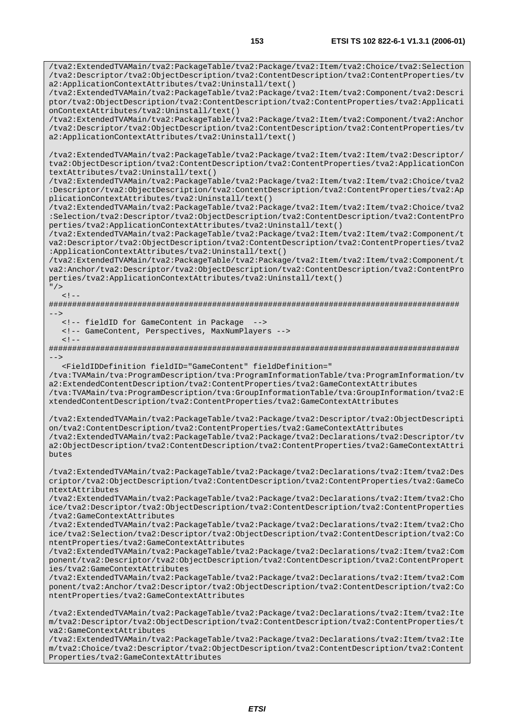```
/tva2:ExtendedTVAMain/tva2:PackageTable/tva2:Package/tva2:Item/tva2:Choice/tva2:Selection
/tva2:Descriptor/tva2:ObjectDescription/tva2:ContentDescription/tva2:ContentProperties/tv
a2:ApplicationContextAttributes/tva2:Uninstall/text()
/tva2:ExtendedTVAMain/tva2:PackageTable/tva2:Package/tva2:Item/tva2:Component/tva2:Descri
ptor/tva2:ObjectDescription/tva2:ContentDescription/tva2:ContentProperties/tva2:Applicati
onContextAttributes/tva2:Uninstall/text()
/tva2:ExtendedTVAMain/tva2:PackageTable/tva2:Package/tva2:Item/tva2:Component/tva2:Anchor
/tva2:Descriptor/tva2:ObjectDescription/tva2:ContentDescription/tva2:ContentProperties/tv
a2:ApplicationContextAttributes/tva2:Uninstall/text()

/tva2:ExtendedTVAMain/tva2:PackageTable/tva2:Package/tva2:Item/tva2:Item/tva2:Descriptor/
tva2:ObjectDescription/tva2:ContentDescription/tva2:ContentProperties/tva2:ApplicationCon
textAttributes/tva2:Uninstall/text()
/tva2:ExtendedTVAMain/tva2:PackageTable/tva2:Package/tva2:Item/tva2:Item/tva2:Choice/tva2
:Descriptor/tva2:ObjectDescription/tva2:ContentDescription/tva2:ContentProperties/tva2:Ap
plicationContextAttributes/tva2:Uninstall/text()
/tva2:ExtendedTVAMain/tva2:PackageTable/tva2:Package/tva2:Item/tva2:Item/tva2:Choice/tva2
:Selection/tva2:Descriptor/tva2:ObjectDescription/tva2:ContentDescription/tva2:ContentPro
perties/tva2:ApplicationContextAttributes/tva2:Uninstall/text()
/tva2:ExtendedTVAMain/tva2:PackageTable/tva2:Package/tva2:Item/tva2:Item/tva2:Component/t
va2:Descriptor/tva2:ObjectDescription/tva2:ContentDescription/tva2:ContentProperties/tva2
:ApplicationContextAttributes/tva2:Uninstall/text()
/tva2:ExtendedTVAMain/tva2:PackageTable/tva2:Package/tva2:Item/tva2:Item/tva2:Component/t
va2:Anchor/tva2:Descriptor/tva2:ObjectDescription/tva2:ContentDescription/tva2:ContentPro
perties/tva2:ApplicationContextAttributes/tva2:Uninstall/text()
"/>
   <!--
########################################################################################
-->
   <!-- fieldID for GameContent in Package  -->
   <!-- GameContent, Perspectives, MaxNumPlayers -->
   <!--
########################################################################################
-->
   <FieldIDDefinition fieldID="GameContent" fieldDefinition="
/tva:TVAMain/tva:ProgramDescription/tva:ProgramInformationTable/tva:ProgramInformation/tv
a2:ExtendedContentDescription/tva2:ContentProperties/tva2:GameContextAttributes
/tva:TVAMain/tva:ProgramDescription/tva:GroupInformationTable/tva:GroupInformation/tva2:E
xtendedContentDescription/tva2:ContentProperties/tva2:GameContextAttributes

/tva2:ExtendedTVAMain/tva2:PackageTable/tva2:Package/tva2:Descriptor/tva2:ObjectDescripti
on/tva2:ContentDescription/tva2:ContentProperties/tva2:GameContextAttributes
/tva2:ExtendedTVAMain/tva2:PackageTable/tva2:Package/tva2:Declarations/tva2:Descriptor/tv
a2:ObjectDescription/tva2:ContentDescription/tva2:ContentProperties/tva2:GameContextAttri
butes

/tva2:ExtendedTVAMain/tva2:PackageTable/tva2:Package/tva2:Declarations/tva2:Item/tva2:Des
criptor/tva2:ObjectDescription/tva2:ContentDescription/tva2:ContentProperties/tva2:GameCo
ntextAttributes
/tva2:ExtendedTVAMain/tva2:PackageTable/tva2:Package/tva2:Declarations/tva2:Item/tva2:Cho
ice/tva2:Descriptor/tva2:ObjectDescription/tva2:ContentDescription/tva2:ContentProperties
/tva2:GameContextAttributes
/tva2:ExtendedTVAMain/tva2:PackageTable/tva2:Package/tva2:Declarations/tva2:Item/tva2:Cho
ice/tva2:Selection/tva2:Descriptor/tva2:ObjectDescription/tva2:ContentDescription/tva2:Co
ntentProperties/tva2:GameContextAttributes
/tva2:ExtendedTVAMain/tva2:PackageTable/tva2:Package/tva2:Declarations/tva2:Item/tva2:Com
ponent/tva2:Descriptor/tva2:ObjectDescription/tva2:ContentDescription/tva2:ContentPropert
ies/tva2:GameContextAttributes
/tva2:ExtendedTVAMain/tva2:PackageTable/tva2:Package/tva2:Declarations/tva2:Item/tva2:Com
ponent/tva2:Anchor/tva2:Descriptor/tva2:ObjectDescription/tva2:ContentDescription/tva2:Co
ntentProperties/tva2:GameContextAttributes

/tva2:ExtendedTVAMain/tva2:PackageTable/tva2:Package/tva2:Declarations/tva2:Item/tva2:Ite
m/tva2:Descriptor/tva2:ObjectDescription/tva2:ContentDescription/tva2:ContentProperties/t
va2:GameContextAttributes
/tva2:ExtendedTVAMain/tva2:PackageTable/tva2:Package/tva2:Declarations/tva2:Item/tva2:Ite
m/tva2:Choice/tva2:Descriptor/tva2:ObjectDescription/tva2:ContentDescription/tva2:Content
Properties/tva2:GameContextAttributes
```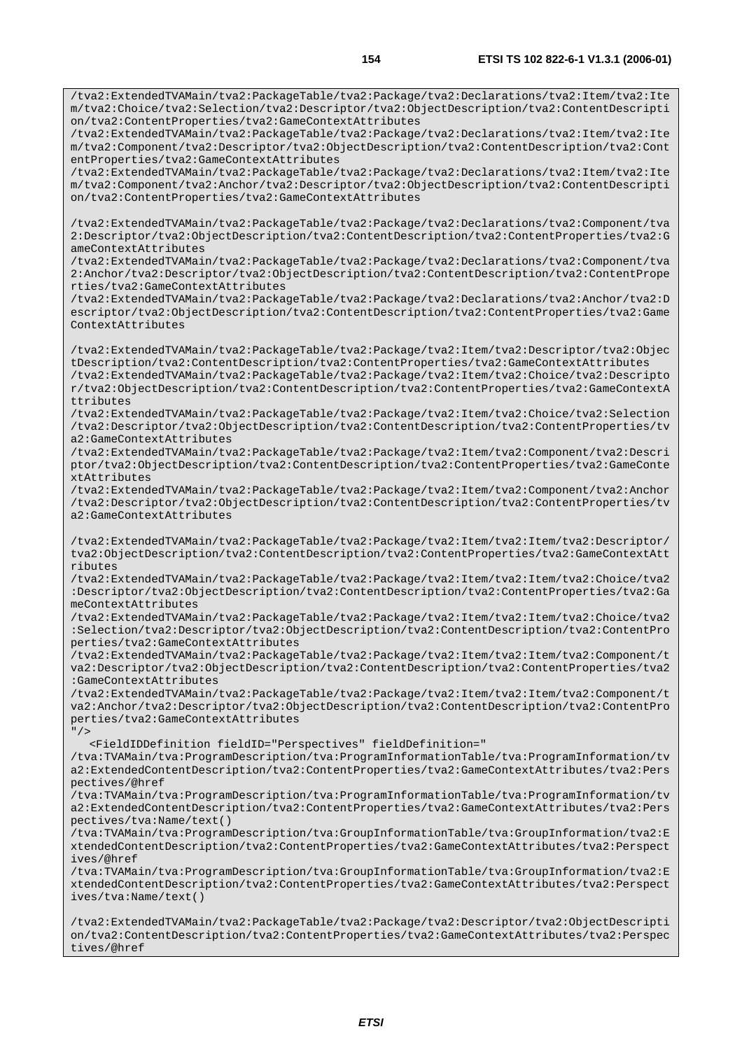```
/tva2:ExtendedTVAMain/tva2:PackageTable/tva2:Package/tva2:Declarations/tva2:Item/tva2:Item/tva2:Choice/tva2:Selection/tva2:Descriptor/tva2:ObjectDescription/tva2:ContentDescription/tva2:ContentProperties/tva2:GameContextAttributes
/tva2:ExtendedTVAMain/tva2:PackageTable/tva2:Package/tva2:Declarations/tva2:Item/tva2:Item/tva2:Component/tva2:Descriptor/tva2:ObjectDescription/tva2:ContentDescription/tva2:ContentProperties/tva2:GameContextAttributes
/tva2:ExtendedTVAMain/tva2:PackageTable/tva2:Package/tva2:Declarations/tva2:Item/tva2:Item/tva2:Component/tva2:Anchor/tva2:Descriptor/tva2:ObjectDescription/tva2:ContentDescription/tva2:ContentProperties/tva2:GameContextAttributes

/tva2:ExtendedTVAMain/tva2:PackageTable/tva2:Package/tva2:Declarations/tva2:Component/tva2:Descriptor/tva2:ObjectDescription/tva2:ContentDescription/tva2:ContentProperties/tva2:GameContextAttributes
/tva2:ExtendedTVAMain/tva2:PackageTable/tva2:Package/tva2:Declarations/tva2:Component/tva2:Anchor/tva2:Descriptor/tva2:ObjectDescription/tva2:ContentDescription/tva2:ContentProperties/tva2:GameContextAttributes
/tva2:ExtendedTVAMain/tva2:PackageTable/tva2:Package/tva2:Declarations/tva2:Anchor/tva2:Descriptor/tva2:ObjectDescription/tva2:ContentDescription/tva2:ContentProperties/tva2:GameContextAttributes

/tva2:ExtendedTVAMain/tva2:PackageTable/tva2:Package/tva2:Item/tva2:Descriptor/tva2:ObjectDescription/tva2:ContentDescription/tva2:ContentProperties/tva2:GameContextAttributes
/tva2:ExtendedTVAMain/tva2:PackageTable/tva2:Package/tva2:Item/tva2:Choice/tva2:Descriptor/tva2:ObjectDescription/tva2:ContentDescription/tva2:ContentProperties/tva2:GameContextAttributes
/tva2:ExtendedTVAMain/tva2:PackageTable/tva2:Package/tva2:Item/tva2:Choice/tva2:Selection/tva2:Descriptor/tva2:ObjectDescription/tva2:ContentDescription/tva2:ContentProperties/tva2:GameContextAttributes
/tva2:ExtendedTVAMain/tva2:PackageTable/tva2:Package/tva2:Item/tva2:Component/tva2:Descriptor/tva2:ObjectDescription/tva2:ContentDescription/tva2:ContentProperties/tva2:GameContextAttributes
/tva2:ExtendedTVAMain/tva2:PackageTable/tva2:Package/tva2:Item/tva2:Component/tva2:Anchor/tva2:Descriptor/tva2:ObjectDescription/tva2:ContentDescription/tva2:ContentProperties/tva2:GameContextAttributes

/tva2:ExtendedTVAMain/tva2:PackageTable/tva2:Package/tva2:Item/tva2:Item/tva2:Descriptor/tva2:ObjectDescription/tva2:ContentDescription/tva2:ContentProperties/tva2:GameContextAttributes
/tva2:ExtendedTVAMain/tva2:PackageTable/tva2:Package/tva2:Item/tva2:Item/tva2:Choice/tva2:Descriptor/tva2:ObjectDescription/tva2:ContentDescription/tva2:ContentProperties/tva2:GameContextAttributes
/tva2:ExtendedTVAMain/tva2:PackageTable/tva2:Package/tva2:Item/tva2:Item/tva2:Choice/tva2:Selection/tva2:Descriptor/tva2:ObjectDescription/tva2:ContentDescription/tva2:ContentProperties/tva2:GameContextAttributes
/tva2:ExtendedTVAMain/tva2:PackageTable/tva2:Package/tva2:Item/tva2:Item/tva2:Component/tva2:Descriptor/tva2:ObjectDescription/tva2:ContentDescription/tva2:ContentProperties/tva2:GameContextAttributes
/tva2:ExtendedTVAMain/tva2:PackageTable/tva2:Package/tva2:Item/tva2:Item/tva2:Component/tva2:Anchor/tva2:Descriptor/tva2:ObjectDescription/tva2:ContentDescription/tva2:ContentProperties/tva2:GameContextAttributes
"/>
   <FieldIDDefinition fieldID="Perspectives" fieldDefinition="
/tva:TVAMain/tva:ProgramDescription/tva:ProgramInformationTable/tva:ProgramInformation/tva2:ExtendedContentDescription/tva2:ContentProperties/tva2:GameContextAttributes/tva2:Perspectives/@href
/tva:TVAMain/tva:ProgramDescription/tva:ProgramInformationTable/tva:ProgramInformation/tva2:ExtendedContentDescription/tva2:ContentProperties/tva2:GameContextAttributes/tva2:Perspectives/tva:Name/text()
/tva:TVAMain/tva:ProgramDescription/tva:GroupInformationTable/tva:GroupInformation/tva2:ExtendedContentDescription/tva2:ContentProperties/tva2:GameContextAttributes/tva2:Perspectives/@href
/tva:TVAMain/tva:ProgramDescription/tva:GroupInformationTable/tva:GroupInformation/tva2:ExtendedContentDescription/tva2:ContentProperties/tva2:GameContextAttributes/tva2:Perspectives/tva:Name/text()

/tva2:ExtendedTVAMain/tva2:PackageTable/tva2:Package/tva2:Descriptor/tva2:ObjectDescription/tva2:ContentDescription/tva2:ContentProperties/tva2:GameContextAttributes/tva2:Perspectives/@href
```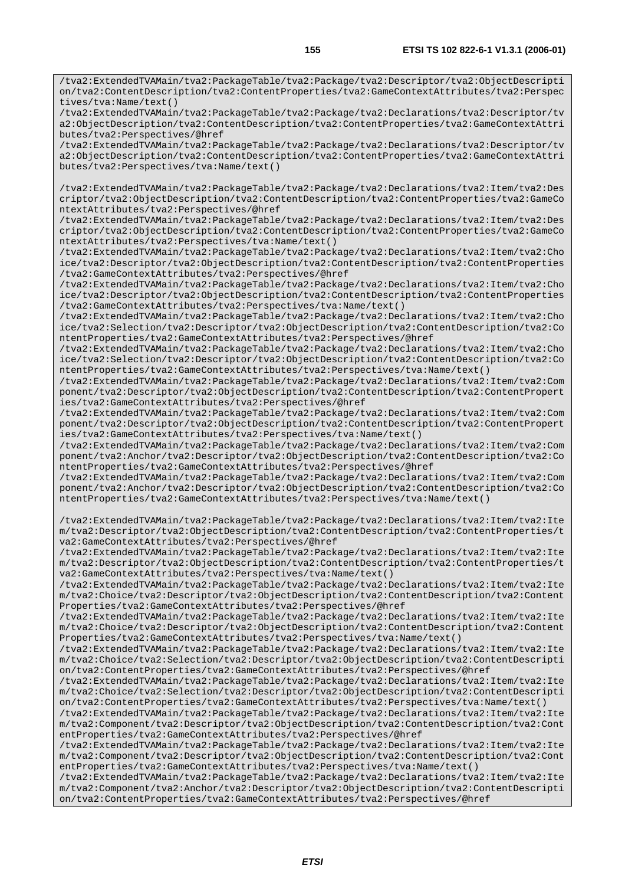```
/tva2:ExtendedTVAMain/tva2:PackageTable/tva2:Package/tva2:Descriptor/tva2:ObjectDescription/tva2:ContentDescription/tva2:ContentProperties/tva2:GameContextAttributes/tva2:Perspectives/tva:Name/text()
/tva2:ExtendedTVAMain/tva2:PackageTable/tva2:Package/tva2:Declarations/tva2:Descriptor/tva2:ObjectDescription/tva2:ContentDescription/tva2:ContentProperties/tva2:GameContextAttributes/tva2:Perspectives/@href
/tva2:ExtendedTVAMain/tva2:PackageTable/tva2:Package/tva2:Declarations/tva2:Descriptor/tva2:ObjectDescription/tva2:ContentDescription/tva2:ContentProperties/tva2:GameContextAttributes/tva2:Perspectives/tva:Name/text()

/tva2:ExtendedTVAMain/tva2:PackageTable/tva2:Package/tva2:Declarations/tva2:Item/tva2:Descriptor/tva2:ObjectDescription/tva2:ContentDescription/tva2:ContentProperties/tva2:GameContextAttributes/tva2:Perspectives/@href
/tva2:ExtendedTVAMain/tva2:PackageTable/tva2:Package/tva2:Declarations/tva2:Item/tva2:Descriptor/tva2:ObjectDescription/tva2:ContentDescription/tva2:ContentProperties/tva2:GameContextAttributes/tva2:Perspectives/tva:Name/text()
/tva2:ExtendedTVAMain/tva2:PackageTable/tva2:Package/tva2:Declarations/tva2:Item/tva2:Choice/tva2:Descriptor/tva2:ObjectDescription/tva2:ContentDescription/tva2:ContentProperties/tva2:GameContextAttributes/tva2:Perspectives/@href
/tva2:ExtendedTVAMain/tva2:PackageTable/tva2:Package/tva2:Declarations/tva2:Item/tva2:Choice/tva2:Descriptor/tva2:ObjectDescription/tva2:ContentDescription/tva2:ContentProperties/tva2:GameContextAttributes/tva2:Perspectives/tva:Name/text()
/tva2:ExtendedTVAMain/tva2:PackageTable/tva2:Package/tva2:Declarations/tva2:Item/tva2:Choice/tva2:Selection/tva2:Descriptor/tva2:ObjectDescription/tva2:ContentDescription/tva2:ContentProperties/tva2:GameContextAttributes/tva2:Perspectives/@href
/tva2:ExtendedTVAMain/tva2:PackageTable/tva2:Package/tva2:Declarations/tva2:Item/tva2:Choice/tva2:Selection/tva2:Descriptor/tva2:ObjectDescription/tva2:ContentDescription/tva2:ContentProperties/tva2:GameContextAttributes/tva2:Perspectives/tva:Name/text()
/tva2:ExtendedTVAMain/tva2:PackageTable/tva2:Package/tva2:Declarations/tva2:Item/tva2:Component/tva2:Descriptor/tva2:ObjectDescription/tva2:ContentDescription/tva2:ContentProperties/tva2:GameContextAttributes/tva2:Perspectives/@href
/tva2:ExtendedTVAMain/tva2:PackageTable/tva2:Package/tva2:Declarations/tva2:Item/tva2:Component/tva2:Descriptor/tva2:ObjectDescription/tva2:ContentDescription/tva2:ContentProperties/tva2:GameContextAttributes/tva2:Perspectives/tva:Name/text()
/tva2:ExtendedTVAMain/tva2:PackageTable/tva2:Package/tva2:Declarations/tva2:Item/tva2:Component/tva2:Anchor/tva2:Descriptor/tva2:ObjectDescription/tva2:ContentDescription/tva2:ContentProperties/tva2:GameContextAttributes/tva2:Perspectives/@href
/tva2:ExtendedTVAMain/tva2:PackageTable/tva2:Package/tva2:Declarations/tva2:Item/tva2:Component/tva2:Anchor/tva2:Descriptor/tva2:ObjectDescription/tva2:ContentDescription/tva2:ContentProperties/tva2:GameContextAttributes/tva2:Perspectives/tva:Name/text()

/tva2:ExtendedTVAMain/tva2:PackageTable/tva2:Package/tva2:Declarations/tva2:Item/tva2:Item/tva2:Descriptor/tva2:ObjectDescription/tva2:ContentDescription/tva2:ContentProperties/tva2:GameContextAttributes/tva2:Perspectives/@href
/tva2:ExtendedTVAMain/tva2:PackageTable/tva2:Package/tva2:Declarations/tva2:Item/tva2:Item/tva2:Descriptor/tva2:ObjectDescription/tva2:ContentDescription/tva2:ContentProperties/tva2:GameContextAttributes/tva2:Perspectives/tva:Name/text()
/tva2:ExtendedTVAMain/tva2:PackageTable/tva2:Package/tva2:Declarations/tva2:Item/tva2:Item/tva2:Choice/tva2:Descriptor/tva2:ObjectDescription/tva2:ContentDescription/tva2:ContentProperties/tva2:GameContextAttributes/tva2:Perspectives/@href
/tva2:ExtendedTVAMain/tva2:PackageTable/tva2:Package/tva2:Declarations/tva2:Item/tva2:Item/tva2:Choice/tva2:Descriptor/tva2:ObjectDescription/tva2:ContentDescription/tva2:ContentProperties/tva2:GameContextAttributes/tva2:Perspectives/tva:Name/text()
/tva2:ExtendedTVAMain/tva2:PackageTable/tva2:Package/tva2:Declarations/tva2:Item/tva2:Item/tva2:Choice/tva2:Selection/tva2:Descriptor/tva2:ObjectDescription/tva2:ContentDescription/tva2:ContentProperties/tva2:GameContextAttributes/tva2:Perspectives/@href
/tva2:ExtendedTVAMain/tva2:PackageTable/tva2:Package/tva2:Declarations/tva2:Item/tva2:Item/tva2:Choice/tva2:Selection/tva2:Descriptor/tva2:ObjectDescription/tva2:ContentDescription/tva2:ContentProperties/tva2:GameContextAttributes/tva2:Perspectives/tva:Name/text()
/tva2:ExtendedTVAMain/tva2:PackageTable/tva2:Package/tva2:Declarations/tva2:Item/tva2:Item/tva2:Component/tva2:Descriptor/tva2:ObjectDescription/tva2:ContentDescription/tva2:ContentProperties/tva2:GameContextAttributes/tva2:Perspectives/@href
/tva2:ExtendedTVAMain/tva2:PackageTable/tva2:Package/tva2:Declarations/tva2:Item/tva2:Item/tva2:Component/tva2:Descriptor/tva2:ObjectDescription/tva2:ContentDescription/tva2:ContentProperties/tva2:GameContextAttributes/tva2:Perspectives/tva:Name/text()
/tva2:ExtendedTVAMain/tva2:PackageTable/tva2:Package/tva2:Declarations/tva2:Item/tva2:Item/tva2:Component/tva2:Anchor/tva2:Descriptor/tva2:ObjectDescription/tva2:ContentDescription/tva2:ContentProperties/tva2:GameContextAttributes/tva2:Perspectives/@href
```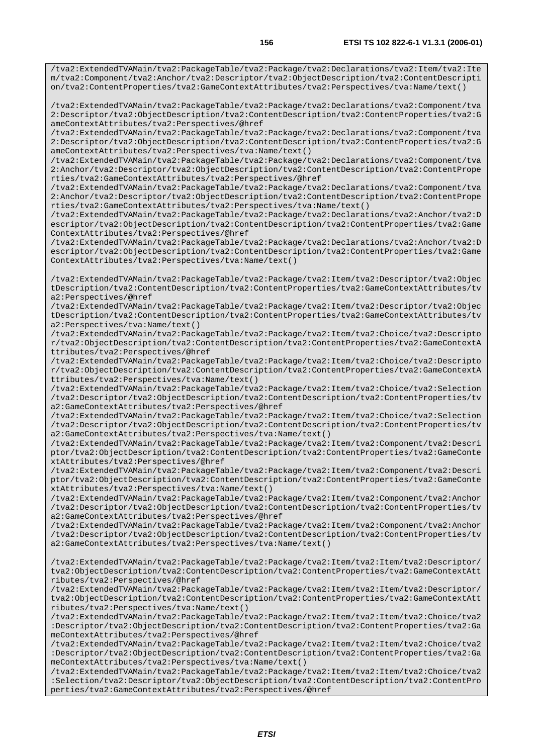```
/tva2:ExtendedTVAMain/tva2:PackageTable/tva2:Package/tva2:Declarations/tva2:Item/tva2:Item/tva2:Component/tva2:Anchor/tva2:Descriptor/tva2:ObjectDescription/tva2:ContentDescription/tva2:ContentProperties/tva2:GameContextAttributes/tva2:Perspectives/tva:Name/text()

/tva2:ExtendedTVAMain/tva2:PackageTable/tva2:Package/tva2:Declarations/tva2:Component/tva2:Descriptor/tva2:ObjectDescription/tva2:ContentDescription/tva2:ContentProperties/tva2:GameContextAttributes/tva2:Perspectives/@href
/tva2:ExtendedTVAMain/tva2:PackageTable/tva2:Package/tva2:Declarations/tva2:Component/tva2:Descriptor/tva2:ObjectDescription/tva2:ContentDescription/tva2:ContentProperties/tva2:GameContextAttributes/tva2:Perspectives/tva:Name/text()
/tva2:ExtendedTVAMain/tva2:PackageTable/tva2:Package/tva2:Declarations/tva2:Component/tva2:Anchor/tva2:Descriptor/tva2:ObjectDescription/tva2:ContentDescription/tva2:ContentProperties/tva2:GameContextAttributes/tva2:Perspectives/@href
/tva2:ExtendedTVAMain/tva2:PackageTable/tva2:Package/tva2:Declarations/tva2:Component/tva2:Anchor/tva2:Descriptor/tva2:ObjectDescription/tva2:ContentDescription/tva2:ContentProperties/tva2:GameContextAttributes/tva2:Perspectives/tva:Name/text()
/tva2:ExtendedTVAMain/tva2:PackageTable/tva2:Package/tva2:Declarations/tva2:Anchor/tva2:Descriptor/tva2:ObjectDescription/tva2:ContentDescription/tva2:ContentProperties/tva2:GameContextAttributes/tva2:Perspectives/@href
/tva2:ExtendedTVAMain/tva2:PackageTable/tva2:Package/tva2:Declarations/tva2:Anchor/tva2:Descriptor/tva2:ObjectDescription/tva2:ContentDescription/tva2:ContentProperties/tva2:GameContextAttributes/tva2:Perspectives/tva:Name/text()

/tva2:ExtendedTVAMain/tva2:PackageTable/tva2:Package/tva2:Item/tva2:Descriptor/tva2:ObjectDescription/tva2:ContentDescription/tva2:ContentProperties/tva2:GameContextAttributes/tva2:Perspectives/@href
/tva2:ExtendedTVAMain/tva2:PackageTable/tva2:Package/tva2:Item/tva2:Descriptor/tva2:ObjectDescription/tva2:ContentDescription/tva2:ContentProperties/tva2:GameContextAttributes/tva2:Perspectives/tva:Name/text()
/tva2:ExtendedTVAMain/tva2:PackageTable/tva2:Package/tva2:Item/tva2:Choice/tva2:Descriptor/tva2:ObjectDescription/tva2:ContentDescription/tva2:ContentProperties/tva2:GameContextAttributes/tva2:Perspectives/@href
/tva2:ExtendedTVAMain/tva2:PackageTable/tva2:Package/tva2:Item/tva2:Choice/tva2:Descriptor/tva2:ObjectDescription/tva2:ContentDescription/tva2:ContentProperties/tva2:GameContextAttributes/tva2:Perspectives/tva:Name/text()
/tva2:ExtendedTVAMain/tva2:PackageTable/tva2:Package/tva2:Item/tva2:Choice/tva2:Selection/tva2:Descriptor/tva2:ObjectDescription/tva2:ContentDescription/tva2:ContentProperties/tva2:GameContextAttributes/tva2:Perspectives/@href
/tva2:ExtendedTVAMain/tva2:PackageTable/tva2:Package/tva2:Item/tva2:Choice/tva2:Selection/tva2:Descriptor/tva2:ObjectDescription/tva2:ContentDescription/tva2:ContentProperties/tva2:GameContextAttributes/tva2:Perspectives/tva:Name/text()
/tva2:ExtendedTVAMain/tva2:PackageTable/tva2:Package/tva2:Item/tva2:Component/tva2:Descriptor/tva2:ObjectDescription/tva2:ContentDescription/tva2:ContentProperties/tva2:GameContextAttributes/tva2:Perspectives/@href
/tva2:ExtendedTVAMain/tva2:PackageTable/tva2:Package/tva2:Item/tva2:Component/tva2:Descriptor/tva2:ObjectDescription/tva2:ContentDescription/tva2:ContentProperties/tva2:GameContextAttributes/tva2:Perspectives/tva:Name/text()
/tva2:ExtendedTVAMain/tva2:PackageTable/tva2:Package/tva2:Item/tva2:Component/tva2:Anchor/tva2:Descriptor/tva2:ObjectDescription/tva2:ContentDescription/tva2:ContentProperties/tva2:GameContextAttributes/tva2:Perspectives/@href
/tva2:ExtendedTVAMain/tva2:PackageTable/tva2:Package/tva2:Item/tva2:Component/tva2:Anchor/tva2:Descriptor/tva2:ObjectDescription/tva2:ContentDescription/tva2:ContentProperties/tva2:GameContextAttributes/tva2:Perspectives/tva:Name/text()

/tva2:ExtendedTVAMain/tva2:PackageTable/tva2:Package/tva2:Item/tva2:Item/tva2:Descriptor/tva2:ObjectDescription/tva2:ContentDescription/tva2:ContentProperties/tva2:GameContextAttributes/tva2:Perspectives/@href
/tva2:ExtendedTVAMain/tva2:PackageTable/tva2:Package/tva2:Item/tva2:Item/tva2:Descriptor/tva2:ObjectDescription/tva2:ContentDescription/tva2:ContentProperties/tva2:GameContextAttributes/tva2:Perspectives/tva:Name/text()
/tva2:ExtendedTVAMain/tva2:PackageTable/tva2:Package/tva2:Item/tva2:Item/tva2:Choice/tva2:Descriptor/tva2:ObjectDescription/tva2:ContentDescription/tva2:ContentProperties/tva2:GameContextAttributes/tva2:Perspectives/@href
/tva2:ExtendedTVAMain/tva2:PackageTable/tva2:Package/tva2:Item/tva2:Item/tva2:Choice/tva2:Descriptor/tva2:ObjectDescription/tva2:ContentDescription/tva2:ContentProperties/tva2:GameContextAttributes/tva2:Perspectives/tva:Name/text()
/tva2:ExtendedTVAMain/tva2:PackageTable/tva2:Package/tva2:Item/tva2:Item/tva2:Choice/tva2:Selection/tva2:Descriptor/tva2:ObjectDescription/tva2:ContentDescription/tva2:ContentProperties/tva2:GameContextAttributes/tva2:Perspectives/@href
```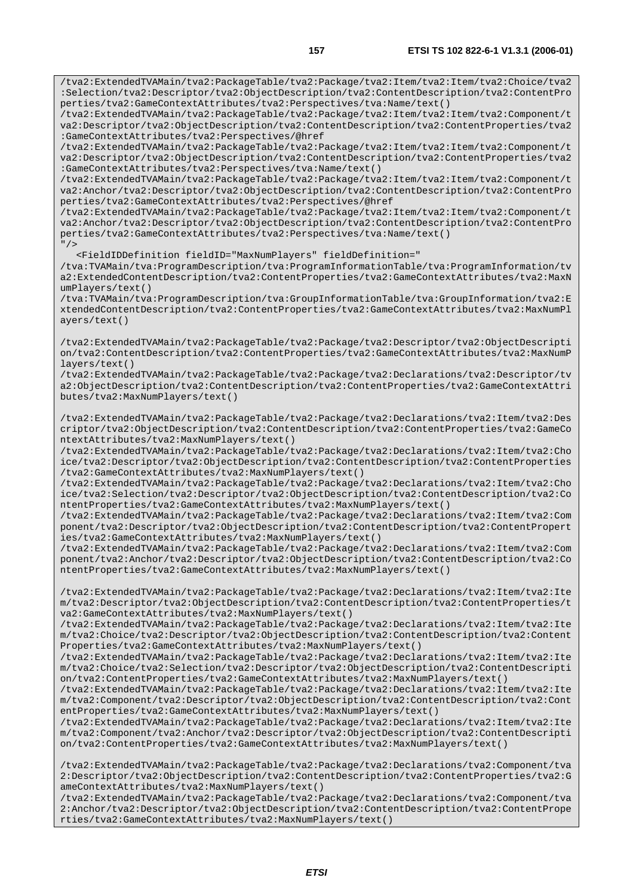```
/tva2:ExtendedTVAMain/tva2:PackageTable/tva2:Package/tva2:Item/tva2:Item/tva2:Choice/tva2:Selection/tva2:Descriptor/tva2:ObjectDescription/tva2:ContentDescription/tva2:ContentProperties/tva2:GameContextAttributes/tva2:Perspectives/tva:Name/text()
/tva2:ExtendedTVAMain/tva2:PackageTable/tva2:Package/tva2:Item/tva2:Item/tva2:Component/tva2:Descriptor/tva2:ObjectDescription/tva2:ContentDescription/tva2:ContentProperties/tva2:GameContextAttributes/tva2:Perspectives/@href
/tva2:ExtendedTVAMain/tva2:PackageTable/tva2:Package/tva2:Item/tva2:Item/tva2:Component/tva2:Descriptor/tva2:ObjectDescription/tva2:ContentDescription/tva2:ContentProperties/tva2:GameContextAttributes/tva2:Perspectives/tva:Name/text()
/tva2:ExtendedTVAMain/tva2:PackageTable/tva2:Package/tva2:Item/tva2:Item/tva2:Component/tva2:Anchor/tva2:Descriptor/tva2:ObjectDescription/tva2:ContentDescription/tva2:ContentProperties/tva2:GameContextAttributes/tva2:Perspectives/@href
/tva2:ExtendedTVAMain/tva2:PackageTable/tva2:Package/tva2:Item/tva2:Item/tva2:Component/tva2:Anchor/tva2:Descriptor/tva2:ObjectDescription/tva2:ContentDescription/tva2:ContentProperties/tva2:GameContextAttributes/tva2:Perspectives/tva:Name/text()
"/>
   <FieldIDDefinition fieldID="MaxNumPlayers" fieldDefinition="
/tva:TVAMain/tva:ProgramDescription/tva:ProgramInformationTable/tva:ProgramInformation/tva2:ExtendedContentDescription/tva2:ContentProperties/tva2:GameContextAttributes/tva2:MaxNumPlayers/text()
/tva:TVAMain/tva:ProgramDescription/tva:GroupInformationTable/tva:GroupInformation/tva2:ExtendedContentDescription/tva2:ContentProperties/tva2:GameContextAttributes/tva2:MaxNumPlayers/text()

/tva2:ExtendedTVAMain/tva2:PackageTable/tva2:Package/tva2:Descriptor/tva2:ObjectDescription/tva2:ContentDescription/tva2:ContentProperties/tva2:GameContextAttributes/tva2:MaxNumPlayers/text()
/tva2:ExtendedTVAMain/tva2:PackageTable/tva2:Package/tva2:Declarations/tva2:Descriptor/tva2:ObjectDescription/tva2:ContentDescription/tva2:ContentProperties/tva2:GameContextAttributes/tva2:MaxNumPlayers/text()

/tva2:ExtendedTVAMain/tva2:PackageTable/tva2:Package/tva2:Declarations/tva2:Item/tva2:Descriptor/tva2:ObjectDescription/tva2:ContentDescription/tva2:ContentProperties/tva2:GameContextAttributes/tva2:MaxNumPlayers/text()
/tva2:ExtendedTVAMain/tva2:PackageTable/tva2:Package/tva2:Declarations/tva2:Item/tva2:Choice/tva2:Descriptor/tva2:ObjectDescription/tva2:ContentDescription/tva2:ContentProperties/tva2:GameContextAttributes/tva2:MaxNumPlayers/text()
/tva2:ExtendedTVAMain/tva2:PackageTable/tva2:Package/tva2:Declarations/tva2:Item/tva2:Choice/tva2:Selection/tva2:Descriptor/tva2:ObjectDescription/tva2:ContentDescription/tva2:ContentProperties/tva2:GameContextAttributes/tva2:MaxNumPlayers/text()
/tva2:ExtendedTVAMain/tva2:PackageTable/tva2:Package/tva2:Declarations/tva2:Item/tva2:Component/tva2:Descriptor/tva2:ObjectDescription/tva2:ContentDescription/tva2:ContentProperties/tva2:GameContextAttributes/tva2:MaxNumPlayers/text()
/tva2:ExtendedTVAMain/tva2:PackageTable/tva2:Package/tva2:Declarations/tva2:Item/tva2:Component/tva2:Anchor/tva2:Descriptor/tva2:ObjectDescription/tva2:ContentDescription/tva2:ContentProperties/tva2:GameContextAttributes/tva2:MaxNumPlayers/text()

/tva2:ExtendedTVAMain/tva2:PackageTable/tva2:Package/tva2:Declarations/tva2:Item/tva2:Item/tva2:Descriptor/tva2:ObjectDescription/tva2:ContentDescription/tva2:ContentProperties/tva2:GameContextAttributes/tva2:MaxNumPlayers/text()
/tva2:ExtendedTVAMain/tva2:PackageTable/tva2:Package/tva2:Declarations/tva2:Item/tva2:Item/tva2:Choice/tva2:Descriptor/tva2:ObjectDescription/tva2:ContentDescription/tva2:ContentProperties/tva2:GameContextAttributes/tva2:MaxNumPlayers/text()
/tva2:ExtendedTVAMain/tva2:PackageTable/tva2:Package/tva2:Declarations/tva2:Item/tva2:Item/tva2:Choice/tva2:Selection/tva2:Descriptor/tva2:ObjectDescription/tva2:ContentDescription/tva2:ContentProperties/tva2:GameContextAttributes/tva2:MaxNumPlayers/text()
/tva2:ExtendedTVAMain/tva2:PackageTable/tva2:Package/tva2:Declarations/tva2:Item/tva2:Item/tva2:Component/tva2:Descriptor/tva2:ObjectDescription/tva2:ContentDescription/tva2:ContentProperties/tva2:GameContextAttributes/tva2:MaxNumPlayers/text()
/tva2:ExtendedTVAMain/tva2:PackageTable/tva2:Package/tva2:Declarations/tva2:Item/tva2:Item/tva2:Component/tva2:Anchor/tva2:Descriptor/tva2:ObjectDescription/tva2:ContentDescription/tva2:ContentProperties/tva2:GameContextAttributes/tva2:MaxNumPlayers/text()

/tva2:ExtendedTVAMain/tva2:PackageTable/tva2:Package/tva2:Declarations/tva2:Component/tva2:Descriptor/tva2:ObjectDescription/tva2:ContentDescription/tva2:ContentProperties/tva2:GameContextAttributes/tva2:MaxNumPlayers/text()
/tva2:ExtendedTVAMain/tva2:PackageTable/tva2:Package/tva2:Declarations/tva2:Component/tva2:Anchor/tva2:Descriptor/tva2:ObjectDescription/tva2:ContentDescription/tva2:ContentProperties/tva2:GameContextAttributes/tva2:MaxNumPlayers/text()
```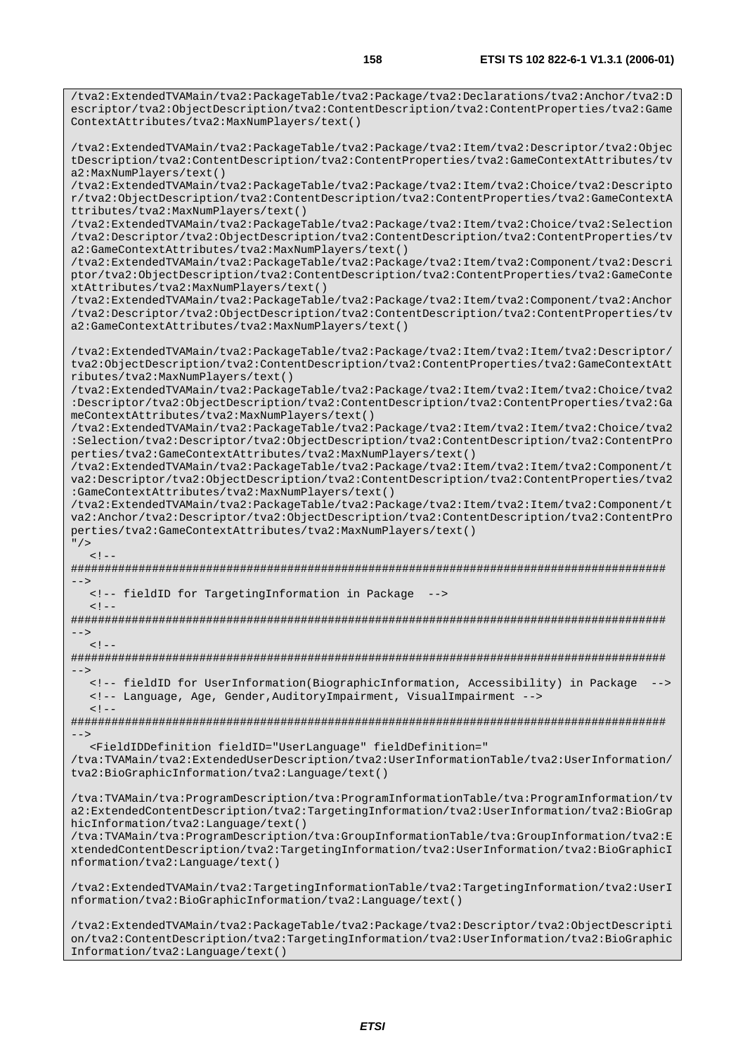```
/tva2:ExtendedTVAMain/tva2:PackageTable/tva2:Package/tva2:Declarations/tva2:Anchor/tva2:Descriptor/tva2:ObjectDescription/tva2:ContentDescription/tva2:ContentProperties/tva2:GameContextAttributes/tva2:MaxNumPlayers/text()

/tva2:ExtendedTVAMain/tva2:PackageTable/tva2:Package/tva2:Item/tva2:Descriptor/tva2:ObjectDescription/tva2:ContentDescription/tva2:ContentProperties/tva2:GameContextAttributes/tva2:MaxNumPlayers/text()
/tva2:ExtendedTVAMain/tva2:PackageTable/tva2:Package/tva2:Item/tva2:Choice/tva2:Descriptor/tva2:ObjectDescription/tva2:ContentDescription/tva2:ContentProperties/tva2:GameContextAttributes/tva2:MaxNumPlayers/text()
/tva2:ExtendedTVAMain/tva2:PackageTable/tva2:Package/tva2:Item/tva2:Choice/tva2:Selection/tva2:Descriptor/tva2:ObjectDescription/tva2:ContentDescription/tva2:ContentProperties/tva2:GameContextAttributes/tva2:MaxNumPlayers/text()
/tva2:ExtendedTVAMain/tva2:PackageTable/tva2:Package/tva2:Item/tva2:Component/tva2:Descriptor/tva2:ObjectDescription/tva2:ContentDescription/tva2:ContentProperties/tva2:GameContextAttributes/tva2:MaxNumPlayers/text()
/tva2:ExtendedTVAMain/tva2:PackageTable/tva2:Package/tva2:Item/tva2:Component/tva2:Anchor/tva2:Descriptor/tva2:ObjectDescription/tva2:ContentDescription/tva2:ContentProperties/tva2:GameContextAttributes/tva2:MaxNumPlayers/text()

/tva2:ExtendedTVAMain/tva2:PackageTable/tva2:Package/tva2:Item/tva2:Item/tva2:Descriptor/tva2:ObjectDescription/tva2:ContentDescription/tva2:ContentProperties/tva2:GameContextAttributes/tva2:MaxNumPlayers/text()
/tva2:ExtendedTVAMain/tva2:PackageTable/tva2:Package/tva2:Item/tva2:Item/tva2:Choice/tva2:Descriptor/tva2:ObjectDescription/tva2:ContentDescription/tva2:ContentProperties/tva2:GameContextAttributes/tva2:MaxNumPlayers/text()
/tva2:ExtendedTVAMain/tva2:PackageTable/tva2:Package/tva2:Item/tva2:Item/tva2:Choice/tva2:Selection/tva2:Descriptor/tva2:ObjectDescription/tva2:ContentDescription/tva2:ContentProperties/tva2:GameContextAttributes/tva2:MaxNumPlayers/text()
/tva2:ExtendedTVAMain/tva2:PackageTable/tva2:Package/tva2:Item/tva2:Item/tva2:Component/tva2:Descriptor/tva2:ObjectDescription/tva2:ContentDescription/tva2:ContentProperties/tva2:GameContextAttributes/tva2:MaxNumPlayers/text()
/tva2:ExtendedTVAMain/tva2:PackageTable/tva2:Package/tva2:Item/tva2:Item/tva2:Component/tva2:Anchor/tva2:Descriptor/tva2:ObjectDescription/tva2:ContentDescription/tva2:ContentProperties/tva2:GameContextAttributes/tva2:MaxNumPlayers/text()
"/>
   <!--
########################################################################################
-->
   <!-- fieldID for TargetingInformation in Package  -->
   <!--
########################################################################################
-->
   <!--
########################################################################################
-->
   <!-- fieldID for UserInformation(BiographicInformation, Accessibility) in Package  -->
   <!-- Language, Age, Gender,AuditoryImpairment, VisualImpairment -->
   <!--
########################################################################################
-->
   <FieldIDDefinition fieldID="UserLanguage" fieldDefinition="
/tva:TVAMain/tva2:ExtendedUserDescription/tva2:UserInformationTable/tva2:UserInformation/tva2:BioGraphicInformation/tva2:Language/text()

/tva:TVAMain/tva:ProgramDescription/tva:ProgramInformationTable/tva:ProgramInformation/tva2:ExtendedContentDescription/tva2:TargetingInformation/tva2:UserInformation/tva2:BioGraphicInformation/tva2:Language/text()
/tva:TVAMain/tva:ProgramDescription/tva:GroupInformationTable/tva:GroupInformation/tva2:ExtendedContentDescription/tva2:TargetingInformation/tva2:UserInformation/tva2:BioGraphicInformation/tva2:Language/text()

/tva2:ExtendedTVAMain/tva2:TargetingInformationTable/tva2:TargetingInformation/tva2:UserInformation/tva2:BioGraphicInformation/tva2:Language/text()

/tva2:ExtendedTVAMain/tva2:PackageTable/tva2:Package/tva2:Descriptor/tva2:ObjectDescription/tva2:ContentDescription/tva2:TargetingInformation/tva2:UserInformation/tva2:BioGraphicInformation/tva2:Language/text()
```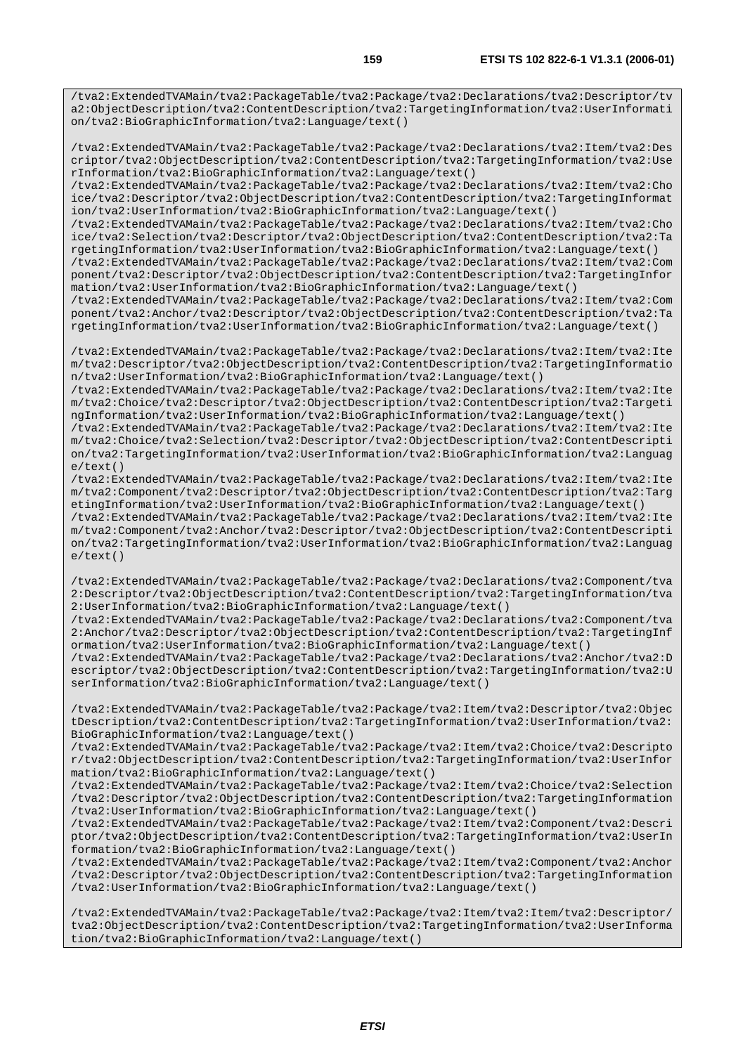```
/tva2:ExtendedTVAMain/tva2:PackageTable/tva2:Package/tva2:Declarations/tva2:Descriptor/tva2:ObjectDescription/tva2:ContentDescription/tva2:TargetingInformation/tva2:UserInformation/tva2:BioGraphicInformation/tva2:Language/text()

/tva2:ExtendedTVAMain/tva2:PackageTable/tva2:Package/tva2:Declarations/tva2:Item/tva2:Descriptor/tva2:ObjectDescription/tva2:ContentDescription/tva2:TargetingInformation/tva2:UserInformation/tva2:BioGraphicInformation/tva2:Language/text()
/tva2:ExtendedTVAMain/tva2:PackageTable/tva2:Package/tva2:Declarations/tva2:Item/tva2:Choice/tva2:Descriptor/tva2:ObjectDescription/tva2:ContentDescription/tva2:TargetingInformation/tva2:UserInformation/tva2:BioGraphicInformation/tva2:Language/text()
/tva2:ExtendedTVAMain/tva2:PackageTable/tva2:Package/tva2:Declarations/tva2:Item/tva2:Choice/tva2:Selection/tva2:Descriptor/tva2:ObjectDescription/tva2:ContentDescription/tva2:TargetingInformation/tva2:UserInformation/tva2:BioGraphicInformation/tva2:Language/text()
/tva2:ExtendedTVAMain/tva2:PackageTable/tva2:Package/tva2:Declarations/tva2:Item/tva2:Component/tva2:Descriptor/tva2:ObjectDescription/tva2:ContentDescription/tva2:TargetingInformation/tva2:UserInformation/tva2:BioGraphicInformation/tva2:Language/text()
/tva2:ExtendedTVAMain/tva2:PackageTable/tva2:Package/tva2:Declarations/tva2:Item/tva2:Component/tva2:Anchor/tva2:Descriptor/tva2:ObjectDescription/tva2:ContentDescription/tva2:TargetingInformation/tva2:UserInformation/tva2:BioGraphicInformation/tva2:Language/text()

/tva2:ExtendedTVAMain/tva2:PackageTable/tva2:Package/tva2:Declarations/tva2:Item/tva2:Item/tva2:Descriptor/tva2:ObjectDescription/tva2:ContentDescription/tva2:TargetingInformation/tva2:UserInformation/tva2:BioGraphicInformation/tva2:Language/text()
/tva2:ExtendedTVAMain/tva2:PackageTable/tva2:Package/tva2:Declarations/tva2:Item/tva2:Item/tva2:Choice/tva2:Descriptor/tva2:ObjectDescription/tva2:ContentDescription/tva2:TargetingInformation/tva2:UserInformation/tva2:BioGraphicInformation/tva2:Language/text()
/tva2:ExtendedTVAMain/tva2:PackageTable/tva2:Package/tva2:Declarations/tva2:Item/tva2:Item/tva2:Choice/tva2:Selection/tva2:Descriptor/tva2:ObjectDescription/tva2:ContentDescription/tva2:TargetingInformation/tva2:UserInformation/tva2:BioGraphicInformation/tva2:Language/text()
/tva2:ExtendedTVAMain/tva2:PackageTable/tva2:Package/tva2:Declarations/tva2:Item/tva2:Item/tva2:Component/tva2:Descriptor/tva2:ObjectDescription/tva2:ContentDescription/tva2:TargetingInformation/tva2:UserInformation/tva2:BioGraphicInformation/tva2:Language/text()
/tva2:ExtendedTVAMain/tva2:PackageTable/tva2:Package/tva2:Declarations/tva2:Item/tva2:Item/tva2:Component/tva2:Anchor/tva2:Descriptor/tva2:ObjectDescription/tva2:ContentDescription/tva2:TargetingInformation/tva2:UserInformation/tva2:BioGraphicInformation/tva2:Language/text()

/tva2:ExtendedTVAMain/tva2:PackageTable/tva2:Package/tva2:Declarations/tva2:Component/tva2:Descriptor/tva2:ObjectDescription/tva2:ContentDescription/tva2:TargetingInformation/tva2:UserInformation/tva2:BioGraphicInformation/tva2:Language/text()
/tva2:ExtendedTVAMain/tva2:PackageTable/tva2:Package/tva2:Declarations/tva2:Component/tva2:Anchor/tva2:Descriptor/tva2:ObjectDescription/tva2:ContentDescription/tva2:TargetingInformation/tva2:UserInformation/tva2:BioGraphicInformation/tva2:Language/text()
/tva2:ExtendedTVAMain/tva2:PackageTable/tva2:Package/tva2:Declarations/tva2:Anchor/tva2:Descriptor/tva2:ObjectDescription/tva2:ContentDescription/tva2:TargetingInformation/tva2:UserInformation/tva2:BioGraphicInformation/tva2:Language/text()

/tva2:ExtendedTVAMain/tva2:PackageTable/tva2:Package/tva2:Item/tva2:Descriptor/tva2:ObjectDescription/tva2:ContentDescription/tva2:TargetingInformation/tva2:UserInformation/tva2:BioGraphicInformation/tva2:Language/text()
/tva2:ExtendedTVAMain/tva2:PackageTable/tva2:Package/tva2:Item/tva2:Choice/tva2:Descriptor/tva2:ObjectDescription/tva2:ContentDescription/tva2:TargetingInformation/tva2:UserInformation/tva2:BioGraphicInformation/tva2:Language/text()
/tva2:ExtendedTVAMain/tva2:PackageTable/tva2:Package/tva2:Item/tva2:Choice/tva2:Selection/tva2:Descriptor/tva2:ObjectDescription/tva2:ContentDescription/tva2:TargetingInformation/tva2:UserInformation/tva2:BioGraphicInformation/tva2:Language/text()
/tva2:ExtendedTVAMain/tva2:PackageTable/tva2:Package/tva2:Item/tva2:Component/tva2:Descriptor/tva2:ObjectDescription/tva2:ContentDescription/tva2:TargetingInformation/tva2:UserInformation/tva2:BioGraphicInformation/tva2:Language/text()
/tva2:ExtendedTVAMain/tva2:PackageTable/tva2:Package/tva2:Item/tva2:Component/tva2:Anchor/tva2:Descriptor/tva2:ObjectDescription/tva2:ContentDescription/tva2:TargetingInformation/tva2:UserInformation/tva2:BioGraphicInformation/tva2:Language/text()

/tva2:ExtendedTVAMain/tva2:PackageTable/tva2:Package/tva2:Item/tva2:Item/tva2:Descriptor/tva2:ObjectDescription/tva2:ContentDescription/tva2:TargetingInformation/tva2:UserInformation/tva2:BioGraphicInformation/tva2:Language/text()
```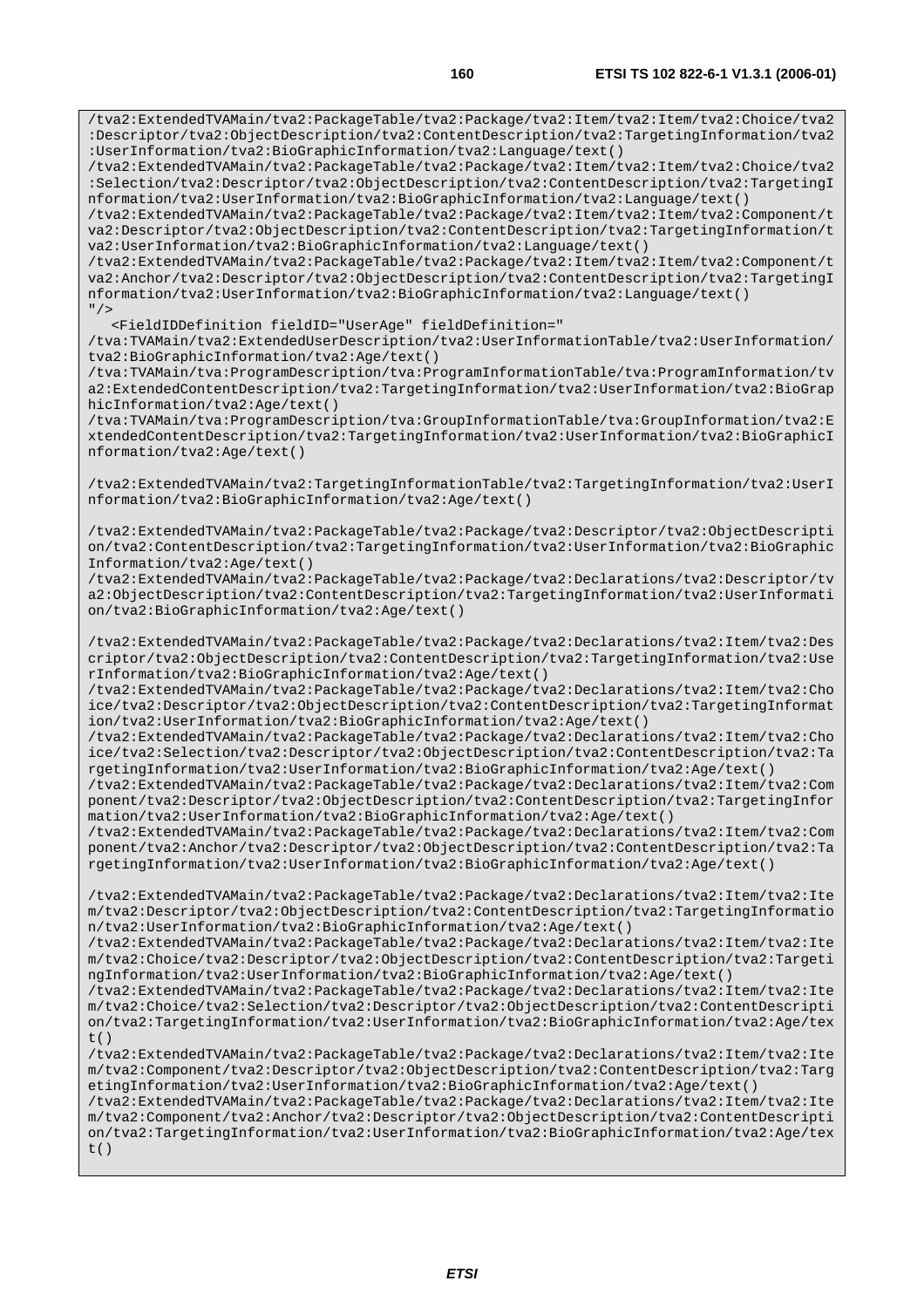```
/tva2:ExtendedTVAMain/tva2:PackageTable/tva2:Package/tva2:Item/tva2:Item/tva2:Choice/tva2
:Descriptor/tva2:ObjectDescription/tva2:ContentDescription/tva2:TargetingInformation/tva2
:UserInformation/tva2:BioGraphicInformation/tva2:Language/text()
/tva2:ExtendedTVAMain/tva2:PackageTable/tva2:Package/tva2:Item/tva2:Item/tva2:Choice/tva2
:Selection/tva2:Descriptor/tva2:ObjectDescription/tva2:ContentDescription/tva2:TargetingI
nformation/tva2:UserInformation/tva2:BioGraphicInformation/tva2:Language/text()
/tva2:ExtendedTVAMain/tva2:PackageTable/tva2:Package/tva2:Item/tva2:Item/tva2:Component/t
va2:Descriptor/tva2:ObjectDescription/tva2:ContentDescription/tva2:TargetingInformation/t
va2:UserInformation/tva2:BioGraphicInformation/tva2:Language/text()
/tva2:ExtendedTVAMain/tva2:PackageTable/tva2:Package/tva2:Item/tva2:Item/tva2:Component/t
va2:Anchor/tva2:Descriptor/tva2:ObjectDescription/tva2:ContentDescription/tva2:TargetingI
nformation/tva2:UserInformation/tva2:BioGraphicInformation/tva2:Language/text()
"/>
   <FieldIDDefinition fieldID="UserAge" fieldDefinition="
/tva:TVAMain/tva2:ExtendedUserDescription/tva2:UserInformationTable/tva2:UserInformation/
tva2:BioGraphicInformation/tva2:Age/text()
/tva:TVAMain/tva:ProgramDescription/tva:ProgramInformationTable/tva:ProgramInformation/tv
a2:ExtendedContentDescription/tva2:TargetingInformation/tva2:UserInformation/tva2:BioGrap
hicInformation/tva2:Age/text()
/tva:TVAMain/tva:ProgramDescription/tva:GroupInformationTable/tva:GroupInformation/tva2:E
xtendedContentDescription/tva2:TargetingInformation/tva2:UserInformation/tva2:BioGraphicI
nformation/tva2:Age/text()

/tva2:ExtendedTVAMain/tva2:TargetingInformationTable/tva2:TargetingInformation/tva2:UserI
nformation/tva2:BioGraphicInformation/tva2:Age/text()

/tva2:ExtendedTVAMain/tva2:PackageTable/tva2:Package/tva2:Descriptor/tva2:ObjectDescripti
on/tva2:ContentDescription/tva2:TargetingInformation/tva2:UserInformation/tva2:BioGraphic
Information/tva2:Age/text()
/tva2:ExtendedTVAMain/tva2:PackageTable/tva2:Package/tva2:Declarations/tva2:Descriptor/tv
a2:ObjectDescription/tva2:ContentDescription/tva2:TargetingInformation/tva2:UserInformati
on/tva2:BioGraphicInformation/tva2:Age/text()

/tva2:ExtendedTVAMain/tva2:PackageTable/tva2:Package/tva2:Declarations/tva2:Item/tva2:Des
criptor/tva2:ObjectDescription/tva2:ContentDescription/tva2:TargetingInformation/tva2:Use
rInformation/tva2:BioGraphicInformation/tva2:Age/text()
/tva2:ExtendedTVAMain/tva2:PackageTable/tva2:Package/tva2:Declarations/tva2:Item/tva2:Cho
ice/tva2:Descriptor/tva2:ObjectDescription/tva2:ContentDescription/tva2:TargetingInformat
ion/tva2:UserInformation/tva2:BioGraphicInformation/tva2:Age/text()
/tva2:ExtendedTVAMain/tva2:PackageTable/tva2:Package/tva2:Declarations/tva2:Item/tva2:Cho
ice/tva2:Selection/tva2:Descriptor/tva2:ObjectDescription/tva2:ContentDescription/tva2:Ta
rgetingInformation/tva2:UserInformation/tva2:BioGraphicInformation/tva2:Age/text()
/tva2:ExtendedTVAMain/tva2:PackageTable/tva2:Package/tva2:Declarations/tva2:Item/tva2:Com
ponent/tva2:Descriptor/tva2:ObjectDescription/tva2:ContentDescription/tva2:TargetingInfor
mation/tva2:UserInformation/tva2:BioGraphicInformation/tva2:Age/text()
/tva2:ExtendedTVAMain/tva2:PackageTable/tva2:Package/tva2:Declarations/tva2:Item/tva2:Com
ponent/tva2:Anchor/tva2:Descriptor/tva2:ObjectDescription/tva2:ContentDescription/tva2:Ta
rgetingInformation/tva2:UserInformation/tva2:BioGraphicInformation/tva2:Age/text()

/tva2:ExtendedTVAMain/tva2:PackageTable/tva2:Package/tva2:Declarations/tva2:Item/tva2:Ite
m/tva2:Descriptor/tva2:ObjectDescription/tva2:ContentDescription/tva2:TargetingInformatio
n/tva2:UserInformation/tva2:BioGraphicInformation/tva2:Age/text()
/tva2:ExtendedTVAMain/tva2:PackageTable/tva2:Package/tva2:Declarations/tva2:Item/tva2:Ite
m/tva2:Choice/tva2:Descriptor/tva2:ObjectDescription/tva2:ContentDescription/tva2:Targeti
ngInformation/tva2:UserInformation/tva2:BioGraphicInformation/tva2:Age/text()
/tva2:ExtendedTVAMain/tva2:PackageTable/tva2:Package/tva2:Declarations/tva2:Item/tva2:Ite
m/tva2:Choice/tva2:Selection/tva2:Descriptor/tva2:ObjectDescription/tva2:ContentDescripti
on/tva2:TargetingInformation/tva2:UserInformation/tva2:BioGraphicInformation/tva2:Age/tex
t()
/tva2:ExtendedTVAMain/tva2:PackageTable/tva2:Package/tva2:Declarations/tva2:Item/tva2:Ite
m/tva2:Component/tva2:Descriptor/tva2:ObjectDescription/tva2:ContentDescription/tva2:Targ
etingInformation/tva2:UserInformation/tva2:BioGraphicInformation/tva2:Age/text()
/tva2:ExtendedTVAMain/tva2:PackageTable/tva2:Package/tva2:Declarations/tva2:Item/tva2:Ite
m/tva2:Component/tva2:Anchor/tva2:Descriptor/tva2:ObjectDescription/tva2:ContentDescripti
on/tva2:TargetingInformation/tva2:UserInformation/tva2:BioGraphicInformation/tva2:Age/tex
t()
```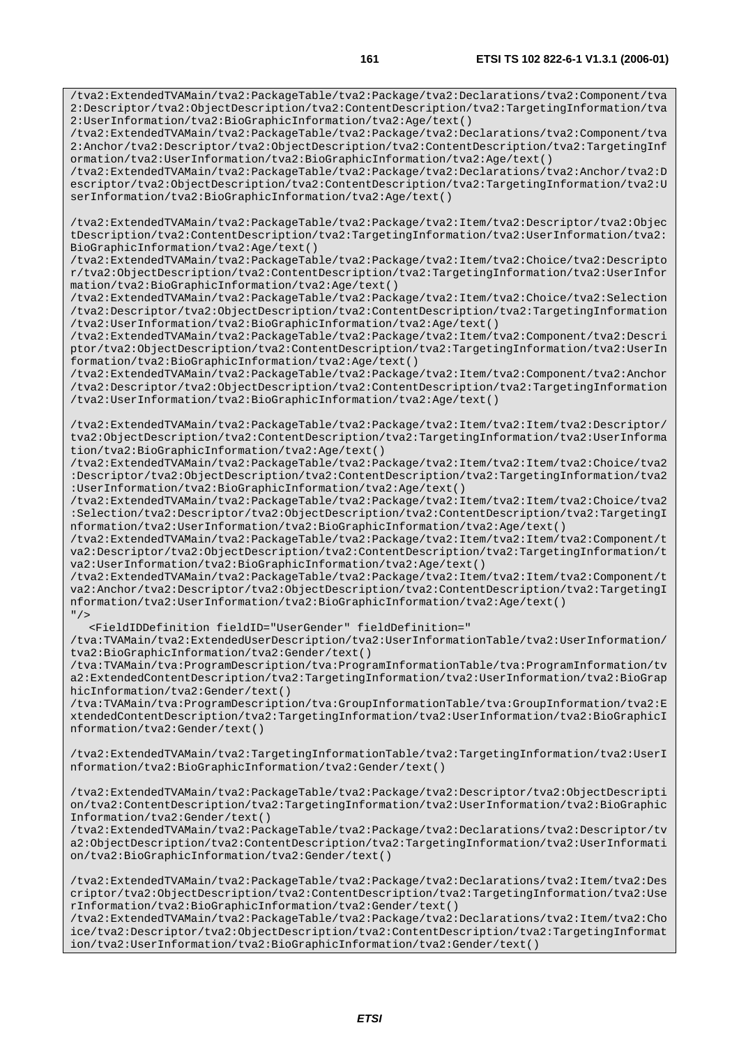```
/tva2:ExtendedTVAMain/tva2:PackageTable/tva2:Package/tva2:Declarations/tva2:Component/tva2:Descriptor/tva2:ObjectDescription/tva2:ContentDescription/tva2:TargetingInformation/tva2:UserInformation/tva2:BioGraphicInformation/tva2:Age/text()
/tva2:ExtendedTVAMain/tva2:PackageTable/tva2:Package/tva2:Declarations/tva2:Component/tva2:Anchor/tva2:Descriptor/tva2:ObjectDescription/tva2:ContentDescription/tva2:TargetingInformation/tva2:UserInformation/tva2:BioGraphicInformation/tva2:Age/text()
/tva2:ExtendedTVAMain/tva2:PackageTable/tva2:Package/tva2:Declarations/tva2:Anchor/tva2:Descriptor/tva2:ObjectDescription/tva2:ContentDescription/tva2:TargetingInformation/tva2:UserInformation/tva2:BioGraphicInformation/tva2:Age/text()

/tva2:ExtendedTVAMain/tva2:PackageTable/tva2:Package/tva2:Item/tva2:Descriptor/tva2:ObjectDescription/tva2:ContentDescription/tva2:TargetingInformation/tva2:UserInformation/tva2:BioGraphicInformation/tva2:Age/text()
/tva2:ExtendedTVAMain/tva2:PackageTable/tva2:Package/tva2:Item/tva2:Choice/tva2:Descriptor/tva2:ObjectDescription/tva2:ContentDescription/tva2:TargetingInformation/tva2:UserInformation/tva2:BioGraphicInformation/tva2:Age/text()
/tva2:ExtendedTVAMain/tva2:PackageTable/tva2:Package/tva2:Item/tva2:Choice/tva2:Selection/tva2:Descriptor/tva2:ObjectDescription/tva2:ContentDescription/tva2:TargetingInformation/tva2:UserInformation/tva2:BioGraphicInformation/tva2:Age/text()
/tva2:ExtendedTVAMain/tva2:PackageTable/tva2:Package/tva2:Item/tva2:Component/tva2:Descriptor/tva2:ObjectDescription/tva2:ContentDescription/tva2:TargetingInformation/tva2:UserInformation/tva2:BioGraphicInformation/tva2:Age/text()
/tva2:ExtendedTVAMain/tva2:PackageTable/tva2:Package/tva2:Item/tva2:Component/tva2:Anchor/tva2:Descriptor/tva2:ObjectDescription/tva2:ContentDescription/tva2:TargetingInformation/tva2:UserInformation/tva2:BioGraphicInformation/tva2:Age/text()

/tva2:ExtendedTVAMain/tva2:PackageTable/tva2:Package/tva2:Item/tva2:Item/tva2:Descriptor/tva2:ObjectDescription/tva2:ContentDescription/tva2:TargetingInformation/tva2:UserInformation/tva2:BioGraphicInformation/tva2:Age/text()
/tva2:ExtendedTVAMain/tva2:PackageTable/tva2:Package/tva2:Item/tva2:Item/tva2:Choice/tva2:Descriptor/tva2:ObjectDescription/tva2:ContentDescription/tva2:TargetingInformation/tva2:UserInformation/tva2:BioGraphicInformation/tva2:Age/text()
/tva2:ExtendedTVAMain/tva2:PackageTable/tva2:Package/tva2:Item/tva2:Item/tva2:Choice/tva2:Selection/tva2:Descriptor/tva2:ObjectDescription/tva2:ContentDescription/tva2:TargetingInformation/tva2:UserInformation/tva2:BioGraphicInformation/tva2:Age/text()
/tva2:ExtendedTVAMain/tva2:PackageTable/tva2:Package/tva2:Item/tva2:Item/tva2:Component/tva2:Descriptor/tva2:ObjectDescription/tva2:ContentDescription/tva2:TargetingInformation/tva2:UserInformation/tva2:BioGraphicInformation/tva2:Age/text()
/tva2:ExtendedTVAMain/tva2:PackageTable/tva2:Package/tva2:Item/tva2:Item/tva2:Component/tva2:Anchor/tva2:Descriptor/tva2:ObjectDescription/tva2:ContentDescription/tva2:TargetingInformation/tva2:UserInformation/tva2:BioGraphicInformation/tva2:Age/text()
"/>
   <FieldIDDefinition fieldID="UserGender" fieldDefinition="
/tva:TVAMain/tva2:ExtendedUserDescription/tva2:UserInformationTable/tva2:UserInformation/tva2:BioGraphicInformation/tva2:Gender/text()
/tva:TVAMain/tva:ProgramDescription/tva:ProgramInformationTable/tva:ProgramInformation/tva2:ExtendedContentDescription/tva2:TargetingInformation/tva2:UserInformation/tva2:BioGraphicInformation/tva2:Gender/text()
/tva:TVAMain/tva:ProgramDescription/tva:GroupInformationTable/tva:GroupInformation/tva2:ExtendedContentDescription/tva2:TargetingInformation/tva2:UserInformation/tva2:BioGraphicInformation/tva2:Gender/text()

/tva2:ExtendedTVAMain/tva2:TargetingInformationTable/tva2:TargetingInformation/tva2:UserInformation/tva2:BioGraphicInformation/tva2:Gender/text()

/tva2:ExtendedTVAMain/tva2:PackageTable/tva2:Package/tva2:Descriptor/tva2:ObjectDescription/tva2:ContentDescription/tva2:TargetingInformation/tva2:UserInformation/tva2:BioGraphicInformation/tva2:Gender/text()
/tva2:ExtendedTVAMain/tva2:PackageTable/tva2:Package/tva2:Declarations/tva2:Descriptor/tva2:ObjectDescription/tva2:ContentDescription/tva2:TargetingInformation/tva2:UserInformation/tva2:BioGraphicInformation/tva2:Gender/text()

/tva2:ExtendedTVAMain/tva2:PackageTable/tva2:Package/tva2:Declarations/tva2:Item/tva2:Descriptor/tva2:ObjectDescription/tva2:ContentDescription/tva2:TargetingInformation/tva2:UserInformation/tva2:BioGraphicInformation/tva2:Gender/text()
/tva2:ExtendedTVAMain/tva2:PackageTable/tva2:Package/tva2:Declarations/tva2:Item/tva2:Choice/tva2:Descriptor/tva2:ObjectDescription/tva2:ContentDescription/tva2:TargetingInformation/tva2:UserInformation/tva2:BioGraphicInformation/tva2:Gender/text()
```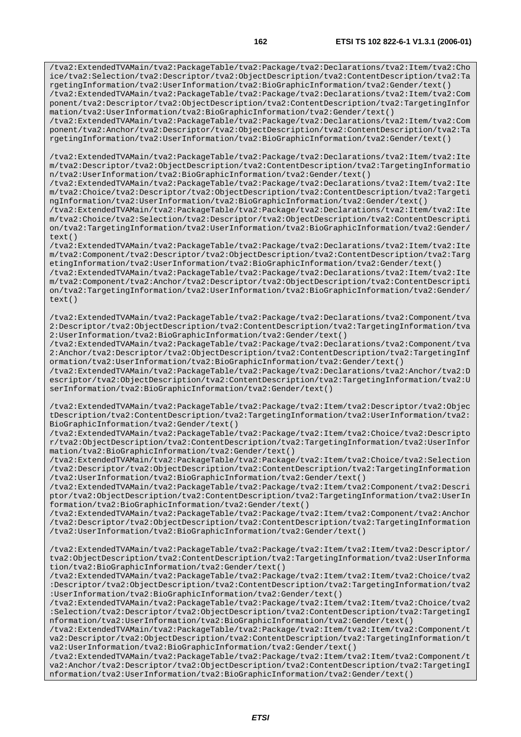```
/tva2:ExtendedTVAMain/tva2:PackageTable/tva2:Package/tva2:Declarations/tva2:Item/tva2:Choice/tva2:Selection/tva2:Descriptor/tva2:ObjectDescription/tva2:ContentDescription/tva2:TargetingInformation/tva2:UserInformation/tva2:BioGraphicInformation/tva2:Gender/text()
/tva2:ExtendedTVAMain/tva2:PackageTable/tva2:Package/tva2:Declarations/tva2:Item/tva2:Component/tva2:Descriptor/tva2:ObjectDescription/tva2:ContentDescription/tva2:TargetingInformation/tva2:UserInformation/tva2:BioGraphicInformation/tva2:Gender/text()
/tva2:ExtendedTVAMain/tva2:PackageTable/tva2:Package/tva2:Declarations/tva2:Item/tva2:Component/tva2:Anchor/tva2:Descriptor/tva2:ObjectDescription/tva2:ContentDescription/tva2:TargetingInformation/tva2:UserInformation/tva2:BioGraphicInformation/tva2:Gender/text()

/tva2:ExtendedTVAMain/tva2:PackageTable/tva2:Package/tva2:Declarations/tva2:Item/tva2:Item/tva2:Descriptor/tva2:ObjectDescription/tva2:ContentDescription/tva2:TargetingInformation/tva2:UserInformation/tva2:BioGraphicInformation/tva2:Gender/text()
/tva2:ExtendedTVAMain/tva2:PackageTable/tva2:Package/tva2:Declarations/tva2:Item/tva2:Item/tva2:Choice/tva2:Descriptor/tva2:ObjectDescription/tva2:ContentDescription/tva2:TargetingInformation/tva2:UserInformation/tva2:BioGraphicInformation/tva2:Gender/text()
/tva2:ExtendedTVAMain/tva2:PackageTable/tva2:Package/tva2:Declarations/tva2:Item/tva2:Item/tva2:Choice/tva2:Selection/tva2:Descriptor/tva2:ObjectDescription/tva2:ContentDescription/tva2:TargetingInformation/tva2:UserInformation/tva2:BioGraphicInformation/tva2:Gender/text()
/tva2:ExtendedTVAMain/tva2:PackageTable/tva2:Package/tva2:Declarations/tva2:Item/tva2:Item/tva2:Component/tva2:Descriptor/tva2:ObjectDescription/tva2:ContentDescription/tva2:TargetingInformation/tva2:UserInformation/tva2:BioGraphicInformation/tva2:Gender/text()
/tva2:ExtendedTVAMain/tva2:PackageTable/tva2:Package/tva2:Declarations/tva2:Item/tva2:Item/tva2:Component/tva2:Anchor/tva2:Descriptor/tva2:ObjectDescription/tva2:ContentDescription/tva2:TargetingInformation/tva2:UserInformation/tva2:BioGraphicInformation/tva2:Gender/text()

/tva2:ExtendedTVAMain/tva2:PackageTable/tva2:Package/tva2:Declarations/tva2:Component/tva2:Descriptor/tva2:ObjectDescription/tva2:ContentDescription/tva2:TargetingInformation/tva2:UserInformation/tva2:BioGraphicInformation/tva2:Gender/text()
/tva2:ExtendedTVAMain/tva2:PackageTable/tva2:Package/tva2:Declarations/tva2:Component/tva2:Anchor/tva2:Descriptor/tva2:ObjectDescription/tva2:ContentDescription/tva2:TargetingInformation/tva2:UserInformation/tva2:BioGraphicInformation/tva2:Gender/text()
/tva2:ExtendedTVAMain/tva2:PackageTable/tva2:Package/tva2:Declarations/tva2:Anchor/tva2:Descriptor/tva2:ObjectDescription/tva2:ContentDescription/tva2:TargetingInformation/tva2:UserInformation/tva2:BioGraphicInformation/tva2:Gender/text()

/tva2:ExtendedTVAMain/tva2:PackageTable/tva2:Package/tva2:Item/tva2:Descriptor/tva2:ObjectDescription/tva2:ContentDescription/tva2:TargetingInformation/tva2:UserInformation/tva2:BioGraphicInformation/tva2:Gender/text()
/tva2:ExtendedTVAMain/tva2:PackageTable/tva2:Package/tva2:Item/tva2:Choice/tva2:Descriptor/tva2:ObjectDescription/tva2:ContentDescription/tva2:TargetingInformation/tva2:UserInformation/tva2:BioGraphicInformation/tva2:Gender/text()
/tva2:ExtendedTVAMain/tva2:PackageTable/tva2:Package/tva2:Item/tva2:Choice/tva2:Selection/tva2:Descriptor/tva2:ObjectDescription/tva2:ContentDescription/tva2:TargetingInformation/tva2:UserInformation/tva2:BioGraphicInformation/tva2:Gender/text()
/tva2:ExtendedTVAMain/tva2:PackageTable/tva2:Package/tva2:Item/tva2:Component/tva2:Descriptor/tva2:ObjectDescription/tva2:ContentDescription/tva2:TargetingInformation/tva2:UserInformation/tva2:BioGraphicInformation/tva2:Gender/text()
/tva2:ExtendedTVAMain/tva2:PackageTable/tva2:Package/tva2:Item/tva2:Component/tva2:Anchor/tva2:Descriptor/tva2:ObjectDescription/tva2:ContentDescription/tva2:TargetingInformation/tva2:UserInformation/tva2:BioGraphicInformation/tva2:Gender/text()

/tva2:ExtendedTVAMain/tva2:PackageTable/tva2:Package/tva2:Item/tva2:Item/tva2:Descriptor/tva2:ObjectDescription/tva2:ContentDescription/tva2:TargetingInformation/tva2:UserInformation/tva2:BioGraphicInformation/tva2:Gender/text()
/tva2:ExtendedTVAMain/tva2:PackageTable/tva2:Package/tva2:Item/tva2:Item/tva2:Choice/tva2:Descriptor/tva2:ObjectDescription/tva2:ContentDescription/tva2:TargetingInformation/tva2:UserInformation/tva2:BioGraphicInformation/tva2:Gender/text()
/tva2:ExtendedTVAMain/tva2:PackageTable/tva2:Package/tva2:Item/tva2:Item/tva2:Choice/tva2:Selection/tva2:Descriptor/tva2:ObjectDescription/tva2:ContentDescription/tva2:TargetingInformation/tva2:UserInformation/tva2:BioGraphicInformation/tva2:Gender/text()
/tva2:ExtendedTVAMain/tva2:PackageTable/tva2:Package/tva2:Item/tva2:Item/tva2:Component/tva2:Descriptor/tva2:ObjectDescription/tva2:ContentDescription/tva2:TargetingInformation/tva2:UserInformation/tva2:BioGraphicInformation/tva2:Gender/text()
/tva2:ExtendedTVAMain/tva2:PackageTable/tva2:Package/tva2:Item/tva2:Item/tva2:Component/tva2:Anchor/tva2:Descriptor/tva2:ObjectDescription/tva2:ContentDescription/tva2:TargetingInformation/tva2:UserInformation/tva2:BioGraphicInformation/tva2:Gender/text()
```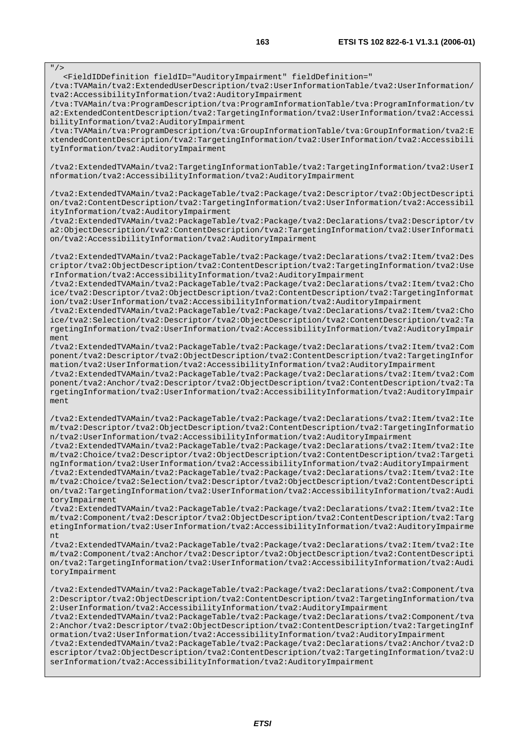```
"/>
   <FieldIDDefinition fieldID="AuditoryImpairment" fieldDefinition="
/tva:TVAMain/tva2:ExtendedUserDescription/tva2:UserInformationTable/tva2:UserInformation/
tva2:AccessibilityInformation/tva2:AuditoryImpairment
/tva:TVAMain/tva:ProgramDescription/tva:ProgramInformationTable/tva:ProgramInformation/tv
a2:ExtendedContentDescription/tva2:TargetingInformation/tva2:UserInformation/tva2:Accessi
bilityInformation/tva2:AuditoryImpairment
/tva:TVAMain/tva:ProgramDescription/tva:GroupInformationTable/tva:GroupInformation/tva2:E
xtendedContentDescription/tva2:TargetingInformation/tva2:UserInformation/tva2:Accessibili
tyInformation/tva2:AuditoryImpairment

/tva2:ExtendedTVAMain/tva2:TargetingInformationTable/tva2:TargetingInformation/tva2:UserI
nformation/tva2:AccessibilityInformation/tva2:AuditoryImpairment

/tva2:ExtendedTVAMain/tva2:PackageTable/tva2:Package/tva2:Descriptor/tva2:ObjectDescripti
on/tva2:ContentDescription/tva2:TargetingInformation/tva2:UserInformation/tva2:Accessibil
ityInformation/tva2:AuditoryImpairment
/tva2:ExtendedTVAMain/tva2:PackageTable/tva2:Package/tva2:Declarations/tva2:Descriptor/tv
a2:ObjectDescription/tva2:ContentDescription/tva2:TargetingInformation/tva2:UserInformati
on/tva2:AccessibilityInformation/tva2:AuditoryImpairment

/tva2:ExtendedTVAMain/tva2:PackageTable/tva2:Package/tva2:Declarations/tva2:Item/tva2:Des
criptor/tva2:ObjectDescription/tva2:ContentDescription/tva2:TargetingInformation/tva2:Use
rInformation/tva2:AccessibilityInformation/tva2:AuditoryImpairment
/tva2:ExtendedTVAMain/tva2:PackageTable/tva2:Package/tva2:Declarations/tva2:Item/tva2:Cho
ice/tva2:Descriptor/tva2:ObjectDescription/tva2:ContentDescription/tva2:TargetingInformat
ion/tva2:UserInformation/tva2:AccessibilityInformation/tva2:AuditoryImpairment
/tva2:ExtendedTVAMain/tva2:PackageTable/tva2:Package/tva2:Declarations/tva2:Item/tva2:Cho
ice/tva2:Selection/tva2:Descriptor/tva2:ObjectDescription/tva2:ContentDescription/tva2:Ta
rgetingInformation/tva2:UserInformation/tva2:AccessibilityInformation/tva2:AuditoryImpair
ment
/tva2:ExtendedTVAMain/tva2:PackageTable/tva2:Package/tva2:Declarations/tva2:Item/tva2:Com
ponent/tva2:Descriptor/tva2:ObjectDescription/tva2:ContentDescription/tva2:TargetingInfor
mation/tva2:UserInformation/tva2:AccessibilityInformation/tva2:AuditoryImpairment
/tva2:ExtendedTVAMain/tva2:PackageTable/tva2:Package/tva2:Declarations/tva2:Item/tva2:Com
ponent/tva2:Anchor/tva2:Descriptor/tva2:ObjectDescription/tva2:ContentDescription/tva2:Ta
rgetingInformation/tva2:UserInformation/tva2:AccessibilityInformation/tva2:AuditoryImpair
ment

/tva2:ExtendedTVAMain/tva2:PackageTable/tva2:Package/tva2:Declarations/tva2:Item/tva2:Ite
m/tva2:Descriptor/tva2:ObjectDescription/tva2:ContentDescription/tva2:TargetingInformatio
n/tva2:UserInformation/tva2:AccessibilityInformation/tva2:AuditoryImpairment
/tva2:ExtendedTVAMain/tva2:PackageTable/tva2:Package/tva2:Declarations/tva2:Item/tva2:Ite
m/tva2:Choice/tva2:Descriptor/tva2:ObjectDescription/tva2:ContentDescription/tva2:Targeti
ngInformation/tva2:UserInformation/tva2:AccessibilityInformation/tva2:AuditoryImpairment
/tva2:ExtendedTVAMain/tva2:PackageTable/tva2:Package/tva2:Declarations/tva2:Item/tva2:Ite
m/tva2:Choice/tva2:Selection/tva2:Descriptor/tva2:ObjectDescription/tva2:ContentDescripti
on/tva2:TargetingInformation/tva2:UserInformation/tva2:AccessibilityInformation/tva2:Audi
toryImpairment
/tva2:ExtendedTVAMain/tva2:PackageTable/tva2:Package/tva2:Declarations/tva2:Item/tva2:Ite
m/tva2:Component/tva2:Descriptor/tva2:ObjectDescription/tva2:ContentDescription/tva2:Targ
etingInformation/tva2:UserInformation/tva2:AccessibilityInformation/tva2:AuditoryImpairme
nt
/tva2:ExtendedTVAMain/tva2:PackageTable/tva2:Package/tva2:Declarations/tva2:Item/tva2:Ite
m/tva2:Component/tva2:Anchor/tva2:Descriptor/tva2:ObjectDescription/tva2:ContentDescripti
on/tva2:TargetingInformation/tva2:UserInformation/tva2:AccessibilityInformation/tva2:Audi
toryImpairment

/tva2:ExtendedTVAMain/tva2:PackageTable/tva2:Package/tva2:Declarations/tva2:Component/tva
2:Descriptor/tva2:ObjectDescription/tva2:ContentDescription/tva2:TargetingInformation/tva
2:UserInformation/tva2:AccessibilityInformation/tva2:AuditoryImpairment
/tva2:ExtendedTVAMain/tva2:PackageTable/tva2:Package/tva2:Declarations/tva2:Component/tva
2:Anchor/tva2:Descriptor/tva2:ObjectDescription/tva2:ContentDescription/tva2:TargetingInf
ormation/tva2:UserInformation/tva2:AccessibilityInformation/tva2:AuditoryImpairment
/tva2:ExtendedTVAMain/tva2:PackageTable/tva2:Package/tva2:Declarations/tva2:Anchor/tva2:D
escriptor/tva2:ObjectDescription/tva2:ContentDescription/tva2:TargetingInformation/tva2:U
serInformation/tva2:AccessibilityInformation/tva2:AuditoryImpairment
```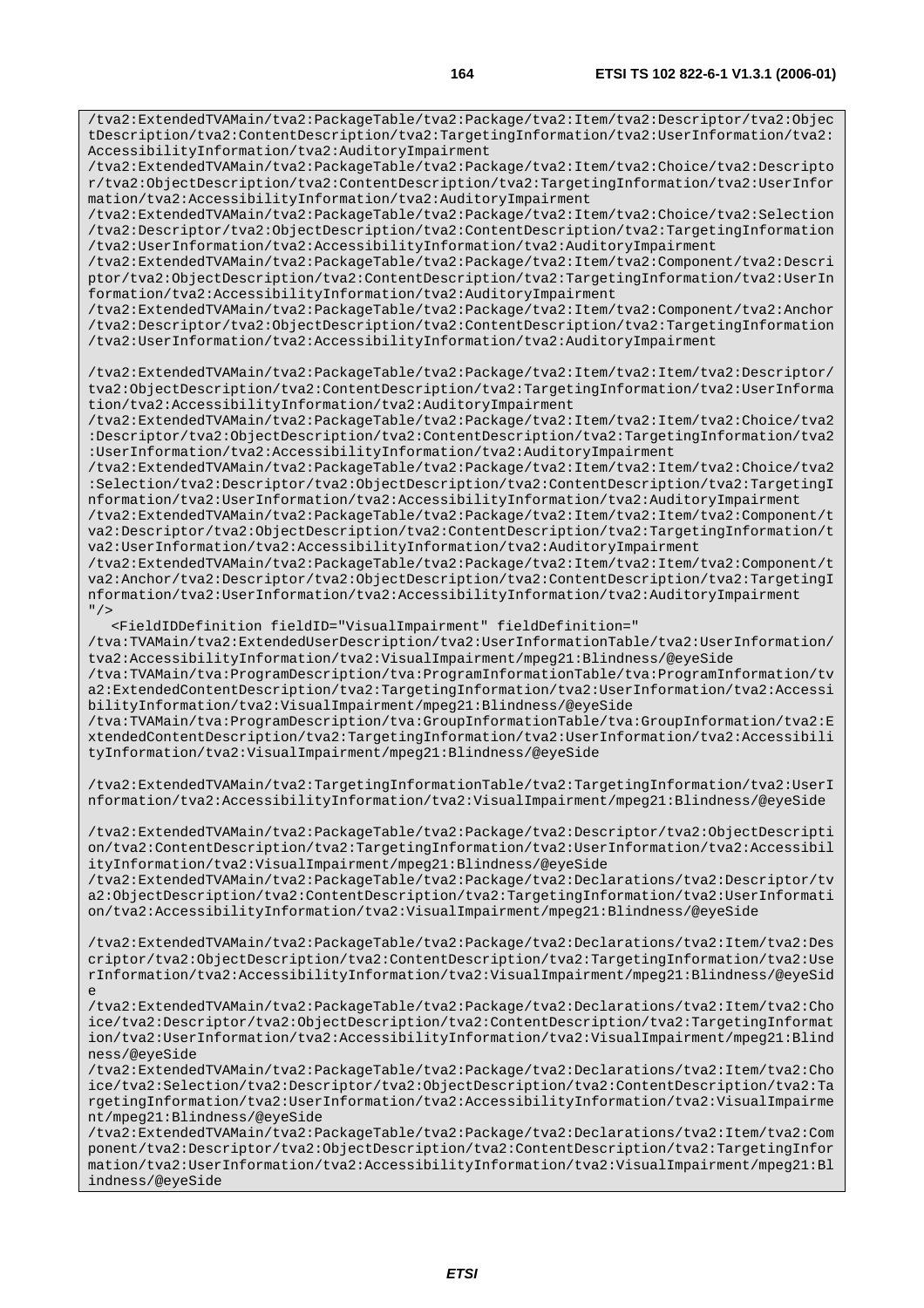```
/tva2:ExtendedTVAMain/tva2:PackageTable/tva2:Package/tva2:Item/tva2:Descriptor/tva2:ObjectDescription/tva2:ContentDescription/tva2:TargetingInformation/tva2:UserInformation/tva2:AccessibilityInformation/tva2:AuditoryImpairment
/tva2:ExtendedTVAMain/tva2:PackageTable/tva2:Package/tva2:Item/tva2:Choice/tva2:Descriptor/tva2:ObjectDescription/tva2:ContentDescription/tva2:TargetingInformation/tva2:UserInformation/tva2:AccessibilityInformation/tva2:AuditoryImpairment
/tva2:ExtendedTVAMain/tva2:PackageTable/tva2:Package/tva2:Item/tva2:Choice/tva2:Selection/tva2:Descriptor/tva2:ObjectDescription/tva2:ContentDescription/tva2:TargetingInformation/tva2:UserInformation/tva2:AccessibilityInformation/tva2:AuditoryImpairment
/tva2:ExtendedTVAMain/tva2:PackageTable/tva2:Package/tva2:Item/tva2:Component/tva2:Descriptor/tva2:ObjectDescription/tva2:ContentDescription/tva2:TargetingInformation/tva2:UserInformation/tva2:AccessibilityInformation/tva2:AuditoryImpairment
/tva2:ExtendedTVAMain/tva2:PackageTable/tva2:Package/tva2:Item/tva2:Component/tva2:Anchor/tva2:Descriptor/tva2:ObjectDescription/tva2:ContentDescription/tva2:TargetingInformation/tva2:UserInformation/tva2:AccessibilityInformation/tva2:AuditoryImpairment

/tva2:ExtendedTVAMain/tva2:PackageTable/tva2:Package/tva2:Item/tva2:Item/tva2:Descriptor/tva2:ObjectDescription/tva2:ContentDescription/tva2:TargetingInformation/tva2:UserInformation/tva2:AccessibilityInformation/tva2:AuditoryImpairment
/tva2:ExtendedTVAMain/tva2:PackageTable/tva2:Package/tva2:Item/tva2:Item/tva2:Choice/tva2:Descriptor/tva2:ObjectDescription/tva2:ContentDescription/tva2:TargetingInformation/tva2:UserInformation/tva2:AccessibilityInformation/tva2:AuditoryImpairment
/tva2:ExtendedTVAMain/tva2:PackageTable/tva2:Package/tva2:Item/tva2:Item/tva2:Choice/tva2:Selection/tva2:Descriptor/tva2:ObjectDescription/tva2:ContentDescription/tva2:TargetingInformation/tva2:UserInformation/tva2:AccessibilityInformation/tva2:AuditoryImpairment
/tva2:ExtendedTVAMain/tva2:PackageTable/tva2:Package/tva2:Item/tva2:Item/tva2:Component/tva2:Descriptor/tva2:ObjectDescription/tva2:ContentDescription/tva2:TargetingInformation/tva2:UserInformation/tva2:AccessibilityInformation/tva2:AuditoryImpairment
/tva2:ExtendedTVAMain/tva2:PackageTable/tva2:Package/tva2:Item/tva2:Item/tva2:Component/tva2:Anchor/tva2:Descriptor/tva2:ObjectDescription/tva2:ContentDescription/tva2:TargetingInformation/tva2:UserInformation/tva2:AccessibilityInformation/tva2:AuditoryImpairment
"/>
   <FieldIDDefinition fieldID="VisualImpairment" fieldDefinition="
/tva:TVAMain/tva2:ExtendedUserDescription/tva2:UserInformationTable/tva2:UserInformation/tva2:AccessibilityInformation/tva2:VisualImpairment/mpeg21:Blindness/@eyeSide
/tva:TVAMain/tva:ProgramDescription/tva:ProgramInformationTable/tva:ProgramInformation/tva2:ExtendedContentDescription/tva2:TargetingInformation/tva2:UserInformation/tva2:AccessibilityInformation/tva2:VisualImpairment/mpeg21:Blindness/@eyeSide
/tva:TVAMain/tva:ProgramDescription/tva:GroupInformationTable/tva:GroupInformation/tva2:ExtendedContentDescription/tva2:TargetingInformation/tva2:UserInformation/tva2:AccessibilityInformation/tva2:VisualImpairment/mpeg21:Blindness/@eyeSide

/tva2:ExtendedTVAMain/tva2:TargetingInformationTable/tva2:TargetingInformation/tva2:UserInformation/tva2:AccessibilityInformation/tva2:VisualImpairment/mpeg21:Blindness/@eyeSide

/tva2:ExtendedTVAMain/tva2:PackageTable/tva2:Package/tva2:Descriptor/tva2:ObjectDescription/tva2:ContentDescription/tva2:TargetingInformation/tva2:UserInformation/tva2:AccessibilityInformation/tva2:VisualImpairment/mpeg21:Blindness/@eyeSide
/tva2:ExtendedTVAMain/tva2:PackageTable/tva2:Package/tva2:Declarations/tva2:Descriptor/tva2:ObjectDescription/tva2:ContentDescription/tva2:TargetingInformation/tva2:UserInformation/tva2:AccessibilityInformation/tva2:VisualImpairment/mpeg21:Blindness/@eyeSide

/tva2:ExtendedTVAMain/tva2:PackageTable/tva2:Package/tva2:Declarations/tva2:Item/tva2:Descriptor/tva2:ObjectDescription/tva2:ContentDescription/tva2:TargetingInformation/tva2:UserInformation/tva2:AccessibilityInformation/tva2:VisualImpairment/mpeg21:Blindness/@eyeSide
/tva2:ExtendedTVAMain/tva2:PackageTable/tva2:Package/tva2:Declarations/tva2:Item/tva2:Choice/tva2:Descriptor/tva2:ObjectDescription/tva2:ContentDescription/tva2:TargetingInformation/tva2:UserInformation/tva2:AccessibilityInformation/tva2:VisualImpairment/mpeg21:Blindness/@eyeSide
/tva2:ExtendedTVAMain/tva2:PackageTable/tva2:Package/tva2:Declarations/tva2:Item/tva2:Choice/tva2:Selection/tva2:Descriptor/tva2:ObjectDescription/tva2:ContentDescription/tva2:TargetingInformation/tva2:UserInformation/tva2:AccessibilityInformation/tva2:VisualImpairment/mpeg21:Blindness/@eyeSide
/tva2:ExtendedTVAMain/tva2:PackageTable/tva2:Package/tva2:Declarations/tva2:Item/tva2:Component/tva2:Descriptor/tva2:ObjectDescription/tva2:ContentDescription/tva2:TargetingInformation/tva2:UserInformation/tva2:AccessibilityInformation/tva2:VisualImpairment/mpeg21:Blindness/@eyeSide
```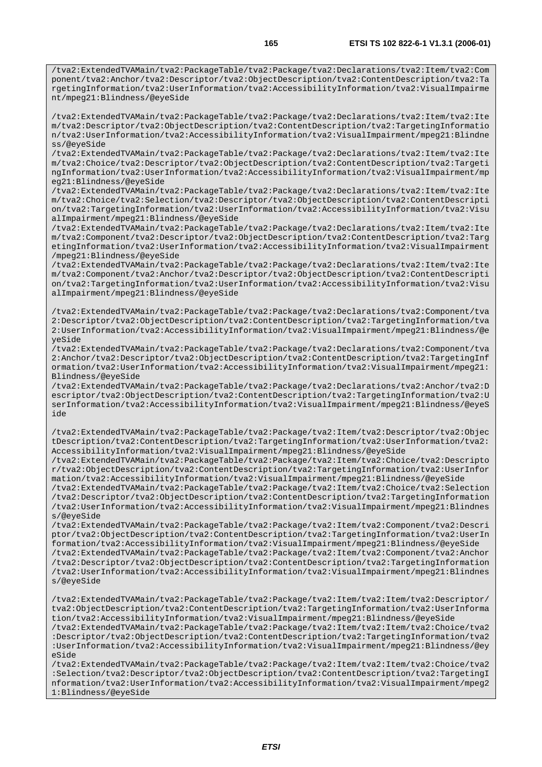```
/tva2:ExtendedTVAMain/tva2:PackageTable/tva2:Package/tva2:Declarations/tva2:Item/tva2:Component/tva2:Anchor/tva2:Descriptor/tva2:ObjectDescription/tva2:ContentDescription/tva2:TargetingInformation/tva2:UserInformation/tva2:AccessibilityInformation/tva2:VisualImpairment/mpeg21:Blindness/@eyeSide

/tva2:ExtendedTVAMain/tva2:PackageTable/tva2:Package/tva2:Declarations/tva2:Item/tva2:Item/tva2:Descriptor/tva2:ObjectDescription/tva2:ContentDescription/tva2:TargetingInformation/tva2:UserInformation/tva2:AccessibilityInformation/tva2:VisualImpairment/mpeg21:Blindness/@eyeSide
/tva2:ExtendedTVAMain/tva2:PackageTable/tva2:Package/tva2:Declarations/tva2:Item/tva2:Item/tva2:Choice/tva2:Descriptor/tva2:ObjectDescription/tva2:ContentDescription/tva2:TargetingInformation/tva2:UserInformation/tva2:AccessibilityInformation/tva2:VisualImpairment/mpeg21:Blindness/@eyeSide
/tva2:ExtendedTVAMain/tva2:PackageTable/tva2:Package/tva2:Declarations/tva2:Item/tva2:Item/tva2:Choice/tva2:Selection/tva2:Descriptor/tva2:ObjectDescription/tva2:ContentDescription/tva2:TargetingInformation/tva2:UserInformation/tva2:AccessibilityInformation/tva2:VisualImpairment/mpeg21:Blindness/@eyeSide
/tva2:ExtendedTVAMain/tva2:PackageTable/tva2:Package/tva2:Declarations/tva2:Item/tva2:Item/tva2:Component/tva2:Descriptor/tva2:ObjectDescription/tva2:ContentDescription/tva2:TargetingInformation/tva2:UserInformation/tva2:AccessibilityInformation/tva2:VisualImpairment/mpeg21:Blindness/@eyeSide
/tva2:ExtendedTVAMain/tva2:PackageTable/tva2:Package/tva2:Declarations/tva2:Item/tva2:Item/tva2:Component/tva2:Anchor/tva2:Descriptor/tva2:ObjectDescription/tva2:ContentDescription/tva2:TargetingInformation/tva2:UserInformation/tva2:AccessibilityInformation/tva2:VisualImpairment/mpeg21:Blindness/@eyeSide

/tva2:ExtendedTVAMain/tva2:PackageTable/tva2:Package/tva2:Declarations/tva2:Component/tva2:Descriptor/tva2:ObjectDescription/tva2:ContentDescription/tva2:TargetingInformation/tva2:UserInformation/tva2:AccessibilityInformation/tva2:VisualImpairment/mpeg21:Blindness/@eyeSide
/tva2:ExtendedTVAMain/tva2:PackageTable/tva2:Package/tva2:Declarations/tva2:Component/tva2:Anchor/tva2:Descriptor/tva2:ObjectDescription/tva2:ContentDescription/tva2:TargetingInformation/tva2:UserInformation/tva2:AccessibilityInformation/tva2:VisualImpairment/mpeg21:Blindness/@eyeSide
/tva2:ExtendedTVAMain/tva2:PackageTable/tva2:Package/tva2:Declarations/tva2:Anchor/tva2:Descriptor/tva2:ObjectDescription/tva2:ContentDescription/tva2:TargetingInformation/tva2:UserInformation/tva2:AccessibilityInformation/tva2:VisualImpairment/mpeg21:Blindness/@eyeSide

/tva2:ExtendedTVAMain/tva2:PackageTable/tva2:Package/tva2:Item/tva2:Descriptor/tva2:ObjectDescription/tva2:ContentDescription/tva2:TargetingInformation/tva2:UserInformation/tva2:AccessibilityInformation/tva2:VisualImpairment/mpeg21:Blindness/@eyeSide
/tva2:ExtendedTVAMain/tva2:PackageTable/tva2:Package/tva2:Item/tva2:Choice/tva2:Descriptor/tva2:ObjectDescription/tva2:ContentDescription/tva2:TargetingInformation/tva2:UserInformation/tva2:AccessibilityInformation/tva2:VisualImpairment/mpeg21:Blindness/@eyeSide
/tva2:ExtendedTVAMain/tva2:PackageTable/tva2:Package/tva2:Item/tva2:Choice/tva2:Selection/tva2:Descriptor/tva2:ObjectDescription/tva2:ContentDescription/tva2:TargetingInformation/tva2:UserInformation/tva2:AccessibilityInformation/tva2:VisualImpairment/mpeg21:Blindness/@eyeSide
/tva2:ExtendedTVAMain/tva2:PackageTable/tva2:Package/tva2:Item/tva2:Component/tva2:Descriptor/tva2:ObjectDescription/tva2:ContentDescription/tva2:TargetingInformation/tva2:UserInformation/tva2:AccessibilityInformation/tva2:VisualImpairment/mpeg21:Blindness/@eyeSide
/tva2:ExtendedTVAMain/tva2:PackageTable/tva2:Package/tva2:Item/tva2:Component/tva2:Anchor/tva2:Descriptor/tva2:ObjectDescription/tva2:ContentDescription/tva2:TargetingInformation/tva2:UserInformation/tva2:AccessibilityInformation/tva2:VisualImpairment/mpeg21:Blindness/@eyeSide

/tva2:ExtendedTVAMain/tva2:PackageTable/tva2:Package/tva2:Item/tva2:Item/tva2:Descriptor/tva2:ObjectDescription/tva2:ContentDescription/tva2:TargetingInformation/tva2:UserInformation/tva2:AccessibilityInformation/tva2:VisualImpairment/mpeg21:Blindness/@eyeSide
/tva2:ExtendedTVAMain/tva2:PackageTable/tva2:Package/tva2:Item/tva2:Item/tva2:Choice/tva2:Descriptor/tva2:ObjectDescription/tva2:ContentDescription/tva2:TargetingInformation/tva2:UserInformation/tva2:AccessibilityInformation/tva2:VisualImpairment/mpeg21:Blindness/@eyeSide
/tva2:ExtendedTVAMain/tva2:PackageTable/tva2:Package/tva2:Item/tva2:Item/tva2:Choice/tva2:Selection/tva2:Descriptor/tva2:ObjectDescription/tva2:ContentDescription/tva2:TargetingInformation/tva2:UserInformation/tva2:AccessibilityInformation/tva2:VisualImpairment/mpeg21:Blindness/@eyeSide
```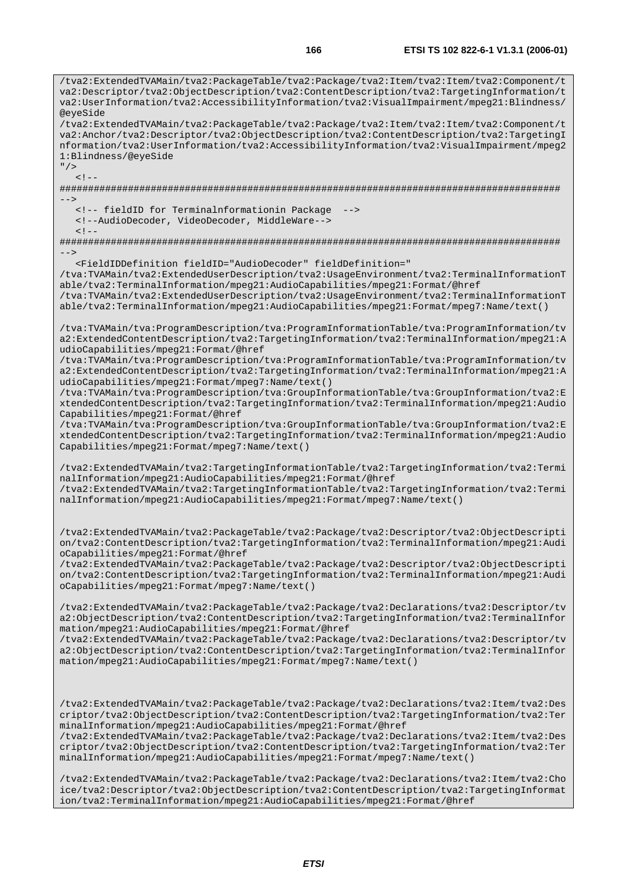```
/tva2:ExtendedTVAMain/tva2:PackageTable/tva2:Package/tva2:Item/tva2:Item/tva2:Component/t
va2:Descriptor/tva2:ObjectDescription/tva2:ContentDescription/tva2:TargetingInformation/t
va2:UserInformation/tva2:AccessibilityInformation/tva2:VisualImpairment/mpeg21:Blindness/
@eyeSide
/tva2:ExtendedTVAMain/tva2:PackageTable/tva2:Package/tva2:Item/tva2:Item/tva2:Component/t
va2:Anchor/tva2:Descriptor/tva2:ObjectDescription/tva2:ContentDescription/tva2:TargetingI
nformation/tva2:UserInformation/tva2:AccessibilityInformation/tva2:VisualImpairment/mpeg2
1:Blindness/@eyeSide
"/>
   <!--
#########################################################################################
-->
   <!-- fieldID for Terminalnformationin Package  -->
   <!--AudioDecoder, VideoDecoder, MiddleWare-->
   <!--
#########################################################################################
-->
   <FieldIDDefinition fieldID="AudioDecoder" fieldDefinition="
/tva:TVAMain/tva2:ExtendedUserDescription/tva2:UsageEnvironment/tva2:TerminalInformationT
able/tva2:TerminalInformation/mpeg21:AudioCapabilities/mpeg21:Format/@href
/tva:TVAMain/tva2:ExtendedUserDescription/tva2:UsageEnvironment/tva2:TerminalInformationT
able/tva2:TerminalInformation/mpeg21:AudioCapabilities/mpeg21:Format/mpeg7:Name/text()

/tva:TVAMain/tva:ProgramDescription/tva:ProgramInformationTable/tva:ProgramInformation/tv
a2:ExtendedContentDescription/tva2:TargetingInformation/tva2:TerminalInformation/mpeg21:A
udioCapabilities/mpeg21:Format/@href
/tva:TVAMain/tva:ProgramDescription/tva:ProgramInformationTable/tva:ProgramInformation/tv
a2:ExtendedContentDescription/tva2:TargetingInformation/tva2:TerminalInformation/mpeg21:A
udioCapabilities/mpeg21:Format/mpeg7:Name/text()
/tva:TVAMain/tva:ProgramDescription/tva:GroupInformationTable/tva:GroupInformation/tva2:E
xtendedContentDescription/tva2:TargetingInformation/tva2:TerminalInformation/mpeg21:Audio
Capabilities/mpeg21:Format/@href
/tva:TVAMain/tva:ProgramDescription/tva:GroupInformationTable/tva:GroupInformation/tva2:E
xtendedContentDescription/tva2:TargetingInformation/tva2:TerminalInformation/mpeg21:Audio
Capabilities/mpeg21:Format/mpeg7:Name/text()

/tva2:ExtendedTVAMain/tva2:TargetingInformationTable/tva2:TargetingInformation/tva2:Termi
nalInformation/mpeg21:AudioCapabilities/mpeg21:Format/@href
/tva2:ExtendedTVAMain/tva2:TargetingInformationTable/tva2:TargetingInformation/tva2:Termi
nalInformation/mpeg21:AudioCapabilities/mpeg21:Format/mpeg7:Name/text()


/tva2:ExtendedTVAMain/tva2:PackageTable/tva2:Package/tva2:Descriptor/tva2:ObjectDescripti
on/tva2:ContentDescription/tva2:TargetingInformation/tva2:TerminalInformation/mpeg21:Audi
oCapabilities/mpeg21:Format/@href
/tva2:ExtendedTVAMain/tva2:PackageTable/tva2:Package/tva2:Descriptor/tva2:ObjectDescripti
on/tva2:ContentDescription/tva2:TargetingInformation/tva2:TerminalInformation/mpeg21:Audi
oCapabilities/mpeg21:Format/mpeg7:Name/text()

/tva2:ExtendedTVAMain/tva2:PackageTable/tva2:Package/tva2:Declarations/tva2:Descriptor/tv
a2:ObjectDescription/tva2:ContentDescription/tva2:TargetingInformation/tva2:TerminalInfor
mation/mpeg21:AudioCapabilities/mpeg21:Format/@href
/tva2:ExtendedTVAMain/tva2:PackageTable/tva2:Package/tva2:Declarations/tva2:Descriptor/tv
a2:ObjectDescription/tva2:ContentDescription/tva2:TargetingInformation/tva2:TerminalInfor
mation/mpeg21:AudioCapabilities/mpeg21:Format/mpeg7:Name/text()



/tva2:ExtendedTVAMain/tva2:PackageTable/tva2:Package/tva2:Declarations/tva2:Item/tva2:Des
criptor/tva2:ObjectDescription/tva2:ContentDescription/tva2:TargetingInformation/tva2:Ter
minalInformation/mpeg21:AudioCapabilities/mpeg21:Format/@href
/tva2:ExtendedTVAMain/tva2:PackageTable/tva2:Package/tva2:Declarations/tva2:Item/tva2:Des
criptor/tva2:ObjectDescription/tva2:ContentDescription/tva2:TargetingInformation/tva2:Ter
minalInformation/mpeg21:AudioCapabilities/mpeg21:Format/mpeg7:Name/text()

/tva2:ExtendedTVAMain/tva2:PackageTable/tva2:Package/tva2:Declarations/tva2:Item/tva2:Cho
ice/tva2:Descriptor/tva2:ObjectDescription/tva2:ContentDescription/tva2:TargetingInformat
ion/tva2:TerminalInformation/mpeg21:AudioCapabilities/mpeg21:Format/@href
```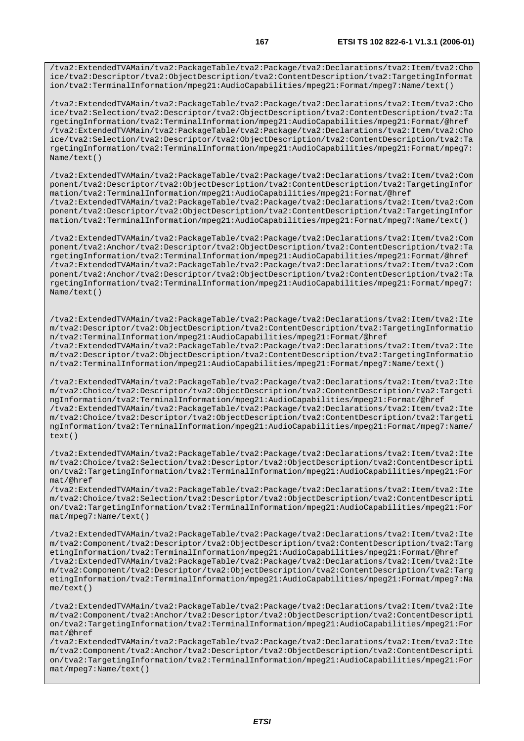```
/tva2:ExtendedTVAMain/tva2:PackageTable/tva2:Package/tva2:Declarations/tva2:Item/tva2:Choice/tva2:Descriptor/tva2:ObjectDescription/tva2:ContentDescription/tva2:TargetingInformation/tva2:TerminalInformation/mpeg21:AudioCapabilities/mpeg21:Format/mpeg7:Name/text()

/tva2:ExtendedTVAMain/tva2:PackageTable/tva2:Package/tva2:Declarations/tva2:Item/tva2:Choice/tva2:Selection/tva2:Descriptor/tva2:ObjectDescription/tva2:ContentDescription/tva2:TargetingInformation/tva2:TerminalInformation/mpeg21:AudioCapabilities/mpeg21:Format/@href
/tva2:ExtendedTVAMain/tva2:PackageTable/tva2:Package/tva2:Declarations/tva2:Item/tva2:Choice/tva2:Selection/tva2:Descriptor/tva2:ObjectDescription/tva2:ContentDescription/tva2:TargetingInformation/tva2:TerminalInformation/mpeg21:AudioCapabilities/mpeg21:Format/mpeg7:Name/text()

/tva2:ExtendedTVAMain/tva2:PackageTable/tva2:Package/tva2:Declarations/tva2:Item/tva2:Component/tva2:Descriptor/tva2:ObjectDescription/tva2:ContentDescription/tva2:TargetingInformation/tva2:TerminalInformation/mpeg21:AudioCapabilities/mpeg21:Format/@href
/tva2:ExtendedTVAMain/tva2:PackageTable/tva2:Package/tva2:Declarations/tva2:Item/tva2:Component/tva2:Descriptor/tva2:ObjectDescription/tva2:ContentDescription/tva2:TargetingInformation/tva2:TerminalInformation/mpeg21:AudioCapabilities/mpeg21:Format/mpeg7:Name/text()

/tva2:ExtendedTVAMain/tva2:PackageTable/tva2:Package/tva2:Declarations/tva2:Item/tva2:Component/tva2:Anchor/tva2:Descriptor/tva2:ObjectDescription/tva2:ContentDescription/tva2:TargetingInformation/tva2:TerminalInformation/mpeg21:AudioCapabilities/mpeg21:Format/@href
/tva2:ExtendedTVAMain/tva2:PackageTable/tva2:Package/tva2:Declarations/tva2:Item/tva2:Component/tva2:Anchor/tva2:Descriptor/tva2:ObjectDescription/tva2:ContentDescription/tva2:TargetingInformation/tva2:TerminalInformation/mpeg21:AudioCapabilities/mpeg21:Format/mpeg7:Name/text()


/tva2:ExtendedTVAMain/tva2:PackageTable/tva2:Package/tva2:Declarations/tva2:Item/tva2:Item/tva2:Descriptor/tva2:ObjectDescription/tva2:ContentDescription/tva2:TargetingInformation/tva2:TerminalInformation/mpeg21:AudioCapabilities/mpeg21:Format/@href
/tva2:ExtendedTVAMain/tva2:PackageTable/tva2:Package/tva2:Declarations/tva2:Item/tva2:Item/tva2:Descriptor/tva2:ObjectDescription/tva2:ContentDescription/tva2:TargetingInformation/tva2:TerminalInformation/mpeg21:AudioCapabilities/mpeg21:Format/mpeg7:Name/text()

/tva2:ExtendedTVAMain/tva2:PackageTable/tva2:Package/tva2:Declarations/tva2:Item/tva2:Item/tva2:Choice/tva2:Descriptor/tva2:ObjectDescription/tva2:ContentDescription/tva2:TargetingInformation/tva2:TerminalInformation/mpeg21:AudioCapabilities/mpeg21:Format/@href
/tva2:ExtendedTVAMain/tva2:PackageTable/tva2:Package/tva2:Declarations/tva2:Item/tva2:Item/tva2:Choice/tva2:Descriptor/tva2:ObjectDescription/tva2:ContentDescription/tva2:TargetingInformation/tva2:TerminalInformation/mpeg21:AudioCapabilities/mpeg21:Format/mpeg7:Name/text()

/tva2:ExtendedTVAMain/tva2:PackageTable/tva2:Package/tva2:Declarations/tva2:Item/tva2:Item/tva2:Choice/tva2:Selection/tva2:Descriptor/tva2:ObjectDescription/tva2:ContentDescription/tva2:TargetingInformation/tva2:TerminalInformation/mpeg21:AudioCapabilities/mpeg21:Format/@href
/tva2:ExtendedTVAMain/tva2:PackageTable/tva2:Package/tva2:Declarations/tva2:Item/tva2:Item/tva2:Choice/tva2:Selection/tva2:Descriptor/tva2:ObjectDescription/tva2:ContentDescription/tva2:TargetingInformation/tva2:TerminalInformation/mpeg21:AudioCapabilities/mpeg21:Format/mpeg7:Name/text()

/tva2:ExtendedTVAMain/tva2:PackageTable/tva2:Package/tva2:Declarations/tva2:Item/tva2:Item/tva2:Component/tva2:Descriptor/tva2:ObjectDescription/tva2:ContentDescription/tva2:TargetingInformation/tva2:TerminalInformation/mpeg21:AudioCapabilities/mpeg21:Format/@href
/tva2:ExtendedTVAMain/tva2:PackageTable/tva2:Package/tva2:Declarations/tva2:Item/tva2:Item/tva2:Component/tva2:Descriptor/tva2:ObjectDescription/tva2:ContentDescription/tva2:TargetingInformation/tva2:TerminalInformation/mpeg21:AudioCapabilities/mpeg21:Format/mpeg7:Name/text()

/tva2:ExtendedTVAMain/tva2:PackageTable/tva2:Package/tva2:Declarations/tva2:Item/tva2:Item/tva2:Component/tva2:Anchor/tva2:Descriptor/tva2:ObjectDescription/tva2:ContentDescription/tva2:TargetingInformation/tva2:TerminalInformation/mpeg21:AudioCapabilities/mpeg21:Format/@href
/tva2:ExtendedTVAMain/tva2:PackageTable/tva2:Package/tva2:Declarations/tva2:Item/tva2:Item/tva2:Component/tva2:Anchor/tva2:Descriptor/tva2:ObjectDescription/tva2:ContentDescription/tva2:TargetingInformation/tva2:TerminalInformation/mpeg21:AudioCapabilities/mpeg21:Format/mpeg7:Name/text()
```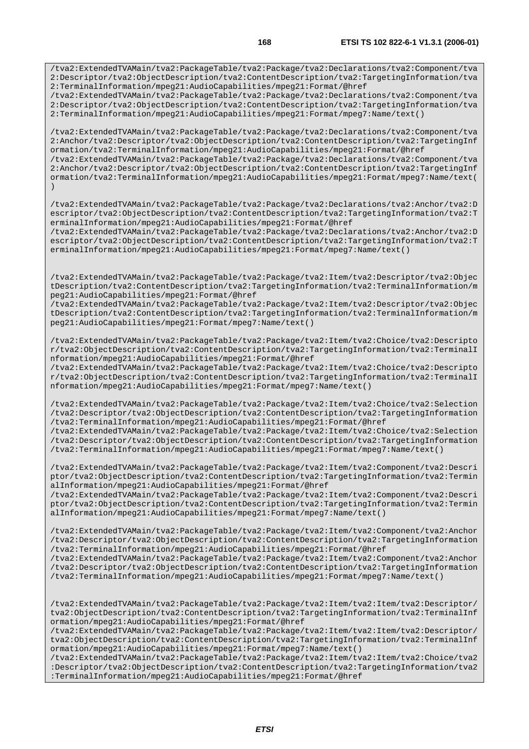```
/tva2:ExtendedTVAMain/tva2:PackageTable/tva2:Package/tva2:Declarations/tva2:Component/tva2:Descriptor/tva2:ObjectDescription/tva2:ContentDescription/tva2:TargetingInformation/tva2:TerminalInformation/mpeg21:AudioCapabilities/mpeg21:Format/@href
/tva2:ExtendedTVAMain/tva2:PackageTable/tva2:Package/tva2:Declarations/tva2:Component/tva2:Descriptor/tva2:ObjectDescription/tva2:ContentDescription/tva2:TargetingInformation/tva2:TerminalInformation/mpeg21:AudioCapabilities/mpeg21:Format/mpeg7:Name/text()

/tva2:ExtendedTVAMain/tva2:PackageTable/tva2:Package/tva2:Declarations/tva2:Component/tva2:Anchor/tva2:Descriptor/tva2:ObjectDescription/tva2:ContentDescription/tva2:TargetingInformation/tva2:TerminalInformation/mpeg21:AudioCapabilities/mpeg21:Format/@href
/tva2:ExtendedTVAMain/tva2:PackageTable/tva2:Package/tva2:Declarations/tva2:Component/tva2:Anchor/tva2:Descriptor/tva2:ObjectDescription/tva2:ContentDescription/tva2:TargetingInformation/tva2:TerminalInformation/mpeg21:AudioCapabilities/mpeg21:Format/mpeg7:Name/text()

/tva2:ExtendedTVAMain/tva2:PackageTable/tva2:Package/tva2:Declarations/tva2:Anchor/tva2:Descriptor/tva2:ObjectDescription/tva2:ContentDescription/tva2:TargetingInformation/tva2:TerminalInformation/mpeg21:AudioCapabilities/mpeg21:Format/@href
/tva2:ExtendedTVAMain/tva2:PackageTable/tva2:Package/tva2:Declarations/tva2:Anchor/tva2:Descriptor/tva2:ObjectDescription/tva2:ContentDescription/tva2:TargetingInformation/tva2:TerminalInformation/mpeg21:AudioCapabilities/mpeg21:Format/mpeg7:Name/text()


/tva2:ExtendedTVAMain/tva2:PackageTable/tva2:Package/tva2:Item/tva2:Descriptor/tva2:ObjectDescription/tva2:ContentDescription/tva2:TargetingInformation/tva2:TerminalInformation/mpeg21:AudioCapabilities/mpeg21:Format/@href
/tva2:ExtendedTVAMain/tva2:PackageTable/tva2:Package/tva2:Item/tva2:Descriptor/tva2:ObjectDescription/tva2:ContentDescription/tva2:TargetingInformation/tva2:TerminalInformation/mpeg21:AudioCapabilities/mpeg21:Format/mpeg7:Name/text()

/tva2:ExtendedTVAMain/tva2:PackageTable/tva2:Package/tva2:Item/tva2:Choice/tva2:Descriptor/tva2:ObjectDescription/tva2:ContentDescription/tva2:TargetingInformation/tva2:TerminalInformation/mpeg21:AudioCapabilities/mpeg21:Format/@href
/tva2:ExtendedTVAMain/tva2:PackageTable/tva2:Package/tva2:Item/tva2:Choice/tva2:Descriptor/tva2:ObjectDescription/tva2:ContentDescription/tva2:TargetingInformation/tva2:TerminalInformation/mpeg21:AudioCapabilities/mpeg21:Format/mpeg7:Name/text()

/tva2:ExtendedTVAMain/tva2:PackageTable/tva2:Package/tva2:Item/tva2:Choice/tva2:Selection/tva2:Descriptor/tva2:ObjectDescription/tva2:ContentDescription/tva2:TargetingInformation/tva2:TerminalInformation/mpeg21:AudioCapabilities/mpeg21:Format/@href
/tva2:ExtendedTVAMain/tva2:PackageTable/tva2:Package/tva2:Item/tva2:Choice/tva2:Selection/tva2:Descriptor/tva2:ObjectDescription/tva2:ContentDescription/tva2:TargetingInformation/tva2:TerminalInformation/mpeg21:AudioCapabilities/mpeg21:Format/mpeg7:Name/text()

/tva2:ExtendedTVAMain/tva2:PackageTable/tva2:Package/tva2:Item/tva2:Component/tva2:Descriptor/tva2:ObjectDescription/tva2:ContentDescription/tva2:TargetingInformation/tva2:TerminalInformation/mpeg21:AudioCapabilities/mpeg21:Format/@href
/tva2:ExtendedTVAMain/tva2:PackageTable/tva2:Package/tva2:Item/tva2:Component/tva2:Descriptor/tva2:ObjectDescription/tva2:ContentDescription/tva2:TargetingInformation/tva2:TerminalInformation/mpeg21:AudioCapabilities/mpeg21:Format/mpeg7:Name/text()

/tva2:ExtendedTVAMain/tva2:PackageTable/tva2:Package/tva2:Item/tva2:Component/tva2:Anchor/tva2:Descriptor/tva2:ObjectDescription/tva2:ContentDescription/tva2:TargetingInformation/tva2:TerminalInformation/mpeg21:AudioCapabilities/mpeg21:Format/@href
/tva2:ExtendedTVAMain/tva2:PackageTable/tva2:Package/tva2:Item/tva2:Component/tva2:Anchor/tva2:Descriptor/tva2:ObjectDescription/tva2:ContentDescription/tva2:TargetingInformation/tva2:TerminalInformation/mpeg21:AudioCapabilities/mpeg21:Format/mpeg7:Name/text()


/tva2:ExtendedTVAMain/tva2:PackageTable/tva2:Package/tva2:Item/tva2:Item/tva2:Descriptor/tva2:ObjectDescription/tva2:ContentDescription/tva2:TargetingInformation/tva2:TerminalInformation/mpeg21:AudioCapabilities/mpeg21:Format/@href
/tva2:ExtendedTVAMain/tva2:PackageTable/tva2:Package/tva2:Item/tva2:Item/tva2:Descriptor/tva2:ObjectDescription/tva2:ContentDescription/tva2:TargetingInformation/tva2:TerminalInformation/mpeg21:AudioCapabilities/mpeg21:Format/mpeg7:Name/text()
/tva2:ExtendedTVAMain/tva2:PackageTable/tva2:Package/tva2:Item/tva2:Item/tva2:Choice/tva2:Descriptor/tva2:ObjectDescription/tva2:ContentDescription/tva2:TargetingInformation/tva2:TerminalInformation/mpeg21:AudioCapabilities/mpeg21:Format/@href
```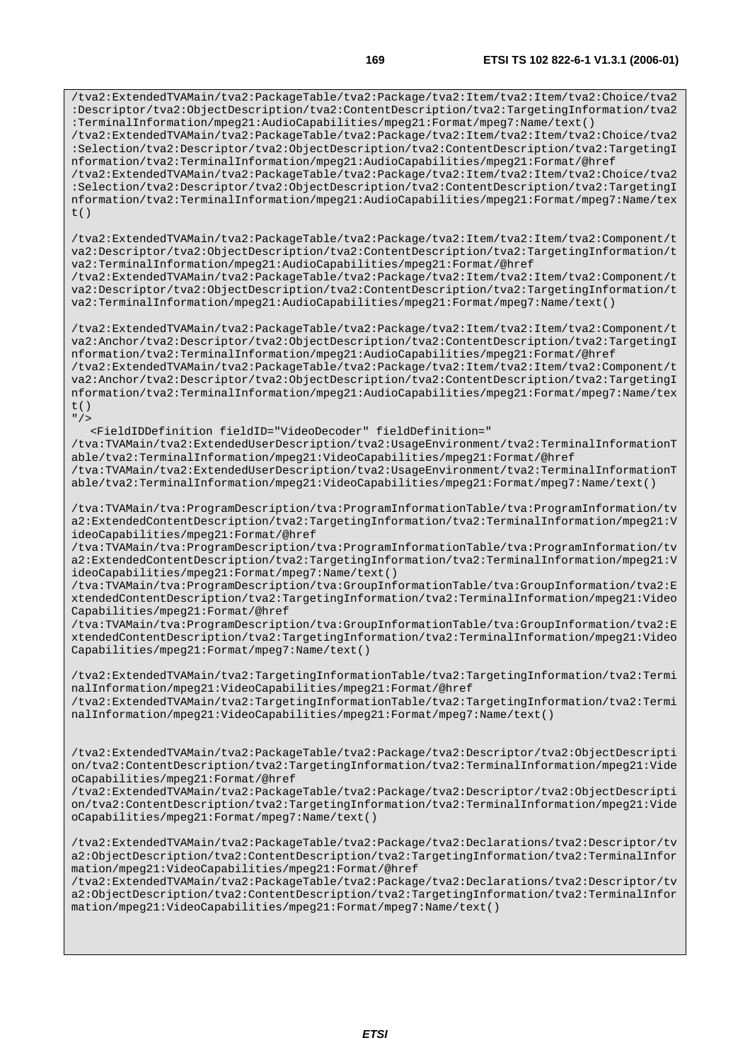```
/tva2:ExtendedTVAMain/tva2:PackageTable/tva2:Package/tva2:Item/tva2:Item/tva2:Choice/tva2
:Descriptor/tva2:ObjectDescription/tva2:ContentDescription/tva2:TargetingInformation/tva2
:TerminalInformation/mpeg21:AudioCapabilities/mpeg21:Format/mpeg7:Name/text()
/tva2:ExtendedTVAMain/tva2:PackageTable/tva2:Package/tva2:Item/tva2:Item/tva2:Choice/tva2
:Selection/tva2:Descriptor/tva2:ObjectDescription/tva2:ContentDescription/tva2:TargetingI
nformation/tva2:TerminalInformation/mpeg21:AudioCapabilities/mpeg21:Format/@href
/tva2:ExtendedTVAMain/tva2:PackageTable/tva2:Package/tva2:Item/tva2:Item/tva2:Choice/tva2
:Selection/tva2:Descriptor/tva2:ObjectDescription/tva2:ContentDescription/tva2:TargetingI
nformation/tva2:TerminalInformation/mpeg21:AudioCapabilities/mpeg21:Format/mpeg7:Name/tex
t()

/tva2:ExtendedTVAMain/tva2:PackageTable/tva2:Package/tva2:Item/tva2:Item/tva2:Component/t
va2:Descriptor/tva2:ObjectDescription/tva2:ContentDescription/tva2:TargetingInformation/t
va2:TerminalInformation/mpeg21:AudioCapabilities/mpeg21:Format/@href
/tva2:ExtendedTVAMain/tva2:PackageTable/tva2:Package/tva2:Item/tva2:Item/tva2:Component/t
va2:Descriptor/tva2:ObjectDescription/tva2:ContentDescription/tva2:TargetingInformation/t
va2:TerminalInformation/mpeg21:AudioCapabilities/mpeg21:Format/mpeg7:Name/text()

/tva2:ExtendedTVAMain/tva2:PackageTable/tva2:Package/tva2:Item/tva2:Item/tva2:Component/t
va2:Anchor/tva2:Descriptor/tva2:ObjectDescription/tva2:ContentDescription/tva2:TargetingI
nformation/tva2:TerminalInformation/mpeg21:AudioCapabilities/mpeg21:Format/@href
/tva2:ExtendedTVAMain/tva2:PackageTable/tva2:Package/tva2:Item/tva2:Item/tva2:Component/t
va2:Anchor/tva2:Descriptor/tva2:ObjectDescription/tva2:ContentDescription/tva2:TargetingI
nformation/tva2:TerminalInformation/mpeg21:AudioCapabilities/mpeg21:Format/mpeg7:Name/tex
t()
"/>
   <FieldIDDefinition fieldID="VideoDecoder" fieldDefinition="
/tva:TVAMain/tva2:ExtendedUserDescription/tva2:UsageEnvironment/tva2:TerminalInformationT
able/tva2:TerminalInformation/mpeg21:VideoCapabilities/mpeg21:Format/@href
/tva:TVAMain/tva2:ExtendedUserDescription/tva2:UsageEnvironment/tva2:TerminalInformationT
able/tva2:TerminalInformation/mpeg21:VideoCapabilities/mpeg21:Format/mpeg7:Name/text()

/tva:TVAMain/tva:ProgramDescription/tva:ProgramInformationTable/tva:ProgramInformation/tv
a2:ExtendedContentDescription/tva2:TargetingInformation/tva2:TerminalInformation/mpeg21:V
ideoCapabilities/mpeg21:Format/@href
/tva:TVAMain/tva:ProgramDescription/tva:ProgramInformationTable/tva:ProgramInformation/tv
a2:ExtendedContentDescription/tva2:TargetingInformation/tva2:TerminalInformation/mpeg21:V
ideoCapabilities/mpeg21:Format/mpeg7:Name/text()
/tva:TVAMain/tva:ProgramDescription/tva:GroupInformationTable/tva:GroupInformation/tva2:E
xtendedContentDescription/tva2:TargetingInformation/tva2:TerminalInformation/mpeg21:Video
Capabilities/mpeg21:Format/@href
/tva:TVAMain/tva:ProgramDescription/tva:GroupInformationTable/tva:GroupInformation/tva2:E
xtendedContentDescription/tva2:TargetingInformation/tva2:TerminalInformation/mpeg21:Video
Capabilities/mpeg21:Format/mpeg7:Name/text()

/tva2:ExtendedTVAMain/tva2:TargetingInformationTable/tva2:TargetingInformation/tva2:Termi
nalInformation/mpeg21:VideoCapabilities/mpeg21:Format/@href
/tva2:ExtendedTVAMain/tva2:TargetingInformationTable/tva2:TargetingInformation/tva2:Termi
nalInformation/mpeg21:VideoCapabilities/mpeg21:Format/mpeg7:Name/text()


/tva2:ExtendedTVAMain/tva2:PackageTable/tva2:Package/tva2:Descriptor/tva2:ObjectDescripti
on/tva2:ContentDescription/tva2:TargetingInformation/tva2:TerminalInformation/mpeg21:Vide
oCapabilities/mpeg21:Format/@href
/tva2:ExtendedTVAMain/tva2:PackageTable/tva2:Package/tva2:Descriptor/tva2:ObjectDescripti
on/tva2:ContentDescription/tva2:TargetingInformation/tva2:TerminalInformation/mpeg21:Vide
oCapabilities/mpeg21:Format/mpeg7:Name/text()

/tva2:ExtendedTVAMain/tva2:PackageTable/tva2:Package/tva2:Declarations/tva2:Descriptor/tv
a2:ObjectDescription/tva2:ContentDescription/tva2:TargetingInformation/tva2:TerminalInfor
mation/mpeg21:VideoCapabilities/mpeg21:Format/@href
/tva2:ExtendedTVAMain/tva2:PackageTable/tva2:Package/tva2:Declarations/tva2:Descriptor/tv
a2:ObjectDescription/tva2:ContentDescription/tva2:TargetingInformation/tva2:TerminalInfor
mation/mpeg21:VideoCapabilities/mpeg21:Format/mpeg7:Name/text()
```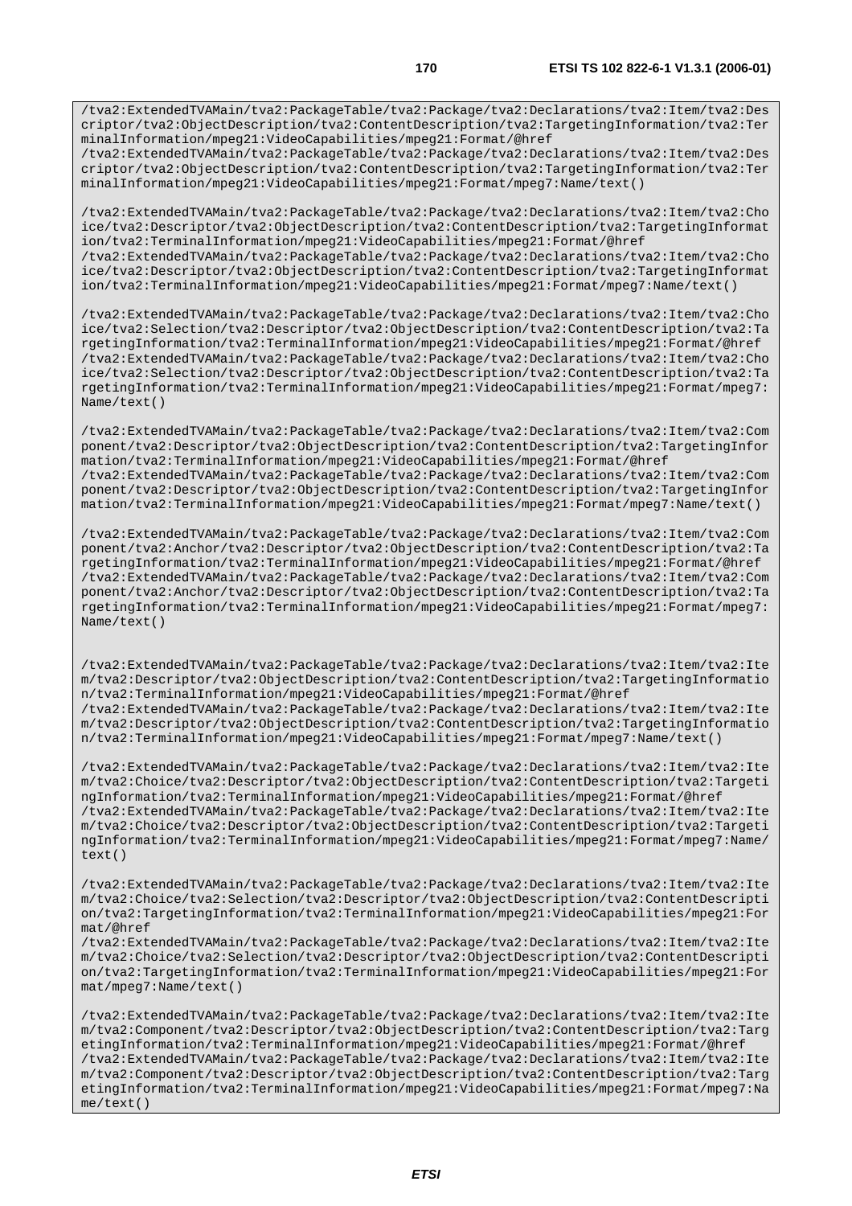```
/tva2:ExtendedTVAMain/tva2:PackageTable/tva2:Package/tva2:Declarations/tva2:Item/tva2:Descriptor/tva2:ObjectDescription/tva2:ContentDescription/tva2:TargetingInformation/tva2:TerminalInformation/mpeg21:VideoCapabilities/mpeg21:Format/@href
/tva2:ExtendedTVAMain/tva2:PackageTable/tva2:Package/tva2:Declarations/tva2:Item/tva2:Descriptor/tva2:ObjectDescription/tva2:ContentDescription/tva2:TargetingInformation/tva2:TerminalInformation/mpeg21:VideoCapabilities/mpeg21:Format/mpeg7:Name/text()

/tva2:ExtendedTVAMain/tva2:PackageTable/tva2:Package/tva2:Declarations/tva2:Item/tva2:Choice/tva2:Descriptor/tva2:ObjectDescription/tva2:ContentDescription/tva2:TargetingInformation/tva2:TerminalInformation/mpeg21:VideoCapabilities/mpeg21:Format/@href
/tva2:ExtendedTVAMain/tva2:PackageTable/tva2:Package/tva2:Declarations/tva2:Item/tva2:Choice/tva2:Descriptor/tva2:ObjectDescription/tva2:ContentDescription/tva2:TargetingInformation/tva2:TerminalInformation/mpeg21:VideoCapabilities/mpeg21:Format/mpeg7:Name/text()

/tva2:ExtendedTVAMain/tva2:PackageTable/tva2:Package/tva2:Declarations/tva2:Item/tva2:Choice/tva2:Selection/tva2:Descriptor/tva2:ObjectDescription/tva2:ContentDescription/tva2:TargetingInformation/tva2:TerminalInformation/mpeg21:VideoCapabilities/mpeg21:Format/@href
/tva2:ExtendedTVAMain/tva2:PackageTable/tva2:Package/tva2:Declarations/tva2:Item/tva2:Choice/tva2:Selection/tva2:Descriptor/tva2:ObjectDescription/tva2:ContentDescription/tva2:TargetingInformation/tva2:TerminalInformation/mpeg21:VideoCapabilities/mpeg21:Format/mpeg7:Name/text()

/tva2:ExtendedTVAMain/tva2:PackageTable/tva2:Package/tva2:Declarations/tva2:Item/tva2:Component/tva2:Descriptor/tva2:ObjectDescription/tva2:ContentDescription/tva2:TargetingInformation/tva2:TerminalInformation/mpeg21:VideoCapabilities/mpeg21:Format/@href
/tva2:ExtendedTVAMain/tva2:PackageTable/tva2:Package/tva2:Declarations/tva2:Item/tva2:Component/tva2:Descriptor/tva2:ObjectDescription/tva2:ContentDescription/tva2:TargetingInformation/tva2:TerminalInformation/mpeg21:VideoCapabilities/mpeg21:Format/mpeg7:Name/text()

/tva2:ExtendedTVAMain/tva2:PackageTable/tva2:Package/tva2:Declarations/tva2:Item/tva2:Component/tva2:Anchor/tva2:Descriptor/tva2:ObjectDescription/tva2:ContentDescription/tva2:TargetingInformation/tva2:TerminalInformation/mpeg21:VideoCapabilities/mpeg21:Format/@href
/tva2:ExtendedTVAMain/tva2:PackageTable/tva2:Package/tva2:Declarations/tva2:Item/tva2:Component/tva2:Anchor/tva2:Descriptor/tva2:ObjectDescription/tva2:ContentDescription/tva2:TargetingInformation/tva2:TerminalInformation/mpeg21:VideoCapabilities/mpeg21:Format/mpeg7:Name/text()


/tva2:ExtendedTVAMain/tva2:PackageTable/tva2:Package/tva2:Declarations/tva2:Item/tva2:Item/tva2:Descriptor/tva2:ObjectDescription/tva2:ContentDescription/tva2:TargetingInformation/tva2:TerminalInformation/mpeg21:VideoCapabilities/mpeg21:Format/@href
/tva2:ExtendedTVAMain/tva2:PackageTable/tva2:Package/tva2:Declarations/tva2:Item/tva2:Item/tva2:Descriptor/tva2:ObjectDescription/tva2:ContentDescription/tva2:TargetingInformation/tva2:TerminalInformation/mpeg21:VideoCapabilities/mpeg21:Format/mpeg7:Name/text()

/tva2:ExtendedTVAMain/tva2:PackageTable/tva2:Package/tva2:Declarations/tva2:Item/tva2:Item/tva2:Choice/tva2:Descriptor/tva2:ObjectDescription/tva2:ContentDescription/tva2:TargetingInformation/tva2:TerminalInformation/mpeg21:VideoCapabilities/mpeg21:Format/@href
/tva2:ExtendedTVAMain/tva2:PackageTable/tva2:Package/tva2:Declarations/tva2:Item/tva2:Item/tva2:Choice/tva2:Descriptor/tva2:ObjectDescription/tva2:ContentDescription/tva2:TargetingInformation/tva2:TerminalInformation/mpeg21:VideoCapabilities/mpeg21:Format/mpeg7:Name/text()

/tva2:ExtendedTVAMain/tva2:PackageTable/tva2:Package/tva2:Declarations/tva2:Item/tva2:Item/tva2:Choice/tva2:Selection/tva2:Descriptor/tva2:ObjectDescription/tva2:ContentDescription/tva2:TargetingInformation/tva2:TerminalInformation/mpeg21:VideoCapabilities/mpeg21:Format/@href
/tva2:ExtendedTVAMain/tva2:PackageTable/tva2:Package/tva2:Declarations/tva2:Item/tva2:Item/tva2:Choice/tva2:Selection/tva2:Descriptor/tva2:ObjectDescription/tva2:ContentDescription/tva2:TargetingInformation/tva2:TerminalInformation/mpeg21:VideoCapabilities/mpeg21:Format/mpeg7:Name/text()

/tva2:ExtendedTVAMain/tva2:PackageTable/tva2:Package/tva2:Declarations/tva2:Item/tva2:Item/tva2:Component/tva2:Descriptor/tva2:ObjectDescription/tva2:ContentDescription/tva2:TargetingInformation/tva2:TerminalInformation/mpeg21:VideoCapabilities/mpeg21:Format/@href
/tva2:ExtendedTVAMain/tva2:PackageTable/tva2:Package/tva2:Declarations/tva2:Item/tva2:Item/tva2:Component/tva2:Descriptor/tva2:ObjectDescription/tva2:ContentDescription/tva2:TargetingInformation/tva2:TerminalInformation/mpeg21:VideoCapabilities/mpeg21:Format/mpeg7:Name/text()
```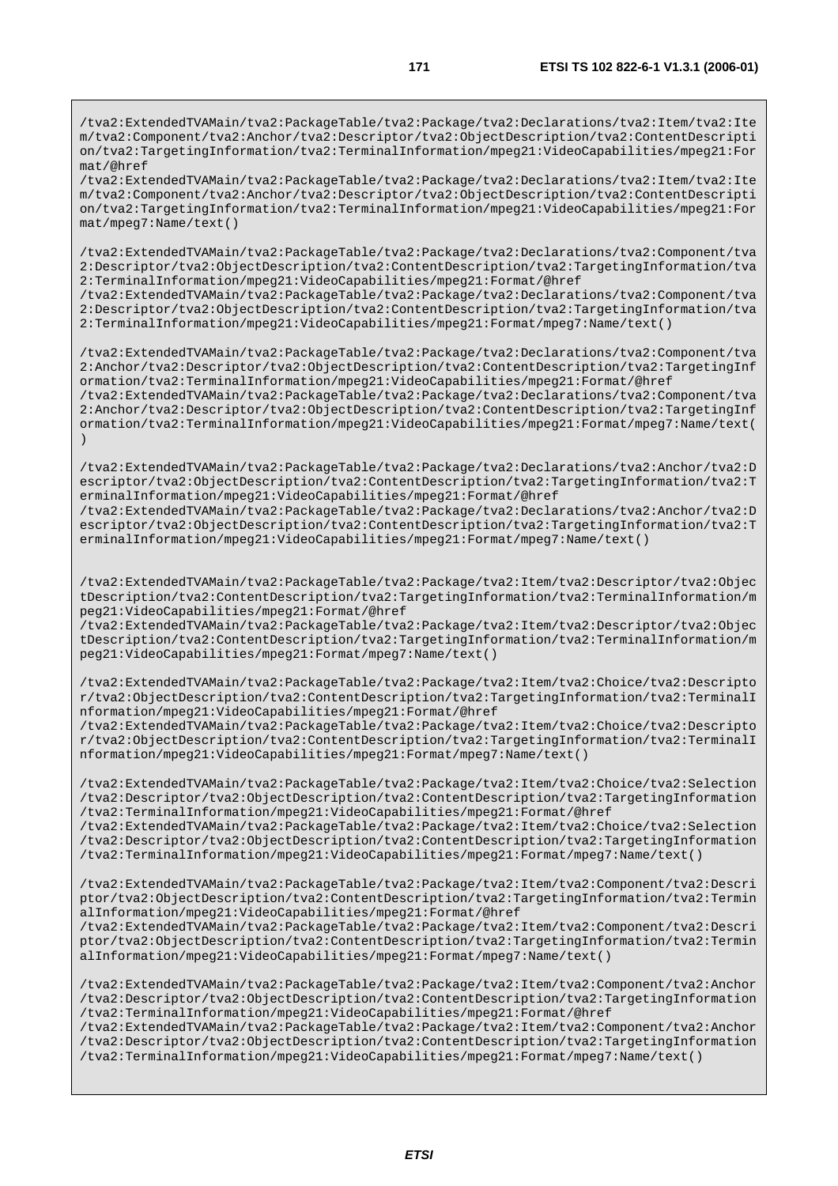```
/tva2:ExtendedTVAMain/tva2:PackageTable/tva2:Package/tva2:Declarations/tva2:Item/tva2:Item/tva2:Component/tva2:Anchor/tva2:Descriptor/tva2:ObjectDescription/tva2:ContentDescription/tva2:TargetingInformation/tva2:TerminalInformation/mpeg21:VideoCapabilities/mpeg21:Format/@href
/tva2:ExtendedTVAMain/tva2:PackageTable/tva2:Package/tva2:Declarations/tva2:Item/tva2:Item/tva2:Component/tva2:Anchor/tva2:Descriptor/tva2:ObjectDescription/tva2:ContentDescription/tva2:TargetingInformation/tva2:TerminalInformation/mpeg21:VideoCapabilities/mpeg21:Format/mpeg7:Name/text()

/tva2:ExtendedTVAMain/tva2:PackageTable/tva2:Package/tva2:Declarations/tva2:Component/tva2:Descriptor/tva2:ObjectDescription/tva2:ContentDescription/tva2:TargetingInformation/tva2:TerminalInformation/mpeg21:VideoCapabilities/mpeg21:Format/@href
/tva2:ExtendedTVAMain/tva2:PackageTable/tva2:Package/tva2:Declarations/tva2:Component/tva2:Descriptor/tva2:ObjectDescription/tva2:ContentDescription/tva2:TargetingInformation/tva2:TerminalInformation/mpeg21:VideoCapabilities/mpeg21:Format/mpeg7:Name/text()

/tva2:ExtendedTVAMain/tva2:PackageTable/tva2:Package/tva2:Declarations/tva2:Component/tva2:Anchor/tva2:Descriptor/tva2:ObjectDescription/tva2:ContentDescription/tva2:TargetingInformation/tva2:TerminalInformation/mpeg21:VideoCapabilities/mpeg21:Format/@href
/tva2:ExtendedTVAMain/tva2:PackageTable/tva2:Package/tva2:Declarations/tva2:Component/tva2:Anchor/tva2:Descriptor/tva2:ObjectDescription/tva2:ContentDescription/tva2:TargetingInformation/tva2:TerminalInformation/mpeg21:VideoCapabilities/mpeg21:Format/mpeg7:Name/text()

/tva2:ExtendedTVAMain/tva2:PackageTable/tva2:Package/tva2:Declarations/tva2:Anchor/tva2:Descriptor/tva2:ObjectDescription/tva2:ContentDescription/tva2:TargetingInformation/tva2:TerminalInformation/mpeg21:VideoCapabilities/mpeg21:Format/@href
/tva2:ExtendedTVAMain/tva2:PackageTable/tva2:Package/tva2:Declarations/tva2:Anchor/tva2:Descriptor/tva2:ObjectDescription/tva2:ContentDescription/tva2:TargetingInformation/tva2:TerminalInformation/mpeg21:VideoCapabilities/mpeg21:Format/mpeg7:Name/text()


/tva2:ExtendedTVAMain/tva2:PackageTable/tva2:Package/tva2:Item/tva2:Descriptor/tva2:ObjectDescription/tva2:ContentDescription/tva2:TargetingInformation/tva2:TerminalInformation/mpeg21:VideoCapabilities/mpeg21:Format/@href
/tva2:ExtendedTVAMain/tva2:PackageTable/tva2:Package/tva2:Item/tva2:Descriptor/tva2:ObjectDescription/tva2:ContentDescription/tva2:TargetingInformation/tva2:TerminalInformation/mpeg21:VideoCapabilities/mpeg21:Format/mpeg7:Name/text()

/tva2:ExtendedTVAMain/tva2:PackageTable/tva2:Package/tva2:Item/tva2:Choice/tva2:Descriptor/tva2:ObjectDescription/tva2:ContentDescription/tva2:TargetingInformation/tva2:TerminalInformation/mpeg21:VideoCapabilities/mpeg21:Format/@href
/tva2:ExtendedTVAMain/tva2:PackageTable/tva2:Package/tva2:Item/tva2:Choice/tva2:Descriptor/tva2:ObjectDescription/tva2:ContentDescription/tva2:TargetingInformation/tva2:TerminalInformation/mpeg21:VideoCapabilities/mpeg21:Format/mpeg7:Name/text()

/tva2:ExtendedTVAMain/tva2:PackageTable/tva2:Package/tva2:Item/tva2:Choice/tva2:Selection/tva2:Descriptor/tva2:ObjectDescription/tva2:ContentDescription/tva2:TargetingInformation/tva2:TerminalInformation/mpeg21:VideoCapabilities/mpeg21:Format/@href
/tva2:ExtendedTVAMain/tva2:PackageTable/tva2:Package/tva2:Item/tva2:Choice/tva2:Selection/tva2:Descriptor/tva2:ObjectDescription/tva2:ContentDescription/tva2:TargetingInformation/tva2:TerminalInformation/mpeg21:VideoCapabilities/mpeg21:Format/mpeg7:Name/text()

/tva2:ExtendedTVAMain/tva2:PackageTable/tva2:Package/tva2:Item/tva2:Component/tva2:Descriptor/tva2:ObjectDescription/tva2:ContentDescription/tva2:TargetingInformation/tva2:TerminalInformation/mpeg21:VideoCapabilities/mpeg21:Format/@href
/tva2:ExtendedTVAMain/tva2:PackageTable/tva2:Package/tva2:Item/tva2:Component/tva2:Descriptor/tva2:ObjectDescription/tva2:ContentDescription/tva2:TargetingInformation/tva2:TerminalInformation/mpeg21:VideoCapabilities/mpeg21:Format/mpeg7:Name/text()

/tva2:ExtendedTVAMain/tva2:PackageTable/tva2:Package/tva2:Item/tva2:Component/tva2:Anchor/tva2:Descriptor/tva2:ObjectDescription/tva2:ContentDescription/tva2:TargetingInformation/tva2:TerminalInformation/mpeg21:VideoCapabilities/mpeg21:Format/@href
/tva2:ExtendedTVAMain/tva2:PackageTable/tva2:Package/tva2:Item/tva2:Component/tva2:Anchor/tva2:Descriptor/tva2:ObjectDescription/tva2:ContentDescription/tva2:TargetingInformation/tva2:TerminalInformation/mpeg21:VideoCapabilities/mpeg21:Format/mpeg7:Name/text()
```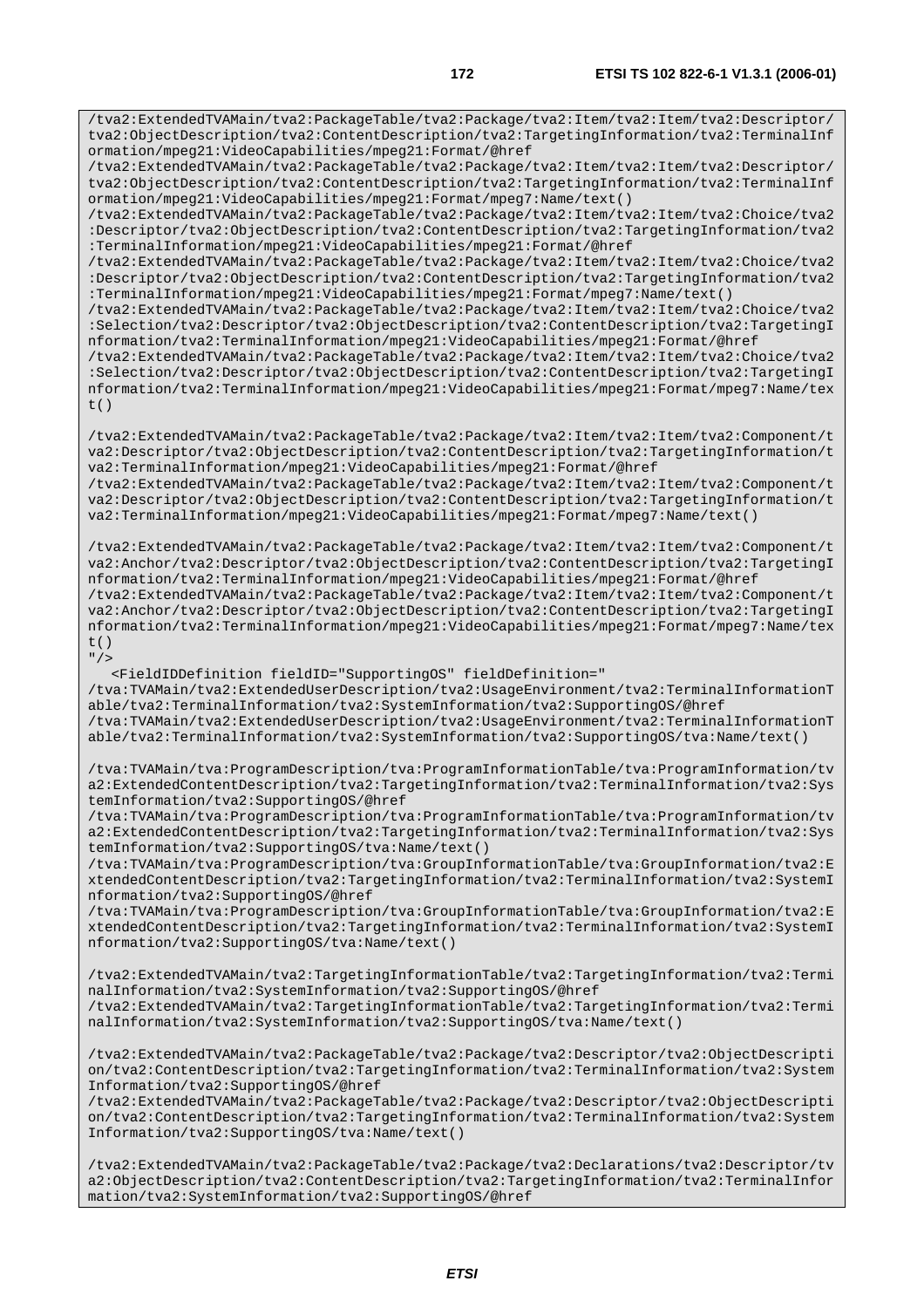```
/tva2:ExtendedTVAMain/tva2:PackageTable/tva2:Package/tva2:Item/tva2:Item/tva2:Descriptor/tva2:ObjectDescription/tva2:ContentDescription/tva2:TargetingInformation/tva2:TerminalInformation/mpeg21:VideoCapabilities/mpeg21:Format/@href
/tva2:ExtendedTVAMain/tva2:PackageTable/tva2:Package/tva2:Item/tva2:Item/tva2:Descriptor/tva2:ObjectDescription/tva2:ContentDescription/tva2:TargetingInformation/tva2:TerminalInformation/mpeg21:VideoCapabilities/mpeg21:Format/mpeg7:Name/text()
/tva2:ExtendedTVAMain/tva2:PackageTable/tva2:Package/tva2:Item/tva2:Item/tva2:Choice/tva2:Descriptor/tva2:ObjectDescription/tva2:ContentDescription/tva2:TargetingInformation/tva2:TerminalInformation/mpeg21:VideoCapabilities/mpeg21:Format/@href
/tva2:ExtendedTVAMain/tva2:PackageTable/tva2:Package/tva2:Item/tva2:Item/tva2:Choice/tva2:Descriptor/tva2:ObjectDescription/tva2:ContentDescription/tva2:TargetingInformation/tva2:TerminalInformation/mpeg21:VideoCapabilities/mpeg21:Format/mpeg7:Name/text()
/tva2:ExtendedTVAMain/tva2:PackageTable/tva2:Package/tva2:Item/tva2:Item/tva2:Choice/tva2:Selection/tva2:Descriptor/tva2:ObjectDescription/tva2:ContentDescription/tva2:TargetingInformation/tva2:TerminalInformation/mpeg21:VideoCapabilities/mpeg21:Format/@href
/tva2:ExtendedTVAMain/tva2:PackageTable/tva2:Package/tva2:Item/tva2:Item/tva2:Choice/tva2:Selection/tva2:Descriptor/tva2:ObjectDescription/tva2:ContentDescription/tva2:TargetingInformation/tva2:TerminalInformation/mpeg21:VideoCapabilities/mpeg21:Format/mpeg7:Name/text()

/tva2:ExtendedTVAMain/tva2:PackageTable/tva2:Package/tva2:Item/tva2:Item/tva2:Component/tva2:Descriptor/tva2:ObjectDescription/tva2:ContentDescription/tva2:TargetingInformation/tva2:TerminalInformation/mpeg21:VideoCapabilities/mpeg21:Format/@href
/tva2:ExtendedTVAMain/tva2:PackageTable/tva2:Package/tva2:Item/tva2:Item/tva2:Component/tva2:Descriptor/tva2:ObjectDescription/tva2:ContentDescription/tva2:TargetingInformation/tva2:TerminalInformation/mpeg21:VideoCapabilities/mpeg21:Format/mpeg7:Name/text()

/tva2:ExtendedTVAMain/tva2:PackageTable/tva2:Package/tva2:Item/tva2:Item/tva2:Component/tva2:Anchor/tva2:Descriptor/tva2:ObjectDescription/tva2:ContentDescription/tva2:TargetingInformation/tva2:TerminalInformation/mpeg21:VideoCapabilities/mpeg21:Format/@href
/tva2:ExtendedTVAMain/tva2:PackageTable/tva2:Package/tva2:Item/tva2:Item/tva2:Component/tva2:Anchor/tva2:Descriptor/tva2:ObjectDescription/tva2:ContentDescription/tva2:TargetingInformation/tva2:TerminalInformation/mpeg21:VideoCapabilities/mpeg21:Format/mpeg7:Name/text()
"/>
   <FieldIDDefinition fieldID="SupportingOS" fieldDefinition="
/tva:TVAMain/tva2:ExtendedUserDescription/tva2:UsageEnvironment/tva2:TerminalInformationTable/tva2:TerminalInformation/tva2:SystemInformation/tva2:SupportingOS/@href
/tva:TVAMain/tva2:ExtendedUserDescription/tva2:UsageEnvironment/tva2:TerminalInformationTable/tva2:TerminalInformation/tva2:SystemInformation/tva2:SupportingOS/tva:Name/text()

/tva:TVAMain/tva:ProgramDescription/tva:ProgramInformationTable/tva:ProgramInformation/tva2:ExtendedContentDescription/tva2:TargetingInformation/tva2:TerminalInformation/tva2:SystemInformation/tva2:SupportingOS/@href
/tva:TVAMain/tva:ProgramDescription/tva:ProgramInformationTable/tva:ProgramInformation/tva2:ExtendedContentDescription/tva2:TargetingInformation/tva2:TerminalInformation/tva2:SystemInformation/tva2:SupportingOS/tva:Name/text()
/tva:TVAMain/tva:ProgramDescription/tva:GroupInformationTable/tva:GroupInformation/tva2:ExtendedContentDescription/tva2:TargetingInformation/tva2:TerminalInformation/tva2:SystemInformation/tva2:SupportingOS/@href
/tva:TVAMain/tva:ProgramDescription/tva:GroupInformationTable/tva:GroupInformation/tva2:ExtendedContentDescription/tva2:TargetingInformation/tva2:TerminalInformation/tva2:SystemInformation/tva2:SupportingOS/tva:Name/text()

/tva2:ExtendedTVAMain/tva2:TargetingInformationTable/tva2:TargetingInformation/tva2:TerminalInformation/tva2:SystemInformation/tva2:SupportingOS/@href
/tva2:ExtendedTVAMain/tva2:TargetingInformationTable/tva2:TargetingInformation/tva2:TerminalInformation/tva2:SystemInformation/tva2:SupportingOS/tva:Name/text()

/tva2:ExtendedTVAMain/tva2:PackageTable/tva2:Package/tva2:Descriptor/tva2:ObjectDescription/tva2:ContentDescription/tva2:TargetingInformation/tva2:TerminalInformation/tva2:SystemInformation/tva2:SupportingOS/@href
/tva2:ExtendedTVAMain/tva2:PackageTable/tva2:Package/tva2:Descriptor/tva2:ObjectDescription/tva2:ContentDescription/tva2:TargetingInformation/tva2:TerminalInformation/tva2:SystemInformation/tva2:SupportingOS/tva:Name/text()

/tva2:ExtendedTVAMain/tva2:PackageTable/tva2:Package/tva2:Declarations/tva2:Descriptor/tva2:ObjectDescription/tva2:ContentDescription/tva2:TargetingInformation/tva2:TerminalInformation/tva2:SystemInformation/tva2:SupportingOS/@href
```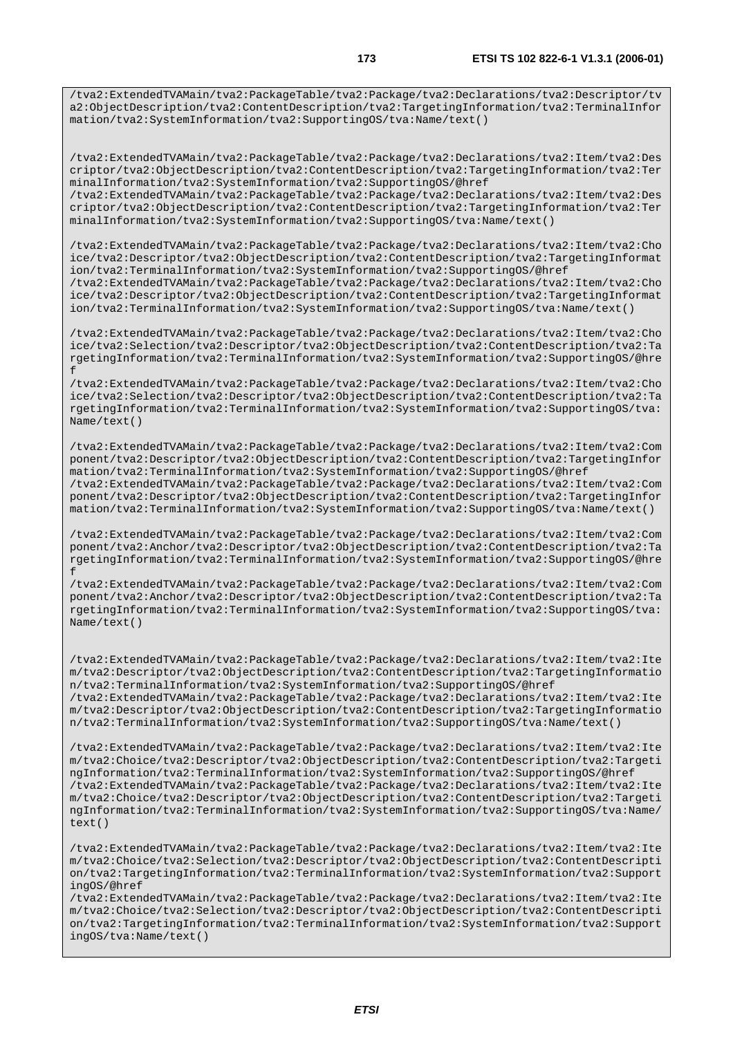```
/tva2:ExtendedTVAMain/tva2:PackageTable/tva2:Package/tva2:Declarations/tva2:Descriptor/tva2:ObjectDescription/tva2:ContentDescription/tva2:TargetingInformation/tva2:TerminalInformation/tva2:SystemInformation/tva2:SupportingOS/tva:Name/text()


/tva2:ExtendedTVAMain/tva2:PackageTable/tva2:Package/tva2:Declarations/tva2:Item/tva2:Descriptor/tva2:ObjectDescription/tva2:ContentDescription/tva2:TargetingInformation/tva2:TerminalInformation/tva2:SystemInformation/tva2:SupportingOS/@href
/tva2:ExtendedTVAMain/tva2:PackageTable/tva2:Package/tva2:Declarations/tva2:Item/tva2:Descriptor/tva2:ObjectDescription/tva2:ContentDescription/tva2:TargetingInformation/tva2:TerminalInformation/tva2:SystemInformation/tva2:SupportingOS/tva:Name/text()

/tva2:ExtendedTVAMain/tva2:PackageTable/tva2:Package/tva2:Declarations/tva2:Item/tva2:Choice/tva2:Descriptor/tva2:ObjectDescription/tva2:ContentDescription/tva2:TargetingInformation/tva2:TerminalInformation/tva2:SystemInformation/tva2:SupportingOS/@href
/tva2:ExtendedTVAMain/tva2:PackageTable/tva2:Package/tva2:Declarations/tva2:Item/tva2:Choice/tva2:Descriptor/tva2:ObjectDescription/tva2:ContentDescription/tva2:TargetingInformation/tva2:TerminalInformation/tva2:SystemInformation/tva2:SupportingOS/tva:Name/text()

/tva2:ExtendedTVAMain/tva2:PackageTable/tva2:Package/tva2:Declarations/tva2:Item/tva2:Choice/tva2:Selection/tva2:Descriptor/tva2:ObjectDescription/tva2:ContentDescription/tva2:TargetingInformation/tva2:TerminalInformation/tva2:SystemInformation/tva2:SupportingOS/@href
/tva2:ExtendedTVAMain/tva2:PackageTable/tva2:Package/tva2:Declarations/tva2:Item/tva2:Choice/tva2:Selection/tva2:Descriptor/tva2:ObjectDescription/tva2:ContentDescription/tva2:TargetingInformation/tva2:TerminalInformation/tva2:SystemInformation/tva2:SupportingOS/tva:Name/text()

/tva2:ExtendedTVAMain/tva2:PackageTable/tva2:Package/tva2:Declarations/tva2:Item/tva2:Component/tva2:Descriptor/tva2:ObjectDescription/tva2:ContentDescription/tva2:TargetingInformation/tva2:TerminalInformation/tva2:SystemInformation/tva2:SupportingOS/@href
/tva2:ExtendedTVAMain/tva2:PackageTable/tva2:Package/tva2:Declarations/tva2:Item/tva2:Component/tva2:Descriptor/tva2:ObjectDescription/tva2:ContentDescription/tva2:TargetingInformation/tva2:TerminalInformation/tva2:SystemInformation/tva2:SupportingOS/tva:Name/text()

/tva2:ExtendedTVAMain/tva2:PackageTable/tva2:Package/tva2:Declarations/tva2:Item/tva2:Component/tva2:Anchor/tva2:Descriptor/tva2:ObjectDescription/tva2:ContentDescription/tva2:TargetingInformation/tva2:TerminalInformation/tva2:SystemInformation/tva2:SupportingOS/@href
/tva2:ExtendedTVAMain/tva2:PackageTable/tva2:Package/tva2:Declarations/tva2:Item/tva2:Component/tva2:Anchor/tva2:Descriptor/tva2:ObjectDescription/tva2:ContentDescription/tva2:TargetingInformation/tva2:TerminalInformation/tva2:SystemInformation/tva2:SupportingOS/tva:Name/text()


/tva2:ExtendedTVAMain/tva2:PackageTable/tva2:Package/tva2:Declarations/tva2:Item/tva2:Item/tva2:Descriptor/tva2:ObjectDescription/tva2:ContentDescription/tva2:TargetingInformation/tva2:TerminalInformation/tva2:SystemInformation/tva2:SupportingOS/@href
/tva2:ExtendedTVAMain/tva2:PackageTable/tva2:Package/tva2:Declarations/tva2:Item/tva2:Item/tva2:Descriptor/tva2:ObjectDescription/tva2:ContentDescription/tva2:TargetingInformation/tva2:TerminalInformation/tva2:SystemInformation/tva2:SupportingOS/tva:Name/text()

/tva2:ExtendedTVAMain/tva2:PackageTable/tva2:Package/tva2:Declarations/tva2:Item/tva2:Item/tva2:Choice/tva2:Descriptor/tva2:ObjectDescription/tva2:ContentDescription/tva2:TargetingInformation/tva2:TerminalInformation/tva2:SystemInformation/tva2:SupportingOS/@href
/tva2:ExtendedTVAMain/tva2:PackageTable/tva2:Package/tva2:Declarations/tva2:Item/tva2:Item/tva2:Choice/tva2:Descriptor/tva2:ObjectDescription/tva2:ContentDescription/tva2:TargetingInformation/tva2:TerminalInformation/tva2:SystemInformation/tva2:SupportingOS/tva:Name/text()

/tva2:ExtendedTVAMain/tva2:PackageTable/tva2:Package/tva2:Declarations/tva2:Item/tva2:Item/tva2:Choice/tva2:Selection/tva2:Descriptor/tva2:ObjectDescription/tva2:ContentDescription/tva2:TargetingInformation/tva2:TerminalInformation/tva2:SystemInformation/tva2:SupportingOS/@href
/tva2:ExtendedTVAMain/tva2:PackageTable/tva2:Package/tva2:Declarations/tva2:Item/tva2:Item/tva2:Choice/tva2:Selection/tva2:Descriptor/tva2:ObjectDescription/tva2:ContentDescription/tva2:TargetingInformation/tva2:TerminalInformation/tva2:SystemInformation/tva2:SupportingOS/tva:Name/text()
```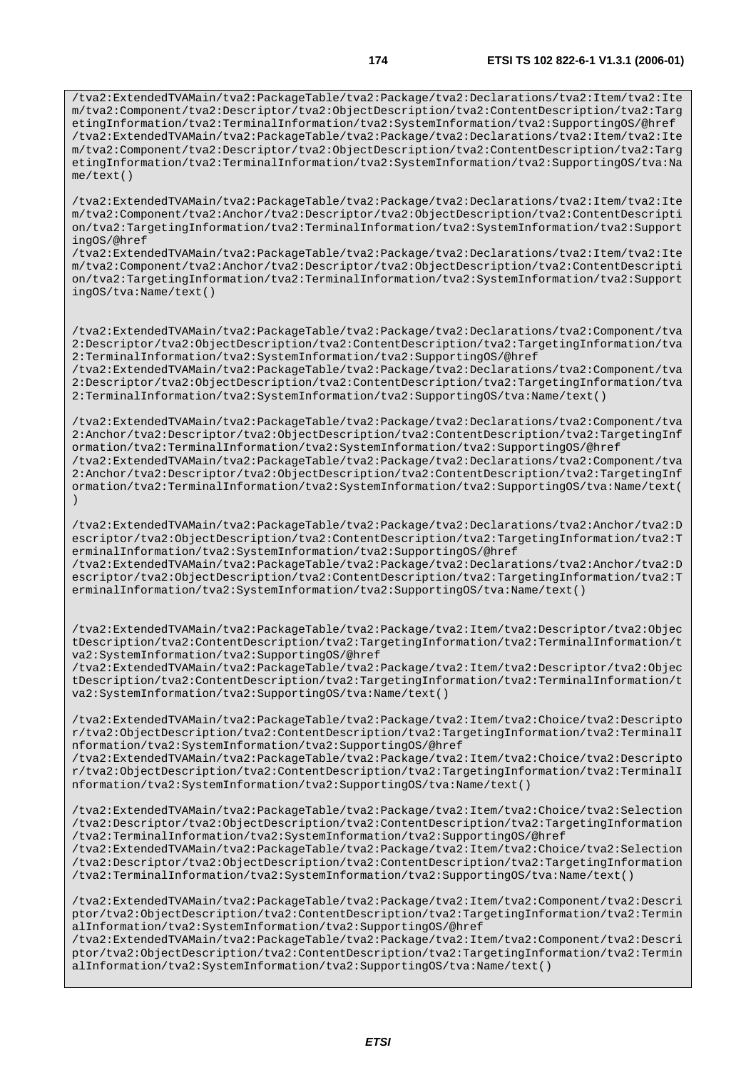```
/tva2:ExtendedTVAMain/tva2:PackageTable/tva2:Package/tva2:Declarations/tva2:Item/tva2:Item/tva2:Component/tva2:Descriptor/tva2:ObjectDescription/tva2:ContentDescription/tva2:TargetingInformation/tva2:TerminalInformation/tva2:SystemInformation/tva2:SupportingOS/@href
/tva2:ExtendedTVAMain/tva2:PackageTable/tva2:Package/tva2:Declarations/tva2:Item/tva2:Item/tva2:Component/tva2:Descriptor/tva2:ObjectDescription/tva2:ContentDescription/tva2:TargetingInformation/tva2:TerminalInformation/tva2:SystemInformation/tva2:SupportingOS/tva:Name/text()

/tva2:ExtendedTVAMain/tva2:PackageTable/tva2:Package/tva2:Declarations/tva2:Item/tva2:Item/tva2:Component/tva2:Anchor/tva2:Descriptor/tva2:ObjectDescription/tva2:ContentDescription/tva2:TargetingInformation/tva2:TerminalInformation/tva2:SystemInformation/tva2:SupportingOS/@href
/tva2:ExtendedTVAMain/tva2:PackageTable/tva2:Package/tva2:Declarations/tva2:Item/tva2:Item/tva2:Component/tva2:Anchor/tva2:Descriptor/tva2:ObjectDescription/tva2:ContentDescription/tva2:TargetingInformation/tva2:TerminalInformation/tva2:SystemInformation/tva2:SupportingOS/tva:Name/text()


/tva2:ExtendedTVAMain/tva2:PackageTable/tva2:Package/tva2:Declarations/tva2:Component/tva2:Descriptor/tva2:ObjectDescription/tva2:ContentDescription/tva2:TargetingInformation/tva2:TerminalInformation/tva2:SystemInformation/tva2:SupportingOS/@href
/tva2:ExtendedTVAMain/tva2:PackageTable/tva2:Package/tva2:Declarations/tva2:Component/tva2:Descriptor/tva2:ObjectDescription/tva2:ContentDescription/tva2:TargetingInformation/tva2:TerminalInformation/tva2:SystemInformation/tva2:SupportingOS/tva:Name/text()

/tva2:ExtendedTVAMain/tva2:PackageTable/tva2:Package/tva2:Declarations/tva2:Component/tva2:Anchor/tva2:Descriptor/tva2:ObjectDescription/tva2:ContentDescription/tva2:TargetingInformation/tva2:TerminalInformation/tva2:SystemInformation/tva2:SupportingOS/@href
/tva2:ExtendedTVAMain/tva2:PackageTable/tva2:Package/tva2:Declarations/tva2:Component/tva2:Anchor/tva2:Descriptor/tva2:ObjectDescription/tva2:ContentDescription/tva2:TargetingInformation/tva2:TerminalInformation/tva2:SystemInformation/tva2:SupportingOS/tva:Name/text()

/tva2:ExtendedTVAMain/tva2:PackageTable/tva2:Package/tva2:Declarations/tva2:Anchor/tva2:Descriptor/tva2:ObjectDescription/tva2:ContentDescription/tva2:TargetingInformation/tva2:TerminalInformation/tva2:SystemInformation/tva2:SupportingOS/@href
/tva2:ExtendedTVAMain/tva2:PackageTable/tva2:Package/tva2:Declarations/tva2:Anchor/tva2:Descriptor/tva2:ObjectDescription/tva2:ContentDescription/tva2:TargetingInformation/tva2:TerminalInformation/tva2:SystemInformation/tva2:SupportingOS/tva:Name/text()


/tva2:ExtendedTVAMain/tva2:PackageTable/tva2:Package/tva2:Item/tva2:Descriptor/tva2:ObjectDescription/tva2:ContentDescription/tva2:TargetingInformation/tva2:TerminalInformation/tva2:SystemInformation/tva2:SupportingOS/@href
/tva2:ExtendedTVAMain/tva2:PackageTable/tva2:Package/tva2:Item/tva2:Descriptor/tva2:ObjectDescription/tva2:ContentDescription/tva2:TargetingInformation/tva2:TerminalInformation/tva2:SystemInformation/tva2:SupportingOS/tva:Name/text()

/tva2:ExtendedTVAMain/tva2:PackageTable/tva2:Package/tva2:Item/tva2:Choice/tva2:Descriptor/tva2:ObjectDescription/tva2:ContentDescription/tva2:TargetingInformation/tva2:TerminalInformation/tva2:SystemInformation/tva2:SupportingOS/@href
/tva2:ExtendedTVAMain/tva2:PackageTable/tva2:Package/tva2:Item/tva2:Choice/tva2:Descriptor/tva2:ObjectDescription/tva2:ContentDescription/tva2:TargetingInformation/tva2:TerminalInformation/tva2:SystemInformation/tva2:SupportingOS/tva:Name/text()

/tva2:ExtendedTVAMain/tva2:PackageTable/tva2:Package/tva2:Item/tva2:Choice/tva2:Selection/tva2:Descriptor/tva2:ObjectDescription/tva2:ContentDescription/tva2:TargetingInformation/tva2:TerminalInformation/tva2:SystemInformation/tva2:SupportingOS/@href
/tva2:ExtendedTVAMain/tva2:PackageTable/tva2:Package/tva2:Item/tva2:Choice/tva2:Selection/tva2:Descriptor/tva2:ObjectDescription/tva2:ContentDescription/tva2:TargetingInformation/tva2:TerminalInformation/tva2:SystemInformation/tva2:SupportingOS/tva:Name/text()

/tva2:ExtendedTVAMain/tva2:PackageTable/tva2:Package/tva2:Item/tva2:Component/tva2:Descriptor/tva2:ObjectDescription/tva2:ContentDescription/tva2:TargetingInformation/tva2:TerminalInformation/tva2:SystemInformation/tva2:SupportingOS/@href
/tva2:ExtendedTVAMain/tva2:PackageTable/tva2:Package/tva2:Item/tva2:Component/tva2:Descriptor/tva2:ObjectDescription/tva2:ContentDescription/tva2:TargetingInformation/tva2:TerminalInformation/tva2:SystemInformation/tva2:SupportingOS/tva:Name/text()
```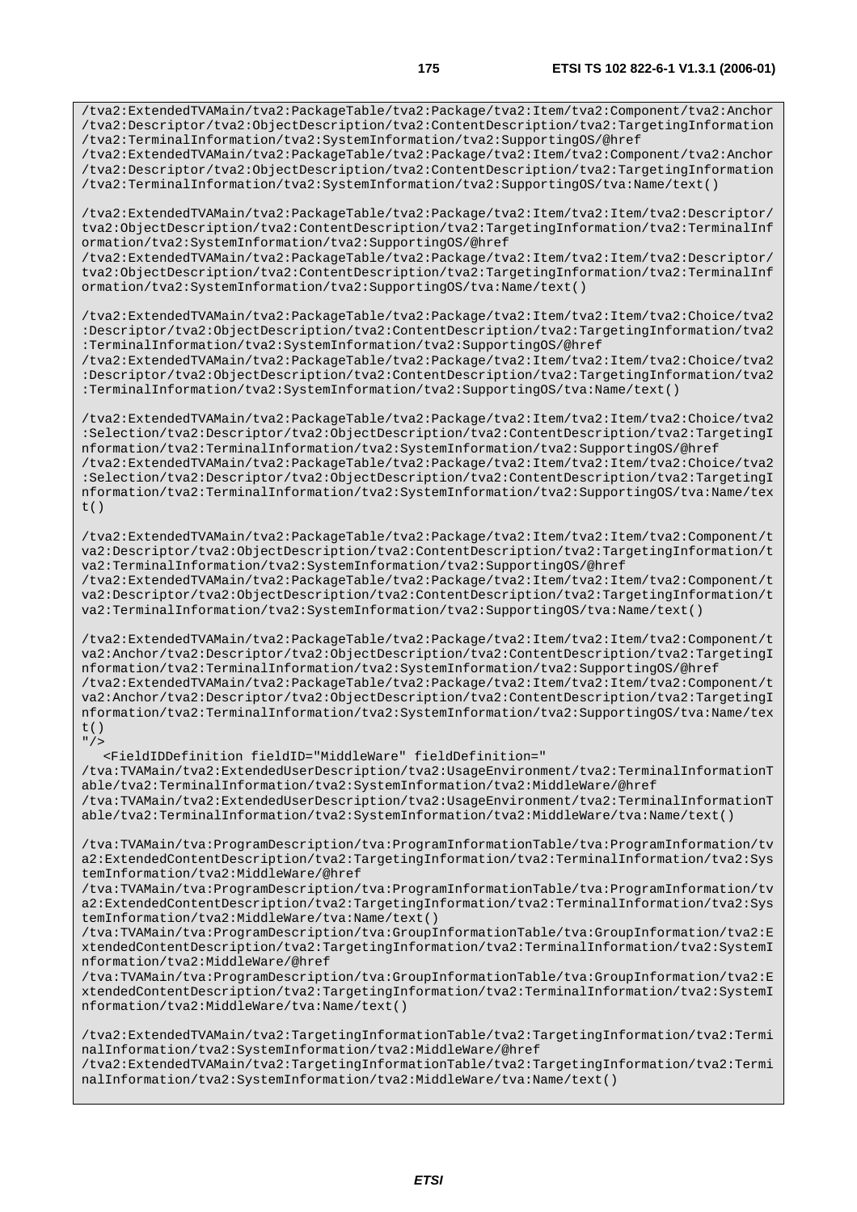```
/tva2:ExtendedTVAMain/tva2:PackageTable/tva2:Package/tva2:Item/tva2:Component/tva2:Anchor
/tva2:Descriptor/tva2:ObjectDescription/tva2:ContentDescription/tva2:TargetingInformation
/tva2:TerminalInformation/tva2:SystemInformation/tva2:SupportingOS/@href
/tva2:ExtendedTVAMain/tva2:PackageTable/tva2:Package/tva2:Item/tva2:Component/tva2:Anchor
/tva2:Descriptor/tva2:ObjectDescription/tva2:ContentDescription/tva2:TargetingInformation
/tva2:TerminalInformation/tva2:SystemInformation/tva2:SupportingOS/tva:Name/text()

/tva2:ExtendedTVAMain/tva2:PackageTable/tva2:Package/tva2:Item/tva2:Item/tva2:Descriptor/
tva2:ObjectDescription/tva2:ContentDescription/tva2:TargetingInformation/tva2:TerminalInf
ormation/tva2:SystemInformation/tva2:SupportingOS/@href
/tva2:ExtendedTVAMain/tva2:PackageTable/tva2:Package/tva2:Item/tva2:Item/tva2:Descriptor/
tva2:ObjectDescription/tva2:ContentDescription/tva2:TargetingInformation/tva2:TerminalInf
ormation/tva2:SystemInformation/tva2:SupportingOS/tva:Name/text()

/tva2:ExtendedTVAMain/tva2:PackageTable/tva2:Package/tva2:Item/tva2:Item/tva2:Choice/tva2
:Descriptor/tva2:ObjectDescription/tva2:ContentDescription/tva2:TargetingInformation/tva2
:TerminalInformation/tva2:SystemInformation/tva2:SupportingOS/@href
/tva2:ExtendedTVAMain/tva2:PackageTable/tva2:Package/tva2:Item/tva2:Item/tva2:Choice/tva2
:Descriptor/tva2:ObjectDescription/tva2:ContentDescription/tva2:TargetingInformation/tva2
:TerminalInformation/tva2:SystemInformation/tva2:SupportingOS/tva:Name/text()

/tva2:ExtendedTVAMain/tva2:PackageTable/tva2:Package/tva2:Item/tva2:Item/tva2:Choice/tva2
:Selection/tva2:Descriptor/tva2:ObjectDescription/tva2:ContentDescription/tva2:TargetingI
nformation/tva2:TerminalInformation/tva2:SystemInformation/tva2:SupportingOS/@href
/tva2:ExtendedTVAMain/tva2:PackageTable/tva2:Package/tva2:Item/tva2:Item/tva2:Choice/tva2
:Selection/tva2:Descriptor/tva2:ObjectDescription/tva2:ContentDescription/tva2:TargetingI
nformation/tva2:TerminalInformation/tva2:SystemInformation/tva2:SupportingOS/tva:Name/tex
t()

/tva2:ExtendedTVAMain/tva2:PackageTable/tva2:Package/tva2:Item/tva2:Item/tva2:Component/t
va2:Descriptor/tva2:ObjectDescription/tva2:ContentDescription/tva2:TargetingInformation/t
va2:TerminalInformation/tva2:SystemInformation/tva2:SupportingOS/@href
/tva2:ExtendedTVAMain/tva2:PackageTable/tva2:Package/tva2:Item/tva2:Item/tva2:Component/t
va2:Descriptor/tva2:ObjectDescription/tva2:ContentDescription/tva2:TargetingInformation/t
va2:TerminalInformation/tva2:SystemInformation/tva2:SupportingOS/tva:Name/text()

/tva2:ExtendedTVAMain/tva2:PackageTable/tva2:Package/tva2:Item/tva2:Item/tva2:Component/t
va2:Anchor/tva2:Descriptor/tva2:ObjectDescription/tva2:ContentDescription/tva2:TargetingI
nformation/tva2:TerminalInformation/tva2:SystemInformation/tva2:SupportingOS/@href
/tva2:ExtendedTVAMain/tva2:PackageTable/tva2:Package/tva2:Item/tva2:Item/tva2:Component/t
va2:Anchor/tva2:Descriptor/tva2:ObjectDescription/tva2:ContentDescription/tva2:TargetingI
nformation/tva2:TerminalInformation/tva2:SystemInformation/tva2:SupportingOS/tva:Name/tex
t()
"/>
   <FieldIDDefinition fieldID="MiddleWare" fieldDefinition="
/tva:TVAMain/tva2:ExtendedUserDescription/tva2:UsageEnvironment/tva2:TerminalInformationT
able/tva2:TerminalInformation/tva2:SystemInformation/tva2:MiddleWare/@href
/tva:TVAMain/tva2:ExtendedUserDescription/tva2:UsageEnvironment/tva2:TerminalInformationT
able/tva2:TerminalInformation/tva2:SystemInformation/tva2:MiddleWare/tva:Name/text()

/tva:TVAMain/tva:ProgramDescription/tva:ProgramInformationTable/tva:ProgramInformation/tv
a2:ExtendedContentDescription/tva2:TargetingInformation/tva2:TerminalInformation/tva2:Sys
temInformation/tva2:MiddleWare/@href
/tva:TVAMain/tva:ProgramDescription/tva:ProgramInformationTable/tva:ProgramInformation/tv
a2:ExtendedContentDescription/tva2:TargetingInformation/tva2:TerminalInformation/tva2:Sys
temInformation/tva2:MiddleWare/tva:Name/text()
/tva:TVAMain/tva:ProgramDescription/tva:GroupInformationTable/tva:GroupInformation/tva2:E
xtendedContentDescription/tva2:TargetingInformation/tva2:TerminalInformation/tva2:SystemI
nformation/tva2:MiddleWare/@href
/tva:TVAMain/tva:ProgramDescription/tva:GroupInformationTable/tva:GroupInformation/tva2:E
xtendedContentDescription/tva2:TargetingInformation/tva2:TerminalInformation/tva2:SystemI
nformation/tva2:MiddleWare/tva:Name/text()

/tva2:ExtendedTVAMain/tva2:TargetingInformationTable/tva2:TargetingInformation/tva2:Termi
nalInformation/tva2:SystemInformation/tva2:MiddleWare/@href
/tva2:ExtendedTVAMain/tva2:TargetingInformationTable/tva2:TargetingInformation/tva2:Termi
nalInformation/tva2:SystemInformation/tva2:MiddleWare/tva:Name/text()
```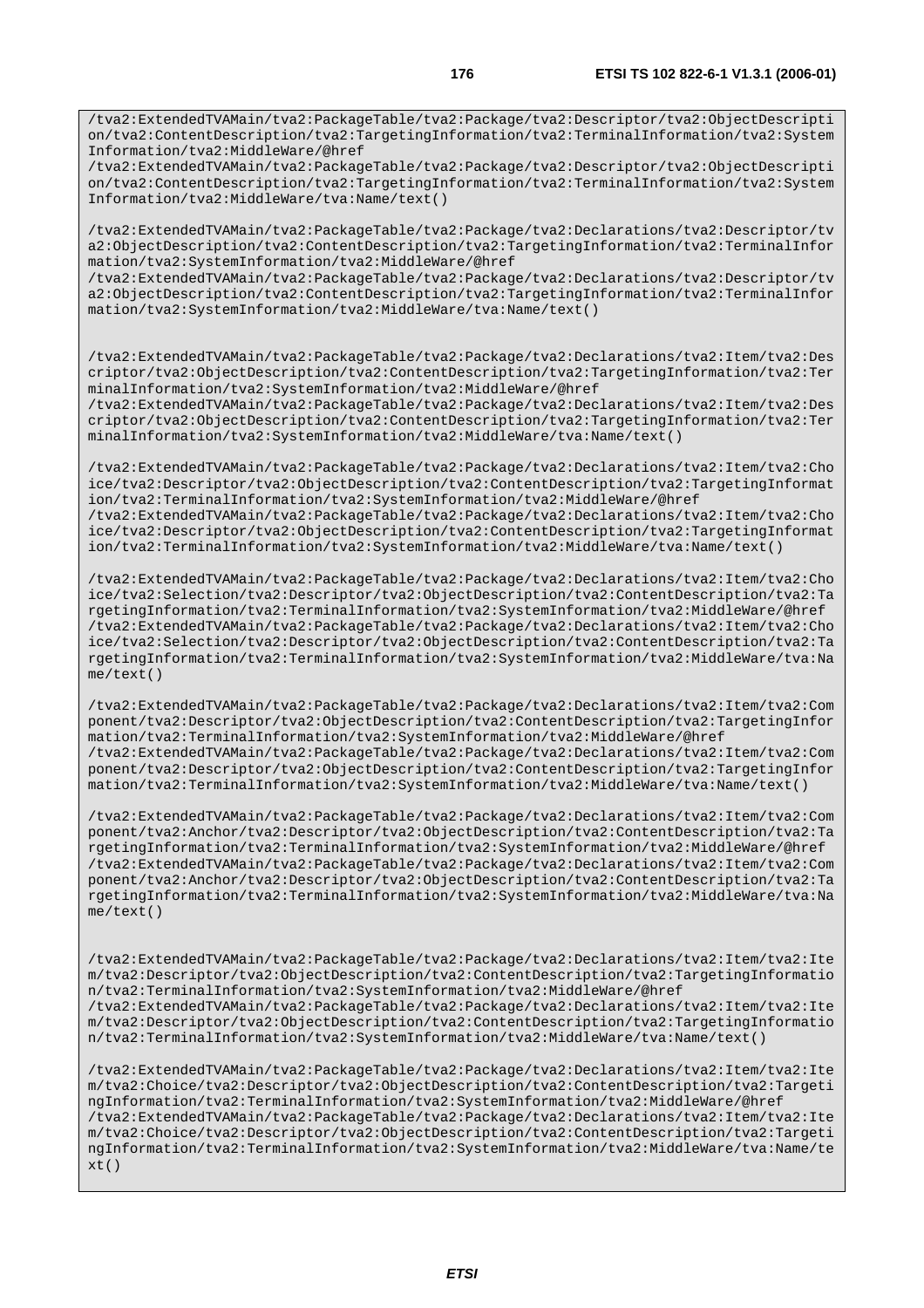```
/tva2:ExtendedTVAMain/tva2:PackageTable/tva2:Package/tva2:Descriptor/tva2:ObjectDescription/tva2:ContentDescription/tva2:TargetingInformation/tva2:TerminalInformation/tva2:SystemInformation/tva2:MiddleWare/@href
/tva2:ExtendedTVAMain/tva2:PackageTable/tva2:Package/tva2:Descriptor/tva2:ObjectDescription/tva2:ContentDescription/tva2:TargetingInformation/tva2:TerminalInformation/tva2:SystemInformation/tva2:MiddleWare/tva:Name/text()

/tva2:ExtendedTVAMain/tva2:PackageTable/tva2:Package/tva2:Declarations/tva2:Descriptor/tva2:ObjectDescription/tva2:ContentDescription/tva2:TargetingInformation/tva2:TerminalInformation/tva2:SystemInformation/tva2:MiddleWare/@href
/tva2:ExtendedTVAMain/tva2:PackageTable/tva2:Package/tva2:Declarations/tva2:Descriptor/tva2:ObjectDescription/tva2:ContentDescription/tva2:TargetingInformation/tva2:TerminalInformation/tva2:SystemInformation/tva2:MiddleWare/tva:Name/text()


/tva2:ExtendedTVAMain/tva2:PackageTable/tva2:Package/tva2:Declarations/tva2:Item/tva2:Descriptor/tva2:ObjectDescription/tva2:ContentDescription/tva2:TargetingInformation/tva2:TerminalInformation/tva2:SystemInformation/tva2:MiddleWare/@href
/tva2:ExtendedTVAMain/tva2:PackageTable/tva2:Package/tva2:Declarations/tva2:Item/tva2:Descriptor/tva2:ObjectDescription/tva2:ContentDescription/tva2:TargetingInformation/tva2:TerminalInformation/tva2:SystemInformation/tva2:MiddleWare/tva:Name/text()

/tva2:ExtendedTVAMain/tva2:PackageTable/tva2:Package/tva2:Declarations/tva2:Item/tva2:Choice/tva2:Descriptor/tva2:ObjectDescription/tva2:ContentDescription/tva2:TargetingInformation/tva2:TerminalInformation/tva2:SystemInformation/tva2:MiddleWare/@href
/tva2:ExtendedTVAMain/tva2:PackageTable/tva2:Package/tva2:Declarations/tva2:Item/tva2:Choice/tva2:Descriptor/tva2:ObjectDescription/tva2:ContentDescription/tva2:TargetingInformation/tva2:TerminalInformation/tva2:SystemInformation/tva2:MiddleWare/tva:Name/text()

/tva2:ExtendedTVAMain/tva2:PackageTable/tva2:Package/tva2:Declarations/tva2:Item/tva2:Choice/tva2:Selection/tva2:Descriptor/tva2:ObjectDescription/tva2:ContentDescription/tva2:TargetingInformation/tva2:TerminalInformation/tva2:SystemInformation/tva2:MiddleWare/@href
/tva2:ExtendedTVAMain/tva2:PackageTable/tva2:Package/tva2:Declarations/tva2:Item/tva2:Choice/tva2:Selection/tva2:Descriptor/tva2:ObjectDescription/tva2:ContentDescription/tva2:TargetingInformation/tva2:TerminalInformation/tva2:SystemInformation/tva2:MiddleWare/tva:Name/text()

/tva2:ExtendedTVAMain/tva2:PackageTable/tva2:Package/tva2:Declarations/tva2:Item/tva2:Component/tva2:Descriptor/tva2:ObjectDescription/tva2:ContentDescription/tva2:TargetingInformation/tva2:TerminalInformation/tva2:SystemInformation/tva2:MiddleWare/@href
/tva2:ExtendedTVAMain/tva2:PackageTable/tva2:Package/tva2:Declarations/tva2:Item/tva2:Component/tva2:Descriptor/tva2:ObjectDescription/tva2:ContentDescription/tva2:TargetingInformation/tva2:TerminalInformation/tva2:SystemInformation/tva2:MiddleWare/tva:Name/text()

/tva2:ExtendedTVAMain/tva2:PackageTable/tva2:Package/tva2:Declarations/tva2:Item/tva2:Component/tva2:Anchor/tva2:Descriptor/tva2:ObjectDescription/tva2:ContentDescription/tva2:TargetingInformation/tva2:TerminalInformation/tva2:SystemInformation/tva2:MiddleWare/@href
/tva2:ExtendedTVAMain/tva2:PackageTable/tva2:Package/tva2:Declarations/tva2:Item/tva2:Component/tva2:Anchor/tva2:Descriptor/tva2:ObjectDescription/tva2:ContentDescription/tva2:TargetingInformation/tva2:TerminalInformation/tva2:SystemInformation/tva2:MiddleWare/tva:Name/text()


/tva2:ExtendedTVAMain/tva2:PackageTable/tva2:Package/tva2:Declarations/tva2:Item/tva2:Item/tva2:Descriptor/tva2:ObjectDescription/tva2:ContentDescription/tva2:TargetingInformation/tva2:TerminalInformation/tva2:SystemInformation/tva2:MiddleWare/@href
/tva2:ExtendedTVAMain/tva2:PackageTable/tva2:Package/tva2:Declarations/tva2:Item/tva2:Item/tva2:Descriptor/tva2:ObjectDescription/tva2:ContentDescription/tva2:TargetingInformation/tva2:TerminalInformation/tva2:SystemInformation/tva2:MiddleWare/tva:Name/text()

/tva2:ExtendedTVAMain/tva2:PackageTable/tva2:Package/tva2:Declarations/tva2:Item/tva2:Item/tva2:Choice/tva2:Descriptor/tva2:ObjectDescription/tva2:ContentDescription/tva2:TargetingInformation/tva2:TerminalInformation/tva2:SystemInformation/tva2:MiddleWare/@href
/tva2:ExtendedTVAMain/tva2:PackageTable/tva2:Package/tva2:Declarations/tva2:Item/tva2:Item/tva2:Choice/tva2:Descriptor/tva2:ObjectDescription/tva2:ContentDescription/tva2:TargetingInformation/tva2:TerminalInformation/tva2:SystemInformation/tva2:MiddleWare/tva:Name/text()
```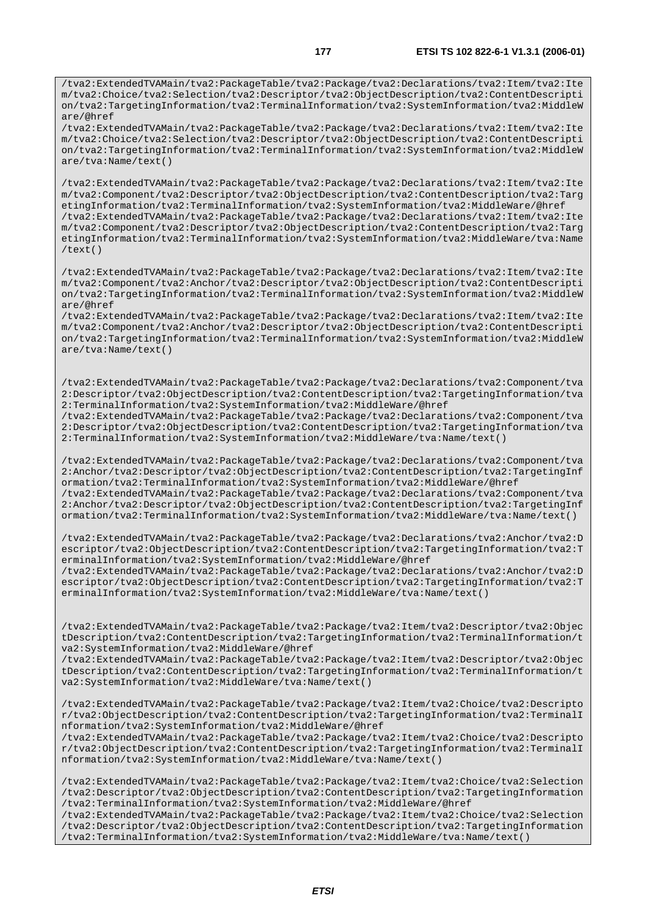```
/tva2:ExtendedTVAMain/tva2:PackageTable/tva2:Package/tva2:Declarations/tva2:Item/tva2:Item/tva2:Choice/tva2:Selection/tva2:Descriptor/tva2:ObjectDescription/tva2:ContentDescription/tva2:TargetingInformation/tva2:TerminalInformation/tva2:SystemInformation/tva2:MiddleWare/@href
/tva2:ExtendedTVAMain/tva2:PackageTable/tva2:Package/tva2:Declarations/tva2:Item/tva2:Item/tva2:Choice/tva2:Selection/tva2:Descriptor/tva2:ObjectDescription/tva2:ContentDescription/tva2:TargetingInformation/tva2:TerminalInformation/tva2:SystemInformation/tva2:MiddleWare/tva:Name/text()

/tva2:ExtendedTVAMain/tva2:PackageTable/tva2:Package/tva2:Declarations/tva2:Item/tva2:Item/tva2:Component/tva2:Descriptor/tva2:ObjectDescription/tva2:ContentDescription/tva2:TargetingInformation/tva2:TerminalInformation/tva2:SystemInformation/tva2:MiddleWare/@href
/tva2:ExtendedTVAMain/tva2:PackageTable/tva2:Package/tva2:Declarations/tva2:Item/tva2:Item/tva2:Component/tva2:Descriptor/tva2:ObjectDescription/tva2:ContentDescription/tva2:TargetingInformation/tva2:TerminalInformation/tva2:SystemInformation/tva2:MiddleWare/tva:Name/text()

/tva2:ExtendedTVAMain/tva2:PackageTable/tva2:Package/tva2:Declarations/tva2:Item/tva2:Item/tva2:Component/tva2:Anchor/tva2:Descriptor/tva2:ObjectDescription/tva2:ContentDescription/tva2:TargetingInformation/tva2:TerminalInformation/tva2:SystemInformation/tva2:MiddleWare/@href
/tva2:ExtendedTVAMain/tva2:PackageTable/tva2:Package/tva2:Declarations/tva2:Item/tva2:Item/tva2:Component/tva2:Anchor/tva2:Descriptor/tva2:ObjectDescription/tva2:ContentDescription/tva2:TargetingInformation/tva2:TerminalInformation/tva2:SystemInformation/tva2:MiddleWare/tva:Name/text()


/tva2:ExtendedTVAMain/tva2:PackageTable/tva2:Package/tva2:Declarations/tva2:Component/tva2:Descriptor/tva2:ObjectDescription/tva2:ContentDescription/tva2:TargetingInformation/tva2:TerminalInformation/tva2:SystemInformation/tva2:MiddleWare/@href
/tva2:ExtendedTVAMain/tva2:PackageTable/tva2:Package/tva2:Declarations/tva2:Component/tva2:Descriptor/tva2:ObjectDescription/tva2:ContentDescription/tva2:TargetingInformation/tva2:TerminalInformation/tva2:SystemInformation/tva2:MiddleWare/tva:Name/text()

/tva2:ExtendedTVAMain/tva2:PackageTable/tva2:Package/tva2:Declarations/tva2:Component/tva2:Anchor/tva2:Descriptor/tva2:ObjectDescription/tva2:ContentDescription/tva2:TargetingInformation/tva2:TerminalInformation/tva2:SystemInformation/tva2:MiddleWare/@href
/tva2:ExtendedTVAMain/tva2:PackageTable/tva2:Package/tva2:Declarations/tva2:Component/tva2:Anchor/tva2:Descriptor/tva2:ObjectDescription/tva2:ContentDescription/tva2:TargetingInformation/tva2:TerminalInformation/tva2:SystemInformation/tva2:MiddleWare/tva:Name/text()

/tva2:ExtendedTVAMain/tva2:PackageTable/tva2:Package/tva2:Declarations/tva2:Anchor/tva2:Descriptor/tva2:ObjectDescription/tva2:ContentDescription/tva2:TargetingInformation/tva2:TerminalInformation/tva2:SystemInformation/tva2:MiddleWare/@href
/tva2:ExtendedTVAMain/tva2:PackageTable/tva2:Package/tva2:Declarations/tva2:Anchor/tva2:Descriptor/tva2:ObjectDescription/tva2:ContentDescription/tva2:TargetingInformation/tva2:TerminalInformation/tva2:SystemInformation/tva2:MiddleWare/tva:Name/text()


/tva2:ExtendedTVAMain/tva2:PackageTable/tva2:Package/tva2:Item/tva2:Descriptor/tva2:ObjectDescription/tva2:ContentDescription/tva2:TargetingInformation/tva2:TerminalInformation/tva2:SystemInformation/tva2:MiddleWare/@href
/tva2:ExtendedTVAMain/tva2:PackageTable/tva2:Package/tva2:Item/tva2:Descriptor/tva2:ObjectDescription/tva2:ContentDescription/tva2:TargetingInformation/tva2:TerminalInformation/tva2:SystemInformation/tva2:MiddleWare/tva:Name/text()

/tva2:ExtendedTVAMain/tva2:PackageTable/tva2:Package/tva2:Item/tva2:Choice/tva2:Descriptor/tva2:ObjectDescription/tva2:ContentDescription/tva2:TargetingInformation/tva2:TerminalInformation/tva2:SystemInformation/tva2:MiddleWare/@href
/tva2:ExtendedTVAMain/tva2:PackageTable/tva2:Package/tva2:Item/tva2:Choice/tva2:Descriptor/tva2:ObjectDescription/tva2:ContentDescription/tva2:TargetingInformation/tva2:TerminalInformation/tva2:SystemInformation/tva2:MiddleWare/tva:Name/text()

/tva2:ExtendedTVAMain/tva2:PackageTable/tva2:Package/tva2:Item/tva2:Choice/tva2:Selection/tva2:Descriptor/tva2:ObjectDescription/tva2:ContentDescription/tva2:TargetingInformation/tva2:TerminalInformation/tva2:SystemInformation/tva2:MiddleWare/@href
/tva2:ExtendedTVAMain/tva2:PackageTable/tva2:Package/tva2:Item/tva2:Choice/tva2:Selection/tva2:Descriptor/tva2:ObjectDescription/tva2:ContentDescription/tva2:TargetingInformation/tva2:TerminalInformation/tva2:SystemInformation/tva2:MiddleWare/tva:Name/text()
```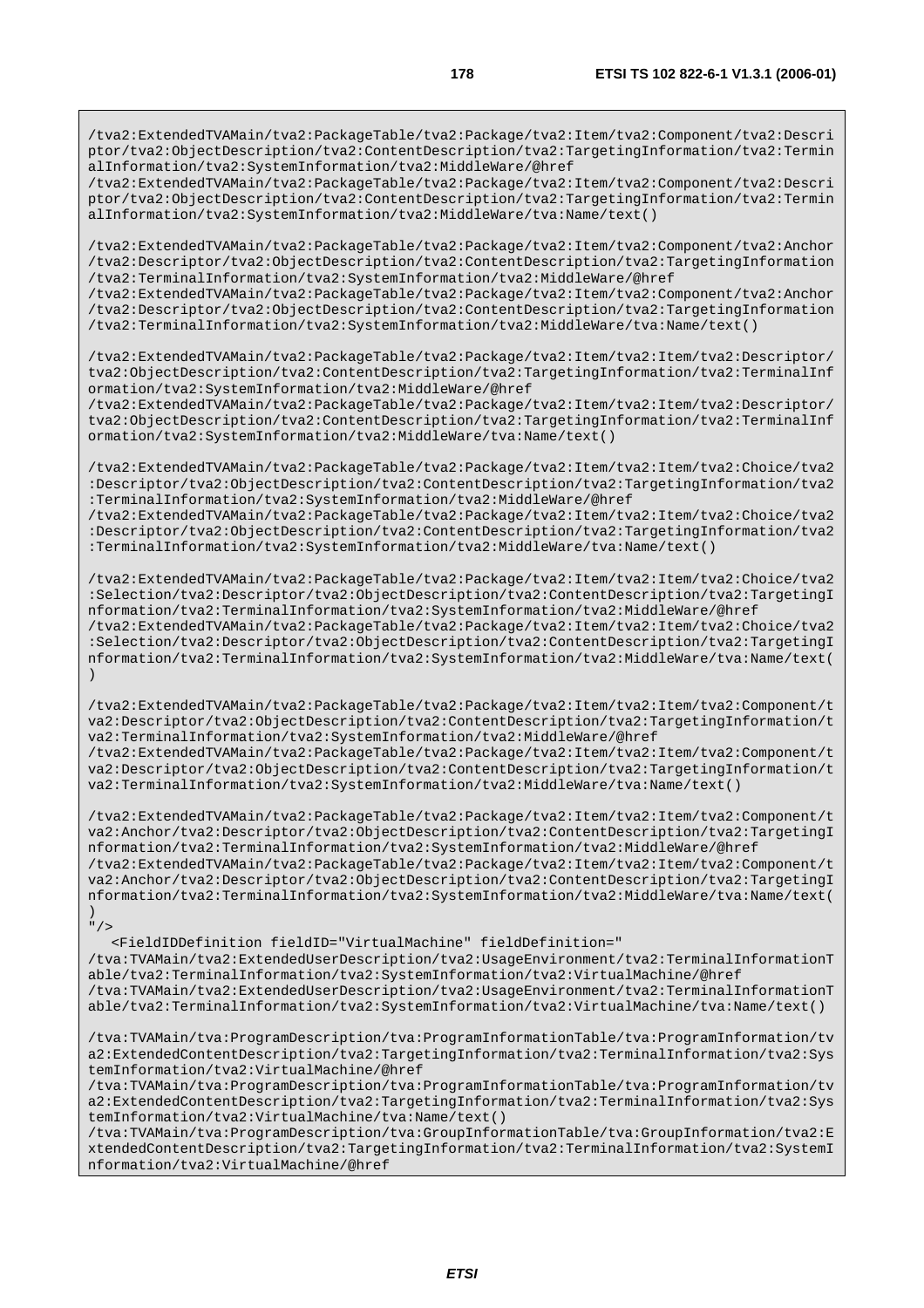```
/tva2:ExtendedTVAMain/tva2:PackageTable/tva2:Package/tva2:Item/tva2:Component/tva2:Descriptor/tva2:ObjectDescription/tva2:ContentDescription/tva2:TargetingInformation/tva2:TerminalInformation/tva2:SystemInformation/tva2:MiddleWare/@href
/tva2:ExtendedTVAMain/tva2:PackageTable/tva2:Package/tva2:Item/tva2:Component/tva2:Descriptor/tva2:ObjectDescription/tva2:ContentDescription/tva2:TargetingInformation/tva2:TerminalInformation/tva2:SystemInformation/tva2:MiddleWare/tva:Name/text()

/tva2:ExtendedTVAMain/tva2:PackageTable/tva2:Package/tva2:Item/tva2:Component/tva2:Anchor/tva2:Descriptor/tva2:ObjectDescription/tva2:ContentDescription/tva2:TargetingInformation/tva2:TerminalInformation/tva2:SystemInformation/tva2:MiddleWare/@href
/tva2:ExtendedTVAMain/tva2:PackageTable/tva2:Package/tva2:Item/tva2:Component/tva2:Anchor/tva2:Descriptor/tva2:ObjectDescription/tva2:ContentDescription/tva2:TargetingInformation/tva2:TerminalInformation/tva2:SystemInformation/tva2:MiddleWare/tva:Name/text()

/tva2:ExtendedTVAMain/tva2:PackageTable/tva2:Package/tva2:Item/tva2:Item/tva2:Descriptor/tva2:ObjectDescription/tva2:ContentDescription/tva2:TargetingInformation/tva2:TerminalInformation/tva2:SystemInformation/tva2:MiddleWare/@href
/tva2:ExtendedTVAMain/tva2:PackageTable/tva2:Package/tva2:Item/tva2:Item/tva2:Descriptor/tva2:ObjectDescription/tva2:ContentDescription/tva2:TargetingInformation/tva2:TerminalInformation/tva2:SystemInformation/tva2:MiddleWare/tva:Name/text()

/tva2:ExtendedTVAMain/tva2:PackageTable/tva2:Package/tva2:Item/tva2:Item/tva2:Choice/tva2:Descriptor/tva2:ObjectDescription/tva2:ContentDescription/tva2:TargetingInformation/tva2:TerminalInformation/tva2:SystemInformation/tva2:MiddleWare/@href
/tva2:ExtendedTVAMain/tva2:PackageTable/tva2:Package/tva2:Item/tva2:Item/tva2:Choice/tva2:Descriptor/tva2:ObjectDescription/tva2:ContentDescription/tva2:TargetingInformation/tva2:TerminalInformation/tva2:SystemInformation/tva2:MiddleWare/tva:Name/text()

/tva2:ExtendedTVAMain/tva2:PackageTable/tva2:Package/tva2:Item/tva2:Item/tva2:Choice/tva2:Selection/tva2:Descriptor/tva2:ObjectDescription/tva2:ContentDescription/tva2:TargetingInformation/tva2:TerminalInformation/tva2:SystemInformation/tva2:MiddleWare/@href
/tva2:ExtendedTVAMain/tva2:PackageTable/tva2:Package/tva2:Item/tva2:Item/tva2:Choice/tva2:Selection/tva2:Descriptor/tva2:ObjectDescription/tva2:ContentDescription/tva2:TargetingInformation/tva2:TerminalInformation/tva2:SystemInformation/tva2:MiddleWare/tva:Name/text()

/tva2:ExtendedTVAMain/tva2:PackageTable/tva2:Package/tva2:Item/tva2:Item/tva2:Component/tva2:Descriptor/tva2:ObjectDescription/tva2:ContentDescription/tva2:TargetingInformation/tva2:TerminalInformation/tva2:SystemInformation/tva2:MiddleWare/@href
/tva2:ExtendedTVAMain/tva2:PackageTable/tva2:Package/tva2:Item/tva2:Item/tva2:Component/tva2:Descriptor/tva2:ObjectDescription/tva2:ContentDescription/tva2:TargetingInformation/tva2:TerminalInformation/tva2:SystemInformation/tva2:MiddleWare/tva:Name/text()

/tva2:ExtendedTVAMain/tva2:PackageTable/tva2:Package/tva2:Item/tva2:Item/tva2:Component/tva2:Anchor/tva2:Descriptor/tva2:ObjectDescription/tva2:ContentDescription/tva2:TargetingInformation/tva2:TerminalInformation/tva2:SystemInformation/tva2:MiddleWare/@href
/tva2:ExtendedTVAMain/tva2:PackageTable/tva2:Package/tva2:Item/tva2:Item/tva2:Component/tva2:Anchor/tva2:Descriptor/tva2:ObjectDescription/tva2:ContentDescription/tva2:TargetingInformation/tva2:TerminalInformation/tva2:SystemInformation/tva2:MiddleWare/tva:Name/text()
"/>
   <FieldIDDefinition fieldID="VirtualMachine" fieldDefinition="
/tva:TVAMain/tva2:ExtendedUserDescription/tva2:UsageEnvironment/tva2:TerminalInformationTable/tva2:TerminalInformation/tva2:SystemInformation/tva2:VirtualMachine/@href
/tva:TVAMain/tva2:ExtendedUserDescription/tva2:UsageEnvironment/tva2:TerminalInformationTable/tva2:TerminalInformation/tva2:SystemInformation/tva2:VirtualMachine/tva:Name/text()

/tva:TVAMain/tva:ProgramDescription/tva:ProgramInformationTable/tva:ProgramInformation/tva2:ExtendedContentDescription/tva2:TargetingInformation/tva2:TerminalInformation/tva2:SystemInformation/tva2:VirtualMachine/@href
/tva:TVAMain/tva:ProgramDescription/tva:ProgramInformationTable/tva:ProgramInformation/tva2:ExtendedContentDescription/tva2:TargetingInformation/tva2:TerminalInformation/tva2:SystemInformation/tva2:VirtualMachine/tva:Name/text()
/tva:TVAMain/tva:ProgramDescription/tva:GroupInformationTable/tva:GroupInformation/tva2:ExtendedContentDescription/tva2:TargetingInformation/tva2:TerminalInformation/tva2:SystemInformation/tva2:VirtualMachine/@href
```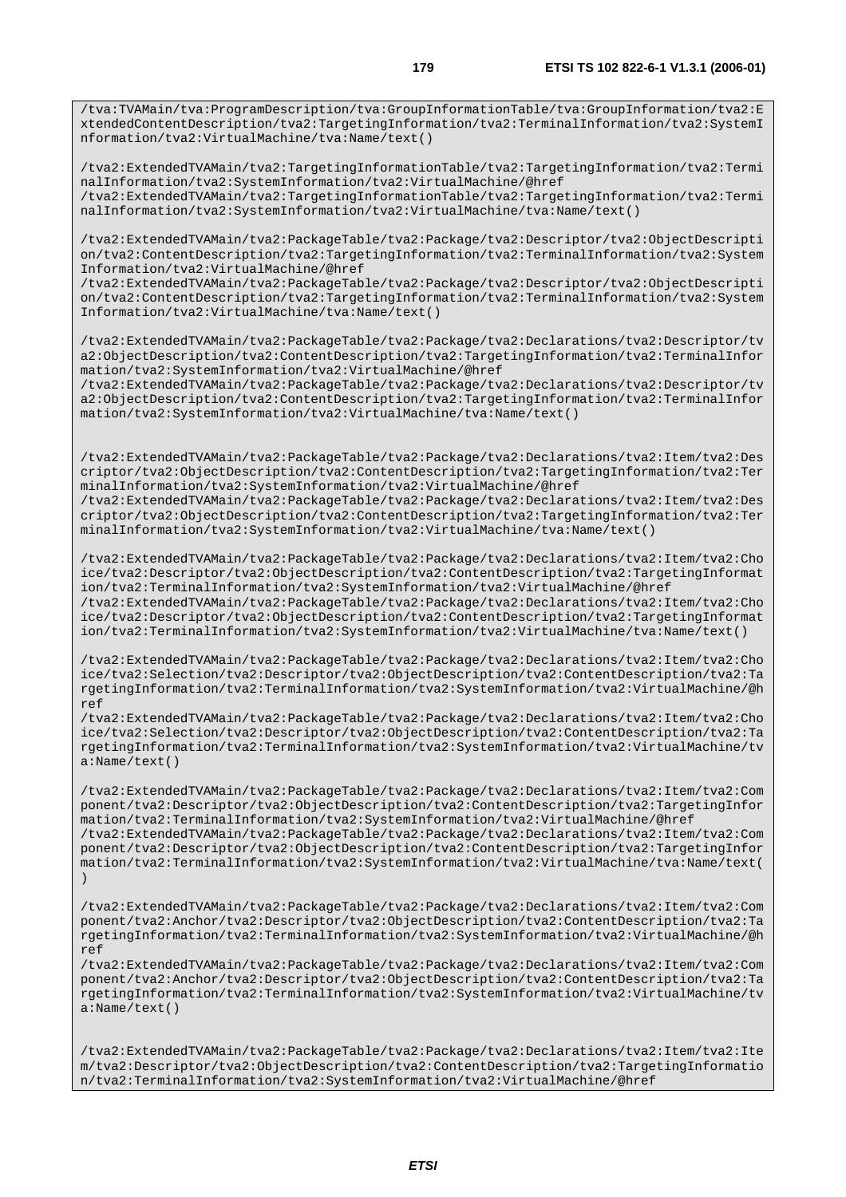```
/tva:TVAMain/tva:ProgramDescription/tva:GroupInformationTable/tva:GroupInformation/tva2:ExtendedContentDescription/tva2:TargetingInformation/tva2:TerminalInformation/tva2:SystemInformation/tva2:VirtualMachine/tva:Name/text()

/tva2:ExtendedTVAMain/tva2:TargetingInformationTable/tva2:TargetingInformation/tva2:TerminalInformation/tva2:SystemInformation/tva2:VirtualMachine/@href
/tva2:ExtendedTVAMain/tva2:TargetingInformationTable/tva2:TargetingInformation/tva2:TerminalInformation/tva2:SystemInformation/tva2:VirtualMachine/tva:Name/text()

/tva2:ExtendedTVAMain/tva2:PackageTable/tva2:Package/tva2:Descriptor/tva2:ObjectDescription/tva2:ContentDescription/tva2:TargetingInformation/tva2:TerminalInformation/tva2:SystemInformation/tva2:VirtualMachine/@href
/tva2:ExtendedTVAMain/tva2:PackageTable/tva2:Package/tva2:Descriptor/tva2:ObjectDescription/tva2:ContentDescription/tva2:TargetingInformation/tva2:TerminalInformation/tva2:SystemInformation/tva2:VirtualMachine/tva:Name/text()

/tva2:ExtendedTVAMain/tva2:PackageTable/tva2:Package/tva2:Declarations/tva2:Descriptor/tva2:ObjectDescription/tva2:ContentDescription/tva2:TargetingInformation/tva2:TerminalInformation/tva2:SystemInformation/tva2:VirtualMachine/@href
/tva2:ExtendedTVAMain/tva2:PackageTable/tva2:Package/tva2:Declarations/tva2:Descriptor/tva2:ObjectDescription/tva2:ContentDescription/tva2:TargetingInformation/tva2:TerminalInformation/tva2:SystemInformation/tva2:VirtualMachine/tva:Name/text()


/tva2:ExtendedTVAMain/tva2:PackageTable/tva2:Package/tva2:Declarations/tva2:Item/tva2:Descriptor/tva2:ObjectDescription/tva2:ContentDescription/tva2:TargetingInformation/tva2:TerminalInformation/tva2:SystemInformation/tva2:VirtualMachine/@href
/tva2:ExtendedTVAMain/tva2:PackageTable/tva2:Package/tva2:Declarations/tva2:Item/tva2:Descriptor/tva2:ObjectDescription/tva2:ContentDescription/tva2:TargetingInformation/tva2:TerminalInformation/tva2:SystemInformation/tva2:VirtualMachine/tva:Name/text()

/tva2:ExtendedTVAMain/tva2:PackageTable/tva2:Package/tva2:Declarations/tva2:Item/tva2:Choice/tva2:Descriptor/tva2:ObjectDescription/tva2:ContentDescription/tva2:TargetingInformation/tva2:TerminalInformation/tva2:SystemInformation/tva2:VirtualMachine/@href
/tva2:ExtendedTVAMain/tva2:PackageTable/tva2:Package/tva2:Declarations/tva2:Item/tva2:Choice/tva2:Descriptor/tva2:ObjectDescription/tva2:ContentDescription/tva2:TargetingInformation/tva2:TerminalInformation/tva2:SystemInformation/tva2:VirtualMachine/tva:Name/text()

/tva2:ExtendedTVAMain/tva2:PackageTable/tva2:Package/tva2:Declarations/tva2:Item/tva2:Choice/tva2:Selection/tva2:Descriptor/tva2:ObjectDescription/tva2:ContentDescription/tva2:TargetingInformation/tva2:TerminalInformation/tva2:SystemInformation/tva2:VirtualMachine/@href
/tva2:ExtendedTVAMain/tva2:PackageTable/tva2:Package/tva2:Declarations/tva2:Item/tva2:Choice/tva2:Selection/tva2:Descriptor/tva2:ObjectDescription/tva2:ContentDescription/tva2:TargetingInformation/tva2:TerminalInformation/tva2:SystemInformation/tva2:VirtualMachine/tva:Name/text()

/tva2:ExtendedTVAMain/tva2:PackageTable/tva2:Package/tva2:Declarations/tva2:Item/tva2:Component/tva2:Descriptor/tva2:ObjectDescription/tva2:ContentDescription/tva2:TargetingInformation/tva2:TerminalInformation/tva2:SystemInformation/tva2:VirtualMachine/@href
/tva2:ExtendedTVAMain/tva2:PackageTable/tva2:Package/tva2:Declarations/tva2:Item/tva2:Component/tva2:Descriptor/tva2:ObjectDescription/tva2:ContentDescription/tva2:TargetingInformation/tva2:TerminalInformation/tva2:SystemInformation/tva2:VirtualMachine/tva:Name/text()

/tva2:ExtendedTVAMain/tva2:PackageTable/tva2:Package/tva2:Declarations/tva2:Item/tva2:Component/tva2:Anchor/tva2:Descriptor/tva2:ObjectDescription/tva2:ContentDescription/tva2:TargetingInformation/tva2:TerminalInformation/tva2:SystemInformation/tva2:VirtualMachine/@href
/tva2:ExtendedTVAMain/tva2:PackageTable/tva2:Package/tva2:Declarations/tva2:Item/tva2:Component/tva2:Anchor/tva2:Descriptor/tva2:ObjectDescription/tva2:ContentDescription/tva2:TargetingInformation/tva2:TerminalInformation/tva2:SystemInformation/tva2:VirtualMachine/tva:Name/text()


/tva2:ExtendedTVAMain/tva2:PackageTable/tva2:Package/tva2:Declarations/tva2:Item/tva2:Item/tva2:Descriptor/tva2:ObjectDescription/tva2:ContentDescription/tva2:TargetingInformation/tva2:TerminalInformation/tva2:SystemInformation/tva2:VirtualMachine/@href
```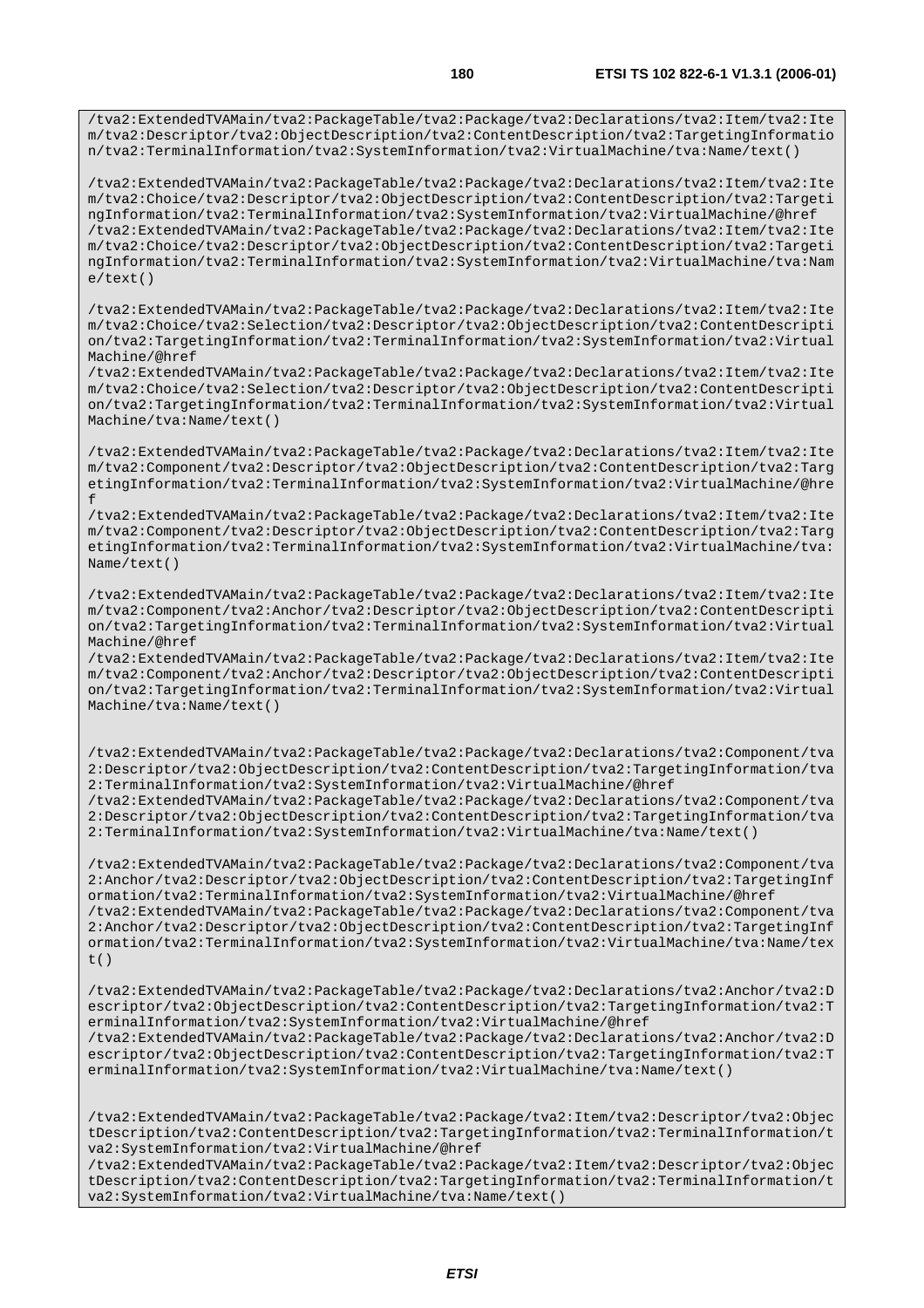```
/tva2:ExtendedTVAMain/tva2:PackageTable/tva2:Package/tva2:Declarations/tva2:Item/tva2:Item/tva2:Descriptor/tva2:ObjectDescription/tva2:ContentDescription/tva2:TargetingInformation/tva2:TerminalInformation/tva2:SystemInformation/tva2:VirtualMachine/tva:Name/text()

/tva2:ExtendedTVAMain/tva2:PackageTable/tva2:Package/tva2:Declarations/tva2:Item/tva2:Item/tva2:Choice/tva2:Descriptor/tva2:ObjectDescription/tva2:ContentDescription/tva2:TargetingInformation/tva2:TerminalInformation/tva2:SystemInformation/tva2:VirtualMachine/@href
/tva2:ExtendedTVAMain/tva2:PackageTable/tva2:Package/tva2:Declarations/tva2:Item/tva2:Item/tva2:Choice/tva2:Descriptor/tva2:ObjectDescription/tva2:ContentDescription/tva2:TargetingInformation/tva2:TerminalInformation/tva2:SystemInformation/tva2:VirtualMachine/tva:Name/text()

/tva2:ExtendedTVAMain/tva2:PackageTable/tva2:Package/tva2:Declarations/tva2:Item/tva2:Item/tva2:Choice/tva2:Selection/tva2:Descriptor/tva2:ObjectDescription/tva2:ContentDescription/tva2:TargetingInformation/tva2:TerminalInformation/tva2:SystemInformation/tva2:VirtualMachine/@href
/tva2:ExtendedTVAMain/tva2:PackageTable/tva2:Package/tva2:Declarations/tva2:Item/tva2:Item/tva2:Choice/tva2:Selection/tva2:Descriptor/tva2:ObjectDescription/tva2:ContentDescription/tva2:TargetingInformation/tva2:TerminalInformation/tva2:SystemInformation/tva2:VirtualMachine/tva:Name/text()

/tva2:ExtendedTVAMain/tva2:PackageTable/tva2:Package/tva2:Declarations/tva2:Item/tva2:Item/tva2:Component/tva2:Descriptor/tva2:ObjectDescription/tva2:ContentDescription/tva2:TargetingInformation/tva2:TerminalInformation/tva2:SystemInformation/tva2:VirtualMachine/@href
/tva2:ExtendedTVAMain/tva2:PackageTable/tva2:Package/tva2:Declarations/tva2:Item/tva2:Item/tva2:Component/tva2:Descriptor/tva2:ObjectDescription/tva2:ContentDescription/tva2:TargetingInformation/tva2:TerminalInformation/tva2:SystemInformation/tva2:VirtualMachine/tva:Name/text()

/tva2:ExtendedTVAMain/tva2:PackageTable/tva2:Package/tva2:Declarations/tva2:Item/tva2:Item/tva2:Component/tva2:Anchor/tva2:Descriptor/tva2:ObjectDescription/tva2:ContentDescription/tva2:TargetingInformation/tva2:TerminalInformation/tva2:SystemInformation/tva2:VirtualMachine/@href
/tva2:ExtendedTVAMain/tva2:PackageTable/tva2:Package/tva2:Declarations/tva2:Item/tva2:Item/tva2:Component/tva2:Anchor/tva2:Descriptor/tva2:ObjectDescription/tva2:ContentDescription/tva2:TargetingInformation/tva2:TerminalInformation/tva2:SystemInformation/tva2:VirtualMachine/tva:Name/text()


/tva2:ExtendedTVAMain/tva2:PackageTable/tva2:Package/tva2:Declarations/tva2:Component/tva2:Descriptor/tva2:ObjectDescription/tva2:ContentDescription/tva2:TargetingInformation/tva2:TerminalInformation/tva2:SystemInformation/tva2:VirtualMachine/@href
/tva2:ExtendedTVAMain/tva2:PackageTable/tva2:Package/tva2:Declarations/tva2:Component/tva2:Descriptor/tva2:ObjectDescription/tva2:ContentDescription/tva2:TargetingInformation/tva2:TerminalInformation/tva2:SystemInformation/tva2:VirtualMachine/tva:Name/text()

/tva2:ExtendedTVAMain/tva2:PackageTable/tva2:Package/tva2:Declarations/tva2:Component/tva2:Anchor/tva2:Descriptor/tva2:ObjectDescription/tva2:ContentDescription/tva2:TargetingInformation/tva2:TerminalInformation/tva2:SystemInformation/tva2:VirtualMachine/@href
/tva2:ExtendedTVAMain/tva2:PackageTable/tva2:Package/tva2:Declarations/tva2:Component/tva2:Anchor/tva2:Descriptor/tva2:ObjectDescription/tva2:ContentDescription/tva2:TargetingInformation/tva2:TerminalInformation/tva2:SystemInformation/tva2:VirtualMachine/tva:Name/text()

/tva2:ExtendedTVAMain/tva2:PackageTable/tva2:Package/tva2:Declarations/tva2:Anchor/tva2:Descriptor/tva2:ObjectDescription/tva2:ContentDescription/tva2:TargetingInformation/tva2:TerminalInformation/tva2:SystemInformation/tva2:VirtualMachine/@href
/tva2:ExtendedTVAMain/tva2:PackageTable/tva2:Package/tva2:Declarations/tva2:Anchor/tva2:Descriptor/tva2:ObjectDescription/tva2:ContentDescription/tva2:TargetingInformation/tva2:TerminalInformation/tva2:SystemInformation/tva2:VirtualMachine/tva:Name/text()


/tva2:ExtendedTVAMain/tva2:PackageTable/tva2:Package/tva2:Item/tva2:Descriptor/tva2:ObjectDescription/tva2:ContentDescription/tva2:TargetingInformation/tva2:TerminalInformation/tva2:SystemInformation/tva2:VirtualMachine/@href
/tva2:ExtendedTVAMain/tva2:PackageTable/tva2:Package/tva2:Item/tva2:Descriptor/tva2:ObjectDescription/tva2:ContentDescription/tva2:TargetingInformation/tva2:TerminalInformation/tva2:SystemInformation/tva2:VirtualMachine/tva:Name/text()
```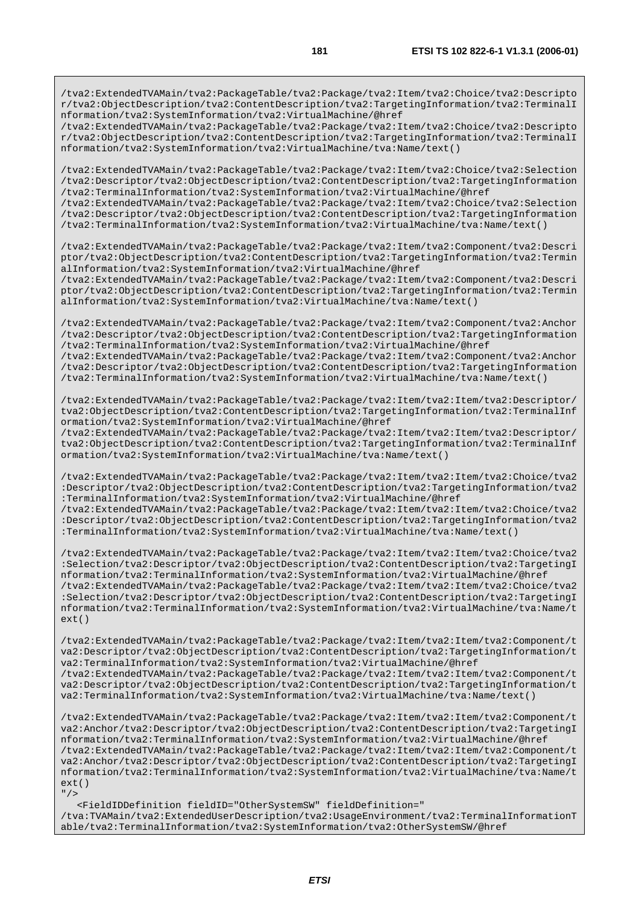```
/tva2:ExtendedTVAMain/tva2:PackageTable/tva2:Package/tva2:Item/tva2:Choice/tva2:Descriptor/tva2:ObjectDescription/tva2:ContentDescription/tva2:TargetingInformation/tva2:TerminalInformation/tva2:SystemInformation/tva2:VirtualMachine/@href
/tva2:ExtendedTVAMain/tva2:PackageTable/tva2:Package/tva2:Item/tva2:Choice/tva2:Descriptor/tva2:ObjectDescription/tva2:ContentDescription/tva2:TargetingInformation/tva2:TerminalInformation/tva2:SystemInformation/tva2:VirtualMachine/tva:Name/text()

/tva2:ExtendedTVAMain/tva2:PackageTable/tva2:Package/tva2:Item/tva2:Choice/tva2:Selection/tva2:Descriptor/tva2:ObjectDescription/tva2:ContentDescription/tva2:TargetingInformation/tva2:TerminalInformation/tva2:SystemInformation/tva2:VirtualMachine/@href
/tva2:ExtendedTVAMain/tva2:PackageTable/tva2:Package/tva2:Item/tva2:Choice/tva2:Selection/tva2:Descriptor/tva2:ObjectDescription/tva2:ContentDescription/tva2:TargetingInformation/tva2:TerminalInformation/tva2:SystemInformation/tva2:VirtualMachine/tva:Name/text()

/tva2:ExtendedTVAMain/tva2:PackageTable/tva2:Package/tva2:Item/tva2:Component/tva2:Descriptor/tva2:ObjectDescription/tva2:ContentDescription/tva2:TargetingInformation/tva2:TerminalInformation/tva2:SystemInformation/tva2:VirtualMachine/@href
/tva2:ExtendedTVAMain/tva2:PackageTable/tva2:Package/tva2:Item/tva2:Component/tva2:Descriptor/tva2:ObjectDescription/tva2:ContentDescription/tva2:TargetingInformation/tva2:TerminalInformation/tva2:SystemInformation/tva2:VirtualMachine/tva:Name/text()

/tva2:ExtendedTVAMain/tva2:PackageTable/tva2:Package/tva2:Item/tva2:Component/tva2:Anchor/tva2:Descriptor/tva2:ObjectDescription/tva2:ContentDescription/tva2:TargetingInformation/tva2:TerminalInformation/tva2:SystemInformation/tva2:VirtualMachine/@href
/tva2:ExtendedTVAMain/tva2:PackageTable/tva2:Package/tva2:Item/tva2:Component/tva2:Anchor/tva2:Descriptor/tva2:ObjectDescription/tva2:ContentDescription/tva2:TargetingInformation/tva2:TerminalInformation/tva2:SystemInformation/tva2:VirtualMachine/tva:Name/text()

/tva2:ExtendedTVAMain/tva2:PackageTable/tva2:Package/tva2:Item/tva2:Item/tva2:Descriptor/tva2:ObjectDescription/tva2:ContentDescription/tva2:TargetingInformation/tva2:TerminalInformation/tva2:SystemInformation/tva2:VirtualMachine/@href
/tva2:ExtendedTVAMain/tva2:PackageTable/tva2:Package/tva2:Item/tva2:Item/tva2:Descriptor/tva2:ObjectDescription/tva2:ContentDescription/tva2:TargetingInformation/tva2:TerminalInformation/tva2:SystemInformation/tva2:VirtualMachine/tva:Name/text()

/tva2:ExtendedTVAMain/tva2:PackageTable/tva2:Package/tva2:Item/tva2:Item/tva2:Choice/tva2:Descriptor/tva2:ObjectDescription/tva2:ContentDescription/tva2:TargetingInformation/tva2:TerminalInformation/tva2:SystemInformation/tva2:VirtualMachine/@href
/tva2:ExtendedTVAMain/tva2:PackageTable/tva2:Package/tva2:Item/tva2:Item/tva2:Choice/tva2:Descriptor/tva2:ObjectDescription/tva2:ContentDescription/tva2:TargetingInformation/tva2:TerminalInformation/tva2:SystemInformation/tva2:VirtualMachine/tva:Name/text()

/tva2:ExtendedTVAMain/tva2:PackageTable/tva2:Package/tva2:Item/tva2:Item/tva2:Choice/tva2:Selection/tva2:Descriptor/tva2:ObjectDescription/tva2:ContentDescription/tva2:TargetingInformation/tva2:TerminalInformation/tva2:SystemInformation/tva2:VirtualMachine/@href
/tva2:ExtendedTVAMain/tva2:PackageTable/tva2:Package/tva2:Item/tva2:Item/tva2:Choice/tva2:Selection/tva2:Descriptor/tva2:ObjectDescription/tva2:ContentDescription/tva2:TargetingInformation/tva2:TerminalInformation/tva2:SystemInformation/tva2:VirtualMachine/tva:Name/text()

/tva2:ExtendedTVAMain/tva2:PackageTable/tva2:Package/tva2:Item/tva2:Item/tva2:Component/tva2:Descriptor/tva2:ObjectDescription/tva2:ContentDescription/tva2:TargetingInformation/tva2:TerminalInformation/tva2:SystemInformation/tva2:VirtualMachine/@href
/tva2:ExtendedTVAMain/tva2:PackageTable/tva2:Package/tva2:Item/tva2:Item/tva2:Component/tva2:Descriptor/tva2:ObjectDescription/tva2:ContentDescription/tva2:TargetingInformation/tva2:TerminalInformation/tva2:SystemInformation/tva2:VirtualMachine/tva:Name/text()

/tva2:ExtendedTVAMain/tva2:PackageTable/tva2:Package/tva2:Item/tva2:Item/tva2:Component/tva2:Anchor/tva2:Descriptor/tva2:ObjectDescription/tva2:ContentDescription/tva2:TargetingInformation/tva2:TerminalInformation/tva2:SystemInformation/tva2:VirtualMachine/@href
/tva2:ExtendedTVAMain/tva2:PackageTable/tva2:Package/tva2:Item/tva2:Item/tva2:Component/tva2:Anchor/tva2:Descriptor/tva2:ObjectDescription/tva2:ContentDescription/tva2:TargetingInformation/tva2:TerminalInformation/tva2:SystemInformation/tva2:VirtualMachine/tva:Name/text()
"/>
   <FieldIDDefinition fieldID="OtherSystemSW" fieldDefinition="
/tva:TVAMain/tva2:ExtendedUserDescription/tva2:UsageEnvironment/tva2:TerminalInformationTable/tva2:TerminalInformation/tva2:SystemInformation/tva2:OtherSystemSW/@href
```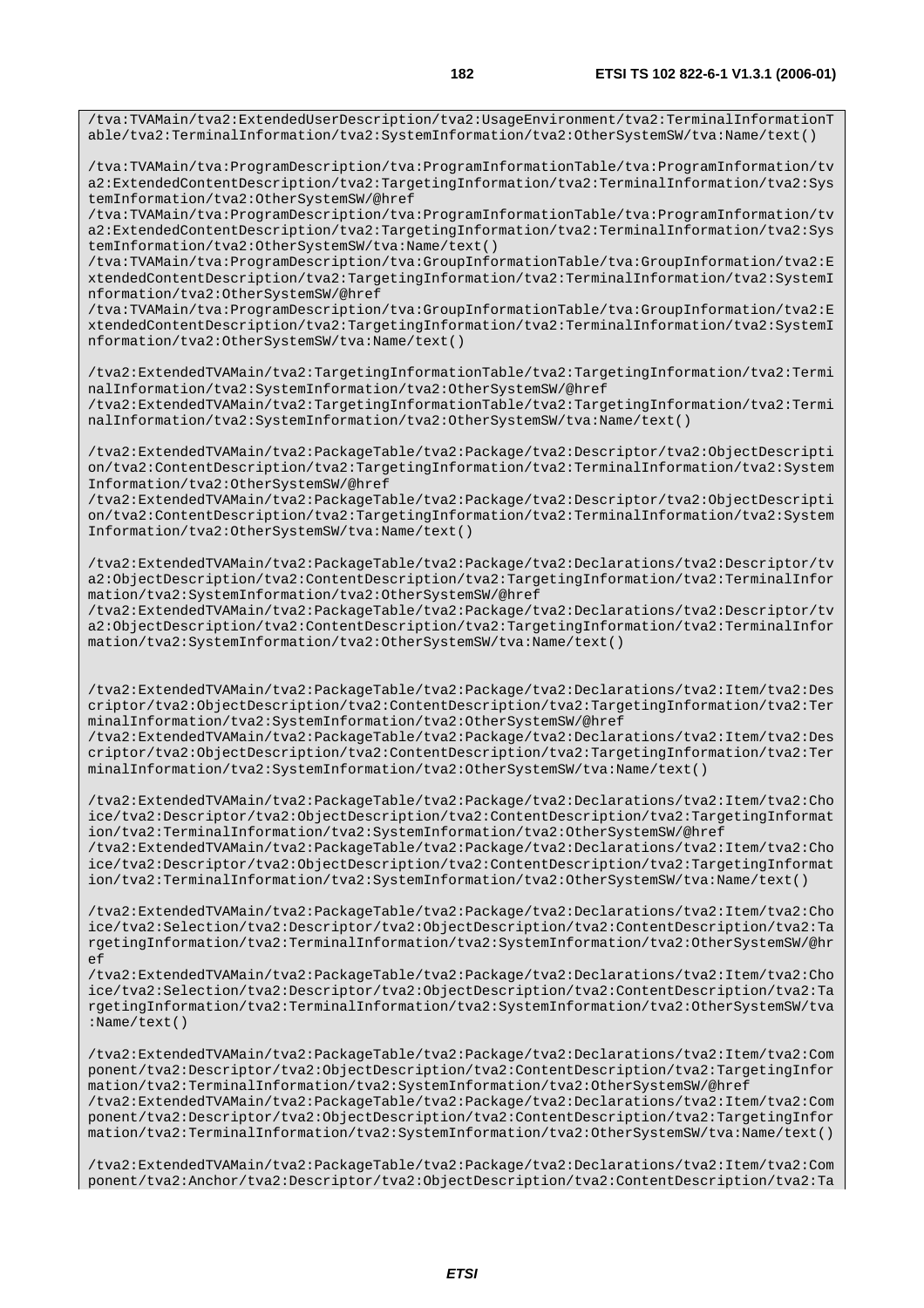```
/tva:TVAMain/tva2:ExtendedUserDescription/tva2:UsageEnvironment/tva2:TerminalInformationTable/tva2:TerminalInformation/tva2:SystemInformation/tva2:OtherSystemSW/tva:Name/text()

/tva:TVAMain/tva:ProgramDescription/tva:ProgramInformationTable/tva:ProgramInformation/tva2:ExtendedContentDescription/tva2:TargetingInformation/tva2:TerminalInformation/tva2:SystemInformation/tva2:OtherSystemSW/@href
/tva:TVAMain/tva:ProgramDescription/tva:ProgramInformationTable/tva:ProgramInformation/tva2:ExtendedContentDescription/tva2:TargetingInformation/tva2:TerminalInformation/tva2:SystemInformation/tva2:OtherSystemSW/tva:Name/text()
/tva:TVAMain/tva:ProgramDescription/tva:GroupInformationTable/tva:GroupInformation/tva2:ExtendedContentDescription/tva2:TargetingInformation/tva2:TerminalInformation/tva2:SystemInformation/tva2:OtherSystemSW/@href
/tva:TVAMain/tva:ProgramDescription/tva:GroupInformationTable/tva:GroupInformation/tva2:ExtendedContentDescription/tva2:TargetingInformation/tva2:TerminalInformation/tva2:SystemInformation/tva2:OtherSystemSW/tva:Name/text()

/tva2:ExtendedTVAMain/tva2:TargetingInformationTable/tva2:TargetingInformation/tva2:TerminalInformation/tva2:SystemInformation/tva2:OtherSystemSW/@href
/tva2:ExtendedTVAMain/tva2:TargetingInformationTable/tva2:TargetingInformation/tva2:TerminalInformation/tva2:SystemInformation/tva2:OtherSystemSW/tva:Name/text()

/tva2:ExtendedTVAMain/tva2:PackageTable/tva2:Package/tva2:Descriptor/tva2:ObjectDescription/tva2:ContentDescription/tva2:TargetingInformation/tva2:TerminalInformation/tva2:SystemInformation/tva2:OtherSystemSW/@href
/tva2:ExtendedTVAMain/tva2:PackageTable/tva2:Package/tva2:Descriptor/tva2:ObjectDescription/tva2:ContentDescription/tva2:TargetingInformation/tva2:TerminalInformation/tva2:SystemInformation/tva2:OtherSystemSW/tva:Name/text()

/tva2:ExtendedTVAMain/tva2:PackageTable/tva2:Package/tva2:Declarations/tva2:Descriptor/tva2:ObjectDescription/tva2:ContentDescription/tva2:TargetingInformation/tva2:TerminalInformation/tva2:SystemInformation/tva2:OtherSystemSW/@href
/tva2:ExtendedTVAMain/tva2:PackageTable/tva2:Package/tva2:Declarations/tva2:Descriptor/tva2:ObjectDescription/tva2:ContentDescription/tva2:TargetingInformation/tva2:TerminalInformation/tva2:SystemInformation/tva2:OtherSystemSW/tva:Name/text()


/tva2:ExtendedTVAMain/tva2:PackageTable/tva2:Package/tva2:Declarations/tva2:Item/tva2:Descriptor/tva2:ObjectDescription/tva2:ContentDescription/tva2:TargetingInformation/tva2:TerminalInformation/tva2:SystemInformation/tva2:OtherSystemSW/@href
/tva2:ExtendedTVAMain/tva2:PackageTable/tva2:Package/tva2:Declarations/tva2:Item/tva2:Descriptor/tva2:ObjectDescription/tva2:ContentDescription/tva2:TargetingInformation/tva2:TerminalInformation/tva2:SystemInformation/tva2:OtherSystemSW/tva:Name/text()

/tva2:ExtendedTVAMain/tva2:PackageTable/tva2:Package/tva2:Declarations/tva2:Item/tva2:Choice/tva2:Descriptor/tva2:ObjectDescription/tva2:ContentDescription/tva2:TargetingInformation/tva2:TerminalInformation/tva2:SystemInformation/tva2:OtherSystemSW/@href
/tva2:ExtendedTVAMain/tva2:PackageTable/tva2:Package/tva2:Declarations/tva2:Item/tva2:Choice/tva2:Descriptor/tva2:ObjectDescription/tva2:ContentDescription/tva2:TargetingInformation/tva2:TerminalInformation/tva2:SystemInformation/tva2:OtherSystemSW/tva:Name/text()

/tva2:ExtendedTVAMain/tva2:PackageTable/tva2:Package/tva2:Declarations/tva2:Item/tva2:Choice/tva2:Selection/tva2:Descriptor/tva2:ObjectDescription/tva2:ContentDescription/tva2:TargetingInformation/tva2:TerminalInformation/tva2:SystemInformation/tva2:OtherSystemSW/@href
/tva2:ExtendedTVAMain/tva2:PackageTable/tva2:Package/tva2:Declarations/tva2:Item/tva2:Choice/tva2:Selection/tva2:Descriptor/tva2:ObjectDescription/tva2:ContentDescription/tva2:TargetingInformation/tva2:TerminalInformation/tva2:SystemInformation/tva2:OtherSystemSW/tva:Name/text()

/tva2:ExtendedTVAMain/tva2:PackageTable/tva2:Package/tva2:Declarations/tva2:Item/tva2:Component/tva2:Descriptor/tva2:ObjectDescription/tva2:ContentDescription/tva2:TargetingInformation/tva2:TerminalInformation/tva2:SystemInformation/tva2:OtherSystemSW/@href
/tva2:ExtendedTVAMain/tva2:PackageTable/tva2:Package/tva2:Declarations/tva2:Item/tva2:Component/tva2:Descriptor/tva2:ObjectDescription/tva2:ContentDescription/tva2:TargetingInformation/tva2:TerminalInformation/tva2:SystemInformation/tva2:OtherSystemSW/tva:Name/text()

/tva2:ExtendedTVAMain/tva2:PackageTable/tva2:Package/tva2:Declarations/tva2:Item/tva2:Component/tva2:Anchor/tva2:Descriptor/tva2:ObjectDescription/tva2:ContentDescription/tva2:Ta
```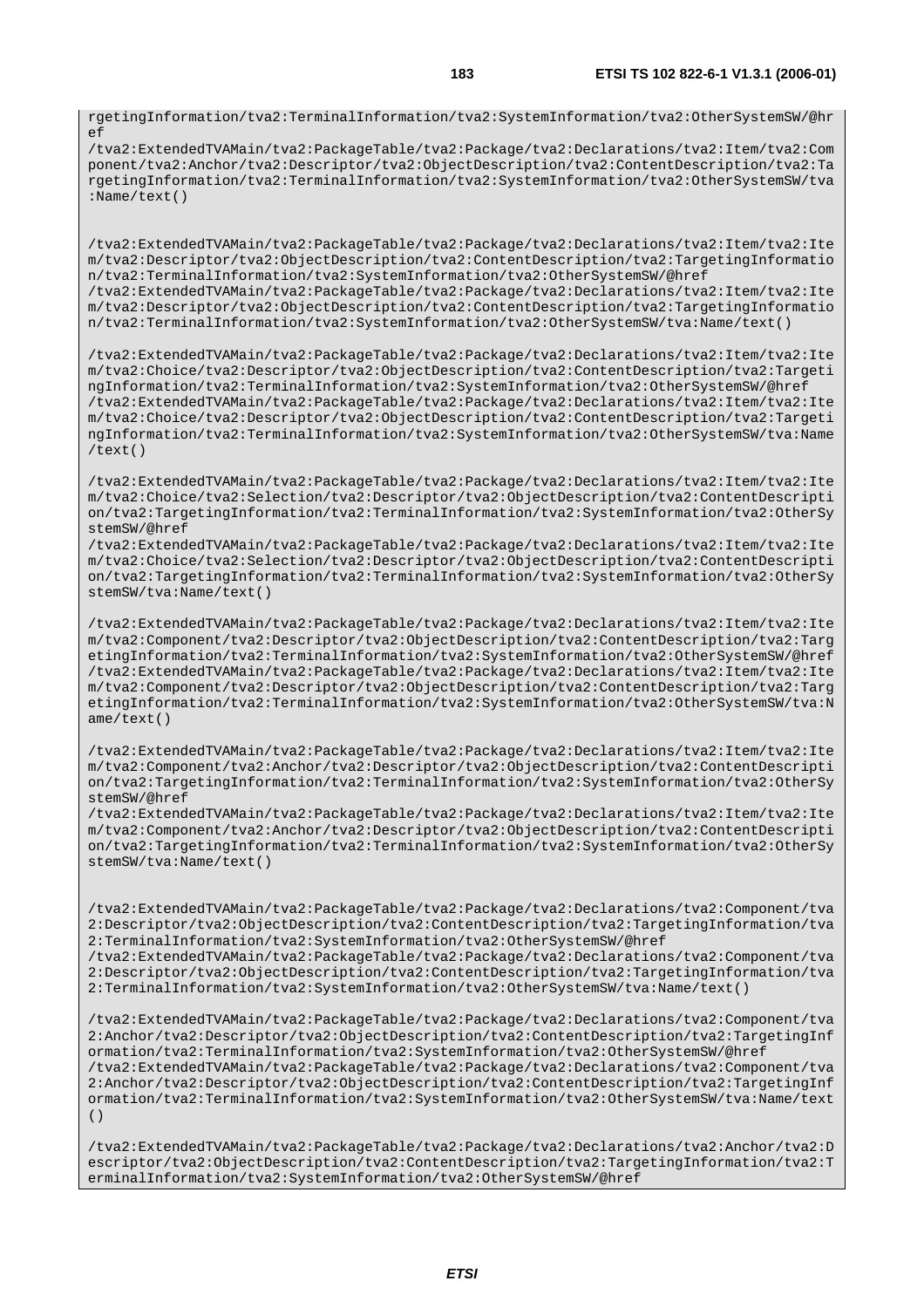```
rgetingInformation/tva2:TerminalInformation/tva2:SystemInformation/tva2:OtherSystemSW/@hr
ef
/tva2:ExtendedTVAMain/tva2:PackageTable/tva2:Package/tva2:Declarations/tva2:Item/tva2:Com
ponent/tva2:Anchor/tva2:Descriptor/tva2:ObjectDescription/tva2:ContentDescription/tva2:Ta
rgetingInformation/tva2:TerminalInformation/tva2:SystemInformation/tva2:OtherSystemSW/tva
:Name/text()


/tva2:ExtendedTVAMain/tva2:PackageTable/tva2:Package/tva2:Declarations/tva2:Item/tva2:Ite
m/tva2:Descriptor/tva2:ObjectDescription/tva2:ContentDescription/tva2:TargetingInformatio
n/tva2:TerminalInformation/tva2:SystemInformation/tva2:OtherSystemSW/@href
/tva2:ExtendedTVAMain/tva2:PackageTable/tva2:Package/tva2:Declarations/tva2:Item/tva2:Ite
m/tva2:Descriptor/tva2:ObjectDescription/tva2:ContentDescription/tva2:TargetingInformatio
n/tva2:TerminalInformation/tva2:SystemInformation/tva2:OtherSystemSW/tva:Name/text()

/tva2:ExtendedTVAMain/tva2:PackageTable/tva2:Package/tva2:Declarations/tva2:Item/tva2:Ite
m/tva2:Choice/tva2:Descriptor/tva2:ObjectDescription/tva2:ContentDescription/tva2:Targeti
ngInformation/tva2:TerminalInformation/tva2:SystemInformation/tva2:OtherSystemSW/@href
/tva2:ExtendedTVAMain/tva2:PackageTable/tva2:Package/tva2:Declarations/tva2:Item/tva2:Ite
m/tva2:Choice/tva2:Descriptor/tva2:ObjectDescription/tva2:ContentDescription/tva2:Targeti
ngInformation/tva2:TerminalInformation/tva2:SystemInformation/tva2:OtherSystemSW/tva:Name
/text()

/tva2:ExtendedTVAMain/tva2:PackageTable/tva2:Package/tva2:Declarations/tva2:Item/tva2:Ite
m/tva2:Choice/tva2:Selection/tva2:Descriptor/tva2:ObjectDescription/tva2:ContentDescripti
on/tva2:TargetingInformation/tva2:TerminalInformation/tva2:SystemInformation/tva2:OtherSy
stemSW/@href
/tva2:ExtendedTVAMain/tva2:PackageTable/tva2:Package/tva2:Declarations/tva2:Item/tva2:Ite
m/tva2:Choice/tva2:Selection/tva2:Descriptor/tva2:ObjectDescription/tva2:ContentDescripti
on/tva2:TargetingInformation/tva2:TerminalInformation/tva2:SystemInformation/tva2:OtherSy
stemSW/tva:Name/text()

/tva2:ExtendedTVAMain/tva2:PackageTable/tva2:Package/tva2:Declarations/tva2:Item/tva2:Ite
m/tva2:Component/tva2:Descriptor/tva2:ObjectDescription/tva2:ContentDescription/tva2:Targ
etingInformation/tva2:TerminalInformation/tva2:SystemInformation/tva2:OtherSystemSW/@href
/tva2:ExtendedTVAMain/tva2:PackageTable/tva2:Package/tva2:Declarations/tva2:Item/tva2:Ite
m/tva2:Component/tva2:Descriptor/tva2:ObjectDescription/tva2:ContentDescription/tva2:Targ
etingInformation/tva2:TerminalInformation/tva2:SystemInformation/tva2:OtherSystemSW/tva:N
ame/text()

/tva2:ExtendedTVAMain/tva2:PackageTable/tva2:Package/tva2:Declarations/tva2:Item/tva2:Ite
m/tva2:Component/tva2:Anchor/tva2:Descriptor/tva2:ObjectDescription/tva2:ContentDescripti
on/tva2:TargetingInformation/tva2:TerminalInformation/tva2:SystemInformation/tva2:OtherSy
stemSW/@href
/tva2:ExtendedTVAMain/tva2:PackageTable/tva2:Package/tva2:Declarations/tva2:Item/tva2:Ite
m/tva2:Component/tva2:Anchor/tva2:Descriptor/tva2:ObjectDescription/tva2:ContentDescripti
on/tva2:TargetingInformation/tva2:TerminalInformation/tva2:SystemInformation/tva2:OtherSy
stemSW/tva:Name/text()


/tva2:ExtendedTVAMain/tva2:PackageTable/tva2:Package/tva2:Declarations/tva2:Component/tva
2:Descriptor/tva2:ObjectDescription/tva2:ContentDescription/tva2:TargetingInformation/tva
2:TerminalInformation/tva2:SystemInformation/tva2:OtherSystemSW/@href
/tva2:ExtendedTVAMain/tva2:PackageTable/tva2:Package/tva2:Declarations/tva2:Component/tva
2:Descriptor/tva2:ObjectDescription/tva2:ContentDescription/tva2:TargetingInformation/tva
2:TerminalInformation/tva2:SystemInformation/tva2:OtherSystemSW/tva:Name/text()

/tva2:ExtendedTVAMain/tva2:PackageTable/tva2:Package/tva2:Declarations/tva2:Component/tva
2:Anchor/tva2:Descriptor/tva2:ObjectDescription/tva2:ContentDescription/tva2:TargetingInf
ormation/tva2:TerminalInformation/tva2:SystemInformation/tva2:OtherSystemSW/@href
/tva2:ExtendedTVAMain/tva2:PackageTable/tva2:Package/tva2:Declarations/tva2:Component/tva
2:Anchor/tva2:Descriptor/tva2:ObjectDescription/tva2:ContentDescription/tva2:TargetingInf
ormation/tva2:TerminalInformation/tva2:SystemInformation/tva2:OtherSystemSW/tva:Name/text
()

/tva2:ExtendedTVAMain/tva2:PackageTable/tva2:Package/tva2:Declarations/tva2:Anchor/tva2:D
escriptor/tva2:ObjectDescription/tva2:ContentDescription/tva2:TargetingInformation/tva2:T
erminalInformation/tva2:SystemInformation/tva2:OtherSystemSW/@href
```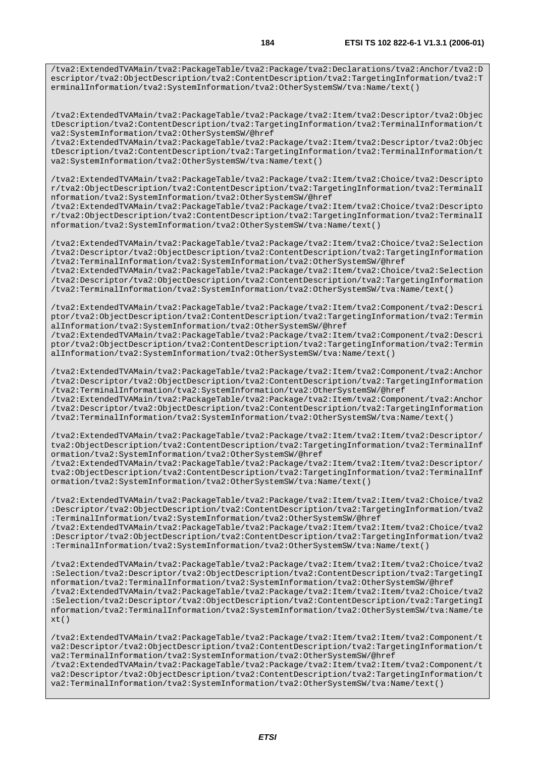```
/tva2:ExtendedTVAMain/tva2:PackageTable/tva2:Package/tva2:Declarations/tva2:Anchor/tva2:Descriptor/tva2:ObjectDescription/tva2:ContentDescription/tva2:TargetingInformation/tva2:TerminalInformation/tva2:SystemInformation/tva2:OtherSystemSW/tva:Name/text()


/tva2:ExtendedTVAMain/tva2:PackageTable/tva2:Package/tva2:Item/tva2:Descriptor/tva2:ObjectDescription/tva2:ContentDescription/tva2:TargetingInformation/tva2:TerminalInformation/tva2:SystemInformation/tva2:OtherSystemSW/@href
/tva2:ExtendedTVAMain/tva2:PackageTable/tva2:Package/tva2:Item/tva2:Descriptor/tva2:ObjectDescription/tva2:ContentDescription/tva2:TargetingInformation/tva2:TerminalInformation/tva2:SystemInformation/tva2:OtherSystemSW/tva:Name/text()

/tva2:ExtendedTVAMain/tva2:PackageTable/tva2:Package/tva2:Item/tva2:Choice/tva2:Descriptor/tva2:ObjectDescription/tva2:ContentDescription/tva2:TargetingInformation/tva2:TerminalInformation/tva2:SystemInformation/tva2:OtherSystemSW/@href
/tva2:ExtendedTVAMain/tva2:PackageTable/tva2:Package/tva2:Item/tva2:Choice/tva2:Descriptor/tva2:ObjectDescription/tva2:ContentDescription/tva2:TargetingInformation/tva2:TerminalInformation/tva2:SystemInformation/tva2:OtherSystemSW/tva:Name/text()

/tva2:ExtendedTVAMain/tva2:PackageTable/tva2:Package/tva2:Item/tva2:Choice/tva2:Selection/tva2:Descriptor/tva2:ObjectDescription/tva2:ContentDescription/tva2:TargetingInformation/tva2:TerminalInformation/tva2:SystemInformation/tva2:OtherSystemSW/@href
/tva2:ExtendedTVAMain/tva2:PackageTable/tva2:Package/tva2:Item/tva2:Choice/tva2:Selection/tva2:Descriptor/tva2:ObjectDescription/tva2:ContentDescription/tva2:TargetingInformation/tva2:TerminalInformation/tva2:SystemInformation/tva2:OtherSystemSW/tva:Name/text()

/tva2:ExtendedTVAMain/tva2:PackageTable/tva2:Package/tva2:Item/tva2:Component/tva2:Descriptor/tva2:ObjectDescription/tva2:ContentDescription/tva2:TargetingInformation/tva2:TerminalInformation/tva2:SystemInformation/tva2:OtherSystemSW/@href
/tva2:ExtendedTVAMain/tva2:PackageTable/tva2:Package/tva2:Item/tva2:Component/tva2:Descriptor/tva2:ObjectDescription/tva2:ContentDescription/tva2:TargetingInformation/tva2:TerminalInformation/tva2:SystemInformation/tva2:OtherSystemSW/tva:Name/text()

/tva2:ExtendedTVAMain/tva2:PackageTable/tva2:Package/tva2:Item/tva2:Component/tva2:Anchor/tva2:Descriptor/tva2:ObjectDescription/tva2:ContentDescription/tva2:TargetingInformation/tva2:TerminalInformation/tva2:SystemInformation/tva2:OtherSystemSW/@href
/tva2:ExtendedTVAMain/tva2:PackageTable/tva2:Package/tva2:Item/tva2:Component/tva2:Anchor/tva2:Descriptor/tva2:ObjectDescription/tva2:ContentDescription/tva2:TargetingInformation/tva2:TerminalInformation/tva2:SystemInformation/tva2:OtherSystemSW/tva:Name/text()

/tva2:ExtendedTVAMain/tva2:PackageTable/tva2:Package/tva2:Item/tva2:Item/tva2:Descriptor/tva2:ObjectDescription/tva2:ContentDescription/tva2:TargetingInformation/tva2:TerminalInformation/tva2:SystemInformation/tva2:OtherSystemSW/@href
/tva2:ExtendedTVAMain/tva2:PackageTable/tva2:Package/tva2:Item/tva2:Item/tva2:Descriptor/tva2:ObjectDescription/tva2:ContentDescription/tva2:TargetingInformation/tva2:TerminalInformation/tva2:SystemInformation/tva2:OtherSystemSW/tva:Name/text()

/tva2:ExtendedTVAMain/tva2:PackageTable/tva2:Package/tva2:Item/tva2:Item/tva2:Choice/tva2:Descriptor/tva2:ObjectDescription/tva2:ContentDescription/tva2:TargetingInformation/tva2:TerminalInformation/tva2:SystemInformation/tva2:OtherSystemSW/@href
/tva2:ExtendedTVAMain/tva2:PackageTable/tva2:Package/tva2:Item/tva2:Item/tva2:Choice/tva2:Descriptor/tva2:ObjectDescription/tva2:ContentDescription/tva2:TargetingInformation/tva2:TerminalInformation/tva2:SystemInformation/tva2:OtherSystemSW/tva:Name/text()

/tva2:ExtendedTVAMain/tva2:PackageTable/tva2:Package/tva2:Item/tva2:Item/tva2:Choice/tva2:Selection/tva2:Descriptor/tva2:ObjectDescription/tva2:ContentDescription/tva2:TargetingInformation/tva2:TerminalInformation/tva2:SystemInformation/tva2:OtherSystemSW/@href
/tva2:ExtendedTVAMain/tva2:PackageTable/tva2:Package/tva2:Item/tva2:Item/tva2:Choice/tva2:Selection/tva2:Descriptor/tva2:ObjectDescription/tva2:ContentDescription/tva2:TargetingInformation/tva2:TerminalInformation/tva2:SystemInformation/tva2:OtherSystemSW/tva:Name/text()

/tva2:ExtendedTVAMain/tva2:PackageTable/tva2:Package/tva2:Item/tva2:Item/tva2:Component/tva2:Descriptor/tva2:ObjectDescription/tva2:ContentDescription/tva2:TargetingInformation/tva2:TerminalInformation/tva2:SystemInformation/tva2:OtherSystemSW/@href
/tva2:ExtendedTVAMain/tva2:PackageTable/tva2:Package/tva2:Item/tva2:Item/tva2:Component/tva2:Descriptor/tva2:ObjectDescription/tva2:ContentDescription/tva2:TargetingInformation/tva2:TerminalInformation/tva2:SystemInformation/tva2:OtherSystemSW/tva:Name/text()
```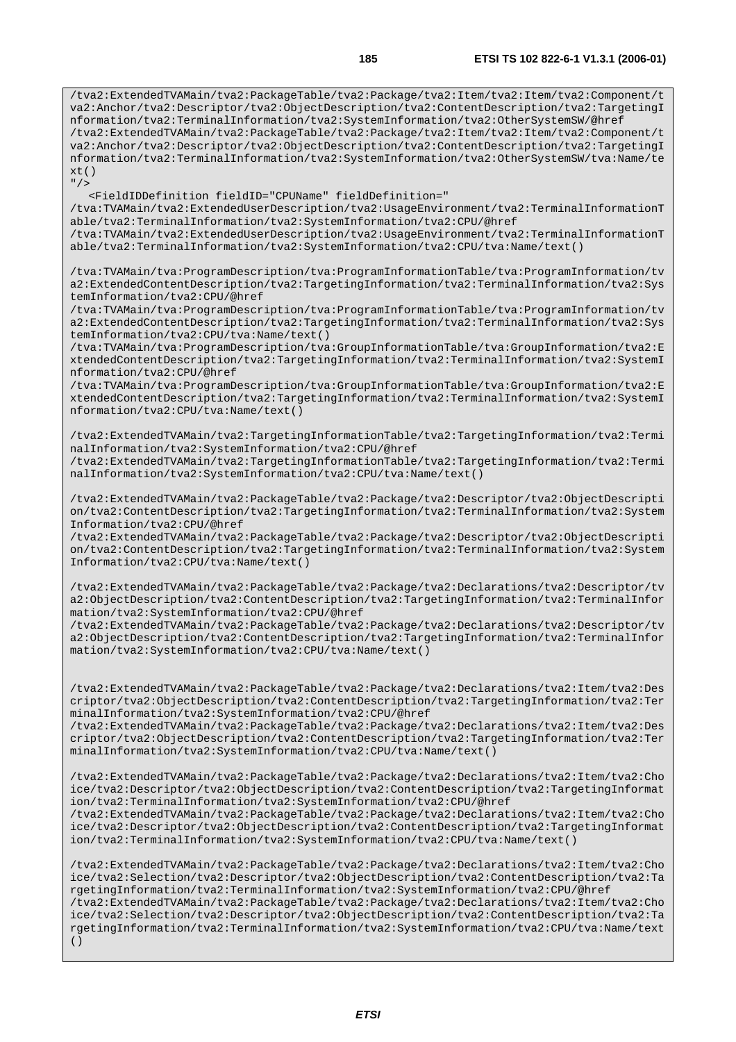```
/tva2:ExtendedTVAMain/tva2:PackageTable/tva2:Package/tva2:Item/tva2:Item/tva2:Component/t
va2:Anchor/tva2:Descriptor/tva2:ObjectDescription/tva2:ContentDescription/tva2:TargetingI
nformation/tva2:TerminalInformation/tva2:SystemInformation/tva2:OtherSystemSW/@href
/tva2:ExtendedTVAMain/tva2:PackageTable/tva2:Package/tva2:Item/tva2:Item/tva2:Component/t
va2:Anchor/tva2:Descriptor/tva2:ObjectDescription/tva2:ContentDescription/tva2:TargetingI
nformation/tva2:TerminalInformation/tva2:SystemInformation/tva2:OtherSystemSW/tva:Name/te
xt()
"/>
   <FieldIDDefinition fieldID="CPUName" fieldDefinition="
/tva:TVAMain/tva2:ExtendedUserDescription/tva2:UsageEnvironment/tva2:TerminalInformationT
able/tva2:TerminalInformation/tva2:SystemInformation/tva2:CPU/@href
/tva:TVAMain/tva2:ExtendedUserDescription/tva2:UsageEnvironment/tva2:TerminalInformationT
able/tva2:TerminalInformation/tva2:SystemInformation/tva2:CPU/tva:Name/text()

/tva:TVAMain/tva:ProgramDescription/tva:ProgramInformationTable/tva:ProgramInformation/tv
a2:ExtendedContentDescription/tva2:TargetingInformation/tva2:TerminalInformation/tva2:Sys
temInformation/tva2:CPU/@href
/tva:TVAMain/tva:ProgramDescription/tva:ProgramInformationTable/tva:ProgramInformation/tv
a2:ExtendedContentDescription/tva2:TargetingInformation/tva2:TerminalInformation/tva2:Sys
temInformation/tva2:CPU/tva:Name/text()
/tva:TVAMain/tva:ProgramDescription/tva:GroupInformationTable/tva:GroupInformation/tva2:E
xtendedContentDescription/tva2:TargetingInformation/tva2:TerminalInformation/tva2:SystemI
nformation/tva2:CPU/@href
/tva:TVAMain/tva:ProgramDescription/tva:GroupInformationTable/tva:GroupInformation/tva2:E
xtendedContentDescription/tva2:TargetingInformation/tva2:TerminalInformation/tva2:SystemI
nformation/tva2:CPU/tva:Name/text()

/tva2:ExtendedTVAMain/tva2:TargetingInformationTable/tva2:TargetingInformation/tva2:Termi
nalInformation/tva2:SystemInformation/tva2:CPU/@href
/tva2:ExtendedTVAMain/tva2:TargetingInformationTable/tva2:TargetingInformation/tva2:Termi
nalInformation/tva2:SystemInformation/tva2:CPU/tva:Name/text()

/tva2:ExtendedTVAMain/tva2:PackageTable/tva2:Package/tva2:Descriptor/tva2:ObjectDescripti
on/tva2:ContentDescription/tva2:TargetingInformation/tva2:TerminalInformation/tva2:System
Information/tva2:CPU/@href
/tva2:ExtendedTVAMain/tva2:PackageTable/tva2:Package/tva2:Descriptor/tva2:ObjectDescripti
on/tva2:ContentDescription/tva2:TargetingInformation/tva2:TerminalInformation/tva2:System
Information/tva2:CPU/tva:Name/text()

/tva2:ExtendedTVAMain/tva2:PackageTable/tva2:Package/tva2:Declarations/tva2:Descriptor/tv
a2:ObjectDescription/tva2:ContentDescription/tva2:TargetingInformation/tva2:TerminalInfor
mation/tva2:SystemInformation/tva2:CPU/@href
/tva2:ExtendedTVAMain/tva2:PackageTable/tva2:Package/tva2:Declarations/tva2:Descriptor/tv
a2:ObjectDescription/tva2:ContentDescription/tva2:TargetingInformation/tva2:TerminalInfor
mation/tva2:SystemInformation/tva2:CPU/tva:Name/text()


/tva2:ExtendedTVAMain/tva2:PackageTable/tva2:Package/tva2:Declarations/tva2:Item/tva2:Des
criptor/tva2:ObjectDescription/tva2:ContentDescription/tva2:TargetingInformation/tva2:Ter
minalInformation/tva2:SystemInformation/tva2:CPU/@href
/tva2:ExtendedTVAMain/tva2:PackageTable/tva2:Package/tva2:Declarations/tva2:Item/tva2:Des
criptor/tva2:ObjectDescription/tva2:ContentDescription/tva2:TargetingInformation/tva2:Ter
minalInformation/tva2:SystemInformation/tva2:CPU/tva:Name/text()

/tva2:ExtendedTVAMain/tva2:PackageTable/tva2:Package/tva2:Declarations/tva2:Item/tva2:Cho
ice/tva2:Descriptor/tva2:ObjectDescription/tva2:ContentDescription/tva2:TargetingInformat
ion/tva2:TerminalInformation/tva2:SystemInformation/tva2:CPU/@href
/tva2:ExtendedTVAMain/tva2:PackageTable/tva2:Package/tva2:Declarations/tva2:Item/tva2:Cho
ice/tva2:Descriptor/tva2:ObjectDescription/tva2:ContentDescription/tva2:TargetingInformat
ion/tva2:TerminalInformation/tva2:SystemInformation/tva2:CPU/tva:Name/text()

/tva2:ExtendedTVAMain/tva2:PackageTable/tva2:Package/tva2:Declarations/tva2:Item/tva2:Cho
ice/tva2:Selection/tva2:Descriptor/tva2:ObjectDescription/tva2:ContentDescription/tva2:Ta
rgetingInformation/tva2:TerminalInformation/tva2:SystemInformation/tva2:CPU/@href
/tva2:ExtendedTVAMain/tva2:PackageTable/tva2:Package/tva2:Declarations/tva2:Item/tva2:Cho
ice/tva2:Selection/tva2:Descriptor/tva2:ObjectDescription/tva2:ContentDescription/tva2:Ta
rgetingInformation/tva2:TerminalInformation/tva2:SystemInformation/tva2:CPU/tva:Name/text
()
```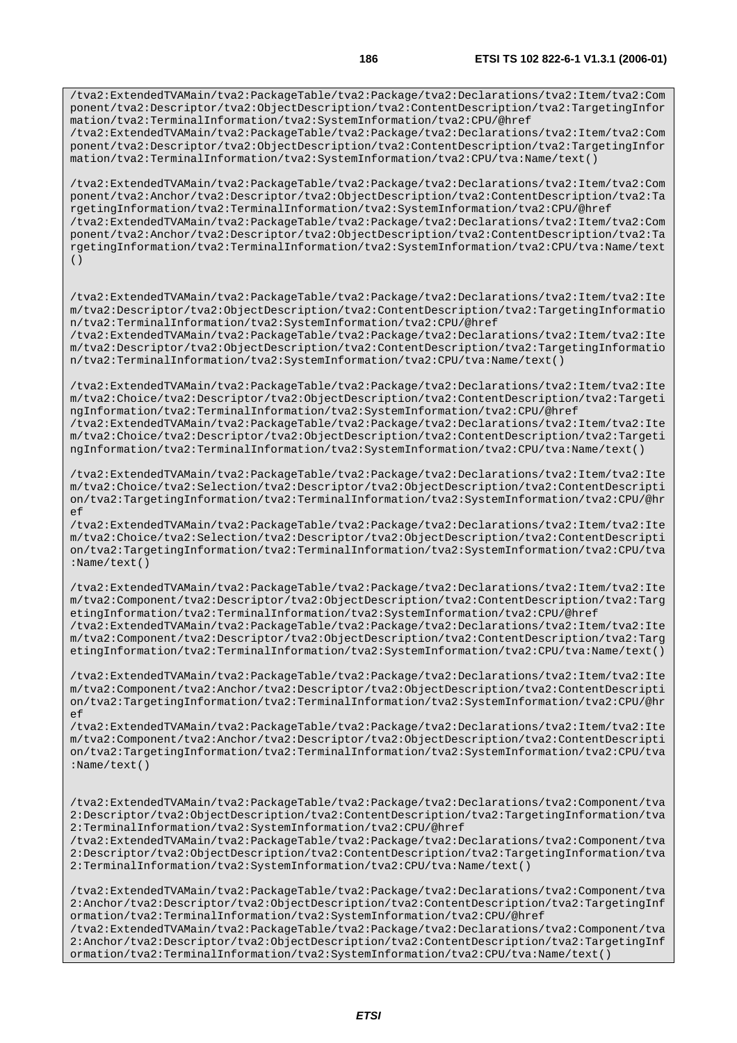```
/tva2:ExtendedTVAMain/tva2:PackageTable/tva2:Package/tva2:Declarations/tva2:Item/tva2:Component/tva2:Descriptor/tva2:ObjectDescription/tva2:ContentDescription/tva2:TargetingInformation/tva2:TerminalInformation/tva2:SystemInformation/tva2:CPU/@href
/tva2:ExtendedTVAMain/tva2:PackageTable/tva2:Package/tva2:Declarations/tva2:Item/tva2:Component/tva2:Descriptor/tva2:ObjectDescription/tva2:ContentDescription/tva2:TargetingInformation/tva2:TerminalInformation/tva2:SystemInformation/tva2:CPU/tva:Name/text()

/tva2:ExtendedTVAMain/tva2:PackageTable/tva2:Package/tva2:Declarations/tva2:Item/tva2:Component/tva2:Anchor/tva2:Descriptor/tva2:ObjectDescription/tva2:ContentDescription/tva2:TargetingInformation/tva2:TerminalInformation/tva2:SystemInformation/tva2:CPU/@href
/tva2:ExtendedTVAMain/tva2:PackageTable/tva2:Package/tva2:Declarations/tva2:Item/tva2:Component/tva2:Anchor/tva2:Descriptor/tva2:ObjectDescription/tva2:ContentDescription/tva2:TargetingInformation/tva2:TerminalInformation/tva2:SystemInformation/tva2:CPU/tva:Name/text()


/tva2:ExtendedTVAMain/tva2:PackageTable/tva2:Package/tva2:Declarations/tva2:Item/tva2:Item/tva2:Descriptor/tva2:ObjectDescription/tva2:ContentDescription/tva2:TargetingInformation/tva2:TerminalInformation/tva2:SystemInformation/tva2:CPU/@href
/tva2:ExtendedTVAMain/tva2:PackageTable/tva2:Package/tva2:Declarations/tva2:Item/tva2:Item/tva2:Descriptor/tva2:ObjectDescription/tva2:ContentDescription/tva2:TargetingInformation/tva2:TerminalInformation/tva2:SystemInformation/tva2:CPU/tva:Name/text()

/tva2:ExtendedTVAMain/tva2:PackageTable/tva2:Package/tva2:Declarations/tva2:Item/tva2:Item/tva2:Choice/tva2:Descriptor/tva2:ObjectDescription/tva2:ContentDescription/tva2:TargetingInformation/tva2:TerminalInformation/tva2:SystemInformation/tva2:CPU/@href
/tva2:ExtendedTVAMain/tva2:PackageTable/tva2:Package/tva2:Declarations/tva2:Item/tva2:Item/tva2:Choice/tva2:Descriptor/tva2:ObjectDescription/tva2:ContentDescription/tva2:TargetingInformation/tva2:TerminalInformation/tva2:SystemInformation/tva2:CPU/tva:Name/text()

/tva2:ExtendedTVAMain/tva2:PackageTable/tva2:Package/tva2:Declarations/tva2:Item/tva2:Item/tva2:Choice/tva2:Selection/tva2:Descriptor/tva2:ObjectDescription/tva2:ContentDescription/tva2:TargetingInformation/tva2:TerminalInformation/tva2:SystemInformation/tva2:CPU/@href
/tva2:ExtendedTVAMain/tva2:PackageTable/tva2:Package/tva2:Declarations/tva2:Item/tva2:Item/tva2:Choice/tva2:Selection/tva2:Descriptor/tva2:ObjectDescription/tva2:ContentDescription/tva2:TargetingInformation/tva2:TerminalInformation/tva2:SystemInformation/tva2:CPU/tva:Name/text()

/tva2:ExtendedTVAMain/tva2:PackageTable/tva2:Package/tva2:Declarations/tva2:Item/tva2:Item/tva2:Component/tva2:Descriptor/tva2:ObjectDescription/tva2:ContentDescription/tva2:TargetingInformation/tva2:TerminalInformation/tva2:SystemInformation/tva2:CPU/@href
/tva2:ExtendedTVAMain/tva2:PackageTable/tva2:Package/tva2:Declarations/tva2:Item/tva2:Item/tva2:Component/tva2:Descriptor/tva2:ObjectDescription/tva2:ContentDescription/tva2:TargetingInformation/tva2:TerminalInformation/tva2:SystemInformation/tva2:CPU/tva:Name/text()

/tva2:ExtendedTVAMain/tva2:PackageTable/tva2:Package/tva2:Declarations/tva2:Item/tva2:Item/tva2:Component/tva2:Anchor/tva2:Descriptor/tva2:ObjectDescription/tva2:ContentDescription/tva2:TargetingInformation/tva2:TerminalInformation/tva2:SystemInformation/tva2:CPU/@href
/tva2:ExtendedTVAMain/tva2:PackageTable/tva2:Package/tva2:Declarations/tva2:Item/tva2:Item/tva2:Component/tva2:Anchor/tva2:Descriptor/tva2:ObjectDescription/tva2:ContentDescription/tva2:TargetingInformation/tva2:TerminalInformation/tva2:SystemInformation/tva2:CPU/tva:Name/text()


/tva2:ExtendedTVAMain/tva2:PackageTable/tva2:Package/tva2:Declarations/tva2:Component/tva2:Descriptor/tva2:ObjectDescription/tva2:ContentDescription/tva2:TargetingInformation/tva2:TerminalInformation/tva2:SystemInformation/tva2:CPU/@href
/tva2:ExtendedTVAMain/tva2:PackageTable/tva2:Package/tva2:Declarations/tva2:Component/tva2:Descriptor/tva2:ObjectDescription/tva2:ContentDescription/tva2:TargetingInformation/tva2:TerminalInformation/tva2:SystemInformation/tva2:CPU/tva:Name/text()

/tva2:ExtendedTVAMain/tva2:PackageTable/tva2:Package/tva2:Declarations/tva2:Component/tva2:Anchor/tva2:Descriptor/tva2:ObjectDescription/tva2:ContentDescription/tva2:TargetingInformation/tva2:TerminalInformation/tva2:SystemInformation/tva2:CPU/@href
/tva2:ExtendedTVAMain/tva2:PackageTable/tva2:Package/tva2:Declarations/tva2:Component/tva2:Anchor/tva2:Descriptor/tva2:ObjectDescription/tva2:ContentDescription/tva2:TargetingInformation/tva2:TerminalInformation/tva2:SystemInformation/tva2:CPU/tva:Name/text()
```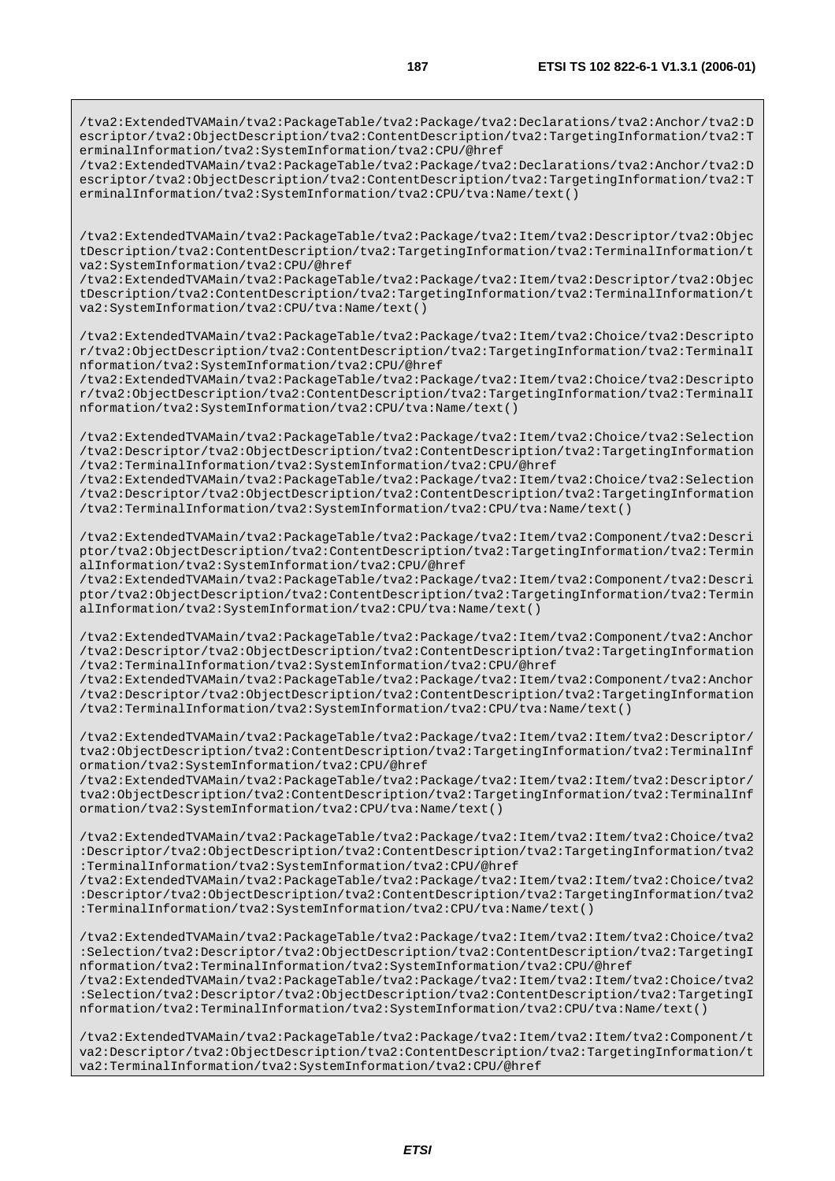```
/tva2:ExtendedTVAMain/tva2:PackageTable/tva2:Package/tva2:Declarations/tva2:Anchor/tva2:Descriptor/tva2:ObjectDescription/tva2:ContentDescription/tva2:TargetingInformation/tva2:TerminalInformation/tva2:SystemInformation/tva2:CPU/@href
/tva2:ExtendedTVAMain/tva2:PackageTable/tva2:Package/tva2:Declarations/tva2:Anchor/tva2:Descriptor/tva2:ObjectDescription/tva2:ContentDescription/tva2:TargetingInformation/tva2:TerminalInformation/tva2:SystemInformation/tva2:CPU/tva:Name/text()


/tva2:ExtendedTVAMain/tva2:PackageTable/tva2:Package/tva2:Item/tva2:Descriptor/tva2:ObjectDescription/tva2:ContentDescription/tva2:TargetingInformation/tva2:TerminalInformation/tva2:SystemInformation/tva2:CPU/@href
/tva2:ExtendedTVAMain/tva2:PackageTable/tva2:Package/tva2:Item/tva2:Descriptor/tva2:ObjectDescription/tva2:ContentDescription/tva2:TargetingInformation/tva2:TerminalInformation/tva2:SystemInformation/tva2:CPU/tva:Name/text()

/tva2:ExtendedTVAMain/tva2:PackageTable/tva2:Package/tva2:Item/tva2:Choice/tva2:Descriptor/tva2:ObjectDescription/tva2:ContentDescription/tva2:TargetingInformation/tva2:TerminalInformation/tva2:SystemInformation/tva2:CPU/@href
/tva2:ExtendedTVAMain/tva2:PackageTable/tva2:Package/tva2:Item/tva2:Choice/tva2:Descriptor/tva2:ObjectDescription/tva2:ContentDescription/tva2:TargetingInformation/tva2:TerminalInformation/tva2:SystemInformation/tva2:CPU/tva:Name/text()

/tva2:ExtendedTVAMain/tva2:PackageTable/tva2:Package/tva2:Item/tva2:Choice/tva2:Selection/tva2:Descriptor/tva2:ObjectDescription/tva2:ContentDescription/tva2:TargetingInformation/tva2:TerminalInformation/tva2:SystemInformation/tva2:CPU/@href
/tva2:ExtendedTVAMain/tva2:PackageTable/tva2:Package/tva2:Item/tva2:Choice/tva2:Selection/tva2:Descriptor/tva2:ObjectDescription/tva2:ContentDescription/tva2:TargetingInformation/tva2:TerminalInformation/tva2:SystemInformation/tva2:CPU/tva:Name/text()

/tva2:ExtendedTVAMain/tva2:PackageTable/tva2:Package/tva2:Item/tva2:Component/tva2:Descriptor/tva2:ObjectDescription/tva2:ContentDescription/tva2:TargetingInformation/tva2:TerminalInformation/tva2:SystemInformation/tva2:CPU/@href
/tva2:ExtendedTVAMain/tva2:PackageTable/tva2:Package/tva2:Item/tva2:Component/tva2:Descriptor/tva2:ObjectDescription/tva2:ContentDescription/tva2:TargetingInformation/tva2:TerminalInformation/tva2:SystemInformation/tva2:CPU/tva:Name/text()

/tva2:ExtendedTVAMain/tva2:PackageTable/tva2:Package/tva2:Item/tva2:Component/tva2:Anchor/tva2:Descriptor/tva2:ObjectDescription/tva2:ContentDescription/tva2:TargetingInformation/tva2:TerminalInformation/tva2:SystemInformation/tva2:CPU/@href
/tva2:ExtendedTVAMain/tva2:PackageTable/tva2:Package/tva2:Item/tva2:Component/tva2:Anchor/tva2:Descriptor/tva2:ObjectDescription/tva2:ContentDescription/tva2:TargetingInformation/tva2:TerminalInformation/tva2:SystemInformation/tva2:CPU/tva:Name/text()

/tva2:ExtendedTVAMain/tva2:PackageTable/tva2:Package/tva2:Item/tva2:Item/tva2:Descriptor/tva2:ObjectDescription/tva2:ContentDescription/tva2:TargetingInformation/tva2:TerminalInformation/tva2:SystemInformation/tva2:CPU/@href
/tva2:ExtendedTVAMain/tva2:PackageTable/tva2:Package/tva2:Item/tva2:Item/tva2:Descriptor/tva2:ObjectDescription/tva2:ContentDescription/tva2:TargetingInformation/tva2:TerminalInformation/tva2:SystemInformation/tva2:CPU/tva:Name/text()

/tva2:ExtendedTVAMain/tva2:PackageTable/tva2:Package/tva2:Item/tva2:Item/tva2:Choice/tva2:Descriptor/tva2:ObjectDescription/tva2:ContentDescription/tva2:TargetingInformation/tva2:TerminalInformation/tva2:SystemInformation/tva2:CPU/@href
/tva2:ExtendedTVAMain/tva2:PackageTable/tva2:Package/tva2:Item/tva2:Item/tva2:Choice/tva2:Descriptor/tva2:ObjectDescription/tva2:ContentDescription/tva2:TargetingInformation/tva2:TerminalInformation/tva2:SystemInformation/tva2:CPU/tva:Name/text()

/tva2:ExtendedTVAMain/tva2:PackageTable/tva2:Package/tva2:Item/tva2:Item/tva2:Choice/tva2:Selection/tva2:Descriptor/tva2:ObjectDescription/tva2:ContentDescription/tva2:TargetingInformation/tva2:TerminalInformation/tva2:SystemInformation/tva2:CPU/@href
/tva2:ExtendedTVAMain/tva2:PackageTable/tva2:Package/tva2:Item/tva2:Item/tva2:Choice/tva2:Selection/tva2:Descriptor/tva2:ObjectDescription/tva2:ContentDescription/tva2:TargetingInformation/tva2:TerminalInformation/tva2:SystemInformation/tva2:CPU/tva:Name/text()

/tva2:ExtendedTVAMain/tva2:PackageTable/tva2:Package/tva2:Item/tva2:Item/tva2:Component/tva2:Descriptor/tva2:ObjectDescription/tva2:ContentDescription/tva2:TargetingInformation/tva2:TerminalInformation/tva2:SystemInformation/tva2:CPU/@href
```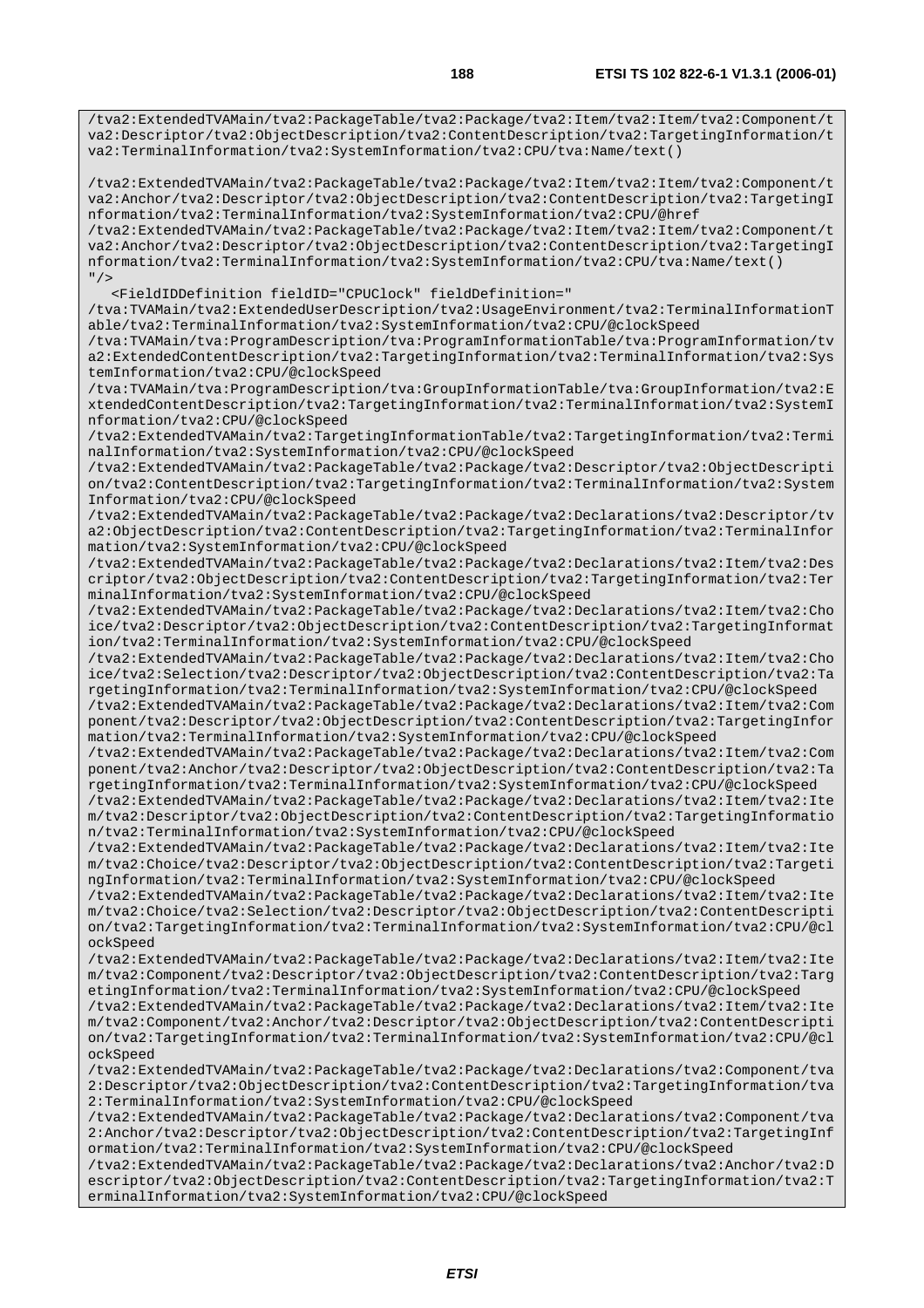```
/tva2:ExtendedTVAMain/tva2:PackageTable/tva2:Package/tva2:Item/tva2:Item/tva2:Component/t
va2:Descriptor/tva2:ObjectDescription/tva2:ContentDescription/tva2:TargetingInformation/t
va2:TerminalInformation/tva2:SystemInformation/tva2:CPU/tva:Name/text()

/tva2:ExtendedTVAMain/tva2:PackageTable/tva2:Package/tva2:Item/tva2:Item/tva2:Component/t
va2:Anchor/tva2:Descriptor/tva2:ObjectDescription/tva2:ContentDescription/tva2:TargetingI
nformation/tva2:TerminalInformation/tva2:SystemInformation/tva2:CPU/@href
/tva2:ExtendedTVAMain/tva2:PackageTable/tva2:Package/tva2:Item/tva2:Item/tva2:Component/t
va2:Anchor/tva2:Descriptor/tva2:ObjectDescription/tva2:ContentDescription/tva2:TargetingI
nformation/tva2:TerminalInformation/tva2:SystemInformation/tva2:CPU/tva:Name/text()
"/>
   <FieldIDDefinition fieldID="CPUClock" fieldDefinition="
/tva:TVAMain/tva2:ExtendedUserDescription/tva2:UsageEnvironment/tva2:TerminalInformationT
able/tva2:TerminalInformation/tva2:SystemInformation/tva2:CPU/@clockSpeed
/tva:TVAMain/tva:ProgramDescription/tva:ProgramInformationTable/tva:ProgramInformation/tv
a2:ExtendedContentDescription/tva2:TargetingInformation/tva2:TerminalInformation/tva2:Sys
temInformation/tva2:CPU/@clockSpeed
/tva:TVAMain/tva:ProgramDescription/tva:GroupInformationTable/tva:GroupInformation/tva2:E
xtendedContentDescription/tva2:TargetingInformation/tva2:TerminalInformation/tva2:SystemI
nformation/tva2:CPU/@clockSpeed
/tva2:ExtendedTVAMain/tva2:TargetingInformationTable/tva2:TargetingInformation/tva2:Termi
nalInformation/tva2:SystemInformation/tva2:CPU/@clockSpeed
/tva2:ExtendedTVAMain/tva2:PackageTable/tva2:Package/tva2:Descriptor/tva2:ObjectDescripti
on/tva2:ContentDescription/tva2:TargetingInformation/tva2:TerminalInformation/tva2:System
Information/tva2:CPU/@clockSpeed
/tva2:ExtendedTVAMain/tva2:PackageTable/tva2:Package/tva2:Declarations/tva2:Descriptor/tv
a2:ObjectDescription/tva2:ContentDescription/tva2:TargetingInformation/tva2:TerminalInfor
mation/tva2:SystemInformation/tva2:CPU/@clockSpeed
/tva2:ExtendedTVAMain/tva2:PackageTable/tva2:Package/tva2:Declarations/tva2:Item/tva2:Des
criptor/tva2:ObjectDescription/tva2:ContentDescription/tva2:TargetingInformation/tva2:Ter
minalInformation/tva2:SystemInformation/tva2:CPU/@clockSpeed
/tva2:ExtendedTVAMain/tva2:PackageTable/tva2:Package/tva2:Declarations/tva2:Item/tva2:Cho
ice/tva2:Descriptor/tva2:ObjectDescription/tva2:ContentDescription/tva2:TargetingInformat
ion/tva2:TerminalInformation/tva2:SystemInformation/tva2:CPU/@clockSpeed
/tva2:ExtendedTVAMain/tva2:PackageTable/tva2:Package/tva2:Declarations/tva2:Item/tva2:Cho
ice/tva2:Selection/tva2:Descriptor/tva2:ObjectDescription/tva2:ContentDescription/tva2:Ta
rgetingInformation/tva2:TerminalInformation/tva2:SystemInformation/tva2:CPU/@clockSpeed
/tva2:ExtendedTVAMain/tva2:PackageTable/tva2:Package/tva2:Declarations/tva2:Item/tva2:Com
ponent/tva2:Descriptor/tva2:ObjectDescription/tva2:ContentDescription/tva2:TargetingInfor
mation/tva2:TerminalInformation/tva2:SystemInformation/tva2:CPU/@clockSpeed
/tva2:ExtendedTVAMain/tva2:PackageTable/tva2:Package/tva2:Declarations/tva2:Item/tva2:Com
ponent/tva2:Anchor/tva2:Descriptor/tva2:ObjectDescription/tva2:ContentDescription/tva2:Ta
rgetingInformation/tva2:TerminalInformation/tva2:SystemInformation/tva2:CPU/@clockSpeed
/tva2:ExtendedTVAMain/tva2:PackageTable/tva2:Package/tva2:Declarations/tva2:Item/tva2:Ite
m/tva2:Descriptor/tva2:ObjectDescription/tva2:ContentDescription/tva2:TargetingInformatio
n/tva2:TerminalInformation/tva2:SystemInformation/tva2:CPU/@clockSpeed
/tva2:ExtendedTVAMain/tva2:PackageTable/tva2:Package/tva2:Declarations/tva2:Item/tva2:Ite
m/tva2:Choice/tva2:Descriptor/tva2:ObjectDescription/tva2:ContentDescription/tva2:Targeti
ngInformation/tva2:TerminalInformation/tva2:SystemInformation/tva2:CPU/@clockSpeed
/tva2:ExtendedTVAMain/tva2:PackageTable/tva2:Package/tva2:Declarations/tva2:Item/tva2:Ite
m/tva2:Choice/tva2:Selection/tva2:Descriptor/tva2:ObjectDescription/tva2:ContentDescripti
on/tva2:TargetingInformation/tva2:TerminalInformation/tva2:SystemInformation/tva2:CPU/@cl
ockSpeed
/tva2:ExtendedTVAMain/tva2:PackageTable/tva2:Package/tva2:Declarations/tva2:Item/tva2:Ite
m/tva2:Component/tva2:Descriptor/tva2:ObjectDescription/tva2:ContentDescription/tva2:Targ
etingInformation/tva2:TerminalInformation/tva2:SystemInformation/tva2:CPU/@clockSpeed
/tva2:ExtendedTVAMain/tva2:PackageTable/tva2:Package/tva2:Declarations/tva2:Item/tva2:Ite
m/tva2:Component/tva2:Anchor/tva2:Descriptor/tva2:ObjectDescription/tva2:ContentDescripti
on/tva2:TargetingInformation/tva2:TerminalInformation/tva2:SystemInformation/tva2:CPU/@cl
ockSpeed
/tva2:ExtendedTVAMain/tva2:PackageTable/tva2:Package/tva2:Declarations/tva2:Component/tva
2:Descriptor/tva2:ObjectDescription/tva2:ContentDescription/tva2:TargetingInformation/tva
2:TerminalInformation/tva2:SystemInformation/tva2:CPU/@clockSpeed
/tva2:ExtendedTVAMain/tva2:PackageTable/tva2:Package/tva2:Declarations/tva2:Component/tva
2:Anchor/tva2:Descriptor/tva2:ObjectDescription/tva2:ContentDescription/tva2:TargetingInf
ormation/tva2:TerminalInformation/tva2:SystemInformation/tva2:CPU/@clockSpeed
/tva2:ExtendedTVAMain/tva2:PackageTable/tva2:Package/tva2:Declarations/tva2:Anchor/tva2:D
escriptor/tva2:ObjectDescription/tva2:ContentDescription/tva2:TargetingInformation/tva2:T
erminalInformation/tva2:SystemInformation/tva2:CPU/@clockSpeed
```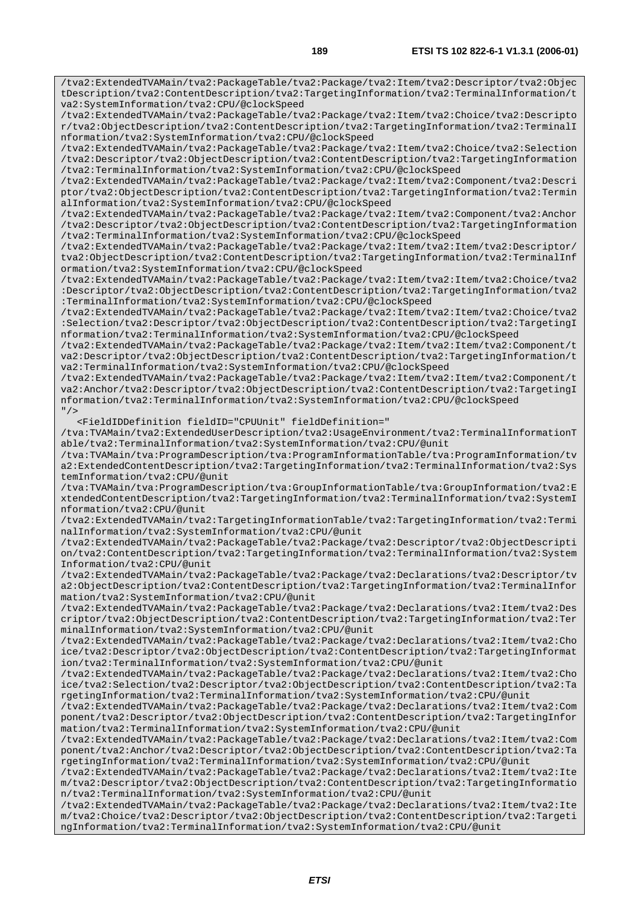```
/tva2:ExtendedTVAMain/tva2:PackageTable/tva2:Package/tva2:Item/tva2:Descriptor/tva2:ObjectDescription/tva2:ContentDescription/tva2:TargetingInformation/tva2:TerminalInformation/tva2:SystemInformation/tva2:CPU/@clockSpeed
/tva2:ExtendedTVAMain/tva2:PackageTable/tva2:Package/tva2:Item/tva2:Choice/tva2:Descriptor/tva2:ObjectDescription/tva2:ContentDescription/tva2:TargetingInformation/tva2:TerminalInformation/tva2:SystemInformation/tva2:CPU/@clockSpeed
/tva2:ExtendedTVAMain/tva2:PackageTable/tva2:Package/tva2:Item/tva2:Choice/tva2:Selection/tva2:Descriptor/tva2:ObjectDescription/tva2:ContentDescription/tva2:TargetingInformation/tva2:TerminalInformation/tva2:SystemInformation/tva2:CPU/@clockSpeed
/tva2:ExtendedTVAMain/tva2:PackageTable/tva2:Package/tva2:Item/tva2:Component/tva2:Descriptor/tva2:ObjectDescription/tva2:ContentDescription/tva2:TargetingInformation/tva2:TerminalInformation/tva2:SystemInformation/tva2:CPU/@clockSpeed
/tva2:ExtendedTVAMain/tva2:PackageTable/tva2:Package/tva2:Item/tva2:Component/tva2:Anchor/tva2:Descriptor/tva2:ObjectDescription/tva2:ContentDescription/tva2:TargetingInformation/tva2:TerminalInformation/tva2:SystemInformation/tva2:CPU/@clockSpeed
/tva2:ExtendedTVAMain/tva2:PackageTable/tva2:Package/tva2:Item/tva2:Item/tva2:Descriptor/tva2:ObjectDescription/tva2:ContentDescription/tva2:TargetingInformation/tva2:TerminalInformation/tva2:SystemInformation/tva2:CPU/@clockSpeed
/tva2:ExtendedTVAMain/tva2:PackageTable/tva2:Package/tva2:Item/tva2:Item/tva2:Choice/tva2:Descriptor/tva2:ObjectDescription/tva2:ContentDescription/tva2:TargetingInformation/tva2:TerminalInformation/tva2:SystemInformation/tva2:CPU/@clockSpeed
/tva2:ExtendedTVAMain/tva2:PackageTable/tva2:Package/tva2:Item/tva2:Item/tva2:Choice/tva2:Selection/tva2:Descriptor/tva2:ObjectDescription/tva2:ContentDescription/tva2:TargetingInformation/tva2:TerminalInformation/tva2:SystemInformation/tva2:CPU/@clockSpeed
/tva2:ExtendedTVAMain/tva2:PackageTable/tva2:Package/tva2:Item/tva2:Item/tva2:Component/tva2:Descriptor/tva2:ObjectDescription/tva2:ContentDescription/tva2:TargetingInformation/tva2:TerminalInformation/tva2:SystemInformation/tva2:CPU/@clockSpeed
/tva2:ExtendedTVAMain/tva2:PackageTable/tva2:Package/tva2:Item/tva2:Item/tva2:Component/tva2:Anchor/tva2:Descriptor/tva2:ObjectDescription/tva2:ContentDescription/tva2:TargetingInformation/tva2:TerminalInformation/tva2:SystemInformation/tva2:CPU/@clockSpeed
"/>
   <FieldIDDefinition fieldID="CPUUnit" fieldDefinition="
/tva:TVAMain/tva2:ExtendedUserDescription/tva2:UsageEnvironment/tva2:TerminalInformationTable/tva2:TerminalInformation/tva2:SystemInformation/tva2:CPU/@unit
/tva:TVAMain/tva:ProgramDescription/tva:ProgramInformationTable/tva:ProgramInformation/tva2:ExtendedContentDescription/tva2:TargetingInformation/tva2:TerminalInformation/tva2:SystemInformation/tva2:CPU/@unit
/tva:TVAMain/tva:ProgramDescription/tva:GroupInformationTable/tva:GroupInformation/tva2:ExtendedContentDescription/tva2:TargetingInformation/tva2:TerminalInformation/tva2:SystemInformation/tva2:CPU/@unit
/tva2:ExtendedTVAMain/tva2:TargetingInformationTable/tva2:TargetingInformation/tva2:TerminalInformation/tva2:SystemInformation/tva2:CPU/@unit
/tva2:ExtendedTVAMain/tva2:PackageTable/tva2:Package/tva2:Descriptor/tva2:ObjectDescription/tva2:ContentDescription/tva2:TargetingInformation/tva2:TerminalInformation/tva2:SystemInformation/tva2:CPU/@unit
/tva2:ExtendedTVAMain/tva2:PackageTable/tva2:Package/tva2:Declarations/tva2:Descriptor/tva2:ObjectDescription/tva2:ContentDescription/tva2:TargetingInformation/tva2:TerminalInformation/tva2:SystemInformation/tva2:CPU/@unit
/tva2:ExtendedTVAMain/tva2:PackageTable/tva2:Package/tva2:Declarations/tva2:Item/tva2:Descriptor/tva2:ObjectDescription/tva2:ContentDescription/tva2:TargetingInformation/tva2:TerminalInformation/tva2:SystemInformation/tva2:CPU/@unit
/tva2:ExtendedTVAMain/tva2:PackageTable/tva2:Package/tva2:Declarations/tva2:Item/tva2:Choice/tva2:Descriptor/tva2:ObjectDescription/tva2:ContentDescription/tva2:TargetingInformation/tva2:TerminalInformation/tva2:SystemInformation/tva2:CPU/@unit
/tva2:ExtendedTVAMain/tva2:PackageTable/tva2:Package/tva2:Declarations/tva2:Item/tva2:Choice/tva2:Selection/tva2:Descriptor/tva2:ObjectDescription/tva2:ContentDescription/tva2:TargetingInformation/tva2:TerminalInformation/tva2:SystemInformation/tva2:CPU/@unit
/tva2:ExtendedTVAMain/tva2:PackageTable/tva2:Package/tva2:Declarations/tva2:Item/tva2:Component/tva2:Descriptor/tva2:ObjectDescription/tva2:ContentDescription/tva2:TargetingInformation/tva2:TerminalInformation/tva2:SystemInformation/tva2:CPU/@unit
/tva2:ExtendedTVAMain/tva2:PackageTable/tva2:Package/tva2:Declarations/tva2:Item/tva2:Component/tva2:Anchor/tva2:Descriptor/tva2:ObjectDescription/tva2:ContentDescription/tva2:TargetingInformation/tva2:TerminalInformation/tva2:SystemInformation/tva2:CPU/@unit
/tva2:ExtendedTVAMain/tva2:PackageTable/tva2:Package/tva2:Declarations/tva2:Item/tva2:Item/tva2:Descriptor/tva2:ObjectDescription/tva2:ContentDescription/tva2:TargetingInformation/tva2:TerminalInformation/tva2:SystemInformation/tva2:CPU/@unit
/tva2:ExtendedTVAMain/tva2:PackageTable/tva2:Package/tva2:Declarations/tva2:Item/tva2:Item/tva2:Choice/tva2:Descriptor/tva2:ObjectDescription/tva2:ContentDescription/tva2:TargetingInformation/tva2:TerminalInformation/tva2:SystemInformation/tva2:CPU/@unit
```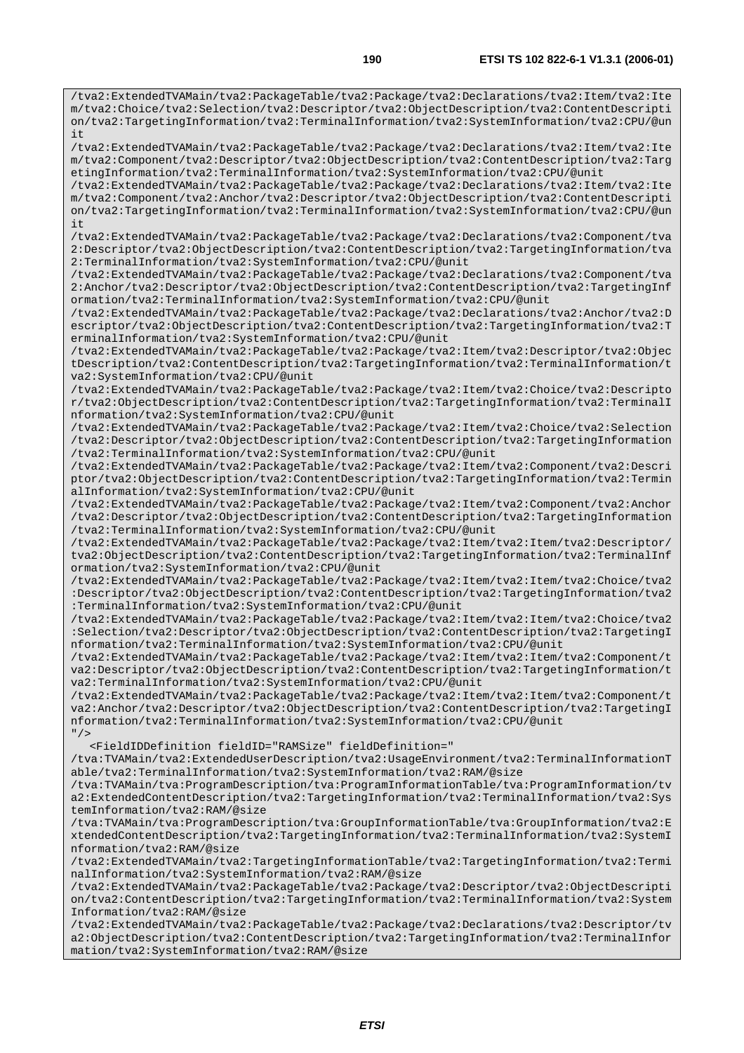```
/tva2:ExtendedTVAMain/tva2:PackageTable/tva2:Package/tva2:Declarations/tva2:Item/tva2:Item/tva2:Choice/tva2:Selection/tva2:Descriptor/tva2:ObjectDescription/tva2:ContentDescription/tva2:TargetingInformation/tva2:TerminalInformation/tva2:SystemInformation/tva2:CPU/@unit
/tva2:ExtendedTVAMain/tva2:PackageTable/tva2:Package/tva2:Declarations/tva2:Item/tva2:Item/tva2:Component/tva2:Descriptor/tva2:ObjectDescription/tva2:ContentDescription/tva2:TargetingInformation/tva2:TerminalInformation/tva2:SystemInformation/tva2:CPU/@unit
/tva2:ExtendedTVAMain/tva2:PackageTable/tva2:Package/tva2:Declarations/tva2:Item/tva2:Item/tva2:Component/tva2:Anchor/tva2:Descriptor/tva2:ObjectDescription/tva2:ContentDescription/tva2:TargetingInformation/tva2:TerminalInformation/tva2:SystemInformation/tva2:CPU/@unit
/tva2:ExtendedTVAMain/tva2:PackageTable/tva2:Package/tva2:Declarations/tva2:Component/tva2:Descriptor/tva2:ObjectDescription/tva2:ContentDescription/tva2:TargetingInformation/tva2:TerminalInformation/tva2:SystemInformation/tva2:CPU/@unit
/tva2:ExtendedTVAMain/tva2:PackageTable/tva2:Package/tva2:Declarations/tva2:Component/tva2:Anchor/tva2:Descriptor/tva2:ObjectDescription/tva2:ContentDescription/tva2:TargetingInformation/tva2:TerminalInformation/tva2:SystemInformation/tva2:CPU/@unit
/tva2:ExtendedTVAMain/tva2:PackageTable/tva2:Package/tva2:Declarations/tva2:Anchor/tva2:Descriptor/tva2:ObjectDescription/tva2:ContentDescription/tva2:TargetingInformation/tva2:TerminalInformation/tva2:SystemInformation/tva2:CPU/@unit
/tva2:ExtendedTVAMain/tva2:PackageTable/tva2:Package/tva2:Item/tva2:Descriptor/tva2:ObjectDescription/tva2:ContentDescription/tva2:TargetingInformation/tva2:TerminalInformation/tva2:SystemInformation/tva2:CPU/@unit
/tva2:ExtendedTVAMain/tva2:PackageTable/tva2:Package/tva2:Item/tva2:Choice/tva2:Descriptor/tva2:ObjectDescription/tva2:ContentDescription/tva2:TargetingInformation/tva2:TerminalInformation/tva2:SystemInformation/tva2:CPU/@unit
/tva2:ExtendedTVAMain/tva2:PackageTable/tva2:Package/tva2:Item/tva2:Choice/tva2:Selection/tva2:Descriptor/tva2:ObjectDescription/tva2:ContentDescription/tva2:TargetingInformation/tva2:TerminalInformation/tva2:SystemInformation/tva2:CPU/@unit
/tva2:ExtendedTVAMain/tva2:PackageTable/tva2:Package/tva2:Item/tva2:Component/tva2:Descriptor/tva2:ObjectDescription/tva2:ContentDescription/tva2:TargetingInformation/tva2:TerminalInformation/tva2:SystemInformation/tva2:CPU/@unit
/tva2:ExtendedTVAMain/tva2:PackageTable/tva2:Package/tva2:Item/tva2:Component/tva2:Anchor/tva2:Descriptor/tva2:ObjectDescription/tva2:ContentDescription/tva2:TargetingInformation/tva2:TerminalInformation/tva2:SystemInformation/tva2:CPU/@unit
/tva2:ExtendedTVAMain/tva2:PackageTable/tva2:Package/tva2:Item/tva2:Item/tva2:Descriptor/tva2:ObjectDescription/tva2:ContentDescription/tva2:TargetingInformation/tva2:TerminalInformation/tva2:SystemInformation/tva2:CPU/@unit
/tva2:ExtendedTVAMain/tva2:PackageTable/tva2:Package/tva2:Item/tva2:Item/tva2:Choice/tva2:Descriptor/tva2:ObjectDescription/tva2:ContentDescription/tva2:TargetingInformation/tva2:TerminalInformation/tva2:SystemInformation/tva2:CPU/@unit
/tva2:ExtendedTVAMain/tva2:PackageTable/tva2:Package/tva2:Item/tva2:Item/tva2:Choice/tva2:Selection/tva2:Descriptor/tva2:ObjectDescription/tva2:ContentDescription/tva2:TargetingInformation/tva2:TerminalInformation/tva2:SystemInformation/tva2:CPU/@unit
/tva2:ExtendedTVAMain/tva2:PackageTable/tva2:Package/tva2:Item/tva2:Item/tva2:Component/tva2:Descriptor/tva2:ObjectDescription/tva2:ContentDescription/tva2:TargetingInformation/tva2:TerminalInformation/tva2:SystemInformation/tva2:CPU/@unit
/tva2:ExtendedTVAMain/tva2:PackageTable/tva2:Package/tva2:Item/tva2:Item/tva2:Component/tva2:Anchor/tva2:Descriptor/tva2:ObjectDescription/tva2:ContentDescription/tva2:TargetingInformation/tva2:TerminalInformation/tva2:SystemInformation/tva2:CPU/@unit
"/>
   <FieldIDDefinition fieldID="RAMSize" fieldDefinition="
/tva:TVAMain/tva2:ExtendedUserDescription/tva2:UsageEnvironment/tva2:TerminalInformationTable/tva2:TerminalInformation/tva2:SystemInformation/tva2:RAM/@size
/tva:TVAMain/tva:ProgramDescription/tva:ProgramInformationTable/tva:ProgramInformation/tva2:ExtendedContentDescription/tva2:TargetingInformation/tva2:TerminalInformation/tva2:SystemInformation/tva2:RAM/@size
/tva:TVAMain/tva:ProgramDescription/tva:GroupInformationTable/tva:GroupInformation/tva2:ExtendedContentDescription/tva2:TargetingInformation/tva2:TerminalInformation/tva2:SystemInformation/tva2:RAM/@size
/tva2:ExtendedTVAMain/tva2:TargetingInformationTable/tva2:TargetingInformation/tva2:TerminalInformation/tva2:SystemInformation/tva2:RAM/@size
/tva2:ExtendedTVAMain/tva2:PackageTable/tva2:Package/tva2:Descriptor/tva2:ObjectDescription/tva2:ContentDescription/tva2:TargetingInformation/tva2:TerminalInformation/tva2:SystemInformation/tva2:RAM/@size
/tva2:ExtendedTVAMain/tva2:PackageTable/tva2:Package/tva2:Declarations/tva2:Descriptor/tva2:ObjectDescription/tva2:ContentDescription/tva2:TargetingInformation/tva2:TerminalInformation/tva2:SystemInformation/tva2:RAM/@size
```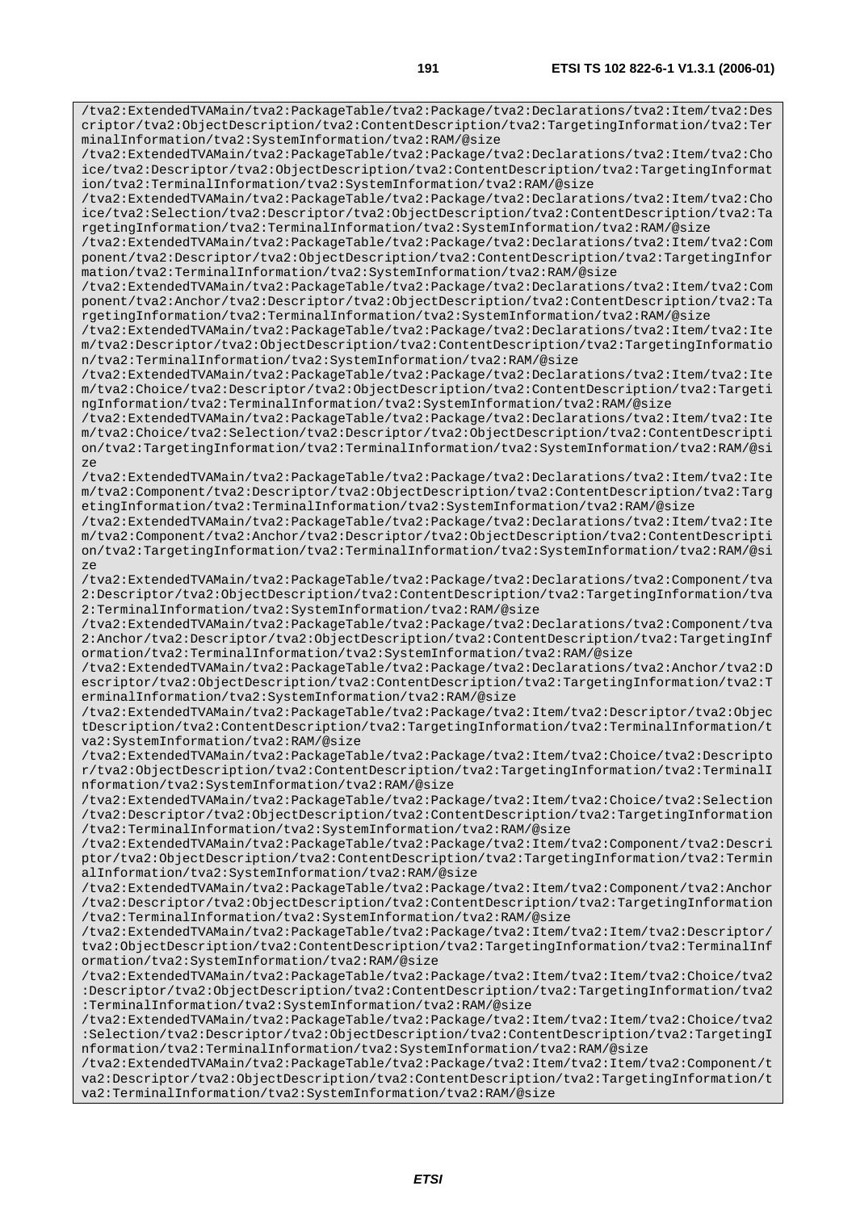```
/tva2:ExtendedTVAMain/tva2:PackageTable/tva2:Package/tva2:Declarations/tva2:Item/tva2:Descriptor/tva2:ObjectDescription/tva2:ContentDescription/tva2:TargetingInformation/tva2:TerminalInformation/tva2:SystemInformation/tva2:RAM/@size
/tva2:ExtendedTVAMain/tva2:PackageTable/tva2:Package/tva2:Declarations/tva2:Item/tva2:Choice/tva2:Descriptor/tva2:ObjectDescription/tva2:ContentDescription/tva2:TargetingInformation/tva2:TerminalInformation/tva2:SystemInformation/tva2:RAM/@size
/tva2:ExtendedTVAMain/tva2:PackageTable/tva2:Package/tva2:Declarations/tva2:Item/tva2:Choice/tva2:Selection/tva2:Descriptor/tva2:ObjectDescription/tva2:ContentDescription/tva2:TargetingInformation/tva2:TerminalInformation/tva2:SystemInformation/tva2:RAM/@size
/tva2:ExtendedTVAMain/tva2:PackageTable/tva2:Package/tva2:Declarations/tva2:Item/tva2:Component/tva2:Descriptor/tva2:ObjectDescription/tva2:ContentDescription/tva2:TargetingInformation/tva2:TerminalInformation/tva2:SystemInformation/tva2:RAM/@size
/tva2:ExtendedTVAMain/tva2:PackageTable/tva2:Package/tva2:Declarations/tva2:Item/tva2:Component/tva2:Anchor/tva2:Descriptor/tva2:ObjectDescription/tva2:ContentDescription/tva2:TargetingInformation/tva2:TerminalInformation/tva2:SystemInformation/tva2:RAM/@size
/tva2:ExtendedTVAMain/tva2:PackageTable/tva2:Package/tva2:Declarations/tva2:Item/tva2:Item/tva2:Descriptor/tva2:ObjectDescription/tva2:ContentDescription/tva2:TargetingInformation/tva2:TerminalInformation/tva2:SystemInformation/tva2:RAM/@size
/tva2:ExtendedTVAMain/tva2:PackageTable/tva2:Package/tva2:Declarations/tva2:Item/tva2:Item/tva2:Choice/tva2:Descriptor/tva2:ObjectDescription/tva2:ContentDescription/tva2:TargetingInformation/tva2:TerminalInformation/tva2:SystemInformation/tva2:RAM/@size
/tva2:ExtendedTVAMain/tva2:PackageTable/tva2:Package/tva2:Declarations/tva2:Item/tva2:Item/tva2:Choice/tva2:Selection/tva2:Descriptor/tva2:ObjectDescription/tva2:ContentDescription/tva2:TargetingInformation/tva2:TerminalInformation/tva2:SystemInformation/tva2:RAM/@size
/tva2:ExtendedTVAMain/tva2:PackageTable/tva2:Package/tva2:Declarations/tva2:Item/tva2:Item/tva2:Component/tva2:Descriptor/tva2:ObjectDescription/tva2:ContentDescription/tva2:TargetingInformation/tva2:TerminalInformation/tva2:SystemInformation/tva2:RAM/@size
/tva2:ExtendedTVAMain/tva2:PackageTable/tva2:Package/tva2:Declarations/tva2:Item/tva2:Item/tva2:Component/tva2:Anchor/tva2:Descriptor/tva2:ObjectDescription/tva2:ContentDescription/tva2:TargetingInformation/tva2:TerminalInformation/tva2:SystemInformation/tva2:RAM/@size
/tva2:ExtendedTVAMain/tva2:PackageTable/tva2:Package/tva2:Declarations/tva2:Component/tva2:Descriptor/tva2:ObjectDescription/tva2:ContentDescription/tva2:TargetingInformation/tva2:TerminalInformation/tva2:SystemInformation/tva2:RAM/@size
/tva2:ExtendedTVAMain/tva2:PackageTable/tva2:Package/tva2:Declarations/tva2:Component/tva2:Anchor/tva2:Descriptor/tva2:ObjectDescription/tva2:ContentDescription/tva2:TargetingInformation/tva2:TerminalInformation/tva2:SystemInformation/tva2:RAM/@size
/tva2:ExtendedTVAMain/tva2:PackageTable/tva2:Package/tva2:Declarations/tva2:Anchor/tva2:Descriptor/tva2:ObjectDescription/tva2:ContentDescription/tva2:TargetingInformation/tva2:TerminalInformation/tva2:SystemInformation/tva2:RAM/@size
/tva2:ExtendedTVAMain/tva2:PackageTable/tva2:Package/tva2:Item/tva2:Descriptor/tva2:ObjectDescription/tva2:ContentDescription/tva2:TargetingInformation/tva2:TerminalInformation/tva2:SystemInformation/tva2:RAM/@size
/tva2:ExtendedTVAMain/tva2:PackageTable/tva2:Package/tva2:Item/tva2:Choice/tva2:Descriptor/tva2:ObjectDescription/tva2:ContentDescription/tva2:TargetingInformation/tva2:TerminalInformation/tva2:SystemInformation/tva2:RAM/@size
/tva2:ExtendedTVAMain/tva2:PackageTable/tva2:Package/tva2:Item/tva2:Choice/tva2:Selection/tva2:Descriptor/tva2:ObjectDescription/tva2:ContentDescription/tva2:TargetingInformation/tva2:TerminalInformation/tva2:SystemInformation/tva2:RAM/@size
/tva2:ExtendedTVAMain/tva2:PackageTable/tva2:Package/tva2:Item/tva2:Component/tva2:Descriptor/tva2:ObjectDescription/tva2:ContentDescription/tva2:TargetingInformation/tva2:TerminalInformation/tva2:SystemInformation/tva2:RAM/@size
/tva2:ExtendedTVAMain/tva2:PackageTable/tva2:Package/tva2:Item/tva2:Component/tva2:Anchor/tva2:Descriptor/tva2:ObjectDescription/tva2:ContentDescription/tva2:TargetingInformation/tva2:TerminalInformation/tva2:SystemInformation/tva2:RAM/@size
/tva2:ExtendedTVAMain/tva2:PackageTable/tva2:Package/tva2:Item/tva2:Item/tva2:Descriptor/tva2:ObjectDescription/tva2:ContentDescription/tva2:TargetingInformation/tva2:TerminalInformation/tva2:SystemInformation/tva2:RAM/@size
/tva2:ExtendedTVAMain/tva2:PackageTable/tva2:Package/tva2:Item/tva2:Item/tva2:Choice/tva2:Descriptor/tva2:ObjectDescription/tva2:ContentDescription/tva2:TargetingInformation/tva2:TerminalInformation/tva2:SystemInformation/tva2:RAM/@size
/tva2:ExtendedTVAMain/tva2:PackageTable/tva2:Package/tva2:Item/tva2:Item/tva2:Choice/tva2:Selection/tva2:Descriptor/tva2:ObjectDescription/tva2:ContentDescription/tva2:TargetingInformation/tva2:TerminalInformation/tva2:SystemInformation/tva2:RAM/@size
/tva2:ExtendedTVAMain/tva2:PackageTable/tva2:Package/tva2:Item/tva2:Item/tva2:Component/tva2:Descriptor/tva2:ObjectDescription/tva2:ContentDescription/tva2:TargetingInformation/tva2:TerminalInformation/tva2:SystemInformation/tva2:RAM/@size
```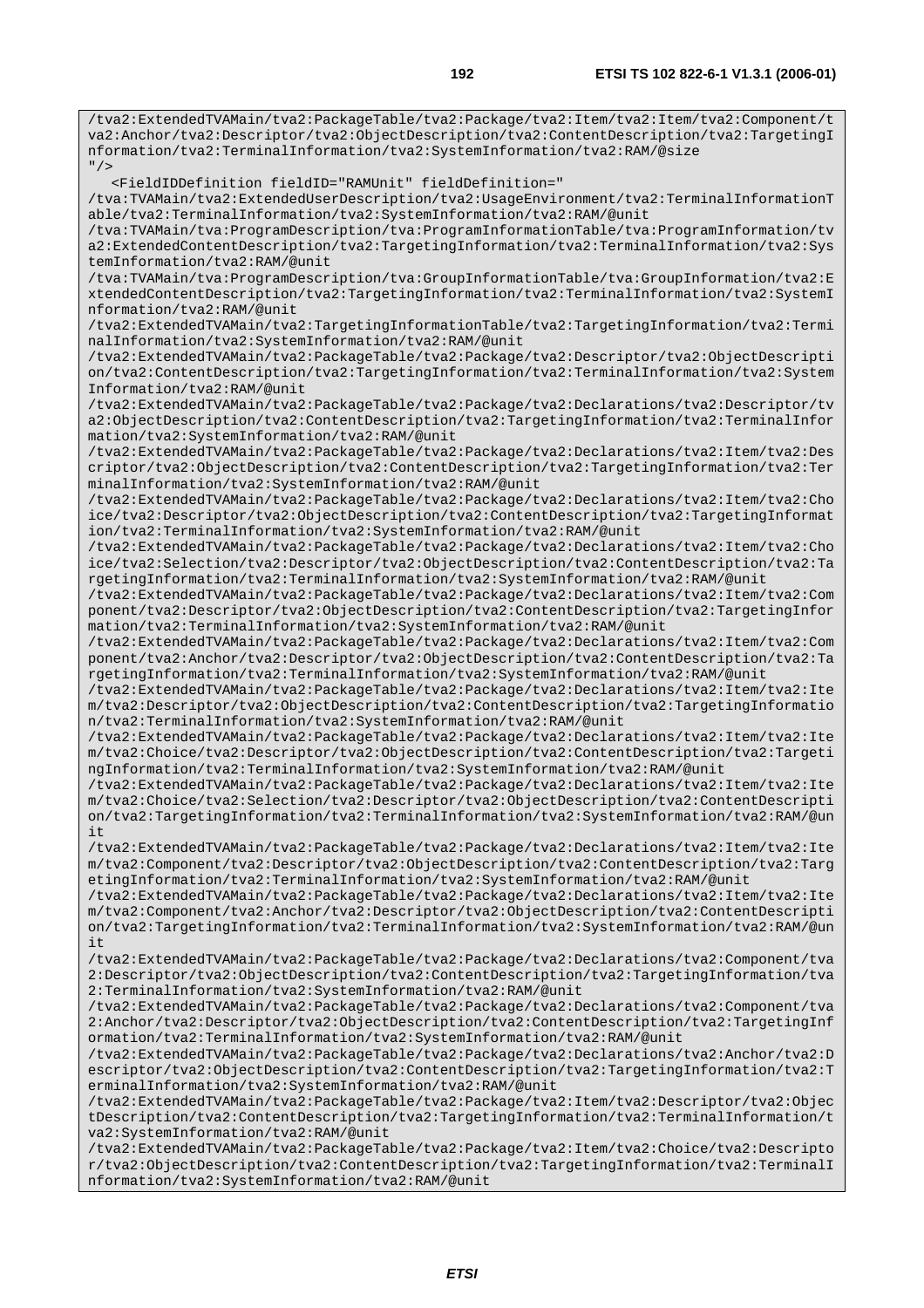```
/tva2:ExtendedTVAMain/tva2:PackageTable/tva2:Package/tva2:Item/tva2:Item/tva2:Component/t
va2:Anchor/tva2:Descriptor/tva2:ObjectDescription/tva2:ContentDescription/tva2:TargetingI
nformation/tva2:TerminalInformation/tva2:SystemInformation/tva2:RAM/@size
"/>
   <FieldIDDefinition fieldID="RAMUnit" fieldDefinition="
/tva:TVAMain/tva2:ExtendedUserDescription/tva2:UsageEnvironment/tva2:TerminalInformationT
able/tva2:TerminalInformation/tva2:SystemInformation/tva2:RAM/@unit
/tva:TVAMain/tva:ProgramDescription/tva:ProgramInformationTable/tva:ProgramInformation/tv
a2:ExtendedContentDescription/tva2:TargetingInformation/tva2:TerminalInformation/tva2:Sys
temInformation/tva2:RAM/@unit
/tva:TVAMain/tva:ProgramDescription/tva:GroupInformationTable/tva:GroupInformation/tva2:E
xtendedContentDescription/tva2:TargetingInformation/tva2:TerminalInformation/tva2:SystemI
nformation/tva2:RAM/@unit
/tva2:ExtendedTVAMain/tva2:TargetingInformationTable/tva2:TargetingInformation/tva2:Termi
nalInformation/tva2:SystemInformation/tva2:RAM/@unit
/tva2:ExtendedTVAMain/tva2:PackageTable/tva2:Package/tva2:Descriptor/tva2:ObjectDescripti
on/tva2:ContentDescription/tva2:TargetingInformation/tva2:TerminalInformation/tva2:System
Information/tva2:RAM/@unit
/tva2:ExtendedTVAMain/tva2:PackageTable/tva2:Package/tva2:Declarations/tva2:Descriptor/tv
a2:ObjectDescription/tva2:ContentDescription/tva2:TargetingInformation/tva2:TerminalInfor
mation/tva2:SystemInformation/tva2:RAM/@unit
/tva2:ExtendedTVAMain/tva2:PackageTable/tva2:Package/tva2:Declarations/tva2:Item/tva2:Des
criptor/tva2:ObjectDescription/tva2:ContentDescription/tva2:TargetingInformation/tva2:Ter
minalInformation/tva2:SystemInformation/tva2:RAM/@unit
/tva2:ExtendedTVAMain/tva2:PackageTable/tva2:Package/tva2:Declarations/tva2:Item/tva2:Cho
ice/tva2:Descriptor/tva2:ObjectDescription/tva2:ContentDescription/tva2:TargetingInformat
ion/tva2:TerminalInformation/tva2:SystemInformation/tva2:RAM/@unit
/tva2:ExtendedTVAMain/tva2:PackageTable/tva2:Package/tva2:Declarations/tva2:Item/tva2:Cho
ice/tva2:Selection/tva2:Descriptor/tva2:ObjectDescription/tva2:ContentDescription/tva2:Ta
rgetingInformation/tva2:TerminalInformation/tva2:SystemInformation/tva2:RAM/@unit
/tva2:ExtendedTVAMain/tva2:PackageTable/tva2:Package/tva2:Declarations/tva2:Item/tva2:Com
ponent/tva2:Descriptor/tva2:ObjectDescription/tva2:ContentDescription/tva2:TargetingInfor
mation/tva2:TerminalInformation/tva2:SystemInformation/tva2:RAM/@unit
/tva2:ExtendedTVAMain/tva2:PackageTable/tva2:Package/tva2:Declarations/tva2:Item/tva2:Com
ponent/tva2:Anchor/tva2:Descriptor/tva2:ObjectDescription/tva2:ContentDescription/tva2:Ta
rgetingInformation/tva2:TerminalInformation/tva2:SystemInformation/tva2:RAM/@unit
/tva2:ExtendedTVAMain/tva2:PackageTable/tva2:Package/tva2:Declarations/tva2:Item/tva2:Ite
m/tva2:Descriptor/tva2:ObjectDescription/tva2:ContentDescription/tva2:TargetingInformatio
n/tva2:TerminalInformation/tva2:SystemInformation/tva2:RAM/@unit
/tva2:ExtendedTVAMain/tva2:PackageTable/tva2:Package/tva2:Declarations/tva2:Item/tva2:Ite
m/tva2:Choice/tva2:Descriptor/tva2:ObjectDescription/tva2:ContentDescription/tva2:Targeti
ngInformation/tva2:TerminalInformation/tva2:SystemInformation/tva2:RAM/@unit
/tva2:ExtendedTVAMain/tva2:PackageTable/tva2:Package/tva2:Declarations/tva2:Item/tva2:Ite
m/tva2:Choice/tva2:Selection/tva2:Descriptor/tva2:ObjectDescription/tva2:ContentDescripti
on/tva2:TargetingInformation/tva2:TerminalInformation/tva2:SystemInformation/tva2:RAM/@un
it
/tva2:ExtendedTVAMain/tva2:PackageTable/tva2:Package/tva2:Declarations/tva2:Item/tva2:Ite
m/tva2:Component/tva2:Descriptor/tva2:ObjectDescription/tva2:ContentDescription/tva2:Targ
etingInformation/tva2:TerminalInformation/tva2:SystemInformation/tva2:RAM/@unit
/tva2:ExtendedTVAMain/tva2:PackageTable/tva2:Package/tva2:Declarations/tva2:Item/tva2:Ite
m/tva2:Component/tva2:Anchor/tva2:Descriptor/tva2:ObjectDescription/tva2:ContentDescripti
on/tva2:TargetingInformation/tva2:TerminalInformation/tva2:SystemInformation/tva2:RAM/@un
it
/tva2:ExtendedTVAMain/tva2:PackageTable/tva2:Package/tva2:Declarations/tva2:Component/tva
2:Descriptor/tva2:ObjectDescription/tva2:ContentDescription/tva2:TargetingInformation/tva
2:TerminalInformation/tva2:SystemInformation/tva2:RAM/@unit
/tva2:ExtendedTVAMain/tva2:PackageTable/tva2:Package/tva2:Declarations/tva2:Component/tva
2:Anchor/tva2:Descriptor/tva2:ObjectDescription/tva2:ContentDescription/tva2:TargetingInf
ormation/tva2:TerminalInformation/tva2:SystemInformation/tva2:RAM/@unit
/tva2:ExtendedTVAMain/tva2:PackageTable/tva2:Package/tva2:Declarations/tva2:Anchor/tva2:D
escriptor/tva2:ObjectDescription/tva2:ContentDescription/tva2:TargetingInformation/tva2:T
erminalInformation/tva2:SystemInformation/tva2:RAM/@unit
/tva2:ExtendedTVAMain/tva2:PackageTable/tva2:Package/tva2:Item/tva2:Descriptor/tva2:Objec
tDescription/tva2:ContentDescription/tva2:TargetingInformation/tva2:TerminalInformation/t
va2:SystemInformation/tva2:RAM/@unit
/tva2:ExtendedTVAMain/tva2:PackageTable/tva2:Package/tva2:Item/tva2:Choice/tva2:Descripto
r/tva2:ObjectDescription/tva2:ContentDescription/tva2:TargetingInformation/tva2:TerminalI
nformation/tva2:SystemInformation/tva2:RAM/@unit
```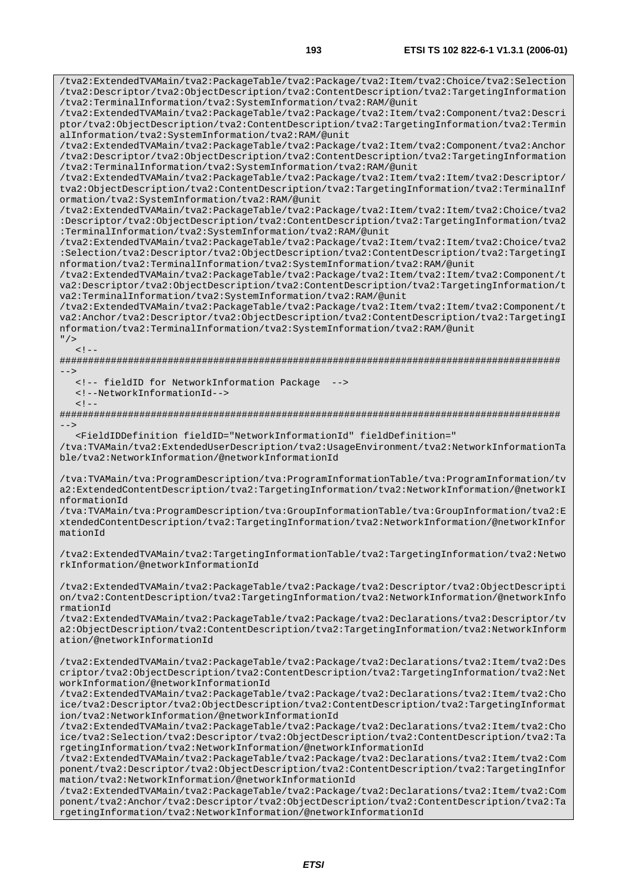```
/tva2:ExtendedTVAMain/tva2:PackageTable/tva2:Package/tva2:Item/tva2:Choice/tva2:Selection
/tva2:Descriptor/tva2:ObjectDescription/tva2:ContentDescription/tva2:TargetingInformation
/tva2:TerminalInformation/tva2:SystemInformation/tva2:RAM/@unit
/tva2:ExtendedTVAMain/tva2:PackageTable/tva2:Package/tva2:Item/tva2:Component/tva2:Descri
ptor/tva2:ObjectDescription/tva2:ContentDescription/tva2:TargetingInformation/tva2:Termin
alInformation/tva2:SystemInformation/tva2:RAM/@unit
/tva2:ExtendedTVAMain/tva2:PackageTable/tva2:Package/tva2:Item/tva2:Component/tva2:Anchor
/tva2:Descriptor/tva2:ObjectDescription/tva2:ContentDescription/tva2:TargetingInformation
/tva2:TerminalInformation/tva2:SystemInformation/tva2:RAM/@unit
/tva2:ExtendedTVAMain/tva2:PackageTable/tva2:Package/tva2:Item/tva2:Item/tva2:Descriptor/
tva2:ObjectDescription/tva2:ContentDescription/tva2:TargetingInformation/tva2:TerminalInf
ormation/tva2:SystemInformation/tva2:RAM/@unit
/tva2:ExtendedTVAMain/tva2:PackageTable/tva2:Package/tva2:Item/tva2:Item/tva2:Choice/tva2
:Descriptor/tva2:ObjectDescription/tva2:ContentDescription/tva2:TargetingInformation/tva2
:TerminalInformation/tva2:SystemInformation/tva2:RAM/@unit
/tva2:ExtendedTVAMain/tva2:PackageTable/tva2:Package/tva2:Item/tva2:Item/tva2:Choice/tva2
:Selection/tva2:Descriptor/tva2:ObjectDescription/tva2:ContentDescription/tva2:TargetingI
nformation/tva2:TerminalInformation/tva2:SystemInformation/tva2:RAM/@unit
/tva2:ExtendedTVAMain/tva2:PackageTable/tva2:Package/tva2:Item/tva2:Item/tva2:Component/t
va2:Descriptor/tva2:ObjectDescription/tva2:ContentDescription/tva2:TargetingInformation/t
va2:TerminalInformation/tva2:SystemInformation/tva2:RAM/@unit
/tva2:ExtendedTVAMain/tva2:PackageTable/tva2:Package/tva2:Item/tva2:Item/tva2:Component/t
va2:Anchor/tva2:Descriptor/tva2:ObjectDescription/tva2:ContentDescription/tva2:TargetingI
nformation/tva2:TerminalInformation/tva2:SystemInformation/tva2:RAM/@unit
"/>
   <!--
########################################################################################
-->
   <!-- fieldID for NetworkInformation Package  -->
   <!--NetworkInformationId-->
   <!--
########################################################################################
-->
   <FieldIDDefinition fieldID="NetworkInformationId" fieldDefinition="
/tva:TVAMain/tva2:ExtendedUserDescription/tva2:UsageEnvironment/tva2:NetworkInformationTa
ble/tva2:NetworkInformation/@networkInformationId

/tva:TVAMain/tva:ProgramDescription/tva:ProgramInformationTable/tva:ProgramInformation/tv
a2:ExtendedContentDescription/tva2:TargetingInformation/tva2:NetworkInformation/@networkI
nformationId
/tva:TVAMain/tva:ProgramDescription/tva:GroupInformationTable/tva:GroupInformation/tva2:E
xtendedContentDescription/tva2:TargetingInformation/tva2:NetworkInformation/@networkInfor
mationId

/tva2:ExtendedTVAMain/tva2:TargetingInformationTable/tva2:TargetingInformation/tva2:Netwo
rkInformation/@networkInformationId

/tva2:ExtendedTVAMain/tva2:PackageTable/tva2:Package/tva2:Descriptor/tva2:ObjectDescripti
on/tva2:ContentDescription/tva2:TargetingInformation/tva2:NetworkInformation/@networkInfo
rmationId
/tva2:ExtendedTVAMain/tva2:PackageTable/tva2:Package/tva2:Declarations/tva2:Descriptor/tv
a2:ObjectDescription/tva2:ContentDescription/tva2:TargetingInformation/tva2:NetworkInform
ation/@networkInformationId

/tva2:ExtendedTVAMain/tva2:PackageTable/tva2:Package/tva2:Declarations/tva2:Item/tva2:Des
criptor/tva2:ObjectDescription/tva2:ContentDescription/tva2:TargetingInformation/tva2:Net
workInformation/@networkInformationId
/tva2:ExtendedTVAMain/tva2:PackageTable/tva2:Package/tva2:Declarations/tva2:Item/tva2:Cho
ice/tva2:Descriptor/tva2:ObjectDescription/tva2:ContentDescription/tva2:TargetingInformat
ion/tva2:NetworkInformation/@networkInformationId
/tva2:ExtendedTVAMain/tva2:PackageTable/tva2:Package/tva2:Declarations/tva2:Item/tva2:Cho
ice/tva2:Selection/tva2:Descriptor/tva2:ObjectDescription/tva2:ContentDescription/tva2:Ta
rgetingInformation/tva2:NetworkInformation/@networkInformationId
/tva2:ExtendedTVAMain/tva2:PackageTable/tva2:Package/tva2:Declarations/tva2:Item/tva2:Com
ponent/tva2:Descriptor/tva2:ObjectDescription/tva2:ContentDescription/tva2:TargetingInfor
mation/tva2:NetworkInformation/@networkInformationId
/tva2:ExtendedTVAMain/tva2:PackageTable/tva2:Package/tva2:Declarations/tva2:Item/tva2:Com
ponent/tva2:Anchor/tva2:Descriptor/tva2:ObjectDescription/tva2:ContentDescription/tva2:Ta
rgetingInformation/tva2:NetworkInformation/@networkInformationId
```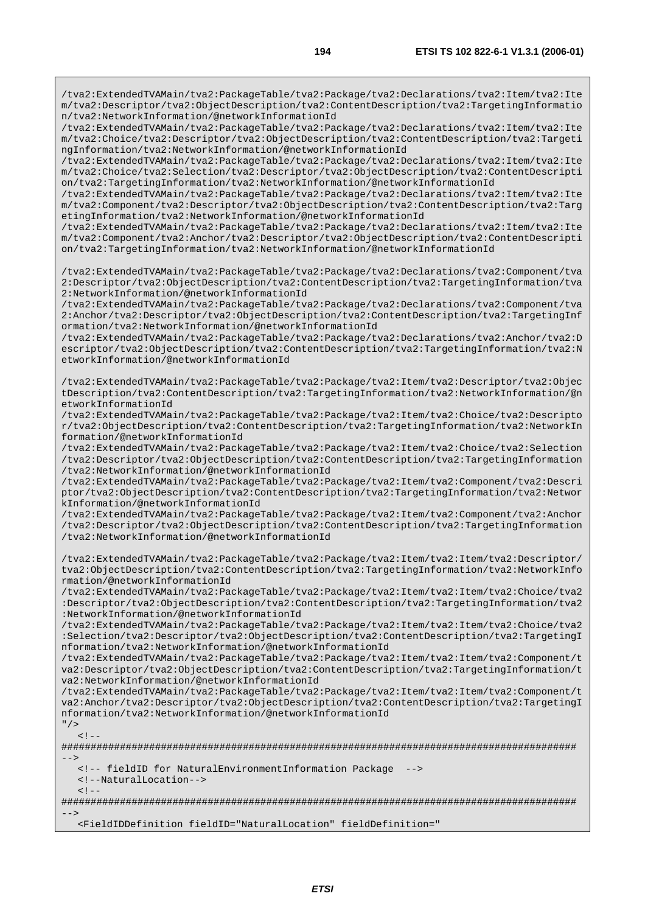```
/tva2:ExtendedTVAMain/tva2:PackageTable/tva2:Package/tva2:Declarations/tva2:Item/tva2:Ite
m/tva2:Descriptor/tva2:ObjectDescription/tva2:ContentDescription/tva2:TargetingInformatio
n/tva2:NetworkInformation/@networkInformationId
/tva2:ExtendedTVAMain/tva2:PackageTable/tva2:Package/tva2:Declarations/tva2:Item/tva2:Ite
m/tva2:Choice/tva2:Descriptor/tva2:ObjectDescription/tva2:ContentDescription/tva2:Targeti
ngInformation/tva2:NetworkInformation/@networkInformationId
/tva2:ExtendedTVAMain/tva2:PackageTable/tva2:Package/tva2:Declarations/tva2:Item/tva2:Ite
m/tva2:Choice/tva2:Selection/tva2:Descriptor/tva2:ObjectDescription/tva2:ContentDescripti
on/tva2:TargetingInformation/tva2:NetworkInformation/@networkInformationId
/tva2:ExtendedTVAMain/tva2:PackageTable/tva2:Package/tva2:Declarations/tva2:Item/tva2:Ite
m/tva2:Component/tva2:Descriptor/tva2:ObjectDescription/tva2:ContentDescription/tva2:Targ
etingInformation/tva2:NetworkInformation/@networkInformationId
/tva2:ExtendedTVAMain/tva2:PackageTable/tva2:Package/tva2:Declarations/tva2:Item/tva2:Ite
m/tva2:Component/tva2:Anchor/tva2:Descriptor/tva2:ObjectDescription/tva2:ContentDescripti
on/tva2:TargetingInformation/tva2:NetworkInformation/@networkInformationId

/tva2:ExtendedTVAMain/tva2:PackageTable/tva2:Package/tva2:Declarations/tva2:Component/tva
2:Descriptor/tva2:ObjectDescription/tva2:ContentDescription/tva2:TargetingInformation/tva
2:NetworkInformation/@networkInformationId
/tva2:ExtendedTVAMain/tva2:PackageTable/tva2:Package/tva2:Declarations/tva2:Component/tva
2:Anchor/tva2:Descriptor/tva2:ObjectDescription/tva2:ContentDescription/tva2:TargetingInf
ormation/tva2:NetworkInformation/@networkInformationId
/tva2:ExtendedTVAMain/tva2:PackageTable/tva2:Package/tva2:Declarations/tva2:Anchor/tva2:D
escriptor/tva2:ObjectDescription/tva2:ContentDescription/tva2:TargetingInformation/tva2:N
etworkInformation/@networkInformationId

/tva2:ExtendedTVAMain/tva2:PackageTable/tva2:Package/tva2:Item/tva2:Descriptor/tva2:Objec
tDescription/tva2:ContentDescription/tva2:TargetingInformation/tva2:NetworkInformation/@n
etworkInformationId
/tva2:ExtendedTVAMain/tva2:PackageTable/tva2:Package/tva2:Item/tva2:Choice/tva2:Descripto
r/tva2:ObjectDescription/tva2:ContentDescription/tva2:TargetingInformation/tva2:NetworkIn
formation/@networkInformationId
/tva2:ExtendedTVAMain/tva2:PackageTable/tva2:Package/tva2:Item/tva2:Choice/tva2:Selection
/tva2:Descriptor/tva2:ObjectDescription/tva2:ContentDescription/tva2:TargetingInformation
/tva2:NetworkInformation/@networkInformationId
/tva2:ExtendedTVAMain/tva2:PackageTable/tva2:Package/tva2:Item/tva2:Component/tva2:Descri
ptor/tva2:ObjectDescription/tva2:ContentDescription/tva2:TargetingInformation/tva2:Networ
kInformation/@networkInformationId
/tva2:ExtendedTVAMain/tva2:PackageTable/tva2:Package/tva2:Item/tva2:Component/tva2:Anchor
/tva2:Descriptor/tva2:ObjectDescription/tva2:ContentDescription/tva2:TargetingInformation
/tva2:NetworkInformation/@networkInformationId

/tva2:ExtendedTVAMain/tva2:PackageTable/tva2:Package/tva2:Item/tva2:Item/tva2:Descriptor/
tva2:ObjectDescription/tva2:ContentDescription/tva2:TargetingInformation/tva2:NetworkInfo
rmation/@networkInformationId
/tva2:ExtendedTVAMain/tva2:PackageTable/tva2:Package/tva2:Item/tva2:Item/tva2:Choice/tva2
:Descriptor/tva2:ObjectDescription/tva2:ContentDescription/tva2:TargetingInformation/tva2
:NetworkInformation/@networkInformationId
/tva2:ExtendedTVAMain/tva2:PackageTable/tva2:Package/tva2:Item/tva2:Item/tva2:Choice/tva2
:Selection/tva2:Descriptor/tva2:ObjectDescription/tva2:ContentDescription/tva2:TargetingI
nformation/tva2:NetworkInformation/@networkInformationId
/tva2:ExtendedTVAMain/tva2:PackageTable/tva2:Package/tva2:Item/tva2:Item/tva2:Component/t
va2:Descriptor/tva2:ObjectDescription/tva2:ContentDescription/tva2:TargetingInformation/t
va2:NetworkInformation/@networkInformationId
/tva2:ExtendedTVAMain/tva2:PackageTable/tva2:Package/tva2:Item/tva2:Item/tva2:Component/t
va2:Anchor/tva2:Descriptor/tva2:ObjectDescription/tva2:ContentDescription/tva2:TargetingI
nformation/tva2:NetworkInformation/@networkInformationId
"/>
   <!--
########################################################################################
-->
   <!-- fieldID for NaturalEnvironmentInformation Package  -->
   <!--NaturalLocation-->
   <!--
########################################################################################
-->
   <FieldIDDefinition fieldID="NaturalLocation" fieldDefinition="
```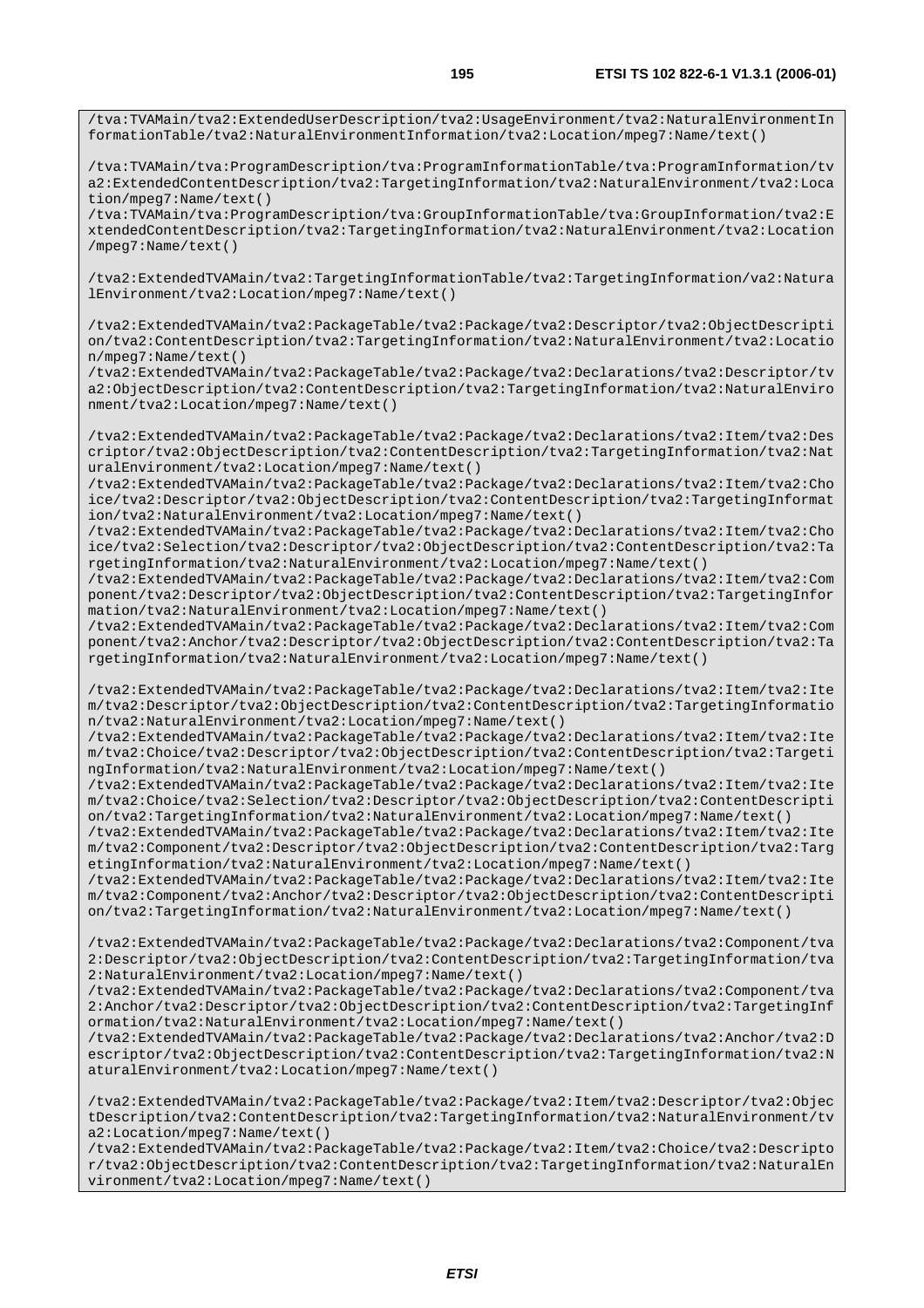```
/tva:TVAMain/tva2:ExtendedUserDescription/tva2:UsageEnvironment/tva2:NaturalEnvironmentInformationTable/tva2:NaturalEnvironmentInformation/tva2:Location/mpeg7:Name/text()

/tva:TVAMain/tva:ProgramDescription/tva:ProgramInformationTable/tva:ProgramInformation/tva2:ExtendedContentDescription/tva2:TargetingInformation/tva2:NaturalEnvironment/tva2:Location/mpeg7:Name/text()
/tva:TVAMain/tva:ProgramDescription/tva:GroupInformationTable/tva:GroupInformation/tva2:ExtendedContentDescription/tva2:TargetingInformation/tva2:NaturalEnvironment/tva2:Location/mpeg7:Name/text()

/tva2:ExtendedTVAMain/tva2:TargetingInformationTable/tva2:TargetingInformation/va2:NaturalEnvironment/tva2:Location/mpeg7:Name/text()

/tva2:ExtendedTVAMain/tva2:PackageTable/tva2:Package/tva2:Descriptor/tva2:ObjectDescription/tva2:ContentDescription/tva2:TargetingInformation/tva2:NaturalEnvironment/tva2:Location/mpeg7:Name/text()
/tva2:ExtendedTVAMain/tva2:PackageTable/tva2:Package/tva2:Declarations/tva2:Descriptor/tva2:ObjectDescription/tva2:ContentDescription/tva2:TargetingInformation/tva2:NaturalEnvironment/tva2:Location/mpeg7:Name/text()

/tva2:ExtendedTVAMain/tva2:PackageTable/tva2:Package/tva2:Declarations/tva2:Item/tva2:Descriptor/tva2:ObjectDescription/tva2:ContentDescription/tva2:TargetingInformation/tva2:NaturalEnvironment/tva2:Location/mpeg7:Name/text()
/tva2:ExtendedTVAMain/tva2:PackageTable/tva2:Package/tva2:Declarations/tva2:Item/tva2:Choice/tva2:Descriptor/tva2:ObjectDescription/tva2:ContentDescription/tva2:TargetingInformation/tva2:NaturalEnvironment/tva2:Location/mpeg7:Name/text()
/tva2:ExtendedTVAMain/tva2:PackageTable/tva2:Package/tva2:Declarations/tva2:Item/tva2:Choice/tva2:Selection/tva2:Descriptor/tva2:ObjectDescription/tva2:ContentDescription/tva2:TargetingInformation/tva2:NaturalEnvironment/tva2:Location/mpeg7:Name/text()
/tva2:ExtendedTVAMain/tva2:PackageTable/tva2:Package/tva2:Declarations/tva2:Item/tva2:Component/tva2:Descriptor/tva2:ObjectDescription/tva2:ContentDescription/tva2:TargetingInformation/tva2:NaturalEnvironment/tva2:Location/mpeg7:Name/text()
/tva2:ExtendedTVAMain/tva2:PackageTable/tva2:Package/tva2:Declarations/tva2:Item/tva2:Component/tva2:Anchor/tva2:Descriptor/tva2:ObjectDescription/tva2:ContentDescription/tva2:TargetingInformation/tva2:NaturalEnvironment/tva2:Location/mpeg7:Name/text()

/tva2:ExtendedTVAMain/tva2:PackageTable/tva2:Package/tva2:Declarations/tva2:Item/tva2:Item/tva2:Descriptor/tva2:ObjectDescription/tva2:ContentDescription/tva2:TargetingInformation/tva2:NaturalEnvironment/tva2:Location/mpeg7:Name/text()
/tva2:ExtendedTVAMain/tva2:PackageTable/tva2:Package/tva2:Declarations/tva2:Item/tva2:Item/tva2:Choice/tva2:Descriptor/tva2:ObjectDescription/tva2:ContentDescription/tva2:TargetingInformation/tva2:NaturalEnvironment/tva2:Location/mpeg7:Name/text()
/tva2:ExtendedTVAMain/tva2:PackageTable/tva2:Package/tva2:Declarations/tva2:Item/tva2:Item/tva2:Choice/tva2:Selection/tva2:Descriptor/tva2:ObjectDescription/tva2:ContentDescription/tva2:TargetingInformation/tva2:NaturalEnvironment/tva2:Location/mpeg7:Name/text()
/tva2:ExtendedTVAMain/tva2:PackageTable/tva2:Package/tva2:Declarations/tva2:Item/tva2:Item/tva2:Component/tva2:Descriptor/tva2:ObjectDescription/tva2:ContentDescription/tva2:TargetingInformation/tva2:NaturalEnvironment/tva2:Location/mpeg7:Name/text()
/tva2:ExtendedTVAMain/tva2:PackageTable/tva2:Package/tva2:Declarations/tva2:Item/tva2:Item/tva2:Component/tva2:Anchor/tva2:Descriptor/tva2:ObjectDescription/tva2:ContentDescription/tva2:TargetingInformation/tva2:NaturalEnvironment/tva2:Location/mpeg7:Name/text()

/tva2:ExtendedTVAMain/tva2:PackageTable/tva2:Package/tva2:Declarations/tva2:Component/tva2:Descriptor/tva2:ObjectDescription/tva2:ContentDescription/tva2:TargetingInformation/tva2:NaturalEnvironment/tva2:Location/mpeg7:Name/text()
/tva2:ExtendedTVAMain/tva2:PackageTable/tva2:Package/tva2:Declarations/tva2:Component/tva2:Anchor/tva2:Descriptor/tva2:ObjectDescription/tva2:ContentDescription/tva2:TargetingInformation/tva2:NaturalEnvironment/tva2:Location/mpeg7:Name/text()
/tva2:ExtendedTVAMain/tva2:PackageTable/tva2:Package/tva2:Declarations/tva2:Anchor/tva2:Descriptor/tva2:ObjectDescription/tva2:ContentDescription/tva2:TargetingInformation/tva2:NaturalEnvironment/tva2:Location/mpeg7:Name/text()

/tva2:ExtendedTVAMain/tva2:PackageTable/tva2:Package/tva2:Item/tva2:Descriptor/tva2:ObjectDescription/tva2:ContentDescription/tva2:TargetingInformation/tva2:NaturalEnvironment/tva2:Location/mpeg7:Name/text()
/tva2:ExtendedTVAMain/tva2:PackageTable/tva2:Package/tva2:Item/tva2:Choice/tva2:Descriptor/tva2:ObjectDescription/tva2:ContentDescription/tva2:TargetingInformation/tva2:NaturalEnvironment/tva2:Location/mpeg7:Name/text()
```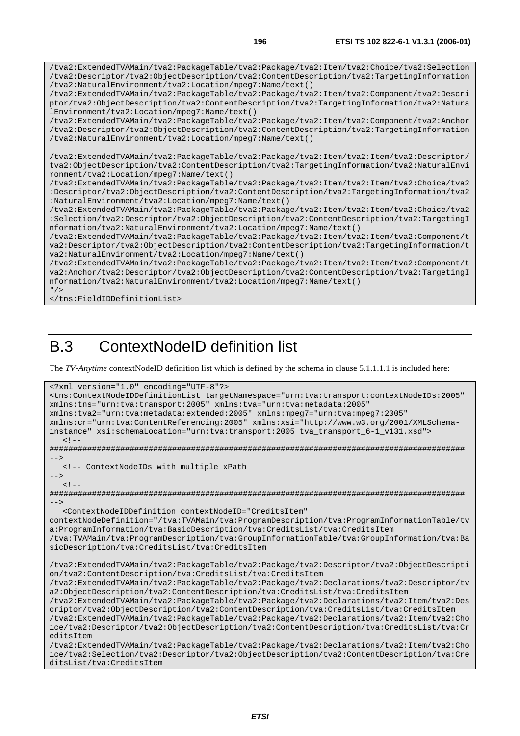```
/tva2:ExtendedTVAMain/tva2:PackageTable/tva2:Package/tva2:Item/tva2:Choice/tva2:Selection
/tva2:Descriptor/tva2:ObjectDescription/tva2:ContentDescription/tva2:TargetingInformation
/tva2:NaturalEnvironment/tva2:Location/mpeg7:Name/text()
/tva2:ExtendedTVAMain/tva2:PackageTable/tva2:Package/tva2:Item/tva2:Component/tva2:Descri
ptor/tva2:ObjectDescription/tva2:ContentDescription/tva2:TargetingInformation/tva2:Natura
lEnvironment/tva2:Location/mpeg7:Name/text()
/tva2:ExtendedTVAMain/tva2:PackageTable/tva2:Package/tva2:Item/tva2:Component/tva2:Anchor
/tva2:Descriptor/tva2:ObjectDescription/tva2:ContentDescription/tva2:TargetingInformation
/tva2:NaturalEnvironment/tva2:Location/mpeg7:Name/text()

/tva2:ExtendedTVAMain/tva2:PackageTable/tva2:Package/tva2:Item/tva2:Item/tva2:Descriptor/
tva2:ObjectDescription/tva2:ContentDescription/tva2:TargetingInformation/tva2:NaturalEnvi
ronment/tva2:Location/mpeg7:Name/text()
/tva2:ExtendedTVAMain/tva2:PackageTable/tva2:Package/tva2:Item/tva2:Item/tva2:Choice/tva2
:Descriptor/tva2:ObjectDescription/tva2:ContentDescription/tva2:TargetingInformation/tva2
:NaturalEnvironment/tva2:Location/mpeg7:Name/text()
/tva2:ExtendedTVAMain/tva2:PackageTable/tva2:Package/tva2:Item/tva2:Item/tva2:Choice/tva2
:Selection/tva2:Descriptor/tva2:ObjectDescription/tva2:ContentDescription/tva2:TargetingI
nformation/tva2:NaturalEnvironment/tva2:Location/mpeg7:Name/text()
/tva2:ExtendedTVAMain/tva2:PackageTable/tva2:Package/tva2:Item/tva2:Item/tva2:Component/t
va2:Descriptor/tva2:ObjectDescription/tva2:ContentDescription/tva2:TargetingInformation/t
va2:NaturalEnvironment/tva2:Location/mpeg7:Name/text()
/tva2:ExtendedTVAMain/tva2:PackageTable/tva2:Package/tva2:Item/tva2:Item/tva2:Component/t
va2:Anchor/tva2:Descriptor/tva2:ObjectDescription/tva2:ContentDescription/tva2:TargetingI
nformation/tva2:NaturalEnvironment/tva2:Location/mpeg7:Name/text()
"/>
</tns:FieldIDDefinitionList>
```

# B.3 ContextNodeID definition list

The *TV-Anytime* contextNodeID definition list which is defined by the schema in clause 5.1.1.1.1 is included here:

```
<?xml version="1.0" encoding="UTF-8"?>
<tns:ContextNodeIDDefinitionList targetNamespace="urn:tva:transport:contextNodeIDs:2005"
xmlns:tns="urn:tva:transport:2005" xmlns:tva="urn:tva:metadata:2005"
xmlns:tva2="urn:tva:metadata:extended:2005" xmlns:mpeg7="urn:tva:mpeg7:2005"
xmlns:cr="urn:tva:ContentReferencing:2005" xmlns:xsi="http://www.w3.org/2001/XMLSchema-
instance" xsi:schemaLocation="urn:tva:transport:2005 tva_transport_6-1_v131.xsd">
   <!--
########################################################################################
-->
   <!-- ContextNodeIDs with multiple xPath
-->
   <!--
########################################################################################
-->
   <ContextNodeIDDefinition contextNodeID="CreditsItem"
contextNodeDefinition="/tva:TVAMain/tva:ProgramDescription/tva:ProgramInformationTable/tv
a:ProgramInformation/tva:BasicDescription/tva:CreditsList/tva:CreditsItem
/tva:TVAMain/tva:ProgramDescription/tva:GroupInformationTable/tva:GroupInformation/tva:Ba
sicDescription/tva:CreditsList/tva:CreditsItem

/tva2:ExtendedTVAMain/tva2:PackageTable/tva2:Package/tva2:Descriptor/tva2:ObjectDescripti
on/tva2:ContentDescription/tva:CreditsList/tva:CreditsItem
/tva2:ExtendedTVAMain/tva2:PackageTable/tva2:Package/tva2:Declarations/tva2:Descriptor/tv
a2:ObjectDescription/tva2:ContentDescription/tva:CreditsList/tva:CreditsItem
/tva2:ExtendedTVAMain/tva2:PackageTable/tva2:Package/tva2:Declarations/tva2:Item/tva2:Des
criptor/tva2:ObjectDescription/tva2:ContentDescription/tva:CreditsList/tva:CreditsItem
/tva2:ExtendedTVAMain/tva2:PackageTable/tva2:Package/tva2:Declarations/tva2:Item/tva2:Cho
ice/tva2:Descriptor/tva2:ObjectDescription/tva2:ContentDescription/tva:CreditsList/tva:Cr
editsItem
/tva2:ExtendedTVAMain/tva2:PackageTable/tva2:Package/tva2:Declarations/tva2:Item/tva2:Cho
ice/tva2:Selection/tva2:Descriptor/tva2:ObjectDescription/tva2:ContentDescription/tva:Cre
ditsList/tva:CreditsItem
```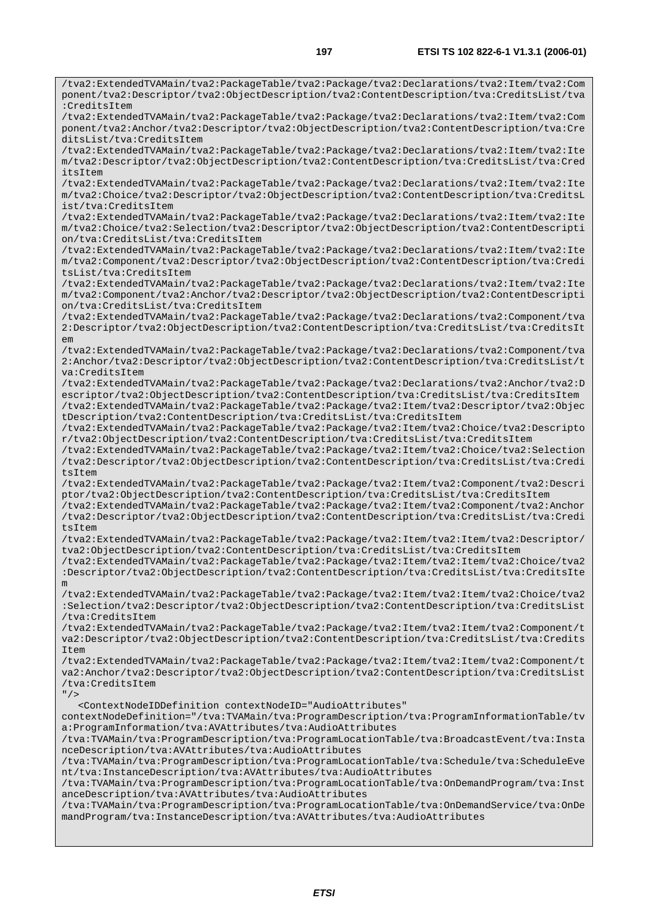```
/tva2:ExtendedTVAMain/tva2:PackageTable/tva2:Package/tva2:Declarations/tva2:Item/tva2:Component/tva2:Descriptor/tva2:ObjectDescription/tva2:ContentDescription/tva:CreditsList/tva:CreditsItem
/tva2:ExtendedTVAMain/tva2:PackageTable/tva2:Package/tva2:Declarations/tva2:Item/tva2:Component/tva2:Anchor/tva2:Descriptor/tva2:ObjectDescription/tva2:ContentDescription/tva:CreditsList/tva:CreditsItem
/tva2:ExtendedTVAMain/tva2:PackageTable/tva2:Package/tva2:Declarations/tva2:Item/tva2:Item/tva2:Descriptor/tva2:ObjectDescription/tva2:ContentDescription/tva:CreditsList/tva:CreditsItem
/tva2:ExtendedTVAMain/tva2:PackageTable/tva2:Package/tva2:Declarations/tva2:Item/tva2:Item/tva2:Choice/tva2:Descriptor/tva2:ObjectDescription/tva2:ContentDescription/tva:CreditsList/tva:CreditsItem
/tva2:ExtendedTVAMain/tva2:PackageTable/tva2:Package/tva2:Declarations/tva2:Item/tva2:Item/tva2:Choice/tva2:Selection/tva2:Descriptor/tva2:ObjectDescription/tva2:ContentDescription/tva:CreditsList/tva:CreditsItem
/tva2:ExtendedTVAMain/tva2:PackageTable/tva2:Package/tva2:Declarations/tva2:Item/tva2:Item/tva2:Component/tva2:Descriptor/tva2:ObjectDescription/tva2:ContentDescription/tva:CreditsList/tva:CreditsItem
/tva2:ExtendedTVAMain/tva2:PackageTable/tva2:Package/tva2:Declarations/tva2:Item/tva2:Item/tva2:Component/tva2:Anchor/tva2:Descriptor/tva2:ObjectDescription/tva2:ContentDescription/tva:CreditsList/tva:CreditsItem
/tva2:ExtendedTVAMain/tva2:PackageTable/tva2:Package/tva2:Declarations/tva2:Component/tva2:Descriptor/tva2:ObjectDescription/tva2:ContentDescription/tva:CreditsList/tva:CreditsItem
/tva2:ExtendedTVAMain/tva2:PackageTable/tva2:Package/tva2:Declarations/tva2:Component/tva2:Anchor/tva2:Descriptor/tva2:ObjectDescription/tva2:ContentDescription/tva:CreditsList/tva:CreditsItem
/tva2:ExtendedTVAMain/tva2:PackageTable/tva2:Package/tva2:Declarations/tva2:Anchor/tva2:Descriptor/tva2:ObjectDescription/tva2:ContentDescription/tva:CreditsList/tva:CreditsItem
/tva2:ExtendedTVAMain/tva2:PackageTable/tva2:Package/tva2:Item/tva2:Descriptor/tva2:ObjectDescription/tva2:ContentDescription/tva:CreditsList/tva:CreditsItem
/tva2:ExtendedTVAMain/tva2:PackageTable/tva2:Package/tva2:Item/tva2:Choice/tva2:Descriptor/tva2:ObjectDescription/tva2:ContentDescription/tva:CreditsList/tva:CreditsItem
/tva2:ExtendedTVAMain/tva2:PackageTable/tva2:Package/tva2:Item/tva2:Choice/tva2:Selection/tva2:Descriptor/tva2:ObjectDescription/tva2:ContentDescription/tva:CreditsList/tva:CreditsItem
/tva2:ExtendedTVAMain/tva2:PackageTable/tva2:Package/tva2:Item/tva2:Component/tva2:Descriptor/tva2:ObjectDescription/tva2:ContentDescription/tva:CreditsList/tva:CreditsItem
/tva2:ExtendedTVAMain/tva2:PackageTable/tva2:Package/tva2:Item/tva2:Component/tva2:Anchor/tva2:Descriptor/tva2:ObjectDescription/tva2:ContentDescription/tva:CreditsList/tva:CreditsItem
/tva2:ExtendedTVAMain/tva2:PackageTable/tva2:Package/tva2:Item/tva2:Item/tva2:Descriptor/tva2:ObjectDescription/tva2:ContentDescription/tva:CreditsList/tva:CreditsItem
/tva2:ExtendedTVAMain/tva2:PackageTable/tva2:Package/tva2:Item/tva2:Item/tva2:Choice/tva2:Descriptor/tva2:ObjectDescription/tva2:ContentDescription/tva:CreditsList/tva:CreditsItem
/tva2:ExtendedTVAMain/tva2:PackageTable/tva2:Package/tva2:Item/tva2:Item/tva2:Choice/tva2:Selection/tva2:Descriptor/tva2:ObjectDescription/tva2:ContentDescription/tva:CreditsList/tva:CreditsItem
/tva2:ExtendedTVAMain/tva2:PackageTable/tva2:Package/tva2:Item/tva2:Item/tva2:Component/tva2:Descriptor/tva2:ObjectDescription/tva2:ContentDescription/tva:CreditsList/tva:CreditsItem
/tva2:ExtendedTVAMain/tva2:PackageTable/tva2:Package/tva2:Item/tva2:Item/tva2:Component/tva2:Anchor/tva2:Descriptor/tva2:ObjectDescription/tva2:ContentDescription/tva:CreditsList/tva:CreditsItem
"/>
   <ContextNodeIDDefinition contextNodeID="AudioAttributes"
contextNodeDefinition="/tva:TVAMain/tva:ProgramDescription/tva:ProgramInformationTable/tva:ProgramInformation/tva:AVAttributes/tva:AudioAttributes
/tva:TVAMain/tva:ProgramDescription/tva:ProgramLocationTable/tva:BroadcastEvent/tva:InstanceDescription/tva:AVAttributes/tva:AudioAttributes
/tva:TVAMain/tva:ProgramDescription/tva:ProgramLocationTable/tva:Schedule/tva:ScheduleEvent/tva:InstanceDescription/tva:AVAttributes/tva:AudioAttributes
/tva:TVAMain/tva:ProgramDescription/tva:ProgramLocationTable/tva:OnDemandProgram/tva:InstanceDescription/tva:AVAttributes/tva:AudioAttributes
/tva:TVAMain/tva:ProgramDescription/tva:ProgramLocationTable/tva:OnDemandService/tva:OnDemandProgram/tva:InstanceDescription/tva:AVAttributes/tva:AudioAttributes
```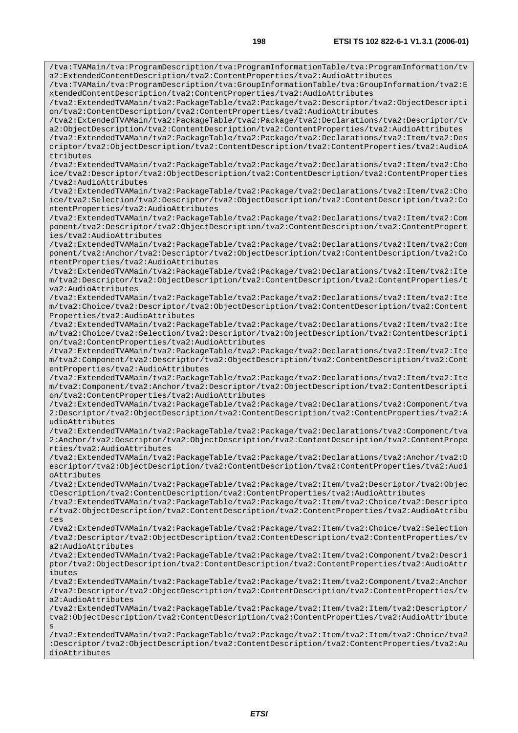```
/tva:TVAMain/tva:ProgramDescription/tva:ProgramInformationTable/tva:ProgramInformation/tva2:ExtendedContentDescription/tva2:ContentProperties/tva2:AudioAttributes
/tva:TVAMain/tva:ProgramDescription/tva:GroupInformationTable/tva:GroupInformation/tva2:ExtendedContentDescription/tva2:ContentProperties/tva2:AudioAttributes
/tva2:ExtendedTVAMain/tva2:PackageTable/tva2:Package/tva2:Descriptor/tva2:ObjectDescription/tva2:ContentDescription/tva2:ContentProperties/tva2:AudioAttributes
/tva2:ExtendedTVAMain/tva2:PackageTable/tva2:Package/tva2:Declarations/tva2:Descriptor/tva2:ObjectDescription/tva2:ContentDescription/tva2:ContentProperties/tva2:AudioAttributes
/tva2:ExtendedTVAMain/tva2:PackageTable/tva2:Package/tva2:Declarations/tva2:Item/tva2:Descriptor/tva2:ObjectDescription/tva2:ContentDescription/tva2:ContentProperties/tva2:AudioAttributes
/tva2:ExtendedTVAMain/tva2:PackageTable/tva2:Package/tva2:Declarations/tva2:Item/tva2:Choice/tva2:Descriptor/tva2:ObjectDescription/tva2:ContentDescription/tva2:ContentProperties/tva2:AudioAttributes
/tva2:ExtendedTVAMain/tva2:PackageTable/tva2:Package/tva2:Declarations/tva2:Item/tva2:Choice/tva2:Selection/tva2:Descriptor/tva2:ObjectDescription/tva2:ContentDescription/tva2:ContentProperties/tva2:AudioAttributes
/tva2:ExtendedTVAMain/tva2:PackageTable/tva2:Package/tva2:Declarations/tva2:Item/tva2:Component/tva2:Descriptor/tva2:ObjectDescription/tva2:ContentDescription/tva2:ContentProperties/tva2:AudioAttributes
/tva2:ExtendedTVAMain/tva2:PackageTable/tva2:Package/tva2:Declarations/tva2:Item/tva2:Component/tva2:Anchor/tva2:Descriptor/tva2:ObjectDescription/tva2:ContentDescription/tva2:ContentProperties/tva2:AudioAttributes
/tva2:ExtendedTVAMain/tva2:PackageTable/tva2:Package/tva2:Declarations/tva2:Item/tva2:Item/tva2:Descriptor/tva2:ObjectDescription/tva2:ContentDescription/tva2:ContentProperties/tva2:AudioAttributes
/tva2:ExtendedTVAMain/tva2:PackageTable/tva2:Package/tva2:Declarations/tva2:Item/tva2:Item/tva2:Choice/tva2:Descriptor/tva2:ObjectDescription/tva2:ContentDescription/tva2:ContentProperties/tva2:AudioAttributes
/tva2:ExtendedTVAMain/tva2:PackageTable/tva2:Package/tva2:Declarations/tva2:Item/tva2:Item/tva2:Choice/tva2:Selection/tva2:Descriptor/tva2:ObjectDescription/tva2:ContentDescription/tva2:ContentProperties/tva2:AudioAttributes
/tva2:ExtendedTVAMain/tva2:PackageTable/tva2:Package/tva2:Declarations/tva2:Item/tva2:Item/tva2:Component/tva2:Descriptor/tva2:ObjectDescription/tva2:ContentDescription/tva2:ContentProperties/tva2:AudioAttributes
/tva2:ExtendedTVAMain/tva2:PackageTable/tva2:Package/tva2:Declarations/tva2:Item/tva2:Item/tva2:Component/tva2:Anchor/tva2:Descriptor/tva2:ObjectDescription/tva2:ContentDescription/tva2:ContentProperties/tva2:AudioAttributes
/tva2:ExtendedTVAMain/tva2:PackageTable/tva2:Package/tva2:Declarations/tva2:Component/tva2:Descriptor/tva2:ObjectDescription/tva2:ContentDescription/tva2:ContentProperties/tva2:AudioAttributes
/tva2:ExtendedTVAMain/tva2:PackageTable/tva2:Package/tva2:Declarations/tva2:Component/tva2:Anchor/tva2:Descriptor/tva2:ObjectDescription/tva2:ContentDescription/tva2:ContentProperties/tva2:AudioAttributes
/tva2:ExtendedTVAMain/tva2:PackageTable/tva2:Package/tva2:Declarations/tva2:Anchor/tva2:Descriptor/tva2:ObjectDescription/tva2:ContentDescription/tva2:ContentProperties/tva2:AudioAttributes
/tva2:ExtendedTVAMain/tva2:PackageTable/tva2:Package/tva2:Item/tva2:Descriptor/tva2:ObjectDescription/tva2:ContentDescription/tva2:ContentProperties/tva2:AudioAttributes
/tva2:ExtendedTVAMain/tva2:PackageTable/tva2:Package/tva2:Item/tva2:Choice/tva2:Descriptor/tva2:ObjectDescription/tva2:ContentDescription/tva2:ContentProperties/tva2:AudioAttributes
/tva2:ExtendedTVAMain/tva2:PackageTable/tva2:Package/tva2:Item/tva2:Choice/tva2:Selection/tva2:Descriptor/tva2:ObjectDescription/tva2:ContentDescription/tva2:ContentProperties/tva2:AudioAttributes
/tva2:ExtendedTVAMain/tva2:PackageTable/tva2:Package/tva2:Item/tva2:Component/tva2:Descriptor/tva2:ObjectDescription/tva2:ContentDescription/tva2:ContentProperties/tva2:AudioAttributes
/tva2:ExtendedTVAMain/tva2:PackageTable/tva2:Package/tva2:Item/tva2:Component/tva2:Anchor/tva2:Descriptor/tva2:ObjectDescription/tva2:ContentDescription/tva2:ContentProperties/tva2:AudioAttributes
/tva2:ExtendedTVAMain/tva2:PackageTable/tva2:Package/tva2:Item/tva2:Item/tva2:Descriptor/tva2:ObjectDescription/tva2:ContentDescription/tva2:ContentProperties/tva2:AudioAttributes
/tva2:ExtendedTVAMain/tva2:PackageTable/tva2:Package/tva2:Item/tva2:Item/tva2:Choice/tva2:Descriptor/tva2:ObjectDescription/tva2:ContentDescription/tva2:ContentProperties/tva2:AudioAttributes
```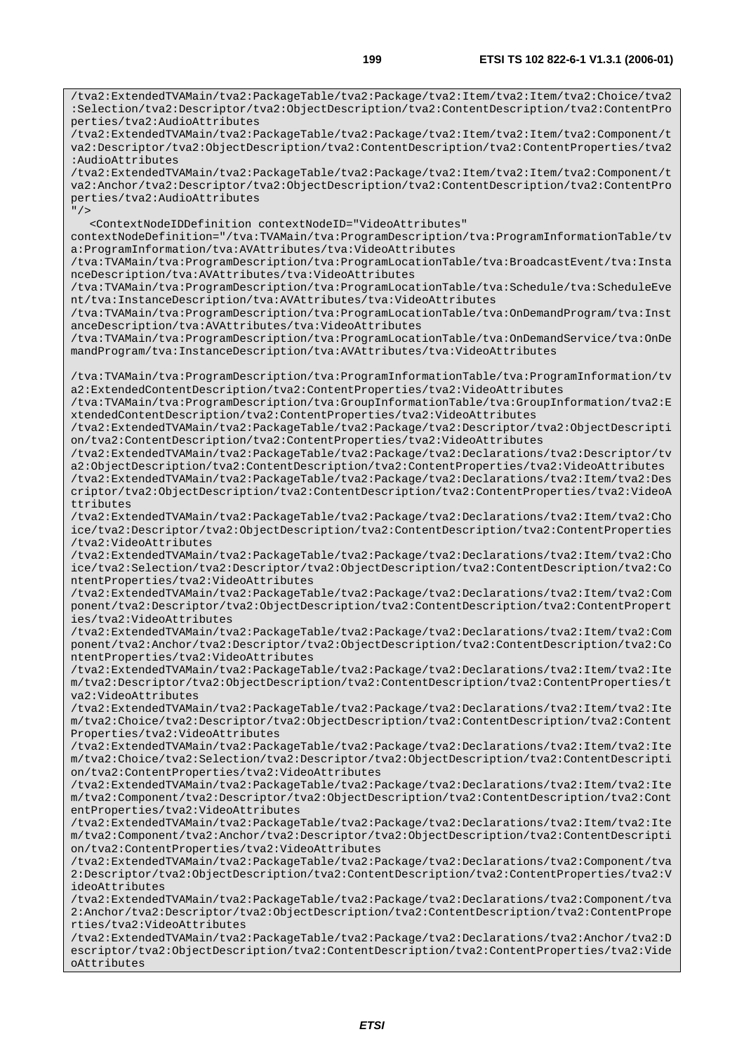```
/tva2:ExtendedTVAMain/tva2:PackageTable/tva2:Package/tva2:Item/tva2:Item/tva2:Choice/tva2
:Selection/tva2:Descriptor/tva2:ObjectDescription/tva2:ContentDescription/tva2:ContentPro
perties/tva2:AudioAttributes
/tva2:ExtendedTVAMain/tva2:PackageTable/tva2:Package/tva2:Item/tva2:Item/tva2:Component/t
va2:Descriptor/tva2:ObjectDescription/tva2:ContentDescription/tva2:ContentProperties/tva2
:AudioAttributes
/tva2:ExtendedTVAMain/tva2:PackageTable/tva2:Package/tva2:Item/tva2:Item/tva2:Component/t
va2:Anchor/tva2:Descriptor/tva2:ObjectDescription/tva2:ContentDescription/tva2:ContentPro
perties/tva2:AudioAttributes
"/>
   <ContextNodeIDDefinition contextNodeID="VideoAttributes"
contextNodeDefinition="/tva:TVAMain/tva:ProgramDescription/tva:ProgramInformationTable/tv
a:ProgramInformation/tva:AVAttributes/tva:VideoAttributes
/tva:TVAMain/tva:ProgramDescription/tva:ProgramLocationTable/tva:BroadcastEvent/tva:Insta
nceDescription/tva:AVAttributes/tva:VideoAttributes
/tva:TVAMain/tva:ProgramDescription/tva:ProgramLocationTable/tva:Schedule/tva:ScheduleEve
nt/tva:InstanceDescription/tva:AVAttributes/tva:VideoAttributes
/tva:TVAMain/tva:ProgramDescription/tva:ProgramLocationTable/tva:OnDemandProgram/tva:Inst
anceDescription/tva:AVAttributes/tva:VideoAttributes
/tva:TVAMain/tva:ProgramDescription/tva:ProgramLocationTable/tva:OnDemandService/tva:OnDe
mandProgram/tva:InstanceDescription/tva:AVAttributes/tva:VideoAttributes

/tva:TVAMain/tva:ProgramDescription/tva:ProgramInformationTable/tva:ProgramInformation/tv
a2:ExtendedContentDescription/tva2:ContentProperties/tva2:VideoAttributes
/tva:TVAMain/tva:ProgramDescription/tva:GroupInformationTable/tva:GroupInformation/tva2:E
xtendedContentDescription/tva2:ContentProperties/tva2:VideoAttributes
/tva2:ExtendedTVAMain/tva2:PackageTable/tva2:Package/tva2:Descriptor/tva2:ObjectDescripti
on/tva2:ContentDescription/tva2:ContentProperties/tva2:VideoAttributes
/tva2:ExtendedTVAMain/tva2:PackageTable/tva2:Package/tva2:Declarations/tva2:Descriptor/tv
a2:ObjectDescription/tva2:ContentDescription/tva2:ContentProperties/tva2:VideoAttributes
/tva2:ExtendedTVAMain/tva2:PackageTable/tva2:Package/tva2:Declarations/tva2:Item/tva2:Des
criptor/tva2:ObjectDescription/tva2:ContentDescription/tva2:ContentProperties/tva2:VideoA
ttributes
/tva2:ExtendedTVAMain/tva2:PackageTable/tva2:Package/tva2:Declarations/tva2:Item/tva2:Cho
ice/tva2:Descriptor/tva2:ObjectDescription/tva2:ContentDescription/tva2:ContentProperties
/tva2:VideoAttributes
/tva2:ExtendedTVAMain/tva2:PackageTable/tva2:Package/tva2:Declarations/tva2:Item/tva2:Cho
ice/tva2:Selection/tva2:Descriptor/tva2:ObjectDescription/tva2:ContentDescription/tva2:Co
ntentProperties/tva2:VideoAttributes
/tva2:ExtendedTVAMain/tva2:PackageTable/tva2:Package/tva2:Declarations/tva2:Item/tva2:Com
ponent/tva2:Descriptor/tva2:ObjectDescription/tva2:ContentDescription/tva2:ContentPropert
ies/tva2:VideoAttributes
/tva2:ExtendedTVAMain/tva2:PackageTable/tva2:Package/tva2:Declarations/tva2:Item/tva2:Com
ponent/tva2:Anchor/tva2:Descriptor/tva2:ObjectDescription/tva2:ContentDescription/tva2:Co
ntentProperties/tva2:VideoAttributes
/tva2:ExtendedTVAMain/tva2:PackageTable/tva2:Package/tva2:Declarations/tva2:Item/tva2:Ite
m/tva2:Descriptor/tva2:ObjectDescription/tva2:ContentDescription/tva2:ContentProperties/t
va2:VideoAttributes
/tva2:ExtendedTVAMain/tva2:PackageTable/tva2:Package/tva2:Declarations/tva2:Item/tva2:Ite
m/tva2:Choice/tva2:Descriptor/tva2:ObjectDescription/tva2:ContentDescription/tva2:Content
Properties/tva2:VideoAttributes
/tva2:ExtendedTVAMain/tva2:PackageTable/tva2:Package/tva2:Declarations/tva2:Item/tva2:Ite
m/tva2:Choice/tva2:Selection/tva2:Descriptor/tva2:ObjectDescription/tva2:ContentDescripti
on/tva2:ContentProperties/tva2:VideoAttributes
/tva2:ExtendedTVAMain/tva2:PackageTable/tva2:Package/tva2:Declarations/tva2:Item/tva2:Ite
m/tva2:Component/tva2:Descriptor/tva2:ObjectDescription/tva2:ContentDescription/tva2:Cont
entProperties/tva2:VideoAttributes
/tva2:ExtendedTVAMain/tva2:PackageTable/tva2:Package/tva2:Declarations/tva2:Item/tva2:Ite
m/tva2:Component/tva2:Anchor/tva2:Descriptor/tva2:ObjectDescription/tva2:ContentDescripti
on/tva2:ContentProperties/tva2:VideoAttributes
/tva2:ExtendedTVAMain/tva2:PackageTable/tva2:Package/tva2:Declarations/tva2:Component/tva
2:Descriptor/tva2:ObjectDescription/tva2:ContentDescription/tva2:ContentProperties/tva2:V
ideoAttributes
/tva2:ExtendedTVAMain/tva2:PackageTable/tva2:Package/tva2:Declarations/tva2:Component/tva
2:Anchor/tva2:Descriptor/tva2:ObjectDescription/tva2:ContentDescription/tva2:ContentPrope
rties/tva2:VideoAttributes
/tva2:ExtendedTVAMain/tva2:PackageTable/tva2:Package/tva2:Declarations/tva2:Anchor/tva2:D
escriptor/tva2:ObjectDescription/tva2:ContentDescription/tva2:ContentProperties/tva2:Vide
oAttributes
```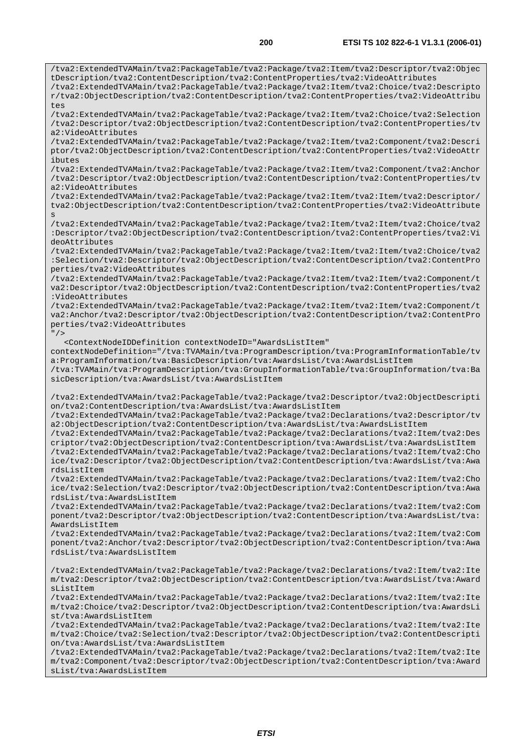```
/tva2:ExtendedTVAMain/tva2:PackageTable/tva2:Package/tva2:Item/tva2:Descriptor/tva2:ObjectDescription/tva2:ContentDescription/tva2:ContentProperties/tva2:VideoAttributes
/tva2:ExtendedTVAMain/tva2:PackageTable/tva2:Package/tva2:Item/tva2:Choice/tva2:Descriptor/tva2:ObjectDescription/tva2:ContentDescription/tva2:ContentProperties/tva2:VideoAttributes
/tva2:ExtendedTVAMain/tva2:PackageTable/tva2:Package/tva2:Item/tva2:Choice/tva2:Selection/tva2:Descriptor/tva2:ObjectDescription/tva2:ContentDescription/tva2:ContentProperties/tva2:VideoAttributes
/tva2:ExtendedTVAMain/tva2:PackageTable/tva2:Package/tva2:Item/tva2:Component/tva2:Descriptor/tva2:ObjectDescription/tva2:ContentDescription/tva2:ContentProperties/tva2:VideoAttributes
/tva2:ExtendedTVAMain/tva2:PackageTable/tva2:Package/tva2:Item/tva2:Component/tva2:Anchor/tva2:Descriptor/tva2:ObjectDescription/tva2:ContentDescription/tva2:ContentProperties/tva2:VideoAttributes
/tva2:ExtendedTVAMain/tva2:PackageTable/tva2:Package/tva2:Item/tva2:Item/tva2:Descriptor/tva2:ObjectDescription/tva2:ContentDescription/tva2:ContentProperties/tva2:VideoAttributes
/tva2:ExtendedTVAMain/tva2:PackageTable/tva2:Package/tva2:Item/tva2:Item/tva2:Choice/tva2:Descriptor/tva2:ObjectDescription/tva2:ContentDescription/tva2:ContentProperties/tva2:VideoAttributes
/tva2:ExtendedTVAMain/tva2:PackageTable/tva2:Package/tva2:Item/tva2:Item/tva2:Choice/tva2:Selection/tva2:Descriptor/tva2:ObjectDescription/tva2:ContentDescription/tva2:ContentProperties/tva2:VideoAttributes
/tva2:ExtendedTVAMain/tva2:PackageTable/tva2:Package/tva2:Item/tva2:Item/tva2:Component/tva2:Descriptor/tva2:ObjectDescription/tva2:ContentDescription/tva2:ContentProperties/tva2:VideoAttributes
/tva2:ExtendedTVAMain/tva2:PackageTable/tva2:Package/tva2:Item/tva2:Item/tva2:Component/tva2:Anchor/tva2:Descriptor/tva2:ObjectDescription/tva2:ContentDescription/tva2:ContentProperties/tva2:VideoAttributes
"/>
   <ContextNodeIDDefinition contextNodeID="AwardsListItem"
contextNodeDefinition="/tva:TVAMain/tva:ProgramDescription/tva:ProgramInformationTable/tva:ProgramInformation/tva:BasicDescription/tva:AwardsList/tva:AwardsListItem
/tva:TVAMain/tva:ProgramDescription/tva:GroupInformationTable/tva:GroupInformation/tva:BasicDescription/tva:AwardsList/tva:AwardsListItem

/tva2:ExtendedTVAMain/tva2:PackageTable/tva2:Package/tva2:Descriptor/tva2:ObjectDescription/tva2:ContentDescription/tva:AwardsList/tva:AwardsListItem
/tva2:ExtendedTVAMain/tva2:PackageTable/tva2:Package/tva2:Declarations/tva2:Descriptor/tva2:ObjectDescription/tva2:ContentDescription/tva:AwardsList/tva:AwardsListItem
/tva2:ExtendedTVAMain/tva2:PackageTable/tva2:Package/tva2:Declarations/tva2:Item/tva2:Descriptor/tva2:ObjectDescription/tva2:ContentDescription/tva:AwardsList/tva:AwardsListItem
/tva2:ExtendedTVAMain/tva2:PackageTable/tva2:Package/tva2:Declarations/tva2:Item/tva2:Choice/tva2:Descriptor/tva2:ObjectDescription/tva2:ContentDescription/tva:AwardsList/tva:AwardsListItem
/tva2:ExtendedTVAMain/tva2:PackageTable/tva2:Package/tva2:Declarations/tva2:Item/tva2:Choice/tva2:Selection/tva2:Descriptor/tva2:ObjectDescription/tva2:ContentDescription/tva:AwardsList/tva:AwardsListItem
/tva2:ExtendedTVAMain/tva2:PackageTable/tva2:Package/tva2:Declarations/tva2:Item/tva2:Component/tva2:Descriptor/tva2:ObjectDescription/tva2:ContentDescription/tva:AwardsList/tva:AwardsListItem
/tva2:ExtendedTVAMain/tva2:PackageTable/tva2:Package/tva2:Declarations/tva2:Item/tva2:Component/tva2:Anchor/tva2:Descriptor/tva2:ObjectDescription/tva2:ContentDescription/tva:AwardsList/tva:AwardsListItem

/tva2:ExtendedTVAMain/tva2:PackageTable/tva2:Package/tva2:Declarations/tva2:Item/tva2:Item/tva2:Descriptor/tva2:ObjectDescription/tva2:ContentDescription/tva:AwardsList/tva:AwardsListItem
/tva2:ExtendedTVAMain/tva2:PackageTable/tva2:Package/tva2:Declarations/tva2:Item/tva2:Item/tva2:Choice/tva2:Descriptor/tva2:ObjectDescription/tva2:ContentDescription/tva:AwardsList/tva:AwardsListItem
/tva2:ExtendedTVAMain/tva2:PackageTable/tva2:Package/tva2:Declarations/tva2:Item/tva2:Item/tva2:Choice/tva2:Selection/tva2:Descriptor/tva2:ObjectDescription/tva2:ContentDescription/tva:AwardsList/tva:AwardsListItem
/tva2:ExtendedTVAMain/tva2:PackageTable/tva2:Package/tva2:Declarations/tva2:Item/tva2:Item/tva2:Component/tva2:Descriptor/tva2:ObjectDescription/tva2:ContentDescription/tva:AwardsList/tva:AwardsListItem
```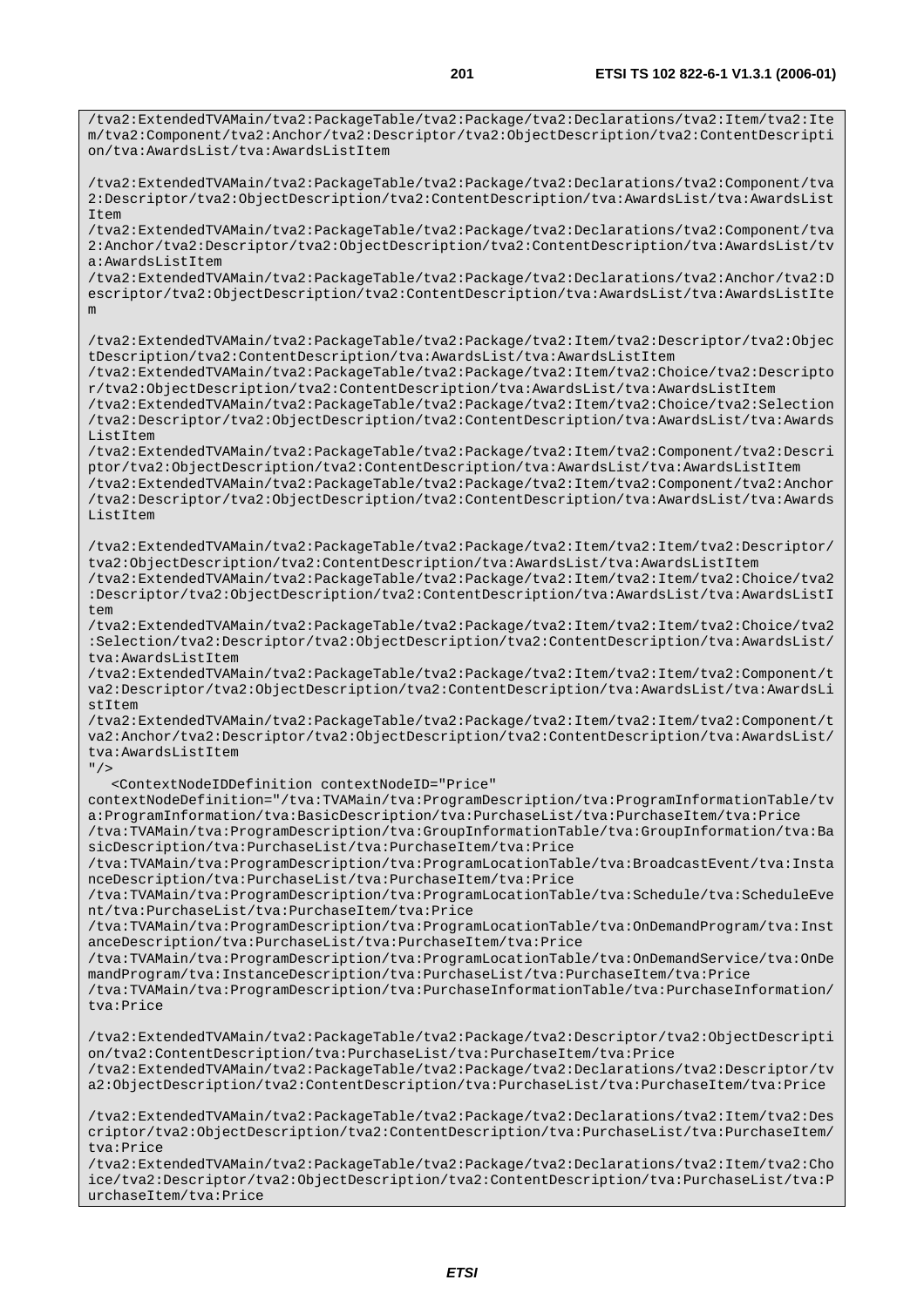```
/tva2:ExtendedTVAMain/tva2:PackageTable/tva2:Package/tva2:Declarations/tva2:Item/tva2:Item/tva2:Component/tva2:Anchor/tva2:Descriptor/tva2:ObjectDescription/tva2:ContentDescription/tva:AwardsList/tva:AwardsListItem

/tva2:ExtendedTVAMain/tva2:PackageTable/tva2:Package/tva2:Declarations/tva2:Component/tva2:Descriptor/tva2:ObjectDescription/tva2:ContentDescription/tva:AwardsList/tva:AwardsListItem
/tva2:ExtendedTVAMain/tva2:PackageTable/tva2:Package/tva2:Declarations/tva2:Component/tva2:Anchor/tva2:Descriptor/tva2:ObjectDescription/tva2:ContentDescription/tva:AwardsList/tva:AwardsListItem
/tva2:ExtendedTVAMain/tva2:PackageTable/tva2:Package/tva2:Declarations/tva2:Anchor/tva2:Descriptor/tva2:ObjectDescription/tva2:ContentDescription/tva:AwardsList/tva:AwardsListItem

/tva2:ExtendedTVAMain/tva2:PackageTable/tva2:Package/tva2:Item/tva2:Descriptor/tva2:ObjectDescription/tva2:ContentDescription/tva:AwardsList/tva:AwardsListItem
/tva2:ExtendedTVAMain/tva2:PackageTable/tva2:Package/tva2:Item/tva2:Choice/tva2:Descriptor/tva2:ObjectDescription/tva2:ContentDescription/tva:AwardsList/tva:AwardsListItem
/tva2:ExtendedTVAMain/tva2:PackageTable/tva2:Package/tva2:Item/tva2:Choice/tva2:Selection/tva2:Descriptor/tva2:ObjectDescription/tva2:ContentDescription/tva:AwardsList/tva:AwardsListItem
/tva2:ExtendedTVAMain/tva2:PackageTable/tva2:Package/tva2:Item/tva2:Component/tva2:Descriptor/tva2:ObjectDescription/tva2:ContentDescription/tva:AwardsList/tva:AwardsListItem
/tva2:ExtendedTVAMain/tva2:PackageTable/tva2:Package/tva2:Item/tva2:Component/tva2:Anchor/tva2:Descriptor/tva2:ObjectDescription/tva2:ContentDescription/tva:AwardsList/tva:AwardsListItem

/tva2:ExtendedTVAMain/tva2:PackageTable/tva2:Package/tva2:Item/tva2:Item/tva2:Descriptor/tva2:ObjectDescription/tva2:ContentDescription/tva:AwardsList/tva:AwardsListItem
/tva2:ExtendedTVAMain/tva2:PackageTable/tva2:Package/tva2:Item/tva2:Item/tva2:Choice/tva2:Descriptor/tva2:ObjectDescription/tva2:ContentDescription/tva:AwardsList/tva:AwardsListItem
/tva2:ExtendedTVAMain/tva2:PackageTable/tva2:Package/tva2:Item/tva2:Item/tva2:Choice/tva2:Selection/tva2:Descriptor/tva2:ObjectDescription/tva2:ContentDescription/tva:AwardsList/tva:AwardsListItem
/tva2:ExtendedTVAMain/tva2:PackageTable/tva2:Package/tva2:Item/tva2:Item/tva2:Component/tva2:Descriptor/tva2:ObjectDescription/tva2:ContentDescription/tva:AwardsList/tva:AwardsListItem
/tva2:ExtendedTVAMain/tva2:PackageTable/tva2:Package/tva2:Item/tva2:Item/tva2:Component/tva2:Anchor/tva2:Descriptor/tva2:ObjectDescription/tva2:ContentDescription/tva:AwardsList/tva:AwardsListItem
"/>
   <ContextNodeIDDefinition contextNodeID="Price"
contextNodeDefinition="/tva:TVAMain/tva:ProgramDescription/tva:ProgramInformationTable/tva:ProgramInformation/tva:BasicDescription/tva:PurchaseList/tva:PurchaseItem/tva:Price
/tva:TVAMain/tva:ProgramDescription/tva:GroupInformationTable/tva:GroupInformation/tva:BasicDescription/tva:PurchaseList/tva:PurchaseItem/tva:Price
/tva:TVAMain/tva:ProgramDescription/tva:ProgramLocationTable/tva:BroadcastEvent/tva:InstanceDescription/tva:PurchaseList/tva:PurchaseItem/tva:Price
/tva:TVAMain/tva:ProgramDescription/tva:ProgramLocationTable/tva:Schedule/tva:ScheduleEvent/tva:PurchaseList/tva:PurchaseItem/tva:Price
/tva:TVAMain/tva:ProgramDescription/tva:ProgramLocationTable/tva:OnDemandProgram/tva:InstanceDescription/tva:PurchaseList/tva:PurchaseItem/tva:Price
/tva:TVAMain/tva:ProgramDescription/tva:ProgramLocationTable/tva:OnDemandService/tva:OnDemandProgram/tva:InstanceDescription/tva:PurchaseList/tva:PurchaseItem/tva:Price
/tva:TVAMain/tva:ProgramDescription/tva:PurchaseInformationTable/tva:PurchaseInformation/tva:Price

/tva2:ExtendedTVAMain/tva2:PackageTable/tva2:Package/tva2:Descriptor/tva2:ObjectDescription/tva2:ContentDescription/tva:PurchaseList/tva:PurchaseItem/tva:Price
/tva2:ExtendedTVAMain/tva2:PackageTable/tva2:Package/tva2:Declarations/tva2:Descriptor/tva2:ObjectDescription/tva2:ContentDescription/tva:PurchaseList/tva:PurchaseItem/tva:Price

/tva2:ExtendedTVAMain/tva2:PackageTable/tva2:Package/tva2:Declarations/tva2:Item/tva2:Descriptor/tva2:ObjectDescription/tva2:ContentDescription/tva:PurchaseList/tva:PurchaseItem/tva:Price
/tva2:ExtendedTVAMain/tva2:PackageTable/tva2:Package/tva2:Declarations/tva2:Item/tva2:Choice/tva2:Descriptor/tva2:ObjectDescription/tva2:ContentDescription/tva:PurchaseList/tva:PurchaseItem/tva:Price
```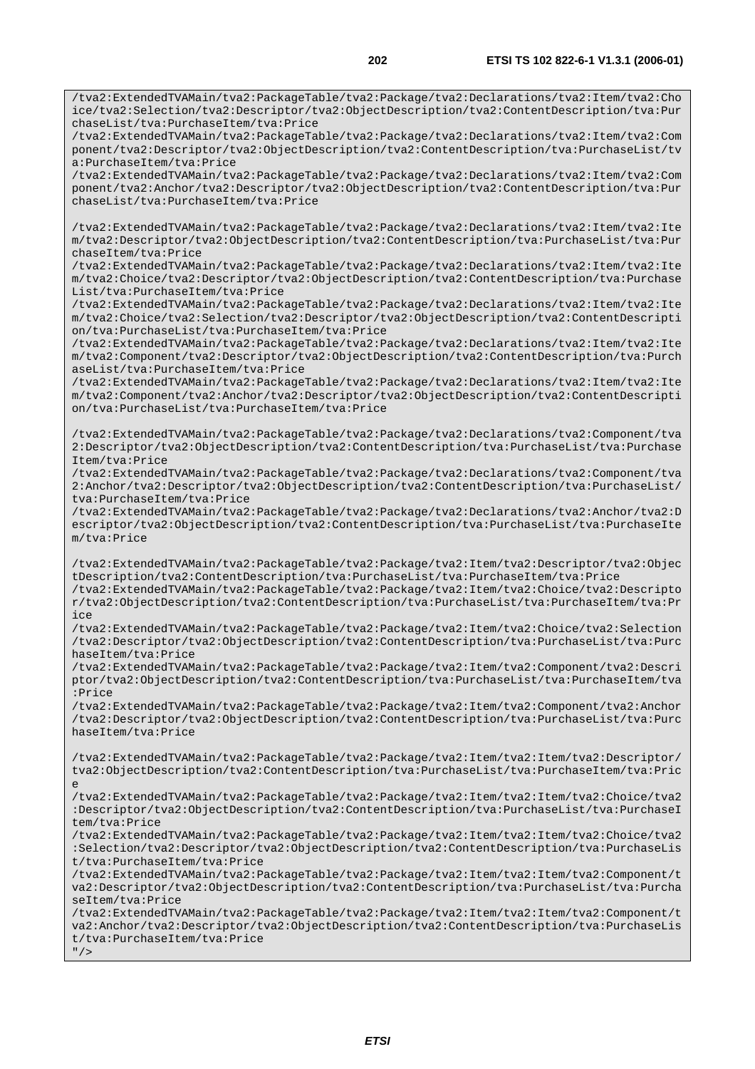```
/tva2:ExtendedTVAMain/tva2:PackageTable/tva2:Package/tva2:Declarations/tva2:Item/tva2:Choice/tva2:Selection/tva2:Descriptor/tva2:ObjectDescription/tva2:ContentDescription/tva:PurchaseList/tva:PurchaseItem/tva:Price
/tva2:ExtendedTVAMain/tva2:PackageTable/tva2:Package/tva2:Declarations/tva2:Item/tva2:Component/tva2:Descriptor/tva2:ObjectDescription/tva2:ContentDescription/tva:PurchaseList/tva:PurchaseItem/tva:Price
/tva2:ExtendedTVAMain/tva2:PackageTable/tva2:Package/tva2:Declarations/tva2:Item/tva2:Component/tva2:Anchor/tva2:Descriptor/tva2:ObjectDescription/tva2:ContentDescription/tva:PurchaseList/tva:PurchaseItem/tva:Price

/tva2:ExtendedTVAMain/tva2:PackageTable/tva2:Package/tva2:Declarations/tva2:Item/tva2:Item/tva2:Descriptor/tva2:ObjectDescription/tva2:ContentDescription/tva:PurchaseList/tva:PurchaseItem/tva:Price
/tva2:ExtendedTVAMain/tva2:PackageTable/tva2:Package/tva2:Declarations/tva2:Item/tva2:Item/tva2:Choice/tva2:Descriptor/tva2:ObjectDescription/tva2:ContentDescription/tva:PurchaseList/tva:PurchaseItem/tva:Price
/tva2:ExtendedTVAMain/tva2:PackageTable/tva2:Package/tva2:Declarations/tva2:Item/tva2:Item/tva2:Choice/tva2:Selection/tva2:Descriptor/tva2:ObjectDescription/tva2:ContentDescription/tva:PurchaseList/tva:PurchaseItem/tva:Price
/tva2:ExtendedTVAMain/tva2:PackageTable/tva2:Package/tva2:Declarations/tva2:Item/tva2:Item/tva2:Component/tva2:Descriptor/tva2:ObjectDescription/tva2:ContentDescription/tva:PurchaseList/tva:PurchaseItem/tva:Price
/tva2:ExtendedTVAMain/tva2:PackageTable/tva2:Package/tva2:Declarations/tva2:Item/tva2:Item/tva2:Component/tva2:Anchor/tva2:Descriptor/tva2:ObjectDescription/tva2:ContentDescription/tva:PurchaseList/tva:PurchaseItem/tva:Price

/tva2:ExtendedTVAMain/tva2:PackageTable/tva2:Package/tva2:Declarations/tva2:Component/tva2:Descriptor/tva2:ObjectDescription/tva2:ContentDescription/tva:PurchaseList/tva:PurchaseItem/tva:Price
/tva2:ExtendedTVAMain/tva2:PackageTable/tva2:Package/tva2:Declarations/tva2:Component/tva2:Anchor/tva2:Descriptor/tva2:ObjectDescription/tva2:ContentDescription/tva:PurchaseList/tva:PurchaseItem/tva:Price
/tva2:ExtendedTVAMain/tva2:PackageTable/tva2:Package/tva2:Declarations/tva2:Anchor/tva2:Descriptor/tva2:ObjectDescription/tva2:ContentDescription/tva:PurchaseList/tva:PurchaseItem/tva:Price

/tva2:ExtendedTVAMain/tva2:PackageTable/tva2:Package/tva2:Item/tva2:Descriptor/tva2:ObjectDescription/tva2:ContentDescription/tva:PurchaseList/tva:PurchaseItem/tva:Price
/tva2:ExtendedTVAMain/tva2:PackageTable/tva2:Package/tva2:Item/tva2:Choice/tva2:Descriptor/tva2:ObjectDescription/tva2:ContentDescription/tva:PurchaseList/tva:PurchaseItem/tva:Price
/tva2:ExtendedTVAMain/tva2:PackageTable/tva2:Package/tva2:Item/tva2:Choice/tva2:Selection/tva2:Descriptor/tva2:ObjectDescription/tva2:ContentDescription/tva:PurchaseList/tva:PurchaseItem/tva:Price
/tva2:ExtendedTVAMain/tva2:PackageTable/tva2:Package/tva2:Item/tva2:Component/tva2:Descriptor/tva2:ObjectDescription/tva2:ContentDescription/tva:PurchaseList/tva:PurchaseItem/tva:Price
/tva2:ExtendedTVAMain/tva2:PackageTable/tva2:Package/tva2:Item/tva2:Component/tva2:Anchor/tva2:Descriptor/tva2:ObjectDescription/tva2:ContentDescription/tva:PurchaseList/tva:PurchaseItem/tva:Price

/tva2:ExtendedTVAMain/tva2:PackageTable/tva2:Package/tva2:Item/tva2:Item/tva2:Descriptor/tva2:ObjectDescription/tva2:ContentDescription/tva:PurchaseList/tva:PurchaseItem/tva:Price
/tva2:ExtendedTVAMain/tva2:PackageTable/tva2:Package/tva2:Item/tva2:Item/tva2:Choice/tva2:Descriptor/tva2:ObjectDescription/tva2:ContentDescription/tva:PurchaseList/tva:PurchaseItem/tva:Price
/tva2:ExtendedTVAMain/tva2:PackageTable/tva2:Package/tva2:Item/tva2:Item/tva2:Choice/tva2:Selection/tva2:Descriptor/tva2:ObjectDescription/tva2:ContentDescription/tva:PurchaseList/tva:PurchaseItem/tva:Price
/tva2:ExtendedTVAMain/tva2:PackageTable/tva2:Package/tva2:Item/tva2:Item/tva2:Component/tva2:Descriptor/tva2:ObjectDescription/tva2:ContentDescription/tva:PurchaseList/tva:PurchaseItem/tva:Price
/tva2:ExtendedTVAMain/tva2:PackageTable/tva2:Package/tva2:Item/tva2:Item/tva2:Component/tva2:Anchor/tva2:Descriptor/tva2:ObjectDescription/tva2:ContentDescription/tva:PurchaseList/tva:PurchaseItem/tva:Price
"/>
```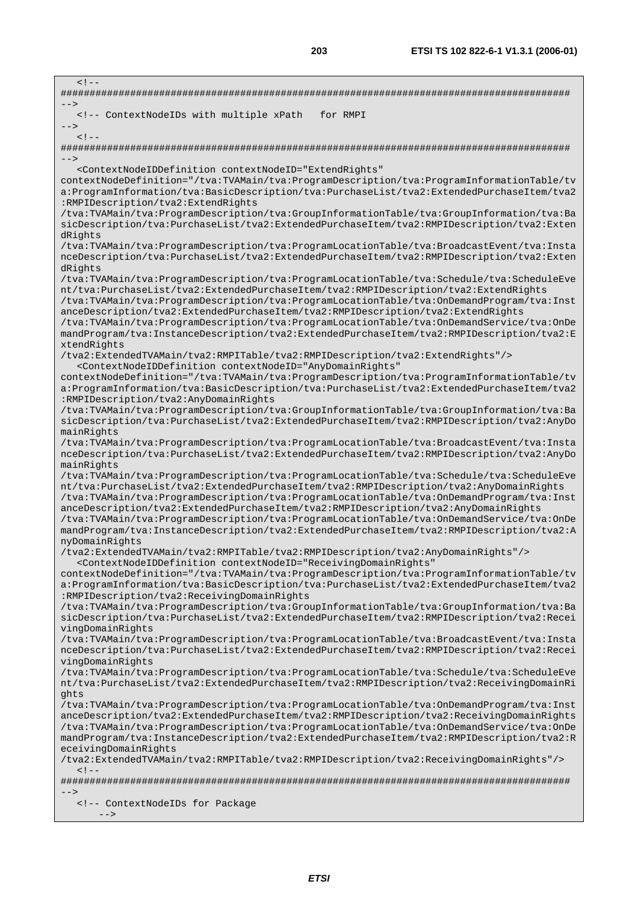```
   <!--
########################################################################################
-->
   <!-- ContextNodeIDs with multiple xPath   for RMPI
-->
   <!--
########################################################################################
-->
   <ContextNodeIDDefinition contextNodeID="ExtendRights"
contextNodeDefinition="/tva:TVAMain/tva:ProgramDescription/tva:ProgramInformationTable/tv
a:ProgramInformation/tva:BasicDescription/tva:PurchaseList/tva2:ExtendedPurchaseItem/tva2
:RMPIDescription/tva2:ExtendRights
/tva:TVAMain/tva:ProgramDescription/tva:GroupInformationTable/tva:GroupInformation/tva:Ba
sicDescription/tva:PurchaseList/tva2:ExtendedPurchaseItem/tva2:RMPIDescription/tva2:Exten
dRights
/tva:TVAMain/tva:ProgramDescription/tva:ProgramLocationTable/tva:BroadcastEvent/tva:Insta
nceDescription/tva:PurchaseList/tva2:ExtendedPurchaseItem/tva2:RMPIDescription/tva2:Exten
dRights
/tva:TVAMain/tva:ProgramDescription/tva:ProgramLocationTable/tva:Schedule/tva:ScheduleEve
nt/tva:PurchaseList/tva2:ExtendedPurchaseItem/tva2:RMPIDescription/tva2:ExtendRights
/tva:TVAMain/tva:ProgramDescription/tva:ProgramLocationTable/tva:OnDemandProgram/tva:Inst
anceDescription/tva2:ExtendedPurchaseItem/tva2:RMPIDescription/tva2:ExtendRights
/tva:TVAMain/tva:ProgramDescription/tva:ProgramLocationTable/tva:OnDemandService/tva:OnDe
mandProgram/tva:InstanceDescription/tva2:ExtendedPurchaseItem/tva2:RMPIDescription/tva2:E
xtendRights
/tva2:ExtendedTVAMain/tva2:RMPITable/tva2:RMPIDescription/tva2:ExtendRights"/>
   <ContextNodeIDDefinition contextNodeID="AnyDomainRights"
contextNodeDefinition="/tva:TVAMain/tva:ProgramDescription/tva:ProgramInformationTable/tv
a:ProgramInformation/tva:BasicDescription/tva:PurchaseList/tva2:ExtendedPurchaseItem/tva2
:RMPIDescription/tva2:AnyDomainRights
/tva:TVAMain/tva:ProgramDescription/tva:GroupInformationTable/tva:GroupInformation/tva:Ba
sicDescription/tva:PurchaseList/tva2:ExtendedPurchaseItem/tva2:RMPIDescription/tva2:AnyDo
mainRights
/tva:TVAMain/tva:ProgramDescription/tva:ProgramLocationTable/tva:BroadcastEvent/tva:Insta
nceDescription/tva:PurchaseList/tva2:ExtendedPurchaseItem/tva2:RMPIDescription/tva2:AnyDo
mainRights
/tva:TVAMain/tva:ProgramDescription/tva:ProgramLocationTable/tva:Schedule/tva:ScheduleEve
nt/tva:PurchaseList/tva2:ExtendedPurchaseItem/tva2:RMPIDescription/tva2:AnyDomainRights
/tva:TVAMain/tva:ProgramDescription/tva:ProgramLocationTable/tva:OnDemandProgram/tva:Inst
anceDescription/tva2:ExtendedPurchaseItem/tva2:RMPIDescription/tva2:AnyDomainRights
/tva:TVAMain/tva:ProgramDescription/tva:ProgramLocationTable/tva:OnDemandService/tva:OnDe
mandProgram/tva:InstanceDescription/tva2:ExtendedPurchaseItem/tva2:RMPIDescription/tva2:A
nyDomainRights
/tva2:ExtendedTVAMain/tva2:RMPITable/tva2:RMPIDescription/tva2:AnyDomainRights"/>
   <ContextNodeIDDefinition contextNodeID="ReceivingDomainRights"
contextNodeDefinition="/tva:TVAMain/tva:ProgramDescription/tva:ProgramInformationTable/tv
a:ProgramInformation/tva:BasicDescription/tva:PurchaseList/tva2:ExtendedPurchaseItem/tva2
:RMPIDescription/tva2:ReceivingDomainRights
/tva:TVAMain/tva:ProgramDescription/tva:GroupInformationTable/tva:GroupInformation/tva:Ba
sicDescription/tva:PurchaseList/tva2:ExtendedPurchaseItem/tva2:RMPIDescription/tva2:Recei
vingDomainRights
/tva:TVAMain/tva:ProgramDescription/tva:ProgramLocationTable/tva:BroadcastEvent/tva:Insta
nceDescription/tva:PurchaseList/tva2:ExtendedPurchaseItem/tva2:RMPIDescription/tva2:Recei
vingDomainRights
/tva:TVAMain/tva:ProgramDescription/tva:ProgramLocationTable/tva:Schedule/tva:ScheduleEve
nt/tva:PurchaseList/tva2:ExtendedPurchaseItem/tva2:RMPIDescription/tva2:ReceivingDomainRi
ghts
/tva:TVAMain/tva:ProgramDescription/tva:ProgramLocationTable/tva:OnDemandProgram/tva:Inst
anceDescription/tva2:ExtendedPurchaseItem/tva2:RMPIDescription/tva2:ReceivingDomainRights
/tva:TVAMain/tva:ProgramDescription/tva:ProgramLocationTable/tva:OnDemandService/tva:OnDe
mandProgram/tva:InstanceDescription/tva2:ExtendedPurchaseItem/tva2:RMPIDescription/tva2:R
eceivingDomainRights
/tva2:ExtendedTVAMain/tva2:RMPITable/tva2:RMPIDescription/tva2:ReceivingDomainRights"/>
   <!--
########################################################################################
-->
   <!-- ContextNodeIDs for Package
       -->
```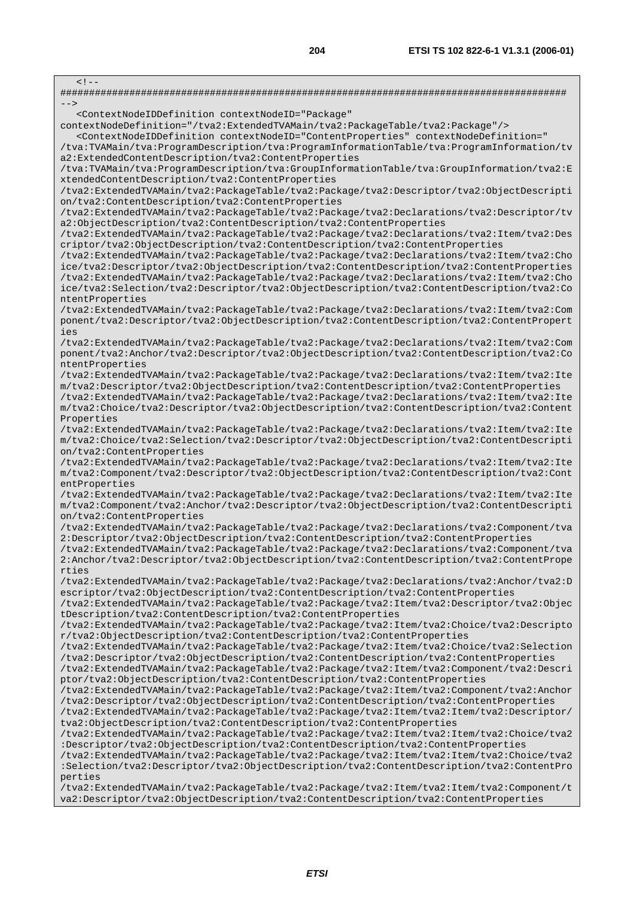```
<!--
########################################################################################
-->
   <ContextNodeIDDefinition contextNodeID="Package" 
contextNodeDefinition="/tva2:ExtendedTVAMain/tva2:PackageTable/tva2:Package"/>
   <ContextNodeIDDefinition contextNodeID="ContentProperties" contextNodeDefinition="
/tva:TVAMain/tva:ProgramDescription/tva:ProgramInformationTable/tva:ProgramInformation/tv
a2:ExtendedContentDescription/tva2:ContentProperties 
/tva:TVAMain/tva:ProgramDescription/tva:GroupInformationTable/tva:GroupInformation/tva2:E
xtendedContentDescription/tva2:ContentProperties 
/tva2:ExtendedTVAMain/tva2:PackageTable/tva2:Package/tva2:Descriptor/tva2:ObjectDescripti
on/tva2:ContentDescription/tva2:ContentProperties 
/tva2:ExtendedTVAMain/tva2:PackageTable/tva2:Package/tva2:Declarations/tva2:Descriptor/tv
a2:ObjectDescription/tva2:ContentDescription/tva2:ContentProperties 
/tva2:ExtendedTVAMain/tva2:PackageTable/tva2:Package/tva2:Declarations/tva2:Item/tva2:Des
criptor/tva2:ObjectDescription/tva2:ContentDescription/tva2:ContentProperties 
/tva2:ExtendedTVAMain/tva2:PackageTable/tva2:Package/tva2:Declarations/tva2:Item/tva2:Cho
ice/tva2:Descriptor/tva2:ObjectDescription/tva2:ContentDescription/tva2:ContentProperties 
/tva2:ExtendedTVAMain/tva2:PackageTable/tva2:Package/tva2:Declarations/tva2:Item/tva2:Cho
ice/tva2:Selection/tva2:Descriptor/tva2:ObjectDescription/tva2:ContentDescription/tva2:Co
ntentProperties 
/tva2:ExtendedTVAMain/tva2:PackageTable/tva2:Package/tva2:Declarations/tva2:Item/tva2:Com
ponent/tva2:Descriptor/tva2:ObjectDescription/tva2:ContentDescription/tva2:ContentPropert
ies 
/tva2:ExtendedTVAMain/tva2:PackageTable/tva2:Package/tva2:Declarations/tva2:Item/tva2:Com
ponent/tva2:Anchor/tva2:Descriptor/tva2:ObjectDescription/tva2:ContentDescription/tva2:Co
ntentProperties 
/tva2:ExtendedTVAMain/tva2:PackageTable/tva2:Package/tva2:Declarations/tva2:Item/tva2:Ite
m/tva2:Descriptor/tva2:ObjectDescription/tva2:ContentDescription/tva2:ContentProperties 
/tva2:ExtendedTVAMain/tva2:PackageTable/tva2:Package/tva2:Declarations/tva2:Item/tva2:Ite
m/tva2:Choice/tva2:Descriptor/tva2:ObjectDescription/tva2:ContentDescription/tva2:Content
Properties 
/tva2:ExtendedTVAMain/tva2:PackageTable/tva2:Package/tva2:Declarations/tva2:Item/tva2:Ite
m/tva2:Choice/tva2:Selection/tva2:Descriptor/tva2:ObjectDescription/tva2:ContentDescripti
on/tva2:ContentProperties 
/tva2:ExtendedTVAMain/tva2:PackageTable/tva2:Package/tva2:Declarations/tva2:Item/tva2:Ite
m/tva2:Component/tva2:Descriptor/tva2:ObjectDescription/tva2:ContentDescription/tva2:Cont
entProperties 
/tva2:ExtendedTVAMain/tva2:PackageTable/tva2:Package/tva2:Declarations/tva2:Item/tva2:Ite
m/tva2:Component/tva2:Anchor/tva2:Descriptor/tva2:ObjectDescription/tva2:ContentDescripti
on/tva2:ContentProperties 
/tva2:ExtendedTVAMain/tva2:PackageTable/tva2:Package/tva2:Declarations/tva2:Component/tva
2:Descriptor/tva2:ObjectDescription/tva2:ContentDescription/tva2:ContentProperties 
/tva2:ExtendedTVAMain/tva2:PackageTable/tva2:Package/tva2:Declarations/tva2:Component/tva
2:Anchor/tva2:Descriptor/tva2:ObjectDescription/tva2:ContentDescription/tva2:ContentPrope
rties 
/tva2:ExtendedTVAMain/tva2:PackageTable/tva2:Package/tva2:Declarations/tva2:Anchor/tva2:D
escriptor/tva2:ObjectDescription/tva2:ContentDescription/tva2:ContentProperties 
/tva2:ExtendedTVAMain/tva2:PackageTable/tva2:Package/tva2:Item/tva2:Descriptor/tva2:Objec
tDescription/tva2:ContentDescription/tva2:ContentProperties 
/tva2:ExtendedTVAMain/tva2:PackageTable/tva2:Package/tva2:Item/tva2:Choice/tva2:Descripto
r/tva2:ObjectDescription/tva2:ContentDescription/tva2:ContentProperties 
/tva2:ExtendedTVAMain/tva2:PackageTable/tva2:Package/tva2:Item/tva2:Choice/tva2:Selection
/tva2:Descriptor/tva2:ObjectDescription/tva2:ContentDescription/tva2:ContentProperties 
/tva2:ExtendedTVAMain/tva2:PackageTable/tva2:Package/tva2:Item/tva2:Component/tva2:Descri
ptor/tva2:ObjectDescription/tva2:ContentDescription/tva2:ContentProperties 
/tva2:ExtendedTVAMain/tva2:PackageTable/tva2:Package/tva2:Item/tva2:Component/tva2:Anchor
/tva2:Descriptor/tva2:ObjectDescription/tva2:ContentDescription/tva2:ContentProperties 
/tva2:ExtendedTVAMain/tva2:PackageTable/tva2:Package/tva2:Item/tva2:Item/tva2:Descriptor/
tva2:ObjectDescription/tva2:ContentDescription/tva2:ContentProperties 
/tva2:ExtendedTVAMain/tva2:PackageTable/tva2:Package/tva2:Item/tva2:Item/tva2:Choice/tva2
:Descriptor/tva2:ObjectDescription/tva2:ContentDescription/tva2:ContentProperties 
/tva2:ExtendedTVAMain/tva2:PackageTable/tva2:Package/tva2:Item/tva2:Item/tva2:Choice/tva2
:Selection/tva2:Descriptor/tva2:ObjectDescription/tva2:ContentDescription/tva2:ContentPro
perties 
/tva2:ExtendedTVAMain/tva2:PackageTable/tva2:Package/tva2:Item/tva2:Item/tva2:Component/t
va2:Descriptor/tva2:ObjectDescription/tva2:ContentDescription/tva2:ContentProperties
```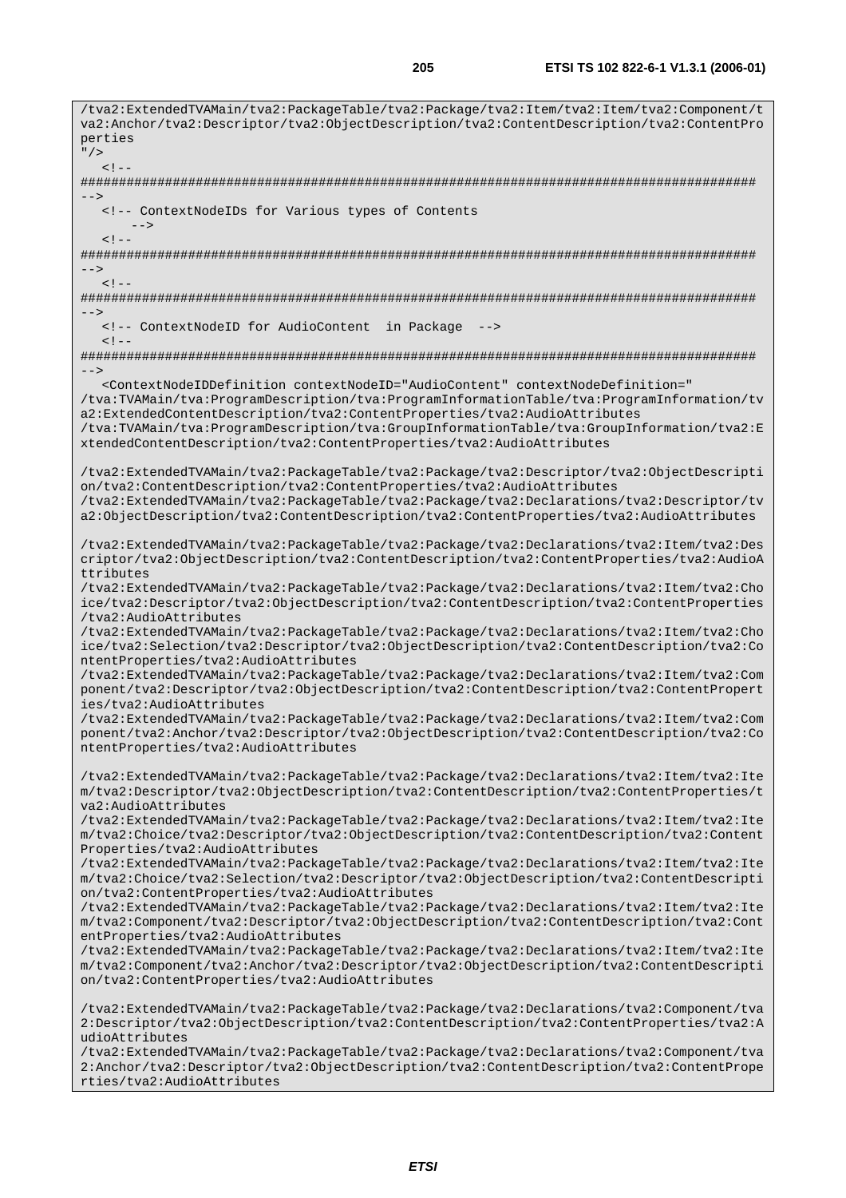```
/tva2:ExtendedTVAMain/tva2:PackageTable/tva2:Package/tva2:Item/tva2:Item/tva2:Component/t
va2:Anchor/tva2:Descriptor/tva2:ObjectDescription/tva2:ContentDescription/tva2:ContentPro
perties
"/>
   <!--
########################################################################################
-->
   <!-- ContextNodeIDs for Various types of Contents
        -->
   <!--
########################################################################################
-->
   <!--
########################################################################################
-->
   <!-- ContextNodeID for AudioContent  in Package  -->
   <!--
########################################################################################
-->
   <ContextNodeIDDefinition contextNodeID="AudioContent" contextNodeDefinition="
/tva:TVAMain/tva:ProgramDescription/tva:ProgramInformationTable/tva:ProgramInformation/tv
a2:ExtendedContentDescription/tva2:ContentProperties/tva2:AudioAttributes
/tva:TVAMain/tva:ProgramDescription/tva:GroupInformationTable/tva:GroupInformation/tva2:E
xtendedContentDescription/tva2:ContentProperties/tva2:AudioAttributes

/tva2:ExtendedTVAMain/tva2:PackageTable/tva2:Package/tva2:Descriptor/tva2:ObjectDescripti
on/tva2:ContentDescription/tva2:ContentProperties/tva2:AudioAttributes
/tva2:ExtendedTVAMain/tva2:PackageTable/tva2:Package/tva2:Declarations/tva2:Descriptor/tv
a2:ObjectDescription/tva2:ContentDescription/tva2:ContentProperties/tva2:AudioAttributes

/tva2:ExtendedTVAMain/tva2:PackageTable/tva2:Package/tva2:Declarations/tva2:Item/tva2:Des
criptor/tva2:ObjectDescription/tva2:ContentDescription/tva2:ContentProperties/tva2:AudioA
ttributes
/tva2:ExtendedTVAMain/tva2:PackageTable/tva2:Package/tva2:Declarations/tva2:Item/tva2:Cho
ice/tva2:Descriptor/tva2:ObjectDescription/tva2:ContentDescription/tva2:ContentProperties
/tva2:AudioAttributes
/tva2:ExtendedTVAMain/tva2:PackageTable/tva2:Package/tva2:Declarations/tva2:Item/tva2:Cho
ice/tva2:Selection/tva2:Descriptor/tva2:ObjectDescription/tva2:ContentDescription/tva2:Co
ntentProperties/tva2:AudioAttributes
/tva2:ExtendedTVAMain/tva2:PackageTable/tva2:Package/tva2:Declarations/tva2:Item/tva2:Com
ponent/tva2:Descriptor/tva2:ObjectDescription/tva2:ContentDescription/tva2:ContentPropert
ies/tva2:AudioAttributes
/tva2:ExtendedTVAMain/tva2:PackageTable/tva2:Package/tva2:Declarations/tva2:Item/tva2:Com
ponent/tva2:Anchor/tva2:Descriptor/tva2:ObjectDescription/tva2:ContentDescription/tva2:Co
ntentProperties/tva2:AudioAttributes

/tva2:ExtendedTVAMain/tva2:PackageTable/tva2:Package/tva2:Declarations/tva2:Item/tva2:Ite
m/tva2:Descriptor/tva2:ObjectDescription/tva2:ContentDescription/tva2:ContentProperties/t
va2:AudioAttributes
/tva2:ExtendedTVAMain/tva2:PackageTable/tva2:Package/tva2:Declarations/tva2:Item/tva2:Ite
m/tva2:Choice/tva2:Descriptor/tva2:ObjectDescription/tva2:ContentDescription/tva2:Content
Properties/tva2:AudioAttributes
/tva2:ExtendedTVAMain/tva2:PackageTable/tva2:Package/tva2:Declarations/tva2:Item/tva2:Ite
m/tva2:Choice/tva2:Selection/tva2:Descriptor/tva2:ObjectDescription/tva2:ContentDescripti
on/tva2:ContentProperties/tva2:AudioAttributes
/tva2:ExtendedTVAMain/tva2:PackageTable/tva2:Package/tva2:Declarations/tva2:Item/tva2:Ite
m/tva2:Component/tva2:Descriptor/tva2:ObjectDescription/tva2:ContentDescription/tva2:Cont
entProperties/tva2:AudioAttributes
/tva2:ExtendedTVAMain/tva2:PackageTable/tva2:Package/tva2:Declarations/tva2:Item/tva2:Ite
m/tva2:Component/tva2:Anchor/tva2:Descriptor/tva2:ObjectDescription/tva2:ContentDescripti
on/tva2:ContentProperties/tva2:AudioAttributes

/tva2:ExtendedTVAMain/tva2:PackageTable/tva2:Package/tva2:Declarations/tva2:Component/tva
2:Descriptor/tva2:ObjectDescription/tva2:ContentDescription/tva2:ContentProperties/tva2:A
udioAttributes
/tva2:ExtendedTVAMain/tva2:PackageTable/tva2:Package/tva2:Declarations/tva2:Component/tva
2:Anchor/tva2:Descriptor/tva2:ObjectDescription/tva2:ContentDescription/tva2:ContentPrope
rties/tva2:AudioAttributes
```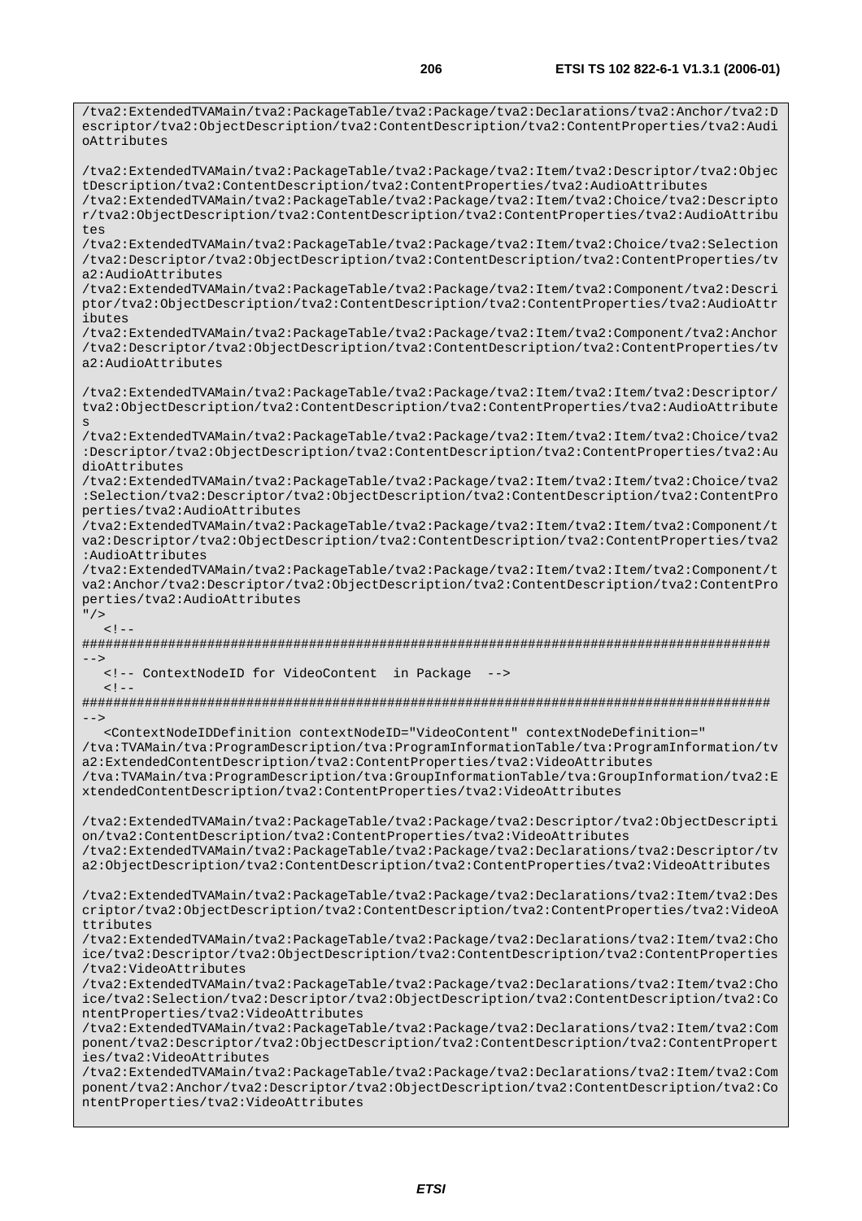```
/tva2:ExtendedTVAMain/tva2:PackageTable/tva2:Package/tva2:Declarations/tva2:Anchor/tva2:Descriptor/tva2:ObjectDescription/tva2:ContentDescription/tva2:ContentProperties/tva2:AudioAttributes

/tva2:ExtendedTVAMain/tva2:PackageTable/tva2:Package/tva2:Item/tva2:Descriptor/tva2:ObjectDescription/tva2:ContentDescription/tva2:ContentProperties/tva2:AudioAttributes
/tva2:ExtendedTVAMain/tva2:PackageTable/tva2:Package/tva2:Item/tva2:Choice/tva2:Descriptor/tva2:ObjectDescription/tva2:ContentDescription/tva2:ContentProperties/tva2:AudioAttributes
/tva2:ExtendedTVAMain/tva2:PackageTable/tva2:Package/tva2:Item/tva2:Choice/tva2:Selection/tva2:Descriptor/tva2:ObjectDescription/tva2:ContentDescription/tva2:ContentProperties/tva2:AudioAttributes
/tva2:ExtendedTVAMain/tva2:PackageTable/tva2:Package/tva2:Item/tva2:Component/tva2:Descriptor/tva2:ObjectDescription/tva2:ContentDescription/tva2:ContentProperties/tva2:AudioAttributes
/tva2:ExtendedTVAMain/tva2:PackageTable/tva2:Package/tva2:Item/tva2:Component/tva2:Anchor/tva2:Descriptor/tva2:ObjectDescription/tva2:ContentDescription/tva2:ContentProperties/tva2:AudioAttributes

/tva2:ExtendedTVAMain/tva2:PackageTable/tva2:Package/tva2:Item/tva2:Item/tva2:Descriptor/tva2:ObjectDescription/tva2:ContentDescription/tva2:ContentProperties/tva2:AudioAttributes
/tva2:ExtendedTVAMain/tva2:PackageTable/tva2:Package/tva2:Item/tva2:Item/tva2:Choice/tva2:Descriptor/tva2:ObjectDescription/tva2:ContentDescription/tva2:ContentProperties/tva2:AudioAttributes
/tva2:ExtendedTVAMain/tva2:PackageTable/tva2:Package/tva2:Item/tva2:Item/tva2:Choice/tva2:Selection/tva2:Descriptor/tva2:ObjectDescription/tva2:ContentDescription/tva2:ContentProperties/tva2:AudioAttributes
/tva2:ExtendedTVAMain/tva2:PackageTable/tva2:Package/tva2:Item/tva2:Item/tva2:Component/tva2:Descriptor/tva2:ObjectDescription/tva2:ContentDescription/tva2:ContentProperties/tva2:AudioAttributes
/tva2:ExtendedTVAMain/tva2:PackageTable/tva2:Package/tva2:Item/tva2:Item/tva2:Component/tva2:Anchor/tva2:Descriptor/tva2:ObjectDescription/tva2:ContentDescription/tva2:ContentProperties/tva2:AudioAttributes
"/>
   <!--
##########################################################################################
-->
   <!-- ContextNodeID for VideoContent  in Package  -->
   <!--
##########################################################################################
-->
   <ContextNodeIDDefinition contextNodeID="VideoContent" contextNodeDefinition="
/tva:TVAMain/tva:ProgramDescription/tva:ProgramInformationTable/tva:ProgramInformation/tva2:ExtendedContentDescription/tva2:ContentProperties/tva2:VideoAttributes
/tva:TVAMain/tva:ProgramDescription/tva:GroupInformationTable/tva:GroupInformation/tva2:ExtendedContentDescription/tva2:ContentProperties/tva2:VideoAttributes

/tva2:ExtendedTVAMain/tva2:PackageTable/tva2:Package/tva2:Descriptor/tva2:ObjectDescription/tva2:ContentDescription/tva2:ContentProperties/tva2:VideoAttributes
/tva2:ExtendedTVAMain/tva2:PackageTable/tva2:Package/tva2:Declarations/tva2:Descriptor/tva2:ObjectDescription/tva2:ContentDescription/tva2:ContentProperties/tva2:VideoAttributes

/tva2:ExtendedTVAMain/tva2:PackageTable/tva2:Package/tva2:Declarations/tva2:Item/tva2:Descriptor/tva2:ObjectDescription/tva2:ContentDescription/tva2:ContentProperties/tva2:VideoAttributes
/tva2:ExtendedTVAMain/tva2:PackageTable/tva2:Package/tva2:Declarations/tva2:Item/tva2:Choice/tva2:Descriptor/tva2:ObjectDescription/tva2:ContentDescription/tva2:ContentProperties/tva2:VideoAttributes
/tva2:ExtendedTVAMain/tva2:PackageTable/tva2:Package/tva2:Declarations/tva2:Item/tva2:Choice/tva2:Selection/tva2:Descriptor/tva2:ObjectDescription/tva2:ContentDescription/tva2:ContentProperties/tva2:VideoAttributes
/tva2:ExtendedTVAMain/tva2:PackageTable/tva2:Package/tva2:Declarations/tva2:Item/tva2:Component/tva2:Descriptor/tva2:ObjectDescription/tva2:ContentDescription/tva2:ContentProperties/tva2:VideoAttributes
/tva2:ExtendedTVAMain/tva2:PackageTable/tva2:Package/tva2:Declarations/tva2:Item/tva2:Component/tva2:Anchor/tva2:Descriptor/tva2:ObjectDescription/tva2:ContentDescription/tva2:ContentProperties/tva2:VideoAttributes
```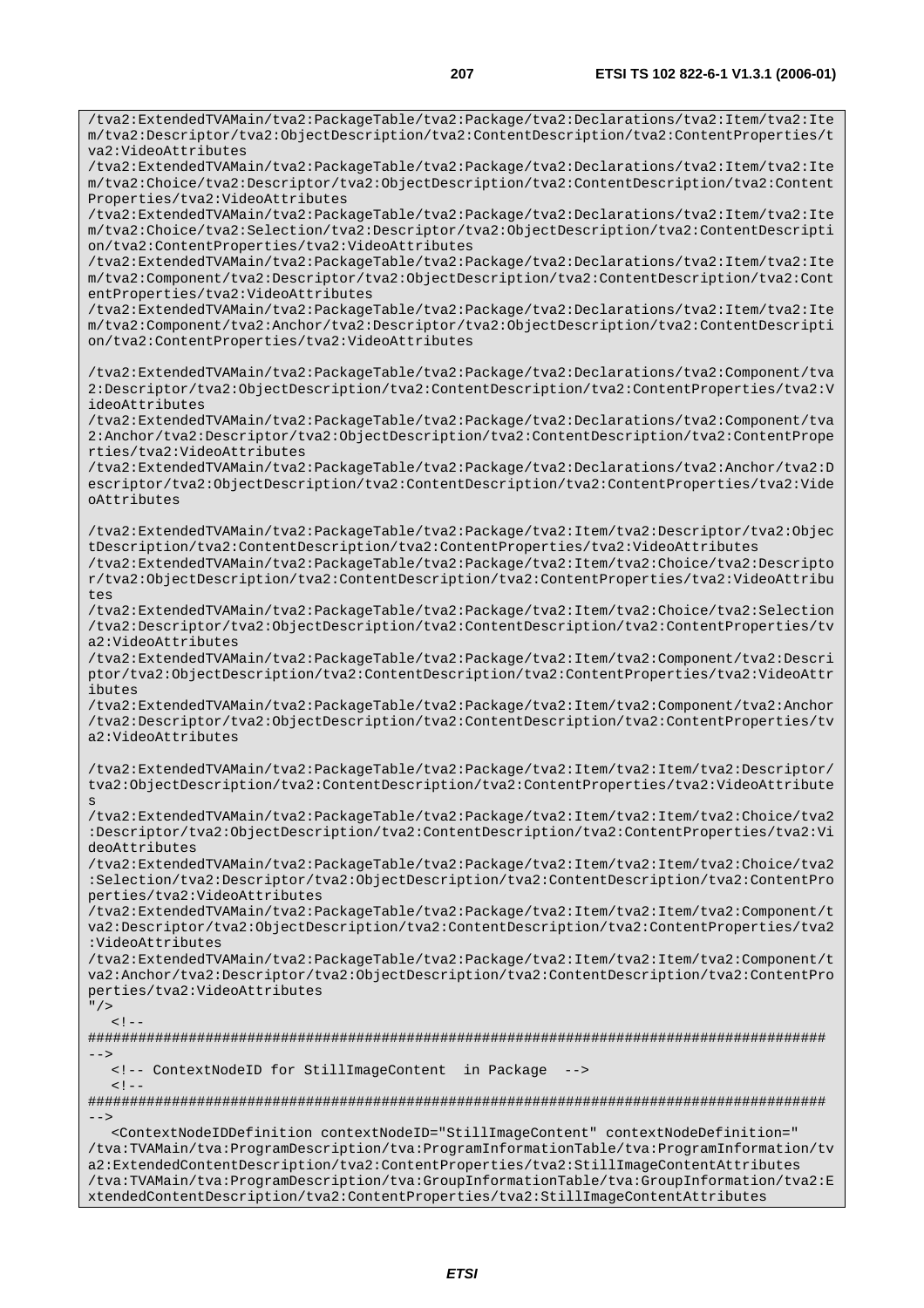```
/tva2:ExtendedTVAMain/tva2:PackageTable/tva2:Package/tva2:Declarations/tva2:Item/tva2:Ite
m/tva2:Descriptor/tva2:ObjectDescription/tva2:ContentDescription/tva2:ContentProperties/t
va2:VideoAttributes
/tva2:ExtendedTVAMain/tva2:PackageTable/tva2:Package/tva2:Declarations/tva2:Item/tva2:Ite
m/tva2:Choice/tva2:Descriptor/tva2:ObjectDescription/tva2:ContentDescription/tva2:Content
Properties/tva2:VideoAttributes
/tva2:ExtendedTVAMain/tva2:PackageTable/tva2:Package/tva2:Declarations/tva2:Item/tva2:Ite
m/tva2:Choice/tva2:Selection/tva2:Descriptor/tva2:ObjectDescription/tva2:ContentDescripti
on/tva2:ContentProperties/tva2:VideoAttributes
/tva2:ExtendedTVAMain/tva2:PackageTable/tva2:Package/tva2:Declarations/tva2:Item/tva2:Ite
m/tva2:Component/tva2:Descriptor/tva2:ObjectDescription/tva2:ContentDescription/tva2:Cont
entProperties/tva2:VideoAttributes
/tva2:ExtendedTVAMain/tva2:PackageTable/tva2:Package/tva2:Declarations/tva2:Item/tva2:Ite
m/tva2:Component/tva2:Anchor/tva2:Descriptor/tva2:ObjectDescription/tva2:ContentDescripti
on/tva2:ContentProperties/tva2:VideoAttributes

/tva2:ExtendedTVAMain/tva2:PackageTable/tva2:Package/tva2:Declarations/tva2:Component/tva
2:Descriptor/tva2:ObjectDescription/tva2:ContentDescription/tva2:ContentProperties/tva2:V
ideoAttributes
/tva2:ExtendedTVAMain/tva2:PackageTable/tva2:Package/tva2:Declarations/tva2:Component/tva
2:Anchor/tva2:Descriptor/tva2:ObjectDescription/tva2:ContentDescription/tva2:ContentPrope
rties/tva2:VideoAttributes
/tva2:ExtendedTVAMain/tva2:PackageTable/tva2:Package/tva2:Declarations/tva2:Anchor/tva2:D
escriptor/tva2:ObjectDescription/tva2:ContentDescription/tva2:ContentProperties/tva2:Vide
oAttributes

/tva2:ExtendedTVAMain/tva2:PackageTable/tva2:Package/tva2:Item/tva2:Descriptor/tva2:Objec
tDescription/tva2:ContentDescription/tva2:ContentProperties/tva2:VideoAttributes
/tva2:ExtendedTVAMain/tva2:PackageTable/tva2:Package/tva2:Item/tva2:Choice/tva2:Descripto
r/tva2:ObjectDescription/tva2:ContentDescription/tva2:ContentProperties/tva2:VideoAttribu
tes
/tva2:ExtendedTVAMain/tva2:PackageTable/tva2:Package/tva2:Item/tva2:Choice/tva2:Selection
/tva2:Descriptor/tva2:ObjectDescription/tva2:ContentDescription/tva2:ContentProperties/tv
a2:VideoAttributes
/tva2:ExtendedTVAMain/tva2:PackageTable/tva2:Package/tva2:Item/tva2:Component/tva2:Descri
ptor/tva2:ObjectDescription/tva2:ContentDescription/tva2:ContentProperties/tva2:VideoAttr
ibutes
/tva2:ExtendedTVAMain/tva2:PackageTable/tva2:Package/tva2:Item/tva2:Component/tva2:Anchor
/tva2:Descriptor/tva2:ObjectDescription/tva2:ContentDescription/tva2:ContentProperties/tv
a2:VideoAttributes

/tva2:ExtendedTVAMain/tva2:PackageTable/tva2:Package/tva2:Item/tva2:Item/tva2:Descriptor/
tva2:ObjectDescription/tva2:ContentDescription/tva2:ContentProperties/tva2:VideoAttribute
s
/tva2:ExtendedTVAMain/tva2:PackageTable/tva2:Package/tva2:Item/tva2:Item/tva2:Choice/tva2
:Descriptor/tva2:ObjectDescription/tva2:ContentDescription/tva2:ContentProperties/tva2:Vi
deoAttributes
/tva2:ExtendedTVAMain/tva2:PackageTable/tva2:Package/tva2:Item/tva2:Item/tva2:Choice/tva2
:Selection/tva2:Descriptor/tva2:ObjectDescription/tva2:ContentDescription/tva2:ContentPro
perties/tva2:VideoAttributes
/tva2:ExtendedTVAMain/tva2:PackageTable/tva2:Package/tva2:Item/tva2:Item/tva2:Component/t
va2:Descriptor/tva2:ObjectDescription/tva2:ContentDescription/tva2:ContentProperties/tva2
:VideoAttributes
/tva2:ExtendedTVAMain/tva2:PackageTable/tva2:Package/tva2:Item/tva2:Item/tva2:Component/t
va2:Anchor/tva2:Descriptor/tva2:ObjectDescription/tva2:ContentDescription/tva2:ContentPro
perties/tva2:VideoAttributes
"/>
   <!--
#########################################################################################
-->
   <!-- ContextNodeID for StillImageContent  in Package  -->
   <!--
#########################################################################################
-->
   <ContextNodeIDDefinition contextNodeID="StillImageContent" contextNodeDefinition="
/tva:TVAMain/tva:ProgramDescription/tva:ProgramInformationTable/tva:ProgramInformation/tv
a2:ExtendedContentDescription/tva2:ContentProperties/tva2:StillImageContentAttributes
/tva:TVAMain/tva:ProgramDescription/tva:GroupInformationTable/tva:GroupInformation/tva2:E
xtendedContentDescription/tva2:ContentProperties/tva2:StillImageContentAttributes
```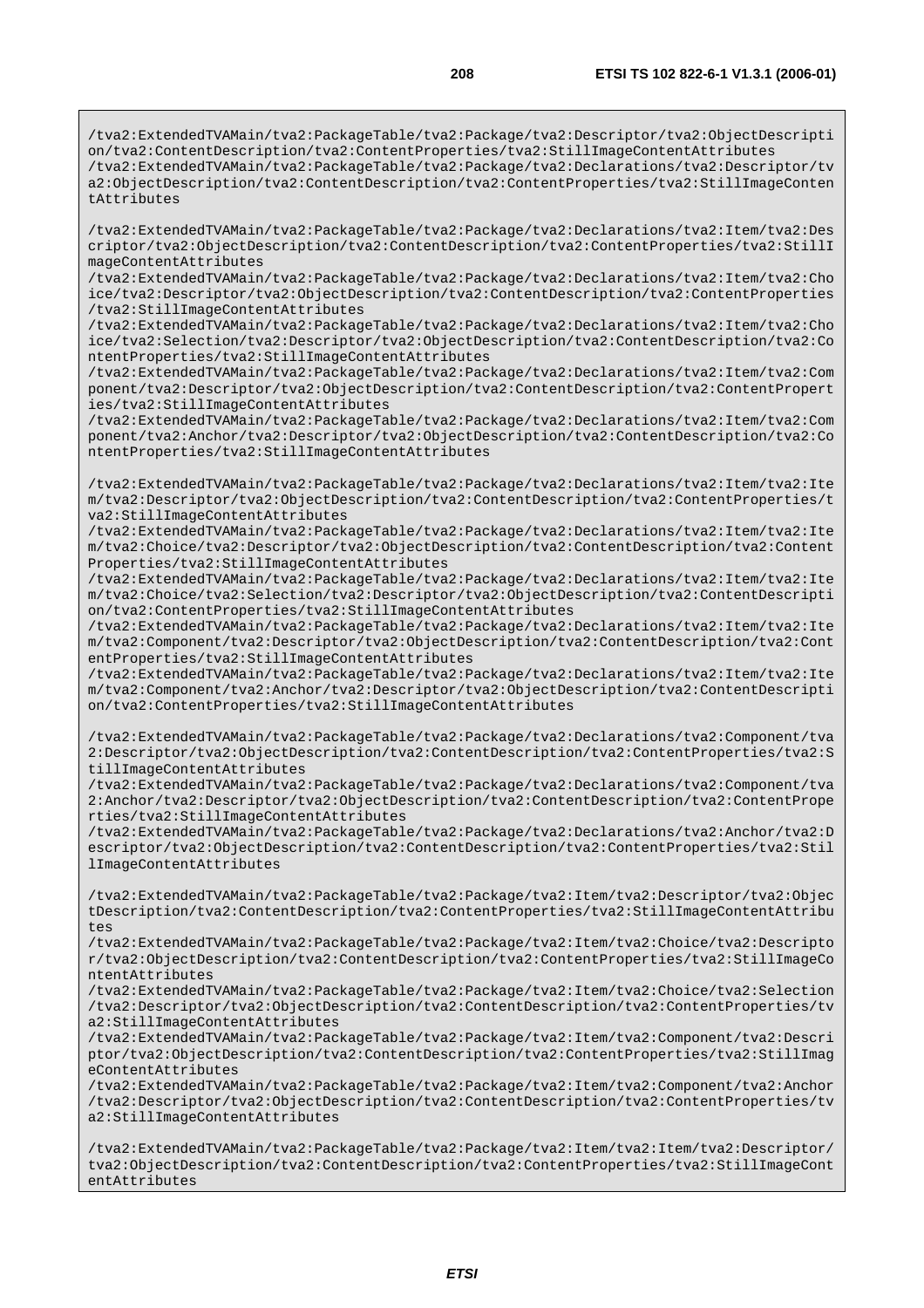```
/tva2:ExtendedTVAMain/tva2:PackageTable/tva2:Package/tva2:Descriptor/tva2:ObjectDescription/tva2:ContentDescription/tva2:ContentProperties/tva2:StillImageContentAttributes
/tva2:ExtendedTVAMain/tva2:PackageTable/tva2:Package/tva2:Declarations/tva2:Descriptor/tva2:ObjectDescription/tva2:ContentDescription/tva2:ContentProperties/tva2:StillImageContentAttributes

/tva2:ExtendedTVAMain/tva2:PackageTable/tva2:Package/tva2:Declarations/tva2:Item/tva2:Descriptor/tva2:ObjectDescription/tva2:ContentDescription/tva2:ContentProperties/tva2:StillImageContentAttributes
/tva2:ExtendedTVAMain/tva2:PackageTable/tva2:Package/tva2:Declarations/tva2:Item/tva2:Choice/tva2:Descriptor/tva2:ObjectDescription/tva2:ContentDescription/tva2:ContentProperties/tva2:StillImageContentAttributes
/tva2:ExtendedTVAMain/tva2:PackageTable/tva2:Package/tva2:Declarations/tva2:Item/tva2:Choice/tva2:Selection/tva2:Descriptor/tva2:ObjectDescription/tva2:ContentDescription/tva2:ContentProperties/tva2:StillImageContentAttributes
/tva2:ExtendedTVAMain/tva2:PackageTable/tva2:Package/tva2:Declarations/tva2:Item/tva2:Component/tva2:Descriptor/tva2:ObjectDescription/tva2:ContentDescription/tva2:ContentProperties/tva2:StillImageContentAttributes
/tva2:ExtendedTVAMain/tva2:PackageTable/tva2:Package/tva2:Declarations/tva2:Item/tva2:Component/tva2:Anchor/tva2:Descriptor/tva2:ObjectDescription/tva2:ContentDescription/tva2:ContentProperties/tva2:StillImageContentAttributes

/tva2:ExtendedTVAMain/tva2:PackageTable/tva2:Package/tva2:Declarations/tva2:Item/tva2:Item/tva2:Descriptor/tva2:ObjectDescription/tva2:ContentDescription/tva2:ContentProperties/tva2:StillImageContentAttributes
/tva2:ExtendedTVAMain/tva2:PackageTable/tva2:Package/tva2:Declarations/tva2:Item/tva2:Item/tva2:Choice/tva2:Descriptor/tva2:ObjectDescription/tva2:ContentDescription/tva2:ContentProperties/tva2:StillImageContentAttributes
/tva2:ExtendedTVAMain/tva2:PackageTable/tva2:Package/tva2:Declarations/tva2:Item/tva2:Item/tva2:Choice/tva2:Selection/tva2:Descriptor/tva2:ObjectDescription/tva2:ContentDescription/tva2:ContentProperties/tva2:StillImageContentAttributes
/tva2:ExtendedTVAMain/tva2:PackageTable/tva2:Package/tva2:Declarations/tva2:Item/tva2:Item/tva2:Component/tva2:Descriptor/tva2:ObjectDescription/tva2:ContentDescription/tva2:ContentProperties/tva2:StillImageContentAttributes
/tva2:ExtendedTVAMain/tva2:PackageTable/tva2:Package/tva2:Declarations/tva2:Item/tva2:Item/tva2:Component/tva2:Anchor/tva2:Descriptor/tva2:ObjectDescription/tva2:ContentDescription/tva2:ContentProperties/tva2:StillImageContentAttributes

/tva2:ExtendedTVAMain/tva2:PackageTable/tva2:Package/tva2:Declarations/tva2:Component/tva2:Descriptor/tva2:ObjectDescription/tva2:ContentDescription/tva2:ContentProperties/tva2:StillImageContentAttributes
/tva2:ExtendedTVAMain/tva2:PackageTable/tva2:Package/tva2:Declarations/tva2:Component/tva2:Anchor/tva2:Descriptor/tva2:ObjectDescription/tva2:ContentDescription/tva2:ContentProperties/tva2:StillImageContentAttributes
/tva2:ExtendedTVAMain/tva2:PackageTable/tva2:Package/tva2:Declarations/tva2:Anchor/tva2:Descriptor/tva2:ObjectDescription/tva2:ContentDescription/tva2:ContentProperties/tva2:StillImageContentAttributes

/tva2:ExtendedTVAMain/tva2:PackageTable/tva2:Package/tva2:Item/tva2:Descriptor/tva2:ObjectDescription/tva2:ContentDescription/tva2:ContentProperties/tva2:StillImageContentAttributes
/tva2:ExtendedTVAMain/tva2:PackageTable/tva2:Package/tva2:Item/tva2:Choice/tva2:Descriptor/tva2:ObjectDescription/tva2:ContentDescription/tva2:ContentProperties/tva2:StillImageContentAttributes
/tva2:ExtendedTVAMain/tva2:PackageTable/tva2:Package/tva2:Item/tva2:Choice/tva2:Selection/tva2:Descriptor/tva2:ObjectDescription/tva2:ContentDescription/tva2:ContentProperties/tva2:StillImageContentAttributes
/tva2:ExtendedTVAMain/tva2:PackageTable/tva2:Package/tva2:Item/tva2:Component/tva2:Descriptor/tva2:ObjectDescription/tva2:ContentDescription/tva2:ContentProperties/tva2:StillImageContentAttributes
/tva2:ExtendedTVAMain/tva2:PackageTable/tva2:Package/tva2:Item/tva2:Component/tva2:Anchor/tva2:Descriptor/tva2:ObjectDescription/tva2:ContentDescription/tva2:ContentProperties/tva2:StillImageContentAttributes

/tva2:ExtendedTVAMain/tva2:PackageTable/tva2:Package/tva2:Item/tva2:Item/tva2:Descriptor/tva2:ObjectDescription/tva2:ContentDescription/tva2:ContentProperties/tva2:StillImageContentAttributes
```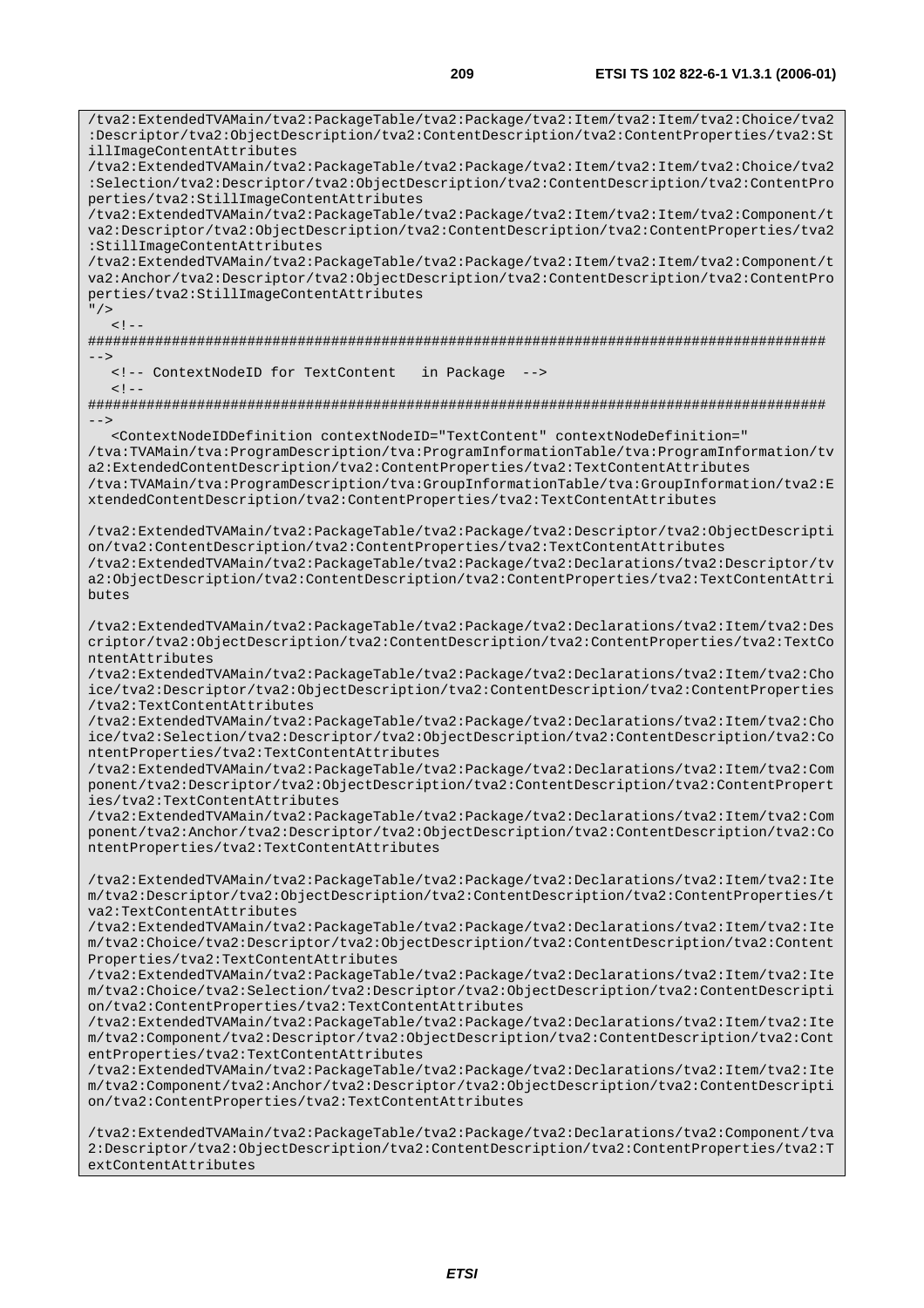```
/tva2:ExtendedTVAMain/tva2:PackageTable/tva2:Package/tva2:Item/tva2:Item/tva2:Choice/tva2
:Descriptor/tva2:ObjectDescription/tva2:ContentDescription/tva2:ContentProperties/tva2:St
illImageContentAttributes
/tva2:ExtendedTVAMain/tva2:PackageTable/tva2:Package/tva2:Item/tva2:Item/tva2:Choice/tva2
:Selection/tva2:Descriptor/tva2:ObjectDescription/tva2:ContentDescription/tva2:ContentPro
perties/tva2:StillImageContentAttributes
/tva2:ExtendedTVAMain/tva2:PackageTable/tva2:Package/tva2:Item/tva2:Item/tva2:Component/t
va2:Descriptor/tva2:ObjectDescription/tva2:ContentDescription/tva2:ContentProperties/tva2
:StillImageContentAttributes
/tva2:ExtendedTVAMain/tva2:PackageTable/tva2:Package/tva2:Item/tva2:Item/tva2:Component/t
va2:Anchor/tva2:Descriptor/tva2:ObjectDescription/tva2:ContentDescription/tva2:ContentPro
perties/tva2:StillImageContentAttributes
"/>
   <!--
##########################################################################################
-->
   <!-- ContextNodeID for TextContent   in Package  -->
   <!--
##########################################################################################
-->
   <ContextNodeIDDefinition contextNodeID="TextContent" contextNodeDefinition="
/tva:TVAMain/tva:ProgramDescription/tva:ProgramInformationTable/tva:ProgramInformation/tv
a2:ExtendedContentDescription/tva2:ContentProperties/tva2:TextContentAttributes
/tva:TVAMain/tva:ProgramDescription/tva:GroupInformationTable/tva:GroupInformation/tva2:E
xtendedContentDescription/tva2:ContentProperties/tva2:TextContentAttributes

/tva2:ExtendedTVAMain/tva2:PackageTable/tva2:Package/tva2:Descriptor/tva2:ObjectDescripti
on/tva2:ContentDescription/tva2:ContentProperties/tva2:TextContentAttributes
/tva2:ExtendedTVAMain/tva2:PackageTable/tva2:Package/tva2:Declarations/tva2:Descriptor/tv
a2:ObjectDescription/tva2:ContentDescription/tva2:ContentProperties/tva2:TextContentAttri
butes

/tva2:ExtendedTVAMain/tva2:PackageTable/tva2:Package/tva2:Declarations/tva2:Item/tva2:Des
criptor/tva2:ObjectDescription/tva2:ContentDescription/tva2:ContentProperties/tva2:TextCo
ntentAttributes
/tva2:ExtendedTVAMain/tva2:PackageTable/tva2:Package/tva2:Declarations/tva2:Item/tva2:Cho
ice/tva2:Descriptor/tva2:ObjectDescription/tva2:ContentDescription/tva2:ContentProperties
/tva2:TextContentAttributes
/tva2:ExtendedTVAMain/tva2:PackageTable/tva2:Package/tva2:Declarations/tva2:Item/tva2:Cho
ice/tva2:Selection/tva2:Descriptor/tva2:ObjectDescription/tva2:ContentDescription/tva2:Co
ntentProperties/tva2:TextContentAttributes
/tva2:ExtendedTVAMain/tva2:PackageTable/tva2:Package/tva2:Declarations/tva2:Item/tva2:Com
ponent/tva2:Descriptor/tva2:ObjectDescription/tva2:ContentDescription/tva2:ContentPropert
ies/tva2:TextContentAttributes
/tva2:ExtendedTVAMain/tva2:PackageTable/tva2:Package/tva2:Declarations/tva2:Item/tva2:Com
ponent/tva2:Anchor/tva2:Descriptor/tva2:ObjectDescription/tva2:ContentDescription/tva2:Co
ntentProperties/tva2:TextContentAttributes

/tva2:ExtendedTVAMain/tva2:PackageTable/tva2:Package/tva2:Declarations/tva2:Item/tva2:Ite
m/tva2:Descriptor/tva2:ObjectDescription/tva2:ContentDescription/tva2:ContentProperties/t
va2:TextContentAttributes
/tva2:ExtendedTVAMain/tva2:PackageTable/tva2:Package/tva2:Declarations/tva2:Item/tva2:Ite
m/tva2:Choice/tva2:Descriptor/tva2:ObjectDescription/tva2:ContentDescription/tva2:Content
Properties/tva2:TextContentAttributes
/tva2:ExtendedTVAMain/tva2:PackageTable/tva2:Package/tva2:Declarations/tva2:Item/tva2:Ite
m/tva2:Choice/tva2:Selection/tva2:Descriptor/tva2:ObjectDescription/tva2:ContentDescripti
on/tva2:ContentProperties/tva2:TextContentAttributes
/tva2:ExtendedTVAMain/tva2:PackageTable/tva2:Package/tva2:Declarations/tva2:Item/tva2:Ite
m/tva2:Component/tva2:Descriptor/tva2:ObjectDescription/tva2:ContentDescription/tva2:Cont
entProperties/tva2:TextContentAttributes
/tva2:ExtendedTVAMain/tva2:PackageTable/tva2:Package/tva2:Declarations/tva2:Item/tva2:Ite
m/tva2:Component/tva2:Anchor/tva2:Descriptor/tva2:ObjectDescription/tva2:ContentDescripti
on/tva2:ContentProperties/tva2:TextContentAttributes

/tva2:ExtendedTVAMain/tva2:PackageTable/tva2:Package/tva2:Declarations/tva2:Component/tva
2:Descriptor/tva2:ObjectDescription/tva2:ContentDescription/tva2:ContentProperties/tva2:T
extContentAttributes
```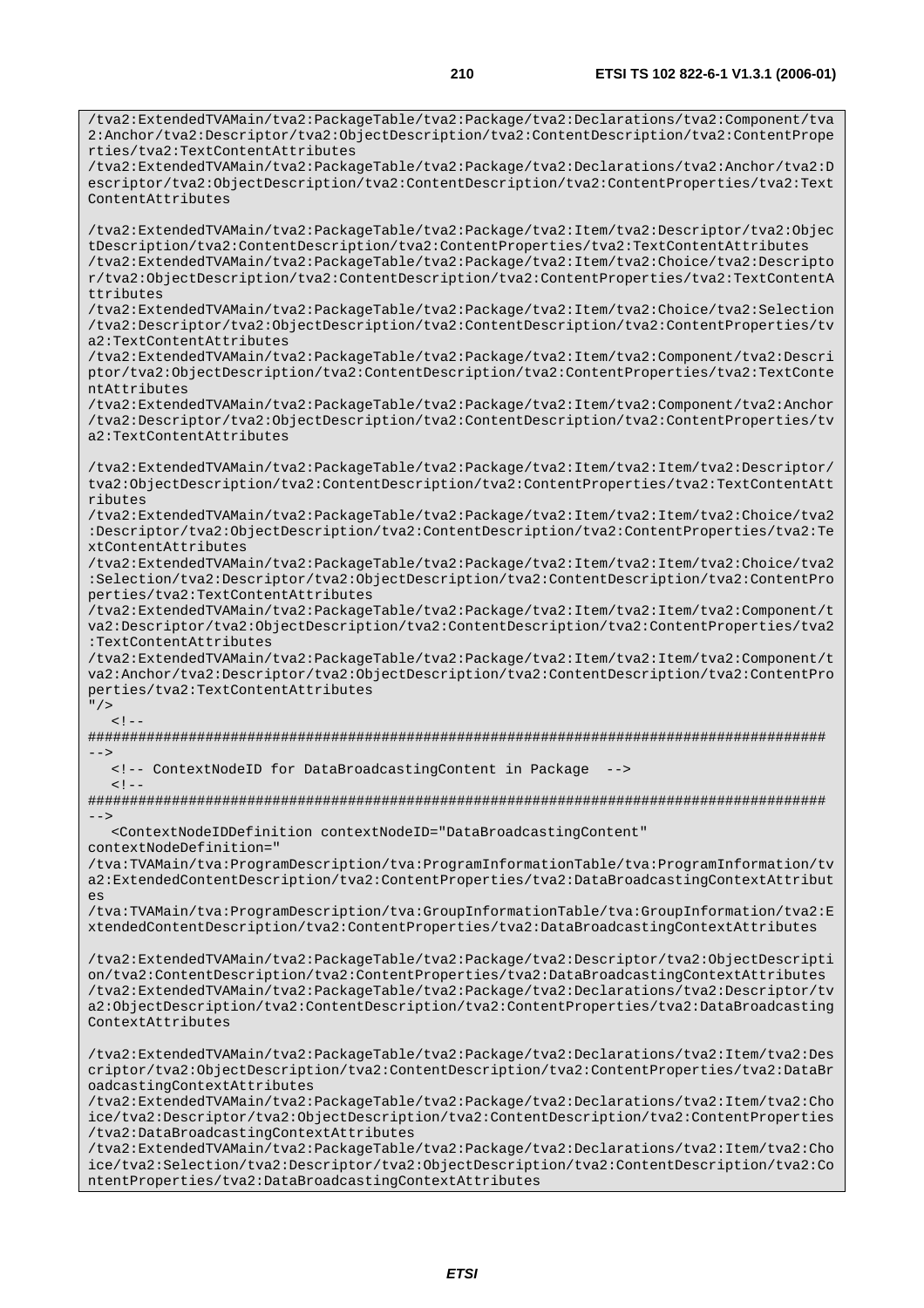```
/tva2:ExtendedTVAMain/tva2:PackageTable/tva2:Package/tva2:Declarations/tva2:Component/tva2:Anchor/tva2:Descriptor/tva2:ObjectDescription/tva2:ContentDescription/tva2:ContentProperties/tva2:TextContentAttributes
/tva2:ExtendedTVAMain/tva2:PackageTable/tva2:Package/tva2:Declarations/tva2:Anchor/tva2:Descriptor/tva2:ObjectDescription/tva2:ContentDescription/tva2:ContentProperties/tva2:TextContentAttributes

/tva2:ExtendedTVAMain/tva2:PackageTable/tva2:Package/tva2:Item/tva2:Descriptor/tva2:ObjectDescription/tva2:ContentDescription/tva2:ContentProperties/tva2:TextContentAttributes
/tva2:ExtendedTVAMain/tva2:PackageTable/tva2:Package/tva2:Item/tva2:Choice/tva2:Descriptor/tva2:ObjectDescription/tva2:ContentDescription/tva2:ContentProperties/tva2:TextContentAttributes
/tva2:ExtendedTVAMain/tva2:PackageTable/tva2:Package/tva2:Item/tva2:Choice/tva2:Selection/tva2:Descriptor/tva2:ObjectDescription/tva2:ContentDescription/tva2:ContentProperties/tva2:TextContentAttributes
/tva2:ExtendedTVAMain/tva2:PackageTable/tva2:Package/tva2:Item/tva2:Component/tva2:Descriptor/tva2:ObjectDescription/tva2:ContentDescription/tva2:ContentProperties/tva2:TextContentAttributes
/tva2:ExtendedTVAMain/tva2:PackageTable/tva2:Package/tva2:Item/tva2:Component/tva2:Anchor/tva2:Descriptor/tva2:ObjectDescription/tva2:ContentDescription/tva2:ContentProperties/tva2:TextContentAttributes

/tva2:ExtendedTVAMain/tva2:PackageTable/tva2:Package/tva2:Item/tva2:Item/tva2:Descriptor/tva2:ObjectDescription/tva2:ContentDescription/tva2:ContentProperties/tva2:TextContentAttributes
/tva2:ExtendedTVAMain/tva2:PackageTable/tva2:Package/tva2:Item/tva2:Item/tva2:Choice/tva2:Descriptor/tva2:ObjectDescription/tva2:ContentDescription/tva2:ContentProperties/tva2:TextContentAttributes
/tva2:ExtendedTVAMain/tva2:PackageTable/tva2:Package/tva2:Item/tva2:Item/tva2:Choice/tva2:Selection/tva2:Descriptor/tva2:ObjectDescription/tva2:ContentDescription/tva2:ContentProperties/tva2:TextContentAttributes
/tva2:ExtendedTVAMain/tva2:PackageTable/tva2:Package/tva2:Item/tva2:Item/tva2:Component/tva2:Descriptor/tva2:ObjectDescription/tva2:ContentDescription/tva2:ContentProperties/tva2:TextContentAttributes
/tva2:ExtendedTVAMain/tva2:PackageTable/tva2:Package/tva2:Item/tva2:Item/tva2:Component/tva2:Anchor/tva2:Descriptor/tva2:ObjectDescription/tva2:ContentDescription/tva2:ContentProperties/tva2:TextContentAttributes
"/>
   <!--
##########################################################################################
-->
   <!-- ContextNodeID for DataBroadcastingContent in Package  -->
   <!--
##########################################################################################
-->
   <ContextNodeIDDefinition contextNodeID="DataBroadcastingContent"
contextNodeDefinition="
/tva:TVAMain/tva:ProgramDescription/tva:ProgramInformationTable/tva:ProgramInformation/tva2:ExtendedContentDescription/tva2:ContentProperties/tva2:DataBroadcastingContextAttributes
/tva:TVAMain/tva:ProgramDescription/tva:GroupInformationTable/tva:GroupInformation/tva2:ExtendedContentDescription/tva2:ContentProperties/tva2:DataBroadcastingContextAttributes

/tva2:ExtendedTVAMain/tva2:PackageTable/tva2:Package/tva2:Descriptor/tva2:ObjectDescription/tva2:ContentDescription/tva2:ContentProperties/tva2:DataBroadcastingContextAttributes
/tva2:ExtendedTVAMain/tva2:PackageTable/tva2:Package/tva2:Declarations/tva2:Descriptor/tva2:ObjectDescription/tva2:ContentDescription/tva2:ContentProperties/tva2:DataBroadcastingContextAttributes

/tva2:ExtendedTVAMain/tva2:PackageTable/tva2:Package/tva2:Declarations/tva2:Item/tva2:Descriptor/tva2:ObjectDescription/tva2:ContentDescription/tva2:ContentProperties/tva2:DataBroadcastingContextAttributes
/tva2:ExtendedTVAMain/tva2:PackageTable/tva2:Package/tva2:Declarations/tva2:Item/tva2:Choice/tva2:Descriptor/tva2:ObjectDescription/tva2:ContentDescription/tva2:ContentProperties/tva2:DataBroadcastingContextAttributes
/tva2:ExtendedTVAMain/tva2:PackageTable/tva2:Package/tva2:Declarations/tva2:Item/tva2:Choice/tva2:Selection/tva2:Descriptor/tva2:ObjectDescription/tva2:ContentDescription/tva2:ContentProperties/tva2:DataBroadcastingContextAttributes
```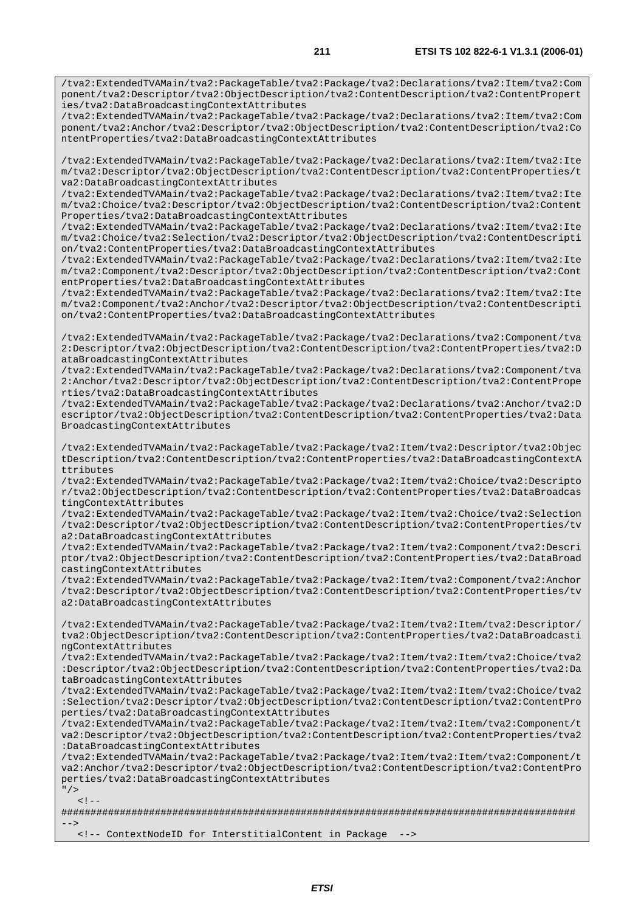```
/tva2:ExtendedTVAMain/tva2:PackageTable/tva2:Package/tva2:Declarations/tva2:Item/tva2:Com
ponent/tva2:Descriptor/tva2:ObjectDescription/tva2:ContentDescription/tva2:ContentPropert
ies/tva2:DataBroadcastingContextAttributes
/tva2:ExtendedTVAMain/tva2:PackageTable/tva2:Package/tva2:Declarations/tva2:Item/tva2:Com
ponent/tva2:Anchor/tva2:Descriptor/tva2:ObjectDescription/tva2:ContentDescription/tva2:Co
ntentProperties/tva2:DataBroadcastingContextAttributes

/tva2:ExtendedTVAMain/tva2:PackageTable/tva2:Package/tva2:Declarations/tva2:Item/tva2:Ite
m/tva2:Descriptor/tva2:ObjectDescription/tva2:ContentDescription/tva2:ContentProperties/t
va2:DataBroadcastingContextAttributes
/tva2:ExtendedTVAMain/tva2:PackageTable/tva2:Package/tva2:Declarations/tva2:Item/tva2:Ite
m/tva2:Choice/tva2:Descriptor/tva2:ObjectDescription/tva2:ContentDescription/tva2:Content
Properties/tva2:DataBroadcastingContextAttributes
/tva2:ExtendedTVAMain/tva2:PackageTable/tva2:Package/tva2:Declarations/tva2:Item/tva2:Ite
m/tva2:Choice/tva2:Selection/tva2:Descriptor/tva2:ObjectDescription/tva2:ContentDescripti
on/tva2:ContentProperties/tva2:DataBroadcastingContextAttributes
/tva2:ExtendedTVAMain/tva2:PackageTable/tva2:Package/tva2:Declarations/tva2:Item/tva2:Ite
m/tva2:Component/tva2:Descriptor/tva2:ObjectDescription/tva2:ContentDescription/tva2:Cont
entProperties/tva2:DataBroadcastingContextAttributes
/tva2:ExtendedTVAMain/tva2:PackageTable/tva2:Package/tva2:Declarations/tva2:Item/tva2:Ite
m/tva2:Component/tva2:Anchor/tva2:Descriptor/tva2:ObjectDescription/tva2:ContentDescripti
on/tva2:ContentProperties/tva2:DataBroadcastingContextAttributes

/tva2:ExtendedTVAMain/tva2:PackageTable/tva2:Package/tva2:Declarations/tva2:Component/tva
2:Descriptor/tva2:ObjectDescription/tva2:ContentDescription/tva2:ContentProperties/tva2:D
ataBroadcastingContextAttributes
/tva2:ExtendedTVAMain/tva2:PackageTable/tva2:Package/tva2:Declarations/tva2:Component/tva
2:Anchor/tva2:Descriptor/tva2:ObjectDescription/tva2:ContentDescription/tva2:ContentPrope
rties/tva2:DataBroadcastingContextAttributes
/tva2:ExtendedTVAMain/tva2:PackageTable/tva2:Package/tva2:Declarations/tva2:Anchor/tva2:D
escriptor/tva2:ObjectDescription/tva2:ContentDescription/tva2:ContentProperties/tva2:Data
BroadcastingContextAttributes

/tva2:ExtendedTVAMain/tva2:PackageTable/tva2:Package/tva2:Item/tva2:Descriptor/tva2:Objec
tDescription/tva2:ContentDescription/tva2:ContentProperties/tva2:DataBroadcastingContextA
ttributes
/tva2:ExtendedTVAMain/tva2:PackageTable/tva2:Package/tva2:Item/tva2:Choice/tva2:Descripto
r/tva2:ObjectDescription/tva2:ContentDescription/tva2:ContentProperties/tva2:DataBroadcas
tingContextAttributes
/tva2:ExtendedTVAMain/tva2:PackageTable/tva2:Package/tva2:Item/tva2:Choice/tva2:Selection
/tva2:Descriptor/tva2:ObjectDescription/tva2:ContentDescription/tva2:ContentProperties/tv
a2:DataBroadcastingContextAttributes
/tva2:ExtendedTVAMain/tva2:PackageTable/tva2:Package/tva2:Item/tva2:Component/tva2:Descri
ptor/tva2:ObjectDescription/tva2:ContentDescription/tva2:ContentProperties/tva2:DataBroad
castingContextAttributes
/tva2:ExtendedTVAMain/tva2:PackageTable/tva2:Package/tva2:Item/tva2:Component/tva2:Anchor
/tva2:Descriptor/tva2:ObjectDescription/tva2:ContentDescription/tva2:ContentProperties/tv
a2:DataBroadcastingContextAttributes

/tva2:ExtendedTVAMain/tva2:PackageTable/tva2:Package/tva2:Item/tva2:Item/tva2:Descriptor/
tva2:ObjectDescription/tva2:ContentDescription/tva2:ContentProperties/tva2:DataBroadcasti
ngContextAttributes
/tva2:ExtendedTVAMain/tva2:PackageTable/tva2:Package/tva2:Item/tva2:Item/tva2:Choice/tva2
:Descriptor/tva2:ObjectDescription/tva2:ContentDescription/tva2:ContentProperties/tva2:Da
taBroadcastingContextAttributes
/tva2:ExtendedTVAMain/tva2:PackageTable/tva2:Package/tva2:Item/tva2:Item/tva2:Choice/tva2
:Selection/tva2:Descriptor/tva2:ObjectDescription/tva2:ContentDescription/tva2:ContentPro
perties/tva2:DataBroadcastingContextAttributes
/tva2:ExtendedTVAMain/tva2:PackageTable/tva2:Package/tva2:Item/tva2:Item/tva2:Component/t
va2:Descriptor/tva2:ObjectDescription/tva2:ContentDescription/tva2:ContentProperties/tva2
:DataBroadcastingContextAttributes
/tva2:ExtendedTVAMain/tva2:PackageTable/tva2:Package/tva2:Item/tva2:Item/tva2:Component/t
va2:Anchor/tva2:Descriptor/tva2:ObjectDescription/tva2:ContentDescription/tva2:ContentPro
perties/tva2:DataBroadcastingContextAttributes
"/>
   <!--
##########################################################################################
-->
   <!-- ContextNodeID for InterstitialContent in Package  -->
```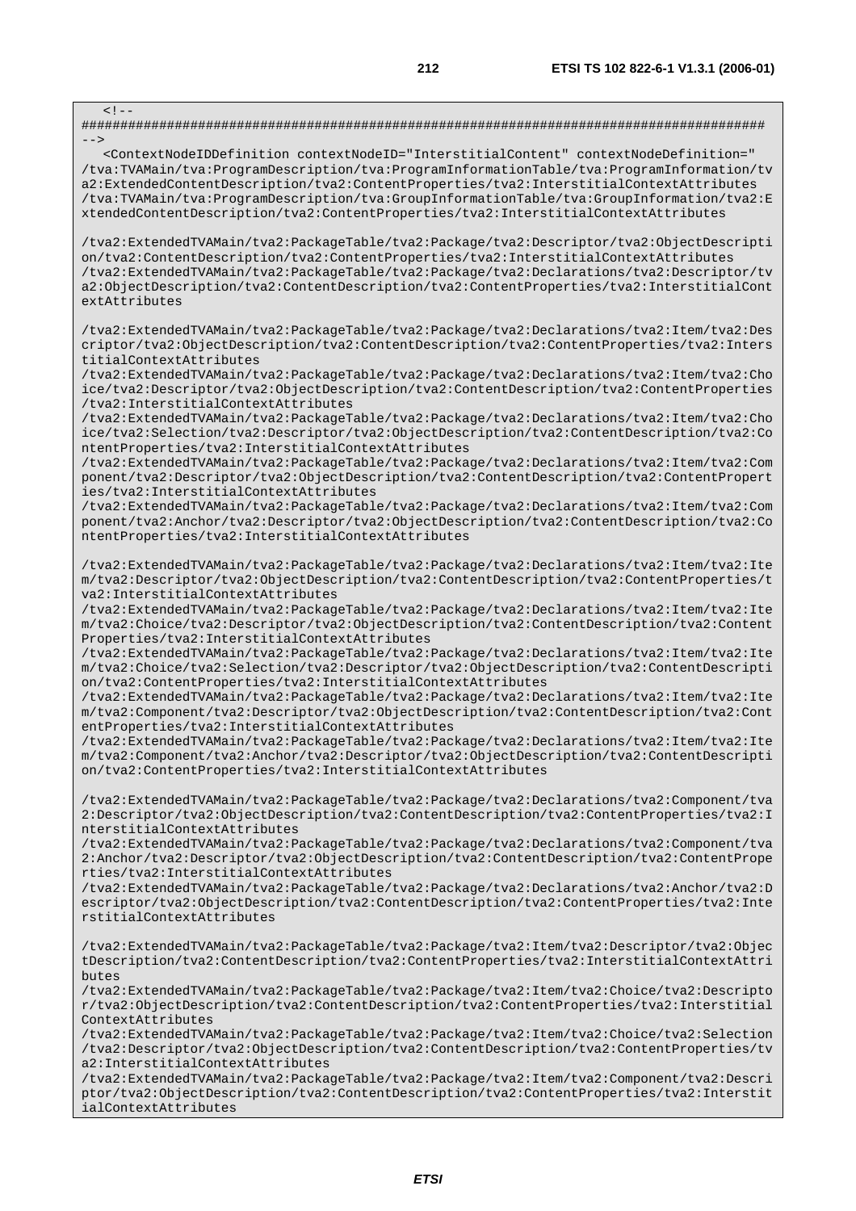```
  <!--
########################################################################################
-->
  <ContextNodeIDDefinition contextNodeID="InterstitialContent" contextNodeDefinition="
/tva:TVAMain/tva:ProgramDescription/tva:ProgramInformationTable/tva:ProgramInformation/tv
a2:ExtendedContentDescription/tva2:ContentProperties/tva2:InterstitialContextAttributes
/tva:TVAMain/tva:ProgramDescription/tva:GroupInformationTable/tva:GroupInformation/tva2:E
xtendedContentDescription/tva2:ContentProperties/tva2:InterstitialContextAttributes

/tva2:ExtendedTVAMain/tva2:PackageTable/tva2:Package/tva2:Descriptor/tva2:ObjectDescripti
on/tva2:ContentDescription/tva2:ContentProperties/tva2:InterstitialContextAttributes
/tva2:ExtendedTVAMain/tva2:PackageTable/tva2:Package/tva2:Declarations/tva2:Descriptor/tv
a2:ObjectDescription/tva2:ContentDescription/tva2:ContentProperties/tva2:InterstitialCont
extAttributes

/tva2:ExtendedTVAMain/tva2:PackageTable/tva2:Package/tva2:Declarations/tva2:Item/tva2:Des
criptor/tva2:ObjectDescription/tva2:ContentDescription/tva2:ContentProperties/tva2:Inters
titialContextAttributes
/tva2:ExtendedTVAMain/tva2:PackageTable/tva2:Package/tva2:Declarations/tva2:Item/tva2:Cho
ice/tva2:Descriptor/tva2:ObjectDescription/tva2:ContentDescription/tva2:ContentProperties
/tva2:InterstitialContextAttributes
/tva2:ExtendedTVAMain/tva2:PackageTable/tva2:Package/tva2:Declarations/tva2:Item/tva2:Cho
ice/tva2:Selection/tva2:Descriptor/tva2:ObjectDescription/tva2:ContentDescription/tva2:Co
ntentProperties/tva2:InterstitialContextAttributes
/tva2:ExtendedTVAMain/tva2:PackageTable/tva2:Package/tva2:Declarations/tva2:Item/tva2:Com
ponent/tva2:Descriptor/tva2:ObjectDescription/tva2:ContentDescription/tva2:ContentPropert
ies/tva2:InterstitialContextAttributes
/tva2:ExtendedTVAMain/tva2:PackageTable/tva2:Package/tva2:Declarations/tva2:Item/tva2:Com
ponent/tva2:Anchor/tva2:Descriptor/tva2:ObjectDescription/tva2:ContentDescription/tva2:Co
ntentProperties/tva2:InterstitialContextAttributes

/tva2:ExtendedTVAMain/tva2:PackageTable/tva2:Package/tva2:Declarations/tva2:Item/tva2:Ite
m/tva2:Descriptor/tva2:ObjectDescription/tva2:ContentDescription/tva2:ContentProperties/t
va2:InterstitialContextAttributes
/tva2:ExtendedTVAMain/tva2:PackageTable/tva2:Package/tva2:Declarations/tva2:Item/tva2:Ite
m/tva2:Choice/tva2:Descriptor/tva2:ObjectDescription/tva2:ContentDescription/tva2:Content
Properties/tva2:InterstitialContextAttributes
/tva2:ExtendedTVAMain/tva2:PackageTable/tva2:Package/tva2:Declarations/tva2:Item/tva2:Ite
m/tva2:Choice/tva2:Selection/tva2:Descriptor/tva2:ObjectDescription/tva2:ContentDescripti
on/tva2:ContentProperties/tva2:InterstitialContextAttributes
/tva2:ExtendedTVAMain/tva2:PackageTable/tva2:Package/tva2:Declarations/tva2:Item/tva2:Ite
m/tva2:Component/tva2:Descriptor/tva2:ObjectDescription/tva2:ContentDescription/tva2:Cont
entProperties/tva2:InterstitialContextAttributes
/tva2:ExtendedTVAMain/tva2:PackageTable/tva2:Package/tva2:Declarations/tva2:Item/tva2:Ite
m/tva2:Component/tva2:Anchor/tva2:Descriptor/tva2:ObjectDescription/tva2:ContentDescripti
on/tva2:ContentProperties/tva2:InterstitialContextAttributes

/tva2:ExtendedTVAMain/tva2:PackageTable/tva2:Package/tva2:Declarations/tva2:Component/tva
2:Descriptor/tva2:ObjectDescription/tva2:ContentDescription/tva2:ContentProperties/tva2:I
nterstitialContextAttributes
/tva2:ExtendedTVAMain/tva2:PackageTable/tva2:Package/tva2:Declarations/tva2:Component/tva
2:Anchor/tva2:Descriptor/tva2:ObjectDescription/tva2:ContentDescription/tva2:ContentPrope
rties/tva2:InterstitialContextAttributes
/tva2:ExtendedTVAMain/tva2:PackageTable/tva2:Package/tva2:Declarations/tva2:Anchor/tva2:D
escriptor/tva2:ObjectDescription/tva2:ContentDescription/tva2:ContentProperties/tva2:Inte
rstitialContextAttributes

/tva2:ExtendedTVAMain/tva2:PackageTable/tva2:Package/tva2:Item/tva2:Descriptor/tva2:Objec
tDescription/tva2:ContentDescription/tva2:ContentProperties/tva2:InterstitialContextAttri
butes
/tva2:ExtendedTVAMain/tva2:PackageTable/tva2:Package/tva2:Item/tva2:Choice/tva2:Descripto
r/tva2:ObjectDescription/tva2:ContentDescription/tva2:ContentProperties/tva2:Interstitial
ContextAttributes
/tva2:ExtendedTVAMain/tva2:PackageTable/tva2:Package/tva2:Item/tva2:Choice/tva2:Selection
/tva2:Descriptor/tva2:ObjectDescription/tva2:ContentDescription/tva2:ContentProperties/tv
a2:InterstitialContextAttributes
/tva2:ExtendedTVAMain/tva2:PackageTable/tva2:Package/tva2:Item/tva2:Component/tva2:Descri
ptor/tva2:ObjectDescription/tva2:ContentDescription/tva2:ContentProperties/tva2:Interstit
ialContextAttributes
```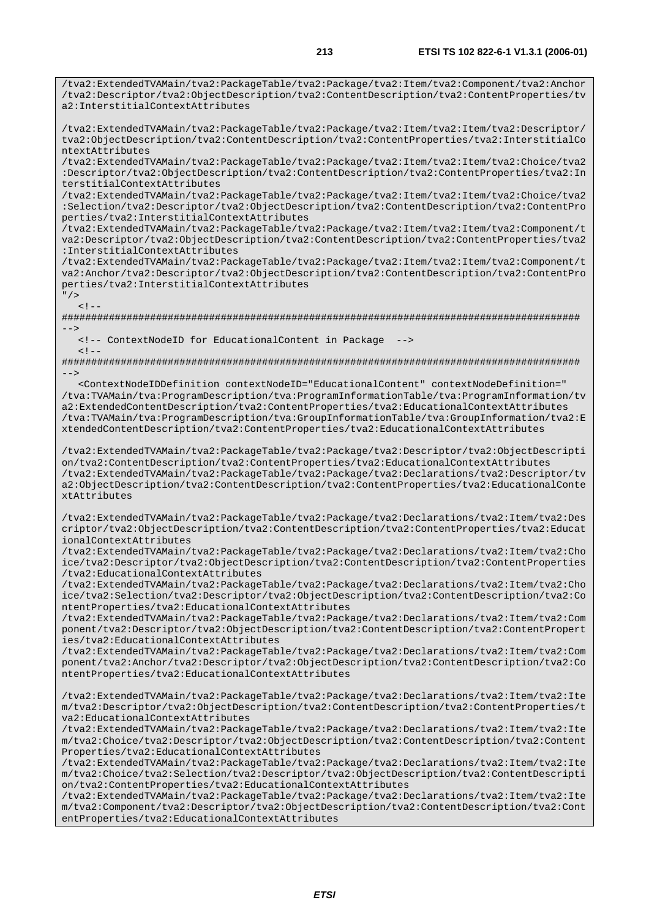```
/tva2:ExtendedTVAMain/tva2:PackageTable/tva2:Package/tva2:Item/tva2:Component/tva2:Anchor
/tva2:Descriptor/tva2:ObjectDescription/tva2:ContentDescription/tva2:ContentProperties/tv
a2:InterstitialContextAttributes

/tva2:ExtendedTVAMain/tva2:PackageTable/tva2:Package/tva2:Item/tva2:Item/tva2:Descriptor/
tva2:ObjectDescription/tva2:ContentDescription/tva2:ContentProperties/tva2:InterstitialCo
ntextAttributes
/tva2:ExtendedTVAMain/tva2:PackageTable/tva2:Package/tva2:Item/tva2:Item/tva2:Choice/tva2
:Descriptor/tva2:ObjectDescription/tva2:ContentDescription/tva2:ContentProperties/tva2:In
terstitialContextAttributes
/tva2:ExtendedTVAMain/tva2:PackageTable/tva2:Package/tva2:Item/tva2:Item/tva2:Choice/tva2
:Selection/tva2:Descriptor/tva2:ObjectDescription/tva2:ContentDescription/tva2:ContentPro
perties/tva2:InterstitialContextAttributes
/tva2:ExtendedTVAMain/tva2:PackageTable/tva2:Package/tva2:Item/tva2:Item/tva2:Component/t
va2:Descriptor/tva2:ObjectDescription/tva2:ContentDescription/tva2:ContentProperties/tva2
:InterstitialContextAttributes
/tva2:ExtendedTVAMain/tva2:PackageTable/tva2:Package/tva2:Item/tva2:Item/tva2:Component/t
va2:Anchor/tva2:Descriptor/tva2:ObjectDescription/tva2:ContentDescription/tva2:ContentPro
perties/tva2:InterstitialContextAttributes
"/>
   <!--
########################################################################################
-->
   <!-- ContextNodeID for EducationalContent in Package  -->
   <!--
########################################################################################
-->
   <ContextNodeIDDefinition contextNodeID="EducationalContent" contextNodeDefinition="
/tva:TVAMain/tva:ProgramDescription/tva:ProgramInformationTable/tva:ProgramInformation/tv
a2:ExtendedContentDescription/tva2:ContentProperties/tva2:EducationalContextAttributes
/tva:TVAMain/tva:ProgramDescription/tva:GroupInformationTable/tva:GroupInformation/tva2:E
xtendedContentDescription/tva2:ContentProperties/tva2:EducationalContextAttributes

/tva2:ExtendedTVAMain/tva2:PackageTable/tva2:Package/tva2:Descriptor/tva2:ObjectDescripti
on/tva2:ContentDescription/tva2:ContentProperties/tva2:EducationalContextAttributes
/tva2:ExtendedTVAMain/tva2:PackageTable/tva2:Package/tva2:Declarations/tva2:Descriptor/tv
a2:ObjectDescription/tva2:ContentDescription/tva2:ContentProperties/tva2:EducationalConte
xtAttributes

/tva2:ExtendedTVAMain/tva2:PackageTable/tva2:Package/tva2:Declarations/tva2:Item/tva2:Des
criptor/tva2:ObjectDescription/tva2:ContentDescription/tva2:ContentProperties/tva2:Educat
ionalContextAttributes
/tva2:ExtendedTVAMain/tva2:PackageTable/tva2:Package/tva2:Declarations/tva2:Item/tva2:Cho
ice/tva2:Descriptor/tva2:ObjectDescription/tva2:ContentDescription/tva2:ContentProperties
/tva2:EducationalContextAttributes
/tva2:ExtendedTVAMain/tva2:PackageTable/tva2:Package/tva2:Declarations/tva2:Item/tva2:Cho
ice/tva2:Selection/tva2:Descriptor/tva2:ObjectDescription/tva2:ContentDescription/tva2:Co
ntentProperties/tva2:EducationalContextAttributes
/tva2:ExtendedTVAMain/tva2:PackageTable/tva2:Package/tva2:Declarations/tva2:Item/tva2:Com
ponent/tva2:Descriptor/tva2:ObjectDescription/tva2:ContentDescription/tva2:ContentPropert
ies/tva2:EducationalContextAttributes
/tva2:ExtendedTVAMain/tva2:PackageTable/tva2:Package/tva2:Declarations/tva2:Item/tva2:Com
ponent/tva2:Anchor/tva2:Descriptor/tva2:ObjectDescription/tva2:ContentDescription/tva2:Co
ntentProperties/tva2:EducationalContextAttributes

/tva2:ExtendedTVAMain/tva2:PackageTable/tva2:Package/tva2:Declarations/tva2:Item/tva2:Ite
m/tva2:Descriptor/tva2:ObjectDescription/tva2:ContentDescription/tva2:ContentProperties/t
va2:EducationalContextAttributes
/tva2:ExtendedTVAMain/tva2:PackageTable/tva2:Package/tva2:Declarations/tva2:Item/tva2:Ite
m/tva2:Choice/tva2:Descriptor/tva2:ObjectDescription/tva2:ContentDescription/tva2:Content
Properties/tva2:EducationalContextAttributes
/tva2:ExtendedTVAMain/tva2:PackageTable/tva2:Package/tva2:Declarations/tva2:Item/tva2:Ite
m/tva2:Choice/tva2:Selection/tva2:Descriptor/tva2:ObjectDescription/tva2:ContentDescripti
on/tva2:ContentProperties/tva2:EducationalContextAttributes
/tva2:ExtendedTVAMain/tva2:PackageTable/tva2:Package/tva2:Declarations/tva2:Item/tva2:Ite
m/tva2:Component/tva2:Descriptor/tva2:ObjectDescription/tva2:ContentDescription/tva2:Cont
entProperties/tva2:EducationalContextAttributes
```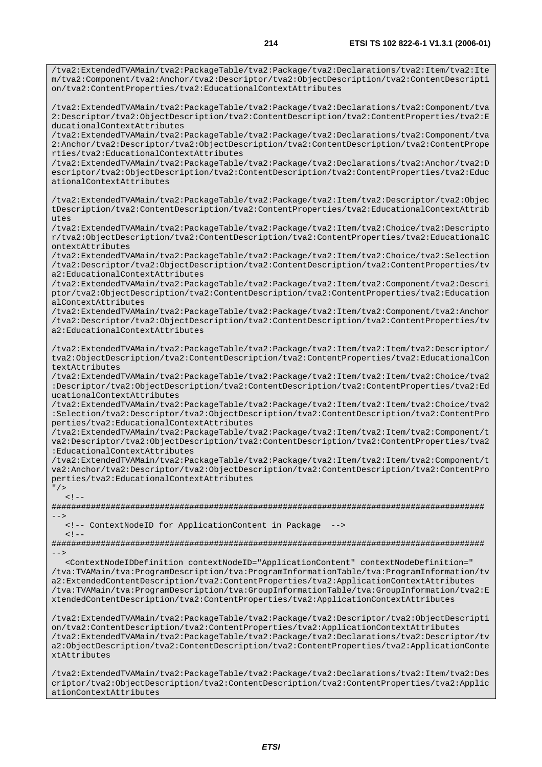```
/tva2:ExtendedTVAMain/tva2:PackageTable/tva2:Package/tva2:Declarations/tva2:Item/tva2:Ite
m/tva2:Component/tva2:Anchor/tva2:Descriptor/tva2:ObjectDescription/tva2:ContentDescripti
on/tva2:ContentProperties/tva2:EducationalContextAttributes

/tva2:ExtendedTVAMain/tva2:PackageTable/tva2:Package/tva2:Declarations/tva2:Component/tva
2:Descriptor/tva2:ObjectDescription/tva2:ContentDescription/tva2:ContentProperties/tva2:E
ducationalContextAttributes
/tva2:ExtendedTVAMain/tva2:PackageTable/tva2:Package/tva2:Declarations/tva2:Component/tva
2:Anchor/tva2:Descriptor/tva2:ObjectDescription/tva2:ContentDescription/tva2:ContentPrope
rties/tva2:EducationalContextAttributes
/tva2:ExtendedTVAMain/tva2:PackageTable/tva2:Package/tva2:Declarations/tva2:Anchor/tva2:D
escriptor/tva2:ObjectDescription/tva2:ContentDescription/tva2:ContentProperties/tva2:Educ
ationalContextAttributes

/tva2:ExtendedTVAMain/tva2:PackageTable/tva2:Package/tva2:Item/tva2:Descriptor/tva2:Objec
tDescription/tva2:ContentDescription/tva2:ContentProperties/tva2:EducationalContextAttrib
utes
/tva2:ExtendedTVAMain/tva2:PackageTable/tva2:Package/tva2:Item/tva2:Choice/tva2:Descripto
r/tva2:ObjectDescription/tva2:ContentDescription/tva2:ContentProperties/tva2:EducationalC
ontextAttributes
/tva2:ExtendedTVAMain/tva2:PackageTable/tva2:Package/tva2:Item/tva2:Choice/tva2:Selection
/tva2:Descriptor/tva2:ObjectDescription/tva2:ContentDescription/tva2:ContentProperties/tv
a2:EducationalContextAttributes
/tva2:ExtendedTVAMain/tva2:PackageTable/tva2:Package/tva2:Item/tva2:Component/tva2:Descri
ptor/tva2:ObjectDescription/tva2:ContentDescription/tva2:ContentProperties/tva2:Education
alContextAttributes
/tva2:ExtendedTVAMain/tva2:PackageTable/tva2:Package/tva2:Item/tva2:Component/tva2:Anchor
/tva2:Descriptor/tva2:ObjectDescription/tva2:ContentDescription/tva2:ContentProperties/tv
a2:EducationalContextAttributes

/tva2:ExtendedTVAMain/tva2:PackageTable/tva2:Package/tva2:Item/tva2:Item/tva2:Descriptor/
tva2:ObjectDescription/tva2:ContentDescription/tva2:ContentProperties/tva2:EducationalCon
textAttributes
/tva2:ExtendedTVAMain/tva2:PackageTable/tva2:Package/tva2:Item/tva2:Item/tva2:Choice/tva2
:Descriptor/tva2:ObjectDescription/tva2:ContentDescription/tva2:ContentProperties/tva2:Ed
ucationalContextAttributes
/tva2:ExtendedTVAMain/tva2:PackageTable/tva2:Package/tva2:Item/tva2:Item/tva2:Choice/tva2
:Selection/tva2:Descriptor/tva2:ObjectDescription/tva2:ContentDescription/tva2:ContentPro
perties/tva2:EducationalContextAttributes
/tva2:ExtendedTVAMain/tva2:PackageTable/tva2:Package/tva2:Item/tva2:Item/tva2:Component/t
va2:Descriptor/tva2:ObjectDescription/tva2:ContentDescription/tva2:ContentProperties/tva2
:EducationalContextAttributes
/tva2:ExtendedTVAMain/tva2:PackageTable/tva2:Package/tva2:Item/tva2:Item/tva2:Component/t
va2:Anchor/tva2:Descriptor/tva2:ObjectDescription/tva2:ContentDescription/tva2:ContentPro
perties/tva2:EducationalContextAttributes
"/>
   <!--
##########################################################################################
-->
   <!-- ContextNodeID for ApplicationContent in Package  -->
   <!--
##########################################################################################
-->
   <ContextNodeIDDefinition contextNodeID="ApplicationContent" contextNodeDefinition="
/tva:TVAMain/tva:ProgramDescription/tva:ProgramInformationTable/tva:ProgramInformation/tv
a2:ExtendedContentDescription/tva2:ContentProperties/tva2:ApplicationContextAttributes
/tva:TVAMain/tva:ProgramDescription/tva:GroupInformationTable/tva:GroupInformation/tva2:E
xtendedContentDescription/tva2:ContentProperties/tva2:ApplicationContextAttributes

/tva2:ExtendedTVAMain/tva2:PackageTable/tva2:Package/tva2:Descriptor/tva2:ObjectDescripti
on/tva2:ContentDescription/tva2:ContentProperties/tva2:ApplicationContextAttributes
/tva2:ExtendedTVAMain/tva2:PackageTable/tva2:Package/tva2:Declarations/tva2:Descriptor/tv
a2:ObjectDescription/tva2:ContentDescription/tva2:ContentProperties/tva2:ApplicationConte
xtAttributes

/tva2:ExtendedTVAMain/tva2:PackageTable/tva2:Package/tva2:Declarations/tva2:Item/tva2:Des
criptor/tva2:ObjectDescription/tva2:ContentDescription/tva2:ContentProperties/tva2:Applic
ationContextAttributes
```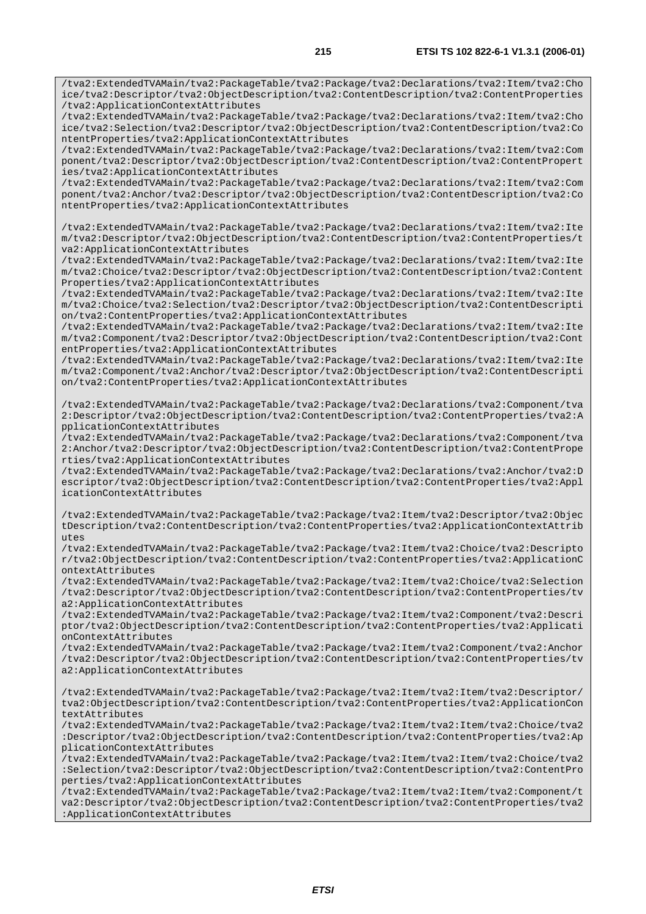```
/tva2:ExtendedTVAMain/tva2:PackageTable/tva2:Package/tva2:Declarations/tva2:Item/tva2:Choice/tva2:Descriptor/tva2:ObjectDescription/tva2:ContentDescription/tva2:ContentProperties/tva2:ApplicationContextAttributes
/tva2:ExtendedTVAMain/tva2:PackageTable/tva2:Package/tva2:Declarations/tva2:Item/tva2:Choice/tva2:Selection/tva2:Descriptor/tva2:ObjectDescription/tva2:ContentDescription/tva2:ContentProperties/tva2:ApplicationContextAttributes
/tva2:ExtendedTVAMain/tva2:PackageTable/tva2:Package/tva2:Declarations/tva2:Item/tva2:Component/tva2:Descriptor/tva2:ObjectDescription/tva2:ContentDescription/tva2:ContentProperties/tva2:ApplicationContextAttributes
/tva2:ExtendedTVAMain/tva2:PackageTable/tva2:Package/tva2:Declarations/tva2:Item/tva2:Component/tva2:Anchor/tva2:Descriptor/tva2:ObjectDescription/tva2:ContentDescription/tva2:ContentProperties/tva2:ApplicationContextAttributes

/tva2:ExtendedTVAMain/tva2:PackageTable/tva2:Package/tva2:Declarations/tva2:Item/tva2:Item/tva2:Descriptor/tva2:ObjectDescription/tva2:ContentDescription/tva2:ContentProperties/tva2:ApplicationContextAttributes
/tva2:ExtendedTVAMain/tva2:PackageTable/tva2:Package/tva2:Declarations/tva2:Item/tva2:Item/tva2:Choice/tva2:Descriptor/tva2:ObjectDescription/tva2:ContentDescription/tva2:ContentProperties/tva2:ApplicationContextAttributes
/tva2:ExtendedTVAMain/tva2:PackageTable/tva2:Package/tva2:Declarations/tva2:Item/tva2:Item/tva2:Choice/tva2:Selection/tva2:Descriptor/tva2:ObjectDescription/tva2:ContentDescription/tva2:ContentProperties/tva2:ApplicationContextAttributes
/tva2:ExtendedTVAMain/tva2:PackageTable/tva2:Package/tva2:Declarations/tva2:Item/tva2:Item/tva2:Component/tva2:Descriptor/tva2:ObjectDescription/tva2:ContentDescription/tva2:ContentProperties/tva2:ApplicationContextAttributes
/tva2:ExtendedTVAMain/tva2:PackageTable/tva2:Package/tva2:Declarations/tva2:Item/tva2:Item/tva2:Component/tva2:Anchor/tva2:Descriptor/tva2:ObjectDescription/tva2:ContentDescription/tva2:ContentProperties/tva2:ApplicationContextAttributes

/tva2:ExtendedTVAMain/tva2:PackageTable/tva2:Package/tva2:Declarations/tva2:Component/tva2:Descriptor/tva2:ObjectDescription/tva2:ContentDescription/tva2:ContentProperties/tva2:ApplicationContextAttributes
/tva2:ExtendedTVAMain/tva2:PackageTable/tva2:Package/tva2:Declarations/tva2:Component/tva2:Anchor/tva2:Descriptor/tva2:ObjectDescription/tva2:ContentDescription/tva2:ContentProperties/tva2:ApplicationContextAttributes
/tva2:ExtendedTVAMain/tva2:PackageTable/tva2:Package/tva2:Declarations/tva2:Anchor/tva2:Descriptor/tva2:ObjectDescription/tva2:ContentDescription/tva2:ContentProperties/tva2:ApplicationContextAttributes

/tva2:ExtendedTVAMain/tva2:PackageTable/tva2:Package/tva2:Item/tva2:Descriptor/tva2:ObjectDescription/tva2:ContentDescription/tva2:ContentProperties/tva2:ApplicationContextAttributes
/tva2:ExtendedTVAMain/tva2:PackageTable/tva2:Package/tva2:Item/tva2:Choice/tva2:Descriptor/tva2:ObjectDescription/tva2:ContentDescription/tva2:ContentProperties/tva2:ApplicationContextAttributes
/tva2:ExtendedTVAMain/tva2:PackageTable/tva2:Package/tva2:Item/tva2:Choice/tva2:Selection/tva2:Descriptor/tva2:ObjectDescription/tva2:ContentDescription/tva2:ContentProperties/tva2:ApplicationContextAttributes
/tva2:ExtendedTVAMain/tva2:PackageTable/tva2:Package/tva2:Item/tva2:Component/tva2:Descriptor/tva2:ObjectDescription/tva2:ContentDescription/tva2:ContentProperties/tva2:ApplicationContextAttributes
/tva2:ExtendedTVAMain/tva2:PackageTable/tva2:Package/tva2:Item/tva2:Component/tva2:Anchor/tva2:Descriptor/tva2:ObjectDescription/tva2:ContentDescription/tva2:ContentProperties/tva2:ApplicationContextAttributes

/tva2:ExtendedTVAMain/tva2:PackageTable/tva2:Package/tva2:Item/tva2:Item/tva2:Descriptor/tva2:ObjectDescription/tva2:ContentDescription/tva2:ContentProperties/tva2:ApplicationContextAttributes
/tva2:ExtendedTVAMain/tva2:PackageTable/tva2:Package/tva2:Item/tva2:Item/tva2:Choice/tva2:Descriptor/tva2:ObjectDescription/tva2:ContentDescription/tva2:ContentProperties/tva2:ApplicationContextAttributes
/tva2:ExtendedTVAMain/tva2:PackageTable/tva2:Package/tva2:Item/tva2:Item/tva2:Choice/tva2:Selection/tva2:Descriptor/tva2:ObjectDescription/tva2:ContentDescription/tva2:ContentProperties/tva2:ApplicationContextAttributes
/tva2:ExtendedTVAMain/tva2:PackageTable/tva2:Package/tva2:Item/tva2:Item/tva2:Component/tva2:Descriptor/tva2:ObjectDescription/tva2:ContentDescription/tva2:ContentProperties/tva2:ApplicationContextAttributes
```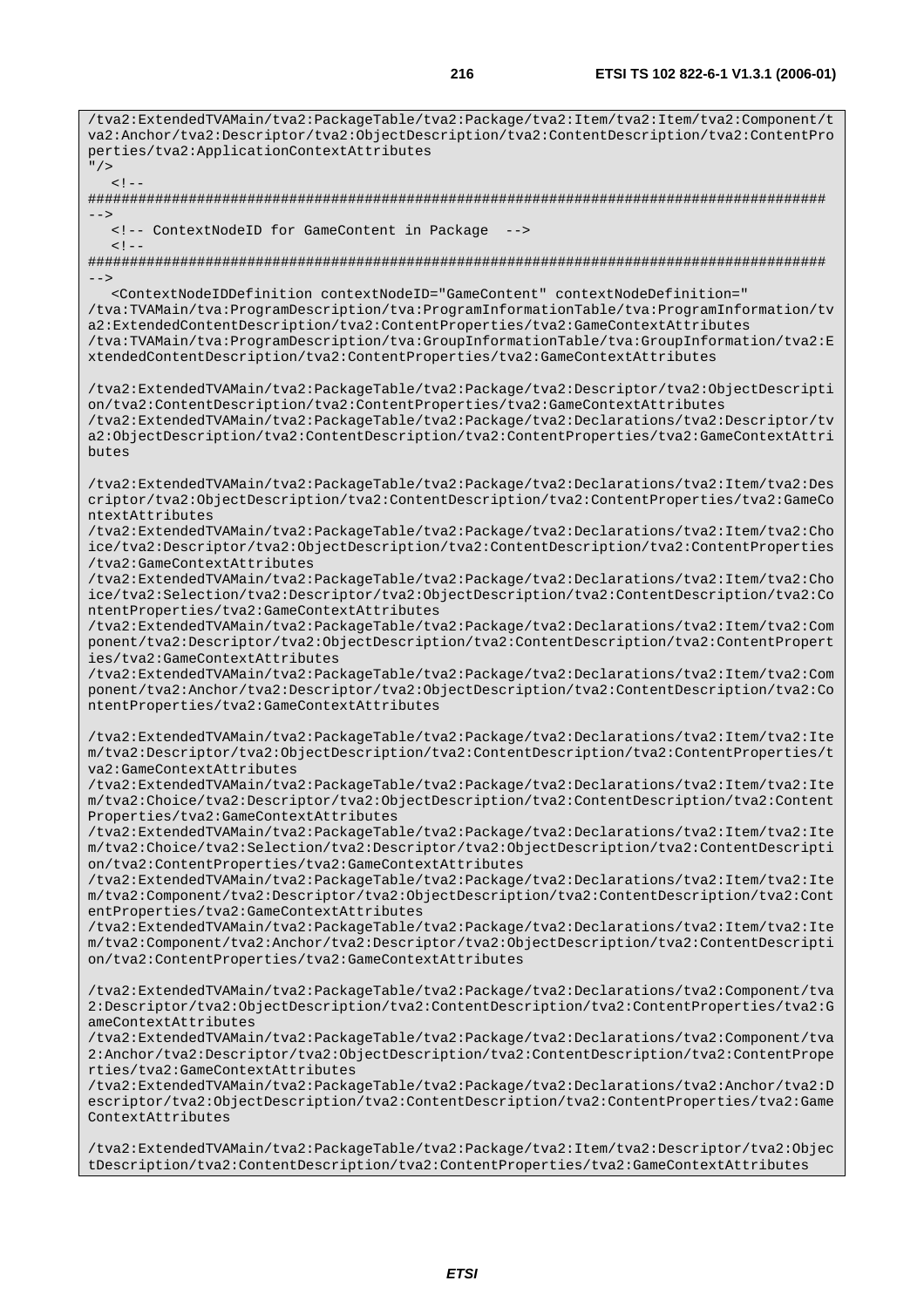```
/tva2:ExtendedTVAMain/tva2:PackageTable/tva2:Package/tva2:Item/tva2:Item/tva2:Component/t
va2:Anchor/tva2:Descriptor/tva2:ObjectDescription/tva2:ContentDescription/tva2:ContentPro
perties/tva2:ApplicationContextAttributes
"/>
   <!--
##########################################################################################
-->
   <!-- ContextNodeID for GameContent in Package  -->
   <!--
##########################################################################################
-->
   <ContextNodeIDDefinition contextNodeID="GameContent" contextNodeDefinition="
/tva:TVAMain/tva:ProgramDescription/tva:ProgramInformationTable/tva:ProgramInformation/tv
a2:ExtendedContentDescription/tva2:ContentProperties/tva2:GameContextAttributes
/tva:TVAMain/tva:ProgramDescription/tva:GroupInformationTable/tva:GroupInformation/tva2:E
xtendedContentDescription/tva2:ContentProperties/tva2:GameContextAttributes

/tva2:ExtendedTVAMain/tva2:PackageTable/tva2:Package/tva2:Descriptor/tva2:ObjectDescripti
on/tva2:ContentDescription/tva2:ContentProperties/tva2:GameContextAttributes
/tva2:ExtendedTVAMain/tva2:PackageTable/tva2:Package/tva2:Declarations/tva2:Descriptor/tv
a2:ObjectDescription/tva2:ContentDescription/tva2:ContentProperties/tva2:GameContextAttri
butes

/tva2:ExtendedTVAMain/tva2:PackageTable/tva2:Package/tva2:Declarations/tva2:Item/tva2:Des
criptor/tva2:ObjectDescription/tva2:ContentDescription/tva2:ContentProperties/tva2:GameCo
ntextAttributes
/tva2:ExtendedTVAMain/tva2:PackageTable/tva2:Package/tva2:Declarations/tva2:Item/tva2:Cho
ice/tva2:Descriptor/tva2:ObjectDescription/tva2:ContentDescription/tva2:ContentProperties
/tva2:GameContextAttributes
/tva2:ExtendedTVAMain/tva2:PackageTable/tva2:Package/tva2:Declarations/tva2:Item/tva2:Cho
ice/tva2:Selection/tva2:Descriptor/tva2:ObjectDescription/tva2:ContentDescription/tva2:Co
ntentProperties/tva2:GameContextAttributes
/tva2:ExtendedTVAMain/tva2:PackageTable/tva2:Package/tva2:Declarations/tva2:Item/tva2:Com
ponent/tva2:Descriptor/tva2:ObjectDescription/tva2:ContentDescription/tva2:ContentPropert
ies/tva2:GameContextAttributes
/tva2:ExtendedTVAMain/tva2:PackageTable/tva2:Package/tva2:Declarations/tva2:Item/tva2:Com
ponent/tva2:Anchor/tva2:Descriptor/tva2:ObjectDescription/tva2:ContentDescription/tva2:Co
ntentProperties/tva2:GameContextAttributes

/tva2:ExtendedTVAMain/tva2:PackageTable/tva2:Package/tva2:Declarations/tva2:Item/tva2:Ite
m/tva2:Descriptor/tva2:ObjectDescription/tva2:ContentDescription/tva2:ContentProperties/t
va2:GameContextAttributes
/tva2:ExtendedTVAMain/tva2:PackageTable/tva2:Package/tva2:Declarations/tva2:Item/tva2:Ite
m/tva2:Choice/tva2:Descriptor/tva2:ObjectDescription/tva2:ContentDescription/tva2:Content
Properties/tva2:GameContextAttributes
/tva2:ExtendedTVAMain/tva2:PackageTable/tva2:Package/tva2:Declarations/tva2:Item/tva2:Ite
m/tva2:Choice/tva2:Selection/tva2:Descriptor/tva2:ObjectDescription/tva2:ContentDescripti
on/tva2:ContentProperties/tva2:GameContextAttributes
/tva2:ExtendedTVAMain/tva2:PackageTable/tva2:Package/tva2:Declarations/tva2:Item/tva2:Ite
m/tva2:Component/tva2:Descriptor/tva2:ObjectDescription/tva2:ContentDescription/tva2:Cont
entProperties/tva2:GameContextAttributes
/tva2:ExtendedTVAMain/tva2:PackageTable/tva2:Package/tva2:Declarations/tva2:Item/tva2:Ite
m/tva2:Component/tva2:Anchor/tva2:Descriptor/tva2:ObjectDescription/tva2:ContentDescripti
on/tva2:ContentProperties/tva2:GameContextAttributes

/tva2:ExtendedTVAMain/tva2:PackageTable/tva2:Package/tva2:Declarations/tva2:Component/tva
2:Descriptor/tva2:ObjectDescription/tva2:ContentDescription/tva2:ContentProperties/tva2:G
ameContextAttributes
/tva2:ExtendedTVAMain/tva2:PackageTable/tva2:Package/tva2:Declarations/tva2:Component/tva
2:Anchor/tva2:Descriptor/tva2:ObjectDescription/tva2:ContentDescription/tva2:ContentPrope
rties/tva2:GameContextAttributes
/tva2:ExtendedTVAMain/tva2:PackageTable/tva2:Package/tva2:Declarations/tva2:Anchor/tva2:D
escriptor/tva2:ObjectDescription/tva2:ContentDescription/tva2:ContentProperties/tva2:Game
ContextAttributes

/tva2:ExtendedTVAMain/tva2:PackageTable/tva2:Package/tva2:Item/tva2:Descriptor/tva2:Objec
tDescription/tva2:ContentDescription/tva2:ContentProperties/tva2:GameContextAttributes
```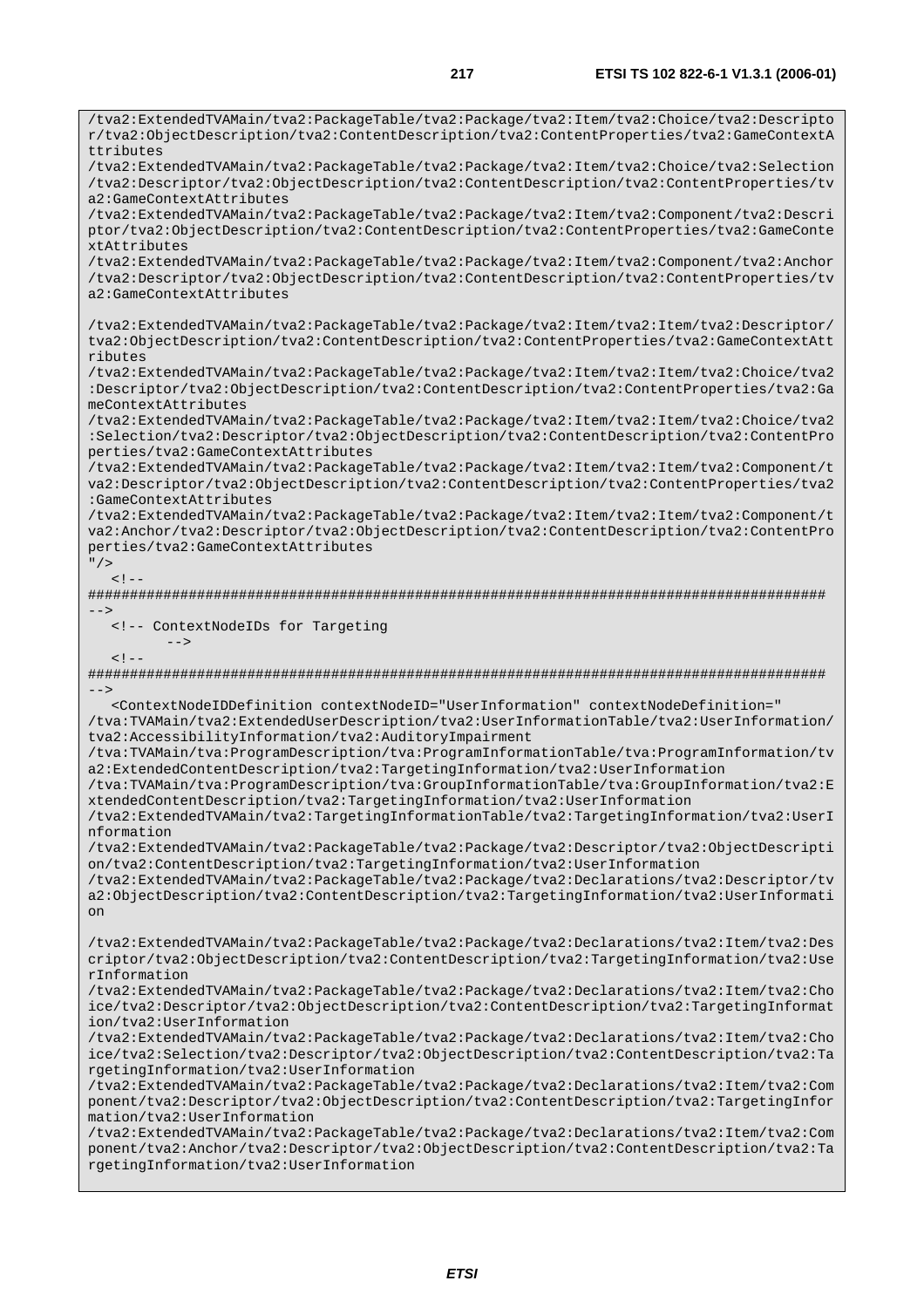```
/tva2:ExtendedTVAMain/tva2:PackageTable/tva2:Package/tva2:Item/tva2:Choice/tva2:Descripto
r/tva2:ObjectDescription/tva2:ContentDescription/tva2:ContentProperties/tva2:GameContextA
ttributes
/tva2:ExtendedTVAMain/tva2:PackageTable/tva2:Package/tva2:Item/tva2:Choice/tva2:Selection
/tva2:Descriptor/tva2:ObjectDescription/tva2:ContentDescription/tva2:ContentProperties/tv
a2:GameContextAttributes
/tva2:ExtendedTVAMain/tva2:PackageTable/tva2:Package/tva2:Item/tva2:Component/tva2:Descri
ptor/tva2:ObjectDescription/tva2:ContentDescription/tva2:ContentProperties/tva2:GameConte
xtAttributes
/tva2:ExtendedTVAMain/tva2:PackageTable/tva2:Package/tva2:Item/tva2:Component/tva2:Anchor
/tva2:Descriptor/tva2:ObjectDescription/tva2:ContentDescription/tva2:ContentProperties/tv
a2:GameContextAttributes

/tva2:ExtendedTVAMain/tva2:PackageTable/tva2:Package/tva2:Item/tva2:Item/tva2:Descriptor/
tva2:ObjectDescription/tva2:ContentDescription/tva2:ContentProperties/tva2:GameContextAtt
ributes
/tva2:ExtendedTVAMain/tva2:PackageTable/tva2:Package/tva2:Item/tva2:Item/tva2:Choice/tva2
:Descriptor/tva2:ObjectDescription/tva2:ContentDescription/tva2:ContentProperties/tva2:Ga
meContextAttributes
/tva2:ExtendedTVAMain/tva2:PackageTable/tva2:Package/tva2:Item/tva2:Item/tva2:Choice/tva2
:Selection/tva2:Descriptor/tva2:ObjectDescription/tva2:ContentDescription/tva2:ContentPro
perties/tva2:GameContextAttributes
/tva2:ExtendedTVAMain/tva2:PackageTable/tva2:Package/tva2:Item/tva2:Item/tva2:Component/t
va2:Descriptor/tva2:ObjectDescription/tva2:ContentDescription/tva2:ContentProperties/tva2
:GameContextAttributes
/tva2:ExtendedTVAMain/tva2:PackageTable/tva2:Package/tva2:Item/tva2:Item/tva2:Component/t
va2:Anchor/tva2:Descriptor/tva2:ObjectDescription/tva2:ContentDescription/tva2:ContentPro
perties/tva2:GameContextAttributes
"/>
   <!--
##########################################################################################
-->
   <!-- ContextNodeIDs for Targeting
         -->
   <!--
##########################################################################################
-->
   <ContextNodeIDDefinition contextNodeID="UserInformation" contextNodeDefinition="
/tva:TVAMain/tva2:ExtendedUserDescription/tva2:UserInformationTable/tva2:UserInformation/
tva2:AccessibilityInformation/tva2:AuditoryImpairment
/tva:TVAMain/tva:ProgramDescription/tva:ProgramInformationTable/tva:ProgramInformation/tv
a2:ExtendedContentDescription/tva2:TargetingInformation/tva2:UserInformation
/tva:TVAMain/tva:ProgramDescription/tva:GroupInformationTable/tva:GroupInformation/tva2:E
xtendedContentDescription/tva2:TargetingInformation/tva2:UserInformation
/tva2:ExtendedTVAMain/tva2:TargetingInformationTable/tva2:TargetingInformation/tva2:UserI
nformation
/tva2:ExtendedTVAMain/tva2:PackageTable/tva2:Package/tva2:Descriptor/tva2:ObjectDescripti
on/tva2:ContentDescription/tva2:TargetingInformation/tva2:UserInformation
/tva2:ExtendedTVAMain/tva2:PackageTable/tva2:Package/tva2:Declarations/tva2:Descriptor/tv
a2:ObjectDescription/tva2:ContentDescription/tva2:TargetingInformation/tva2:UserInformati
on

/tva2:ExtendedTVAMain/tva2:PackageTable/tva2:Package/tva2:Declarations/tva2:Item/tva2:Des
criptor/tva2:ObjectDescription/tva2:ContentDescription/tva2:TargetingInformation/tva2:Use
rInformation
/tva2:ExtendedTVAMain/tva2:PackageTable/tva2:Package/tva2:Declarations/tva2:Item/tva2:Cho
ice/tva2:Descriptor/tva2:ObjectDescription/tva2:ContentDescription/tva2:TargetingInformat
ion/tva2:UserInformation
/tva2:ExtendedTVAMain/tva2:PackageTable/tva2:Package/tva2:Declarations/tva2:Item/tva2:Cho
ice/tva2:Selection/tva2:Descriptor/tva2:ObjectDescription/tva2:ContentDescription/tva2:Ta
rgetingInformation/tva2:UserInformation
/tva2:ExtendedTVAMain/tva2:PackageTable/tva2:Package/tva2:Declarations/tva2:Item/tva2:Com
ponent/tva2:Descriptor/tva2:ObjectDescription/tva2:ContentDescription/tva2:TargetingInfor
mation/tva2:UserInformation
/tva2:ExtendedTVAMain/tva2:PackageTable/tva2:Package/tva2:Declarations/tva2:Item/tva2:Com
ponent/tva2:Anchor/tva2:Descriptor/tva2:ObjectDescription/tva2:ContentDescription/tva2:Ta
rgetingInformation/tva2:UserInformation
```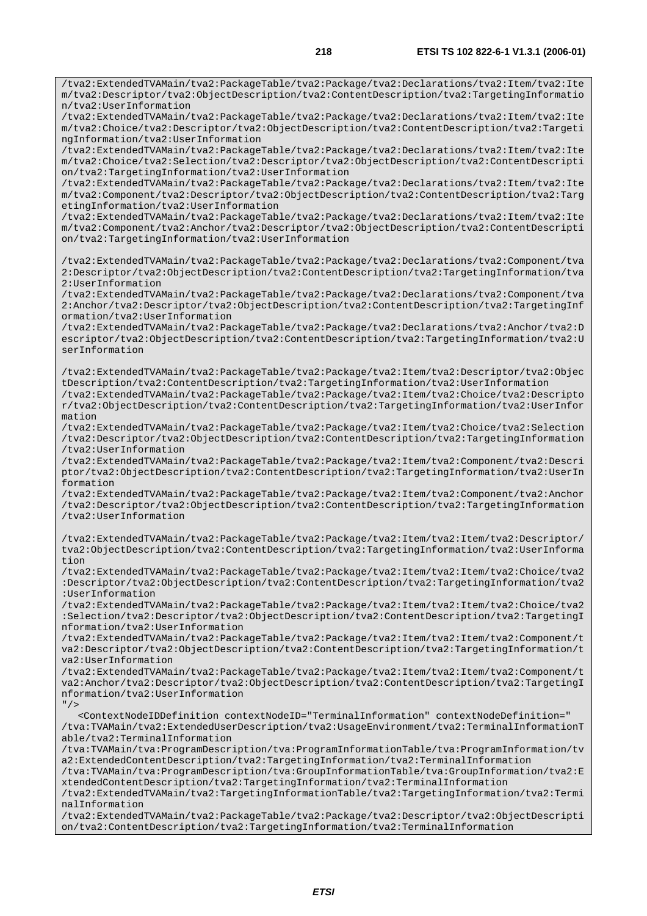```
/tva2:ExtendedTVAMain/tva2:PackageTable/tva2:Package/tva2:Declarations/tva2:Item/tva2:Ite
m/tva2:Descriptor/tva2:ObjectDescription/tva2:ContentDescription/tva2:TargetingInformatio
n/tva2:UserInformation
/tva2:ExtendedTVAMain/tva2:PackageTable/tva2:Package/tva2:Declarations/tva2:Item/tva2:Ite
m/tva2:Choice/tva2:Descriptor/tva2:ObjectDescription/tva2:ContentDescription/tva2:Targeti
ngInformation/tva2:UserInformation
/tva2:ExtendedTVAMain/tva2:PackageTable/tva2:Package/tva2:Declarations/tva2:Item/tva2:Ite
m/tva2:Choice/tva2:Selection/tva2:Descriptor/tva2:ObjectDescription/tva2:ContentDescripti
on/tva2:TargetingInformation/tva2:UserInformation
/tva2:ExtendedTVAMain/tva2:PackageTable/tva2:Package/tva2:Declarations/tva2:Item/tva2:Ite
m/tva2:Component/tva2:Descriptor/tva2:ObjectDescription/tva2:ContentDescription/tva2:Targ
etingInformation/tva2:UserInformation
/tva2:ExtendedTVAMain/tva2:PackageTable/tva2:Package/tva2:Declarations/tva2:Item/tva2:Ite
m/tva2:Component/tva2:Anchor/tva2:Descriptor/tva2:ObjectDescription/tva2:ContentDescripti
on/tva2:TargetingInformation/tva2:UserInformation

/tva2:ExtendedTVAMain/tva2:PackageTable/tva2:Package/tva2:Declarations/tva2:Component/tva
2:Descriptor/tva2:ObjectDescription/tva2:ContentDescription/tva2:TargetingInformation/tva
2:UserInformation
/tva2:ExtendedTVAMain/tva2:PackageTable/tva2:Package/tva2:Declarations/tva2:Component/tva
2:Anchor/tva2:Descriptor/tva2:ObjectDescription/tva2:ContentDescription/tva2:TargetingInf
ormation/tva2:UserInformation
/tva2:ExtendedTVAMain/tva2:PackageTable/tva2:Package/tva2:Declarations/tva2:Anchor/tva2:D
escriptor/tva2:ObjectDescription/tva2:ContentDescription/tva2:TargetingInformation/tva2:U
serInformation

/tva2:ExtendedTVAMain/tva2:PackageTable/tva2:Package/tva2:Item/tva2:Descriptor/tva2:Objec
tDescription/tva2:ContentDescription/tva2:TargetingInformation/tva2:UserInformation
/tva2:ExtendedTVAMain/tva2:PackageTable/tva2:Package/tva2:Item/tva2:Choice/tva2:Descripto
r/tva2:ObjectDescription/tva2:ContentDescription/tva2:TargetingInformation/tva2:UserInfor
mation
/tva2:ExtendedTVAMain/tva2:PackageTable/tva2:Package/tva2:Item/tva2:Choice/tva2:Selection
/tva2:Descriptor/tva2:ObjectDescription/tva2:ContentDescription/tva2:TargetingInformation
/tva2:UserInformation
/tva2:ExtendedTVAMain/tva2:PackageTable/tva2:Package/tva2:Item/tva2:Component/tva2:Descri
ptor/tva2:ObjectDescription/tva2:ContentDescription/tva2:TargetingInformation/tva2:UserIn
formation
/tva2:ExtendedTVAMain/tva2:PackageTable/tva2:Package/tva2:Item/tva2:Component/tva2:Anchor
/tva2:Descriptor/tva2:ObjectDescription/tva2:ContentDescription/tva2:TargetingInformation
/tva2:UserInformation

/tva2:ExtendedTVAMain/tva2:PackageTable/tva2:Package/tva2:Item/tva2:Item/tva2:Descriptor/
tva2:ObjectDescription/tva2:ContentDescription/tva2:TargetingInformation/tva2:UserInforma
tion
/tva2:ExtendedTVAMain/tva2:PackageTable/tva2:Package/tva2:Item/tva2:Item/tva2:Choice/tva2
:Descriptor/tva2:ObjectDescription/tva2:ContentDescription/tva2:TargetingInformation/tva2
:UserInformation
/tva2:ExtendedTVAMain/tva2:PackageTable/tva2:Package/tva2:Item/tva2:Item/tva2:Choice/tva2
:Selection/tva2:Descriptor/tva2:ObjectDescription/tva2:ContentDescription/tva2:TargetingI
nformation/tva2:UserInformation
/tva2:ExtendedTVAMain/tva2:PackageTable/tva2:Package/tva2:Item/tva2:Item/tva2:Component/t
va2:Descriptor/tva2:ObjectDescription/tva2:ContentDescription/tva2:TargetingInformation/t
va2:UserInformation
/tva2:ExtendedTVAMain/tva2:PackageTable/tva2:Package/tva2:Item/tva2:Item/tva2:Component/t
va2:Anchor/tva2:Descriptor/tva2:ObjectDescription/tva2:ContentDescription/tva2:TargetingI
nformation/tva2:UserInformation
"/>
   <ContextNodeIDDefinition contextNodeID="TerminalInformation" contextNodeDefinition="
/tva:TVAMain/tva2:ExtendedUserDescription/tva2:UsageEnvironment/tva2:TerminalInformationT
able/tva2:TerminalInformation
/tva:TVAMain/tva:ProgramDescription/tva:ProgramInformationTable/tva:ProgramInformation/tv
a2:ExtendedContentDescription/tva2:TargetingInformation/tva2:TerminalInformation
/tva:TVAMain/tva:ProgramDescription/tva:GroupInformationTable/tva:GroupInformation/tva2:E
xtendedContentDescription/tva2:TargetingInformation/tva2:TerminalInformation
/tva2:ExtendedTVAMain/tva2:TargetingInformationTable/tva2:TargetingInformation/tva2:Termi
nalInformation
/tva2:ExtendedTVAMain/tva2:PackageTable/tva2:Package/tva2:Descriptor/tva2:ObjectDescripti
on/tva2:ContentDescription/tva2:TargetingInformation/tva2:TerminalInformation
```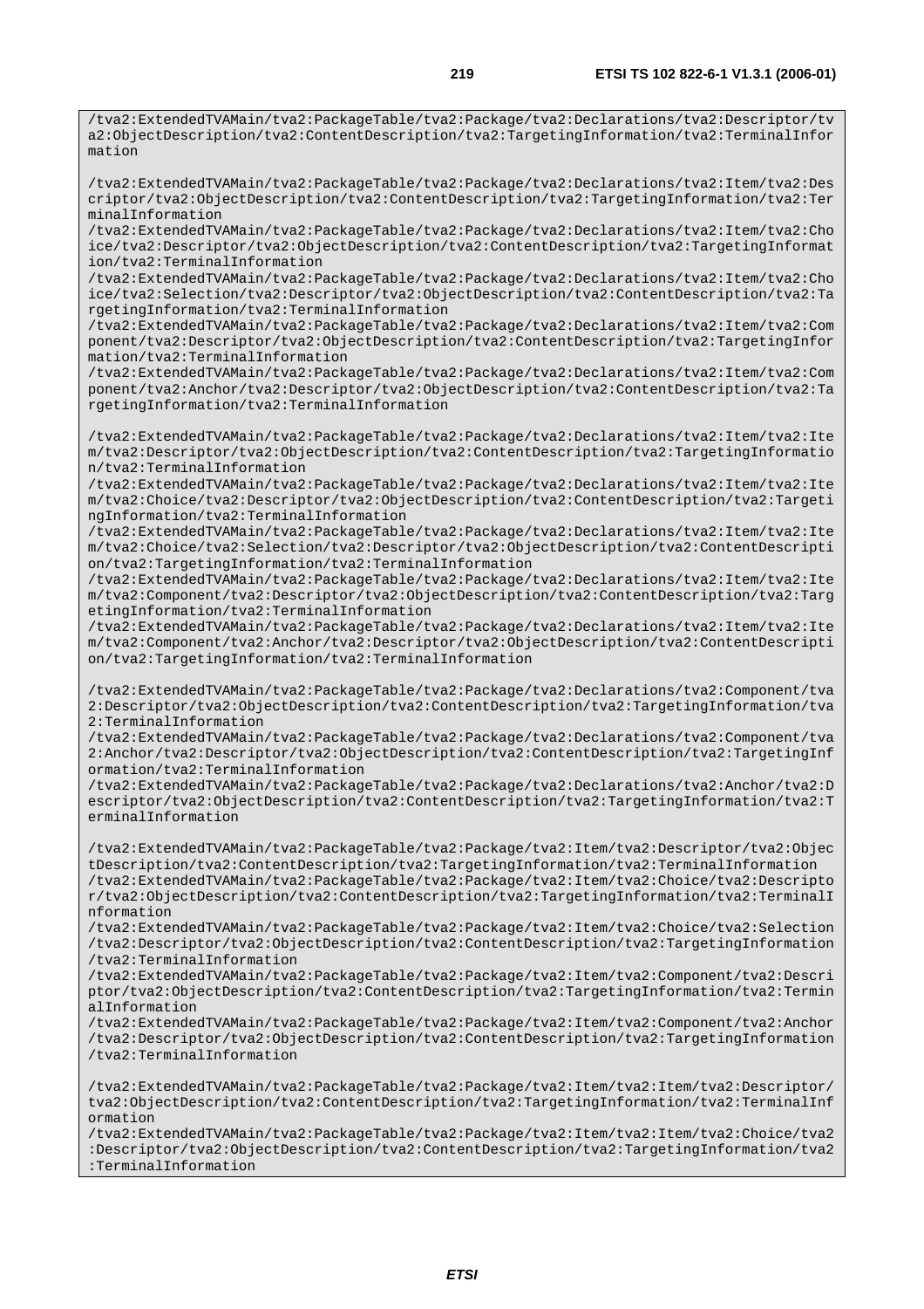```
/tva2:ExtendedTVAMain/tva2:PackageTable/tva2:Package/tva2:Declarations/tva2:Descriptor/tva2:ObjectDescription/tva2:ContentDescription/tva2:TargetingInformation/tva2:TerminalInformation

/tva2:ExtendedTVAMain/tva2:PackageTable/tva2:Package/tva2:Declarations/tva2:Item/tva2:Descriptor/tva2:ObjectDescription/tva2:ContentDescription/tva2:TargetingInformation/tva2:TerminalInformation
/tva2:ExtendedTVAMain/tva2:PackageTable/tva2:Package/tva2:Declarations/tva2:Item/tva2:Choice/tva2:Descriptor/tva2:ObjectDescription/tva2:ContentDescription/tva2:TargetingInformation/tva2:TerminalInformation
/tva2:ExtendedTVAMain/tva2:PackageTable/tva2:Package/tva2:Declarations/tva2:Item/tva2:Choice/tva2:Selection/tva2:Descriptor/tva2:ObjectDescription/tva2:ContentDescription/tva2:TargetingInformation/tva2:TerminalInformation
/tva2:ExtendedTVAMain/tva2:PackageTable/tva2:Package/tva2:Declarations/tva2:Item/tva2:Component/tva2:Descriptor/tva2:ObjectDescription/tva2:ContentDescription/tva2:TargetingInformation/tva2:TerminalInformation
/tva2:ExtendedTVAMain/tva2:PackageTable/tva2:Package/tva2:Declarations/tva2:Item/tva2:Component/tva2:Anchor/tva2:Descriptor/tva2:ObjectDescription/tva2:ContentDescription/tva2:TargetingInformation/tva2:TerminalInformation

/tva2:ExtendedTVAMain/tva2:PackageTable/tva2:Package/tva2:Declarations/tva2:Item/tva2:Item/tva2:Descriptor/tva2:ObjectDescription/tva2:ContentDescription/tva2:TargetingInformation/tva2:TerminalInformation
/tva2:ExtendedTVAMain/tva2:PackageTable/tva2:Package/tva2:Declarations/tva2:Item/tva2:Item/tva2:Choice/tva2:Descriptor/tva2:ObjectDescription/tva2:ContentDescription/tva2:TargetingInformation/tva2:TerminalInformation
/tva2:ExtendedTVAMain/tva2:PackageTable/tva2:Package/tva2:Declarations/tva2:Item/tva2:Item/tva2:Choice/tva2:Selection/tva2:Descriptor/tva2:ObjectDescription/tva2:ContentDescription/tva2:TargetingInformation/tva2:TerminalInformation
/tva2:ExtendedTVAMain/tva2:PackageTable/tva2:Package/tva2:Declarations/tva2:Item/tva2:Item/tva2:Component/tva2:Descriptor/tva2:ObjectDescription/tva2:ContentDescription/tva2:TargetingInformation/tva2:TerminalInformation
/tva2:ExtendedTVAMain/tva2:PackageTable/tva2:Package/tva2:Declarations/tva2:Item/tva2:Item/tva2:Component/tva2:Anchor/tva2:Descriptor/tva2:ObjectDescription/tva2:ContentDescription/tva2:TargetingInformation/tva2:TerminalInformation

/tva2:ExtendedTVAMain/tva2:PackageTable/tva2:Package/tva2:Declarations/tva2:Component/tva2:Descriptor/tva2:ObjectDescription/tva2:ContentDescription/tva2:TargetingInformation/tva2:TerminalInformation
/tva2:ExtendedTVAMain/tva2:PackageTable/tva2:Package/tva2:Declarations/tva2:Component/tva2:Anchor/tva2:Descriptor/tva2:ObjectDescription/tva2:ContentDescription/tva2:TargetingInformation/tva2:TerminalInformation
/tva2:ExtendedTVAMain/tva2:PackageTable/tva2:Package/tva2:Declarations/tva2:Anchor/tva2:Descriptor/tva2:ObjectDescription/tva2:ContentDescription/tva2:TargetingInformation/tva2:TerminalInformation

/tva2:ExtendedTVAMain/tva2:PackageTable/tva2:Package/tva2:Item/tva2:Descriptor/tva2:ObjectDescription/tva2:ContentDescription/tva2:TargetingInformation/tva2:TerminalInformation
/tva2:ExtendedTVAMain/tva2:PackageTable/tva2:Package/tva2:Item/tva2:Choice/tva2:Descriptor/tva2:ObjectDescription/tva2:ContentDescription/tva2:TargetingInformation/tva2:TerminalInformation
/tva2:ExtendedTVAMain/tva2:PackageTable/tva2:Package/tva2:Item/tva2:Choice/tva2:Selection/tva2:Descriptor/tva2:ObjectDescription/tva2:ContentDescription/tva2:TargetingInformation/tva2:TerminalInformation
/tva2:ExtendedTVAMain/tva2:PackageTable/tva2:Package/tva2:Item/tva2:Component/tva2:Descriptor/tva2:ObjectDescription/tva2:ContentDescription/tva2:TargetingInformation/tva2:TerminalInformation
/tva2:ExtendedTVAMain/tva2:PackageTable/tva2:Package/tva2:Item/tva2:Component/tva2:Anchor/tva2:Descriptor/tva2:ObjectDescription/tva2:ContentDescription/tva2:TargetingInformation/tva2:TerminalInformation

/tva2:ExtendedTVAMain/tva2:PackageTable/tva2:Package/tva2:Item/tva2:Item/tva2:Descriptor/tva2:ObjectDescription/tva2:ContentDescription/tva2:TargetingInformation/tva2:TerminalInformation
/tva2:ExtendedTVAMain/tva2:PackageTable/tva2:Package/tva2:Item/tva2:Item/tva2:Choice/tva2:Descriptor/tva2:ObjectDescription/tva2:ContentDescription/tva2:TargetingInformation/tva2:TerminalInformation
```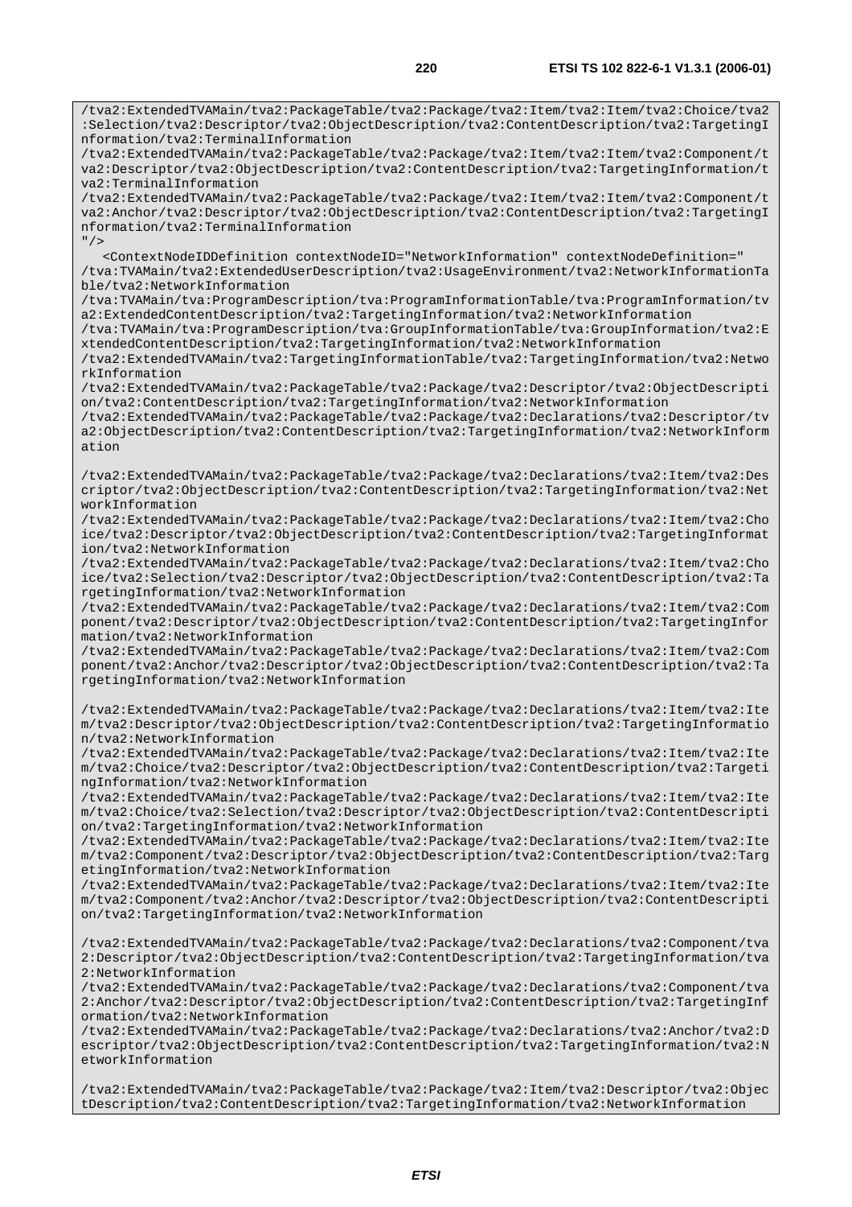```
/tva2:ExtendedTVAMain/tva2:PackageTable/tva2:Package/tva2:Item/tva2:Item/tva2:Choice/tva2
:Selection/tva2:Descriptor/tva2:ObjectDescription/tva2:ContentDescription/tva2:TargetingI
nformation/tva2:TerminalInformation
/tva2:ExtendedTVAMain/tva2:PackageTable/tva2:Package/tva2:Item/tva2:Item/tva2:Component/t
va2:Descriptor/tva2:ObjectDescription/tva2:ContentDescription/tva2:TargetingInformation/t
va2:TerminalInformation
/tva2:ExtendedTVAMain/tva2:PackageTable/tva2:Package/tva2:Item/tva2:Item/tva2:Component/t
va2:Anchor/tva2:Descriptor/tva2:ObjectDescription/tva2:ContentDescription/tva2:TargetingI
nformation/tva2:TerminalInformation
"/>
   <ContextNodeIDDefinition contextNodeID="NetworkInformation" contextNodeDefinition="
/tva:TVAMain/tva2:ExtendedUserDescription/tva2:UsageEnvironment/tva2:NetworkInformationTa
ble/tva2:NetworkInformation
/tva:TVAMain/tva:ProgramDescription/tva:ProgramInformationTable/tva:ProgramInformation/tv
a2:ExtendedContentDescription/tva2:TargetingInformation/tva2:NetworkInformation
/tva:TVAMain/tva:ProgramDescription/tva:GroupInformationTable/tva:GroupInformation/tva2:E
xtendedContentDescription/tva2:TargetingInformation/tva2:NetworkInformation
/tva2:ExtendedTVAMain/tva2:TargetingInformationTable/tva2:TargetingInformation/tva2:Netwo
rkInformation
/tva2:ExtendedTVAMain/tva2:PackageTable/tva2:Package/tva2:Descriptor/tva2:ObjectDescripti
on/tva2:ContentDescription/tva2:TargetingInformation/tva2:NetworkInformation
/tva2:ExtendedTVAMain/tva2:PackageTable/tva2:Package/tva2:Declarations/tva2:Descriptor/tv
a2:ObjectDescription/tva2:ContentDescription/tva2:TargetingInformation/tva2:NetworkInform
ation

/tva2:ExtendedTVAMain/tva2:PackageTable/tva2:Package/tva2:Declarations/tva2:Item/tva2:Des
criptor/tva2:ObjectDescription/tva2:ContentDescription/tva2:TargetingInformation/tva2:Net
workInformation
/tva2:ExtendedTVAMain/tva2:PackageTable/tva2:Package/tva2:Declarations/tva2:Item/tva2:Cho
ice/tva2:Descriptor/tva2:ObjectDescription/tva2:ContentDescription/tva2:TargetingInformat
ion/tva2:NetworkInformation
/tva2:ExtendedTVAMain/tva2:PackageTable/tva2:Package/tva2:Declarations/tva2:Item/tva2:Cho
ice/tva2:Selection/tva2:Descriptor/tva2:ObjectDescription/tva2:ContentDescription/tva2:Ta
rgetingInformation/tva2:NetworkInformation
/tva2:ExtendedTVAMain/tva2:PackageTable/tva2:Package/tva2:Declarations/tva2:Item/tva2:Com
ponent/tva2:Descriptor/tva2:ObjectDescription/tva2:ContentDescription/tva2:TargetingInfor
mation/tva2:NetworkInformation
/tva2:ExtendedTVAMain/tva2:PackageTable/tva2:Package/tva2:Declarations/tva2:Item/tva2:Com
ponent/tva2:Anchor/tva2:Descriptor/tva2:ObjectDescription/tva2:ContentDescription/tva2:Ta
rgetingInformation/tva2:NetworkInformation

/tva2:ExtendedTVAMain/tva2:PackageTable/tva2:Package/tva2:Declarations/tva2:Item/tva2:Ite
m/tva2:Descriptor/tva2:ObjectDescription/tva2:ContentDescription/tva2:TargetingInformatio
n/tva2:NetworkInformation
/tva2:ExtendedTVAMain/tva2:PackageTable/tva2:Package/tva2:Declarations/tva2:Item/tva2:Ite
m/tva2:Choice/tva2:Descriptor/tva2:ObjectDescription/tva2:ContentDescription/tva2:Targeti
ngInformation/tva2:NetworkInformation
/tva2:ExtendedTVAMain/tva2:PackageTable/tva2:Package/tva2:Declarations/tva2:Item/tva2:Ite
m/tva2:Choice/tva2:Selection/tva2:Descriptor/tva2:ObjectDescription/tva2:ContentDescripti
on/tva2:TargetingInformation/tva2:NetworkInformation
/tva2:ExtendedTVAMain/tva2:PackageTable/tva2:Package/tva2:Declarations/tva2:Item/tva2:Ite
m/tva2:Component/tva2:Descriptor/tva2:ObjectDescription/tva2:ContentDescription/tva2:Targ
etingInformation/tva2:NetworkInformation
/tva2:ExtendedTVAMain/tva2:PackageTable/tva2:Package/tva2:Declarations/tva2:Item/tva2:Ite
m/tva2:Component/tva2:Anchor/tva2:Descriptor/tva2:ObjectDescription/tva2:ContentDescripti
on/tva2:TargetingInformation/tva2:NetworkInformation

/tva2:ExtendedTVAMain/tva2:PackageTable/tva2:Package/tva2:Declarations/tva2:Component/tva
2:Descriptor/tva2:ObjectDescription/tva2:ContentDescription/tva2:TargetingInformation/tva
2:NetworkInformation
/tva2:ExtendedTVAMain/tva2:PackageTable/tva2:Package/tva2:Declarations/tva2:Component/tva
2:Anchor/tva2:Descriptor/tva2:ObjectDescription/tva2:ContentDescription/tva2:TargetingInf
ormation/tva2:NetworkInformation
/tva2:ExtendedTVAMain/tva2:PackageTable/tva2:Package/tva2:Declarations/tva2:Anchor/tva2:D
escriptor/tva2:ObjectDescription/tva2:ContentDescription/tva2:TargetingInformation/tva2:N
etworkInformation

/tva2:ExtendedTVAMain/tva2:PackageTable/tva2:Package/tva2:Item/tva2:Descriptor/tva2:Objec
tDescription/tva2:ContentDescription/tva2:TargetingInformation/tva2:NetworkInformation
```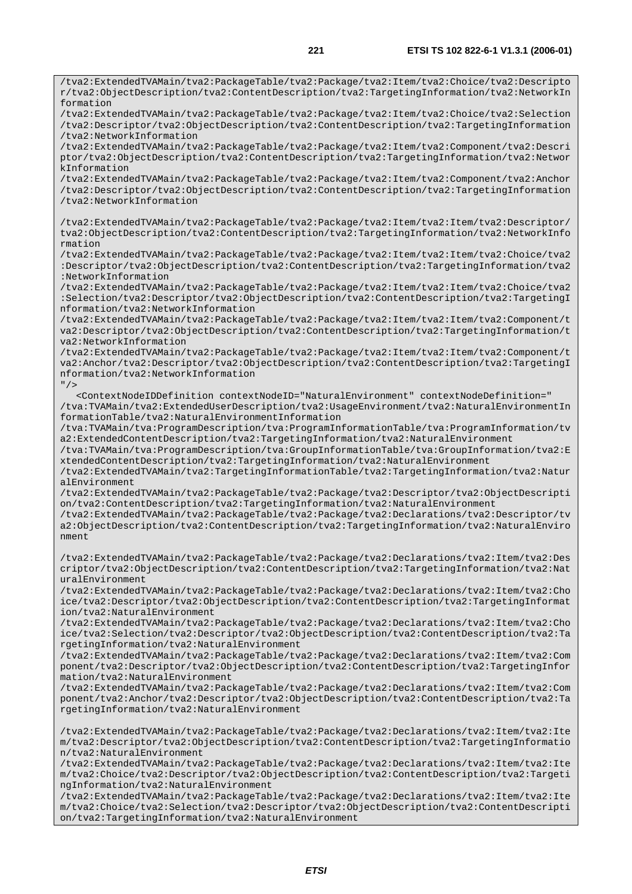```
/tva2:ExtendedTVAMain/tva2:PackageTable/tva2:Package/tva2:Item/tva2:Choice/tva2:Descripto
r/tva2:ObjectDescription/tva2:ContentDescription/tva2:TargetingInformation/tva2:NetworkIn
formation
/tva2:ExtendedTVAMain/tva2:PackageTable/tva2:Package/tva2:Item/tva2:Choice/tva2:Selection
/tva2:Descriptor/tva2:ObjectDescription/tva2:ContentDescription/tva2:TargetingInformation
/tva2:NetworkInformation
/tva2:ExtendedTVAMain/tva2:PackageTable/tva2:Package/tva2:Item/tva2:Component/tva2:Descri
ptor/tva2:ObjectDescription/tva2:ContentDescription/tva2:TargetingInformation/tva2:Networ
kInformation
/tva2:ExtendedTVAMain/tva2:PackageTable/tva2:Package/tva2:Item/tva2:Component/tva2:Anchor
/tva2:Descriptor/tva2:ObjectDescription/tva2:ContentDescription/tva2:TargetingInformation
/tva2:NetworkInformation

/tva2:ExtendedTVAMain/tva2:PackageTable/tva2:Package/tva2:Item/tva2:Item/tva2:Descriptor/
tva2:ObjectDescription/tva2:ContentDescription/tva2:TargetingInformation/tva2:NetworkInfo
rmation
/tva2:ExtendedTVAMain/tva2:PackageTable/tva2:Package/tva2:Item/tva2:Item/tva2:Choice/tva2
:Descriptor/tva2:ObjectDescription/tva2:ContentDescription/tva2:TargetingInformation/tva2
:NetworkInformation
/tva2:ExtendedTVAMain/tva2:PackageTable/tva2:Package/tva2:Item/tva2:Item/tva2:Choice/tva2
:Selection/tva2:Descriptor/tva2:ObjectDescription/tva2:ContentDescription/tva2:TargetingI
nformation/tva2:NetworkInformation
/tva2:ExtendedTVAMain/tva2:PackageTable/tva2:Package/tva2:Item/tva2:Item/tva2:Component/t
va2:Descriptor/tva2:ObjectDescription/tva2:ContentDescription/tva2:TargetingInformation/t
va2:NetworkInformation
/tva2:ExtendedTVAMain/tva2:PackageTable/tva2:Package/tva2:Item/tva2:Item/tva2:Component/t
va2:Anchor/tva2:Descriptor/tva2:ObjectDescription/tva2:ContentDescription/tva2:TargetingI
nformation/tva2:NetworkInformation
"/>
   <ContextNodeIDDefinition contextNodeID="NaturalEnvironment" contextNodeDefinition="
/tva:TVAMain/tva2:ExtendedUserDescription/tva2:UsageEnvironment/tva2:NaturalEnvironmentIn
formationTable/tva2:NaturalEnvironmentInformation
/tva:TVAMain/tva:ProgramDescription/tva:ProgramInformationTable/tva:ProgramInformation/tv
a2:ExtendedContentDescription/tva2:TargetingInformation/tva2:NaturalEnvironment
/tva:TVAMain/tva:ProgramDescription/tva:GroupInformationTable/tva:GroupInformation/tva2:E
xtendedContentDescription/tva2:TargetingInformation/tva2:NaturalEnvironment
/tva2:ExtendedTVAMain/tva2:TargetingInformationTable/tva2:TargetingInformation/tva2:Natur
alEnvironment
/tva2:ExtendedTVAMain/tva2:PackageTable/tva2:Package/tva2:Descriptor/tva2:ObjectDescripti
on/tva2:ContentDescription/tva2:TargetingInformation/tva2:NaturalEnvironment
/tva2:ExtendedTVAMain/tva2:PackageTable/tva2:Package/tva2:Declarations/tva2:Descriptor/tv
a2:ObjectDescription/tva2:ContentDescription/tva2:TargetingInformation/tva2:NaturalEnviro
nment

/tva2:ExtendedTVAMain/tva2:PackageTable/tva2:Package/tva2:Declarations/tva2:Item/tva2:Des
criptor/tva2:ObjectDescription/tva2:ContentDescription/tva2:TargetingInformation/tva2:Nat
uralEnvironment
/tva2:ExtendedTVAMain/tva2:PackageTable/tva2:Package/tva2:Declarations/tva2:Item/tva2:Cho
ice/tva2:Descriptor/tva2:ObjectDescription/tva2:ContentDescription/tva2:TargetingInformat
ion/tva2:NaturalEnvironment
/tva2:ExtendedTVAMain/tva2:PackageTable/tva2:Package/tva2:Declarations/tva2:Item/tva2:Cho
ice/tva2:Selection/tva2:Descriptor/tva2:ObjectDescription/tva2:ContentDescription/tva2:Ta
rgetingInformation/tva2:NaturalEnvironment
/tva2:ExtendedTVAMain/tva2:PackageTable/tva2:Package/tva2:Declarations/tva2:Item/tva2:Com
ponent/tva2:Descriptor/tva2:ObjectDescription/tva2:ContentDescription/tva2:TargetingInfor
mation/tva2:NaturalEnvironment
/tva2:ExtendedTVAMain/tva2:PackageTable/tva2:Package/tva2:Declarations/tva2:Item/tva2:Com
ponent/tva2:Anchor/tva2:Descriptor/tva2:ObjectDescription/tva2:ContentDescription/tva2:Ta
rgetingInformation/tva2:NaturalEnvironment

/tva2:ExtendedTVAMain/tva2:PackageTable/tva2:Package/tva2:Declarations/tva2:Item/tva2:Ite
m/tva2:Descriptor/tva2:ObjectDescription/tva2:ContentDescription/tva2:TargetingInformatio
n/tva2:NaturalEnvironment
/tva2:ExtendedTVAMain/tva2:PackageTable/tva2:Package/tva2:Declarations/tva2:Item/tva2:Ite
m/tva2:Choice/tva2:Descriptor/tva2:ObjectDescription/tva2:ContentDescription/tva2:Targeti
ngInformation/tva2:NaturalEnvironment
/tva2:ExtendedTVAMain/tva2:PackageTable/tva2:Package/tva2:Declarations/tva2:Item/tva2:Ite
m/tva2:Choice/tva2:Selection/tva2:Descriptor/tva2:ObjectDescription/tva2:ContentDescripti
on/tva2:TargetingInformation/tva2:NaturalEnvironment
```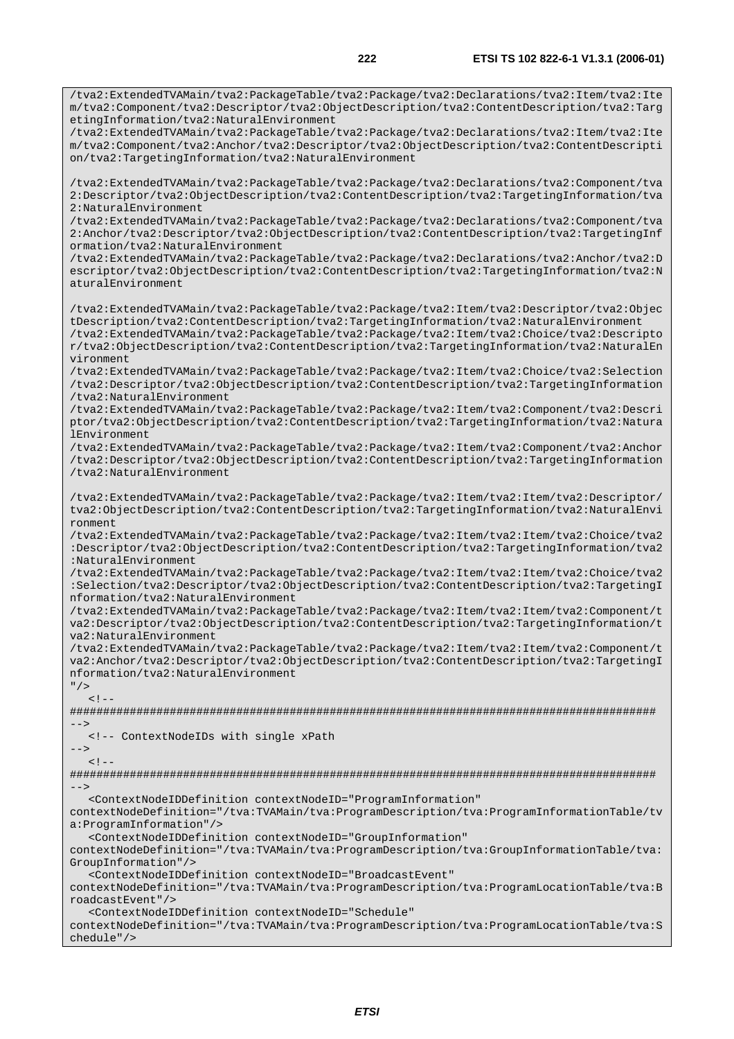```
/tva2:ExtendedTVAMain/tva2:PackageTable/tva2:Package/tva2:Declarations/tva2:Item/tva2:Ite
m/tva2:Component/tva2:Descriptor/tva2:ObjectDescription/tva2:ContentDescription/tva2:Targ
etingInformation/tva2:NaturalEnvironment
/tva2:ExtendedTVAMain/tva2:PackageTable/tva2:Package/tva2:Declarations/tva2:Item/tva2:Ite
m/tva2:Component/tva2:Anchor/tva2:Descriptor/tva2:ObjectDescription/tva2:ContentDescripti
on/tva2:TargetingInformation/tva2:NaturalEnvironment

/tva2:ExtendedTVAMain/tva2:PackageTable/tva2:Package/tva2:Declarations/tva2:Component/tva
2:Descriptor/tva2:ObjectDescription/tva2:ContentDescription/tva2:TargetingInformation/tva
2:NaturalEnvironment
/tva2:ExtendedTVAMain/tva2:PackageTable/tva2:Package/tva2:Declarations/tva2:Component/tva
2:Anchor/tva2:Descriptor/tva2:ObjectDescription/tva2:ContentDescription/tva2:TargetingInf
ormation/tva2:NaturalEnvironment
/tva2:ExtendedTVAMain/tva2:PackageTable/tva2:Package/tva2:Declarations/tva2:Anchor/tva2:D
escriptor/tva2:ObjectDescription/tva2:ContentDescription/tva2:TargetingInformation/tva2:N
aturalEnvironment

/tva2:ExtendedTVAMain/tva2:PackageTable/tva2:Package/tva2:Item/tva2:Descriptor/tva2:Objec
tDescription/tva2:ContentDescription/tva2:TargetingInformation/tva2:NaturalEnvironment
/tva2:ExtendedTVAMain/tva2:PackageTable/tva2:Package/tva2:Item/tva2:Choice/tva2:Descripto
r/tva2:ObjectDescription/tva2:ContentDescription/tva2:TargetingInformation/tva2:NaturalEn
vironment
/tva2:ExtendedTVAMain/tva2:PackageTable/tva2:Package/tva2:Item/tva2:Choice/tva2:Selection
/tva2:Descriptor/tva2:ObjectDescription/tva2:ContentDescription/tva2:TargetingInformation
/tva2:NaturalEnvironment
/tva2:ExtendedTVAMain/tva2:PackageTable/tva2:Package/tva2:Item/tva2:Component/tva2:Descri
ptor/tva2:ObjectDescription/tva2:ContentDescription/tva2:TargetingInformation/tva2:Natura
lEnvironment
/tva2:ExtendedTVAMain/tva2:PackageTable/tva2:Package/tva2:Item/tva2:Component/tva2:Anchor
/tva2:Descriptor/tva2:ObjectDescription/tva2:ContentDescription/tva2:TargetingInformation
/tva2:NaturalEnvironment

/tva2:ExtendedTVAMain/tva2:PackageTable/tva2:Package/tva2:Item/tva2:Item/tva2:Descriptor/
tva2:ObjectDescription/tva2:ContentDescription/tva2:TargetingInformation/tva2:NaturalEnvi
ronment
/tva2:ExtendedTVAMain/tva2:PackageTable/tva2:Package/tva2:Item/tva2:Item/tva2:Choice/tva2
:Descriptor/tva2:ObjectDescription/tva2:ContentDescription/tva2:TargetingInformation/tva2
:NaturalEnvironment
/tva2:ExtendedTVAMain/tva2:PackageTable/tva2:Package/tva2:Item/tva2:Item/tva2:Choice/tva2
:Selection/tva2:Descriptor/tva2:ObjectDescription/tva2:ContentDescription/tva2:TargetingI
nformation/tva2:NaturalEnvironment
/tva2:ExtendedTVAMain/tva2:PackageTable/tva2:Package/tva2:Item/tva2:Item/tva2:Component/t
va2:Descriptor/tva2:ObjectDescription/tva2:ContentDescription/tva2:TargetingInformation/t
va2:NaturalEnvironment
/tva2:ExtendedTVAMain/tva2:PackageTable/tva2:Package/tva2:Item/tva2:Item/tva2:Component/t
va2:Anchor/tva2:Descriptor/tva2:ObjectDescription/tva2:ContentDescription/tva2:TargetingI
nformation/tva2:NaturalEnvironment
"/>
   <!--
#########################################################################################
-->
   <!-- ContextNodeIDs with single xPath
-->
   <!--
#########################################################################################
-->
   <ContextNodeIDDefinition contextNodeID="ProgramInformation"
contextNodeDefinition="/tva:TVAMain/tva:ProgramDescription/tva:ProgramInformationTable/tv
a:ProgramInformation"/>
   <ContextNodeIDDefinition contextNodeID="GroupInformation"
contextNodeDefinition="/tva:TVAMain/tva:ProgramDescription/tva:GroupInformationTable/tva:
GroupInformation"/>
   <ContextNodeIDDefinition contextNodeID="BroadcastEvent"
contextNodeDefinition="/tva:TVAMain/tva:ProgramDescription/tva:ProgramLocationTable/tva:B
roadcastEvent"/>
   <ContextNodeIDDefinition contextNodeID="Schedule"
contextNodeDefinition="/tva:TVAMain/tva:ProgramDescription/tva:ProgramLocationTable/tva:S
chedule"/>
```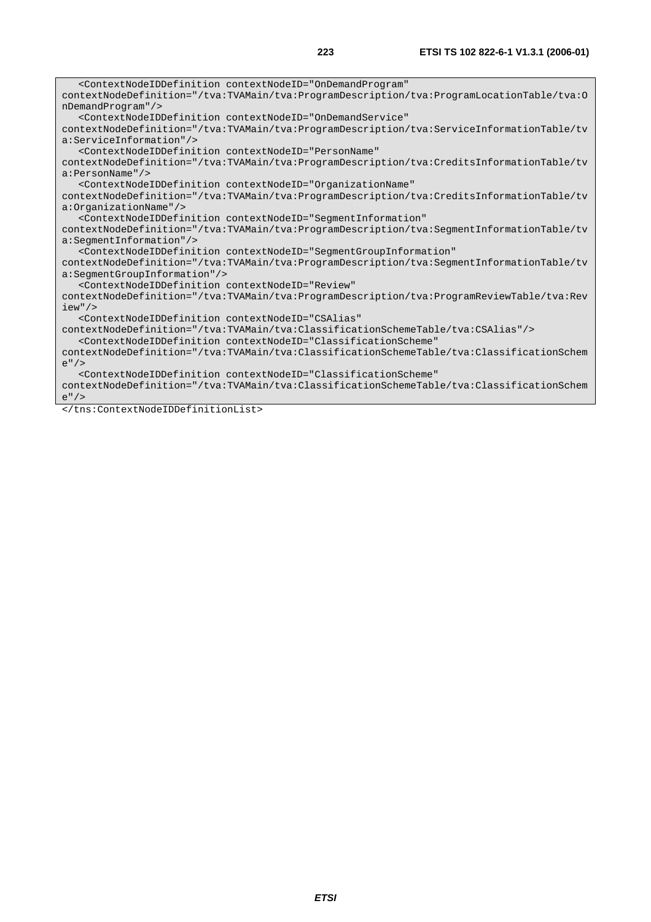```
   <ContextNodeIDDefinition contextNodeID="OnDemandProgram"
contextNodeDefinition="/tva:TVAMain/tva:ProgramDescription/tva:ProgramLocationTable/tva:O
nDemandProgram"/>
   <ContextNodeIDDefinition contextNodeID="OnDemandService"
contextNodeDefinition="/tva:TVAMain/tva:ProgramDescription/tva:ServiceInformationTable/tv
a:ServiceInformation"/>
   <ContextNodeIDDefinition contextNodeID="PersonName"
contextNodeDefinition="/tva:TVAMain/tva:ProgramDescription/tva:CreditsInformationTable/tv
a:PersonName"/>
   <ContextNodeIDDefinition contextNodeID="OrganizationName"
contextNodeDefinition="/tva:TVAMain/tva:ProgramDescription/tva:CreditsInformationTable/tv
a:OrganizationName"/>
   <ContextNodeIDDefinition contextNodeID="SegmentInformation"
contextNodeDefinition="/tva:TVAMain/tva:ProgramDescription/tva:SegmentInformationTable/tv
a:SegmentInformation"/>
   <ContextNodeIDDefinition contextNodeID="SegmentGroupInformation"
contextNodeDefinition="/tva:TVAMain/tva:ProgramDescription/tva:SegmentInformationTable/tv
a:SegmentGroupInformation"/>
   <ContextNodeIDDefinition contextNodeID="Review"
contextNodeDefinition="/tva:TVAMain/tva:ProgramDescription/tva:ProgramReviewTable/tva:Rev
iew"/>
   <ContextNodeIDDefinition contextNodeID="CSAlias"
contextNodeDefinition="/tva:TVAMain/tva:ClassificationSchemeTable/tva:CSAlias"/>
   <ContextNodeIDDefinition contextNodeID="ClassificationScheme"
contextNodeDefinition="/tva:TVAMain/tva:ClassificationSchemeTable/tva:ClassificationSchem
e"/>
   <ContextNodeIDDefinition contextNodeID="ClassificationScheme"
contextNodeDefinition="/tva:TVAMain/tva:ClassificationSchemeTable/tva:ClassificationSchem
e"/>
</tns:ContextNodeIDDefinitionList>
```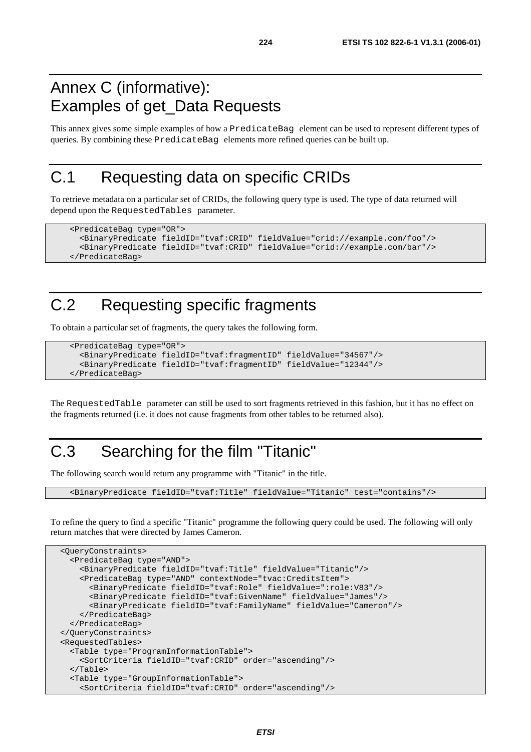# Annex C (informative): Examples of get_Data Requests

This annex gives some simple examples of how a PredicateBag element can be used to represent different types of queries. By combining these PredicateBag elements more refined queries can be built up.

# C.1 Requesting data on specific CRIDs

To retrieve metadata on a particular set of CRIDs, the following query type is used. The type of data returned will depend upon the RequestedTables parameter.

```
<PredicateBag type="OR">
  <BinaryPredicate fieldID="tvaf:CRID" fieldValue="crid://example.com/foo"/>
  <BinaryPredicate fieldID="tvaf:CRID" fieldValue="crid://example.com/bar"/>
</PredicateBag>
```

# C.2 Requesting specific fragments

To obtain a particular set of fragments, the query takes the following form.

```
<PredicateBag type="OR">
  <BinaryPredicate fieldID="tvaf:fragmentID" fieldValue="34567"/>
  <BinaryPredicate fieldID="tvaf:fragmentID" fieldValue="12344"/>
</PredicateBag>
```

The RequestedTable parameter can still be used to sort fragments retrieved in this fashion, but it has no effect on the fragments returned (i.e. it does not cause fragments from other tables to be returned also).

# C.3 Searching for the film "Titanic"

The following search would return any programme with "Titanic" in the title.

```
<BinaryPredicate fieldID="tvaf:Title" fieldValue="Titanic" test="contains"/>
```

To refine the query to find a specific "Titanic" programme the following query could be used. The following will only return matches that were directed by James Cameron.

```
<QueryConstraints>
  <PredicateBag type="AND">
    <BinaryPredicate fieldID="tvaf:Title" fieldValue="Titanic"/>
    <PredicateBag type="AND" contextNode="tvac:CreditsItem">
      <BinaryPredicate fieldID="tvaf:Role" fieldValue=":role:V83"/>
      <BinaryPredicate fieldID="tvaf:GivenName" fieldValue="James"/>
      <BinaryPredicate fieldID="tvaf:FamilyName" fieldValue="Cameron"/>
    </PredicateBag>
  </PredicateBag>
</QueryConstraints>
<RequestedTables>
  <Table type="ProgramInformationTable">
    <SortCriteria fieldID="tvaf:CRID" order="ascending"/>
  </Table>
  <Table type="GroupInformationTable">
    <SortCriteria fieldID="tvaf:CRID" order="ascending"/>
```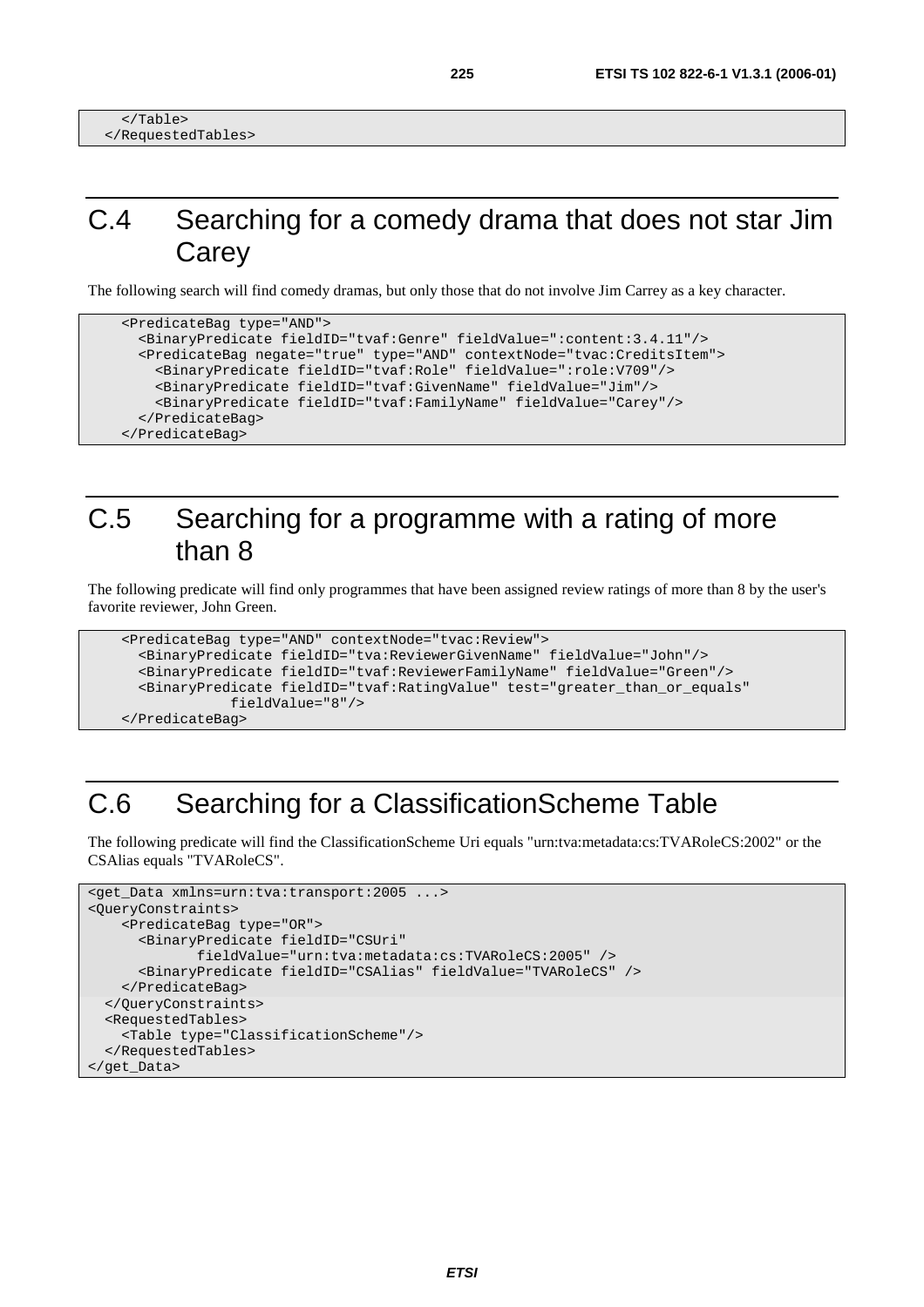```
    </Table>
  </RequestedTables>
```

## C.4 Searching for a comedy drama that does not star Jim Carey

The following search will find comedy dramas, but only those that do not involve Jim Carrey as a key character.

```
    <PredicateBag type="AND">
      <BinaryPredicate fieldID="tvaf:Genre" fieldValue=":content:3.4.11"/>
      <PredicateBag negate="true" type="AND" contextNode="tvac:CreditsItem">
        <BinaryPredicate fieldID="tvaf:Role" fieldValue=":role:V709"/>
        <BinaryPredicate fieldID="tvaf:GivenName" fieldValue="Jim"/>
        <BinaryPredicate fieldID="tvaf:FamilyName" fieldValue="Carey"/>
      </PredicateBag>
    </PredicateBag>
```

## C.5 Searching for a programme with a rating of more than 8

The following predicate will find only programmes that have been assigned review ratings of more than 8 by the user's favorite reviewer, John Green.

```
    <PredicateBag type="AND" contextNode="tvac:Review">
      <BinaryPredicate fieldID="tva:ReviewerGivenName" fieldValue="John"/>
      <BinaryPredicate fieldID="tvaf:ReviewerFamilyName" fieldValue="Green"/>
      <BinaryPredicate fieldID="tvaf:RatingValue" test="greater_than_or_equals"
               fieldValue="8"/>
    </PredicateBag>
```

## C.6 Searching for a ClassificationScheme Table

The following predicate will find the ClassificationScheme Uri equals "urn:tva:metadata:cs:TVARoleCS:2002" or the CSAlias equals "TVARoleCS".

```
<get_Data xmlns=urn:tva:transport:2005 ...>
<QueryConstraints>
    <PredicateBag type="OR">
      <BinaryPredicate fieldID="CSUri"
            fieldValue="urn:tva:metadata:cs:TVARoleCS:2005" />
      <BinaryPredicate fieldID="CSAlias" fieldValue="TVARoleCS" />
    </PredicateBag>
  </QueryConstraints>
  <RequestedTables>
    <Table type="ClassificationScheme"/>
  </RequestedTables>
</get_Data>
```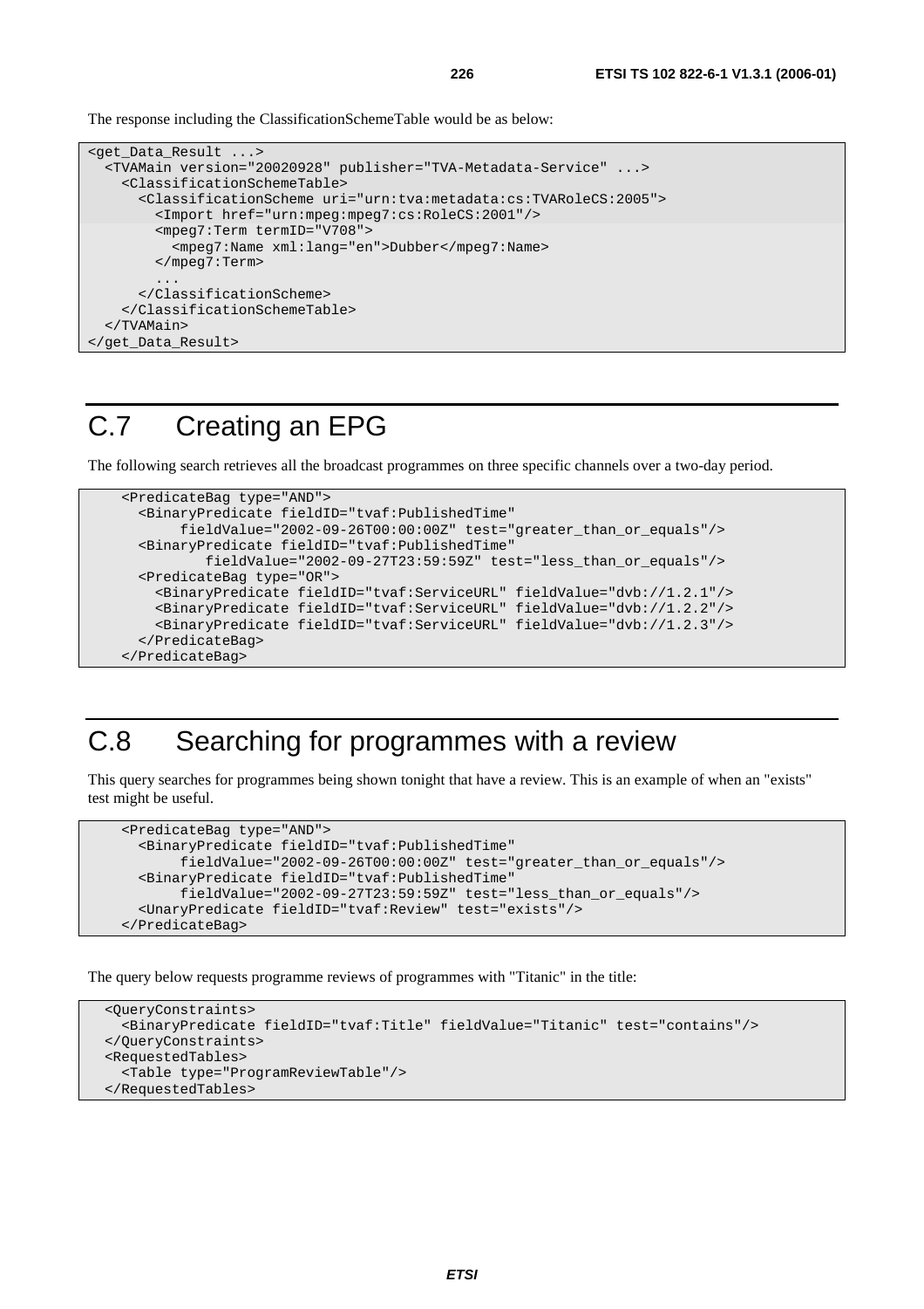The response including the ClassificationSchemeTable would be as below:

```
<get_Data_Result ...>
  <TVAMain version="20020928" publisher="TVA-Metadata-Service" ...>
    <ClassificationSchemeTable>
      <ClassificationScheme uri="urn:tva:metadata:cs:TVARoleCS:2005">
        <Import href="urn:mpeg:mpeg7:cs:RoleCS:2001"/>
        <mpeg7:Term termID="V708">
          <mpeg7:Name xml:lang="en">Dubber</mpeg7:Name>
        </mpeg7:Term>
        ...
      </ClassificationScheme>
    </ClassificationSchemeTable>
  </TVAMain>
</get_Data_Result>
```

# C.7 Creating an EPG

The following search retrieves all the broadcast programmes on three specific channels over a two-day period.

```
    <PredicateBag type="AND">
      <BinaryPredicate fieldID="tvaf:PublishedTime"
           fieldValue="2002-09-26T00:00:00Z" test="greater_than_or_equals"/>
      <BinaryPredicate fieldID="tvaf:PublishedTime"
              fieldValue="2002-09-27T23:59:59Z" test="less_than_or_equals"/>
      <PredicateBag type="OR">
        <BinaryPredicate fieldID="tvaf:ServiceURL" fieldValue="dvb://1.2.1"/>
        <BinaryPredicate fieldID="tvaf:ServiceURL" fieldValue="dvb://1.2.2"/>
        <BinaryPredicate fieldID="tvaf:ServiceURL" fieldValue="dvb://1.2.3"/>
      </PredicateBag>
    </PredicateBag>
```

# C.8 Searching for programmes with a review

This query searches for programmes being shown tonight that have a review. This is an example of when an "exists" test might be useful.

```
    <PredicateBag type="AND">
      <BinaryPredicate fieldID="tvaf:PublishedTime"
           fieldValue="2002-09-26T00:00:00Z" test="greater_than_or_equals"/>
      <BinaryPredicate fieldID="tvaf:PublishedTime"
           fieldValue="2002-09-27T23:59:59Z" test="less_than_or_equals"/>
      <UnaryPredicate fieldID="tvaf:Review" test="exists"/>
    </PredicateBag>
```

The query below requests programme reviews of programmes with "Titanic" in the title:

```
  <QueryConstraints>
    <BinaryPredicate fieldID="tvaf:Title" fieldValue="Titanic" test="contains"/>
  </QueryConstraints>
  <RequestedTables>
    <Table type="ProgramReviewTable"/>
  </RequestedTables>
```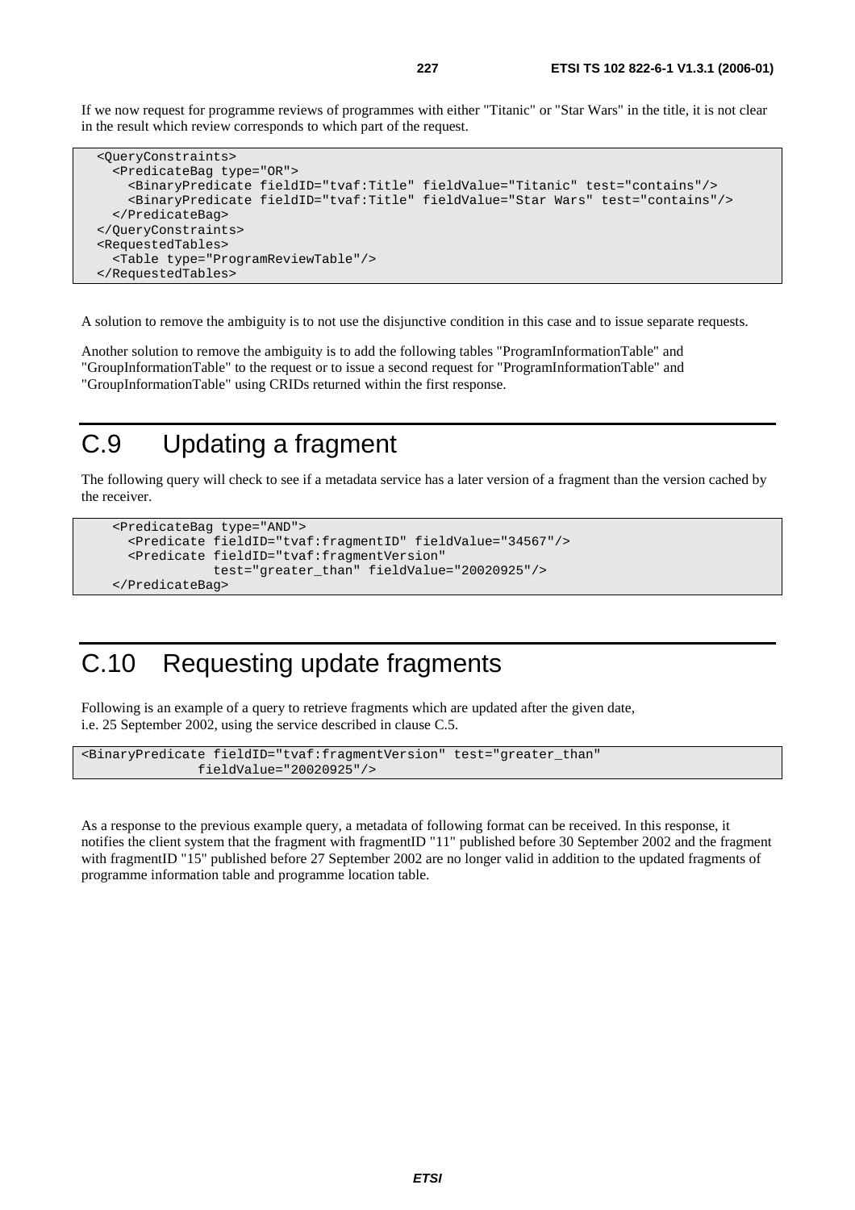If we now request for programme reviews of programmes with either "Titanic" or "Star Wars" in the title, it is not clear in the result which review corresponds to which part of the request.

```
<QueryConstraints>
  <PredicateBag type="OR">
    <BinaryPredicate fieldID="tvaf:Title" fieldValue="Titanic" test="contains"/>
    <BinaryPredicate fieldID="tvaf:Title" fieldValue="Star Wars" test="contains"/>
  </PredicateBag>
</QueryConstraints>
<RequestedTables>
  <Table type="ProgramReviewTable"/>
</RequestedTables>
```

A solution to remove the ambiguity is to not use the disjunctive condition in this case and to issue separate requests.

Another solution to remove the ambiguity is to add the following tables "ProgramInformationTable" and "GroupInformationTable" to the request or to issue a second request for "ProgramInformationTable" and "GroupInformationTable" using CRIDs returned within the first response.

# C.9 Updating a fragment

The following query will check to see if a metadata service has a later version of a fragment than the version cached by the receiver.

```
<PredicateBag type="AND">
  <Predicate fieldID="tvaf:fragmentID" fieldValue="34567"/>
  <Predicate fieldID="tvaf:fragmentVersion"
             test="greater_than" fieldValue="20020925"/>
</PredicateBag>
```

# C.10 Requesting update fragments

Following is an example of a query to retrieve fragments which are updated after the given date, i.e. 25 September 2002, using the service described in clause C.5.

```
<BinaryPredicate fieldID="tvaf:fragmentVersion" test="greater_than"
             fieldValue="20020925"/>
```

As a response to the previous example query, a metadata of following format can be received. In this response, it notifies the client system that the fragment with fragmentID "11" published before 30 September 2002 and the fragment with fragmentID "15" published before 27 September 2002 are no longer valid in addition to the updated fragments of programme information table and programme location table.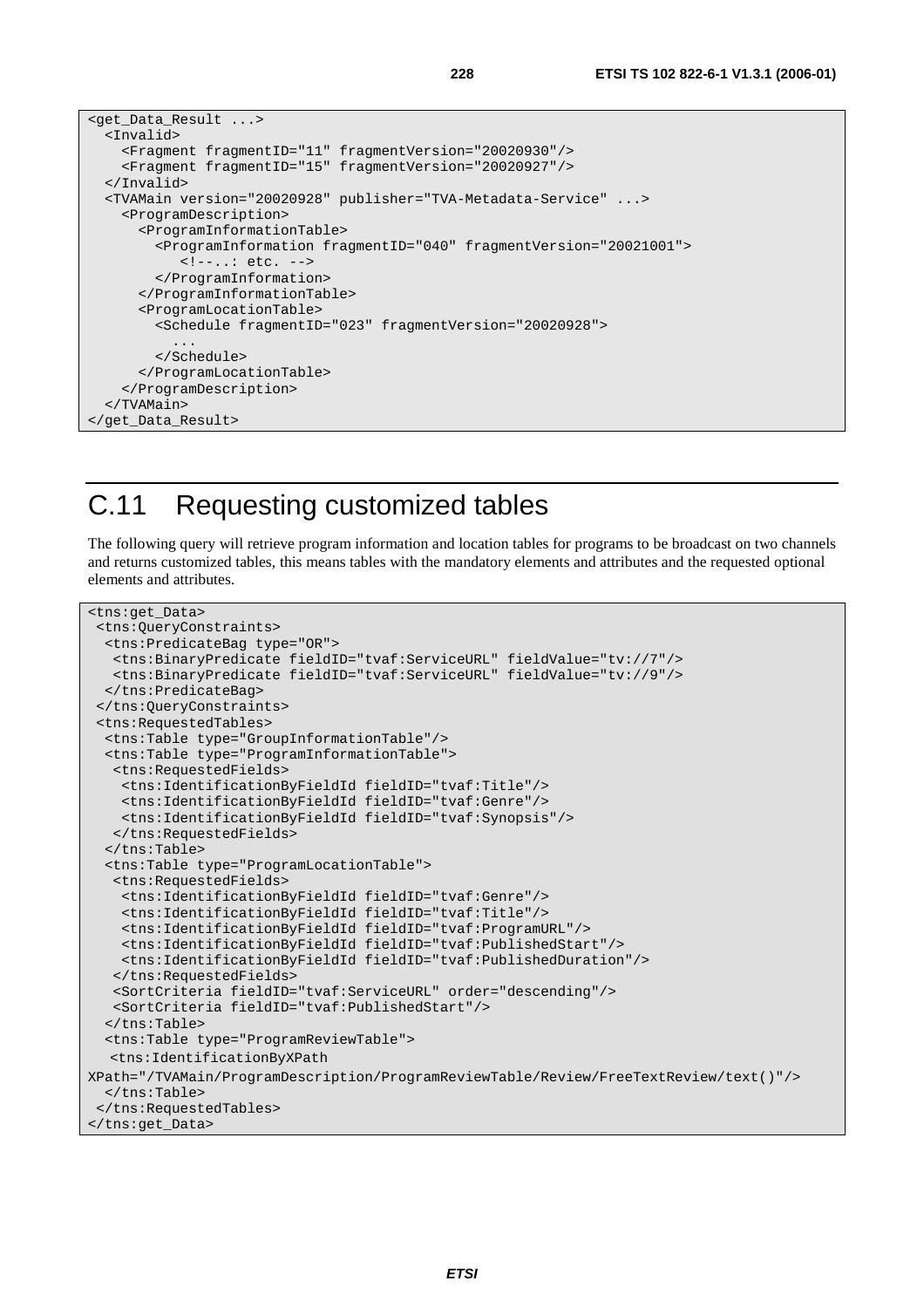```
<get_Data_Result ...>
  <Invalid>
    <Fragment fragmentID="11" fragmentVersion="20020930"/>
    <Fragment fragmentID="15" fragmentVersion="20020927"/>
  </Invalid>
  <TVAMain version="20020928" publisher="TVA-Metadata-Service" ...>
    <ProgramDescription>
      <ProgramInformationTable>
        <ProgramInformation fragmentID="040" fragmentVersion="20021001">
           <!--..: etc. -->
        </ProgramInformation>
      </ProgramInformationTable>
      <ProgramLocationTable>
        <Schedule fragmentID="023" fragmentVersion="20020928">
          ...
        </Schedule>
      </ProgramLocationTable>
    </ProgramDescription>
  </TVAMain>
</get_Data_Result>
```

# C.11 Requesting customized tables

The following query will retrieve program information and location tables for programs to be broadcast on two channels and returns customized tables, this means tables with the mandatory elements and attributes and the requested optional elements and attributes.

```
<tns:get_Data>
 <tns:QueryConstraints>
  <tns:PredicateBag type="OR">
   <tns:BinaryPredicate fieldID="tvaf:ServiceURL" fieldValue="tv://7"/>
   <tns:BinaryPredicate fieldID="tvaf:ServiceURL" fieldValue="tv://9"/>
  </tns:PredicateBag>
 </tns:QueryConstraints>
 <tns:RequestedTables>
  <tns:Table type="GroupInformationTable"/>
  <tns:Table type="ProgramInformationTable">
   <tns:RequestedFields>
    <tns:IdentificationByFieldId fieldID="tvaf:Title"/>
    <tns:IdentificationByFieldId fieldID="tvaf:Genre"/>
    <tns:IdentificationByFieldId fieldID="tvaf:Synopsis"/>
   </tns:RequestedFields>
  </tns:Table>
  <tns:Table type="ProgramLocationTable">
   <tns:RequestedFields>
    <tns:IdentificationByFieldId fieldID="tvaf:Genre"/>
    <tns:IdentificationByFieldId fieldID="tvaf:Title"/>
    <tns:IdentificationByFieldId fieldID="tvaf:ProgramURL"/>
    <tns:IdentificationByFieldId fieldID="tvaf:PublishedStart"/>
    <tns:IdentificationByFieldId fieldID="tvaf:PublishedDuration"/>
   </tns:RequestedFields>
   <SortCriteria fieldID="tvaf:ServiceURL" order="descending"/>
   <SortCriteria fieldID="tvaf:PublishedStart"/>
  </tns:Table>
  <tns:Table type="ProgramReviewTable">
   <tns:IdentificationByXPath
XPath="/TVAMain/ProgramDescription/ProgramReviewTable/Review/FreeTextReview/text()"/>
  </tns:Table>
 </tns:RequestedTables>
</tns:get_Data>
```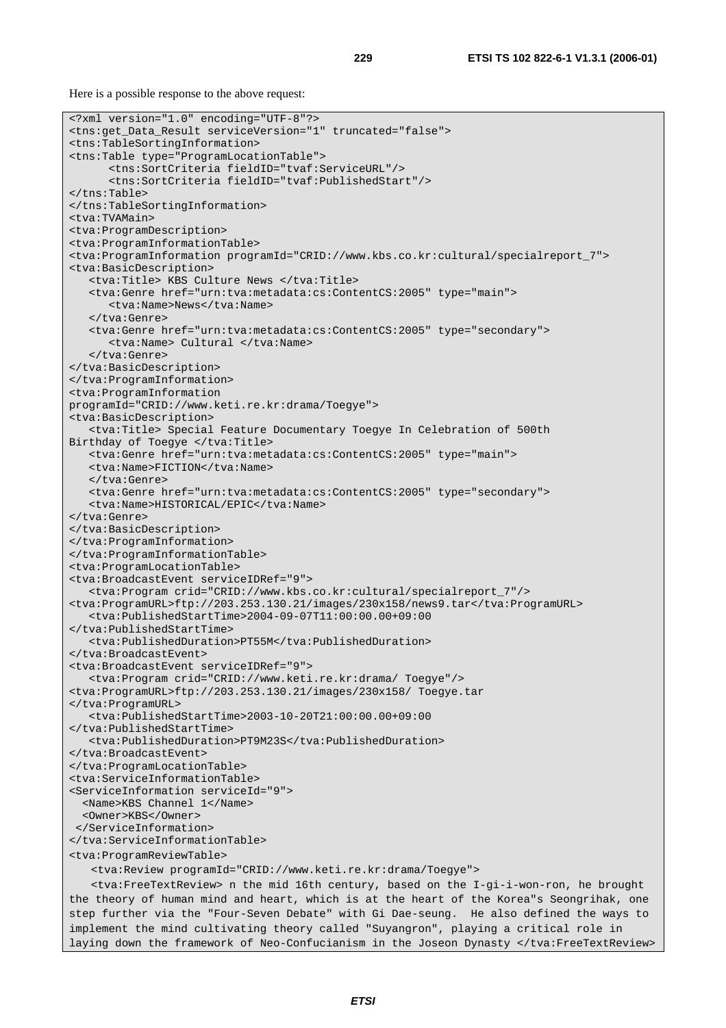Here is a possible response to the above request:

```
<?xml version="1.0" encoding="UTF-8"?>
<tns:get_Data_Result serviceVersion="1" truncated="false">
<tns:TableSortingInformation>
<tns:Table type="ProgramLocationTable">
      <tns:SortCriteria fieldID="tvaf:ServiceURL"/>
      <tns:SortCriteria fieldID="tvaf:PublishedStart"/>
</tns:Table>
</tns:TableSortingInformation>
<tva:TVAMain>
<tva:ProgramDescription>
<tva:ProgramInformationTable>
<tva:ProgramInformation programId="CRID://www.kbs.co.kr:cultural/specialreport_7">
<tva:BasicDescription>
   <tva:Title> KBS Culture News </tva:Title>
   <tva:Genre href="urn:tva:metadata:cs:ContentCS:2005" type="main">
      <tva:Name>News</tva:Name>
   </tva:Genre>
   <tva:Genre href="urn:tva:metadata:cs:ContentCS:2005" type="secondary">
      <tva:Name> Cultural </tva:Name>
   </tva:Genre>
</tva:BasicDescription>
</tva:ProgramInformation>
<tva:ProgramInformation
programId="CRID://www.keti.re.kr:drama/Toegye">
<tva:BasicDescription>
   <tva:Title> Special Feature Documentary Toegye In Celebration of 500th
Birthday of Toegye </tva:Title>
   <tva:Genre href="urn:tva:metadata:cs:ContentCS:2005" type="main">
   <tva:Name>FICTION</tva:Name>
   </tva:Genre>
   <tva:Genre href="urn:tva:metadata:cs:ContentCS:2005" type="secondary">
   <tva:Name>HISTORICAL/EPIC</tva:Name>
</tva:Genre>
</tva:BasicDescription>
</tva:ProgramInformation>
</tva:ProgramInformationTable>
<tva:ProgramLocationTable>
<tva:BroadcastEvent serviceIDRef="9">
   <tva:Program crid="CRID://www.kbs.co.kr:cultural/specialreport_7"/>
<tva:ProgramURL>ftp://203.253.130.21/images/230x158/news9.tar</tva:ProgramURL>
   <tva:PublishedStartTime>2004-09-07T11:00:00.00+09:00
</tva:PublishedStartTime>
   <tva:PublishedDuration>PT55M</tva:PublishedDuration>
</tva:BroadcastEvent>
<tva:BroadcastEvent serviceIDRef="9">
   <tva:Program crid="CRID://www.keti.re.kr:drama/ Toegye"/>
<tva:ProgramURL>ftp://203.253.130.21/images/230x158/ Toegye.tar
</tva:ProgramURL>
   <tva:PublishedStartTime>2003-10-20T21:00:00.00+09:00
</tva:PublishedStartTime>
   <tva:PublishedDuration>PT9M23S</tva:PublishedDuration>
</tva:BroadcastEvent>
</tva:ProgramLocationTable>
<tva:ServiceInformationTable>
<ServiceInformation serviceId="9">
  <Name>KBS Channel 1</Name>
  <Owner>KBS</Owner>
 </ServiceInformation>
</tva:ServiceInformationTable>
<tva:ProgramReviewTable>
    <tva:Review programId="CRID://www.keti.re.kr:drama/Toegye">
    <tva:FreeTextReview> n the mid 16th century, based on the I-gi-i-won-ron, he brought
the theory of human mind and heart, which is at the heart of the Korea"s Seongrihak, one
step further via the "Four-Seven Debate" with Gi Dae-seung.  He also defined the ways to
implement the mind cultivating theory called "Suyangron", playing a critical role in
laying down the framework of Neo-Confucianism in the Joseon Dynasty </tva:FreeTextReview>
```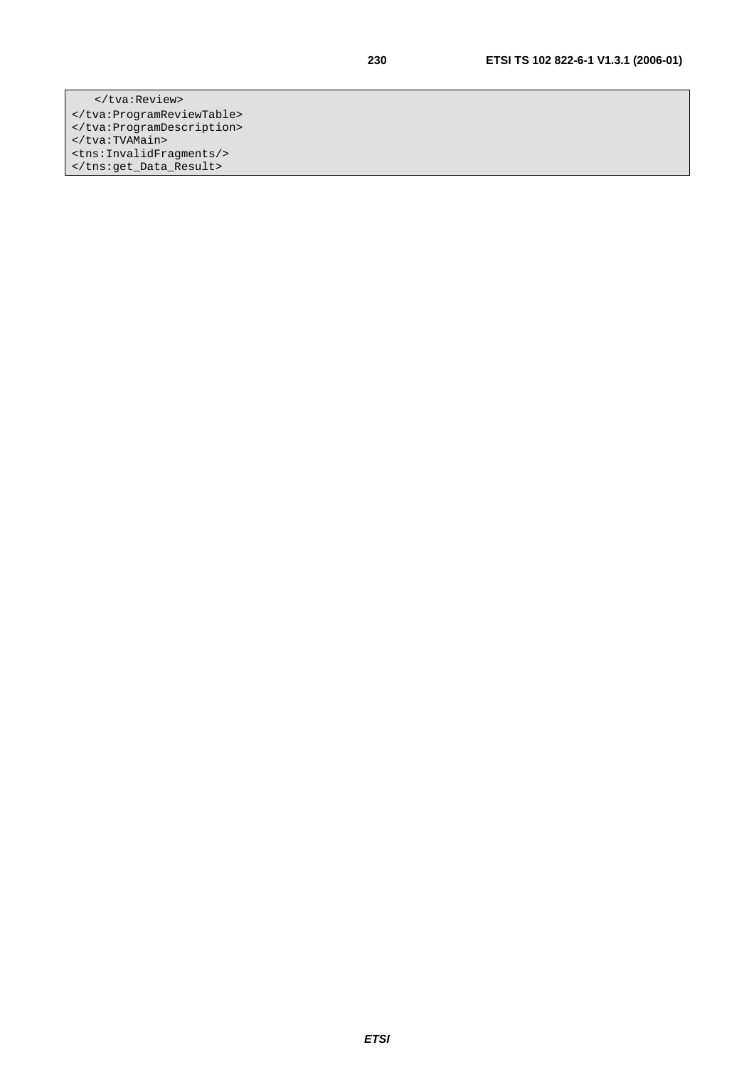```
   </tva:Review>
</tva:ProgramReviewTable>
</tva:ProgramDescription>
</tva:TVAMain>
<tns:InvalidFragments/>
</tns:get_Data_Result>
```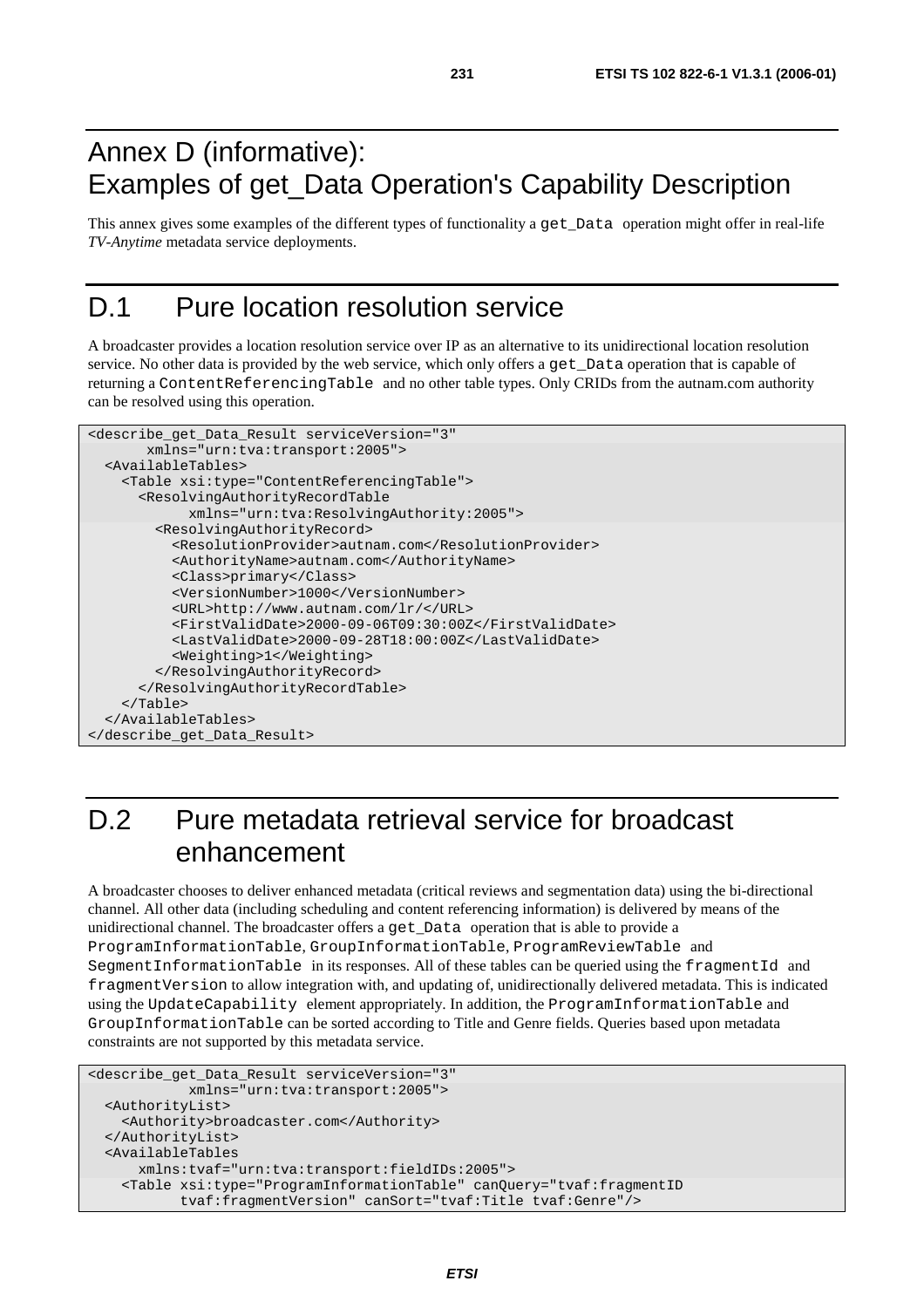# Annex D (informative): Examples of get_Data Operation's Capability Description

This annex gives some examples of the different types of functionality a `get_Data` operation might offer in real-life *TV-Anytime* metadata service deployments.

# D.1 Pure location resolution service

A broadcaster provides a location resolution service over IP as an alternative to its unidirectional location resolution service. No other data is provided by the web service, which only offers a `get_Data` operation that is capable of returning a `ContentReferencingTable` and no other table types. Only CRIDs from the autnam.com authority can be resolved using this operation.

```
<describe_get_Data_Result serviceVersion="3"
       xmlns="urn:tva:transport:2005">
  <AvailableTables>
    <Table xsi:type="ContentReferencingTable">
      <ResolvingAuthorityRecordTable
           xmlns="urn:tva:ResolvingAuthority:2005">
        <ResolvingAuthorityRecord>
          <ResolutionProvider>autnam.com</ResolutionProvider>
          <AuthorityName>autnam.com</AuthorityName>
          <Class>primary</Class>
          <VersionNumber>1000</VersionNumber>
          <URL>http://www.autnam.com/lr/</URL>
          <FirstValidDate>2000-09-06T09:30:00Z</FirstValidDate>
          <LastValidDate>2000-09-28T18:00:00Z</LastValidDate>
          <Weighting>1</Weighting>
        </ResolvingAuthorityRecord>
      </ResolvingAuthorityRecordTable>
    </Table>
  </AvailableTables>
</describe_get_Data_Result>
```

# D.2 Pure metadata retrieval service for broadcast enhancement

A broadcaster chooses to deliver enhanced metadata (critical reviews and segmentation data) using the bi-directional channel. All other data (including scheduling and content referencing information) is delivered by means of the unidirectional channel. The broadcaster offers a `get_Data` operation that is able to provide a `ProgramInformationTable`, `GroupInformationTable`, `ProgramReviewTable` and `SegmentInformationTable` in its responses. All of these tables can be queried using the `fragmentId` and `fragmentVersion` to allow integration with, and updating of, unidirectionally delivered metadata. This is indicated using the `UpdateCapability` element appropriately. In addition, the `ProgramInformationTable` and `GroupInformationTable` can be sorted according to Title and Genre fields. Queries based upon metadata constraints are not supported by this metadata service.

```
<describe_get_Data_Result serviceVersion="3"
            xmlns="urn:tva:transport:2005">
  <AuthorityList>
    <Authority>broadcaster.com</Authority>
  </AuthorityList>
  <AvailableTables
      xmlns:tvaf="urn:tva:transport:fieldIDs:2005">
    <Table xsi:type="ProgramInformationTable" canQuery="tvaf:fragmentID
           tvaf:fragmentVersion" canSort="tvaf:Title tvaf:Genre"/>
```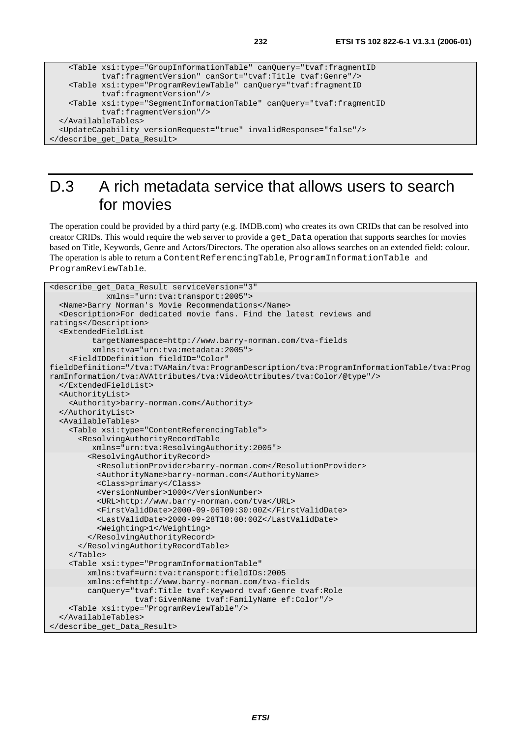```
    <Table xsi:type="GroupInformationTable" canQuery="tvaf:fragmentID
           tvaf:fragmentVersion" canSort="tvaf:Title tvaf:Genre"/>
    <Table xsi:type="ProgramReviewTable" canQuery="tvaf:fragmentID
           tvaf:fragmentVersion"/>
    <Table xsi:type="SegmentInformationTable" canQuery="tvaf:fragmentID
           tvaf:fragmentVersion"/>
  </AvailableTables>
  <UpdateCapability versionRequest="true" invalidResponse="false"/>
</describe_get_Data_Result>
```

# D.3 A rich metadata service that allows users to search for movies

The operation could be provided by a third party (e.g. IMDB.com) who creates its own CRIDs that can be resolved into creator CRIDs. This would require the web server to provide a `get_Data` operation that supports searches for movies based on Title, Keywords, Genre and Actors/Directors. The operation also allows searches on an extended field: colour. The operation is able to return a `ContentReferencingTable`, `ProgramInformationTable` and `ProgramReviewTable`.

```
<describe_get_Data_Result serviceVersion="3"
           xmlns="urn:tva:transport:2005">
  <Name>Barry Norman's Movie Recommendations</Name>
  <Description>For dedicated movie fans. Find the latest reviews and
ratings</Description>
  <ExtendedFieldList
         targetNamespace=http://www.barry-norman.com/tva-fields
         xmlns:tva="urn:tva:metadata:2005">
    <FieldIDDefinition fieldID="Color"
fieldDefinition="/tva:TVAMain/tva:ProgramDescription/tva:ProgramInformationTable/tva:Prog
ramInformation/tva:AVAttributes/tva:VideoAttributes/tva:Color/@type"/>
  </ExtendedFieldList>
  <AuthorityList>
    <Authority>barry-norman.com</Authority>
  </AuthorityList>
  <AvailableTables>
    <Table xsi:type="ContentReferencingTable">
      <ResolvingAuthorityRecordTable
         xmlns="urn:tva:ResolvingAuthority:2005">
        <ResolvingAuthorityRecord>
          <ResolutionProvider>barry-norman.com</ResolutionProvider>
          <AuthorityName>barry-norman.com</AuthorityName>
          <Class>primary</Class>
          <VersionNumber>1000</VersionNumber>
          <URL>http://www.barry-norman.com/tva</URL>
          <FirstValidDate>2000-09-06T09:30:00Z</FirstValidDate>
          <LastValidDate>2000-09-28T18:00:00Z</LastValidDate>
          <Weighting>1</Weighting>
        </ResolvingAuthorityRecord>
      </ResolvingAuthorityRecordTable>
    </Table>
    <Table xsi:type="ProgramInformationTable"
        xmlns:tvaf=urn:tva:transport:fieldIDs:2005
        xmlns:ef=http://www.barry-norman.com/tva-fields
        canQuery="tvaf:Title tvaf:Keyword tvaf:Genre tvaf:Role
                  tvaf:GivenName tvaf:FamilyName ef:Color"/>
    <Table xsi:type="ProgramReviewTable"/>
  </AvailableTables>
</describe_get_Data_Result>
```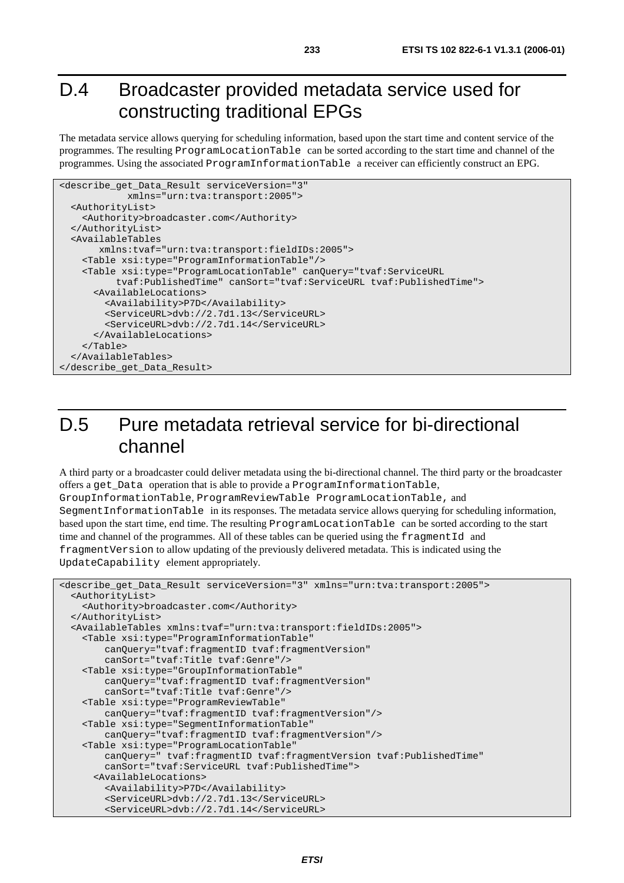# D.4 Broadcaster provided metadata service used for constructing traditional EPGs

The metadata service allows querying for scheduling information, based upon the start time and content service of the programmes. The resulting `ProgramLocationTable` can be sorted according to the start time and channel of the programmes. Using the associated `ProgramInformationTable` a receiver can efficiently construct an EPG.

```
<describe_get_Data_Result serviceVersion="3"
            xmlns="urn:tva:transport:2005">
  <AuthorityList>
    <Authority>broadcaster.com</Authority>
  </AuthorityList>
  <AvailableTables
       xmlns:tvaf="urn:tva:transport:fieldIDs:2005">
    <Table xsi:type="ProgramInformationTable"/>
    <Table xsi:type="ProgramLocationTable" canQuery="tvaf:ServiceURL
          tvaf:PublishedTime" canSort="tvaf:ServiceURL tvaf:PublishedTime">
      <AvailableLocations>
        <Availability>P7D</Availability>
        <ServiceURL>dvb://2.7d1.13</ServiceURL>
        <ServiceURL>dvb://2.7d1.14</ServiceURL>
      </AvailableLocations>
    </Table>
  </AvailableTables>
</describe_get_Data_Result>
```

# D.5 Pure metadata retrieval service for bi-directional channel

A third party or a broadcaster could deliver metadata using the bi-directional channel. The third party or the broadcaster offers a `get_Data` operation that is able to provide a `ProgramInformationTable`, `GroupInformationTable`, `ProgramReviewTable ProgramLocationTable`, and `SegmentInformationTable` in its responses. The metadata service allows querying for scheduling information, based upon the start time, end time. The resulting `ProgramLocationTable` can be sorted according to the start time and channel of the programmes. All of these tables can be queried using the `fragmentId` and `fragmentVersion` to allow updating of the previously delivered metadata. This is indicated using the `UpdateCapability` element appropriately.

```
<describe_get_Data_Result serviceVersion="3" xmlns="urn:tva:transport:2005">
  <AuthorityList>
    <Authority>broadcaster.com</Authority>
  </AuthorityList>
  <AvailableTables xmlns:tvaf="urn:tva:transport:fieldIDs:2005">
    <Table xsi:type="ProgramInformationTable"
        canQuery="tvaf:fragmentID tvaf:fragmentVersion"
        canSort="tvaf:Title tvaf:Genre"/>
    <Table xsi:type="GroupInformationTable"
        canQuery="tvaf:fragmentID tvaf:fragmentVersion"
        canSort="tvaf:Title tvaf:Genre"/>
    <Table xsi:type="ProgramReviewTable"
        canQuery="tvaf:fragmentID tvaf:fragmentVersion"/>
    <Table xsi:type="SegmentInformationTable"
        canQuery="tvaf:fragmentID tvaf:fragmentVersion"/>
    <Table xsi:type="ProgramLocationTable"
        canQuery=" tvaf:fragmentID tvaf:fragmentVersion tvaf:PublishedTime"
        canSort="tvaf:ServiceURL tvaf:PublishedTime">
      <AvailableLocations>
        <Availability>P7D</Availability>
        <ServiceURL>dvb://2.7d1.13</ServiceURL>
        <ServiceURL>dvb://2.7d1.14</ServiceURL>
```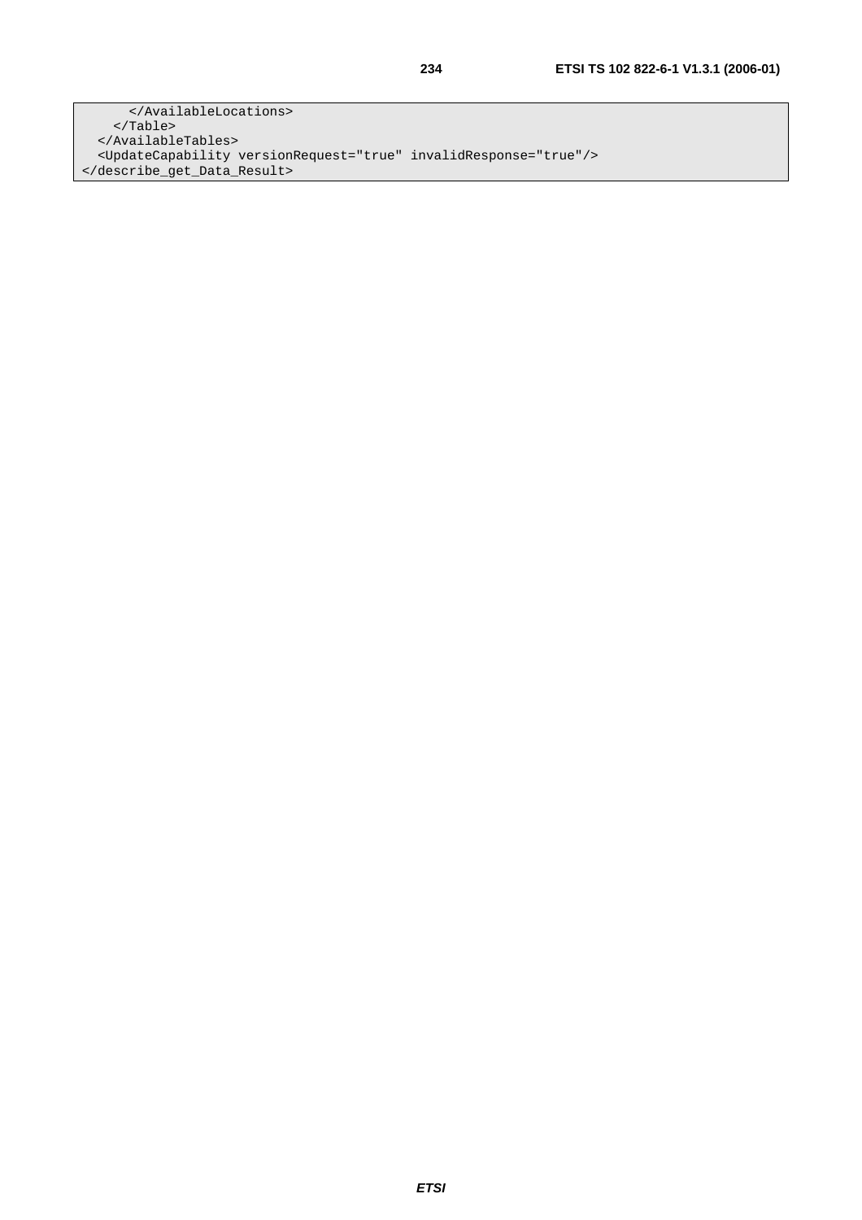```
      </AvailableLocations>
    </Table>
  </AvailableTables>
  <UpdateCapability versionRequest="true" invalidResponse="true"/>
</describe_get_Data_Result>
```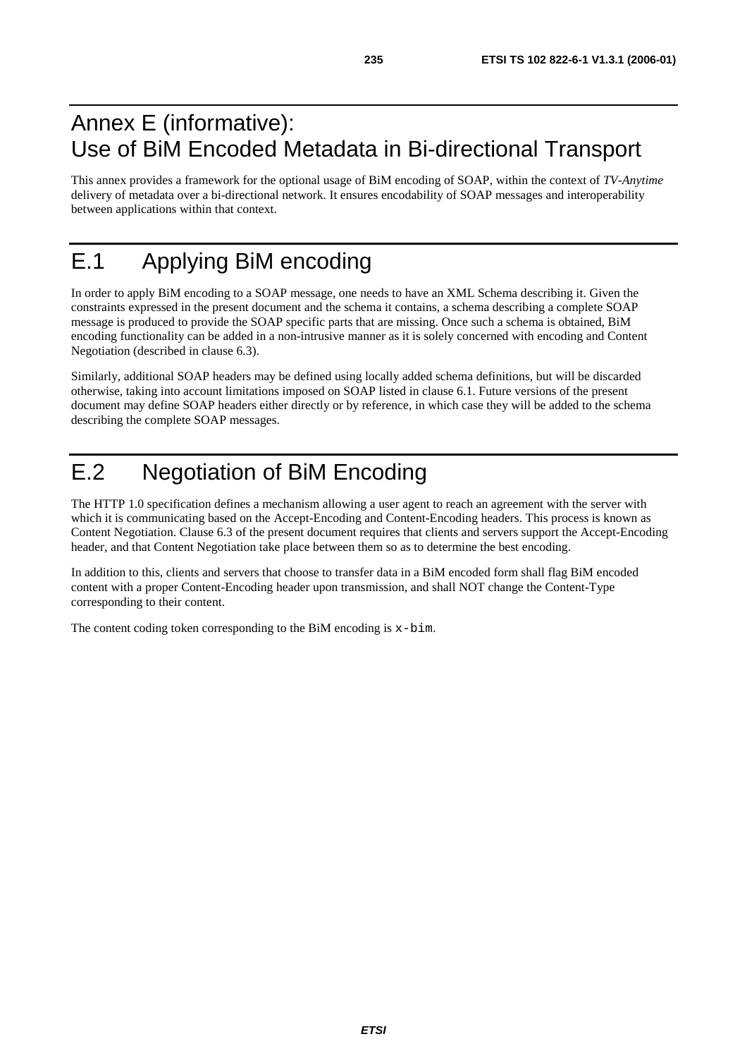# Annex E (informative): Use of BiM Encoded Metadata in Bi-directional Transport

This annex provides a framework for the optional usage of BiM encoding of SOAP, within the context of *TV-Anytime* delivery of metadata over a bi-directional network. It ensures encodability of SOAP messages and interoperability between applications within that context.

# E.1 Applying BiM encoding

In order to apply BiM encoding to a SOAP message, one needs to have an XML Schema describing it. Given the constraints expressed in the present document and the schema it contains, a schema describing a complete SOAP message is produced to provide the SOAP specific parts that are missing. Once such a schema is obtained, BiM encoding functionality can be added in a non-intrusive manner as it is solely concerned with encoding and Content Negotiation (described in clause 6.3).

Similarly, additional SOAP headers may be defined using locally added schema definitions, but will be discarded otherwise, taking into account limitations imposed on SOAP listed in clause 6.1. Future versions of the present document may define SOAP headers either directly or by reference, in which case they will be added to the schema describing the complete SOAP messages.

# E.2 Negotiation of BiM Encoding

The HTTP 1.0 specification defines a mechanism allowing a user agent to reach an agreement with the server with which it is communicating based on the Accept-Encoding and Content-Encoding headers. This process is known as Content Negotiation. Clause 6.3 of the present document requires that clients and servers support the Accept-Encoding header, and that Content Negotiation take place between them so as to determine the best encoding.

In addition to this, clients and servers that choose to transfer data in a BiM encoded form shall flag BiM encoded content with a proper Content-Encoding header upon transmission, and shall NOT change the Content-Type corresponding to their content.

The content coding token corresponding to the BiM encoding is `x-bim`.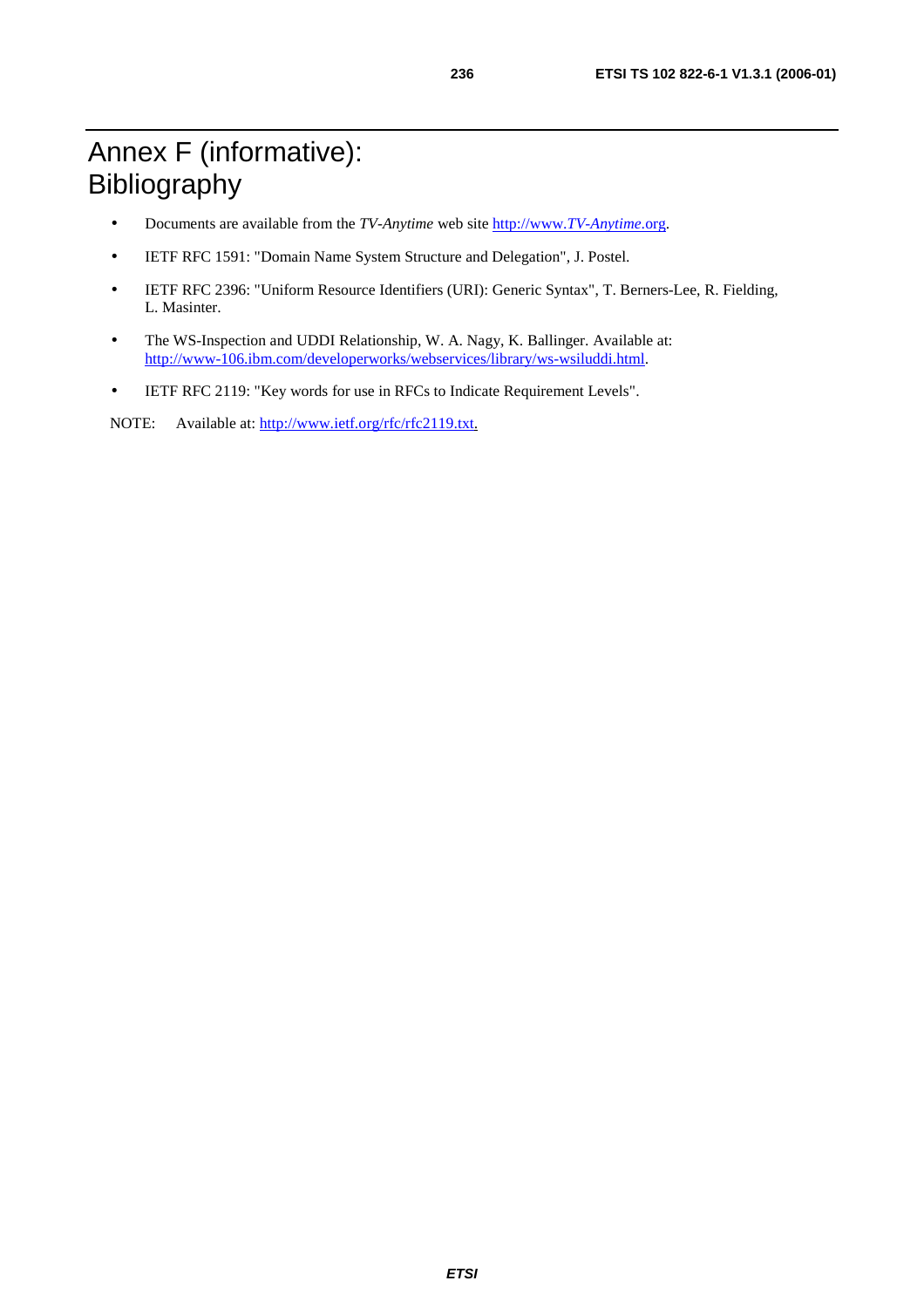# Annex F (informative): Bibliography

- Documents are available from the *TV-Anytime* web site http://www.*TV-Anytime*.org.
- IETF RFC 1591: "Domain Name System Structure and Delegation", J. Postel.
- IETF RFC 2396: "Uniform Resource Identifiers (URI): Generic Syntax", T. Berners-Lee, R. Fielding, L. Masinter.
- The WS-Inspection and UDDI Relationship, W. A. Nagy, K. Ballinger. Available at: http://www-106.ibm.com/developerworks/webservices/library/ws-wsiluddi.html.
- IETF RFC 2119: "Key words for use in RFCs to Indicate Requirement Levels".

NOTE: Available at: http://www.ietf.org/rfc/rfc2119.txt.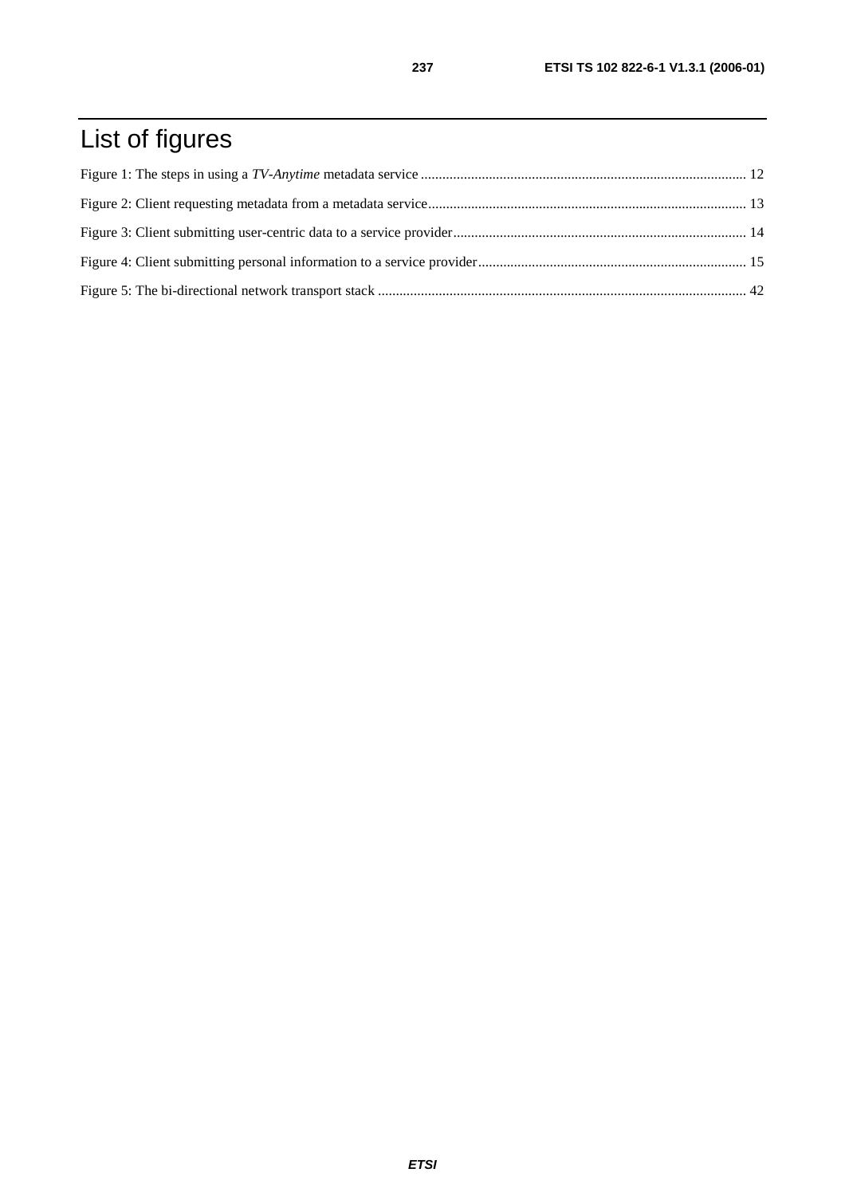# List of figures

Figure 1: The steps in using a *TV-Anytime* metadata service .......................................................................................... 12

Figure 2: Client requesting metadata from a metadata service........................................................................................ 13

Figure 3: Client submitting user-centric data to a service provider................................................................................. 14

Figure 4: Client submitting personal information to a service provider.......................................................................... 15

Figure 5: The bi-directional network transport stack ...................................................................................................... 42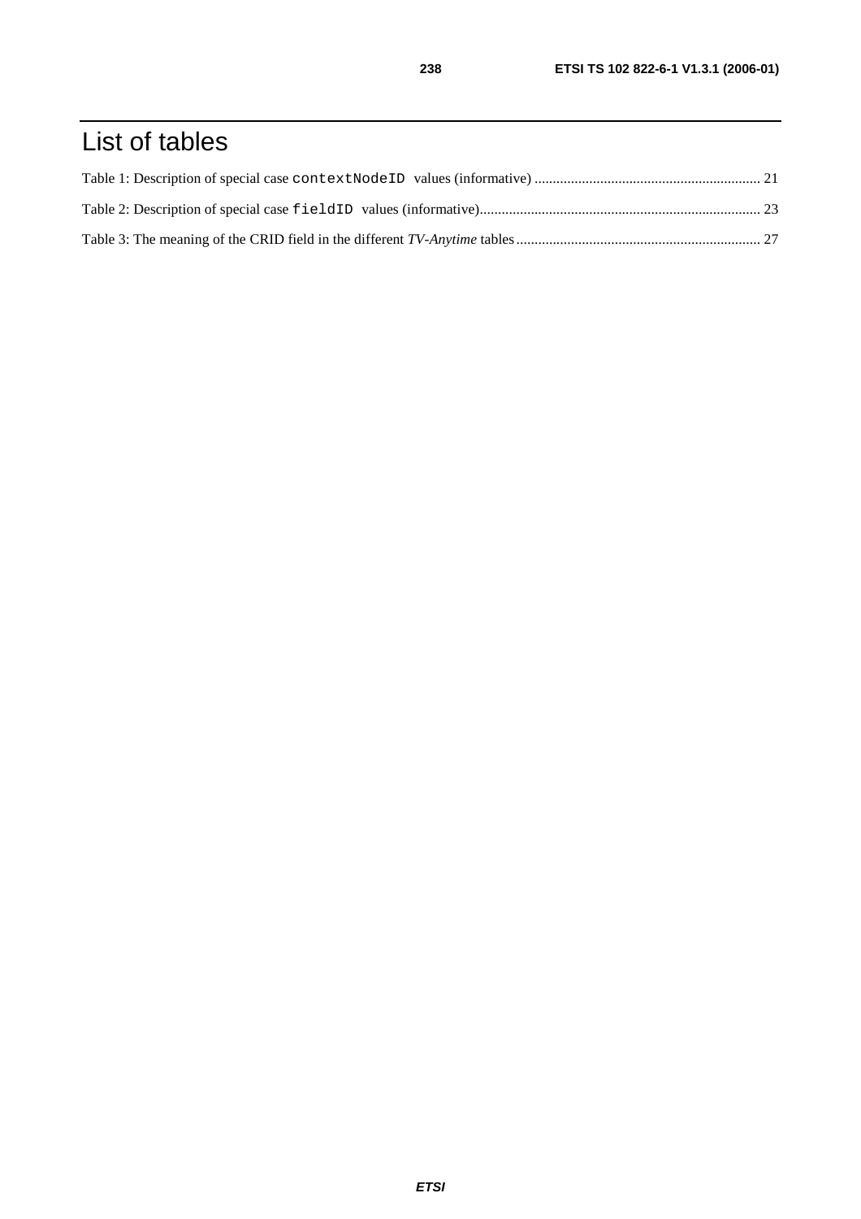# List of tables

Table 1: Description of special case `contextNodeID` values (informative) ............................................................. 21

Table 2: Description of special case `fieldID` values (informative)............................................................................ 23

Table 3: The meaning of the CRID field in the different *TV-Anytime* tables .................................................................. 27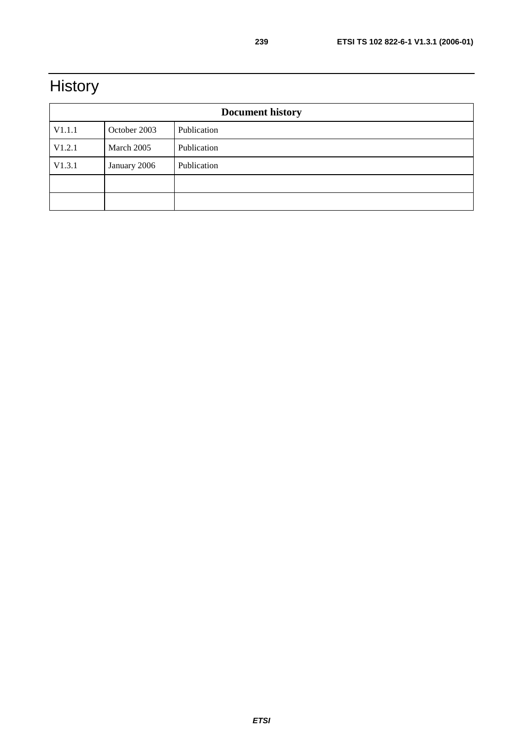# History

| Document history | | |
|---|---|---|
| V1.1.1 | October 2003 | Publication |
| V1.2.1 | March 2005 | Publication |
| V1.3.1 | January 2006 | Publication |
| | | |
| | | |